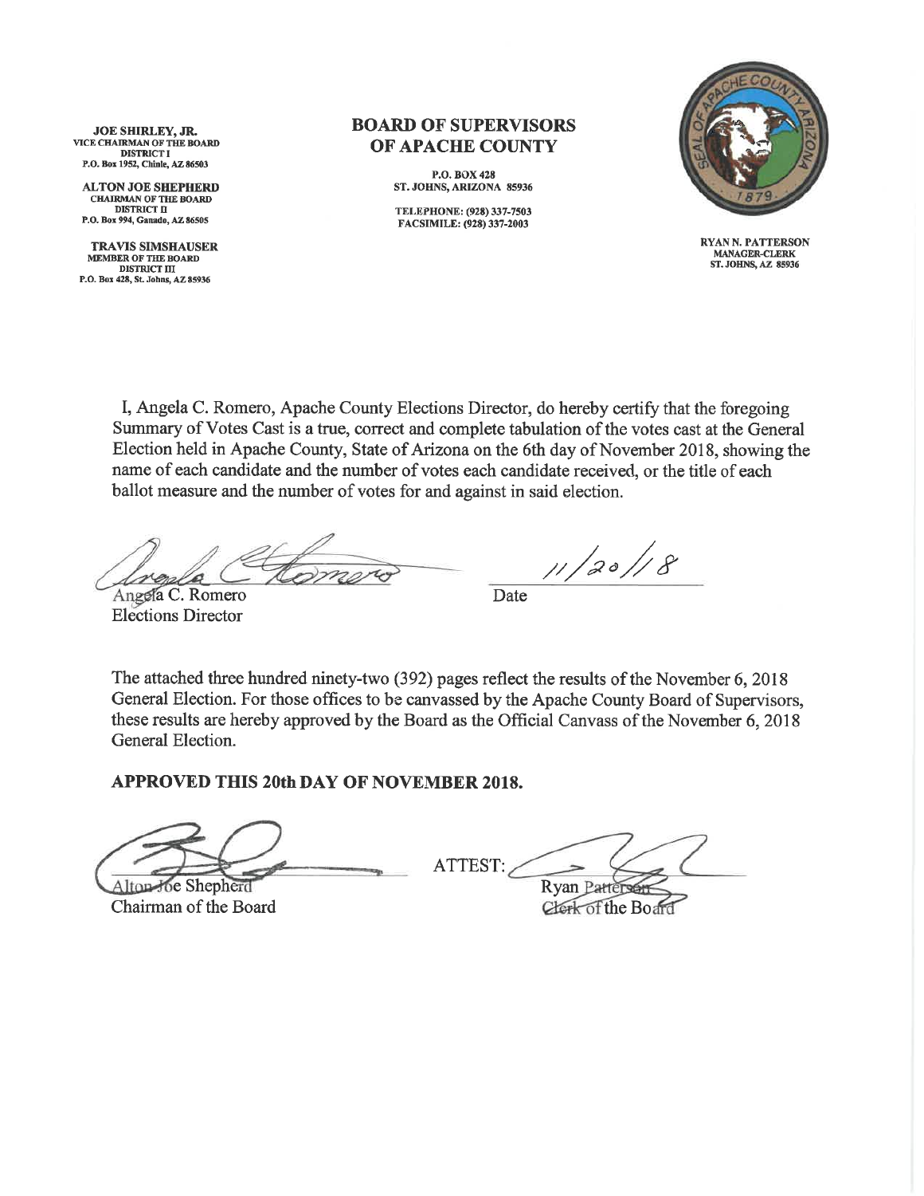**JOE SHIRLEY, JR.**
VICE CHAIRMAN OF THE BOARD
DISTRICT I
P.O. Box 1952, Chinle, AZ 86503

**ALTON JOE SHEPHERD**
CHAIRMAN OF THE BOARD
DISTRICT II
P.O. Box 994, Ganado, AZ 86505

**TRAVIS SIMSHAUSER**
MEMBER OF THE BOARD
DISTRICT III
P.O. Box 428, St. Johns, AZ 85936

# BOARD OF SUPERVISORS OF APACHE COUNTY

P.O. BOX 428
ST. JOHNS, ARIZONA 85936

TELEPHONE: (928) 337-7503
FACSIMILE: (928) 337-2003

SEAL OF APACHE COUNTY ARIZONA 1879

**RYAN N. PATTERSON**
MANAGER-CLERK
ST. JOHNS, AZ 85936

I, Angela C. Romero, Apache County Elections Director, do hereby certify that the foregoing Summary of Votes Cast is a true, correct and complete tabulation of the votes cast at the General Election held in Apache County, State of Arizona on the 6th day of November 2018, showing the name of each candidate and the number of votes each candidate received, or the title of each ballot measure and the number of votes for and against in said election.

Angela C. Romero
Elections Director

11/20/18
Date

The attached three hundred ninety-two (392) pages reflect the results of the November 6, 2018 General Election. For those offices to be canvassed by the Apache County Board of Supervisors, these results are hereby approved by the Board as the Official Canvass of the November 6, 2018 General Election.

**APPROVED THIS 20th DAY OF NOVEMBER 2018.**

Alton Joe Shepherd
Chairman of the Board

ATTEST:
Ryan Patterson
Clerk of the Board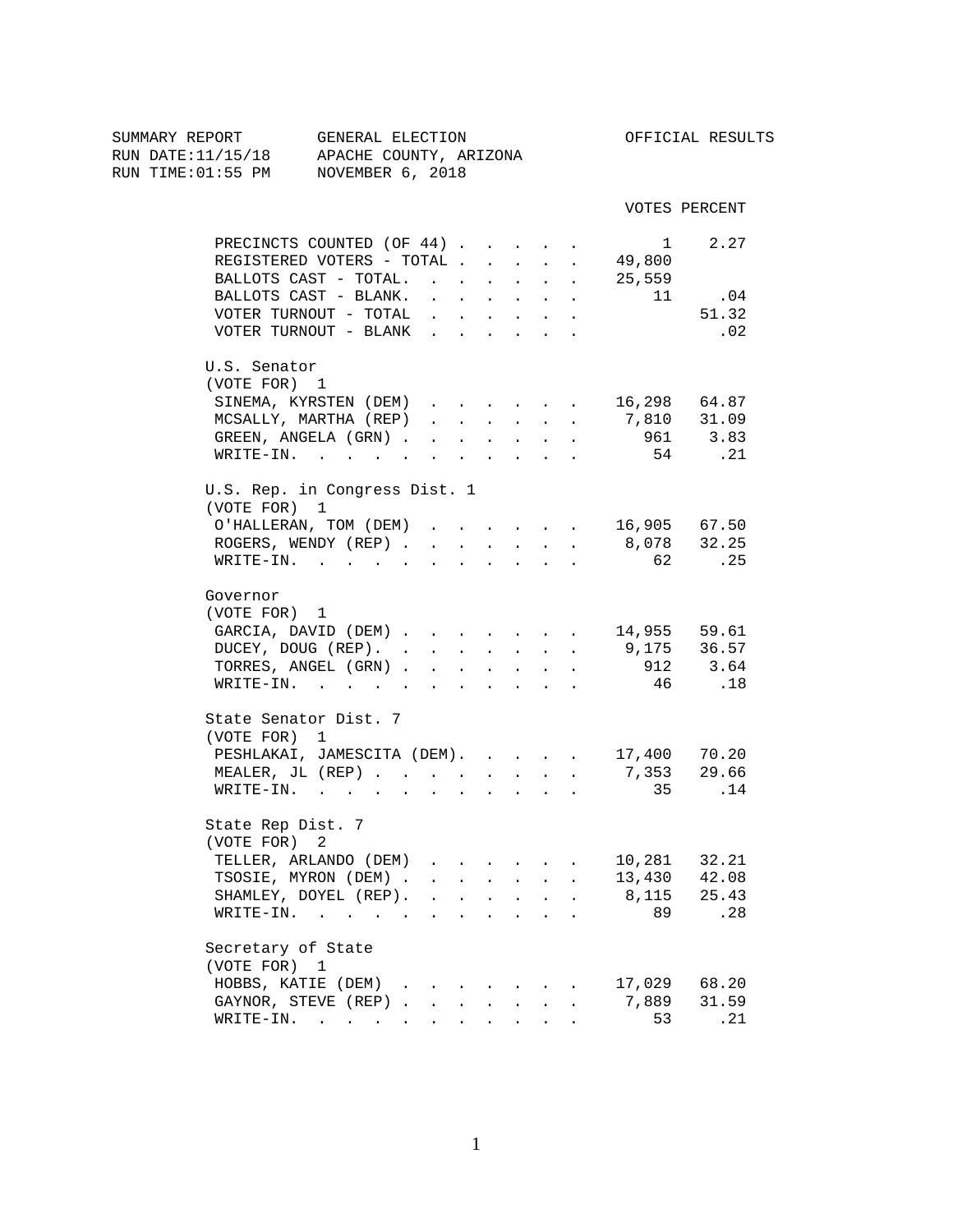SUMMARY REPORT GENERAL ELECTION OFFICIAL RESULTS
RUN DATE:11/15/18 APACHE COUNTY, ARIZONA
RUN TIME:01:55 PM NOVEMBER 6, 2018

| | VOTES | PERCENT |
|---|---|---|
| PRECINCTS COUNTED (OF 44) | 1 | 2.27 |
| REGISTERED VOTERS - TOTAL | 49,800 | |
| BALLOTS CAST - TOTAL. | 25,559 | |
| BALLOTS CAST - BLANK. | 11 | .04 |
| VOTER TURNOUT - TOTAL | | 51.32 |
| VOTER TURNOUT - BLANK | | .02 |

**U.S. Senator**
(VOTE FOR) 1

| | VOTES | PERCENT |
|---|---|---|
| SINEMA, KYRSTEN (DEM) | 16,298 | 64.87 |
| MCSALLY, MARTHA (REP) | 7,810 | 31.09 |
| GREEN, ANGELA (GRN) | 961 | 3.83 |
| WRITE-IN. | 54 | .21 |

**U.S. Rep. in Congress Dist. 1**
(VOTE FOR) 1

| | VOTES | PERCENT |
|---|---|---|
| O'HALLERAN, TOM (DEM) | 16,905 | 67.50 |
| ROGERS, WENDY (REP) | 8,078 | 32.25 |
| WRITE-IN. | 62 | .25 |

**Governor**
(VOTE FOR) 1

| | VOTES | PERCENT |
|---|---|---|
| GARCIA, DAVID (DEM) | 14,955 | 59.61 |
| DUCEY, DOUG (REP). | 9,175 | 36.57 |
| TORRES, ANGEL (GRN) | 912 | 3.64 |
| WRITE-IN. | 46 | .18 |

**State Senator Dist. 7**
(VOTE FOR) 1

| | VOTES | PERCENT |
|---|---|---|
| PESHLAKAI, JAMESCITA (DEM). | 17,400 | 70.20 |
| MEALER, JL (REP) | 7,353 | 29.66 |
| WRITE-IN. | 35 | .14 |

**State Rep Dist. 7**
(VOTE FOR) 2

| | VOTES | PERCENT |
|---|---|---|
| TELLER, ARLANDO (DEM) | 10,281 | 32.21 |
| TSOSIE, MYRON (DEM) | 13,430 | 42.08 |
| SHAMLEY, DOYEL (REP). | 8,115 | 25.43 |
| WRITE-IN. | 89 | .28 |

**Secretary of State**
(VOTE FOR) 1

| | VOTES | PERCENT |
|---|---|---|
| HOBBS, KATIE (DEM) | 17,029 | 68.20 |
| GAYNOR, STEVE (REP) | 7,889 | 31.59 |
| WRITE-IN. | 53 | .21 |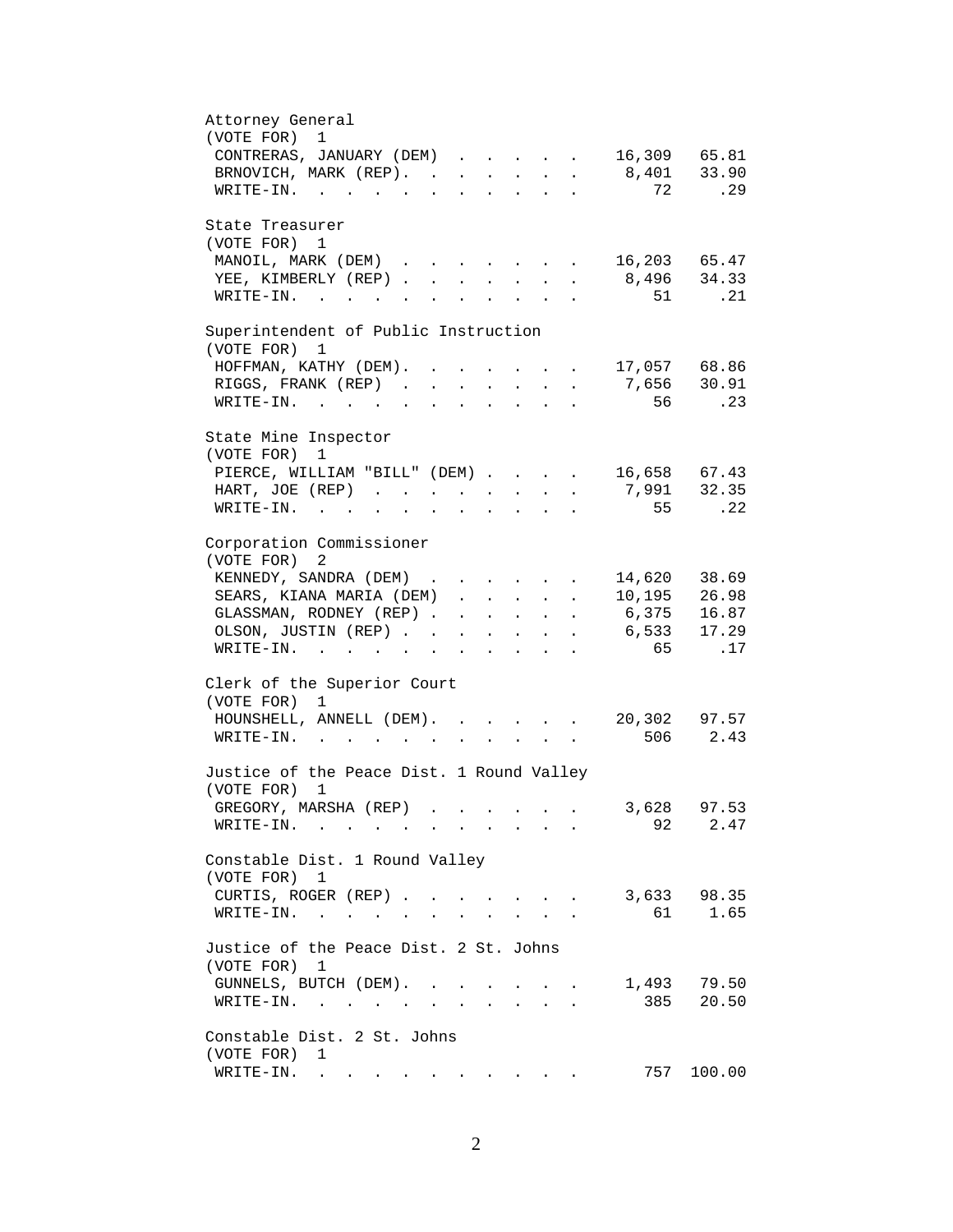### Attorney General
(VOTE FOR) 1

| Candidate | Votes | Percent |
|---|---|---|
| CONTRERAS, JANUARY (DEM) | 16,309 | 65.81 |
| BRNOVICH, MARK (REP) | 8,401 | 33.90 |
| WRITE-IN. | 72 | .29 |

### State Treasurer
(VOTE FOR) 1

| Candidate | Votes | Percent |
|---|---|---|
| MANOIL, MARK (DEM) | 16,203 | 65.47 |
| YEE, KIMBERLY (REP) | 8,496 | 34.33 |
| WRITE-IN. | 51 | .21 |

### Superintendent of Public Instruction
(VOTE FOR) 1

| Candidate | Votes | Percent |
|---|---|---|
| HOFFMAN, KATHY (DEM) | 17,057 | 68.86 |
| RIGGS, FRANK (REP) | 7,656 | 30.91 |
| WRITE-IN. | 56 | .23 |

### State Mine Inspector
(VOTE FOR) 1

| Candidate | Votes | Percent |
|---|---|---|
| PIERCE, WILLIAM "BILL" (DEM) | 16,658 | 67.43 |
| HART, JOE (REP) | 7,991 | 32.35 |
| WRITE-IN. | 55 | .22 |

### Corporation Commissioner
(VOTE FOR) 2

| Candidate | Votes | Percent |
|---|---|---|
| KENNEDY, SANDRA (DEM) | 14,620 | 38.69 |
| SEARS, KIANA MARIA (DEM) | 10,195 | 26.98 |
| GLASSMAN, RODNEY (REP) | 6,375 | 16.87 |
| OLSON, JUSTIN (REP) | 6,533 | 17.29 |
| WRITE-IN. | 65 | .17 |

### Clerk of the Superior Court
(VOTE FOR) 1

| Candidate | Votes | Percent |
|---|---|---|
| HOUNSHELL, ANNELL (DEM) | 20,302 | 97.57 |
| WRITE-IN. | 506 | 2.43 |

### Justice of the Peace Dist. 1 Round Valley
(VOTE FOR) 1

| Candidate | Votes | Percent |
|---|---|---|
| GREGORY, MARSHA (REP) | 3,628 | 97.53 |
| WRITE-IN. | 92 | 2.47 |

### Constable Dist. 1 Round Valley
(VOTE FOR) 1

| Candidate | Votes | Percent |
|---|---|---|
| CURTIS, ROGER (REP) | 3,633 | 98.35 |
| WRITE-IN. | 61 | 1.65 |

### Justice of the Peace Dist. 2 St. Johns
(VOTE FOR) 1

| Candidate | Votes | Percent |
|---|---|---|
| GUNNELS, BUTCH (DEM) | 1,493 | 79.50 |
| WRITE-IN. | 385 | 20.50 |

### Constable Dist. 2 St. Johns
(VOTE FOR) 1

| Candidate | Votes | Percent |
|---|---|---|
| WRITE-IN. | 757 | 100.00 |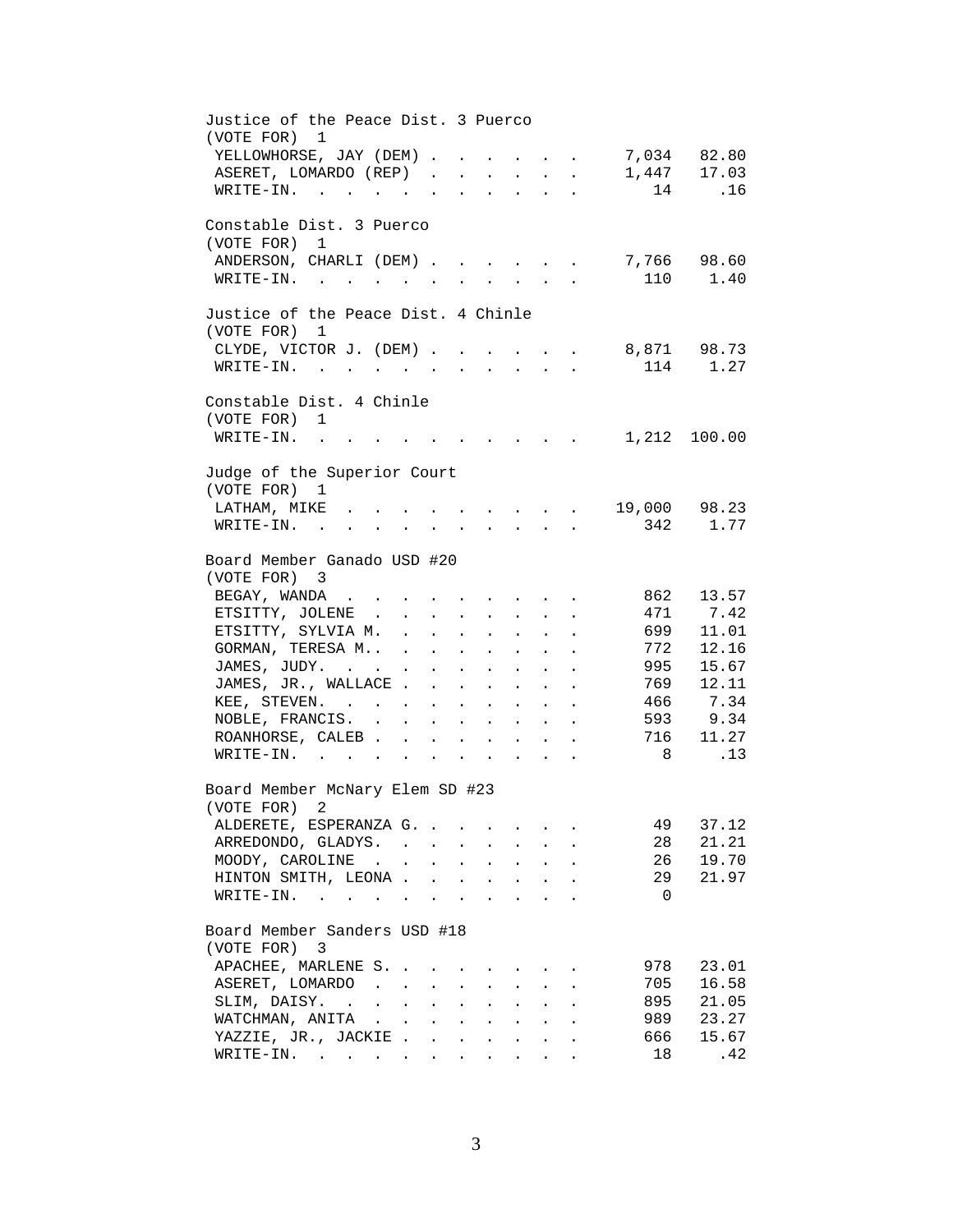## Justice of the Peace Dist. 3 Puerco

(VOTE FOR) 1

| Candidate | Votes | Percent |
|---|---|---|
| YELLOWHORSE, JAY (DEM) | 7,034 | 82.80 |
| ASERET, LOMARDO (REP) | 1,447 | 17.03 |
| WRITE-IN. | 14 | .16 |

## Constable Dist. 3 Puerco

(VOTE FOR) 1

| Candidate | Votes | Percent |
|---|---|---|
| ANDERSON, CHARLI (DEM) | 7,766 | 98.60 |
| WRITE-IN. | 110 | 1.40 |

## Justice of the Peace Dist. 4 Chinle

(VOTE FOR) 1

| Candidate | Votes | Percent |
|---|---|---|
| CLYDE, VICTOR J. (DEM) | 8,871 | 98.73 |
| WRITE-IN. | 114 | 1.27 |

## Constable Dist. 4 Chinle

(VOTE FOR) 1

| Candidate | Votes | Percent |
|---|---|---|
| WRITE-IN. | 1,212 | 100.00 |

## Judge of the Superior Court

(VOTE FOR) 1

| Candidate | Votes | Percent |
|---|---|---|
| LATHAM, MIKE | 19,000 | 98.23 |
| WRITE-IN. | 342 | 1.77 |

## Board Member Ganado USD #20

(VOTE FOR) 3

| Candidate | Votes | Percent |
|---|---|---|
| BEGAY, WANDA | 862 | 13.57 |
| ETSITTY, JOLENE | 471 | 7.42 |
| ETSITTY, SYLVIA M. | 699 | 11.01 |
| GORMAN, TERESA M.. | 772 | 12.16 |
| JAMES, JUDY. | 995 | 15.67 |
| JAMES, JR., WALLACE | 769 | 12.11 |
| KEE, STEVEN. | 466 | 7.34 |
| NOBLE, FRANCIS. | 593 | 9.34 |
| ROANHORSE, CALEB | 716 | 11.27 |
| WRITE-IN. | 8 | .13 |

## Board Member McNary Elem SD #23

(VOTE FOR) 2

| Candidate | Votes | Percent |
|---|---|---|
| ALDERETE, ESPERANZA G. | 49 | 37.12 |
| ARREDONDO, GLADYS. | 28 | 21.21 |
| MOODY, CAROLINE | 26 | 19.70 |
| HINTON SMITH, LEONA | 29 | 21.97 |
| WRITE-IN. | 0 | |

## Board Member Sanders USD #18

(VOTE FOR) 3

| Candidate | Votes | Percent |
|---|---|---|
| APACHEE, MARLENE S. | 978 | 23.01 |
| ASERET, LOMARDO | 705 | 16.58 |
| SLIM, DAISY. | 895 | 21.05 |
| WATCHMAN, ANITA | 989 | 23.27 |
| YAZZIE, JR., JACKIE | 666 | 15.67 |
| WRITE-IN. | 18 | .42 |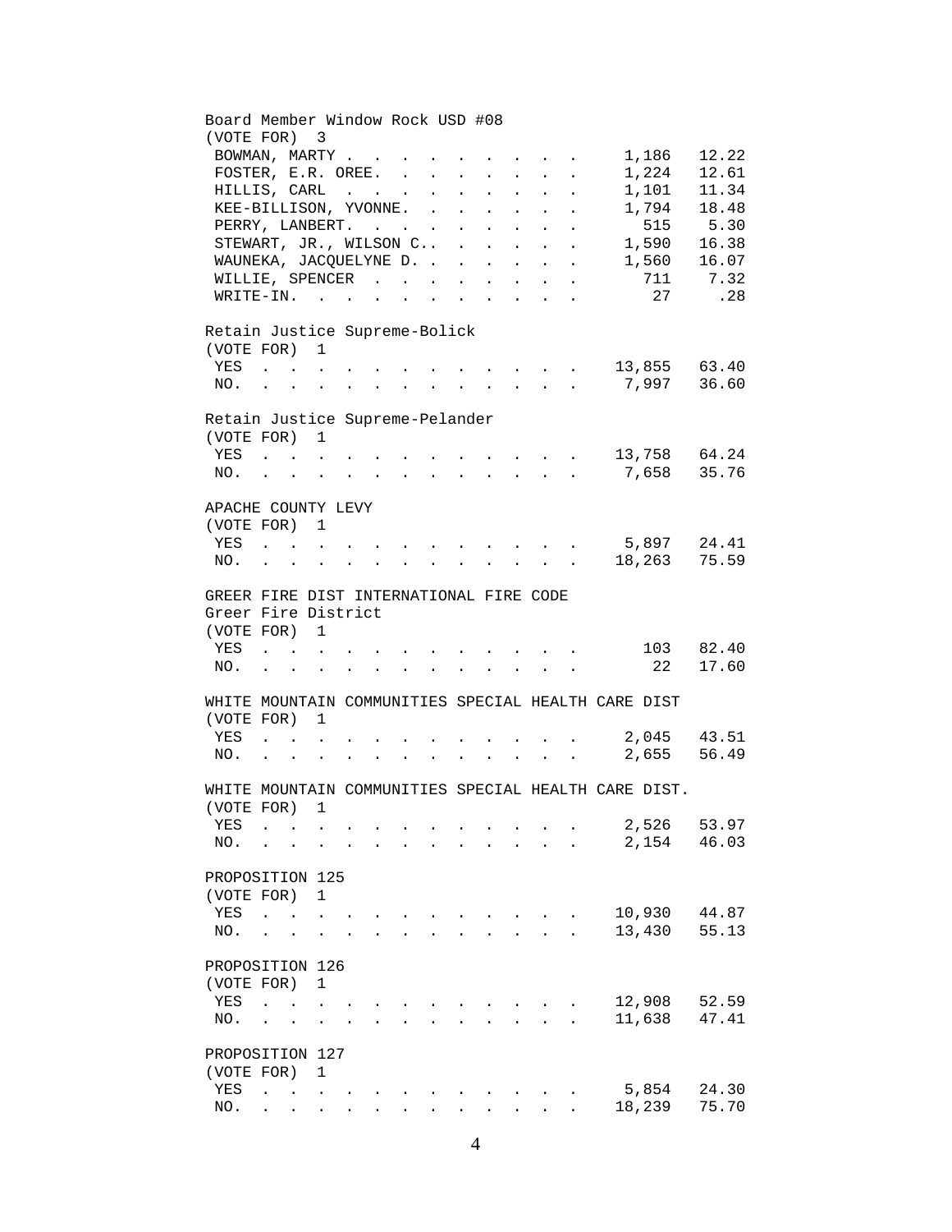## Board Member Window Rock USD #08

(VOTE FOR) 3

| Candidate | Votes | Percent |
|---|---|---|
| BOWMAN, MARTY | 1,186 | 12.22 |
| FOSTER, E.R. OREE. | 1,224 | 12.61 |
| HILLIS, CARL | 1,101 | 11.34 |
| KEE-BILLISON, YVONNE. | 1,794 | 18.48 |
| PERRY, LANBERT. | 515 | 5.30 |
| STEWART, JR., WILSON C.. | 1,590 | 16.38 |
| WAUNEKA, JACQUELYNE D. | 1,560 | 16.07 |
| WILLIE, SPENCER | 711 | 7.32 |
| WRITE-IN. | 27 | .28 |

## Retain Justice Supreme-Bolick

(VOTE FOR) 1

| Choice | Votes | Percent |
|---|---|---|
| YES | 13,855 | 63.40 |
| NO. | 7,997 | 36.60 |

## Retain Justice Supreme-Pelander

(VOTE FOR) 1

| Choice | Votes | Percent |
|---|---|---|
| YES | 13,758 | 64.24 |
| NO. | 7,658 | 35.76 |

## APACHE COUNTY LEVY

(VOTE FOR) 1

| Choice | Votes | Percent |
|---|---|---|
| YES | 5,897 | 24.41 |
| NO. | 18,263 | 75.59 |

## GREER FIRE DIST INTERNATIONAL FIRE CODE

Greer Fire District

(VOTE FOR) 1

| Choice | Votes | Percent |
|---|---|---|
| YES | 103 | 82.40 |
| NO. | 22 | 17.60 |

## WHITE MOUNTAIN COMMUNITIES SPECIAL HEALTH CARE DIST

(VOTE FOR) 1

| Choice | Votes | Percent |
|---|---|---|
| YES | 2,045 | 43.51 |
| NO. | 2,655 | 56.49 |

## WHITE MOUNTAIN COMMUNITIES SPECIAL HEALTH CARE DIST.

(VOTE FOR) 1

| Choice | Votes | Percent |
|---|---|---|
| YES | 2,526 | 53.97 |
| NO. | 2,154 | 46.03 |

## PROPOSITION 125

(VOTE FOR) 1

| Choice | Votes | Percent |
|---|---|---|
| YES | 10,930 | 44.87 |
| NO. | 13,430 | 55.13 |

## PROPOSITION 126

(VOTE FOR) 1

| Choice | Votes | Percent |
|---|---|---|
| YES | 12,908 | 52.59 |
| NO. | 11,638 | 47.41 |

## PROPOSITION 127

(VOTE FOR) 1

| Choice | Votes | Percent |
|---|---|---|
| YES | 5,854 | 24.30 |
| NO. | 18,239 | 75.70 |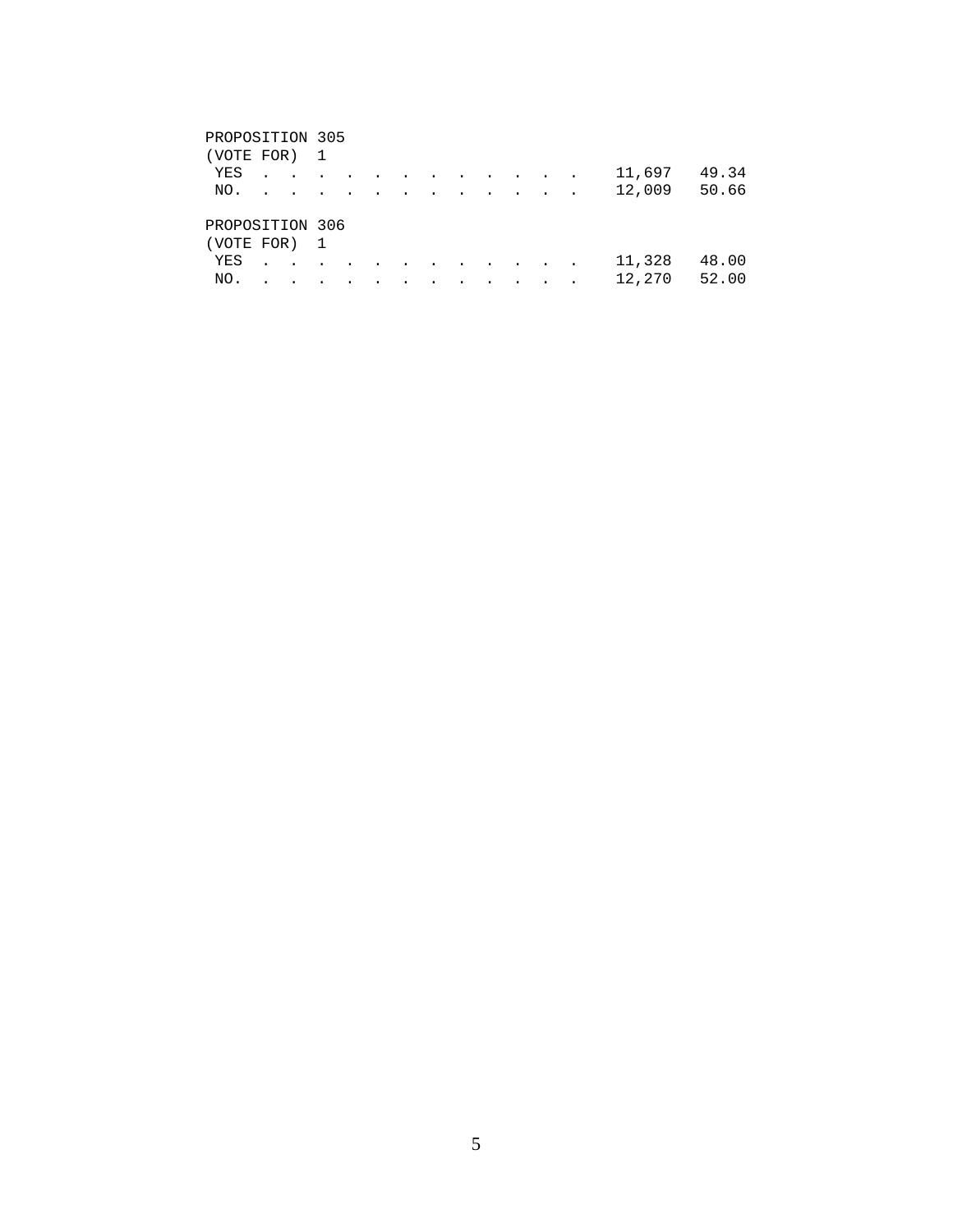PROPOSITION 305
(VOTE FOR) 1

| | | |
|---|---|---|
| YES | 11,697 | 49.34 |
| NO. | 12,009 | 50.66 |

PROPOSITION 306
(VOTE FOR) 1

| | | |
|---|---|---|
| YES | 11,328 | 48.00 |
| NO. | 12,270 | 52.00 |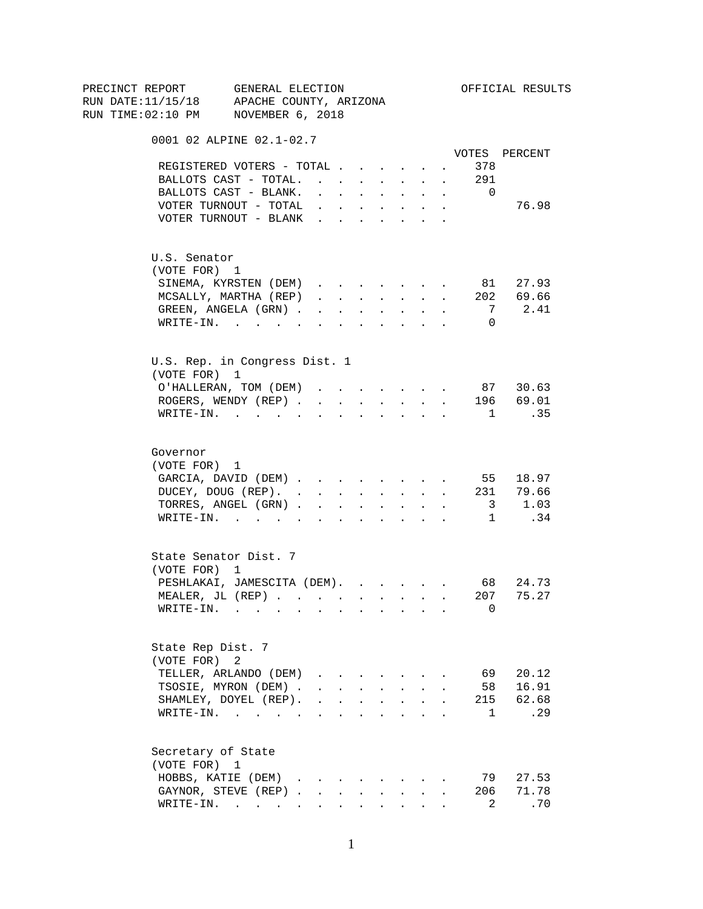PRECINCT REPORT GENERAL ELECTION OFFICIAL RESULTS
RUN DATE:11/15/18 APACHE COUNTY, ARIZONA
RUN TIME:02:10 PM NOVEMBER 6, 2018

## 0001 02 ALPINE 02.1-02.7

| | VOTES | PERCENT |
|---|---|---|
| REGISTERED VOTERS - TOTAL | 378 | |
| BALLOTS CAST - TOTAL. | 291 | |
| BALLOTS CAST - BLANK. | 0 | |
| VOTER TURNOUT - TOTAL | | 76.98 |
| VOTER TURNOUT - BLANK | | |

### U.S. Senator
(VOTE FOR) 1

| | VOTES | PERCENT |
|---|---|---|
| SINEMA, KYRSTEN (DEM) | 81 | 27.93 |
| MCSALLY, MARTHA (REP) | 202 | 69.66 |
| GREEN, ANGELA (GRN) | 7 | 2.41 |
| WRITE-IN. | 0 | |

### U.S. Rep. in Congress Dist. 1
(VOTE FOR) 1

| | VOTES | PERCENT |
|---|---|---|
| O'HALLERAN, TOM (DEM) | 87 | 30.63 |
| ROGERS, WENDY (REP) | 196 | 69.01 |
| WRITE-IN. | 1 | .35 |

### Governor
(VOTE FOR) 1

| | VOTES | PERCENT |
|---|---|---|
| GARCIA, DAVID (DEM) | 55 | 18.97 |
| DUCEY, DOUG (REP). | 231 | 79.66 |
| TORRES, ANGEL (GRN) | 3 | 1.03 |
| WRITE-IN. | 1 | .34 |

### State Senator Dist. 7
(VOTE FOR) 1

| | VOTES | PERCENT |
|---|---|---|
| PESHLAKAI, JAMESCITA (DEM). | 68 | 24.73 |
| MEALER, JL (REP) | 207 | 75.27 |
| WRITE-IN. | 0 | |

### State Rep Dist. 7
(VOTE FOR) 2

| | VOTES | PERCENT |
|---|---|---|
| TELLER, ARLANDO (DEM) | 69 | 20.12 |
| TSOSIE, MYRON (DEM) | 58 | 16.91 |
| SHAMLEY, DOYEL (REP). | 215 | 62.68 |
| WRITE-IN. | 1 | .29 |

### Secretary of State
(VOTE FOR) 1

| | VOTES | PERCENT |
|---|---|---|
| HOBBS, KATIE (DEM) | 79 | 27.53 |
| GAYNOR, STEVE (REP) | 206 | 71.78 |
| WRITE-IN. | 2 | .70 |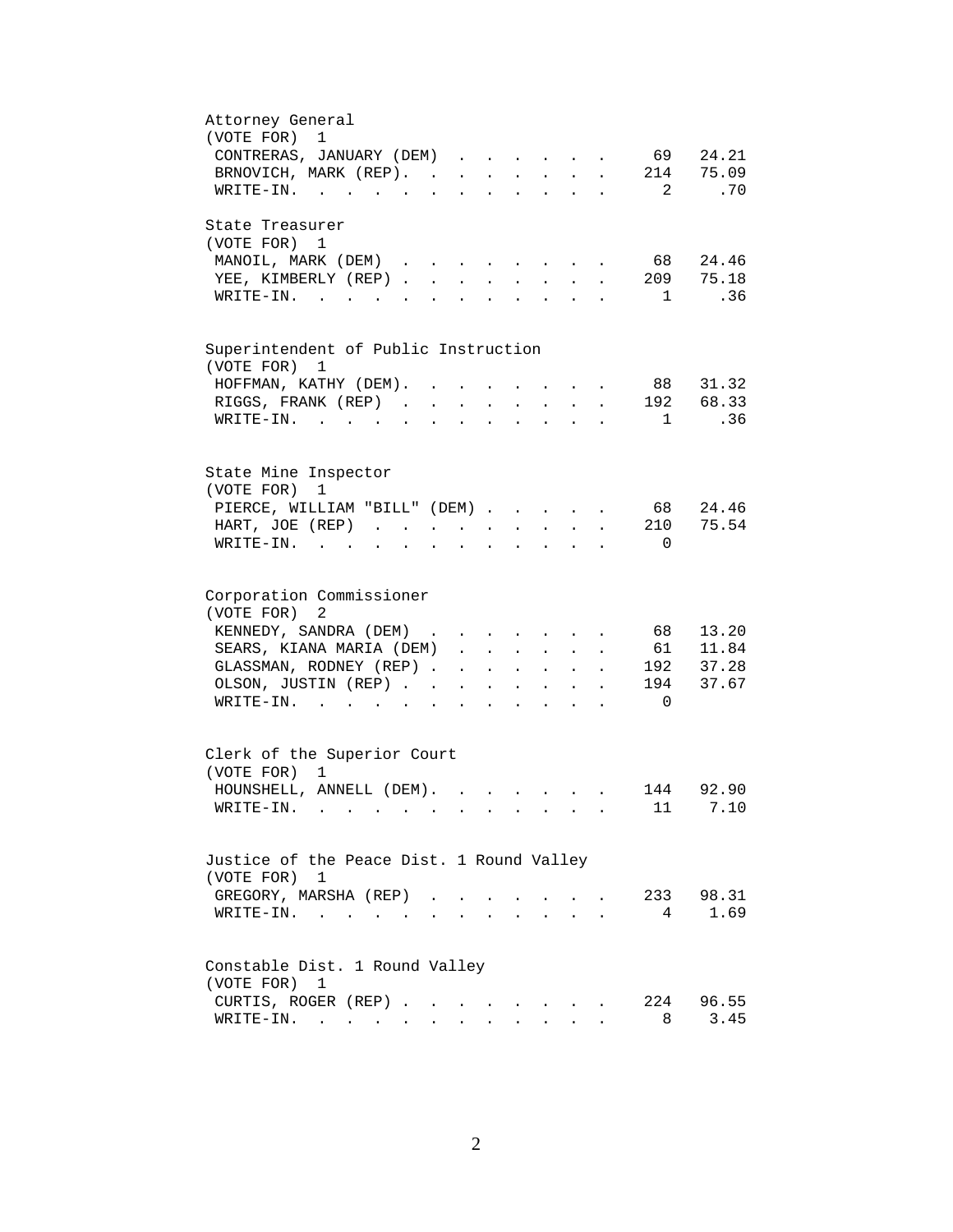### Attorney General
(VOTE FOR) 1

| Candidate | Votes | Percent |
|---|---|---|
| CONTRERAS, JANUARY (DEM) | 69 | 24.21 |
| BRNOVICH, MARK (REP). | 214 | 75.09 |
| WRITE-IN. | 2 | .70 |

### State Treasurer
(VOTE FOR) 1

| Candidate | Votes | Percent |
|---|---|---|
| MANOIL, MARK (DEM) | 68 | 24.46 |
| YEE, KIMBERLY (REP) | 209 | 75.18 |
| WRITE-IN. | 1 | .36 |

### Superintendent of Public Instruction
(VOTE FOR) 1

| Candidate | Votes | Percent |
|---|---|---|
| HOFFMAN, KATHY (DEM). | 88 | 31.32 |
| RIGGS, FRANK (REP) | 192 | 68.33 |
| WRITE-IN. | 1 | .36 |

### State Mine Inspector
(VOTE FOR) 1

| Candidate | Votes | Percent |
|---|---|---|
| PIERCE, WILLIAM "BILL" (DEM) | 68 | 24.46 |
| HART, JOE (REP) | 210 | 75.54 |
| WRITE-IN. | 0 | |

### Corporation Commissioner
(VOTE FOR) 2

| Candidate | Votes | Percent |
|---|---|---|
| KENNEDY, SANDRA (DEM) | 68 | 13.20 |
| SEARS, KIANA MARIA (DEM) | 61 | 11.84 |
| GLASSMAN, RODNEY (REP) | 192 | 37.28 |
| OLSON, JUSTIN (REP) | 194 | 37.67 |
| WRITE-IN. | 0 | |

### Clerk of the Superior Court
(VOTE FOR) 1

| Candidate | Votes | Percent |
|---|---|---|
| HOUNSHELL, ANNELL (DEM). | 144 | 92.90 |
| WRITE-IN. | 11 | 7.10 |

### Justice of the Peace Dist. 1 Round Valley
(VOTE FOR) 1

| Candidate | Votes | Percent |
|---|---|---|
| GREGORY, MARSHA (REP) | 233 | 98.31 |
| WRITE-IN. | 4 | 1.69 |

### Constable Dist. 1 Round Valley
(VOTE FOR) 1

| Candidate | Votes | Percent |
|---|---|---|
| CURTIS, ROGER (REP) | 224 | 96.55 |
| WRITE-IN. | 8 | 3.45 |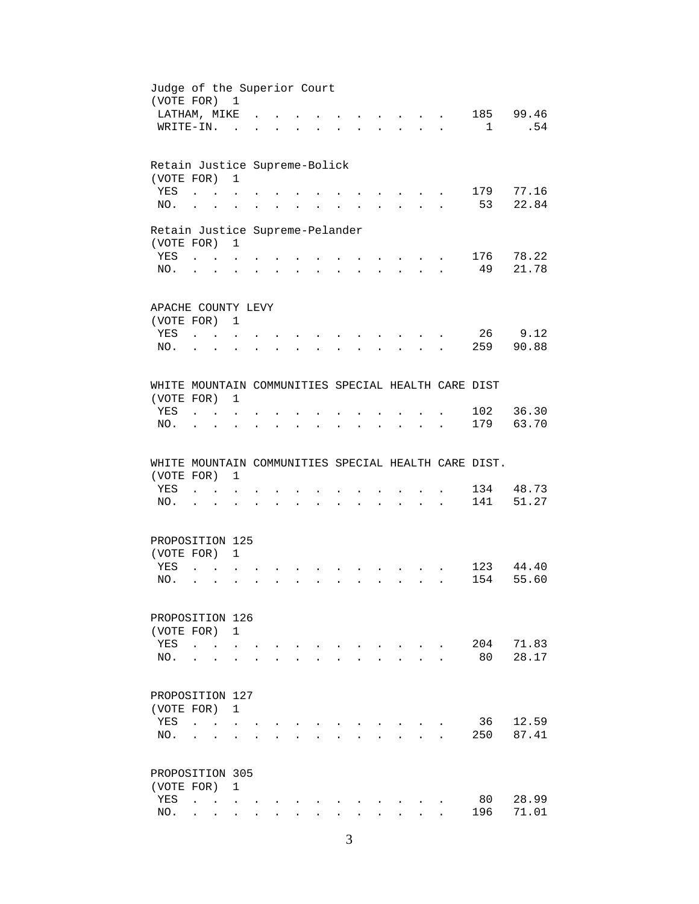Judge of the Superior Court
(VOTE FOR) 1

| | | |
|---|---|---|
| LATHAM, MIKE | 185 | 99.46 |
| WRITE-IN. | 1 | .54 |

Retain Justice Supreme-Bolick
(VOTE FOR) 1

| | | |
|---|---|---|
| YES | 179 | 77.16 |
| NO. | 53 | 22.84 |

Retain Justice Supreme-Pelander
(VOTE FOR) 1

| | | |
|---|---|---|
| YES | 176 | 78.22 |
| NO. | 49 | 21.78 |

APACHE COUNTY LEVY
(VOTE FOR) 1

| | | |
|---|---|---|
| YES | 26 | 9.12 |
| NO. | 259 | 90.88 |

WHITE MOUNTAIN COMMUNITIES SPECIAL HEALTH CARE DIST
(VOTE FOR) 1

| | | |
|---|---|---|
| YES | 102 | 36.30 |
| NO. | 179 | 63.70 |

WHITE MOUNTAIN COMMUNITIES SPECIAL HEALTH CARE DIST.
(VOTE FOR) 1

| | | |
|---|---|---|
| YES | 134 | 48.73 |
| NO. | 141 | 51.27 |

PROPOSITION 125
(VOTE FOR) 1

| | | |
|---|---|---|
| YES | 123 | 44.40 |
| NO. | 154 | 55.60 |

PROPOSITION 126
(VOTE FOR) 1

| | | |
|---|---|---|
| YES | 204 | 71.83 |
| NO. | 80 | 28.17 |

PROPOSITION 127
(VOTE FOR) 1

| | | |
|---|---|---|
| YES | 36 | 12.59 |
| NO. | 250 | 87.41 |

PROPOSITION 305
(VOTE FOR) 1

| | | |
|---|---|---|
| YES | 80 | 28.99 |
| NO. | 196 | 71.01 |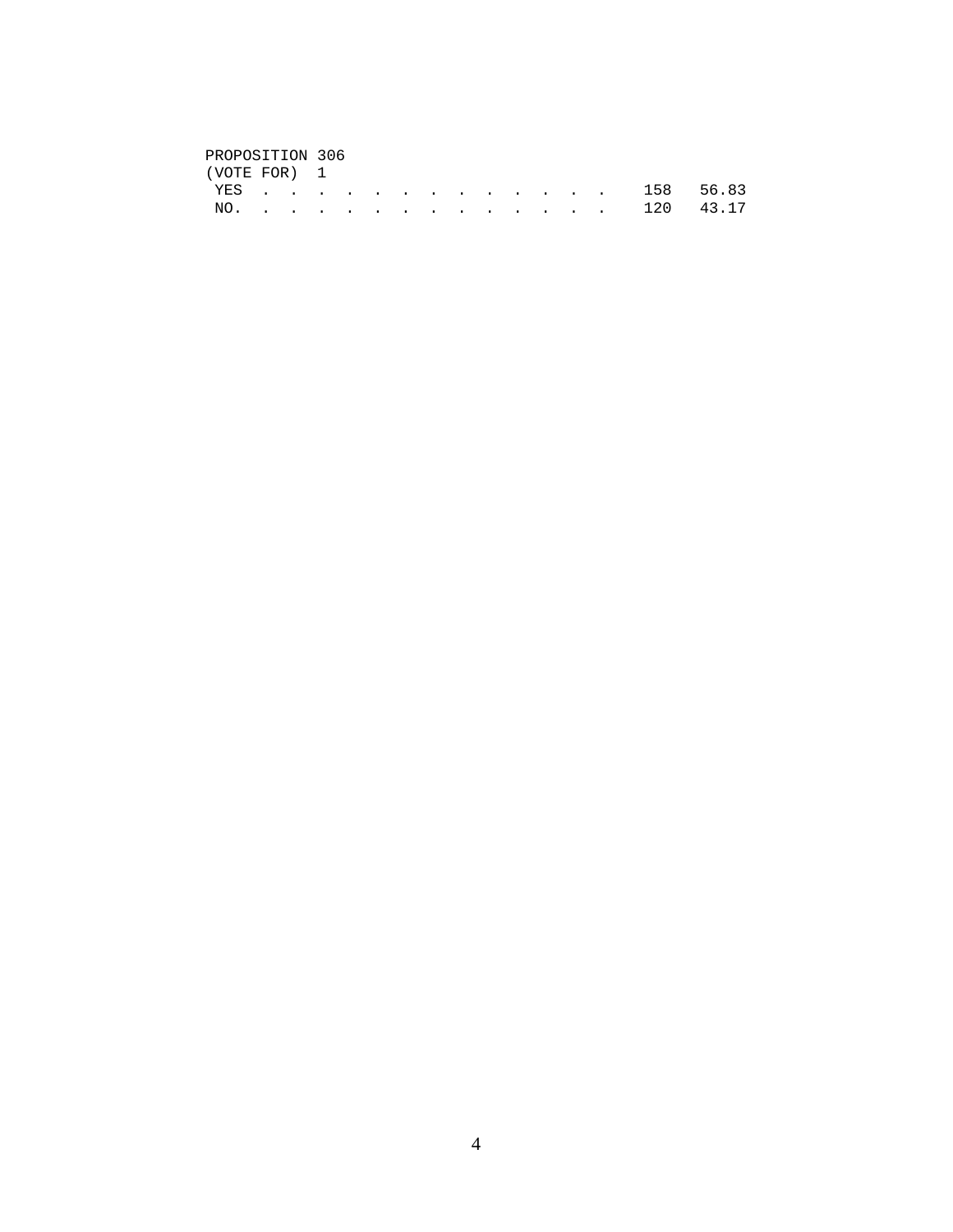PROPOSITION 306
(VOTE FOR) 1

| | | |
|---|---|---|
| YES . . . . . . . . . . . . . . | 158 | 56.83 |
| NO. . . . . . . . . . . . . . . | 120 | 43.17 |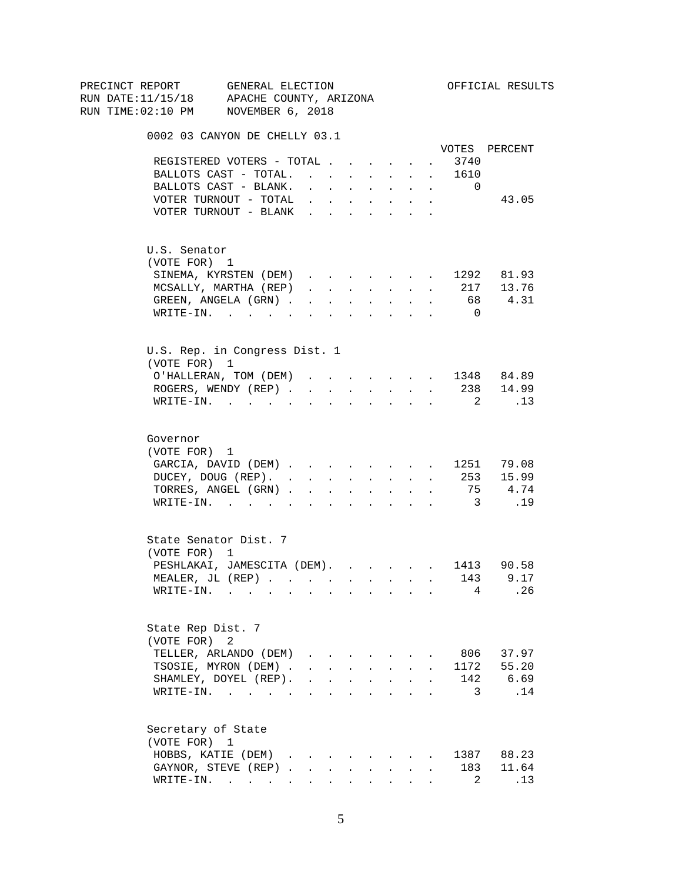PRECINCT REPORT GENERAL ELECTION OFFICIAL RESULTS
RUN DATE:11/15/18 APACHE COUNTY, ARIZONA
RUN TIME:02:10 PM NOVEMBER 6, 2018

## 0002 03 CANYON DE CHELLY 03.1

| | VOTES | PERCENT |
|---|---|---|
| REGISTERED VOTERS - TOTAL | 3740 | |
| BALLOTS CAST - TOTAL. | 1610 | |
| BALLOTS CAST - BLANK. | 0 | |
| VOTER TURNOUT - TOTAL | | 43.05 |
| VOTER TURNOUT - BLANK | | |

### U.S. Senator
(VOTE FOR) 1

| | VOTES | PERCENT |
|---|---|---|
| SINEMA, KYRSTEN (DEM) | 1292 | 81.93 |
| MCSALLY, MARTHA (REP) | 217 | 13.76 |
| GREEN, ANGELA (GRN) | 68 | 4.31 |
| WRITE-IN. | 0 | |

### U.S. Rep. in Congress Dist. 1
(VOTE FOR) 1

| | VOTES | PERCENT |
|---|---|---|
| O'HALLERAN, TOM (DEM) | 1348 | 84.89 |
| ROGERS, WENDY (REP) | 238 | 14.99 |
| WRITE-IN. | 2 | .13 |

### Governor
(VOTE FOR) 1

| | VOTES | PERCENT |
|---|---|---|
| GARCIA, DAVID (DEM) | 1251 | 79.08 |
| DUCEY, DOUG (REP). | 253 | 15.99 |
| TORRES, ANGEL (GRN) | 75 | 4.74 |
| WRITE-IN. | 3 | .19 |

### State Senator Dist. 7
(VOTE FOR) 1

| | VOTES | PERCENT |
|---|---|---|
| PESHLAKAI, JAMESCITA (DEM). | 1413 | 90.58 |
| MEALER, JL (REP) | 143 | 9.17 |
| WRITE-IN. | 4 | .26 |

### State Rep Dist. 7
(VOTE FOR) 2

| | VOTES | PERCENT |
|---|---|---|
| TELLER, ARLANDO (DEM) | 806 | 37.97 |
| TSOSIE, MYRON (DEM) | 1172 | 55.20 |
| SHAMLEY, DOYEL (REP). | 142 | 6.69 |
| WRITE-IN. | 3 | .14 |

### Secretary of State
(VOTE FOR) 1

| | VOTES | PERCENT |
|---|---|---|
| HOBBS, KATIE (DEM) | 1387 | 88.23 |
| GAYNOR, STEVE (REP) | 183 | 11.64 |
| WRITE-IN. | 2 | .13 |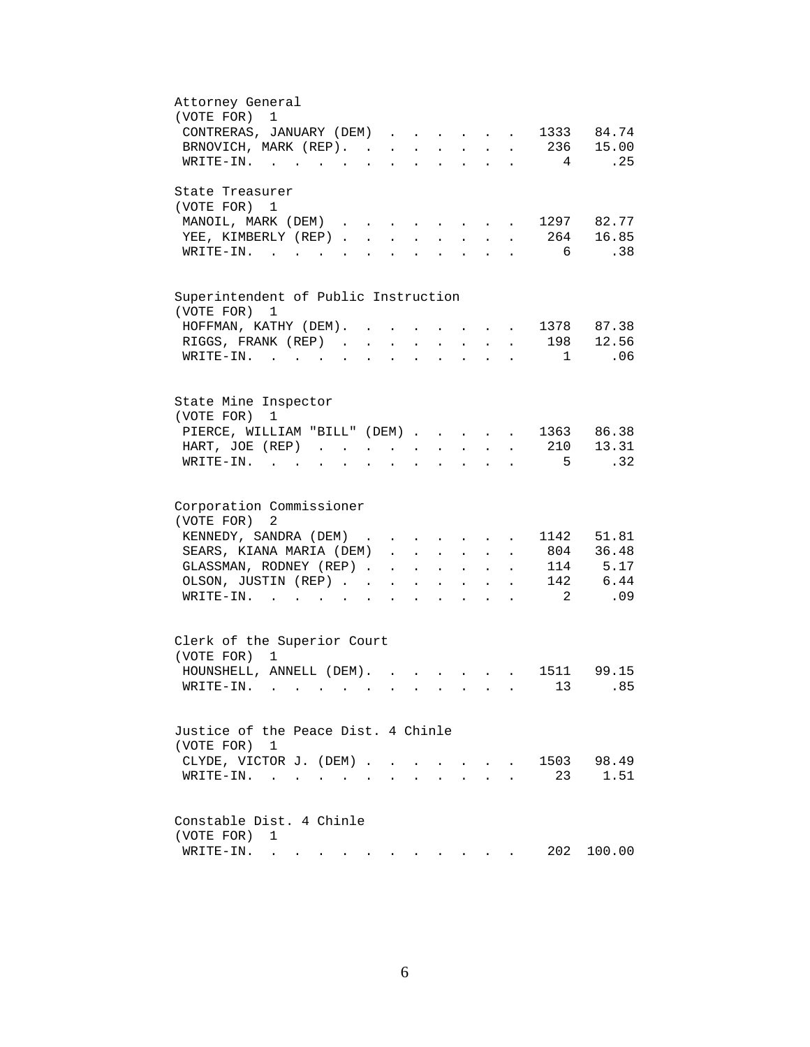Attorney General
(VOTE FOR) 1

| Candidate | Votes | Percent |
|---|---|---|
| CONTRERAS, JANUARY (DEM) | 1333 | 84.74 |
| BRNOVICH, MARK (REP) | 236 | 15.00 |
| WRITE-IN. | 4 | .25 |

State Treasurer
(VOTE FOR) 1

| Candidate | Votes | Percent |
|---|---|---|
| MANOIL, MARK (DEM) | 1297 | 82.77 |
| YEE, KIMBERLY (REP) | 264 | 16.85 |
| WRITE-IN. | 6 | .38 |

Superintendent of Public Instruction
(VOTE FOR) 1

| Candidate | Votes | Percent |
|---|---|---|
| HOFFMAN, KATHY (DEM) | 1378 | 87.38 |
| RIGGS, FRANK (REP) | 198 | 12.56 |
| WRITE-IN. | 1 | .06 |

State Mine Inspector
(VOTE FOR) 1

| Candidate | Votes | Percent |
|---|---|---|
| PIERCE, WILLIAM "BILL" (DEM) | 1363 | 86.38 |
| HART, JOE (REP) | 210 | 13.31 |
| WRITE-IN. | 5 | .32 |

Corporation Commissioner
(VOTE FOR) 2

| Candidate | Votes | Percent |
|---|---|---|
| KENNEDY, SANDRA (DEM) | 1142 | 51.81 |
| SEARS, KIANA MARIA (DEM) | 804 | 36.48 |
| GLASSMAN, RODNEY (REP) | 114 | 5.17 |
| OLSON, JUSTIN (REP) | 142 | 6.44 |
| WRITE-IN. | 2 | .09 |

Clerk of the Superior Court
(VOTE FOR) 1

| Candidate | Votes | Percent |
|---|---|---|
| HOUNSHELL, ANNELL (DEM) | 1511 | 99.15 |
| WRITE-IN. | 13 | .85 |

Justice of the Peace Dist. 4 Chinle
(VOTE FOR) 1

| Candidate | Votes | Percent |
|---|---|---|
| CLYDE, VICTOR J. (DEM) | 1503 | 98.49 |
| WRITE-IN. | 23 | 1.51 |

Constable Dist. 4 Chinle
(VOTE FOR) 1

| Candidate | Votes | Percent |
|---|---|---|
| WRITE-IN. | 202 | 100.00 |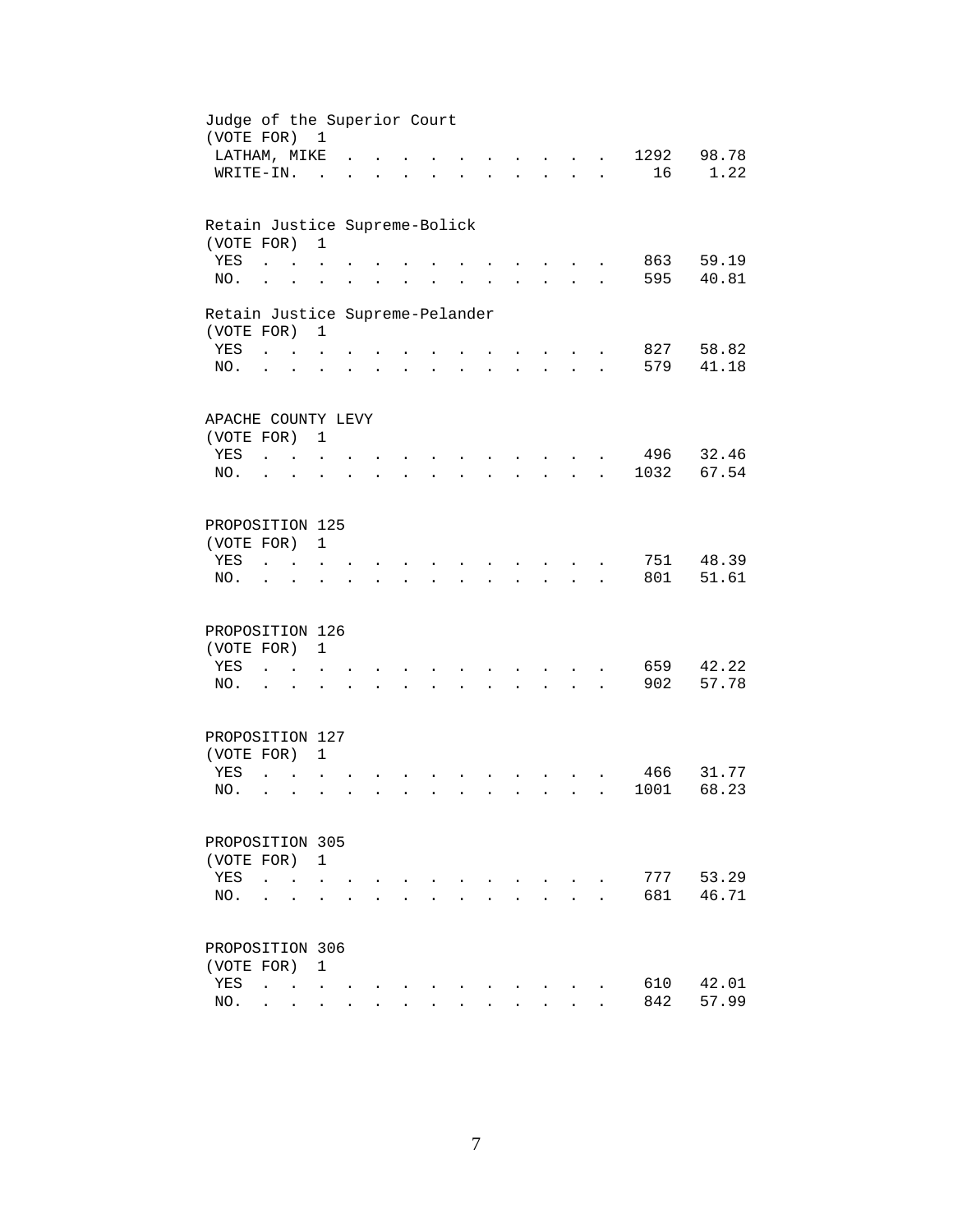Judge of the Superior Court
(VOTE FOR) 1

| | | |
|---|---|---|
| LATHAM, MIKE | 1292 | 98.78 |
| WRITE-IN. | 16 | 1.22 |

Retain Justice Supreme-Bolick
(VOTE FOR) 1

| | | |
|---|---|---|
| YES | 863 | 59.19 |
| NO. | 595 | 40.81 |

Retain Justice Supreme-Pelander
(VOTE FOR) 1

| | | |
|---|---|---|
| YES | 827 | 58.82 |
| NO. | 579 | 41.18 |

APACHE COUNTY LEVY
(VOTE FOR) 1

| | | |
|---|---|---|
| YES | 496 | 32.46 |
| NO. | 1032 | 67.54 |

PROPOSITION 125
(VOTE FOR) 1

| | | |
|---|---|---|
| YES | 751 | 48.39 |
| NO. | 801 | 51.61 |

PROPOSITION 126
(VOTE FOR) 1

| | | |
|---|---|---|
| YES | 659 | 42.22 |
| NO. | 902 | 57.78 |

PROPOSITION 127
(VOTE FOR) 1

| | | |
|---|---|---|
| YES | 466 | 31.77 |
| NO. | 1001 | 68.23 |

PROPOSITION 305
(VOTE FOR) 1

| | | |
|---|---|---|
| YES | 777 | 53.29 |
| NO. | 681 | 46.71 |

PROPOSITION 306
(VOTE FOR) 1

| | | |
|---|---|---|
| YES | 610 | 42.01 |
| NO. | 842 | 57.99 |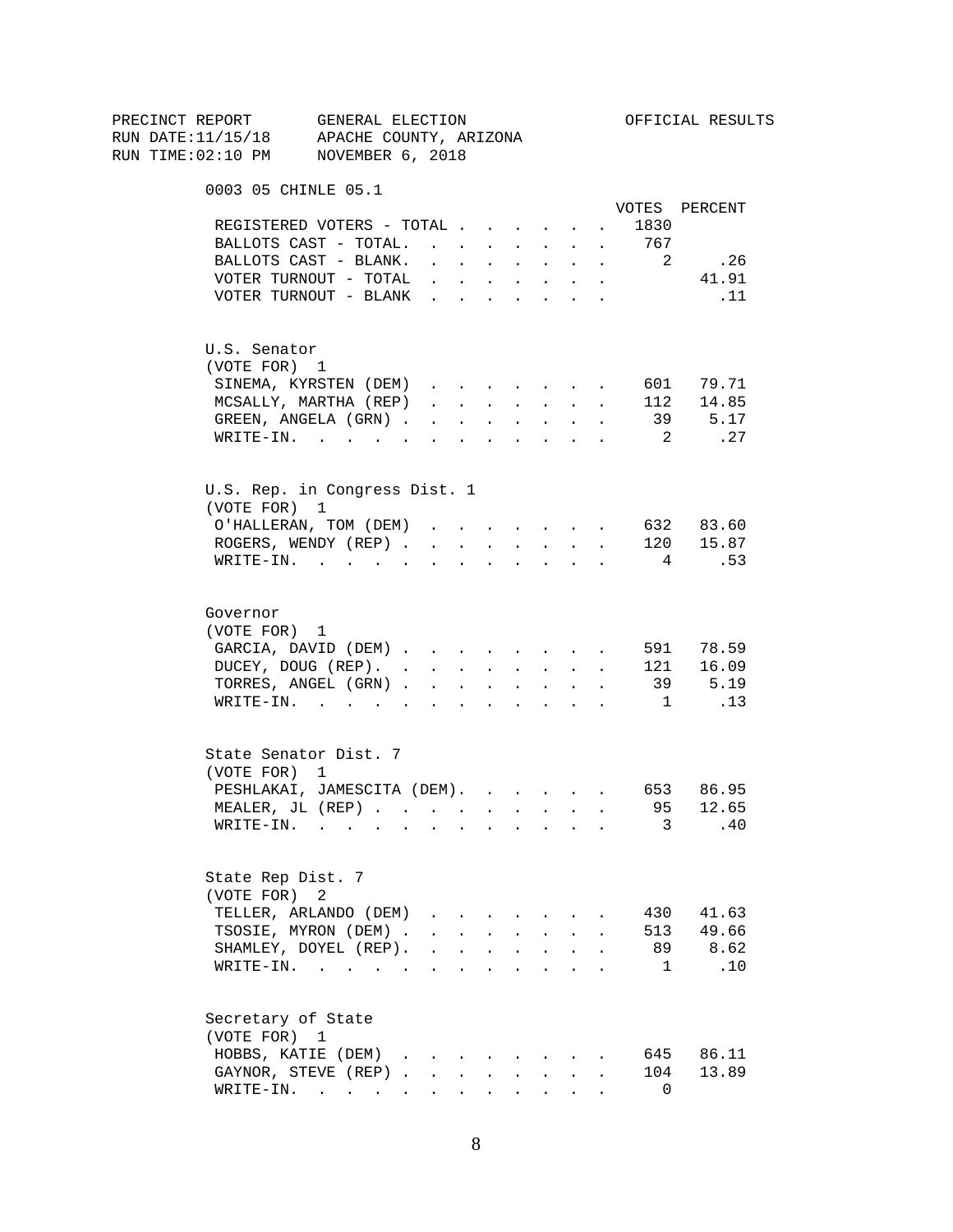PRECINCT REPORT GENERAL ELECTION OFFICIAL RESULTS
RUN DATE:11/15/18 APACHE COUNTY, ARIZONA
RUN TIME:02:10 PM NOVEMBER 6, 2018

## 0003 05 CHINLE 05.1

| | VOTES | PERCENT |
|---|---|---|
| REGISTERED VOTERS - TOTAL | 1830 | |
| BALLOTS CAST - TOTAL. | 767 | |
| BALLOTS CAST - BLANK. | 2 | .26 |
| VOTER TURNOUT - TOTAL | | 41.91 |
| VOTER TURNOUT - BLANK | | .11 |

### U.S. Senator
(VOTE FOR) 1

| | VOTES | PERCENT |
|---|---|---|
| SINEMA, KYRSTEN (DEM) | 601 | 79.71 |
| MCSALLY, MARTHA (REP) | 112 | 14.85 |
| GREEN, ANGELA (GRN) | 39 | 5.17 |
| WRITE-IN. | 2 | .27 |

### U.S. Rep. in Congress Dist. 1
(VOTE FOR) 1

| | VOTES | PERCENT |
|---|---|---|
| O'HALLERAN, TOM (DEM) | 632 | 83.60 |
| ROGERS, WENDY (REP) | 120 | 15.87 |
| WRITE-IN. | 4 | .53 |

### Governor
(VOTE FOR) 1

| | VOTES | PERCENT |
|---|---|---|
| GARCIA, DAVID (DEM) | 591 | 78.59 |
| DUCEY, DOUG (REP). | 121 | 16.09 |
| TORRES, ANGEL (GRN) | 39 | 5.19 |
| WRITE-IN. | 1 | .13 |

### State Senator Dist. 7
(VOTE FOR) 1

| | VOTES | PERCENT |
|---|---|---|
| PESHLAKAI, JAMESCITA (DEM). | 653 | 86.95 |
| MEALER, JL (REP) | 95 | 12.65 |
| WRITE-IN. | 3 | .40 |

### State Rep Dist. 7
(VOTE FOR) 2

| | VOTES | PERCENT |
|---|---|---|
| TELLER, ARLANDO (DEM) | 430 | 41.63 |
| TSOSIE, MYRON (DEM) | 513 | 49.66 |
| SHAMLEY, DOYEL (REP). | 89 | 8.62 |
| WRITE-IN. | 1 | .10 |

### Secretary of State
(VOTE FOR) 1

| | VOTES | PERCENT |
|---|---|---|
| HOBBS, KATIE (DEM) | 645 | 86.11 |
| GAYNOR, STEVE (REP) | 104 | 13.89 |
| WRITE-IN. | 0 | |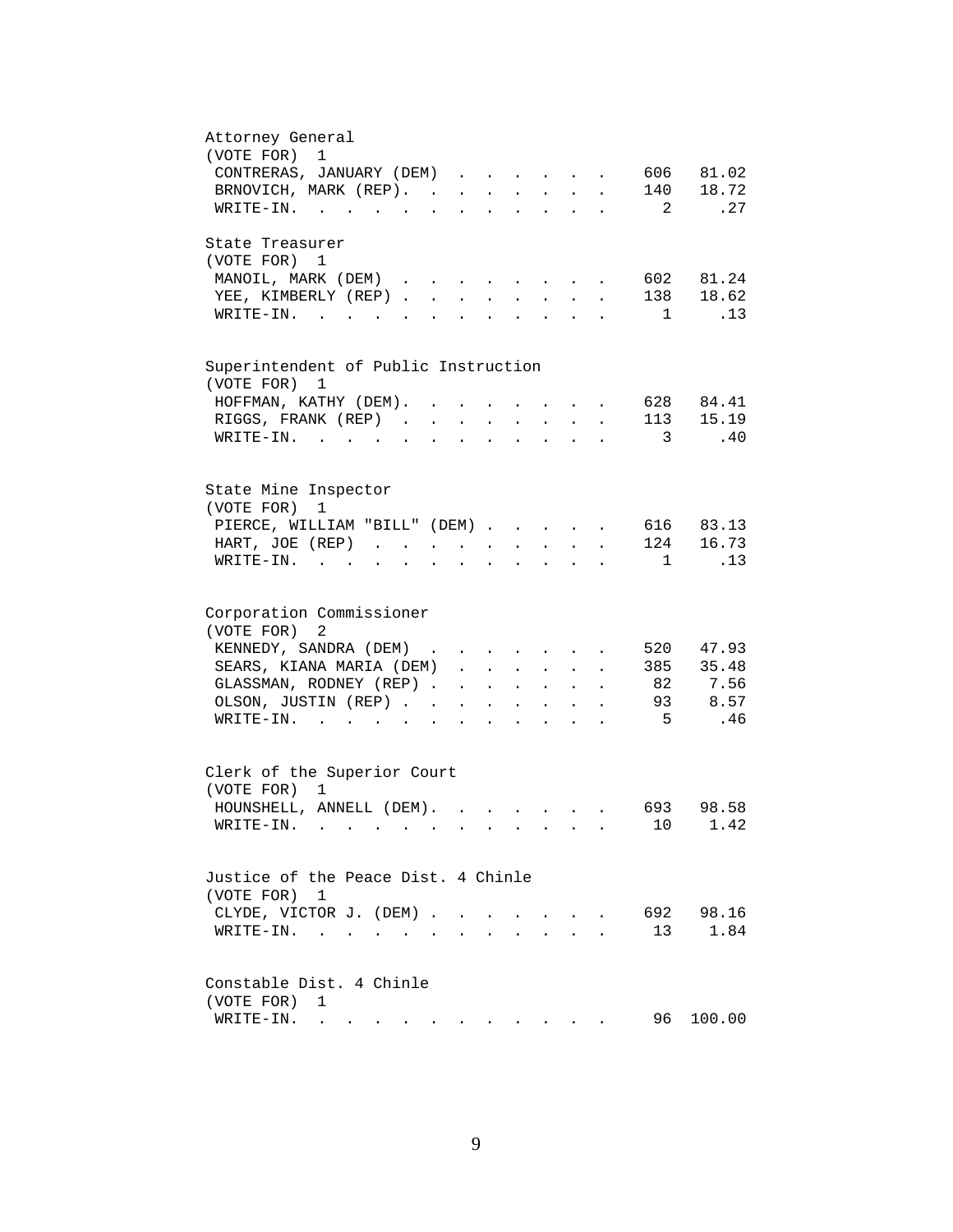Attorney General
(VOTE FOR) 1

| Candidate | Votes | Percent |
|---|---|---|
| CONTRERAS, JANUARY (DEM) | 606 | 81.02 |
| BRNOVICH, MARK (REP). | 140 | 18.72 |
| WRITE-IN. | 2 | .27 |

State Treasurer
(VOTE FOR) 1

| Candidate | Votes | Percent |
|---|---|---|
| MANOIL, MARK (DEM) | 602 | 81.24 |
| YEE, KIMBERLY (REP) | 138 | 18.62 |
| WRITE-IN. | 1 | .13 |

Superintendent of Public Instruction
(VOTE FOR) 1

| Candidate | Votes | Percent |
|---|---|---|
| HOFFMAN, KATHY (DEM). | 628 | 84.41 |
| RIGGS, FRANK (REP) | 113 | 15.19 |
| WRITE-IN. | 3 | .40 |

State Mine Inspector
(VOTE FOR) 1

| Candidate | Votes | Percent |
|---|---|---|
| PIERCE, WILLIAM "BILL" (DEM) | 616 | 83.13 |
| HART, JOE (REP) | 124 | 16.73 |
| WRITE-IN. | 1 | .13 |

Corporation Commissioner
(VOTE FOR) 2

| Candidate | Votes | Percent |
|---|---|---|
| KENNEDY, SANDRA (DEM) | 520 | 47.93 |
| SEARS, KIANA MARIA (DEM) | 385 | 35.48 |
| GLASSMAN, RODNEY (REP) | 82 | 7.56 |
| OLSON, JUSTIN (REP) | 93 | 8.57 |
| WRITE-IN. | 5 | .46 |

Clerk of the Superior Court
(VOTE FOR) 1

| Candidate | Votes | Percent |
|---|---|---|
| HOUNSHELL, ANNELL (DEM). | 693 | 98.58 |
| WRITE-IN. | 10 | 1.42 |

Justice of the Peace Dist. 4 Chinle
(VOTE FOR) 1

| Candidate | Votes | Percent |
|---|---|---|
| CLYDE, VICTOR J. (DEM) | 692 | 98.16 |
| WRITE-IN. | 13 | 1.84 |

Constable Dist. 4 Chinle
(VOTE FOR) 1

| Candidate | Votes | Percent |
|---|---|---|
| WRITE-IN. | 96 | 100.00 |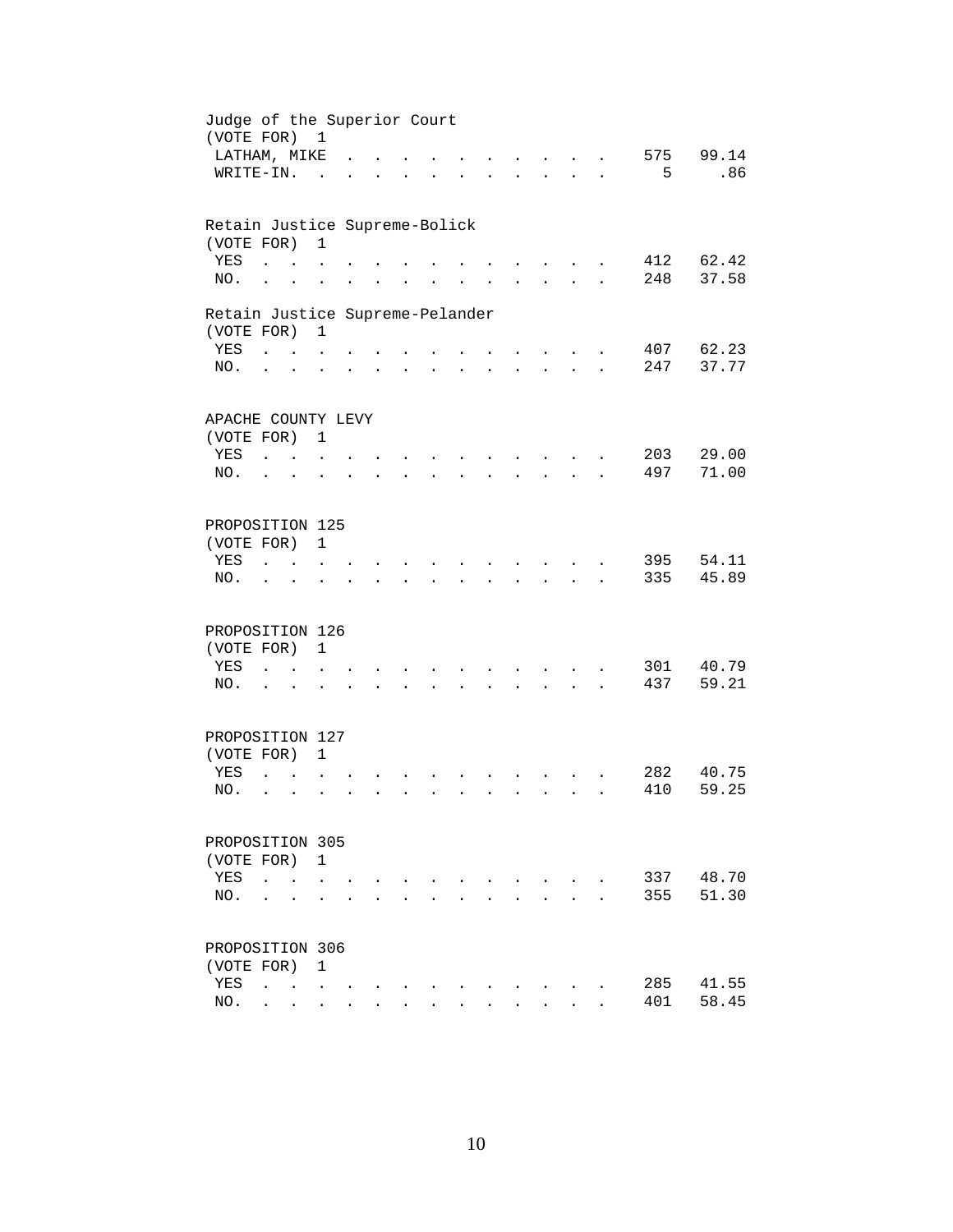Judge of the Superior Court
(VOTE FOR) 1

| | | |
|---|---|---|
| LATHAM, MIKE | 575 | 99.14 |
| WRITE-IN. | 5 | .86 |

Retain Justice Supreme-Bolick
(VOTE FOR) 1

| | | |
|---|---|---|
| YES | 412 | 62.42 |
| NO. | 248 | 37.58 |

Retain Justice Supreme-Pelander
(VOTE FOR) 1

| | | |
|---|---|---|
| YES | 407 | 62.23 |
| NO. | 247 | 37.77 |

APACHE COUNTY LEVY
(VOTE FOR) 1

| | | |
|---|---|---|
| YES | 203 | 29.00 |
| NO. | 497 | 71.00 |

PROPOSITION 125
(VOTE FOR) 1

| | | |
|---|---|---|
| YES | 395 | 54.11 |
| NO. | 335 | 45.89 |

PROPOSITION 126
(VOTE FOR) 1

| | | |
|---|---|---|
| YES | 301 | 40.79 |
| NO. | 437 | 59.21 |

PROPOSITION 127
(VOTE FOR) 1

| | | |
|---|---|---|
| YES | 282 | 40.75 |
| NO. | 410 | 59.25 |

PROPOSITION 305
(VOTE FOR) 1

| | | |
|---|---|---|
| YES | 337 | 48.70 |
| NO. | 355 | 51.30 |

PROPOSITION 306
(VOTE FOR) 1

| | | |
|---|---|---|
| YES | 285 | 41.55 |
| NO. | 401 | 58.45 |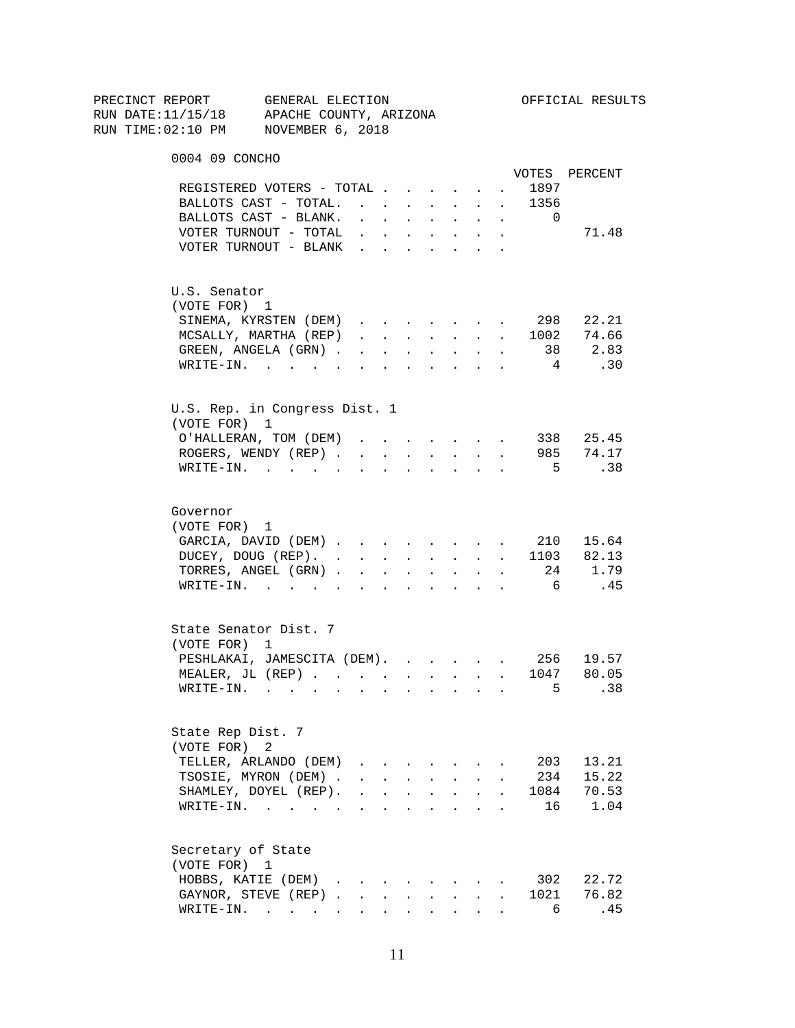PRECINCT REPORT GENERAL ELECTION OFFICIAL RESULTS
RUN DATE:11/15/18 APACHE COUNTY, ARIZONA
RUN TIME:02:10 PM NOVEMBER 6, 2018

## 0004 09 CONCHO

| | VOTES | PERCENT |
|---|---|---|
| REGISTERED VOTERS - TOTAL | 1897 | |
| BALLOTS CAST - TOTAL. | 1356 | |
| BALLOTS CAST - BLANK. | 0 | |
| VOTER TURNOUT - TOTAL | | 71.48 |
| VOTER TURNOUT - BLANK | | |

### U.S. Senator
(VOTE FOR) 1

| | VOTES | PERCENT |
|---|---|---|
| SINEMA, KYRSTEN (DEM) | 298 | 22.21 |
| MCSALLY, MARTHA (REP) | 1002 | 74.66 |
| GREEN, ANGELA (GRN) | 38 | 2.83 |
| WRITE-IN. | 4 | .30 |

### U.S. Rep. in Congress Dist. 1
(VOTE FOR) 1

| | VOTES | PERCENT |
|---|---|---|
| O'HALLERAN, TOM (DEM) | 338 | 25.45 |
| ROGERS, WENDY (REP) | 985 | 74.17 |
| WRITE-IN. | 5 | .38 |

### Governor
(VOTE FOR) 1

| | VOTES | PERCENT |
|---|---|---|
| GARCIA, DAVID (DEM) | 210 | 15.64 |
| DUCEY, DOUG (REP). | 1103 | 82.13 |
| TORRES, ANGEL (GRN) | 24 | 1.79 |
| WRITE-IN. | 6 | .45 |

### State Senator Dist. 7
(VOTE FOR) 1

| | VOTES | PERCENT |
|---|---|---|
| PESHLAKAI, JAMESCITA (DEM). | 256 | 19.57 |
| MEALER, JL (REP) | 1047 | 80.05 |
| WRITE-IN. | 5 | .38 |

### State Rep Dist. 7
(VOTE FOR) 2

| | VOTES | PERCENT |
|---|---|---|
| TELLER, ARLANDO (DEM) | 203 | 13.21 |
| TSOSIE, MYRON (DEM) | 234 | 15.22 |
| SHAMLEY, DOYEL (REP). | 1084 | 70.53 |
| WRITE-IN. | 16 | 1.04 |

### Secretary of State
(VOTE FOR) 1

| | VOTES | PERCENT |
|---|---|---|
| HOBBS, KATIE (DEM) | 302 | 22.72 |
| GAYNOR, STEVE (REP) | 1021 | 76.82 |
| WRITE-IN. | 6 | .45 |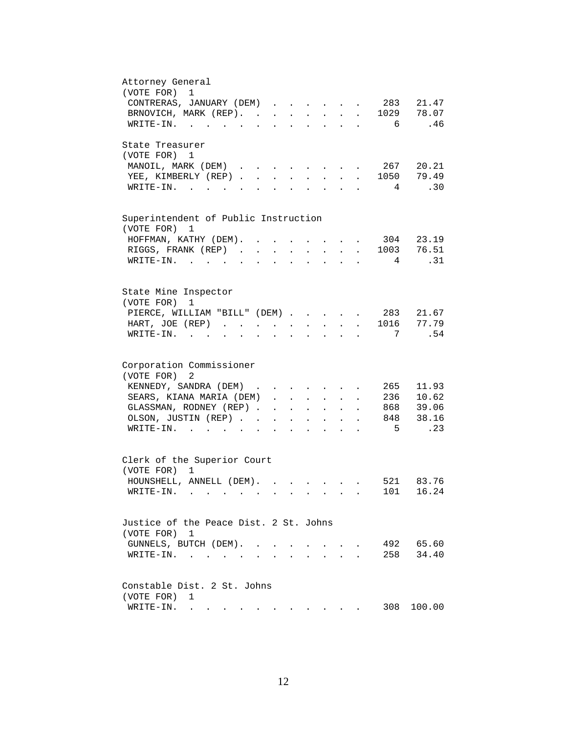Attorney General
(VOTE FOR) 1

| Candidate | Votes | Percent |
|---|---|---|
| CONTRERAS, JANUARY (DEM) | 283 | 21.47 |
| BRNOVICH, MARK (REP) | 1029 | 78.07 |
| WRITE-IN | 6 | .46 |

State Treasurer
(VOTE FOR) 1

| Candidate | Votes | Percent |
|---|---|---|
| MANOIL, MARK (DEM) | 267 | 20.21 |
| YEE, KIMBERLY (REP) | 1050 | 79.49 |
| WRITE-IN | 4 | .30 |

Superintendent of Public Instruction
(VOTE FOR) 1

| Candidate | Votes | Percent |
|---|---|---|
| HOFFMAN, KATHY (DEM) | 304 | 23.19 |
| RIGGS, FRANK (REP) | 1003 | 76.51 |
| WRITE-IN | 4 | .31 |

State Mine Inspector
(VOTE FOR) 1

| Candidate | Votes | Percent |
|---|---|---|
| PIERCE, WILLIAM "BILL" (DEM) | 283 | 21.67 |
| HART, JOE (REP) | 1016 | 77.79 |
| WRITE-IN | 7 | .54 |

Corporation Commissioner
(VOTE FOR) 2

| Candidate | Votes | Percent |
|---|---|---|
| KENNEDY, SANDRA (DEM) | 265 | 11.93 |
| SEARS, KIANA MARIA (DEM) | 236 | 10.62 |
| GLASSMAN, RODNEY (REP) | 868 | 39.06 |
| OLSON, JUSTIN (REP) | 848 | 38.16 |
| WRITE-IN | 5 | .23 |

Clerk of the Superior Court
(VOTE FOR) 1

| Candidate | Votes | Percent |
|---|---|---|
| HOUNSHELL, ANNELL (DEM) | 521 | 83.76 |
| WRITE-IN | 101 | 16.24 |

Justice of the Peace Dist. 2 St. Johns
(VOTE FOR) 1

| Candidate | Votes | Percent |
|---|---|---|
| GUNNELS, BUTCH (DEM) | 492 | 65.60 |
| WRITE-IN | 258 | 34.40 |

Constable Dist. 2 St. Johns
(VOTE FOR) 1

| Candidate | Votes | Percent |
|---|---|---|
| WRITE-IN | 308 | 100.00 |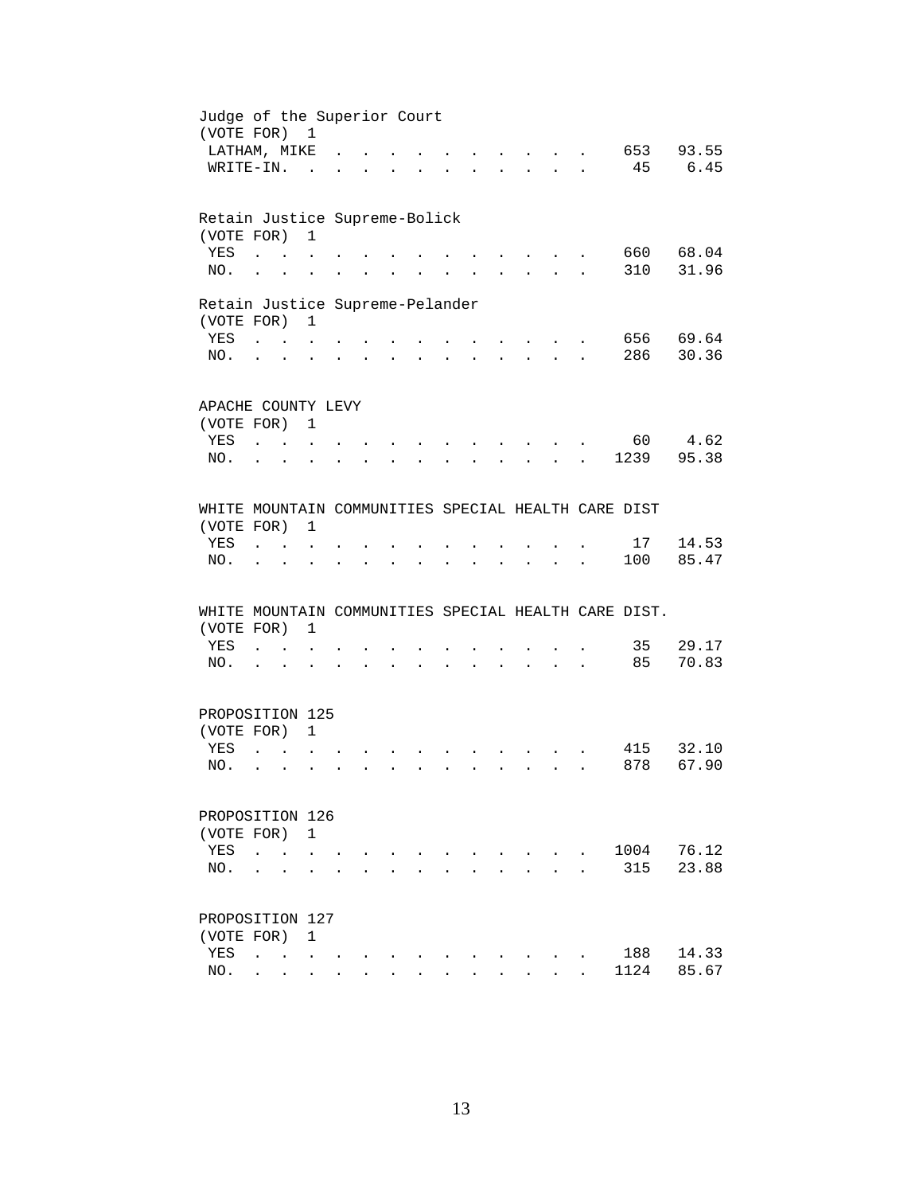Judge of the Superior Court
(VOTE FOR) 1

| | | |
|---|---|---|
| LATHAM, MIKE | 653 | 93.55 |
| WRITE-IN. | 45 | 6.45 |

Retain Justice Supreme-Bolick
(VOTE FOR) 1

| | | |
|---|---|---|
| YES | 660 | 68.04 |
| NO. | 310 | 31.96 |

Retain Justice Supreme-Pelander
(VOTE FOR) 1

| | | |
|---|---|---|
| YES | 656 | 69.64 |
| NO. | 286 | 30.36 |

APACHE COUNTY LEVY
(VOTE FOR) 1

| | | |
|---|---|---|
| YES | 60 | 4.62 |
| NO. | 1239 | 95.38 |

WHITE MOUNTAIN COMMUNITIES SPECIAL HEALTH CARE DIST
(VOTE FOR) 1

| | | |
|---|---|---|
| YES | 17 | 14.53 |
| NO. | 100 | 85.47 |

WHITE MOUNTAIN COMMUNITIES SPECIAL HEALTH CARE DIST.
(VOTE FOR) 1

| | | |
|---|---|---|
| YES | 35 | 29.17 |
| NO. | 85 | 70.83 |

PROPOSITION 125
(VOTE FOR) 1

| | | |
|---|---|---|
| YES | 415 | 32.10 |
| NO. | 878 | 67.90 |

PROPOSITION 126
(VOTE FOR) 1

| | | |
|---|---|---|
| YES | 1004 | 76.12 |
| NO. | 315 | 23.88 |

PROPOSITION 127
(VOTE FOR) 1

| | | |
|---|---|---|
| YES | 188 | 14.33 |
| NO. | 1124 | 85.67 |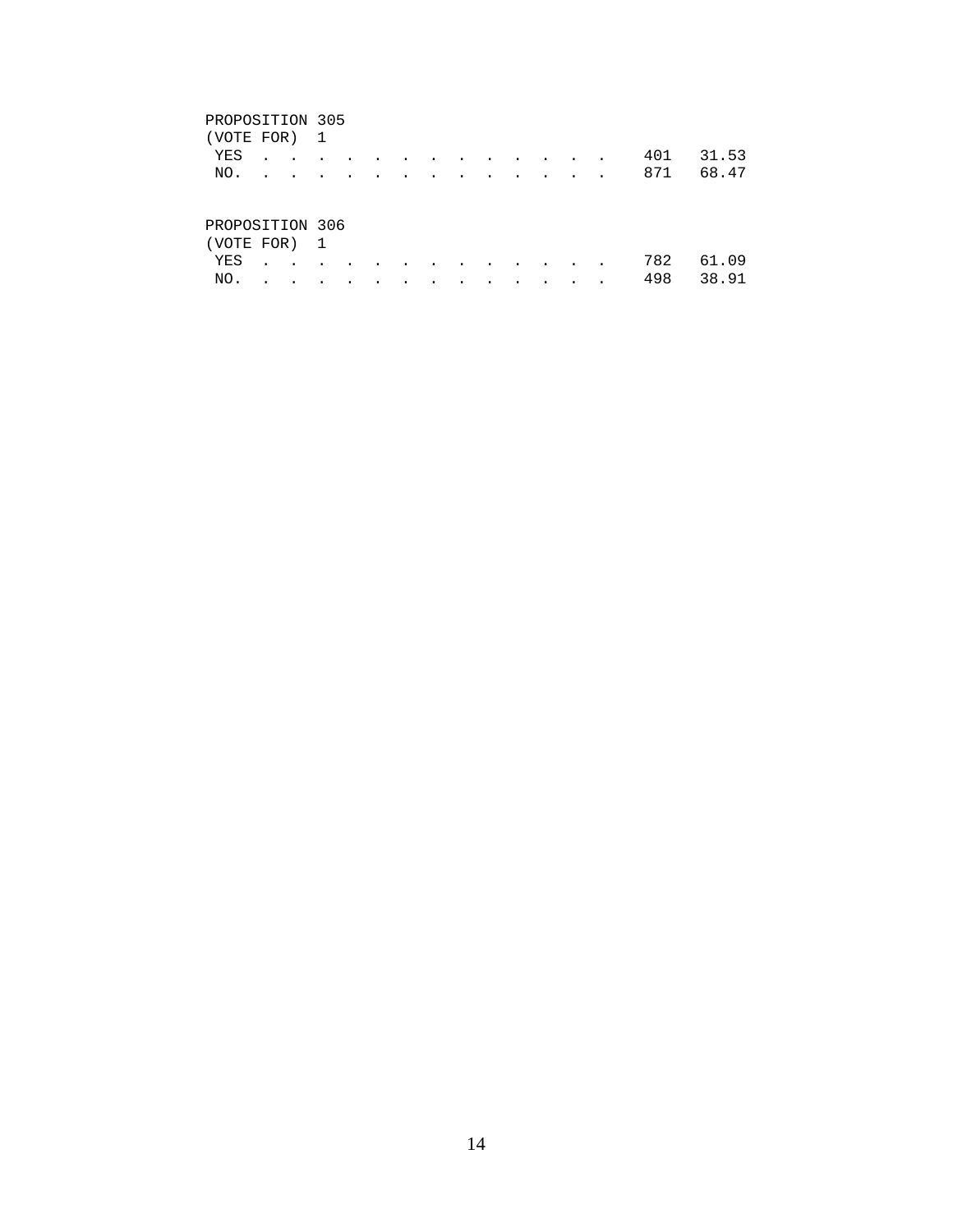PROPOSITION 305
(VOTE FOR) 1

| | | |
|---|---|---|
| YES | 401 | 31.53 |
| NO. | 871 | 68.47 |

PROPOSITION 306
(VOTE FOR) 1

| | | |
|---|---|---|
| YES | 782 | 61.09 |
| NO. | 498 | 38.91 |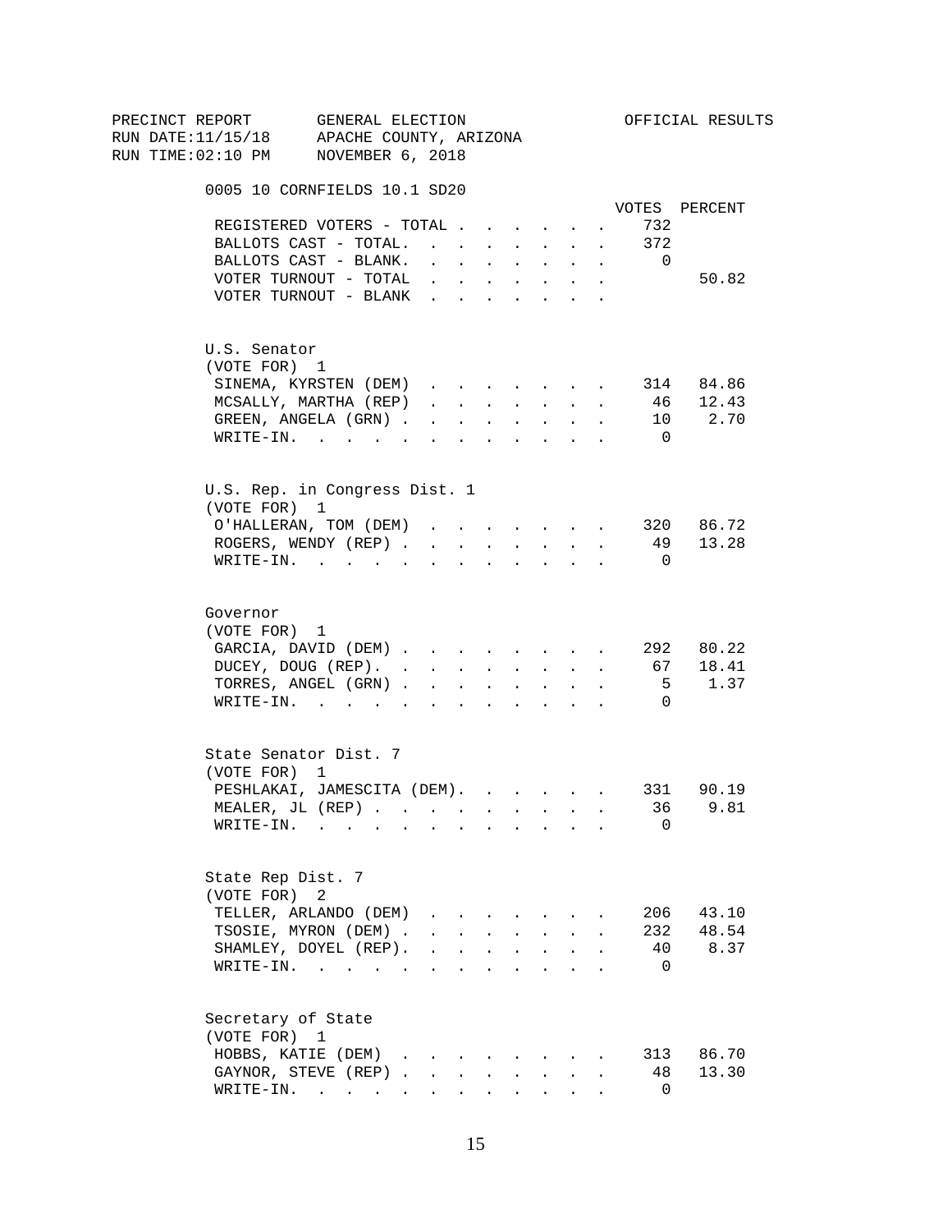PRECINCT REPORT GENERAL ELECTION OFFICIAL RESULTS
RUN DATE:11/15/18 APACHE COUNTY, ARIZONA
RUN TIME:02:10 PM NOVEMBER 6, 2018

## 0005 10 CORNFIELDS 10.1 SD20

| | VOTES | PERCENT |
|---|---|---|
| REGISTERED VOTERS - TOTAL | 732 | |
| BALLOTS CAST - TOTAL. | 372 | |
| BALLOTS CAST - BLANK. | 0 | |
| VOTER TURNOUT - TOTAL | | 50.82 |
| VOTER TURNOUT - BLANK | | |

### U.S. Senator
(VOTE FOR) 1

| | VOTES | PERCENT |
|---|---|---|
| SINEMA, KYRSTEN (DEM) | 314 | 84.86 |
| MCSALLY, MARTHA (REP) | 46 | 12.43 |
| GREEN, ANGELA (GRN) | 10 | 2.70 |
| WRITE-IN. | 0 | |

### U.S. Rep. in Congress Dist. 1
(VOTE FOR) 1

| | VOTES | PERCENT |
|---|---|---|
| O'HALLERAN, TOM (DEM) | 320 | 86.72 |
| ROGERS, WENDY (REP) | 49 | 13.28 |
| WRITE-IN. | 0 | |

### Governor
(VOTE FOR) 1

| | VOTES | PERCENT |
|---|---|---|
| GARCIA, DAVID (DEM) | 292 | 80.22 |
| DUCEY, DOUG (REP). | 67 | 18.41 |
| TORRES, ANGEL (GRN) | 5 | 1.37 |
| WRITE-IN. | 0 | |

### State Senator Dist. 7
(VOTE FOR) 1

| | VOTES | PERCENT |
|---|---|---|
| PESHLAKAI, JAMESCITA (DEM). | 331 | 90.19 |
| MEALER, JL (REP) | 36 | 9.81 |
| WRITE-IN. | 0 | |

### State Rep Dist. 7
(VOTE FOR) 2

| | VOTES | PERCENT |
|---|---|---|
| TELLER, ARLANDO (DEM) | 206 | 43.10 |
| TSOSIE, MYRON (DEM) | 232 | 48.54 |
| SHAMLEY, DOYEL (REP). | 40 | 8.37 |
| WRITE-IN. | 0 | |

### Secretary of State
(VOTE FOR) 1

| | VOTES | PERCENT |
|---|---|---|
| HOBBS, KATIE (DEM) | 313 | 86.70 |
| GAYNOR, STEVE (REP) | 48 | 13.30 |
| WRITE-IN. | 0 | |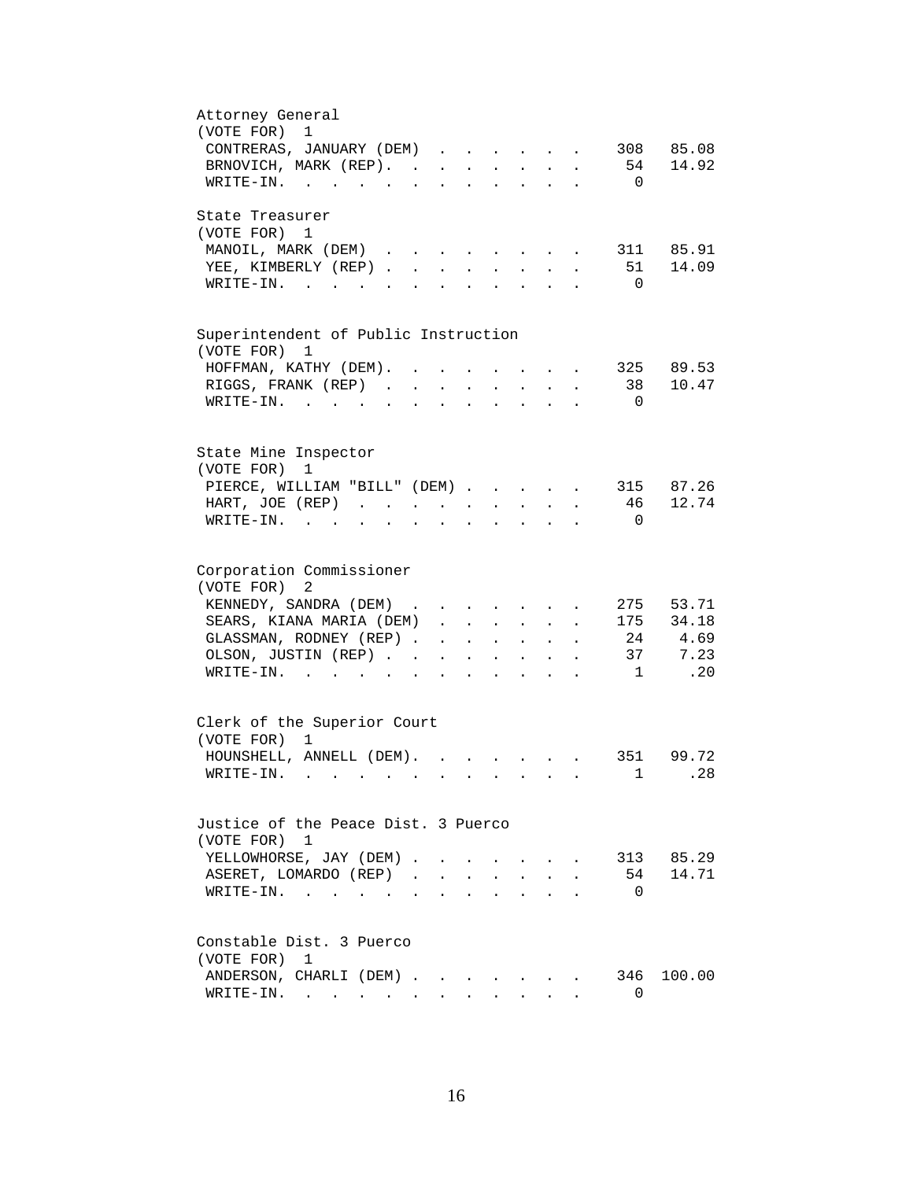Attorney General
(VOTE FOR) 1

| Candidate | Votes | Percent |
|---|---|---|
| CONTRERAS, JANUARY (DEM) | 308 | 85.08 |
| BRNOVICH, MARK (REP). | 54 | 14.92 |
| WRITE-IN. | 0 | |

State Treasurer
(VOTE FOR) 1

| Candidate | Votes | Percent |
|---|---|---|
| MANOIL, MARK (DEM) | 311 | 85.91 |
| YEE, KIMBERLY (REP) | 51 | 14.09 |
| WRITE-IN. | 0 | |

Superintendent of Public Instruction
(VOTE FOR) 1

| Candidate | Votes | Percent |
|---|---|---|
| HOFFMAN, KATHY (DEM). | 325 | 89.53 |
| RIGGS, FRANK (REP) | 38 | 10.47 |
| WRITE-IN. | 0 | |

State Mine Inspector
(VOTE FOR) 1

| Candidate | Votes | Percent |
|---|---|---|
| PIERCE, WILLIAM "BILL" (DEM) | 315 | 87.26 |
| HART, JOE (REP) | 46 | 12.74 |
| WRITE-IN. | 0 | |

Corporation Commissioner
(VOTE FOR) 2

| Candidate | Votes | Percent |
|---|---|---|
| KENNEDY, SANDRA (DEM) | 275 | 53.71 |
| SEARS, KIANA MARIA (DEM) | 175 | 34.18 |
| GLASSMAN, RODNEY (REP) | 24 | 4.69 |
| OLSON, JUSTIN (REP) | 37 | 7.23 |
| WRITE-IN. | 1 | .20 |

Clerk of the Superior Court
(VOTE FOR) 1

| Candidate | Votes | Percent |
|---|---|---|
| HOUNSHELL, ANNELL (DEM). | 351 | 99.72 |
| WRITE-IN. | 1 | .28 |

Justice of the Peace Dist. 3 Puerco
(VOTE FOR) 1

| Candidate | Votes | Percent |
|---|---|---|
| YELLOWHORSE, JAY (DEM) | 313 | 85.29 |
| ASERET, LOMARDO (REP) | 54 | 14.71 |
| WRITE-IN. | 0 | |

Constable Dist. 3 Puerco
(VOTE FOR) 1

| Candidate | Votes | Percent |
|---|---|---|
| ANDERSON, CHARLI (DEM) | 346 | 100.00 |
| WRITE-IN. | 0 | |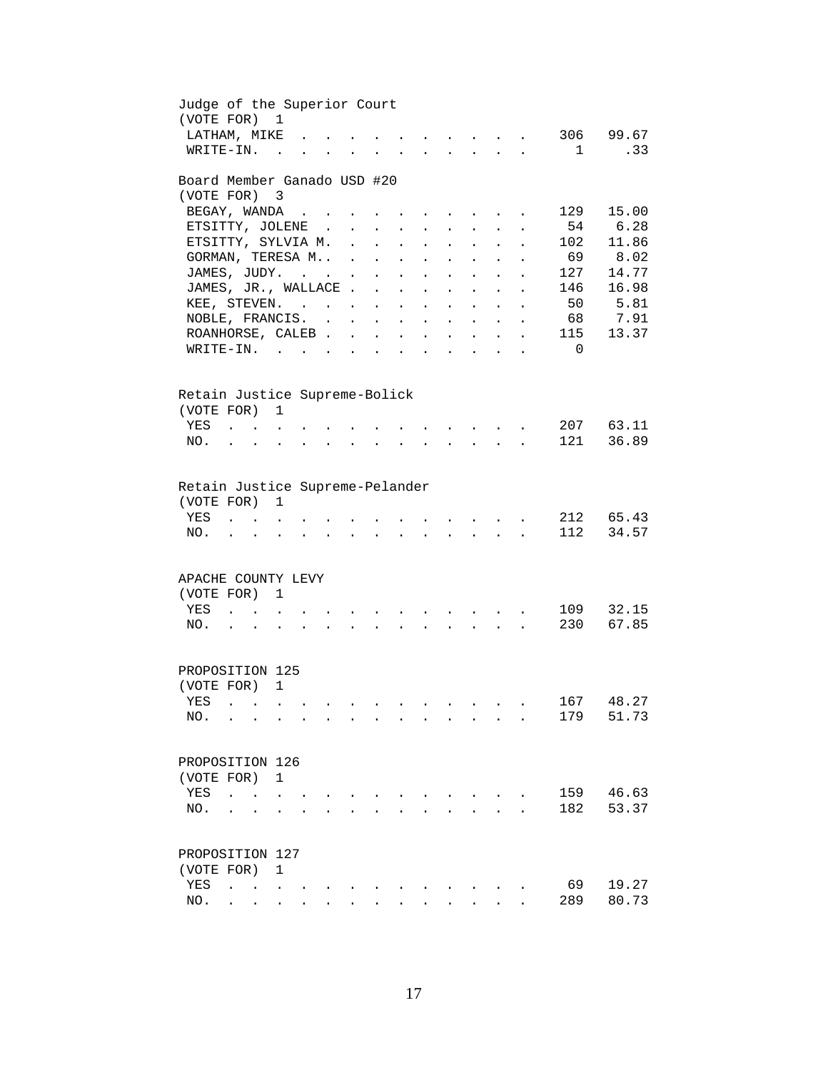## Judge of the Superior Court
(VOTE FOR) 1

| | | |
|---|---|---|
| LATHAM, MIKE | 306 | 99.67 |
| WRITE-IN. | 1 | .33 |

## Board Member Ganado USD #20
(VOTE FOR) 3

| | | |
|---|---|---|
| BEGAY, WANDA | 129 | 15.00 |
| ETSITTY, JOLENE | 54 | 6.28 |
| ETSITTY, SYLVIA M. | 102 | 11.86 |
| GORMAN, TERESA M.. | 69 | 8.02 |
| JAMES, JUDY. | 127 | 14.77 |
| JAMES, JR., WALLACE | 146 | 16.98 |
| KEE, STEVEN. | 50 | 5.81 |
| NOBLE, FRANCIS. | 68 | 7.91 |
| ROANHORSE, CALEB | 115 | 13.37 |
| WRITE-IN. | 0 | |

## Retain Justice Supreme-Bolick
(VOTE FOR) 1

| | | |
|---|---|---|
| YES | 207 | 63.11 |
| NO. | 121 | 36.89 |

## Retain Justice Supreme-Pelander
(VOTE FOR) 1

| | | |
|---|---|---|
| YES | 212 | 65.43 |
| NO. | 112 | 34.57 |

## APACHE COUNTY LEVY
(VOTE FOR) 1

| | | |
|---|---|---|
| YES | 109 | 32.15 |
| NO. | 230 | 67.85 |

## PROPOSITION 125
(VOTE FOR) 1

| | | |
|---|---|---|
| YES | 167 | 48.27 |
| NO. | 179 | 51.73 |

## PROPOSITION 126
(VOTE FOR) 1

| | | |
|---|---|---|
| YES | 159 | 46.63 |
| NO. | 182 | 53.37 |

## PROPOSITION 127
(VOTE FOR) 1

| | | |
|---|---|---|
| YES | 69 | 19.27 |
| NO. | 289 | 80.73 |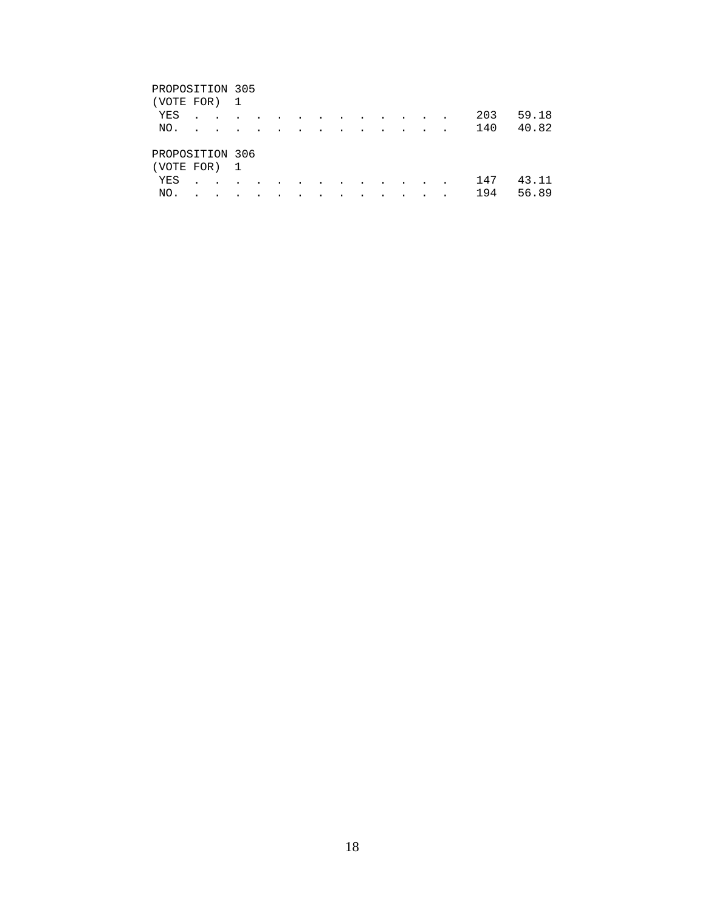PROPOSITION 305
(VOTE FOR) 1

| | | |
|---|---|---|
| YES . . . . . . . . . . . . . . | 203 | 59.18 |
| NO. . . . . . . . . . . . . . . | 140 | 40.82 |

PROPOSITION 306
(VOTE FOR) 1

| | | |
|---|---|---|
| YES . . . . . . . . . . . . . . | 147 | 43.11 |
| NO. . . . . . . . . . . . . . . | 194 | 56.89 |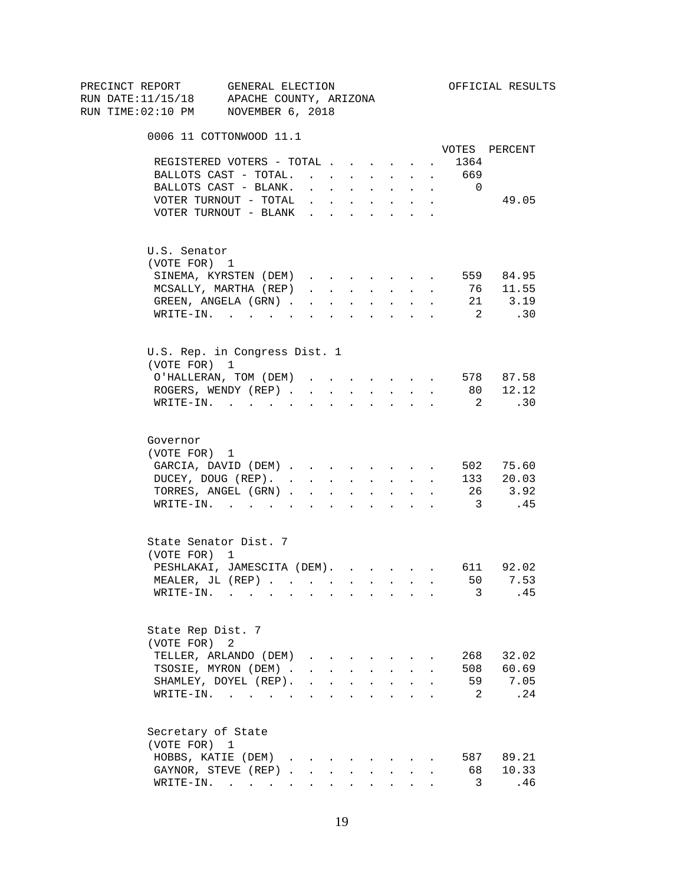PRECINCT REPORT GENERAL ELECTION OFFICIAL RESULTS
RUN DATE:11/15/18 APACHE COUNTY, ARIZONA
RUN TIME:02:10 PM NOVEMBER 6, 2018

## 0006 11 COTTONWOOD 11.1

| | VOTES | PERCENT |
|---|---|---|
| REGISTERED VOTERS - TOTAL | 1364 | |
| BALLOTS CAST - TOTAL. | 669 | |
| BALLOTS CAST - BLANK. | 0 | |
| VOTER TURNOUT - TOTAL | | 49.05 |
| VOTER TURNOUT - BLANK | | |

### U.S. Senator
(VOTE FOR) 1

| | VOTES | PERCENT |
|---|---|---|
| SINEMA, KYRSTEN (DEM) | 559 | 84.95 |
| MCSALLY, MARTHA (REP) | 76 | 11.55 |
| GREEN, ANGELA (GRN) | 21 | 3.19 |
| WRITE-IN. | 2 | .30 |

### U.S. Rep. in Congress Dist. 1
(VOTE FOR) 1

| | VOTES | PERCENT |
|---|---|---|
| O'HALLERAN, TOM (DEM) | 578 | 87.58 |
| ROGERS, WENDY (REP) | 80 | 12.12 |
| WRITE-IN. | 2 | .30 |

### Governor
(VOTE FOR) 1

| | VOTES | PERCENT |
|---|---|---|
| GARCIA, DAVID (DEM) | 502 | 75.60 |
| DUCEY, DOUG (REP). | 133 | 20.03 |
| TORRES, ANGEL (GRN) | 26 | 3.92 |
| WRITE-IN. | 3 | .45 |

### State Senator Dist. 7
(VOTE FOR) 1

| | VOTES | PERCENT |
|---|---|---|
| PESHLAKAI, JAMESCITA (DEM). | 611 | 92.02 |
| MEALER, JL (REP) | 50 | 7.53 |
| WRITE-IN. | 3 | .45 |

### State Rep Dist. 7
(VOTE FOR) 2

| | VOTES | PERCENT |
|---|---|---|
| TELLER, ARLANDO (DEM) | 268 | 32.02 |
| TSOSIE, MYRON (DEM) | 508 | 60.69 |
| SHAMLEY, DOYEL (REP). | 59 | 7.05 |
| WRITE-IN. | 2 | .24 |

### Secretary of State
(VOTE FOR) 1

| | VOTES | PERCENT |
|---|---|---|
| HOBBS, KATIE (DEM) | 587 | 89.21 |
| GAYNOR, STEVE (REP) | 68 | 10.33 |
| WRITE-IN. | 3 | .46 |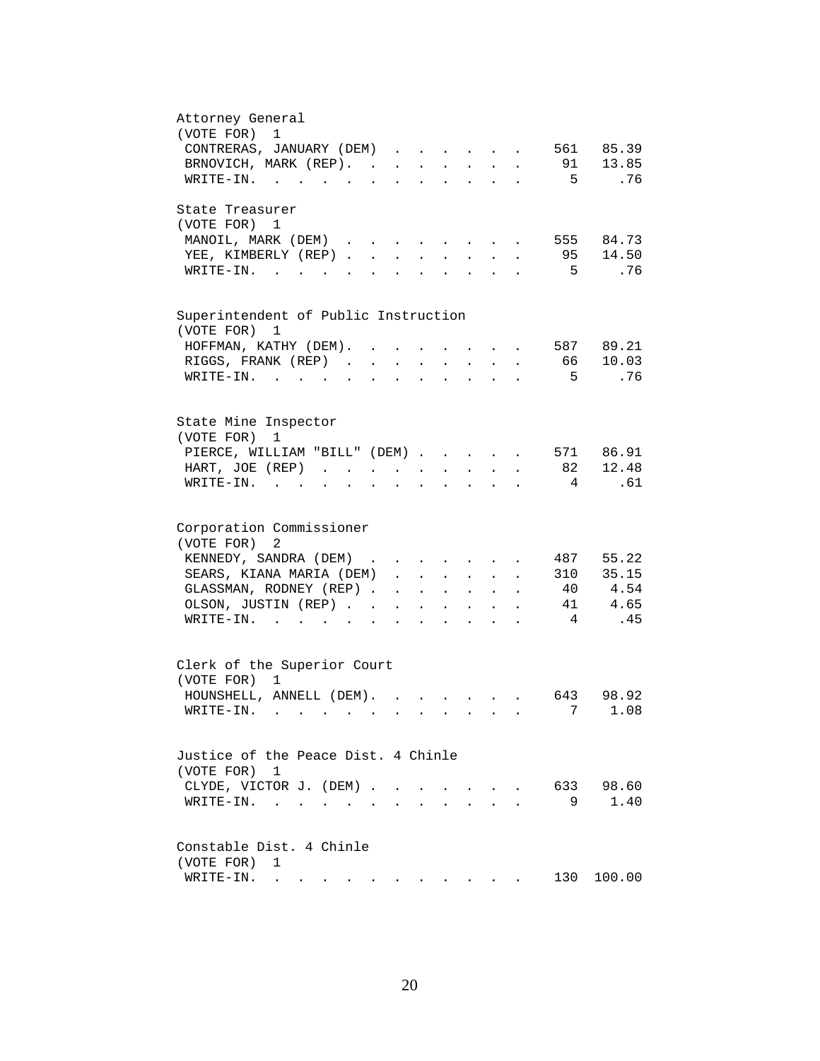## Attorney General

(VOTE FOR) 1

| Candidate | Votes | Percent |
|---|---|---|
| CONTRERAS, JANUARY (DEM) | 561 | 85.39 |
| BRNOVICH, MARK (REP) | 91 | 13.85 |
| WRITE-IN | 5 | .76 |

## State Treasurer

(VOTE FOR) 1

| Candidate | Votes | Percent |
|---|---|---|
| MANOIL, MARK (DEM) | 555 | 84.73 |
| YEE, KIMBERLY (REP) | 95 | 14.50 |
| WRITE-IN | 5 | .76 |

## Superintendent of Public Instruction

(VOTE FOR) 1

| Candidate | Votes | Percent |
|---|---|---|
| HOFFMAN, KATHY (DEM) | 587 | 89.21 |
| RIGGS, FRANK (REP) | 66 | 10.03 |
| WRITE-IN | 5 | .76 |

## State Mine Inspector

(VOTE FOR) 1

| Candidate | Votes | Percent |
|---|---|---|
| PIERCE, WILLIAM "BILL" (DEM) | 571 | 86.91 |
| HART, JOE (REP) | 82 | 12.48 |
| WRITE-IN | 4 | .61 |

## Corporation Commissioner

(VOTE FOR) 2

| Candidate | Votes | Percent |
|---|---|---|
| KENNEDY, SANDRA (DEM) | 487 | 55.22 |
| SEARS, KIANA MARIA (DEM) | 310 | 35.15 |
| GLASSMAN, RODNEY (REP) | 40 | 4.54 |
| OLSON, JUSTIN (REP) | 41 | 4.65 |
| WRITE-IN | 4 | .45 |

## Clerk of the Superior Court

(VOTE FOR) 1

| Candidate | Votes | Percent |
|---|---|---|
| HOUNSHELL, ANNELL (DEM) | 643 | 98.92 |
| WRITE-IN | 7 | 1.08 |

## Justice of the Peace Dist. 4 Chinle

(VOTE FOR) 1

| Candidate | Votes | Percent |
|---|---|---|
| CLYDE, VICTOR J. (DEM) | 633 | 98.60 |
| WRITE-IN | 9 | 1.40 |

## Constable Dist. 4 Chinle

(VOTE FOR) 1

| Candidate | Votes | Percent |
|---|---|---|
| WRITE-IN | 130 | 100.00 |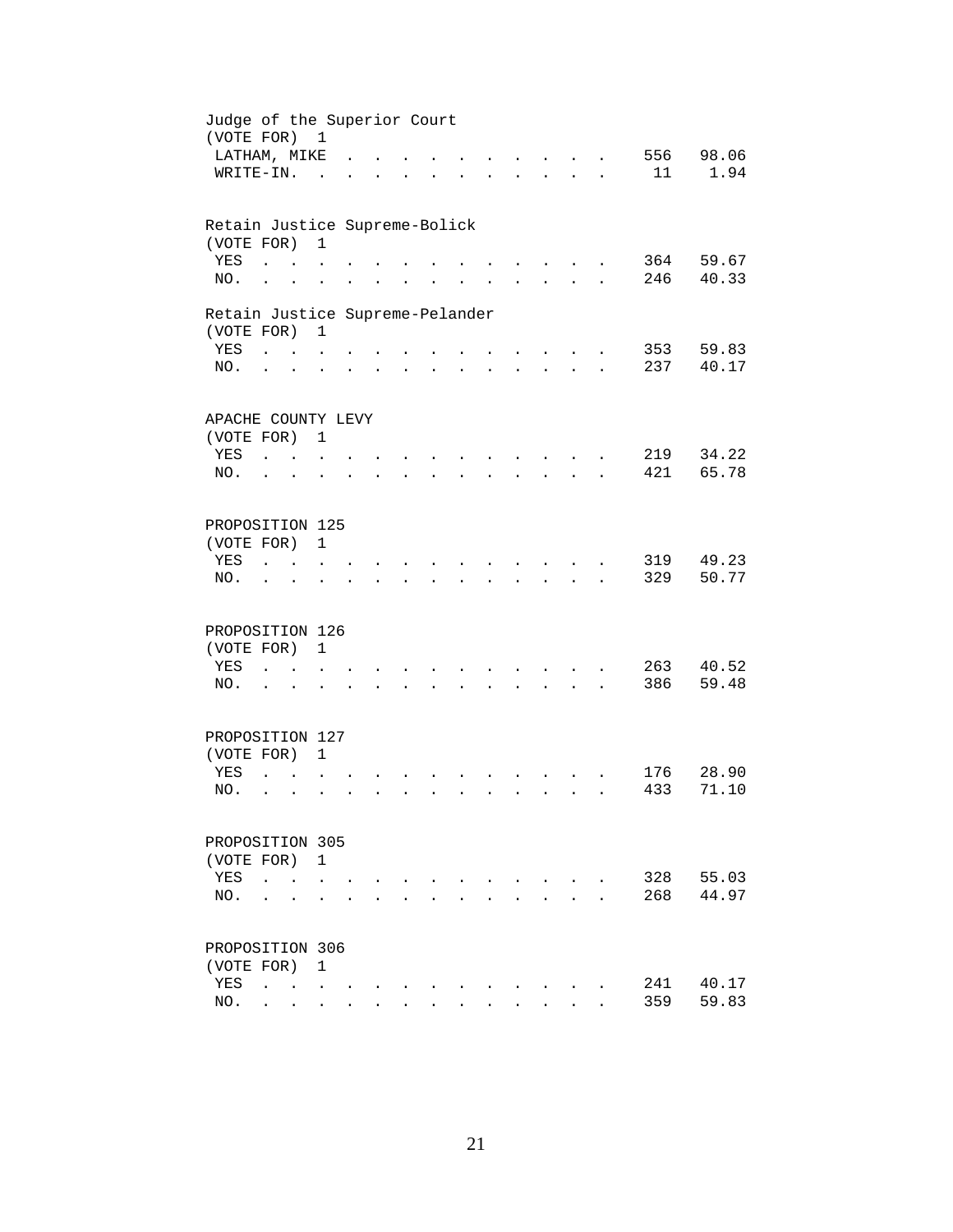Judge of the Superior Court
(VOTE FOR) 1

| | | |
|---|---|---|
| LATHAM, MIKE | 556 | 98.06 |
| WRITE-IN. | 11 | 1.94 |

Retain Justice Supreme-Bolick
(VOTE FOR) 1

| | | |
|---|---|---|
| YES | 364 | 59.67 |
| NO. | 246 | 40.33 |

Retain Justice Supreme-Pelander
(VOTE FOR) 1

| | | |
|---|---|---|
| YES | 353 | 59.83 |
| NO. | 237 | 40.17 |

APACHE COUNTY LEVY
(VOTE FOR) 1

| | | |
|---|---|---|
| YES | 219 | 34.22 |
| NO. | 421 | 65.78 |

PROPOSITION 125
(VOTE FOR) 1

| | | |
|---|---|---|
| YES | 319 | 49.23 |
| NO. | 329 | 50.77 |

PROPOSITION 126
(VOTE FOR) 1

| | | |
|---|---|---|
| YES | 263 | 40.52 |
| NO. | 386 | 59.48 |

PROPOSITION 127
(VOTE FOR) 1

| | | |
|---|---|---|
| YES | 176 | 28.90 |
| NO. | 433 | 71.10 |

PROPOSITION 305
(VOTE FOR) 1

| | | |
|---|---|---|
| YES | 328 | 55.03 |
| NO. | 268 | 44.97 |

PROPOSITION 306
(VOTE FOR) 1

| | | |
|---|---|---|
| YES | 241 | 40.17 |
| NO. | 359 | 59.83 |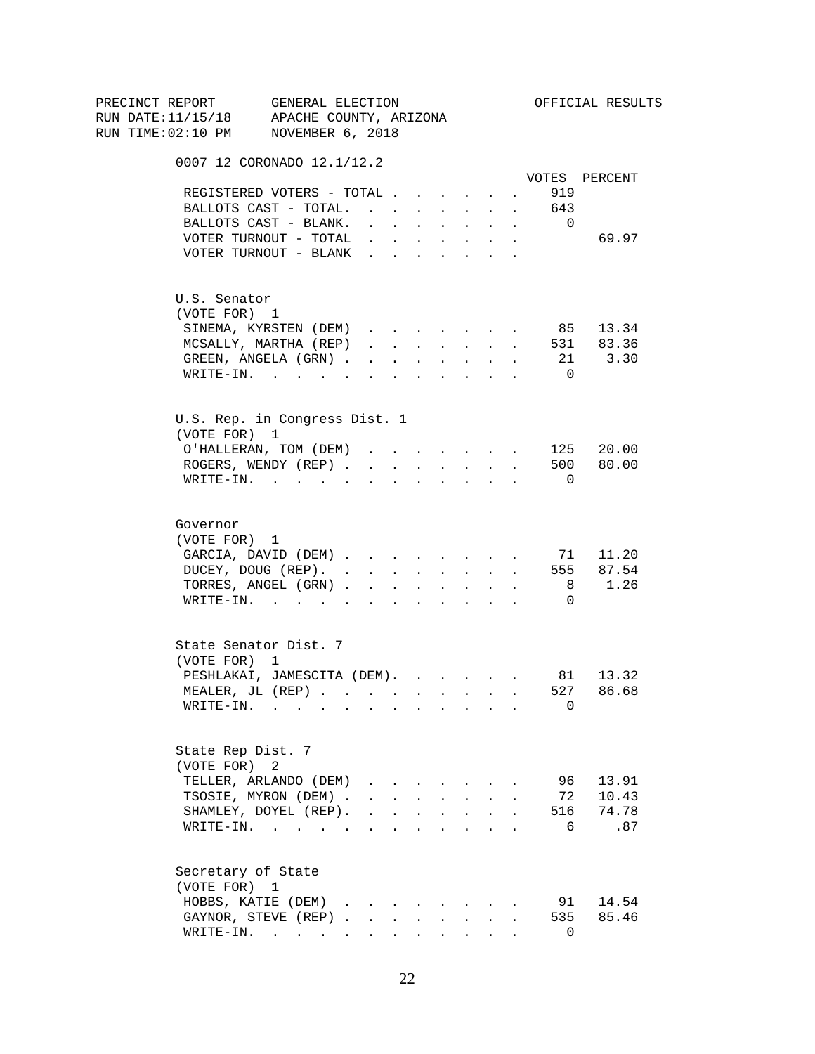PRECINCT REPORT GENERAL ELECTION OFFICIAL RESULTS
RUN DATE:11/15/18 APACHE COUNTY, ARIZONA
RUN TIME:02:10 PM NOVEMBER 6, 2018

0007 12 CORONADO 12.1/12.2

| | VOTES | PERCENT |
|---|---|---|
| REGISTERED VOTERS - TOTAL | 919 | |
| BALLOTS CAST - TOTAL. | 643 | |
| BALLOTS CAST - BLANK. | 0 | |
| VOTER TURNOUT - TOTAL | | 69.97 |
| VOTER TURNOUT - BLANK | | |

U.S. Senator
(VOTE FOR) 1

| | VOTES | PERCENT |
|---|---|---|
| SINEMA, KYRSTEN (DEM) | 85 | 13.34 |
| MCSALLY, MARTHA (REP) | 531 | 83.36 |
| GREEN, ANGELA (GRN) | 21 | 3.30 |
| WRITE-IN. | 0 | |

U.S. Rep. in Congress Dist. 1
(VOTE FOR) 1

| | VOTES | PERCENT |
|---|---|---|
| O'HALLERAN, TOM (DEM) | 125 | 20.00 |
| ROGERS, WENDY (REP) | 500 | 80.00 |
| WRITE-IN. | 0 | |

Governor
(VOTE FOR) 1

| | VOTES | PERCENT |
|---|---|---|
| GARCIA, DAVID (DEM) | 71 | 11.20 |
| DUCEY, DOUG (REP). | 555 | 87.54 |
| TORRES, ANGEL (GRN) | 8 | 1.26 |
| WRITE-IN. | 0 | |

State Senator Dist. 7
(VOTE FOR) 1

| | VOTES | PERCENT |
|---|---|---|
| PESHLAKAI, JAMESCITA (DEM). | 81 | 13.32 |
| MEALER, JL (REP) | 527 | 86.68 |
| WRITE-IN. | 0 | |

State Rep Dist. 7
(VOTE FOR) 2

| | VOTES | PERCENT |
|---|---|---|
| TELLER, ARLANDO (DEM) | 96 | 13.91 |
| TSOSIE, MYRON (DEM) | 72 | 10.43 |
| SHAMLEY, DOYEL (REP). | 516 | 74.78 |
| WRITE-IN. | 6 | .87 |

Secretary of State
(VOTE FOR) 1

| | VOTES | PERCENT |
|---|---|---|
| HOBBS, KATIE (DEM) | 91 | 14.54 |
| GAYNOR, STEVE (REP) | 535 | 85.46 |
| WRITE-IN. | 0 | |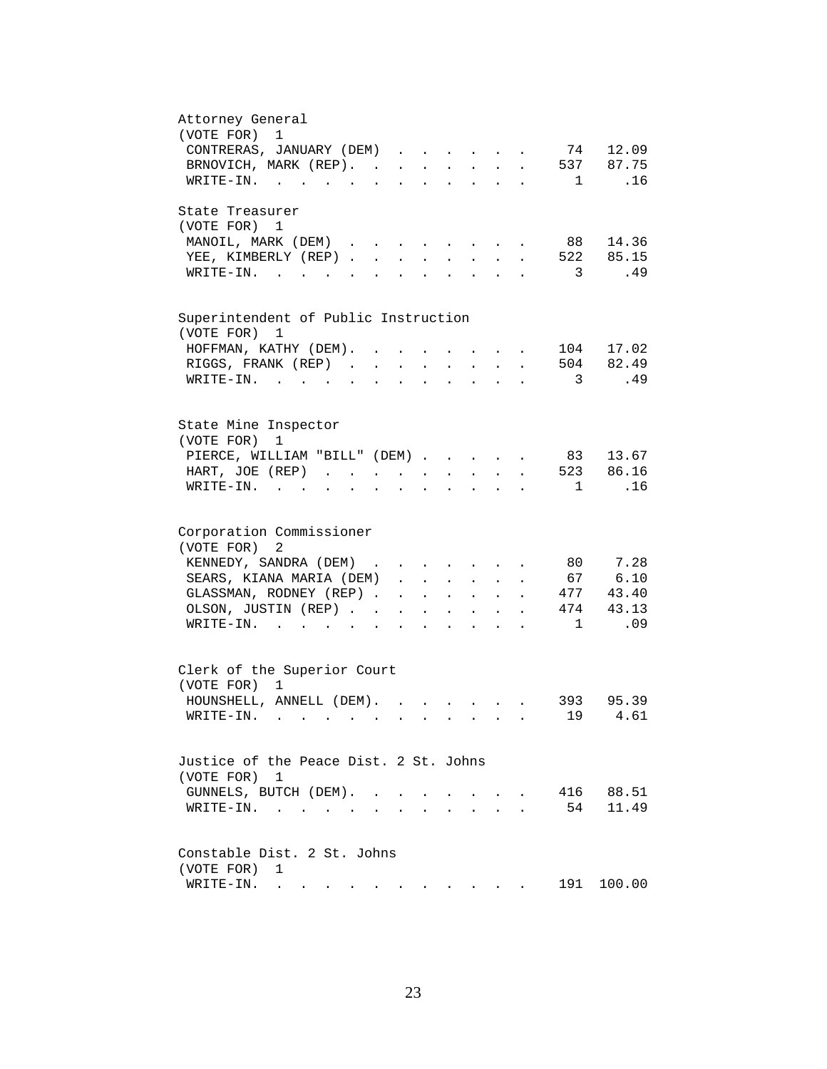## Attorney General

(VOTE FOR) 1

| Candidate | Votes | Percent |
|---|---|---|
| CONTRERAS, JANUARY (DEM) | 74 | 12.09 |
| BRNOVICH, MARK (REP) | 537 | 87.75 |
| WRITE-IN | 1 | .16 |

## State Treasurer

(VOTE FOR) 1

| Candidate | Votes | Percent |
|---|---|---|
| MANOIL, MARK (DEM) | 88 | 14.36 |
| YEE, KIMBERLY (REP) | 522 | 85.15 |
| WRITE-IN | 3 | .49 |

## Superintendent of Public Instruction

(VOTE FOR) 1

| Candidate | Votes | Percent |
|---|---|---|
| HOFFMAN, KATHY (DEM) | 104 | 17.02 |
| RIGGS, FRANK (REP) | 504 | 82.49 |
| WRITE-IN | 3 | .49 |

## State Mine Inspector

(VOTE FOR) 1

| Candidate | Votes | Percent |
|---|---|---|
| PIERCE, WILLIAM "BILL" (DEM) | 83 | 13.67 |
| HART, JOE (REP) | 523 | 86.16 |
| WRITE-IN | 1 | .16 |

## Corporation Commissioner

(VOTE FOR) 2

| Candidate | Votes | Percent |
|---|---|---|
| KENNEDY, SANDRA (DEM) | 80 | 7.28 |
| SEARS, KIANA MARIA (DEM) | 67 | 6.10 |
| GLASSMAN, RODNEY (REP) | 477 | 43.40 |
| OLSON, JUSTIN (REP) | 474 | 43.13 |
| WRITE-IN | 1 | .09 |

## Clerk of the Superior Court

(VOTE FOR) 1

| Candidate | Votes | Percent |
|---|---|---|
| HOUNSHELL, ANNELL (DEM) | 393 | 95.39 |
| WRITE-IN | 19 | 4.61 |

## Justice of the Peace Dist. 2 St. Johns

(VOTE FOR) 1

| Candidate | Votes | Percent |
|---|---|---|
| GUNNELS, BUTCH (DEM) | 416 | 88.51 |
| WRITE-IN | 54 | 11.49 |

## Constable Dist. 2 St. Johns

(VOTE FOR) 1

| Candidate | Votes | Percent |
|---|---|---|
| WRITE-IN | 191 | 100.00 |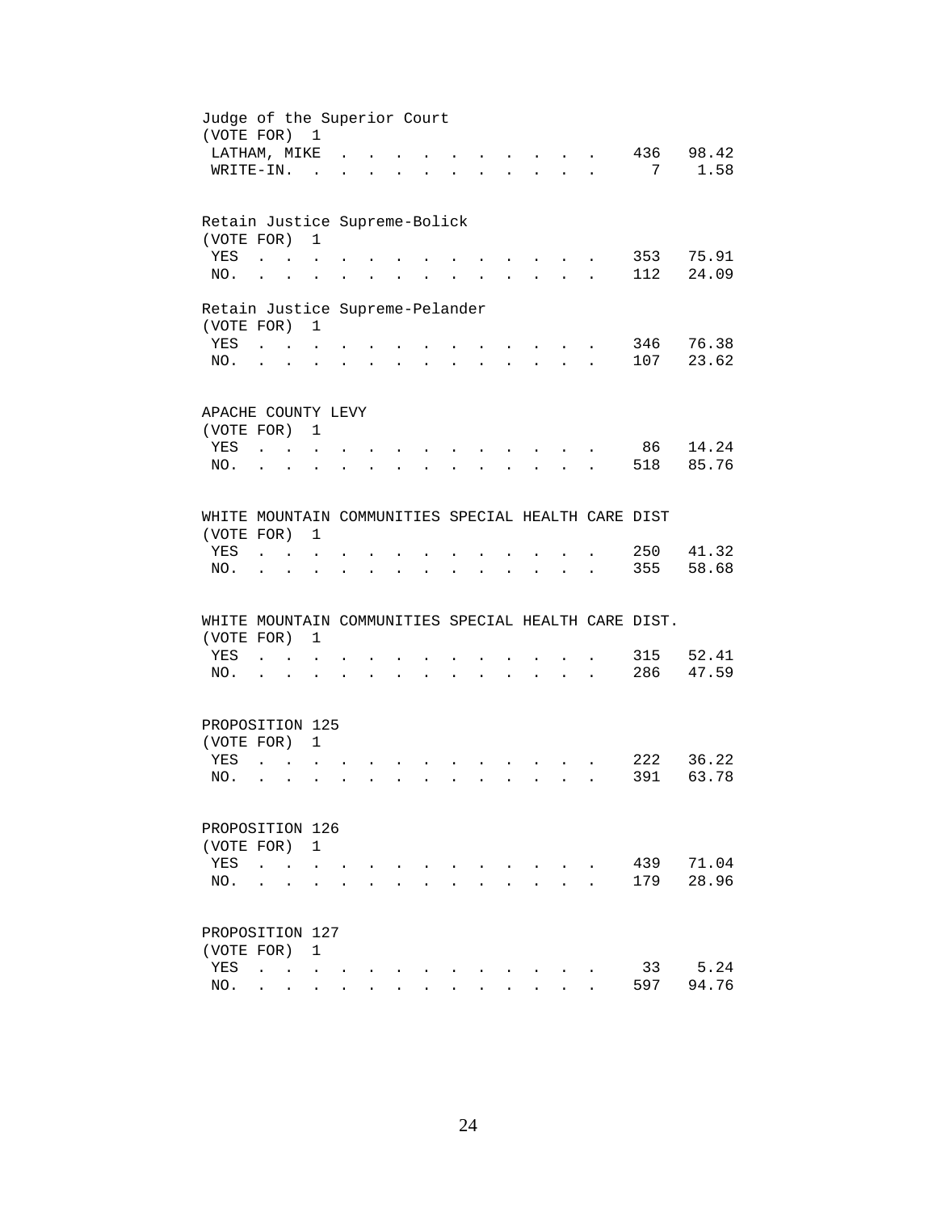Judge of the Superior Court
(VOTE FOR) 1

| | | |
|---|---|---|
| LATHAM, MIKE | 436 | 98.42 |
| WRITE-IN. | 7 | 1.58 |

Retain Justice Supreme-Bolick
(VOTE FOR) 1

| | | |
|---|---|---|
| YES | 353 | 75.91 |
| NO. | 112 | 24.09 |

Retain Justice Supreme-Pelander
(VOTE FOR) 1

| | | |
|---|---|---|
| YES | 346 | 76.38 |
| NO. | 107 | 23.62 |

APACHE COUNTY LEVY
(VOTE FOR) 1

| | | |
|---|---|---|
| YES | 86 | 14.24 |
| NO. | 518 | 85.76 |

WHITE MOUNTAIN COMMUNITIES SPECIAL HEALTH CARE DIST
(VOTE FOR) 1

| | | |
|---|---|---|
| YES | 250 | 41.32 |
| NO. | 355 | 58.68 |

WHITE MOUNTAIN COMMUNITIES SPECIAL HEALTH CARE DIST.
(VOTE FOR) 1

| | | |
|---|---|---|
| YES | 315 | 52.41 |
| NO. | 286 | 47.59 |

PROPOSITION 125
(VOTE FOR) 1

| | | |
|---|---|---|
| YES | 222 | 36.22 |
| NO. | 391 | 63.78 |

PROPOSITION 126
(VOTE FOR) 1

| | | |
|---|---|---|
| YES | 439 | 71.04 |
| NO. | 179 | 28.96 |

PROPOSITION 127
(VOTE FOR) 1

| | | |
|---|---|---|
| YES | 33 | 5.24 |
| NO. | 597 | 94.76 |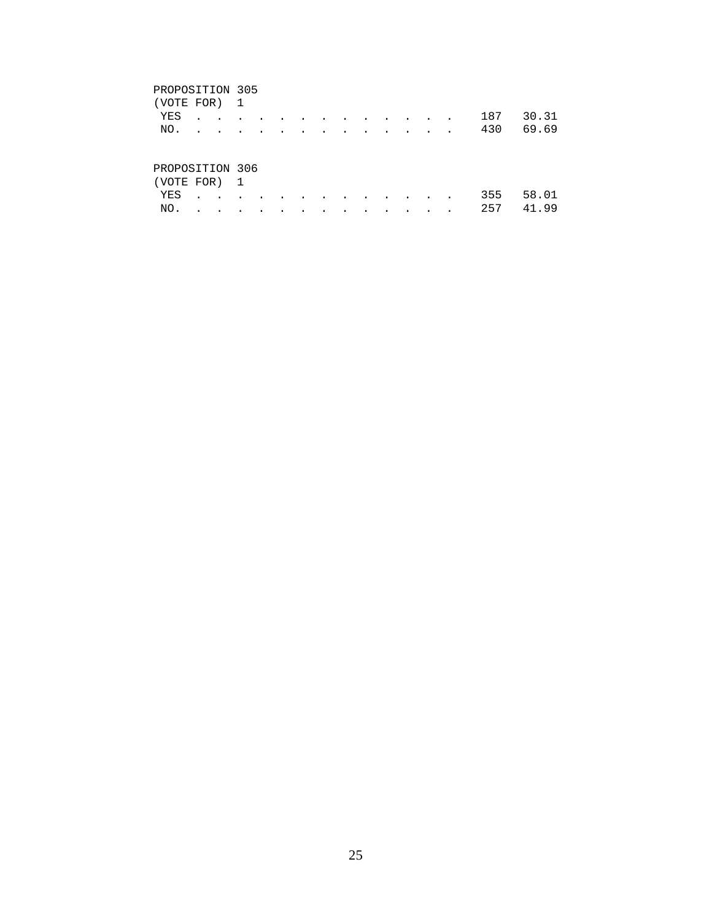PROPOSITION 305
(VOTE FOR) 1

| | | |
|---|---|---|
| YES | 187 | 30.31 |
| NO. | 430 | 69.69 |

PROPOSITION 306
(VOTE FOR) 1

| | | |
|---|---|---|
| YES | 355 | 58.01 |
| NO. | 257 | 41.99 |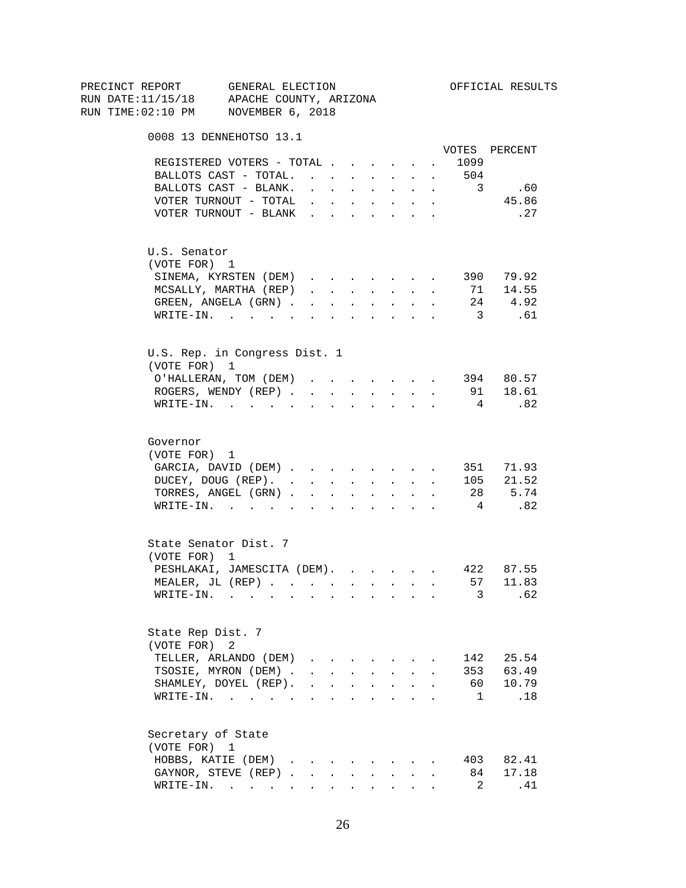PRECINCT REPORT GENERAL ELECTION OFFICIAL RESULTS
RUN DATE:11/15/18 APACHE COUNTY, ARIZONA
RUN TIME:02:10 PM NOVEMBER 6, 2018

## 0008 13 DENNEHOTSO 13.1

| | VOTES | PERCENT |
|---|---|---|
| REGISTERED VOTERS - TOTAL | 1099 | |
| BALLOTS CAST - TOTAL. | 504 | |
| BALLOTS CAST - BLANK. | 3 | .60 |
| VOTER TURNOUT - TOTAL | | 45.86 |
| VOTER TURNOUT - BLANK | | .27 |

### U.S. Senator
(VOTE FOR) 1

| | VOTES | PERCENT |
|---|---|---|
| SINEMA, KYRSTEN (DEM) | 390 | 79.92 |
| MCSALLY, MARTHA (REP) | 71 | 14.55 |
| GREEN, ANGELA (GRN) | 24 | 4.92 |
| WRITE-IN. | 3 | .61 |

### U.S. Rep. in Congress Dist. 1
(VOTE FOR) 1

| | VOTES | PERCENT |
|---|---|---|
| O'HALLERAN, TOM (DEM) | 394 | 80.57 |
| ROGERS, WENDY (REP) | 91 | 18.61 |
| WRITE-IN. | 4 | .82 |

### Governor
(VOTE FOR) 1

| | VOTES | PERCENT |
|---|---|---|
| GARCIA, DAVID (DEM) | 351 | 71.93 |
| DUCEY, DOUG (REP). | 105 | 21.52 |
| TORRES, ANGEL (GRN) | 28 | 5.74 |
| WRITE-IN. | 4 | .82 |

### State Senator Dist. 7
(VOTE FOR) 1

| | VOTES | PERCENT |
|---|---|---|
| PESHLAKAI, JAMESCITA (DEM). | 422 | 87.55 |
| MEALER, JL (REP) | 57 | 11.83 |
| WRITE-IN. | 3 | .62 |

### State Rep Dist. 7
(VOTE FOR) 2

| | VOTES | PERCENT |
|---|---|---|
| TELLER, ARLANDO (DEM) | 142 | 25.54 |
| TSOSIE, MYRON (DEM) | 353 | 63.49 |
| SHAMLEY, DOYEL (REP). | 60 | 10.79 |
| WRITE-IN. | 1 | .18 |

### Secretary of State
(VOTE FOR) 1

| | VOTES | PERCENT |
|---|---|---|
| HOBBS, KATIE (DEM) | 403 | 82.41 |
| GAYNOR, STEVE (REP) | 84 | 17.18 |
| WRITE-IN. | 2 | .41 |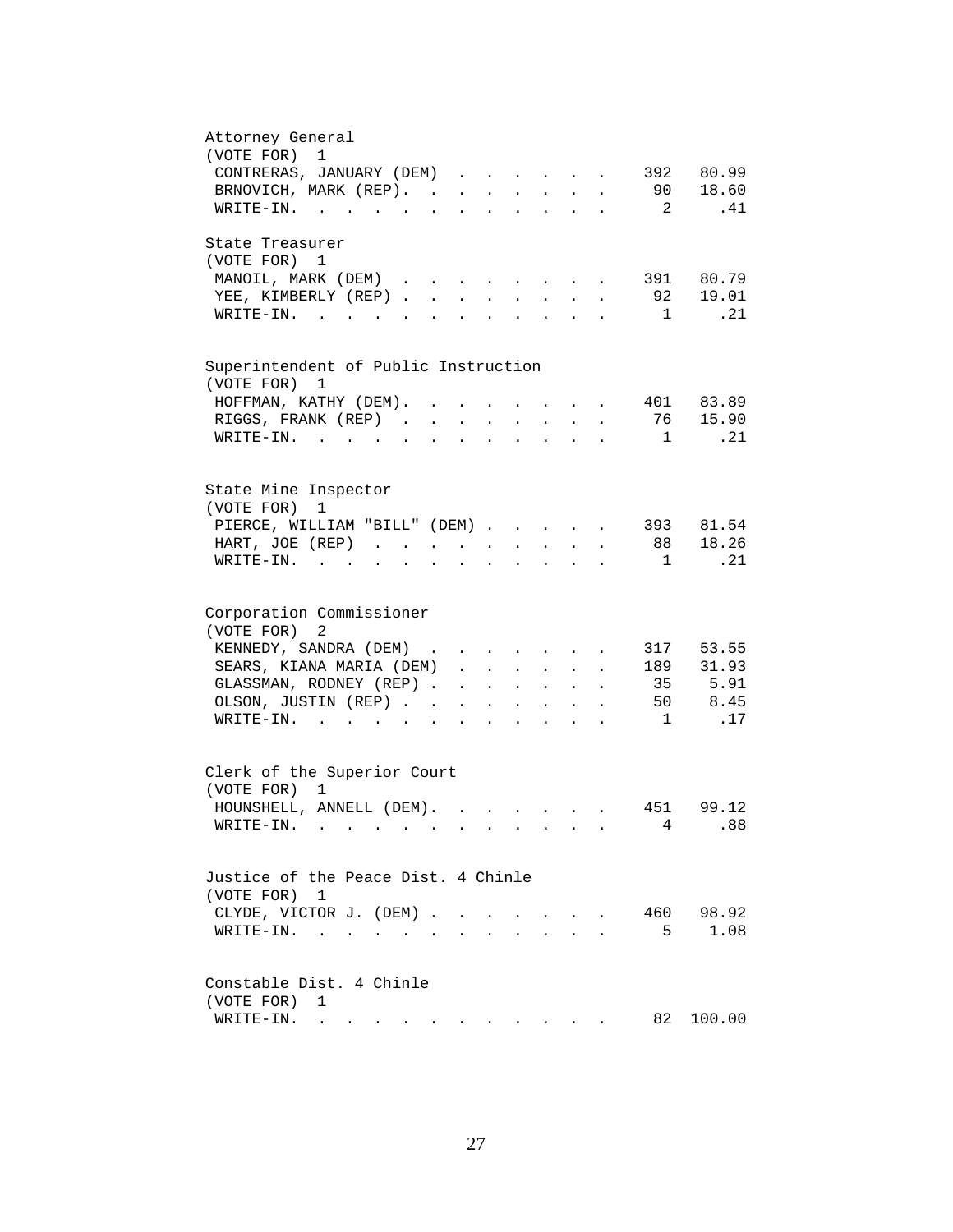## Attorney General

(VOTE FOR) 1

| Candidate | Votes | Percent |
|---|---|---|
| CONTRERAS, JANUARY (DEM) | 392 | 80.99 |
| BRNOVICH, MARK (REP). | 90 | 18.60 |
| WRITE-IN. | 2 | .41 |

## State Treasurer

(VOTE FOR) 1

| Candidate | Votes | Percent |
|---|---|---|
| MANOIL, MARK (DEM) | 391 | 80.79 |
| YEE, KIMBERLY (REP) | 92 | 19.01 |
| WRITE-IN. | 1 | .21 |

## Superintendent of Public Instruction

(VOTE FOR) 1

| Candidate | Votes | Percent |
|---|---|---|
| HOFFMAN, KATHY (DEM). | 401 | 83.89 |
| RIGGS, FRANK (REP) | 76 | 15.90 |
| WRITE-IN. | 1 | .21 |

## State Mine Inspector

(VOTE FOR) 1

| Candidate | Votes | Percent |
|---|---|---|
| PIERCE, WILLIAM "BILL" (DEM) | 393 | 81.54 |
| HART, JOE (REP) | 88 | 18.26 |
| WRITE-IN. | 1 | .21 |

## Corporation Commissioner

(VOTE FOR) 2

| Candidate | Votes | Percent |
|---|---|---|
| KENNEDY, SANDRA (DEM) | 317 | 53.55 |
| SEARS, KIANA MARIA (DEM) | 189 | 31.93 |
| GLASSMAN, RODNEY (REP) | 35 | 5.91 |
| OLSON, JUSTIN (REP) | 50 | 8.45 |
| WRITE-IN. | 1 | .17 |

## Clerk of the Superior Court

(VOTE FOR) 1

| Candidate | Votes | Percent |
|---|---|---|
| HOUNSHELL, ANNELL (DEM). | 451 | 99.12 |
| WRITE-IN. | 4 | .88 |

## Justice of the Peace Dist. 4 Chinle

(VOTE FOR) 1

| Candidate | Votes | Percent |
|---|---|---|
| CLYDE, VICTOR J. (DEM) | 460 | 98.92 |
| WRITE-IN. | 5 | 1.08 |

## Constable Dist. 4 Chinle

(VOTE FOR) 1

| Candidate | Votes | Percent |
|---|---|---|
| WRITE-IN. | 82 | 100.00 |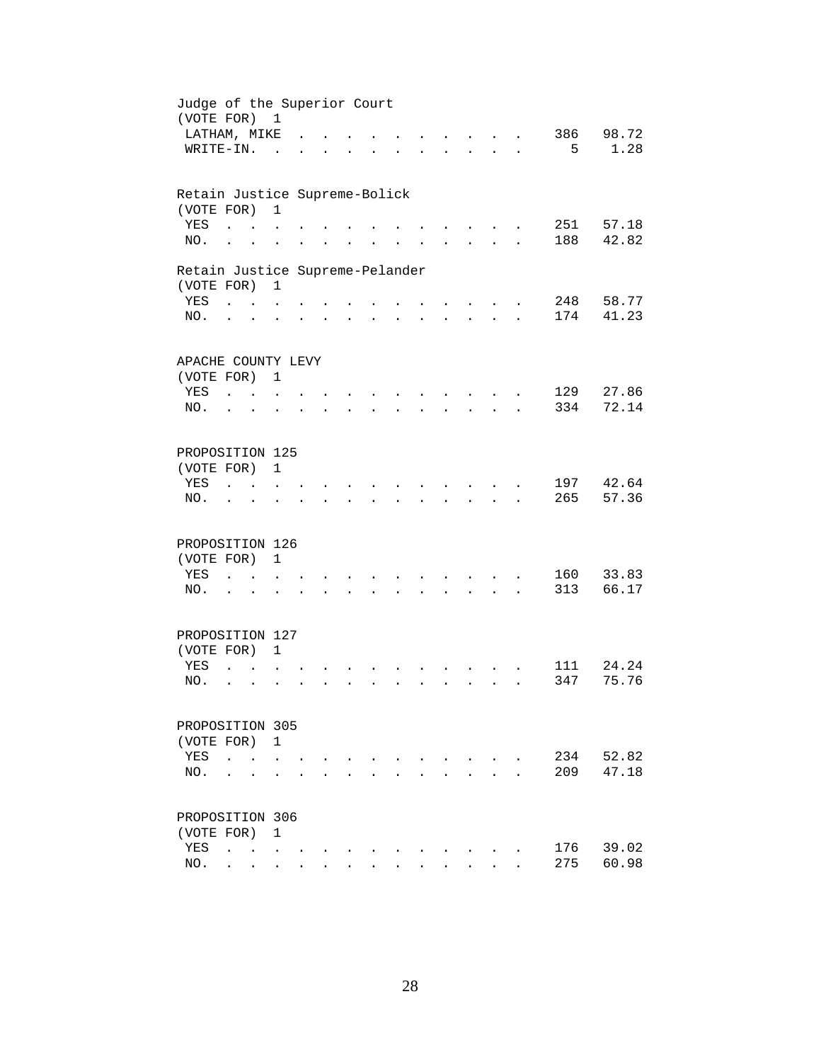## Judge of the Superior Court

(VOTE FOR) 1

| | Votes | Percent |
|---|---|---|
| LATHAM, MIKE | 386 | 98.72 |
| WRITE-IN. | 5 | 1.28 |

## Retain Justice Supreme-Bolick

(VOTE FOR) 1

| | Votes | Percent |
|---|---|---|
| YES | 251 | 57.18 |
| NO. | 188 | 42.82 |

## Retain Justice Supreme-Pelander

(VOTE FOR) 1

| | Votes | Percent |
|---|---|---|
| YES | 248 | 58.77 |
| NO. | 174 | 41.23 |

## APACHE COUNTY LEVY

(VOTE FOR) 1

| | Votes | Percent |
|---|---|---|
| YES | 129 | 27.86 |
| NO. | 334 | 72.14 |

## PROPOSITION 125

(VOTE FOR) 1

| | Votes | Percent |
|---|---|---|
| YES | 197 | 42.64 |
| NO. | 265 | 57.36 |

## PROPOSITION 126

(VOTE FOR) 1

| | Votes | Percent |
|---|---|---|
| YES | 160 | 33.83 |
| NO. | 313 | 66.17 |

## PROPOSITION 127

(VOTE FOR) 1

| | Votes | Percent |
|---|---|---|
| YES | 111 | 24.24 |
| NO. | 347 | 75.76 |

## PROPOSITION 305

(VOTE FOR) 1

| | Votes | Percent |
|---|---|---|
| YES | 234 | 52.82 |
| NO. | 209 | 47.18 |

## PROPOSITION 306

(VOTE FOR) 1

| | Votes | Percent |
|---|---|---|
| YES | 176 | 39.02 |
| NO. | 275 | 60.98 |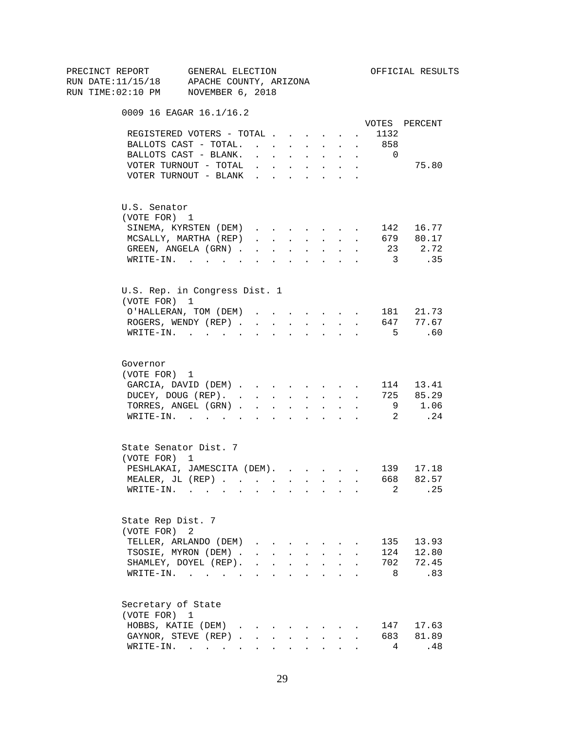PRECINCT REPORT GENERAL ELECTION OFFICIAL RESULTS
RUN DATE:11/15/18 APACHE COUNTY, ARIZONA
RUN TIME:02:10 PM NOVEMBER 6, 2018

0009 16 EAGAR 16.1/16.2

| | VOTES | PERCENT |
|---|---|---|
| REGISTERED VOTERS - TOTAL | 1132 | |
| BALLOTS CAST - TOTAL. | 858 | |
| BALLOTS CAST - BLANK. | 0 | |
| VOTER TURNOUT - TOTAL | | 75.80 |
| VOTER TURNOUT - BLANK | | |

U.S. Senator
(VOTE FOR) 1

| | VOTES | PERCENT |
|---|---|---|
| SINEMA, KYRSTEN (DEM) | 142 | 16.77 |
| MCSALLY, MARTHA (REP) | 679 | 80.17 |
| GREEN, ANGELA (GRN) | 23 | 2.72 |
| WRITE-IN. | 3 | .35 |

U.S. Rep. in Congress Dist. 1
(VOTE FOR) 1

| | VOTES | PERCENT |
|---|---|---|
| O'HALLERAN, TOM (DEM) | 181 | 21.73 |
| ROGERS, WENDY (REP) | 647 | 77.67 |
| WRITE-IN. | 5 | .60 |

Governor
(VOTE FOR) 1

| | VOTES | PERCENT |
|---|---|---|
| GARCIA, DAVID (DEM) | 114 | 13.41 |
| DUCEY, DOUG (REP). | 725 | 85.29 |
| TORRES, ANGEL (GRN) | 9 | 1.06 |
| WRITE-IN. | 2 | .24 |

State Senator Dist. 7
(VOTE FOR) 1

| | VOTES | PERCENT |
|---|---|---|
| PESHLAKAI, JAMESCITA (DEM). | 139 | 17.18 |
| MEALER, JL (REP) | 668 | 82.57 |
| WRITE-IN. | 2 | .25 |

State Rep Dist. 7
(VOTE FOR) 2

| | VOTES | PERCENT |
|---|---|---|
| TELLER, ARLANDO (DEM) | 135 | 13.93 |
| TSOSIE, MYRON (DEM) | 124 | 12.80 |
| SHAMLEY, DOYEL (REP). | 702 | 72.45 |
| WRITE-IN. | 8 | .83 |

Secretary of State
(VOTE FOR) 1

| | VOTES | PERCENT |
|---|---|---|
| HOBBS, KATIE (DEM) | 147 | 17.63 |
| GAYNOR, STEVE (REP) | 683 | 81.89 |
| WRITE-IN. | 4 | .48 |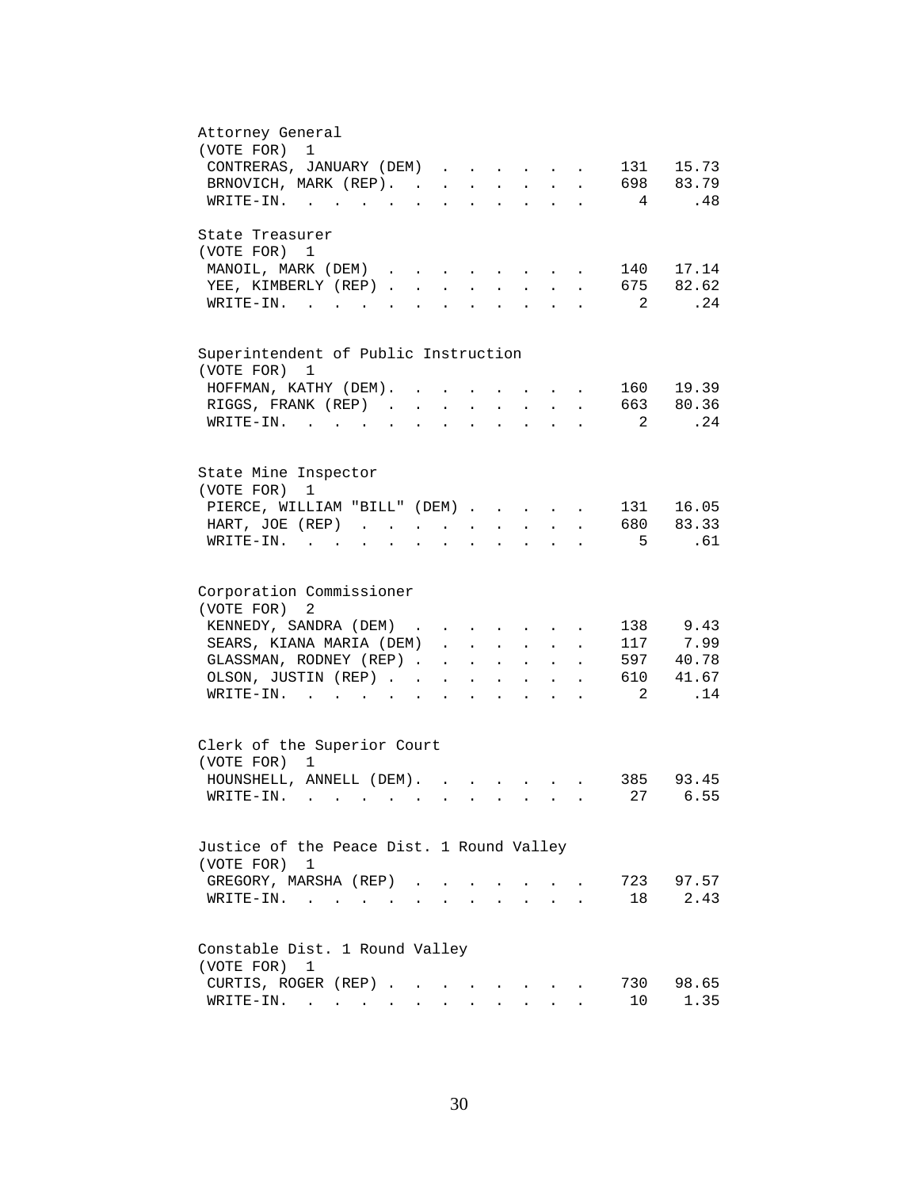Attorney General
(VOTE FOR) 1

| Candidate | Votes | Percent |
|---|---|---|
| CONTRERAS, JANUARY (DEM) | 131 | 15.73 |
| BRNOVICH, MARK (REP) | 698 | 83.79 |
| WRITE-IN. | 4 | .48 |

State Treasurer
(VOTE FOR) 1

| Candidate | Votes | Percent |
|---|---|---|
| MANOIL, MARK (DEM) | 140 | 17.14 |
| YEE, KIMBERLY (REP) | 675 | 82.62 |
| WRITE-IN. | 2 | .24 |

Superintendent of Public Instruction
(VOTE FOR) 1

| Candidate | Votes | Percent |
|---|---|---|
| HOFFMAN, KATHY (DEM) | 160 | 19.39 |
| RIGGS, FRANK (REP) | 663 | 80.36 |
| WRITE-IN. | 2 | .24 |

State Mine Inspector
(VOTE FOR) 1

| Candidate | Votes | Percent |
|---|---|---|
| PIERCE, WILLIAM "BILL" (DEM) | 131 | 16.05 |
| HART, JOE (REP) | 680 | 83.33 |
| WRITE-IN. | 5 | .61 |

Corporation Commissioner
(VOTE FOR) 2

| Candidate | Votes | Percent |
|---|---|---|
| KENNEDY, SANDRA (DEM) | 138 | 9.43 |
| SEARS, KIANA MARIA (DEM) | 117 | 7.99 |
| GLASSMAN, RODNEY (REP) | 597 | 40.78 |
| OLSON, JUSTIN (REP) | 610 | 41.67 |
| WRITE-IN. | 2 | .14 |

Clerk of the Superior Court
(VOTE FOR) 1

| Candidate | Votes | Percent |
|---|---|---|
| HOUNSHELL, ANNELL (DEM) | 385 | 93.45 |
| WRITE-IN. | 27 | 6.55 |

Justice of the Peace Dist. 1 Round Valley
(VOTE FOR) 1

| Candidate | Votes | Percent |
|---|---|---|
| GREGORY, MARSHA (REP) | 723 | 97.57 |
| WRITE-IN. | 18 | 2.43 |

Constable Dist. 1 Round Valley
(VOTE FOR) 1

| Candidate | Votes | Percent |
|---|---|---|
| CURTIS, ROGER (REP) | 730 | 98.65 |
| WRITE-IN. | 10 | 1.35 |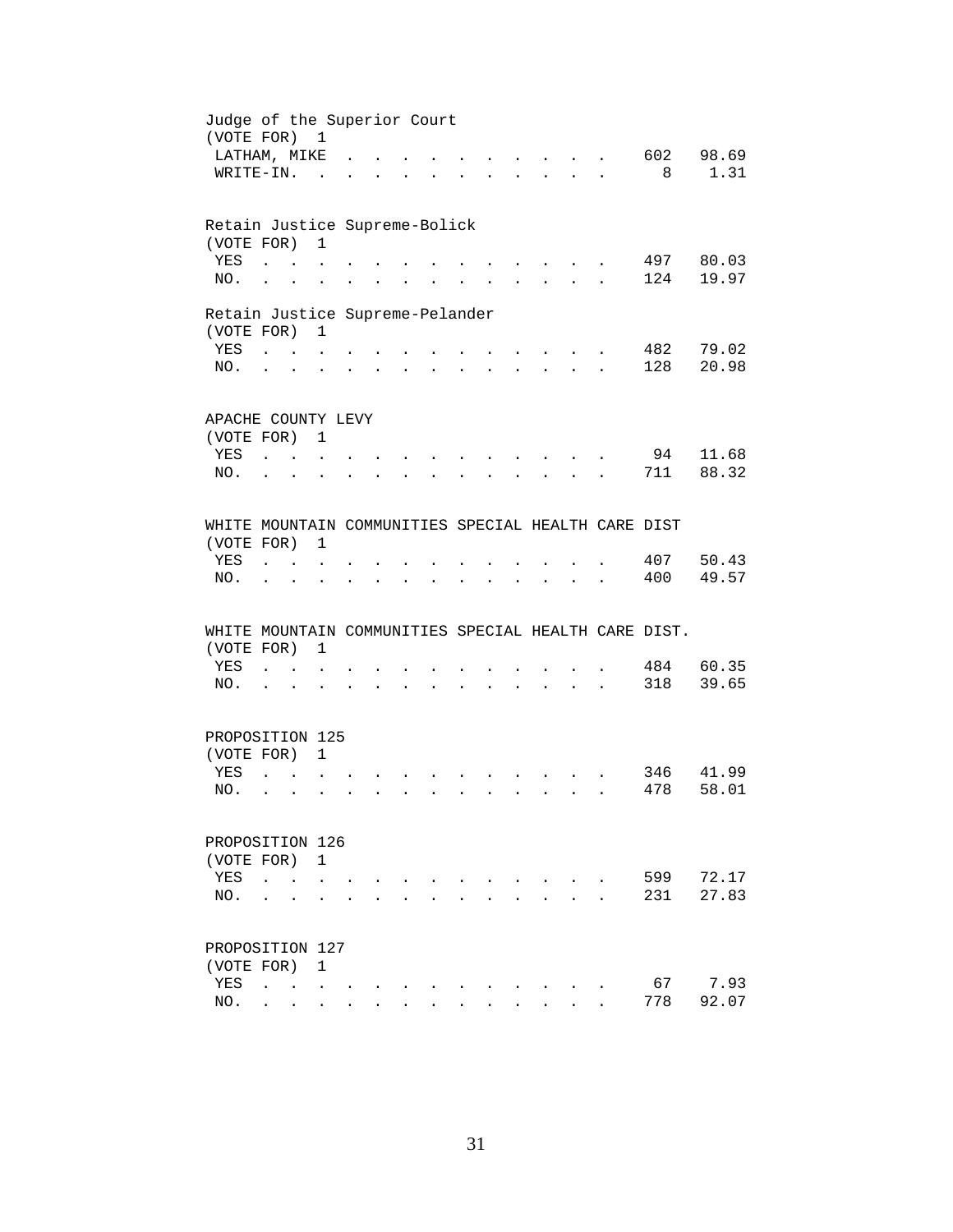Judge of the Superior Court
(VOTE FOR) 1

| | | |
|---|---|---|
| LATHAM, MIKE | 602 | 98.69 |
| WRITE-IN. | 8 | 1.31 |

Retain Justice Supreme-Bolick
(VOTE FOR) 1

| | | |
|---|---|---|
| YES | 497 | 80.03 |
| NO. | 124 | 19.97 |

Retain Justice Supreme-Pelander
(VOTE FOR) 1

| | | |
|---|---|---|
| YES | 482 | 79.02 |
| NO. | 128 | 20.98 |

APACHE COUNTY LEVY
(VOTE FOR) 1

| | | |
|---|---|---|
| YES | 94 | 11.68 |
| NO. | 711 | 88.32 |

WHITE MOUNTAIN COMMUNITIES SPECIAL HEALTH CARE DIST
(VOTE FOR) 1

| | | |
|---|---|---|
| YES | 407 | 50.43 |
| NO. | 400 | 49.57 |

WHITE MOUNTAIN COMMUNITIES SPECIAL HEALTH CARE DIST.
(VOTE FOR) 1

| | | |
|---|---|---|
| YES | 484 | 60.35 |
| NO. | 318 | 39.65 |

PROPOSITION 125
(VOTE FOR) 1

| | | |
|---|---|---|
| YES | 346 | 41.99 |
| NO. | 478 | 58.01 |

PROPOSITION 126
(VOTE FOR) 1

| | | |
|---|---|---|
| YES | 599 | 72.17 |
| NO. | 231 | 27.83 |

PROPOSITION 127
(VOTE FOR) 1

| | | |
|---|---|---|
| YES | 67 | 7.93 |
| NO. | 778 | 92.07 |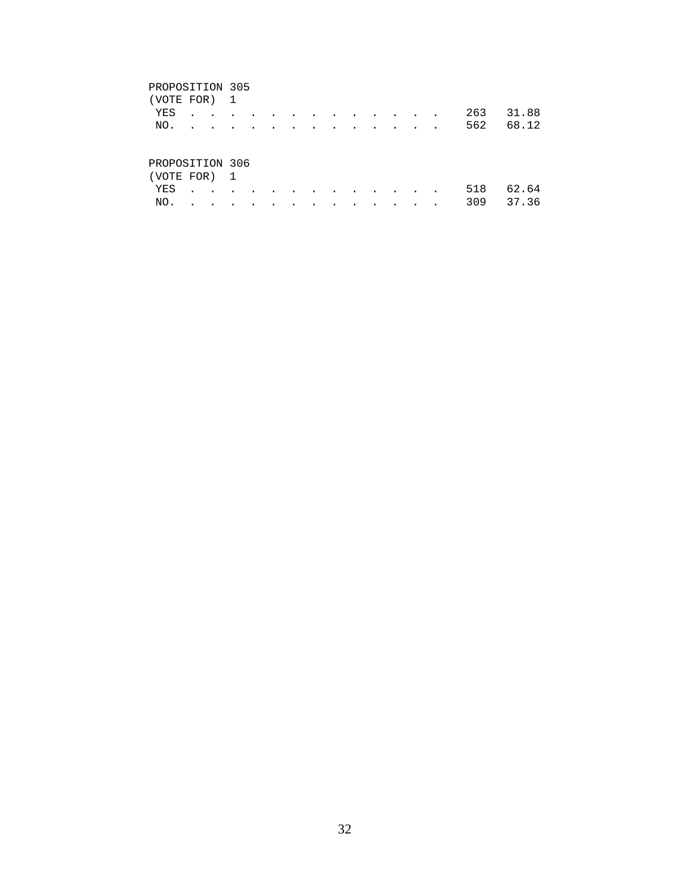PROPOSITION 305
(VOTE FOR) 1

| | | |
|---|---|---|
| YES | 263 | 31.88 |
| NO. | 562 | 68.12 |

PROPOSITION 306
(VOTE FOR) 1

| | | |
|---|---|---|
| YES | 518 | 62.64 |
| NO. | 309 | 37.36 |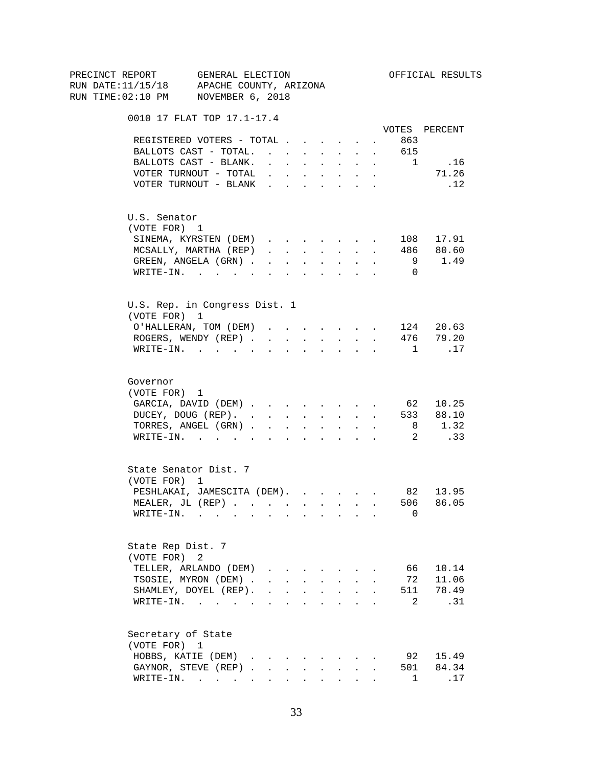PRECINCT REPORT GENERAL ELECTION OFFICIAL RESULTS
RUN DATE:11/15/18 APACHE COUNTY, ARIZONA
RUN TIME:02:10 PM NOVEMBER 6, 2018

## 0010 17 FLAT TOP 17.1-17.4

| | VOTES | PERCENT |
|---|---|---|
| REGISTERED VOTERS - TOTAL | 863 | |
| BALLOTS CAST - TOTAL. | 615 | |
| BALLOTS CAST - BLANK. | 1 | .16 |
| VOTER TURNOUT - TOTAL | | 71.26 |
| VOTER TURNOUT - BLANK | | .12 |

### U.S. Senator
(VOTE FOR) 1

| | VOTES | PERCENT |
|---|---|---|
| SINEMA, KYRSTEN (DEM) | 108 | 17.91 |
| MCSALLY, MARTHA (REP) | 486 | 80.60 |
| GREEN, ANGELA (GRN) | 9 | 1.49 |
| WRITE-IN. | 0 | |

### U.S. Rep. in Congress Dist. 1
(VOTE FOR) 1

| | VOTES | PERCENT |
|---|---|---|
| O'HALLERAN, TOM (DEM) | 124 | 20.63 |
| ROGERS, WENDY (REP) | 476 | 79.20 |
| WRITE-IN. | 1 | .17 |

### Governor
(VOTE FOR) 1

| | VOTES | PERCENT |
|---|---|---|
| GARCIA, DAVID (DEM) | 62 | 10.25 |
| DUCEY, DOUG (REP). | 533 | 88.10 |
| TORRES, ANGEL (GRN) | 8 | 1.32 |
| WRITE-IN. | 2 | .33 |

### State Senator Dist. 7
(VOTE FOR) 1

| | VOTES | PERCENT |
|---|---|---|
| PESHLAKAI, JAMESCITA (DEM). | 82 | 13.95 |
| MEALER, JL (REP) | 506 | 86.05 |
| WRITE-IN. | 0 | |

### State Rep Dist. 7
(VOTE FOR) 2

| | VOTES | PERCENT |
|---|---|---|
| TELLER, ARLANDO (DEM) | 66 | 10.14 |
| TSOSIE, MYRON (DEM) | 72 | 11.06 |
| SHAMLEY, DOYEL (REP). | 511 | 78.49 |
| WRITE-IN. | 2 | .31 |

### Secretary of State
(VOTE FOR) 1

| | VOTES | PERCENT |
|---|---|---|
| HOBBS, KATIE (DEM) | 92 | 15.49 |
| GAYNOR, STEVE (REP) | 501 | 84.34 |
| WRITE-IN. | 1 | .17 |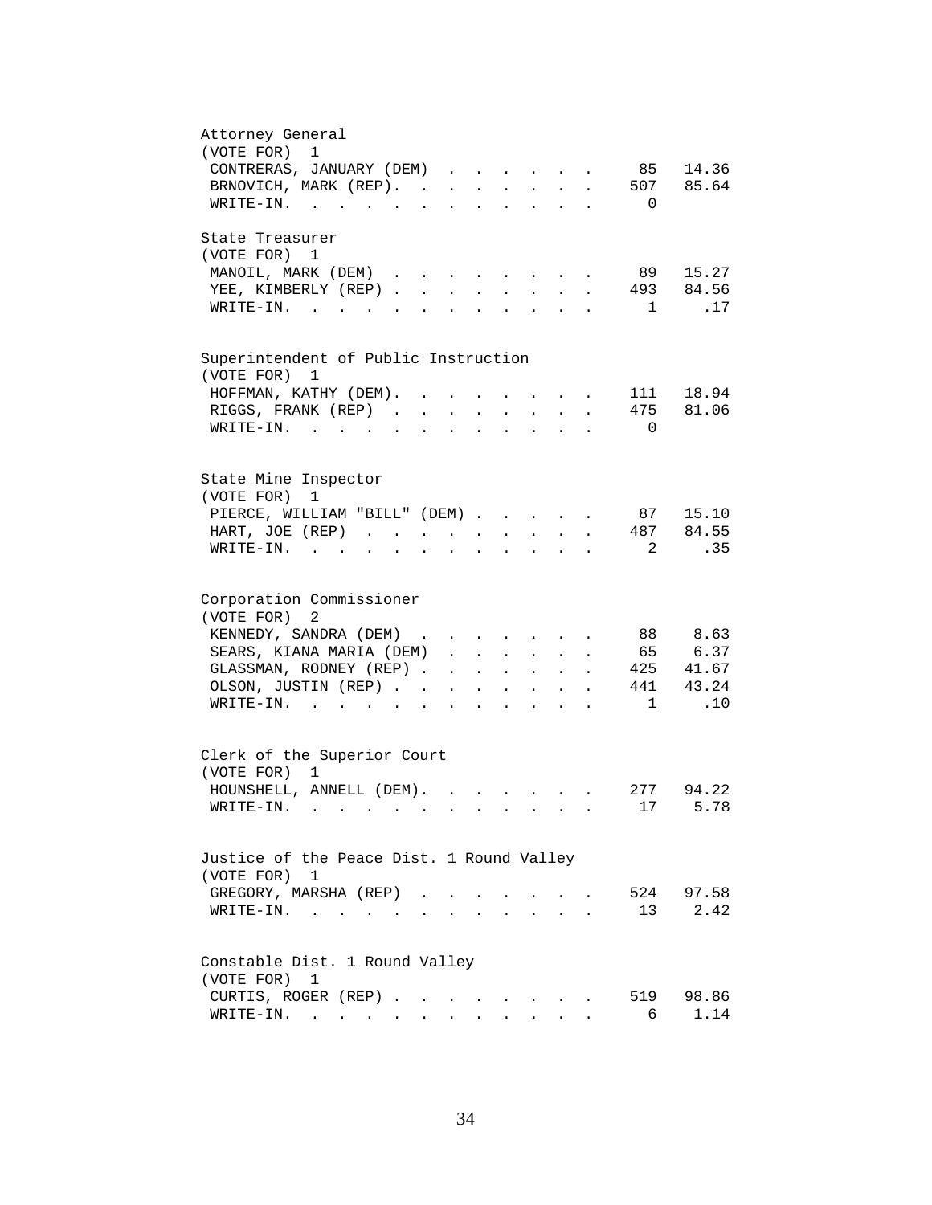## Attorney General

(VOTE FOR) 1

| Candidate | Votes | Percent |
|---|---|---|
| CONTRERAS, JANUARY (DEM) | 85 | 14.36 |
| BRNOVICH, MARK (REP) | 507 | 85.64 |
| WRITE-IN | 0 | |

## State Treasurer

(VOTE FOR) 1

| Candidate | Votes | Percent |
|---|---|---|
| MANOIL, MARK (DEM) | 89 | 15.27 |
| YEE, KIMBERLY (REP) | 493 | 84.56 |
| WRITE-IN | 1 | .17 |

## Superintendent of Public Instruction

(VOTE FOR) 1

| Candidate | Votes | Percent |
|---|---|---|
| HOFFMAN, KATHY (DEM) | 111 | 18.94 |
| RIGGS, FRANK (REP) | 475 | 81.06 |
| WRITE-IN | 0 | |

## State Mine Inspector

(VOTE FOR) 1

| Candidate | Votes | Percent |
|---|---|---|
| PIERCE, WILLIAM "BILL" (DEM) | 87 | 15.10 |
| HART, JOE (REP) | 487 | 84.55 |
| WRITE-IN | 2 | .35 |

## Corporation Commissioner

(VOTE FOR) 2

| Candidate | Votes | Percent |
|---|---|---|
| KENNEDY, SANDRA (DEM) | 88 | 8.63 |
| SEARS, KIANA MARIA (DEM) | 65 | 6.37 |
| GLASSMAN, RODNEY (REP) | 425 | 41.67 |
| OLSON, JUSTIN (REP) | 441 | 43.24 |
| WRITE-IN | 1 | .10 |

## Clerk of the Superior Court

(VOTE FOR) 1

| Candidate | Votes | Percent |
|---|---|---|
| HOUNSHELL, ANNELL (DEM) | 277 | 94.22 |
| WRITE-IN | 17 | 5.78 |

## Justice of the Peace Dist. 1 Round Valley

(VOTE FOR) 1

| Candidate | Votes | Percent |
|---|---|---|
| GREGORY, MARSHA (REP) | 524 | 97.58 |
| WRITE-IN | 13 | 2.42 |

## Constable Dist. 1 Round Valley

(VOTE FOR) 1

| Candidate | Votes | Percent |
|---|---|---|
| CURTIS, ROGER (REP) | 519 | 98.86 |
| WRITE-IN | 6 | 1.14 |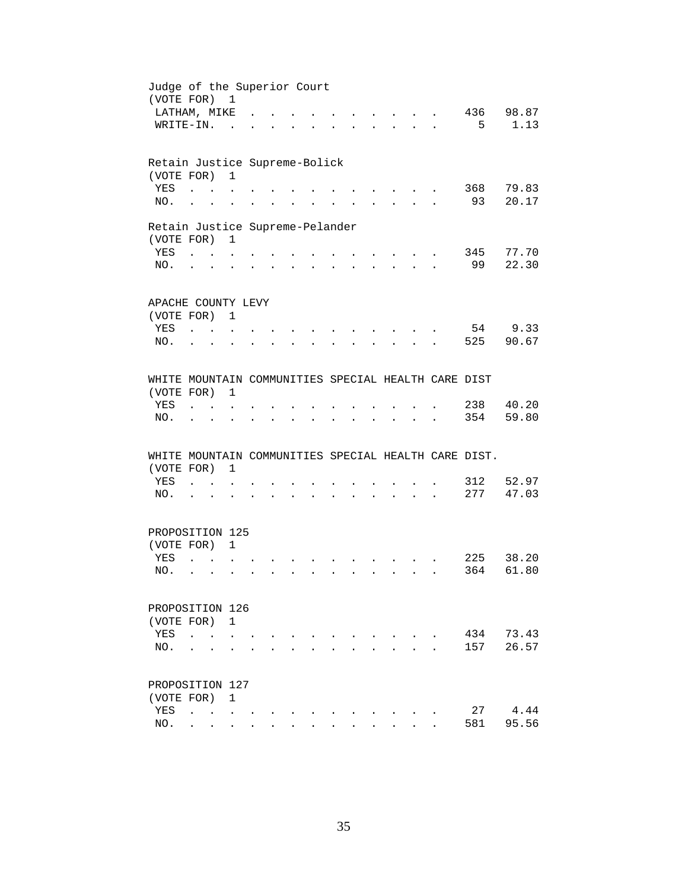Judge of the Superior Court
(VOTE FOR) 1

| Candidate | Votes | Percent |
|---|---|---|
| LATHAM, MIKE | 436 | 98.87 |
| WRITE-IN. | 5 | 1.13 |

Retain Justice Supreme-Bolick
(VOTE FOR) 1

| Choice | Votes | Percent |
|---|---|---|
| YES | 368 | 79.83 |
| NO. | 93 | 20.17 |

Retain Justice Supreme-Pelander
(VOTE FOR) 1

| Choice | Votes | Percent |
|---|---|---|
| YES | 345 | 77.70 |
| NO. | 99 | 22.30 |

APACHE COUNTY LEVY
(VOTE FOR) 1

| Choice | Votes | Percent |
|---|---|---|
| YES | 54 | 9.33 |
| NO. | 525 | 90.67 |

WHITE MOUNTAIN COMMUNITIES SPECIAL HEALTH CARE DIST
(VOTE FOR) 1

| Choice | Votes | Percent |
|---|---|---|
| YES | 238 | 40.20 |
| NO. | 354 | 59.80 |

WHITE MOUNTAIN COMMUNITIES SPECIAL HEALTH CARE DIST.
(VOTE FOR) 1

| Choice | Votes | Percent |
|---|---|---|
| YES | 312 | 52.97 |
| NO. | 277 | 47.03 |

PROPOSITION 125
(VOTE FOR) 1

| Choice | Votes | Percent |
|---|---|---|
| YES | 225 | 38.20 |
| NO. | 364 | 61.80 |

PROPOSITION 126
(VOTE FOR) 1

| Choice | Votes | Percent |
|---|---|---|
| YES | 434 | 73.43 |
| NO. | 157 | 26.57 |

PROPOSITION 127
(VOTE FOR) 1

| Choice | Votes | Percent |
|---|---|---|
| YES | 27 | 4.44 |
| NO. | 581 | 95.56 |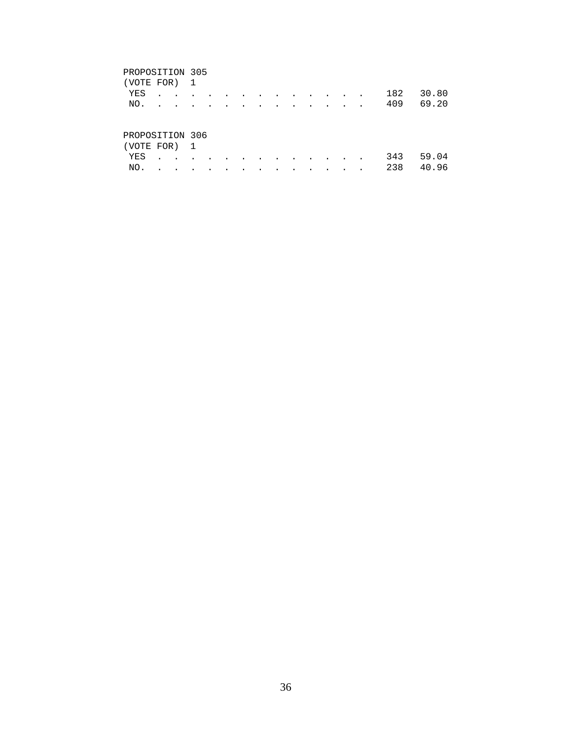PROPOSITION 305
(VOTE FOR) 1

| | | |
|---|---|---|
| YES | 182 | 30.80 |
| NO. | 409 | 69.20 |

PROPOSITION 306
(VOTE FOR) 1

| | | |
|---|---|---|
| YES | 343 | 59.04 |
| NO. | 238 | 40.96 |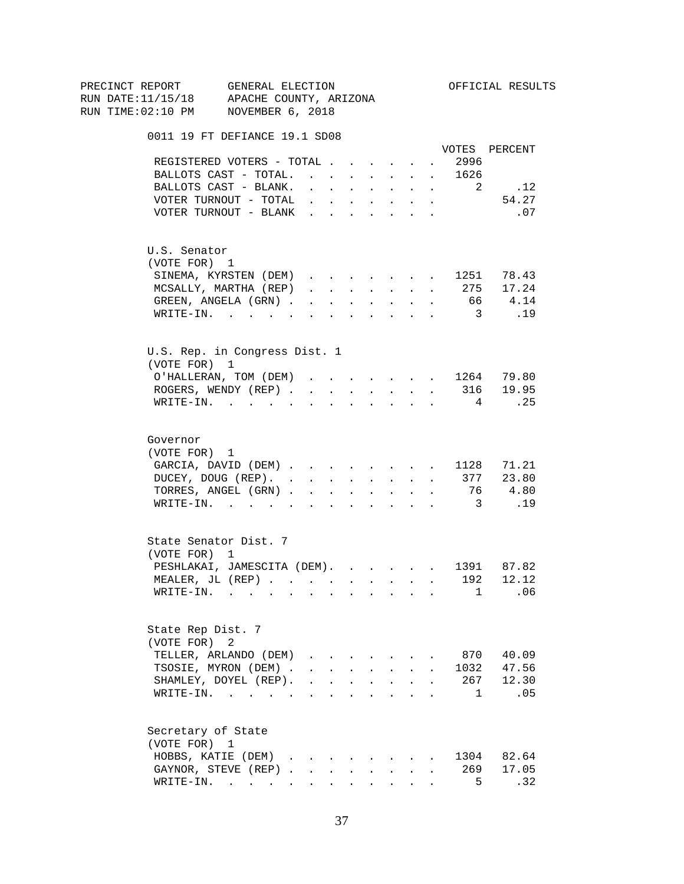PRECINCT REPORT GENERAL ELECTION OFFICIAL RESULTS
RUN DATE:11/15/18 APACHE COUNTY, ARIZONA
RUN TIME:02:10 PM NOVEMBER 6, 2018

## 0011 19 FT DEFIANCE 19.1 SD08

| | VOTES | PERCENT |
|---|---|---|
| REGISTERED VOTERS - TOTAL | 2996 | |
| BALLOTS CAST - TOTAL. | 1626 | |
| BALLOTS CAST - BLANK. | 2 | .12 |
| VOTER TURNOUT - TOTAL | | 54.27 |
| VOTER TURNOUT - BLANK | | .07 |

### U.S. Senator
(VOTE FOR) 1

| | VOTES | PERCENT |
|---|---|---|
| SINEMA, KYRSTEN (DEM) | 1251 | 78.43 |
| MCSALLY, MARTHA (REP) | 275 | 17.24 |
| GREEN, ANGELA (GRN) | 66 | 4.14 |
| WRITE-IN. | 3 | .19 |

### U.S. Rep. in Congress Dist. 1
(VOTE FOR) 1

| | VOTES | PERCENT |
|---|---|---|
| O'HALLERAN, TOM (DEM) | 1264 | 79.80 |
| ROGERS, WENDY (REP) | 316 | 19.95 |
| WRITE-IN. | 4 | .25 |

### Governor
(VOTE FOR) 1

| | VOTES | PERCENT |
|---|---|---|
| GARCIA, DAVID (DEM) | 1128 | 71.21 |
| DUCEY, DOUG (REP). | 377 | 23.80 |
| TORRES, ANGEL (GRN) | 76 | 4.80 |
| WRITE-IN. | 3 | .19 |

### State Senator Dist. 7
(VOTE FOR) 1

| | VOTES | PERCENT |
|---|---|---|
| PESHLAKAI, JAMESCITA (DEM). | 1391 | 87.82 |
| MEALER, JL (REP) | 192 | 12.12 |
| WRITE-IN. | 1 | .06 |

### State Rep Dist. 7
(VOTE FOR) 2

| | VOTES | PERCENT |
|---|---|---|
| TELLER, ARLANDO (DEM) | 870 | 40.09 |
| TSOSIE, MYRON (DEM) | 1032 | 47.56 |
| SHAMLEY, DOYEL (REP). | 267 | 12.30 |
| WRITE-IN. | 1 | .05 |

### Secretary of State
(VOTE FOR) 1

| | VOTES | PERCENT |
|---|---|---|
| HOBBS, KATIE (DEM) | 1304 | 82.64 |
| GAYNOR, STEVE (REP) | 269 | 17.05 |
| WRITE-IN. | 5 | .32 |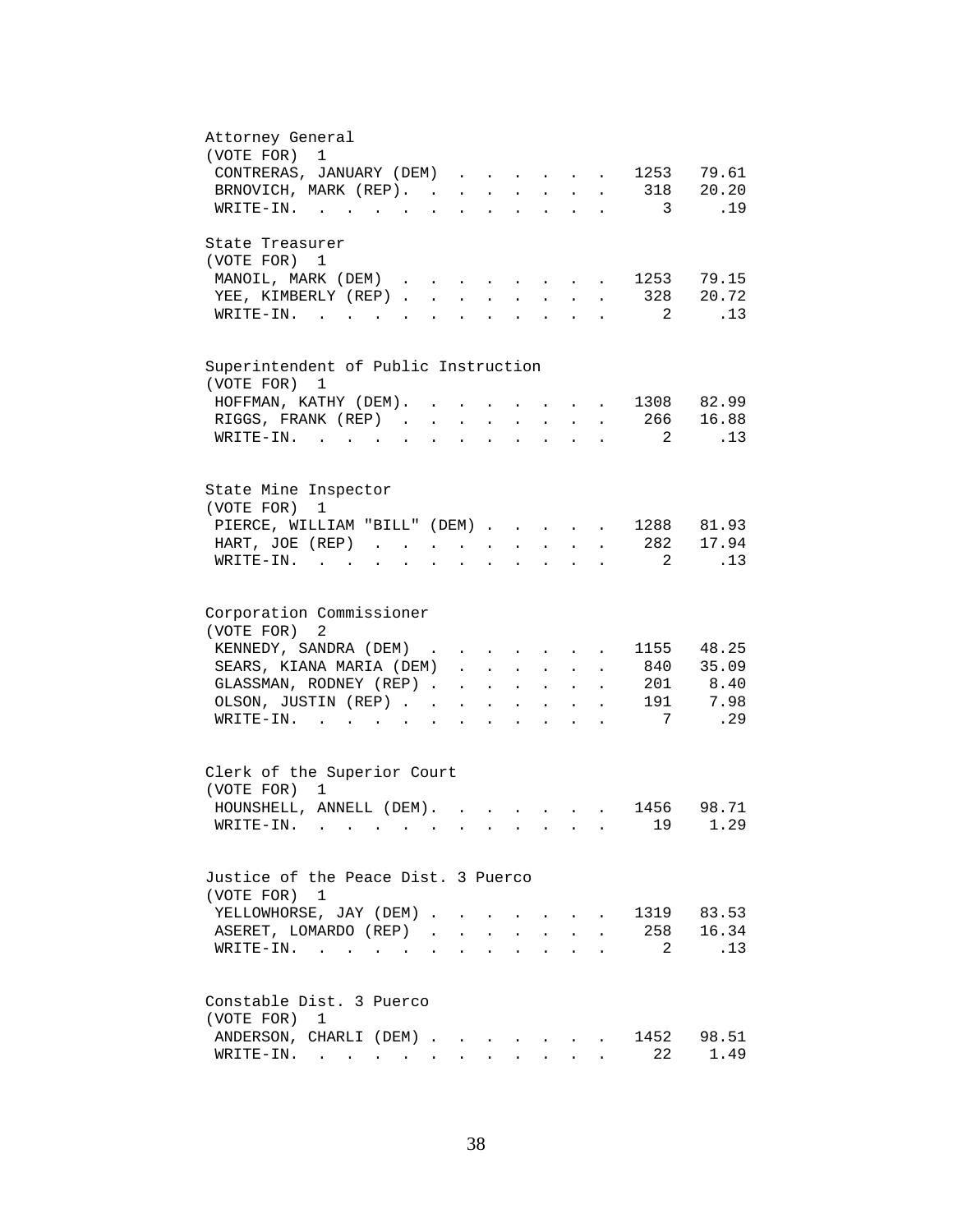## Attorney General

(VOTE FOR) 1

| Candidate | Votes | Percent |
|---|---|---|
| CONTRERAS, JANUARY (DEM) | 1253 | 79.61 |
| BRNOVICH, MARK (REP) | 318 | 20.20 |
| WRITE-IN | 3 | .19 |

## State Treasurer

(VOTE FOR) 1

| Candidate | Votes | Percent |
|---|---|---|
| MANOIL, MARK (DEM) | 1253 | 79.15 |
| YEE, KIMBERLY (REP) | 328 | 20.72 |
| WRITE-IN | 2 | .13 |

## Superintendent of Public Instruction

(VOTE FOR) 1

| Candidate | Votes | Percent |
|---|---|---|
| HOFFMAN, KATHY (DEM) | 1308 | 82.99 |
| RIGGS, FRANK (REP) | 266 | 16.88 |
| WRITE-IN | 2 | .13 |

## State Mine Inspector

(VOTE FOR) 1

| Candidate | Votes | Percent |
|---|---|---|
| PIERCE, WILLIAM "BILL" (DEM) | 1288 | 81.93 |
| HART, JOE (REP) | 282 | 17.94 |
| WRITE-IN | 2 | .13 |

## Corporation Commissioner

(VOTE FOR) 2

| Candidate | Votes | Percent |
|---|---|---|
| KENNEDY, SANDRA (DEM) | 1155 | 48.25 |
| SEARS, KIANA MARIA (DEM) | 840 | 35.09 |
| GLASSMAN, RODNEY (REP) | 201 | 8.40 |
| OLSON, JUSTIN (REP) | 191 | 7.98 |
| WRITE-IN | 7 | .29 |

## Clerk of the Superior Court

(VOTE FOR) 1

| Candidate | Votes | Percent |
|---|---|---|
| HOUNSHELL, ANNELL (DEM) | 1456 | 98.71 |
| WRITE-IN | 19 | 1.29 |

## Justice of the Peace Dist. 3 Puerco

(VOTE FOR) 1

| Candidate | Votes | Percent |
|---|---|---|
| YELLOWHORSE, JAY (DEM) | 1319 | 83.53 |
| ASERET, LOMARDO (REP) | 258 | 16.34 |
| WRITE-IN | 2 | .13 |

## Constable Dist. 3 Puerco

(VOTE FOR) 1

| Candidate | Votes | Percent |
|---|---|---|
| ANDERSON, CHARLI (DEM) | 1452 | 98.51 |
| WRITE-IN | 22 | 1.49 |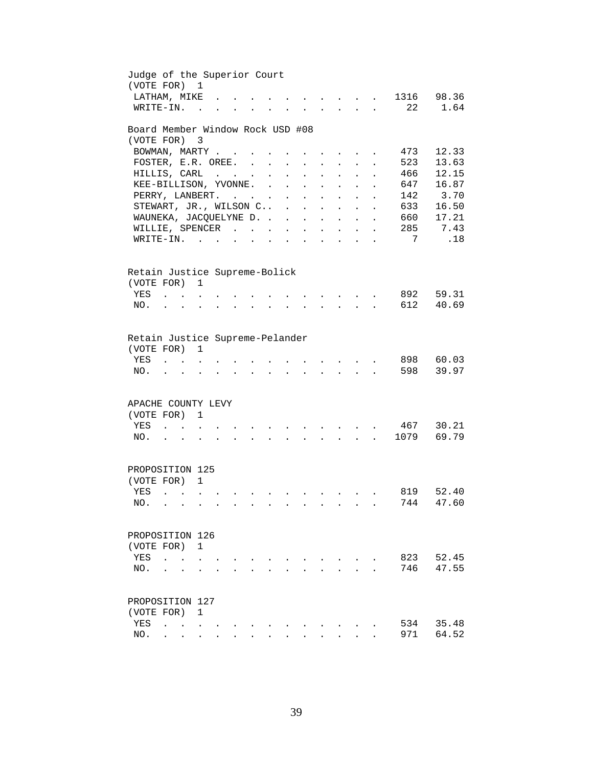## Judge of the Superior Court

(VOTE FOR) 1

| Candidate | Votes | Percent |
|---|---|---|
| LATHAM, MIKE | 1316 | 98.36 |
| WRITE-IN. | 22 | 1.64 |

## Board Member Window Rock USD #08

(VOTE FOR) 3

| Candidate | Votes | Percent |
|---|---|---|
| BOWMAN, MARTY | 473 | 12.33 |
| FOSTER, E.R. OREE. | 523 | 13.63 |
| HILLIS, CARL | 466 | 12.15 |
| KEE-BILLISON, YVONNE. | 647 | 16.87 |
| PERRY, LANBERT. | 142 | 3.70 |
| STEWART, JR., WILSON C.. | 633 | 16.50 |
| WAUNEKA, JACQUELYNE D. | 660 | 17.21 |
| WILLIE, SPENCER | 285 | 7.43 |
| WRITE-IN. | 7 | .18 |

## Retain Justice Supreme-Bolick

(VOTE FOR) 1

| Choice | Votes | Percent |
|---|---|---|
| YES | 892 | 59.31 |
| NO. | 612 | 40.69 |

## Retain Justice Supreme-Pelander

(VOTE FOR) 1

| Choice | Votes | Percent |
|---|---|---|
| YES | 898 | 60.03 |
| NO. | 598 | 39.97 |

## APACHE COUNTY LEVY

(VOTE FOR) 1

| Choice | Votes | Percent |
|---|---|---|
| YES | 467 | 30.21 |
| NO. | 1079 | 69.79 |

## PROPOSITION 125

(VOTE FOR) 1

| Choice | Votes | Percent |
|---|---|---|
| YES | 819 | 52.40 |
| NO. | 744 | 47.60 |

## PROPOSITION 126

(VOTE FOR) 1

| Choice | Votes | Percent |
|---|---|---|
| YES | 823 | 52.45 |
| NO. | 746 | 47.55 |

## PROPOSITION 127

(VOTE FOR) 1

| Choice | Votes | Percent |
|---|---|---|
| YES | 534 | 35.48 |
| NO. | 971 | 64.52 |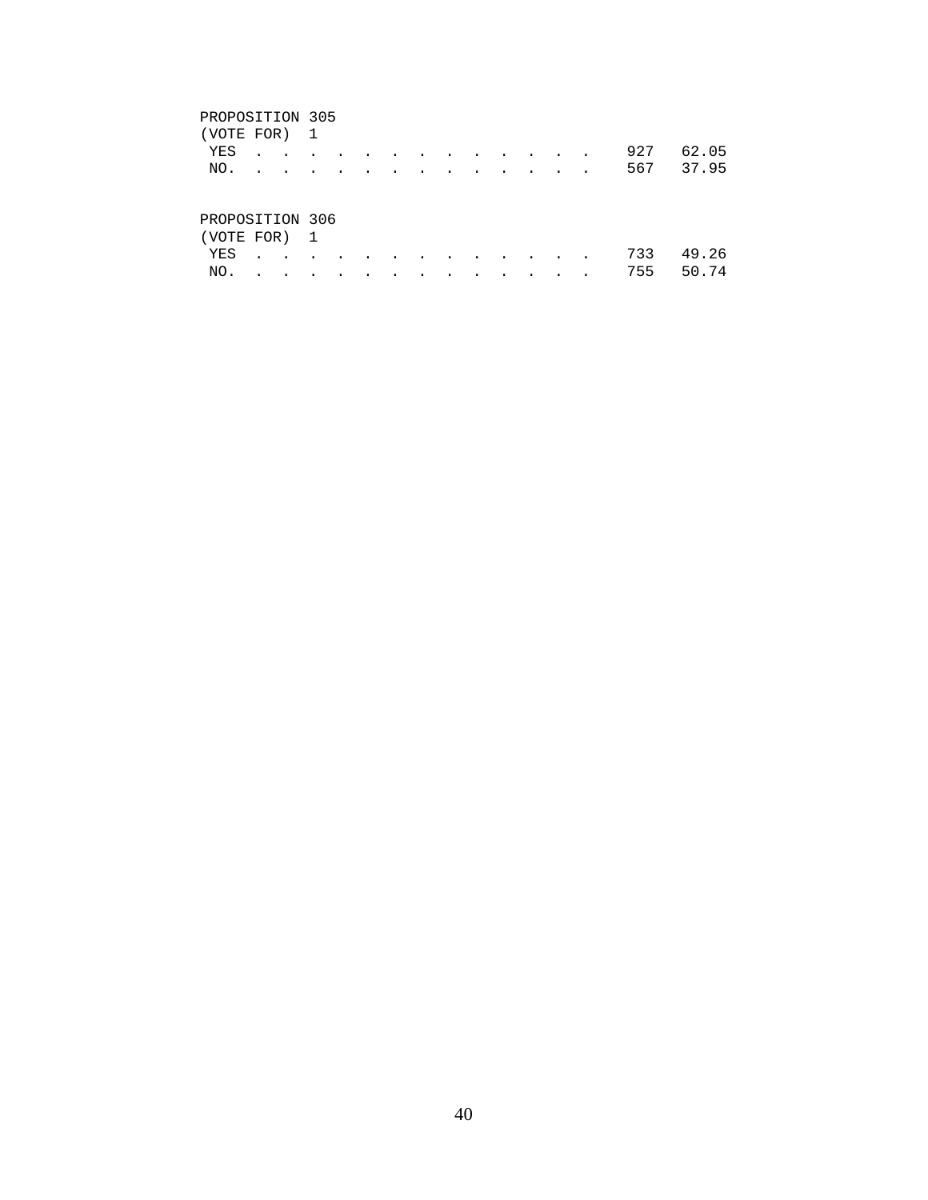PROPOSITION 305
(VOTE FOR) 1

| | | |
|---|---|---|
| YES | 927 | 62.05 |
| NO. | 567 | 37.95 |

PROPOSITION 306
(VOTE FOR) 1

| | | |
|---|---|---|
| YES | 733 | 49.26 |
| NO. | 755 | 50.74 |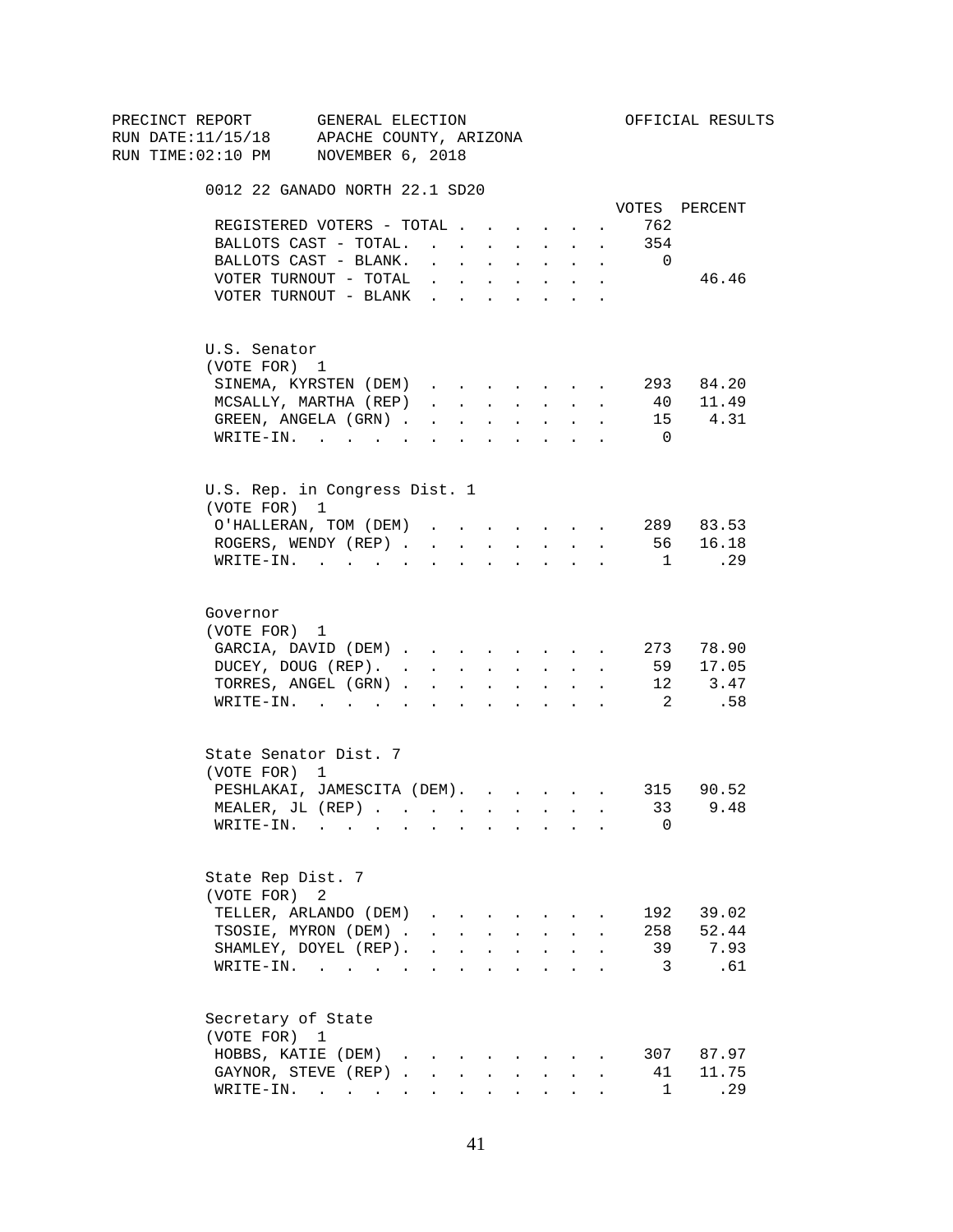PRECINCT REPORT GENERAL ELECTION OFFICIAL RESULTS
RUN DATE:11/15/18 APACHE COUNTY, ARIZONA
RUN TIME:02:10 PM NOVEMBER 6, 2018

## 0012 22 GANADO NORTH 22.1 SD20

| | VOTES | PERCENT |
|---|---|---|
| REGISTERED VOTERS - TOTAL | 762 | |
| BALLOTS CAST - TOTAL. | 354 | |
| BALLOTS CAST - BLANK. | 0 | |
| VOTER TURNOUT - TOTAL | | 46.46 |
| VOTER TURNOUT - BLANK | | |

### U.S. Senator
(VOTE FOR) 1

| | VOTES | PERCENT |
|---|---|---|
| SINEMA, KYRSTEN (DEM) | 293 | 84.20 |
| MCSALLY, MARTHA (REP) | 40 | 11.49 |
| GREEN, ANGELA (GRN) | 15 | 4.31 |
| WRITE-IN. | 0 | |

### U.S. Rep. in Congress Dist. 1
(VOTE FOR) 1

| | VOTES | PERCENT |
|---|---|---|
| O'HALLERAN, TOM (DEM) | 289 | 83.53 |
| ROGERS, WENDY (REP) | 56 | 16.18 |
| WRITE-IN. | 1 | .29 |

### Governor
(VOTE FOR) 1

| | VOTES | PERCENT |
|---|---|---|
| GARCIA, DAVID (DEM) | 273 | 78.90 |
| DUCEY, DOUG (REP). | 59 | 17.05 |
| TORRES, ANGEL (GRN) | 12 | 3.47 |
| WRITE-IN. | 2 | .58 |

### State Senator Dist. 7
(VOTE FOR) 1

| | VOTES | PERCENT |
|---|---|---|
| PESHLAKAI, JAMESCITA (DEM). | 315 | 90.52 |
| MEALER, JL (REP) | 33 | 9.48 |
| WRITE-IN. | 0 | |

### State Rep Dist. 7
(VOTE FOR) 2

| | VOTES | PERCENT |
|---|---|---|
| TELLER, ARLANDO (DEM) | 192 | 39.02 |
| TSOSIE, MYRON (DEM) | 258 | 52.44 |
| SHAMLEY, DOYEL (REP). | 39 | 7.93 |
| WRITE-IN. | 3 | .61 |

### Secretary of State
(VOTE FOR) 1

| | VOTES | PERCENT |
|---|---|---|
| HOBBS, KATIE (DEM) | 307 | 87.97 |
| GAYNOR, STEVE (REP) | 41 | 11.75 |
| WRITE-IN. | 1 | .29 |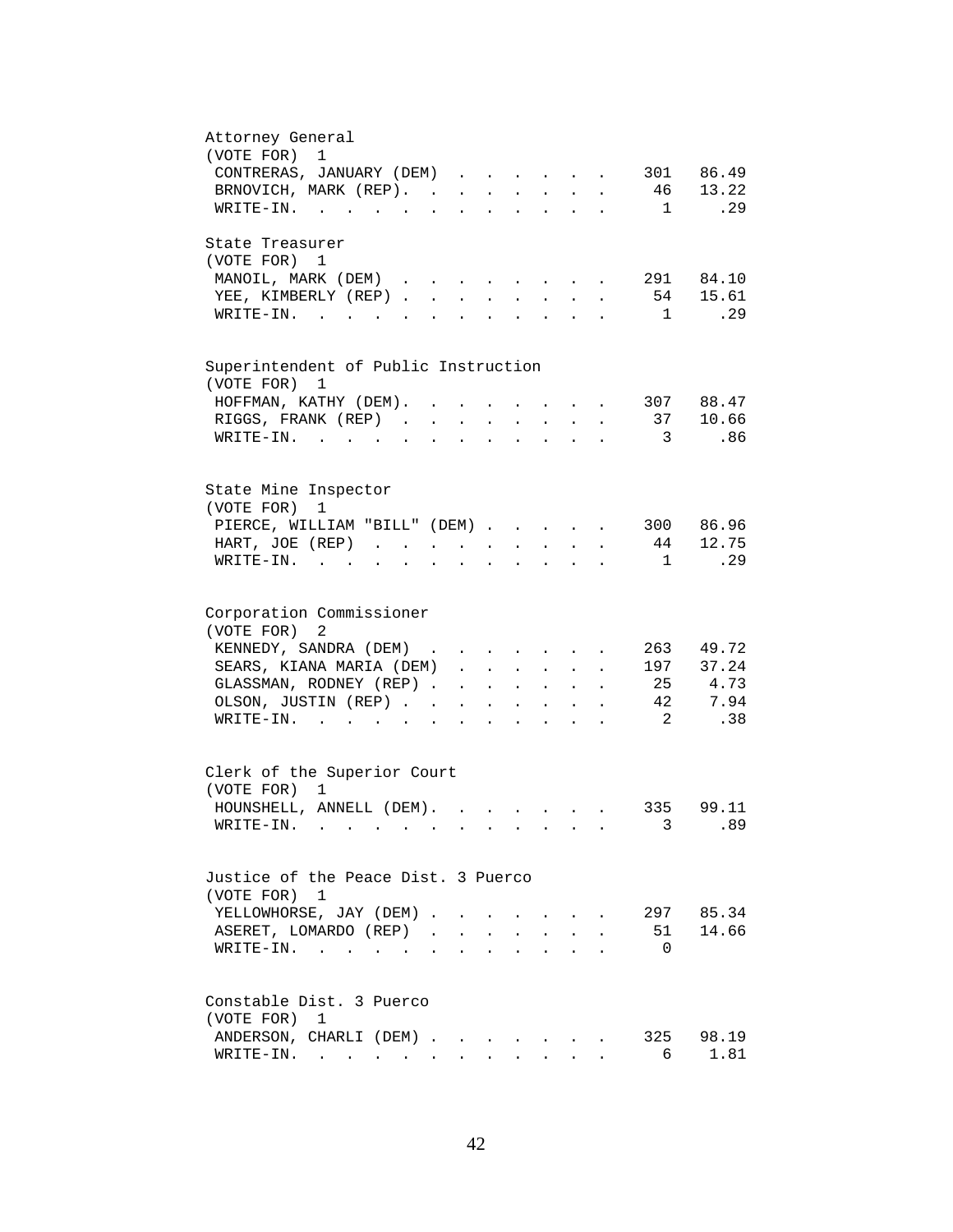## Attorney General

(VOTE FOR) 1

| Candidate | Votes | Percent |
|---|---|---|
| CONTRERAS, JANUARY (DEM) | 301 | 86.49 |
| BRNOVICH, MARK (REP) | 46 | 13.22 |
| WRITE-IN | 1 | .29 |

## State Treasurer

(VOTE FOR) 1

| Candidate | Votes | Percent |
|---|---|---|
| MANOIL, MARK (DEM) | 291 | 84.10 |
| YEE, KIMBERLY (REP) | 54 | 15.61 |
| WRITE-IN | 1 | .29 |

## Superintendent of Public Instruction

(VOTE FOR) 1

| Candidate | Votes | Percent |
|---|---|---|
| HOFFMAN, KATHY (DEM) | 307 | 88.47 |
| RIGGS, FRANK (REP) | 37 | 10.66 |
| WRITE-IN | 3 | .86 |

## State Mine Inspector

(VOTE FOR) 1

| Candidate | Votes | Percent |
|---|---|---|
| PIERCE, WILLIAM "BILL" (DEM) | 300 | 86.96 |
| HART, JOE (REP) | 44 | 12.75 |
| WRITE-IN | 1 | .29 |

## Corporation Commissioner

(VOTE FOR) 2

| Candidate | Votes | Percent |
|---|---|---|
| KENNEDY, SANDRA (DEM) | 263 | 49.72 |
| SEARS, KIANA MARIA (DEM) | 197 | 37.24 |
| GLASSMAN, RODNEY (REP) | 25 | 4.73 |
| OLSON, JUSTIN (REP) | 42 | 7.94 |
| WRITE-IN | 2 | .38 |

## Clerk of the Superior Court

(VOTE FOR) 1

| Candidate | Votes | Percent |
|---|---|---|
| HOUNSHELL, ANNELL (DEM) | 335 | 99.11 |
| WRITE-IN | 3 | .89 |

## Justice of the Peace Dist. 3 Puerco

(VOTE FOR) 1

| Candidate | Votes | Percent |
|---|---|---|
| YELLOWHORSE, JAY (DEM) | 297 | 85.34 |
| ASERET, LOMARDO (REP) | 51 | 14.66 |
| WRITE-IN | 0 | |

## Constable Dist. 3 Puerco

(VOTE FOR) 1

| Candidate | Votes | Percent |
|---|---|---|
| ANDERSON, CHARLI (DEM) | 325 | 98.19 |
| WRITE-IN | 6 | 1.81 |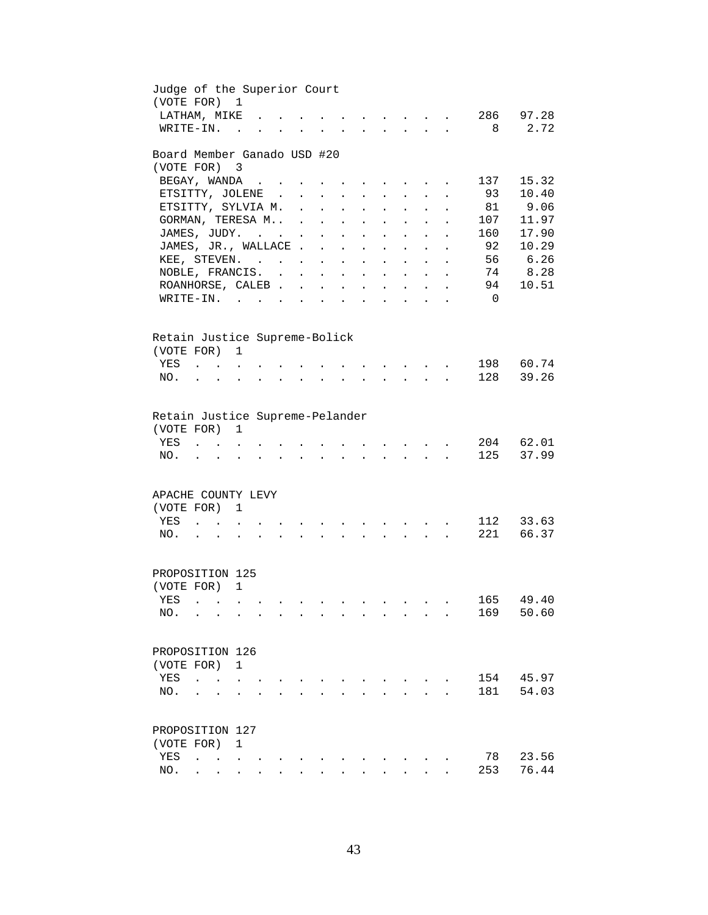Judge of the Superior Court
(VOTE FOR) 1

| | | |
|---|---|---|
| LATHAM, MIKE | 286 | 97.28 |
| WRITE-IN. | 8 | 2.72 |

Board Member Ganado USD #20
(VOTE FOR) 3

| | | |
|---|---|---|
| BEGAY, WANDA | 137 | 15.32 |
| ETSITTY, JOLENE | 93 | 10.40 |
| ETSITTY, SYLVIA M. | 81 | 9.06 |
| GORMAN, TERESA M.. | 107 | 11.97 |
| JAMES, JUDY. | 160 | 17.90 |
| JAMES, JR., WALLACE | 92 | 10.29 |
| KEE, STEVEN. | 56 | 6.26 |
| NOBLE, FRANCIS. | 74 | 8.28 |
| ROANHORSE, CALEB | 94 | 10.51 |
| WRITE-IN. | 0 | |

Retain Justice Supreme-Bolick
(VOTE FOR) 1

| | | |
|---|---|---|
| YES | 198 | 60.74 |
| NO. | 128 | 39.26 |

Retain Justice Supreme-Pelander
(VOTE FOR) 1

| | | |
|---|---|---|
| YES | 204 | 62.01 |
| NO. | 125 | 37.99 |

APACHE COUNTY LEVY
(VOTE FOR) 1

| | | |
|---|---|---|
| YES | 112 | 33.63 |
| NO. | 221 | 66.37 |

PROPOSITION 125
(VOTE FOR) 1

| | | |
|---|---|---|
| YES | 165 | 49.40 |
| NO. | 169 | 50.60 |

PROPOSITION 126
(VOTE FOR) 1

| | | |
|---|---|---|
| YES | 154 | 45.97 |
| NO. | 181 | 54.03 |

PROPOSITION 127
(VOTE FOR) 1

| | | |
|---|---|---|
| YES | 78 | 23.56 |
| NO. | 253 | 76.44 |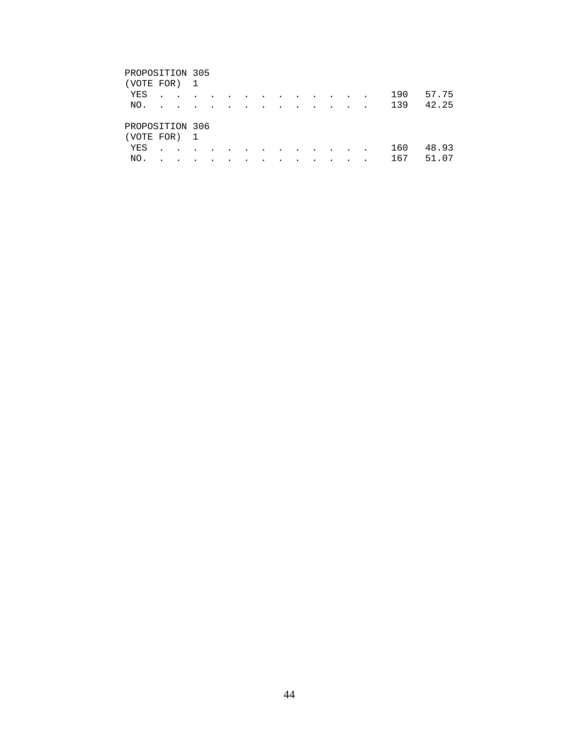PROPOSITION 305
(VOTE FOR) 1

| | | |
|---|---|---|
| YES | 190 | 57.75 |
| NO. | 139 | 42.25 |

PROPOSITION 306
(VOTE FOR) 1

| | | |
|---|---|---|
| YES | 160 | 48.93 |
| NO. | 167 | 51.07 |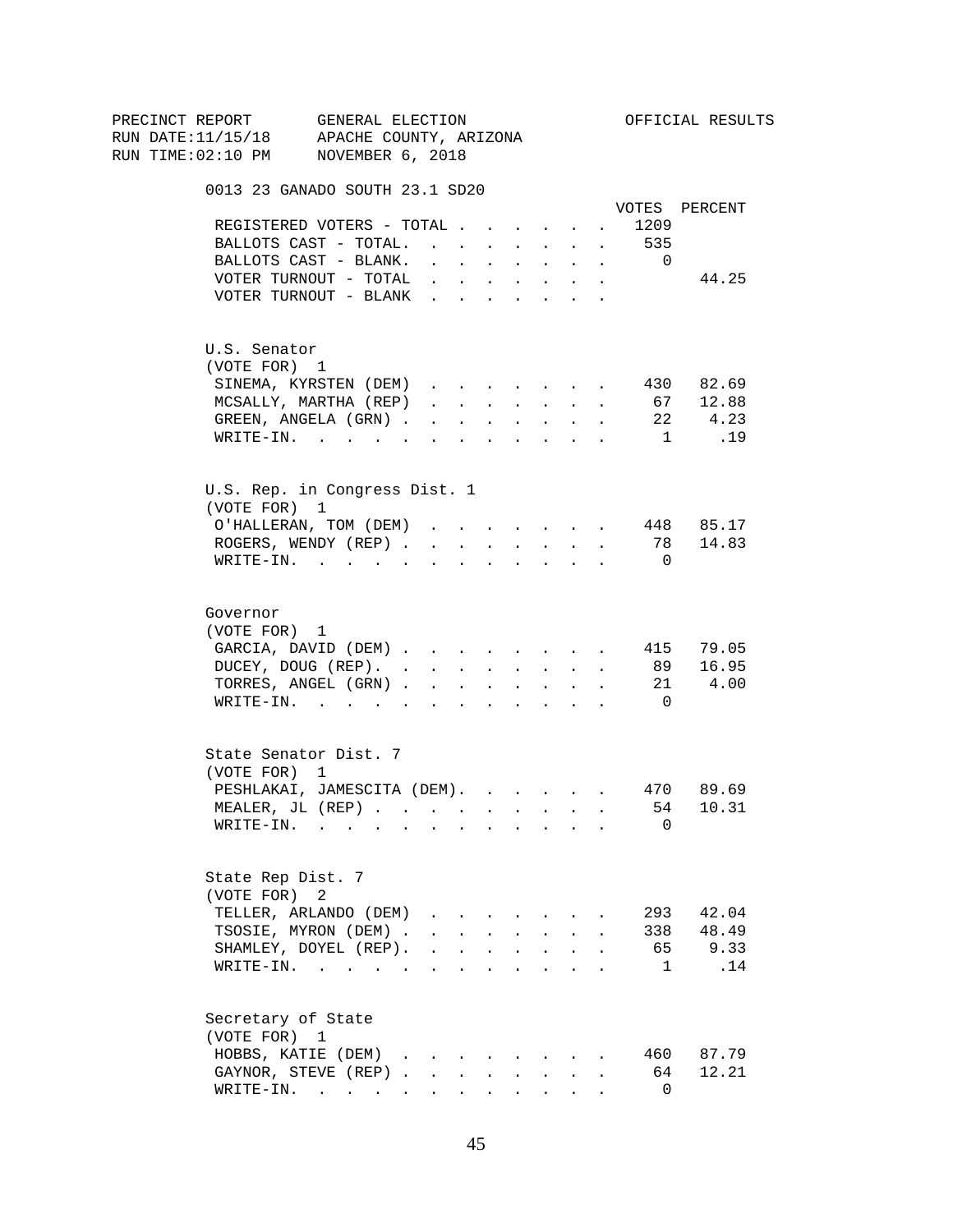PRECINCT REPORT GENERAL ELECTION OFFICIAL RESULTS
RUN DATE:11/15/18 APACHE COUNTY, ARIZONA
RUN TIME:02:10 PM NOVEMBER 6, 2018

## 0013 23 GANADO SOUTH 23.1 SD20

| | VOTES | PERCENT |
|---|---|---|
| REGISTERED VOTERS - TOTAL | 1209 | |
| BALLOTS CAST - TOTAL. | 535 | |
| BALLOTS CAST - BLANK. | 0 | |
| VOTER TURNOUT - TOTAL | | 44.25 |
| VOTER TURNOUT - BLANK | | |

### U.S. Senator
(VOTE FOR) 1

| | VOTES | PERCENT |
|---|---|---|
| SINEMA, KYRSTEN (DEM) | 430 | 82.69 |
| MCSALLY, MARTHA (REP) | 67 | 12.88 |
| GREEN, ANGELA (GRN) | 22 | 4.23 |
| WRITE-IN. | 1 | .19 |

### U.S. Rep. in Congress Dist. 1
(VOTE FOR) 1

| | VOTES | PERCENT |
|---|---|---|
| O'HALLERAN, TOM (DEM) | 448 | 85.17 |
| ROGERS, WENDY (REP) | 78 | 14.83 |
| WRITE-IN. | 0 | |

### Governor
(VOTE FOR) 1

| | VOTES | PERCENT |
|---|---|---|
| GARCIA, DAVID (DEM) | 415 | 79.05 |
| DUCEY, DOUG (REP). | 89 | 16.95 |
| TORRES, ANGEL (GRN) | 21 | 4.00 |
| WRITE-IN. | 0 | |

### State Senator Dist. 7
(VOTE FOR) 1

| | VOTES | PERCENT |
|---|---|---|
| PESHLAKAI, JAMESCITA (DEM). | 470 | 89.69 |
| MEALER, JL (REP) | 54 | 10.31 |
| WRITE-IN. | 0 | |

### State Rep Dist. 7
(VOTE FOR) 2

| | VOTES | PERCENT |
|---|---|---|
| TELLER, ARLANDO (DEM) | 293 | 42.04 |
| TSOSIE, MYRON (DEM) | 338 | 48.49 |
| SHAMLEY, DOYEL (REP). | 65 | 9.33 |
| WRITE-IN. | 1 | .14 |

### Secretary of State
(VOTE FOR) 1

| | VOTES | PERCENT |
|---|---|---|
| HOBBS, KATIE (DEM) | 460 | 87.79 |
| GAYNOR, STEVE (REP) | 64 | 12.21 |
| WRITE-IN. | 0 | |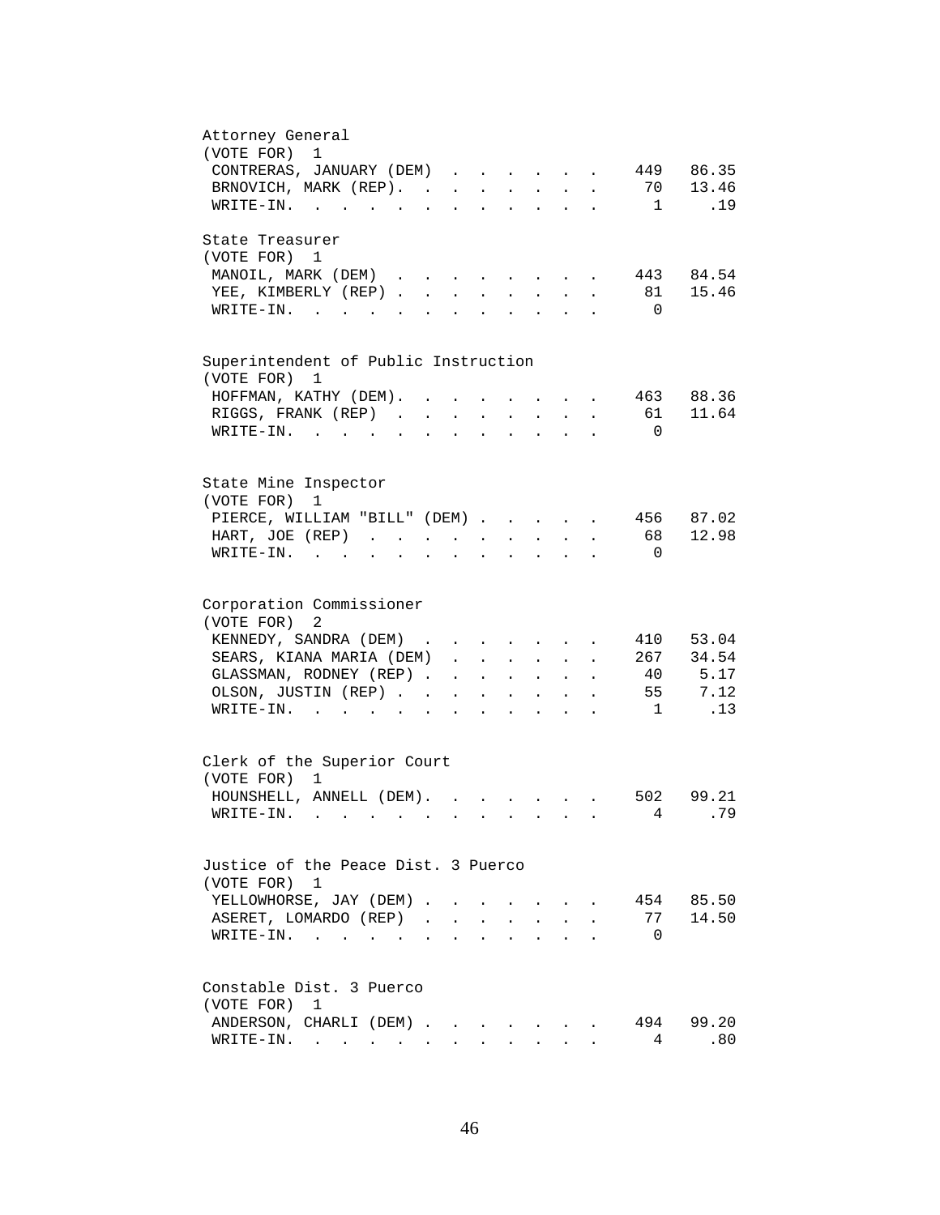Attorney General
(VOTE FOR) 1

| Candidate | Votes | Percent |
|---|---|---|
| CONTRERAS, JANUARY (DEM) | 449 | 86.35 |
| BRNOVICH, MARK (REP) | 70 | 13.46 |
| WRITE-IN | 1 | .19 |

State Treasurer
(VOTE FOR) 1

| Candidate | Votes | Percent |
|---|---|---|
| MANOIL, MARK (DEM) | 443 | 84.54 |
| YEE, KIMBERLY (REP) | 81 | 15.46 |
| WRITE-IN | 0 | |

Superintendent of Public Instruction
(VOTE FOR) 1

| Candidate | Votes | Percent |
|---|---|---|
| HOFFMAN, KATHY (DEM) | 463 | 88.36 |
| RIGGS, FRANK (REP) | 61 | 11.64 |
| WRITE-IN | 0 | |

State Mine Inspector
(VOTE FOR) 1

| Candidate | Votes | Percent |
|---|---|---|
| PIERCE, WILLIAM "BILL" (DEM) | 456 | 87.02 |
| HART, JOE (REP) | 68 | 12.98 |
| WRITE-IN | 0 | |

Corporation Commissioner
(VOTE FOR) 2

| Candidate | Votes | Percent |
|---|---|---|
| KENNEDY, SANDRA (DEM) | 410 | 53.04 |
| SEARS, KIANA MARIA (DEM) | 267 | 34.54 |
| GLASSMAN, RODNEY (REP) | 40 | 5.17 |
| OLSON, JUSTIN (REP) | 55 | 7.12 |
| WRITE-IN | 1 | .13 |

Clerk of the Superior Court
(VOTE FOR) 1

| Candidate | Votes | Percent |
|---|---|---|
| HOUNSHELL, ANNELL (DEM) | 502 | 99.21 |
| WRITE-IN | 4 | .79 |

Justice of the Peace Dist. 3 Puerco
(VOTE FOR) 1

| Candidate | Votes | Percent |
|---|---|---|
| YELLOWHORSE, JAY (DEM) | 454 | 85.50 |
| ASERET, LOMARDO (REP) | 77 | 14.50 |
| WRITE-IN | 0 | |

Constable Dist. 3 Puerco
(VOTE FOR) 1

| Candidate | Votes | Percent |
|---|---|---|
| ANDERSON, CHARLI (DEM) | 494 | 99.20 |
| WRITE-IN | 4 | .80 |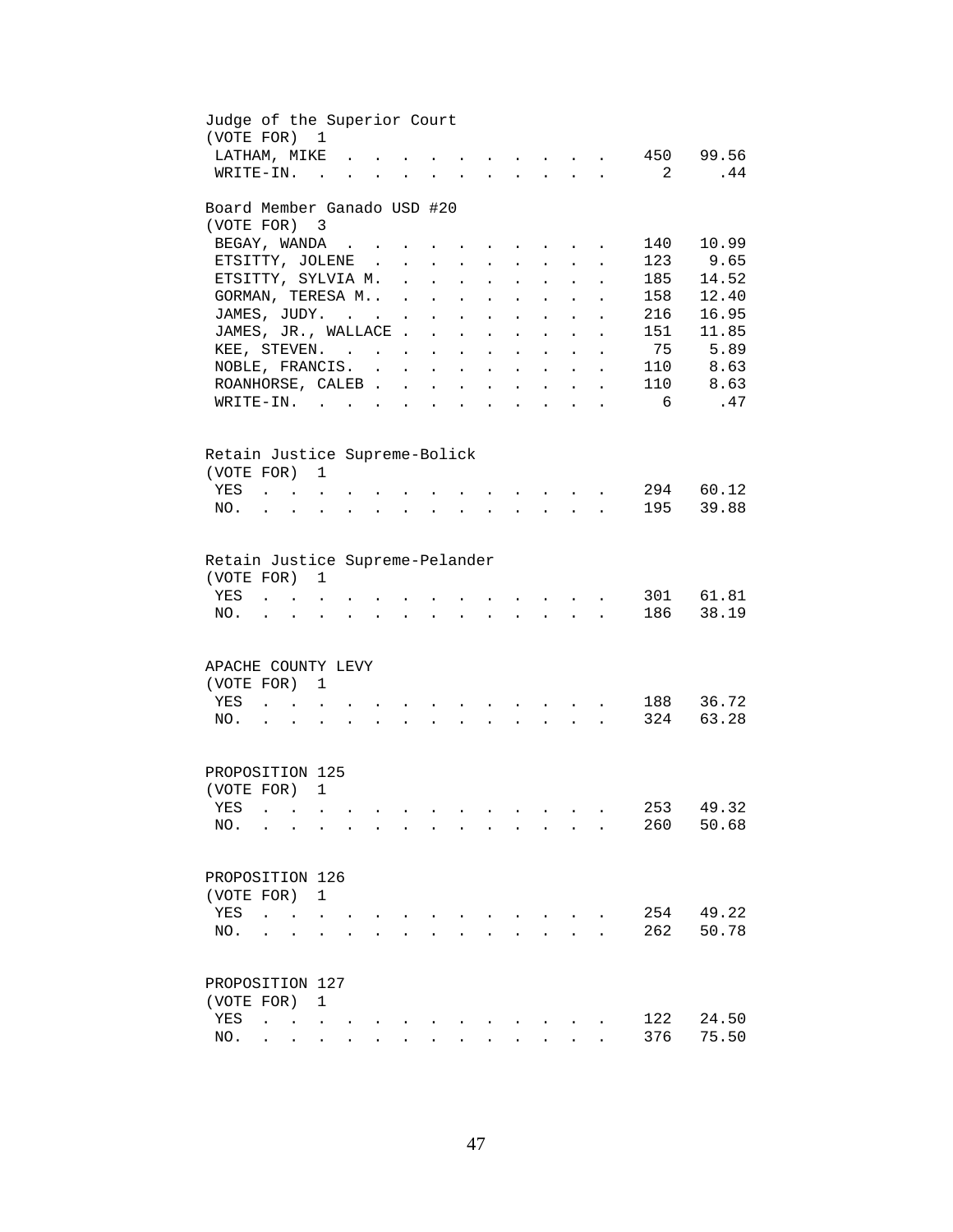Judge of the Superior Court
(VOTE FOR) 1

| Candidate | Votes | Percent |
|---|---|---|
| LATHAM, MIKE | 450 | 99.56 |
| WRITE-IN. | 2 | .44 |

Board Member Ganado USD #20
(VOTE FOR) 3

| Candidate | Votes | Percent |
|---|---|---|
| BEGAY, WANDA | 140 | 10.99 |
| ETSITTY, JOLENE | 123 | 9.65 |
| ETSITTY, SYLVIA M. | 185 | 14.52 |
| GORMAN, TERESA M.. | 158 | 12.40 |
| JAMES, JUDY. | 216 | 16.95 |
| JAMES, JR., WALLACE | 151 | 11.85 |
| KEE, STEVEN. | 75 | 5.89 |
| NOBLE, FRANCIS. | 110 | 8.63 |
| ROANHORSE, CALEB | 110 | 8.63 |
| WRITE-IN. | 6 | .47 |

Retain Justice Supreme-Bolick
(VOTE FOR) 1

| Choice | Votes | Percent |
|---|---|---|
| YES | 294 | 60.12 |
| NO. | 195 | 39.88 |

Retain Justice Supreme-Pelander
(VOTE FOR) 1

| Choice | Votes | Percent |
|---|---|---|
| YES | 301 | 61.81 |
| NO. | 186 | 38.19 |

APACHE COUNTY LEVY
(VOTE FOR) 1

| Choice | Votes | Percent |
|---|---|---|
| YES | 188 | 36.72 |
| NO. | 324 | 63.28 |

PROPOSITION 125
(VOTE FOR) 1

| Choice | Votes | Percent |
|---|---|---|
| YES | 253 | 49.32 |
| NO. | 260 | 50.68 |

PROPOSITION 126
(VOTE FOR) 1

| Choice | Votes | Percent |
|---|---|---|
| YES | 254 | 49.22 |
| NO. | 262 | 50.78 |

PROPOSITION 127
(VOTE FOR) 1

| Choice | Votes | Percent |
|---|---|---|
| YES | 122 | 24.50 |
| NO. | 376 | 75.50 |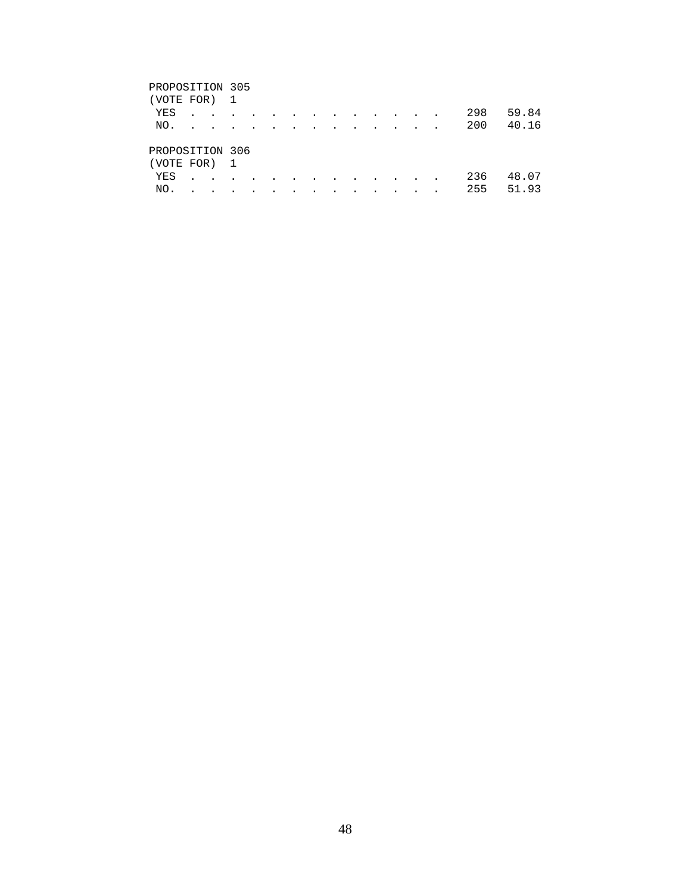PROPOSITION 305
(VOTE FOR) 1

| | | |
|---|---|---|
| YES | 298 | 59.84 |
| NO. | 200 | 40.16 |

PROPOSITION 306
(VOTE FOR) 1

| | | |
|---|---|---|
| YES | 236 | 48.07 |
| NO. | 255 | 51.93 |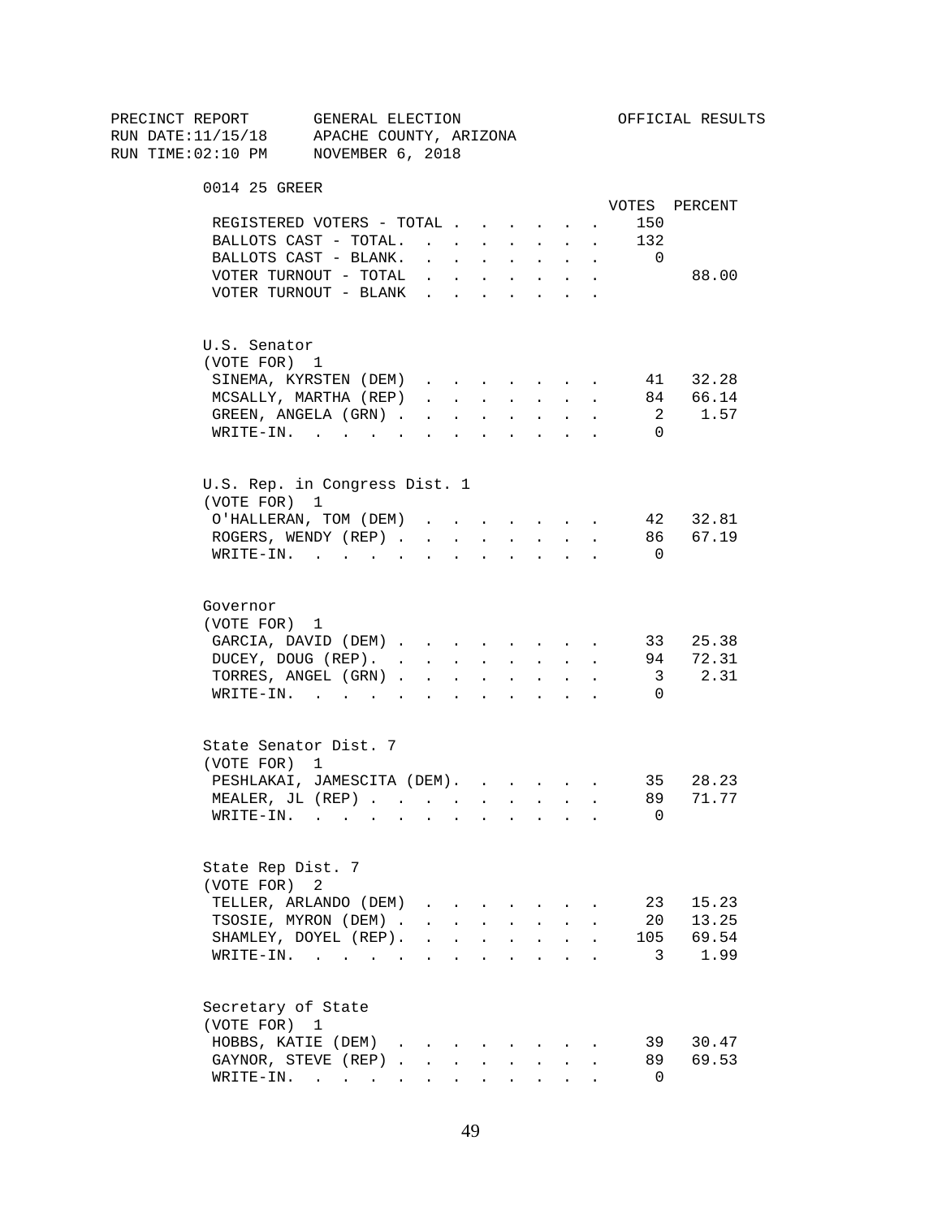PRECINCT REPORT GENERAL ELECTION OFFICIAL RESULTS
RUN DATE:11/15/18 APACHE COUNTY, ARIZONA
RUN TIME:02:10 PM NOVEMBER 6, 2018

## 0014 25 GREER

| | VOTES | PERCENT |
|---|---|---|
| REGISTERED VOTERS - TOTAL | 150 | |
| BALLOTS CAST - TOTAL. | 132 | |
| BALLOTS CAST - BLANK. | 0 | |
| VOTER TURNOUT - TOTAL | | 88.00 |
| VOTER TURNOUT - BLANK | | |

### U.S. Senator
(VOTE FOR) 1

| | VOTES | PERCENT |
|---|---|---|
| SINEMA, KYRSTEN (DEM) | 41 | 32.28 |
| MCSALLY, MARTHA (REP) | 84 | 66.14 |
| GREEN, ANGELA (GRN) | 2 | 1.57 |
| WRITE-IN. | 0 | |

### U.S. Rep. in Congress Dist. 1
(VOTE FOR) 1

| | VOTES | PERCENT |
|---|---|---|
| O'HALLERAN, TOM (DEM) | 42 | 32.81 |
| ROGERS, WENDY (REP) | 86 | 67.19 |
| WRITE-IN. | 0 | |

### Governor
(VOTE FOR) 1

| | VOTES | PERCENT |
|---|---|---|
| GARCIA, DAVID (DEM) | 33 | 25.38 |
| DUCEY, DOUG (REP). | 94 | 72.31 |
| TORRES, ANGEL (GRN) | 3 | 2.31 |
| WRITE-IN. | 0 | |

### State Senator Dist. 7
(VOTE FOR) 1

| | VOTES | PERCENT |
|---|---|---|
| PESHLAKAI, JAMESCITA (DEM). | 35 | 28.23 |
| MEALER, JL (REP) | 89 | 71.77 |
| WRITE-IN. | 0 | |

### State Rep Dist. 7
(VOTE FOR) 2

| | VOTES | PERCENT |
|---|---|---|
| TELLER, ARLANDO (DEM) | 23 | 15.23 |
| TSOSIE, MYRON (DEM) | 20 | 13.25 |
| SHAMLEY, DOYEL (REP). | 105 | 69.54 |
| WRITE-IN. | 3 | 1.99 |

### Secretary of State
(VOTE FOR) 1

| | VOTES | PERCENT |
|---|---|---|
| HOBBS, KATIE (DEM) | 39 | 30.47 |
| GAYNOR, STEVE (REP) | 89 | 69.53 |
| WRITE-IN. | 0 | |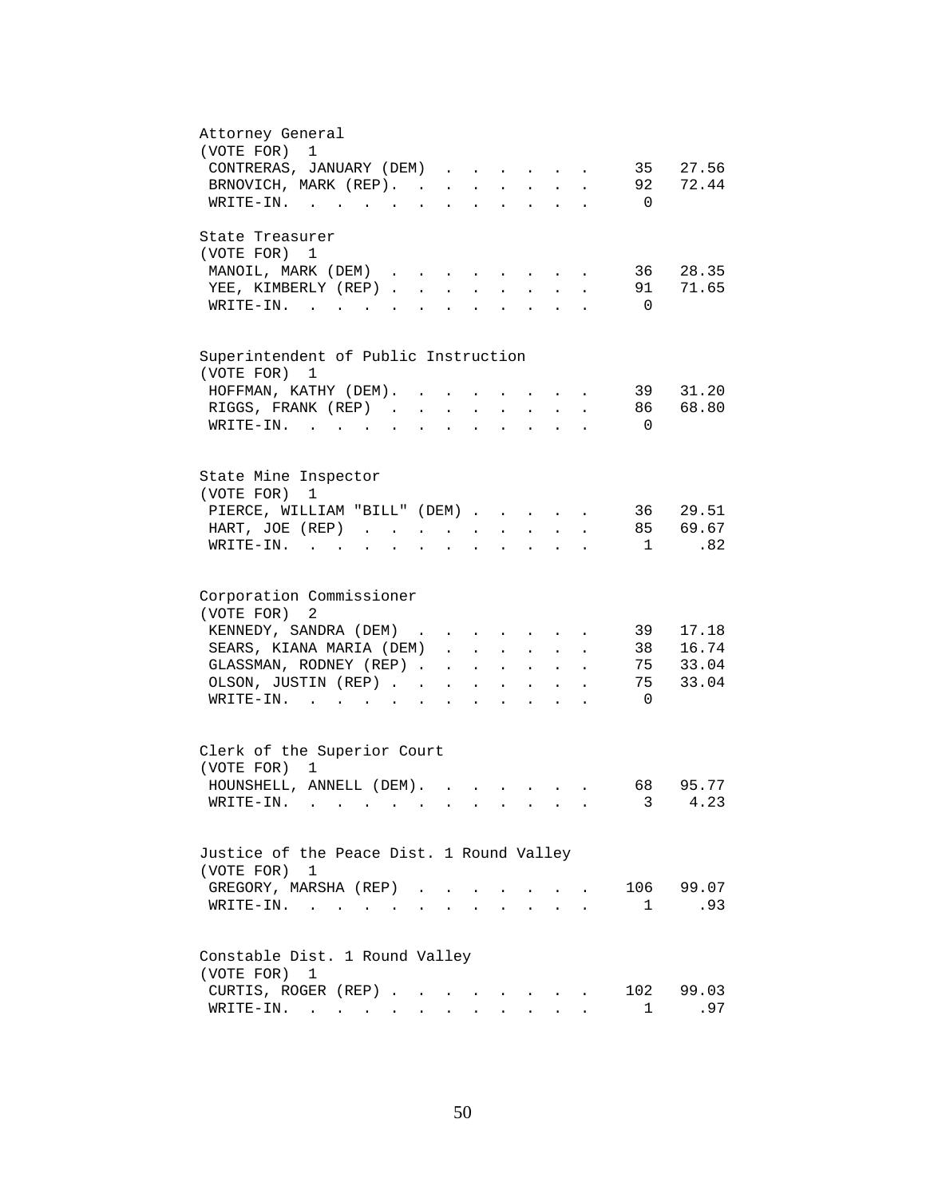Attorney General
(VOTE FOR) 1

| Candidate | Votes | Percent |
|---|---|---|
| CONTRERAS, JANUARY (DEM) | 35 | 27.56 |
| BRNOVICH, MARK (REP). | 92 | 72.44 |
| WRITE-IN. | 0 | |

State Treasurer
(VOTE FOR) 1

| Candidate | Votes | Percent |
|---|---|---|
| MANOIL, MARK (DEM) | 36 | 28.35 |
| YEE, KIMBERLY (REP) | 91 | 71.65 |
| WRITE-IN. | 0 | |

Superintendent of Public Instruction
(VOTE FOR) 1

| Candidate | Votes | Percent |
|---|---|---|
| HOFFMAN, KATHY (DEM). | 39 | 31.20 |
| RIGGS, FRANK (REP) | 86 | 68.80 |
| WRITE-IN. | 0 | |

State Mine Inspector
(VOTE FOR) 1

| Candidate | Votes | Percent |
|---|---|---|
| PIERCE, WILLIAM "BILL" (DEM) | 36 | 29.51 |
| HART, JOE (REP) | 85 | 69.67 |
| WRITE-IN. | 1 | .82 |

Corporation Commissioner
(VOTE FOR) 2

| Candidate | Votes | Percent |
|---|---|---|
| KENNEDY, SANDRA (DEM) | 39 | 17.18 |
| SEARS, KIANA MARIA (DEM) | 38 | 16.74 |
| GLASSMAN, RODNEY (REP) | 75 | 33.04 |
| OLSON, JUSTIN (REP) | 75 | 33.04 |
| WRITE-IN. | 0 | |

Clerk of the Superior Court
(VOTE FOR) 1

| Candidate | Votes | Percent |
|---|---|---|
| HOUNSHELL, ANNELL (DEM). | 68 | 95.77 |
| WRITE-IN. | 3 | 4.23 |

Justice of the Peace Dist. 1 Round Valley
(VOTE FOR) 1

| Candidate | Votes | Percent |
|---|---|---|
| GREGORY, MARSHA (REP) | 106 | 99.07 |
| WRITE-IN. | 1 | .93 |

Constable Dist. 1 Round Valley
(VOTE FOR) 1

| Candidate | Votes | Percent |
|---|---|---|
| CURTIS, ROGER (REP) | 102 | 99.03 |
| WRITE-IN. | 1 | .97 |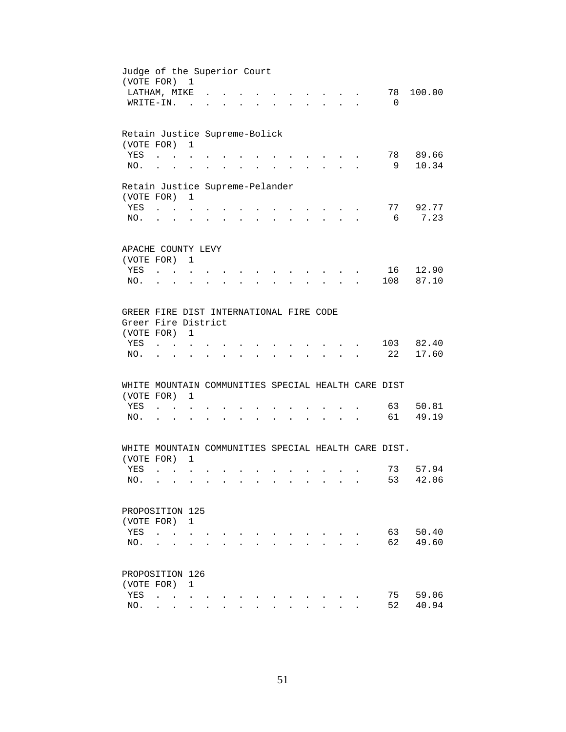Judge of the Superior Court
(VOTE FOR) 1

| | | |
|---|---|---|
| LATHAM, MIKE | 78 | 100.00 |
| WRITE-IN. | 0 | |

Retain Justice Supreme-Bolick
(VOTE FOR) 1

| | | |
|---|---|---|
| YES | 78 | 89.66 |
| NO. | 9 | 10.34 |

Retain Justice Supreme-Pelander
(VOTE FOR) 1

| | | |
|---|---|---|
| YES | 77 | 92.77 |
| NO. | 6 | 7.23 |

APACHE COUNTY LEVY
(VOTE FOR) 1

| | | |
|---|---|---|
| YES | 16 | 12.90 |
| NO. | 108 | 87.10 |

GREER FIRE DIST INTERNATIONAL FIRE CODE
Greer Fire District
(VOTE FOR) 1

| | | |
|---|---|---|
| YES | 103 | 82.40 |
| NO. | 22 | 17.60 |

WHITE MOUNTAIN COMMUNITIES SPECIAL HEALTH CARE DIST
(VOTE FOR) 1

| | | |
|---|---|---|
| YES | 63 | 50.81 |
| NO. | 61 | 49.19 |

WHITE MOUNTAIN COMMUNITIES SPECIAL HEALTH CARE DIST.
(VOTE FOR) 1

| | | |
|---|---|---|
| YES | 73 | 57.94 |
| NO. | 53 | 42.06 |

PROPOSITION 125
(VOTE FOR) 1

| | | |
|---|---|---|
| YES | 63 | 50.40 |
| NO. | 62 | 49.60 |

PROPOSITION 126
(VOTE FOR) 1

| | | |
|---|---|---|
| YES | 75 | 59.06 |
| NO. | 52 | 40.94 |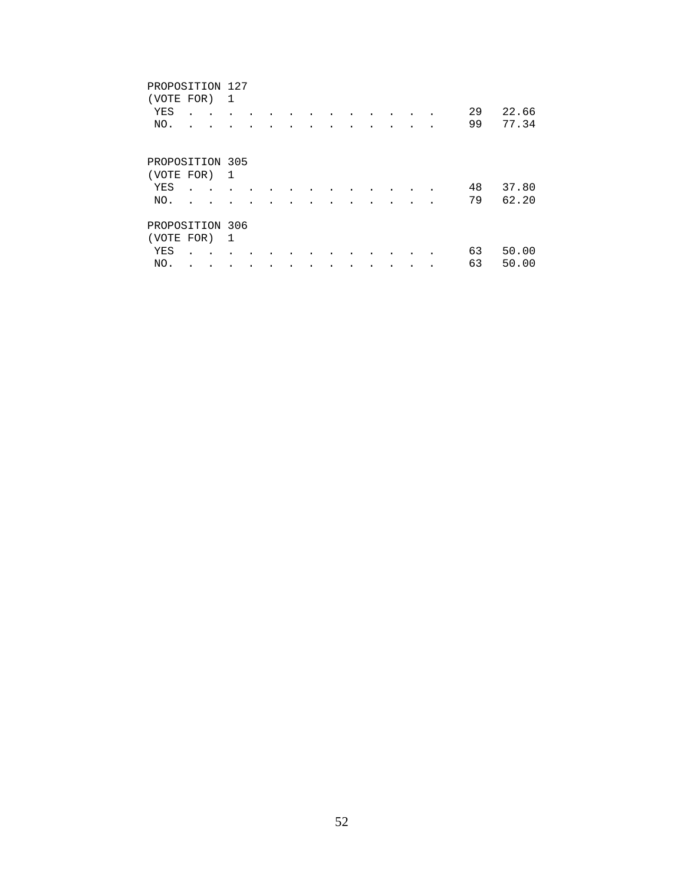PROPOSITION 127
(VOTE FOR) 1

| | | |
|---|---|---|
| YES | 29 | 22.66 |
| NO. | 99 | 77.34 |

PROPOSITION 305
(VOTE FOR) 1

| | | |
|---|---|---|
| YES | 48 | 37.80 |
| NO. | 79 | 62.20 |

PROPOSITION 306
(VOTE FOR) 1

| | | |
|---|---|---|
| YES | 63 | 50.00 |
| NO. | 63 | 50.00 |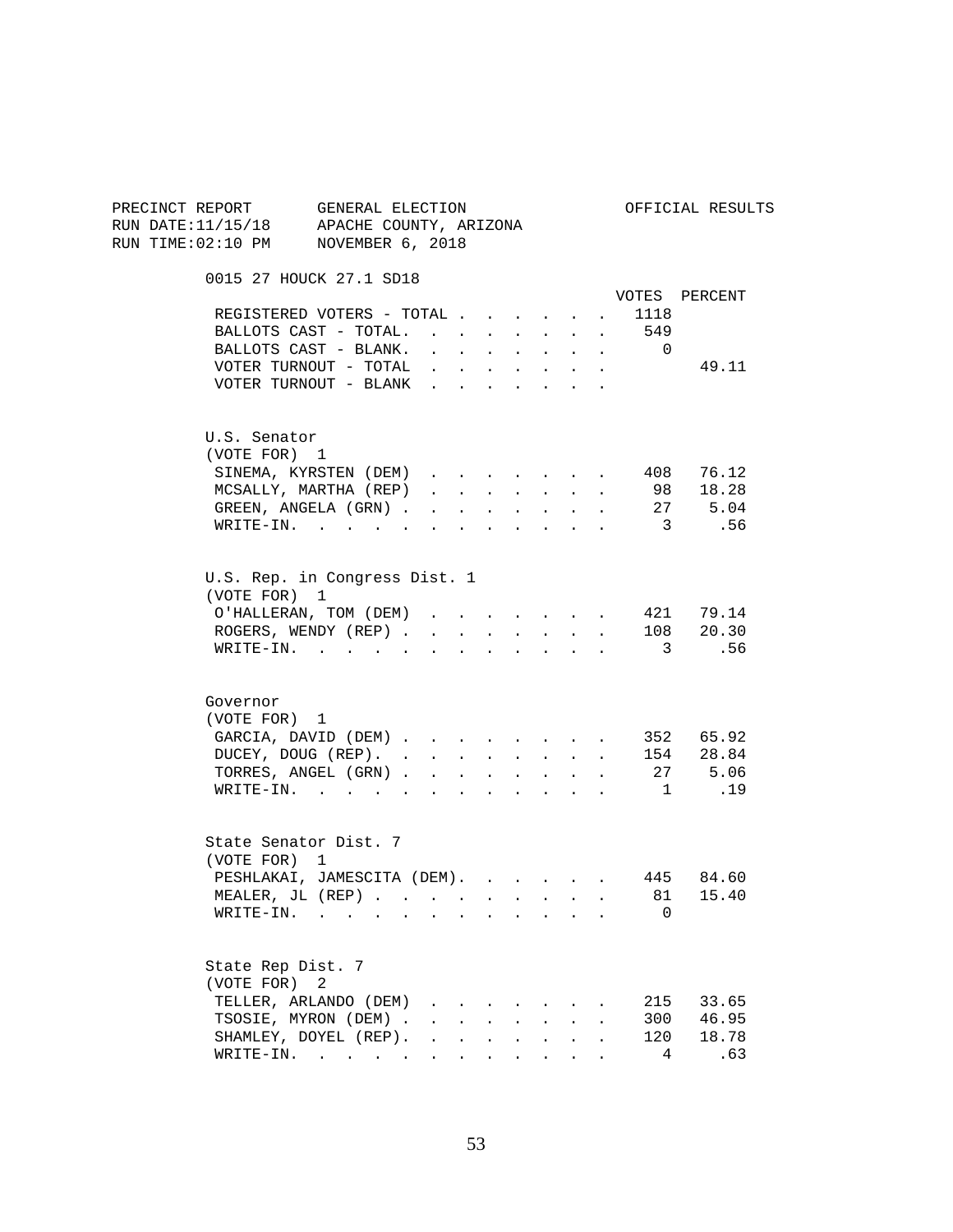PRECINCT REPORT GENERAL ELECTION OFFICIAL RESULTS
RUN DATE:11/15/18 APACHE COUNTY, ARIZONA
RUN TIME:02:10 PM NOVEMBER 6, 2018

0015 27 HOUCK 27.1 SD18

| | VOTES | PERCENT |
|---|---|---|
| REGISTERED VOTERS - TOTAL | 1118 | |
| BALLOTS CAST - TOTAL. | 549 | |
| BALLOTS CAST - BLANK. | 0 | |
| VOTER TURNOUT - TOTAL | | 49.11 |
| VOTER TURNOUT - BLANK | | |

U.S. Senator
(VOTE FOR) 1

| | VOTES | PERCENT |
|---|---|---|
| SINEMA, KYRSTEN (DEM) | 408 | 76.12 |
| MCSALLY, MARTHA (REP) | 98 | 18.28 |
| GREEN, ANGELA (GRN) | 27 | 5.04 |
| WRITE-IN. | 3 | .56 |

U.S. Rep. in Congress Dist. 1
(VOTE FOR) 1

| | VOTES | PERCENT |
|---|---|---|
| O'HALLERAN, TOM (DEM) | 421 | 79.14 |
| ROGERS, WENDY (REP) | 108 | 20.30 |
| WRITE-IN. | 3 | .56 |

Governor
(VOTE FOR) 1

| | VOTES | PERCENT |
|---|---|---|
| GARCIA, DAVID (DEM) | 352 | 65.92 |
| DUCEY, DOUG (REP). | 154 | 28.84 |
| TORRES, ANGEL (GRN) | 27 | 5.06 |
| WRITE-IN. | 1 | .19 |

State Senator Dist. 7
(VOTE FOR) 1

| | VOTES | PERCENT |
|---|---|---|
| PESHLAKAI, JAMESCITA (DEM). | 445 | 84.60 |
| MEALER, JL (REP) | 81 | 15.40 |
| WRITE-IN. | 0 | |

State Rep Dist. 7
(VOTE FOR) 2

| | VOTES | PERCENT |
|---|---|---|
| TELLER, ARLANDO (DEM) | 215 | 33.65 |
| TSOSIE, MYRON (DEM) | 300 | 46.95 |
| SHAMLEY, DOYEL (REP). | 120 | 18.78 |
| WRITE-IN. | 4 | .63 |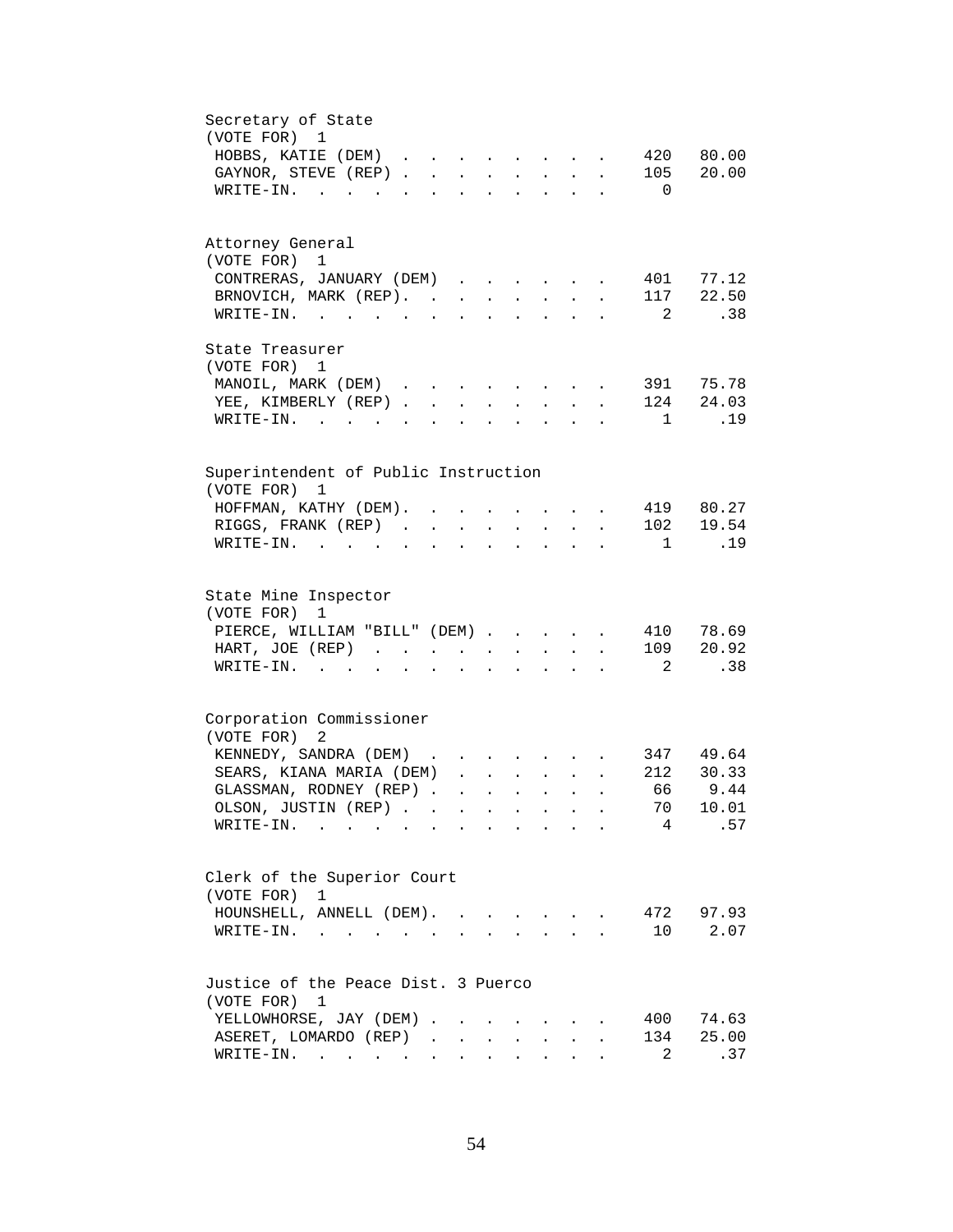### Secretary of State
(VOTE FOR) 1

| Candidate | Votes | Percent |
|---|---|---|
| HOBBS, KATIE (DEM) | 420 | 80.00 |
| GAYNOR, STEVE (REP) | 105 | 20.00 |
| WRITE-IN. | 0 | |

### Attorney General
(VOTE FOR) 1

| Candidate | Votes | Percent |
|---|---|---|
| CONTRERAS, JANUARY (DEM) | 401 | 77.12 |
| BRNOVICH, MARK (REP). | 117 | 22.50 |
| WRITE-IN. | 2 | .38 |

### State Treasurer
(VOTE FOR) 1

| Candidate | Votes | Percent |
|---|---|---|
| MANOIL, MARK (DEM) | 391 | 75.78 |
| YEE, KIMBERLY (REP) | 124 | 24.03 |
| WRITE-IN. | 1 | .19 |

### Superintendent of Public Instruction
(VOTE FOR) 1

| Candidate | Votes | Percent |
|---|---|---|
| HOFFMAN, KATHY (DEM). | 419 | 80.27 |
| RIGGS, FRANK (REP) | 102 | 19.54 |
| WRITE-IN. | 1 | .19 |

### State Mine Inspector
(VOTE FOR) 1

| Candidate | Votes | Percent |
|---|---|---|
| PIERCE, WILLIAM "BILL" (DEM) | 410 | 78.69 |
| HART, JOE (REP) | 109 | 20.92 |
| WRITE-IN. | 2 | .38 |

### Corporation Commissioner
(VOTE FOR) 2

| Candidate | Votes | Percent |
|---|---|---|
| KENNEDY, SANDRA (DEM) | 347 | 49.64 |
| SEARS, KIANA MARIA (DEM) | 212 | 30.33 |
| GLASSMAN, RODNEY (REP) | 66 | 9.44 |
| OLSON, JUSTIN (REP) | 70 | 10.01 |
| WRITE-IN. | 4 | .57 |

### Clerk of the Superior Court
(VOTE FOR) 1

| Candidate | Votes | Percent |
|---|---|---|
| HOUNSHELL, ANNELL (DEM). | 472 | 97.93 |
| WRITE-IN. | 10 | 2.07 |

### Justice of the Peace Dist. 3 Puerco
(VOTE FOR) 1

| Candidate | Votes | Percent |
|---|---|---|
| YELLOWHORSE, JAY (DEM) | 400 | 74.63 |
| ASERET, LOMARDO (REP) | 134 | 25.00 |
| WRITE-IN. | 2 | .37 |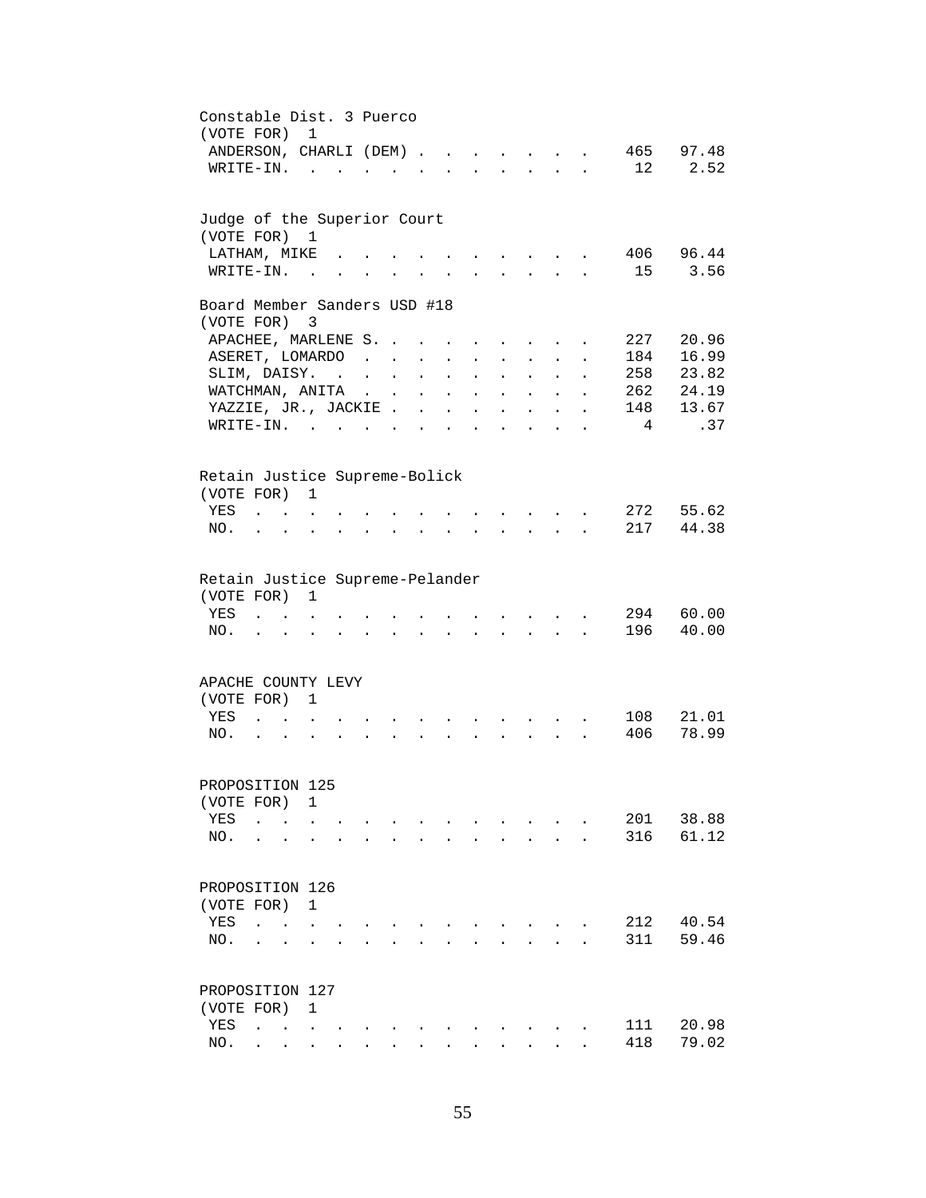Constable Dist. 3 Puerco
(VOTE FOR) 1

| Candidate | Votes | Percent |
|---|---|---|
| ANDERSON, CHARLI (DEM) | 465 | 97.48 |
| WRITE-IN. | 12 | 2.52 |

Judge of the Superior Court
(VOTE FOR) 1

| Candidate | Votes | Percent |
|---|---|---|
| LATHAM, MIKE | 406 | 96.44 |
| WRITE-IN. | 15 | 3.56 |

Board Member Sanders USD #18
(VOTE FOR) 3

| Candidate | Votes | Percent |
|---|---|---|
| APACHEE, MARLENE S. | 227 | 20.96 |
| ASERET, LOMARDO | 184 | 16.99 |
| SLIM, DAISY. | 258 | 23.82 |
| WATCHMAN, ANITA | 262 | 24.19 |
| YAZZIE, JR., JACKIE | 148 | 13.67 |
| WRITE-IN. | 4 | .37 |

Retain Justice Supreme-Bolick
(VOTE FOR) 1

| Choice | Votes | Percent |
|---|---|---|
| YES | 272 | 55.62 |
| NO. | 217 | 44.38 |

Retain Justice Supreme-Pelander
(VOTE FOR) 1

| Choice | Votes | Percent |
|---|---|---|
| YES | 294 | 60.00 |
| NO. | 196 | 40.00 |

APACHE COUNTY LEVY
(VOTE FOR) 1

| Choice | Votes | Percent |
|---|---|---|
| YES | 108 | 21.01 |
| NO. | 406 | 78.99 |

PROPOSITION 125
(VOTE FOR) 1

| Choice | Votes | Percent |
|---|---|---|
| YES | 201 | 38.88 |
| NO. | 316 | 61.12 |

PROPOSITION 126
(VOTE FOR) 1

| Choice | Votes | Percent |
|---|---|---|
| YES | 212 | 40.54 |
| NO. | 311 | 59.46 |

PROPOSITION 127
(VOTE FOR) 1

| Choice | Votes | Percent |
|---|---|---|
| YES | 111 | 20.98 |
| NO. | 418 | 79.02 |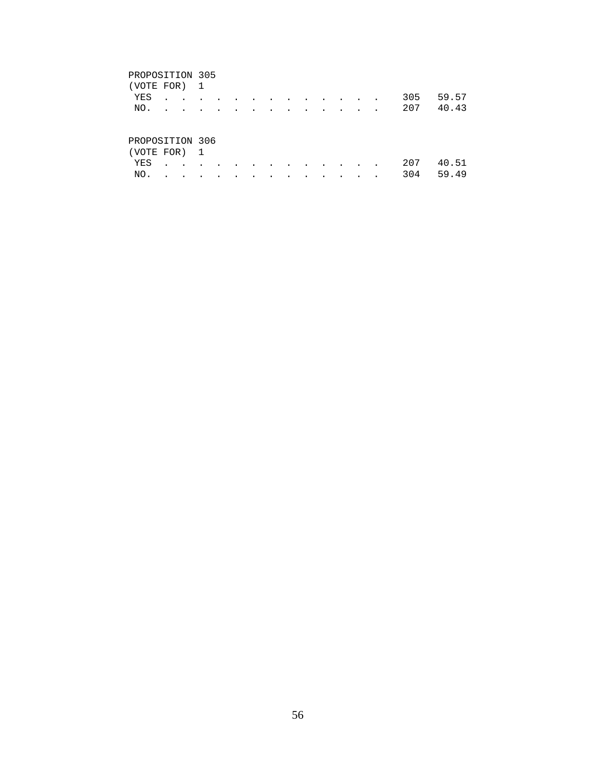PROPOSITION 305
(VOTE FOR) 1

| | | |
|---|---|---|
| YES . . . . . . . . . . . . . . | 305 | 59.57 |
| NO. . . . . . . . . . . . . . . | 207 | 40.43 |

PROPOSITION 306
(VOTE FOR) 1

| | | |
|---|---|---|
| YES . . . . . . . . . . . . . . | 207 | 40.51 |
| NO. . . . . . . . . . . . . . . | 304 | 59.49 |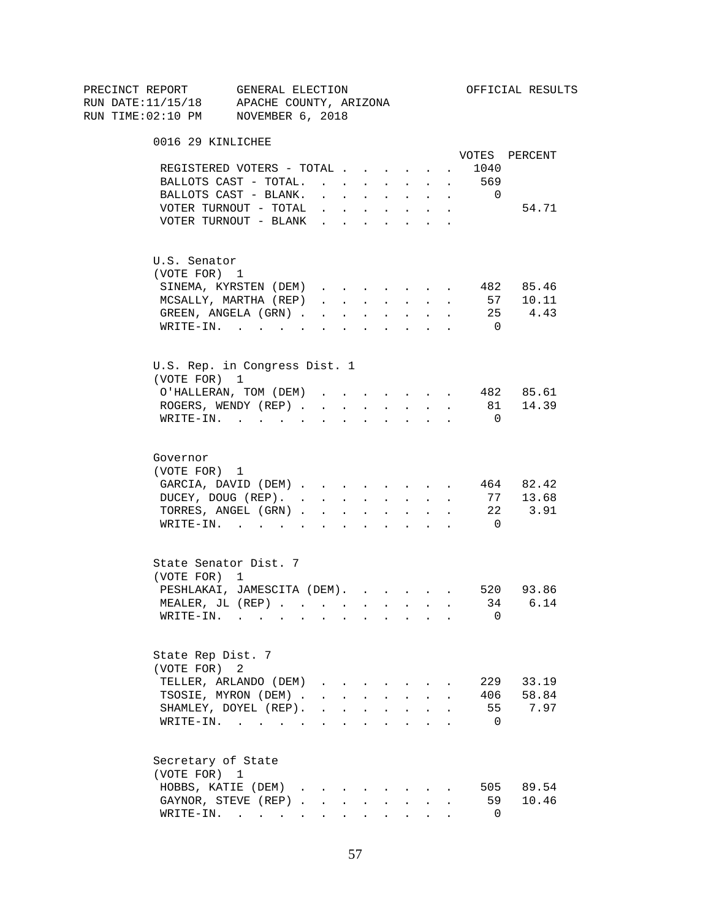PRECINCT REPORT GENERAL ELECTION OFFICIAL RESULTS
RUN DATE:11/15/18 APACHE COUNTY, ARIZONA
RUN TIME:02:10 PM NOVEMBER 6, 2018

## 0016 29 KINLICHEE

| | VOTES | PERCENT |
|---|---|---|
| REGISTERED VOTERS - TOTAL | 1040 | |
| BALLOTS CAST - TOTAL. | 569 | |
| BALLOTS CAST - BLANK. | 0 | |
| VOTER TURNOUT - TOTAL | | 54.71 |
| VOTER TURNOUT - BLANK | | |

### U.S. Senator
(VOTE FOR) 1

| | VOTES | PERCENT |
|---|---|---|
| SINEMA, KYRSTEN (DEM) | 482 | 85.46 |
| MCSALLY, MARTHA (REP) | 57 | 10.11 |
| GREEN, ANGELA (GRN) | 25 | 4.43 |
| WRITE-IN. | 0 | |

### U.S. Rep. in Congress Dist. 1
(VOTE FOR) 1

| | VOTES | PERCENT |
|---|---|---|
| O'HALLERAN, TOM (DEM) | 482 | 85.61 |
| ROGERS, WENDY (REP) | 81 | 14.39 |
| WRITE-IN. | 0 | |

### Governor
(VOTE FOR) 1

| | VOTES | PERCENT |
|---|---|---|
| GARCIA, DAVID (DEM) | 464 | 82.42 |
| DUCEY, DOUG (REP). | 77 | 13.68 |
| TORRES, ANGEL (GRN) | 22 | 3.91 |
| WRITE-IN. | 0 | |

### State Senator Dist. 7
(VOTE FOR) 1

| | VOTES | PERCENT |
|---|---|---|
| PESHLAKAI, JAMESCITA (DEM). | 520 | 93.86 |
| MEALER, JL (REP) | 34 | 6.14 |
| WRITE-IN. | 0 | |

### State Rep Dist. 7
(VOTE FOR) 2

| | VOTES | PERCENT |
|---|---|---|
| TELLER, ARLANDO (DEM) | 229 | 33.19 |
| TSOSIE, MYRON (DEM) | 406 | 58.84 |
| SHAMLEY, DOYEL (REP). | 55 | 7.97 |
| WRITE-IN. | 0 | |

### Secretary of State
(VOTE FOR) 1

| | VOTES | PERCENT |
|---|---|---|
| HOBBS, KATIE (DEM) | 505 | 89.54 |
| GAYNOR, STEVE (REP) | 59 | 10.46 |
| WRITE-IN. | 0 | |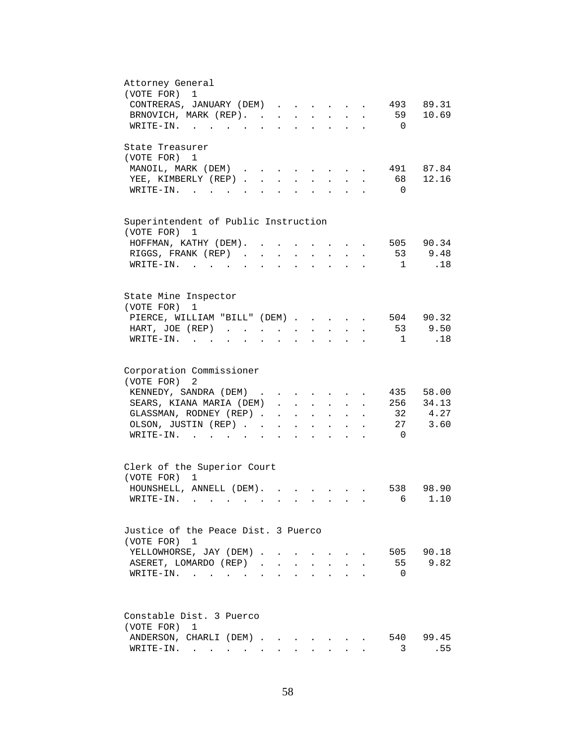Attorney General
(VOTE FOR) 1

| Candidate | Votes | Percent |
|---|---|---|
| CONTRERAS, JANUARY (DEM) | 493 | 89.31 |
| BRNOVICH, MARK (REP). | 59 | 10.69 |
| WRITE-IN. | 0 | |

State Treasurer
(VOTE FOR) 1

| Candidate | Votes | Percent |
|---|---|---|
| MANOIL, MARK (DEM) | 491 | 87.84 |
| YEE, KIMBERLY (REP) | 68 | 12.16 |
| WRITE-IN. | 0 | |

Superintendent of Public Instruction
(VOTE FOR) 1

| Candidate | Votes | Percent |
|---|---|---|
| HOFFMAN, KATHY (DEM). | 505 | 90.34 |
| RIGGS, FRANK (REP) | 53 | 9.48 |
| WRITE-IN. | 1 | .18 |

State Mine Inspector
(VOTE FOR) 1

| Candidate | Votes | Percent |
|---|---|---|
| PIERCE, WILLIAM "BILL" (DEM) | 504 | 90.32 |
| HART, JOE (REP) | 53 | 9.50 |
| WRITE-IN. | 1 | .18 |

Corporation Commissioner
(VOTE FOR) 2

| Candidate | Votes | Percent |
|---|---|---|
| KENNEDY, SANDRA (DEM) | 435 | 58.00 |
| SEARS, KIANA MARIA (DEM) | 256 | 34.13 |
| GLASSMAN, RODNEY (REP) | 32 | 4.27 |
| OLSON, JUSTIN (REP) | 27 | 3.60 |
| WRITE-IN. | 0 | |

Clerk of the Superior Court
(VOTE FOR) 1

| Candidate | Votes | Percent |
|---|---|---|
| HOUNSHELL, ANNELL (DEM). | 538 | 98.90 |
| WRITE-IN. | 6 | 1.10 |

Justice of the Peace Dist. 3 Puerco
(VOTE FOR) 1

| Candidate | Votes | Percent |
|---|---|---|
| YELLOWHORSE, JAY (DEM) | 505 | 90.18 |
| ASERET, LOMARDO (REP) | 55 | 9.82 |
| WRITE-IN. | 0 | |

Constable Dist. 3 Puerco
(VOTE FOR) 1

| Candidate | Votes | Percent |
|---|---|---|
| ANDERSON, CHARLI (DEM) | 540 | 99.45 |
| WRITE-IN. | 3 | .55 |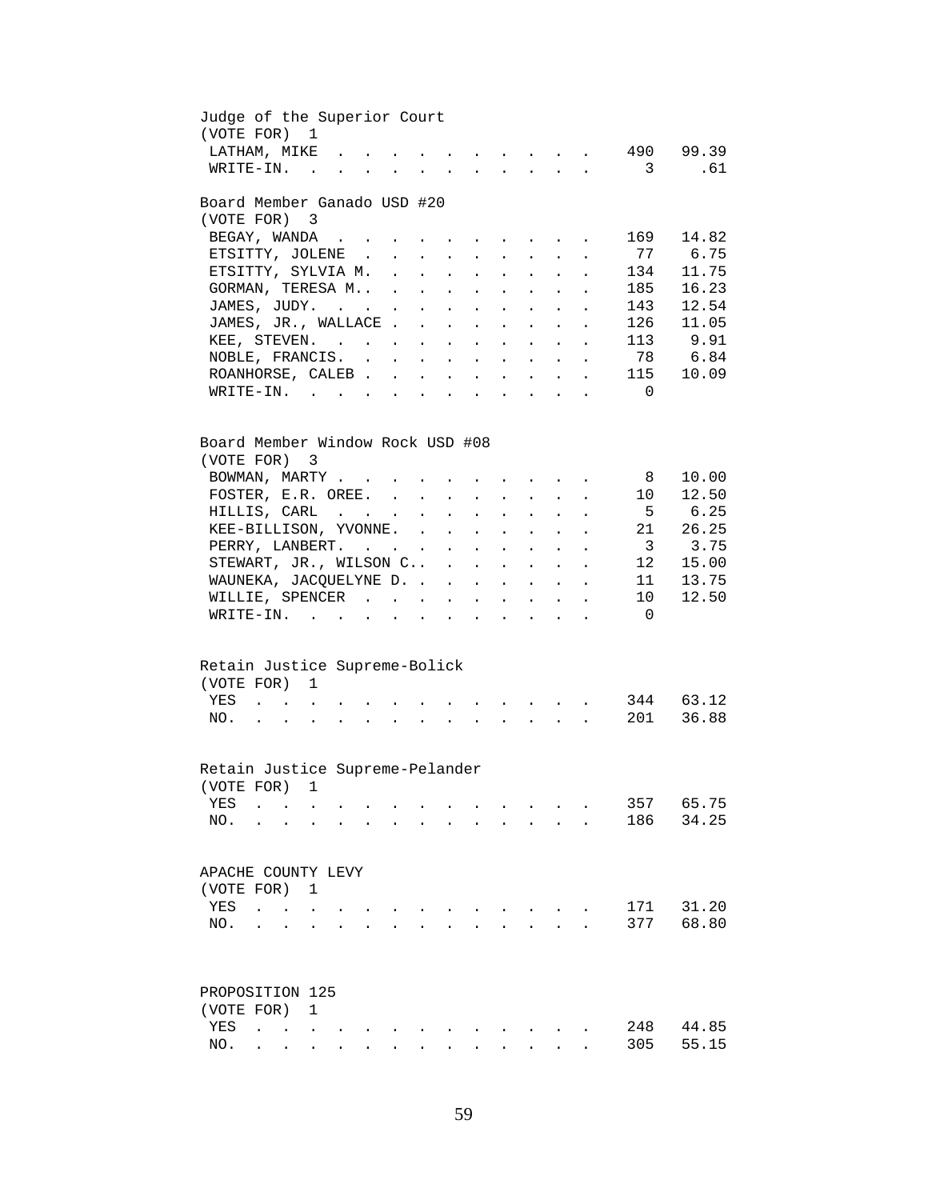Judge of the Superior Court
(VOTE FOR) 1

| | | |
|---|---|---|
| LATHAM, MIKE | 490 | 99.39 |
| WRITE-IN. | 3 | .61 |

Board Member Ganado USD #20
(VOTE FOR) 3

| | | |
|---|---|---|
| BEGAY, WANDA | 169 | 14.82 |
| ETSITTY, JOLENE | 77 | 6.75 |
| ETSITTY, SYLVIA M. | 134 | 11.75 |
| GORMAN, TERESA M.. | 185 | 16.23 |
| JAMES, JUDY. | 143 | 12.54 |
| JAMES, JR., WALLACE | 126 | 11.05 |
| KEE, STEVEN. | 113 | 9.91 |
| NOBLE, FRANCIS. | 78 | 6.84 |
| ROANHORSE, CALEB | 115 | 10.09 |
| WRITE-IN. | 0 | |

Board Member Window Rock USD #08
(VOTE FOR) 3

| | | |
|---|---|---|
| BOWMAN, MARTY | 8 | 10.00 |
| FOSTER, E.R. OREE. | 10 | 12.50 |
| HILLIS, CARL | 5 | 6.25 |
| KEE-BILLISON, YVONNE. | 21 | 26.25 |
| PERRY, LANBERT. | 3 | 3.75 |
| STEWART, JR., WILSON C.. | 12 | 15.00 |
| WAUNEKA, JACQUELYNE D. | 11 | 13.75 |
| WILLIE, SPENCER | 10 | 12.50 |
| WRITE-IN. | 0 | |

Retain Justice Supreme-Bolick
(VOTE FOR) 1

| | | |
|---|---|---|
| YES | 344 | 63.12 |
| NO. | 201 | 36.88 |

Retain Justice Supreme-Pelander
(VOTE FOR) 1

| | | |
|---|---|---|
| YES | 357 | 65.75 |
| NO. | 186 | 34.25 |

APACHE COUNTY LEVY
(VOTE FOR) 1

| | | |
|---|---|---|
| YES | 171 | 31.20 |
| NO. | 377 | 68.80 |

PROPOSITION 125
(VOTE FOR) 1

| | | |
|---|---|---|
| YES | 248 | 44.85 |
| NO. | 305 | 55.15 |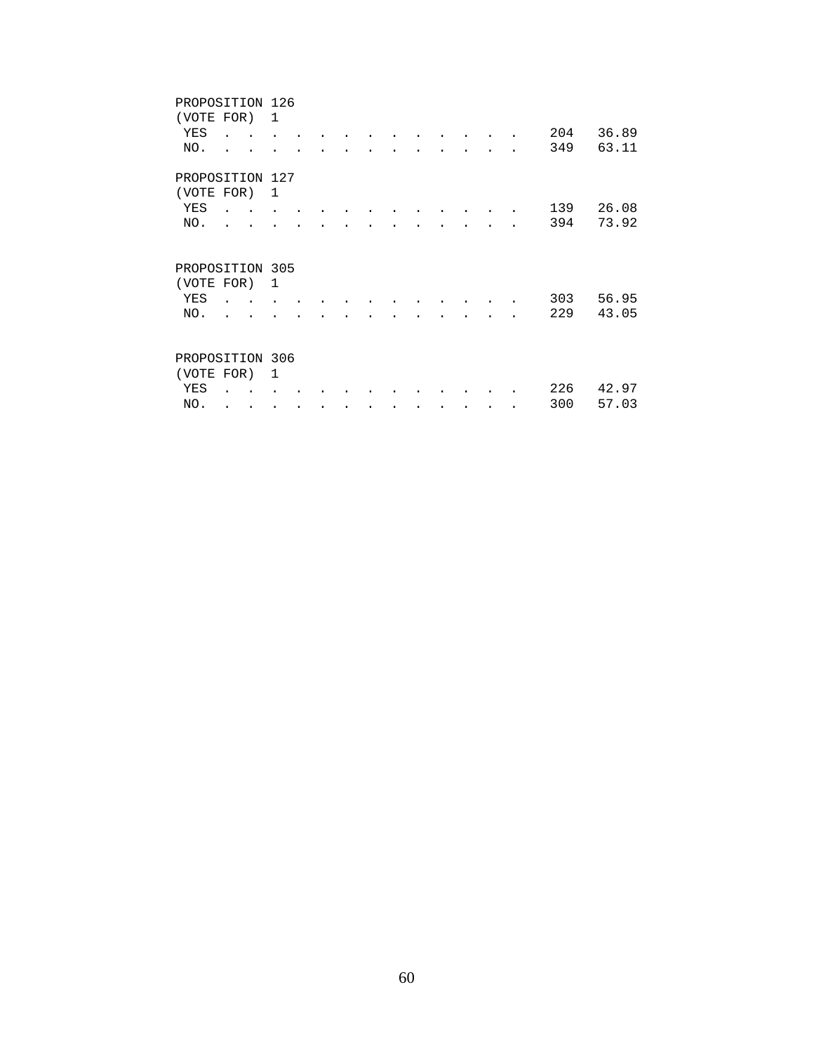PROPOSITION 126
(VOTE FOR) 1

| | | |
|---|---|---|
| YES | 204 | 36.89 |
| NO. | 349 | 63.11 |

PROPOSITION 127
(VOTE FOR) 1

| | | |
|---|---|---|
| YES | 139 | 26.08 |
| NO. | 394 | 73.92 |

PROPOSITION 305
(VOTE FOR) 1

| | | |
|---|---|---|
| YES | 303 | 56.95 |
| NO. | 229 | 43.05 |

PROPOSITION 306
(VOTE FOR) 1

| | | |
|---|---|---|
| YES | 226 | 42.97 |
| NO. | 300 | 57.03 |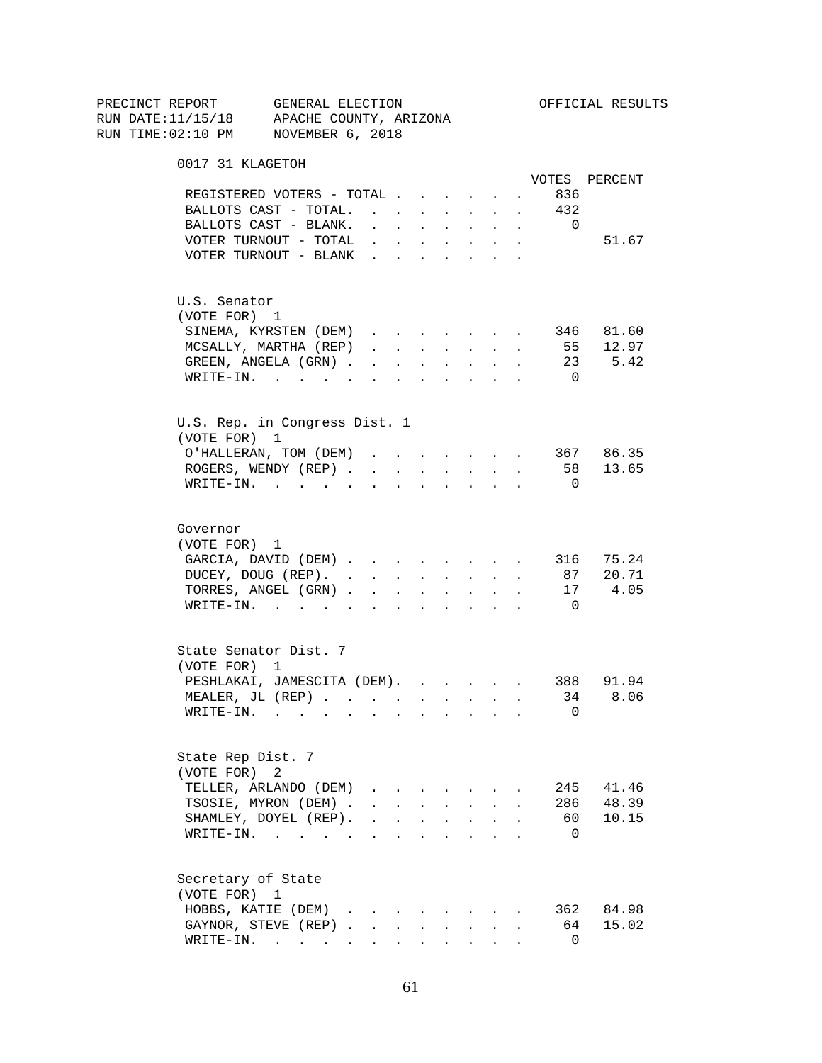PRECINCT REPORT GENERAL ELECTION OFFICIAL RESULTS
RUN DATE:11/15/18 APACHE COUNTY, ARIZONA
RUN TIME:02:10 PM NOVEMBER 6, 2018

## 0017 31 KLAGETOH

| | VOTES | PERCENT |
|---|---|---|
| REGISTERED VOTERS - TOTAL | 836 | |
| BALLOTS CAST - TOTAL. | 432 | |
| BALLOTS CAST - BLANK. | 0 | |
| VOTER TURNOUT - TOTAL | | 51.67 |
| VOTER TURNOUT - BLANK | | |

### U.S. Senator
(VOTE FOR) 1

| | VOTES | PERCENT |
|---|---|---|
| SINEMA, KYRSTEN (DEM) | 346 | 81.60 |
| MCSALLY, MARTHA (REP) | 55 | 12.97 |
| GREEN, ANGELA (GRN) | 23 | 5.42 |
| WRITE-IN. | 0 | |

### U.S. Rep. in Congress Dist. 1
(VOTE FOR) 1

| | VOTES | PERCENT |
|---|---|---|
| O'HALLERAN, TOM (DEM) | 367 | 86.35 |
| ROGERS, WENDY (REP) | 58 | 13.65 |
| WRITE-IN. | 0 | |

### Governor
(VOTE FOR) 1

| | VOTES | PERCENT |
|---|---|---|
| GARCIA, DAVID (DEM) | 316 | 75.24 |
| DUCEY, DOUG (REP). | 87 | 20.71 |
| TORRES, ANGEL (GRN) | 17 | 4.05 |
| WRITE-IN. | 0 | |

### State Senator Dist. 7
(VOTE FOR) 1

| | VOTES | PERCENT |
|---|---|---|
| PESHLAKAI, JAMESCITA (DEM). | 388 | 91.94 |
| MEALER, JL (REP) | 34 | 8.06 |
| WRITE-IN. | 0 | |

### State Rep Dist. 7
(VOTE FOR) 2

| | VOTES | PERCENT |
|---|---|---|
| TELLER, ARLANDO (DEM) | 245 | 41.46 |
| TSOSIE, MYRON (DEM) | 286 | 48.39 |
| SHAMLEY, DOYEL (REP). | 60 | 10.15 |
| WRITE-IN. | 0 | |

### Secretary of State
(VOTE FOR) 1

| | VOTES | PERCENT |
|---|---|---|
| HOBBS, KATIE (DEM) | 362 | 84.98 |
| GAYNOR, STEVE (REP) | 64 | 15.02 |
| WRITE-IN. | 0 | |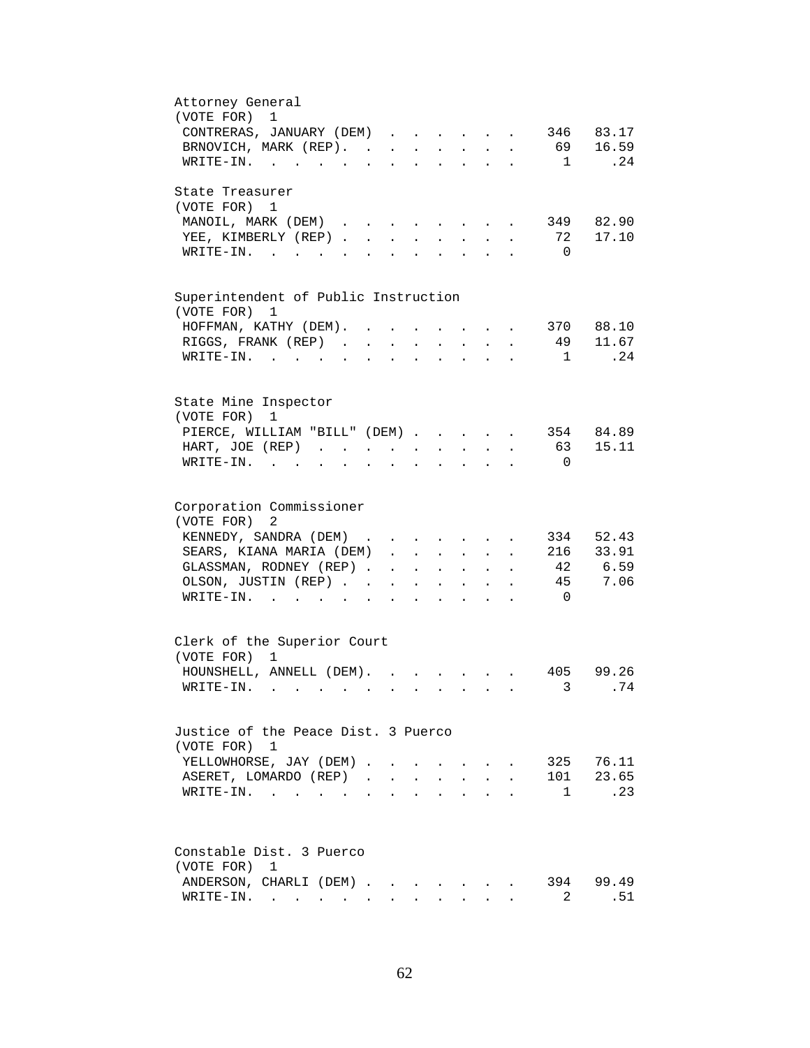## Attorney General

(VOTE FOR) 1

| Candidate | Votes | Percent |
|---|---|---|
| CONTRERAS, JANUARY (DEM) | 346 | 83.17 |
| BRNOVICH, MARK (REP). | 69 | 16.59 |
| WRITE-IN. | 1 | .24 |

## State Treasurer

(VOTE FOR) 1

| Candidate | Votes | Percent |
|---|---|---|
| MANOIL, MARK (DEM) | 349 | 82.90 |
| YEE, KIMBERLY (REP) | 72 | 17.10 |
| WRITE-IN. | 0 | |

## Superintendent of Public Instruction

(VOTE FOR) 1

| Candidate | Votes | Percent |
|---|---|---|
| HOFFMAN, KATHY (DEM). | 370 | 88.10 |
| RIGGS, FRANK (REP) | 49 | 11.67 |
| WRITE-IN. | 1 | .24 |

## State Mine Inspector

(VOTE FOR) 1

| Candidate | Votes | Percent |
|---|---|---|
| PIERCE, WILLIAM "BILL" (DEM) | 354 | 84.89 |
| HART, JOE (REP) | 63 | 15.11 |
| WRITE-IN. | 0 | |

## Corporation Commissioner

(VOTE FOR) 2

| Candidate | Votes | Percent |
|---|---|---|
| KENNEDY, SANDRA (DEM) | 334 | 52.43 |
| SEARS, KIANA MARIA (DEM) | 216 | 33.91 |
| GLASSMAN, RODNEY (REP) | 42 | 6.59 |
| OLSON, JUSTIN (REP) | 45 | 7.06 |
| WRITE-IN. | 0 | |

## Clerk of the Superior Court

(VOTE FOR) 1

| Candidate | Votes | Percent |
|---|---|---|
| HOUNSHELL, ANNELL (DEM). | 405 | 99.26 |
| WRITE-IN. | 3 | .74 |

## Justice of the Peace Dist. 3 Puerco

(VOTE FOR) 1

| Candidate | Votes | Percent |
|---|---|---|
| YELLOWHORSE, JAY (DEM) | 325 | 76.11 |
| ASERET, LOMARDO (REP) | 101 | 23.65 |
| WRITE-IN. | 1 | .23 |

## Constable Dist. 3 Puerco

(VOTE FOR) 1

| Candidate | Votes | Percent |
|---|---|---|
| ANDERSON, CHARLI (DEM) | 394 | 99.49 |
| WRITE-IN. | 2 | .51 |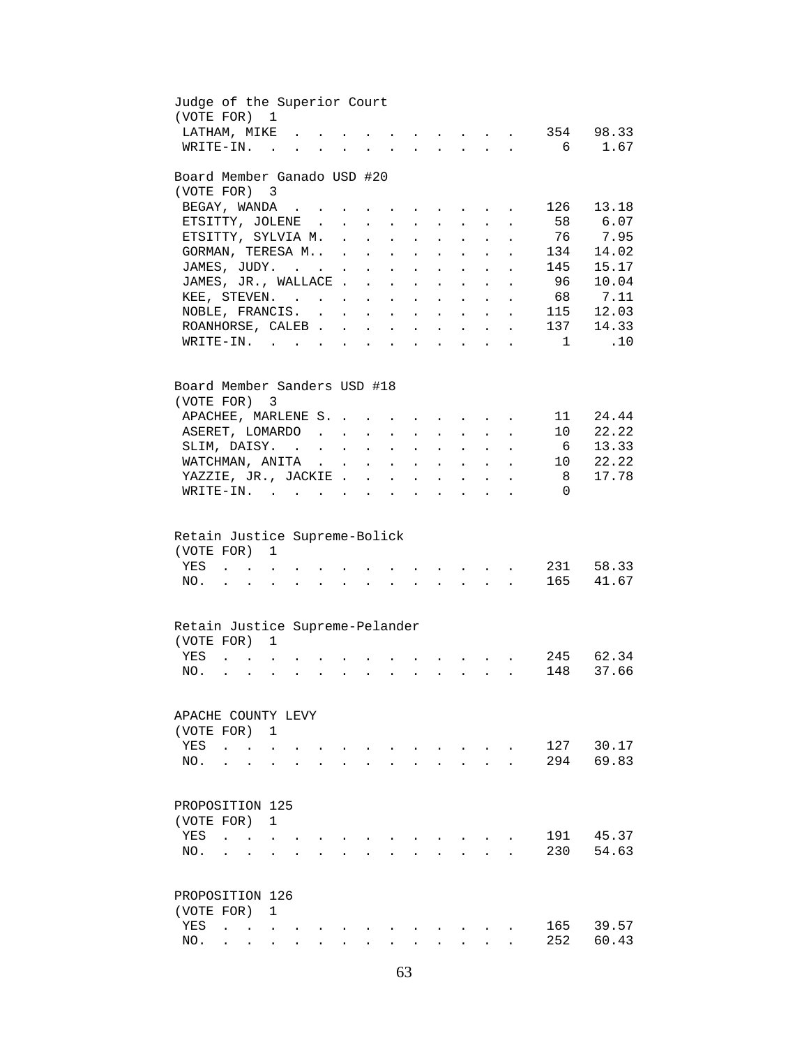Judge of the Superior Court
(VOTE FOR) 1

| | | |
|---|---|---|
| LATHAM, MIKE | 354 | 98.33 |
| WRITE-IN. | 6 | 1.67 |

Board Member Ganado USD #20
(VOTE FOR) 3

| | | |
|---|---|---|
| BEGAY, WANDA | 126 | 13.18 |
| ETSITTY, JOLENE | 58 | 6.07 |
| ETSITTY, SYLVIA M. | 76 | 7.95 |
| GORMAN, TERESA M.. | 134 | 14.02 |
| JAMES, JUDY. | 145 | 15.17 |
| JAMES, JR., WALLACE | 96 | 10.04 |
| KEE, STEVEN. | 68 | 7.11 |
| NOBLE, FRANCIS. | 115 | 12.03 |
| ROANHORSE, CALEB | 137 | 14.33 |
| WRITE-IN. | 1 | .10 |

Board Member Sanders USD #18
(VOTE FOR) 3

| | | |
|---|---|---|
| APACHEE, MARLENE S. | 11 | 24.44 |
| ASERET, LOMARDO | 10 | 22.22 |
| SLIM, DAISY. | 6 | 13.33 |
| WATCHMAN, ANITA | 10 | 22.22 |
| YAZZIE, JR., JACKIE | 8 | 17.78 |
| WRITE-IN. | 0 | |

Retain Justice Supreme-Bolick
(VOTE FOR) 1

| | | |
|---|---|---|
| YES | 231 | 58.33 |
| NO. | 165 | 41.67 |

Retain Justice Supreme-Pelander
(VOTE FOR) 1

| | | |
|---|---|---|
| YES | 245 | 62.34 |
| NO. | 148 | 37.66 |

APACHE COUNTY LEVY
(VOTE FOR) 1

| | | |
|---|---|---|
| YES | 127 | 30.17 |
| NO. | 294 | 69.83 |

PROPOSITION 125
(VOTE FOR) 1

| | | |
|---|---|---|
| YES | 191 | 45.37 |
| NO. | 230 | 54.63 |

PROPOSITION 126
(VOTE FOR) 1

| | | |
|---|---|---|
| YES | 165 | 39.57 |
| NO. | 252 | 60.43 |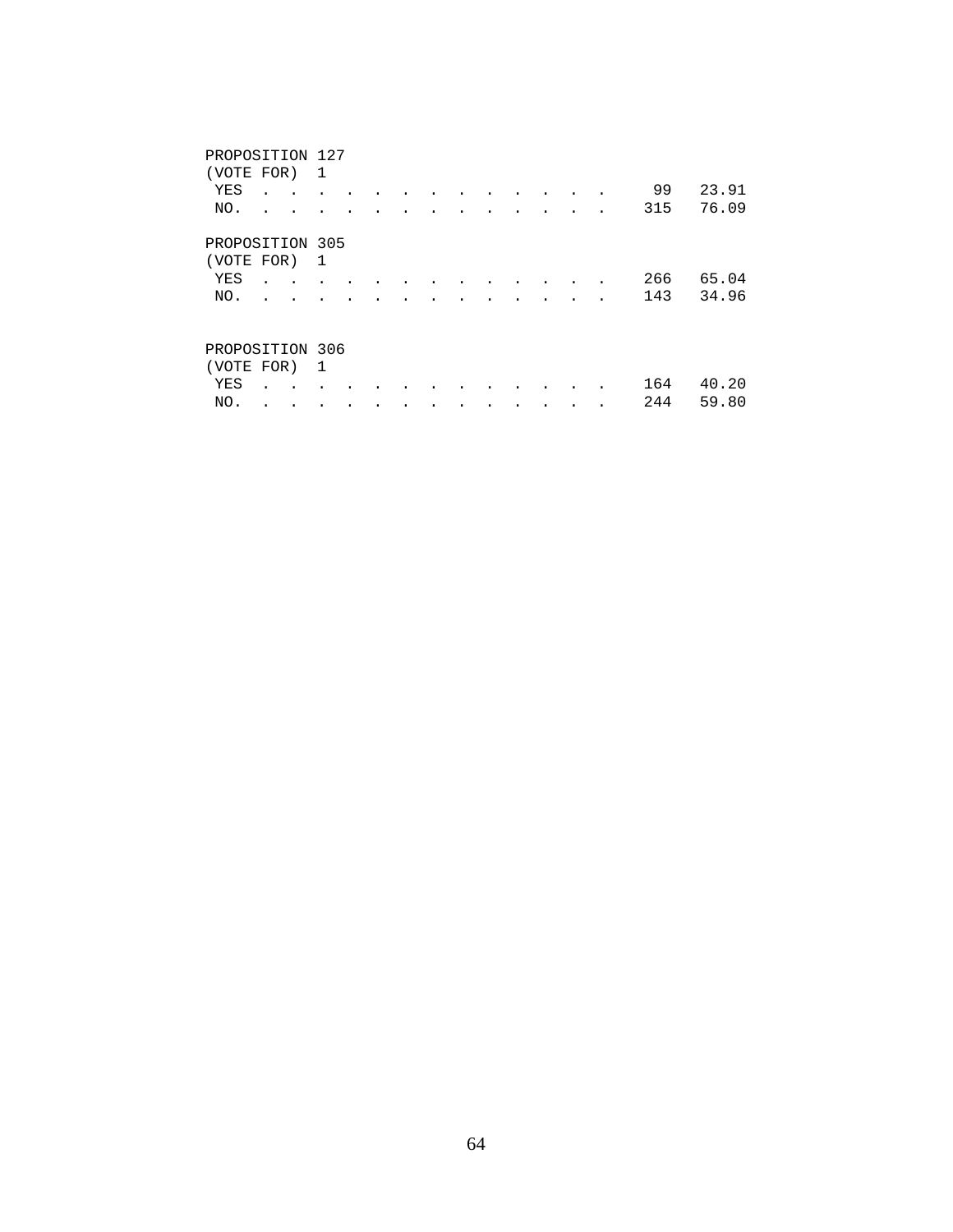PROPOSITION 127
(VOTE FOR) 1

| | | |
|---|---|---|
| YES | 99 | 23.91 |
| NO. | 315 | 76.09 |

PROPOSITION 305
(VOTE FOR) 1

| | | |
|---|---|---|
| YES | 266 | 65.04 |
| NO. | 143 | 34.96 |

PROPOSITION 306
(VOTE FOR) 1

| | | |
|---|---|---|
| YES | 164 | 40.20 |
| NO. | 244 | 59.80 |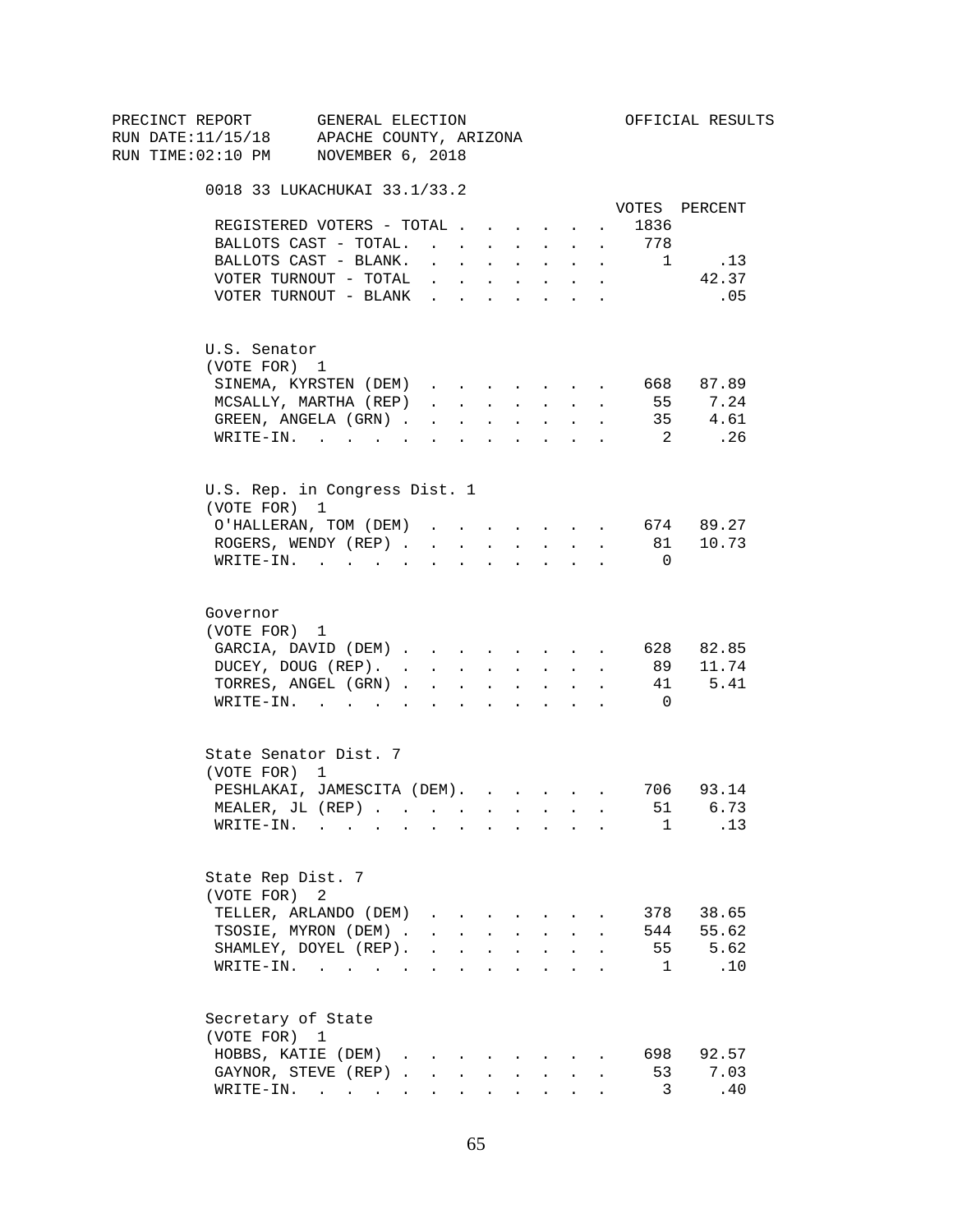PRECINCT REPORT GENERAL ELECTION OFFICIAL RESULTS
RUN DATE:11/15/18 APACHE COUNTY, ARIZONA
RUN TIME:02:10 PM NOVEMBER 6, 2018

## 0018 33 LUKACHUKAI 33.1/33.2

| | VOTES | PERCENT |
|---|---|---|
| REGISTERED VOTERS - TOTAL | 1836 | |
| BALLOTS CAST - TOTAL. | 778 | |
| BALLOTS CAST - BLANK. | 1 | .13 |
| VOTER TURNOUT - TOTAL | | 42.37 |
| VOTER TURNOUT - BLANK | | .05 |

### U.S. Senator
(VOTE FOR) 1

| | VOTES | PERCENT |
|---|---|---|
| SINEMA, KYRSTEN (DEM) | 668 | 87.89 |
| MCSALLY, MARTHA (REP) | 55 | 7.24 |
| GREEN, ANGELA (GRN) | 35 | 4.61 |
| WRITE-IN. | 2 | .26 |

### U.S. Rep. in Congress Dist. 1
(VOTE FOR) 1

| | VOTES | PERCENT |
|---|---|---|
| O'HALLERAN, TOM (DEM) | 674 | 89.27 |
| ROGERS, WENDY (REP) | 81 | 10.73 |
| WRITE-IN. | 0 | |

### Governor
(VOTE FOR) 1

| | VOTES | PERCENT |
|---|---|---|
| GARCIA, DAVID (DEM) | 628 | 82.85 |
| DUCEY, DOUG (REP). | 89 | 11.74 |
| TORRES, ANGEL (GRN) | 41 | 5.41 |
| WRITE-IN. | 0 | |

### State Senator Dist. 7
(VOTE FOR) 1

| | VOTES | PERCENT |
|---|---|---|
| PESHLAKAI, JAMESCITA (DEM). | 706 | 93.14 |
| MEALER, JL (REP) | 51 | 6.73 |
| WRITE-IN. | 1 | .13 |

### State Rep Dist. 7
(VOTE FOR) 2

| | VOTES | PERCENT |
|---|---|---|
| TELLER, ARLANDO (DEM) | 378 | 38.65 |
| TSOSIE, MYRON (DEM) | 544 | 55.62 |
| SHAMLEY, DOYEL (REP). | 55 | 5.62 |
| WRITE-IN. | 1 | .10 |

### Secretary of State
(VOTE FOR) 1

| | VOTES | PERCENT |
|---|---|---|
| HOBBS, KATIE (DEM) | 698 | 92.57 |
| GAYNOR, STEVE (REP) | 53 | 7.03 |
| WRITE-IN. | 3 | .40 |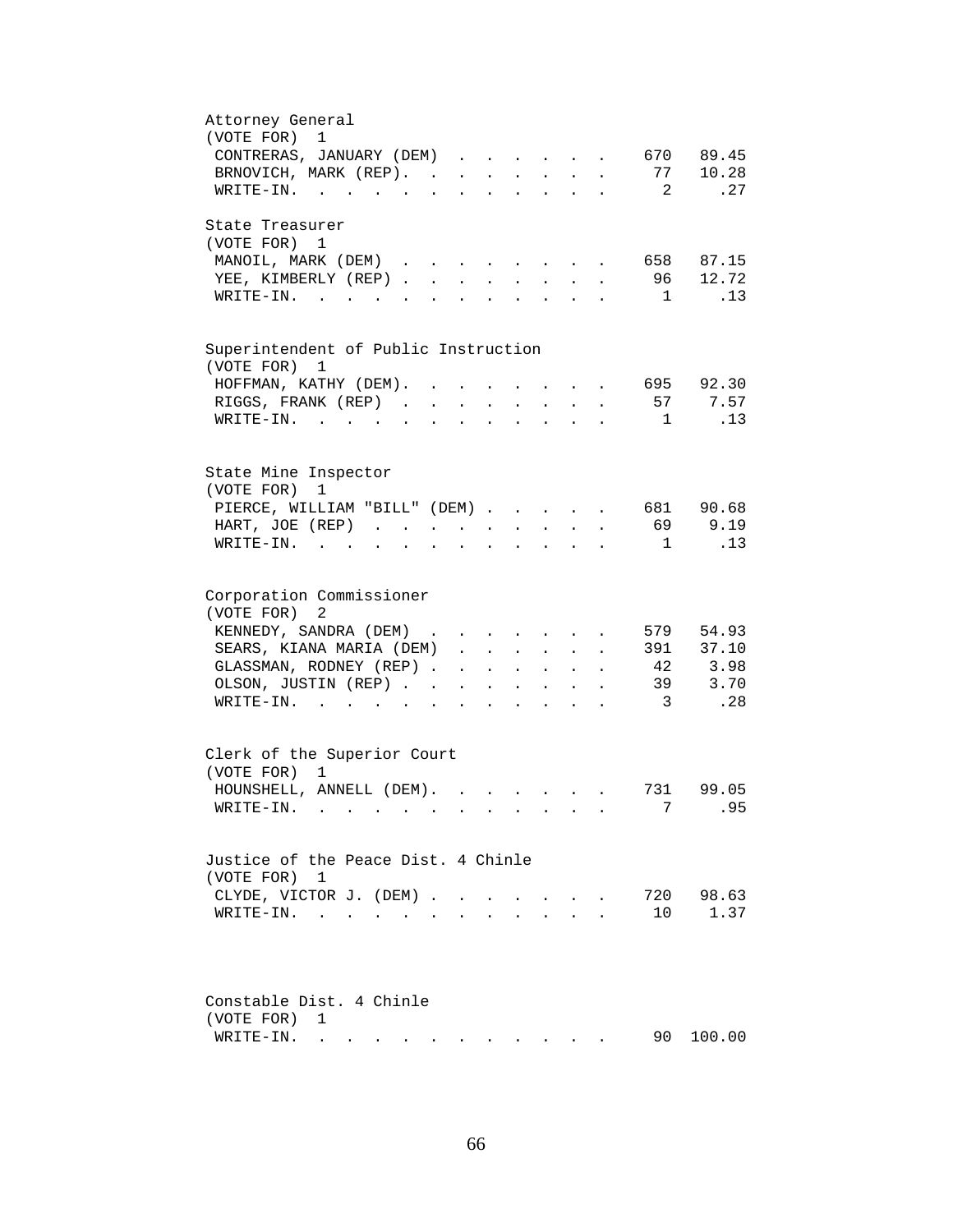Attorney General
(VOTE FOR) 1

| Candidate | Votes | Percent |
|---|---|---|
| CONTRERAS, JANUARY (DEM) | 670 | 89.45 |
| BRNOVICH, MARK (REP) | 77 | 10.28 |
| WRITE-IN | 2 | .27 |

State Treasurer
(VOTE FOR) 1

| Candidate | Votes | Percent |
|---|---|---|
| MANOIL, MARK (DEM) | 658 | 87.15 |
| YEE, KIMBERLY (REP) | 96 | 12.72 |
| WRITE-IN | 1 | .13 |

Superintendent of Public Instruction
(VOTE FOR) 1

| Candidate | Votes | Percent |
|---|---|---|
| HOFFMAN, KATHY (DEM) | 695 | 92.30 |
| RIGGS, FRANK (REP) | 57 | 7.57 |
| WRITE-IN | 1 | .13 |

State Mine Inspector
(VOTE FOR) 1

| Candidate | Votes | Percent |
|---|---|---|
| PIERCE, WILLIAM "BILL" (DEM) | 681 | 90.68 |
| HART, JOE (REP) | 69 | 9.19 |
| WRITE-IN | 1 | .13 |

Corporation Commissioner
(VOTE FOR) 2

| Candidate | Votes | Percent |
|---|---|---|
| KENNEDY, SANDRA (DEM) | 579 | 54.93 |
| SEARS, KIANA MARIA (DEM) | 391 | 37.10 |
| GLASSMAN, RODNEY (REP) | 42 | 3.98 |
| OLSON, JUSTIN (REP) | 39 | 3.70 |
| WRITE-IN | 3 | .28 |

Clerk of the Superior Court
(VOTE FOR) 1

| Candidate | Votes | Percent |
|---|---|---|
| HOUNSHELL, ANNELL (DEM) | 731 | 99.05 |
| WRITE-IN | 7 | .95 |

Justice of the Peace Dist. 4 Chinle
(VOTE FOR) 1

| Candidate | Votes | Percent |
|---|---|---|
| CLYDE, VICTOR J. (DEM) | 720 | 98.63 |
| WRITE-IN | 10 | 1.37 |

Constable Dist. 4 Chinle
(VOTE FOR) 1

| Candidate | Votes | Percent |
|---|---|---|
| WRITE-IN | 90 | 100.00 |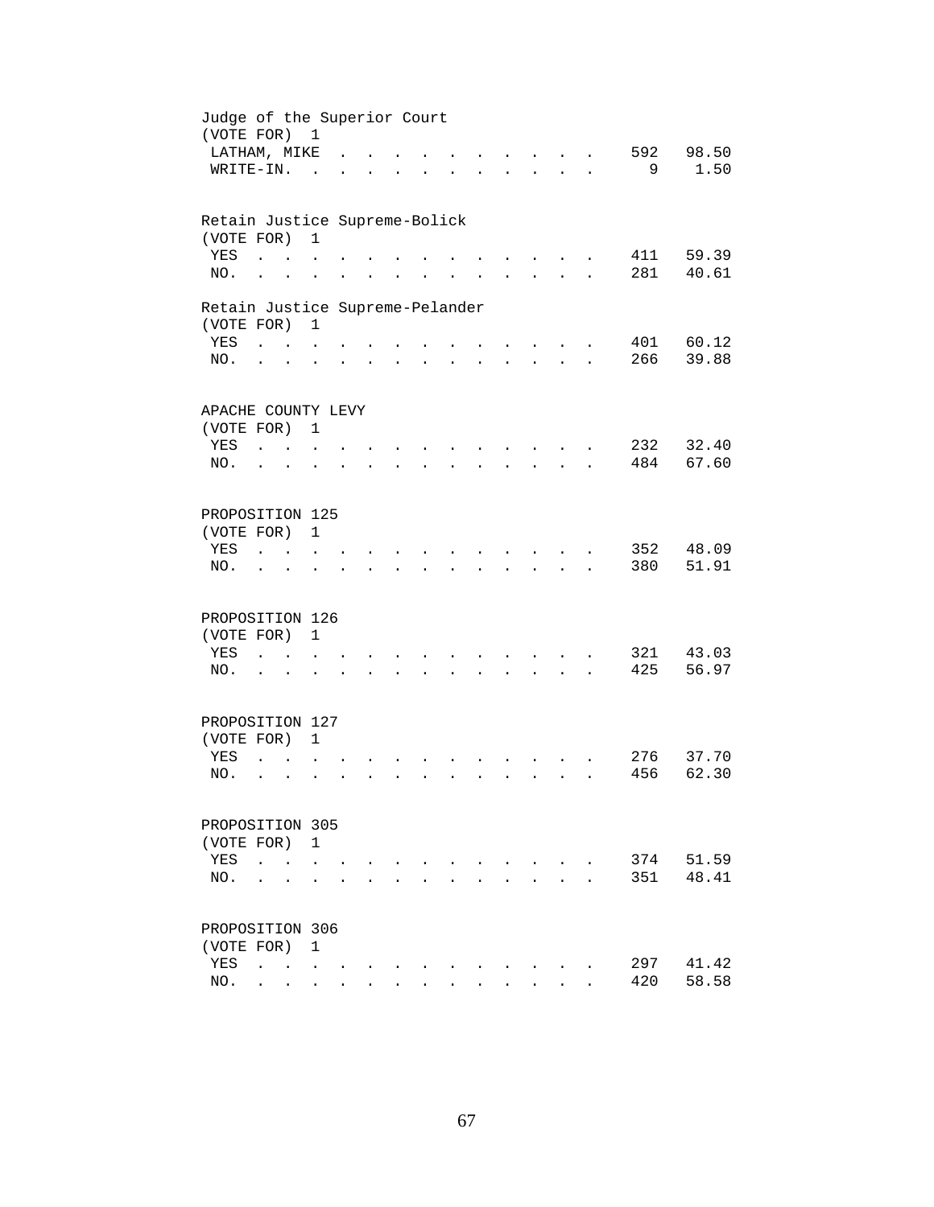Judge of the Superior Court
(VOTE FOR) 1

| | | |
|---|---|---|
| LATHAM, MIKE | 592 | 98.50 |
| WRITE-IN. | 9 | 1.50 |

Retain Justice Supreme-Bolick
(VOTE FOR) 1

| | | |
|---|---|---|
| YES | 411 | 59.39 |
| NO. | 281 | 40.61 |

Retain Justice Supreme-Pelander
(VOTE FOR) 1

| | | |
|---|---|---|
| YES | 401 | 60.12 |
| NO. | 266 | 39.88 |

APACHE COUNTY LEVY
(VOTE FOR) 1

| | | |
|---|---|---|
| YES | 232 | 32.40 |
| NO. | 484 | 67.60 |

PROPOSITION 125
(VOTE FOR) 1

| | | |
|---|---|---|
| YES | 352 | 48.09 |
| NO. | 380 | 51.91 |

PROPOSITION 126
(VOTE FOR) 1

| | | |
|---|---|---|
| YES | 321 | 43.03 |
| NO. | 425 | 56.97 |

PROPOSITION 127
(VOTE FOR) 1

| | | |
|---|---|---|
| YES | 276 | 37.70 |
| NO. | 456 | 62.30 |

PROPOSITION 305
(VOTE FOR) 1

| | | |
|---|---|---|
| YES | 374 | 51.59 |
| NO. | 351 | 48.41 |

PROPOSITION 306
(VOTE FOR) 1

| | | |
|---|---|---|
| YES | 297 | 41.42 |
| NO. | 420 | 58.58 |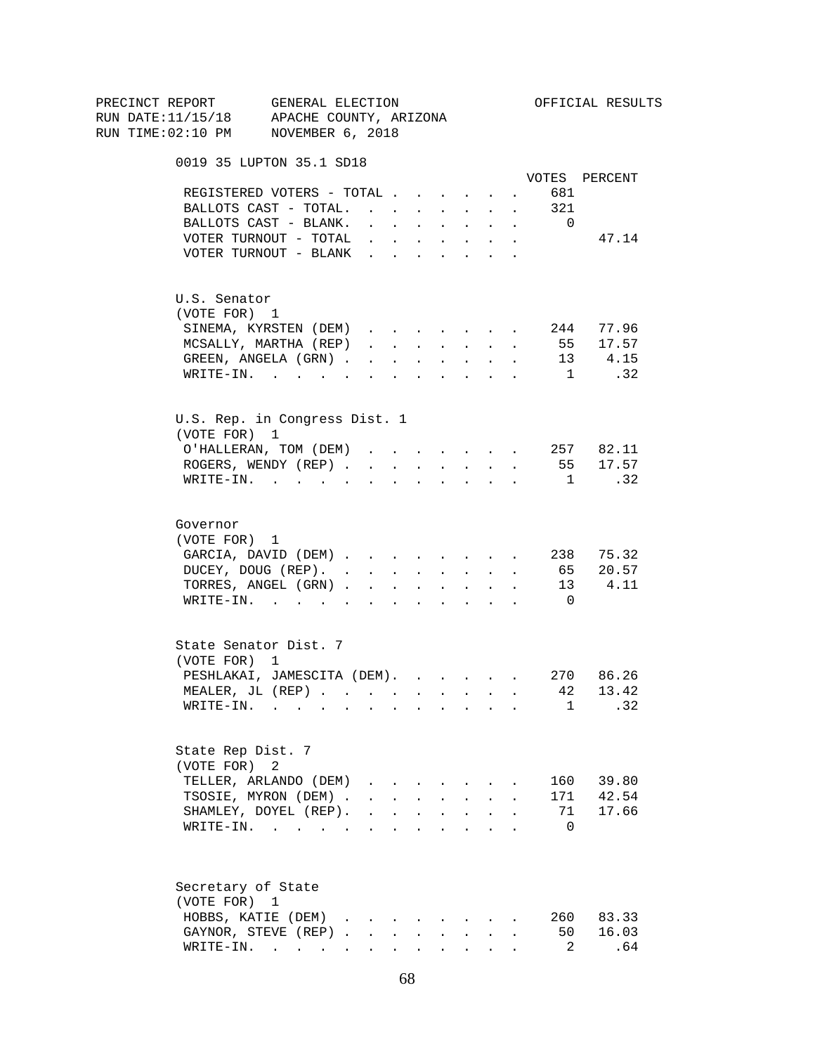PRECINCT REPORT GENERAL ELECTION OFFICIAL RESULTS
RUN DATE:11/15/18 APACHE COUNTY, ARIZONA
RUN TIME:02:10 PM NOVEMBER 6, 2018

## 0019 35 LUPTON 35.1 SD18

| | VOTES | PERCENT |
|---|---|---|
| REGISTERED VOTERS - TOTAL | 681 | |
| BALLOTS CAST - TOTAL. | 321 | |
| BALLOTS CAST - BLANK. | 0 | |
| VOTER TURNOUT - TOTAL | | 47.14 |
| VOTER TURNOUT - BLANK | | |

### U.S. Senator
(VOTE FOR) 1

| | VOTES | PERCENT |
|---|---|---|
| SINEMA, KYRSTEN (DEM) | 244 | 77.96 |
| MCSALLY, MARTHA (REP) | 55 | 17.57 |
| GREEN, ANGELA (GRN) | 13 | 4.15 |
| WRITE-IN. | 1 | .32 |

### U.S. Rep. in Congress Dist. 1
(VOTE FOR) 1

| | VOTES | PERCENT |
|---|---|---|
| O'HALLERAN, TOM (DEM) | 257 | 82.11 |
| ROGERS, WENDY (REP) | 55 | 17.57 |
| WRITE-IN. | 1 | .32 |

### Governor
(VOTE FOR) 1

| | VOTES | PERCENT |
|---|---|---|
| GARCIA, DAVID (DEM) | 238 | 75.32 |
| DUCEY, DOUG (REP). | 65 | 20.57 |
| TORRES, ANGEL (GRN) | 13 | 4.11 |
| WRITE-IN. | 0 | |

### State Senator Dist. 7
(VOTE FOR) 1

| | VOTES | PERCENT |
|---|---|---|
| PESHLAKAI, JAMESCITA (DEM). | 270 | 86.26 |
| MEALER, JL (REP) | 42 | 13.42 |
| WRITE-IN. | 1 | .32 |

### State Rep Dist. 7
(VOTE FOR) 2

| | VOTES | PERCENT |
|---|---|---|
| TELLER, ARLANDO (DEM) | 160 | 39.80 |
| TSOSIE, MYRON (DEM) | 171 | 42.54 |
| SHAMLEY, DOYEL (REP). | 71 | 17.66 |
| WRITE-IN. | 0 | |

### Secretary of State
(VOTE FOR) 1

| | VOTES | PERCENT |
|---|---|---|
| HOBBS, KATIE (DEM) | 260 | 83.33 |
| GAYNOR, STEVE (REP) | 50 | 16.03 |
| WRITE-IN. | 2 | .64 |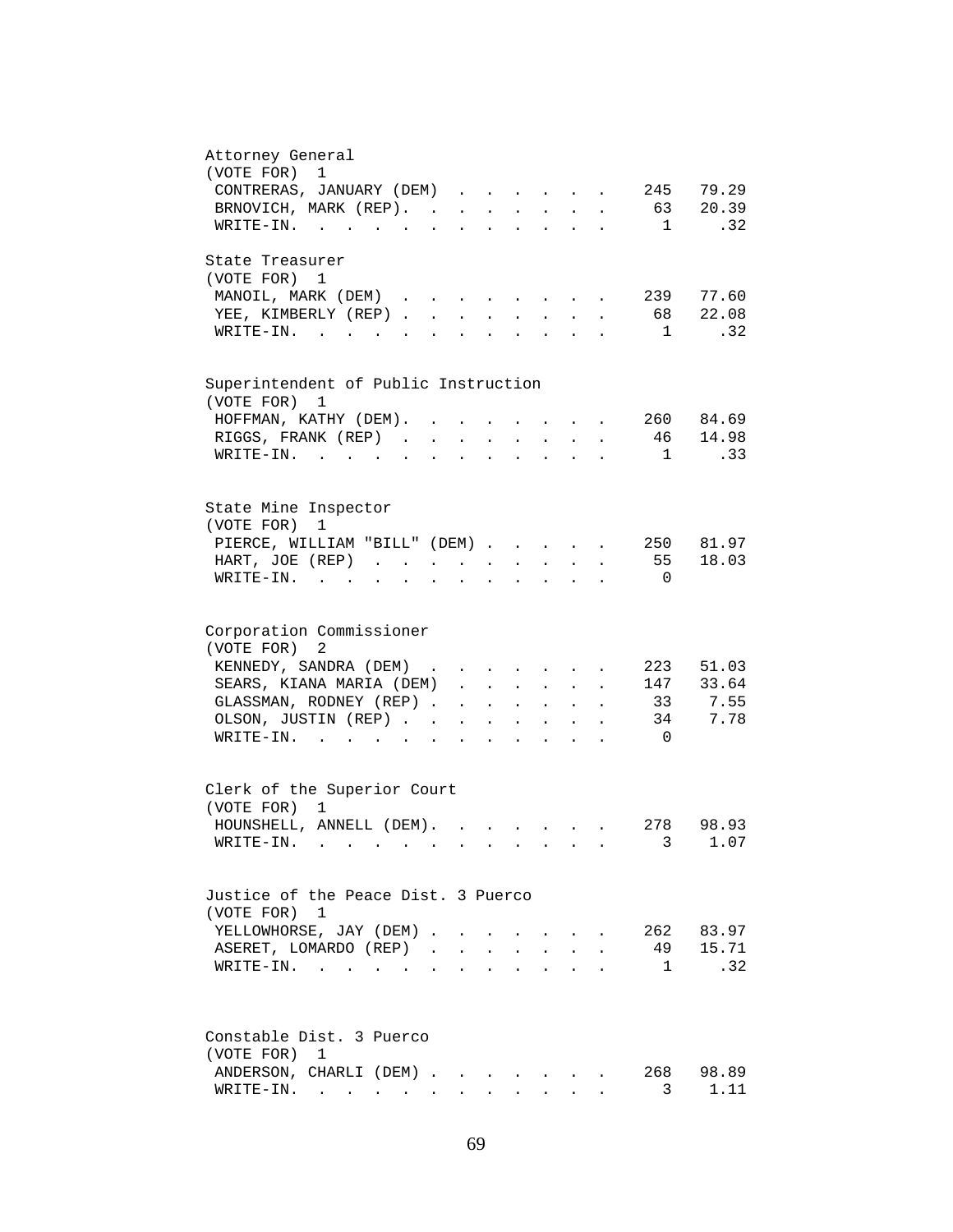## Attorney General

(VOTE FOR) 1

| Candidate | Votes | Percent |
|---|---|---|
| CONTRERAS, JANUARY (DEM) | 245 | 79.29 |
| BRNOVICH, MARK (REP). | 63 | 20.39 |
| WRITE-IN. | 1 | .32 |

## State Treasurer

(VOTE FOR) 1

| Candidate | Votes | Percent |
|---|---|---|
| MANOIL, MARK (DEM) | 239 | 77.60 |
| YEE, KIMBERLY (REP) | 68 | 22.08 |
| WRITE-IN. | 1 | .32 |

## Superintendent of Public Instruction

(VOTE FOR) 1

| Candidate | Votes | Percent |
|---|---|---|
| HOFFMAN, KATHY (DEM). | 260 | 84.69 |
| RIGGS, FRANK (REP) | 46 | 14.98 |
| WRITE-IN. | 1 | .33 |

## State Mine Inspector

(VOTE FOR) 1

| Candidate | Votes | Percent |
|---|---|---|
| PIERCE, WILLIAM "BILL" (DEM) | 250 | 81.97 |
| HART, JOE (REP) | 55 | 18.03 |
| WRITE-IN. | 0 | |

## Corporation Commissioner

(VOTE FOR) 2

| Candidate | Votes | Percent |
|---|---|---|
| KENNEDY, SANDRA (DEM) | 223 | 51.03 |
| SEARS, KIANA MARIA (DEM) | 147 | 33.64 |
| GLASSMAN, RODNEY (REP) | 33 | 7.55 |
| OLSON, JUSTIN (REP) | 34 | 7.78 |
| WRITE-IN. | 0 | |

## Clerk of the Superior Court

(VOTE FOR) 1

| Candidate | Votes | Percent |
|---|---|---|
| HOUNSHELL, ANNELL (DEM). | 278 | 98.93 |
| WRITE-IN. | 3 | 1.07 |

## Justice of the Peace Dist. 3 Puerco

(VOTE FOR) 1

| Candidate | Votes | Percent |
|---|---|---|
| YELLOWHORSE, JAY (DEM) | 262 | 83.97 |
| ASERET, LOMARDO (REP) | 49 | 15.71 |
| WRITE-IN. | 1 | .32 |

## Constable Dist. 3 Puerco

(VOTE FOR) 1

| Candidate | Votes | Percent |
|---|---|---|
| ANDERSON, CHARLI (DEM) | 268 | 98.89 |
| WRITE-IN. | 3 | 1.11 |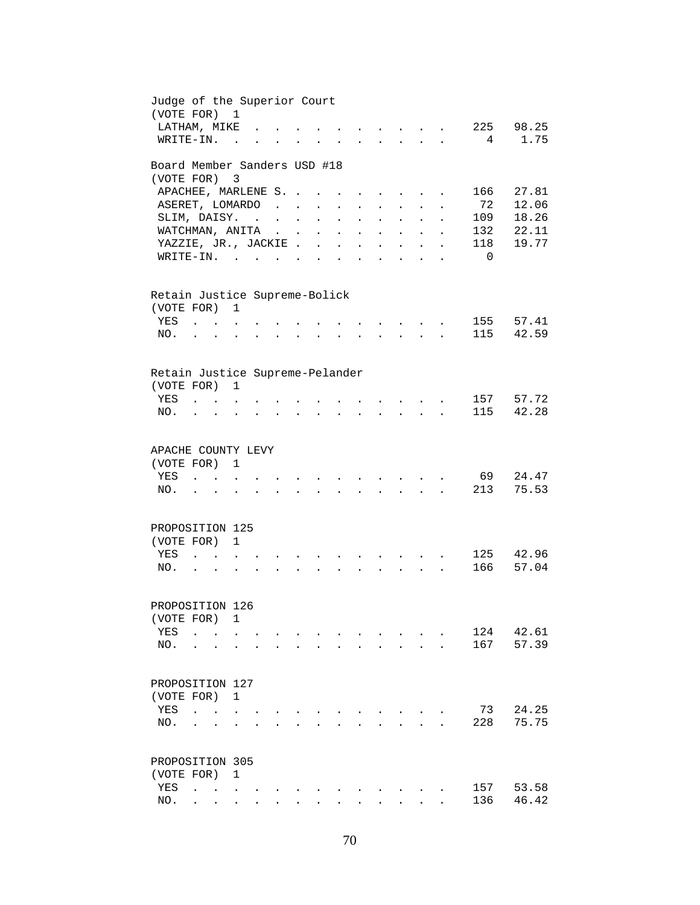Judge of the Superior Court
(VOTE FOR) 1

| | | |
|---|---|---|
| LATHAM, MIKE | 225 | 98.25 |
| WRITE-IN. | 4 | 1.75 |

Board Member Sanders USD #18
(VOTE FOR) 3

| | | |
|---|---|---|
| APACHEE, MARLENE S. | 166 | 27.81 |
| ASERET, LOMARDO | 72 | 12.06 |
| SLIM, DAISY. | 109 | 18.26 |
| WATCHMAN, ANITA | 132 | 22.11 |
| YAZZIE, JR., JACKIE | 118 | 19.77 |
| WRITE-IN. | 0 | |

Retain Justice Supreme-Bolick
(VOTE FOR) 1

| | | |
|---|---|---|
| YES | 155 | 57.41 |
| NO. | 115 | 42.59 |

Retain Justice Supreme-Pelander
(VOTE FOR) 1

| | | |
|---|---|---|
| YES | 157 | 57.72 |
| NO. | 115 | 42.28 |

APACHE COUNTY LEVY
(VOTE FOR) 1

| | | |
|---|---|---|
| YES | 69 | 24.47 |
| NO. | 213 | 75.53 |

PROPOSITION 125
(VOTE FOR) 1

| | | |
|---|---|---|
| YES | 125 | 42.96 |
| NO. | 166 | 57.04 |

PROPOSITION 126
(VOTE FOR) 1

| | | |
|---|---|---|
| YES | 124 | 42.61 |
| NO. | 167 | 57.39 |

PROPOSITION 127
(VOTE FOR) 1

| | | |
|---|---|---|
| YES | 73 | 24.25 |
| NO. | 228 | 75.75 |

PROPOSITION 305
(VOTE FOR) 1

| | | |
|---|---|---|
| YES | 157 | 53.58 |
| NO. | 136 | 46.42 |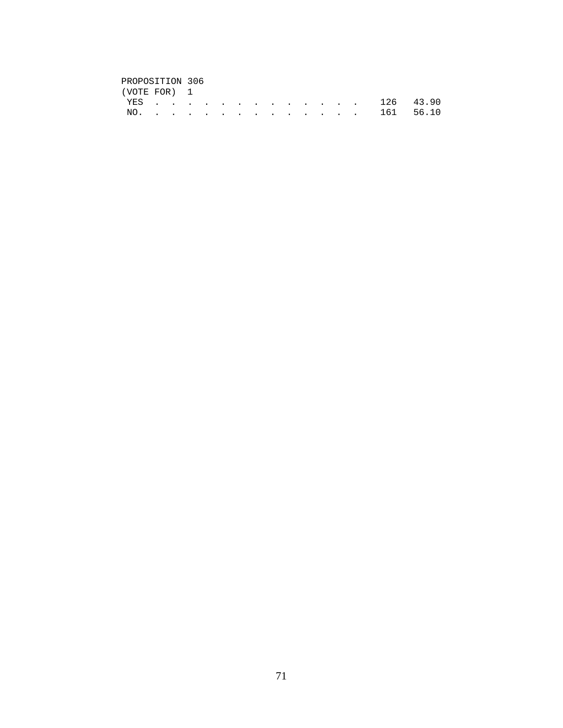PROPOSITION 306
(VOTE FOR) 1

| | | |
|---|---|---|
| YES . . . . . . . . . . . . . . | 126 | 43.90 |
| NO. . . . . . . . . . . . . . . | 161 | 56.10 |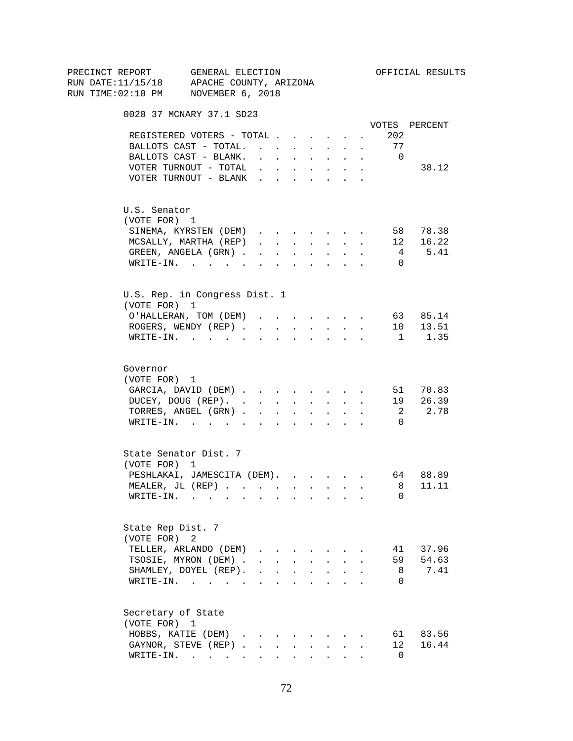PRECINCT REPORT GENERAL ELECTION OFFICIAL RESULTS
RUN DATE:11/15/18 APACHE COUNTY, ARIZONA
RUN TIME:02:10 PM NOVEMBER 6, 2018

0020 37 MCNARY 37.1 SD23

| | VOTES | PERCENT |
|---|---|---|
| REGISTERED VOTERS - TOTAL | 202 | |
| BALLOTS CAST - TOTAL. | 77 | |
| BALLOTS CAST - BLANK. | 0 | |
| VOTER TURNOUT - TOTAL | | 38.12 |
| VOTER TURNOUT - BLANK | | |

U.S. Senator
(VOTE FOR) 1

| | VOTES | PERCENT |
|---|---|---|
| SINEMA, KYRSTEN (DEM) | 58 | 78.38 |
| MCSALLY, MARTHA (REP) | 12 | 16.22 |
| GREEN, ANGELA (GRN) | 4 | 5.41 |
| WRITE-IN. | 0 | |

U.S. Rep. in Congress Dist. 1
(VOTE FOR) 1

| | VOTES | PERCENT |
|---|---|---|
| O'HALLERAN, TOM (DEM) | 63 | 85.14 |
| ROGERS, WENDY (REP) | 10 | 13.51 |
| WRITE-IN. | 1 | 1.35 |

Governor
(VOTE FOR) 1

| | VOTES | PERCENT |
|---|---|---|
| GARCIA, DAVID (DEM) | 51 | 70.83 |
| DUCEY, DOUG (REP). | 19 | 26.39 |
| TORRES, ANGEL (GRN) | 2 | 2.78 |
| WRITE-IN. | 0 | |

State Senator Dist. 7
(VOTE FOR) 1

| | VOTES | PERCENT |
|---|---|---|
| PESHLAKAI, JAMESCITA (DEM). | 64 | 88.89 |
| MEALER, JL (REP) | 8 | 11.11 |
| WRITE-IN. | 0 | |

State Rep Dist. 7
(VOTE FOR) 2

| | VOTES | PERCENT |
|---|---|---|
| TELLER, ARLANDO (DEM) | 41 | 37.96 |
| TSOSIE, MYRON (DEM) | 59 | 54.63 |
| SHAMLEY, DOYEL (REP). | 8 | 7.41 |
| WRITE-IN. | 0 | |

Secretary of State
(VOTE FOR) 1

| | VOTES | PERCENT |
|---|---|---|
| HOBBS, KATIE (DEM) | 61 | 83.56 |
| GAYNOR, STEVE (REP) | 12 | 16.44 |
| WRITE-IN. | 0 | |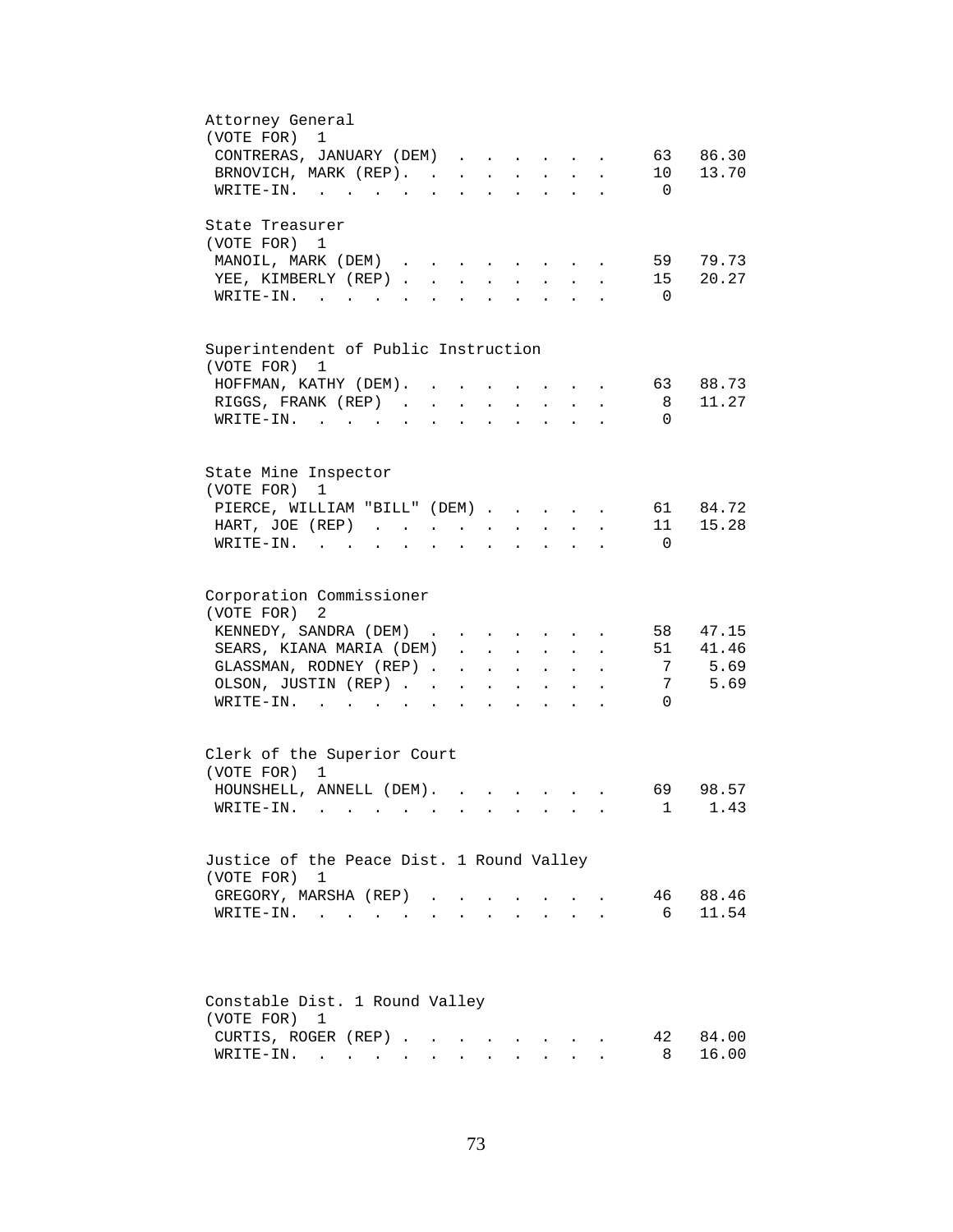## Attorney General
(VOTE FOR) 1

| Candidate | Votes | Percent |
|---|---|---|
| CONTRERAS, JANUARY (DEM) | 63 | 86.30 |
| BRNOVICH, MARK (REP) | 10 | 13.70 |
| WRITE-IN | 0 | |

## State Treasurer
(VOTE FOR) 1

| Candidate | Votes | Percent |
|---|---|---|
| MANOIL, MARK (DEM) | 59 | 79.73 |
| YEE, KIMBERLY (REP) | 15 | 20.27 |
| WRITE-IN | 0 | |

## Superintendent of Public Instruction
(VOTE FOR) 1

| Candidate | Votes | Percent |
|---|---|---|
| HOFFMAN, KATHY (DEM) | 63 | 88.73 |
| RIGGS, FRANK (REP) | 8 | 11.27 |
| WRITE-IN | 0 | |

## State Mine Inspector
(VOTE FOR) 1

| Candidate | Votes | Percent |
|---|---|---|
| PIERCE, WILLIAM "BILL" (DEM) | 61 | 84.72 |
| HART, JOE (REP) | 11 | 15.28 |
| WRITE-IN | 0 | |

## Corporation Commissioner
(VOTE FOR) 2

| Candidate | Votes | Percent |
|---|---|---|
| KENNEDY, SANDRA (DEM) | 58 | 47.15 |
| SEARS, KIANA MARIA (DEM) | 51 | 41.46 |
| GLASSMAN, RODNEY (REP) | 7 | 5.69 |
| OLSON, JUSTIN (REP) | 7 | 5.69 |
| WRITE-IN | 0 | |

## Clerk of the Superior Court
(VOTE FOR) 1

| Candidate | Votes | Percent |
|---|---|---|
| HOUNSHELL, ANNELL (DEM) | 69 | 98.57 |
| WRITE-IN | 1 | 1.43 |

## Justice of the Peace Dist. 1 Round Valley
(VOTE FOR) 1

| Candidate | Votes | Percent |
|---|---|---|
| GREGORY, MARSHA (REP) | 46 | 88.46 |
| WRITE-IN | 6 | 11.54 |

## Constable Dist. 1 Round Valley
(VOTE FOR) 1

| Candidate | Votes | Percent |
|---|---|---|
| CURTIS, ROGER (REP) | 42 | 84.00 |
| WRITE-IN | 8 | 16.00 |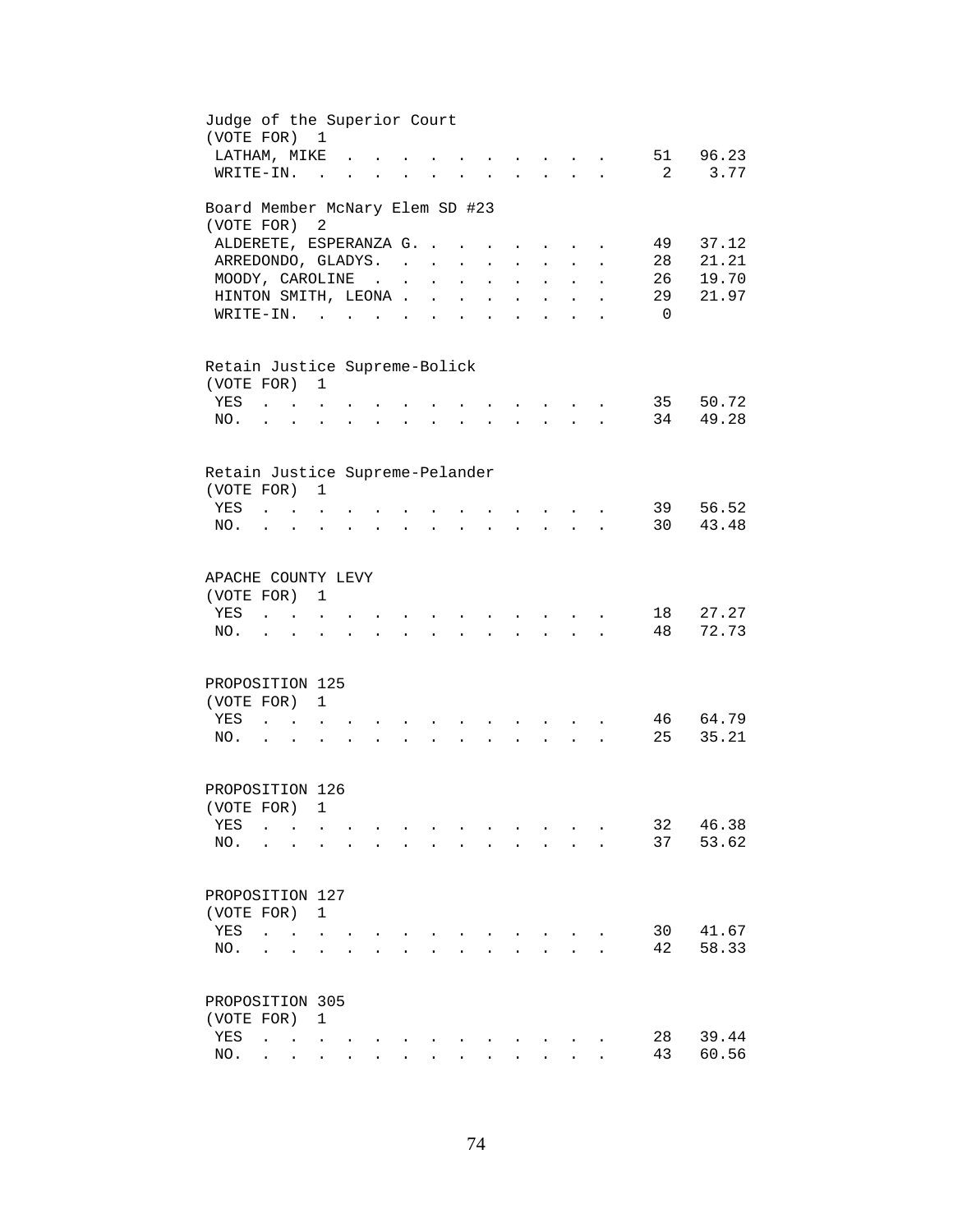## Judge of the Superior Court
(VOTE FOR) 1

| Candidate | Votes | Percent |
|---|---|---|
| LATHAM, MIKE | 51 | 96.23 |
| WRITE-IN. | 2 | 3.77 |

## Board Member McNary Elem SD #23
(VOTE FOR) 2

| Candidate | Votes | Percent |
|---|---|---|
| ALDERETE, ESPERANZA G. | 49 | 37.12 |
| ARREDONDO, GLADYS. | 28 | 21.21 |
| MOODY, CAROLINE | 26 | 19.70 |
| HINTON SMITH, LEONA | 29 | 21.97 |
| WRITE-IN. | 0 | |

## Retain Justice Supreme-Bolick
(VOTE FOR) 1

| Choice | Votes | Percent |
|---|---|---|
| YES | 35 | 50.72 |
| NO. | 34 | 49.28 |

## Retain Justice Supreme-Pelander
(VOTE FOR) 1

| Choice | Votes | Percent |
|---|---|---|
| YES | 39 | 56.52 |
| NO. | 30 | 43.48 |

## APACHE COUNTY LEVY
(VOTE FOR) 1

| Choice | Votes | Percent |
|---|---|---|
| YES | 18 | 27.27 |
| NO. | 48 | 72.73 |

## PROPOSITION 125
(VOTE FOR) 1

| Choice | Votes | Percent |
|---|---|---|
| YES | 46 | 64.79 |
| NO. | 25 | 35.21 |

## PROPOSITION 126
(VOTE FOR) 1

| Choice | Votes | Percent |
|---|---|---|
| YES | 32 | 46.38 |
| NO. | 37 | 53.62 |

## PROPOSITION 127
(VOTE FOR) 1

| Choice | Votes | Percent |
|---|---|---|
| YES | 30 | 41.67 |
| NO. | 42 | 58.33 |

## PROPOSITION 305
(VOTE FOR) 1

| Choice | Votes | Percent |
|---|---|---|
| YES | 28 | 39.44 |
| NO. | 43 | 60.56 |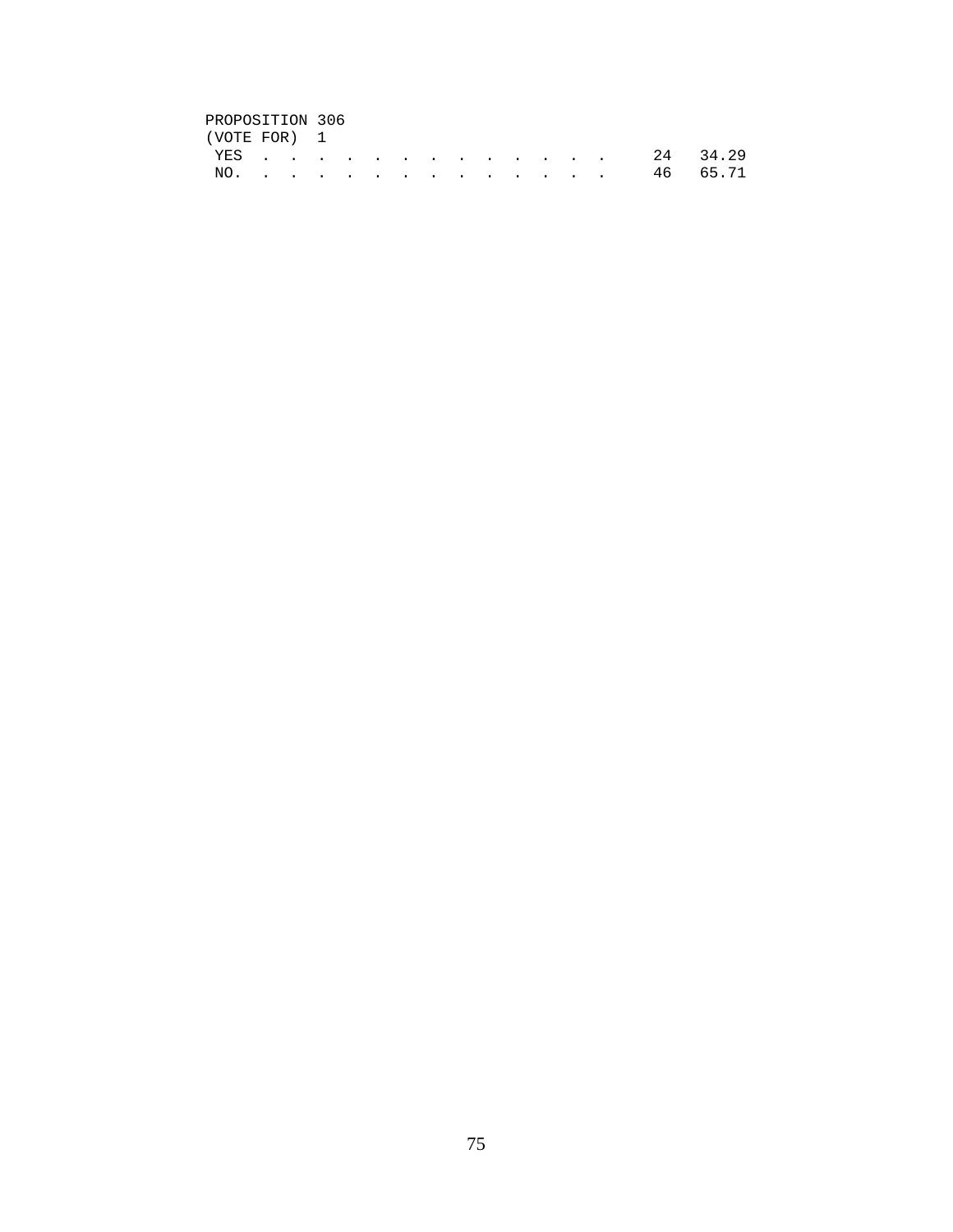PROPOSITION 306
(VOTE FOR) 1

| | | |
|---|---|---|
| YES | 24 | 34.29 |
| NO. | 46 | 65.71 |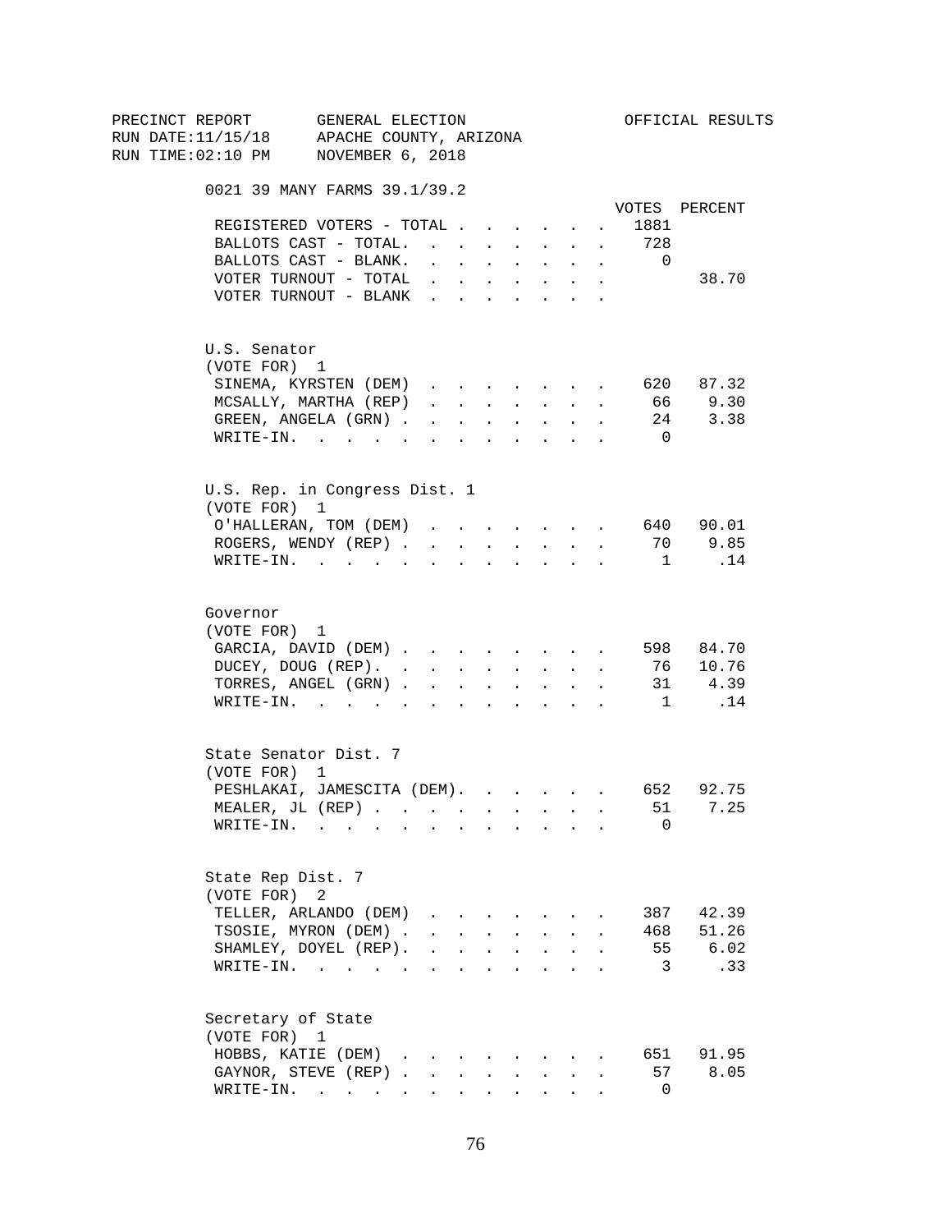PRECINCT REPORT GENERAL ELECTION OFFICIAL RESULTS
RUN DATE:11/15/18 APACHE COUNTY, ARIZONA
RUN TIME:02:10 PM NOVEMBER 6, 2018

## 0021 39 MANY FARMS 39.1/39.2

| | VOTES | PERCENT |
|---|---|---|
| REGISTERED VOTERS - TOTAL | 1881 | |
| BALLOTS CAST - TOTAL. | 728 | |
| BALLOTS CAST - BLANK. | 0 | |
| VOTER TURNOUT - TOTAL | | 38.70 |
| VOTER TURNOUT - BLANK | | |

### U.S. Senator
(VOTE FOR) 1

| | VOTES | PERCENT |
|---|---|---|
| SINEMA, KYRSTEN (DEM) | 620 | 87.32 |
| MCSALLY, MARTHA (REP) | 66 | 9.30 |
| GREEN, ANGELA (GRN) | 24 | 3.38 |
| WRITE-IN. | 0 | |

### U.S. Rep. in Congress Dist. 1
(VOTE FOR) 1

| | VOTES | PERCENT |
|---|---|---|
| O'HALLERAN, TOM (DEM) | 640 | 90.01 |
| ROGERS, WENDY (REP) | 70 | 9.85 |
| WRITE-IN. | 1 | .14 |

### Governor
(VOTE FOR) 1

| | VOTES | PERCENT |
|---|---|---|
| GARCIA, DAVID (DEM) | 598 | 84.70 |
| DUCEY, DOUG (REP). | 76 | 10.76 |
| TORRES, ANGEL (GRN) | 31 | 4.39 |
| WRITE-IN. | 1 | .14 |

### State Senator Dist. 7
(VOTE FOR) 1

| | VOTES | PERCENT |
|---|---|---|
| PESHLAKAI, JAMESCITA (DEM). | 652 | 92.75 |
| MEALER, JL (REP) | 51 | 7.25 |
| WRITE-IN. | 0 | |

### State Rep Dist. 7
(VOTE FOR) 2

| | VOTES | PERCENT |
|---|---|---|
| TELLER, ARLANDO (DEM) | 387 | 42.39 |
| TSOSIE, MYRON (DEM) | 468 | 51.26 |
| SHAMLEY, DOYEL (REP). | 55 | 6.02 |
| WRITE-IN. | 3 | .33 |

### Secretary of State
(VOTE FOR) 1

| | VOTES | PERCENT |
|---|---|---|
| HOBBS, KATIE (DEM) | 651 | 91.95 |
| GAYNOR, STEVE (REP) | 57 | 8.05 |
| WRITE-IN. | 0 | |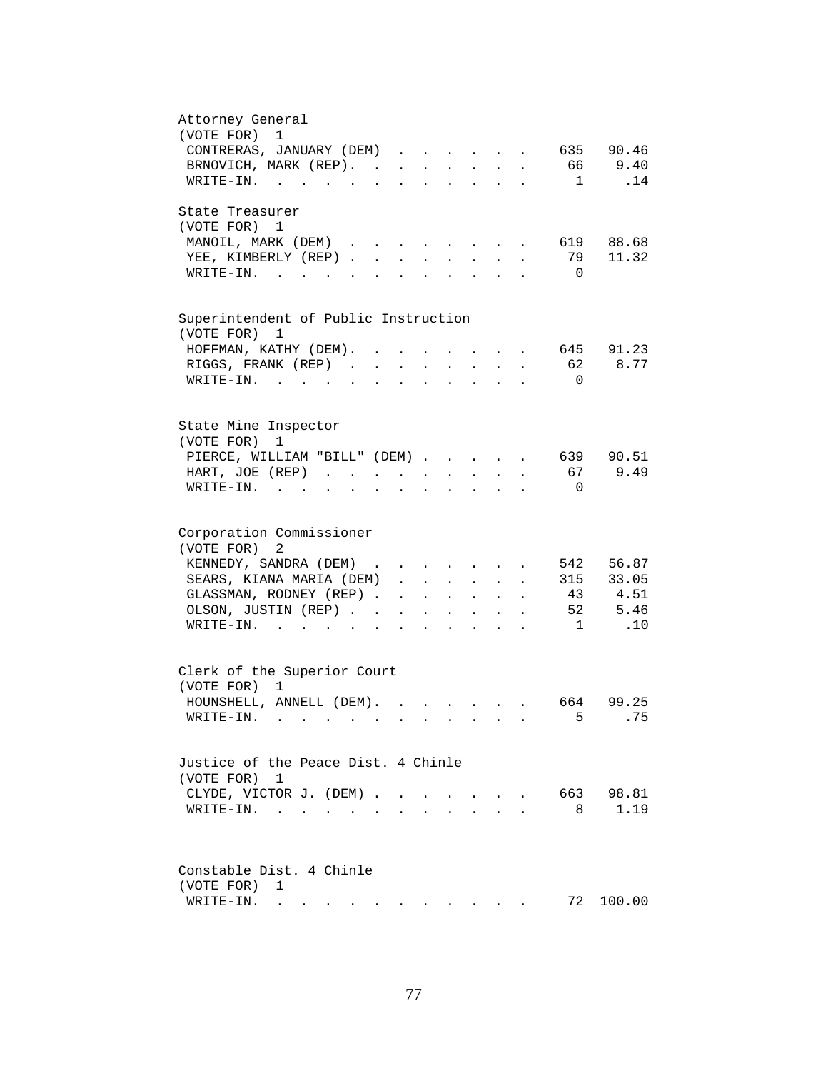Attorney General
(VOTE FOR) 1

| Candidate | Votes | Percent |
|---|---|---|
| CONTRERAS, JANUARY (DEM) | 635 | 90.46 |
| BRNOVICH, MARK (REP) | 66 | 9.40 |
| WRITE-IN | 1 | .14 |

State Treasurer
(VOTE FOR) 1

| Candidate | Votes | Percent |
|---|---|---|
| MANOIL, MARK (DEM) | 619 | 88.68 |
| YEE, KIMBERLY (REP) | 79 | 11.32 |
| WRITE-IN | 0 | |

Superintendent of Public Instruction
(VOTE FOR) 1

| Candidate | Votes | Percent |
|---|---|---|
| HOFFMAN, KATHY (DEM) | 645 | 91.23 |
| RIGGS, FRANK (REP) | 62 | 8.77 |
| WRITE-IN | 0 | |

State Mine Inspector
(VOTE FOR) 1

| Candidate | Votes | Percent |
|---|---|---|
| PIERCE, WILLIAM "BILL" (DEM) | 639 | 90.51 |
| HART, JOE (REP) | 67 | 9.49 |
| WRITE-IN | 0 | |

Corporation Commissioner
(VOTE FOR) 2

| Candidate | Votes | Percent |
|---|---|---|
| KENNEDY, SANDRA (DEM) | 542 | 56.87 |
| SEARS, KIANA MARIA (DEM) | 315 | 33.05 |
| GLASSMAN, RODNEY (REP) | 43 | 4.51 |
| OLSON, JUSTIN (REP) | 52 | 5.46 |
| WRITE-IN | 1 | .10 |

Clerk of the Superior Court
(VOTE FOR) 1

| Candidate | Votes | Percent |
|---|---|---|
| HOUNSHELL, ANNELL (DEM) | 664 | 99.25 |
| WRITE-IN | 5 | .75 |

Justice of the Peace Dist. 4 Chinle
(VOTE FOR) 1

| Candidate | Votes | Percent |
|---|---|---|
| CLYDE, VICTOR J. (DEM) | 663 | 98.81 |
| WRITE-IN | 8 | 1.19 |

Constable Dist. 4 Chinle
(VOTE FOR) 1

| Candidate | Votes | Percent |
|---|---|---|
| WRITE-IN | 72 | 100.00 |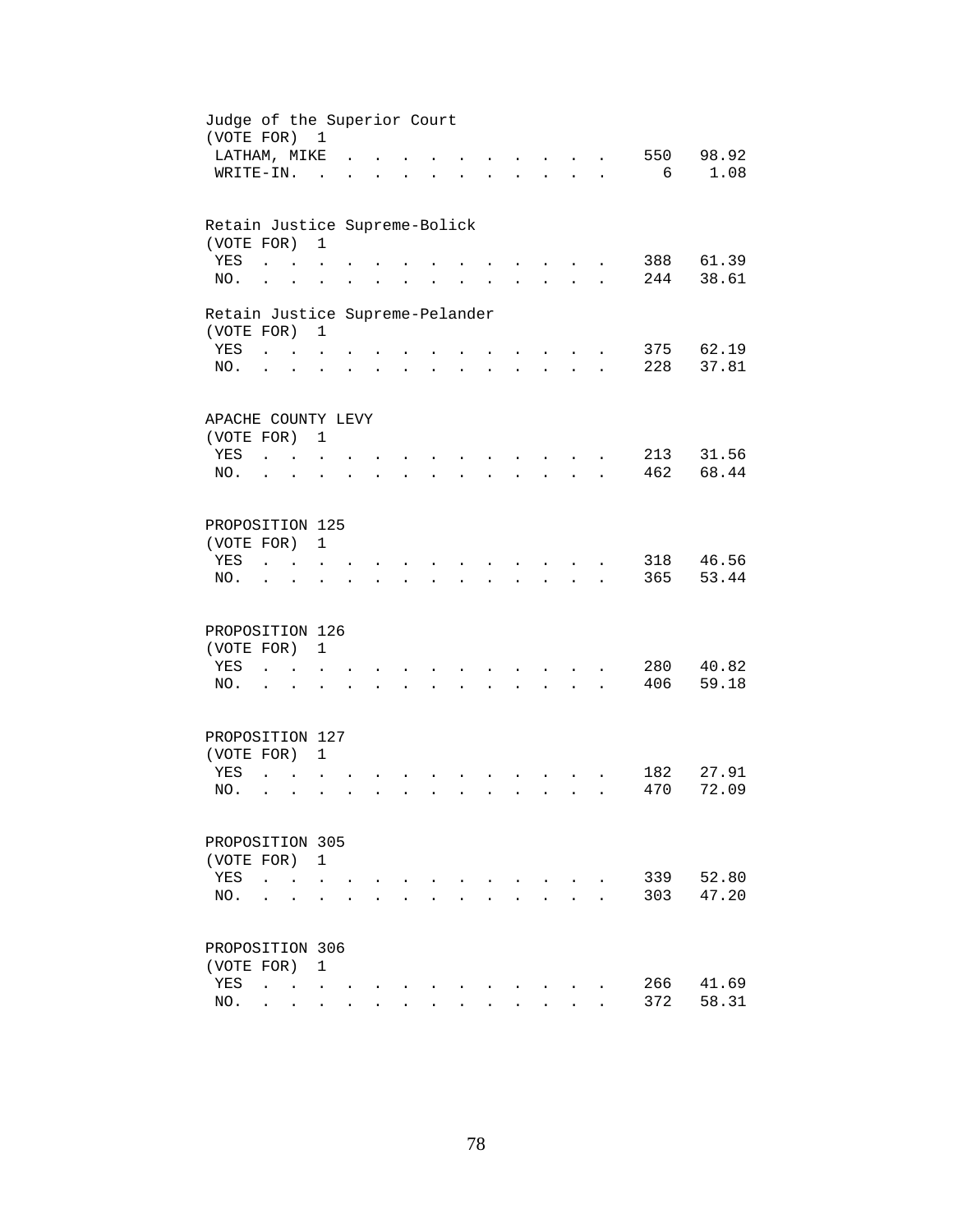Judge of the Superior Court
(VOTE FOR) 1

| | | |
|---|---|---|
| LATHAM, MIKE | 550 | 98.92 |
| WRITE-IN. | 6 | 1.08 |

Retain Justice Supreme-Bolick
(VOTE FOR) 1

| | | |
|---|---|---|
| YES | 388 | 61.39 |
| NO. | 244 | 38.61 |

Retain Justice Supreme-Pelander
(VOTE FOR) 1

| | | |
|---|---|---|
| YES | 375 | 62.19 |
| NO. | 228 | 37.81 |

APACHE COUNTY LEVY
(VOTE FOR) 1

| | | |
|---|---|---|
| YES | 213 | 31.56 |
| NO. | 462 | 68.44 |

PROPOSITION 125
(VOTE FOR) 1

| | | |
|---|---|---|
| YES | 318 | 46.56 |
| NO. | 365 | 53.44 |

PROPOSITION 126
(VOTE FOR) 1

| | | |
|---|---|---|
| YES | 280 | 40.82 |
| NO. | 406 | 59.18 |

PROPOSITION 127
(VOTE FOR) 1

| | | |
|---|---|---|
| YES | 182 | 27.91 |
| NO. | 470 | 72.09 |

PROPOSITION 305
(VOTE FOR) 1

| | | |
|---|---|---|
| YES | 339 | 52.80 |
| NO. | 303 | 47.20 |

PROPOSITION 306
(VOTE FOR) 1

| | | |
|---|---|---|
| YES | 266 | 41.69 |
| NO. | 372 | 58.31 |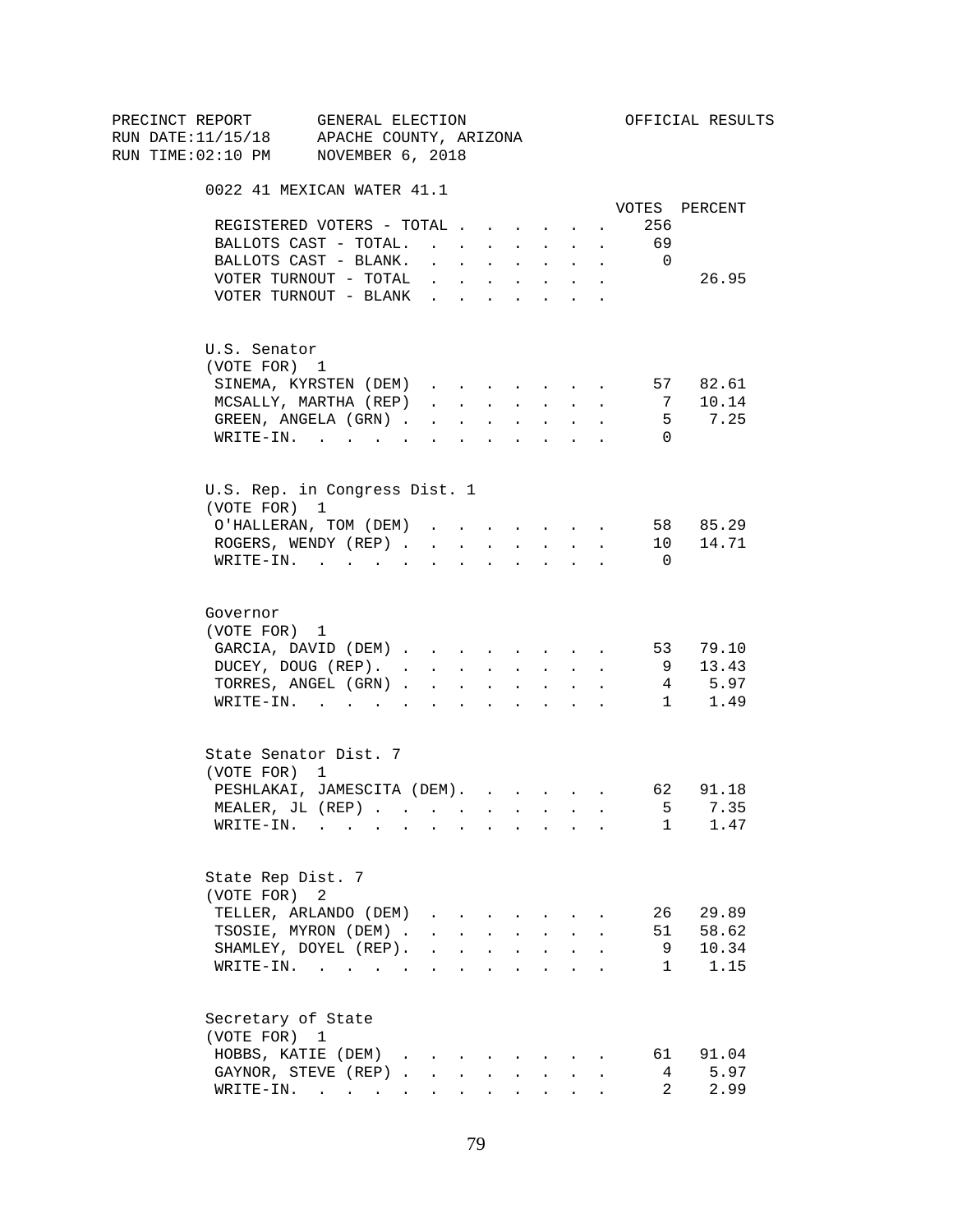PRECINCT REPORT GENERAL ELECTION OFFICIAL RESULTS
RUN DATE:11/15/18 APACHE COUNTY, ARIZONA
RUN TIME:02:10 PM NOVEMBER 6, 2018

## 0022 41 MEXICAN WATER 41.1

| | VOTES | PERCENT |
|---|---|---|
| REGISTERED VOTERS - TOTAL | 256 | |
| BALLOTS CAST - TOTAL. | 69 | |
| BALLOTS CAST - BLANK. | 0 | |
| VOTER TURNOUT - TOTAL | | 26.95 |
| VOTER TURNOUT - BLANK | | |

### U.S. Senator
(VOTE FOR) 1

| | VOTES | PERCENT |
|---|---|---|
| SINEMA, KYRSTEN (DEM) | 57 | 82.61 |
| MCSALLY, MARTHA (REP) | 7 | 10.14 |
| GREEN, ANGELA (GRN) | 5 | 7.25 |
| WRITE-IN. | 0 | |

### U.S. Rep. in Congress Dist. 1
(VOTE FOR) 1

| | VOTES | PERCENT |
|---|---|---|
| O'HALLERAN, TOM (DEM) | 58 | 85.29 |
| ROGERS, WENDY (REP) | 10 | 14.71 |
| WRITE-IN. | 0 | |

### Governor
(VOTE FOR) 1

| | VOTES | PERCENT |
|---|---|---|
| GARCIA, DAVID (DEM) | 53 | 79.10 |
| DUCEY, DOUG (REP). | 9 | 13.43 |
| TORRES, ANGEL (GRN) | 4 | 5.97 |
| WRITE-IN. | 1 | 1.49 |

### State Senator Dist. 7
(VOTE FOR) 1

| | VOTES | PERCENT |
|---|---|---|
| PESHLAKAI, JAMESCITA (DEM). | 62 | 91.18 |
| MEALER, JL (REP) | 5 | 7.35 |
| WRITE-IN. | 1 | 1.47 |

### State Rep Dist. 7
(VOTE FOR) 2

| | VOTES | PERCENT |
|---|---|---|
| TELLER, ARLANDO (DEM) | 26 | 29.89 |
| TSOSIE, MYRON (DEM) | 51 | 58.62 |
| SHAMLEY, DOYEL (REP). | 9 | 10.34 |
| WRITE-IN. | 1 | 1.15 |

### Secretary of State
(VOTE FOR) 1

| | VOTES | PERCENT |
|---|---|---|
| HOBBS, KATIE (DEM) | 61 | 91.04 |
| GAYNOR, STEVE (REP) | 4 | 5.97 |
| WRITE-IN. | 2 | 2.99 |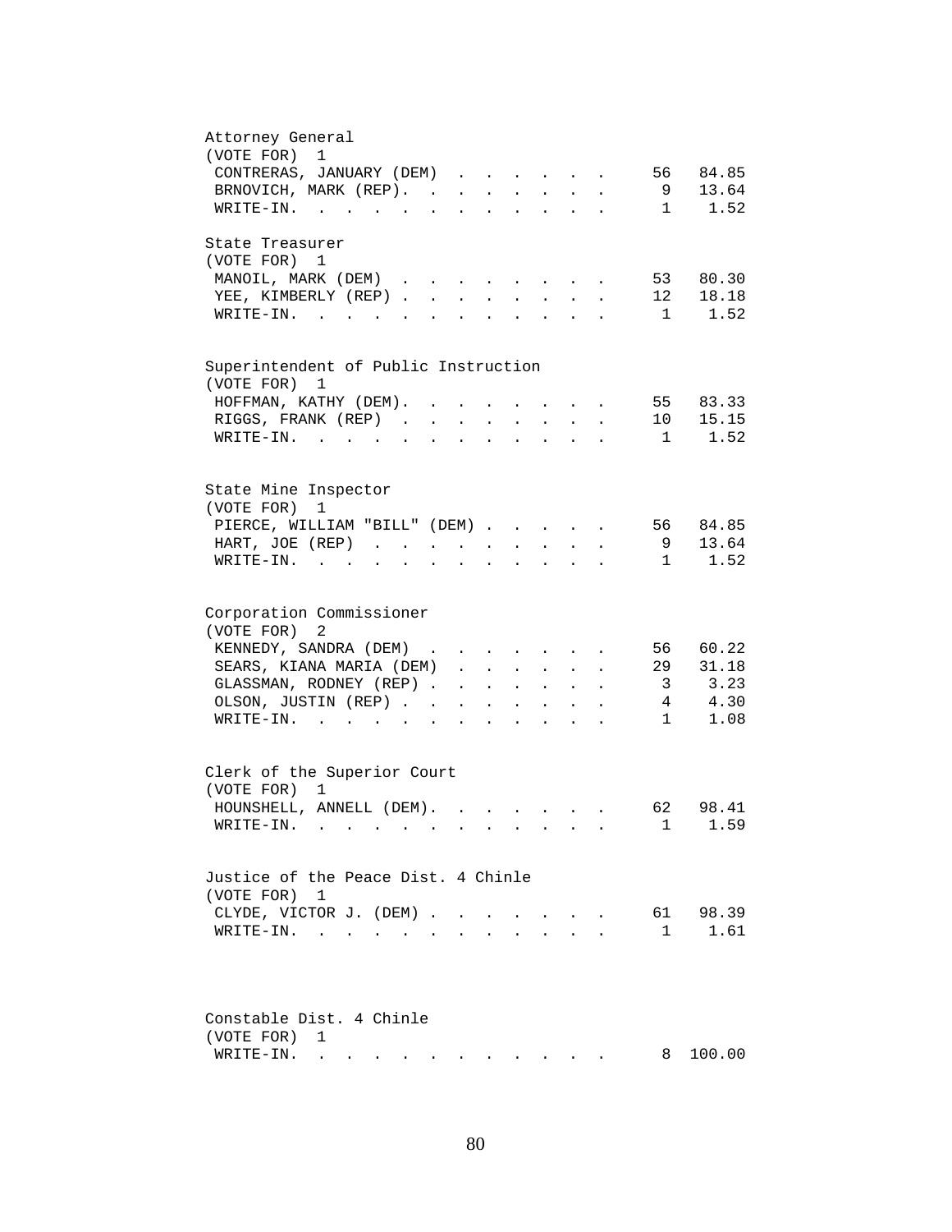Attorney General
(VOTE FOR) 1

| Candidate | Votes | Percent |
|---|---|---|
| CONTRERAS, JANUARY (DEM) | 56 | 84.85 |
| BRNOVICH, MARK (REP) | 9 | 13.64 |
| WRITE-IN | 1 | 1.52 |

State Treasurer
(VOTE FOR) 1

| Candidate | Votes | Percent |
|---|---|---|
| MANOIL, MARK (DEM) | 53 | 80.30 |
| YEE, KIMBERLY (REP) | 12 | 18.18 |
| WRITE-IN | 1 | 1.52 |

Superintendent of Public Instruction
(VOTE FOR) 1

| Candidate | Votes | Percent |
|---|---|---|
| HOFFMAN, KATHY (DEM) | 55 | 83.33 |
| RIGGS, FRANK (REP) | 10 | 15.15 |
| WRITE-IN | 1 | 1.52 |

State Mine Inspector
(VOTE FOR) 1

| Candidate | Votes | Percent |
|---|---|---|
| PIERCE, WILLIAM "BILL" (DEM) | 56 | 84.85 |
| HART, JOE (REP) | 9 | 13.64 |
| WRITE-IN | 1 | 1.52 |

Corporation Commissioner
(VOTE FOR) 2

| Candidate | Votes | Percent |
|---|---|---|
| KENNEDY, SANDRA (DEM) | 56 | 60.22 |
| SEARS, KIANA MARIA (DEM) | 29 | 31.18 |
| GLASSMAN, RODNEY (REP) | 3 | 3.23 |
| OLSON, JUSTIN (REP) | 4 | 4.30 |
| WRITE-IN | 1 | 1.08 |

Clerk of the Superior Court
(VOTE FOR) 1

| Candidate | Votes | Percent |
|---|---|---|
| HOUNSHELL, ANNELL (DEM) | 62 | 98.41 |
| WRITE-IN | 1 | 1.59 |

Justice of the Peace Dist. 4 Chinle
(VOTE FOR) 1

| Candidate | Votes | Percent |
|---|---|---|
| CLYDE, VICTOR J. (DEM) | 61 | 98.39 |
| WRITE-IN | 1 | 1.61 |

Constable Dist. 4 Chinle
(VOTE FOR) 1

| Candidate | Votes | Percent |
|---|---|---|
| WRITE-IN | 8 | 100.00 |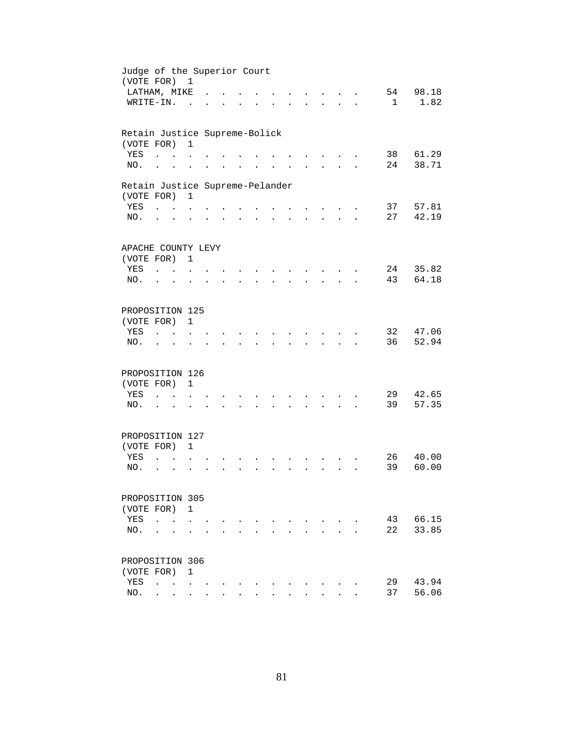Judge of the Superior Court
(VOTE FOR) 1

| | | |
|---|---|---|
| LATHAM, MIKE | 54 | 98.18 |
| WRITE-IN. | 1 | 1.82 |

Retain Justice Supreme-Bolick
(VOTE FOR) 1

| | | |
|---|---|---|
| YES | 38 | 61.29 |
| NO. | 24 | 38.71 |

Retain Justice Supreme-Pelander
(VOTE FOR) 1

| | | |
|---|---|---|
| YES | 37 | 57.81 |
| NO. | 27 | 42.19 |

APACHE COUNTY LEVY
(VOTE FOR) 1

| | | |
|---|---|---|
| YES | 24 | 35.82 |
| NO. | 43 | 64.18 |

PROPOSITION 125
(VOTE FOR) 1

| | | |
|---|---|---|
| YES | 32 | 47.06 |
| NO. | 36 | 52.94 |

PROPOSITION 126
(VOTE FOR) 1

| | | |
|---|---|---|
| YES | 29 | 42.65 |
| NO. | 39 | 57.35 |

PROPOSITION 127
(VOTE FOR) 1

| | | |
|---|---|---|
| YES | 26 | 40.00 |
| NO. | 39 | 60.00 |

PROPOSITION 305
(VOTE FOR) 1

| | | |
|---|---|---|
| YES | 43 | 66.15 |
| NO. | 22 | 33.85 |

PROPOSITION 306
(VOTE FOR) 1

| | | |
|---|---|---|
| YES | 29 | 43.94 |
| NO. | 37 | 56.06 |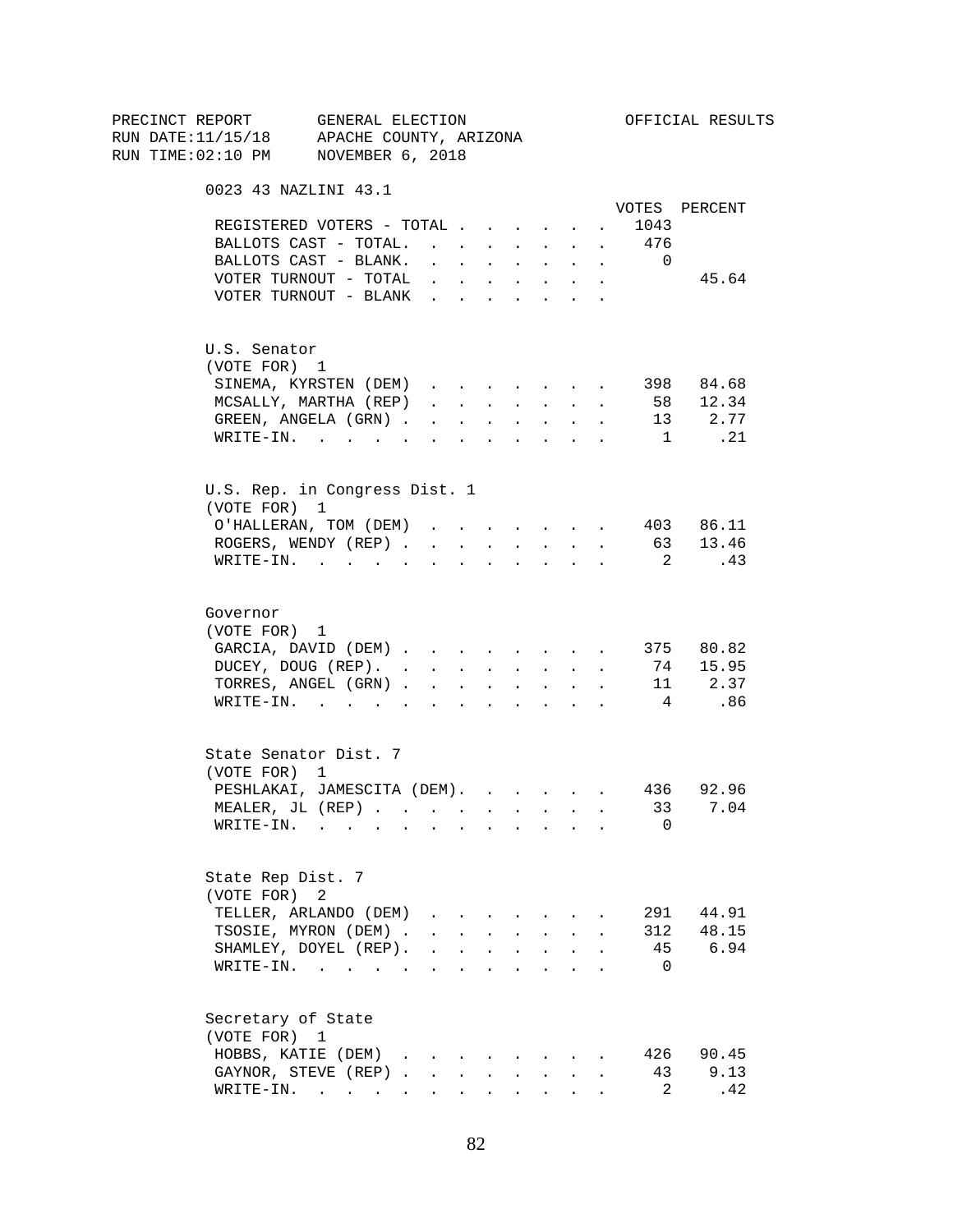PRECINCT REPORT GENERAL ELECTION OFFICIAL RESULTS
RUN DATE:11/15/18 APACHE COUNTY, ARIZONA
RUN TIME:02:10 PM NOVEMBER 6, 2018

## 0023 43 NAZLINI 43.1

| | VOTES | PERCENT |
|---|---|---|
| REGISTERED VOTERS - TOTAL | 1043 | |
| BALLOTS CAST - TOTAL. | 476 | |
| BALLOTS CAST - BLANK. | 0 | |
| VOTER TURNOUT - TOTAL | | 45.64 |
| VOTER TURNOUT - BLANK | | |

### U.S. Senator
(VOTE FOR) 1

| | VOTES | PERCENT |
|---|---|---|
| SINEMA, KYRSTEN (DEM) | 398 | 84.68 |
| MCSALLY, MARTHA (REP) | 58 | 12.34 |
| GREEN, ANGELA (GRN) | 13 | 2.77 |
| WRITE-IN. | 1 | .21 |

### U.S. Rep. in Congress Dist. 1
(VOTE FOR) 1

| | VOTES | PERCENT |
|---|---|---|
| O'HALLERAN, TOM (DEM) | 403 | 86.11 |
| ROGERS, WENDY (REP) | 63 | 13.46 |
| WRITE-IN. | 2 | .43 |

### Governor
(VOTE FOR) 1

| | VOTES | PERCENT |
|---|---|---|
| GARCIA, DAVID (DEM) | 375 | 80.82 |
| DUCEY, DOUG (REP). | 74 | 15.95 |
| TORRES, ANGEL (GRN) | 11 | 2.37 |
| WRITE-IN. | 4 | .86 |

### State Senator Dist. 7
(VOTE FOR) 1

| | VOTES | PERCENT |
|---|---|---|
| PESHLAKAI, JAMESCITA (DEM). | 436 | 92.96 |
| MEALER, JL (REP) | 33 | 7.04 |
| WRITE-IN. | 0 | |

### State Rep Dist. 7
(VOTE FOR) 2

| | VOTES | PERCENT |
|---|---|---|
| TELLER, ARLANDO (DEM) | 291 | 44.91 |
| TSOSIE, MYRON (DEM) | 312 | 48.15 |
| SHAMLEY, DOYEL (REP). | 45 | 6.94 |
| WRITE-IN. | 0 | |

### Secretary of State
(VOTE FOR) 1

| | VOTES | PERCENT |
|---|---|---|
| HOBBS, KATIE (DEM) | 426 | 90.45 |
| GAYNOR, STEVE (REP) | 43 | 9.13 |
| WRITE-IN. | 2 | .42 |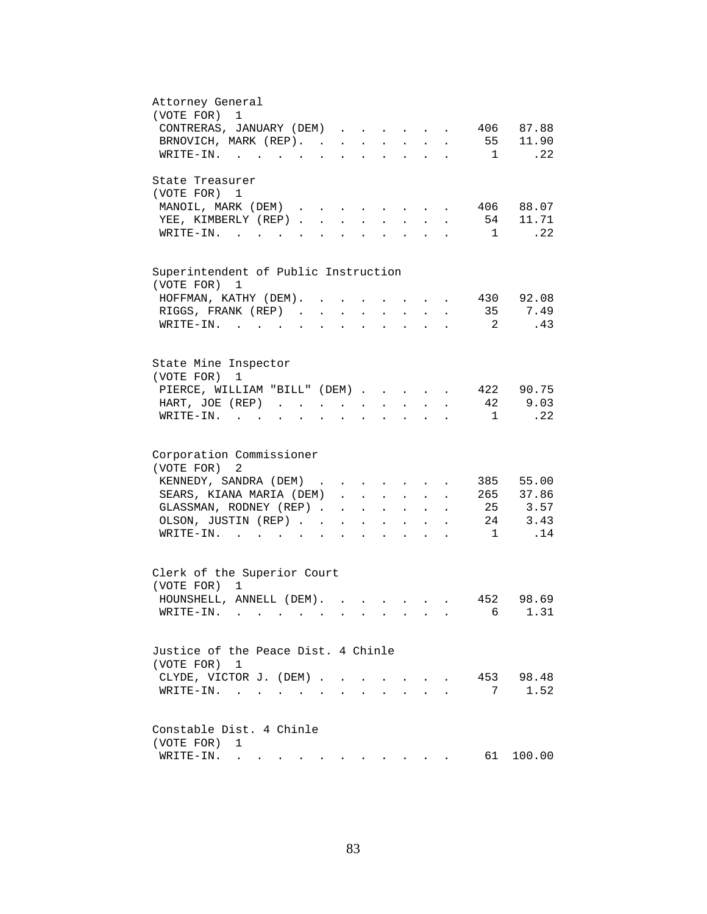Attorney General
(VOTE FOR) 1

| Candidate | Votes | Percent |
|---|---|---|
| CONTRERAS, JANUARY (DEM) | 406 | 87.88 |
| BRNOVICH, MARK (REP) | 55 | 11.90 |
| WRITE-IN. | 1 | .22 |

State Treasurer
(VOTE FOR) 1

| Candidate | Votes | Percent |
|---|---|---|
| MANOIL, MARK (DEM) | 406 | 88.07 |
| YEE, KIMBERLY (REP) | 54 | 11.71 |
| WRITE-IN. | 1 | .22 |

Superintendent of Public Instruction
(VOTE FOR) 1

| Candidate | Votes | Percent |
|---|---|---|
| HOFFMAN, KATHY (DEM) | 430 | 92.08 |
| RIGGS, FRANK (REP) | 35 | 7.49 |
| WRITE-IN. | 2 | .43 |

State Mine Inspector
(VOTE FOR) 1

| Candidate | Votes | Percent |
|---|---|---|
| PIERCE, WILLIAM "BILL" (DEM) | 422 | 90.75 |
| HART, JOE (REP) | 42 | 9.03 |
| WRITE-IN. | 1 | .22 |

Corporation Commissioner
(VOTE FOR) 2

| Candidate | Votes | Percent |
|---|---|---|
| KENNEDY, SANDRA (DEM) | 385 | 55.00 |
| SEARS, KIANA MARIA (DEM) | 265 | 37.86 |
| GLASSMAN, RODNEY (REP) | 25 | 3.57 |
| OLSON, JUSTIN (REP) | 24 | 3.43 |
| WRITE-IN. | 1 | .14 |

Clerk of the Superior Court
(VOTE FOR) 1

| Candidate | Votes | Percent |
|---|---|---|
| HOUNSHELL, ANNELL (DEM) | 452 | 98.69 |
| WRITE-IN. | 6 | 1.31 |

Justice of the Peace Dist. 4 Chinle
(VOTE FOR) 1

| Candidate | Votes | Percent |
|---|---|---|
| CLYDE, VICTOR J. (DEM) | 453 | 98.48 |
| WRITE-IN. | 7 | 1.52 |

Constable Dist. 4 Chinle
(VOTE FOR) 1

| Candidate | Votes | Percent |
|---|---|---|
| WRITE-IN. | 61 | 100.00 |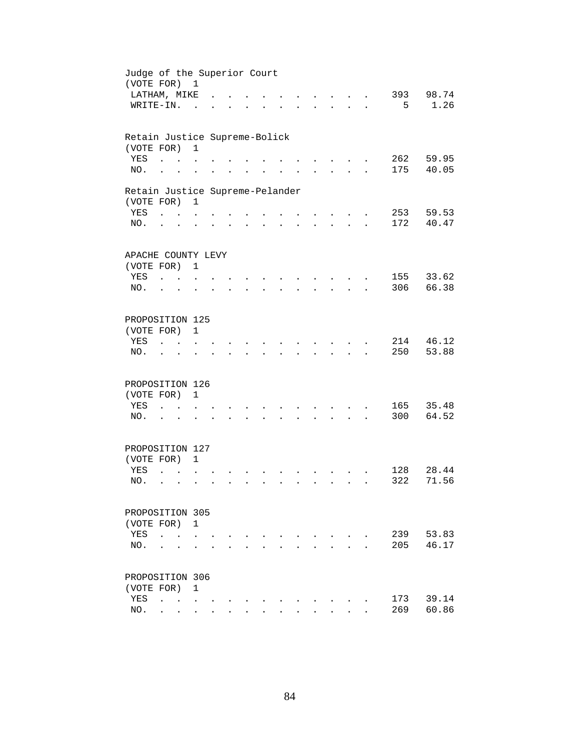Judge of the Superior Court
(VOTE FOR) 1

| | | |
|---|---|---|
| LATHAM, MIKE | 393 | 98.74 |
| WRITE-IN. | 5 | 1.26 |

Retain Justice Supreme-Bolick
(VOTE FOR) 1

| | | |
|---|---|---|
| YES | 262 | 59.95 |
| NO. | 175 | 40.05 |

Retain Justice Supreme-Pelander
(VOTE FOR) 1

| | | |
|---|---|---|
| YES | 253 | 59.53 |
| NO. | 172 | 40.47 |

APACHE COUNTY LEVY
(VOTE FOR) 1

| | | |
|---|---|---|
| YES | 155 | 33.62 |
| NO. | 306 | 66.38 |

PROPOSITION 125
(VOTE FOR) 1

| | | |
|---|---|---|
| YES | 214 | 46.12 |
| NO. | 250 | 53.88 |

PROPOSITION 126
(VOTE FOR) 1

| | | |
|---|---|---|
| YES | 165 | 35.48 |
| NO. | 300 | 64.52 |

PROPOSITION 127
(VOTE FOR) 1

| | | |
|---|---|---|
| YES | 128 | 28.44 |
| NO. | 322 | 71.56 |

PROPOSITION 305
(VOTE FOR) 1

| | | |
|---|---|---|
| YES | 239 | 53.83 |
| NO. | 205 | 46.17 |

PROPOSITION 306
(VOTE FOR) 1

| | | |
|---|---|---|
| YES | 173 | 39.14 |
| NO. | 269 | 60.86 |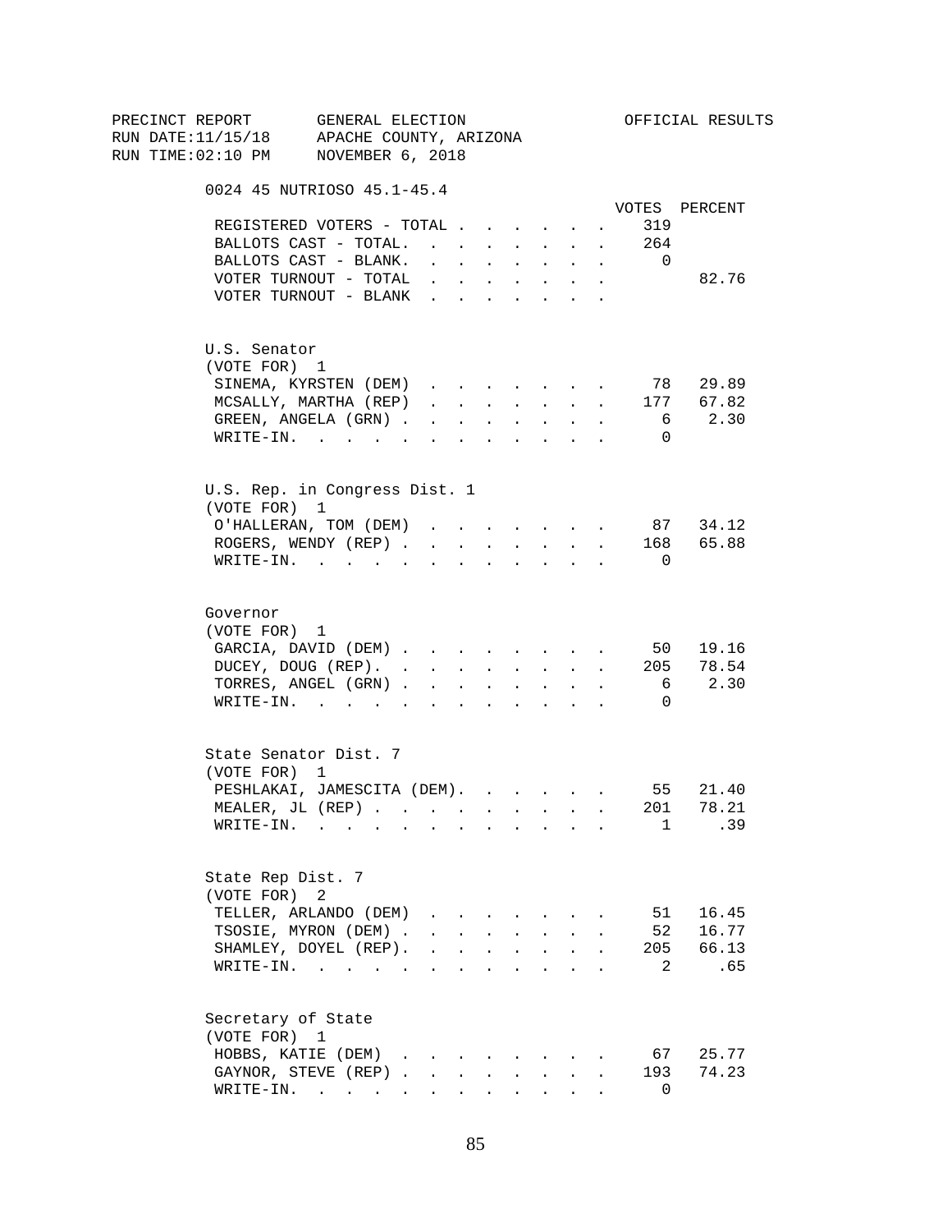PRECINCT REPORT GENERAL ELECTION OFFICIAL RESULTS
RUN DATE:11/15/18 APACHE COUNTY, ARIZONA
RUN TIME:02:10 PM NOVEMBER 6, 2018

0024 45 NUTRIOSO 45.1-45.4

| | VOTES | PERCENT |
|---|---|---|
| REGISTERED VOTERS - TOTAL | 319 | |
| BALLOTS CAST - TOTAL. | 264 | |
| BALLOTS CAST - BLANK. | 0 | |
| VOTER TURNOUT - TOTAL | | 82.76 |
| VOTER TURNOUT - BLANK | | |

U.S. Senator
(VOTE FOR) 1

| | VOTES | PERCENT |
|---|---|---|
| SINEMA, KYRSTEN (DEM) | 78 | 29.89 |
| MCSALLY, MARTHA (REP) | 177 | 67.82 |
| GREEN, ANGELA (GRN) | 6 | 2.30 |
| WRITE-IN. | 0 | |

U.S. Rep. in Congress Dist. 1
(VOTE FOR) 1

| | VOTES | PERCENT |
|---|---|---|
| O'HALLERAN, TOM (DEM) | 87 | 34.12 |
| ROGERS, WENDY (REP) | 168 | 65.88 |
| WRITE-IN. | 0 | |

Governor
(VOTE FOR) 1

| | VOTES | PERCENT |
|---|---|---|
| GARCIA, DAVID (DEM) | 50 | 19.16 |
| DUCEY, DOUG (REP). | 205 | 78.54 |
| TORRES, ANGEL (GRN) | 6 | 2.30 |
| WRITE-IN. | 0 | |

State Senator Dist. 7
(VOTE FOR) 1

| | VOTES | PERCENT |
|---|---|---|
| PESHLAKAI, JAMESCITA (DEM). | 55 | 21.40 |
| MEALER, JL (REP) | 201 | 78.21 |
| WRITE-IN. | 1 | .39 |

State Rep Dist. 7
(VOTE FOR) 2

| | VOTES | PERCENT |
|---|---|---|
| TELLER, ARLANDO (DEM) | 51 | 16.45 |
| TSOSIE, MYRON (DEM) | 52 | 16.77 |
| SHAMLEY, DOYEL (REP). | 205 | 66.13 |
| WRITE-IN. | 2 | .65 |

Secretary of State
(VOTE FOR) 1

| | VOTES | PERCENT |
|---|---|---|
| HOBBS, KATIE (DEM) | 67 | 25.77 |
| GAYNOR, STEVE (REP) | 193 | 74.23 |
| WRITE-IN. | 0 | |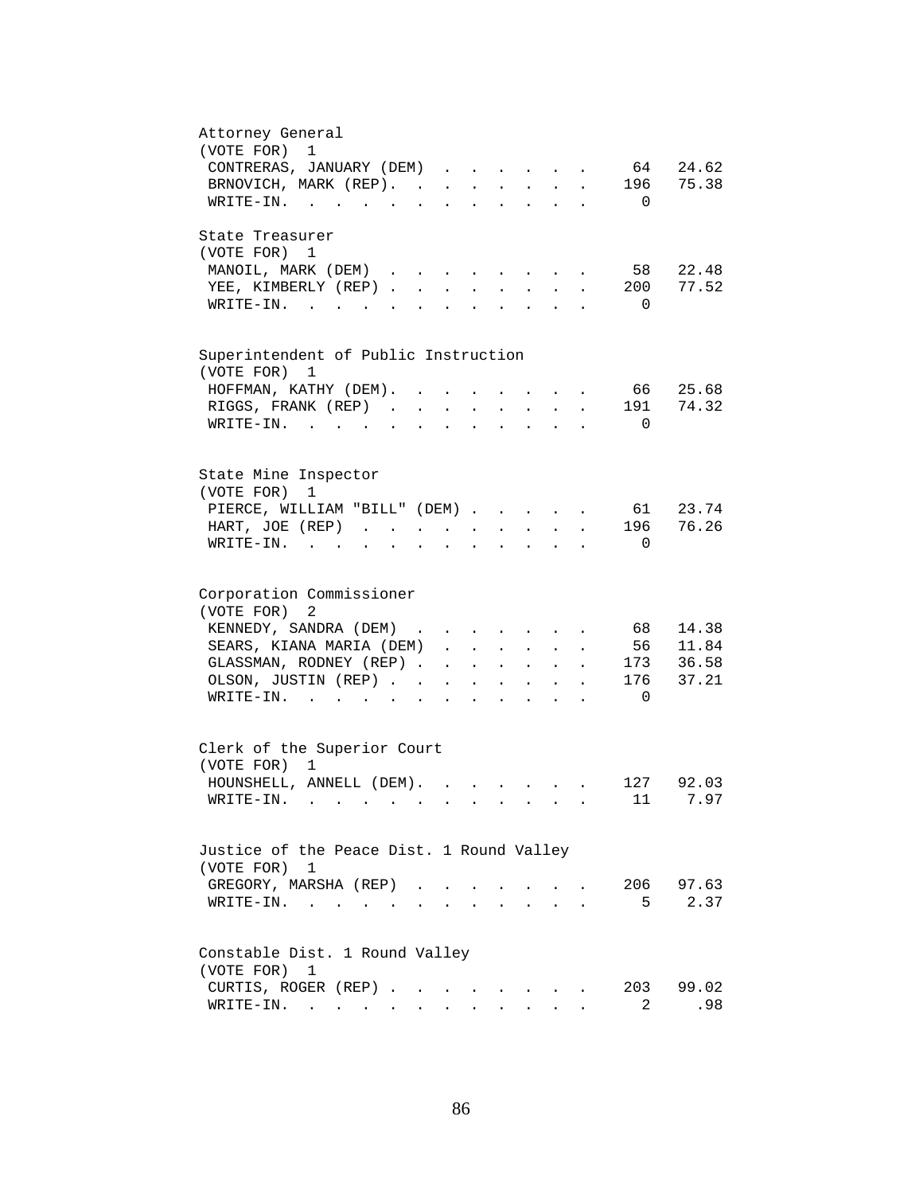## Attorney General

(VOTE FOR) 1

| Candidate | Votes | Percent |
|---|---|---|
| CONTRERAS, JANUARY (DEM) | 64 | 24.62 |
| BRNOVICH, MARK (REP) | 196 | 75.38 |
| WRITE-IN | 0 | |

## State Treasurer

(VOTE FOR) 1

| Candidate | Votes | Percent |
|---|---|---|
| MANOIL, MARK (DEM) | 58 | 22.48 |
| YEE, KIMBERLY (REP) | 200 | 77.52 |
| WRITE-IN | 0 | |

## Superintendent of Public Instruction

(VOTE FOR) 1

| Candidate | Votes | Percent |
|---|---|---|
| HOFFMAN, KATHY (DEM) | 66 | 25.68 |
| RIGGS, FRANK (REP) | 191 | 74.32 |
| WRITE-IN | 0 | |

## State Mine Inspector

(VOTE FOR) 1

| Candidate | Votes | Percent |
|---|---|---|
| PIERCE, WILLIAM "BILL" (DEM) | 61 | 23.74 |
| HART, JOE (REP) | 196 | 76.26 |
| WRITE-IN | 0 | |

## Corporation Commissioner

(VOTE FOR) 2

| Candidate | Votes | Percent |
|---|---|---|
| KENNEDY, SANDRA (DEM) | 68 | 14.38 |
| SEARS, KIANA MARIA (DEM) | 56 | 11.84 |
| GLASSMAN, RODNEY (REP) | 173 | 36.58 |
| OLSON, JUSTIN (REP) | 176 | 37.21 |
| WRITE-IN | 0 | |

## Clerk of the Superior Court

(VOTE FOR) 1

| Candidate | Votes | Percent |
|---|---|---|
| HOUNSHELL, ANNELL (DEM) | 127 | 92.03 |
| WRITE-IN | 11 | 7.97 |

## Justice of the Peace Dist. 1 Round Valley

(VOTE FOR) 1

| Candidate | Votes | Percent |
|---|---|---|
| GREGORY, MARSHA (REP) | 206 | 97.63 |
| WRITE-IN | 5 | 2.37 |

## Constable Dist. 1 Round Valley

(VOTE FOR) 1

| Candidate | Votes | Percent |
|---|---|---|
| CURTIS, ROGER (REP) | 203 | 99.02 |
| WRITE-IN | 2 | .98 |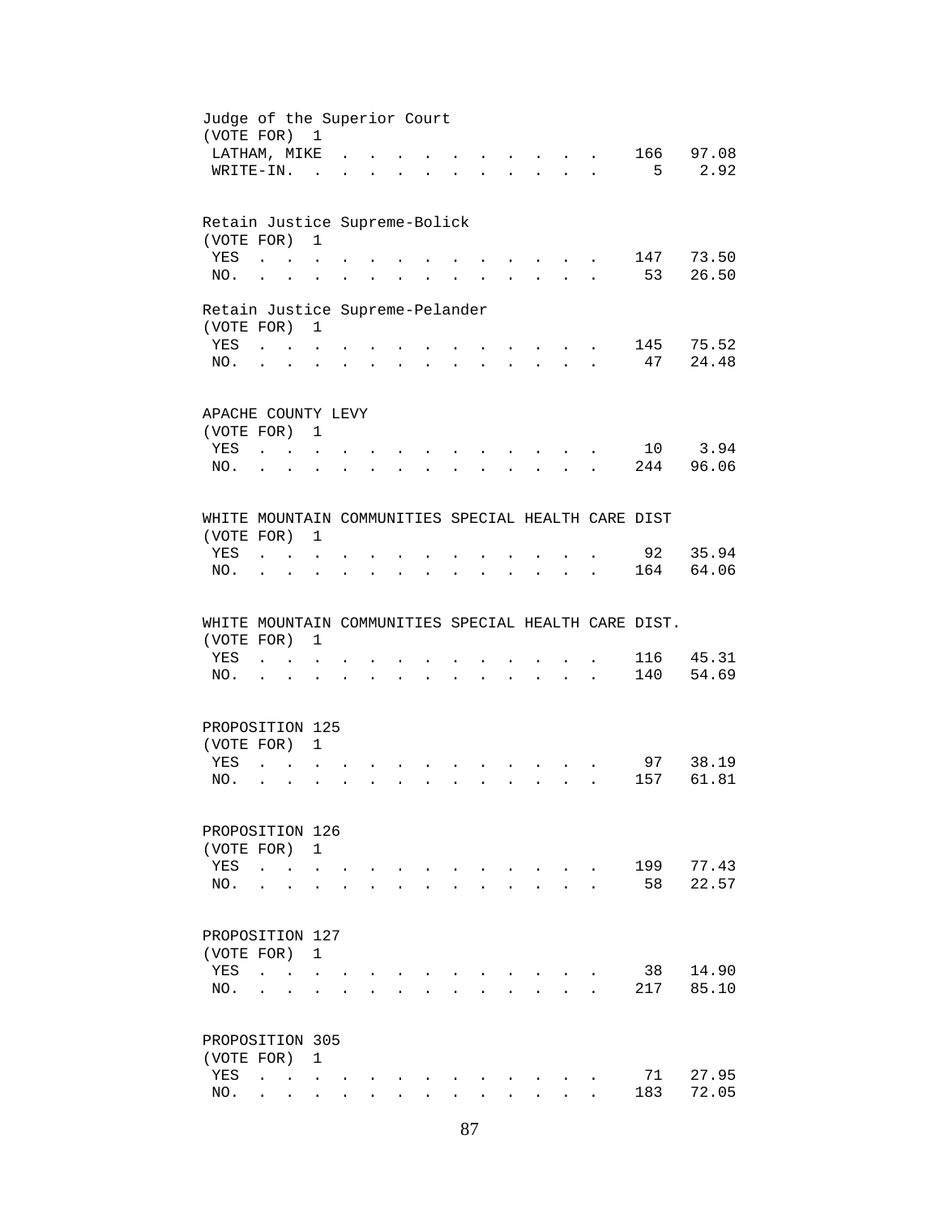Judge of the Superior Court
(VOTE FOR) 1

| | | |
|---|---|---|
| LATHAM, MIKE | 166 | 97.08 |
| WRITE-IN. | 5 | 2.92 |

Retain Justice Supreme-Bolick
(VOTE FOR) 1

| | | |
|---|---|---|
| YES | 147 | 73.50 |
| NO. | 53 | 26.50 |

Retain Justice Supreme-Pelander
(VOTE FOR) 1

| | | |
|---|---|---|
| YES | 145 | 75.52 |
| NO. | 47 | 24.48 |

APACHE COUNTY LEVY
(VOTE FOR) 1

| | | |
|---|---|---|
| YES | 10 | 3.94 |
| NO. | 244 | 96.06 |

WHITE MOUNTAIN COMMUNITIES SPECIAL HEALTH CARE DIST
(VOTE FOR) 1

| | | |
|---|---|---|
| YES | 92 | 35.94 |
| NO. | 164 | 64.06 |

WHITE MOUNTAIN COMMUNITIES SPECIAL HEALTH CARE DIST.
(VOTE FOR) 1

| | | |
|---|---|---|
| YES | 116 | 45.31 |
| NO. | 140 | 54.69 |

PROPOSITION 125
(VOTE FOR) 1

| | | |
|---|---|---|
| YES | 97 | 38.19 |
| NO. | 157 | 61.81 |

PROPOSITION 126
(VOTE FOR) 1

| | | |
|---|---|---|
| YES | 199 | 77.43 |
| NO. | 58 | 22.57 |

PROPOSITION 127
(VOTE FOR) 1

| | | |
|---|---|---|
| YES | 38 | 14.90 |
| NO. | 217 | 85.10 |

PROPOSITION 305
(VOTE FOR) 1

| | | |
|---|---|---|
| YES | 71 | 27.95 |
| NO. | 183 | 72.05 |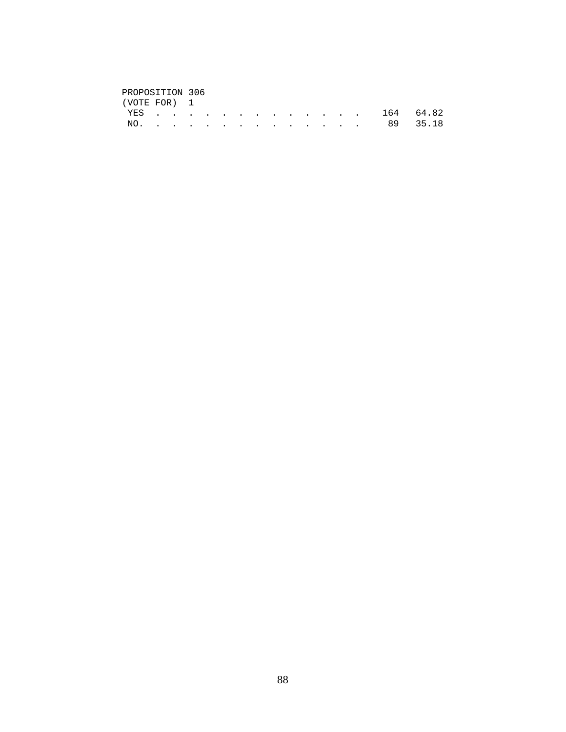PROPOSITION 306
(VOTE FOR) 1

| | | |
|---|---|---|
| YES . . . . . . . . . . . . . . | 164 | 64.82 |
| NO. . . . . . . . . . . . . . . | 89 | 35.18 |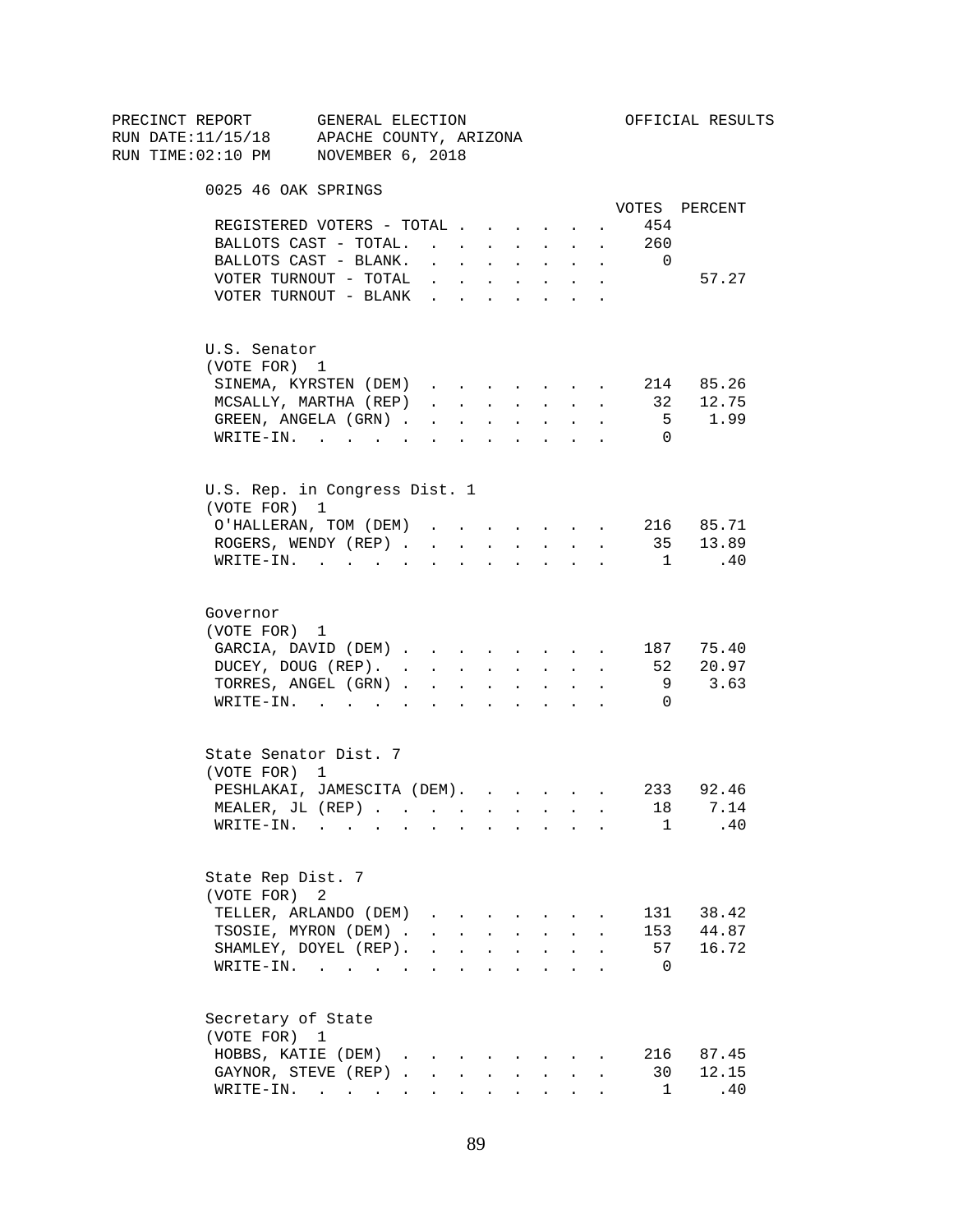PRECINCT REPORT GENERAL ELECTION OFFICIAL RESULTS
RUN DATE:11/15/18 APACHE COUNTY, ARIZONA
RUN TIME:02:10 PM NOVEMBER 6, 2018

## 0025 46 OAK SPRINGS

| | VOTES | PERCENT |
|---|---|---|
| REGISTERED VOTERS - TOTAL | 454 | |
| BALLOTS CAST - TOTAL. | 260 | |
| BALLOTS CAST - BLANK. | 0 | |
| VOTER TURNOUT - TOTAL | | 57.27 |
| VOTER TURNOUT - BLANK | | |

### U.S. Senator
(VOTE FOR) 1

| | VOTES | PERCENT |
|---|---|---|
| SINEMA, KYRSTEN (DEM) | 214 | 85.26 |
| MCSALLY, MARTHA (REP) | 32 | 12.75 |
| GREEN, ANGELA (GRN) | 5 | 1.99 |
| WRITE-IN. | 0 | |

### U.S. Rep. in Congress Dist. 1
(VOTE FOR) 1

| | VOTES | PERCENT |
|---|---|---|
| O'HALLERAN, TOM (DEM) | 216 | 85.71 |
| ROGERS, WENDY (REP) | 35 | 13.89 |
| WRITE-IN. | 1 | .40 |

### Governor
(VOTE FOR) 1

| | VOTES | PERCENT |
|---|---|---|
| GARCIA, DAVID (DEM) | 187 | 75.40 |
| DUCEY, DOUG (REP). | 52 | 20.97 |
| TORRES, ANGEL (GRN) | 9 | 3.63 |
| WRITE-IN. | 0 | |

### State Senator Dist. 7
(VOTE FOR) 1

| | VOTES | PERCENT |
|---|---|---|
| PESHLAKAI, JAMESCITA (DEM). | 233 | 92.46 |
| MEALER, JL (REP) | 18 | 7.14 |
| WRITE-IN. | 1 | .40 |

### State Rep Dist. 7
(VOTE FOR) 2

| | VOTES | PERCENT |
|---|---|---|
| TELLER, ARLANDO (DEM) | 131 | 38.42 |
| TSOSIE, MYRON (DEM) | 153 | 44.87 |
| SHAMLEY, DOYEL (REP). | 57 | 16.72 |
| WRITE-IN. | 0 | |

### Secretary of State
(VOTE FOR) 1

| | VOTES | PERCENT |
|---|---|---|
| HOBBS, KATIE (DEM) | 216 | 87.45 |
| GAYNOR, STEVE (REP) | 30 | 12.15 |
| WRITE-IN. | 1 | .40 |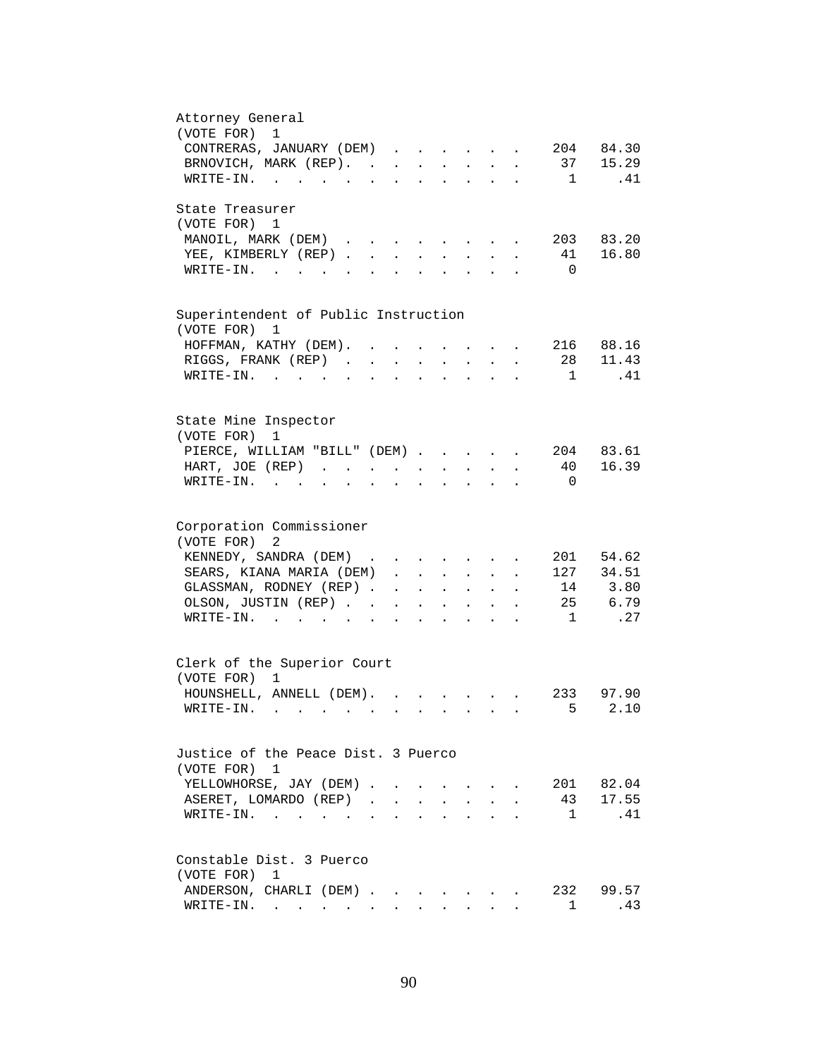## Attorney General
(VOTE FOR) 1

| | | |
|---|---|---|
| CONTRERAS, JANUARY (DEM) | 204 | 84.30 |
| BRNOVICH, MARK (REP). | 37 | 15.29 |
| WRITE-IN. | 1 | .41 |

## State Treasurer
(VOTE FOR) 1

| | | |
|---|---|---|
| MANOIL, MARK (DEM) | 203 | 83.20 |
| YEE, KIMBERLY (REP) | 41 | 16.80 |
| WRITE-IN. | 0 | |

## Superintendent of Public Instruction
(VOTE FOR) 1

| | | |
|---|---|---|
| HOFFMAN, KATHY (DEM). | 216 | 88.16 |
| RIGGS, FRANK (REP) | 28 | 11.43 |
| WRITE-IN. | 1 | .41 |

## State Mine Inspector
(VOTE FOR) 1

| | | |
|---|---|---|
| PIERCE, WILLIAM "BILL" (DEM) | 204 | 83.61 |
| HART, JOE (REP) | 40 | 16.39 |
| WRITE-IN. | 0 | |

## Corporation Commissioner
(VOTE FOR) 2

| | | |
|---|---|---|
| KENNEDY, SANDRA (DEM) | 201 | 54.62 |
| SEARS, KIANA MARIA (DEM) | 127 | 34.51 |
| GLASSMAN, RODNEY (REP) | 14 | 3.80 |
| OLSON, JUSTIN (REP) | 25 | 6.79 |
| WRITE-IN. | 1 | .27 |

## Clerk of the Superior Court
(VOTE FOR) 1

| | | |
|---|---|---|
| HOUNSHELL, ANNELL (DEM). | 233 | 97.90 |
| WRITE-IN. | 5 | 2.10 |

## Justice of the Peace Dist. 3 Puerco
(VOTE FOR) 1

| | | |
|---|---|---|
| YELLOWHORSE, JAY (DEM) | 201 | 82.04 |
| ASERET, LOMARDO (REP) | 43 | 17.55 |
| WRITE-IN. | 1 | .41 |

## Constable Dist. 3 Puerco
(VOTE FOR) 1

| | | |
|---|---|---|
| ANDERSON, CHARLI (DEM) | 232 | 99.57 |
| WRITE-IN. | 1 | .43 |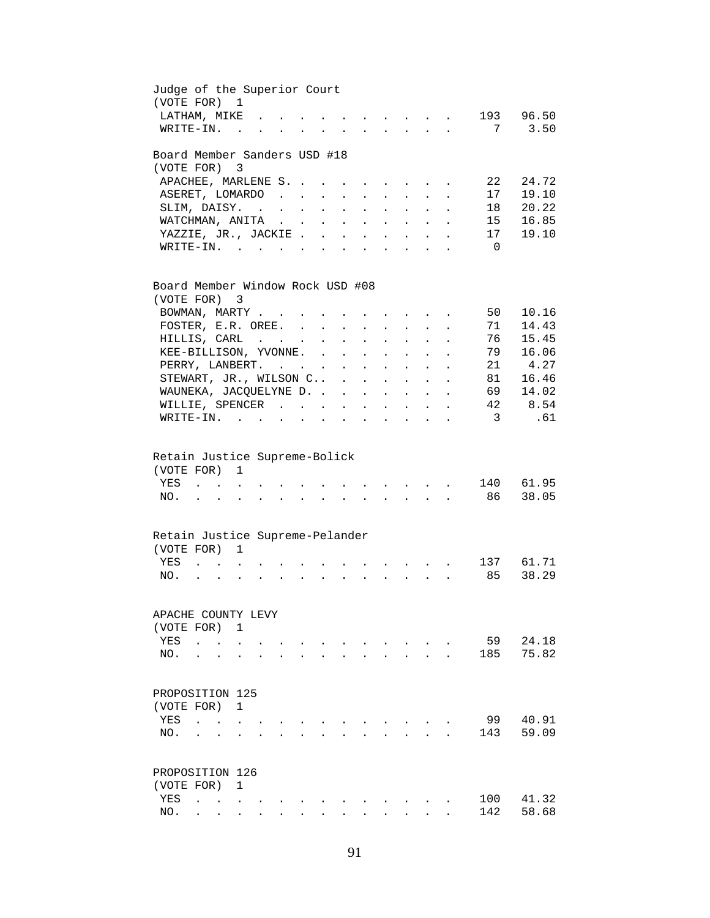Judge of the Superior Court
(VOTE FOR) 1

| | | |
|---|---|---|
| LATHAM, MIKE | 193 | 96.50 |
| WRITE-IN. | 7 | 3.50 |

Board Member Sanders USD #18
(VOTE FOR) 3

| | | |
|---|---|---|
| APACHEE, MARLENE S. | 22 | 24.72 |
| ASERET, LOMARDO | 17 | 19.10 |
| SLIM, DAISY. | 18 | 20.22 |
| WATCHMAN, ANITA | 15 | 16.85 |
| YAZZIE, JR., JACKIE | 17 | 19.10 |
| WRITE-IN. | 0 | |

Board Member Window Rock USD #08
(VOTE FOR) 3

| | | |
|---|---|---|
| BOWMAN, MARTY | 50 | 10.16 |
| FOSTER, E.R. OREE. | 71 | 14.43 |
| HILLIS, CARL | 76 | 15.45 |
| KEE-BILLISON, YVONNE. | 79 | 16.06 |
| PERRY, LANBERT. | 21 | 4.27 |
| STEWART, JR., WILSON C.. | 81 | 16.46 |
| WAUNEKA, JACQUELYNE D. | 69 | 14.02 |
| WILLIE, SPENCER | 42 | 8.54 |
| WRITE-IN. | 3 | .61 |

Retain Justice Supreme-Bolick
(VOTE FOR) 1

| | | |
|---|---|---|
| YES | 140 | 61.95 |
| NO. | 86 | 38.05 |

Retain Justice Supreme-Pelander
(VOTE FOR) 1

| | | |
|---|---|---|
| YES | 137 | 61.71 |
| NO. | 85 | 38.29 |

APACHE COUNTY LEVY
(VOTE FOR) 1

| | | |
|---|---|---|
| YES | 59 | 24.18 |
| NO. | 185 | 75.82 |

PROPOSITION 125
(VOTE FOR) 1

| | | |
|---|---|---|
| YES | 99 | 40.91 |
| NO. | 143 | 59.09 |

PROPOSITION 126
(VOTE FOR) 1

| | | |
|---|---|---|
| YES | 100 | 41.32 |
| NO. | 142 | 58.68 |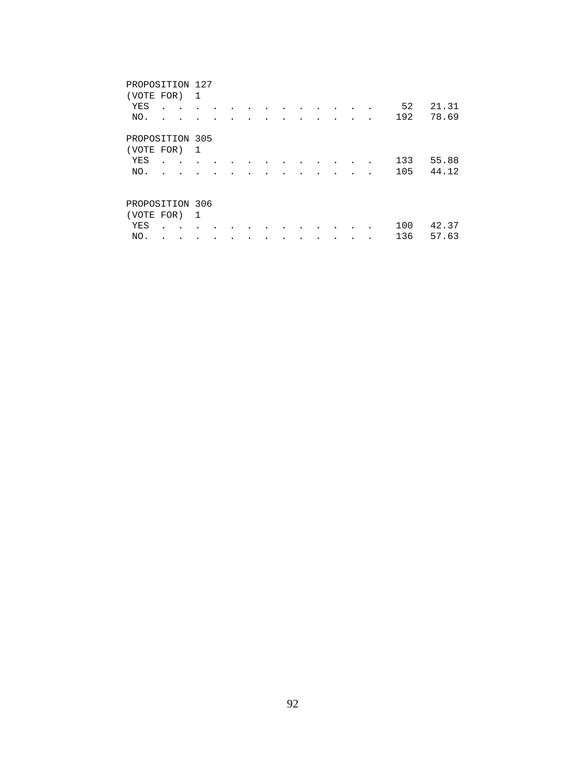PROPOSITION 127
(VOTE FOR) 1

| | | |
|---|---|---|
| YES . . . . . . . . . . . . . . | 52 | 21.31 |
| NO. . . . . . . . . . . . . . . | 192 | 78.69 |

PROPOSITION 305
(VOTE FOR) 1

| | | |
|---|---|---|
| YES . . . . . . . . . . . . . . | 133 | 55.88 |
| NO. . . . . . . . . . . . . . . | 105 | 44.12 |

PROPOSITION 306
(VOTE FOR) 1

| | | |
|---|---|---|
| YES . . . . . . . . . . . . . . | 100 | 42.37 |
| NO. . . . . . . . . . . . . . . | 136 | 57.63 |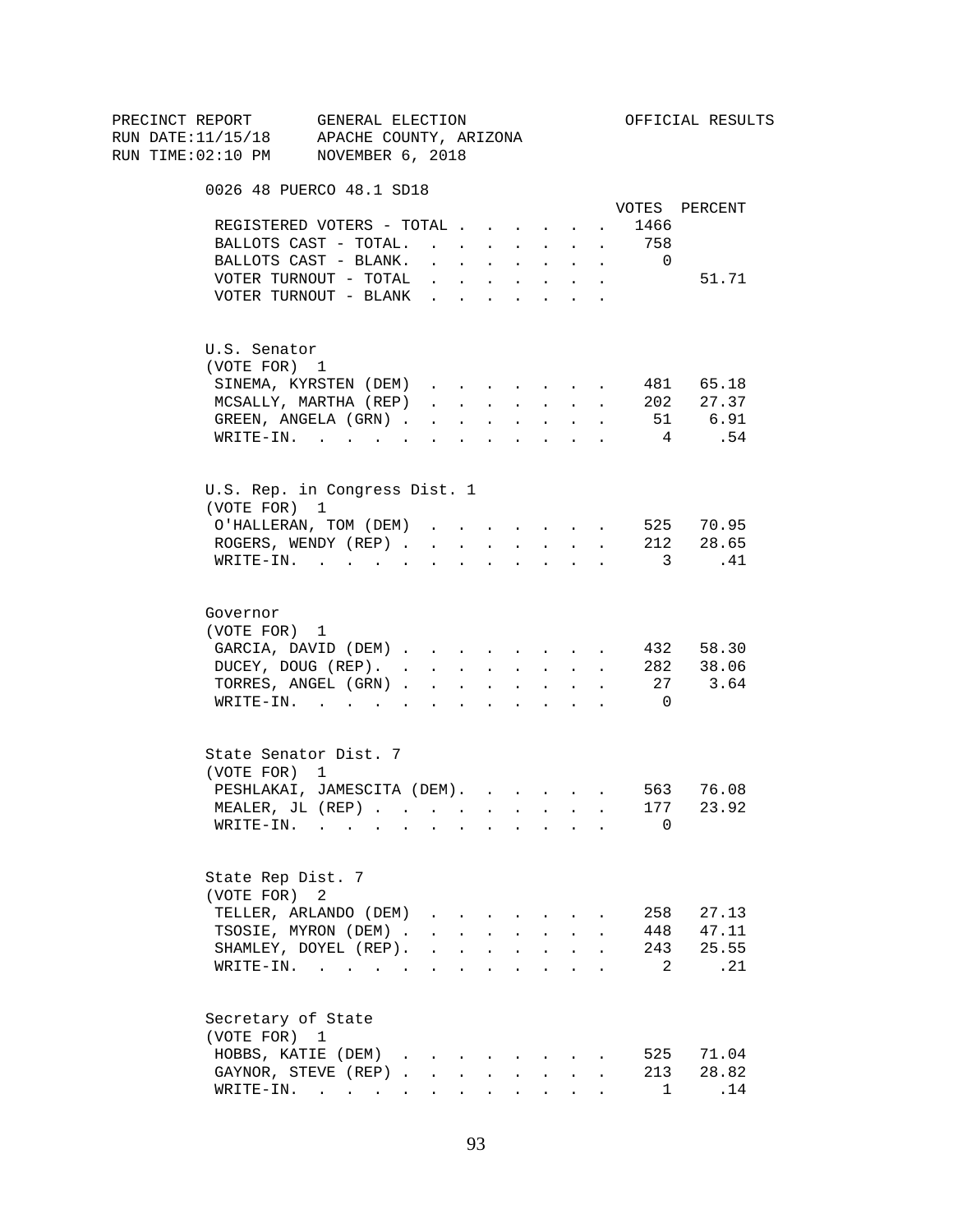PRECINCT REPORT GENERAL ELECTION OFFICIAL RESULTS
RUN DATE:11/15/18 APACHE COUNTY, ARIZONA
RUN TIME:02:10 PM NOVEMBER 6, 2018

## 0026 48 PUERCO 48.1 SD18

| | VOTES | PERCENT |
|---|---|---|
| REGISTERED VOTERS - TOTAL | 1466 | |
| BALLOTS CAST - TOTAL. | 758 | |
| BALLOTS CAST - BLANK. | 0 | |
| VOTER TURNOUT - TOTAL | | 51.71 |
| VOTER TURNOUT - BLANK | | |

### U.S. Senator
(VOTE FOR) 1

| | VOTES | PERCENT |
|---|---|---|
| SINEMA, KYRSTEN (DEM) | 481 | 65.18 |
| MCSALLY, MARTHA (REP) | 202 | 27.37 |
| GREEN, ANGELA (GRN) | 51 | 6.91 |
| WRITE-IN. | 4 | .54 |

### U.S. Rep. in Congress Dist. 1
(VOTE FOR) 1

| | VOTES | PERCENT |
|---|---|---|
| O'HALLERAN, TOM (DEM) | 525 | 70.95 |
| ROGERS, WENDY (REP) | 212 | 28.65 |
| WRITE-IN. | 3 | .41 |

### Governor
(VOTE FOR) 1

| | VOTES | PERCENT |
|---|---|---|
| GARCIA, DAVID (DEM) | 432 | 58.30 |
| DUCEY, DOUG (REP). | 282 | 38.06 |
| TORRES, ANGEL (GRN) | 27 | 3.64 |
| WRITE-IN. | 0 | |

### State Senator Dist. 7
(VOTE FOR) 1

| | VOTES | PERCENT |
|---|---|---|
| PESHLAKAI, JAMESCITA (DEM). | 563 | 76.08 |
| MEALER, JL (REP) | 177 | 23.92 |
| WRITE-IN. | 0 | |

### State Rep Dist. 7
(VOTE FOR) 2

| | VOTES | PERCENT |
|---|---|---|
| TELLER, ARLANDO (DEM) | 258 | 27.13 |
| TSOSIE, MYRON (DEM) | 448 | 47.11 |
| SHAMLEY, DOYEL (REP). | 243 | 25.55 |
| WRITE-IN. | 2 | .21 |

### Secretary of State
(VOTE FOR) 1

| | VOTES | PERCENT |
|---|---|---|
| HOBBS, KATIE (DEM) | 525 | 71.04 |
| GAYNOR, STEVE (REP) | 213 | 28.82 |
| WRITE-IN. | 1 | .14 |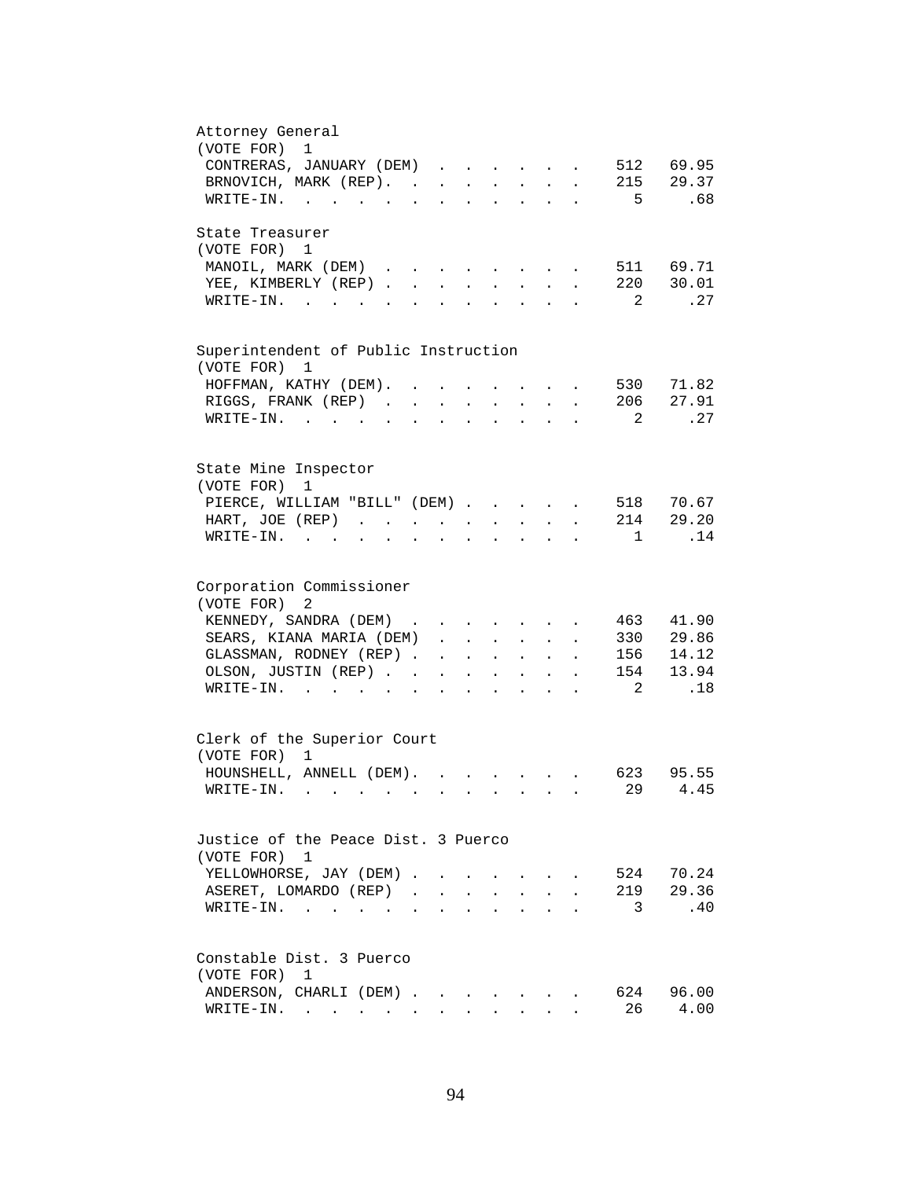Attorney General
(VOTE FOR) 1

| Candidate | Votes | Percent |
|---|---|---|
| CONTRERAS, JANUARY (DEM) | 512 | 69.95 |
| BRNOVICH, MARK (REP) | 215 | 29.37 |
| WRITE-IN. | 5 | .68 |

State Treasurer
(VOTE FOR) 1

| Candidate | Votes | Percent |
|---|---|---|
| MANOIL, MARK (DEM) | 511 | 69.71 |
| YEE, KIMBERLY (REP) | 220 | 30.01 |
| WRITE-IN. | 2 | .27 |

Superintendent of Public Instruction
(VOTE FOR) 1

| Candidate | Votes | Percent |
|---|---|---|
| HOFFMAN, KATHY (DEM) | 530 | 71.82 |
| RIGGS, FRANK (REP) | 206 | 27.91 |
| WRITE-IN. | 2 | .27 |

State Mine Inspector
(VOTE FOR) 1

| Candidate | Votes | Percent |
|---|---|---|
| PIERCE, WILLIAM "BILL" (DEM) | 518 | 70.67 |
| HART, JOE (REP) | 214 | 29.20 |
| WRITE-IN. | 1 | .14 |

Corporation Commissioner
(VOTE FOR) 2

| Candidate | Votes | Percent |
|---|---|---|
| KENNEDY, SANDRA (DEM) | 463 | 41.90 |
| SEARS, KIANA MARIA (DEM) | 330 | 29.86 |
| GLASSMAN, RODNEY (REP) | 156 | 14.12 |
| OLSON, JUSTIN (REP) | 154 | 13.94 |
| WRITE-IN. | 2 | .18 |

Clerk of the Superior Court
(VOTE FOR) 1

| Candidate | Votes | Percent |
|---|---|---|
| HOUNSHELL, ANNELL (DEM) | 623 | 95.55 |
| WRITE-IN. | 29 | 4.45 |

Justice of the Peace Dist. 3 Puerco
(VOTE FOR) 1

| Candidate | Votes | Percent |
|---|---|---|
| YELLOWHORSE, JAY (DEM) | 524 | 70.24 |
| ASERET, LOMARDO (REP) | 219 | 29.36 |
| WRITE-IN. | 3 | .40 |

Constable Dist. 3 Puerco
(VOTE FOR) 1

| Candidate | Votes | Percent |
|---|---|---|
| ANDERSON, CHARLI (DEM) | 624 | 96.00 |
| WRITE-IN. | 26 | 4.00 |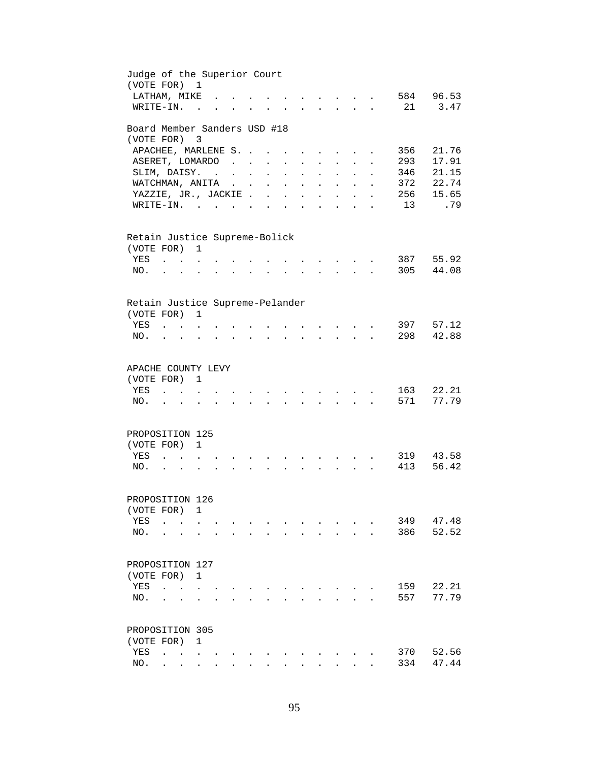## Judge of the Superior Court
(VOTE FOR) 1

| | | |
|---|---|---|
| LATHAM, MIKE | 584 | 96.53 |
| WRITE-IN. | 21 | 3.47 |

## Board Member Sanders USD #18
(VOTE FOR) 3

| | | |
|---|---|---|
| APACHEE, MARLENE S. | 356 | 21.76 |
| ASERET, LOMARDO | 293 | 17.91 |
| SLIM, DAISY. | 346 | 21.15 |
| WATCHMAN, ANITA | 372 | 22.74 |
| YAZZIE, JR., JACKIE | 256 | 15.65 |
| WRITE-IN. | 13 | .79 |

## Retain Justice Supreme-Bolick
(VOTE FOR) 1

| | | |
|---|---|---|
| YES | 387 | 55.92 |
| NO. | 305 | 44.08 |

## Retain Justice Supreme-Pelander
(VOTE FOR) 1

| | | |
|---|---|---|
| YES | 397 | 57.12 |
| NO. | 298 | 42.88 |

## APACHE COUNTY LEVY
(VOTE FOR) 1

| | | |
|---|---|---|
| YES | 163 | 22.21 |
| NO. | 571 | 77.79 |

## PROPOSITION 125
(VOTE FOR) 1

| | | |
|---|---|---|
| YES | 319 | 43.58 |
| NO. | 413 | 56.42 |

## PROPOSITION 126
(VOTE FOR) 1

| | | |
|---|---|---|
| YES | 349 | 47.48 |
| NO. | 386 | 52.52 |

## PROPOSITION 127
(VOTE FOR) 1

| | | |
|---|---|---|
| YES | 159 | 22.21 |
| NO. | 557 | 77.79 |

## PROPOSITION 305
(VOTE FOR) 1

| | | |
|---|---|---|
| YES | 370 | 52.56 |
| NO. | 334 | 47.44 |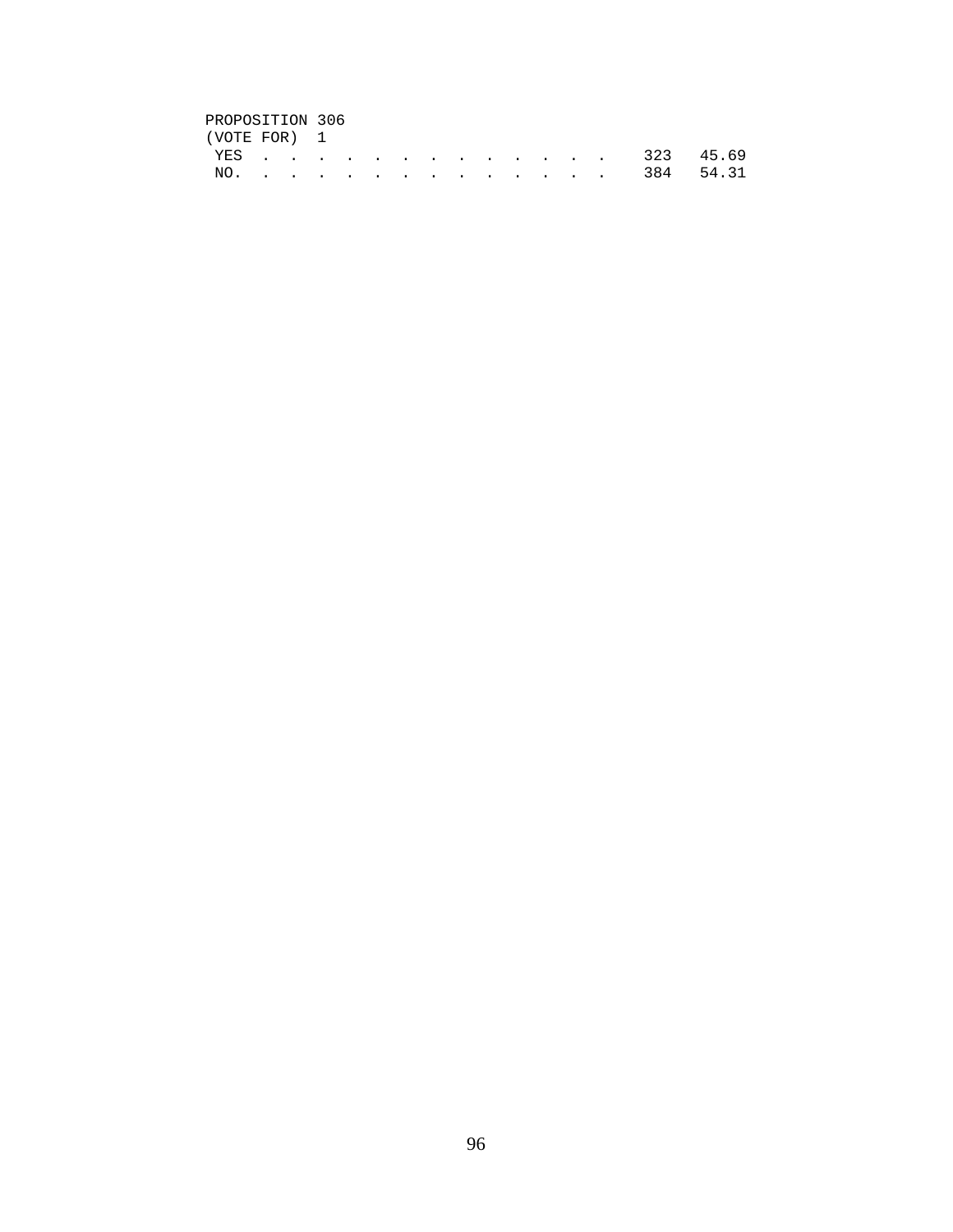PROPOSITION 306
(VOTE FOR) 1

| | | |
|---|---|---|
| YES | 323 | 45.69 |
| NO. | 384 | 54.31 |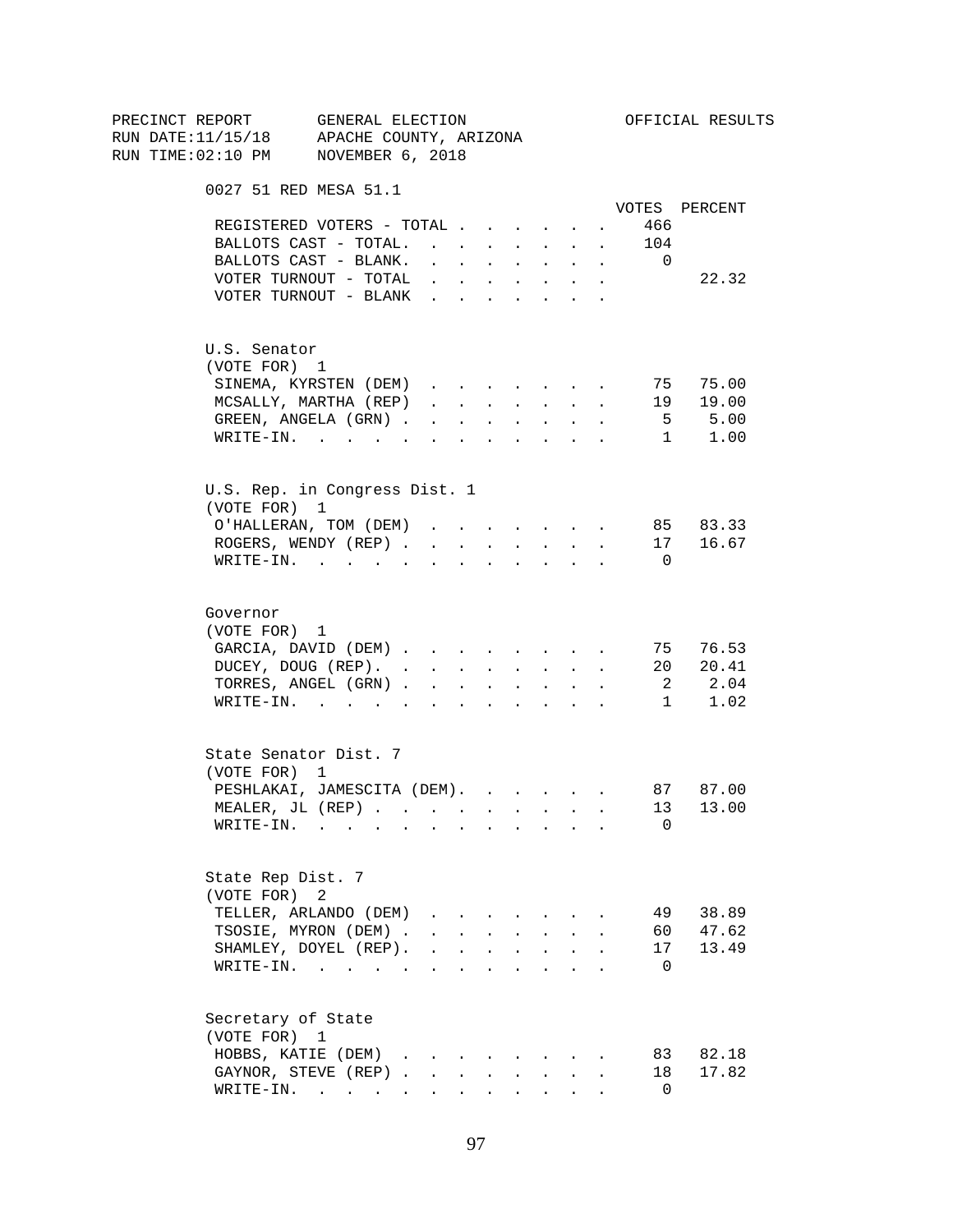PRECINCT REPORT GENERAL ELECTION OFFICIAL RESULTS
RUN DATE:11/15/18 APACHE COUNTY, ARIZONA
RUN TIME:02:10 PM NOVEMBER 6, 2018

## 0027 51 RED MESA 51.1

| | VOTES | PERCENT |
|---|---|---|
| REGISTERED VOTERS - TOTAL | 466 | |
| BALLOTS CAST - TOTAL. | 104 | |
| BALLOTS CAST - BLANK. | 0 | |
| VOTER TURNOUT - TOTAL | | 22.32 |
| VOTER TURNOUT - BLANK | | |

### U.S. Senator
(VOTE FOR) 1

| | VOTES | PERCENT |
|---|---|---|
| SINEMA, KYRSTEN (DEM) | 75 | 75.00 |
| MCSALLY, MARTHA (REP) | 19 | 19.00 |
| GREEN, ANGELA (GRN) | 5 | 5.00 |
| WRITE-IN. | 1 | 1.00 |

### U.S. Rep. in Congress Dist. 1
(VOTE FOR) 1

| | VOTES | PERCENT |
|---|---|---|
| O'HALLERAN, TOM (DEM) | 85 | 83.33 |
| ROGERS, WENDY (REP) | 17 | 16.67 |
| WRITE-IN. | 0 | |

### Governor
(VOTE FOR) 1

| | VOTES | PERCENT |
|---|---|---|
| GARCIA, DAVID (DEM) | 75 | 76.53 |
| DUCEY, DOUG (REP). | 20 | 20.41 |
| TORRES, ANGEL (GRN) | 2 | 2.04 |
| WRITE-IN. | 1 | 1.02 |

### State Senator Dist. 7
(VOTE FOR) 1

| | VOTES | PERCENT |
|---|---|---|
| PESHLAKAI, JAMESCITA (DEM). | 87 | 87.00 |
| MEALER, JL (REP) | 13 | 13.00 |
| WRITE-IN. | 0 | |

### State Rep Dist. 7
(VOTE FOR) 2

| | VOTES | PERCENT |
|---|---|---|
| TELLER, ARLANDO (DEM) | 49 | 38.89 |
| TSOSIE, MYRON (DEM) | 60 | 47.62 |
| SHAMLEY, DOYEL (REP). | 17 | 13.49 |
| WRITE-IN. | 0 | |

### Secretary of State
(VOTE FOR) 1

| | VOTES | PERCENT |
|---|---|---|
| HOBBS, KATIE (DEM) | 83 | 82.18 |
| GAYNOR, STEVE (REP) | 18 | 17.82 |
| WRITE-IN. | 0 | |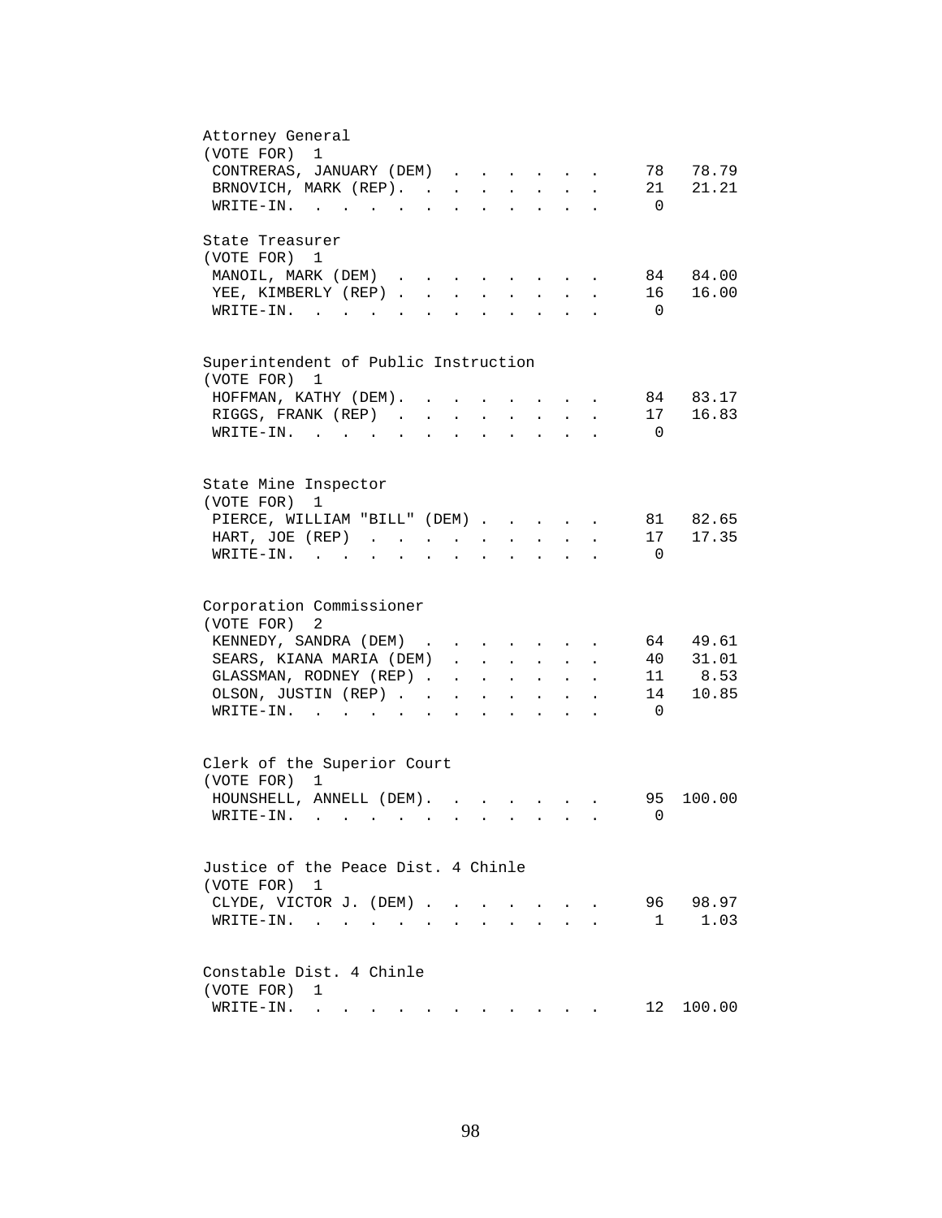Attorney General
(VOTE FOR) 1

| Candidate | Votes | Percent |
|---|---|---|
| CONTRERAS, JANUARY (DEM) | 78 | 78.79 |
| BRNOVICH, MARK (REP). | 21 | 21.21 |
| WRITE-IN. | 0 | |

State Treasurer
(VOTE FOR) 1

| Candidate | Votes | Percent |
|---|---|---|
| MANOIL, MARK (DEM) | 84 | 84.00 |
| YEE, KIMBERLY (REP) | 16 | 16.00 |
| WRITE-IN. | 0 | |

Superintendent of Public Instruction
(VOTE FOR) 1

| Candidate | Votes | Percent |
|---|---|---|
| HOFFMAN, KATHY (DEM). | 84 | 83.17 |
| RIGGS, FRANK (REP) | 17 | 16.83 |
| WRITE-IN. | 0 | |

State Mine Inspector
(VOTE FOR) 1

| Candidate | Votes | Percent |
|---|---|---|
| PIERCE, WILLIAM "BILL" (DEM) | 81 | 82.65 |
| HART, JOE (REP) | 17 | 17.35 |
| WRITE-IN. | 0 | |

Corporation Commissioner
(VOTE FOR) 2

| Candidate | Votes | Percent |
|---|---|---|
| KENNEDY, SANDRA (DEM) | 64 | 49.61 |
| SEARS, KIANA MARIA (DEM) | 40 | 31.01 |
| GLASSMAN, RODNEY (REP) | 11 | 8.53 |
| OLSON, JUSTIN (REP) | 14 | 10.85 |
| WRITE-IN. | 0 | |

Clerk of the Superior Court
(VOTE FOR) 1

| Candidate | Votes | Percent |
|---|---|---|
| HOUNSHELL, ANNELL (DEM). | 95 | 100.00 |
| WRITE-IN. | 0 | |

Justice of the Peace Dist. 4 Chinle
(VOTE FOR) 1

| Candidate | Votes | Percent |
|---|---|---|
| CLYDE, VICTOR J. (DEM) | 96 | 98.97 |
| WRITE-IN. | 1 | 1.03 |

Constable Dist. 4 Chinle
(VOTE FOR) 1

| Candidate | Votes | Percent |
|---|---|---|
| WRITE-IN. | 12 | 100.00 |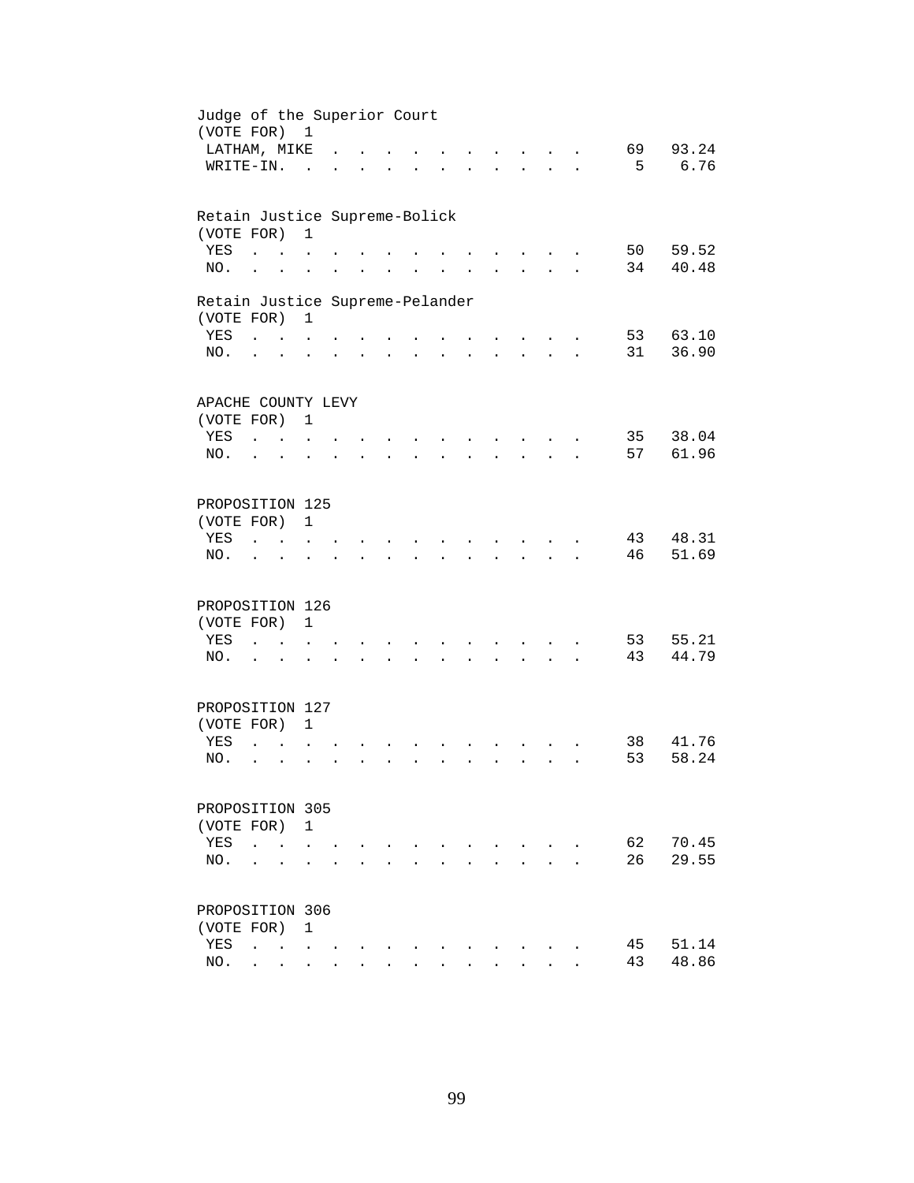Judge of the Superior Court
(VOTE FOR) 1

| | | |
|---|---|---|
| LATHAM, MIKE | 69 | 93.24 |
| WRITE-IN. | 5 | 6.76 |

Retain Justice Supreme-Bolick
(VOTE FOR) 1

| | | |
|---|---|---|
| YES | 50 | 59.52 |
| NO. | 34 | 40.48 |

Retain Justice Supreme-Pelander
(VOTE FOR) 1

| | | |
|---|---|---|
| YES | 53 | 63.10 |
| NO. | 31 | 36.90 |

APACHE COUNTY LEVY
(VOTE FOR) 1

| | | |
|---|---|---|
| YES | 35 | 38.04 |
| NO. | 57 | 61.96 |

PROPOSITION 125
(VOTE FOR) 1

| | | |
|---|---|---|
| YES | 43 | 48.31 |
| NO. | 46 | 51.69 |

PROPOSITION 126
(VOTE FOR) 1

| | | |
|---|---|---|
| YES | 53 | 55.21 |
| NO. | 43 | 44.79 |

PROPOSITION 127
(VOTE FOR) 1

| | | |
|---|---|---|
| YES | 38 | 41.76 |
| NO. | 53 | 58.24 |

PROPOSITION 305
(VOTE FOR) 1

| | | |
|---|---|---|
| YES | 62 | 70.45 |
| NO. | 26 | 29.55 |

PROPOSITION 306
(VOTE FOR) 1

| | | |
|---|---|---|
| YES | 45 | 51.14 |
| NO. | 43 | 48.86 |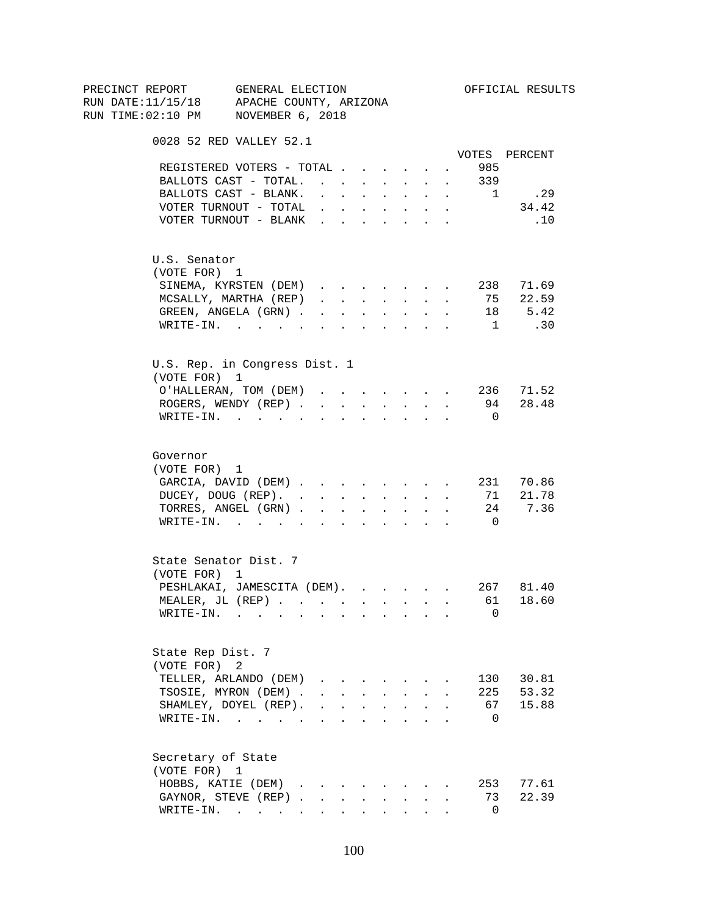PRECINCT REPORT GENERAL ELECTION OFFICIAL RESULTS
RUN DATE:11/15/18 APACHE COUNTY, ARIZONA
RUN TIME:02:10 PM NOVEMBER 6, 2018

## 0028 52 RED VALLEY 52.1

| | VOTES | PERCENT |
|---|---|---|
| REGISTERED VOTERS - TOTAL | 985 | |
| BALLOTS CAST - TOTAL. | 339 | |
| BALLOTS CAST - BLANK. | 1 | .29 |
| VOTER TURNOUT - TOTAL | | 34.42 |
| VOTER TURNOUT - BLANK | | .10 |

### U.S. Senator
(VOTE FOR) 1

| | VOTES | PERCENT |
|---|---|---|
| SINEMA, KYRSTEN (DEM) | 238 | 71.69 |
| MCSALLY, MARTHA (REP) | 75 | 22.59 |
| GREEN, ANGELA (GRN) | 18 | 5.42 |
| WRITE-IN. | 1 | .30 |

### U.S. Rep. in Congress Dist. 1
(VOTE FOR) 1

| | VOTES | PERCENT |
|---|---|---|
| O'HALLERAN, TOM (DEM) | 236 | 71.52 |
| ROGERS, WENDY (REP) | 94 | 28.48 |
| WRITE-IN. | 0 | |

### Governor
(VOTE FOR) 1

| | VOTES | PERCENT |
|---|---|---|
| GARCIA, DAVID (DEM) | 231 | 70.86 |
| DUCEY, DOUG (REP). | 71 | 21.78 |
| TORRES, ANGEL (GRN) | 24 | 7.36 |
| WRITE-IN. | 0 | |

### State Senator Dist. 7
(VOTE FOR) 1

| | VOTES | PERCENT |
|---|---|---|
| PESHLAKAI, JAMESCITA (DEM). | 267 | 81.40 |
| MEALER, JL (REP) | 61 | 18.60 |
| WRITE-IN. | 0 | |

### State Rep Dist. 7
(VOTE FOR) 2

| | VOTES | PERCENT |
|---|---|---|
| TELLER, ARLANDO (DEM) | 130 | 30.81 |
| TSOSIE, MYRON (DEM) | 225 | 53.32 |
| SHAMLEY, DOYEL (REP). | 67 | 15.88 |
| WRITE-IN. | 0 | |

### Secretary of State
(VOTE FOR) 1

| | VOTES | PERCENT |
|---|---|---|
| HOBBS, KATIE (DEM) | 253 | 77.61 |
| GAYNOR, STEVE (REP) | 73 | 22.39 |
| WRITE-IN. | 0 | |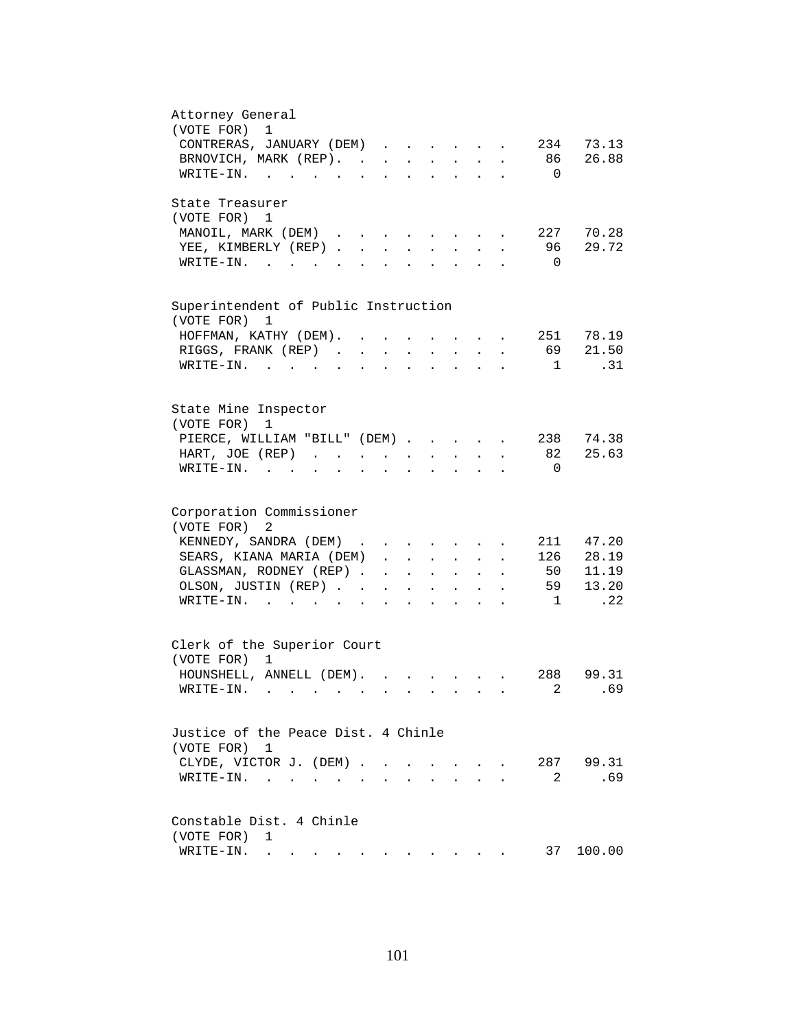## Attorney General

(VOTE FOR) 1

| Candidate | Votes | Percent |
|---|---|---|
| CONTRERAS, JANUARY (DEM) | 234 | 73.13 |
| BRNOVICH, MARK (REP). | 86 | 26.88 |
| WRITE-IN. | 0 | |

## State Treasurer

(VOTE FOR) 1

| Candidate | Votes | Percent |
|---|---|---|
| MANOIL, MARK (DEM) | 227 | 70.28 |
| YEE, KIMBERLY (REP) | 96 | 29.72 |
| WRITE-IN. | 0 | |

## Superintendent of Public Instruction

(VOTE FOR) 1

| Candidate | Votes | Percent |
|---|---|---|
| HOFFMAN, KATHY (DEM). | 251 | 78.19 |
| RIGGS, FRANK (REP) | 69 | 21.50 |
| WRITE-IN. | 1 | .31 |

## State Mine Inspector

(VOTE FOR) 1

| Candidate | Votes | Percent |
|---|---|---|
| PIERCE, WILLIAM "BILL" (DEM) | 238 | 74.38 |
| HART, JOE (REP) | 82 | 25.63 |
| WRITE-IN. | 0 | |

## Corporation Commissioner

(VOTE FOR) 2

| Candidate | Votes | Percent |
|---|---|---|
| KENNEDY, SANDRA (DEM) | 211 | 47.20 |
| SEARS, KIANA MARIA (DEM) | 126 | 28.19 |
| GLASSMAN, RODNEY (REP) | 50 | 11.19 |
| OLSON, JUSTIN (REP) | 59 | 13.20 |
| WRITE-IN. | 1 | .22 |

## Clerk of the Superior Court

(VOTE FOR) 1

| Candidate | Votes | Percent |
|---|---|---|
| HOUNSHELL, ANNELL (DEM). | 288 | 99.31 |
| WRITE-IN. | 2 | .69 |

## Justice of the Peace Dist. 4 Chinle

(VOTE FOR) 1

| Candidate | Votes | Percent |
|---|---|---|
| CLYDE, VICTOR J. (DEM) | 287 | 99.31 |
| WRITE-IN. | 2 | .69 |

## Constable Dist. 4 Chinle

(VOTE FOR) 1

| Candidate | Votes | Percent |
|---|---|---|
| WRITE-IN. | 37 | 100.00 |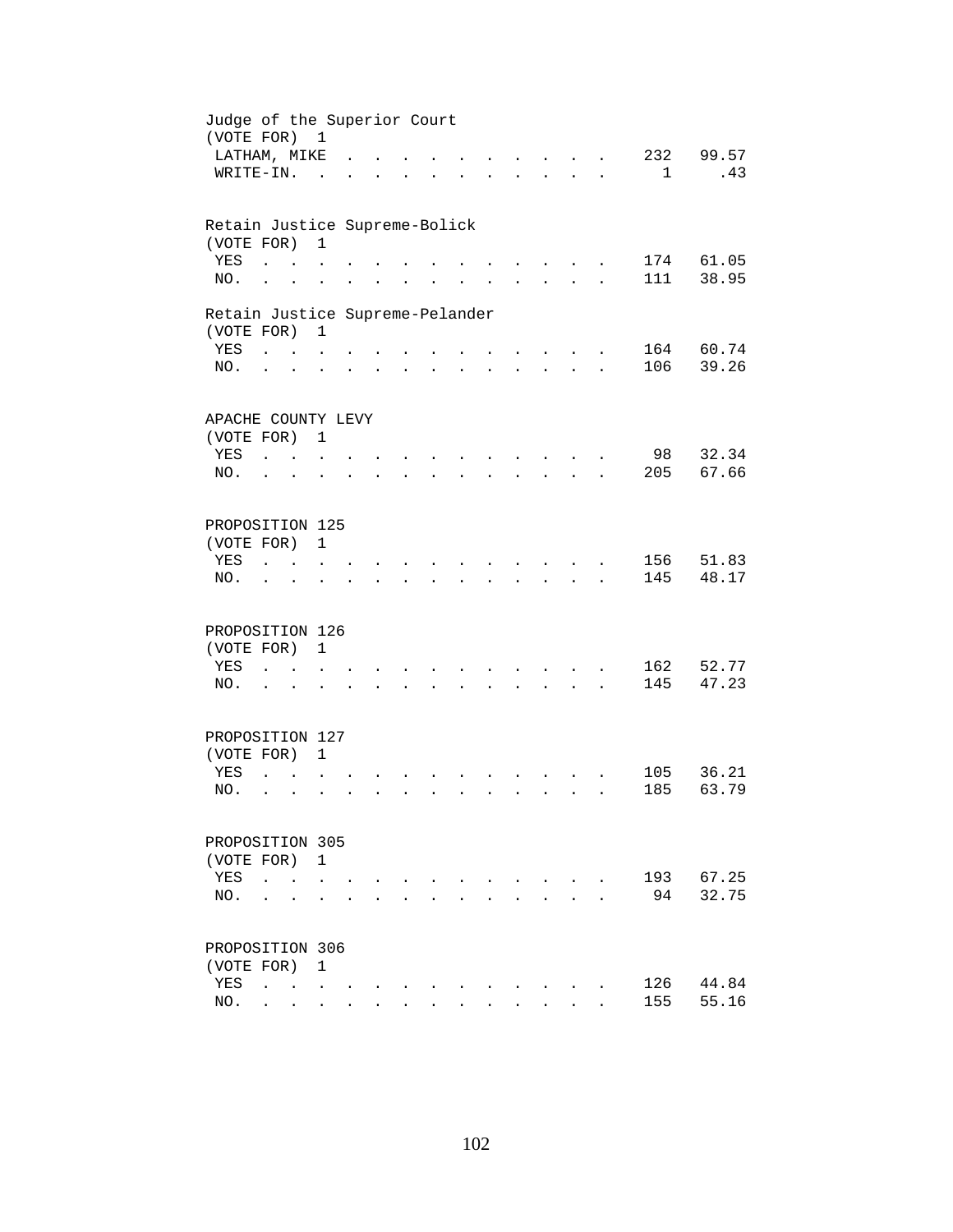Judge of the Superior Court
(VOTE FOR) 1

| | | |
|---|---|---|
| LATHAM, MIKE | 232 | 99.57 |
| WRITE-IN. | 1 | .43 |

Retain Justice Supreme-Bolick
(VOTE FOR) 1

| | | |
|---|---|---|
| YES | 174 | 61.05 |
| NO. | 111 | 38.95 |

Retain Justice Supreme-Pelander
(VOTE FOR) 1

| | | |
|---|---|---|
| YES | 164 | 60.74 |
| NO. | 106 | 39.26 |

APACHE COUNTY LEVY
(VOTE FOR) 1

| | | |
|---|---|---|
| YES | 98 | 32.34 |
| NO. | 205 | 67.66 |

PROPOSITION 125
(VOTE FOR) 1

| | | |
|---|---|---|
| YES | 156 | 51.83 |
| NO. | 145 | 48.17 |

PROPOSITION 126
(VOTE FOR) 1

| | | |
|---|---|---|
| YES | 162 | 52.77 |
| NO. | 145 | 47.23 |

PROPOSITION 127
(VOTE FOR) 1

| | | |
|---|---|---|
| YES | 105 | 36.21 |
| NO. | 185 | 63.79 |

PROPOSITION 305
(VOTE FOR) 1

| | | |
|---|---|---|
| YES | 193 | 67.25 |
| NO. | 94 | 32.75 |

PROPOSITION 306
(VOTE FOR) 1

| | | |
|---|---|---|
| YES | 126 | 44.84 |
| NO. | 155 | 55.16 |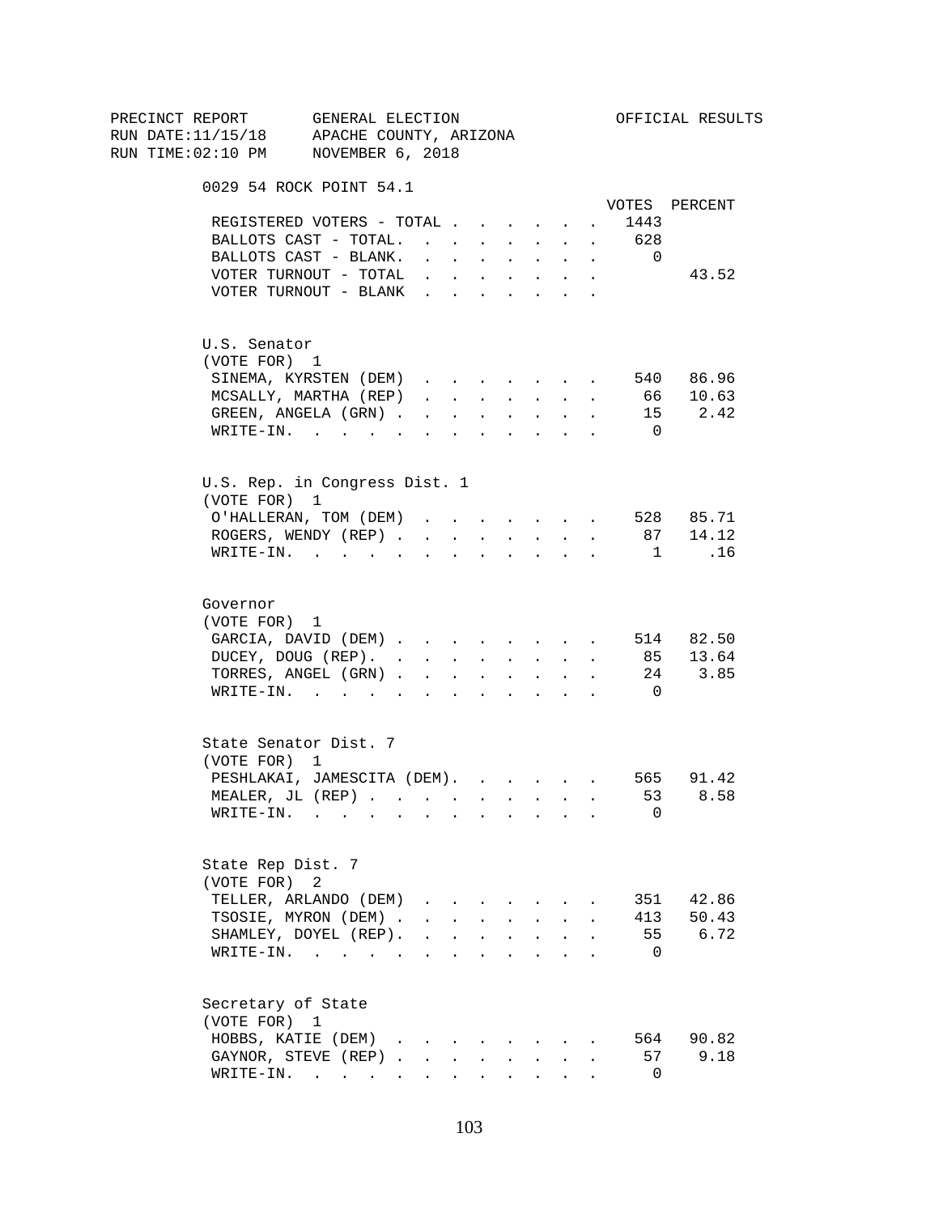PRECINCT REPORT GENERAL ELECTION OFFICIAL RESULTS
RUN DATE:11/15/18 APACHE COUNTY, ARIZONA
RUN TIME:02:10 PM NOVEMBER 6, 2018

## 0029 54 ROCK POINT 54.1

| | VOTES | PERCENT |
|---|---|---|
| REGISTERED VOTERS - TOTAL | 1443 | |
| BALLOTS CAST - TOTAL. | 628 | |
| BALLOTS CAST - BLANK. | 0 | |
| VOTER TURNOUT - TOTAL | | 43.52 |
| VOTER TURNOUT - BLANK | | |

### U.S. Senator
(VOTE FOR) 1

| | VOTES | PERCENT |
|---|---|---|
| SINEMA, KYRSTEN (DEM) | 540 | 86.96 |
| MCSALLY, MARTHA (REP) | 66 | 10.63 |
| GREEN, ANGELA (GRN) | 15 | 2.42 |
| WRITE-IN. | 0 | |

### U.S. Rep. in Congress Dist. 1
(VOTE FOR) 1

| | VOTES | PERCENT |
|---|---|---|
| O'HALLERAN, TOM (DEM) | 528 | 85.71 |
| ROGERS, WENDY (REP) | 87 | 14.12 |
| WRITE-IN. | 1 | .16 |

### Governor
(VOTE FOR) 1

| | VOTES | PERCENT |
|---|---|---|
| GARCIA, DAVID (DEM) | 514 | 82.50 |
| DUCEY, DOUG (REP). | 85 | 13.64 |
| TORRES, ANGEL (GRN) | 24 | 3.85 |
| WRITE-IN. | 0 | |

### State Senator Dist. 7
(VOTE FOR) 1

| | VOTES | PERCENT |
|---|---|---|
| PESHLAKAI, JAMESCITA (DEM). | 565 | 91.42 |
| MEALER, JL (REP) | 53 | 8.58 |
| WRITE-IN. | 0 | |

### State Rep Dist. 7
(VOTE FOR) 2

| | VOTES | PERCENT |
|---|---|---|
| TELLER, ARLANDO (DEM) | 351 | 42.86 |
| TSOSIE, MYRON (DEM) | 413 | 50.43 |
| SHAMLEY, DOYEL (REP). | 55 | 6.72 |
| WRITE-IN. | 0 | |

### Secretary of State
(VOTE FOR) 1

| | VOTES | PERCENT |
|---|---|---|
| HOBBS, KATIE (DEM) | 564 | 90.82 |
| GAYNOR, STEVE (REP) | 57 | 9.18 |
| WRITE-IN. | 0 | |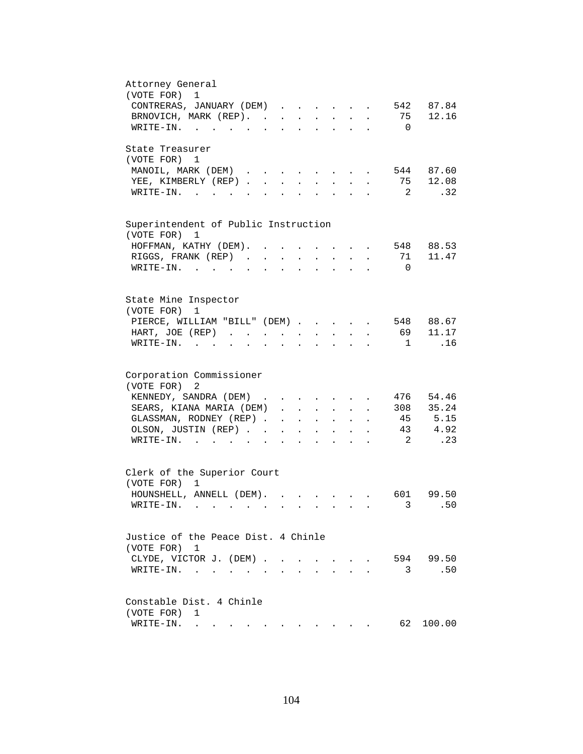Attorney General
(VOTE FOR) 1

| Candidate | Votes | Percent |
|---|---|---|
| CONTRERAS, JANUARY (DEM) | 542 | 87.84 |
| BRNOVICH, MARK (REP). | 75 | 12.16 |
| WRITE-IN. | 0 | |

State Treasurer
(VOTE FOR) 1

| Candidate | Votes | Percent |
|---|---|---|
| MANOIL, MARK (DEM) | 544 | 87.60 |
| YEE, KIMBERLY (REP) | 75 | 12.08 |
| WRITE-IN. | 2 | .32 |

Superintendent of Public Instruction
(VOTE FOR) 1

| Candidate | Votes | Percent |
|---|---|---|
| HOFFMAN, KATHY (DEM). | 548 | 88.53 |
| RIGGS, FRANK (REP) | 71 | 11.47 |
| WRITE-IN. | 0 | |

State Mine Inspector
(VOTE FOR) 1

| Candidate | Votes | Percent |
|---|---|---|
| PIERCE, WILLIAM "BILL" (DEM) | 548 | 88.67 |
| HART, JOE (REP) | 69 | 11.17 |
| WRITE-IN. | 1 | .16 |

Corporation Commissioner
(VOTE FOR) 2

| Candidate | Votes | Percent |
|---|---|---|
| KENNEDY, SANDRA (DEM) | 476 | 54.46 |
| SEARS, KIANA MARIA (DEM) | 308 | 35.24 |
| GLASSMAN, RODNEY (REP) | 45 | 5.15 |
| OLSON, JUSTIN (REP) | 43 | 4.92 |
| WRITE-IN. | 2 | .23 |

Clerk of the Superior Court
(VOTE FOR) 1

| Candidate | Votes | Percent |
|---|---|---|
| HOUNSHELL, ANNELL (DEM). | 601 | 99.50 |
| WRITE-IN. | 3 | .50 |

Justice of the Peace Dist. 4 Chinle
(VOTE FOR) 1

| Candidate | Votes | Percent |
|---|---|---|
| CLYDE, VICTOR J. (DEM) | 594 | 99.50 |
| WRITE-IN. | 3 | .50 |

Constable Dist. 4 Chinle
(VOTE FOR) 1

| Candidate | Votes | Percent |
|---|---|---|
| WRITE-IN. | 62 | 100.00 |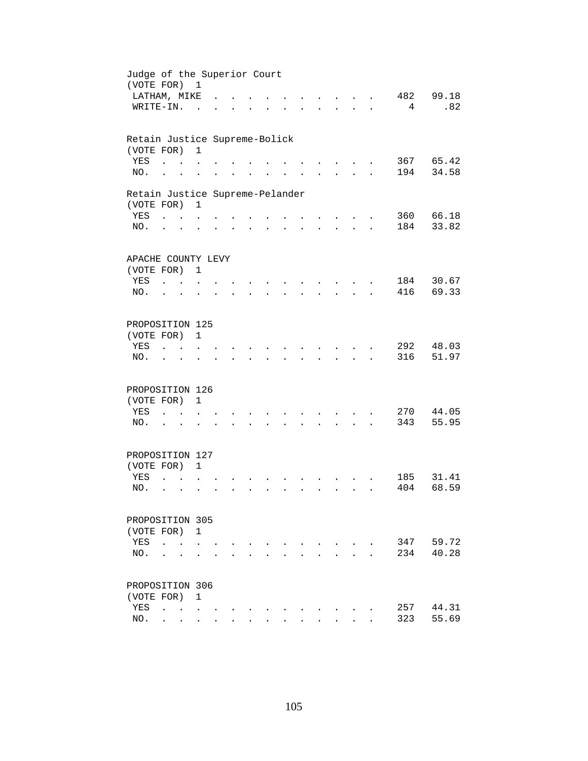Judge of the Superior Court
(VOTE FOR) 1

| | | |
|---|---|---|
| LATHAM, MIKE | 482 | 99.18 |
| WRITE-IN. | 4 | .82 |

Retain Justice Supreme-Bolick
(VOTE FOR) 1

| | | |
|---|---|---|
| YES | 367 | 65.42 |
| NO. | 194 | 34.58 |

Retain Justice Supreme-Pelander
(VOTE FOR) 1

| | | |
|---|---|---|
| YES | 360 | 66.18 |
| NO. | 184 | 33.82 |

APACHE COUNTY LEVY
(VOTE FOR) 1

| | | |
|---|---|---|
| YES | 184 | 30.67 |
| NO. | 416 | 69.33 |

PROPOSITION 125
(VOTE FOR) 1

| | | |
|---|---|---|
| YES | 292 | 48.03 |
| NO. | 316 | 51.97 |

PROPOSITION 126
(VOTE FOR) 1

| | | |
|---|---|---|
| YES | 270 | 44.05 |
| NO. | 343 | 55.95 |

PROPOSITION 127
(VOTE FOR) 1

| | | |
|---|---|---|
| YES | 185 | 31.41 |
| NO. | 404 | 68.59 |

PROPOSITION 305
(VOTE FOR) 1

| | | |
|---|---|---|
| YES | 347 | 59.72 |
| NO. | 234 | 40.28 |

PROPOSITION 306
(VOTE FOR) 1

| | | |
|---|---|---|
| YES | 257 | 44.31 |
| NO. | 323 | 55.69 |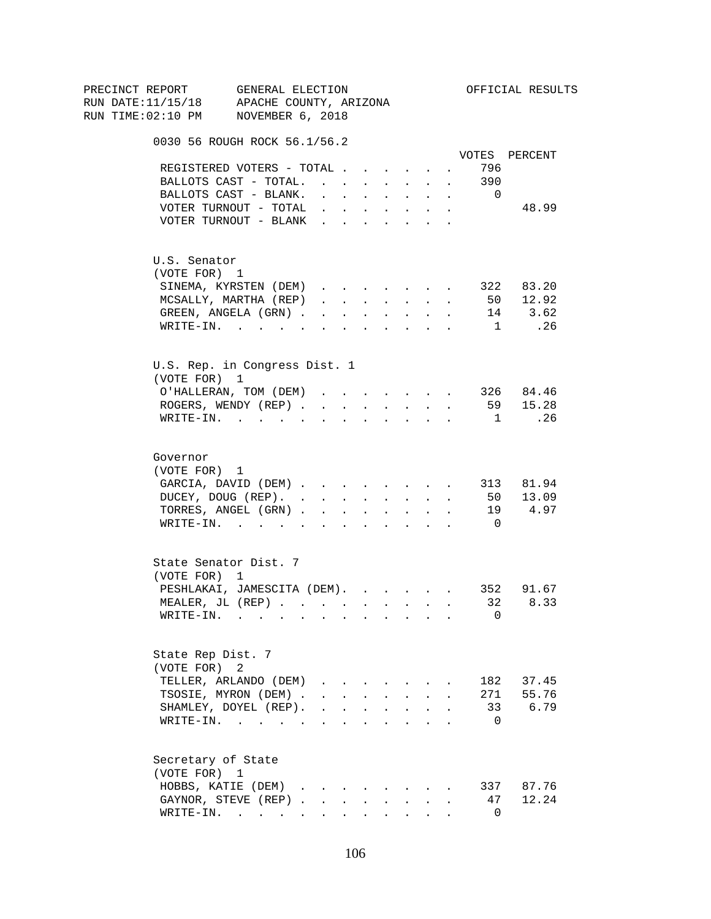PRECINCT REPORT GENERAL ELECTION OFFICIAL RESULTS
RUN DATE:11/15/18 APACHE COUNTY, ARIZONA
RUN TIME:02:10 PM NOVEMBER 6, 2018

## 0030 56 ROUGH ROCK 56.1/56.2

| | VOTES | PERCENT |
|---|---|---|
| REGISTERED VOTERS - TOTAL | 796 | |
| BALLOTS CAST - TOTAL | 390 | |
| BALLOTS CAST - BLANK | 0 | |
| VOTER TURNOUT - TOTAL | | 48.99 |
| VOTER TURNOUT - BLANK | | |

### U.S. Senator
(VOTE FOR) 1

| | VOTES | PERCENT |
|---|---|---|
| SINEMA, KYRSTEN (DEM) | 322 | 83.20 |
| MCSALLY, MARTHA (REP) | 50 | 12.92 |
| GREEN, ANGELA (GRN) | 14 | 3.62 |
| WRITE-IN. | 1 | .26 |

### U.S. Rep. in Congress Dist. 1
(VOTE FOR) 1

| | VOTES | PERCENT |
|---|---|---|
| O'HALLERAN, TOM (DEM) | 326 | 84.46 |
| ROGERS, WENDY (REP) | 59 | 15.28 |
| WRITE-IN. | 1 | .26 |

### Governor
(VOTE FOR) 1

| | VOTES | PERCENT |
|---|---|---|
| GARCIA, DAVID (DEM) | 313 | 81.94 |
| DUCEY, DOUG (REP). | 50 | 13.09 |
| TORRES, ANGEL (GRN) | 19 | 4.97 |
| WRITE-IN. | 0 | |

### State Senator Dist. 7
(VOTE FOR) 1

| | VOTES | PERCENT |
|---|---|---|
| PESHLAKAI, JAMESCITA (DEM). | 352 | 91.67 |
| MEALER, JL (REP) | 32 | 8.33 |
| WRITE-IN. | 0 | |

### State Rep Dist. 7
(VOTE FOR) 2

| | VOTES | PERCENT |
|---|---|---|
| TELLER, ARLANDO (DEM) | 182 | 37.45 |
| TSOSIE, MYRON (DEM) | 271 | 55.76 |
| SHAMLEY, DOYEL (REP). | 33 | 6.79 |
| WRITE-IN. | 0 | |

### Secretary of State
(VOTE FOR) 1

| | VOTES | PERCENT |
|---|---|---|
| HOBBS, KATIE (DEM) | 337 | 87.76 |
| GAYNOR, STEVE (REP) | 47 | 12.24 |
| WRITE-IN. | 0 | |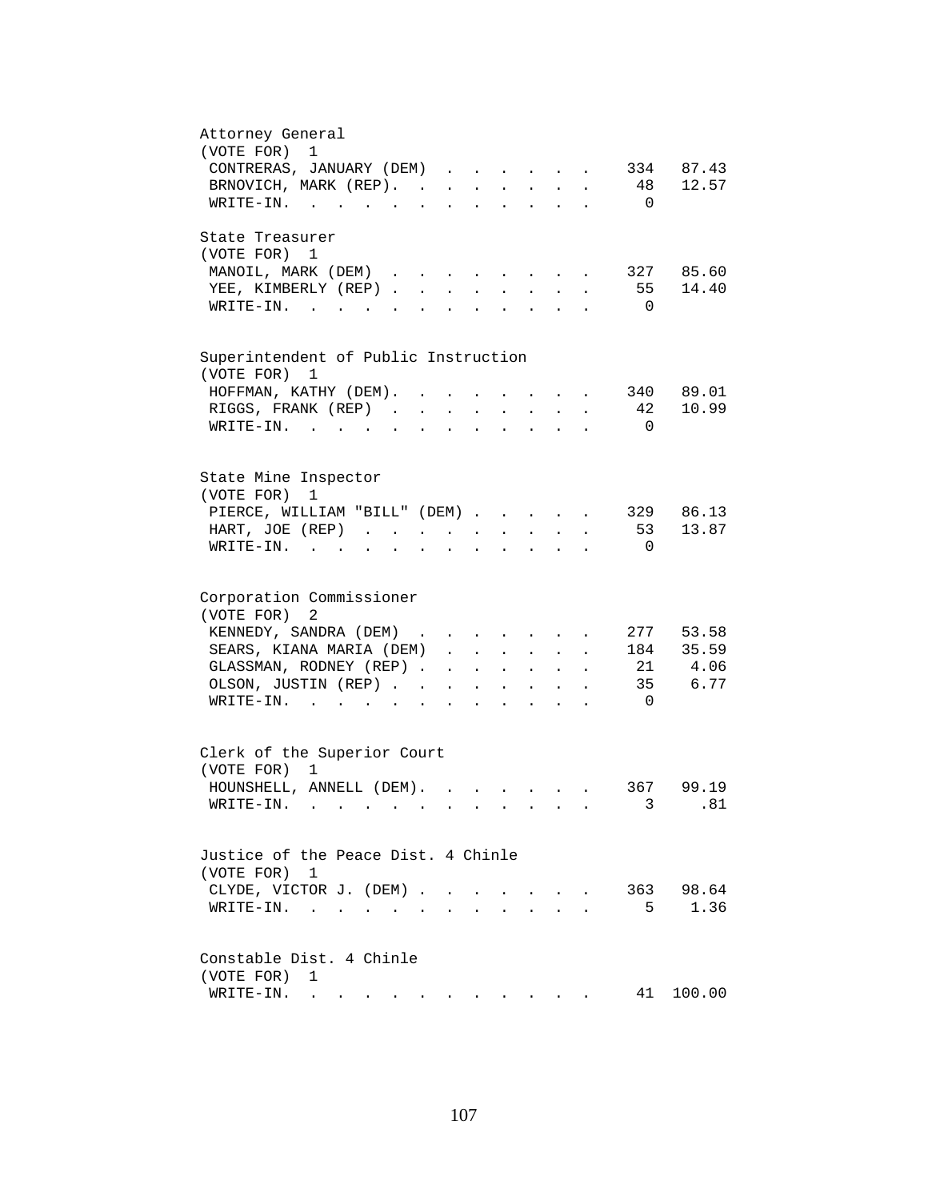Attorney General
(VOTE FOR) 1

| Candidate | Votes | Percent |
|---|---|---|
| CONTRERAS, JANUARY (DEM) | 334 | 87.43 |
| BRNOVICH, MARK (REP) | 48 | 12.57 |
| WRITE-IN | 0 | |

State Treasurer
(VOTE FOR) 1

| Candidate | Votes | Percent |
|---|---|---|
| MANOIL, MARK (DEM) | 327 | 85.60 |
| YEE, KIMBERLY (REP) | 55 | 14.40 |
| WRITE-IN | 0 | |

Superintendent of Public Instruction
(VOTE FOR) 1

| Candidate | Votes | Percent |
|---|---|---|
| HOFFMAN, KATHY (DEM) | 340 | 89.01 |
| RIGGS, FRANK (REP) | 42 | 10.99 |
| WRITE-IN | 0 | |

State Mine Inspector
(VOTE FOR) 1

| Candidate | Votes | Percent |
|---|---|---|
| PIERCE, WILLIAM "BILL" (DEM) | 329 | 86.13 |
| HART, JOE (REP) | 53 | 13.87 |
| WRITE-IN | 0 | |

Corporation Commissioner
(VOTE FOR) 2

| Candidate | Votes | Percent |
|---|---|---|
| KENNEDY, SANDRA (DEM) | 277 | 53.58 |
| SEARS, KIANA MARIA (DEM) | 184 | 35.59 |
| GLASSMAN, RODNEY (REP) | 21 | 4.06 |
| OLSON, JUSTIN (REP) | 35 | 6.77 |
| WRITE-IN | 0 | |

Clerk of the Superior Court
(VOTE FOR) 1

| Candidate | Votes | Percent |
|---|---|---|
| HOUNSHELL, ANNELL (DEM) | 367 | 99.19 |
| WRITE-IN | 3 | .81 |

Justice of the Peace Dist. 4 Chinle
(VOTE FOR) 1

| Candidate | Votes | Percent |
|---|---|---|
| CLYDE, VICTOR J. (DEM) | 363 | 98.64 |
| WRITE-IN | 5 | 1.36 |

Constable Dist. 4 Chinle
(VOTE FOR) 1

| Candidate | Votes | Percent |
|---|---|---|
| WRITE-IN | 41 | 100.00 |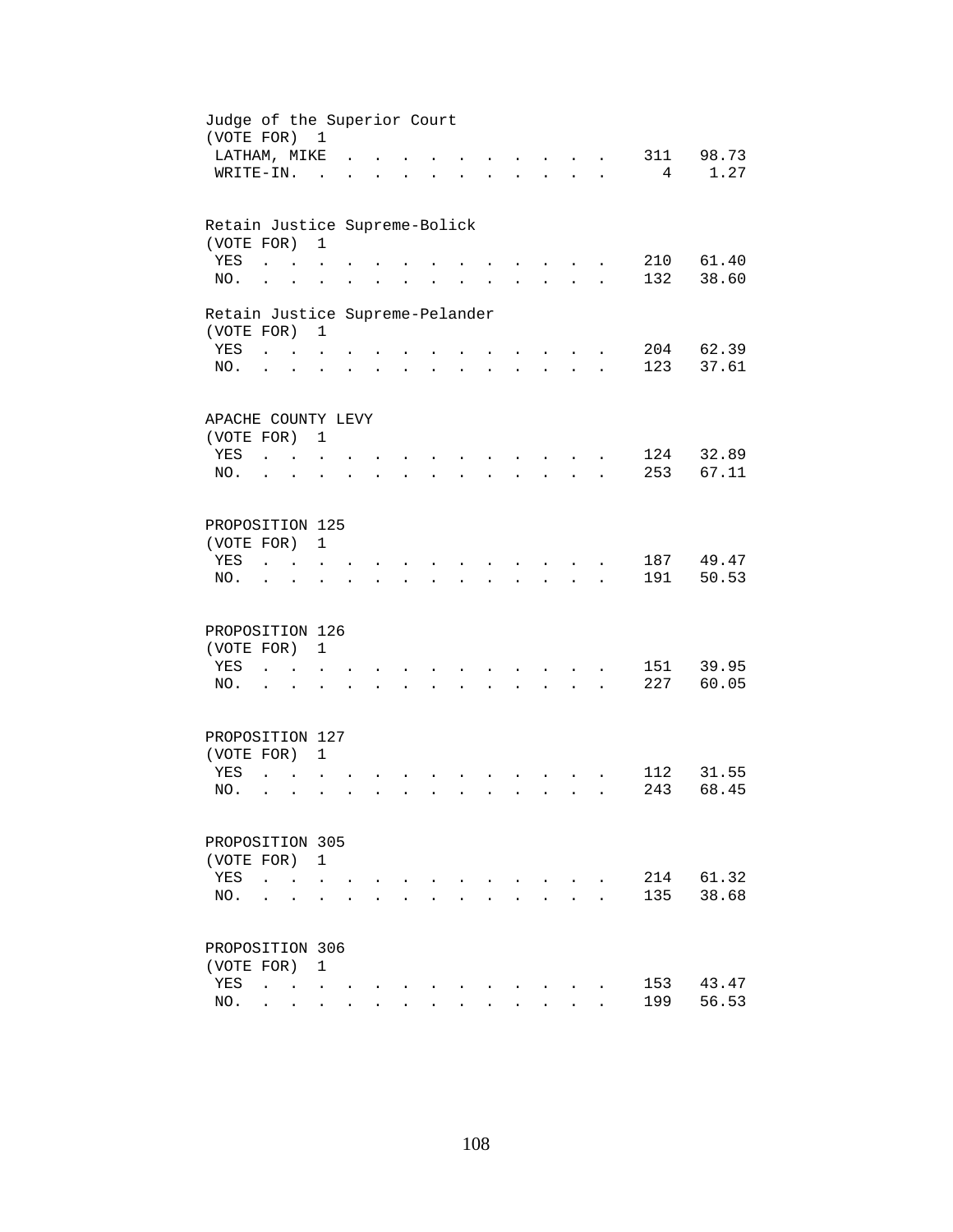Judge of the Superior Court
(VOTE FOR) 1

| | | |
|---|---|---|
| LATHAM, MIKE | 311 | 98.73 |
| WRITE-IN. | 4 | 1.27 |

Retain Justice Supreme-Bolick
(VOTE FOR) 1

| | | |
|---|---|---|
| YES | 210 | 61.40 |
| NO. | 132 | 38.60 |

Retain Justice Supreme-Pelander
(VOTE FOR) 1

| | | |
|---|---|---|
| YES | 204 | 62.39 |
| NO. | 123 | 37.61 |

APACHE COUNTY LEVY
(VOTE FOR) 1

| | | |
|---|---|---|
| YES | 124 | 32.89 |
| NO. | 253 | 67.11 |

PROPOSITION 125
(VOTE FOR) 1

| | | |
|---|---|---|
| YES | 187 | 49.47 |
| NO. | 191 | 50.53 |

PROPOSITION 126
(VOTE FOR) 1

| | | |
|---|---|---|
| YES | 151 | 39.95 |
| NO. | 227 | 60.05 |

PROPOSITION 127
(VOTE FOR) 1

| | | |
|---|---|---|
| YES | 112 | 31.55 |
| NO. | 243 | 68.45 |

PROPOSITION 305
(VOTE FOR) 1

| | | |
|---|---|---|
| YES | 214 | 61.32 |
| NO. | 135 | 38.68 |

PROPOSITION 306
(VOTE FOR) 1

| | | |
|---|---|---|
| YES | 153 | 43.47 |
| NO. | 199 | 56.53 |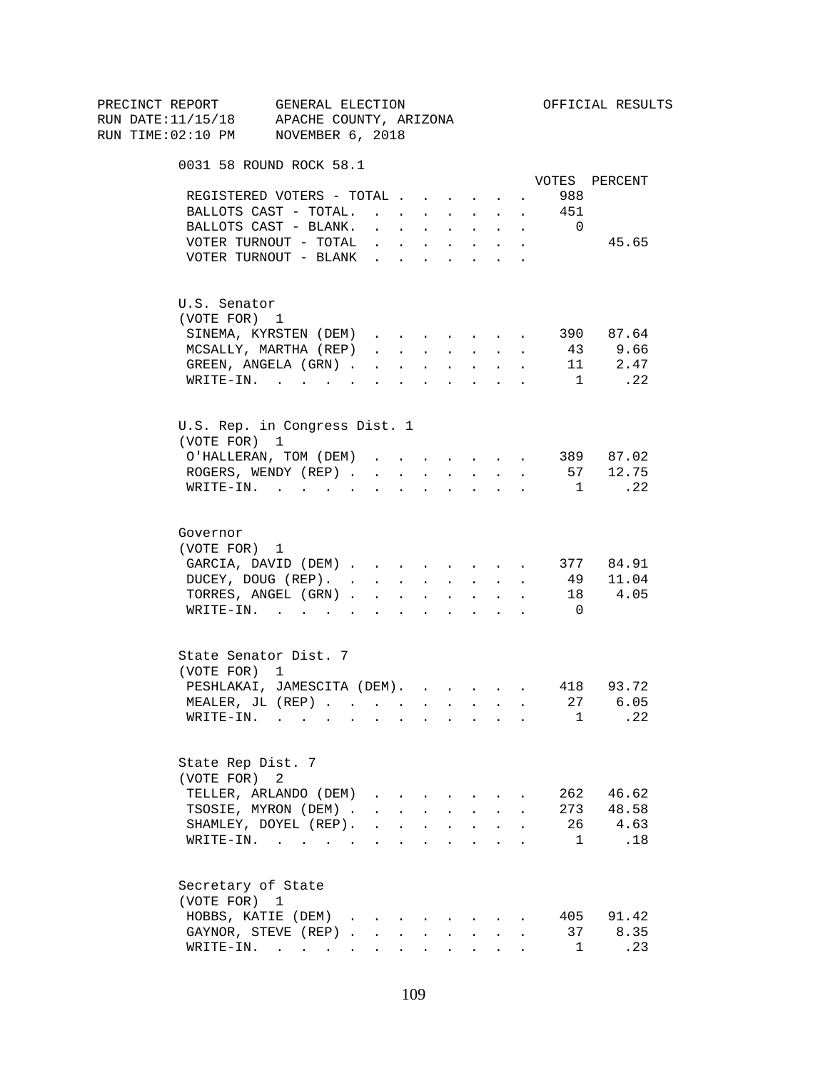PRECINCT REPORT GENERAL ELECTION OFFICIAL RESULTS
RUN DATE:11/15/18 APACHE COUNTY, ARIZONA
RUN TIME:02:10 PM NOVEMBER 6, 2018

0031 58 ROUND ROCK 58.1

| | VOTES | PERCENT |
|---|---|---|
| REGISTERED VOTERS - TOTAL | 988 | |
| BALLOTS CAST - TOTAL. | 451 | |
| BALLOTS CAST - BLANK. | 0 | |
| VOTER TURNOUT - TOTAL | | 45.65 |
| VOTER TURNOUT - BLANK | | |

U.S. Senator
(VOTE FOR) 1

| | VOTES | PERCENT |
|---|---|---|
| SINEMA, KYRSTEN (DEM) | 390 | 87.64 |
| MCSALLY, MARTHA (REP) | 43 | 9.66 |
| GREEN, ANGELA (GRN) | 11 | 2.47 |
| WRITE-IN. | 1 | .22 |

U.S. Rep. in Congress Dist. 1
(VOTE FOR) 1

| | VOTES | PERCENT |
|---|---|---|
| O'HALLERAN, TOM (DEM) | 389 | 87.02 |
| ROGERS, WENDY (REP) | 57 | 12.75 |
| WRITE-IN. | 1 | .22 |

Governor
(VOTE FOR) 1

| | VOTES | PERCENT |
|---|---|---|
| GARCIA, DAVID (DEM) | 377 | 84.91 |
| DUCEY, DOUG (REP). | 49 | 11.04 |
| TORRES, ANGEL (GRN) | 18 | 4.05 |
| WRITE-IN. | 0 | |

State Senator Dist. 7
(VOTE FOR) 1

| | VOTES | PERCENT |
|---|---|---|
| PESHLAKAI, JAMESCITA (DEM). | 418 | 93.72 |
| MEALER, JL (REP) | 27 | 6.05 |
| WRITE-IN. | 1 | .22 |

State Rep Dist. 7
(VOTE FOR) 2

| | VOTES | PERCENT |
|---|---|---|
| TELLER, ARLANDO (DEM) | 262 | 46.62 |
| TSOSIE, MYRON (DEM) | 273 | 48.58 |
| SHAMLEY, DOYEL (REP). | 26 | 4.63 |
| WRITE-IN. | 1 | .18 |

Secretary of State
(VOTE FOR) 1

| | VOTES | PERCENT |
|---|---|---|
| HOBBS, KATIE (DEM) | 405 | 91.42 |
| GAYNOR, STEVE (REP) | 37 | 8.35 |
| WRITE-IN. | 1 | .23 |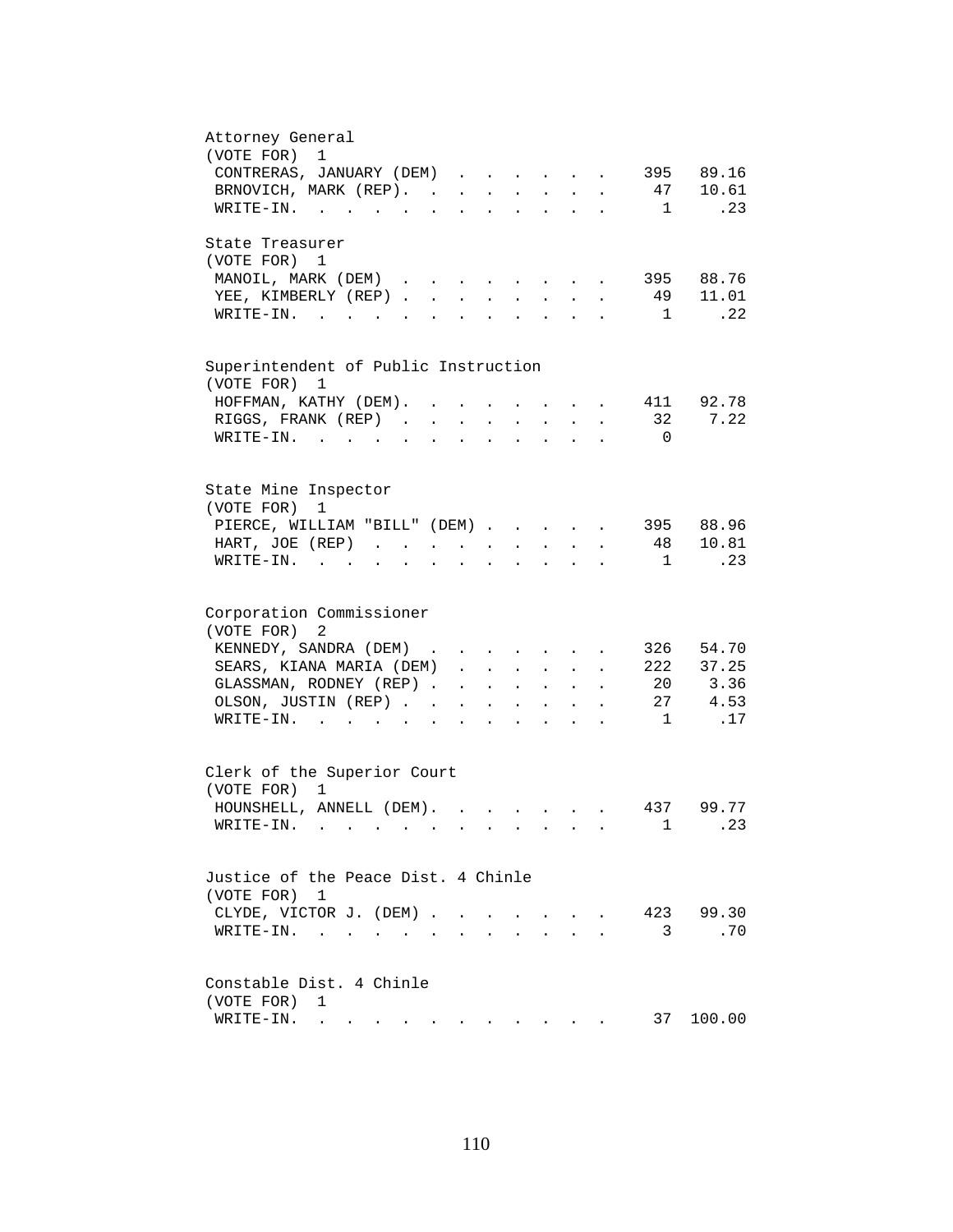Attorney General
(VOTE FOR) 1

| Candidate | Votes | Percent |
|---|---|---|
| CONTRERAS, JANUARY (DEM) | 395 | 89.16 |
| BRNOVICH, MARK (REP) | 47 | 10.61 |
| WRITE-IN | 1 | .23 |

State Treasurer
(VOTE FOR) 1

| Candidate | Votes | Percent |
|---|---|---|
| MANOIL, MARK (DEM) | 395 | 88.76 |
| YEE, KIMBERLY (REP) | 49 | 11.01 |
| WRITE-IN | 1 | .22 |

Superintendent of Public Instruction
(VOTE FOR) 1

| Candidate | Votes | Percent |
|---|---|---|
| HOFFMAN, KATHY (DEM) | 411 | 92.78 |
| RIGGS, FRANK (REP) | 32 | 7.22 |
| WRITE-IN | 0 | |

State Mine Inspector
(VOTE FOR) 1

| Candidate | Votes | Percent |
|---|---|---|
| PIERCE, WILLIAM "BILL" (DEM) | 395 | 88.96 |
| HART, JOE (REP) | 48 | 10.81 |
| WRITE-IN | 1 | .23 |

Corporation Commissioner
(VOTE FOR) 2

| Candidate | Votes | Percent |
|---|---|---|
| KENNEDY, SANDRA (DEM) | 326 | 54.70 |
| SEARS, KIANA MARIA (DEM) | 222 | 37.25 |
| GLASSMAN, RODNEY (REP) | 20 | 3.36 |
| OLSON, JUSTIN (REP) | 27 | 4.53 |
| WRITE-IN | 1 | .17 |

Clerk of the Superior Court
(VOTE FOR) 1

| Candidate | Votes | Percent |
|---|---|---|
| HOUNSHELL, ANNELL (DEM) | 437 | 99.77 |
| WRITE-IN | 1 | .23 |

Justice of the Peace Dist. 4 Chinle
(VOTE FOR) 1

| Candidate | Votes | Percent |
|---|---|---|
| CLYDE, VICTOR J. (DEM) | 423 | 99.30 |
| WRITE-IN | 3 | .70 |

Constable Dist. 4 Chinle
(VOTE FOR) 1

| Candidate | Votes | Percent |
|---|---|---|
| WRITE-IN | 37 | 100.00 |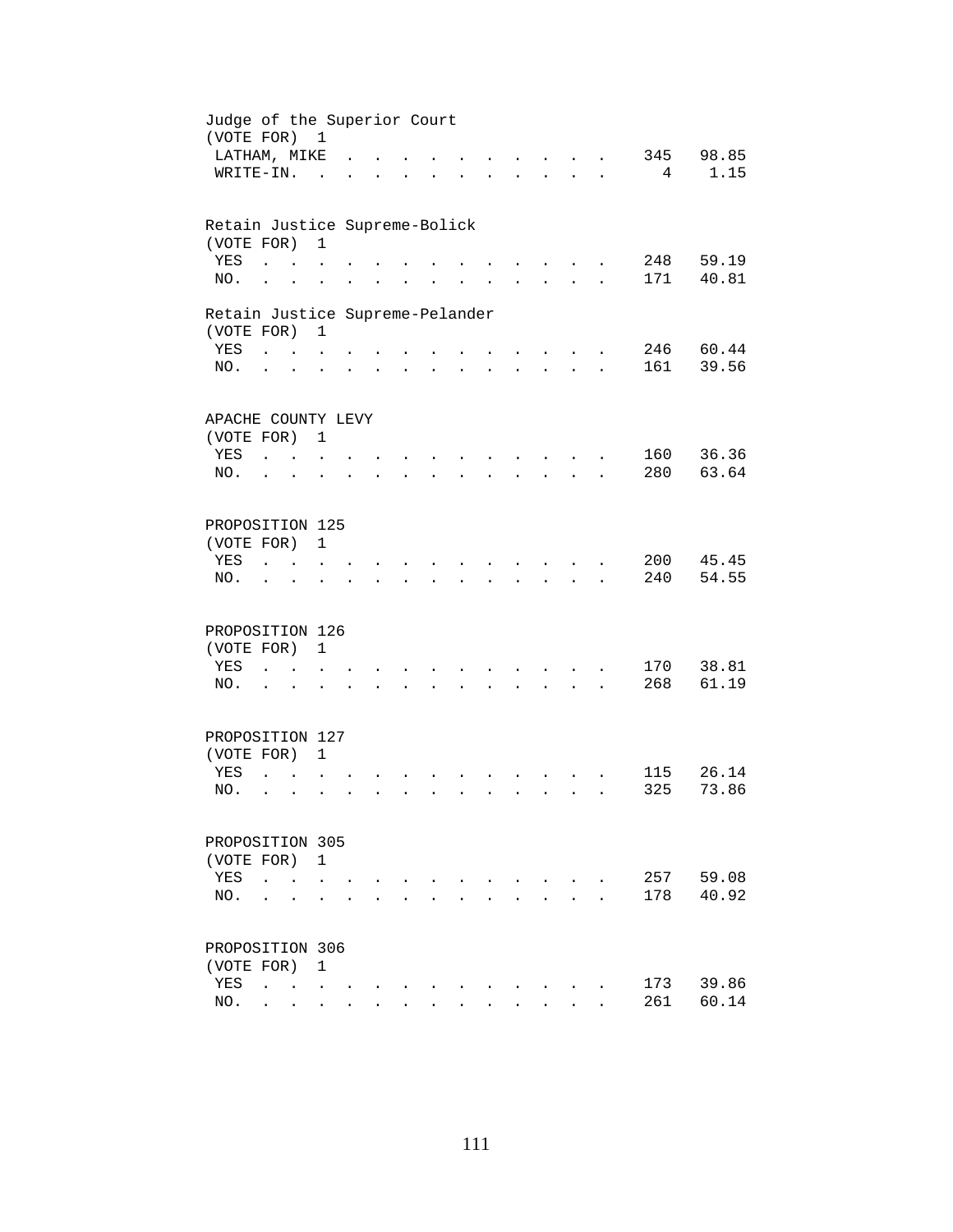Judge of the Superior Court
(VOTE FOR) 1

| | | |
|---|---|---|
| LATHAM, MIKE | 345 | 98.85 |
| WRITE-IN. | 4 | 1.15 |

Retain Justice Supreme-Bolick
(VOTE FOR) 1

| | | |
|---|---|---|
| YES | 248 | 59.19 |
| NO. | 171 | 40.81 |

Retain Justice Supreme-Pelander
(VOTE FOR) 1

| | | |
|---|---|---|
| YES | 246 | 60.44 |
| NO. | 161 | 39.56 |

APACHE COUNTY LEVY
(VOTE FOR) 1

| | | |
|---|---|---|
| YES | 160 | 36.36 |
| NO. | 280 | 63.64 |

PROPOSITION 125
(VOTE FOR) 1

| | | |
|---|---|---|
| YES | 200 | 45.45 |
| NO. | 240 | 54.55 |

PROPOSITION 126
(VOTE FOR) 1

| | | |
|---|---|---|
| YES | 170 | 38.81 |
| NO. | 268 | 61.19 |

PROPOSITION 127
(VOTE FOR) 1

| | | |
|---|---|---|
| YES | 115 | 26.14 |
| NO. | 325 | 73.86 |

PROPOSITION 305
(VOTE FOR) 1

| | | |
|---|---|---|
| YES | 257 | 59.08 |
| NO. | 178 | 40.92 |

PROPOSITION 306
(VOTE FOR) 1

| | | |
|---|---|---|
| YES | 173 | 39.86 |
| NO. | 261 | 60.14 |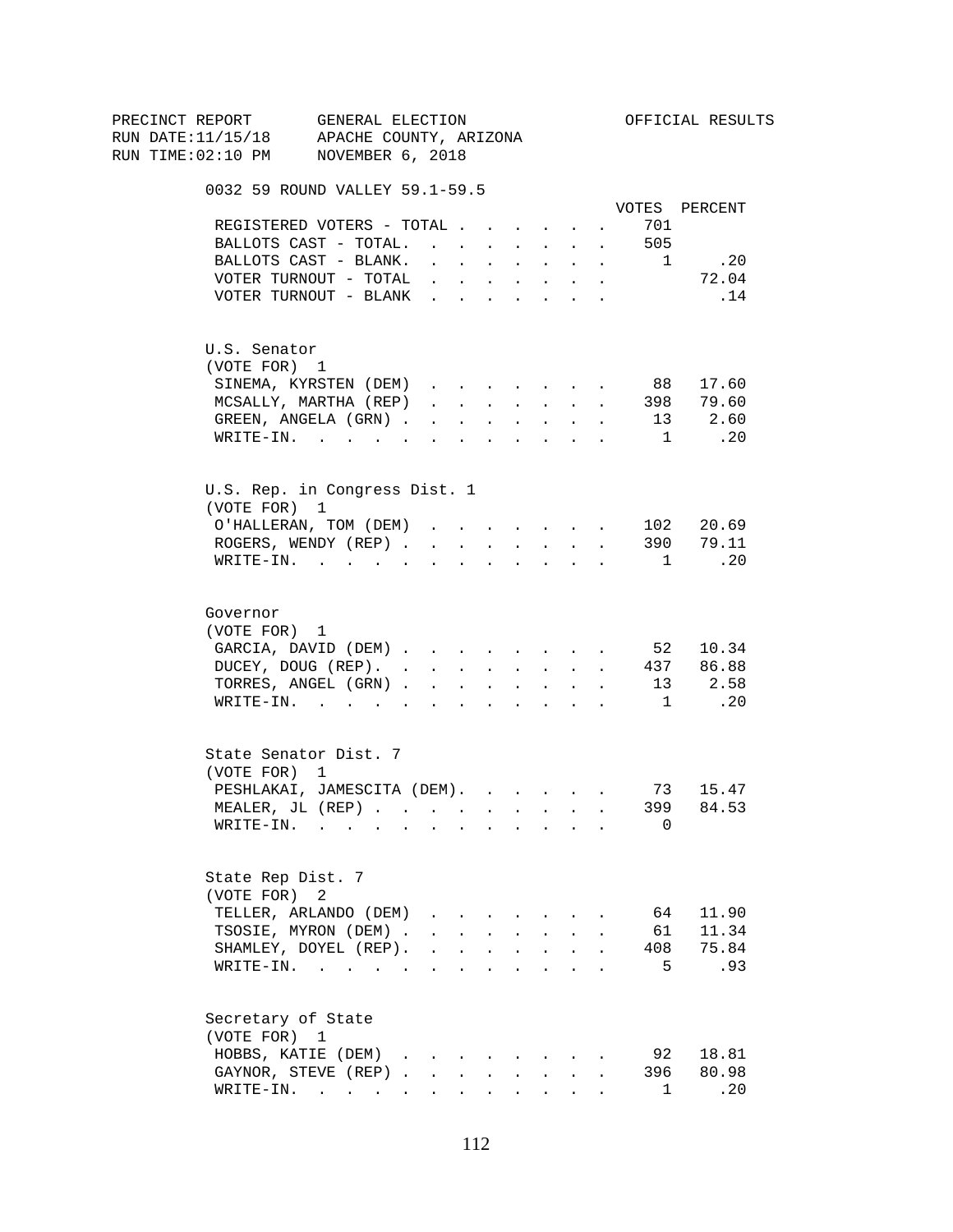PRECINCT REPORT GENERAL ELECTION OFFICIAL RESULTS
RUN DATE:11/15/18 APACHE COUNTY, ARIZONA
RUN TIME:02:10 PM NOVEMBER 6, 2018

0032 59 ROUND VALLEY 59.1-59.5

| | VOTES | PERCENT |
|---|---|---|
| REGISTERED VOTERS - TOTAL | 701 | |
| BALLOTS CAST - TOTAL. | 505 | |
| BALLOTS CAST - BLANK. | 1 | .20 |
| VOTER TURNOUT - TOTAL | | 72.04 |
| VOTER TURNOUT - BLANK | | .14 |

U.S. Senator
(VOTE FOR) 1

| | VOTES | PERCENT |
|---|---|---|
| SINEMA, KYRSTEN (DEM) | 88 | 17.60 |
| MCSALLY, MARTHA (REP) | 398 | 79.60 |
| GREEN, ANGELA (GRN) | 13 | 2.60 |
| WRITE-IN. | 1 | .20 |

U.S. Rep. in Congress Dist. 1
(VOTE FOR) 1

| | VOTES | PERCENT |
|---|---|---|
| O'HALLERAN, TOM (DEM) | 102 | 20.69 |
| ROGERS, WENDY (REP) | 390 | 79.11 |
| WRITE-IN. | 1 | .20 |

Governor
(VOTE FOR) 1

| | VOTES | PERCENT |
|---|---|---|
| GARCIA, DAVID (DEM) | 52 | 10.34 |
| DUCEY, DOUG (REP). | 437 | 86.88 |
| TORRES, ANGEL (GRN) | 13 | 2.58 |
| WRITE-IN. | 1 | .20 |

State Senator Dist. 7
(VOTE FOR) 1

| | VOTES | PERCENT |
|---|---|---|
| PESHLAKAI, JAMESCITA (DEM). | 73 | 15.47 |
| MEALER, JL (REP) | 399 | 84.53 |
| WRITE-IN. | 0 | |

State Rep Dist. 7
(VOTE FOR) 2

| | VOTES | PERCENT |
|---|---|---|
| TELLER, ARLANDO (DEM) | 64 | 11.90 |
| TSOSIE, MYRON (DEM) | 61 | 11.34 |
| SHAMLEY, DOYEL (REP). | 408 | 75.84 |
| WRITE-IN. | 5 | .93 |

Secretary of State
(VOTE FOR) 1

| | VOTES | PERCENT |
|---|---|---|
| HOBBS, KATIE (DEM) | 92 | 18.81 |
| GAYNOR, STEVE (REP) | 396 | 80.98 |
| WRITE-IN. | 1 | .20 |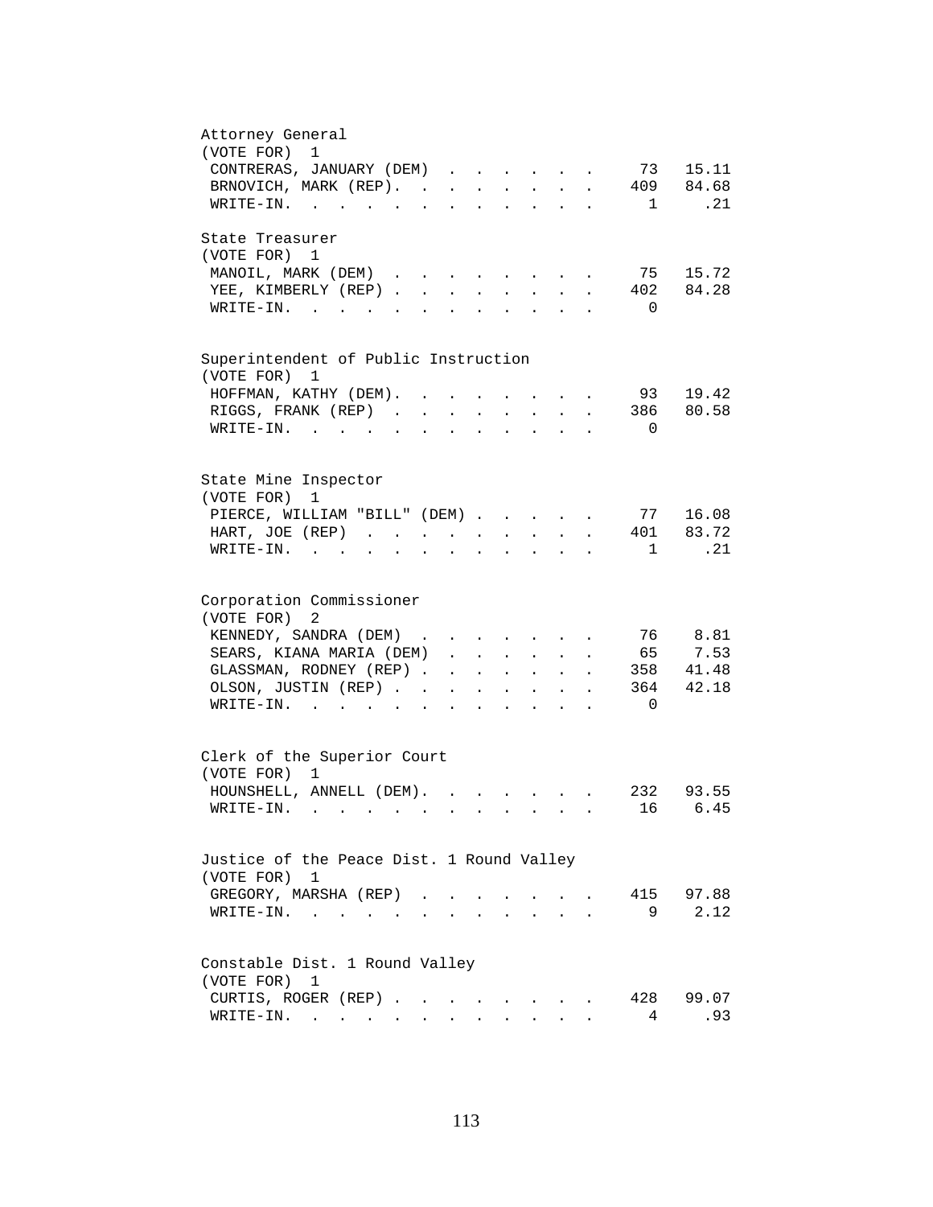Attorney General
(VOTE FOR) 1

| Candidate | Votes | Percent |
|---|---|---|
| CONTRERAS, JANUARY (DEM) | 73 | 15.11 |
| BRNOVICH, MARK (REP) | 409 | 84.68 |
| WRITE-IN. | 1 | .21 |

State Treasurer
(VOTE FOR) 1

| Candidate | Votes | Percent |
|---|---|---|
| MANOIL, MARK (DEM) | 75 | 15.72 |
| YEE, KIMBERLY (REP) | 402 | 84.28 |
| WRITE-IN. | 0 | |

Superintendent of Public Instruction
(VOTE FOR) 1

| Candidate | Votes | Percent |
|---|---|---|
| HOFFMAN, KATHY (DEM) | 93 | 19.42 |
| RIGGS, FRANK (REP) | 386 | 80.58 |
| WRITE-IN. | 0 | |

State Mine Inspector
(VOTE FOR) 1

| Candidate | Votes | Percent |
|---|---|---|
| PIERCE, WILLIAM "BILL" (DEM) | 77 | 16.08 |
| HART, JOE (REP) | 401 | 83.72 |
| WRITE-IN. | 1 | .21 |

Corporation Commissioner
(VOTE FOR) 2

| Candidate | Votes | Percent |
|---|---|---|
| KENNEDY, SANDRA (DEM) | 76 | 8.81 |
| SEARS, KIANA MARIA (DEM) | 65 | 7.53 |
| GLASSMAN, RODNEY (REP) | 358 | 41.48 |
| OLSON, JUSTIN (REP) | 364 | 42.18 |
| WRITE-IN. | 0 | |

Clerk of the Superior Court
(VOTE FOR) 1

| Candidate | Votes | Percent |
|---|---|---|
| HOUNSHELL, ANNELL (DEM) | 232 | 93.55 |
| WRITE-IN. | 16 | 6.45 |

Justice of the Peace Dist. 1 Round Valley
(VOTE FOR) 1

| Candidate | Votes | Percent |
|---|---|---|
| GREGORY, MARSHA (REP) | 415 | 97.88 |
| WRITE-IN. | 9 | 2.12 |

Constable Dist. 1 Round Valley
(VOTE FOR) 1

| Candidate | Votes | Percent |
|---|---|---|
| CURTIS, ROGER (REP) | 428 | 99.07 |
| WRITE-IN. | 4 | .93 |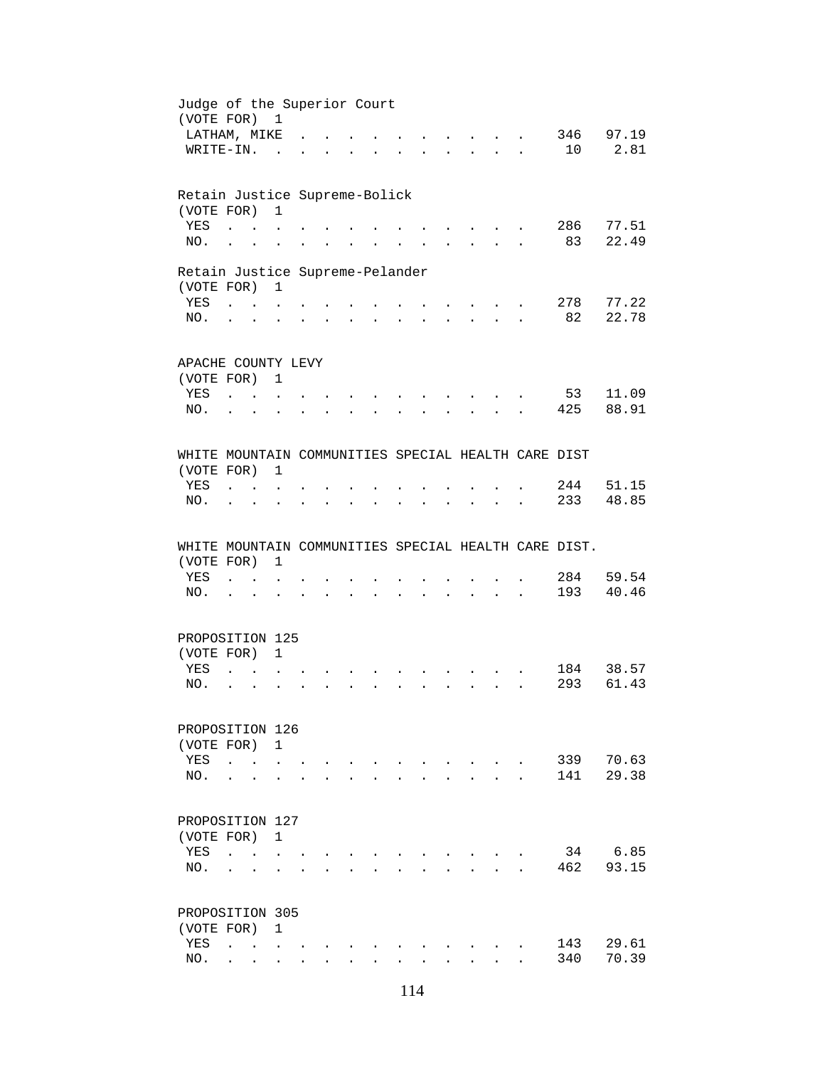Judge of the Superior Court
(VOTE FOR) 1

| | | |
|---|---|---|
| LATHAM, MIKE | 346 | 97.19 |
| WRITE-IN. | 10 | 2.81 |

Retain Justice Supreme-Bolick
(VOTE FOR) 1

| | | |
|---|---|---|
| YES | 286 | 77.51 |
| NO. | 83 | 22.49 |

Retain Justice Supreme-Pelander
(VOTE FOR) 1

| | | |
|---|---|---|
| YES | 278 | 77.22 |
| NO. | 82 | 22.78 |

APACHE COUNTY LEVY
(VOTE FOR) 1

| | | |
|---|---|---|
| YES | 53 | 11.09 |
| NO. | 425 | 88.91 |

WHITE MOUNTAIN COMMUNITIES SPECIAL HEALTH CARE DIST
(VOTE FOR) 1

| | | |
|---|---|---|
| YES | 244 | 51.15 |
| NO. | 233 | 48.85 |

WHITE MOUNTAIN COMMUNITIES SPECIAL HEALTH CARE DIST.
(VOTE FOR) 1

| | | |
|---|---|---|
| YES | 284 | 59.54 |
| NO. | 193 | 40.46 |

PROPOSITION 125
(VOTE FOR) 1

| | | |
|---|---|---|
| YES | 184 | 38.57 |
| NO. | 293 | 61.43 |

PROPOSITION 126
(VOTE FOR) 1

| | | |
|---|---|---|
| YES | 339 | 70.63 |
| NO. | 141 | 29.38 |

PROPOSITION 127
(VOTE FOR) 1

| | | |
|---|---|---|
| YES | 34 | 6.85 |
| NO. | 462 | 93.15 |

PROPOSITION 305
(VOTE FOR) 1

| | | |
|---|---|---|
| YES | 143 | 29.61 |
| NO. | 340 | 70.39 |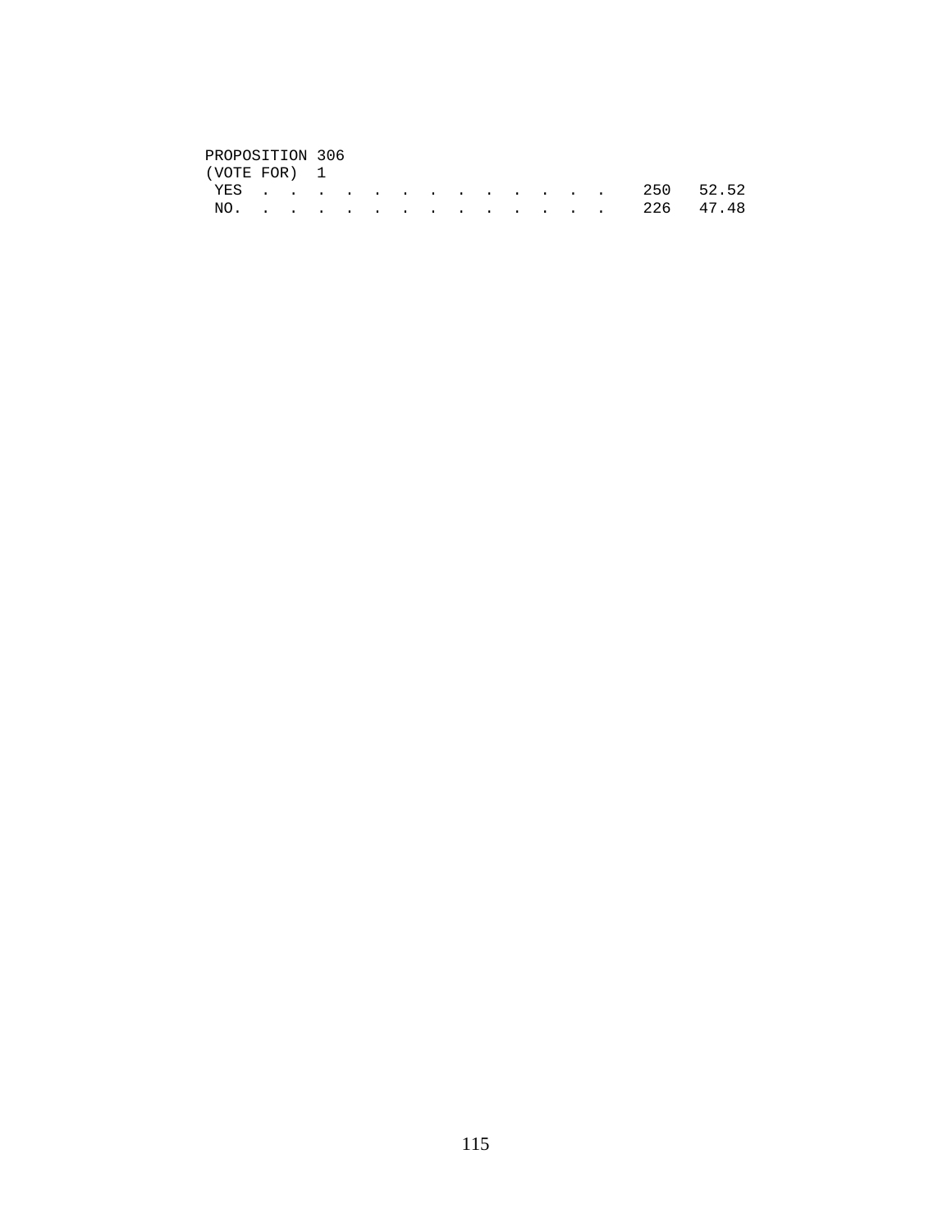PROPOSITION 306
(VOTE FOR) 1

| | | |
|---|---|---|
| YES | 250 | 52.52 |
| NO. | 226 | 47.48 |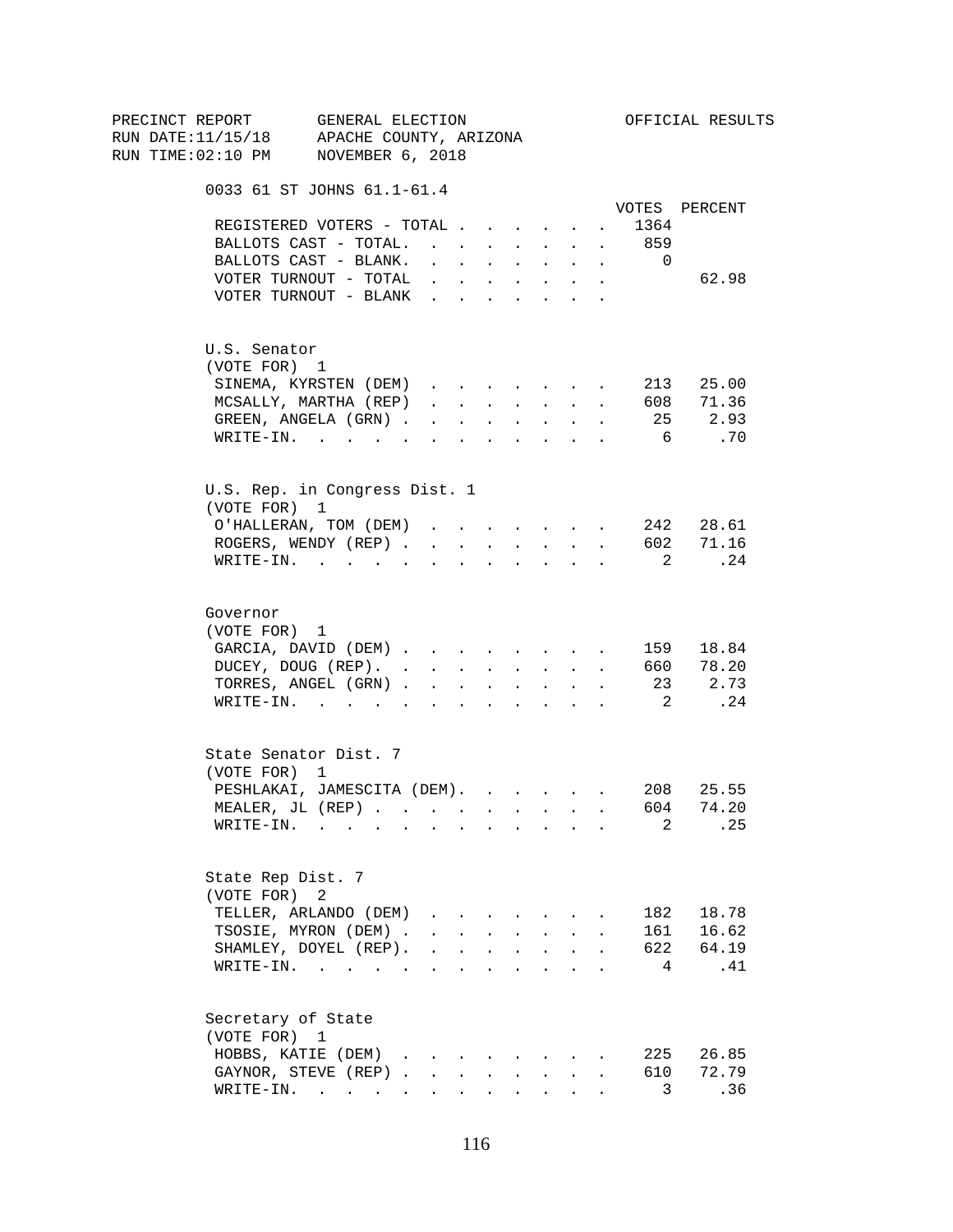PRECINCT REPORT GENERAL ELECTION OFFICIAL RESULTS
RUN DATE:11/15/18 APACHE COUNTY, ARIZONA
RUN TIME:02:10 PM NOVEMBER 6, 2018

## 0033 61 ST JOHNS 61.1-61.4

| | VOTES | PERCENT |
|---|---|---|
| REGISTERED VOTERS - TOTAL | 1364 | |
| BALLOTS CAST - TOTAL. | 859 | |
| BALLOTS CAST - BLANK. | 0 | |
| VOTER TURNOUT - TOTAL | | 62.98 |
| VOTER TURNOUT - BLANK | | |

### U.S. Senator
(VOTE FOR) 1

| | VOTES | PERCENT |
|---|---|---|
| SINEMA, KYRSTEN (DEM) | 213 | 25.00 |
| MCSALLY, MARTHA (REP) | 608 | 71.36 |
| GREEN, ANGELA (GRN) | 25 | 2.93 |
| WRITE-IN. | 6 | .70 |

### U.S. Rep. in Congress Dist. 1
(VOTE FOR) 1

| | VOTES | PERCENT |
|---|---|---|
| O'HALLERAN, TOM (DEM) | 242 | 28.61 |
| ROGERS, WENDY (REP) | 602 | 71.16 |
| WRITE-IN. | 2 | .24 |

### Governor
(VOTE FOR) 1

| | VOTES | PERCENT |
|---|---|---|
| GARCIA, DAVID (DEM) | 159 | 18.84 |
| DUCEY, DOUG (REP). | 660 | 78.20 |
| TORRES, ANGEL (GRN) | 23 | 2.73 |
| WRITE-IN. | 2 | .24 |

### State Senator Dist. 7
(VOTE FOR) 1

| | VOTES | PERCENT |
|---|---|---|
| PESHLAKAI, JAMESCITA (DEM). | 208 | 25.55 |
| MEALER, JL (REP) | 604 | 74.20 |
| WRITE-IN. | 2 | .25 |

### State Rep Dist. 7
(VOTE FOR) 2

| | VOTES | PERCENT |
|---|---|---|
| TELLER, ARLANDO (DEM) | 182 | 18.78 |
| TSOSIE, MYRON (DEM) | 161 | 16.62 |
| SHAMLEY, DOYEL (REP). | 622 | 64.19 |
| WRITE-IN. | 4 | .41 |

### Secretary of State
(VOTE FOR) 1

| | VOTES | PERCENT |
|---|---|---|
| HOBBS, KATIE (DEM) | 225 | 26.85 |
| GAYNOR, STEVE (REP) | 610 | 72.79 |
| WRITE-IN. | 3 | .36 |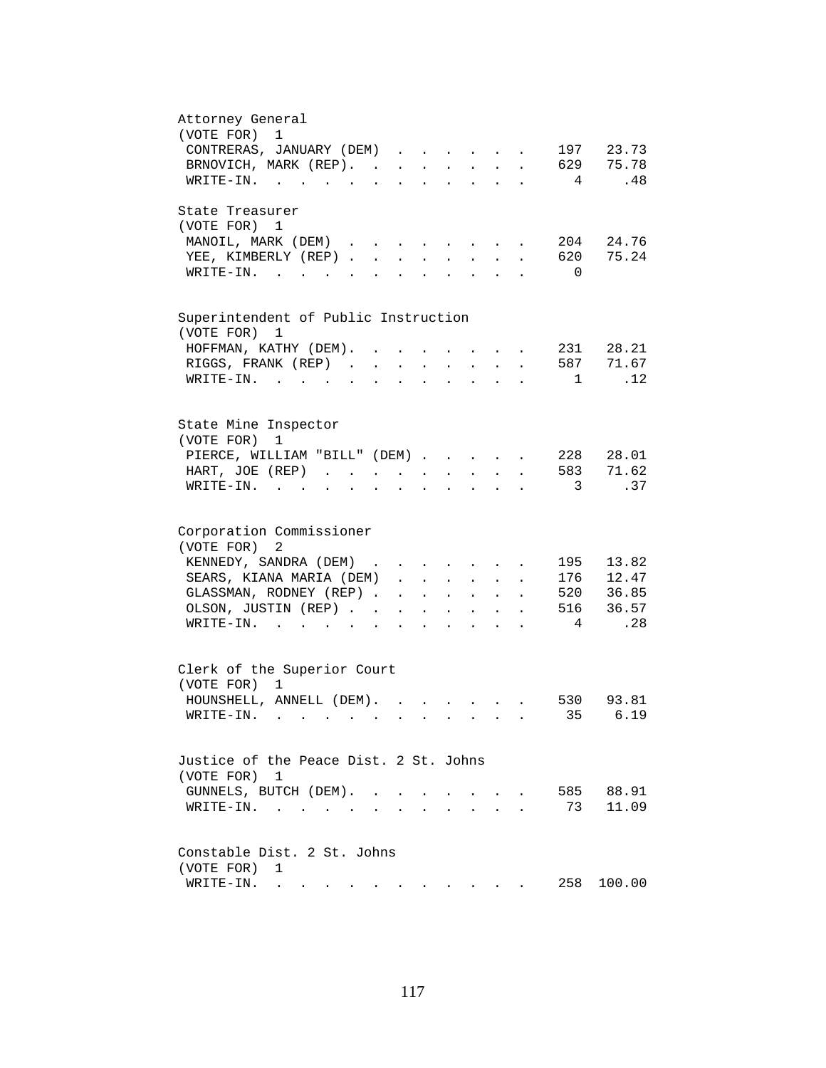## Attorney General

(VOTE FOR) 1

| Candidate | Votes | Percent |
|---|---|---|
| CONTRERAS, JANUARY (DEM) | 197 | 23.73 |
| BRNOVICH, MARK (REP) | 629 | 75.78 |
| WRITE-IN | 4 | .48 |

## State Treasurer

(VOTE FOR) 1

| Candidate | Votes | Percent |
|---|---|---|
| MANOIL, MARK (DEM) | 204 | 24.76 |
| YEE, KIMBERLY (REP) | 620 | 75.24 |
| WRITE-IN | 0 | |

## Superintendent of Public Instruction

(VOTE FOR) 1

| Candidate | Votes | Percent |
|---|---|---|
| HOFFMAN, KATHY (DEM) | 231 | 28.21 |
| RIGGS, FRANK (REP) | 587 | 71.67 |
| WRITE-IN | 1 | .12 |

## State Mine Inspector

(VOTE FOR) 1

| Candidate | Votes | Percent |
|---|---|---|
| PIERCE, WILLIAM "BILL" (DEM) | 228 | 28.01 |
| HART, JOE (REP) | 583 | 71.62 |
| WRITE-IN | 3 | .37 |

## Corporation Commissioner

(VOTE FOR) 2

| Candidate | Votes | Percent |
|---|---|---|
| KENNEDY, SANDRA (DEM) | 195 | 13.82 |
| SEARS, KIANA MARIA (DEM) | 176 | 12.47 |
| GLASSMAN, RODNEY (REP) | 520 | 36.85 |
| OLSON, JUSTIN (REP) | 516 | 36.57 |
| WRITE-IN | 4 | .28 |

## Clerk of the Superior Court

(VOTE FOR) 1

| Candidate | Votes | Percent |
|---|---|---|
| HOUNSHELL, ANNELL (DEM) | 530 | 93.81 |
| WRITE-IN | 35 | 6.19 |

## Justice of the Peace Dist. 2 St. Johns

(VOTE FOR) 1

| Candidate | Votes | Percent |
|---|---|---|
| GUNNELS, BUTCH (DEM) | 585 | 88.91 |
| WRITE-IN | 73 | 11.09 |

## Constable Dist. 2 St. Johns

(VOTE FOR) 1

| Candidate | Votes | Percent |
|---|---|---|
| WRITE-IN | 258 | 100.00 |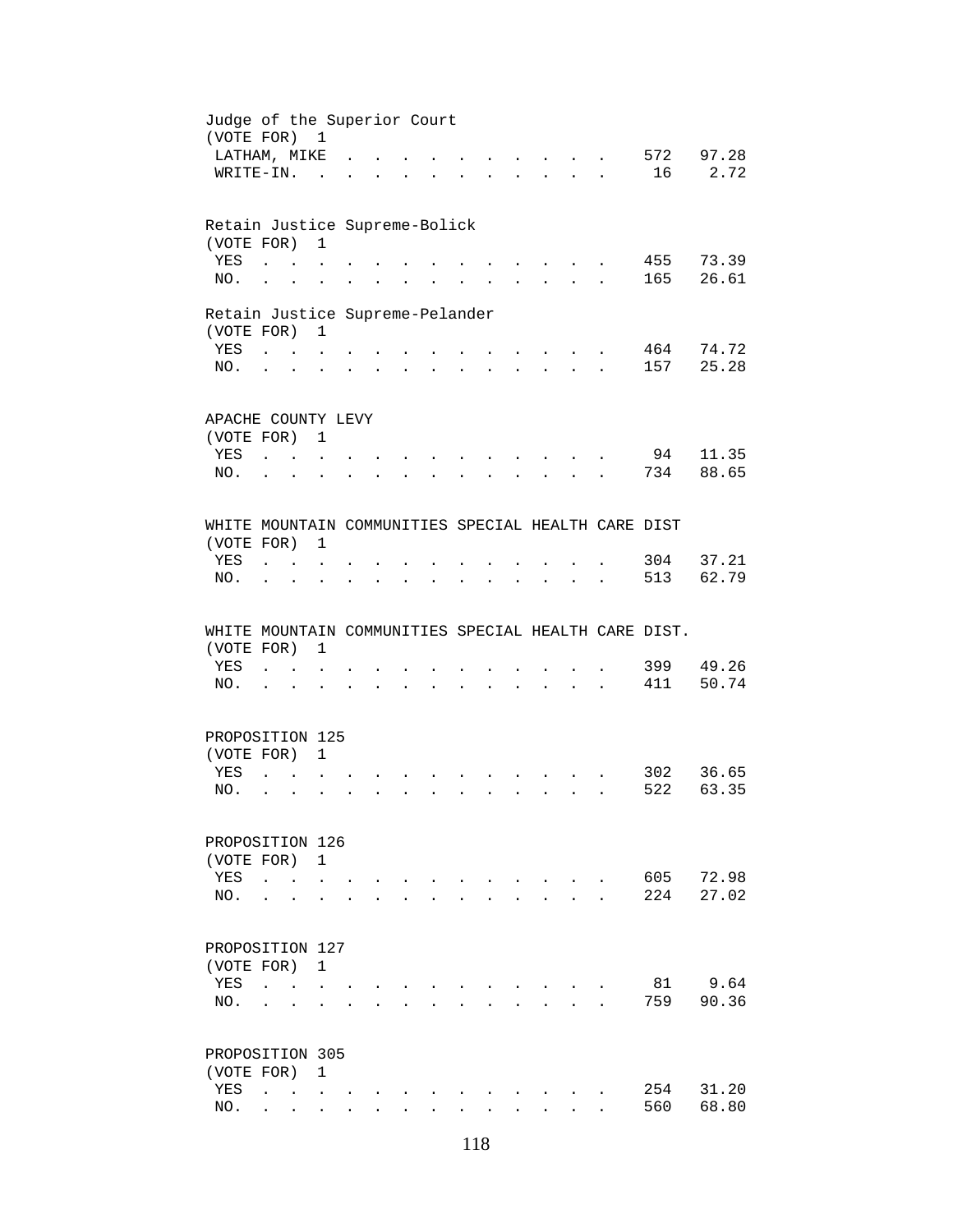Judge of the Superior Court
(VOTE FOR) 1

| | | |
|---|---|---|
| LATHAM, MIKE | 572 | 97.28 |
| WRITE-IN. | 16 | 2.72 |

Retain Justice Supreme-Bolick
(VOTE FOR) 1

| | | |
|---|---|---|
| YES | 455 | 73.39 |
| NO. | 165 | 26.61 |

Retain Justice Supreme-Pelander
(VOTE FOR) 1

| | | |
|---|---|---|
| YES | 464 | 74.72 |
| NO. | 157 | 25.28 |

APACHE COUNTY LEVY
(VOTE FOR) 1

| | | |
|---|---|---|
| YES | 94 | 11.35 |
| NO. | 734 | 88.65 |

WHITE MOUNTAIN COMMUNITIES SPECIAL HEALTH CARE DIST
(VOTE FOR) 1

| | | |
|---|---|---|
| YES | 304 | 37.21 |
| NO. | 513 | 62.79 |

WHITE MOUNTAIN COMMUNITIES SPECIAL HEALTH CARE DIST.
(VOTE FOR) 1

| | | |
|---|---|---|
| YES | 399 | 49.26 |
| NO. | 411 | 50.74 |

PROPOSITION 125
(VOTE FOR) 1

| | | |
|---|---|---|
| YES | 302 | 36.65 |
| NO. | 522 | 63.35 |

PROPOSITION 126
(VOTE FOR) 1

| | | |
|---|---|---|
| YES | 605 | 72.98 |
| NO. | 224 | 27.02 |

PROPOSITION 127
(VOTE FOR) 1

| | | |
|---|---|---|
| YES | 81 | 9.64 |
| NO. | 759 | 90.36 |

PROPOSITION 305
(VOTE FOR) 1

| | | |
|---|---|---|
| YES | 254 | 31.20 |
| NO. | 560 | 68.80 |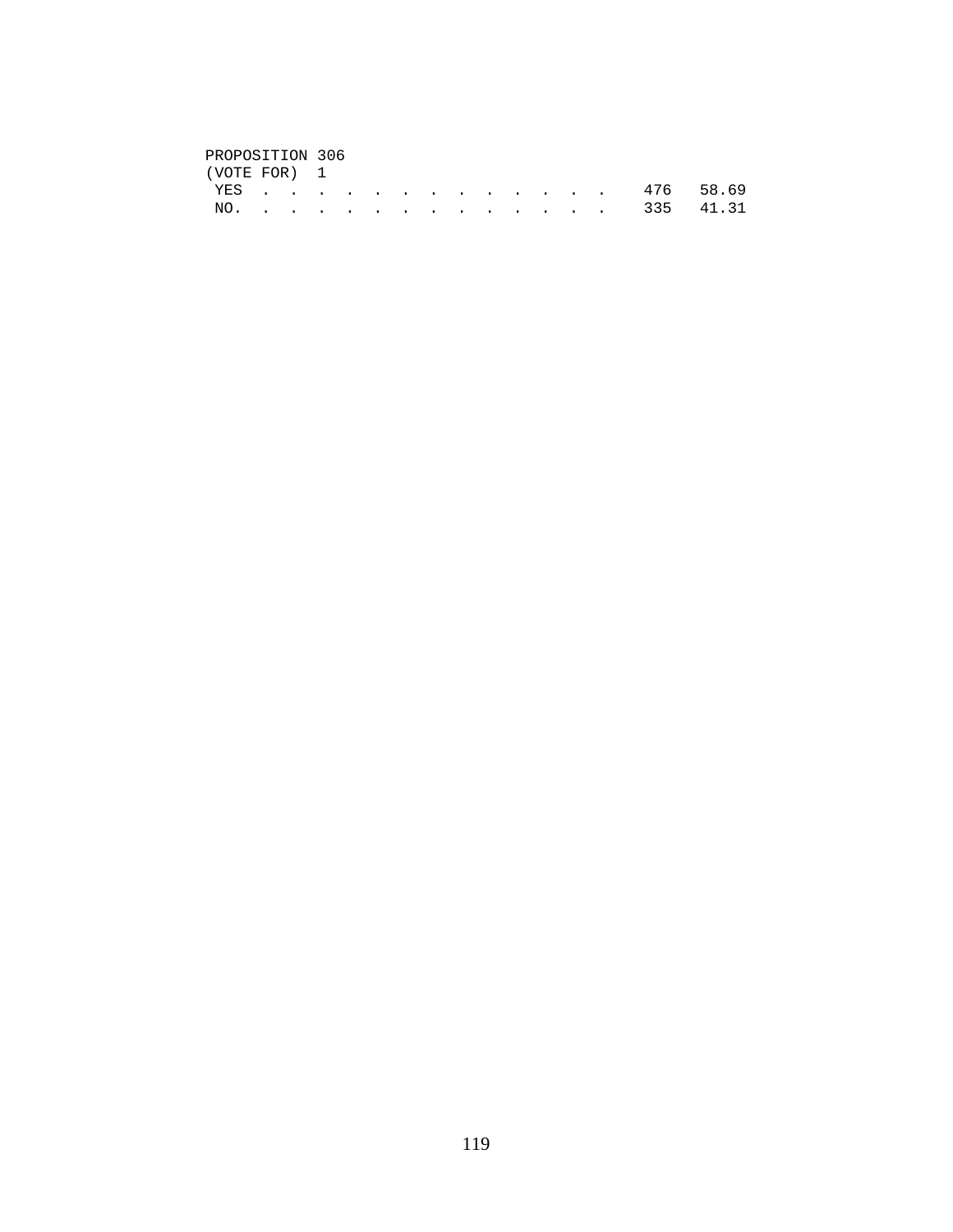PROPOSITION 306
(VOTE FOR) 1

| | | |
|---|---|---|
| YES . . . . . . . . . . . . . . | 476 | 58.69 |
| NO. . . . . . . . . . . . . . . | 335 | 41.31 |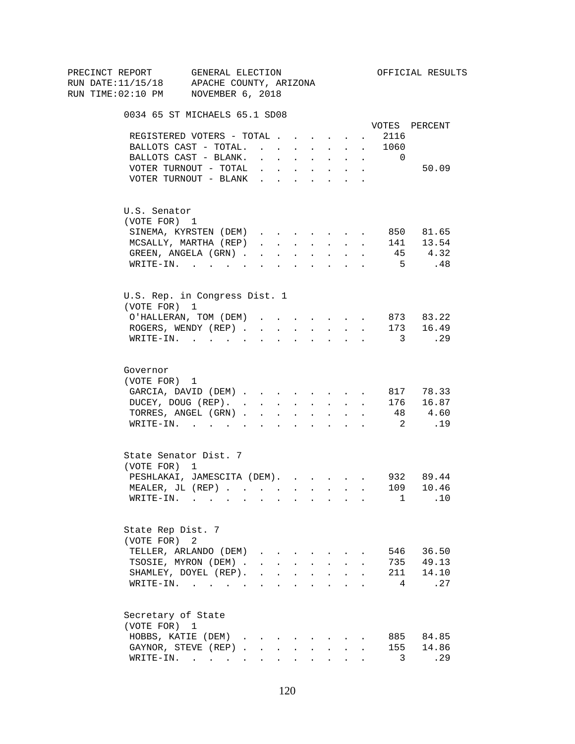PRECINCT REPORT GENERAL ELECTION OFFICIAL RESULTS
RUN DATE:11/15/18 APACHE COUNTY, ARIZONA
RUN TIME:02:10 PM NOVEMBER 6, 2018

## 0034 65 ST MICHAELS 65.1 SD08

| | VOTES | PERCENT |
|---|---|---|
| REGISTERED VOTERS - TOTAL | 2116 | |
| BALLOTS CAST - TOTAL. | 1060 | |
| BALLOTS CAST - BLANK. | 0 | |
| VOTER TURNOUT - TOTAL | | 50.09 |
| VOTER TURNOUT - BLANK | | |

### U.S. Senator
(VOTE FOR) 1

| | VOTES | PERCENT |
|---|---|---|
| SINEMA, KYRSTEN (DEM) | 850 | 81.65 |
| MCSALLY, MARTHA (REP) | 141 | 13.54 |
| GREEN, ANGELA (GRN) | 45 | 4.32 |
| WRITE-IN. | 5 | .48 |

### U.S. Rep. in Congress Dist. 1
(VOTE FOR) 1

| | VOTES | PERCENT |
|---|---|---|
| O'HALLERAN, TOM (DEM) | 873 | 83.22 |
| ROGERS, WENDY (REP) | 173 | 16.49 |
| WRITE-IN. | 3 | .29 |

### Governor
(VOTE FOR) 1

| | VOTES | PERCENT |
|---|---|---|
| GARCIA, DAVID (DEM) | 817 | 78.33 |
| DUCEY, DOUG (REP). | 176 | 16.87 |
| TORRES, ANGEL (GRN) | 48 | 4.60 |
| WRITE-IN. | 2 | .19 |

### State Senator Dist. 7
(VOTE FOR) 1

| | VOTES | PERCENT |
|---|---|---|
| PESHLAKAI, JAMESCITA (DEM). | 932 | 89.44 |
| MEALER, JL (REP) | 109 | 10.46 |
| WRITE-IN. | 1 | .10 |

### State Rep Dist. 7
(VOTE FOR) 2

| | VOTES | PERCENT |
|---|---|---|
| TELLER, ARLANDO (DEM) | 546 | 36.50 |
| TSOSIE, MYRON (DEM) | 735 | 49.13 |
| SHAMLEY, DOYEL (REP). | 211 | 14.10 |
| WRITE-IN. | 4 | .27 |

### Secretary of State
(VOTE FOR) 1

| | VOTES | PERCENT |
|---|---|---|
| HOBBS, KATIE (DEM) | 885 | 84.85 |
| GAYNOR, STEVE (REP) | 155 | 14.86 |
| WRITE-IN. | 3 | .29 |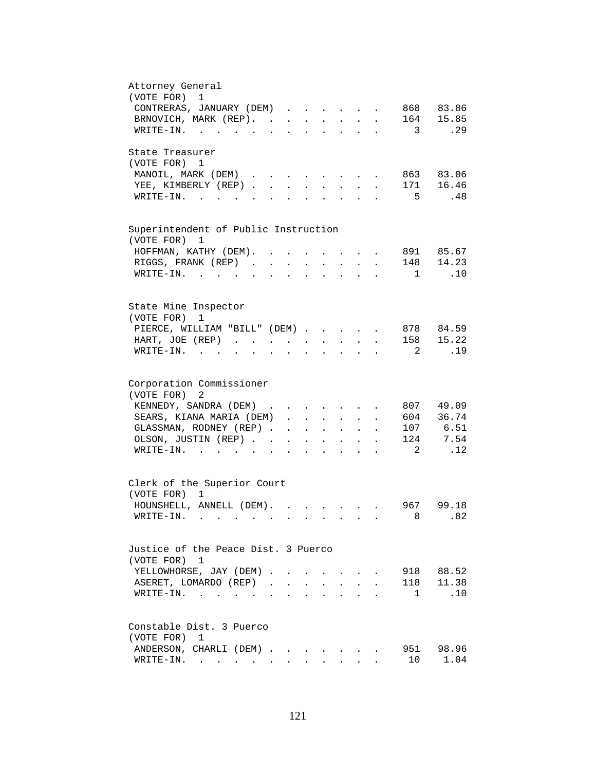Attorney General
(VOTE FOR) 1

| Candidate | Votes | Percent |
|---|---|---|
| CONTRERAS, JANUARY (DEM) | 868 | 83.86 |
| BRNOVICH, MARK (REP). | 164 | 15.85 |
| WRITE-IN. | 3 | .29 |

State Treasurer
(VOTE FOR) 1

| Candidate | Votes | Percent |
|---|---|---|
| MANOIL, MARK (DEM) | 863 | 83.06 |
| YEE, KIMBERLY (REP) | 171 | 16.46 |
| WRITE-IN. | 5 | .48 |

Superintendent of Public Instruction
(VOTE FOR) 1

| Candidate | Votes | Percent |
|---|---|---|
| HOFFMAN, KATHY (DEM). | 891 | 85.67 |
| RIGGS, FRANK (REP) | 148 | 14.23 |
| WRITE-IN. | 1 | .10 |

State Mine Inspector
(VOTE FOR) 1

| Candidate | Votes | Percent |
|---|---|---|
| PIERCE, WILLIAM "BILL" (DEM) | 878 | 84.59 |
| HART, JOE (REP) | 158 | 15.22 |
| WRITE-IN. | 2 | .19 |

Corporation Commissioner
(VOTE FOR) 2

| Candidate | Votes | Percent |
|---|---|---|
| KENNEDY, SANDRA (DEM) | 807 | 49.09 |
| SEARS, KIANA MARIA (DEM) | 604 | 36.74 |
| GLASSMAN, RODNEY (REP) | 107 | 6.51 |
| OLSON, JUSTIN (REP) | 124 | 7.54 |
| WRITE-IN. | 2 | .12 |

Clerk of the Superior Court
(VOTE FOR) 1

| Candidate | Votes | Percent |
|---|---|---|
| HOUNSHELL, ANNELL (DEM). | 967 | 99.18 |
| WRITE-IN. | 8 | .82 |

Justice of the Peace Dist. 3 Puerco
(VOTE FOR) 1

| Candidate | Votes | Percent |
|---|---|---|
| YELLOWHORSE, JAY (DEM) | 918 | 88.52 |
| ASERET, LOMARDO (REP) | 118 | 11.38 |
| WRITE-IN. | 1 | .10 |

Constable Dist. 3 Puerco
(VOTE FOR) 1

| Candidate | Votes | Percent |
|---|---|---|
| ANDERSON, CHARLI (DEM) | 951 | 98.96 |
| WRITE-IN. | 10 | 1.04 |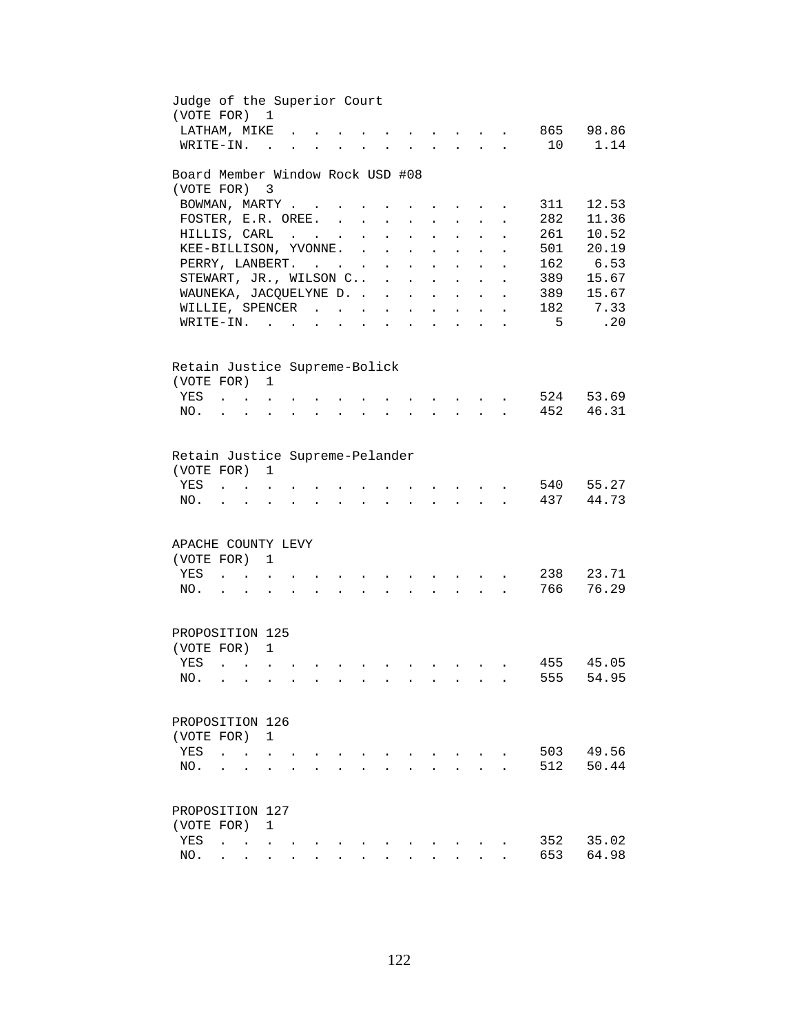Judge of the Superior Court
(VOTE FOR) 1

| | | |
|---|---|---|
| LATHAM, MIKE | 865 | 98.86 |
| WRITE-IN. | 10 | 1.14 |

Board Member Window Rock USD #08
(VOTE FOR) 3

| | | |
|---|---|---|
| BOWMAN, MARTY | 311 | 12.53 |
| FOSTER, E.R. OREE. | 282 | 11.36 |
| HILLIS, CARL | 261 | 10.52 |
| KEE-BILLISON, YVONNE. | 501 | 20.19 |
| PERRY, LANBERT. | 162 | 6.53 |
| STEWART, JR., WILSON C.. | 389 | 15.67 |
| WAUNEKA, JACQUELYNE D. | 389 | 15.67 |
| WILLIE, SPENCER | 182 | 7.33 |
| WRITE-IN. | 5 | .20 |

Retain Justice Supreme-Bolick
(VOTE FOR) 1

| | | |
|---|---|---|
| YES | 524 | 53.69 |
| NO. | 452 | 46.31 |

Retain Justice Supreme-Pelander
(VOTE FOR) 1

| | | |
|---|---|---|
| YES | 540 | 55.27 |
| NO. | 437 | 44.73 |

APACHE COUNTY LEVY
(VOTE FOR) 1

| | | |
|---|---|---|
| YES | 238 | 23.71 |
| NO. | 766 | 76.29 |

PROPOSITION 125
(VOTE FOR) 1

| | | |
|---|---|---|
| YES | 455 | 45.05 |
| NO. | 555 | 54.95 |

PROPOSITION 126
(VOTE FOR) 1

| | | |
|---|---|---|
| YES | 503 | 49.56 |
| NO. | 512 | 50.44 |

PROPOSITION 127
(VOTE FOR) 1

| | | |
|---|---|---|
| YES | 352 | 35.02 |
| NO. | 653 | 64.98 |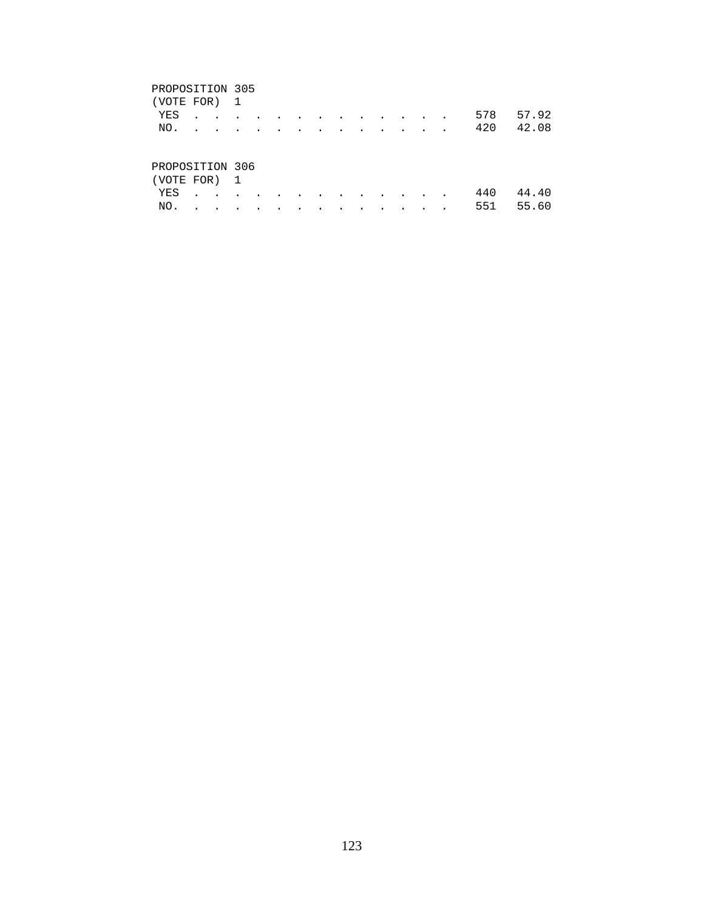PROPOSITION 305
(VOTE FOR) 1

| | | |
|---|---|---|
| YES | 578 | 57.92 |
| NO. | 420 | 42.08 |

PROPOSITION 306
(VOTE FOR) 1

| | | |
|---|---|---|
| YES | 440 | 44.40 |
| NO. | 551 | 55.60 |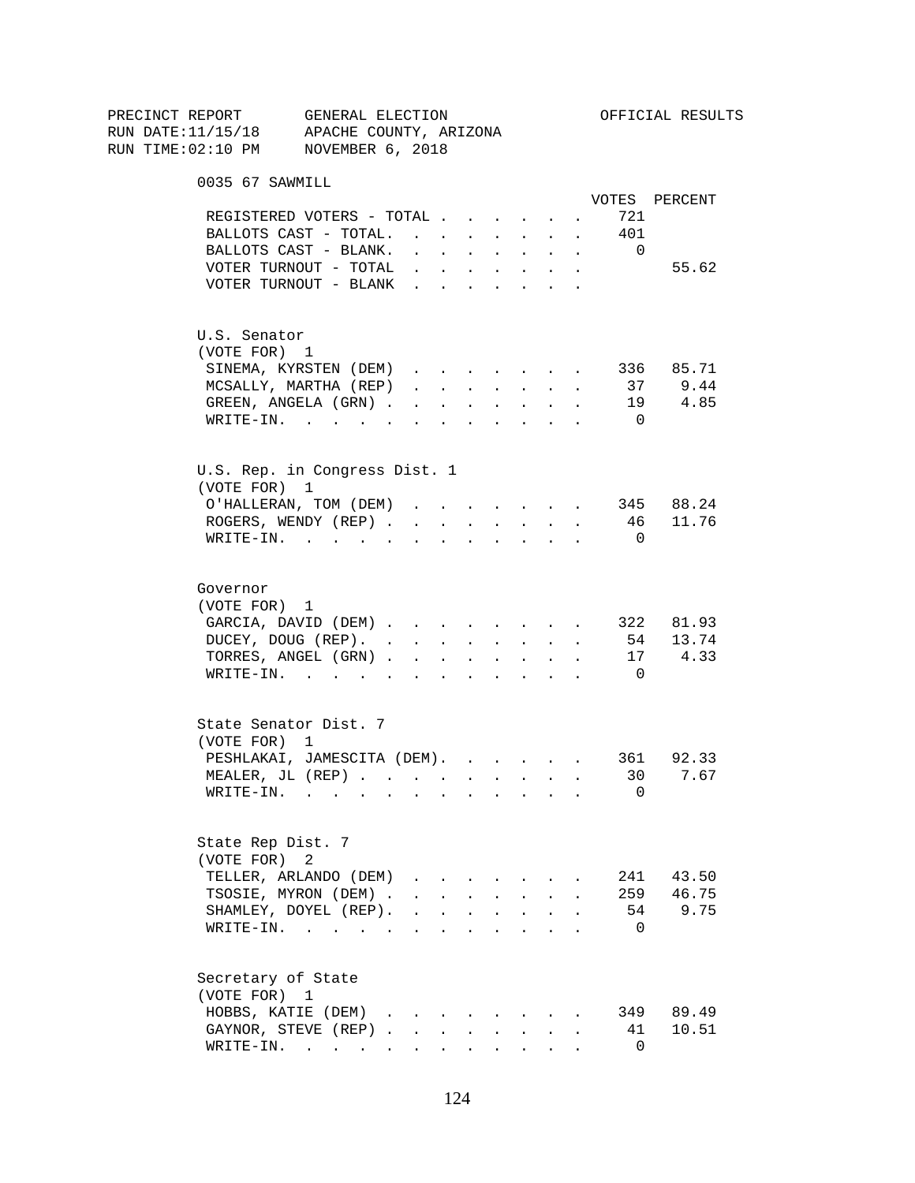PRECINCT REPORT GENERAL ELECTION OFFICIAL RESULTS
RUN DATE:11/15/18 APACHE COUNTY, ARIZONA
RUN TIME:02:10 PM NOVEMBER 6, 2018

## 0035 67 SAWMILL

| | VOTES | PERCENT |
|---|---|---|
| REGISTERED VOTERS - TOTAL | 721 | |
| BALLOTS CAST - TOTAL. | 401 | |
| BALLOTS CAST - BLANK. | 0 | |
| VOTER TURNOUT - TOTAL | | 55.62 |
| VOTER TURNOUT - BLANK | | |

### U.S. Senator
(VOTE FOR) 1

| | VOTES | PERCENT |
|---|---|---|
| SINEMA, KYRSTEN (DEM) | 336 | 85.71 |
| MCSALLY, MARTHA (REP) | 37 | 9.44 |
| GREEN, ANGELA (GRN) | 19 | 4.85 |
| WRITE-IN. | 0 | |

### U.S. Rep. in Congress Dist. 1
(VOTE FOR) 1

| | VOTES | PERCENT |
|---|---|---|
| O'HALLERAN, TOM (DEM) | 345 | 88.24 |
| ROGERS, WENDY (REP) | 46 | 11.76 |
| WRITE-IN. | 0 | |

### Governor
(VOTE FOR) 1

| | VOTES | PERCENT |
|---|---|---|
| GARCIA, DAVID (DEM) | 322 | 81.93 |
| DUCEY, DOUG (REP). | 54 | 13.74 |
| TORRES, ANGEL (GRN) | 17 | 4.33 |
| WRITE-IN. | 0 | |

### State Senator Dist. 7
(VOTE FOR) 1

| | VOTES | PERCENT |
|---|---|---|
| PESHLAKAI, JAMESCITA (DEM). | 361 | 92.33 |
| MEALER, JL (REP) | 30 | 7.67 |
| WRITE-IN. | 0 | |

### State Rep Dist. 7
(VOTE FOR) 2

| | VOTES | PERCENT |
|---|---|---|
| TELLER, ARLANDO (DEM) | 241 | 43.50 |
| TSOSIE, MYRON (DEM) | 259 | 46.75 |
| SHAMLEY, DOYEL (REP). | 54 | 9.75 |
| WRITE-IN. | 0 | |

### Secretary of State
(VOTE FOR) 1

| | VOTES | PERCENT |
|---|---|---|
| HOBBS, KATIE (DEM) | 349 | 89.49 |
| GAYNOR, STEVE (REP) | 41 | 10.51 |
| WRITE-IN. | 0 | |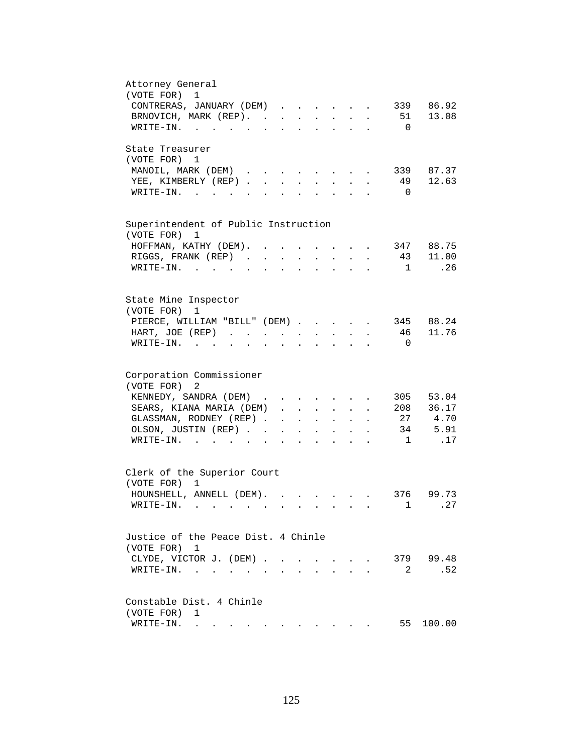Attorney General
(VOTE FOR) 1

| Candidate | Votes | Percent |
|---|---|---|
| CONTRERAS, JANUARY (DEM) | 339 | 86.92 |
| BRNOVICH, MARK (REP) | 51 | 13.08 |
| WRITE-IN | 0 | |

State Treasurer
(VOTE FOR) 1

| Candidate | Votes | Percent |
|---|---|---|
| MANOIL, MARK (DEM) | 339 | 87.37 |
| YEE, KIMBERLY (REP) | 49 | 12.63 |
| WRITE-IN | 0 | |

Superintendent of Public Instruction
(VOTE FOR) 1

| Candidate | Votes | Percent |
|---|---|---|
| HOFFMAN, KATHY (DEM) | 347 | 88.75 |
| RIGGS, FRANK (REP) | 43 | 11.00 |
| WRITE-IN | 1 | .26 |

State Mine Inspector
(VOTE FOR) 1

| Candidate | Votes | Percent |
|---|---|---|
| PIERCE, WILLIAM "BILL" (DEM) | 345 | 88.24 |
| HART, JOE (REP) | 46 | 11.76 |
| WRITE-IN | 0 | |

Corporation Commissioner
(VOTE FOR) 2

| Candidate | Votes | Percent |
|---|---|---|
| KENNEDY, SANDRA (DEM) | 305 | 53.04 |
| SEARS, KIANA MARIA (DEM) | 208 | 36.17 |
| GLASSMAN, RODNEY (REP) | 27 | 4.70 |
| OLSON, JUSTIN (REP) | 34 | 5.91 |
| WRITE-IN | 1 | .17 |

Clerk of the Superior Court
(VOTE FOR) 1

| Candidate | Votes | Percent |
|---|---|---|
| HOUNSHELL, ANNELL (DEM) | 376 | 99.73 |
| WRITE-IN | 1 | .27 |

Justice of the Peace Dist. 4 Chinle
(VOTE FOR) 1

| Candidate | Votes | Percent |
|---|---|---|
| CLYDE, VICTOR J. (DEM) | 379 | 99.48 |
| WRITE-IN | 2 | .52 |

Constable Dist. 4 Chinle
(VOTE FOR) 1

| Candidate | Votes | Percent |
|---|---|---|
| WRITE-IN | 55 | 100.00 |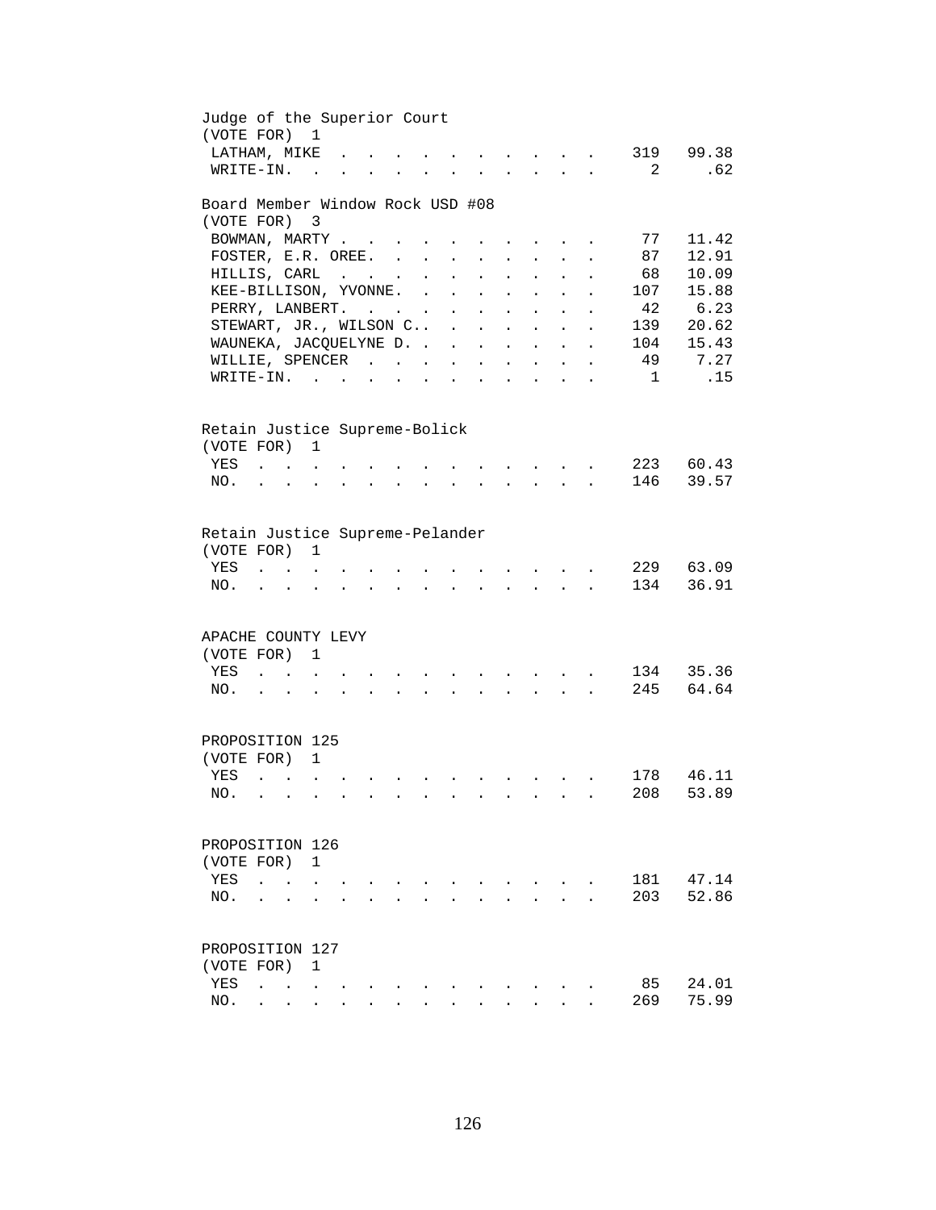### Judge of the Superior Court

(VOTE FOR) 1

| Candidate | Votes | Percent |
|---|---|---|
| LATHAM, MIKE | 319 | 99.38 |
| WRITE-IN. | 2 | .62 |

### Board Member Window Rock USD #08

(VOTE FOR) 3

| Candidate | Votes | Percent |
|---|---|---|
| BOWMAN, MARTY | 77 | 11.42 |
| FOSTER, E.R. OREE. | 87 | 12.91 |
| HILLIS, CARL | 68 | 10.09 |
| KEE-BILLISON, YVONNE. | 107 | 15.88 |
| PERRY, LANBERT. | 42 | 6.23 |
| STEWART, JR., WILSON C.. | 139 | 20.62 |
| WAUNEKA, JACQUELYNE D. | 104 | 15.43 |
| WILLIE, SPENCER | 49 | 7.27 |
| WRITE-IN. | 1 | .15 |

### Retain Justice Supreme-Bolick

(VOTE FOR) 1

| Choice | Votes | Percent |
|---|---|---|
| YES | 223 | 60.43 |
| NO. | 146 | 39.57 |

### Retain Justice Supreme-Pelander

(VOTE FOR) 1

| Choice | Votes | Percent |
|---|---|---|
| YES | 229 | 63.09 |
| NO. | 134 | 36.91 |

### APACHE COUNTY LEVY

(VOTE FOR) 1

| Choice | Votes | Percent |
|---|---|---|
| YES | 134 | 35.36 |
| NO. | 245 | 64.64 |

### PROPOSITION 125

(VOTE FOR) 1

| Choice | Votes | Percent |
|---|---|---|
| YES | 178 | 46.11 |
| NO. | 208 | 53.89 |

### PROPOSITION 126

(VOTE FOR) 1

| Choice | Votes | Percent |
|---|---|---|
| YES | 181 | 47.14 |
| NO. | 203 | 52.86 |

### PROPOSITION 127

(VOTE FOR) 1

| Choice | Votes | Percent |
|---|---|---|
| YES | 85 | 24.01 |
| NO. | 269 | 75.99 |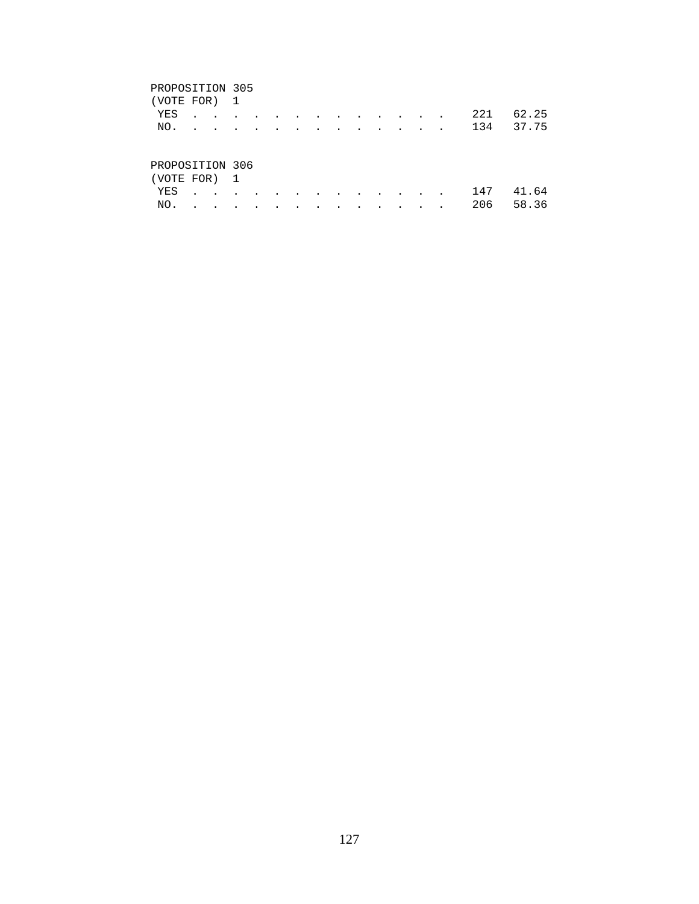PROPOSITION 305
(VOTE FOR) 1

| | | |
|---|---|---|
| YES | 221 | 62.25 |
| NO. | 134 | 37.75 |

PROPOSITION 306
(VOTE FOR) 1

| | | |
|---|---|---|
| YES | 147 | 41.64 |
| NO. | 206 | 58.36 |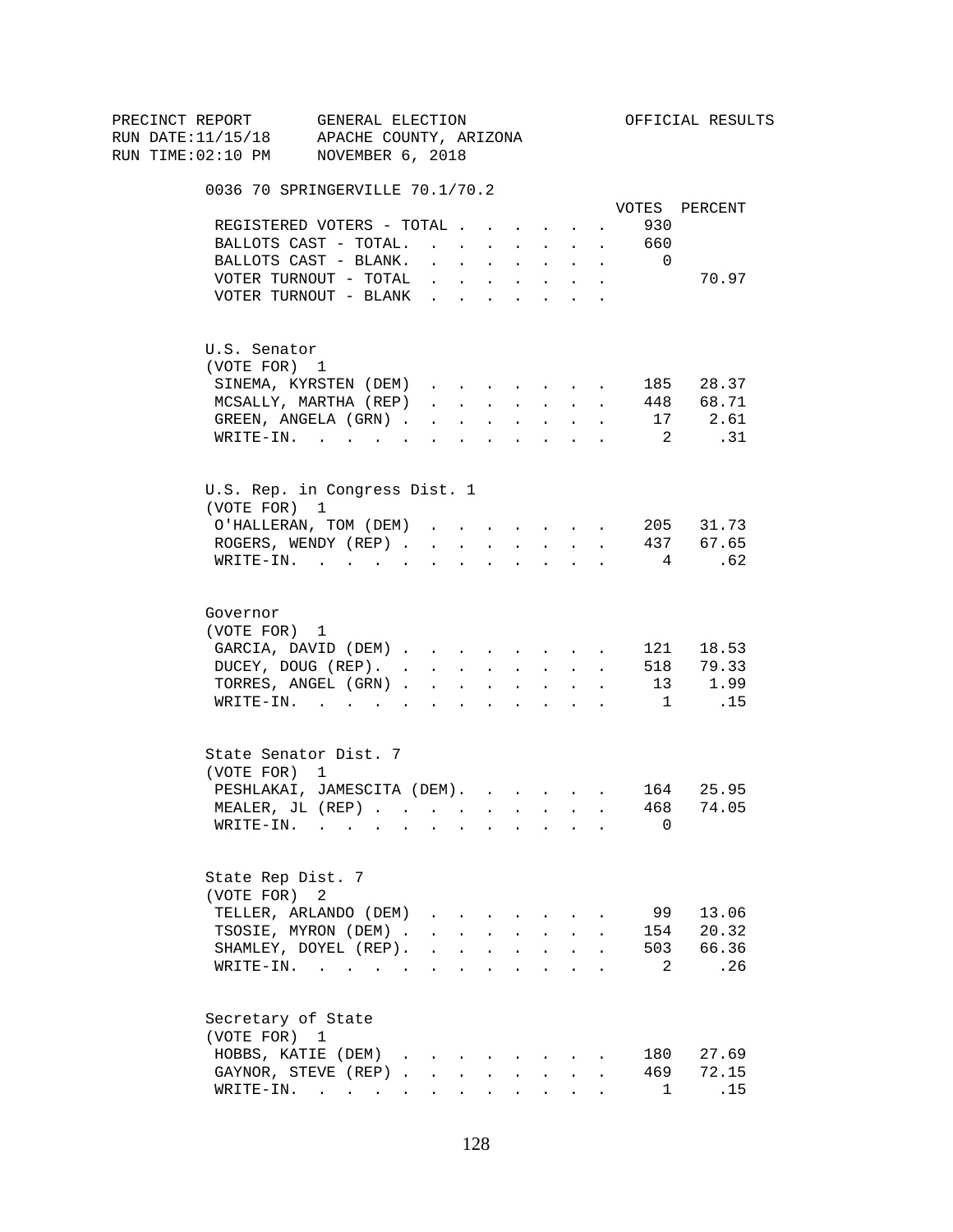PRECINCT REPORT GENERAL ELECTION OFFICIAL RESULTS
RUN DATE:11/15/18 APACHE COUNTY, ARIZONA
RUN TIME:02:10 PM NOVEMBER 6, 2018

## 0036 70 SPRINGERVILLE 70.1/70.2

| | VOTES | PERCENT |
|---|---|---|
| REGISTERED VOTERS - TOTAL | 930 | |
| BALLOTS CAST - TOTAL. | 660 | |
| BALLOTS CAST - BLANK. | 0 | |
| VOTER TURNOUT - TOTAL | | 70.97 |
| VOTER TURNOUT - BLANK | | |

### U.S. Senator
(VOTE FOR) 1

| | VOTES | PERCENT |
|---|---|---|
| SINEMA, KYRSTEN (DEM) | 185 | 28.37 |
| MCSALLY, MARTHA (REP) | 448 | 68.71 |
| GREEN, ANGELA (GRN) | 17 | 2.61 |
| WRITE-IN. | 2 | .31 |

### U.S. Rep. in Congress Dist. 1
(VOTE FOR) 1

| | VOTES | PERCENT |
|---|---|---|
| O'HALLERAN, TOM (DEM) | 205 | 31.73 |
| ROGERS, WENDY (REP) | 437 | 67.65 |
| WRITE-IN. | 4 | .62 |

### Governor
(VOTE FOR) 1

| | VOTES | PERCENT |
|---|---|---|
| GARCIA, DAVID (DEM) | 121 | 18.53 |
| DUCEY, DOUG (REP). | 518 | 79.33 |
| TORRES, ANGEL (GRN) | 13 | 1.99 |
| WRITE-IN. | 1 | .15 |

### State Senator Dist. 7
(VOTE FOR) 1

| | VOTES | PERCENT |
|---|---|---|
| PESHLAKAI, JAMESCITA (DEM). | 164 | 25.95 |
| MEALER, JL (REP) | 468 | 74.05 |
| WRITE-IN. | 0 | |

### State Rep Dist. 7
(VOTE FOR) 2

| | VOTES | PERCENT |
|---|---|---|
| TELLER, ARLANDO (DEM) | 99 | 13.06 |
| TSOSIE, MYRON (DEM) | 154 | 20.32 |
| SHAMLEY, DOYEL (REP). | 503 | 66.36 |
| WRITE-IN. | 2 | .26 |

### Secretary of State
(VOTE FOR) 1

| | VOTES | PERCENT |
|---|---|---|
| HOBBS, KATIE (DEM) | 180 | 27.69 |
| GAYNOR, STEVE (REP) | 469 | 72.15 |
| WRITE-IN. | 1 | .15 |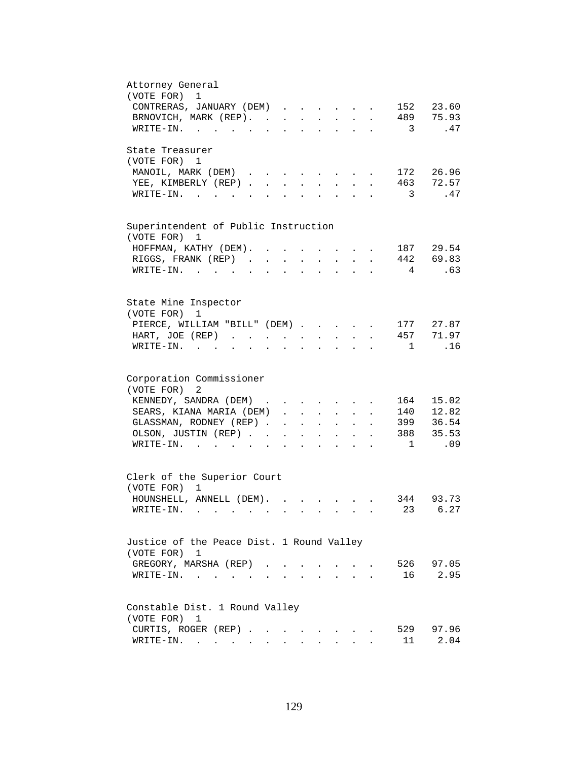## Attorney General
(VOTE FOR) 1

| Candidate | Votes | Percent |
|---|---|---|
| CONTRERAS, JANUARY (DEM) | 152 | 23.60 |
| BRNOVICH, MARK (REP) | 489 | 75.93 |
| WRITE-IN. | 3 | .47 |

## State Treasurer
(VOTE FOR) 1

| Candidate | Votes | Percent |
|---|---|---|
| MANOIL, MARK (DEM) | 172 | 26.96 |
| YEE, KIMBERLY (REP) | 463 | 72.57 |
| WRITE-IN. | 3 | .47 |

## Superintendent of Public Instruction
(VOTE FOR) 1

| Candidate | Votes | Percent |
|---|---|---|
| HOFFMAN, KATHY (DEM) | 187 | 29.54 |
| RIGGS, FRANK (REP) | 442 | 69.83 |
| WRITE-IN. | 4 | .63 |

## State Mine Inspector
(VOTE FOR) 1

| Candidate | Votes | Percent |
|---|---|---|
| PIERCE, WILLIAM "BILL" (DEM) | 177 | 27.87 |
| HART, JOE (REP) | 457 | 71.97 |
| WRITE-IN. | 1 | .16 |

## Corporation Commissioner
(VOTE FOR) 2

| Candidate | Votes | Percent |
|---|---|---|
| KENNEDY, SANDRA (DEM) | 164 | 15.02 |
| SEARS, KIANA MARIA (DEM) | 140 | 12.82 |
| GLASSMAN, RODNEY (REP) | 399 | 36.54 |
| OLSON, JUSTIN (REP) | 388 | 35.53 |
| WRITE-IN. | 1 | .09 |

## Clerk of the Superior Court
(VOTE FOR) 1

| Candidate | Votes | Percent |
|---|---|---|
| HOUNSHELL, ANNELL (DEM) | 344 | 93.73 |
| WRITE-IN. | 23 | 6.27 |

## Justice of the Peace Dist. 1 Round Valley
(VOTE FOR) 1

| Candidate | Votes | Percent |
|---|---|---|
| GREGORY, MARSHA (REP) | 526 | 97.05 |
| WRITE-IN. | 16 | 2.95 |

## Constable Dist. 1 Round Valley
(VOTE FOR) 1

| Candidate | Votes | Percent |
|---|---|---|
| CURTIS, ROGER (REP) | 529 | 97.96 |
| WRITE-IN. | 11 | 2.04 |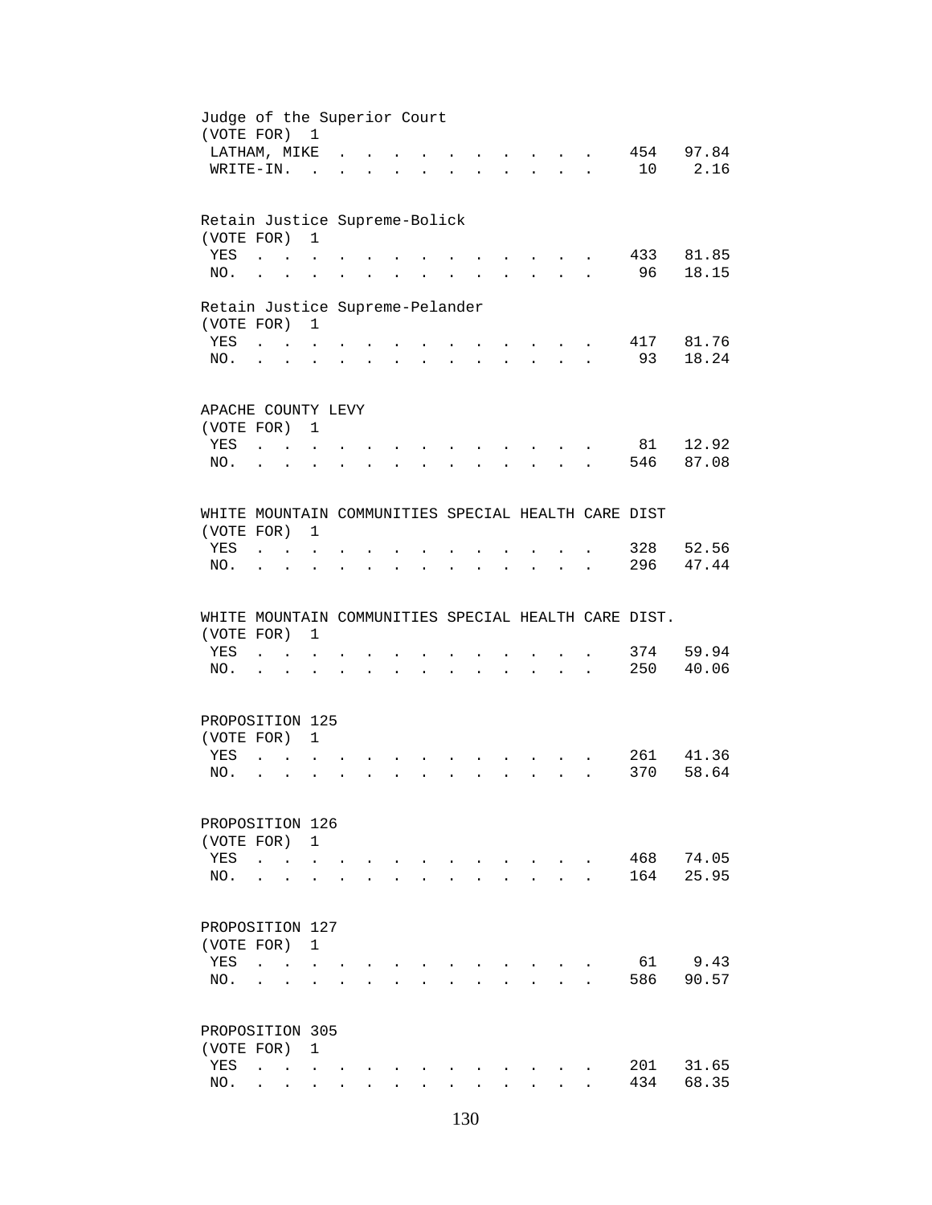Judge of the Superior Court
(VOTE FOR) 1

| | | |
|---|---|---|
| LATHAM, MIKE | 454 | 97.84 |
| WRITE-IN. | 10 | 2.16 |

Retain Justice Supreme-Bolick
(VOTE FOR) 1

| | | |
|---|---|---|
| YES | 433 | 81.85 |
| NO. | 96 | 18.15 |

Retain Justice Supreme-Pelander
(VOTE FOR) 1

| | | |
|---|---|---|
| YES | 417 | 81.76 |
| NO. | 93 | 18.24 |

APACHE COUNTY LEVY
(VOTE FOR) 1

| | | |
|---|---|---|
| YES | 81 | 12.92 |
| NO. | 546 | 87.08 |

WHITE MOUNTAIN COMMUNITIES SPECIAL HEALTH CARE DIST
(VOTE FOR) 1

| | | |
|---|---|---|
| YES | 328 | 52.56 |
| NO. | 296 | 47.44 |

WHITE MOUNTAIN COMMUNITIES SPECIAL HEALTH CARE DIST.
(VOTE FOR) 1

| | | |
|---|---|---|
| YES | 374 | 59.94 |
| NO. | 250 | 40.06 |

PROPOSITION 125
(VOTE FOR) 1

| | | |
|---|---|---|
| YES | 261 | 41.36 |
| NO. | 370 | 58.64 |

PROPOSITION 126
(VOTE FOR) 1

| | | |
|---|---|---|
| YES | 468 | 74.05 |
| NO. | 164 | 25.95 |

PROPOSITION 127
(VOTE FOR) 1

| | | |
|---|---|---|
| YES | 61 | 9.43 |
| NO. | 586 | 90.57 |

PROPOSITION 305
(VOTE FOR) 1

| | | |
|---|---|---|
| YES | 201 | 31.65 |
| NO. | 434 | 68.35 |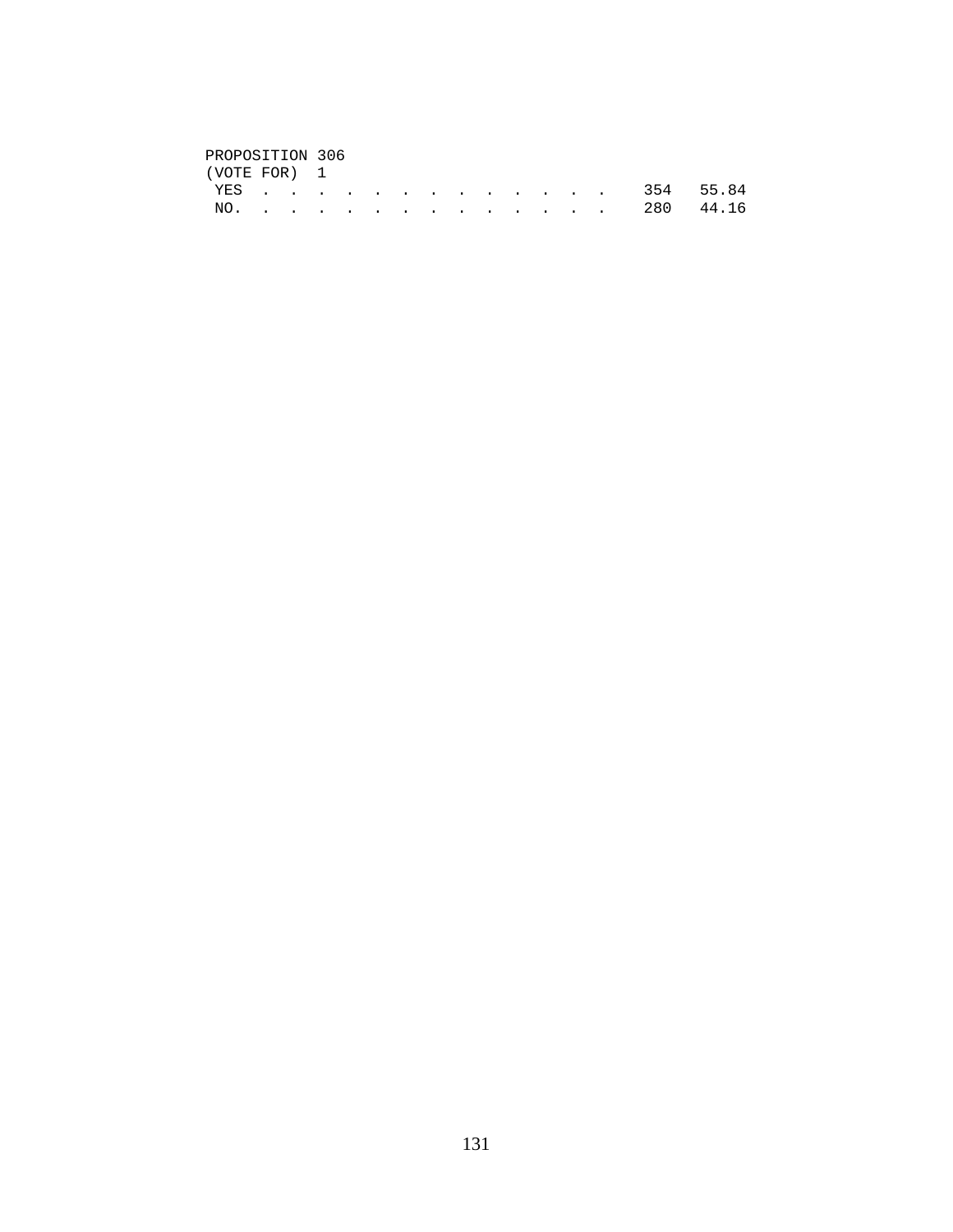PROPOSITION 306
(VOTE FOR) 1

| | | |
|---|---|---|
| YES | 354 | 55.84 |
| NO. | 280 | 44.16 |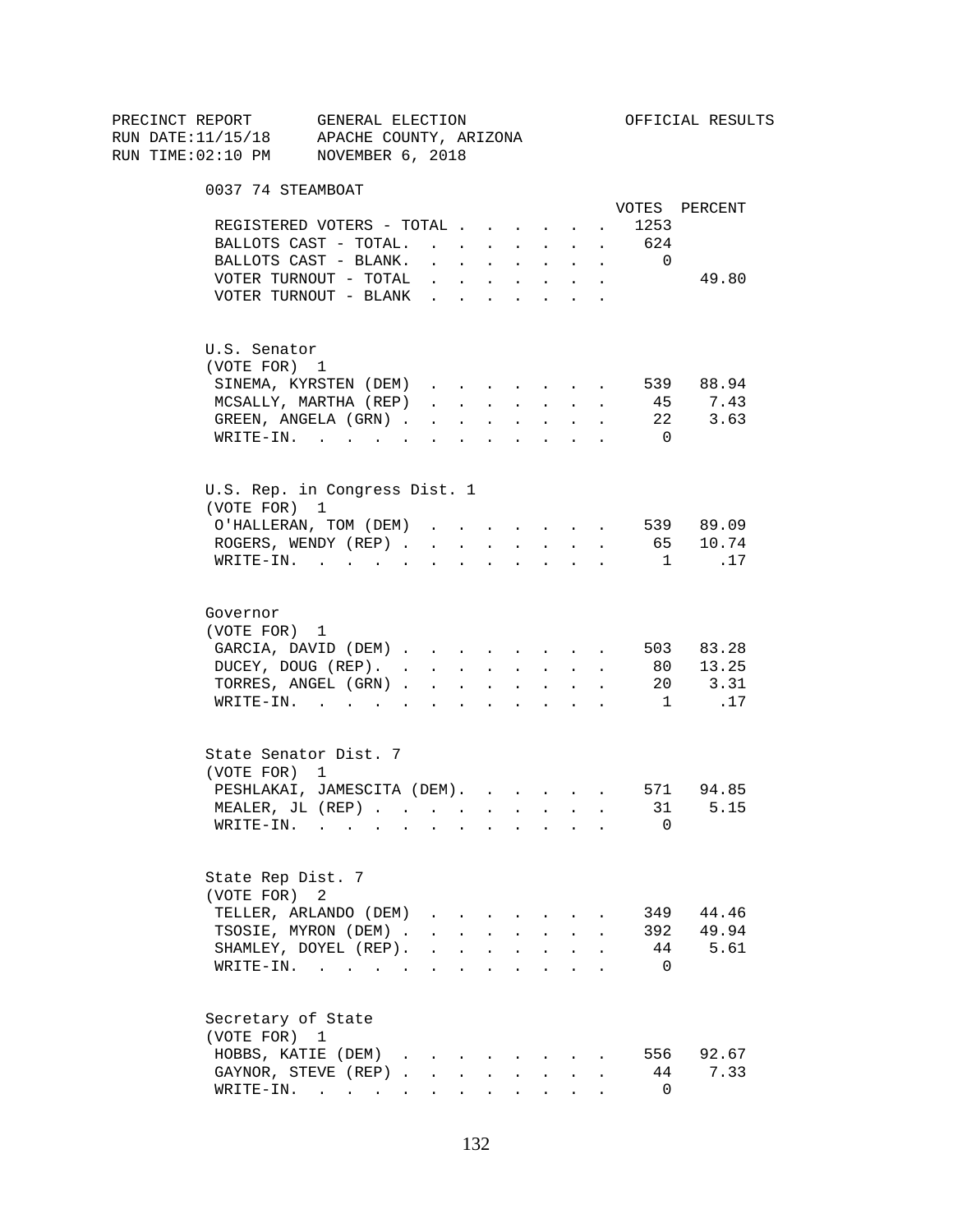PRECINCT REPORT GENERAL ELECTION OFFICIAL RESULTS
RUN DATE:11/15/18 APACHE COUNTY, ARIZONA
RUN TIME:02:10 PM NOVEMBER 6, 2018

## 0037 74 STEAMBOAT

| | VOTES | PERCENT |
|---|---|---|
| REGISTERED VOTERS - TOTAL | 1253 | |
| BALLOTS CAST - TOTAL. | 624 | |
| BALLOTS CAST - BLANK. | 0 | |
| VOTER TURNOUT - TOTAL | | 49.80 |
| VOTER TURNOUT - BLANK | | |

### U.S. Senator
(VOTE FOR) 1

| | VOTES | PERCENT |
|---|---|---|
| SINEMA, KYRSTEN (DEM) | 539 | 88.94 |
| MCSALLY, MARTHA (REP) | 45 | 7.43 |
| GREEN, ANGELA (GRN) | 22 | 3.63 |
| WRITE-IN. | 0 | |

### U.S. Rep. in Congress Dist. 1
(VOTE FOR) 1

| | VOTES | PERCENT |
|---|---|---|
| O'HALLERAN, TOM (DEM) | 539 | 89.09 |
| ROGERS, WENDY (REP) | 65 | 10.74 |
| WRITE-IN. | 1 | .17 |

### Governor
(VOTE FOR) 1

| | VOTES | PERCENT |
|---|---|---|
| GARCIA, DAVID (DEM) | 503 | 83.28 |
| DUCEY, DOUG (REP). | 80 | 13.25 |
| TORRES, ANGEL (GRN) | 20 | 3.31 |
| WRITE-IN. | 1 | .17 |

### State Senator Dist. 7
(VOTE FOR) 1

| | VOTES | PERCENT |
|---|---|---|
| PESHLAKAI, JAMESCITA (DEM). | 571 | 94.85 |
| MEALER, JL (REP) | 31 | 5.15 |
| WRITE-IN. | 0 | |

### State Rep Dist. 7
(VOTE FOR) 2

| | VOTES | PERCENT |
|---|---|---|
| TELLER, ARLANDO (DEM) | 349 | 44.46 |
| TSOSIE, MYRON (DEM) | 392 | 49.94 |
| SHAMLEY, DOYEL (REP). | 44 | 5.61 |
| WRITE-IN. | 0 | |

### Secretary of State
(VOTE FOR) 1

| | VOTES | PERCENT |
|---|---|---|
| HOBBS, KATIE (DEM) | 556 | 92.67 |
| GAYNOR, STEVE (REP) | 44 | 7.33 |
| WRITE-IN. | 0 | |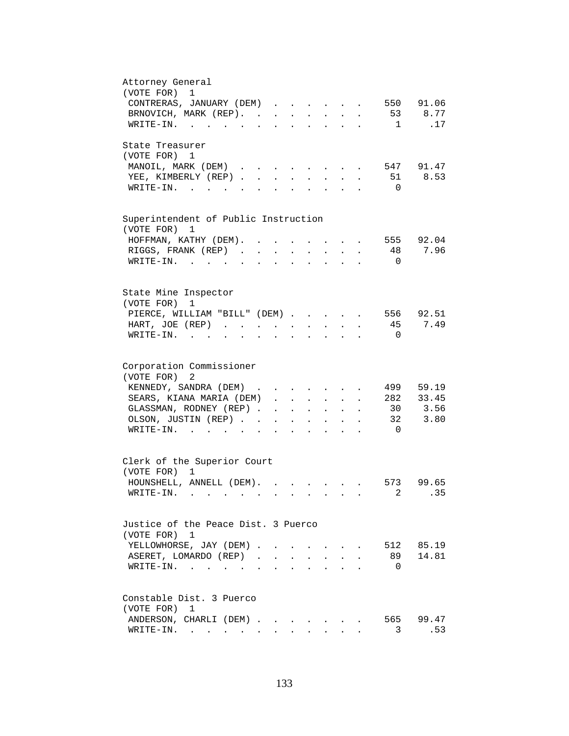## Attorney General

(VOTE FOR) 1

| Candidate | Votes | Percent |
|---|---|---|
| CONTRERAS, JANUARY (DEM) | 550 | 91.06 |
| BRNOVICH, MARK (REP) | 53 | 8.77 |
| WRITE-IN | 1 | .17 |

## State Treasurer

(VOTE FOR) 1

| Candidate | Votes | Percent |
|---|---|---|
| MANOIL, MARK (DEM) | 547 | 91.47 |
| YEE, KIMBERLY (REP) | 51 | 8.53 |
| WRITE-IN | 0 | |

## Superintendent of Public Instruction

(VOTE FOR) 1

| Candidate | Votes | Percent |
|---|---|---|
| HOFFMAN, KATHY (DEM) | 555 | 92.04 |
| RIGGS, FRANK (REP) | 48 | 7.96 |
| WRITE-IN | 0 | |

## State Mine Inspector

(VOTE FOR) 1

| Candidate | Votes | Percent |
|---|---|---|
| PIERCE, WILLIAM "BILL" (DEM) | 556 | 92.51 |
| HART, JOE (REP) | 45 | 7.49 |
| WRITE-IN | 0 | |

## Corporation Commissioner

(VOTE FOR) 2

| Candidate | Votes | Percent |
|---|---|---|
| KENNEDY, SANDRA (DEM) | 499 | 59.19 |
| SEARS, KIANA MARIA (DEM) | 282 | 33.45 |
| GLASSMAN, RODNEY (REP) | 30 | 3.56 |
| OLSON, JUSTIN (REP) | 32 | 3.80 |
| WRITE-IN | 0 | |

## Clerk of the Superior Court

(VOTE FOR) 1

| Candidate | Votes | Percent |
|---|---|---|
| HOUNSHELL, ANNELL (DEM) | 573 | 99.65 |
| WRITE-IN | 2 | .35 |

## Justice of the Peace Dist. 3 Puerco

(VOTE FOR) 1

| Candidate | Votes | Percent |
|---|---|---|
| YELLOWHORSE, JAY (DEM) | 512 | 85.19 |
| ASERET, LOMARDO (REP) | 89 | 14.81 |
| WRITE-IN | 0 | |

## Constable Dist. 3 Puerco

(VOTE FOR) 1

| Candidate | Votes | Percent |
|---|---|---|
| ANDERSON, CHARLI (DEM) | 565 | 99.47 |
| WRITE-IN | 3 | .53 |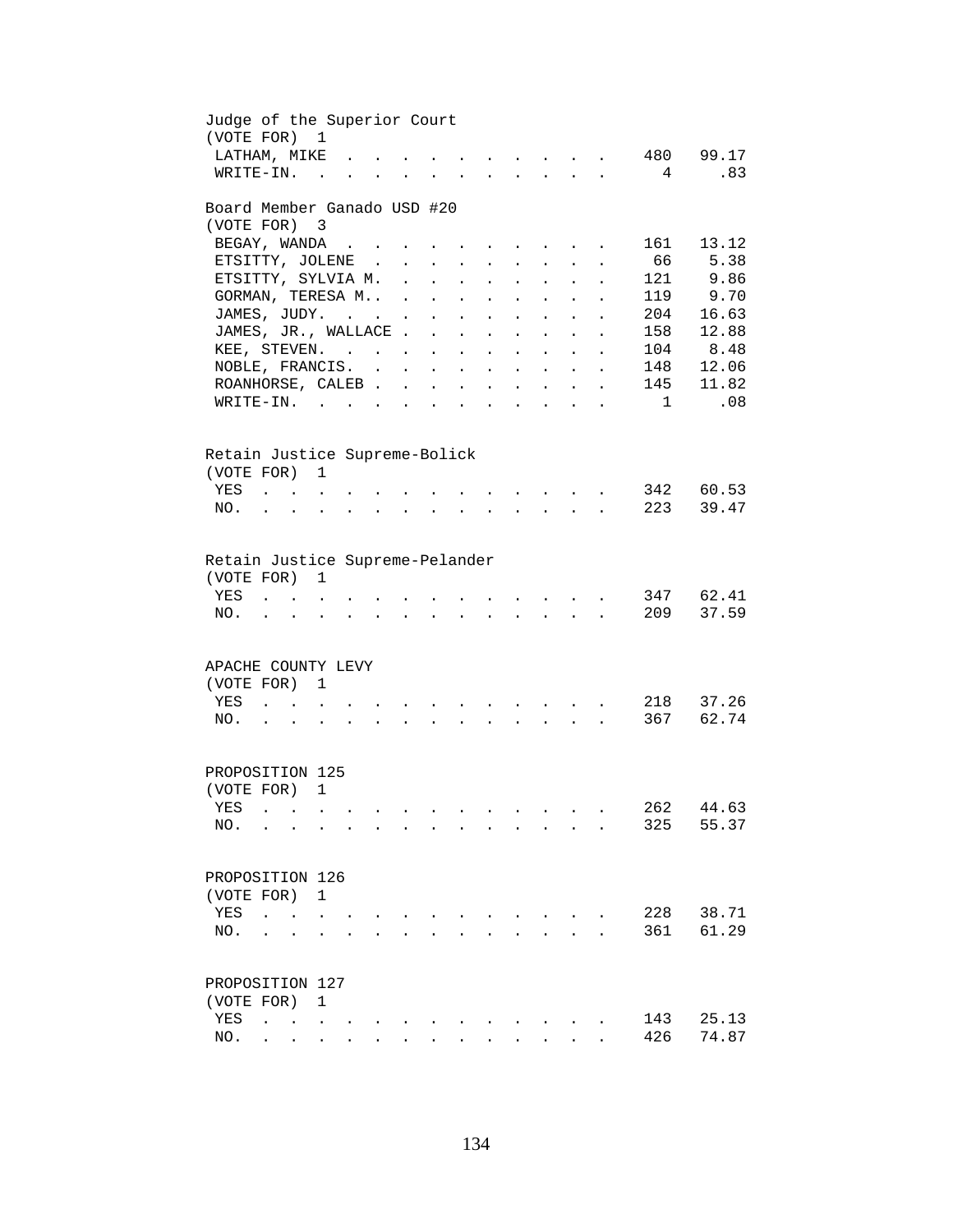Judge of the Superior Court
(VOTE FOR) 1

| | | |
|---|---|---|
| LATHAM, MIKE | 480 | 99.17 |
| WRITE-IN. | 4 | .83 |

Board Member Ganado USD #20
(VOTE FOR) 3

| | | |
|---|---|---|
| BEGAY, WANDA | 161 | 13.12 |
| ETSITTY, JOLENE | 66 | 5.38 |
| ETSITTY, SYLVIA M. | 121 | 9.86 |
| GORMAN, TERESA M.. | 119 | 9.70 |
| JAMES, JUDY. | 204 | 16.63 |
| JAMES, JR., WALLACE | 158 | 12.88 |
| KEE, STEVEN. | 104 | 8.48 |
| NOBLE, FRANCIS. | 148 | 12.06 |
| ROANHORSE, CALEB | 145 | 11.82 |
| WRITE-IN. | 1 | .08 |

Retain Justice Supreme-Bolick
(VOTE FOR) 1

| | | |
|---|---|---|
| YES | 342 | 60.53 |
| NO. | 223 | 39.47 |

Retain Justice Supreme-Pelander
(VOTE FOR) 1

| | | |
|---|---|---|
| YES | 347 | 62.41 |
| NO. | 209 | 37.59 |

APACHE COUNTY LEVY
(VOTE FOR) 1

| | | |
|---|---|---|
| YES | 218 | 37.26 |
| NO. | 367 | 62.74 |

PROPOSITION 125
(VOTE FOR) 1

| | | |
|---|---|---|
| YES | 262 | 44.63 |
| NO. | 325 | 55.37 |

PROPOSITION 126
(VOTE FOR) 1

| | | |
|---|---|---|
| YES | 228 | 38.71 |
| NO. | 361 | 61.29 |

PROPOSITION 127
(VOTE FOR) 1

| | | |
|---|---|---|
| YES | 143 | 25.13 |
| NO. | 426 | 74.87 |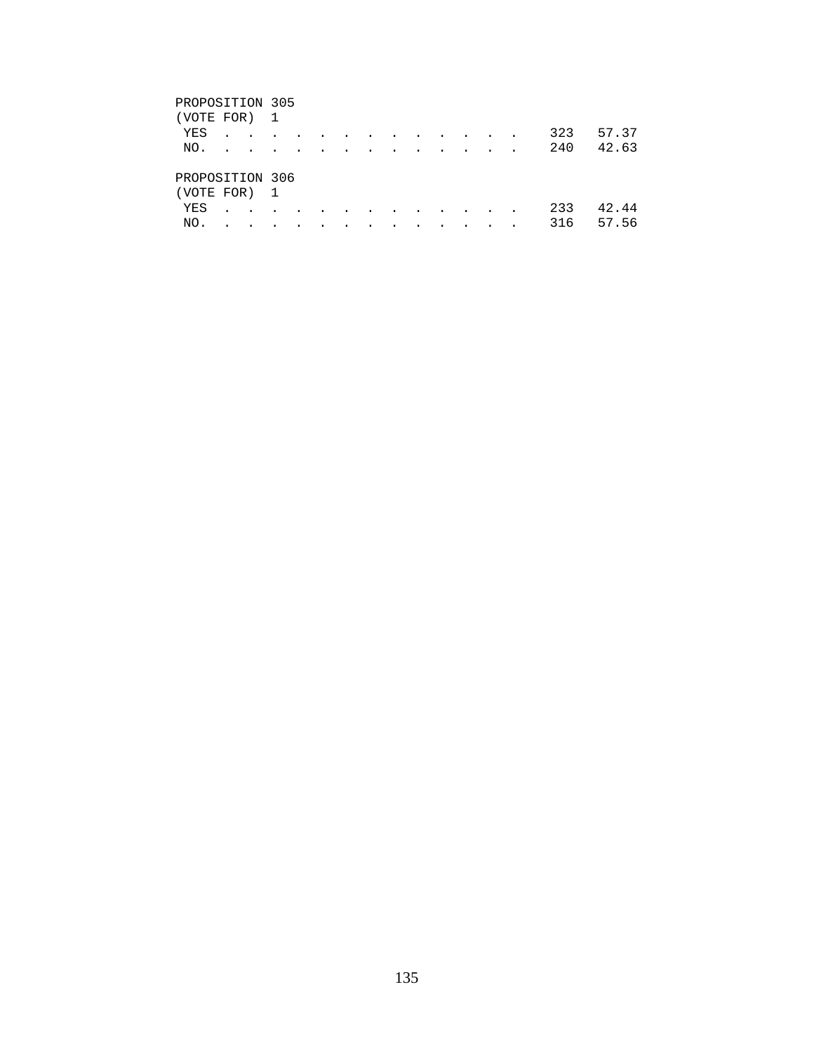PROPOSITION 305
(VOTE FOR) 1

| | | |
|---|---|---|
| YES | 323 | 57.37 |
| NO. | 240 | 42.63 |

PROPOSITION 306
(VOTE FOR) 1

| | | |
|---|---|---|
| YES | 233 | 42.44 |
| NO. | 316 | 57.56 |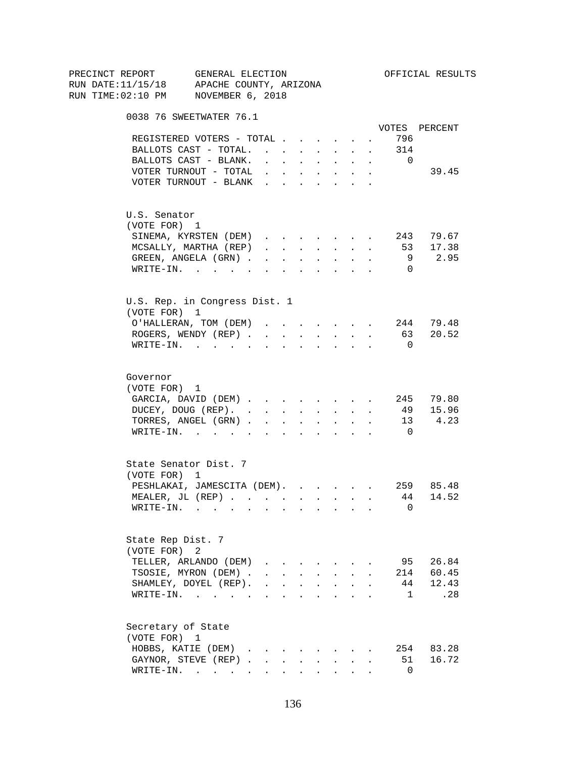PRECINCT REPORT GENERAL ELECTION OFFICIAL RESULTS
RUN DATE:11/15/18 APACHE COUNTY, ARIZONA
RUN TIME:02:10 PM NOVEMBER 6, 2018

## 0038 76 SWEETWATER 76.1

| | VOTES | PERCENT |
|---|---|---|
| REGISTERED VOTERS - TOTAL | 796 | |
| BALLOTS CAST - TOTAL. | 314 | |
| BALLOTS CAST - BLANK. | 0 | |
| VOTER TURNOUT - TOTAL | | 39.45 |
| VOTER TURNOUT - BLANK | | |

### U.S. Senator
(VOTE FOR) 1

| | VOTES | PERCENT |
|---|---|---|
| SINEMA, KYRSTEN (DEM) | 243 | 79.67 |
| MCSALLY, MARTHA (REP) | 53 | 17.38 |
| GREEN, ANGELA (GRN) | 9 | 2.95 |
| WRITE-IN. | 0 | |

### U.S. Rep. in Congress Dist. 1
(VOTE FOR) 1

| | VOTES | PERCENT |
|---|---|---|
| O'HALLERAN, TOM (DEM) | 244 | 79.48 |
| ROGERS, WENDY (REP) | 63 | 20.52 |
| WRITE-IN. | 0 | |

### Governor
(VOTE FOR) 1

| | VOTES | PERCENT |
|---|---|---|
| GARCIA, DAVID (DEM) | 245 | 79.80 |
| DUCEY, DOUG (REP). | 49 | 15.96 |
| TORRES, ANGEL (GRN) | 13 | 4.23 |
| WRITE-IN. | 0 | |

### State Senator Dist. 7
(VOTE FOR) 1

| | VOTES | PERCENT |
|---|---|---|
| PESHLAKAI, JAMESCITA (DEM). | 259 | 85.48 |
| MEALER, JL (REP) | 44 | 14.52 |
| WRITE-IN. | 0 | |

### State Rep Dist. 7
(VOTE FOR) 2

| | VOTES | PERCENT |
|---|---|---|
| TELLER, ARLANDO (DEM) | 95 | 26.84 |
| TSOSIE, MYRON (DEM) | 214 | 60.45 |
| SHAMLEY, DOYEL (REP). | 44 | 12.43 |
| WRITE-IN. | 1 | .28 |

### Secretary of State
(VOTE FOR) 1

| | VOTES | PERCENT |
|---|---|---|
| HOBBS, KATIE (DEM) | 254 | 83.28 |
| GAYNOR, STEVE (REP) | 51 | 16.72 |
| WRITE-IN. | 0 | |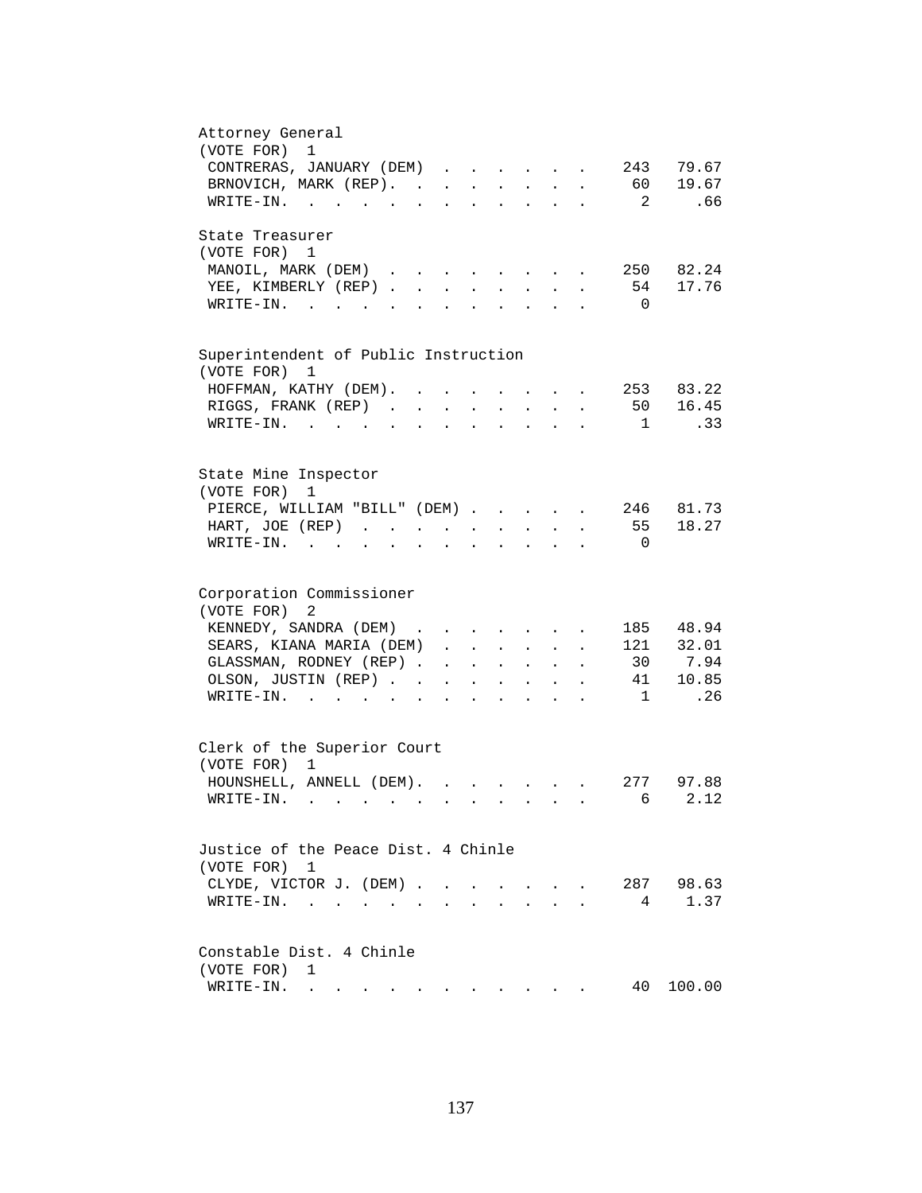Attorney General
(VOTE FOR) 1

| Candidate | Votes | Percent |
|---|---|---|
| CONTRERAS, JANUARY (DEM) | 243 | 79.67 |
| BRNOVICH, MARK (REP). | 60 | 19.67 |
| WRITE-IN. | 2 | .66 |

State Treasurer
(VOTE FOR) 1

| Candidate | Votes | Percent |
|---|---|---|
| MANOIL, MARK (DEM) | 250 | 82.24 |
| YEE, KIMBERLY (REP) | 54 | 17.76 |
| WRITE-IN. | 0 | |

Superintendent of Public Instruction
(VOTE FOR) 1

| Candidate | Votes | Percent |
|---|---|---|
| HOFFMAN, KATHY (DEM). | 253 | 83.22 |
| RIGGS, FRANK (REP) | 50 | 16.45 |
| WRITE-IN. | 1 | .33 |

State Mine Inspector
(VOTE FOR) 1

| Candidate | Votes | Percent |
|---|---|---|
| PIERCE, WILLIAM "BILL" (DEM) | 246 | 81.73 |
| HART, JOE (REP) | 55 | 18.27 |
| WRITE-IN. | 0 | |

Corporation Commissioner
(VOTE FOR) 2

| Candidate | Votes | Percent |
|---|---|---|
| KENNEDY, SANDRA (DEM) | 185 | 48.94 |
| SEARS, KIANA MARIA (DEM) | 121 | 32.01 |
| GLASSMAN, RODNEY (REP) | 30 | 7.94 |
| OLSON, JUSTIN (REP) | 41 | 10.85 |
| WRITE-IN. | 1 | .26 |

Clerk of the Superior Court
(VOTE FOR) 1

| Candidate | Votes | Percent |
|---|---|---|
| HOUNSHELL, ANNELL (DEM). | 277 | 97.88 |
| WRITE-IN. | 6 | 2.12 |

Justice of the Peace Dist. 4 Chinle
(VOTE FOR) 1

| Candidate | Votes | Percent |
|---|---|---|
| CLYDE, VICTOR J. (DEM) | 287 | 98.63 |
| WRITE-IN. | 4 | 1.37 |

Constable Dist. 4 Chinle
(VOTE FOR) 1

| Candidate | Votes | Percent |
|---|---|---|
| WRITE-IN. | 40 | 100.00 |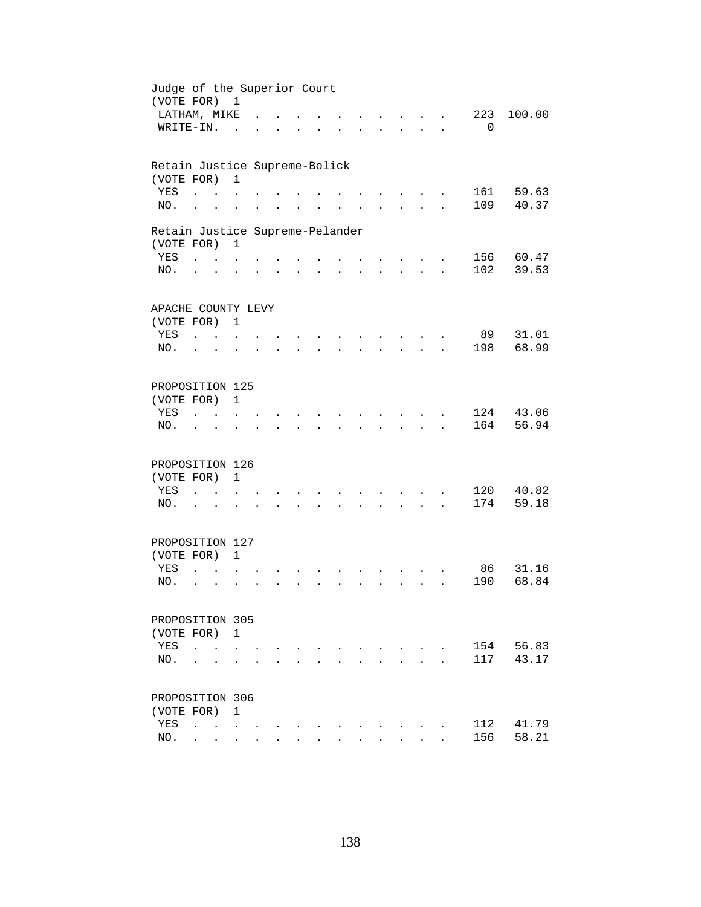Judge of the Superior Court
(VOTE FOR) 1

| | | |
|---|---|---|
| LATHAM, MIKE | 223 | 100.00 |
| WRITE-IN. | 0 | |

Retain Justice Supreme-Bolick
(VOTE FOR) 1

| | | |
|---|---|---|
| YES | 161 | 59.63 |
| NO. | 109 | 40.37 |

Retain Justice Supreme-Pelander
(VOTE FOR) 1

| | | |
|---|---|---|
| YES | 156 | 60.47 |
| NO. | 102 | 39.53 |

APACHE COUNTY LEVY
(VOTE FOR) 1

| | | |
|---|---|---|
| YES | 89 | 31.01 |
| NO. | 198 | 68.99 |

PROPOSITION 125
(VOTE FOR) 1

| | | |
|---|---|---|
| YES | 124 | 43.06 |
| NO. | 164 | 56.94 |

PROPOSITION 126
(VOTE FOR) 1

| | | |
|---|---|---|
| YES | 120 | 40.82 |
| NO. | 174 | 59.18 |

PROPOSITION 127
(VOTE FOR) 1

| | | |
|---|---|---|
| YES | 86 | 31.16 |
| NO. | 190 | 68.84 |

PROPOSITION 305
(VOTE FOR) 1

| | | |
|---|---|---|
| YES | 154 | 56.83 |
| NO. | 117 | 43.17 |

PROPOSITION 306
(VOTE FOR) 1

| | | |
|---|---|---|
| YES | 112 | 41.79 |
| NO. | 156 | 58.21 |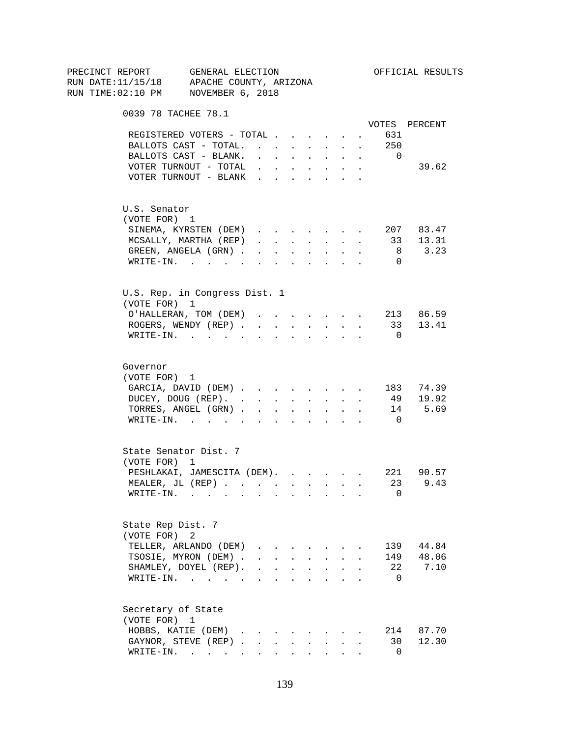PRECINCT REPORT GENERAL ELECTION OFFICIAL RESULTS
RUN DATE:11/15/18 APACHE COUNTY, ARIZONA
RUN TIME:02:10 PM NOVEMBER 6, 2018

## 0039 78 TACHEE 78.1

| | VOTES | PERCENT |
|---|---|---|
| REGISTERED VOTERS - TOTAL | 631 | |
| BALLOTS CAST - TOTAL. | 250 | |
| BALLOTS CAST - BLANK. | 0 | |
| VOTER TURNOUT - TOTAL | | 39.62 |
| VOTER TURNOUT - BLANK | | |

### U.S. Senator
(VOTE FOR) 1

| | VOTES | PERCENT |
|---|---|---|
| SINEMA, KYRSTEN (DEM) | 207 | 83.47 |
| MCSALLY, MARTHA (REP) | 33 | 13.31 |
| GREEN, ANGELA (GRN) | 8 | 3.23 |
| WRITE-IN. | 0 | |

### U.S. Rep. in Congress Dist. 1
(VOTE FOR) 1

| | VOTES | PERCENT |
|---|---|---|
| O'HALLERAN, TOM (DEM) | 213 | 86.59 |
| ROGERS, WENDY (REP) | 33 | 13.41 |
| WRITE-IN. | 0 | |

### Governor
(VOTE FOR) 1

| | VOTES | PERCENT |
|---|---|---|
| GARCIA, DAVID (DEM) | 183 | 74.39 |
| DUCEY, DOUG (REP). | 49 | 19.92 |
| TORRES, ANGEL (GRN) | 14 | 5.69 |
| WRITE-IN. | 0 | |

### State Senator Dist. 7
(VOTE FOR) 1

| | VOTES | PERCENT |
|---|---|---|
| PESHLAKAI, JAMESCITA (DEM). | 221 | 90.57 |
| MEALER, JL (REP) | 23 | 9.43 |
| WRITE-IN. | 0 | |

### State Rep Dist. 7
(VOTE FOR) 2

| | VOTES | PERCENT |
|---|---|---|
| TELLER, ARLANDO (DEM) | 139 | 44.84 |
| TSOSIE, MYRON (DEM) | 149 | 48.06 |
| SHAMLEY, DOYEL (REP). | 22 | 7.10 |
| WRITE-IN. | 0 | |

### Secretary of State
(VOTE FOR) 1

| | VOTES | PERCENT |
|---|---|---|
| HOBBS, KATIE (DEM) | 214 | 87.70 |
| GAYNOR, STEVE (REP) | 30 | 12.30 |
| WRITE-IN. | 0 | |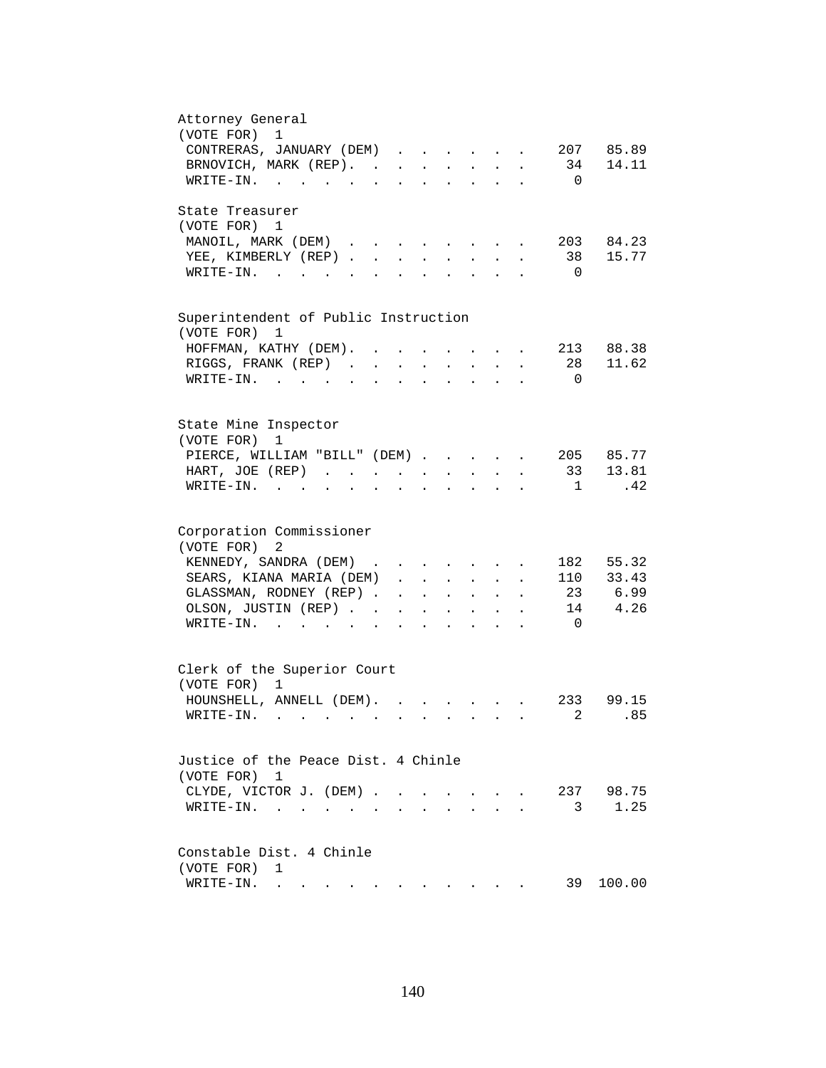Attorney General
(VOTE FOR) 1

| Candidate | Votes | Percent |
|---|---|---|
| CONTRERAS, JANUARY (DEM) | 207 | 85.89 |
| BRNOVICH, MARK (REP). | 34 | 14.11 |
| WRITE-IN. | 0 | |

State Treasurer
(VOTE FOR) 1

| Candidate | Votes | Percent |
|---|---|---|
| MANOIL, MARK (DEM) | 203 | 84.23 |
| YEE, KIMBERLY (REP) | 38 | 15.77 |
| WRITE-IN. | 0 | |

Superintendent of Public Instruction
(VOTE FOR) 1

| Candidate | Votes | Percent |
|---|---|---|
| HOFFMAN, KATHY (DEM). | 213 | 88.38 |
| RIGGS, FRANK (REP) | 28 | 11.62 |
| WRITE-IN. | 0 | |

State Mine Inspector
(VOTE FOR) 1

| Candidate | Votes | Percent |
|---|---|---|
| PIERCE, WILLIAM "BILL" (DEM) | 205 | 85.77 |
| HART, JOE (REP) | 33 | 13.81 |
| WRITE-IN. | 1 | .42 |

Corporation Commissioner
(VOTE FOR) 2

| Candidate | Votes | Percent |
|---|---|---|
| KENNEDY, SANDRA (DEM) | 182 | 55.32 |
| SEARS, KIANA MARIA (DEM) | 110 | 33.43 |
| GLASSMAN, RODNEY (REP) | 23 | 6.99 |
| OLSON, JUSTIN (REP) | 14 | 4.26 |
| WRITE-IN. | 0 | |

Clerk of the Superior Court
(VOTE FOR) 1

| Candidate | Votes | Percent |
|---|---|---|
| HOUNSHELL, ANNELL (DEM). | 233 | 99.15 |
| WRITE-IN. | 2 | .85 |

Justice of the Peace Dist. 4 Chinle
(VOTE FOR) 1

| Candidate | Votes | Percent |
|---|---|---|
| CLYDE, VICTOR J. (DEM) | 237 | 98.75 |
| WRITE-IN. | 3 | 1.25 |

Constable Dist. 4 Chinle
(VOTE FOR) 1

| Candidate | Votes | Percent |
|---|---|---|
| WRITE-IN. | 39 | 100.00 |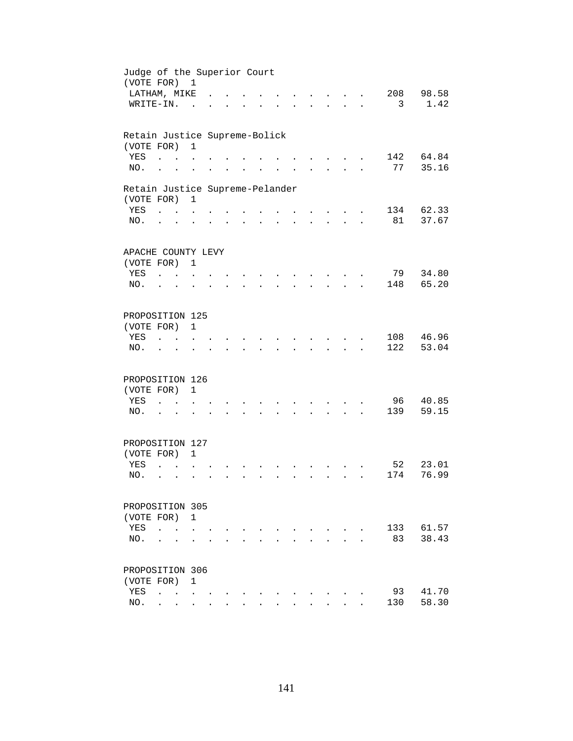Judge of the Superior Court
(VOTE FOR) 1

| | | |
|---|---|---|
| LATHAM, MIKE | 208 | 98.58 |
| WRITE-IN. | 3 | 1.42 |

Retain Justice Supreme-Bolick
(VOTE FOR) 1

| | | |
|---|---|---|
| YES | 142 | 64.84 |
| NO. | 77 | 35.16 |

Retain Justice Supreme-Pelander
(VOTE FOR) 1

| | | |
|---|---|---|
| YES | 134 | 62.33 |
| NO. | 81 | 37.67 |

APACHE COUNTY LEVY
(VOTE FOR) 1

| | | |
|---|---|---|
| YES | 79 | 34.80 |
| NO. | 148 | 65.20 |

PROPOSITION 125
(VOTE FOR) 1

| | | |
|---|---|---|
| YES | 108 | 46.96 |
| NO. | 122 | 53.04 |

PROPOSITION 126
(VOTE FOR) 1

| | | |
|---|---|---|
| YES | 96 | 40.85 |
| NO. | 139 | 59.15 |

PROPOSITION 127
(VOTE FOR) 1

| | | |
|---|---|---|
| YES | 52 | 23.01 |
| NO. | 174 | 76.99 |

PROPOSITION 305
(VOTE FOR) 1

| | | |
|---|---|---|
| YES | 133 | 61.57 |
| NO. | 83 | 38.43 |

PROPOSITION 306
(VOTE FOR) 1

| | | |
|---|---|---|
| YES | 93 | 41.70 |
| NO. | 130 | 58.30 |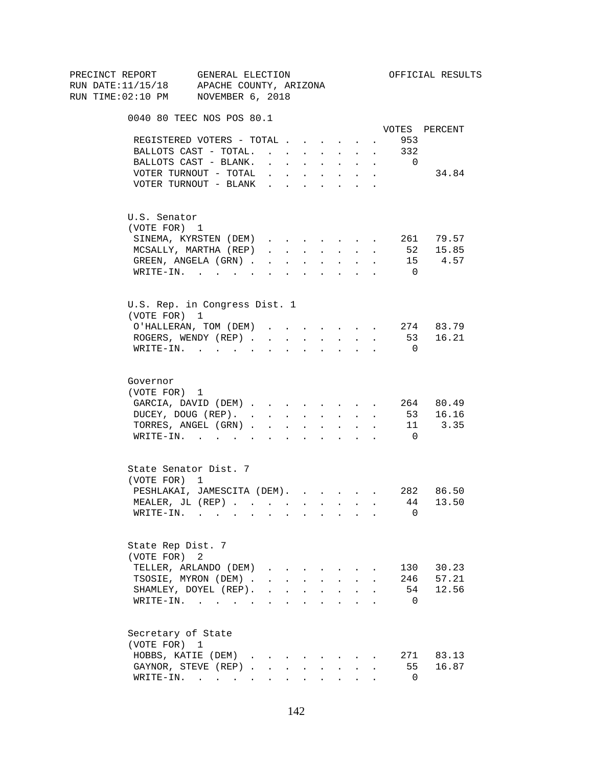PRECINCT REPORT GENERAL ELECTION OFFICIAL RESULTS
RUN DATE:11/15/18 APACHE COUNTY, ARIZONA
RUN TIME:02:10 PM NOVEMBER 6, 2018

## 0040 80 TEEC NOS POS 80.1

| | VOTES | PERCENT |
|---|---|---|
| REGISTERED VOTERS - TOTAL | 953 | |
| BALLOTS CAST - TOTAL. | 332 | |
| BALLOTS CAST - BLANK. | 0 | |
| VOTER TURNOUT - TOTAL | | 34.84 |
| VOTER TURNOUT - BLANK | | |

### U.S. Senator
(VOTE FOR) 1

| | VOTES | PERCENT |
|---|---|---|
| SINEMA, KYRSTEN (DEM) | 261 | 79.57 |
| MCSALLY, MARTHA (REP) | 52 | 15.85 |
| GREEN, ANGELA (GRN) | 15 | 4.57 |
| WRITE-IN. | 0 | |

### U.S. Rep. in Congress Dist. 1
(VOTE FOR) 1

| | VOTES | PERCENT |
|---|---|---|
| O'HALLERAN, TOM (DEM) | 274 | 83.79 |
| ROGERS, WENDY (REP) | 53 | 16.21 |
| WRITE-IN. | 0 | |

### Governor
(VOTE FOR) 1

| | VOTES | PERCENT |
|---|---|---|
| GARCIA, DAVID (DEM) | 264 | 80.49 |
| DUCEY, DOUG (REP). | 53 | 16.16 |
| TORRES, ANGEL (GRN) | 11 | 3.35 |
| WRITE-IN. | 0 | |

### State Senator Dist. 7
(VOTE FOR) 1

| | VOTES | PERCENT |
|---|---|---|
| PESHLAKAI, JAMESCITA (DEM). | 282 | 86.50 |
| MEALER, JL (REP) | 44 | 13.50 |
| WRITE-IN. | 0 | |

### State Rep Dist. 7
(VOTE FOR) 2

| | VOTES | PERCENT |
|---|---|---|
| TELLER, ARLANDO (DEM) | 130 | 30.23 |
| TSOSIE, MYRON (DEM) | 246 | 57.21 |
| SHAMLEY, DOYEL (REP). | 54 | 12.56 |
| WRITE-IN. | 0 | |

### Secretary of State
(VOTE FOR) 1

| | VOTES | PERCENT |
|---|---|---|
| HOBBS, KATIE (DEM) | 271 | 83.13 |
| GAYNOR, STEVE (REP) | 55 | 16.87 |
| WRITE-IN. | 0 | |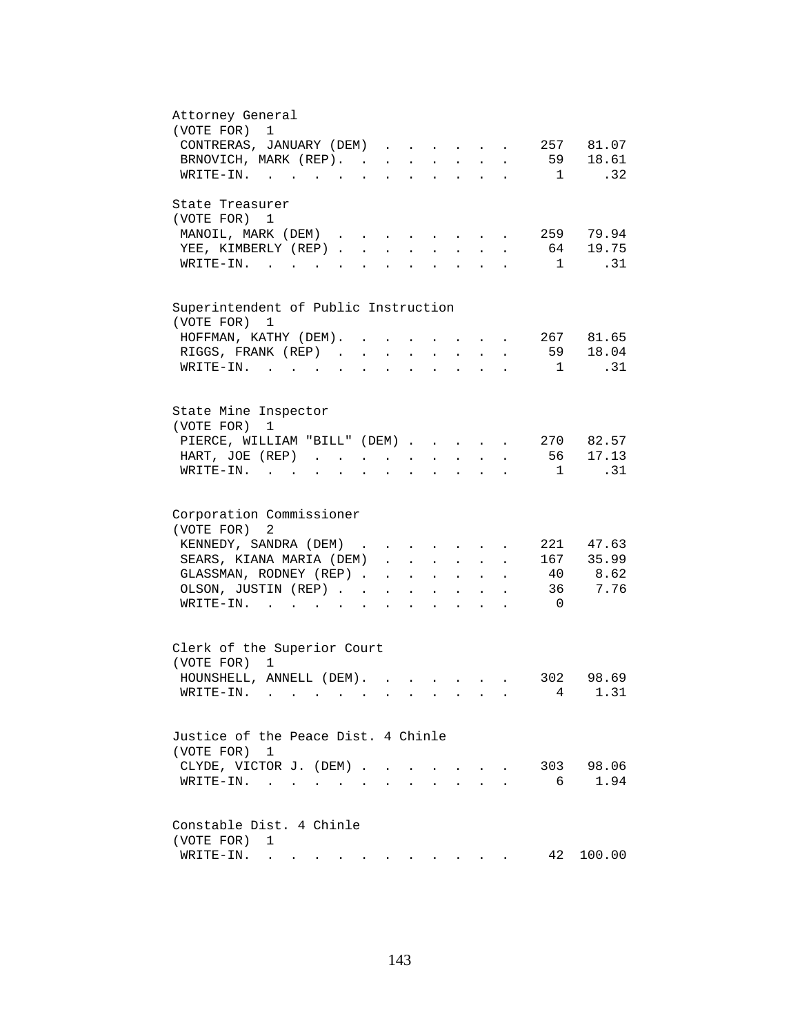Attorney General
(VOTE FOR) 1

| Candidate | Votes | Percent |
|---|---|---|
| CONTRERAS, JANUARY (DEM) | 257 | 81.07 |
| BRNOVICH, MARK (REP) | 59 | 18.61 |
| WRITE-IN | 1 | .32 |

State Treasurer
(VOTE FOR) 1

| Candidate | Votes | Percent |
|---|---|---|
| MANOIL, MARK (DEM) | 259 | 79.94 |
| YEE, KIMBERLY (REP) | 64 | 19.75 |
| WRITE-IN | 1 | .31 |

Superintendent of Public Instruction
(VOTE FOR) 1

| Candidate | Votes | Percent |
|---|---|---|
| HOFFMAN, KATHY (DEM) | 267 | 81.65 |
| RIGGS, FRANK (REP) | 59 | 18.04 |
| WRITE-IN | 1 | .31 |

State Mine Inspector
(VOTE FOR) 1

| Candidate | Votes | Percent |
|---|---|---|
| PIERCE, WILLIAM "BILL" (DEM) | 270 | 82.57 |
| HART, JOE (REP) | 56 | 17.13 |
| WRITE-IN | 1 | .31 |

Corporation Commissioner
(VOTE FOR) 2

| Candidate | Votes | Percent |
|---|---|---|
| KENNEDY, SANDRA (DEM) | 221 | 47.63 |
| SEARS, KIANA MARIA (DEM) | 167 | 35.99 |
| GLASSMAN, RODNEY (REP) | 40 | 8.62 |
| OLSON, JUSTIN (REP) | 36 | 7.76 |
| WRITE-IN | 0 | |

Clerk of the Superior Court
(VOTE FOR) 1

| Candidate | Votes | Percent |
|---|---|---|
| HOUNSHELL, ANNELL (DEM) | 302 | 98.69 |
| WRITE-IN | 4 | 1.31 |

Justice of the Peace Dist. 4 Chinle
(VOTE FOR) 1

| Candidate | Votes | Percent |
|---|---|---|
| CLYDE, VICTOR J. (DEM) | 303 | 98.06 |
| WRITE-IN | 6 | 1.94 |

Constable Dist. 4 Chinle
(VOTE FOR) 1

| Candidate | Votes | Percent |
|---|---|---|
| WRITE-IN | 42 | 100.00 |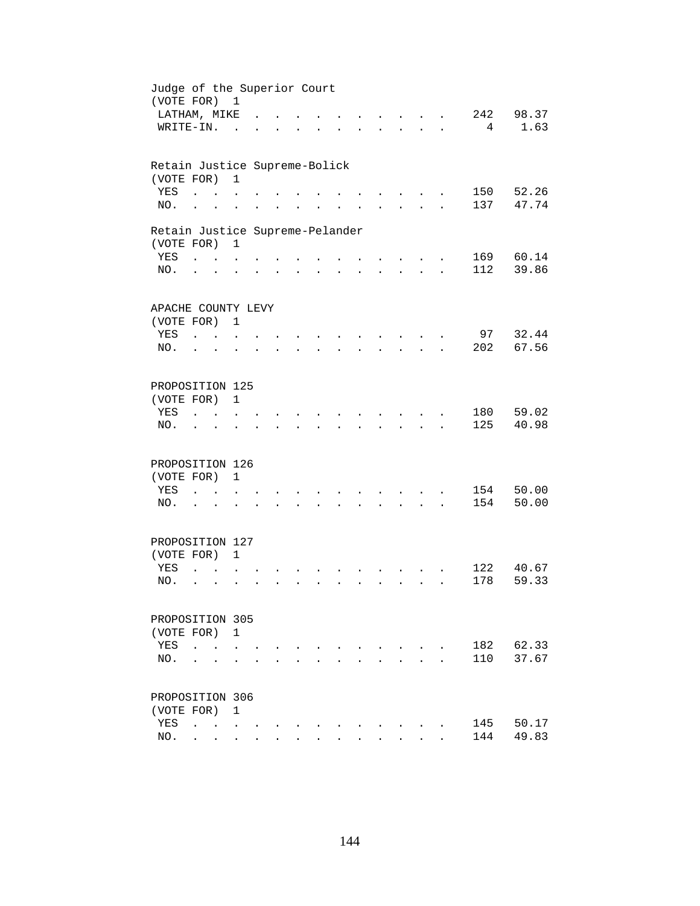Judge of the Superior Court
(VOTE FOR) 1

| | | |
|---|---|---|
| LATHAM, MIKE | 242 | 98.37 |
| WRITE-IN. | 4 | 1.63 |

Retain Justice Supreme-Bolick
(VOTE FOR) 1

| | | |
|---|---|---|
| YES | 150 | 52.26 |
| NO. | 137 | 47.74 |

Retain Justice Supreme-Pelander
(VOTE FOR) 1

| | | |
|---|---|---|
| YES | 169 | 60.14 |
| NO. | 112 | 39.86 |

APACHE COUNTY LEVY
(VOTE FOR) 1

| | | |
|---|---|---|
| YES | 97 | 32.44 |
| NO. | 202 | 67.56 |

PROPOSITION 125
(VOTE FOR) 1

| | | |
|---|---|---|
| YES | 180 | 59.02 |
| NO. | 125 | 40.98 |

PROPOSITION 126
(VOTE FOR) 1

| | | |
|---|---|---|
| YES | 154 | 50.00 |
| NO. | 154 | 50.00 |

PROPOSITION 127
(VOTE FOR) 1

| | | |
|---|---|---|
| YES | 122 | 40.67 |
| NO. | 178 | 59.33 |

PROPOSITION 305
(VOTE FOR) 1

| | | |
|---|---|---|
| YES | 182 | 62.33 |
| NO. | 110 | 37.67 |

PROPOSITION 306
(VOTE FOR) 1

| | | |
|---|---|---|
| YES | 145 | 50.17 |
| NO. | 144 | 49.83 |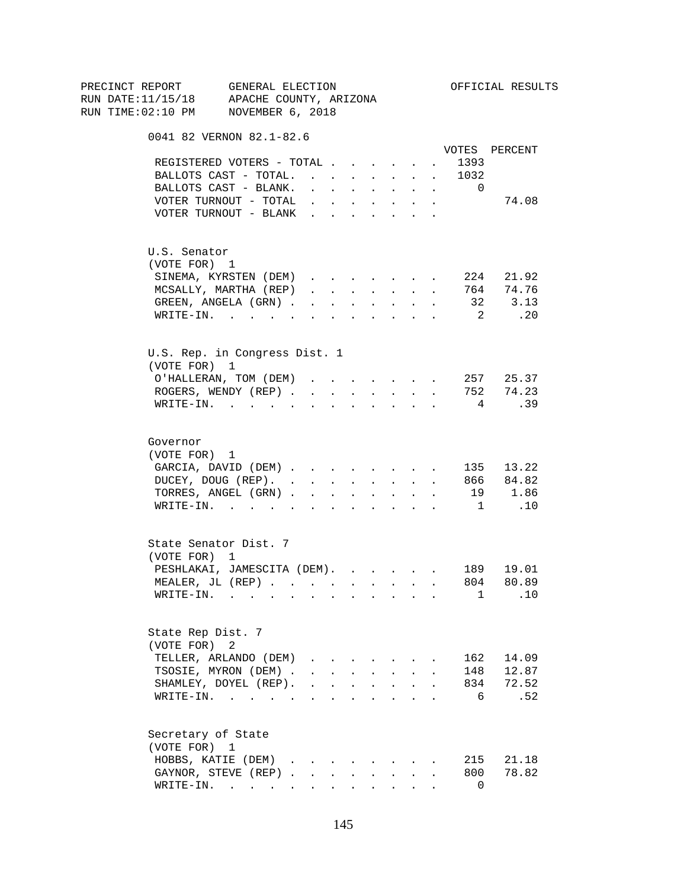PRECINCT REPORT GENERAL ELECTION OFFICIAL RESULTS
RUN DATE:11/15/18 APACHE COUNTY, ARIZONA
RUN TIME:02:10 PM NOVEMBER 6, 2018

0041 82 VERNON 82.1-82.6

| | VOTES | PERCENT |
|---|---|---|
| REGISTERED VOTERS - TOTAL | 1393 | |
| BALLOTS CAST - TOTAL. | 1032 | |
| BALLOTS CAST - BLANK. | 0 | |
| VOTER TURNOUT - TOTAL | | 74.08 |
| VOTER TURNOUT - BLANK | | |

U.S. Senator
(VOTE FOR) 1

| | VOTES | PERCENT |
|---|---|---|
| SINEMA, KYRSTEN (DEM) | 224 | 21.92 |
| MCSALLY, MARTHA (REP) | 764 | 74.76 |
| GREEN, ANGELA (GRN) | 32 | 3.13 |
| WRITE-IN. | 2 | .20 |

U.S. Rep. in Congress Dist. 1
(VOTE FOR) 1

| | VOTES | PERCENT |
|---|---|---|
| O'HALLERAN, TOM (DEM) | 257 | 25.37 |
| ROGERS, WENDY (REP) | 752 | 74.23 |
| WRITE-IN. | 4 | .39 |

Governor
(VOTE FOR) 1

| | VOTES | PERCENT |
|---|---|---|
| GARCIA, DAVID (DEM) | 135 | 13.22 |
| DUCEY, DOUG (REP). | 866 | 84.82 |
| TORRES, ANGEL (GRN) | 19 | 1.86 |
| WRITE-IN. | 1 | .10 |

State Senator Dist. 7
(VOTE FOR) 1

| | VOTES | PERCENT |
|---|---|---|
| PESHLAKAI, JAMESCITA (DEM). | 189 | 19.01 |
| MEALER, JL (REP) | 804 | 80.89 |
| WRITE-IN. | 1 | .10 |

State Rep Dist. 7
(VOTE FOR) 2

| | VOTES | PERCENT |
|---|---|---|
| TELLER, ARLANDO (DEM) | 162 | 14.09 |
| TSOSIE, MYRON (DEM) | 148 | 12.87 |
| SHAMLEY, DOYEL (REP). | 834 | 72.52 |
| WRITE-IN. | 6 | .52 |

Secretary of State
(VOTE FOR) 1

| | VOTES | PERCENT |
|---|---|---|
| HOBBS, KATIE (DEM) | 215 | 21.18 |
| GAYNOR, STEVE (REP) | 800 | 78.82 |
| WRITE-IN. | 0 | |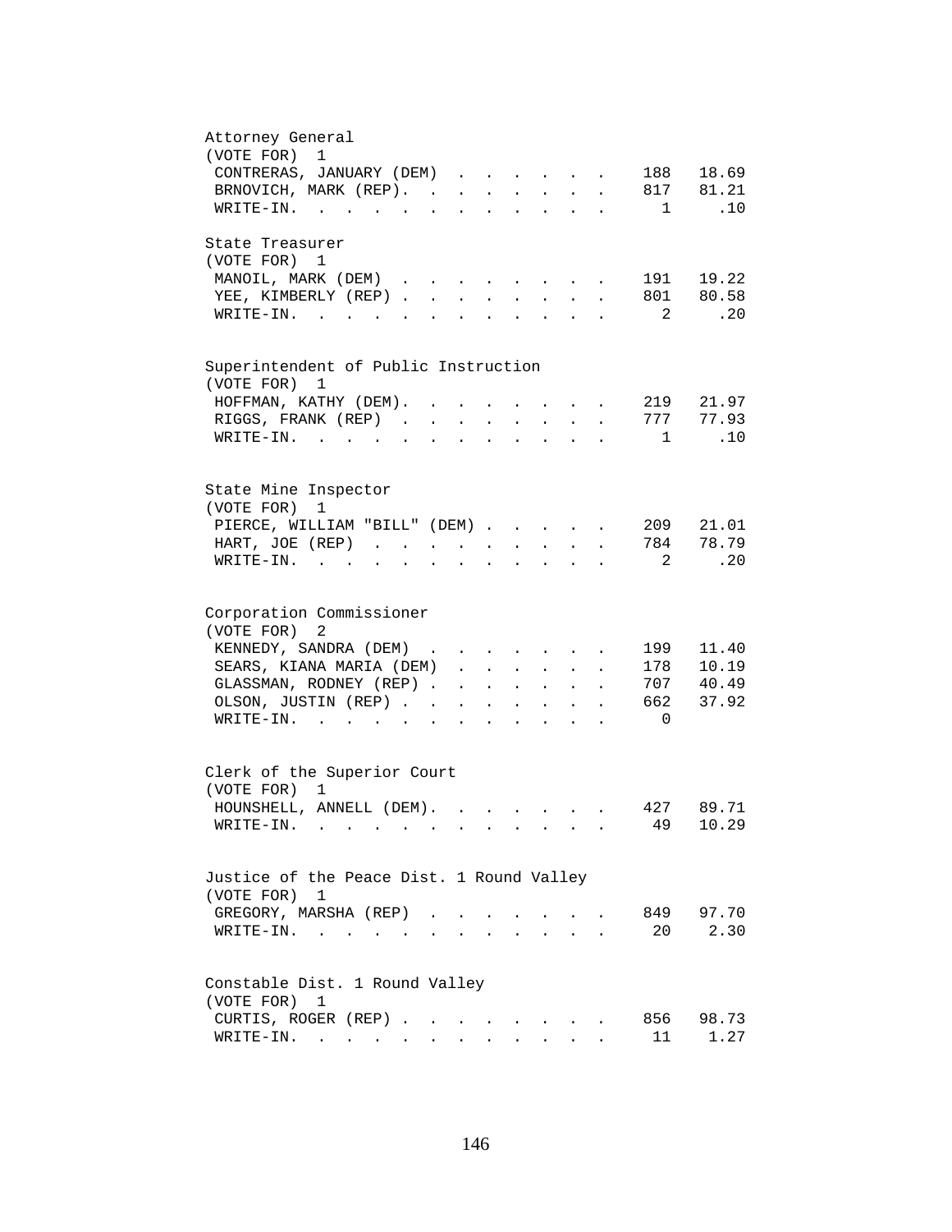## Attorney General

(VOTE FOR) 1

| Candidate | Votes | Percent |
|---|---|---|
| CONTRERAS, JANUARY (DEM) | 188 | 18.69 |
| BRNOVICH, MARK (REP) | 817 | 81.21 |
| WRITE-IN | 1 | .10 |

## State Treasurer

(VOTE FOR) 1

| Candidate | Votes | Percent |
|---|---|---|
| MANOIL, MARK (DEM) | 191 | 19.22 |
| YEE, KIMBERLY (REP) | 801 | 80.58 |
| WRITE-IN | 2 | .20 |

## Superintendent of Public Instruction

(VOTE FOR) 1

| Candidate | Votes | Percent |
|---|---|---|
| HOFFMAN, KATHY (DEM) | 219 | 21.97 |
| RIGGS, FRANK (REP) | 777 | 77.93 |
| WRITE-IN | 1 | .10 |

## State Mine Inspector

(VOTE FOR) 1

| Candidate | Votes | Percent |
|---|---|---|
| PIERCE, WILLIAM "BILL" (DEM) | 209 | 21.01 |
| HART, JOE (REP) | 784 | 78.79 |
| WRITE-IN | 2 | .20 |

## Corporation Commissioner

(VOTE FOR) 2

| Candidate | Votes | Percent |
|---|---|---|
| KENNEDY, SANDRA (DEM) | 199 | 11.40 |
| SEARS, KIANA MARIA (DEM) | 178 | 10.19 |
| GLASSMAN, RODNEY (REP) | 707 | 40.49 |
| OLSON, JUSTIN (REP) | 662 | 37.92 |
| WRITE-IN | 0 | |

## Clerk of the Superior Court

(VOTE FOR) 1

| Candidate | Votes | Percent |
|---|---|---|
| HOUNSHELL, ANNELL (DEM) | 427 | 89.71 |
| WRITE-IN | 49 | 10.29 |

## Justice of the Peace Dist. 1 Round Valley

(VOTE FOR) 1

| Candidate | Votes | Percent |
|---|---|---|
| GREGORY, MARSHA (REP) | 849 | 97.70 |
| WRITE-IN | 20 | 2.30 |

## Constable Dist. 1 Round Valley

(VOTE FOR) 1

| Candidate | Votes | Percent |
|---|---|---|
| CURTIS, ROGER (REP) | 856 | 98.73 |
| WRITE-IN | 11 | 1.27 |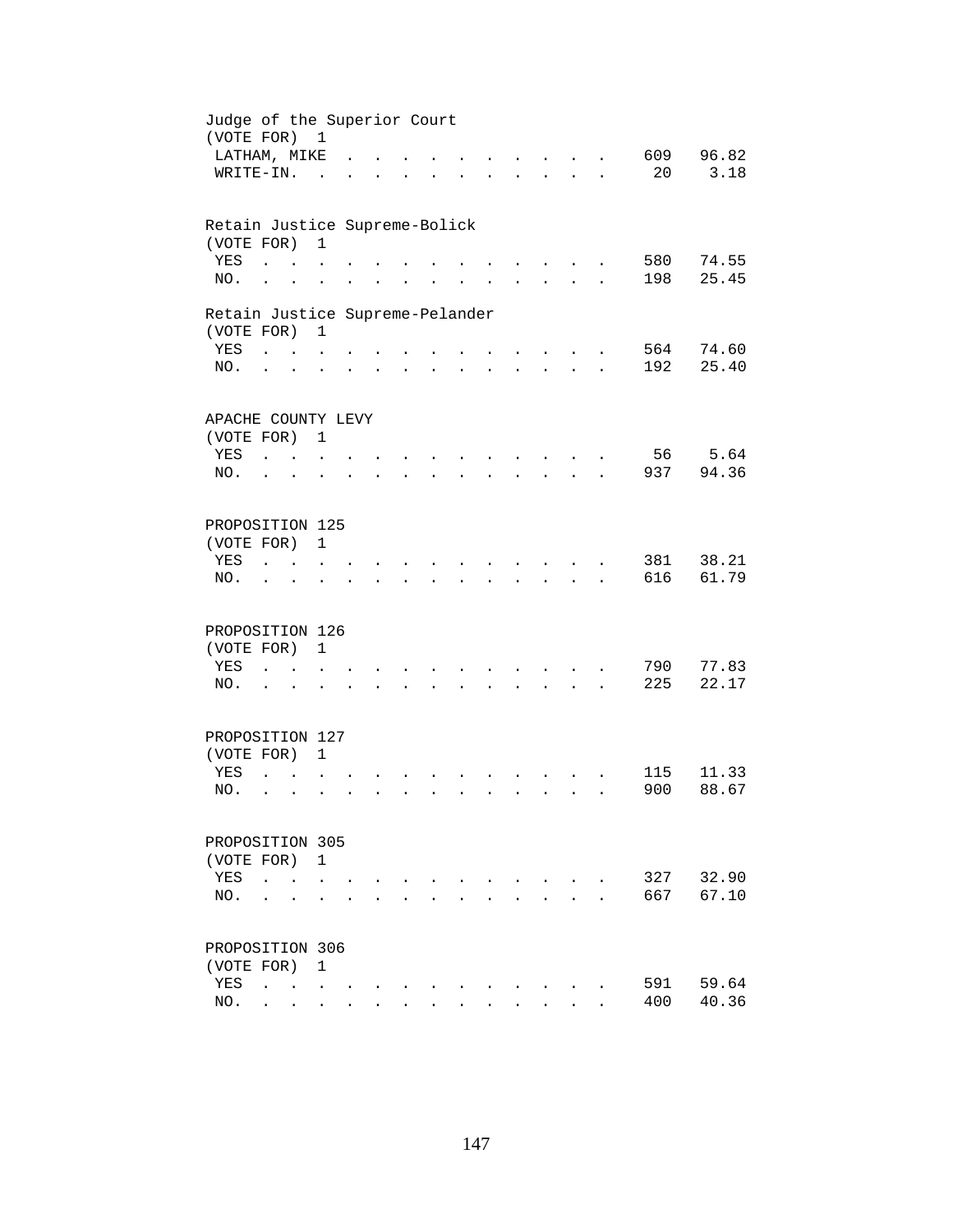Judge of the Superior Court
(VOTE FOR) 1

| | | |
|---|---|---|
| LATHAM, MIKE | 609 | 96.82 |
| WRITE-IN. | 20 | 3.18 |

Retain Justice Supreme-Bolick
(VOTE FOR) 1

| | | |
|---|---|---|
| YES | 580 | 74.55 |
| NO. | 198 | 25.45 |

Retain Justice Supreme-Pelander
(VOTE FOR) 1

| | | |
|---|---|---|
| YES | 564 | 74.60 |
| NO. | 192 | 25.40 |

APACHE COUNTY LEVY
(VOTE FOR) 1

| | | |
|---|---|---|
| YES | 56 | 5.64 |
| NO. | 937 | 94.36 |

PROPOSITION 125
(VOTE FOR) 1

| | | |
|---|---|---|
| YES | 381 | 38.21 |
| NO. | 616 | 61.79 |

PROPOSITION 126
(VOTE FOR) 1

| | | |
|---|---|---|
| YES | 790 | 77.83 |
| NO. | 225 | 22.17 |

PROPOSITION 127
(VOTE FOR) 1

| | | |
|---|---|---|
| YES | 115 | 11.33 |
| NO. | 900 | 88.67 |

PROPOSITION 305
(VOTE FOR) 1

| | | |
|---|---|---|
| YES | 327 | 32.90 |
| NO. | 667 | 67.10 |

PROPOSITION 306
(VOTE FOR) 1

| | | |
|---|---|---|
| YES | 591 | 59.64 |
| NO. | 400 | 40.36 |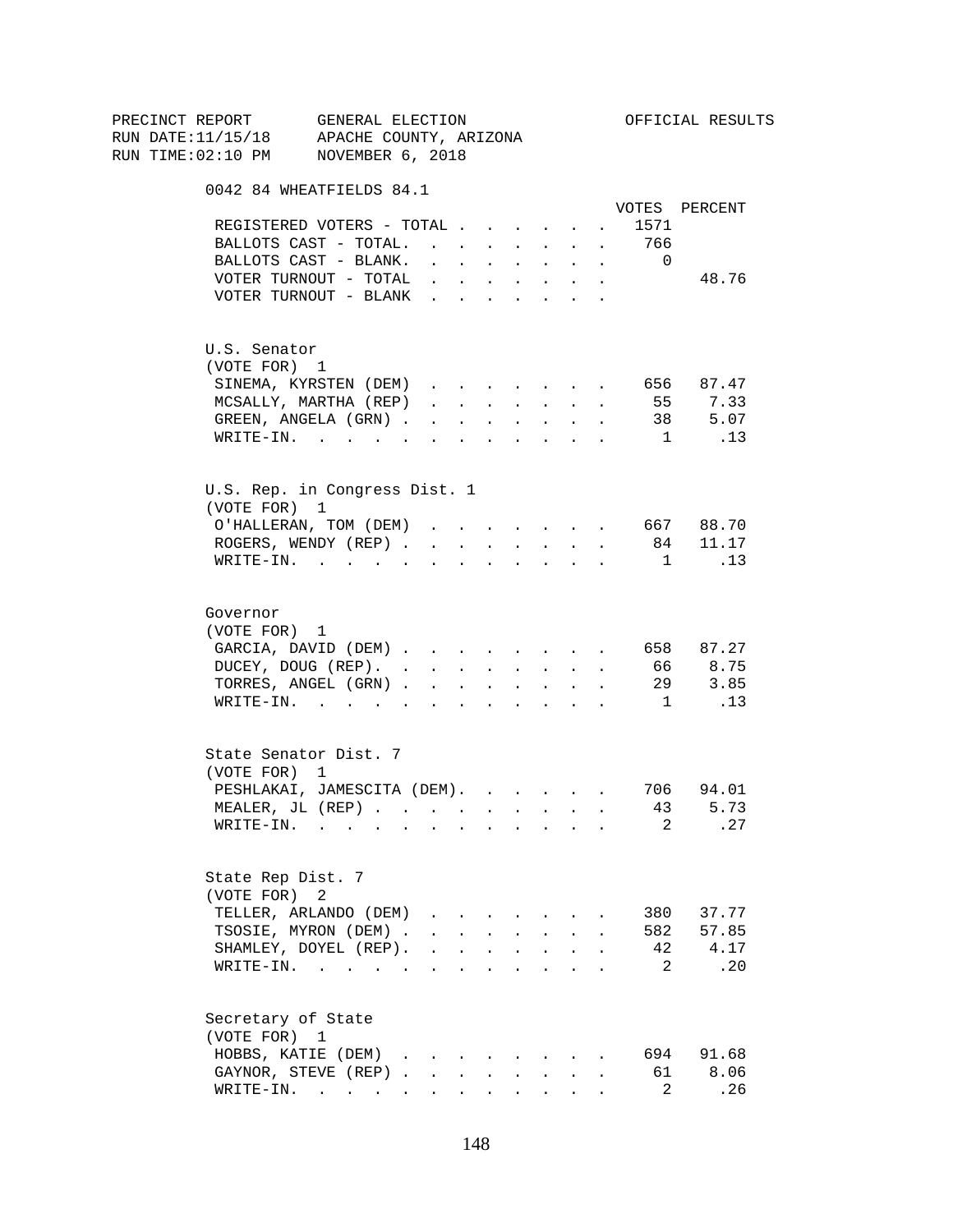PRECINCT REPORT GENERAL ELECTION OFFICIAL RESULTS
RUN DATE:11/15/18 APACHE COUNTY, ARIZONA
RUN TIME:02:10 PM NOVEMBER 6, 2018

## 0042 84 WHEATFIELDS 84.1

| | VOTES | PERCENT |
|---|---|---|
| REGISTERED VOTERS - TOTAL | 1571 | |
| BALLOTS CAST - TOTAL. | 766 | |
| BALLOTS CAST - BLANK. | 0 | |
| VOTER TURNOUT - TOTAL | | 48.76 |
| VOTER TURNOUT - BLANK | | |

### U.S. Senator
(VOTE FOR) 1

| | VOTES | PERCENT |
|---|---|---|
| SINEMA, KYRSTEN (DEM) | 656 | 87.47 |
| MCSALLY, MARTHA (REP) | 55 | 7.33 |
| GREEN, ANGELA (GRN) | 38 | 5.07 |
| WRITE-IN. | 1 | .13 |

### U.S. Rep. in Congress Dist. 1
(VOTE FOR) 1

| | VOTES | PERCENT |
|---|---|---|
| O'HALLERAN, TOM (DEM) | 667 | 88.70 |
| ROGERS, WENDY (REP) | 84 | 11.17 |
| WRITE-IN. | 1 | .13 |

### Governor
(VOTE FOR) 1

| | VOTES | PERCENT |
|---|---|---|
| GARCIA, DAVID (DEM) | 658 | 87.27 |
| DUCEY, DOUG (REP). | 66 | 8.75 |
| TORRES, ANGEL (GRN) | 29 | 3.85 |
| WRITE-IN. | 1 | .13 |

### State Senator Dist. 7
(VOTE FOR) 1

| | VOTES | PERCENT |
|---|---|---|
| PESHLAKAI, JAMESCITA (DEM). | 706 | 94.01 |
| MEALER, JL (REP) | 43 | 5.73 |
| WRITE-IN. | 2 | .27 |

### State Rep Dist. 7
(VOTE FOR) 2

| | VOTES | PERCENT |
|---|---|---|
| TELLER, ARLANDO (DEM) | 380 | 37.77 |
| TSOSIE, MYRON (DEM) | 582 | 57.85 |
| SHAMLEY, DOYEL (REP). | 42 | 4.17 |
| WRITE-IN. | 2 | .20 |

### Secretary of State
(VOTE FOR) 1

| | VOTES | PERCENT |
|---|---|---|
| HOBBS, KATIE (DEM) | 694 | 91.68 |
| GAYNOR, STEVE (REP) | 61 | 8.06 |
| WRITE-IN. | 2 | .26 |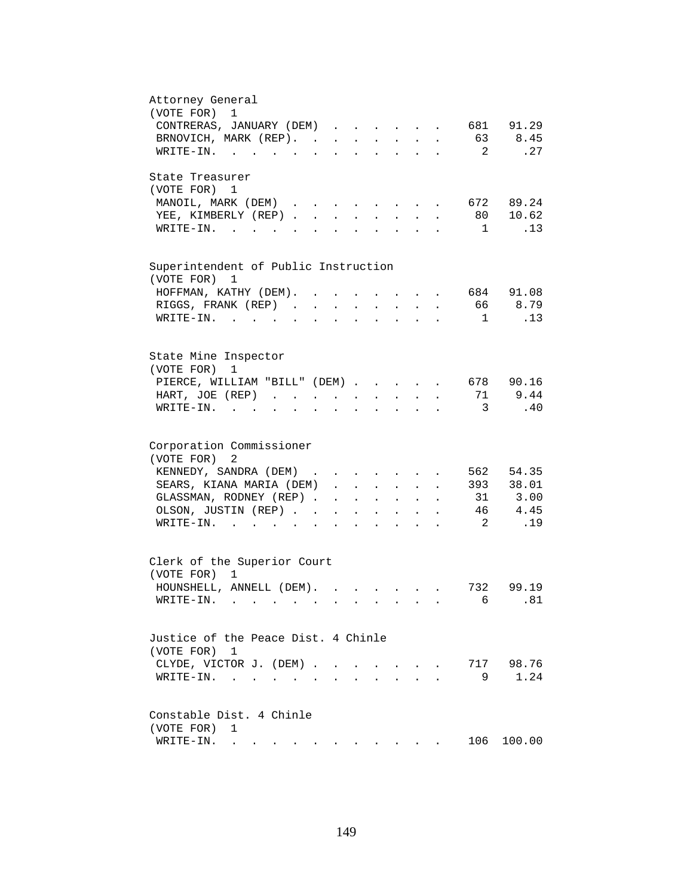Attorney General
(VOTE FOR) 1

| Candidate | Votes | Percent |
|---|---|---|
| CONTRERAS, JANUARY (DEM) | 681 | 91.29 |
| BRNOVICH, MARK (REP) | 63 | 8.45 |
| WRITE-IN | 2 | .27 |

State Treasurer
(VOTE FOR) 1

| Candidate | Votes | Percent |
|---|---|---|
| MANOIL, MARK (DEM) | 672 | 89.24 |
| YEE, KIMBERLY (REP) | 80 | 10.62 |
| WRITE-IN | 1 | .13 |

Superintendent of Public Instruction
(VOTE FOR) 1

| Candidate | Votes | Percent |
|---|---|---|
| HOFFMAN, KATHY (DEM) | 684 | 91.08 |
| RIGGS, FRANK (REP) | 66 | 8.79 |
| WRITE-IN | 1 | .13 |

State Mine Inspector
(VOTE FOR) 1

| Candidate | Votes | Percent |
|---|---|---|
| PIERCE, WILLIAM "BILL" (DEM) | 678 | 90.16 |
| HART, JOE (REP) | 71 | 9.44 |
| WRITE-IN | 3 | .40 |

Corporation Commissioner
(VOTE FOR) 2

| Candidate | Votes | Percent |
|---|---|---|
| KENNEDY, SANDRA (DEM) | 562 | 54.35 |
| SEARS, KIANA MARIA (DEM) | 393 | 38.01 |
| GLASSMAN, RODNEY (REP) | 31 | 3.00 |
| OLSON, JUSTIN (REP) | 46 | 4.45 |
| WRITE-IN | 2 | .19 |

Clerk of the Superior Court
(VOTE FOR) 1

| Candidate | Votes | Percent |
|---|---|---|
| HOUNSHELL, ANNELL (DEM) | 732 | 99.19 |
| WRITE-IN | 6 | .81 |

Justice of the Peace Dist. 4 Chinle
(VOTE FOR) 1

| Candidate | Votes | Percent |
|---|---|---|
| CLYDE, VICTOR J. (DEM) | 717 | 98.76 |
| WRITE-IN | 9 | 1.24 |

Constable Dist. 4 Chinle
(VOTE FOR) 1

| Candidate | Votes | Percent |
|---|---|---|
| WRITE-IN | 106 | 100.00 |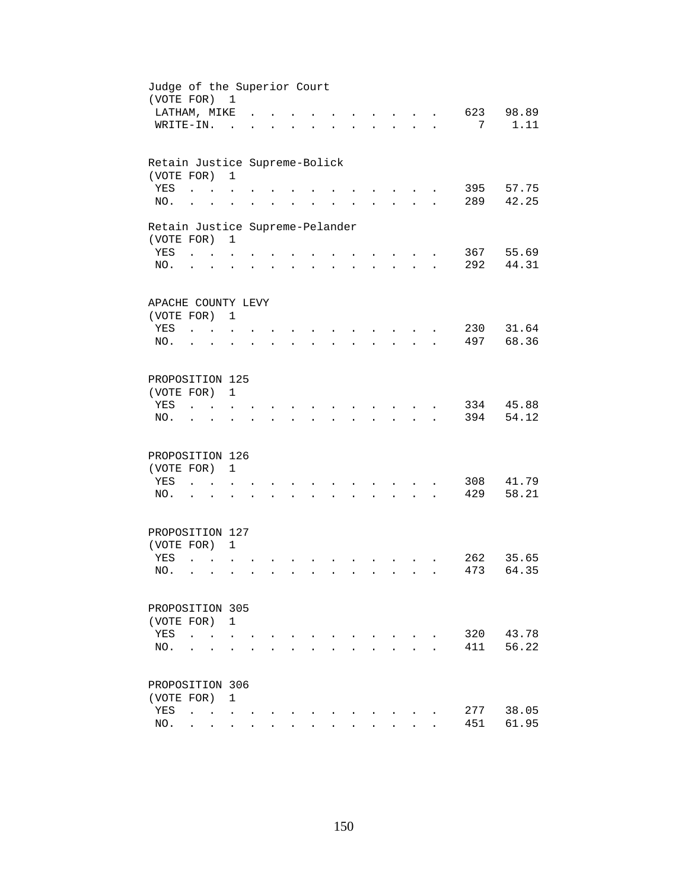Judge of the Superior Court
(VOTE FOR) 1

| | | |
|---|---|---|
| LATHAM, MIKE | 623 | 98.89 |
| WRITE-IN. | 7 | 1.11 |

Retain Justice Supreme-Bolick
(VOTE FOR) 1

| | | |
|---|---|---|
| YES | 395 | 57.75 |
| NO. | 289 | 42.25 |

Retain Justice Supreme-Pelander
(VOTE FOR) 1

| | | |
|---|---|---|
| YES | 367 | 55.69 |
| NO. | 292 | 44.31 |

APACHE COUNTY LEVY
(VOTE FOR) 1

| | | |
|---|---|---|
| YES | 230 | 31.64 |
| NO. | 497 | 68.36 |

PROPOSITION 125
(VOTE FOR) 1

| | | |
|---|---|---|
| YES | 334 | 45.88 |
| NO. | 394 | 54.12 |

PROPOSITION 126
(VOTE FOR) 1

| | | |
|---|---|---|
| YES | 308 | 41.79 |
| NO. | 429 | 58.21 |

PROPOSITION 127
(VOTE FOR) 1

| | | |
|---|---|---|
| YES | 262 | 35.65 |
| NO. | 473 | 64.35 |

PROPOSITION 305
(VOTE FOR) 1

| | | |
|---|---|---|
| YES | 320 | 43.78 |
| NO. | 411 | 56.22 |

PROPOSITION 306
(VOTE FOR) 1

| | | |
|---|---|---|
| YES | 277 | 38.05 |
| NO. | 451 | 61.95 |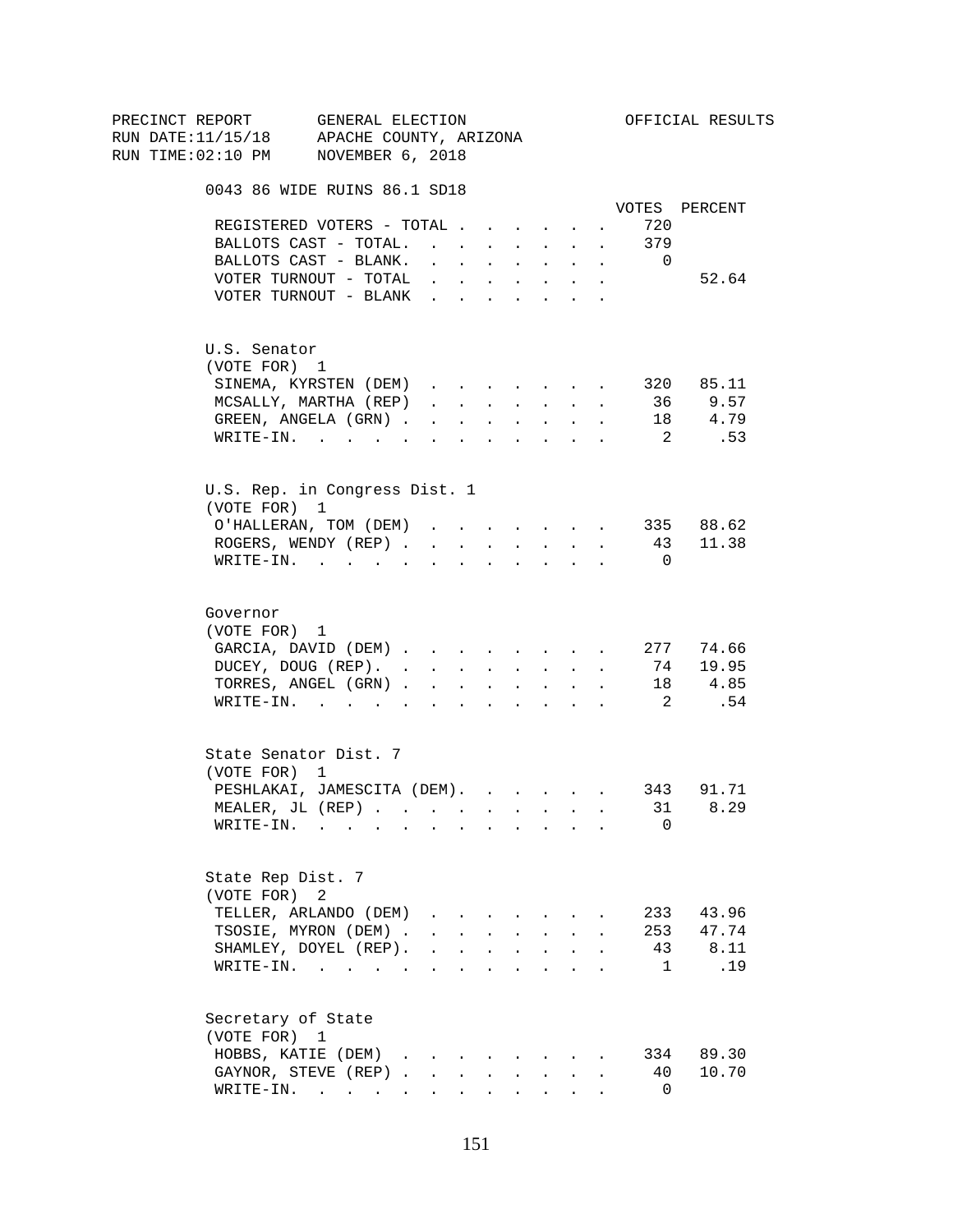PRECINCT REPORT GENERAL ELECTION OFFICIAL RESULTS
RUN DATE:11/15/18 APACHE COUNTY, ARIZONA
RUN TIME:02:10 PM NOVEMBER 6, 2018

## 0043 86 WIDE RUINS 86.1 SD18

| | VOTES | PERCENT |
|---|---|---|
| REGISTERED VOTERS - TOTAL | 720 | |
| BALLOTS CAST - TOTAL | 379 | |
| BALLOTS CAST - BLANK | 0 | |
| VOTER TURNOUT - TOTAL | | 52.64 |
| VOTER TURNOUT - BLANK | | |

### U.S. Senator
(VOTE FOR) 1

| | VOTES | PERCENT |
|---|---|---|
| SINEMA, KYRSTEN (DEM) | 320 | 85.11 |
| MCSALLY, MARTHA (REP) | 36 | 9.57 |
| GREEN, ANGELA (GRN) | 18 | 4.79 |
| WRITE-IN. | 2 | .53 |

### U.S. Rep. in Congress Dist. 1
(VOTE FOR) 1

| | VOTES | PERCENT |
|---|---|---|
| O'HALLERAN, TOM (DEM) | 335 | 88.62 |
| ROGERS, WENDY (REP) | 43 | 11.38 |
| WRITE-IN. | 0 | |

### Governor
(VOTE FOR) 1

| | VOTES | PERCENT |
|---|---|---|
| GARCIA, DAVID (DEM) | 277 | 74.66 |
| DUCEY, DOUG (REP) | 74 | 19.95 |
| TORRES, ANGEL (GRN) | 18 | 4.85 |
| WRITE-IN. | 2 | .54 |

### State Senator Dist. 7
(VOTE FOR) 1

| | VOTES | PERCENT |
|---|---|---|
| PESHLAKAI, JAMESCITA (DEM) | 343 | 91.71 |
| MEALER, JL (REP) | 31 | 8.29 |
| WRITE-IN. | 0 | |

### State Rep Dist. 7
(VOTE FOR) 2

| | VOTES | PERCENT |
|---|---|---|
| TELLER, ARLANDO (DEM) | 233 | 43.96 |
| TSOSIE, MYRON (DEM) | 253 | 47.74 |
| SHAMLEY, DOYEL (REP) | 43 | 8.11 |
| WRITE-IN. | 1 | .19 |

### Secretary of State
(VOTE FOR) 1

| | VOTES | PERCENT |
|---|---|---|
| HOBBS, KATIE (DEM) | 334 | 89.30 |
| GAYNOR, STEVE (REP) | 40 | 10.70 |
| WRITE-IN. | 0 | |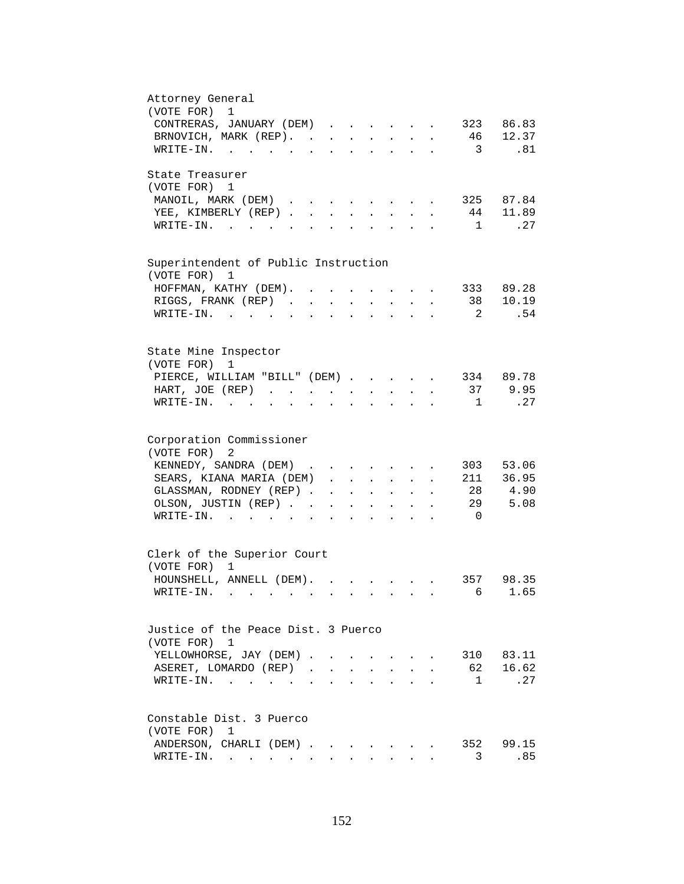Attorney General
(VOTE FOR) 1

| Candidate | Votes | Percent |
|---|---|---|
| CONTRERAS, JANUARY (DEM) | 323 | 86.83 |
| BRNOVICH, MARK (REP). | 46 | 12.37 |
| WRITE-IN. | 3 | .81 |

State Treasurer
(VOTE FOR) 1

| Candidate | Votes | Percent |
|---|---|---|
| MANOIL, MARK (DEM) | 325 | 87.84 |
| YEE, KIMBERLY (REP) | 44 | 11.89 |
| WRITE-IN. | 1 | .27 |

Superintendent of Public Instruction
(VOTE FOR) 1

| Candidate | Votes | Percent |
|---|---|---|
| HOFFMAN, KATHY (DEM). | 333 | 89.28 |
| RIGGS, FRANK (REP) | 38 | 10.19 |
| WRITE-IN. | 2 | .54 |

State Mine Inspector
(VOTE FOR) 1

| Candidate | Votes | Percent |
|---|---|---|
| PIERCE, WILLIAM "BILL" (DEM) | 334 | 89.78 |
| HART, JOE (REP) | 37 | 9.95 |
| WRITE-IN. | 1 | .27 |

Corporation Commissioner
(VOTE FOR) 2

| Candidate | Votes | Percent |
|---|---|---|
| KENNEDY, SANDRA (DEM) | 303 | 53.06 |
| SEARS, KIANA MARIA (DEM) | 211 | 36.95 |
| GLASSMAN, RODNEY (REP) | 28 | 4.90 |
| OLSON, JUSTIN (REP) | 29 | 5.08 |
| WRITE-IN. | 0 | |

Clerk of the Superior Court
(VOTE FOR) 1

| Candidate | Votes | Percent |
|---|---|---|
| HOUNSHELL, ANNELL (DEM). | 357 | 98.35 |
| WRITE-IN. | 6 | 1.65 |

Justice of the Peace Dist. 3 Puerco
(VOTE FOR) 1

| Candidate | Votes | Percent |
|---|---|---|
| YELLOWHORSE, JAY (DEM) | 310 | 83.11 |
| ASERET, LOMARDO (REP) | 62 | 16.62 |
| WRITE-IN. | 1 | .27 |

Constable Dist. 3 Puerco
(VOTE FOR) 1

| Candidate | Votes | Percent |
|---|---|---|
| ANDERSON, CHARLI (DEM) | 352 | 99.15 |
| WRITE-IN. | 3 | .85 |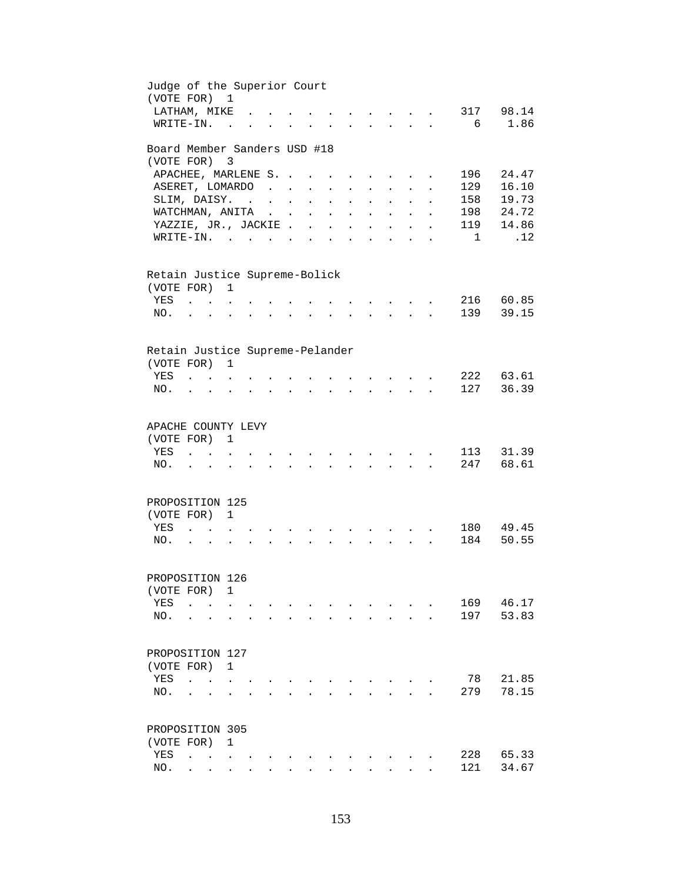Judge of the Superior Court
(VOTE FOR) 1

| | | |
|---|---|---|
| LATHAM, MIKE | 317 | 98.14 |
| WRITE-IN. | 6 | 1.86 |

Board Member Sanders USD #18
(VOTE FOR) 3

| | | |
|---|---|---|
| APACHEE, MARLENE S. | 196 | 24.47 |
| ASERET, LOMARDO | 129 | 16.10 |
| SLIM, DAISY. | 158 | 19.73 |
| WATCHMAN, ANITA | 198 | 24.72 |
| YAZZIE, JR., JACKIE | 119 | 14.86 |
| WRITE-IN. | 1 | .12 |

Retain Justice Supreme-Bolick
(VOTE FOR) 1

| | | |
|---|---|---|
| YES | 216 | 60.85 |
| NO. | 139 | 39.15 |

Retain Justice Supreme-Pelander
(VOTE FOR) 1

| | | |
|---|---|---|
| YES | 222 | 63.61 |
| NO. | 127 | 36.39 |

APACHE COUNTY LEVY
(VOTE FOR) 1

| | | |
|---|---|---|
| YES | 113 | 31.39 |
| NO. | 247 | 68.61 |

PROPOSITION 125
(VOTE FOR) 1

| | | |
|---|---|---|
| YES | 180 | 49.45 |
| NO. | 184 | 50.55 |

PROPOSITION 126
(VOTE FOR) 1

| | | |
|---|---|---|
| YES | 169 | 46.17 |
| NO. | 197 | 53.83 |

PROPOSITION 127
(VOTE FOR) 1

| | | |
|---|---|---|
| YES | 78 | 21.85 |
| NO. | 279 | 78.15 |

PROPOSITION 305
(VOTE FOR) 1

| | | |
|---|---|---|
| YES | 228 | 65.33 |
| NO. | 121 | 34.67 |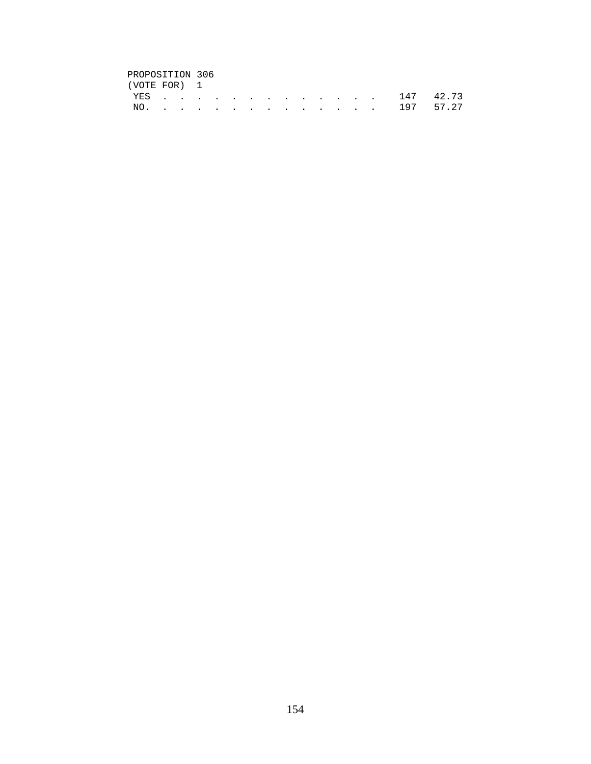PROPOSITION 306
(VOTE FOR) 1

| | | |
|---|---|---|
| YES . . . . . . . . . . . . . . | 147 | 42.73 |
| NO. . . . . . . . . . . . . . . | 197 | 57.27 |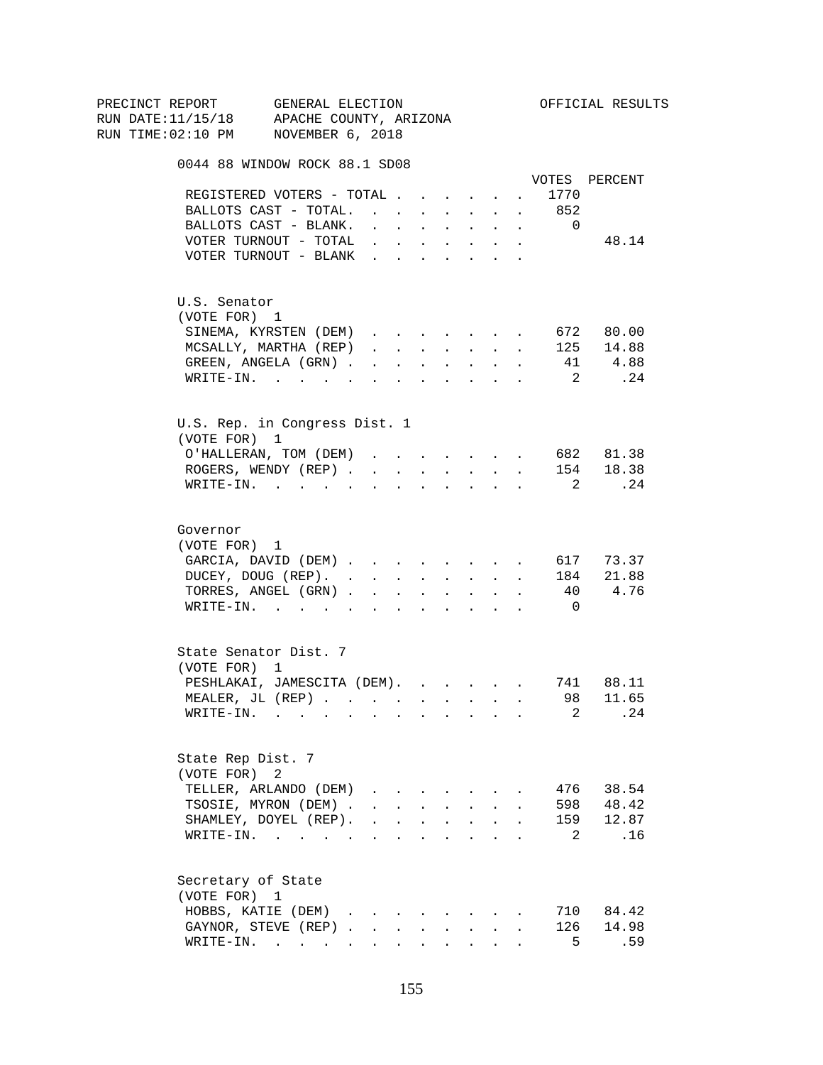PRECINCT REPORT GENERAL ELECTION OFFICIAL RESULTS
RUN DATE:11/15/18 APACHE COUNTY, ARIZONA
RUN TIME:02:10 PM NOVEMBER 6, 2018

## 0044 88 WINDOW ROCK 88.1 SD08

| | VOTES | PERCENT |
|---|---|---|
| REGISTERED VOTERS - TOTAL | 1770 | |
| BALLOTS CAST - TOTAL. | 852 | |
| BALLOTS CAST - BLANK. | 0 | |
| VOTER TURNOUT - TOTAL | | 48.14 |
| VOTER TURNOUT - BLANK | | |

### U.S. Senator
(VOTE FOR) 1

| | VOTES | PERCENT |
|---|---|---|
| SINEMA, KYRSTEN (DEM) | 672 | 80.00 |
| MCSALLY, MARTHA (REP) | 125 | 14.88 |
| GREEN, ANGELA (GRN) | 41 | 4.88 |
| WRITE-IN. | 2 | .24 |

### U.S. Rep. in Congress Dist. 1
(VOTE FOR) 1

| | VOTES | PERCENT |
|---|---|---|
| O'HALLERAN, TOM (DEM) | 682 | 81.38 |
| ROGERS, WENDY (REP) | 154 | 18.38 |
| WRITE-IN. | 2 | .24 |

### Governor
(VOTE FOR) 1

| | VOTES | PERCENT |
|---|---|---|
| GARCIA, DAVID (DEM) | 617 | 73.37 |
| DUCEY, DOUG (REP). | 184 | 21.88 |
| TORRES, ANGEL (GRN) | 40 | 4.76 |
| WRITE-IN. | 0 | |

### State Senator Dist. 7
(VOTE FOR) 1

| | VOTES | PERCENT |
|---|---|---|
| PESHLAKAI, JAMESCITA (DEM). | 741 | 88.11 |
| MEALER, JL (REP) | 98 | 11.65 |
| WRITE-IN. | 2 | .24 |

### State Rep Dist. 7
(VOTE FOR) 2

| | VOTES | PERCENT |
|---|---|---|
| TELLER, ARLANDO (DEM) | 476 | 38.54 |
| TSOSIE, MYRON (DEM) | 598 | 48.42 |
| SHAMLEY, DOYEL (REP). | 159 | 12.87 |
| WRITE-IN. | 2 | .16 |

### Secretary of State
(VOTE FOR) 1

| | VOTES | PERCENT |
|---|---|---|
| HOBBS, KATIE (DEM) | 710 | 84.42 |
| GAYNOR, STEVE (REP) | 126 | 14.98 |
| WRITE-IN. | 5 | .59 |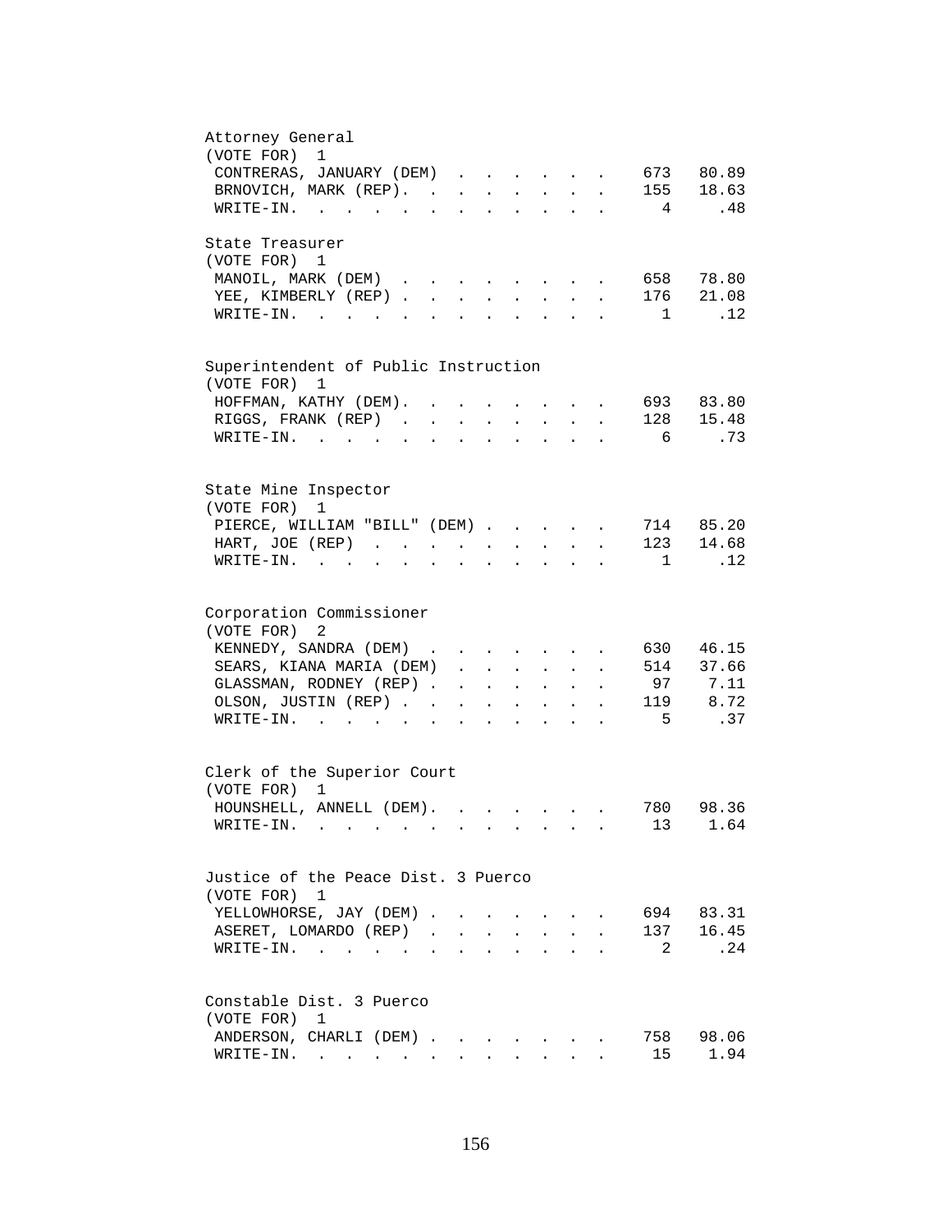### Attorney General
(VOTE FOR) 1

| Candidate | Votes | Percent |
|---|---|---|
| CONTRERAS, JANUARY (DEM) | 673 | 80.89 |
| BRNOVICH, MARK (REP). | 155 | 18.63 |
| WRITE-IN. | 4 | .48 |

### State Treasurer
(VOTE FOR) 1

| Candidate | Votes | Percent |
|---|---|---|
| MANOIL, MARK (DEM) | 658 | 78.80 |
| YEE, KIMBERLY (REP) | 176 | 21.08 |
| WRITE-IN. | 1 | .12 |

### Superintendent of Public Instruction
(VOTE FOR) 1

| Candidate | Votes | Percent |
|---|---|---|
| HOFFMAN, KATHY (DEM). | 693 | 83.80 |
| RIGGS, FRANK (REP) | 128 | 15.48 |
| WRITE-IN. | 6 | .73 |

### State Mine Inspector
(VOTE FOR) 1

| Candidate | Votes | Percent |
|---|---|---|
| PIERCE, WILLIAM "BILL" (DEM) | 714 | 85.20 |
| HART, JOE (REP) | 123 | 14.68 |
| WRITE-IN. | 1 | .12 |

### Corporation Commissioner
(VOTE FOR) 2

| Candidate | Votes | Percent |
|---|---|---|
| KENNEDY, SANDRA (DEM) | 630 | 46.15 |
| SEARS, KIANA MARIA (DEM) | 514 | 37.66 |
| GLASSMAN, RODNEY (REP) | 97 | 7.11 |
| OLSON, JUSTIN (REP) | 119 | 8.72 |
| WRITE-IN. | 5 | .37 |

### Clerk of the Superior Court
(VOTE FOR) 1

| Candidate | Votes | Percent |
|---|---|---|
| HOUNSHELL, ANNELL (DEM). | 780 | 98.36 |
| WRITE-IN. | 13 | 1.64 |

### Justice of the Peace Dist. 3 Puerco
(VOTE FOR) 1

| Candidate | Votes | Percent |
|---|---|---|
| YELLOWHORSE, JAY (DEM) | 694 | 83.31 |
| ASERET, LOMARDO (REP) | 137 | 16.45 |
| WRITE-IN. | 2 | .24 |

### Constable Dist. 3 Puerco
(VOTE FOR) 1

| Candidate | Votes | Percent |
|---|---|---|
| ANDERSON, CHARLI (DEM) | 758 | 98.06 |
| WRITE-IN. | 15 | 1.94 |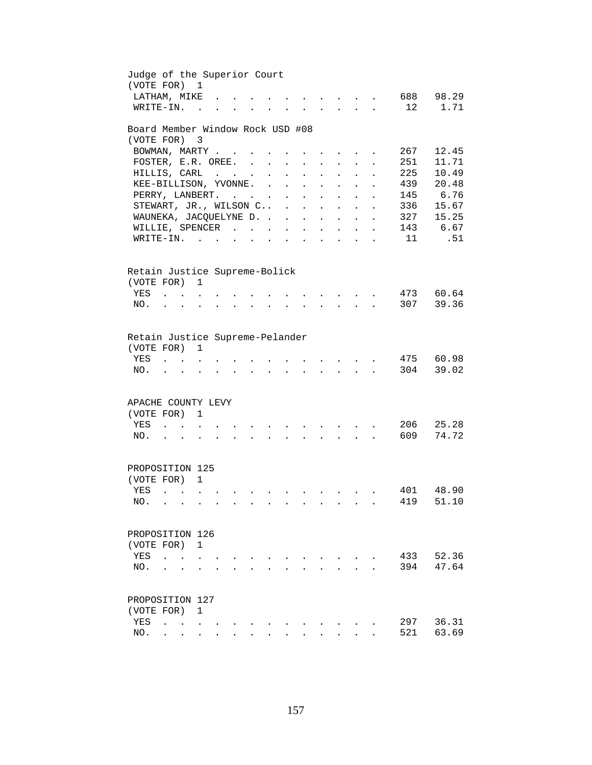Judge of the Superior Court
(VOTE FOR) 1

| | | |
|---|---|---|
| LATHAM, MIKE | 688 | 98.29 |
| WRITE-IN. | 12 | 1.71 |

Board Member Window Rock USD #08
(VOTE FOR) 3

| | | |
|---|---|---|
| BOWMAN, MARTY | 267 | 12.45 |
| FOSTER, E.R. OREE. | 251 | 11.71 |
| HILLIS, CARL | 225 | 10.49 |
| KEE-BILLISON, YVONNE. | 439 | 20.48 |
| PERRY, LANBERT. | 145 | 6.76 |
| STEWART, JR., WILSON C.. | 336 | 15.67 |
| WAUNEKA, JACQUELYNE D. | 327 | 15.25 |
| WILLIE, SPENCER | 143 | 6.67 |
| WRITE-IN. | 11 | .51 |

Retain Justice Supreme-Bolick
(VOTE FOR) 1

| | | |
|---|---|---|
| YES | 473 | 60.64 |
| NO. | 307 | 39.36 |

Retain Justice Supreme-Pelander
(VOTE FOR) 1

| | | |
|---|---|---|
| YES | 475 | 60.98 |
| NO. | 304 | 39.02 |

APACHE COUNTY LEVY
(VOTE FOR) 1

| | | |
|---|---|---|
| YES | 206 | 25.28 |
| NO. | 609 | 74.72 |

PROPOSITION 125
(VOTE FOR) 1

| | | |
|---|---|---|
| YES | 401 | 48.90 |
| NO. | 419 | 51.10 |

PROPOSITION 126
(VOTE FOR) 1

| | | |
|---|---|---|
| YES | 433 | 52.36 |
| NO. | 394 | 47.64 |

PROPOSITION 127
(VOTE FOR) 1

| | | |
|---|---|---|
| YES | 297 | 36.31 |
| NO. | 521 | 63.69 |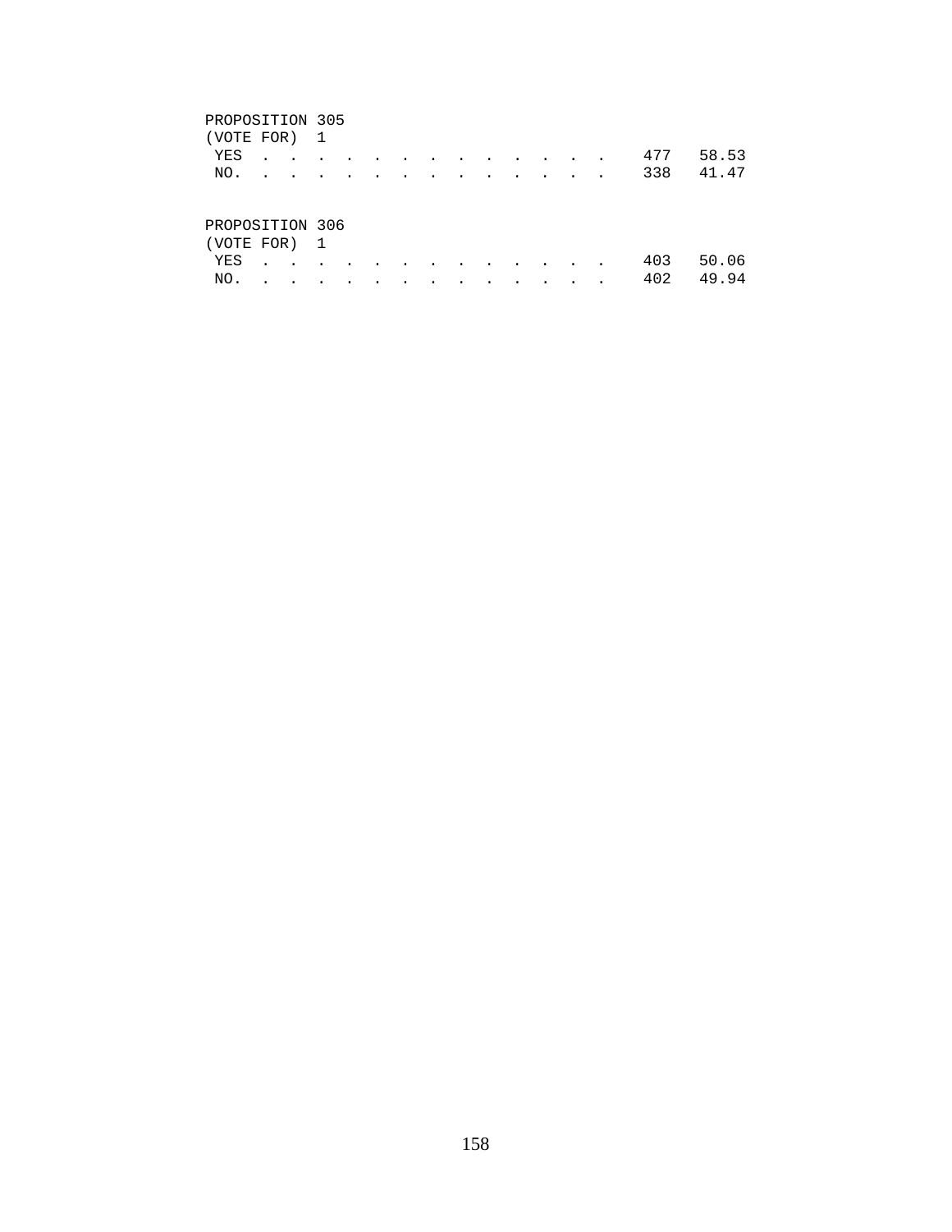PROPOSITION 305
(VOTE FOR) 1

| | | |
|---|---|---|
| YES | 477 | 58.53 |
| NO. | 338 | 41.47 |

PROPOSITION 306
(VOTE FOR) 1

| | | |
|---|---|---|
| YES | 403 | 50.06 |
| NO. | 402 | 49.94 |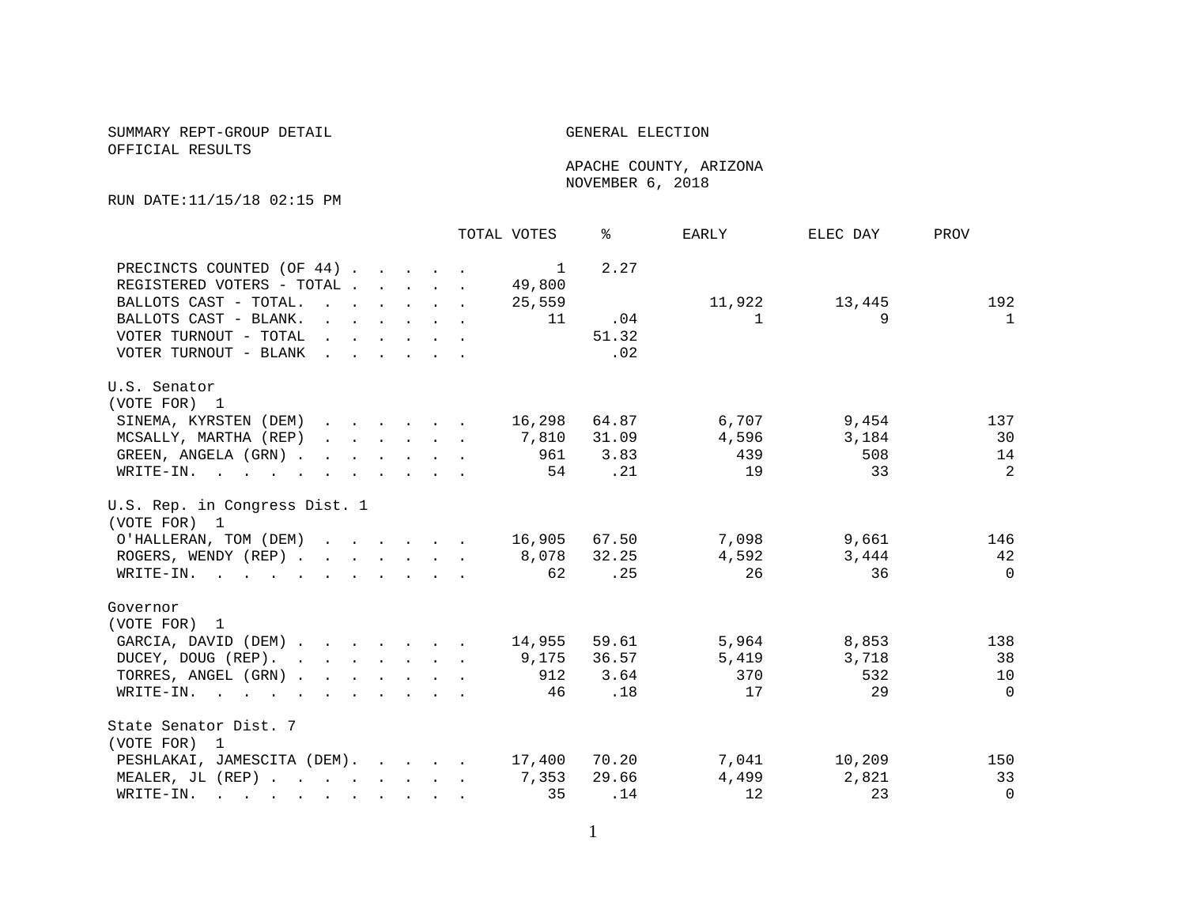SUMMARY REPT-GROUP DETAIL

OFFICIAL RESULTS

GENERAL ELECTION

APACHE COUNTY, ARIZONA
NOVEMBER 6, 2018

RUN DATE:11/15/18 02:15 PM

| | TOTAL VOTES | % | EARLY | ELEC DAY | PROV |
|---|---|---|---|---|---|
| PRECINCTS COUNTED (OF 44) | 1 | 2.27 | | | |
| REGISTERED VOTERS - TOTAL | 49,800 | | | | |
| BALLOTS CAST - TOTAL. | 25,559 | | 11,922 | 13,445 | 192 |
| BALLOTS CAST - BLANK. | 11 | .04 | 1 | 9 | 1 |
| VOTER TURNOUT - TOTAL | | 51.32 | | | |
| VOTER TURNOUT - BLANK | | .02 | | | |

U.S. Senator
(VOTE FOR) 1

| | TOTAL VOTES | % | EARLY | ELEC DAY | PROV |
|---|---|---|---|---|---|
| SINEMA, KYRSTEN (DEM) | 16,298 | 64.87 | 6,707 | 9,454 | 137 |
| MCSALLY, MARTHA (REP) | 7,810 | 31.09 | 4,596 | 3,184 | 30 |
| GREEN, ANGELA (GRN) | 961 | 3.83 | 439 | 508 | 14 |
| WRITE-IN. | 54 | .21 | 19 | 33 | 2 |

U.S. Rep. in Congress Dist. 1
(VOTE FOR) 1

| | TOTAL VOTES | % | EARLY | ELEC DAY | PROV |
|---|---|---|---|---|---|
| O'HALLERAN, TOM (DEM) | 16,905 | 67.50 | 7,098 | 9,661 | 146 |
| ROGERS, WENDY (REP) | 8,078 | 32.25 | 4,592 | 3,444 | 42 |
| WRITE-IN. | 62 | .25 | 26 | 36 | 0 |

Governor
(VOTE FOR) 1

| | TOTAL VOTES | % | EARLY | ELEC DAY | PROV |
|---|---|---|---|---|---|
| GARCIA, DAVID (DEM) | 14,955 | 59.61 | 5,964 | 8,853 | 138 |
| DUCEY, DOUG (REP). | 9,175 | 36.57 | 5,419 | 3,718 | 38 |
| TORRES, ANGEL (GRN) | 912 | 3.64 | 370 | 532 | 10 |
| WRITE-IN. | 46 | .18 | 17 | 29 | 0 |

State Senator Dist. 7
(VOTE FOR) 1

| | TOTAL VOTES | % | EARLY | ELEC DAY | PROV |
|---|---|---|---|---|---|
| PESHLAKAI, JAMESCITA (DEM). | 17,400 | 70.20 | 7,041 | 10,209 | 150 |
| MEALER, JL (REP) | 7,353 | 29.66 | 4,499 | 2,821 | 33 |
| WRITE-IN. | 35 | .14 | 12 | 23 | 0 |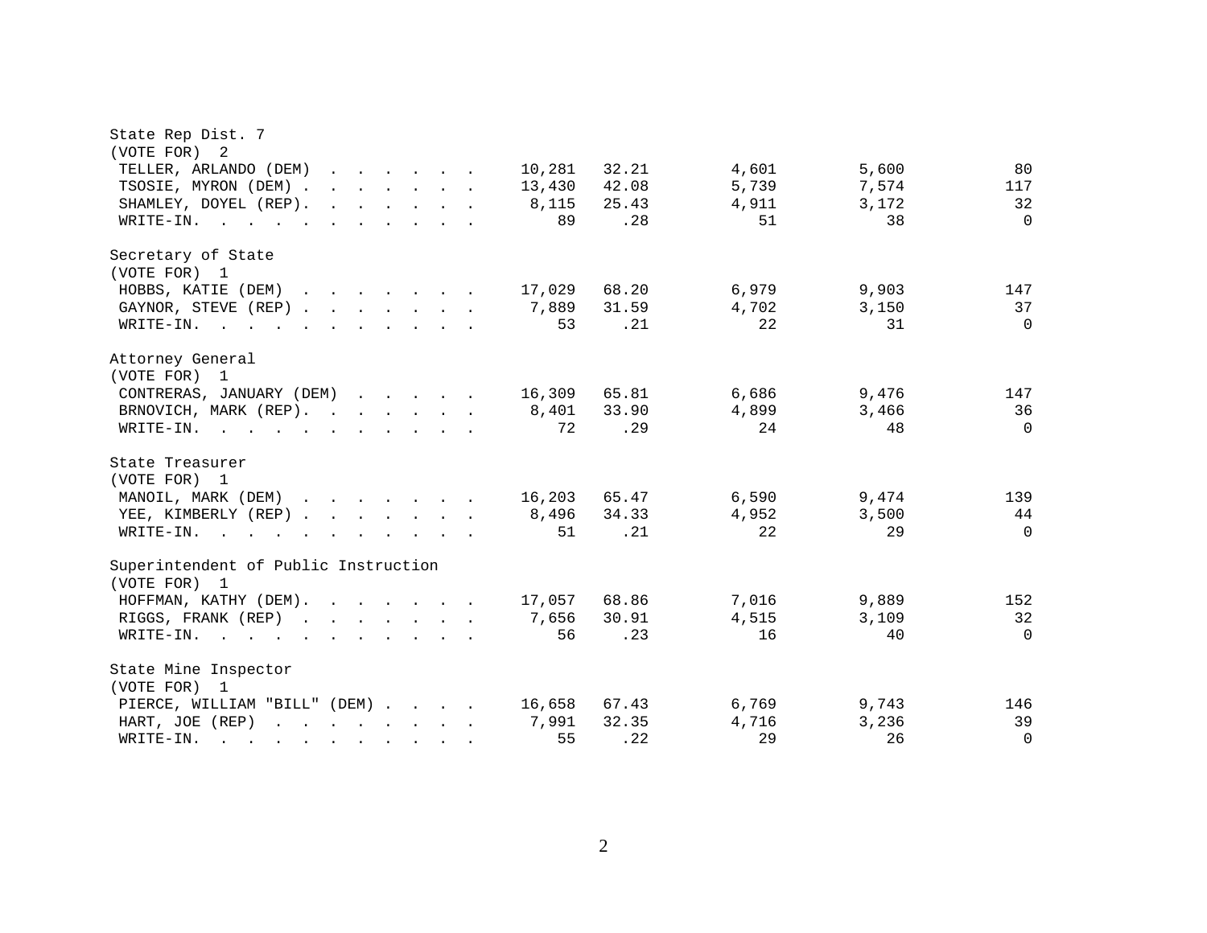State Rep Dist. 7
(VOTE FOR) 2

| Candidate | Total | % | | | |
|---|---|---|---|---|---|
| TELLER, ARLANDO (DEM) | 10,281 | 32.21 | 4,601 | 5,600 | 80 |
| TSOSIE, MYRON (DEM) | 13,430 | 42.08 | 5,739 | 7,574 | 117 |
| SHAMLEY, DOYEL (REP) | 8,115 | 25.43 | 4,911 | 3,172 | 32 |
| WRITE-IN | 89 | .28 | 51 | 38 | 0 |

Secretary of State
(VOTE FOR) 1

| Candidate | Total | % | | | |
|---|---|---|---|---|---|
| HOBBS, KATIE (DEM) | 17,029 | 68.20 | 6,979 | 9,903 | 147 |
| GAYNOR, STEVE (REP) | 7,889 | 31.59 | 4,702 | 3,150 | 37 |
| WRITE-IN | 53 | .21 | 22 | 31 | 0 |

Attorney General
(VOTE FOR) 1

| Candidate | Total | % | | | |
|---|---|---|---|---|---|
| CONTRERAS, JANUARY (DEM) | 16,309 | 65.81 | 6,686 | 9,476 | 147 |
| BRNOVICH, MARK (REP) | 8,401 | 33.90 | 4,899 | 3,466 | 36 |
| WRITE-IN | 72 | .29 | 24 | 48 | 0 |

State Treasurer
(VOTE FOR) 1

| Candidate | Total | % | | | |
|---|---|---|---|---|---|
| MANOIL, MARK (DEM) | 16,203 | 65.47 | 6,590 | 9,474 | 139 |
| YEE, KIMBERLY (REP) | 8,496 | 34.33 | 4,952 | 3,500 | 44 |
| WRITE-IN | 51 | .21 | 22 | 29 | 0 |

Superintendent of Public Instruction
(VOTE FOR) 1

| Candidate | Total | % | | | |
|---|---|---|---|---|---|
| HOFFMAN, KATHY (DEM) | 17,057 | 68.86 | 7,016 | 9,889 | 152 |
| RIGGS, FRANK (REP) | 7,656 | 30.91 | 4,515 | 3,109 | 32 |
| WRITE-IN | 56 | .23 | 16 | 40 | 0 |

State Mine Inspector
(VOTE FOR) 1

| Candidate | Total | % | | | |
|---|---|---|---|---|---|
| PIERCE, WILLIAM "BILL" (DEM) | 16,658 | 67.43 | 6,769 | 9,743 | 146 |
| HART, JOE (REP) | 7,991 | 32.35 | 4,716 | 3,236 | 39 |
| WRITE-IN | 55 | .22 | 29 | 26 | 0 |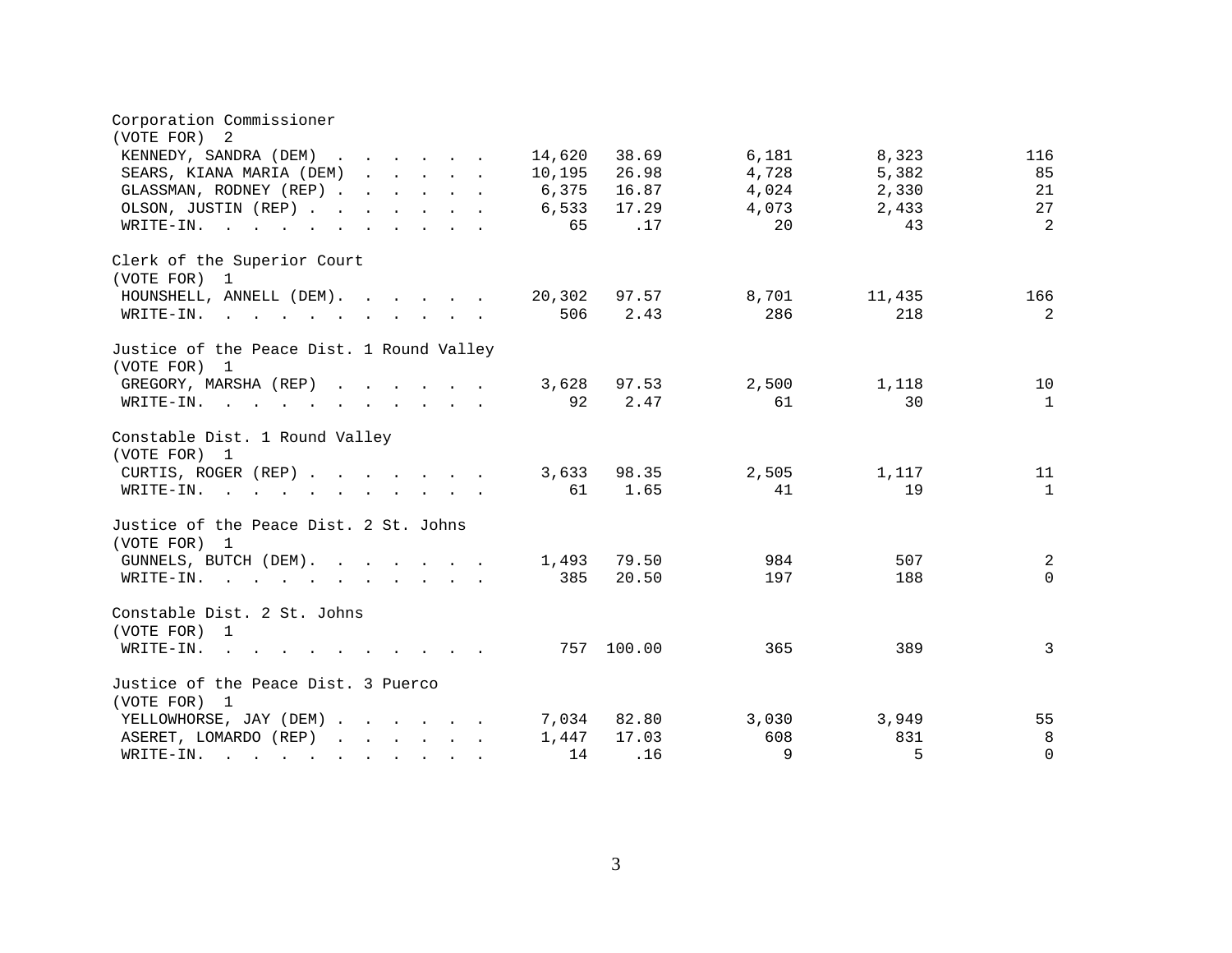Corporation Commissioner
(VOTE FOR) 2

| | | | | | |
|---|---|---|---|---|---|
| KENNEDY, SANDRA (DEM) | 14,620 | 38.69 | 6,181 | 8,323 | 116 |
| SEARS, KIANA MARIA (DEM) | 10,195 | 26.98 | 4,728 | 5,382 | 85 |
| GLASSMAN, RODNEY (REP) | 6,375 | 16.87 | 4,024 | 2,330 | 21 |
| OLSON, JUSTIN (REP) | 6,533 | 17.29 | 4,073 | 2,433 | 27 |
| WRITE-IN. | 65 | .17 | 20 | 43 | 2 |

Clerk of the Superior Court
(VOTE FOR) 1

| | | | | | |
|---|---|---|---|---|---|
| HOUNSHELL, ANNELL (DEM) | 20,302 | 97.57 | 8,701 | 11,435 | 166 |
| WRITE-IN. | 506 | 2.43 | 286 | 218 | 2 |

Justice of the Peace Dist. 1 Round Valley
(VOTE FOR) 1

| | | | | | |
|---|---|---|---|---|---|
| GREGORY, MARSHA (REP) | 3,628 | 97.53 | 2,500 | 1,118 | 10 |
| WRITE-IN. | 92 | 2.47 | 61 | 30 | 1 |

Constable Dist. 1 Round Valley
(VOTE FOR) 1

| | | | | | |
|---|---|---|---|---|---|
| CURTIS, ROGER (REP) | 3,633 | 98.35 | 2,505 | 1,117 | 11 |
| WRITE-IN. | 61 | 1.65 | 41 | 19 | 1 |

Justice of the Peace Dist. 2 St. Johns
(VOTE FOR) 1

| | | | | | |
|---|---|---|---|---|---|
| GUNNELS, BUTCH (DEM) | 1,493 | 79.50 | 984 | 507 | 2 |
| WRITE-IN. | 385 | 20.50 | 197 | 188 | 0 |

Constable Dist. 2 St. Johns
(VOTE FOR) 1

| | | | | | |
|---|---|---|---|---|---|
| WRITE-IN. | 757 | 100.00 | 365 | 389 | 3 |

Justice of the Peace Dist. 3 Puerco
(VOTE FOR) 1

| | | | | | |
|---|---|---|---|---|---|
| YELLOWHORSE, JAY (DEM) | 7,034 | 82.80 | 3,030 | 3,949 | 55 |
| ASERET, LOMARDO (REP) | 1,447 | 17.03 | 608 | 831 | 8 |
| WRITE-IN. | 14 | .16 | 9 | 5 | 0 |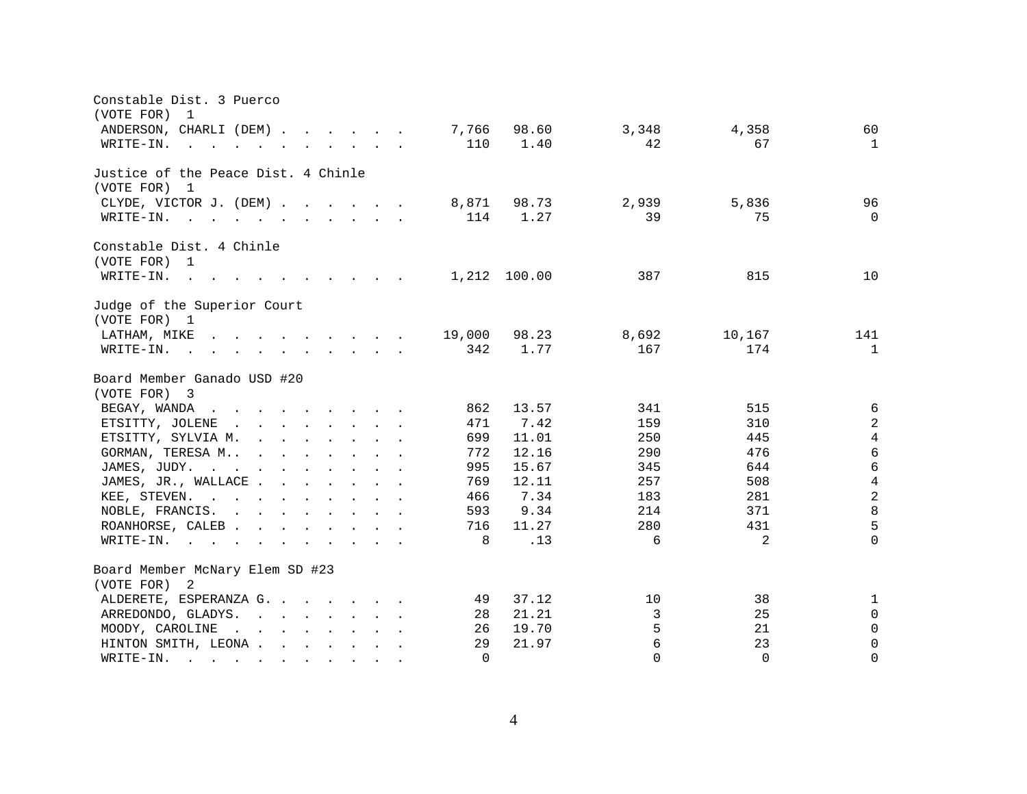Constable Dist. 3 Puerco
(VOTE FOR) 1

| Candidate | Total | Percent | | | |
|---|---|---|---|---|---|
| ANDERSON, CHARLI (DEM) | 7,766 | 98.60 | 3,348 | 4,358 | 60 |
| WRITE-IN. | 110 | 1.40 | 42 | 67 | 1 |

Justice of the Peace Dist. 4 Chinle
(VOTE FOR) 1

| Candidate | Total | Percent | | | |
|---|---|---|---|---|---|
| CLYDE, VICTOR J. (DEM) | 8,871 | 98.73 | 2,939 | 5,836 | 96 |
| WRITE-IN. | 114 | 1.27 | 39 | 75 | 0 |

Constable Dist. 4 Chinle
(VOTE FOR) 1

| Candidate | Total | Percent | | | |
|---|---|---|---|---|---|
| WRITE-IN. | 1,212 | 100.00 | 387 | 815 | 10 |

Judge of the Superior Court
(VOTE FOR) 1

| Candidate | Total | Percent | | | |
|---|---|---|---|---|---|
| LATHAM, MIKE | 19,000 | 98.23 | 8,692 | 10,167 | 141 |
| WRITE-IN. | 342 | 1.77 | 167 | 174 | 1 |

Board Member Ganado USD #20
(VOTE FOR) 3

| Candidate | Total | Percent | | | |
|---|---|---|---|---|---|
| BEGAY, WANDA | 862 | 13.57 | 341 | 515 | 6 |
| ETSITTY, JOLENE | 471 | 7.42 | 159 | 310 | 2 |
| ETSITTY, SYLVIA M. | 699 | 11.01 | 250 | 445 | 4 |
| GORMAN, TERESA M.. | 772 | 12.16 | 290 | 476 | 6 |
| JAMES, JUDY. | 995 | 15.67 | 345 | 644 | 6 |
| JAMES, JR., WALLACE | 769 | 12.11 | 257 | 508 | 4 |
| KEE, STEVEN. | 466 | 7.34 | 183 | 281 | 2 |
| NOBLE, FRANCIS. | 593 | 9.34 | 214 | 371 | 8 |
| ROANHORSE, CALEB | 716 | 11.27 | 280 | 431 | 5 |
| WRITE-IN. | 8 | .13 | 6 | 2 | 0 |

Board Member McNary Elem SD #23
(VOTE FOR) 2

| Candidate | Total | Percent | | | |
|---|---|---|---|---|---|
| ALDERETE, ESPERANZA G. | 49 | 37.12 | 10 | 38 | 1 |
| ARREDONDO, GLADYS. | 28 | 21.21 | 3 | 25 | 0 |
| MOODY, CAROLINE | 26 | 19.70 | 5 | 21 | 0 |
| HINTON SMITH, LEONA | 29 | 21.97 | 6 | 23 | 0 |
| WRITE-IN. | 0 | | 0 | 0 | 0 |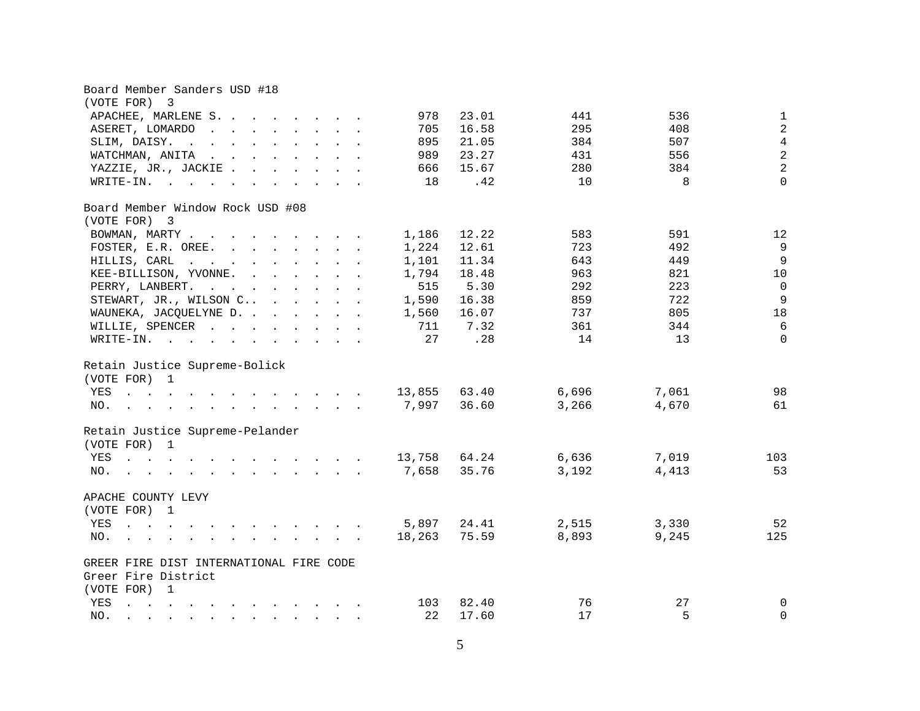Board Member Sanders USD #18
(VOTE FOR) 3

| | | | | | |
|---|---|---|---|---|---|
| APACHEE, MARLENE S. | 978 | 23.01 | 441 | 536 | 1 |
| ASERET, LOMARDO | 705 | 16.58 | 295 | 408 | 2 |
| SLIM, DAISY. | 895 | 21.05 | 384 | 507 | 4 |
| WATCHMAN, ANITA | 989 | 23.27 | 431 | 556 | 2 |
| YAZZIE, JR., JACKIE | 666 | 15.67 | 280 | 384 | 2 |
| WRITE-IN. | 18 | .42 | 10 | 8 | 0 |

Board Member Window Rock USD #08
(VOTE FOR) 3

| | | | | | |
|---|---|---|---|---|---|
| BOWMAN, MARTY | 1,186 | 12.22 | 583 | 591 | 12 |
| FOSTER, E.R. OREE. | 1,224 | 12.61 | 723 | 492 | 9 |
| HILLIS, CARL | 1,101 | 11.34 | 643 | 449 | 9 |
| KEE-BILLISON, YVONNE. | 1,794 | 18.48 | 963 | 821 | 10 |
| PERRY, LANBERT. | 515 | 5.30 | 292 | 223 | 0 |
| STEWART, JR., WILSON C.. | 1,590 | 16.38 | 859 | 722 | 9 |
| WAUNEKA, JACQUELYNE D. | 1,560 | 16.07 | 737 | 805 | 18 |
| WILLIE, SPENCER | 711 | 7.32 | 361 | 344 | 6 |
| WRITE-IN. | 27 | .28 | 14 | 13 | 0 |

Retain Justice Supreme-Bolick
(VOTE FOR) 1

| | | | | | |
|---|---|---|---|---|---|
| YES | 13,855 | 63.40 | 6,696 | 7,061 | 98 |
| NO. | 7,997 | 36.60 | 3,266 | 4,670 | 61 |

Retain Justice Supreme-Pelander
(VOTE FOR) 1

| | | | | | |
|---|---|---|---|---|---|
| YES | 13,758 | 64.24 | 6,636 | 7,019 | 103 |
| NO. | 7,658 | 35.76 | 3,192 | 4,413 | 53 |

APACHE COUNTY LEVY
(VOTE FOR) 1

| | | | | | |
|---|---|---|---|---|---|
| YES | 5,897 | 24.41 | 2,515 | 3,330 | 52 |
| NO. | 18,263 | 75.59 | 8,893 | 9,245 | 125 |

GREER FIRE DIST INTERNATIONAL FIRE CODE
Greer Fire District
(VOTE FOR) 1

| | | | | | |
|---|---|---|---|---|---|
| YES | 103 | 82.40 | 76 | 27 | 0 |
| NO. | 22 | 17.60 | 17 | 5 | 0 |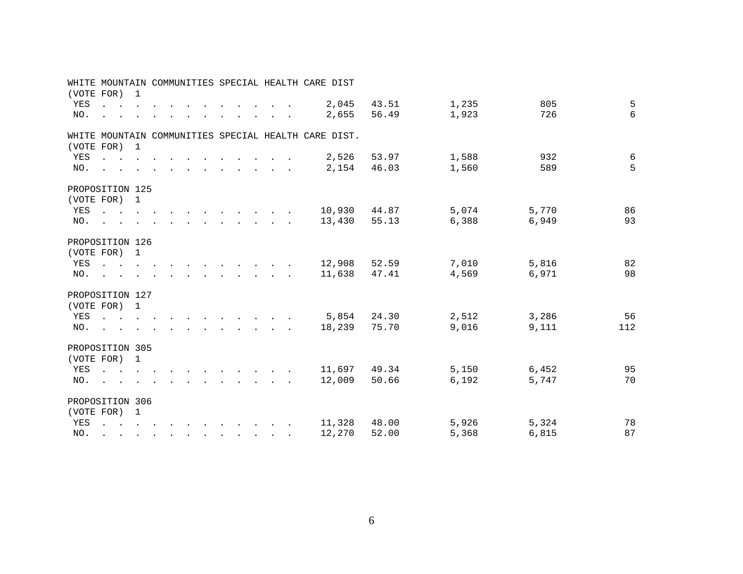WHITE MOUNTAIN COMMUNITIES SPECIAL HEALTH CARE DIST
(VOTE FOR) 1

| | | | | | |
|---|---|---|---|---|---|
| YES | 2,045 | 43.51 | 1,235 | 805 | 5 |
| NO. | 2,655 | 56.49 | 1,923 | 726 | 6 |

WHITE MOUNTAIN COMMUNITIES SPECIAL HEALTH CARE DIST.
(VOTE FOR) 1

| | | | | | |
|---|---|---|---|---|---|
| YES | 2,526 | 53.97 | 1,588 | 932 | 6 |
| NO. | 2,154 | 46.03 | 1,560 | 589 | 5 |

PROPOSITION 125
(VOTE FOR) 1

| | | | | | |
|---|---|---|---|---|---|
| YES | 10,930 | 44.87 | 5,074 | 5,770 | 86 |
| NO. | 13,430 | 55.13 | 6,388 | 6,949 | 93 |

PROPOSITION 126
(VOTE FOR) 1

| | | | | | |
|---|---|---|---|---|---|
| YES | 12,908 | 52.59 | 7,010 | 5,816 | 82 |
| NO. | 11,638 | 47.41 | 4,569 | 6,971 | 98 |

PROPOSITION 127
(VOTE FOR) 1

| | | | | | |
|---|---|---|---|---|---|
| YES | 5,854 | 24.30 | 2,512 | 3,286 | 56 |
| NO. | 18,239 | 75.70 | 9,016 | 9,111 | 112 |

PROPOSITION 305
(VOTE FOR) 1

| | | | | | |
|---|---|---|---|---|---|
| YES | 11,697 | 49.34 | 5,150 | 6,452 | 95 |
| NO. | 12,009 | 50.66 | 6,192 | 5,747 | 70 |

PROPOSITION 306
(VOTE FOR) 1

| | | | | | |
|---|---|---|---|---|---|
| YES | 11,328 | 48.00 | 5,926 | 5,324 | 78 |
| NO. | 12,270 | 52.00 | 5,368 | 6,815 | 87 |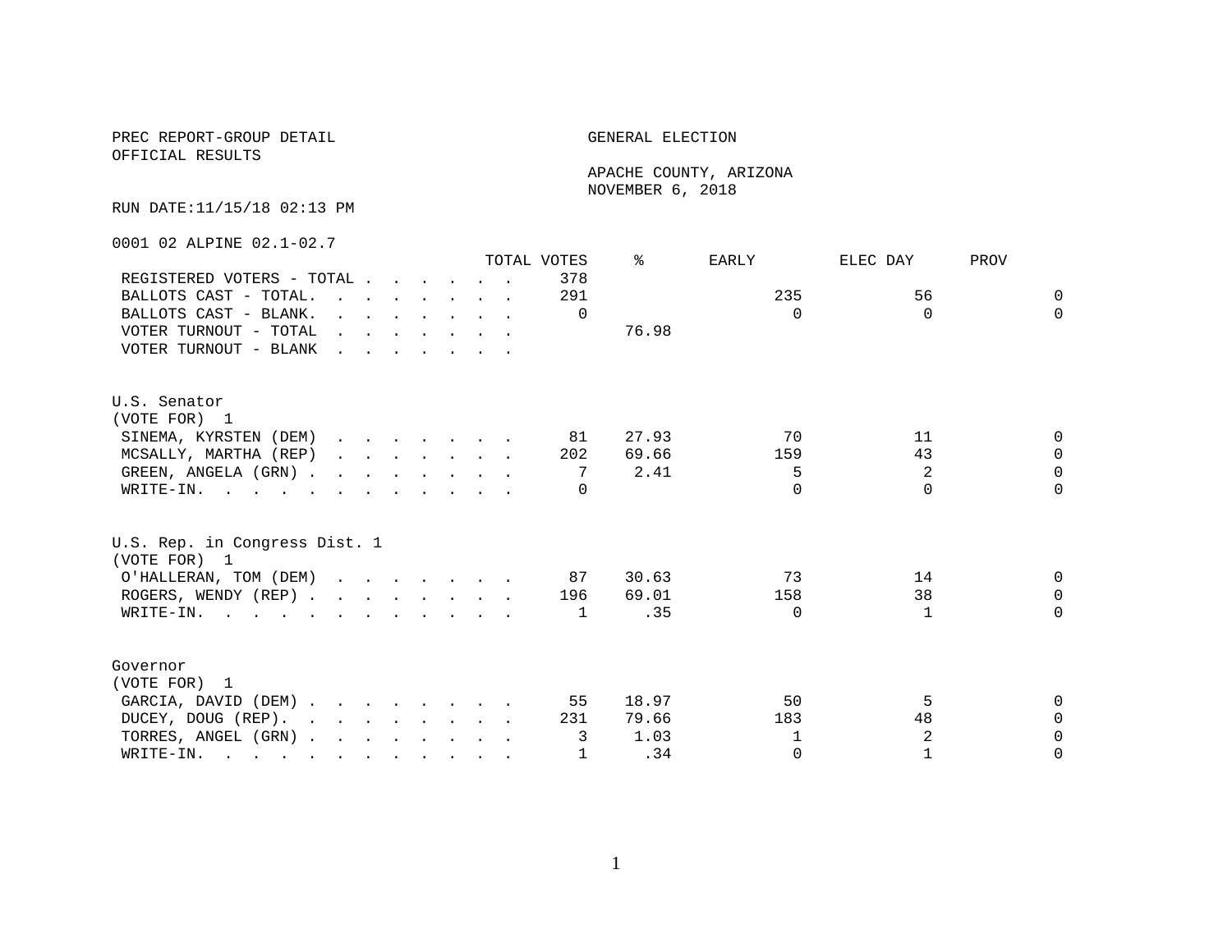PREC REPORT-GROUP DETAIL

OFFICIAL RESULTS

GENERAL ELECTION

APACHE COUNTY, ARIZONA

NOVEMBER 6, 2018

RUN DATE:11/15/18 02:13 PM

0001 02 ALPINE 02.1-02.7

| | TOTAL VOTES | % | EARLY | ELEC DAY | PROV |
|---|---|---|---|---|---|
| REGISTERED VOTERS - TOTAL | 378 | | | | |
| BALLOTS CAST - TOTAL. | 291 | | 235 | 56 | 0 |
| BALLOTS CAST - BLANK. | 0 | | 0 | 0 | 0 |
| VOTER TURNOUT - TOTAL | | 76.98 | | | |
| VOTER TURNOUT - BLANK | | | | | |

U.S. Senator
(VOTE FOR) 1

| | TOTAL VOTES | % | EARLY | ELEC DAY | PROV |
|---|---|---|---|---|---|
| SINEMA, KYRSTEN (DEM) | 81 | 27.93 | 70 | 11 | 0 |
| MCSALLY, MARTHA (REP) | 202 | 69.66 | 159 | 43 | 0 |
| GREEN, ANGELA (GRN) | 7 | 2.41 | 5 | 2 | 0 |
| WRITE-IN. | 0 | | 0 | 0 | 0 |

U.S. Rep. in Congress Dist. 1
(VOTE FOR) 1

| | TOTAL VOTES | % | EARLY | ELEC DAY | PROV |
|---|---|---|---|---|---|
| O'HALLERAN, TOM (DEM) | 87 | 30.63 | 73 | 14 | 0 |
| ROGERS, WENDY (REP) | 196 | 69.01 | 158 | 38 | 0 |
| WRITE-IN. | 1 | .35 | 0 | 1 | 0 |

Governor
(VOTE FOR) 1

| | TOTAL VOTES | % | EARLY | ELEC DAY | PROV |
|---|---|---|---|---|---|
| GARCIA, DAVID (DEM) | 55 | 18.97 | 50 | 5 | 0 |
| DUCEY, DOUG (REP). | 231 | 79.66 | 183 | 48 | 0 |
| TORRES, ANGEL (GRN) | 3 | 1.03 | 1 | 2 | 0 |
| WRITE-IN. | 1 | .34 | 0 | 1 | 0 |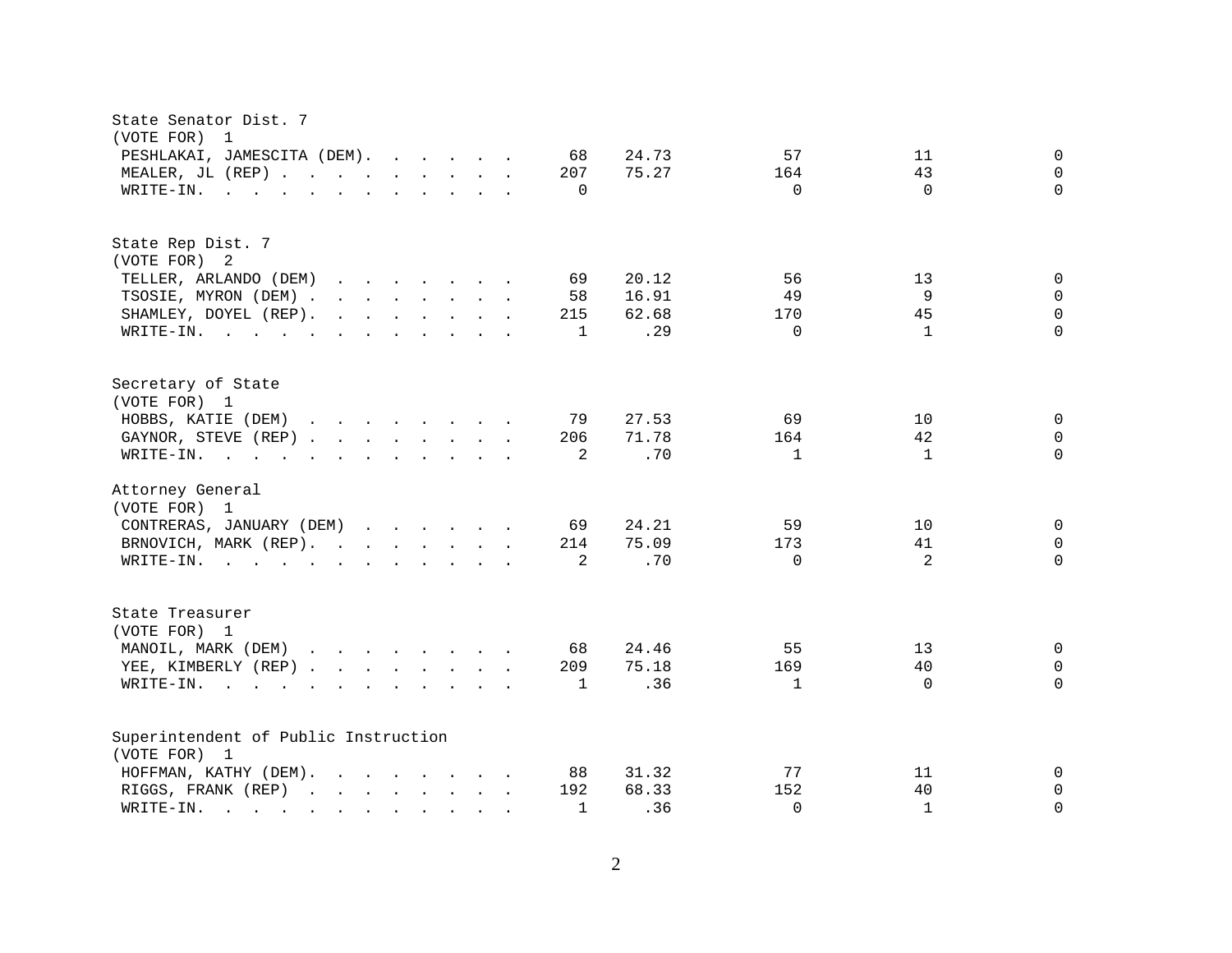State Senator Dist. 7
(VOTE FOR) 1

| | | | | | |
|---|---|---|---|---|---|
| PESHLAKAI, JAMESCITA (DEM) | 68 | 24.73 | 57 | 11 | 0 |
| MEALER, JL (REP) | 207 | 75.27 | 164 | 43 | 0 |
| WRITE-IN. | 0 | | 0 | 0 | 0 |

State Rep Dist. 7
(VOTE FOR) 2

| | | | | | |
|---|---|---|---|---|---|
| TELLER, ARLANDO (DEM) | 69 | 20.12 | 56 | 13 | 0 |
| TSOSIE, MYRON (DEM) | 58 | 16.91 | 49 | 9 | 0 |
| SHAMLEY, DOYEL (REP) | 215 | 62.68 | 170 | 45 | 0 |
| WRITE-IN. | 1 | .29 | 0 | 1 | 0 |

Secretary of State
(VOTE FOR) 1

| | | | | | |
|---|---|---|---|---|---|
| HOBBS, KATIE (DEM) | 79 | 27.53 | 69 | 10 | 0 |
| GAYNOR, STEVE (REP) | 206 | 71.78 | 164 | 42 | 0 |
| WRITE-IN. | 2 | .70 | 1 | 1 | 0 |

Attorney General
(VOTE FOR) 1

| | | | | | |
|---|---|---|---|---|---|
| CONTRERAS, JANUARY (DEM) | 69 | 24.21 | 59 | 10 | 0 |
| BRNOVICH, MARK (REP) | 214 | 75.09 | 173 | 41 | 0 |
| WRITE-IN. | 2 | .70 | 0 | 2 | 0 |

State Treasurer
(VOTE FOR) 1

| | | | | | |
|---|---|---|---|---|---|
| MANOIL, MARK (DEM) | 68 | 24.46 | 55 | 13 | 0 |
| YEE, KIMBERLY (REP) | 209 | 75.18 | 169 | 40 | 0 |
| WRITE-IN. | 1 | .36 | 1 | 0 | 0 |

Superintendent of Public Instruction
(VOTE FOR) 1

| | | | | | |
|---|---|---|---|---|---|
| HOFFMAN, KATHY (DEM) | 88 | 31.32 | 77 | 11 | 0 |
| RIGGS, FRANK (REP) | 192 | 68.33 | 152 | 40 | 0 |
| WRITE-IN. | 1 | .36 | 0 | 1 | 0 |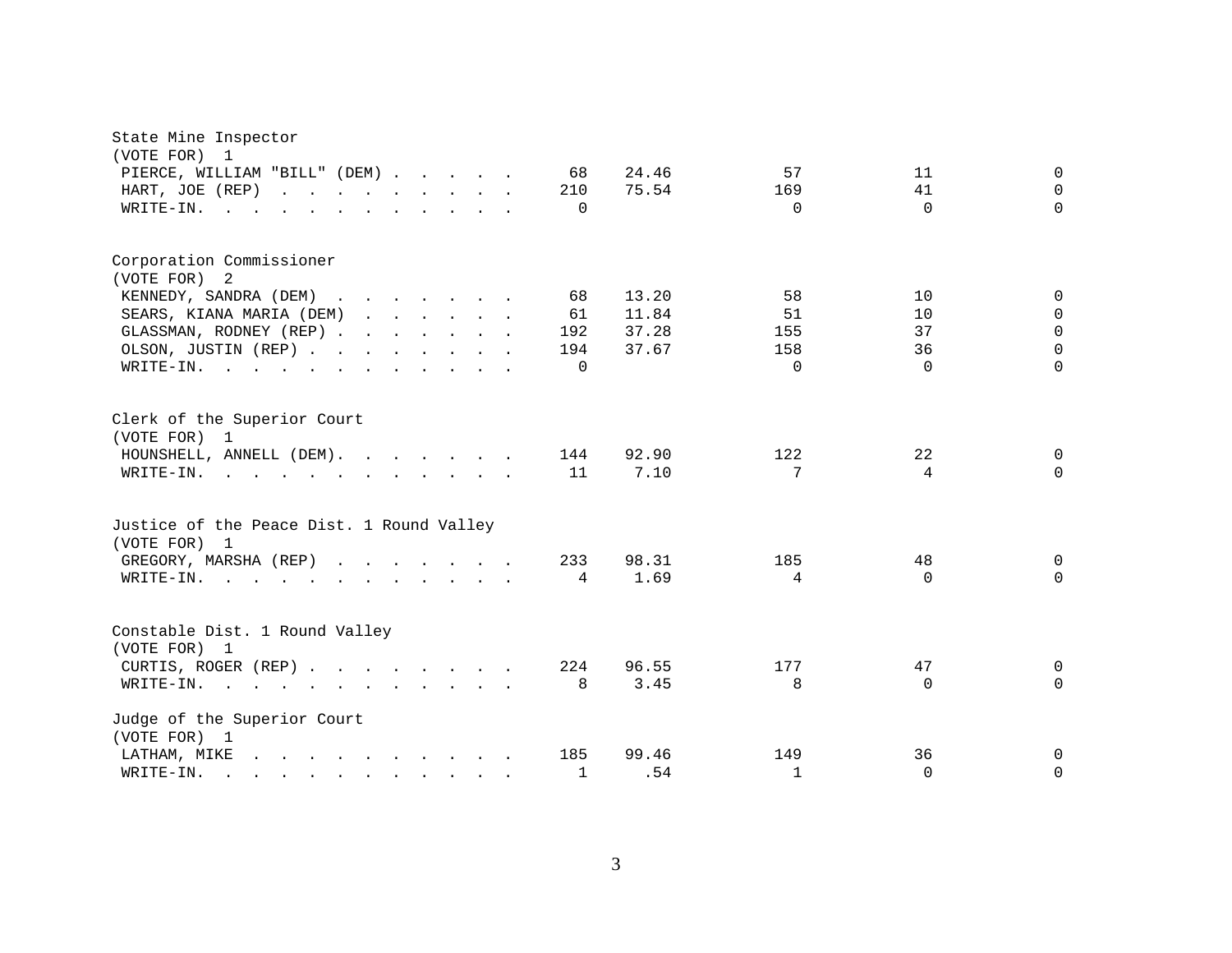State Mine Inspector
(VOTE FOR) 1

| | | | | | |
|---|---|---|---|---|---|
| PIERCE, WILLIAM "BILL" (DEM) | 68 | 24.46 | 57 | 11 | 0 |
| HART, JOE (REP) | 210 | 75.54 | 169 | 41 | 0 |
| WRITE-IN. | 0 | | 0 | 0 | 0 |

Corporation Commissioner
(VOTE FOR) 2

| | | | | | |
|---|---|---|---|---|---|
| KENNEDY, SANDRA (DEM) | 68 | 13.20 | 58 | 10 | 0 |
| SEARS, KIANA MARIA (DEM) | 61 | 11.84 | 51 | 10 | 0 |
| GLASSMAN, RODNEY (REP) | 192 | 37.28 | 155 | 37 | 0 |
| OLSON, JUSTIN (REP) | 194 | 37.67 | 158 | 36 | 0 |
| WRITE-IN. | 0 | | 0 | 0 | 0 |

Clerk of the Superior Court
(VOTE FOR) 1

| | | | | | |
|---|---|---|---|---|---|
| HOUNSHELL, ANNELL (DEM). | 144 | 92.90 | 122 | 22 | 0 |
| WRITE-IN. | 11 | 7.10 | 7 | 4 | 0 |

Justice of the Peace Dist. 1 Round Valley
(VOTE FOR) 1

| | | | | | |
|---|---|---|---|---|---|
| GREGORY, MARSHA (REP) | 233 | 98.31 | 185 | 48 | 0 |
| WRITE-IN. | 4 | 1.69 | 4 | 0 | 0 |

Constable Dist. 1 Round Valley
(VOTE FOR) 1

| | | | | | |
|---|---|---|---|---|---|
| CURTIS, ROGER (REP) | 224 | 96.55 | 177 | 47 | 0 |
| WRITE-IN. | 8 | 3.45 | 8 | 0 | 0 |

Judge of the Superior Court
(VOTE FOR) 1

| | | | | | |
|---|---|---|---|---|---|
| LATHAM, MIKE | 185 | 99.46 | 149 | 36 | 0 |
| WRITE-IN. | 1 | .54 | 1 | 0 | 0 |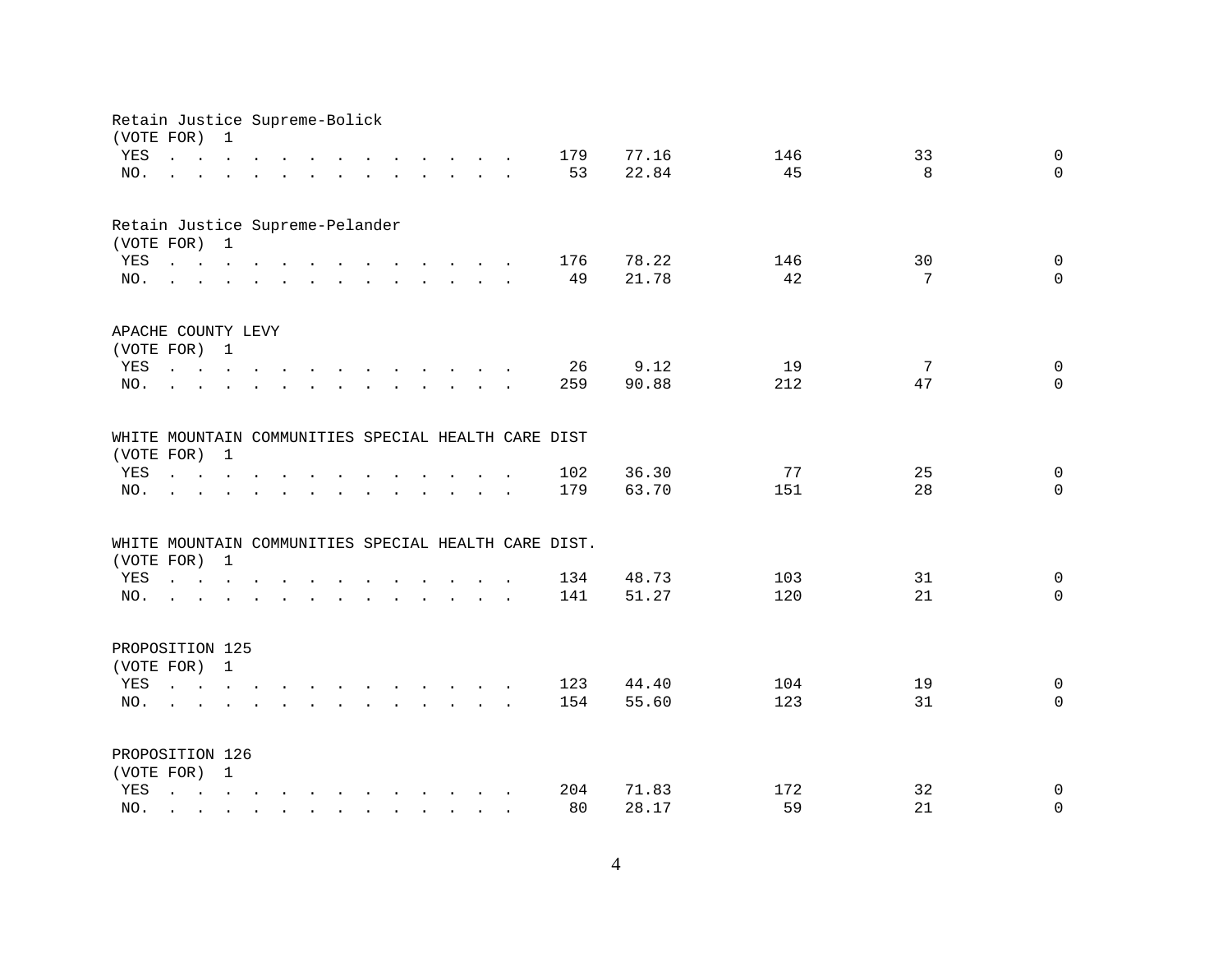Retain Justice Supreme-Bolick
(VOTE FOR) 1

| | | | | | |
|---|---|---|---|---|---|
| YES | 179 | 77.16 | 146 | 33 | 0 |
| NO. | 53 | 22.84 | 45 | 8 | 0 |

Retain Justice Supreme-Pelander
(VOTE FOR) 1

| | | | | | |
|---|---|---|---|---|---|
| YES | 176 | 78.22 | 146 | 30 | 0 |
| NO. | 49 | 21.78 | 42 | 7 | 0 |

APACHE COUNTY LEVY
(VOTE FOR) 1

| | | | | | |
|---|---|---|---|---|---|
| YES | 26 | 9.12 | 19 | 7 | 0 |
| NO. | 259 | 90.88 | 212 | 47 | 0 |

WHITE MOUNTAIN COMMUNITIES SPECIAL HEALTH CARE DIST
(VOTE FOR) 1

| | | | | | |
|---|---|---|---|---|---|
| YES | 102 | 36.30 | 77 | 25 | 0 |
| NO. | 179 | 63.70 | 151 | 28 | 0 |

WHITE MOUNTAIN COMMUNITIES SPECIAL HEALTH CARE DIST.
(VOTE FOR) 1

| | | | | | |
|---|---|---|---|---|---|
| YES | 134 | 48.73 | 103 | 31 | 0 |
| NO. | 141 | 51.27 | 120 | 21 | 0 |

PROPOSITION 125
(VOTE FOR) 1

| | | | | | |
|---|---|---|---|---|---|
| YES | 123 | 44.40 | 104 | 19 | 0 |
| NO. | 154 | 55.60 | 123 | 31 | 0 |

PROPOSITION 126
(VOTE FOR) 1

| | | | | | |
|---|---|---|---|---|---|
| YES | 204 | 71.83 | 172 | 32 | 0 |
| NO. | 80 | 28.17 | 59 | 21 | 0 |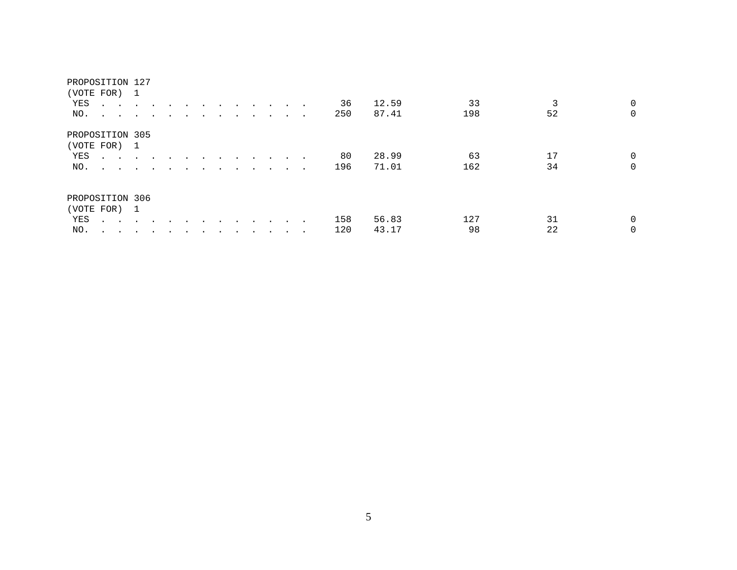PROPOSITION 127
(VOTE FOR) 1

| | | | | | |
|---|---|---|---|---|---|
| YES . . . . . . . . . . . . . . . | 36 | 12.59 | 33 | 3 | 0 |
| NO. . . . . . . . . . . . . . . . | 250 | 87.41 | 198 | 52 | 0 |

PROPOSITION 305
(VOTE FOR) 1

| | | | | | |
|---|---|---|---|---|---|
| YES . . . . . . . . . . . . . . . | 80 | 28.99 | 63 | 17 | 0 |
| NO. . . . . . . . . . . . . . . . | 196 | 71.01 | 162 | 34 | 0 |

PROPOSITION 306
(VOTE FOR) 1

| | | | | | |
|---|---|---|---|---|---|
| YES . . . . . . . . . . . . . . . | 158 | 56.83 | 127 | 31 | 0 |
| NO. . . . . . . . . . . . . . . . | 120 | 43.17 | 98 | 22 | 0 |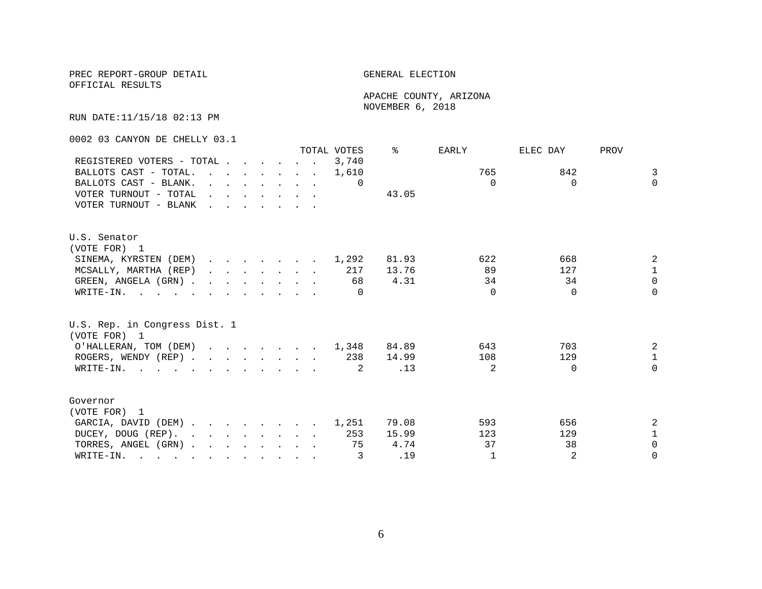PREC REPORT-GROUP DETAIL
OFFICIAL RESULTS

GENERAL ELECTION

APACHE COUNTY, ARIZONA
NOVEMBER 6, 2018

RUN DATE:11/15/18 02:13 PM

0002 03 CANYON DE CHELLY 03.1

| | TOTAL VOTES | % | EARLY | ELEC DAY | PROV |
|---|---|---|---|---|---|
| REGISTERED VOTERS - TOTAL | 3,740 | | | | |
| BALLOTS CAST - TOTAL. | 1,610 | | 765 | 842 | 3 |
| BALLOTS CAST - BLANK. | 0 | | 0 | 0 | 0 |
| VOTER TURNOUT - TOTAL | | 43.05 | | | |
| VOTER TURNOUT - BLANK | | | | | |

U.S. Senator
(VOTE FOR) 1

| | TOTAL VOTES | % | EARLY | ELEC DAY | PROV |
|---|---|---|---|---|---|
| SINEMA, KYRSTEN (DEM) | 1,292 | 81.93 | 622 | 668 | 2 |
| MCSALLY, MARTHA (REP) | 217 | 13.76 | 89 | 127 | 1 |
| GREEN, ANGELA (GRN) | 68 | 4.31 | 34 | 34 | 0 |
| WRITE-IN. | 0 | | 0 | 0 | 0 |

U.S. Rep. in Congress Dist. 1
(VOTE FOR) 1

| | TOTAL VOTES | % | EARLY | ELEC DAY | PROV |
|---|---|---|---|---|---|
| O'HALLERAN, TOM (DEM) | 1,348 | 84.89 | 643 | 703 | 2 |
| ROGERS, WENDY (REP) | 238 | 14.99 | 108 | 129 | 1 |
| WRITE-IN. | 2 | .13 | 2 | 0 | 0 |

Governor
(VOTE FOR) 1

| | TOTAL VOTES | % | EARLY | ELEC DAY | PROV |
|---|---|---|---|---|---|
| GARCIA, DAVID (DEM) | 1,251 | 79.08 | 593 | 656 | 2 |
| DUCEY, DOUG (REP). | 253 | 15.99 | 123 | 129 | 1 |
| TORRES, ANGEL (GRN) | 75 | 4.74 | 37 | 38 | 0 |
| WRITE-IN. | 3 | .19 | 1 | 2 | 0 |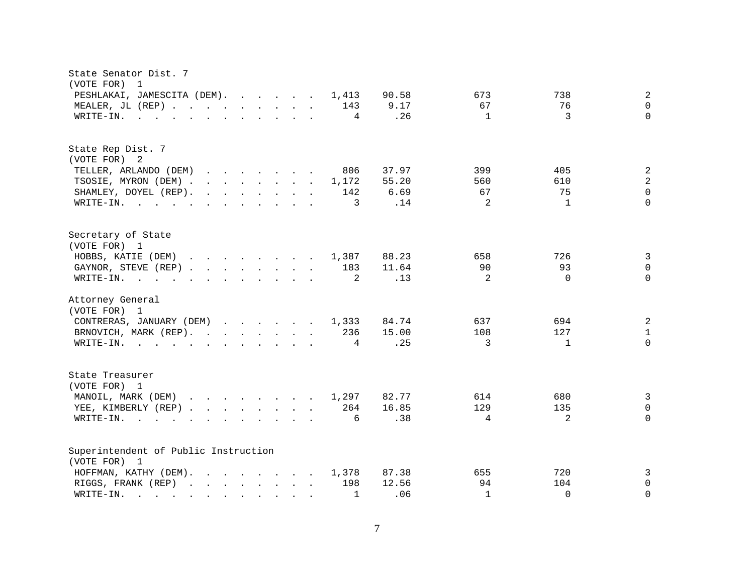State Senator Dist. 7
(VOTE FOR) 1

| Candidate | Total | % | | | |
|---|---|---|---|---|---|
| PESHLAKAI, JAMESCITA (DEM) | 1,413 | 90.58 | 673 | 738 | 2 |
| MEALER, JL (REP) | 143 | 9.17 | 67 | 76 | 0 |
| WRITE-IN. | 4 | .26 | 1 | 3 | 0 |

State Rep Dist. 7
(VOTE FOR) 2

| Candidate | Total | % | | | |
|---|---|---|---|---|---|
| TELLER, ARLANDO (DEM) | 806 | 37.97 | 399 | 405 | 2 |
| TSOSIE, MYRON (DEM) | 1,172 | 55.20 | 560 | 610 | 2 |
| SHAMLEY, DOYEL (REP) | 142 | 6.69 | 67 | 75 | 0 |
| WRITE-IN. | 3 | .14 | 2 | 1 | 0 |

Secretary of State
(VOTE FOR) 1

| Candidate | Total | % | | | |
|---|---|---|---|---|---|
| HOBBS, KATIE (DEM) | 1,387 | 88.23 | 658 | 726 | 3 |
| GAYNOR, STEVE (REP) | 183 | 11.64 | 90 | 93 | 0 |
| WRITE-IN. | 2 | .13 | 2 | 0 | 0 |

Attorney General
(VOTE FOR) 1

| Candidate | Total | % | | | |
|---|---|---|---|---|---|
| CONTRERAS, JANUARY (DEM) | 1,333 | 84.74 | 637 | 694 | 2 |
| BRNOVICH, MARK (REP) | 236 | 15.00 | 108 | 127 | 1 |
| WRITE-IN. | 4 | .25 | 3 | 1 | 0 |

State Treasurer
(VOTE FOR) 1

| Candidate | Total | % | | | |
|---|---|---|---|---|---|
| MANOIL, MARK (DEM) | 1,297 | 82.77 | 614 | 680 | 3 |
| YEE, KIMBERLY (REP) | 264 | 16.85 | 129 | 135 | 0 |
| WRITE-IN. | 6 | .38 | 4 | 2 | 0 |

Superintendent of Public Instruction
(VOTE FOR) 1

| Candidate | Total | % | | | |
|---|---|---|---|---|---|
| HOFFMAN, KATHY (DEM) | 1,378 | 87.38 | 655 | 720 | 3 |
| RIGGS, FRANK (REP) | 198 | 12.56 | 94 | 104 | 0 |
| WRITE-IN. | 1 | .06 | 1 | 0 | 0 |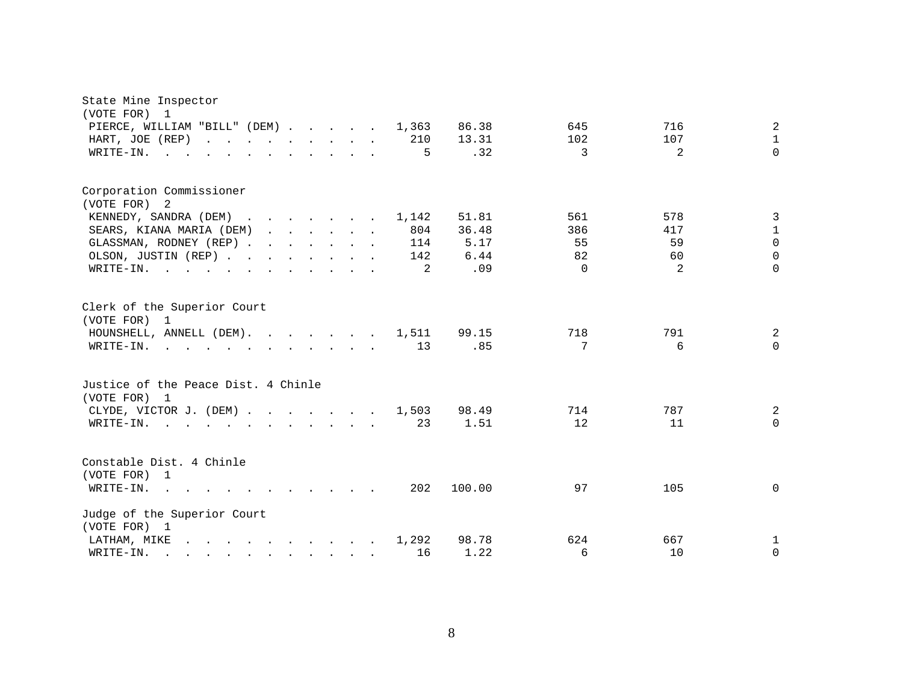State Mine Inspector
(VOTE FOR) 1

| Candidate | Total | Percent | | | |
|---|---|---|---|---|---|
| PIERCE, WILLIAM "BILL" (DEM) | 1,363 | 86.38 | 645 | 716 | 2 |
| HART, JOE (REP) | 210 | 13.31 | 102 | 107 | 1 |
| WRITE-IN. | 5 | .32 | 3 | 2 | 0 |

Corporation Commissioner
(VOTE FOR) 2

| Candidate | Total | Percent | | | |
|---|---|---|---|---|---|
| KENNEDY, SANDRA (DEM) | 1,142 | 51.81 | 561 | 578 | 3 |
| SEARS, KIANA MARIA (DEM) | 804 | 36.48 | 386 | 417 | 1 |
| GLASSMAN, RODNEY (REP) | 114 | 5.17 | 55 | 59 | 0 |
| OLSON, JUSTIN (REP) | 142 | 6.44 | 82 | 60 | 0 |
| WRITE-IN. | 2 | .09 | 0 | 2 | 0 |

Clerk of the Superior Court
(VOTE FOR) 1

| Candidate | Total | Percent | | | |
|---|---|---|---|---|---|
| HOUNSHELL, ANNELL (DEM). | 1,511 | 99.15 | 718 | 791 | 2 |
| WRITE-IN. | 13 | .85 | 7 | 6 | 0 |

Justice of the Peace Dist. 4 Chinle
(VOTE FOR) 1

| Candidate | Total | Percent | | | |
|---|---|---|---|---|---|
| CLYDE, VICTOR J. (DEM) | 1,503 | 98.49 | 714 | 787 | 2 |
| WRITE-IN. | 23 | 1.51 | 12 | 11 | 0 |

Constable Dist. 4 Chinle
(VOTE FOR) 1

| Candidate | Total | Percent | | | |
|---|---|---|---|---|---|
| WRITE-IN. | 202 | 100.00 | 97 | 105 | 0 |

Judge of the Superior Court
(VOTE FOR) 1

| Candidate | Total | Percent | | | |
|---|---|---|---|---|---|
| LATHAM, MIKE | 1,292 | 98.78 | 624 | 667 | 1 |
| WRITE-IN. | 16 | 1.22 | 6 | 10 | 0 |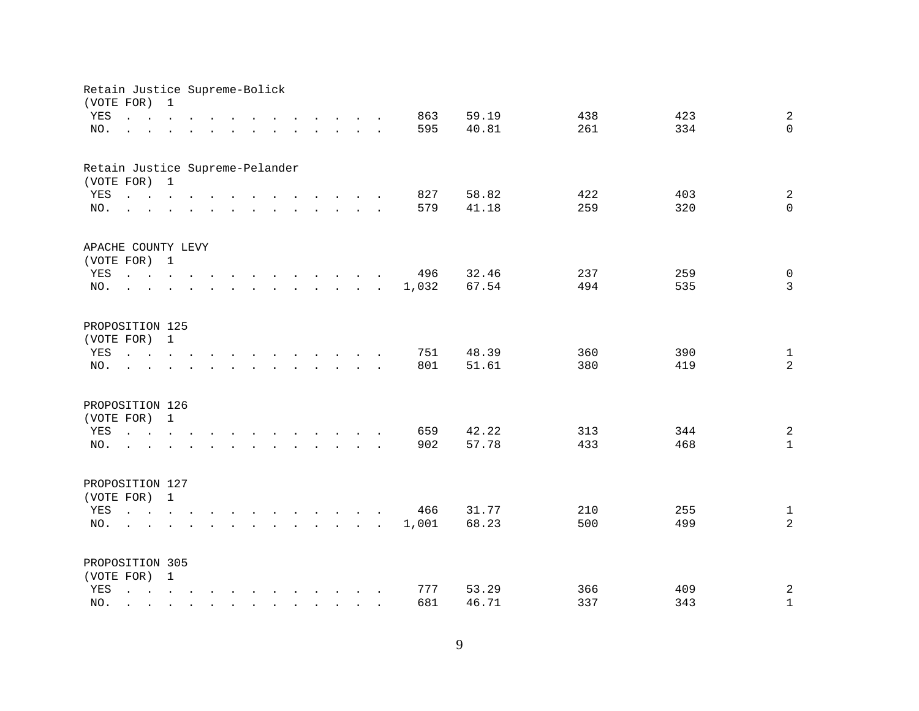Retain Justice Supreme-Bolick
(VOTE FOR) 1

| | | | | | |
|---|---|---|---|---|---|
| YES | 863 | 59.19 | 438 | 423 | 2 |
| NO. | 595 | 40.81 | 261 | 334 | 0 |

Retain Justice Supreme-Pelander
(VOTE FOR) 1

| | | | | | |
|---|---|---|---|---|---|
| YES | 827 | 58.82 | 422 | 403 | 2 |
| NO. | 579 | 41.18 | 259 | 320 | 0 |

APACHE COUNTY LEVY
(VOTE FOR) 1

| | | | | | |
|---|---|---|---|---|---|
| YES | 496 | 32.46 | 237 | 259 | 0 |
| NO. | 1,032 | 67.54 | 494 | 535 | 3 |

PROPOSITION 125
(VOTE FOR) 1

| | | | | | |
|---|---|---|---|---|---|
| YES | 751 | 48.39 | 360 | 390 | 1 |
| NO. | 801 | 51.61 | 380 | 419 | 2 |

PROPOSITION 126
(VOTE FOR) 1

| | | | | | |
|---|---|---|---|---|---|
| YES | 659 | 42.22 | 313 | 344 | 2 |
| NO. | 902 | 57.78 | 433 | 468 | 1 |

PROPOSITION 127
(VOTE FOR) 1

| | | | | | |
|---|---|---|---|---|---|
| YES | 466 | 31.77 | 210 | 255 | 1 |
| NO. | 1,001 | 68.23 | 500 | 499 | 2 |

PROPOSITION 305
(VOTE FOR) 1

| | | | | | |
|---|---|---|---|---|---|
| YES | 777 | 53.29 | 366 | 409 | 2 |
| NO. | 681 | 46.71 | 337 | 343 | 1 |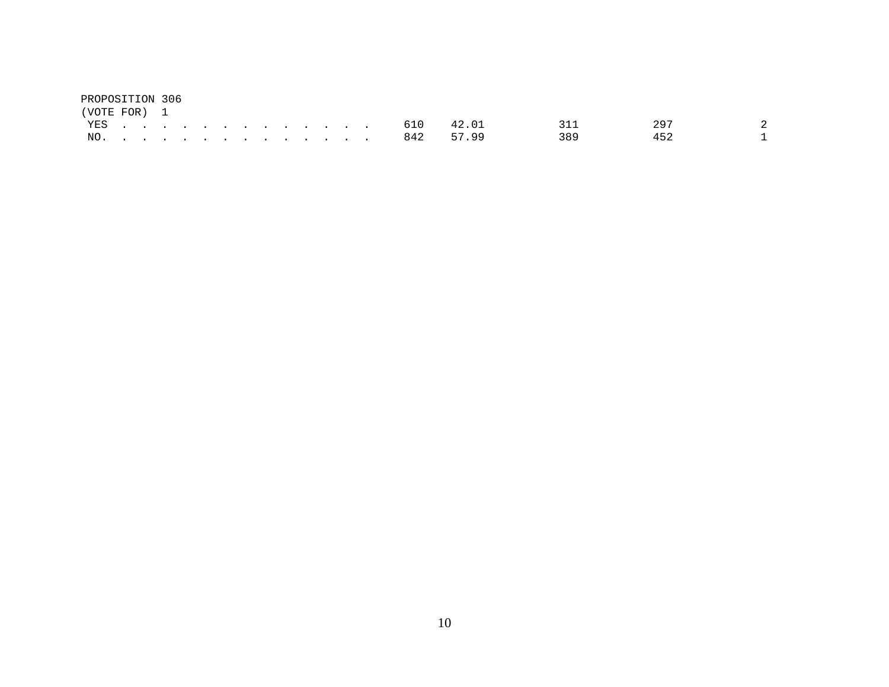PROPOSITION 306
(VOTE FOR) 1

| | | | | | |
|---|---|---|---|---|---|
| YES . . . . . . . . . . . . . . | 610 | 42.01 | 311 | 297 | 2 |
| NO. . . . . . . . . . . . . . . | 842 | 57.99 | 389 | 452 | 1 |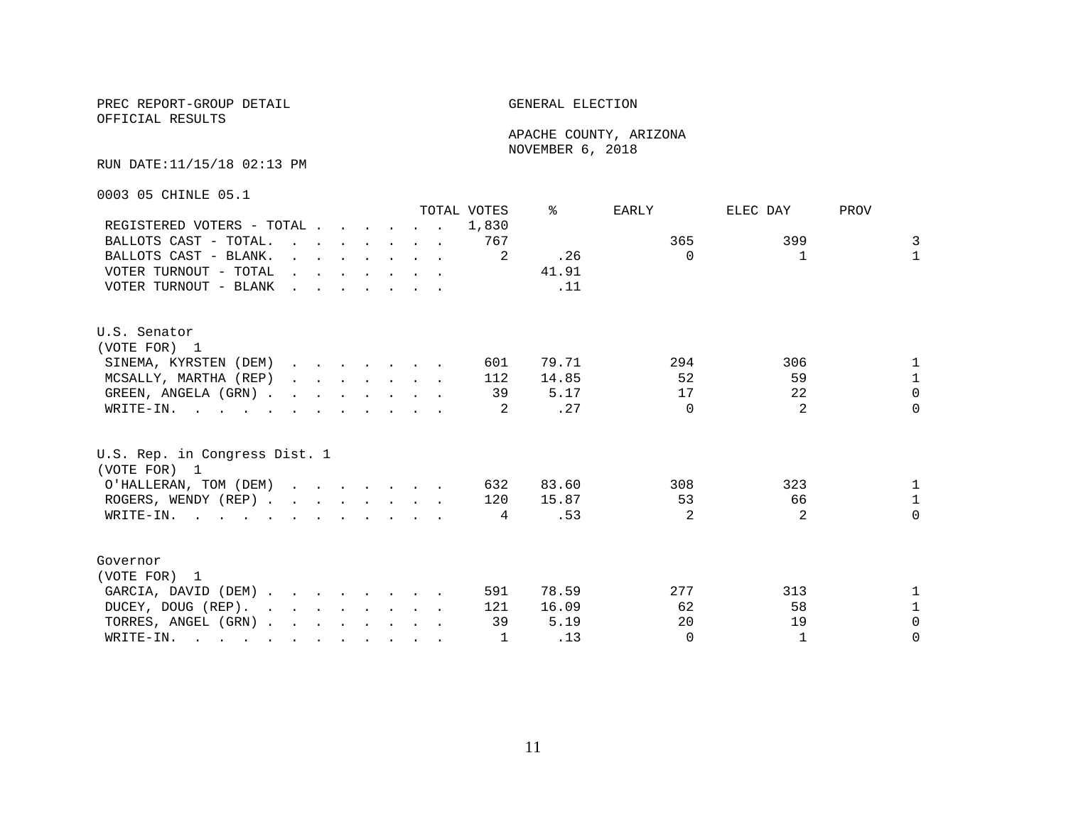PREC REPORT-GROUP DETAIL

OFFICIAL RESULTS

GENERAL ELECTION

APACHE COUNTY, ARIZONA

NOVEMBER 6, 2018

RUN DATE:11/15/18 02:13 PM

0003 05 CHINLE 05.1

| | TOTAL VOTES | % | EARLY | ELEC DAY | PROV |
|---|---|---|---|---|---|
| REGISTERED VOTERS - TOTAL | 1,830 | | | | |
| BALLOTS CAST - TOTAL. | 767 | | 365 | 399 | 3 |
| BALLOTS CAST - BLANK. | 2 | .26 | 0 | 1 | 1 |
| VOTER TURNOUT - TOTAL | | 41.91 | | | |
| VOTER TURNOUT - BLANK | | .11 | | | |

U.S. Senator
(VOTE FOR) 1

| | TOTAL VOTES | % | EARLY | ELEC DAY | PROV |
|---|---|---|---|---|---|
| SINEMA, KYRSTEN (DEM) | 601 | 79.71 | 294 | 306 | 1 |
| MCSALLY, MARTHA (REP) | 112 | 14.85 | 52 | 59 | 1 |
| GREEN, ANGELA (GRN) | 39 | 5.17 | 17 | 22 | 0 |
| WRITE-IN. | 2 | .27 | 0 | 2 | 0 |

U.S. Rep. in Congress Dist. 1
(VOTE FOR) 1

| | TOTAL VOTES | % | EARLY | ELEC DAY | PROV |
|---|---|---|---|---|---|
| O'HALLERAN, TOM (DEM) | 632 | 83.60 | 308 | 323 | 1 |
| ROGERS, WENDY (REP) | 120 | 15.87 | 53 | 66 | 1 |
| WRITE-IN. | 4 | .53 | 2 | 2 | 0 |

Governor
(VOTE FOR) 1

| | TOTAL VOTES | % | EARLY | ELEC DAY | PROV |
|---|---|---|---|---|---|
| GARCIA, DAVID (DEM) | 591 | 78.59 | 277 | 313 | 1 |
| DUCEY, DOUG (REP). | 121 | 16.09 | 62 | 58 | 1 |
| TORRES, ANGEL (GRN) | 39 | 5.19 | 20 | 19 | 0 |
| WRITE-IN. | 1 | .13 | 0 | 1 | 0 |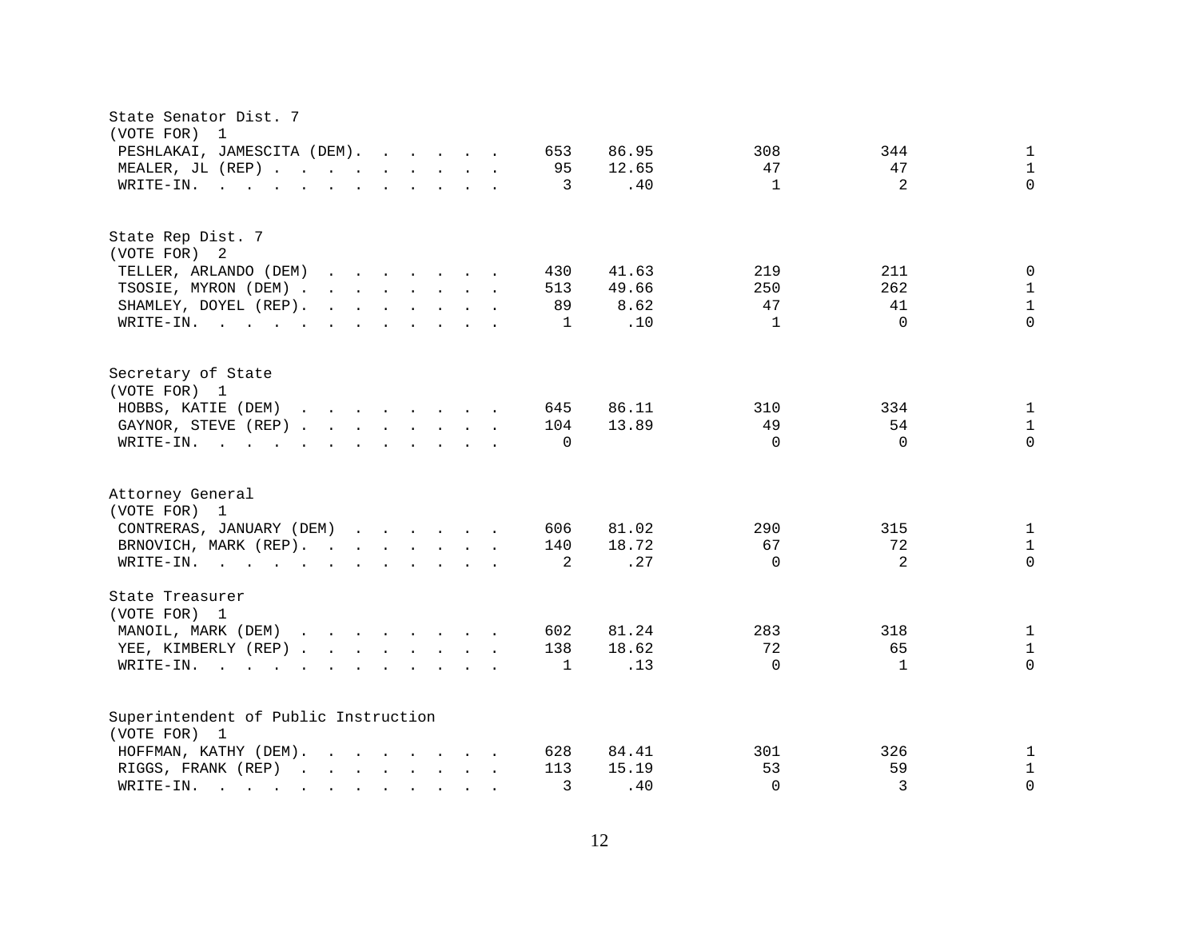State Senator Dist. 7
(VOTE FOR) 1

| | | | | | |
|---|---|---|---|---|---|
| PESHLAKAI, JAMESCITA (DEM). | 653 | 86.95 | 308 | 344 | 1 |
| MEALER, JL (REP) | 95 | 12.65 | 47 | 47 | 1 |
| WRITE-IN. | 3 | .40 | 1 | 2 | 0 |

State Rep Dist. 7
(VOTE FOR) 2

| | | | | | |
|---|---|---|---|---|---|
| TELLER, ARLANDO (DEM) | 430 | 41.63 | 219 | 211 | 0 |
| TSOSIE, MYRON (DEM) | 513 | 49.66 | 250 | 262 | 1 |
| SHAMLEY, DOYEL (REP). | 89 | 8.62 | 47 | 41 | 1 |
| WRITE-IN. | 1 | .10 | 1 | 0 | 0 |

Secretary of State
(VOTE FOR) 1

| | | | | | |
|---|---|---|---|---|---|
| HOBBS, KATIE (DEM) | 645 | 86.11 | 310 | 334 | 1 |
| GAYNOR, STEVE (REP) | 104 | 13.89 | 49 | 54 | 1 |
| WRITE-IN. | 0 | | 0 | 0 | 0 |

Attorney General
(VOTE FOR) 1

| | | | | | |
|---|---|---|---|---|---|
| CONTRERAS, JANUARY (DEM) | 606 | 81.02 | 290 | 315 | 1 |
| BRNOVICH, MARK (REP). | 140 | 18.72 | 67 | 72 | 1 |
| WRITE-IN. | 2 | .27 | 0 | 2 | 0 |

State Treasurer
(VOTE FOR) 1

| | | | | | |
|---|---|---|---|---|---|
| MANOIL, MARK (DEM) | 602 | 81.24 | 283 | 318 | 1 |
| YEE, KIMBERLY (REP) | 138 | 18.62 | 72 | 65 | 1 |
| WRITE-IN. | 1 | .13 | 0 | 1 | 0 |

Superintendent of Public Instruction
(VOTE FOR) 1

| | | | | | |
|---|---|---|---|---|---|
| HOFFMAN, KATHY (DEM). | 628 | 84.41 | 301 | 326 | 1 |
| RIGGS, FRANK (REP) | 113 | 15.19 | 53 | 59 | 1 |
| WRITE-IN. | 3 | .40 | 0 | 3 | 0 |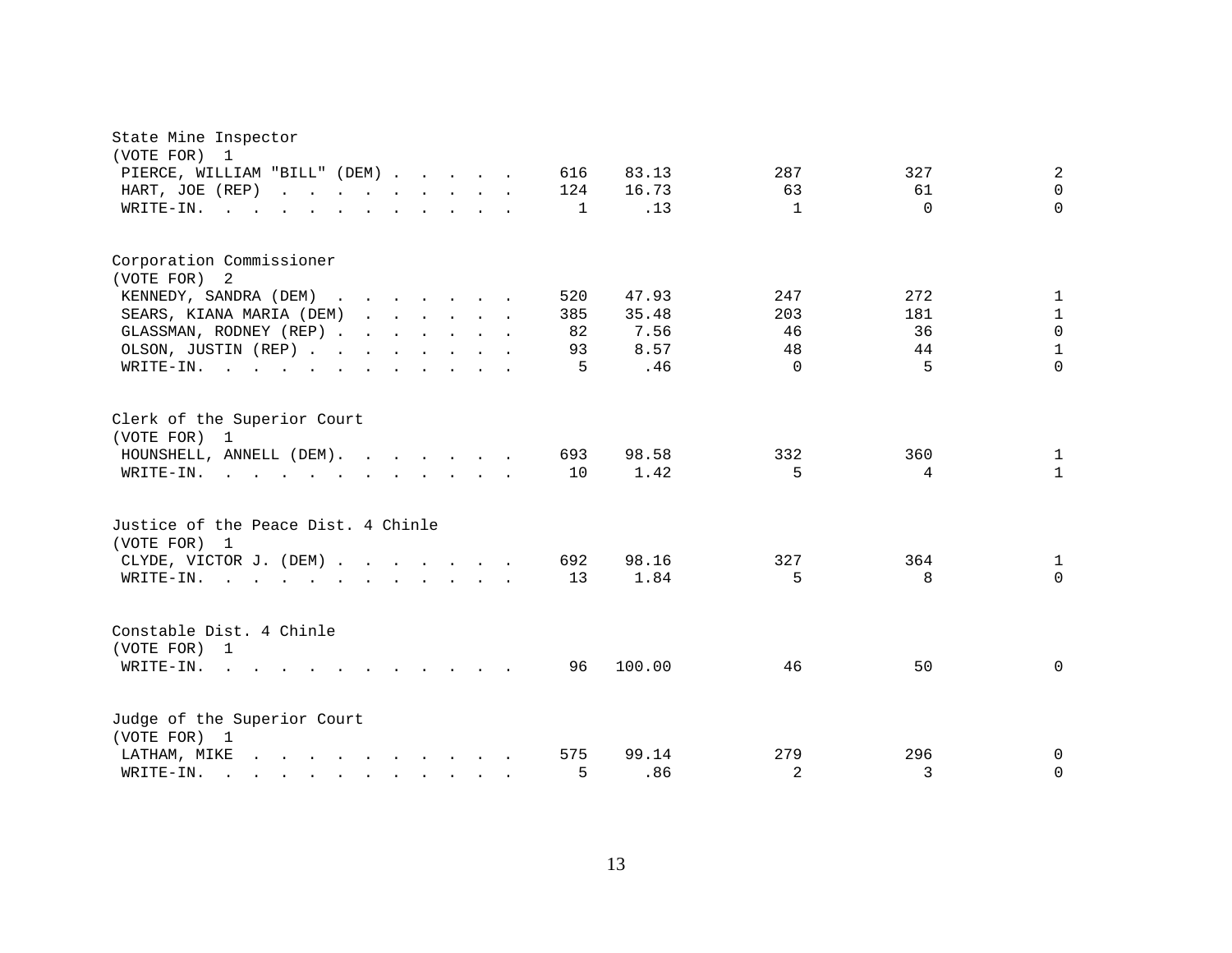### State Mine Inspector
(VOTE FOR) 1

| Candidate | Total | Percent | | | |
|---|---|---|---|---|---|
| PIERCE, WILLIAM "BILL" (DEM) | 616 | 83.13 | 287 | 327 | 2 |
| HART, JOE (REP) | 124 | 16.73 | 63 | 61 | 0 |
| WRITE-IN. | 1 | .13 | 1 | 0 | 0 |

### Corporation Commissioner
(VOTE FOR) 2

| Candidate | Total | Percent | | | |
|---|---|---|---|---|---|
| KENNEDY, SANDRA (DEM) | 520 | 47.93 | 247 | 272 | 1 |
| SEARS, KIANA MARIA (DEM) | 385 | 35.48 | 203 | 181 | 1 |
| GLASSMAN, RODNEY (REP) | 82 | 7.56 | 46 | 36 | 0 |
| OLSON, JUSTIN (REP) | 93 | 8.57 | 48 | 44 | 1 |
| WRITE-IN. | 5 | .46 | 0 | 5 | 0 |

### Clerk of the Superior Court
(VOTE FOR) 1

| Candidate | Total | Percent | | | |
|---|---|---|---|---|---|
| HOUNSHELL, ANNELL (DEM) | 693 | 98.58 | 332 | 360 | 1 |
| WRITE-IN. | 10 | 1.42 | 5 | 4 | 1 |

### Justice of the Peace Dist. 4 Chinle
(VOTE FOR) 1

| Candidate | Total | Percent | | | |
|---|---|---|---|---|---|
| CLYDE, VICTOR J. (DEM) | 692 | 98.16 | 327 | 364 | 1 |
| WRITE-IN. | 13 | 1.84 | 5 | 8 | 0 |

### Constable Dist. 4 Chinle
(VOTE FOR) 1

| Candidate | Total | Percent | | | |
|---|---|---|---|---|---|
| WRITE-IN. | 96 | 100.00 | 46 | 50 | 0 |

### Judge of the Superior Court
(VOTE FOR) 1

| Candidate | Total | Percent | | | |
|---|---|---|---|---|---|
| LATHAM, MIKE | 575 | 99.14 | 279 | 296 | 0 |
| WRITE-IN. | 5 | .86 | 2 | 3 | 0 |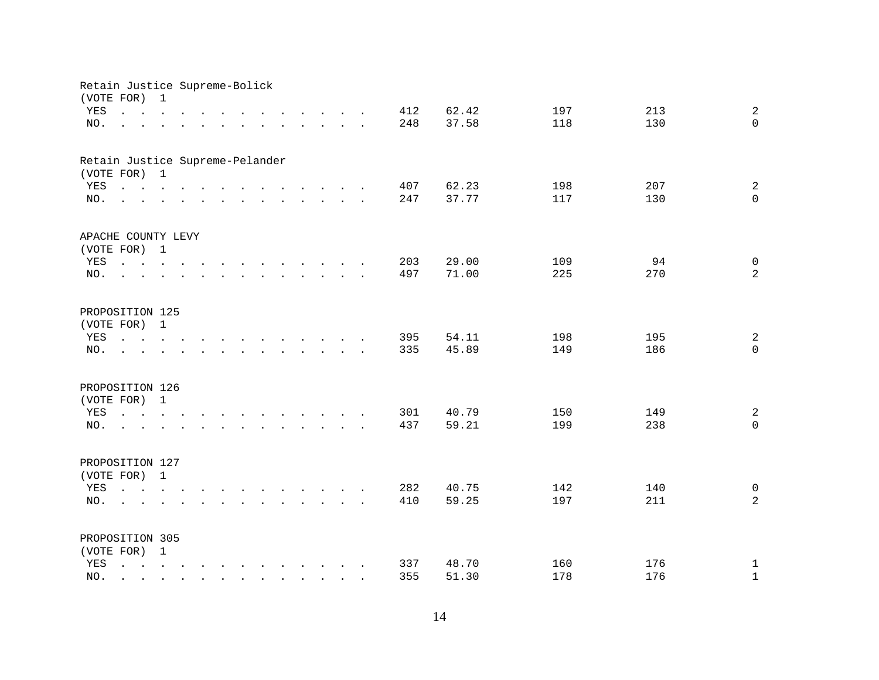### Retain Justice Supreme-Bolick
(VOTE FOR) 1

| | | | | | |
|---|---|---|---|---|---|
| YES | 412 | 62.42 | 197 | 213 | 2 |
| NO. | 248 | 37.58 | 118 | 130 | 0 |

### Retain Justice Supreme-Pelander
(VOTE FOR) 1

| | | | | | |
|---|---|---|---|---|---|
| YES | 407 | 62.23 | 198 | 207 | 2 |
| NO. | 247 | 37.77 | 117 | 130 | 0 |

### APACHE COUNTY LEVY
(VOTE FOR) 1

| | | | | | |
|---|---|---|---|---|---|
| YES | 203 | 29.00 | 109 | 94 | 0 |
| NO. | 497 | 71.00 | 225 | 270 | 2 |

### PROPOSITION 125
(VOTE FOR) 1

| | | | | | |
|---|---|---|---|---|---|
| YES | 395 | 54.11 | 198 | 195 | 2 |
| NO. | 335 | 45.89 | 149 | 186 | 0 |

### PROPOSITION 126
(VOTE FOR) 1

| | | | | | |
|---|---|---|---|---|---|
| YES | 301 | 40.79 | 150 | 149 | 2 |
| NO. | 437 | 59.21 | 199 | 238 | 0 |

### PROPOSITION 127
(VOTE FOR) 1

| | | | | | |
|---|---|---|---|---|---|
| YES | 282 | 40.75 | 142 | 140 | 0 |
| NO. | 410 | 59.25 | 197 | 211 | 2 |

### PROPOSITION 305
(VOTE FOR) 1

| | | | | | |
|---|---|---|---|---|---|
| YES | 337 | 48.70 | 160 | 176 | 1 |
| NO. | 355 | 51.30 | 178 | 176 | 1 |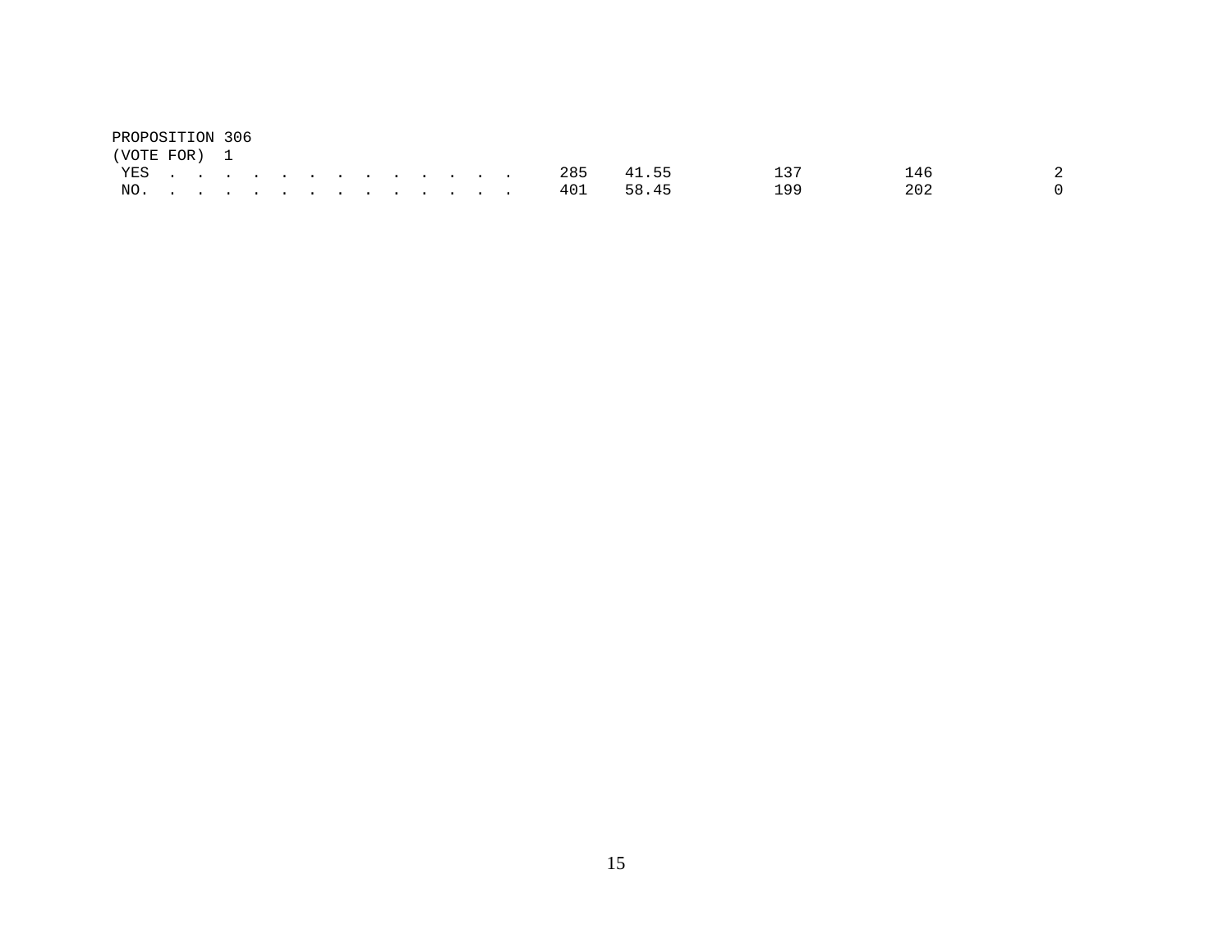PROPOSITION 306
(VOTE FOR) 1

| | | | | | |
|---|---|---|---|---|---|
| YES . . . . . . . . . . . . . . | 285 | 41.55 | 137 | 146 | 2 |
| NO. . . . . . . . . . . . . . . | 401 | 58.45 | 199 | 202 | 0 |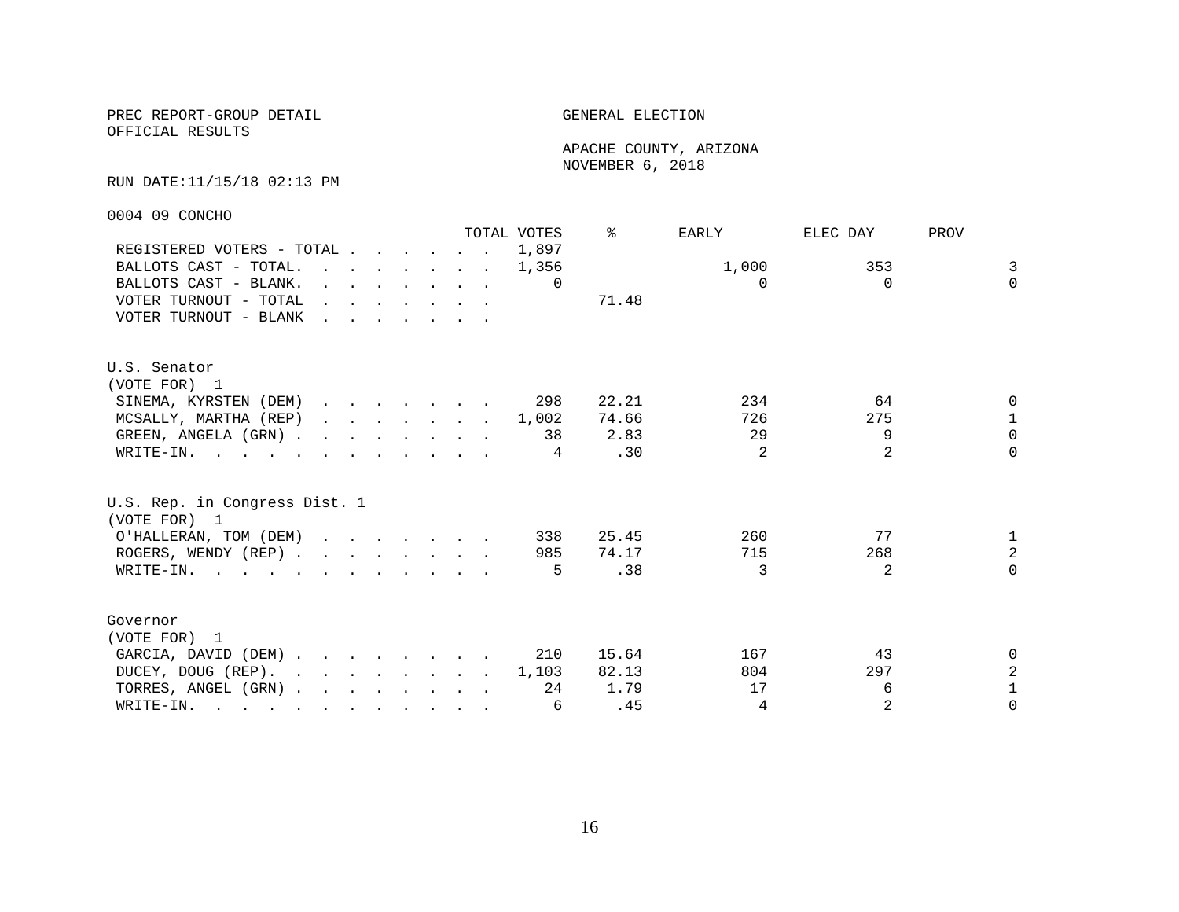PREC REPORT-GROUP DETAIL
OFFICIAL RESULTS

GENERAL ELECTION

APACHE COUNTY, ARIZONA
NOVEMBER 6, 2018

RUN DATE:11/15/18 02:13 PM

0004 09 CONCHO

| | TOTAL VOTES | % | EARLY | ELEC DAY | PROV |
|---|---|---|---|---|---|
| REGISTERED VOTERS - TOTAL | 1,897 | | | | |
| BALLOTS CAST - TOTAL. | 1,356 | | 1,000 | 353 | 3 |
| BALLOTS CAST - BLANK. | 0 | | 0 | 0 | 0 |
| VOTER TURNOUT - TOTAL | | 71.48 | | | |
| VOTER TURNOUT - BLANK | | | | | |

U.S. Senator
(VOTE FOR) 1

| | TOTAL VOTES | % | EARLY | ELEC DAY | PROV |
|---|---|---|---|---|---|
| SINEMA, KYRSTEN (DEM) | 298 | 22.21 | 234 | 64 | 0 |
| MCSALLY, MARTHA (REP) | 1,002 | 74.66 | 726 | 275 | 1 |
| GREEN, ANGELA (GRN) | 38 | 2.83 | 29 | 9 | 0 |
| WRITE-IN. | 4 | .30 | 2 | 2 | 0 |

U.S. Rep. in Congress Dist. 1
(VOTE FOR) 1

| | TOTAL VOTES | % | EARLY | ELEC DAY | PROV |
|---|---|---|---|---|---|
| O'HALLERAN, TOM (DEM) | 338 | 25.45 | 260 | 77 | 1 |
| ROGERS, WENDY (REP) | 985 | 74.17 | 715 | 268 | 2 |
| WRITE-IN. | 5 | .38 | 3 | 2 | 0 |

Governor
(VOTE FOR) 1

| | TOTAL VOTES | % | EARLY | ELEC DAY | PROV |
|---|---|---|---|---|---|
| GARCIA, DAVID (DEM) | 210 | 15.64 | 167 | 43 | 0 |
| DUCEY, DOUG (REP). | 1,103 | 82.13 | 804 | 297 | 2 |
| TORRES, ANGEL (GRN) | 24 | 1.79 | 17 | 6 | 1 |
| WRITE-IN. | 6 | .45 | 4 | 2 | 0 |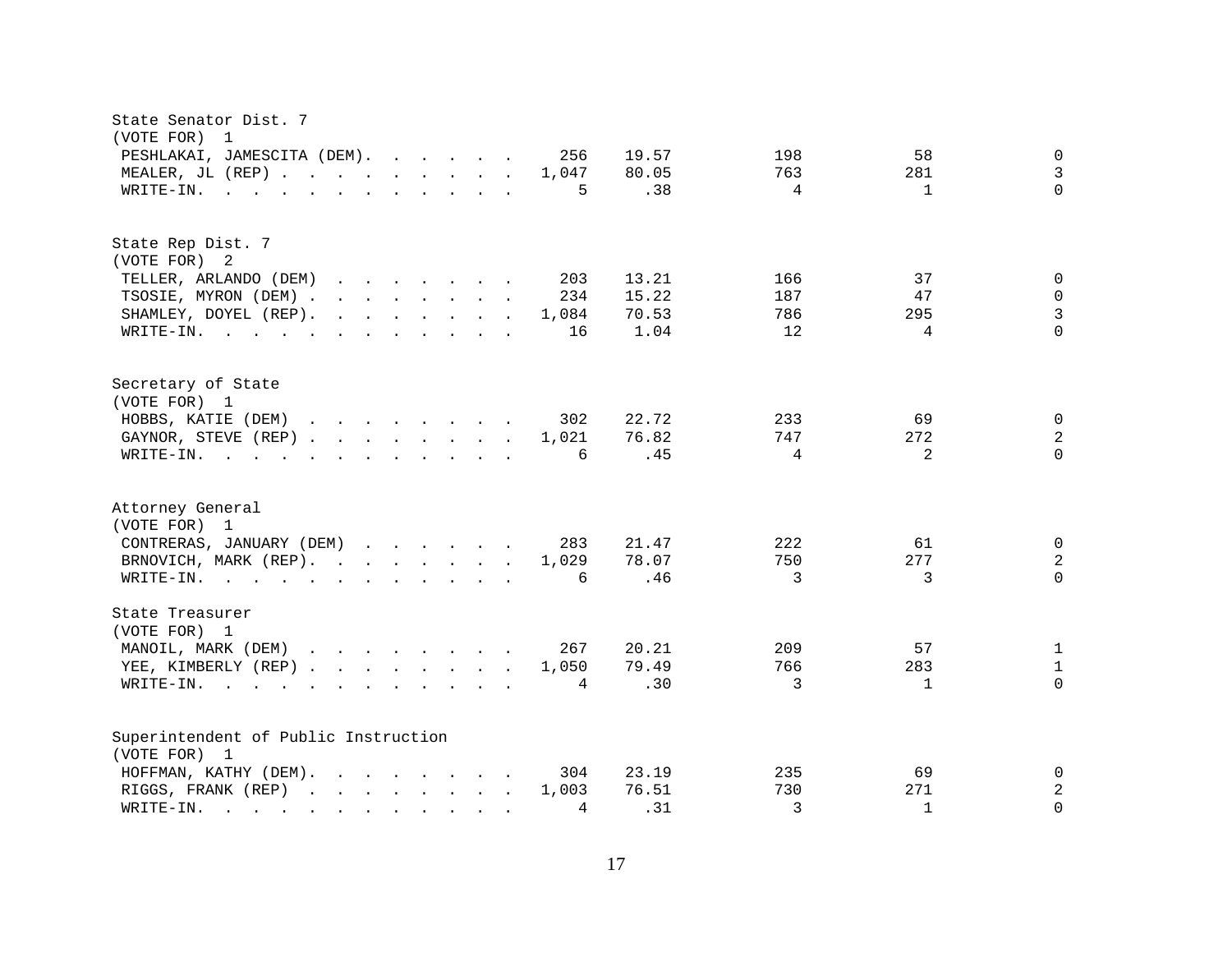State Senator Dist. 7
(VOTE FOR) 1

| Candidate | Total | Percent | | | |
|---|---|---|---|---|---|
| PESHLAKAI, JAMESCITA (DEM) | 256 | 19.57 | 198 | 58 | 0 |
| MEALER, JL (REP) | 1,047 | 80.05 | 763 | 281 | 3 |
| WRITE-IN. | 5 | .38 | 4 | 1 | 0 |

State Rep Dist. 7
(VOTE FOR) 2

| Candidate | Total | Percent | | | |
|---|---|---|---|---|---|
| TELLER, ARLANDO (DEM) | 203 | 13.21 | 166 | 37 | 0 |
| TSOSIE, MYRON (DEM) | 234 | 15.22 | 187 | 47 | 0 |
| SHAMLEY, DOYEL (REP) | 1,084 | 70.53 | 786 | 295 | 3 |
| WRITE-IN. | 16 | 1.04 | 12 | 4 | 0 |

Secretary of State
(VOTE FOR) 1

| Candidate | Total | Percent | | | |
|---|---|---|---|---|---|
| HOBBS, KATIE (DEM) | 302 | 22.72 | 233 | 69 | 0 |
| GAYNOR, STEVE (REP) | 1,021 | 76.82 | 747 | 272 | 2 |
| WRITE-IN. | 6 | .45 | 4 | 2 | 0 |

Attorney General
(VOTE FOR) 1

| Candidate | Total | Percent | | | |
|---|---|---|---|---|---|
| CONTRERAS, JANUARY (DEM) | 283 | 21.47 | 222 | 61 | 0 |
| BRNOVICH, MARK (REP) | 1,029 | 78.07 | 750 | 277 | 2 |
| WRITE-IN. | 6 | .46 | 3 | 3 | 0 |

State Treasurer
(VOTE FOR) 1

| Candidate | Total | Percent | | | |
|---|---|---|---|---|---|
| MANOIL, MARK (DEM) | 267 | 20.21 | 209 | 57 | 1 |
| YEE, KIMBERLY (REP) | 1,050 | 79.49 | 766 | 283 | 1 |
| WRITE-IN. | 4 | .30 | 3 | 1 | 0 |

Superintendent of Public Instruction
(VOTE FOR) 1

| Candidate | Total | Percent | | | |
|---|---|---|---|---|---|
| HOFFMAN, KATHY (DEM) | 304 | 23.19 | 235 | 69 | 0 |
| RIGGS, FRANK (REP) | 1,003 | 76.51 | 730 | 271 | 2 |
| WRITE-IN. | 4 | .31 | 3 | 1 | 0 |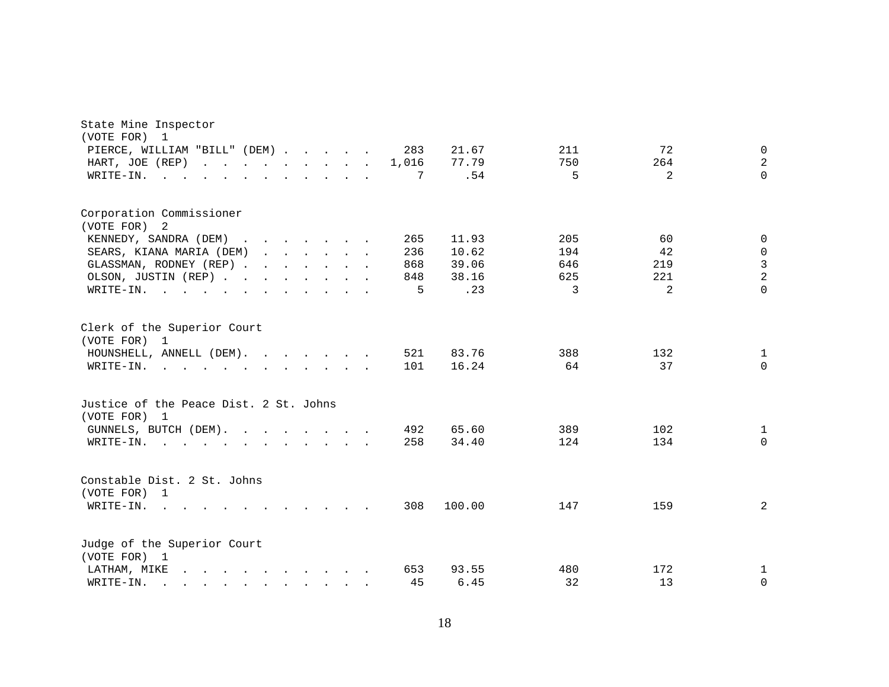State Mine Inspector
(VOTE FOR) 1

| Candidate | Votes | % | | | |
|---|---|---|---|---|---|
| PIERCE, WILLIAM "BILL" (DEM) | 283 | 21.67 | 211 | 72 | 0 |
| HART, JOE (REP) | 1,016 | 77.79 | 750 | 264 | 2 |
| WRITE-IN. | 7 | .54 | 5 | 2 | 0 |

Corporation Commissioner
(VOTE FOR) 2

| Candidate | Votes | % | | | |
|---|---|---|---|---|---|
| KENNEDY, SANDRA (DEM) | 265 | 11.93 | 205 | 60 | 0 |
| SEARS, KIANA MARIA (DEM) | 236 | 10.62 | 194 | 42 | 0 |
| GLASSMAN, RODNEY (REP) | 868 | 39.06 | 646 | 219 | 3 |
| OLSON, JUSTIN (REP) | 848 | 38.16 | 625 | 221 | 2 |
| WRITE-IN. | 5 | .23 | 3 | 2 | 0 |

Clerk of the Superior Court
(VOTE FOR) 1

| Candidate | Votes | % | | | |
|---|---|---|---|---|---|
| HOUNSHELL, ANNELL (DEM). | 521 | 83.76 | 388 | 132 | 1 |
| WRITE-IN. | 101 | 16.24 | 64 | 37 | 0 |

Justice of the Peace Dist. 2 St. Johns
(VOTE FOR) 1

| Candidate | Votes | % | | | |
|---|---|---|---|---|---|
| GUNNELS, BUTCH (DEM). | 492 | 65.60 | 389 | 102 | 1 |
| WRITE-IN. | 258 | 34.40 | 124 | 134 | 0 |

Constable Dist. 2 St. Johns
(VOTE FOR) 1

| Candidate | Votes | % | | | |
|---|---|---|---|---|---|
| WRITE-IN. | 308 | 100.00 | 147 | 159 | 2 |

Judge of the Superior Court
(VOTE FOR) 1

| Candidate | Votes | % | | | |
|---|---|---|---|---|---|
| LATHAM, MIKE | 653 | 93.55 | 480 | 172 | 1 |
| WRITE-IN. | 45 | 6.45 | 32 | 13 | 0 |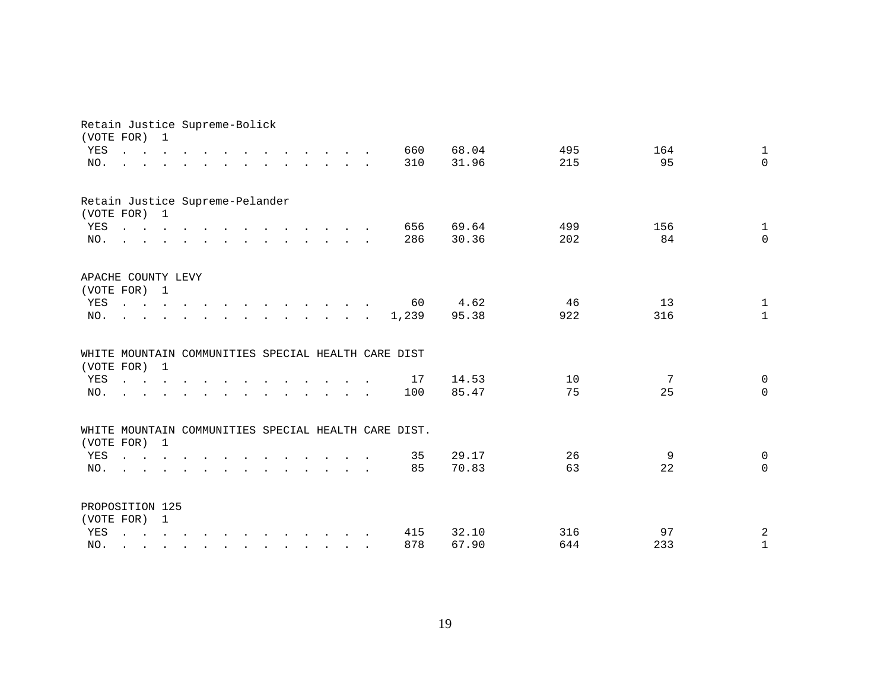Retain Justice Supreme-Bolick
(VOTE FOR) 1

| | | | | | |
|---|---|---|---|---|---|
| YES | 660 | 68.04 | 495 | 164 | 1 |
| NO. | 310 | 31.96 | 215 | 95 | 0 |

Retain Justice Supreme-Pelander
(VOTE FOR) 1

| | | | | | |
|---|---|---|---|---|---|
| YES | 656 | 69.64 | 499 | 156 | 1 |
| NO. | 286 | 30.36 | 202 | 84 | 0 |

APACHE COUNTY LEVY
(VOTE FOR) 1

| | | | | | |
|---|---|---|---|---|---|
| YES | 60 | 4.62 | 46 | 13 | 1 |
| NO. | 1,239 | 95.38 | 922 | 316 | 1 |

WHITE MOUNTAIN COMMUNITIES SPECIAL HEALTH CARE DIST
(VOTE FOR) 1

| | | | | | |
|---|---|---|---|---|---|
| YES | 17 | 14.53 | 10 | 7 | 0 |
| NO. | 100 | 85.47 | 75 | 25 | 0 |

WHITE MOUNTAIN COMMUNITIES SPECIAL HEALTH CARE DIST.
(VOTE FOR) 1

| | | | | | |
|---|---|---|---|---|---|
| YES | 35 | 29.17 | 26 | 9 | 0 |
| NO. | 85 | 70.83 | 63 | 22 | 0 |

PROPOSITION 125
(VOTE FOR) 1

| | | | | | |
|---|---|---|---|---|---|
| YES | 415 | 32.10 | 316 | 97 | 2 |
| NO. | 878 | 67.90 | 644 | 233 | 1 |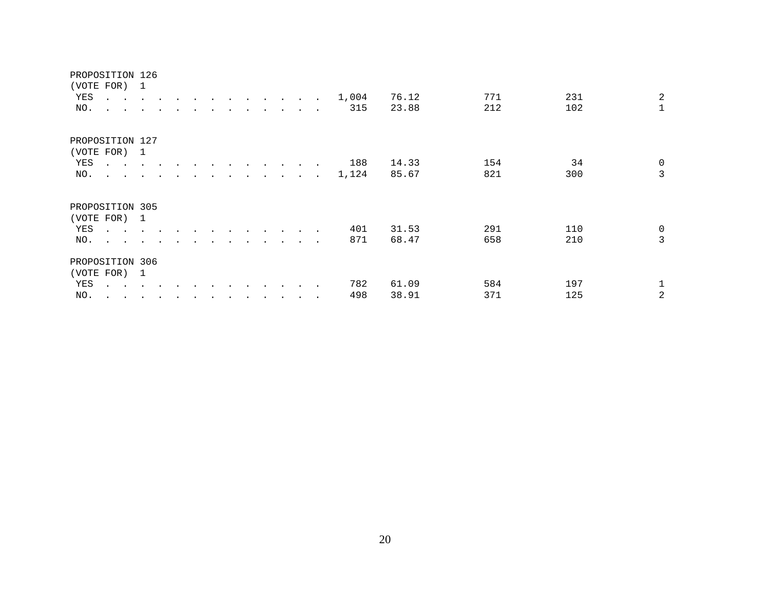PROPOSITION 126
(VOTE FOR) 1

| | | | | | |
|---|---|---|---|---|---|
| YES . . . . . . . . . . . . . . | 1,004 | 76.12 | 771 | 231 | 2 |
| NO. . . . . . . . . . . . . . . | 315 | 23.88 | 212 | 102 | 1 |

PROPOSITION 127
(VOTE FOR) 1

| | | | | | |
|---|---|---|---|---|---|
| YES . . . . . . . . . . . . . . | 188 | 14.33 | 154 | 34 | 0 |
| NO. . . . . . . . . . . . . . . | 1,124 | 85.67 | 821 | 300 | 3 |

PROPOSITION 305
(VOTE FOR) 1

| | | | | | |
|---|---|---|---|---|---|
| YES . . . . . . . . . . . . . . | 401 | 31.53 | 291 | 110 | 0 |
| NO. . . . . . . . . . . . . . . | 871 | 68.47 | 658 | 210 | 3 |

PROPOSITION 306
(VOTE FOR) 1

| | | | | | |
|---|---|---|---|---|---|
| YES . . . . . . . . . . . . . . | 782 | 61.09 | 584 | 197 | 1 |
| NO. . . . . . . . . . . . . . . | 498 | 38.91 | 371 | 125 | 2 |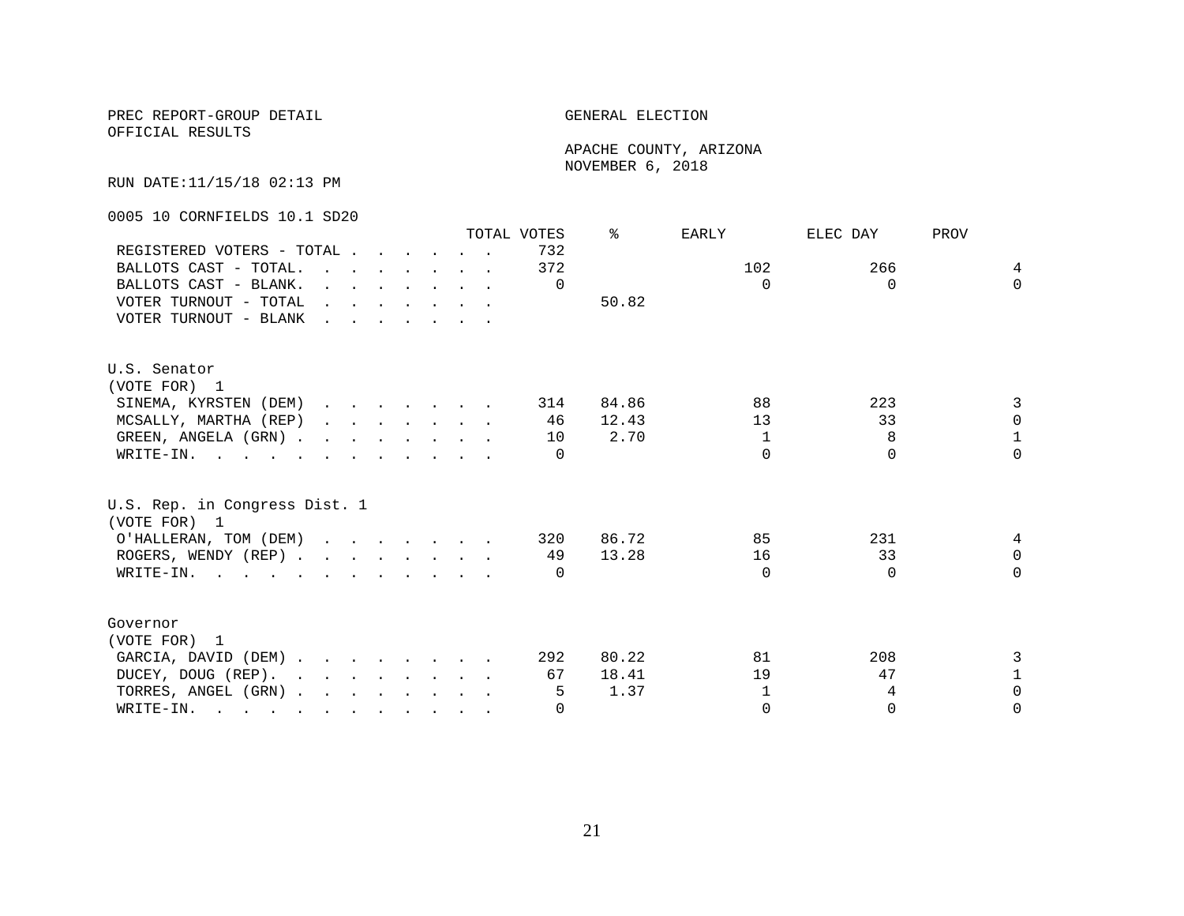PREC REPORT-GROUP DETAIL

OFFICIAL RESULTS

GENERAL ELECTION

APACHE COUNTY, ARIZONA

NOVEMBER 6, 2018

RUN DATE:11/15/18 02:13 PM

0005 10 CORNFIELDS 10.1 SD20

| | TOTAL VOTES | % | EARLY | ELEC DAY | PROV |
|---|---|---|---|---|---|
| REGISTERED VOTERS - TOTAL | 732 | | | | |
| BALLOTS CAST - TOTAL. | 372 | | 102 | 266 | 4 |
| BALLOTS CAST - BLANK. | 0 | | 0 | 0 | 0 |
| VOTER TURNOUT - TOTAL | | 50.82 | | | |
| VOTER TURNOUT - BLANK | | | | | |

U.S. Senator
(VOTE FOR) 1

| | TOTAL VOTES | % | EARLY | ELEC DAY | PROV |
|---|---|---|---|---|---|
| SINEMA, KYRSTEN (DEM) | 314 | 84.86 | 88 | 223 | 3 |
| MCSALLY, MARTHA (REP) | 46 | 12.43 | 13 | 33 | 0 |
| GREEN, ANGELA (GRN) | 10 | 2.70 | 1 | 8 | 1 |
| WRITE-IN. | 0 | | 0 | 0 | 0 |

U.S. Rep. in Congress Dist. 1
(VOTE FOR) 1

| | TOTAL VOTES | % | EARLY | ELEC DAY | PROV |
|---|---|---|---|---|---|
| O'HALLERAN, TOM (DEM) | 320 | 86.72 | 85 | 231 | 4 |
| ROGERS, WENDY (REP) | 49 | 13.28 | 16 | 33 | 0 |
| WRITE-IN. | 0 | | 0 | 0 | 0 |

Governor
(VOTE FOR) 1

| | TOTAL VOTES | % | EARLY | ELEC DAY | PROV |
|---|---|---|---|---|---|
| GARCIA, DAVID (DEM) | 292 | 80.22 | 81 | 208 | 3 |
| DUCEY, DOUG (REP). | 67 | 18.41 | 19 | 47 | 1 |
| TORRES, ANGEL (GRN) | 5 | 1.37 | 1 | 4 | 0 |
| WRITE-IN. | 0 | | 0 | 0 | 0 |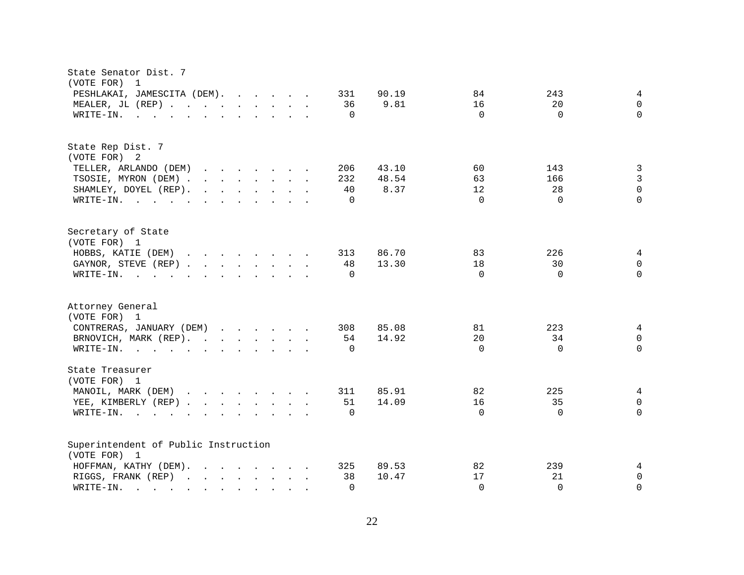State Senator Dist. 7
(VOTE FOR) 1

| Candidate | Total | Percent | | | |
|---|---|---|---|---|---|
| PESHLAKAI, JAMESCITA (DEM) | 331 | 90.19 | 84 | 243 | 4 |
| MEALER, JL (REP) | 36 | 9.81 | 16 | 20 | 0 |
| WRITE-IN. | 0 | | 0 | 0 | 0 |

State Rep Dist. 7
(VOTE FOR) 2

| Candidate | Total | Percent | | | |
|---|---|---|---|---|---|
| TELLER, ARLANDO (DEM) | 206 | 43.10 | 60 | 143 | 3 |
| TSOSIE, MYRON (DEM) | 232 | 48.54 | 63 | 166 | 3 |
| SHAMLEY, DOYEL (REP) | 40 | 8.37 | 12 | 28 | 0 |
| WRITE-IN. | 0 | | 0 | 0 | 0 |

Secretary of State
(VOTE FOR) 1

| Candidate | Total | Percent | | | |
|---|---|---|---|---|---|
| HOBBS, KATIE (DEM) | 313 | 86.70 | 83 | 226 | 4 |
| GAYNOR, STEVE (REP) | 48 | 13.30 | 18 | 30 | 0 |
| WRITE-IN. | 0 | | 0 | 0 | 0 |

Attorney General
(VOTE FOR) 1

| Candidate | Total | Percent | | | |
|---|---|---|---|---|---|
| CONTRERAS, JANUARY (DEM) | 308 | 85.08 | 81 | 223 | 4 |
| BRNOVICH, MARK (REP) | 54 | 14.92 | 20 | 34 | 0 |
| WRITE-IN. | 0 | | 0 | 0 | 0 |

State Treasurer
(VOTE FOR) 1

| Candidate | Total | Percent | | | |
|---|---|---|---|---|---|
| MANOIL, MARK (DEM) | 311 | 85.91 | 82 | 225 | 4 |
| YEE, KIMBERLY (REP) | 51 | 14.09 | 16 | 35 | 0 |
| WRITE-IN. | 0 | | 0 | 0 | 0 |

Superintendent of Public Instruction
(VOTE FOR) 1

| Candidate | Total | Percent | | | |
|---|---|---|---|---|---|
| HOFFMAN, KATHY (DEM) | 325 | 89.53 | 82 | 239 | 4 |
| RIGGS, FRANK (REP) | 38 | 10.47 | 17 | 21 | 0 |
| WRITE-IN. | 0 | | 0 | 0 | 0 |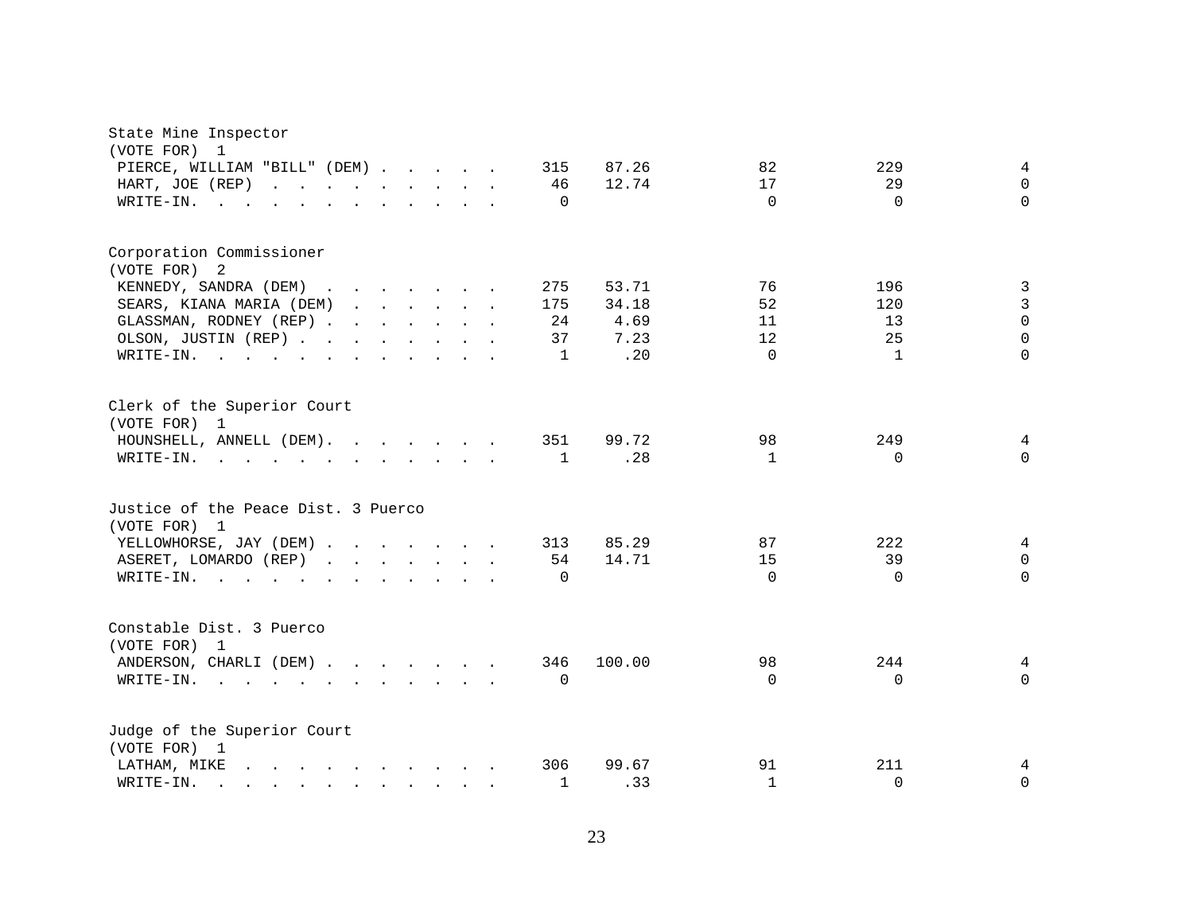State Mine Inspector
(VOTE FOR) 1

| Candidate | Total | Percent | | | |
|---|---|---|---|---|---|
| PIERCE, WILLIAM "BILL" (DEM) | 315 | 87.26 | 82 | 229 | 4 |
| HART, JOE (REP) | 46 | 12.74 | 17 | 29 | 0 |
| WRITE-IN. | 0 | | 0 | 0 | 0 |

Corporation Commissioner
(VOTE FOR) 2

| Candidate | Total | Percent | | | |
|---|---|---|---|---|---|
| KENNEDY, SANDRA (DEM) | 275 | 53.71 | 76 | 196 | 3 |
| SEARS, KIANA MARIA (DEM) | 175 | 34.18 | 52 | 120 | 3 |
| GLASSMAN, RODNEY (REP) | 24 | 4.69 | 11 | 13 | 0 |
| OLSON, JUSTIN (REP) | 37 | 7.23 | 12 | 25 | 0 |
| WRITE-IN. | 1 | .20 | 0 | 1 | 0 |

Clerk of the Superior Court
(VOTE FOR) 1

| Candidate | Total | Percent | | | |
|---|---|---|---|---|---|
| HOUNSHELL, ANNELL (DEM). | 351 | 99.72 | 98 | 249 | 4 |
| WRITE-IN. | 1 | .28 | 1 | 0 | 0 |

Justice of the Peace Dist. 3 Puerco
(VOTE FOR) 1

| Candidate | Total | Percent | | | |
|---|---|---|---|---|---|
| YELLOWHORSE, JAY (DEM) | 313 | 85.29 | 87 | 222 | 4 |
| ASERET, LOMARDO (REP) | 54 | 14.71 | 15 | 39 | 0 |
| WRITE-IN. | 0 | | 0 | 0 | 0 |

Constable Dist. 3 Puerco
(VOTE FOR) 1

| Candidate | Total | Percent | | | |
|---|---|---|---|---|---|
| ANDERSON, CHARLI (DEM) | 346 | 100.00 | 98 | 244 | 4 |
| WRITE-IN. | 0 | | 0 | 0 | 0 |

Judge of the Superior Court
(VOTE FOR) 1

| Candidate | Total | Percent | | | |
|---|---|---|---|---|---|
| LATHAM, MIKE | 306 | 99.67 | 91 | 211 | 4 |
| WRITE-IN. | 1 | .33 | 1 | 0 | 0 |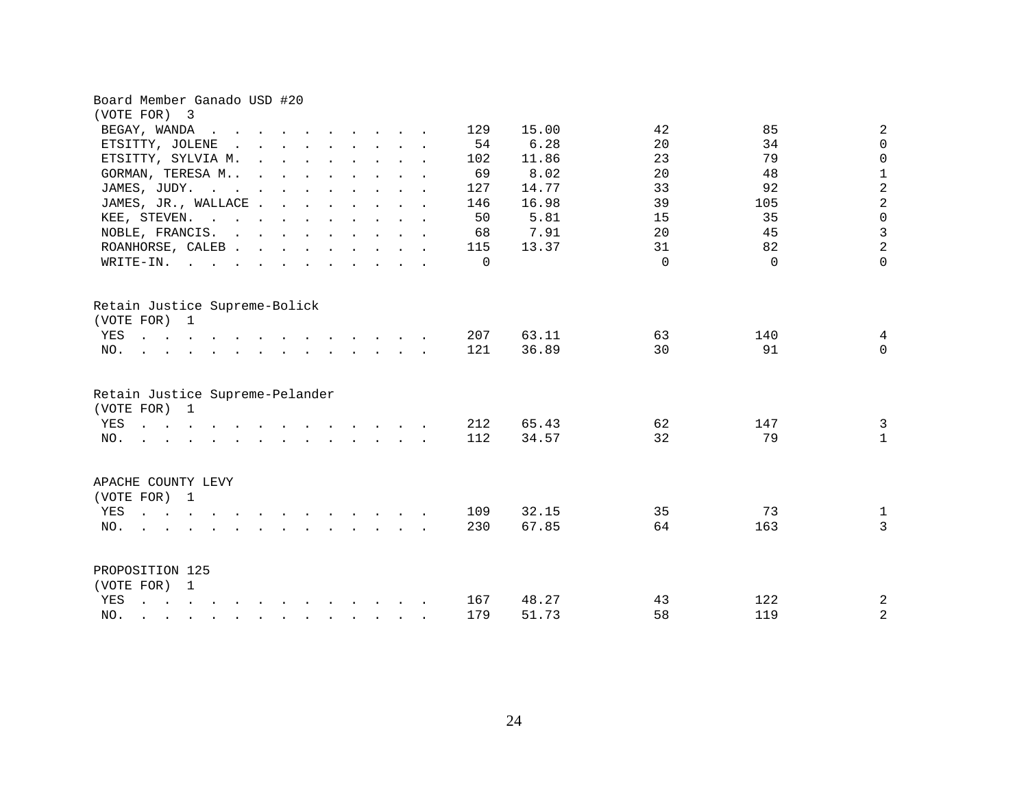## Board Member Ganado USD #20

(VOTE FOR) 3

| | | | | | |
|---|---|---|---|---|---|
| BEGAY, WANDA | 129 | 15.00 | 42 | 85 | 2 |
| ETSITTY, JOLENE | 54 | 6.28 | 20 | 34 | 0 |
| ETSITTY, SYLVIA M. | 102 | 11.86 | 23 | 79 | 0 |
| GORMAN, TERESA M.. | 69 | 8.02 | 20 | 48 | 1 |
| JAMES, JUDY. | 127 | 14.77 | 33 | 92 | 2 |
| JAMES, JR., WALLACE | 146 | 16.98 | 39 | 105 | 2 |
| KEE, STEVEN. | 50 | 5.81 | 15 | 35 | 0 |
| NOBLE, FRANCIS. | 68 | 7.91 | 20 | 45 | 3 |
| ROANHORSE, CALEB | 115 | 13.37 | 31 | 82 | 2 |
| WRITE-IN. | 0 | | 0 | 0 | 0 |

## Retain Justice Supreme-Bolick

(VOTE FOR) 1

| | | | | | |
|---|---|---|---|---|---|
| YES | 207 | 63.11 | 63 | 140 | 4 |
| NO. | 121 | 36.89 | 30 | 91 | 0 |

## Retain Justice Supreme-Pelander

(VOTE FOR) 1

| | | | | | |
|---|---|---|---|---|---|
| YES | 212 | 65.43 | 62 | 147 | 3 |
| NO. | 112 | 34.57 | 32 | 79 | 1 |

## APACHE COUNTY LEVY

(VOTE FOR) 1

| | | | | | |
|---|---|---|---|---|---|
| YES | 109 | 32.15 | 35 | 73 | 1 |
| NO. | 230 | 67.85 | 64 | 163 | 3 |

## PROPOSITION 125

(VOTE FOR) 1

| | | | | | |
|---|---|---|---|---|---|
| YES | 167 | 48.27 | 43 | 122 | 2 |
| NO. | 179 | 51.73 | 58 | 119 | 2 |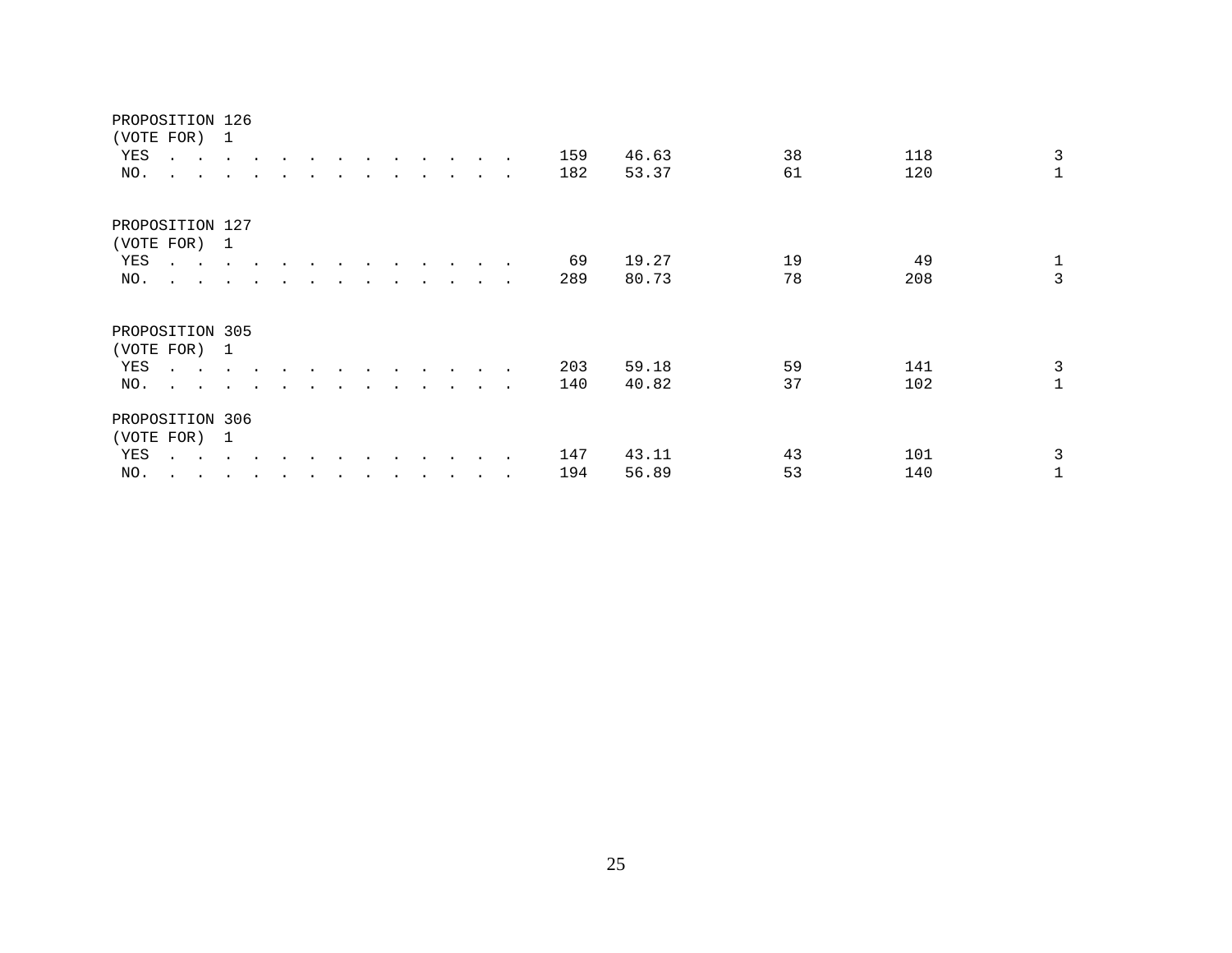PROPOSITION 126
(VOTE FOR) 1

| | | | | | |
|---|---|---|---|---|---|
| YES | 159 | 46.63 | 38 | 118 | 3 |
| NO. | 182 | 53.37 | 61 | 120 | 1 |

PROPOSITION 127
(VOTE FOR) 1

| | | | | | |
|---|---|---|---|---|---|
| YES | 69 | 19.27 | 19 | 49 | 1 |
| NO. | 289 | 80.73 | 78 | 208 | 3 |

PROPOSITION 305
(VOTE FOR) 1

| | | | | | |
|---|---|---|---|---|---|
| YES | 203 | 59.18 | 59 | 141 | 3 |
| NO. | 140 | 40.82 | 37 | 102 | 1 |

PROPOSITION 306
(VOTE FOR) 1

| | | | | | |
|---|---|---|---|---|---|
| YES | 147 | 43.11 | 43 | 101 | 3 |
| NO. | 194 | 56.89 | 53 | 140 | 1 |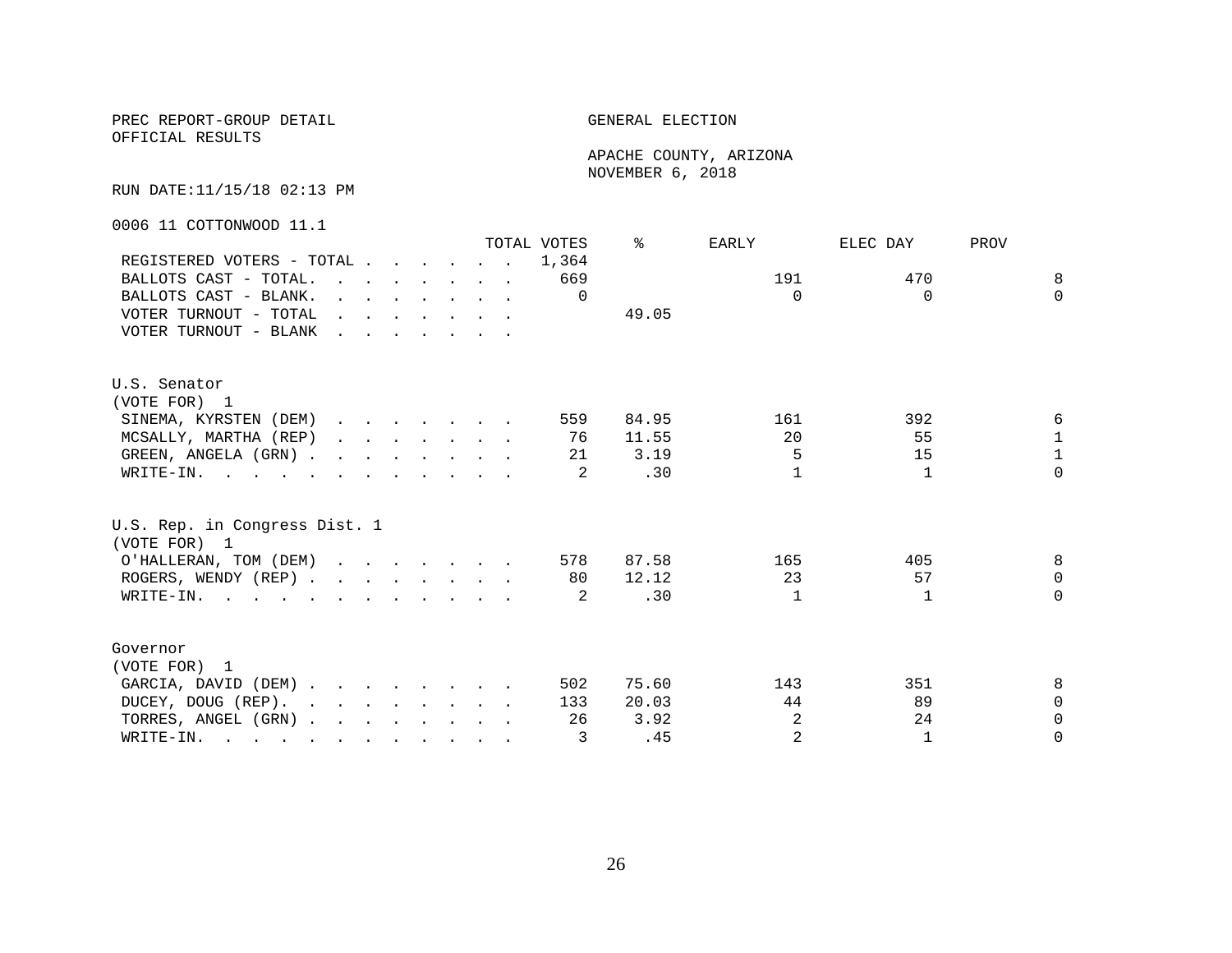PREC REPORT-GROUP DETAIL
OFFICIAL RESULTS

GENERAL ELECTION

APACHE COUNTY, ARIZONA
NOVEMBER 6, 2018

RUN DATE:11/15/18 02:13 PM

0006 11 COTTONWOOD 11.1

| | TOTAL VOTES | % | EARLY | ELEC DAY | PROV |
|---|---|---|---|---|---|
| REGISTERED VOTERS - TOTAL | 1,364 | | | | |
| BALLOTS CAST - TOTAL. | 669 | | 191 | 470 | 8 |
| BALLOTS CAST - BLANK. | 0 | | 0 | 0 | 0 |
| VOTER TURNOUT - TOTAL | | 49.05 | | | |
| VOTER TURNOUT - BLANK | | | | | |

U.S. Senator
(VOTE FOR) 1

| | TOTAL VOTES | % | EARLY | ELEC DAY | PROV |
|---|---|---|---|---|---|
| SINEMA, KYRSTEN (DEM) | 559 | 84.95 | 161 | 392 | 6 |
| MCSALLY, MARTHA (REP) | 76 | 11.55 | 20 | 55 | 1 |
| GREEN, ANGELA (GRN) | 21 | 3.19 | 5 | 15 | 1 |
| WRITE-IN. | 2 | .30 | 1 | 1 | 0 |

U.S. Rep. in Congress Dist. 1
(VOTE FOR) 1

| | TOTAL VOTES | % | EARLY | ELEC DAY | PROV |
|---|---|---|---|---|---|
| O'HALLERAN, TOM (DEM) | 578 | 87.58 | 165 | 405 | 8 |
| ROGERS, WENDY (REP) | 80 | 12.12 | 23 | 57 | 0 |
| WRITE-IN. | 2 | .30 | 1 | 1 | 0 |

Governor
(VOTE FOR) 1

| | TOTAL VOTES | % | EARLY | ELEC DAY | PROV |
|---|---|---|---|---|---|
| GARCIA, DAVID (DEM) | 502 | 75.60 | 143 | 351 | 8 |
| DUCEY, DOUG (REP). | 133 | 20.03 | 44 | 89 | 0 |
| TORRES, ANGEL (GRN) | 26 | 3.92 | 2 | 24 | 0 |
| WRITE-IN. | 3 | .45 | 2 | 1 | 0 |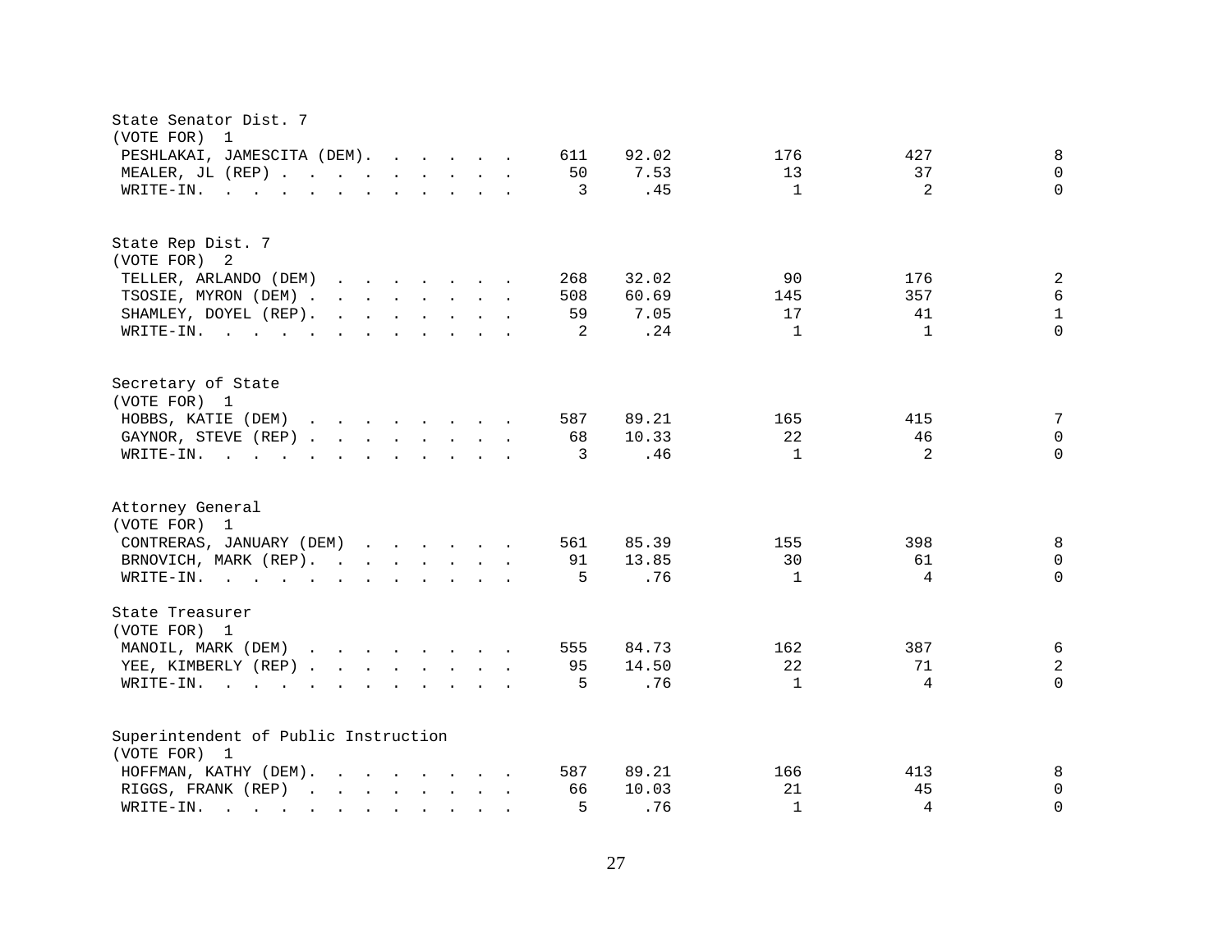State Senator Dist. 7
(VOTE FOR) 1

| Candidate | Votes | Percent | | | |
|---|---|---|---|---|---|
| PESHLAKAI, JAMESCITA (DEM) | 611 | 92.02 | 176 | 427 | 8 |
| MEALER, JL (REP) | 50 | 7.53 | 13 | 37 | 0 |
| WRITE-IN. | 3 | .45 | 1 | 2 | 0 |

State Rep Dist. 7
(VOTE FOR) 2

| Candidate | Votes | Percent | | | |
|---|---|---|---|---|---|
| TELLER, ARLANDO (DEM) | 268 | 32.02 | 90 | 176 | 2 |
| TSOSIE, MYRON (DEM) | 508 | 60.69 | 145 | 357 | 6 |
| SHAMLEY, DOYEL (REP). | 59 | 7.05 | 17 | 41 | 1 |
| WRITE-IN. | 2 | .24 | 1 | 1 | 0 |

Secretary of State
(VOTE FOR) 1

| Candidate | Votes | Percent | | | |
|---|---|---|---|---|---|
| HOBBS, KATIE (DEM) | 587 | 89.21 | 165 | 415 | 7 |
| GAYNOR, STEVE (REP) | 68 | 10.33 | 22 | 46 | 0 |
| WRITE-IN. | 3 | .46 | 1 | 2 | 0 |

Attorney General
(VOTE FOR) 1

| Candidate | Votes | Percent | | | |
|---|---|---|---|---|---|
| CONTRERAS, JANUARY (DEM) | 561 | 85.39 | 155 | 398 | 8 |
| BRNOVICH, MARK (REP). | 91 | 13.85 | 30 | 61 | 0 |
| WRITE-IN. | 5 | .76 | 1 | 4 | 0 |

State Treasurer
(VOTE FOR) 1

| Candidate | Votes | Percent | | | |
|---|---|---|---|---|---|
| MANOIL, MARK (DEM) | 555 | 84.73 | 162 | 387 | 6 |
| YEE, KIMBERLY (REP) | 95 | 14.50 | 22 | 71 | 2 |
| WRITE-IN. | 5 | .76 | 1 | 4 | 0 |

Superintendent of Public Instruction
(VOTE FOR) 1

| Candidate | Votes | Percent | | | |
|---|---|---|---|---|---|
| HOFFMAN, KATHY (DEM). | 587 | 89.21 | 166 | 413 | 8 |
| RIGGS, FRANK (REP) | 66 | 10.03 | 21 | 45 | 0 |
| WRITE-IN. | 5 | .76 | 1 | 4 | 0 |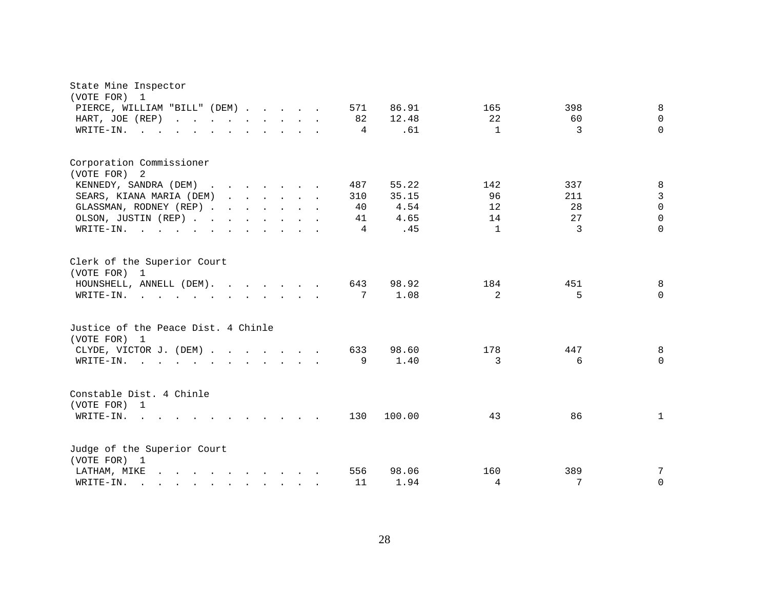State Mine Inspector
(VOTE FOR) 1

| Candidate | Total | Percent | | | |
|---|---|---|---|---|---|
| PIERCE, WILLIAM "BILL" (DEM) | 571 | 86.91 | 165 | 398 | 8 |
| HART, JOE (REP) | 82 | 12.48 | 22 | 60 | 0 |
| WRITE-IN. | 4 | .61 | 1 | 3 | 0 |

Corporation Commissioner
(VOTE FOR) 2

| Candidate | Total | Percent | | | |
|---|---|---|---|---|---|
| KENNEDY, SANDRA (DEM) | 487 | 55.22 | 142 | 337 | 8 |
| SEARS, KIANA MARIA (DEM) | 310 | 35.15 | 96 | 211 | 3 |
| GLASSMAN, RODNEY (REP) | 40 | 4.54 | 12 | 28 | 0 |
| OLSON, JUSTIN (REP) | 41 | 4.65 | 14 | 27 | 0 |
| WRITE-IN. | 4 | .45 | 1 | 3 | 0 |

Clerk of the Superior Court
(VOTE FOR) 1

| Candidate | Total | Percent | | | |
|---|---|---|---|---|---|
| HOUNSHELL, ANNELL (DEM). | 643 | 98.92 | 184 | 451 | 8 |
| WRITE-IN. | 7 | 1.08 | 2 | 5 | 0 |

Justice of the Peace Dist. 4 Chinle
(VOTE FOR) 1

| Candidate | Total | Percent | | | |
|---|---|---|---|---|---|
| CLYDE, VICTOR J. (DEM) | 633 | 98.60 | 178 | 447 | 8 |
| WRITE-IN. | 9 | 1.40 | 3 | 6 | 0 |

Constable Dist. 4 Chinle
(VOTE FOR) 1

| Candidate | Total | Percent | | | |
|---|---|---|---|---|---|
| WRITE-IN. | 130 | 100.00 | 43 | 86 | 1 |

Judge of the Superior Court
(VOTE FOR) 1

| Candidate | Total | Percent | | | |
|---|---|---|---|---|---|
| LATHAM, MIKE | 556 | 98.06 | 160 | 389 | 7 |
| WRITE-IN. | 11 | 1.94 | 4 | 7 | 0 |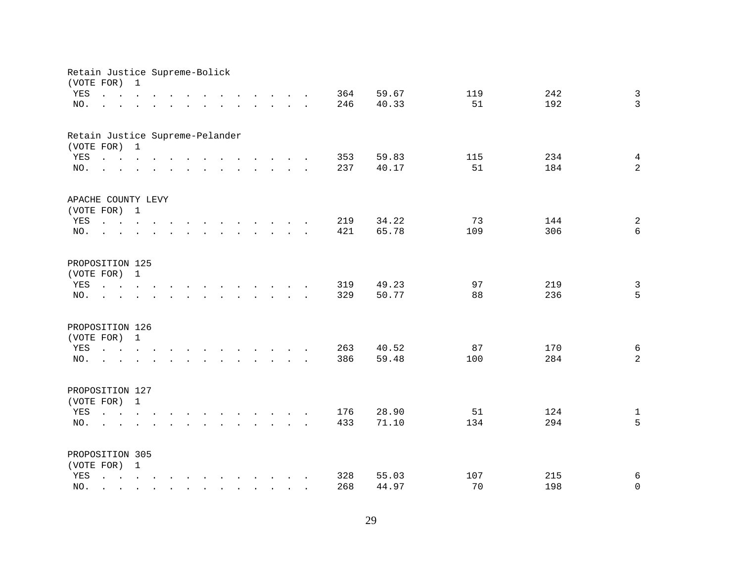Retain Justice Supreme-Bolick
(VOTE FOR) 1

| | | | | | |
|---|---|---|---|---|---|
| YES | 364 | 59.67 | 119 | 242 | 3 |
| NO. | 246 | 40.33 | 51 | 192 | 3 |

Retain Justice Supreme-Pelander
(VOTE FOR) 1

| | | | | | |
|---|---|---|---|---|---|
| YES | 353 | 59.83 | 115 | 234 | 4 |
| NO. | 237 | 40.17 | 51 | 184 | 2 |

APACHE COUNTY LEVY
(VOTE FOR) 1

| | | | | | |
|---|---|---|---|---|---|
| YES | 219 | 34.22 | 73 | 144 | 2 |
| NO. | 421 | 65.78 | 109 | 306 | 6 |

PROPOSITION 125
(VOTE FOR) 1

| | | | | | |
|---|---|---|---|---|---|
| YES | 319 | 49.23 | 97 | 219 | 3 |
| NO. | 329 | 50.77 | 88 | 236 | 5 |

PROPOSITION 126
(VOTE FOR) 1

| | | | | | |
|---|---|---|---|---|---|
| YES | 263 | 40.52 | 87 | 170 | 6 |
| NO. | 386 | 59.48 | 100 | 284 | 2 |

PROPOSITION 127
(VOTE FOR) 1

| | | | | | |
|---|---|---|---|---|---|
| YES | 176 | 28.90 | 51 | 124 | 1 |
| NO. | 433 | 71.10 | 134 | 294 | 5 |

PROPOSITION 305
(VOTE FOR) 1

| | | | | | |
|---|---|---|---|---|---|
| YES | 328 | 55.03 | 107 | 215 | 6 |
| NO. | 268 | 44.97 | 70 | 198 | 0 |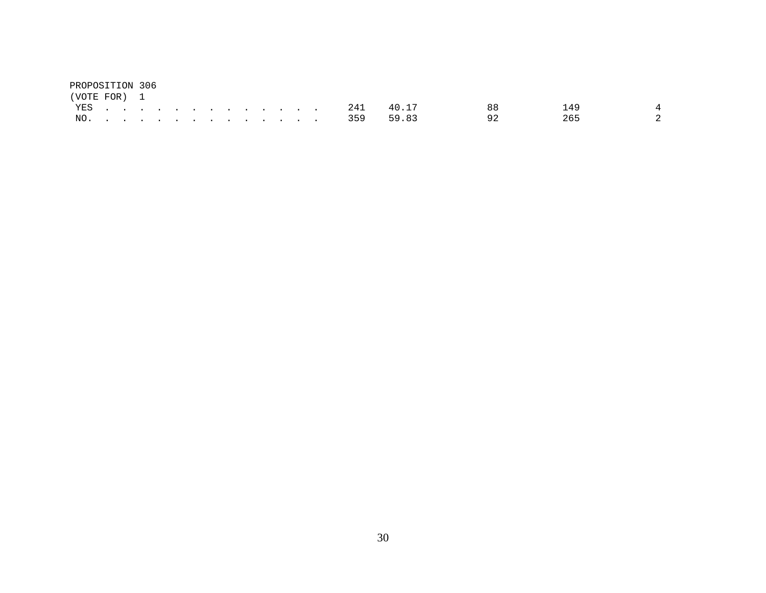PROPOSITION 306
(VOTE FOR) 1

| | | | | | |
|---|---|---|---|---|---|
| YES . . . . . . . . . . . . . . | 241 | 40.17 | 88 | 149 | 4 |
| NO. . . . . . . . . . . . . . . | 359 | 59.83 | 92 | 265 | 2 |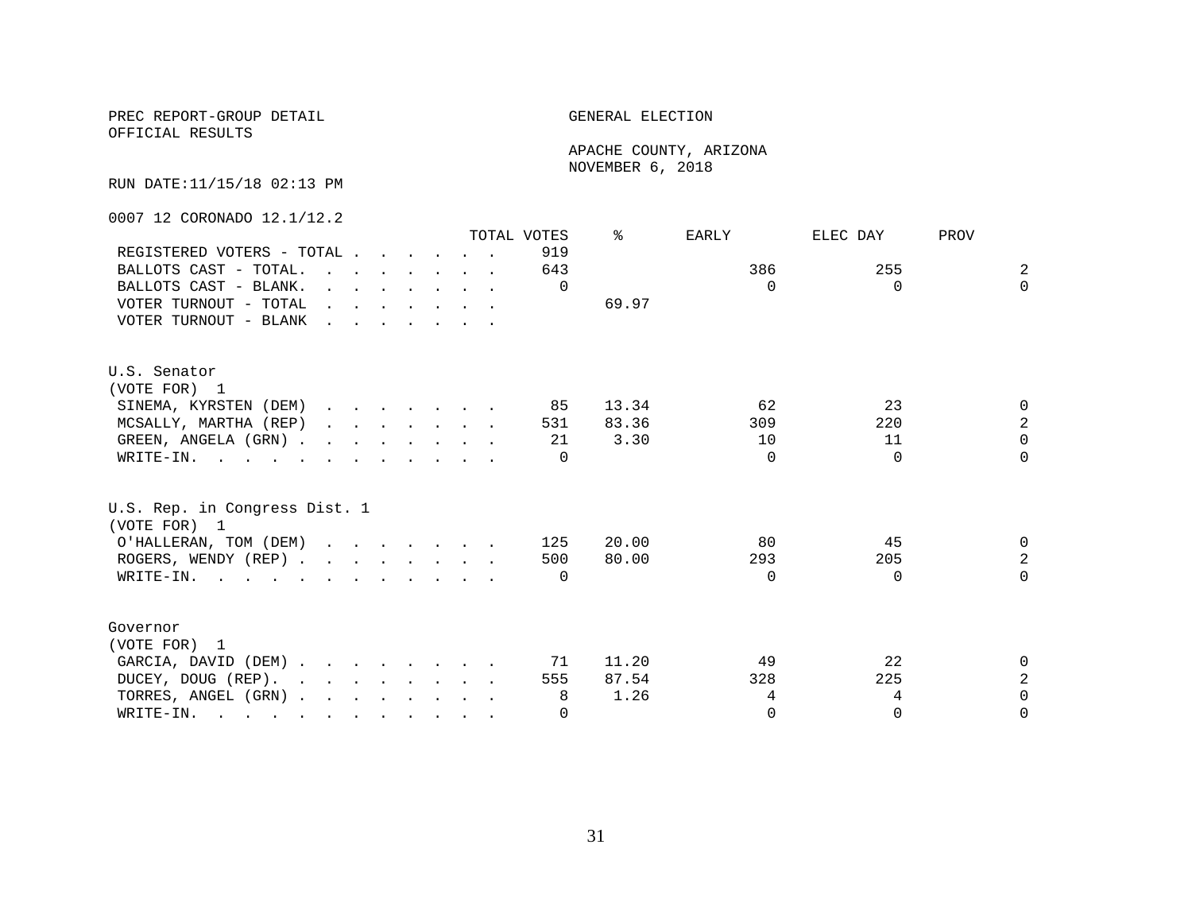PREC REPORT-GROUP DETAIL
OFFICIAL RESULTS

GENERAL ELECTION

APACHE COUNTY, ARIZONA
NOVEMBER 6, 2018

RUN DATE:11/15/18 02:13 PM

0007 12 CORONADO 12.1/12.2

| | TOTAL VOTES | % | EARLY | ELEC DAY | PROV |
|---|---|---|---|---|---|
| REGISTERED VOTERS - TOTAL | 919 | | | | |
| BALLOTS CAST - TOTAL. | 643 | | 386 | 255 | 2 |
| BALLOTS CAST - BLANK. | 0 | | 0 | 0 | 0 |
| VOTER TURNOUT - TOTAL | | 69.97 | | | |
| VOTER TURNOUT - BLANK | | | | | |

U.S. Senator
(VOTE FOR) 1

| | TOTAL VOTES | % | EARLY | ELEC DAY | PROV |
|---|---|---|---|---|---|
| SINEMA, KYRSTEN (DEM) | 85 | 13.34 | 62 | 23 | 0 |
| MCSALLY, MARTHA (REP) | 531 | 83.36 | 309 | 220 | 2 |
| GREEN, ANGELA (GRN) | 21 | 3.30 | 10 | 11 | 0 |
| WRITE-IN. | 0 | | 0 | 0 | 0 |

U.S. Rep. in Congress Dist. 1
(VOTE FOR) 1

| | TOTAL VOTES | % | EARLY | ELEC DAY | PROV |
|---|---|---|---|---|---|
| O'HALLERAN, TOM (DEM) | 125 | 20.00 | 80 | 45 | 0 |
| ROGERS, WENDY (REP) | 500 | 80.00 | 293 | 205 | 2 |
| WRITE-IN. | 0 | | 0 | 0 | 0 |

Governor
(VOTE FOR) 1

| | TOTAL VOTES | % | EARLY | ELEC DAY | PROV |
|---|---|---|---|---|---|
| GARCIA, DAVID (DEM) | 71 | 11.20 | 49 | 22 | 0 |
| DUCEY, DOUG (REP). | 555 | 87.54 | 328 | 225 | 2 |
| TORRES, ANGEL (GRN) | 8 | 1.26 | 4 | 4 | 0 |
| WRITE-IN. | 0 | | 0 | 0 | 0 |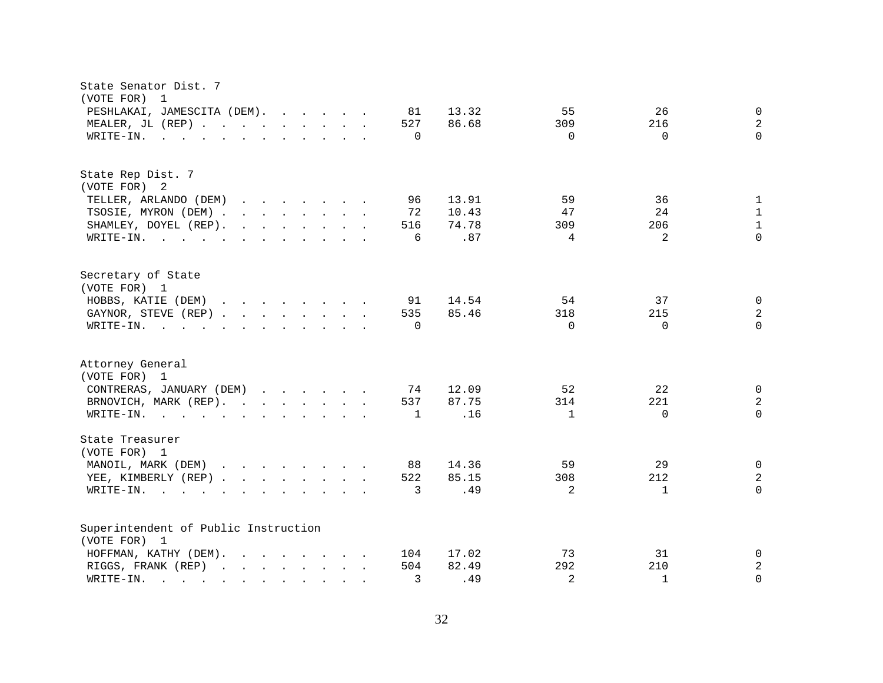State Senator Dist. 7
(VOTE FOR) 1

| Candidate | Votes | Percent | | | |
|---|---|---|---|---|---|
| PESHLAKAI, JAMESCITA (DEM) | 81 | 13.32 | 55 | 26 | 0 |
| MEALER, JL (REP) | 527 | 86.68 | 309 | 216 | 2 |
| WRITE-IN. | 0 | | 0 | 0 | 0 |

State Rep Dist. 7
(VOTE FOR) 2

| Candidate | Votes | Percent | | | |
|---|---|---|---|---|---|
| TELLER, ARLANDO (DEM) | 96 | 13.91 | 59 | 36 | 1 |
| TSOSIE, MYRON (DEM) | 72 | 10.43 | 47 | 24 | 1 |
| SHAMLEY, DOYEL (REP) | 516 | 74.78 | 309 | 206 | 1 |
| WRITE-IN. | 6 | .87 | 4 | 2 | 0 |

Secretary of State
(VOTE FOR) 1

| Candidate | Votes | Percent | | | |
|---|---|---|---|---|---|
| HOBBS, KATIE (DEM) | 91 | 14.54 | 54 | 37 | 0 |
| GAYNOR, STEVE (REP) | 535 | 85.46 | 318 | 215 | 2 |
| WRITE-IN. | 0 | | 0 | 0 | 0 |

Attorney General
(VOTE FOR) 1

| Candidate | Votes | Percent | | | |
|---|---|---|---|---|---|
| CONTRERAS, JANUARY (DEM) | 74 | 12.09 | 52 | 22 | 0 |
| BRNOVICH, MARK (REP) | 537 | 87.75 | 314 | 221 | 2 |
| WRITE-IN. | 1 | .16 | 1 | 0 | 0 |

State Treasurer
(VOTE FOR) 1

| Candidate | Votes | Percent | | | |
|---|---|---|---|---|---|
| MANOIL, MARK (DEM) | 88 | 14.36 | 59 | 29 | 0 |
| YEE, KIMBERLY (REP) | 522 | 85.15 | 308 | 212 | 2 |
| WRITE-IN. | 3 | .49 | 2 | 1 | 0 |

Superintendent of Public Instruction
(VOTE FOR) 1

| Candidate | Votes | Percent | | | |
|---|---|---|---|---|---|
| HOFFMAN, KATHY (DEM) | 104 | 17.02 | 73 | 31 | 0 |
| RIGGS, FRANK (REP) | 504 | 82.49 | 292 | 210 | 2 |
| WRITE-IN. | 3 | .49 | 2 | 1 | 0 |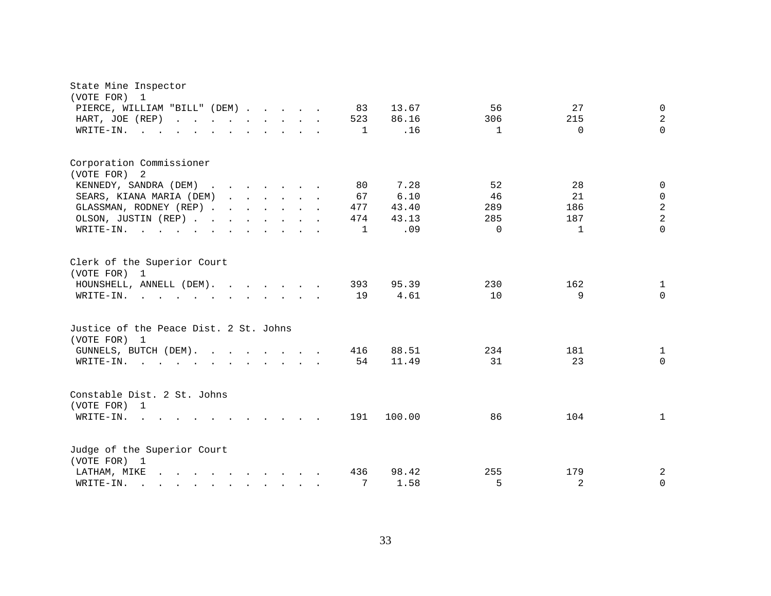State Mine Inspector
(VOTE FOR) 1

| Candidate | Total | Percent | | | |
|---|---|---|---|---|---|
| PIERCE, WILLIAM "BILL" (DEM) | 83 | 13.67 | 56 | 27 | 0 |
| HART, JOE (REP) | 523 | 86.16 | 306 | 215 | 2 |
| WRITE-IN. | 1 | .16 | 1 | 0 | 0 |

Corporation Commissioner
(VOTE FOR) 2

| Candidate | Total | Percent | | | |
|---|---|---|---|---|---|
| KENNEDY, SANDRA (DEM) | 80 | 7.28 | 52 | 28 | 0 |
| SEARS, KIANA MARIA (DEM) | 67 | 6.10 | 46 | 21 | 0 |
| GLASSMAN, RODNEY (REP) | 477 | 43.40 | 289 | 186 | 2 |
| OLSON, JUSTIN (REP) | 474 | 43.13 | 285 | 187 | 2 |
| WRITE-IN. | 1 | .09 | 0 | 1 | 0 |

Clerk of the Superior Court
(VOTE FOR) 1

| Candidate | Total | Percent | | | |
|---|---|---|---|---|---|
| HOUNSHELL, ANNELL (DEM). | 393 | 95.39 | 230 | 162 | 1 |
| WRITE-IN. | 19 | 4.61 | 10 | 9 | 0 |

Justice of the Peace Dist. 2 St. Johns
(VOTE FOR) 1

| Candidate | Total | Percent | | | |
|---|---|---|---|---|---|
| GUNNELS, BUTCH (DEM). | 416 | 88.51 | 234 | 181 | 1 |
| WRITE-IN. | 54 | 11.49 | 31 | 23 | 0 |

Constable Dist. 2 St. Johns
(VOTE FOR) 1

| Candidate | Total | Percent | | | |
|---|---|---|---|---|---|
| WRITE-IN. | 191 | 100.00 | 86 | 104 | 1 |

Judge of the Superior Court
(VOTE FOR) 1

| Candidate | Total | Percent | | | |
|---|---|---|---|---|---|
| LATHAM, MIKE | 436 | 98.42 | 255 | 179 | 2 |
| WRITE-IN. | 7 | 1.58 | 5 | 2 | 0 |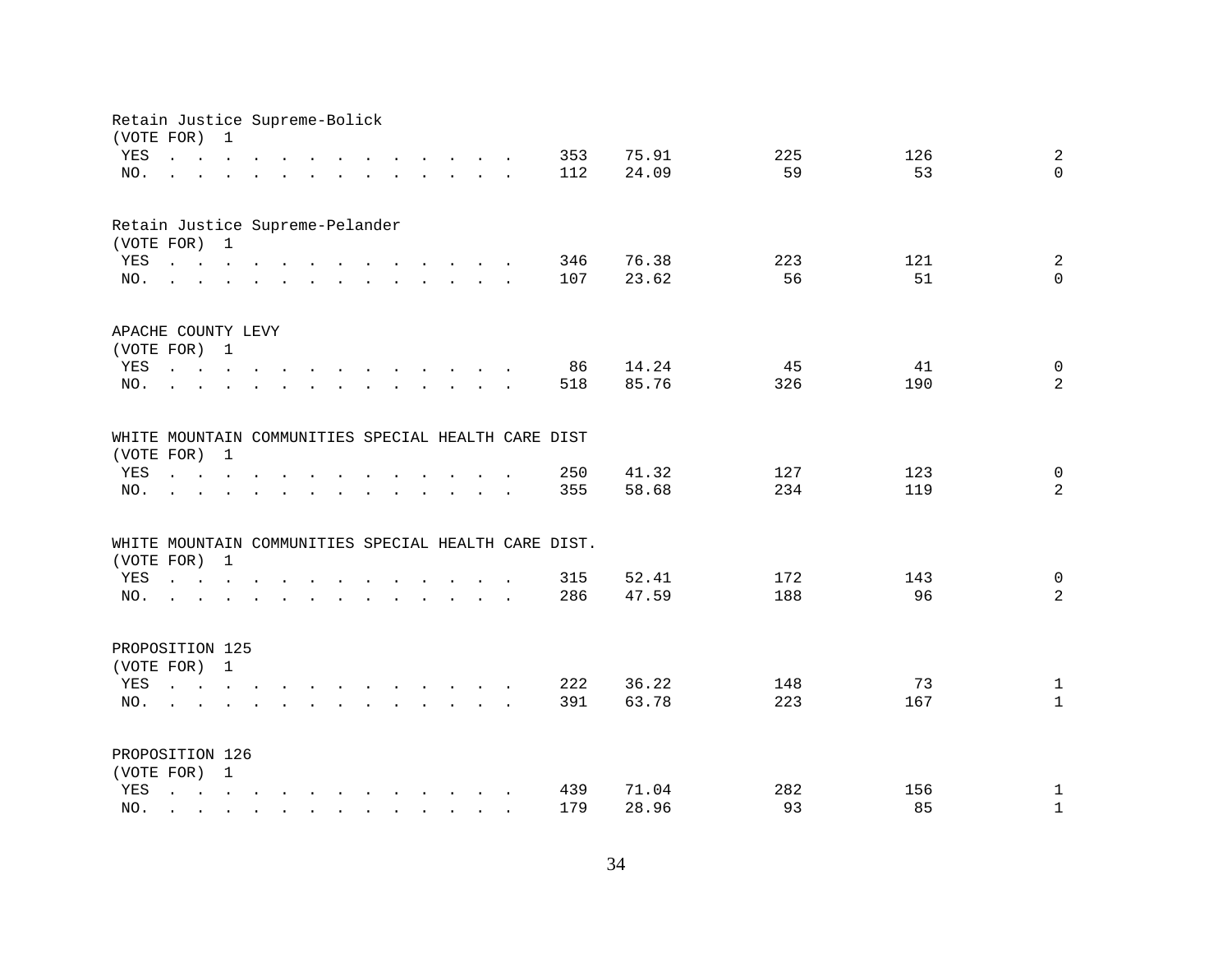Retain Justice Supreme-Bolick
(VOTE FOR) 1

| | | | | | |
|---|---|---|---|---|---|
| YES | 353 | 75.91 | 225 | 126 | 2 |
| NO. | 112 | 24.09 | 59 | 53 | 0 |

Retain Justice Supreme-Pelander
(VOTE FOR) 1

| | | | | | |
|---|---|---|---|---|---|
| YES | 346 | 76.38 | 223 | 121 | 2 |
| NO. | 107 | 23.62 | 56 | 51 | 0 |

APACHE COUNTY LEVY
(VOTE FOR) 1

| | | | | | |
|---|---|---|---|---|---|
| YES | 86 | 14.24 | 45 | 41 | 0 |
| NO. | 518 | 85.76 | 326 | 190 | 2 |

WHITE MOUNTAIN COMMUNITIES SPECIAL HEALTH CARE DIST
(VOTE FOR) 1

| | | | | | |
|---|---|---|---|---|---|
| YES | 250 | 41.32 | 127 | 123 | 0 |
| NO. | 355 | 58.68 | 234 | 119 | 2 |

WHITE MOUNTAIN COMMUNITIES SPECIAL HEALTH CARE DIST.
(VOTE FOR) 1

| | | | | | |
|---|---|---|---|---|---|
| YES | 315 | 52.41 | 172 | 143 | 0 |
| NO. | 286 | 47.59 | 188 | 96 | 2 |

PROPOSITION 125
(VOTE FOR) 1

| | | | | | |
|---|---|---|---|---|---|
| YES | 222 | 36.22 | 148 | 73 | 1 |
| NO. | 391 | 63.78 | 223 | 167 | 1 |

PROPOSITION 126
(VOTE FOR) 1

| | | | | | |
|---|---|---|---|---|---|
| YES | 439 | 71.04 | 282 | 156 | 1 |
| NO. | 179 | 28.96 | 93 | 85 | 1 |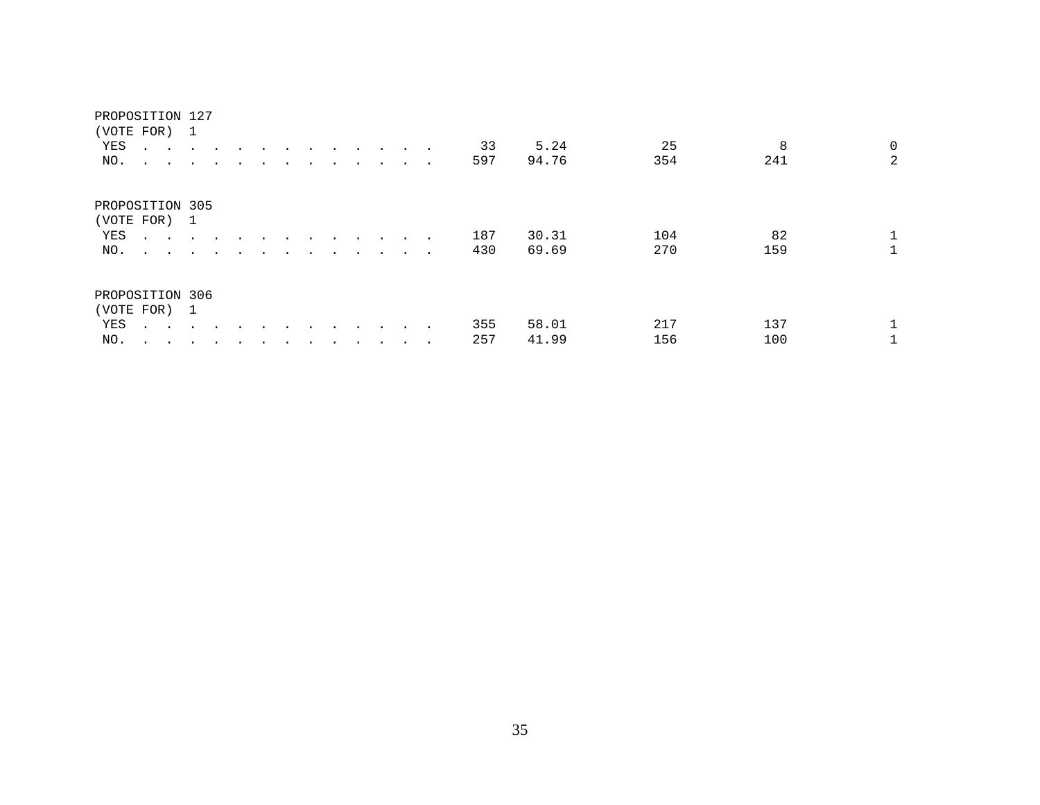PROPOSITION 127
(VOTE FOR) 1

| | | | | | |
|---|---|---|---|---|---|
| YES . . . . . . . . . . . . . . | 33 | 5.24 | 25 | 8 | 0 |
| NO. . . . . . . . . . . . . . . | 597 | 94.76 | 354 | 241 | 2 |

PROPOSITION 305
(VOTE FOR) 1

| | | | | | |
|---|---|---|---|---|---|
| YES . . . . . . . . . . . . . . | 187 | 30.31 | 104 | 82 | 1 |
| NO. . . . . . . . . . . . . . . | 430 | 69.69 | 270 | 159 | 1 |

PROPOSITION 306
(VOTE FOR) 1

| | | | | | |
|---|---|---|---|---|---|
| YES . . . . . . . . . . . . . . | 355 | 58.01 | 217 | 137 | 1 |
| NO. . . . . . . . . . . . . . . | 257 | 41.99 | 156 | 100 | 1 |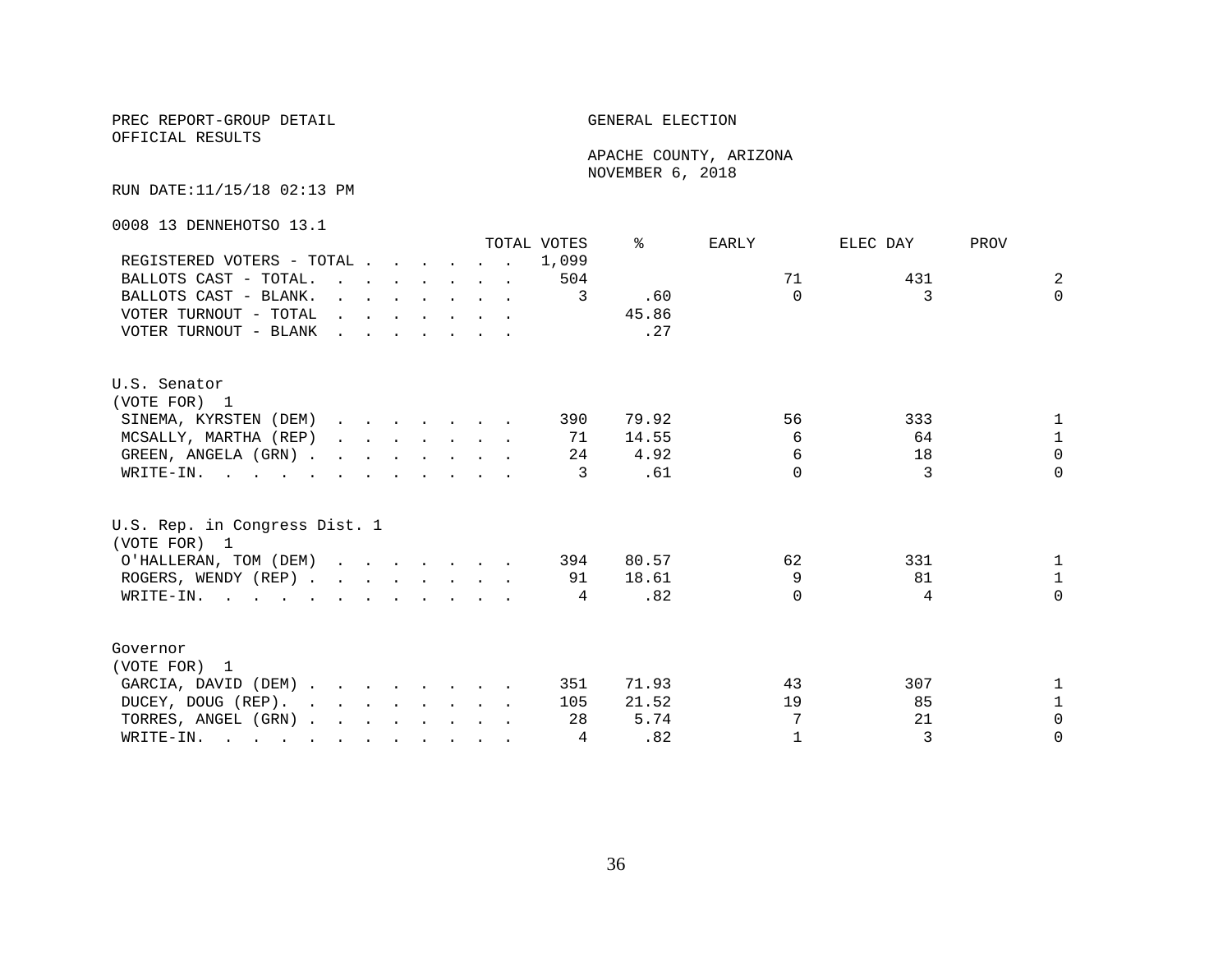PREC REPORT-GROUP DETAIL
OFFICIAL RESULTS

GENERAL ELECTION

APACHE COUNTY, ARIZONA
NOVEMBER 6, 2018

RUN DATE:11/15/18 02:13 PM

0008 13 DENNEHOTSO 13.1

| | TOTAL VOTES | % | EARLY | ELEC DAY | PROV |
|---|---|---|---|---|---|
| REGISTERED VOTERS - TOTAL | 1,099 | | | | |
| BALLOTS CAST - TOTAL. | 504 | | 71 | 431 | 2 |
| BALLOTS CAST - BLANK. | 3 | .60 | 0 | 3 | 0 |
| VOTER TURNOUT - TOTAL | | 45.86 | | | |
| VOTER TURNOUT - BLANK | | .27 | | | |

U.S. Senator
(VOTE FOR) 1

| | TOTAL VOTES | % | EARLY | ELEC DAY | PROV |
|---|---|---|---|---|---|
| SINEMA, KYRSTEN (DEM) | 390 | 79.92 | 56 | 333 | 1 |
| MCSALLY, MARTHA (REP) | 71 | 14.55 | 6 | 64 | 1 |
| GREEN, ANGELA (GRN) | 24 | 4.92 | 6 | 18 | 0 |
| WRITE-IN. | 3 | .61 | 0 | 3 | 0 |

U.S. Rep. in Congress Dist. 1
(VOTE FOR) 1

| | TOTAL VOTES | % | EARLY | ELEC DAY | PROV |
|---|---|---|---|---|---|
| O'HALLERAN, TOM (DEM) | 394 | 80.57 | 62 | 331 | 1 |
| ROGERS, WENDY (REP) | 91 | 18.61 | 9 | 81 | 1 |
| WRITE-IN. | 4 | .82 | 0 | 4 | 0 |

Governor
(VOTE FOR) 1

| | TOTAL VOTES | % | EARLY | ELEC DAY | PROV |
|---|---|---|---|---|---|
| GARCIA, DAVID (DEM) | 351 | 71.93 | 43 | 307 | 1 |
| DUCEY, DOUG (REP). | 105 | 21.52 | 19 | 85 | 1 |
| TORRES, ANGEL (GRN) | 28 | 5.74 | 7 | 21 | 0 |
| WRITE-IN. | 4 | .82 | 1 | 3 | 0 |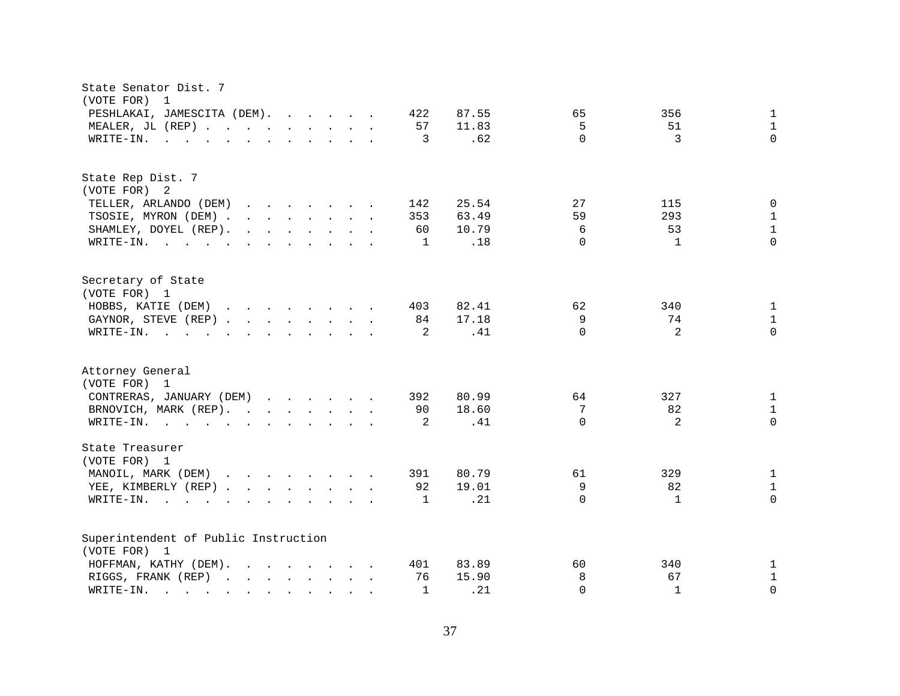State Senator Dist. 7
(VOTE FOR) 1

| | | | | | |
|---|---|---|---|---|---|
| PESHLAKAI, JAMESCITA (DEM) | 422 | 87.55 | 65 | 356 | 1 |
| MEALER, JL (REP) | 57 | 11.83 | 5 | 51 | 1 |
| WRITE-IN. | 3 | .62 | 0 | 3 | 0 |

State Rep Dist. 7
(VOTE FOR) 2

| | | | | | |
|---|---|---|---|---|---|
| TELLER, ARLANDO (DEM) | 142 | 25.54 | 27 | 115 | 0 |
| TSOSIE, MYRON (DEM) | 353 | 63.49 | 59 | 293 | 1 |
| SHAMLEY, DOYEL (REP) | 60 | 10.79 | 6 | 53 | 1 |
| WRITE-IN. | 1 | .18 | 0 | 1 | 0 |

Secretary of State
(VOTE FOR) 1

| | | | | | |
|---|---|---|---|---|---|
| HOBBS, KATIE (DEM) | 403 | 82.41 | 62 | 340 | 1 |
| GAYNOR, STEVE (REP) | 84 | 17.18 | 9 | 74 | 1 |
| WRITE-IN. | 2 | .41 | 0 | 2 | 0 |

Attorney General
(VOTE FOR) 1

| | | | | | |
|---|---|---|---|---|---|
| CONTRERAS, JANUARY (DEM) | 392 | 80.99 | 64 | 327 | 1 |
| BRNOVICH, MARK (REP) | 90 | 18.60 | 7 | 82 | 1 |
| WRITE-IN. | 2 | .41 | 0 | 2 | 0 |

State Treasurer
(VOTE FOR) 1

| | | | | | |
|---|---|---|---|---|---|
| MANOIL, MARK (DEM) | 391 | 80.79 | 61 | 329 | 1 |
| YEE, KIMBERLY (REP) | 92 | 19.01 | 9 | 82 | 1 |
| WRITE-IN. | 1 | .21 | 0 | 1 | 0 |

Superintendent of Public Instruction
(VOTE FOR) 1

| | | | | | |
|---|---|---|---|---|---|
| HOFFMAN, KATHY (DEM) | 401 | 83.89 | 60 | 340 | 1 |
| RIGGS, FRANK (REP) | 76 | 15.90 | 8 | 67 | 1 |
| WRITE-IN. | 1 | .21 | 0 | 1 | 0 |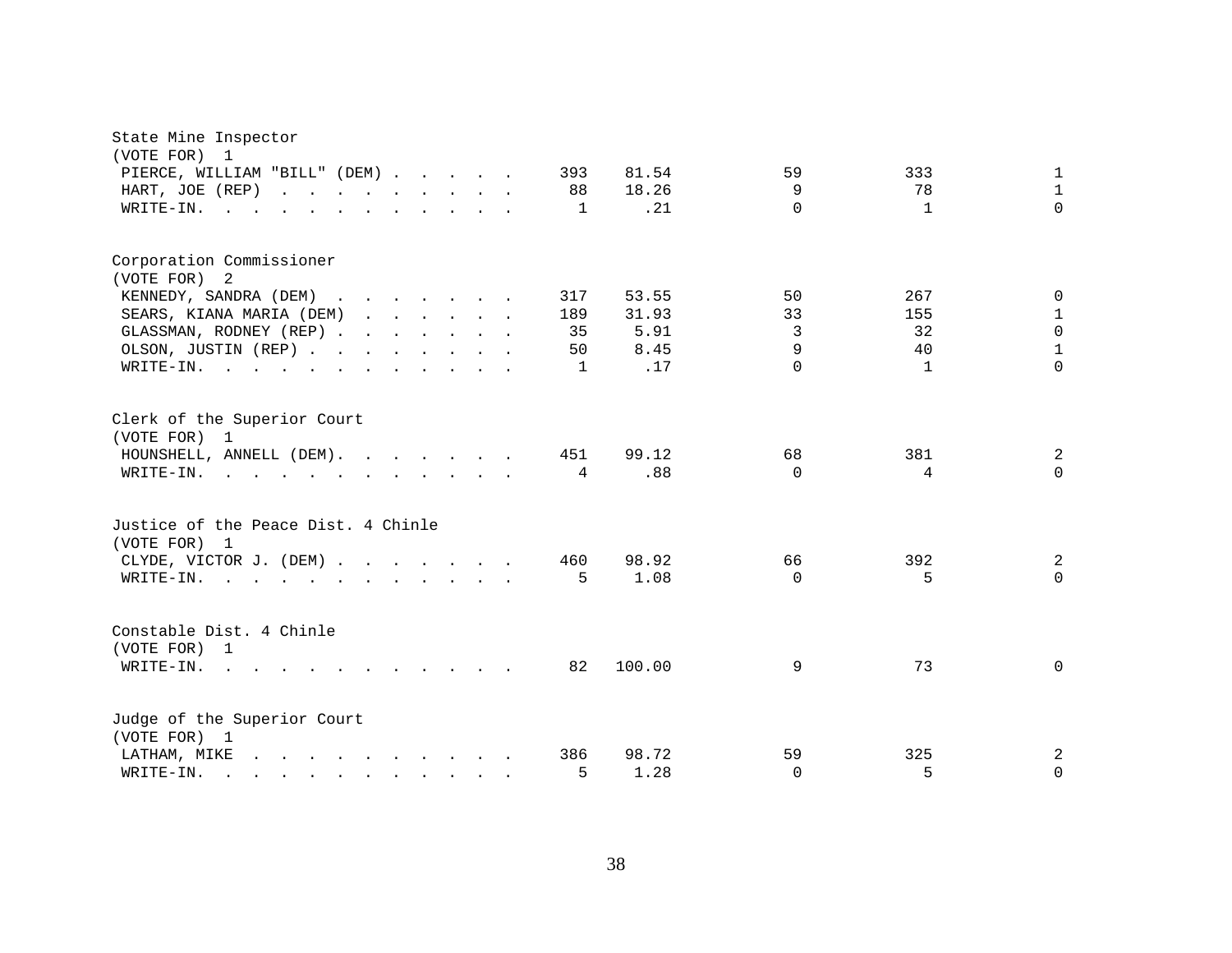## State Mine Inspector
(VOTE FOR) 1

| Candidate | Total | Pct | | | |
|---|---|---|---|---|---|
| PIERCE, WILLIAM "BILL" (DEM) | 393 | 81.54 | 59 | 333 | 1 |
| HART, JOE (REP) | 88 | 18.26 | 9 | 78 | 1 |
| WRITE-IN. | 1 | .21 | 0 | 1 | 0 |

## Corporation Commissioner
(VOTE FOR) 2

| Candidate | Total | Pct | | | |
|---|---|---|---|---|---|
| KENNEDY, SANDRA (DEM) | 317 | 53.55 | 50 | 267 | 0 |
| SEARS, KIANA MARIA (DEM) | 189 | 31.93 | 33 | 155 | 1 |
| GLASSMAN, RODNEY (REP) | 35 | 5.91 | 3 | 32 | 0 |
| OLSON, JUSTIN (REP) | 50 | 8.45 | 9 | 40 | 1 |
| WRITE-IN. | 1 | .17 | 0 | 1 | 0 |

## Clerk of the Superior Court
(VOTE FOR) 1

| Candidate | Total | Pct | | | |
|---|---|---|---|---|---|
| HOUNSHELL, ANNELL (DEM). | 451 | 99.12 | 68 | 381 | 2 |
| WRITE-IN. | 4 | .88 | 0 | 4 | 0 |

## Justice of the Peace Dist. 4 Chinle
(VOTE FOR) 1

| Candidate | Total | Pct | | | |
|---|---|---|---|---|---|
| CLYDE, VICTOR J. (DEM) | 460 | 98.92 | 66 | 392 | 2 |
| WRITE-IN. | 5 | 1.08 | 0 | 5 | 0 |

## Constable Dist. 4 Chinle
(VOTE FOR) 1

| Candidate | Total | Pct | | | |
|---|---|---|---|---|---|
| WRITE-IN. | 82 | 100.00 | 9 | 73 | 0 |

## Judge of the Superior Court
(VOTE FOR) 1

| Candidate | Total | Pct | | | |
|---|---|---|---|---|---|
| LATHAM, MIKE | 386 | 98.72 | 59 | 325 | 2 |
| WRITE-IN. | 5 | 1.28 | 0 | 5 | 0 |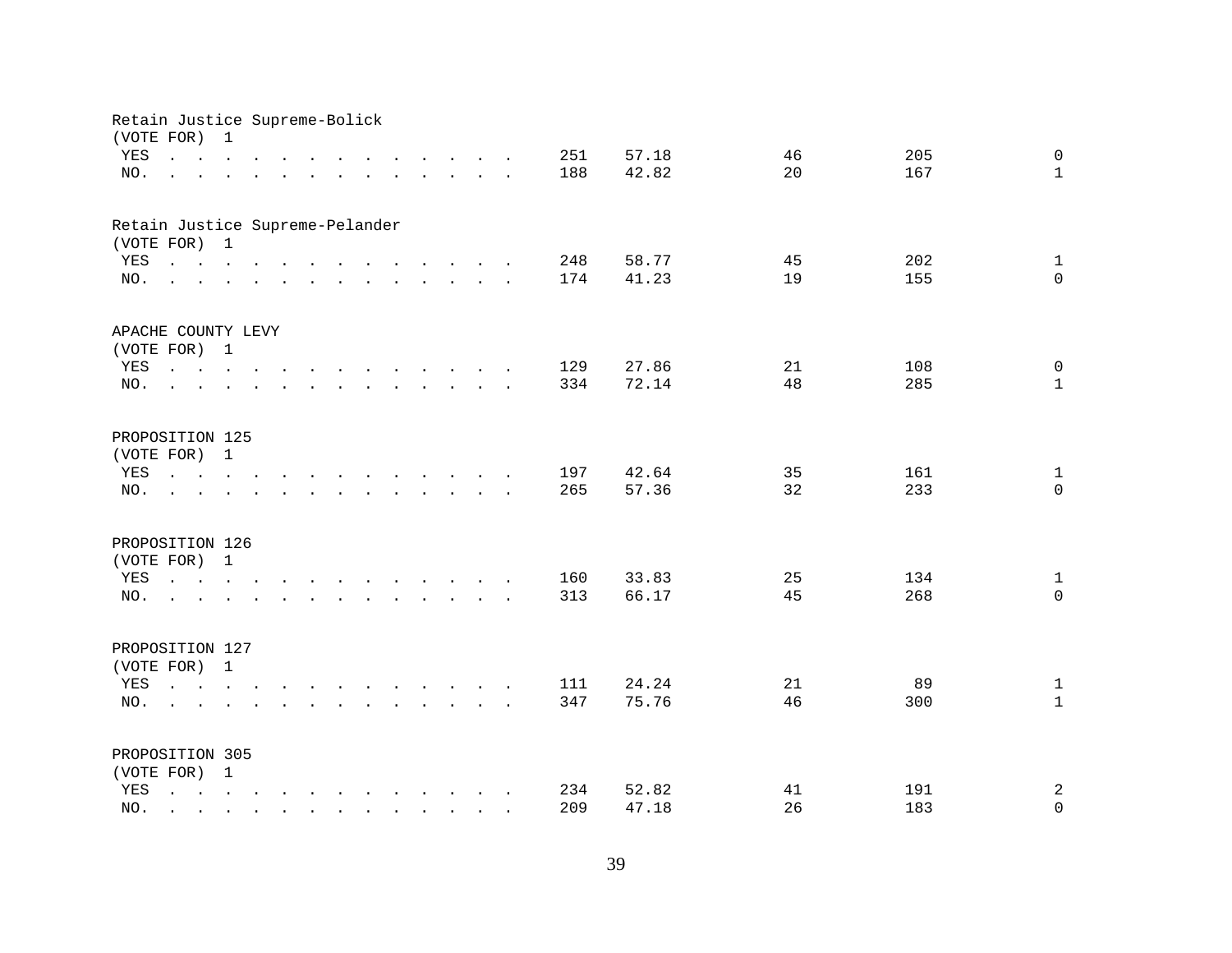Retain Justice Supreme-Bolick
(VOTE FOR) 1

| | | | | | |
|---|---|---|---|---|---|
| YES | 251 | 57.18 | 46 | 205 | 0 |
| NO. | 188 | 42.82 | 20 | 167 | 1 |

Retain Justice Supreme-Pelander
(VOTE FOR) 1

| | | | | | |
|---|---|---|---|---|---|
| YES | 248 | 58.77 | 45 | 202 | 1 |
| NO. | 174 | 41.23 | 19 | 155 | 0 |

APACHE COUNTY LEVY
(VOTE FOR) 1

| | | | | | |
|---|---|---|---|---|---|
| YES | 129 | 27.86 | 21 | 108 | 0 |
| NO. | 334 | 72.14 | 48 | 285 | 1 |

PROPOSITION 125
(VOTE FOR) 1

| | | | | | |
|---|---|---|---|---|---|
| YES | 197 | 42.64 | 35 | 161 | 1 |
| NO. | 265 | 57.36 | 32 | 233 | 0 |

PROPOSITION 126
(VOTE FOR) 1

| | | | | | |
|---|---|---|---|---|---|
| YES | 160 | 33.83 | 25 | 134 | 1 |
| NO. | 313 | 66.17 | 45 | 268 | 0 |

PROPOSITION 127
(VOTE FOR) 1

| | | | | | |
|---|---|---|---|---|---|
| YES | 111 | 24.24 | 21 | 89 | 1 |
| NO. | 347 | 75.76 | 46 | 300 | 1 |

PROPOSITION 305
(VOTE FOR) 1

| | | | | | |
|---|---|---|---|---|---|
| YES | 234 | 52.82 | 41 | 191 | 2 |
| NO. | 209 | 47.18 | 26 | 183 | 0 |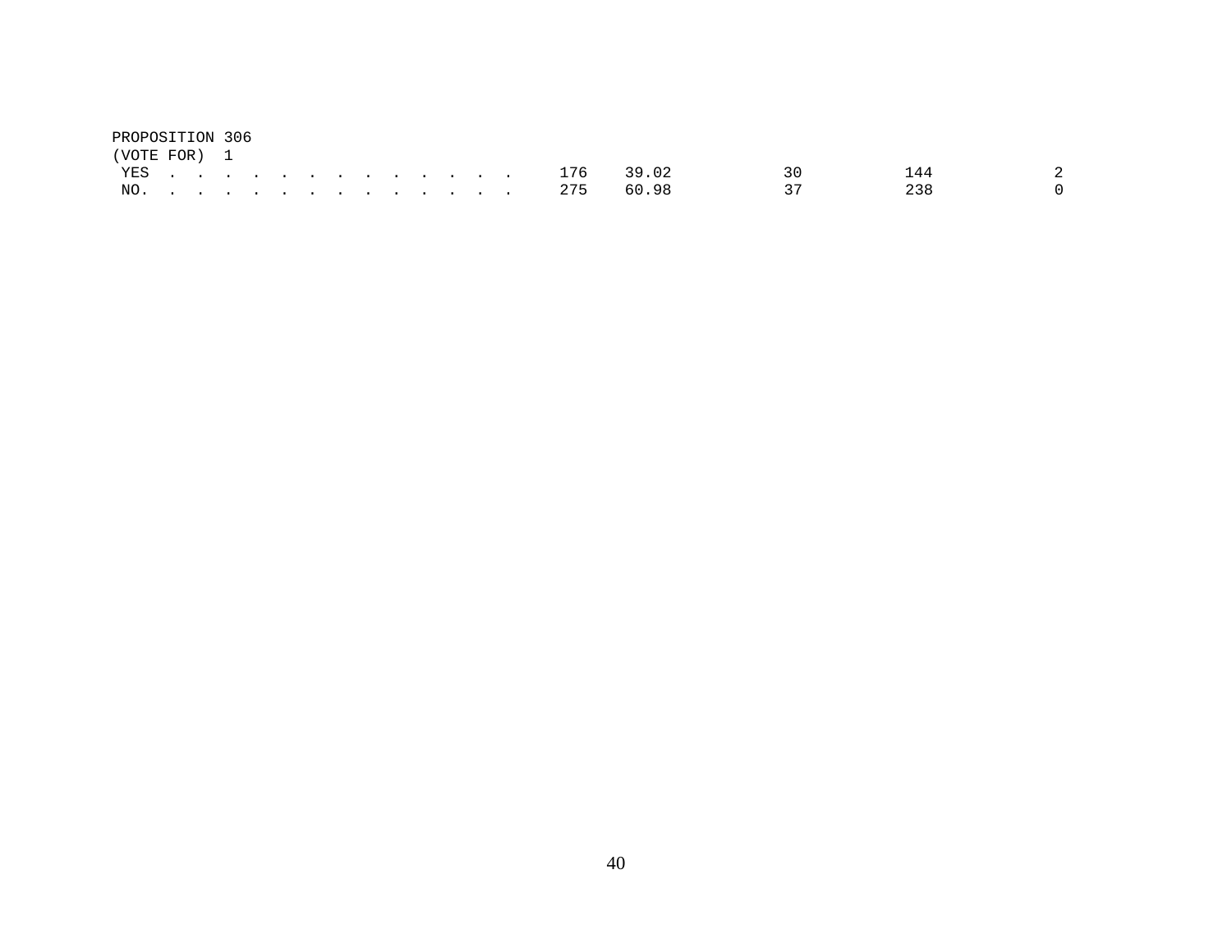PROPOSITION 306
(VOTE FOR) 1

| | | | | | |
|---|---|---|---|---|---|
| YES . . . . . . . . . . . . . . | 176 | 39.02 | 30 | 144 | 2 |
| NO. . . . . . . . . . . . . . . | 275 | 60.98 | 37 | 238 | 0 |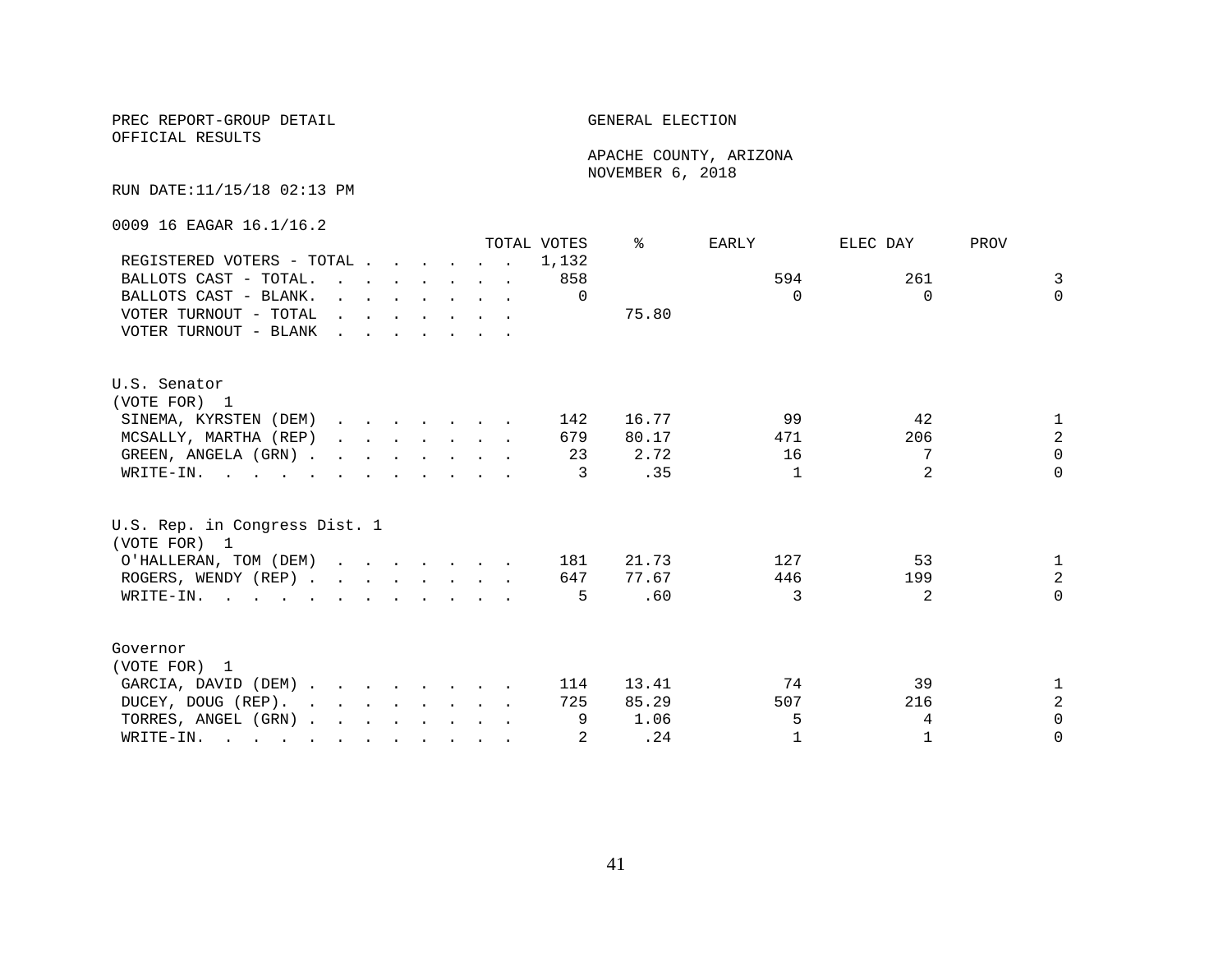PREC REPORT-GROUP DETAIL

OFFICIAL RESULTS

GENERAL ELECTION

APACHE COUNTY, ARIZONA

NOVEMBER 6, 2018

RUN DATE:11/15/18 02:13 PM

0009 16 EAGAR 16.1/16.2

| | TOTAL VOTES | % | EARLY | ELEC DAY | PROV |
|---|---|---|---|---|---|
| REGISTERED VOTERS - TOTAL | 1,132 | | | | |
| BALLOTS CAST - TOTAL. | 858 | | 594 | 261 | 3 |
| BALLOTS CAST - BLANK. | 0 | | 0 | 0 | 0 |
| VOTER TURNOUT - TOTAL | | 75.80 | | | |
| VOTER TURNOUT - BLANK | | | | | |

U.S. Senator

(VOTE FOR) 1

| | TOTAL VOTES | % | EARLY | ELEC DAY | PROV |
|---|---|---|---|---|---|
| SINEMA, KYRSTEN (DEM) | 142 | 16.77 | 99 | 42 | 1 |
| MCSALLY, MARTHA (REP) | 679 | 80.17 | 471 | 206 | 2 |
| GREEN, ANGELA (GRN) | 23 | 2.72 | 16 | 7 | 0 |
| WRITE-IN. | 3 | .35 | 1 | 2 | 0 |

U.S. Rep. in Congress Dist. 1

(VOTE FOR) 1

| | TOTAL VOTES | % | EARLY | ELEC DAY | PROV |
|---|---|---|---|---|---|
| O'HALLERAN, TOM (DEM) | 181 | 21.73 | 127 | 53 | 1 |
| ROGERS, WENDY (REP) | 647 | 77.67 | 446 | 199 | 2 |
| WRITE-IN. | 5 | .60 | 3 | 2 | 0 |

Governor

(VOTE FOR) 1

| | TOTAL VOTES | % | EARLY | ELEC DAY | PROV |
|---|---|---|---|---|---|
| GARCIA, DAVID (DEM) | 114 | 13.41 | 74 | 39 | 1 |
| DUCEY, DOUG (REP). | 725 | 85.29 | 507 | 216 | 2 |
| TORRES, ANGEL (GRN) | 9 | 1.06 | 5 | 4 | 0 |
| WRITE-IN. | 2 | .24 | 1 | 1 | 0 |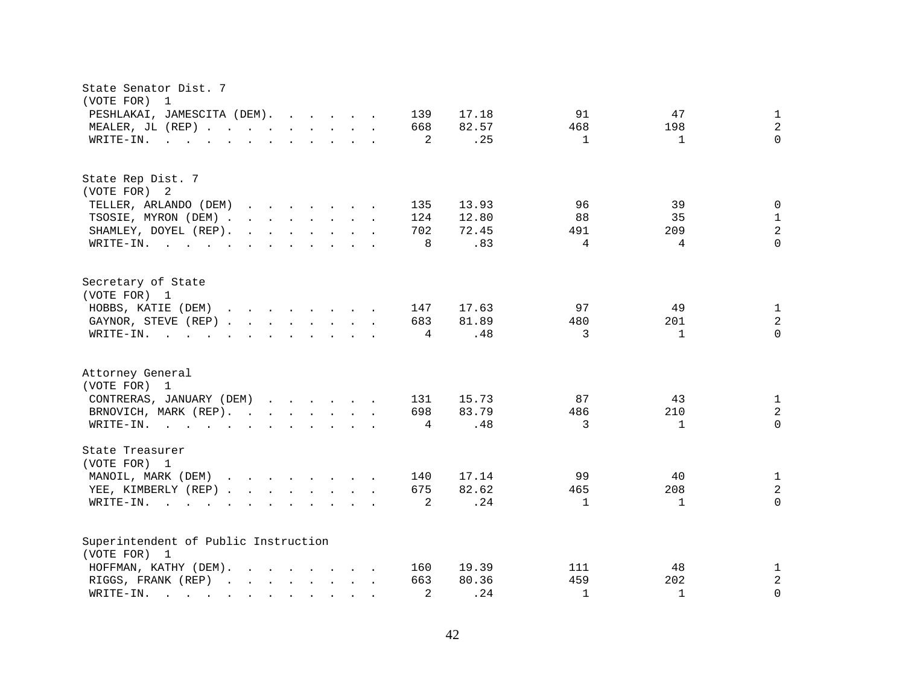State Senator Dist. 7
(VOTE FOR) 1

| Candidate | Votes | Percent | | | |
|---|---|---|---|---|---|
| PESHLAKAI, JAMESCITA (DEM) | 139 | 17.18 | 91 | 47 | 1 |
| MEALER, JL (REP) | 668 | 82.57 | 468 | 198 | 2 |
| WRITE-IN. | 2 | .25 | 1 | 1 | 0 |

State Rep Dist. 7
(VOTE FOR) 2

| Candidate | Votes | Percent | | | |
|---|---|---|---|---|---|
| TELLER, ARLANDO (DEM) | 135 | 13.93 | 96 | 39 | 0 |
| TSOSIE, MYRON (DEM) | 124 | 12.80 | 88 | 35 | 1 |
| SHAMLEY, DOYEL (REP) | 702 | 72.45 | 491 | 209 | 2 |
| WRITE-IN. | 8 | .83 | 4 | 4 | 0 |

Secretary of State
(VOTE FOR) 1

| Candidate | Votes | Percent | | | |
|---|---|---|---|---|---|
| HOBBS, KATIE (DEM) | 147 | 17.63 | 97 | 49 | 1 |
| GAYNOR, STEVE (REP) | 683 | 81.89 | 480 | 201 | 2 |
| WRITE-IN. | 4 | .48 | 3 | 1 | 0 |

Attorney General
(VOTE FOR) 1

| Candidate | Votes | Percent | | | |
|---|---|---|---|---|---|
| CONTRERAS, JANUARY (DEM) | 131 | 15.73 | 87 | 43 | 1 |
| BRNOVICH, MARK (REP) | 698 | 83.79 | 486 | 210 | 2 |
| WRITE-IN. | 4 | .48 | 3 | 1 | 0 |

State Treasurer
(VOTE FOR) 1

| Candidate | Votes | Percent | | | |
|---|---|---|---|---|---|
| MANOIL, MARK (DEM) | 140 | 17.14 | 99 | 40 | 1 |
| YEE, KIMBERLY (REP) | 675 | 82.62 | 465 | 208 | 2 |
| WRITE-IN. | 2 | .24 | 1 | 1 | 0 |

Superintendent of Public Instruction
(VOTE FOR) 1

| Candidate | Votes | Percent | | | |
|---|---|---|---|---|---|
| HOFFMAN, KATHY (DEM) | 160 | 19.39 | 111 | 48 | 1 |
| RIGGS, FRANK (REP) | 663 | 80.36 | 459 | 202 | 2 |
| WRITE-IN. | 2 | .24 | 1 | 1 | 0 |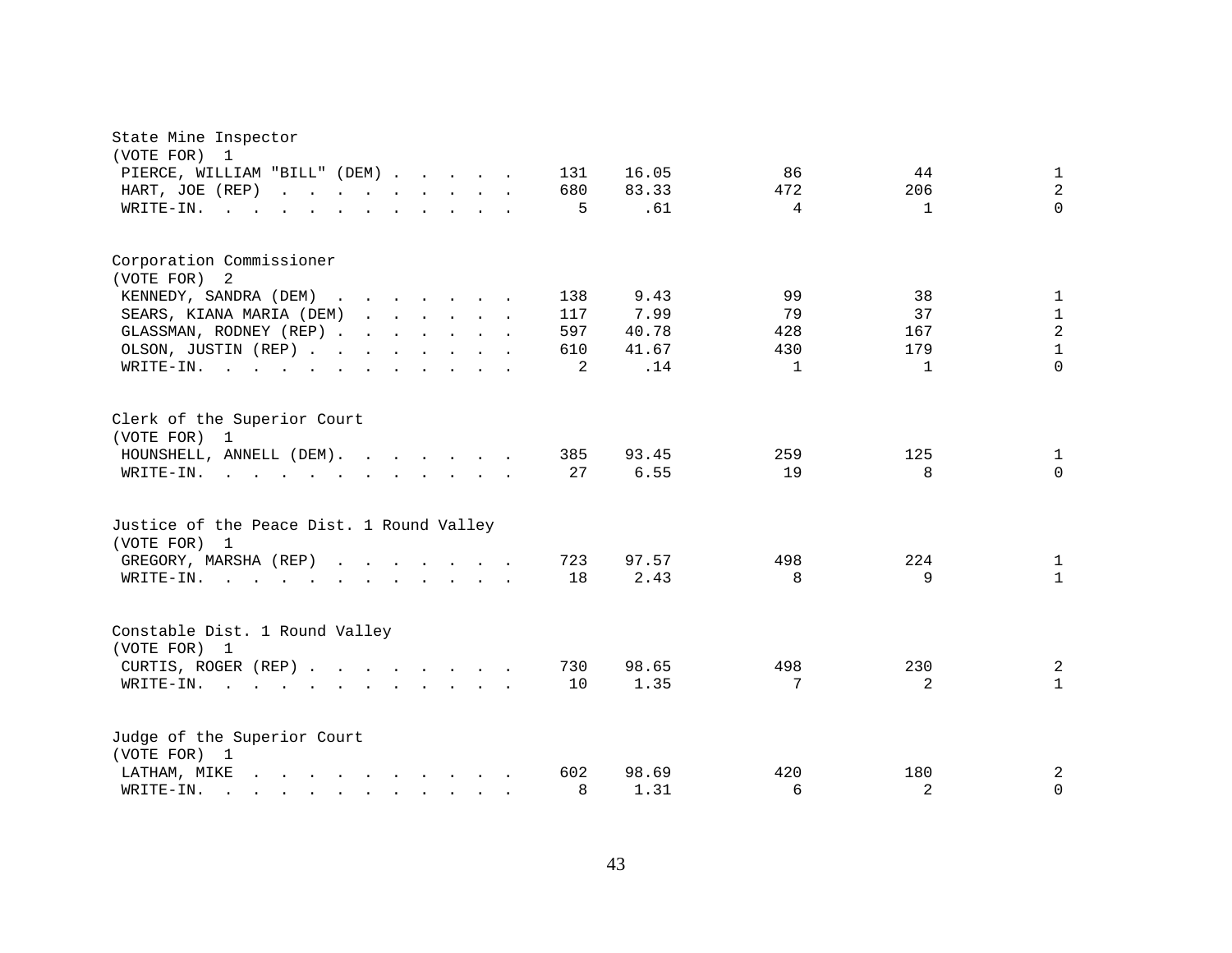State Mine Inspector
(VOTE FOR) 1

| | | | | | |
|---|---|---|---|---|---|
| PIERCE, WILLIAM "BILL" (DEM) | 131 | 16.05 | 86 | 44 | 1 |
| HART, JOE (REP) | 680 | 83.33 | 472 | 206 | 2 |
| WRITE-IN. | 5 | .61 | 4 | 1 | 0 |

Corporation Commissioner
(VOTE FOR) 2

| | | | | | |
|---|---|---|---|---|---|
| KENNEDY, SANDRA (DEM) | 138 | 9.43 | 99 | 38 | 1 |
| SEARS, KIANA MARIA (DEM) | 117 | 7.99 | 79 | 37 | 1 |
| GLASSMAN, RODNEY (REP) | 597 | 40.78 | 428 | 167 | 2 |
| OLSON, JUSTIN (REP) | 610 | 41.67 | 430 | 179 | 1 |
| WRITE-IN. | 2 | .14 | 1 | 1 | 0 |

Clerk of the Superior Court
(VOTE FOR) 1

| | | | | | |
|---|---|---|---|---|---|
| HOUNSHELL, ANNELL (DEM). | 385 | 93.45 | 259 | 125 | 1 |
| WRITE-IN. | 27 | 6.55 | 19 | 8 | 0 |

Justice of the Peace Dist. 1 Round Valley
(VOTE FOR) 1

| | | | | | |
|---|---|---|---|---|---|
| GREGORY, MARSHA (REP) | 723 | 97.57 | 498 | 224 | 1 |
| WRITE-IN. | 18 | 2.43 | 8 | 9 | 1 |

Constable Dist. 1 Round Valley
(VOTE FOR) 1

| | | | | | |
|---|---|---|---|---|---|
| CURTIS, ROGER (REP) | 730 | 98.65 | 498 | 230 | 2 |
| WRITE-IN. | 10 | 1.35 | 7 | 2 | 1 |

Judge of the Superior Court
(VOTE FOR) 1

| | | | | | |
|---|---|---|---|---|---|
| LATHAM, MIKE | 602 | 98.69 | 420 | 180 | 2 |
| WRITE-IN. | 8 | 1.31 | 6 | 2 | 0 |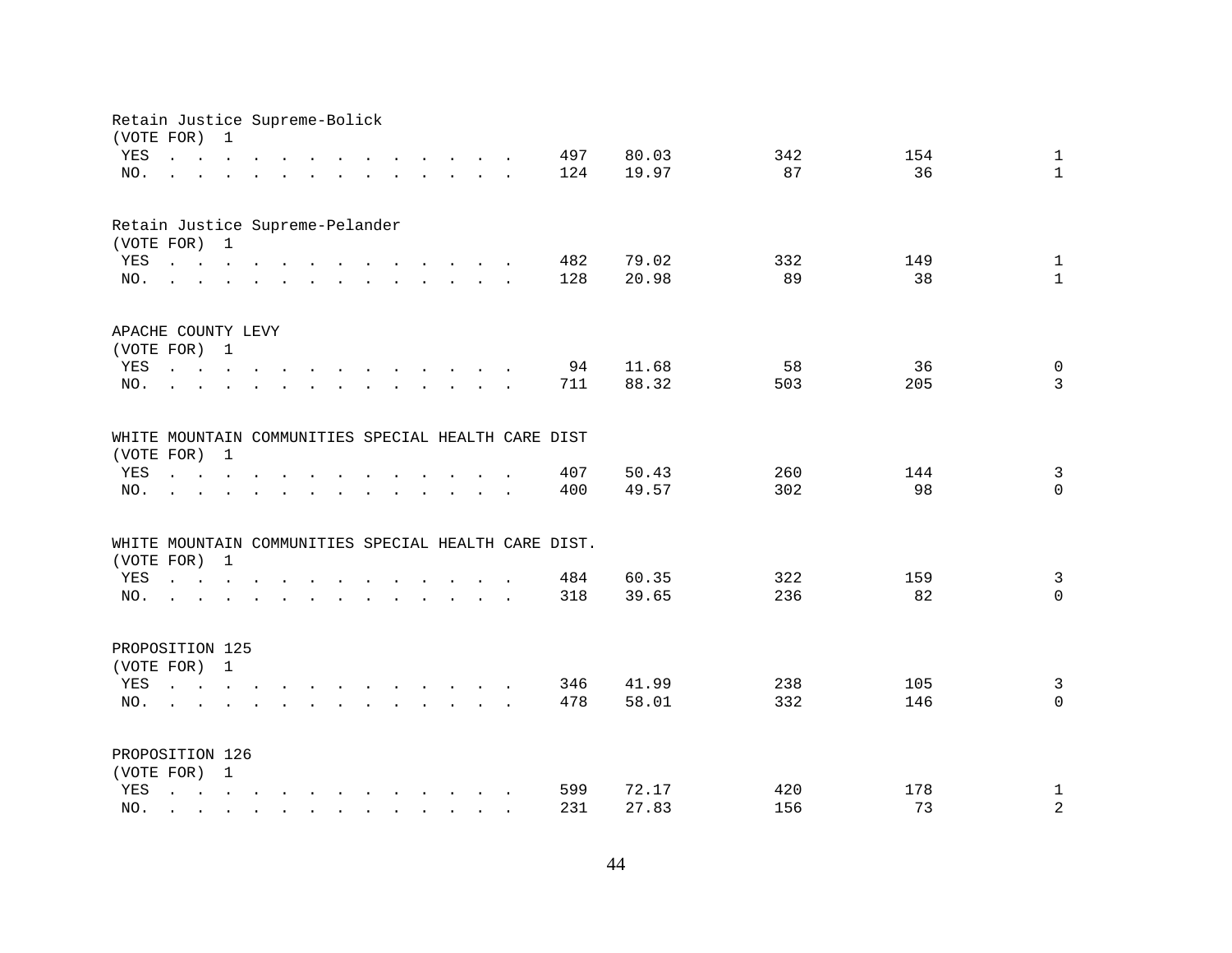Retain Justice Supreme-Bolick
(VOTE FOR) 1

| | | | | | |
|---|---|---|---|---|---|
| YES | 497 | 80.03 | 342 | 154 | 1 |
| NO. | 124 | 19.97 | 87 | 36 | 1 |

Retain Justice Supreme-Pelander
(VOTE FOR) 1

| | | | | | |
|---|---|---|---|---|---|
| YES | 482 | 79.02 | 332 | 149 | 1 |
| NO. | 128 | 20.98 | 89 | 38 | 1 |

APACHE COUNTY LEVY
(VOTE FOR) 1

| | | | | | |
|---|---|---|---|---|---|
| YES | 94 | 11.68 | 58 | 36 | 0 |
| NO. | 711 | 88.32 | 503 | 205 | 3 |

WHITE MOUNTAIN COMMUNITIES SPECIAL HEALTH CARE DIST
(VOTE FOR) 1

| | | | | | |
|---|---|---|---|---|---|
| YES | 407 | 50.43 | 260 | 144 | 3 |
| NO. | 400 | 49.57 | 302 | 98 | 0 |

WHITE MOUNTAIN COMMUNITIES SPECIAL HEALTH CARE DIST.
(VOTE FOR) 1

| | | | | | |
|---|---|---|---|---|---|
| YES | 484 | 60.35 | 322 | 159 | 3 |
| NO. | 318 | 39.65 | 236 | 82 | 0 |

PROPOSITION 125
(VOTE FOR) 1

| | | | | | |
|---|---|---|---|---|---|
| YES | 346 | 41.99 | 238 | 105 | 3 |
| NO. | 478 | 58.01 | 332 | 146 | 0 |

PROPOSITION 126
(VOTE FOR) 1

| | | | | | |
|---|---|---|---|---|---|
| YES | 599 | 72.17 | 420 | 178 | 1 |
| NO. | 231 | 27.83 | 156 | 73 | 2 |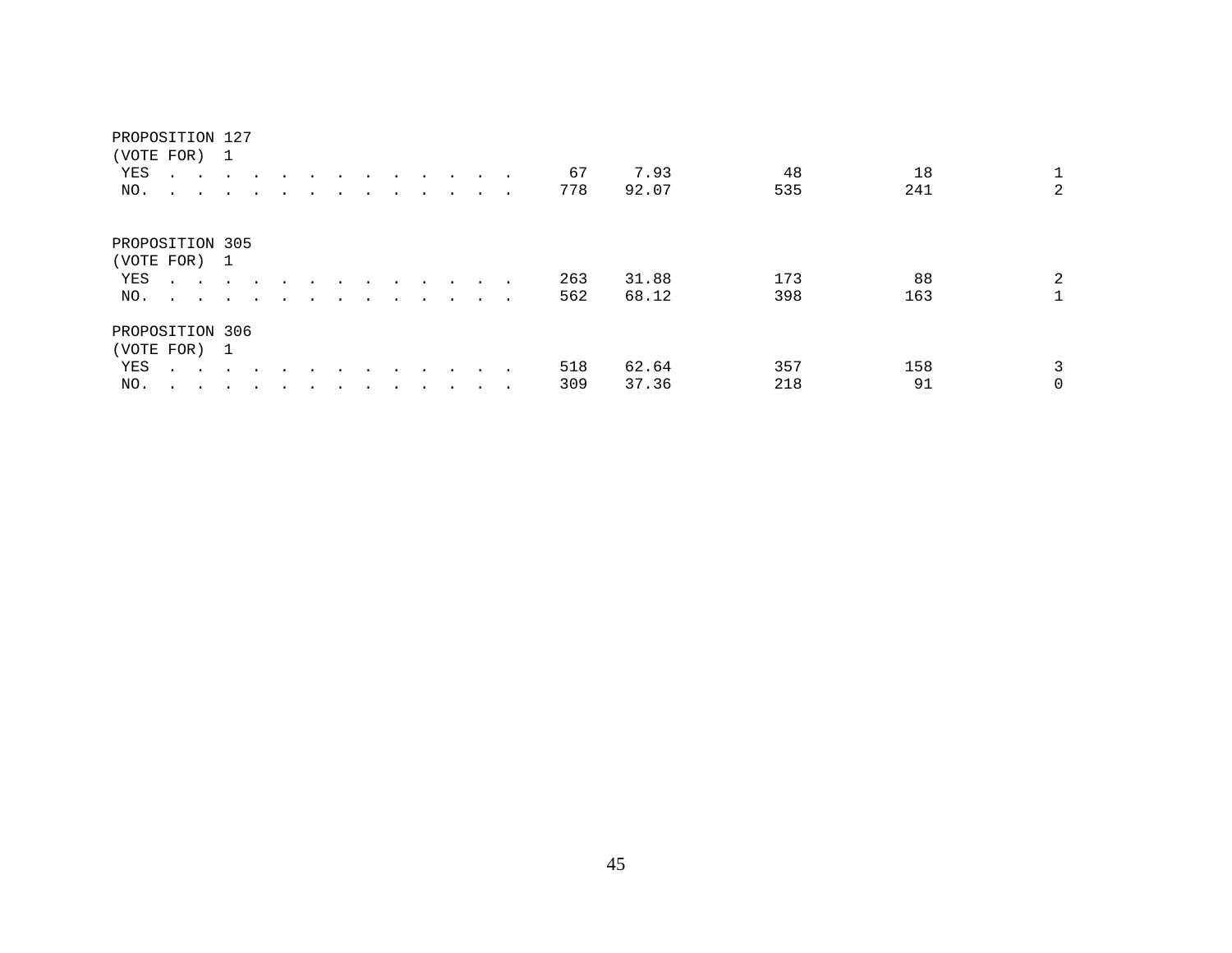PROPOSITION 127
(VOTE FOR) 1

| | | | | | |
|---|---|---|---|---|---|
| YES . . . . . . . . . . . . . . | 67 | 7.93 | 48 | 18 | 1 |
| NO. . . . . . . . . . . . . . . | 778 | 92.07 | 535 | 241 | 2 |

PROPOSITION 305
(VOTE FOR) 1

| | | | | | |
|---|---|---|---|---|---|
| YES . . . . . . . . . . . . . . | 263 | 31.88 | 173 | 88 | 2 |
| NO. . . . . . . . . . . . . . . | 562 | 68.12 | 398 | 163 | 1 |

PROPOSITION 306
(VOTE FOR) 1

| | | | | | |
|---|---|---|---|---|---|
| YES . . . . . . . . . . . . . . | 518 | 62.64 | 357 | 158 | 3 |
| NO. . . . . . . . . . . . . . . | 309 | 37.36 | 218 | 91 | 0 |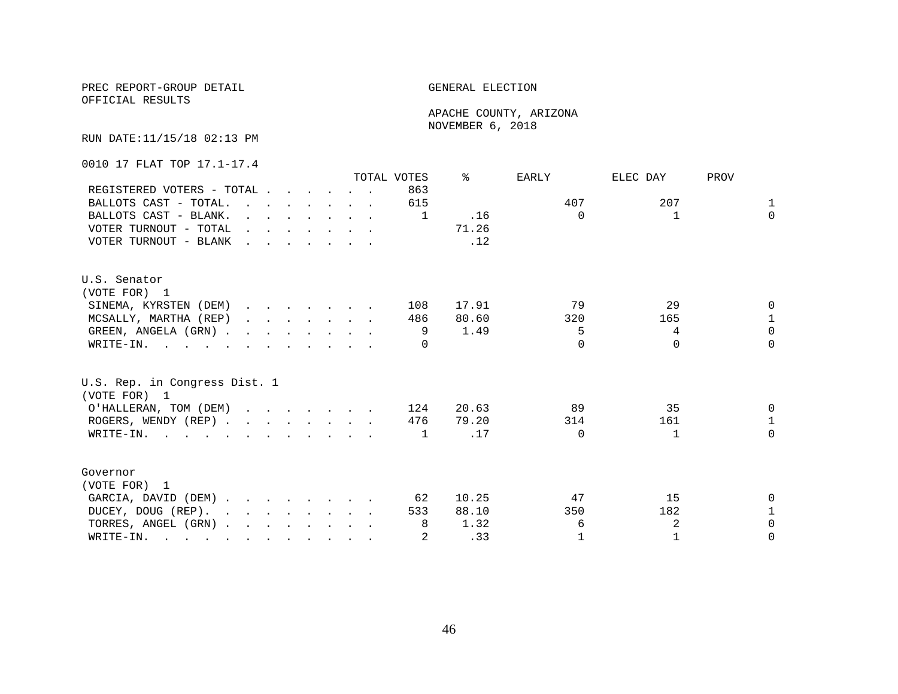PREC REPORT-GROUP DETAIL

OFFICIAL RESULTS

GENERAL ELECTION

APACHE COUNTY, ARIZONA

NOVEMBER 6, 2018

RUN DATE:11/15/18 02:13 PM

0010 17 FLAT TOP 17.1-17.4

| | TOTAL VOTES | % | EARLY | ELEC DAY | PROV |
|---|---|---|---|---|---|
| REGISTERED VOTERS - TOTAL | 863 | | | | |
| BALLOTS CAST - TOTAL. | 615 | | 407 | 207 | 1 |
| BALLOTS CAST - BLANK. | 1 | .16 | 0 | 1 | 0 |
| VOTER TURNOUT - TOTAL | | 71.26 | | | |
| VOTER TURNOUT - BLANK | | .12 | | | |

U.S. Senator
(VOTE FOR) 1

| | TOTAL VOTES | % | EARLY | ELEC DAY | PROV |
|---|---|---|---|---|---|
| SINEMA, KYRSTEN (DEM) | 108 | 17.91 | 79 | 29 | 0 |
| MCSALLY, MARTHA (REP) | 486 | 80.60 | 320 | 165 | 1 |
| GREEN, ANGELA (GRN) | 9 | 1.49 | 5 | 4 | 0 |
| WRITE-IN. | 0 | | 0 | 0 | 0 |

U.S. Rep. in Congress Dist. 1
(VOTE FOR) 1

| | TOTAL VOTES | % | EARLY | ELEC DAY | PROV |
|---|---|---|---|---|---|
| O'HALLERAN, TOM (DEM) | 124 | 20.63 | 89 | 35 | 0 |
| ROGERS, WENDY (REP) | 476 | 79.20 | 314 | 161 | 1 |
| WRITE-IN. | 1 | .17 | 0 | 1 | 0 |

Governor
(VOTE FOR) 1

| | TOTAL VOTES | % | EARLY | ELEC DAY | PROV |
|---|---|---|---|---|---|
| GARCIA, DAVID (DEM) | 62 | 10.25 | 47 | 15 | 0 |
| DUCEY, DOUG (REP). | 533 | 88.10 | 350 | 182 | 1 |
| TORRES, ANGEL (GRN) | 8 | 1.32 | 6 | 2 | 0 |
| WRITE-IN. | 2 | .33 | 1 | 1 | 0 |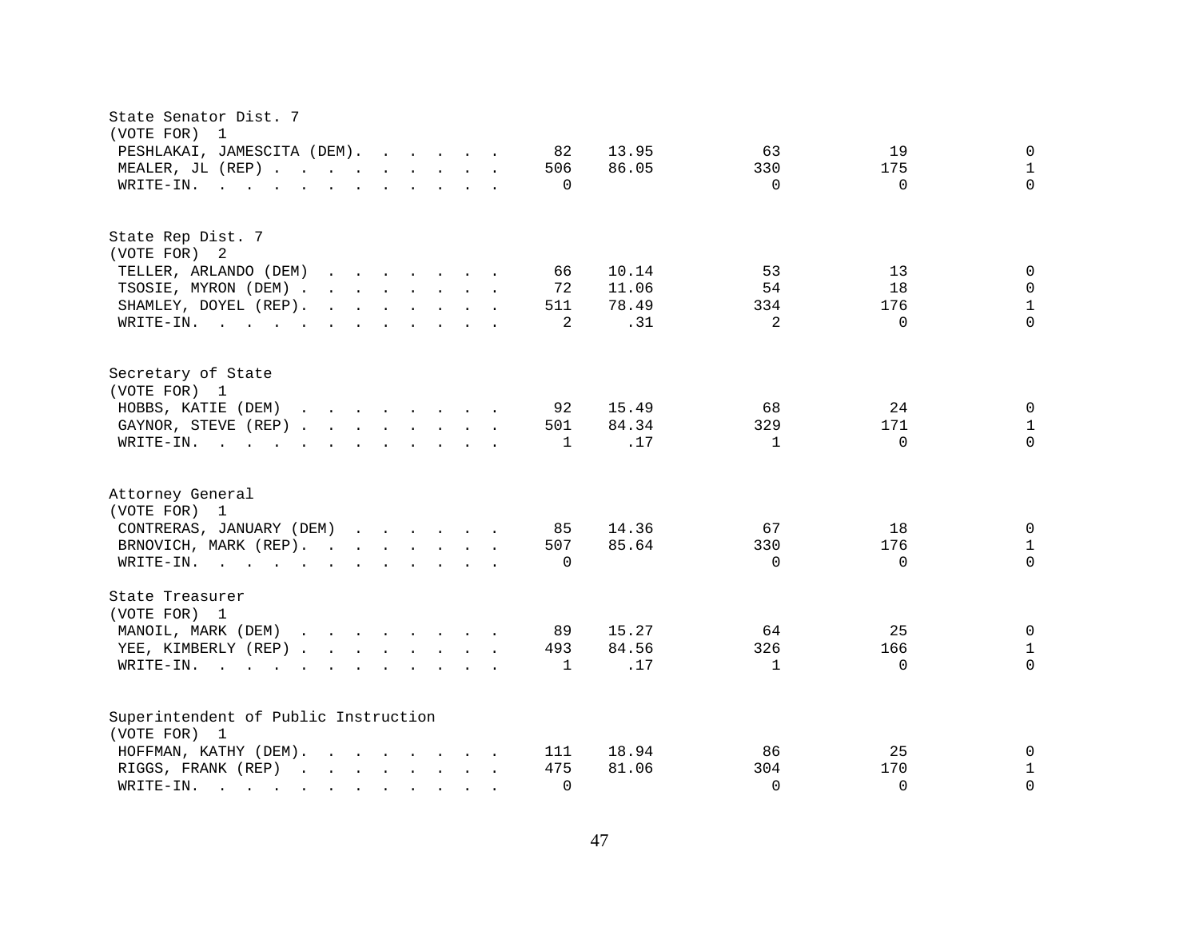State Senator Dist. 7
(VOTE FOR) 1

| Candidate | Total | % | | | |
|---|---|---|---|---|---|
| PESHLAKAI, JAMESCITA (DEM) | 82 | 13.95 | 63 | 19 | 0 |
| MEALER, JL (REP) | 506 | 86.05 | 330 | 175 | 1 |
| WRITE-IN. | 0 | | 0 | 0 | 0 |

State Rep Dist. 7
(VOTE FOR) 2

| Candidate | Total | % | | | |
|---|---|---|---|---|---|
| TELLER, ARLANDO (DEM) | 66 | 10.14 | 53 | 13 | 0 |
| TSOSIE, MYRON (DEM) | 72 | 11.06 | 54 | 18 | 0 |
| SHAMLEY, DOYEL (REP). | 511 | 78.49 | 334 | 176 | 1 |
| WRITE-IN. | 2 | .31 | 2 | 0 | 0 |

Secretary of State
(VOTE FOR) 1

| Candidate | Total | % | | | |
|---|---|---|---|---|---|
| HOBBS, KATIE (DEM) | 92 | 15.49 | 68 | 24 | 0 |
| GAYNOR, STEVE (REP) | 501 | 84.34 | 329 | 171 | 1 |
| WRITE-IN. | 1 | .17 | 1 | 0 | 0 |

Attorney General
(VOTE FOR) 1

| Candidate | Total | % | | | |
|---|---|---|---|---|---|
| CONTRERAS, JANUARY (DEM) | 85 | 14.36 | 67 | 18 | 0 |
| BRNOVICH, MARK (REP). | 507 | 85.64 | 330 | 176 | 1 |
| WRITE-IN. | 0 | | 0 | 0 | 0 |

State Treasurer
(VOTE FOR) 1

| Candidate | Total | % | | | |
|---|---|---|---|---|---|
| MANOIL, MARK (DEM) | 89 | 15.27 | 64 | 25 | 0 |
| YEE, KIMBERLY (REP) | 493 | 84.56 | 326 | 166 | 1 |
| WRITE-IN. | 1 | .17 | 1 | 0 | 0 |

Superintendent of Public Instruction
(VOTE FOR) 1

| Candidate | Total | % | | | |
|---|---|---|---|---|---|
| HOFFMAN, KATHY (DEM). | 111 | 18.94 | 86 | 25 | 0 |
| RIGGS, FRANK (REP) | 475 | 81.06 | 304 | 170 | 1 |
| WRITE-IN. | 0 | | 0 | 0 | 0 |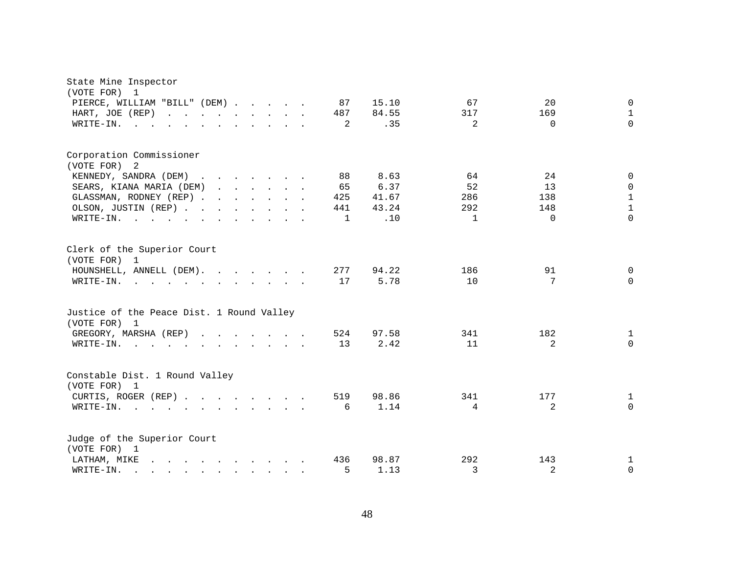State Mine Inspector
(VOTE FOR) 1

| Candidate | Votes | Percent | | | |
|---|---|---|---|---|---|
| PIERCE, WILLIAM "BILL" (DEM) | 87 | 15.10 | 67 | 20 | 0 |
| HART, JOE (REP) | 487 | 84.55 | 317 | 169 | 1 |
| WRITE-IN. | 2 | .35 | 2 | 0 | 0 |

Corporation Commissioner
(VOTE FOR) 2

| Candidate | Votes | Percent | | | |
|---|---|---|---|---|---|
| KENNEDY, SANDRA (DEM) | 88 | 8.63 | 64 | 24 | 0 |
| SEARS, KIANA MARIA (DEM) | 65 | 6.37 | 52 | 13 | 0 |
| GLASSMAN, RODNEY (REP) | 425 | 41.67 | 286 | 138 | 1 |
| OLSON, JUSTIN (REP) | 441 | 43.24 | 292 | 148 | 1 |
| WRITE-IN. | 1 | .10 | 1 | 0 | 0 |

Clerk of the Superior Court
(VOTE FOR) 1

| Candidate | Votes | Percent | | | |
|---|---|---|---|---|---|
| HOUNSHELL, ANNELL (DEM). | 277 | 94.22 | 186 | 91 | 0 |
| WRITE-IN. | 17 | 5.78 | 10 | 7 | 0 |

Justice of the Peace Dist. 1 Round Valley
(VOTE FOR) 1

| Candidate | Votes | Percent | | | |
|---|---|---|---|---|---|
| GREGORY, MARSHA (REP) | 524 | 97.58 | 341 | 182 | 1 |
| WRITE-IN. | 13 | 2.42 | 11 | 2 | 0 |

Constable Dist. 1 Round Valley
(VOTE FOR) 1

| Candidate | Votes | Percent | | | |
|---|---|---|---|---|---|
| CURTIS, ROGER (REP) | 519 | 98.86 | 341 | 177 | 1 |
| WRITE-IN. | 6 | 1.14 | 4 | 2 | 0 |

Judge of the Superior Court
(VOTE FOR) 1

| Candidate | Votes | Percent | | | |
|---|---|---|---|---|---|
| LATHAM, MIKE | 436 | 98.87 | 292 | 143 | 1 |
| WRITE-IN. | 5 | 1.13 | 3 | 2 | 0 |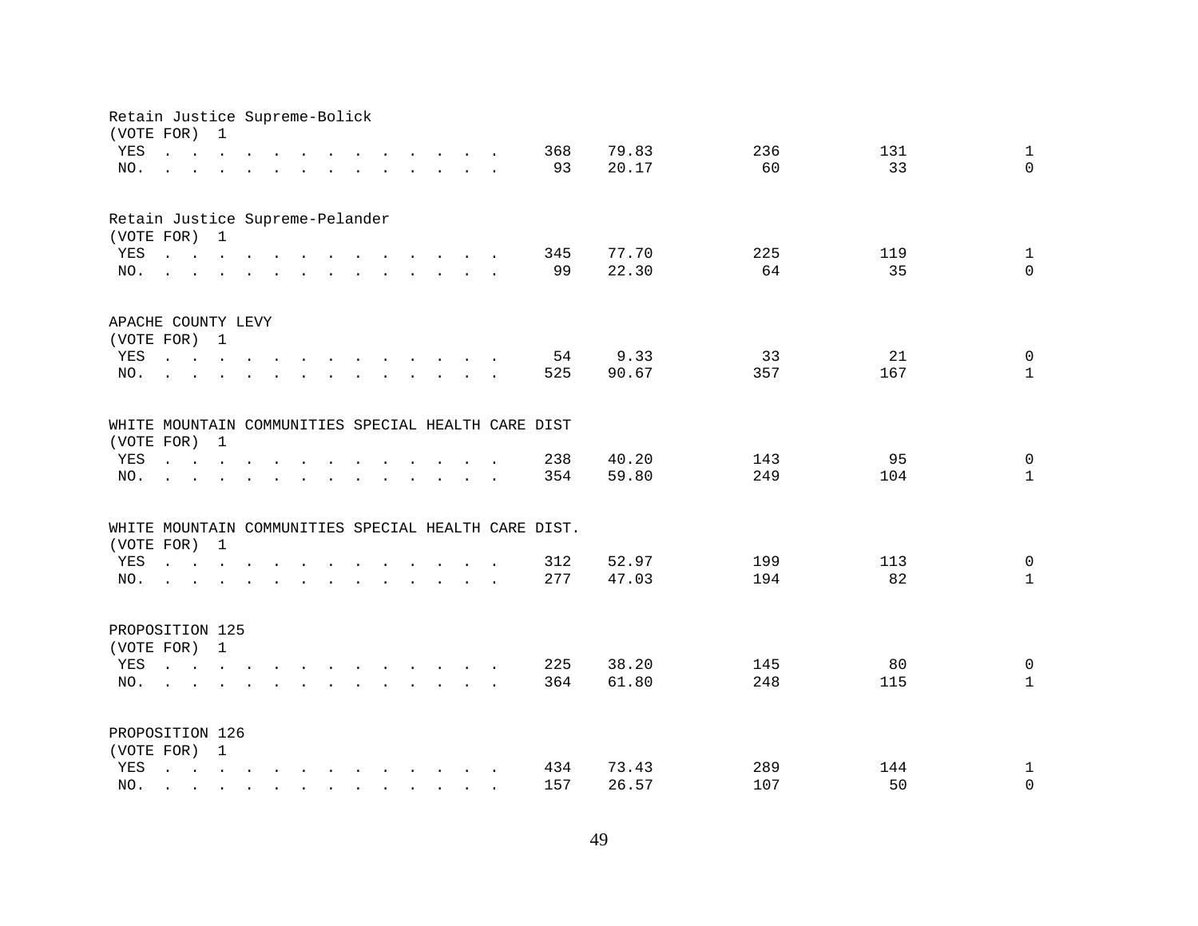Retain Justice Supreme-Bolick
(VOTE FOR) 1

| | | | | | |
|---|---|---|---|---|---|
| YES | 368 | 79.83 | 236 | 131 | 1 |
| NO. | 93 | 20.17 | 60 | 33 | 0 |

Retain Justice Supreme-Pelander
(VOTE FOR) 1

| | | | | | |
|---|---|---|---|---|---|
| YES | 345 | 77.70 | 225 | 119 | 1 |
| NO. | 99 | 22.30 | 64 | 35 | 0 |

APACHE COUNTY LEVY
(VOTE FOR) 1

| | | | | | |
|---|---|---|---|---|---|
| YES | 54 | 9.33 | 33 | 21 | 0 |
| NO. | 525 | 90.67 | 357 | 167 | 1 |

WHITE MOUNTAIN COMMUNITIES SPECIAL HEALTH CARE DIST
(VOTE FOR) 1

| | | | | | |
|---|---|---|---|---|---|
| YES | 238 | 40.20 | 143 | 95 | 0 |
| NO. | 354 | 59.80 | 249 | 104 | 1 |

WHITE MOUNTAIN COMMUNITIES SPECIAL HEALTH CARE DIST.
(VOTE FOR) 1

| | | | | | |
|---|---|---|---|---|---|
| YES | 312 | 52.97 | 199 | 113 | 0 |
| NO. | 277 | 47.03 | 194 | 82 | 1 |

PROPOSITION 125
(VOTE FOR) 1

| | | | | | |
|---|---|---|---|---|---|
| YES | 225 | 38.20 | 145 | 80 | 0 |
| NO. | 364 | 61.80 | 248 | 115 | 1 |

PROPOSITION 126
(VOTE FOR) 1

| | | | | | |
|---|---|---|---|---|---|
| YES | 434 | 73.43 | 289 | 144 | 1 |
| NO. | 157 | 26.57 | 107 | 50 | 0 |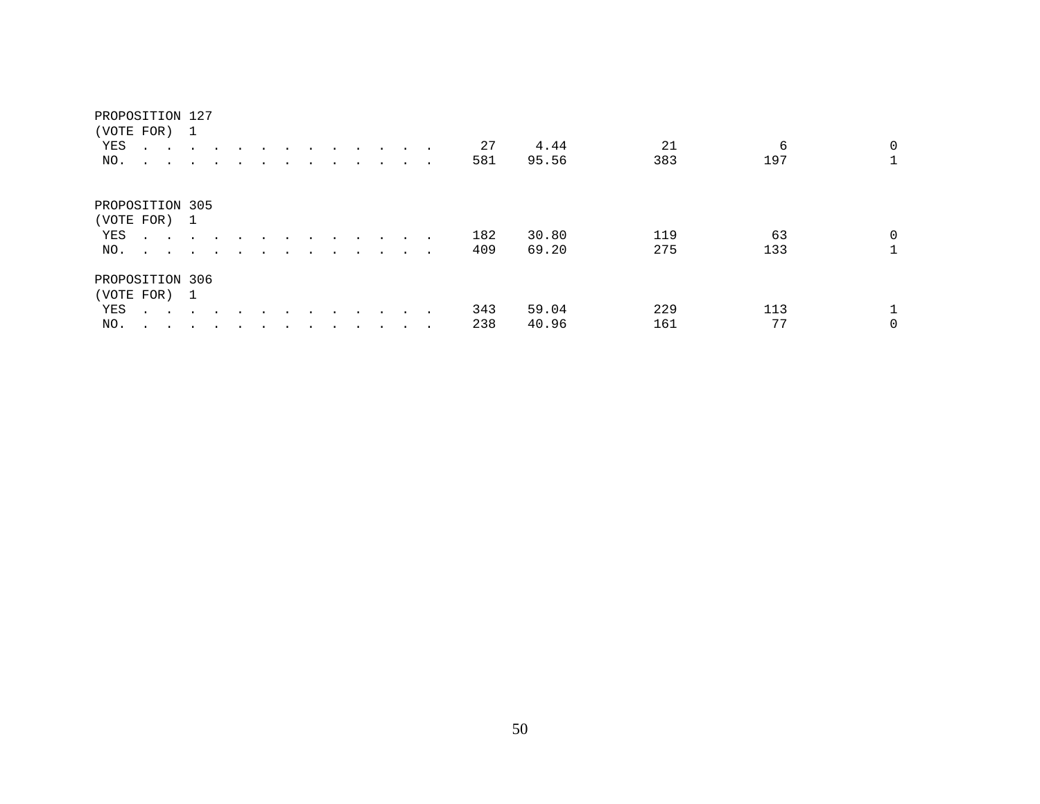PROPOSITION 127
(VOTE FOR) 1

| | | | | | |
|---|---|---|---|---|---|
| YES | 27 | 4.44 | 21 | 6 | 0 |
| NO. | 581 | 95.56 | 383 | 197 | 1 |

PROPOSITION 305
(VOTE FOR) 1

| | | | | | |
|---|---|---|---|---|---|
| YES | 182 | 30.80 | 119 | 63 | 0 |
| NO. | 409 | 69.20 | 275 | 133 | 1 |

PROPOSITION 306
(VOTE FOR) 1

| | | | | | |
|---|---|---|---|---|---|
| YES | 343 | 59.04 | 229 | 113 | 1 |
| NO. | 238 | 40.96 | 161 | 77 | 0 |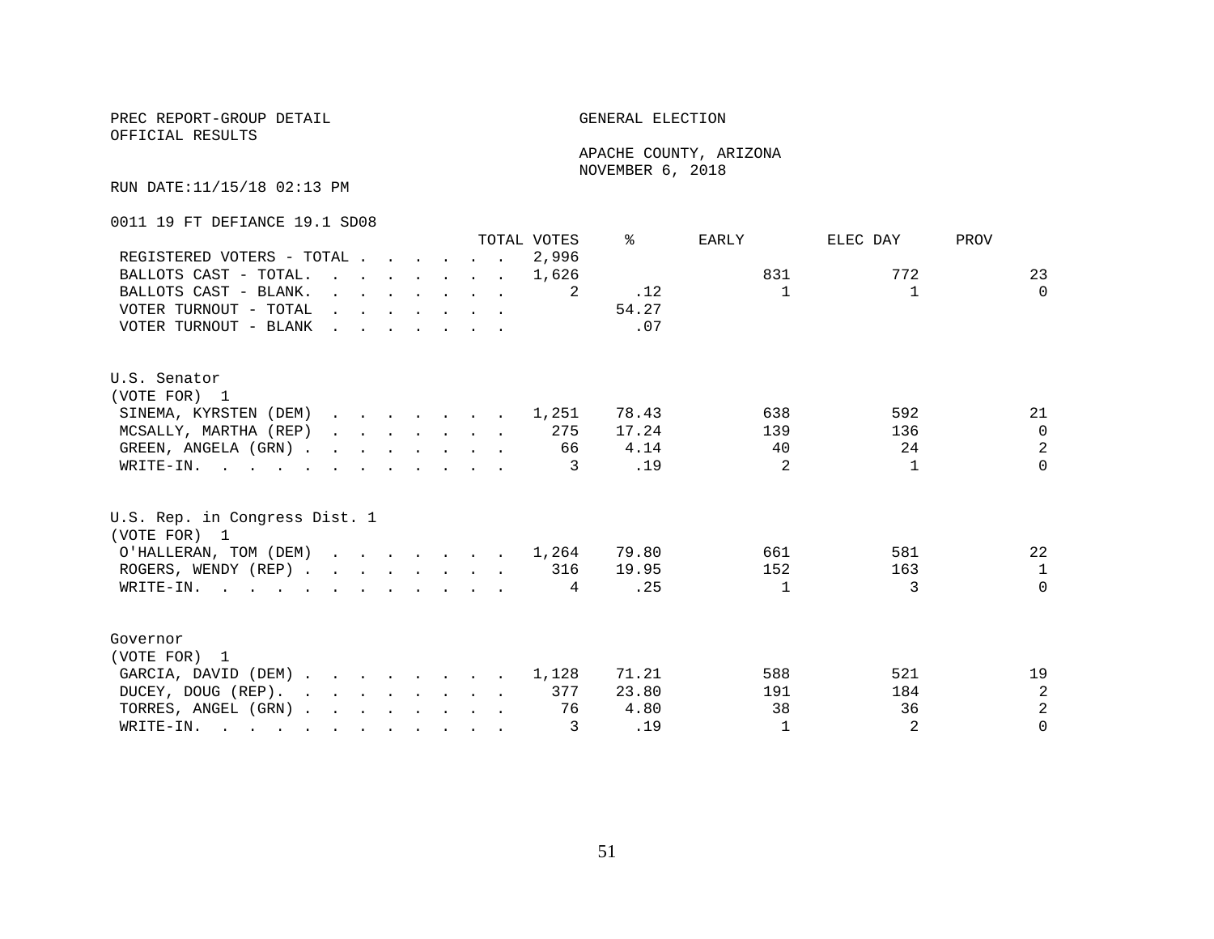PREC REPORT-GROUP DETAIL

OFFICIAL RESULTS

GENERAL ELECTION

APACHE COUNTY, ARIZONA

NOVEMBER 6, 2018

RUN DATE:11/15/18 02:13 PM

0011 19 FT DEFIANCE 19.1 SD08

| | TOTAL VOTES | % | EARLY | ELEC DAY | PROV |
|---|---|---|---|---|---|
| REGISTERED VOTERS - TOTAL | 2,996 | | | | |
| BALLOTS CAST - TOTAL. | 1,626 | | 831 | 772 | 23 |
| BALLOTS CAST - BLANK. | 2 | .12 | 1 | 1 | 0 |
| VOTER TURNOUT - TOTAL | | 54.27 | | | |
| VOTER TURNOUT - BLANK | | .07 | | | |

U.S. Senator
(VOTE FOR) 1

| | TOTAL VOTES | % | EARLY | ELEC DAY | PROV |
|---|---|---|---|---|---|
| SINEMA, KYRSTEN (DEM) | 1,251 | 78.43 | 638 | 592 | 21 |
| MCSALLY, MARTHA (REP) | 275 | 17.24 | 139 | 136 | 0 |
| GREEN, ANGELA (GRN) | 66 | 4.14 | 40 | 24 | 2 |
| WRITE-IN. | 3 | .19 | 2 | 1 | 0 |

U.S. Rep. in Congress Dist. 1
(VOTE FOR) 1

| | TOTAL VOTES | % | EARLY | ELEC DAY | PROV |
|---|---|---|---|---|---|
| O'HALLERAN, TOM (DEM) | 1,264 | 79.80 | 661 | 581 | 22 |
| ROGERS, WENDY (REP) | 316 | 19.95 | 152 | 163 | 1 |
| WRITE-IN. | 4 | .25 | 1 | 3 | 0 |

Governor
(VOTE FOR) 1

| | TOTAL VOTES | % | EARLY | ELEC DAY | PROV |
|---|---|---|---|---|---|
| GARCIA, DAVID (DEM) | 1,128 | 71.21 | 588 | 521 | 19 |
| DUCEY, DOUG (REP). | 377 | 23.80 | 191 | 184 | 2 |
| TORRES, ANGEL (GRN) | 76 | 4.80 | 38 | 36 | 2 |
| WRITE-IN. | 3 | .19 | 1 | 2 | 0 |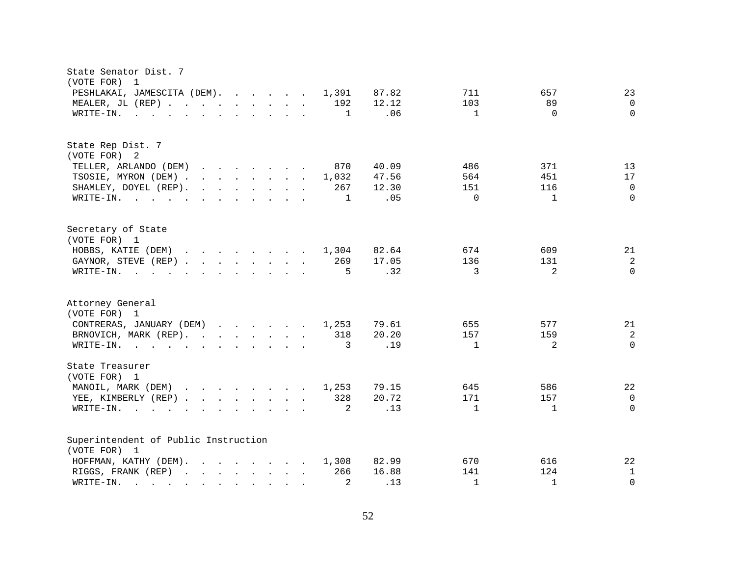State Senator Dist. 7
(VOTE FOR) 1

| | | | | | |
|---|---|---|---|---|---|
| PESHLAKAI, JAMESCITA (DEM). . . . . . | 1,391 | 87.82 | 711 | 657 | 23 |
| MEALER, JL (REP) . . . . . . . . . . | 192 | 12.12 | 103 | 89 | 0 |
| WRITE-IN. . . . . . . . . . . . . . | 1 | .06 | 1 | 0 | 0 |

State Rep Dist. 7
(VOTE FOR) 2

| | | | | | |
|---|---|---|---|---|---|
| TELLER, ARLANDO (DEM) . . . . . . . . | 870 | 40.09 | 486 | 371 | 13 |
| TSOSIE, MYRON (DEM) . . . . . . . . . | 1,032 | 47.56 | 564 | 451 | 17 |
| SHAMLEY, DOYEL (REP). . . . . . . . . | 267 | 12.30 | 151 | 116 | 0 |
| WRITE-IN. . . . . . . . . . . . . . | 1 | .05 | 0 | 1 | 0 |

Secretary of State
(VOTE FOR) 1

| | | | | | |
|---|---|---|---|---|---|
| HOBBS, KATIE (DEM) . . . . . . . . . | 1,304 | 82.64 | 674 | 609 | 21 |
| GAYNOR, STEVE (REP) . . . . . . . . . | 269 | 17.05 | 136 | 131 | 2 |
| WRITE-IN. . . . . . . . . . . . . . | 5 | .32 | 3 | 2 | 0 |

Attorney General
(VOTE FOR) 1

| | | | | | |
|---|---|---|---|---|---|
| CONTRERAS, JANUARY (DEM) . . . . . . . | 1,253 | 79.61 | 655 | 577 | 21 |
| BRNOVICH, MARK (REP). . . . . . . . . | 318 | 20.20 | 157 | 159 | 2 |
| WRITE-IN. . . . . . . . . . . . . . | 3 | .19 | 1 | 2 | 0 |

State Treasurer
(VOTE FOR) 1

| | | | | | |
|---|---|---|---|---|---|
| MANOIL, MARK (DEM) . . . . . . . . . | 1,253 | 79.15 | 645 | 586 | 22 |
| YEE, KIMBERLY (REP) . . . . . . . . . | 328 | 20.72 | 171 | 157 | 0 |
| WRITE-IN. . . . . . . . . . . . . . | 2 | .13 | 1 | 1 | 0 |

Superintendent of Public Instruction
(VOTE FOR) 1

| | | | | | |
|---|---|---|---|---|---|
| HOFFMAN, KATHY (DEM). . . . . . . . . | 1,308 | 82.99 | 670 | 616 | 22 |
| RIGGS, FRANK (REP) . . . . . . . . . | 266 | 16.88 | 141 | 124 | 1 |
| WRITE-IN. . . . . . . . . . . . . . | 2 | .13 | 1 | 1 | 0 |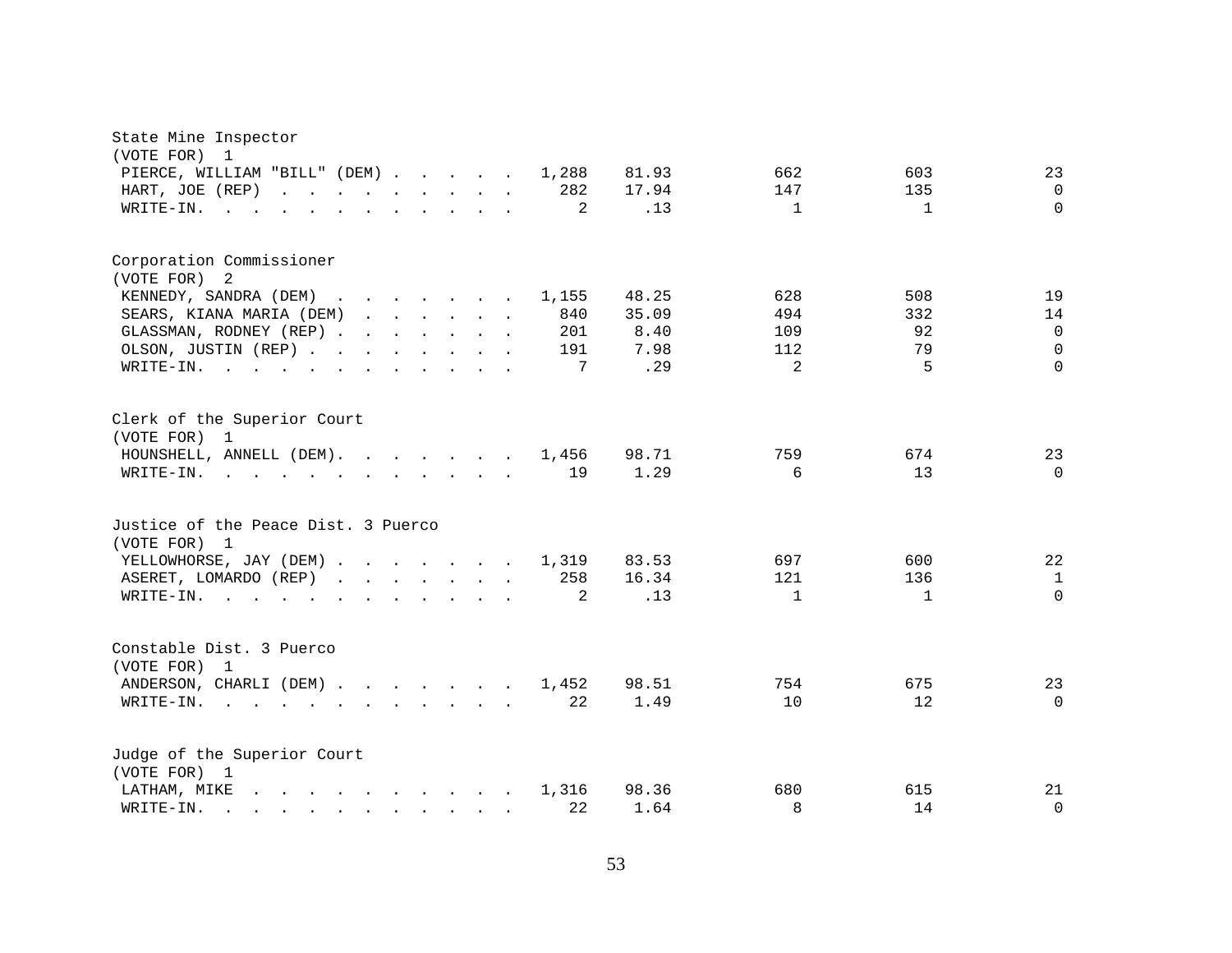State Mine Inspector
(VOTE FOR) 1

| Candidate | Total | Percent | | | |
|---|---|---|---|---|---|
| PIERCE, WILLIAM "BILL" (DEM) | 1,288 | 81.93 | 662 | 603 | 23 |
| HART, JOE (REP) | 282 | 17.94 | 147 | 135 | 0 |
| WRITE-IN. | 2 | .13 | 1 | 1 | 0 |

Corporation Commissioner
(VOTE FOR) 2

| Candidate | Total | Percent | | | |
|---|---|---|---|---|---|
| KENNEDY, SANDRA (DEM) | 1,155 | 48.25 | 628 | 508 | 19 |
| SEARS, KIANA MARIA (DEM) | 840 | 35.09 | 494 | 332 | 14 |
| GLASSMAN, RODNEY (REP) | 201 | 8.40 | 109 | 92 | 0 |
| OLSON, JUSTIN (REP) | 191 | 7.98 | 112 | 79 | 0 |
| WRITE-IN. | 7 | .29 | 2 | 5 | 0 |

Clerk of the Superior Court
(VOTE FOR) 1

| Candidate | Total | Percent | | | |
|---|---|---|---|---|---|
| HOUNSHELL, ANNELL (DEM). | 1,456 | 98.71 | 759 | 674 | 23 |
| WRITE-IN. | 19 | 1.29 | 6 | 13 | 0 |

Justice of the Peace Dist. 3 Puerco
(VOTE FOR) 1

| Candidate | Total | Percent | | | |
|---|---|---|---|---|---|
| YELLOWHORSE, JAY (DEM) | 1,319 | 83.53 | 697 | 600 | 22 |
| ASERET, LOMARDO (REP) | 258 | 16.34 | 121 | 136 | 1 |
| WRITE-IN. | 2 | .13 | 1 | 1 | 0 |

Constable Dist. 3 Puerco
(VOTE FOR) 1

| Candidate | Total | Percent | | | |
|---|---|---|---|---|---|
| ANDERSON, CHARLI (DEM) | 1,452 | 98.51 | 754 | 675 | 23 |
| WRITE-IN. | 22 | 1.49 | 10 | 12 | 0 |

Judge of the Superior Court
(VOTE FOR) 1

| Candidate | Total | Percent | | | |
|---|---|---|---|---|---|
| LATHAM, MIKE | 1,316 | 98.36 | 680 | 615 | 21 |
| WRITE-IN. | 22 | 1.64 | 8 | 14 | 0 |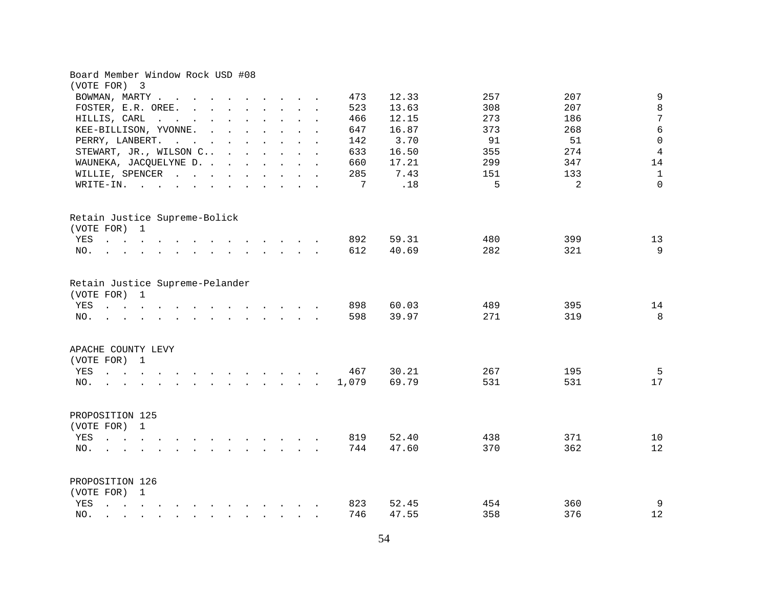## Board Member Window Rock USD #08

(VOTE FOR) 3

| Candidate | Total | % | | | |
|---|---|---|---|---|---|
| BOWMAN, MARTY | 473 | 12.33 | 257 | 207 | 9 |
| FOSTER, E.R. OREE | 523 | 13.63 | 308 | 207 | 8 |
| HILLIS, CARL | 466 | 12.15 | 273 | 186 | 7 |
| KEE-BILLISON, YVONNE | 647 | 16.87 | 373 | 268 | 6 |
| PERRY, LANBERT | 142 | 3.70 | 91 | 51 | 0 |
| STEWART, JR., WILSON C. | 633 | 16.50 | 355 | 274 | 4 |
| WAUNEKA, JACQUELYNE D. | 660 | 17.21 | 299 | 347 | 14 |
| WILLIE, SPENCER | 285 | 7.43 | 151 | 133 | 1 |
| WRITE-IN | 7 | .18 | 5 | 2 | 0 |

## Retain Justice Supreme-Bolick

(VOTE FOR) 1

| Choice | Total | % | | | |
|---|---|---|---|---|---|
| YES | 892 | 59.31 | 480 | 399 | 13 |
| NO | 612 | 40.69 | 282 | 321 | 9 |

## Retain Justice Supreme-Pelander

(VOTE FOR) 1

| Choice | Total | % | | | |
|---|---|---|---|---|---|
| YES | 898 | 60.03 | 489 | 395 | 14 |
| NO | 598 | 39.97 | 271 | 319 | 8 |

## APACHE COUNTY LEVY

(VOTE FOR) 1

| Choice | Total | % | | | |
|---|---|---|---|---|---|
| YES | 467 | 30.21 | 267 | 195 | 5 |
| NO | 1,079 | 69.79 | 531 | 531 | 17 |

## PROPOSITION 125

(VOTE FOR) 1

| Choice | Total | % | | | |
|---|---|---|---|---|---|
| YES | 819 | 52.40 | 438 | 371 | 10 |
| NO | 744 | 47.60 | 370 | 362 | 12 |

## PROPOSITION 126

(VOTE FOR) 1

| Choice | Total | % | | | |
|---|---|---|---|---|---|
| YES | 823 | 52.45 | 454 | 360 | 9 |
| NO | 746 | 47.55 | 358 | 376 | 12 |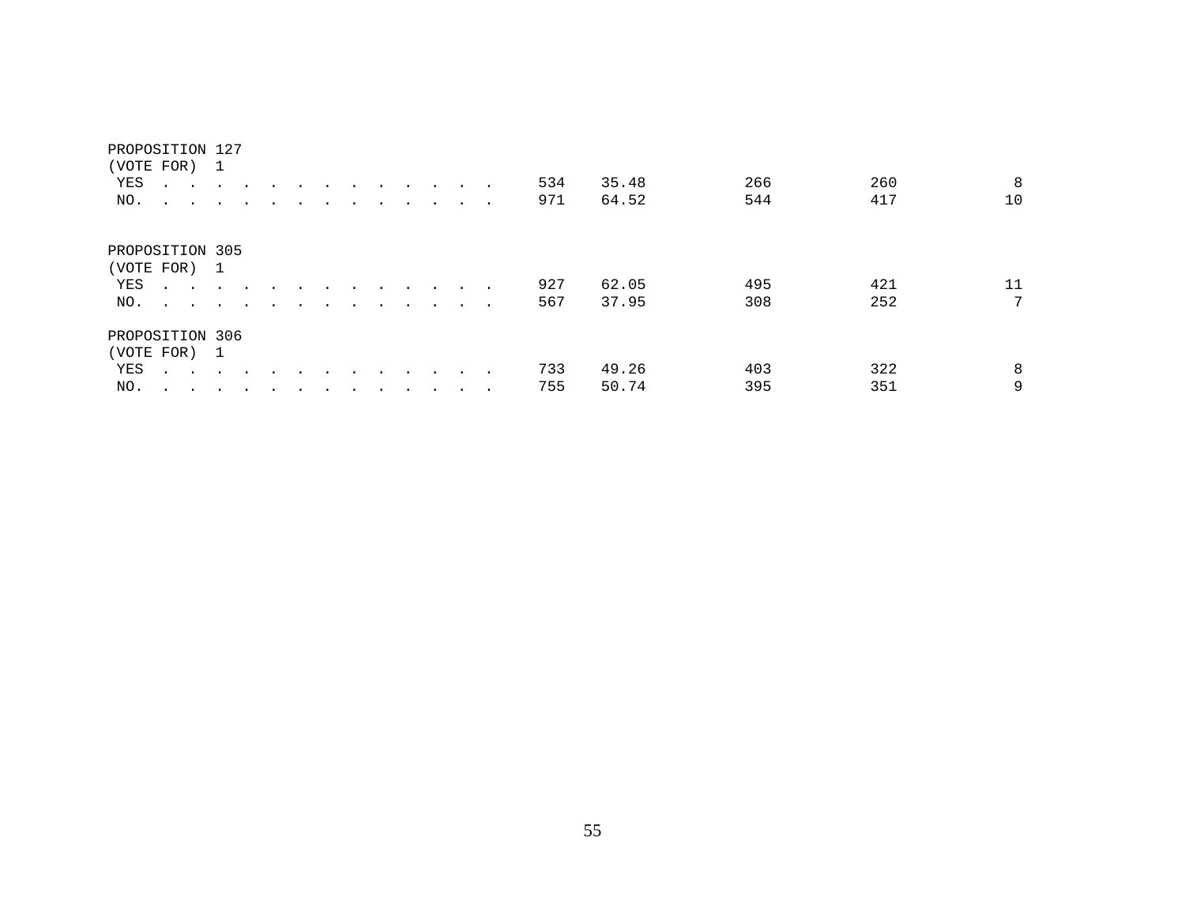PROPOSITION 127
(VOTE FOR) 1

| | | | | | |
|---|---|---|---|---|---|
| YES . . . . . . . . . . . . . . | 534 | 35.48 | 266 | 260 | 8 |
| NO. . . . . . . . . . . . . . . | 971 | 64.52 | 544 | 417 | 10 |

PROPOSITION 305
(VOTE FOR) 1

| | | | | | |
|---|---|---|---|---|---|
| YES . . . . . . . . . . . . . . | 927 | 62.05 | 495 | 421 | 11 |
| NO. . . . . . . . . . . . . . . | 567 | 37.95 | 308 | 252 | 7 |

PROPOSITION 306
(VOTE FOR) 1

| | | | | | |
|---|---|---|---|---|---|
| YES . . . . . . . . . . . . . . | 733 | 49.26 | 403 | 322 | 8 |
| NO. . . . . . . . . . . . . . . | 755 | 50.74 | 395 | 351 | 9 |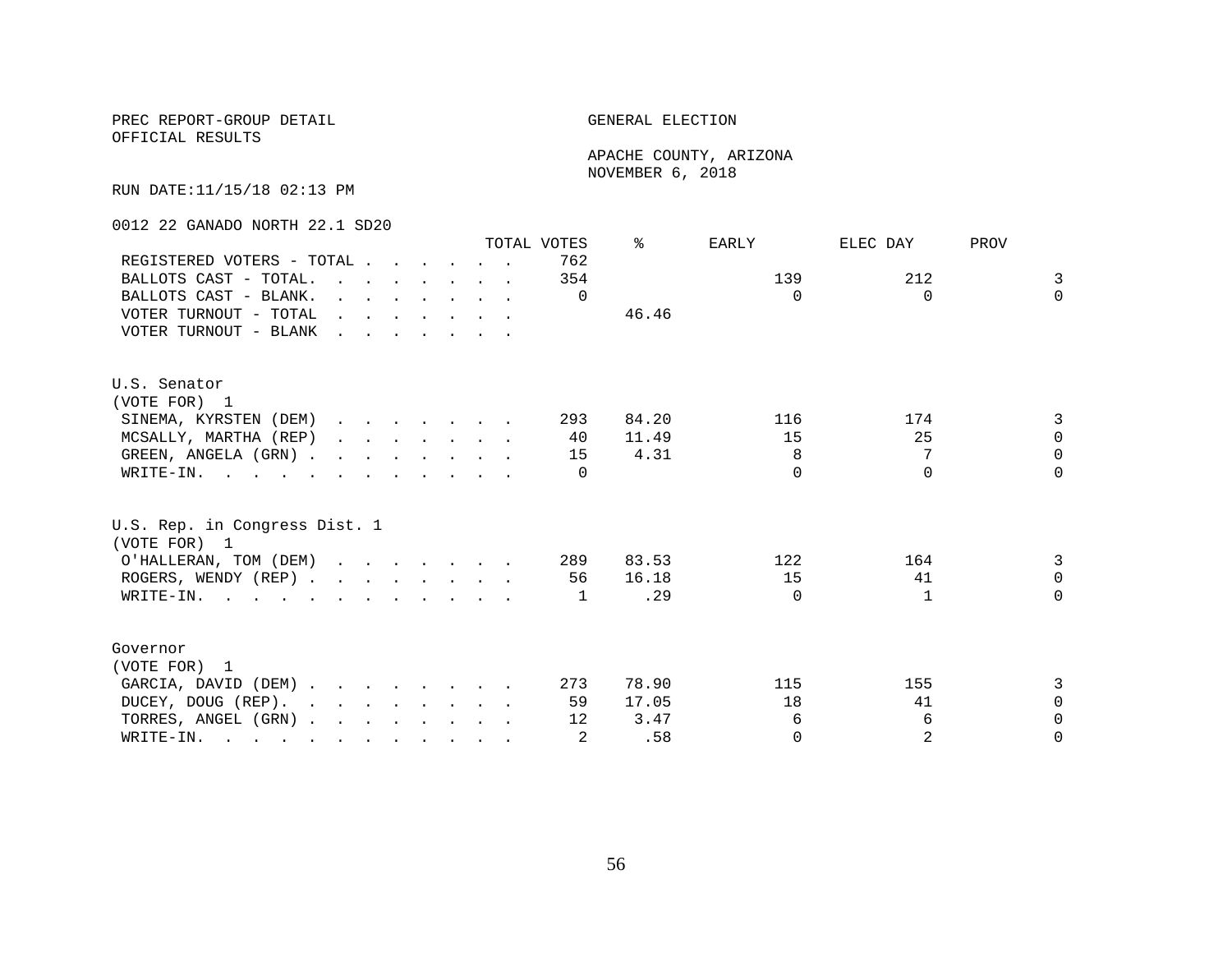PREC REPORT-GROUP DETAIL

OFFICIAL RESULTS

GENERAL ELECTION

APACHE COUNTY, ARIZONA
NOVEMBER 6, 2018

RUN DATE:11/15/18 02:13 PM

0012 22 GANADO NORTH 22.1 SD20

| | TOTAL VOTES | % | EARLY | ELEC DAY | PROV |
|---|---|---|---|---|---|
| REGISTERED VOTERS - TOTAL | 762 | | | | |
| BALLOTS CAST - TOTAL. | 354 | | 139 | 212 | 3 |
| BALLOTS CAST - BLANK. | 0 | | 0 | 0 | 0 |
| VOTER TURNOUT - TOTAL | | 46.46 | | | |
| VOTER TURNOUT - BLANK | | | | | |

U.S. Senator
(VOTE FOR) 1

| | TOTAL VOTES | % | EARLY | ELEC DAY | PROV |
|---|---|---|---|---|---|
| SINEMA, KYRSTEN (DEM) | 293 | 84.20 | 116 | 174 | 3 |
| MCSALLY, MARTHA (REP) | 40 | 11.49 | 15 | 25 | 0 |
| GREEN, ANGELA (GRN) | 15 | 4.31 | 8 | 7 | 0 |
| WRITE-IN. | 0 | | 0 | 0 | 0 |

U.S. Rep. in Congress Dist. 1
(VOTE FOR) 1

| | TOTAL VOTES | % | EARLY | ELEC DAY | PROV |
|---|---|---|---|---|---|
| O'HALLERAN, TOM (DEM) | 289 | 83.53 | 122 | 164 | 3 |
| ROGERS, WENDY (REP) | 56 | 16.18 | 15 | 41 | 0 |
| WRITE-IN. | 1 | .29 | 0 | 1 | 0 |

Governor
(VOTE FOR) 1

| | TOTAL VOTES | % | EARLY | ELEC DAY | PROV |
|---|---|---|---|---|---|
| GARCIA, DAVID (DEM) | 273 | 78.90 | 115 | 155 | 3 |
| DUCEY, DOUG (REP). | 59 | 17.05 | 18 | 41 | 0 |
| TORRES, ANGEL (GRN) | 12 | 3.47 | 6 | 6 | 0 |
| WRITE-IN. | 2 | .58 | 0 | 2 | 0 |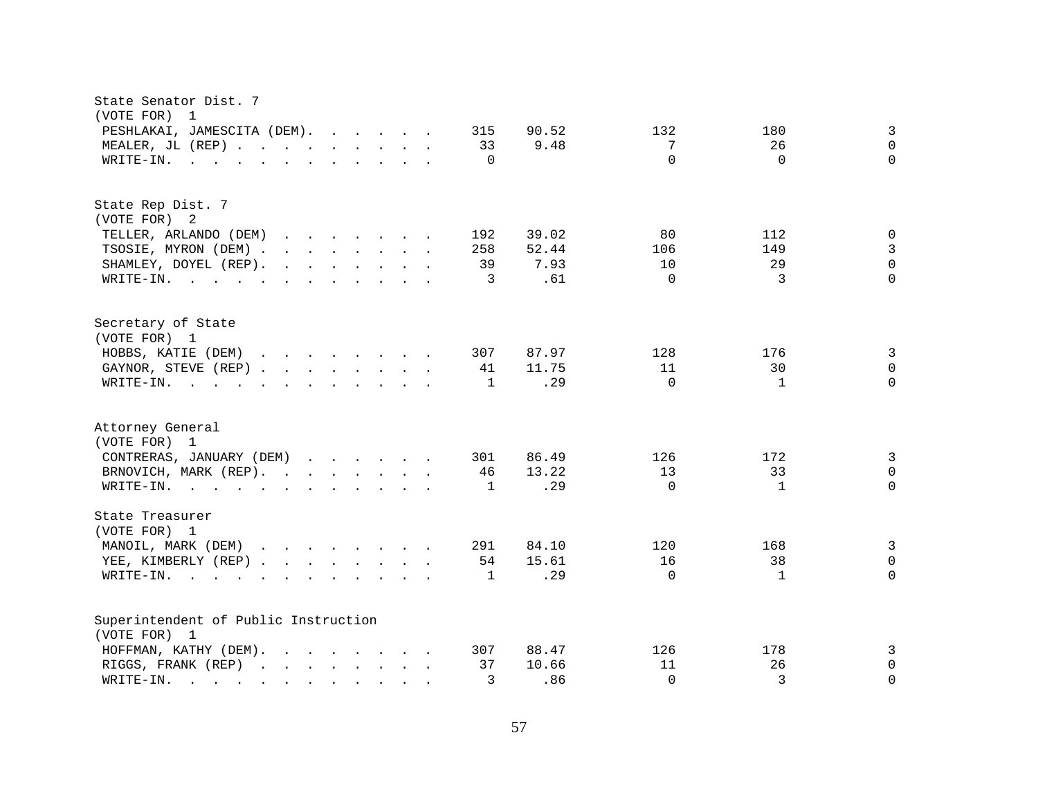State Senator Dist. 7
(VOTE FOR) 1

| Candidate | Total | Percent | | | |
|---|---|---|---|---|---|
| PESHLAKAI, JAMESCITA (DEM) | 315 | 90.52 | 132 | 180 | 3 |
| MEALER, JL (REP) | 33 | 9.48 | 7 | 26 | 0 |
| WRITE-IN. | 0 | | 0 | 0 | 0 |

State Rep Dist. 7
(VOTE FOR) 2

| Candidate | Total | Percent | | | |
|---|---|---|---|---|---|
| TELLER, ARLANDO (DEM) | 192 | 39.02 | 80 | 112 | 0 |
| TSOSIE, MYRON (DEM) | 258 | 52.44 | 106 | 149 | 3 |
| SHAMLEY, DOYEL (REP) | 39 | 7.93 | 10 | 29 | 0 |
| WRITE-IN. | 3 | .61 | 0 | 3 | 0 |

Secretary of State
(VOTE FOR) 1

| Candidate | Total | Percent | | | |
|---|---|---|---|---|---|
| HOBBS, KATIE (DEM) | 307 | 87.97 | 128 | 176 | 3 |
| GAYNOR, STEVE (REP) | 41 | 11.75 | 11 | 30 | 0 |
| WRITE-IN. | 1 | .29 | 0 | 1 | 0 |

Attorney General
(VOTE FOR) 1

| Candidate | Total | Percent | | | |
|---|---|---|---|---|---|
| CONTRERAS, JANUARY (DEM) | 301 | 86.49 | 126 | 172 | 3 |
| BRNOVICH, MARK (REP) | 46 | 13.22 | 13 | 33 | 0 |
| WRITE-IN. | 1 | .29 | 0 | 1 | 0 |

State Treasurer
(VOTE FOR) 1

| Candidate | Total | Percent | | | |
|---|---|---|---|---|---|
| MANOIL, MARK (DEM) | 291 | 84.10 | 120 | 168 | 3 |
| YEE, KIMBERLY (REP) | 54 | 15.61 | 16 | 38 | 0 |
| WRITE-IN. | 1 | .29 | 0 | 1 | 0 |

Superintendent of Public Instruction
(VOTE FOR) 1

| Candidate | Total | Percent | | | |
|---|---|---|---|---|---|
| HOFFMAN, KATHY (DEM) | 307 | 88.47 | 126 | 178 | 3 |
| RIGGS, FRANK (REP) | 37 | 10.66 | 11 | 26 | 0 |
| WRITE-IN. | 3 | .86 | 0 | 3 | 0 |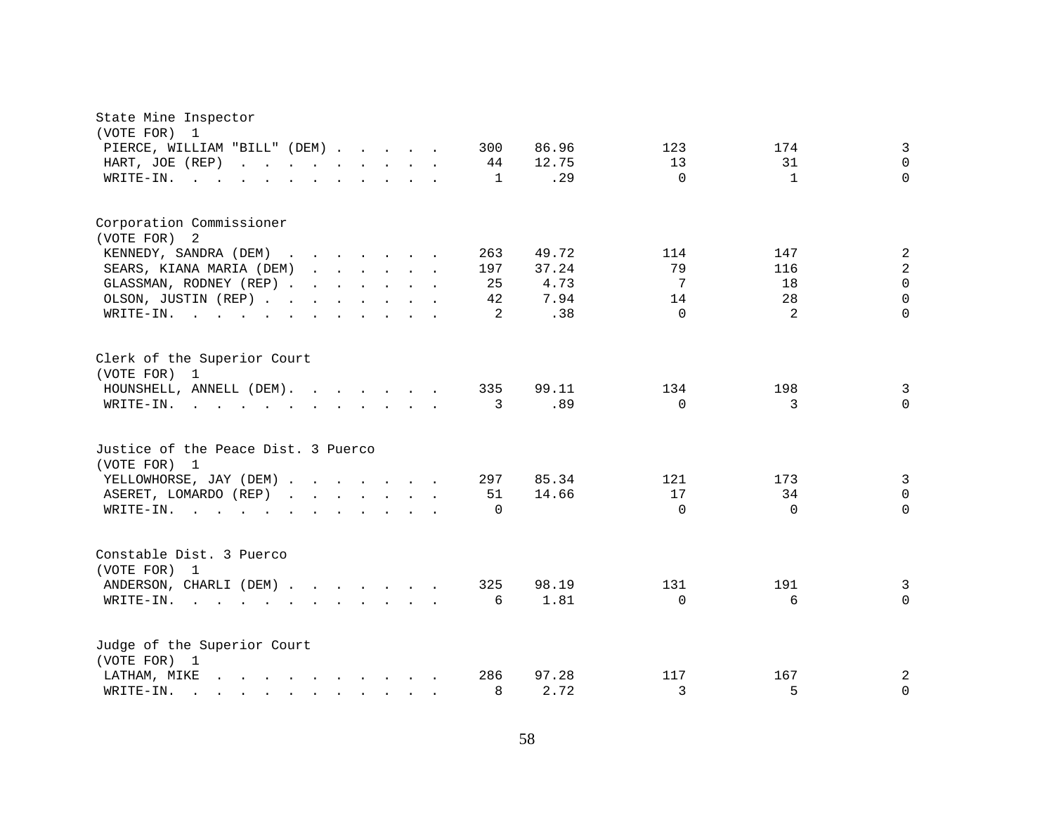State Mine Inspector
(VOTE FOR) 1

| Candidate | Votes | Percent | | | |
|---|---|---|---|---|---|
| PIERCE, WILLIAM "BILL" (DEM) | 300 | 86.96 | 123 | 174 | 3 |
| HART, JOE (REP) | 44 | 12.75 | 13 | 31 | 0 |
| WRITE-IN. | 1 | .29 | 0 | 1 | 0 |

Corporation Commissioner
(VOTE FOR) 2

| Candidate | Votes | Percent | | | |
|---|---|---|---|---|---|
| KENNEDY, SANDRA (DEM) | 263 | 49.72 | 114 | 147 | 2 |
| SEARS, KIANA MARIA (DEM) | 197 | 37.24 | 79 | 116 | 2 |
| GLASSMAN, RODNEY (REP) | 25 | 4.73 | 7 | 18 | 0 |
| OLSON, JUSTIN (REP) | 42 | 7.94 | 14 | 28 | 0 |
| WRITE-IN. | 2 | .38 | 0 | 2 | 0 |

Clerk of the Superior Court
(VOTE FOR) 1

| Candidate | Votes | Percent | | | |
|---|---|---|---|---|---|
| HOUNSHELL, ANNELL (DEM). | 335 | 99.11 | 134 | 198 | 3 |
| WRITE-IN. | 3 | .89 | 0 | 3 | 0 |

Justice of the Peace Dist. 3 Puerco
(VOTE FOR) 1

| Candidate | Votes | Percent | | | |
|---|---|---|---|---|---|
| YELLOWHORSE, JAY (DEM) | 297 | 85.34 | 121 | 173 | 3 |
| ASERET, LOMARDO (REP) | 51 | 14.66 | 17 | 34 | 0 |
| WRITE-IN. | 0 | | 0 | 0 | 0 |

Constable Dist. 3 Puerco
(VOTE FOR) 1

| Candidate | Votes | Percent | | | |
|---|---|---|---|---|---|
| ANDERSON, CHARLI (DEM) | 325 | 98.19 | 131 | 191 | 3 |
| WRITE-IN. | 6 | 1.81 | 0 | 6 | 0 |

Judge of the Superior Court
(VOTE FOR) 1

| Candidate | Votes | Percent | | | |
|---|---|---|---|---|---|
| LATHAM, MIKE | 286 | 97.28 | 117 | 167 | 2 |
| WRITE-IN. | 8 | 2.72 | 3 | 5 | 0 |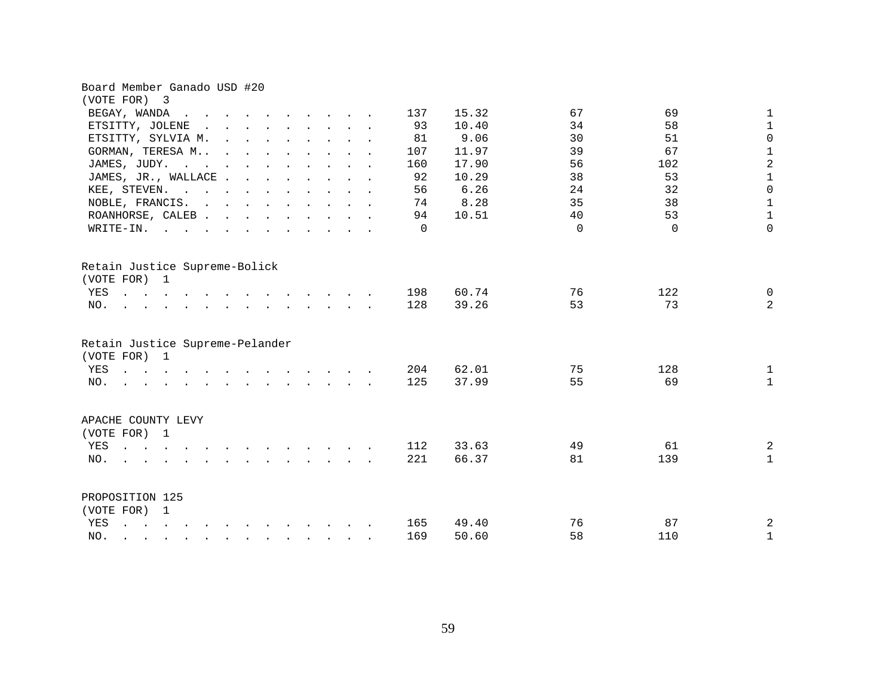Board Member Ganado USD #20
(VOTE FOR) 3

| | | | | | |
|---|---|---|---|---|---|
| BEGAY, WANDA | 137 | 15.32 | 67 | 69 | 1 |
| ETSITTY, JOLENE | 93 | 10.40 | 34 | 58 | 1 |
| ETSITTY, SYLVIA M. | 81 | 9.06 | 30 | 51 | 0 |
| GORMAN, TERESA M.. | 107 | 11.97 | 39 | 67 | 1 |
| JAMES, JUDY. | 160 | 17.90 | 56 | 102 | 2 |
| JAMES, JR., WALLACE | 92 | 10.29 | 38 | 53 | 1 |
| KEE, STEVEN. | 56 | 6.26 | 24 | 32 | 0 |
| NOBLE, FRANCIS. | 74 | 8.28 | 35 | 38 | 1 |
| ROANHORSE, CALEB | 94 | 10.51 | 40 | 53 | 1 |
| WRITE-IN. | 0 | | 0 | 0 | 0 |

Retain Justice Supreme-Bolick
(VOTE FOR) 1

| | | | | | |
|---|---|---|---|---|---|
| YES | 198 | 60.74 | 76 | 122 | 0 |
| NO. | 128 | 39.26 | 53 | 73 | 2 |

Retain Justice Supreme-Pelander
(VOTE FOR) 1

| | | | | | |
|---|---|---|---|---|---|
| YES | 204 | 62.01 | 75 | 128 | 1 |
| NO. | 125 | 37.99 | 55 | 69 | 1 |

APACHE COUNTY LEVY
(VOTE FOR) 1

| | | | | | |
|---|---|---|---|---|---|
| YES | 112 | 33.63 | 49 | 61 | 2 |
| NO. | 221 | 66.37 | 81 | 139 | 1 |

PROPOSITION 125
(VOTE FOR) 1

| | | | | | |
|---|---|---|---|---|---|
| YES | 165 | 49.40 | 76 | 87 | 2 |
| NO. | 169 | 50.60 | 58 | 110 | 1 |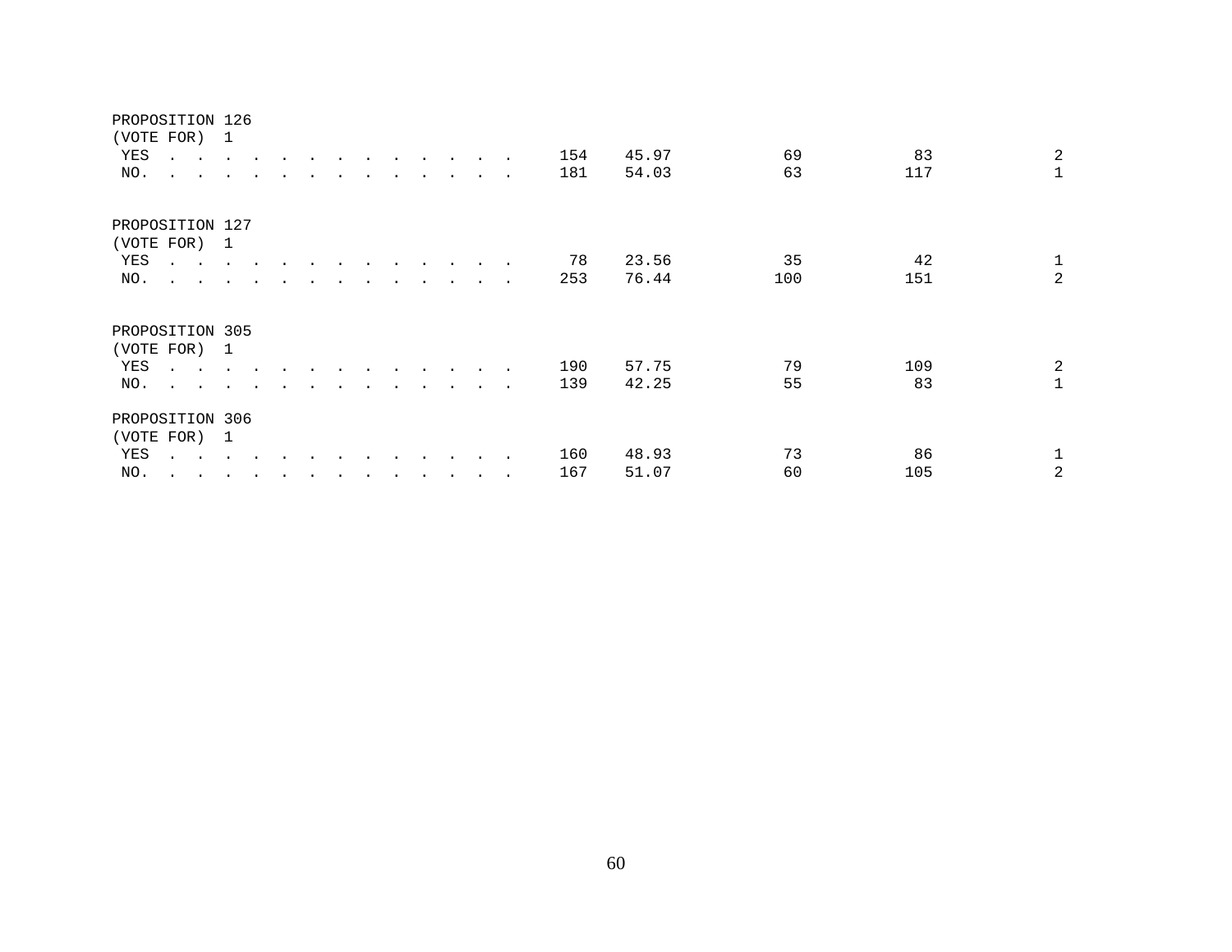PROPOSITION 126
(VOTE FOR) 1

| | | | | | |
|---|---|---|---|---|---|
| YES . . . . . . . . . . . . . . | 154 | 45.97 | 69 | 83 | 2 |
| NO. . . . . . . . . . . . . . . | 181 | 54.03 | 63 | 117 | 1 |

PROPOSITION 127
(VOTE FOR) 1

| | | | | | |
|---|---|---|---|---|---|
| YES . . . . . . . . . . . . . . | 78 | 23.56 | 35 | 42 | 1 |
| NO. . . . . . . . . . . . . . . | 253 | 76.44 | 100 | 151 | 2 |

PROPOSITION 305
(VOTE FOR) 1

| | | | | | |
|---|---|---|---|---|---|
| YES . . . . . . . . . . . . . . | 190 | 57.75 | 79 | 109 | 2 |
| NO. . . . . . . . . . . . . . . | 139 | 42.25 | 55 | 83 | 1 |

PROPOSITION 306
(VOTE FOR) 1

| | | | | | |
|---|---|---|---|---|---|
| YES . . . . . . . . . . . . . . | 160 | 48.93 | 73 | 86 | 1 |
| NO. . . . . . . . . . . . . . . | 167 | 51.07 | 60 | 105 | 2 |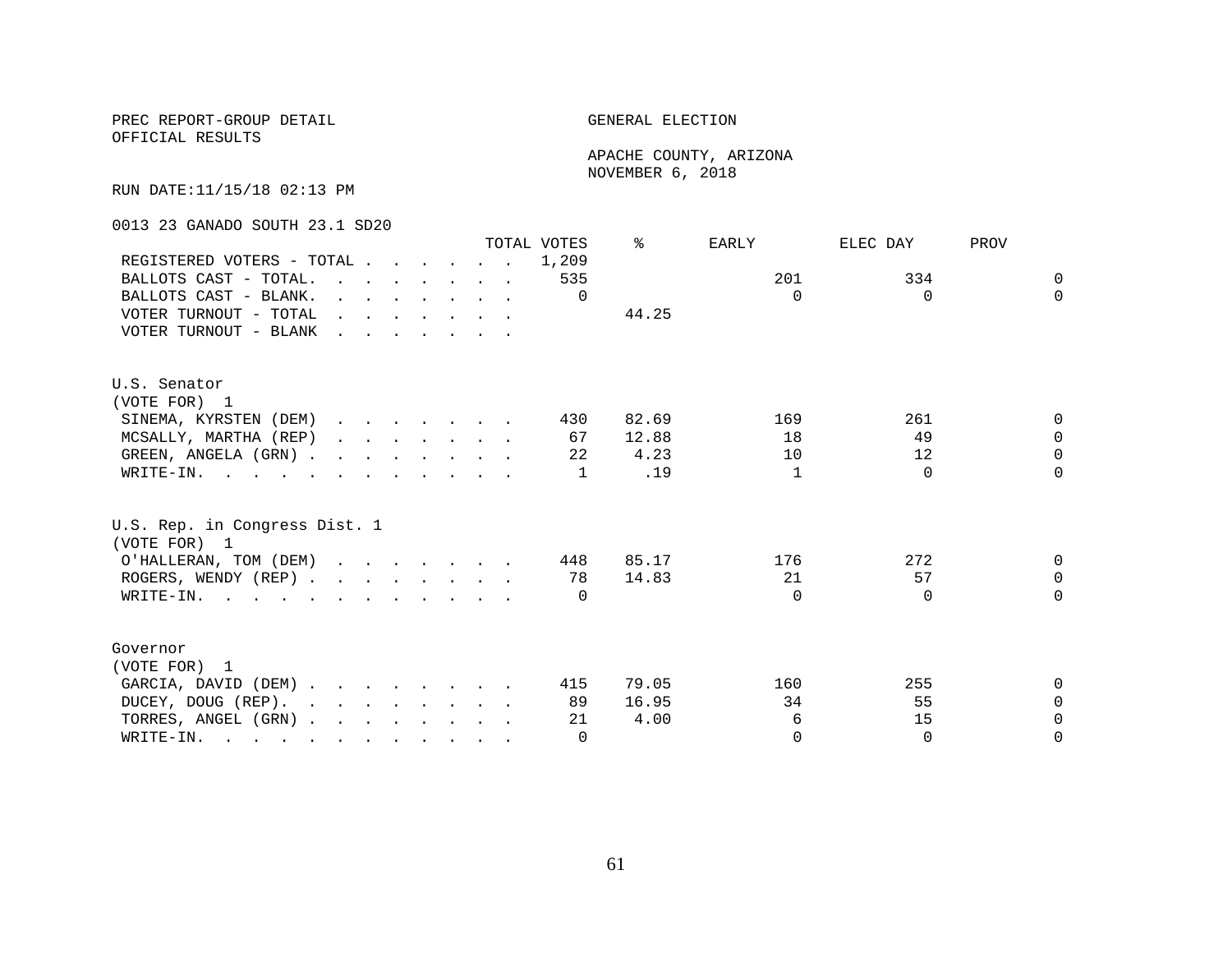PREC REPORT-GROUP DETAIL

OFFICIAL RESULTS

GENERAL ELECTION

APACHE COUNTY, ARIZONA
NOVEMBER 6, 2018

RUN DATE:11/15/18 02:13 PM

0013 23 GANADO SOUTH 23.1 SD20

| | TOTAL VOTES | % | EARLY | ELEC DAY | PROV |
|---|---|---|---|---|---|
| REGISTERED VOTERS - TOTAL | 1,209 | | | | |
| BALLOTS CAST - TOTAL. | 535 | | 201 | 334 | 0 |
| BALLOTS CAST - BLANK. | 0 | | 0 | 0 | 0 |
| VOTER TURNOUT - TOTAL | | 44.25 | | | |
| VOTER TURNOUT - BLANK | | | | | |

U.S. Senator
(VOTE FOR) 1

| | TOTAL VOTES | % | EARLY | ELEC DAY | PROV |
|---|---|---|---|---|---|
| SINEMA, KYRSTEN (DEM) | 430 | 82.69 | 169 | 261 | 0 |
| MCSALLY, MARTHA (REP) | 67 | 12.88 | 18 | 49 | 0 |
| GREEN, ANGELA (GRN) | 22 | 4.23 | 10 | 12 | 0 |
| WRITE-IN. | 1 | .19 | 1 | 0 | 0 |

U.S. Rep. in Congress Dist. 1
(VOTE FOR) 1

| | TOTAL VOTES | % | EARLY | ELEC DAY | PROV |
|---|---|---|---|---|---|
| O'HALLERAN, TOM (DEM) | 448 | 85.17 | 176 | 272 | 0 |
| ROGERS, WENDY (REP) | 78 | 14.83 | 21 | 57 | 0 |
| WRITE-IN. | 0 | | 0 | 0 | 0 |

Governor
(VOTE FOR) 1

| | TOTAL VOTES | % | EARLY | ELEC DAY | PROV |
|---|---|---|---|---|---|
| GARCIA, DAVID (DEM) | 415 | 79.05 | 160 | 255 | 0 |
| DUCEY, DOUG (REP). | 89 | 16.95 | 34 | 55 | 0 |
| TORRES, ANGEL (GRN) | 21 | 4.00 | 6 | 15 | 0 |
| WRITE-IN. | 0 | | 0 | 0 | 0 |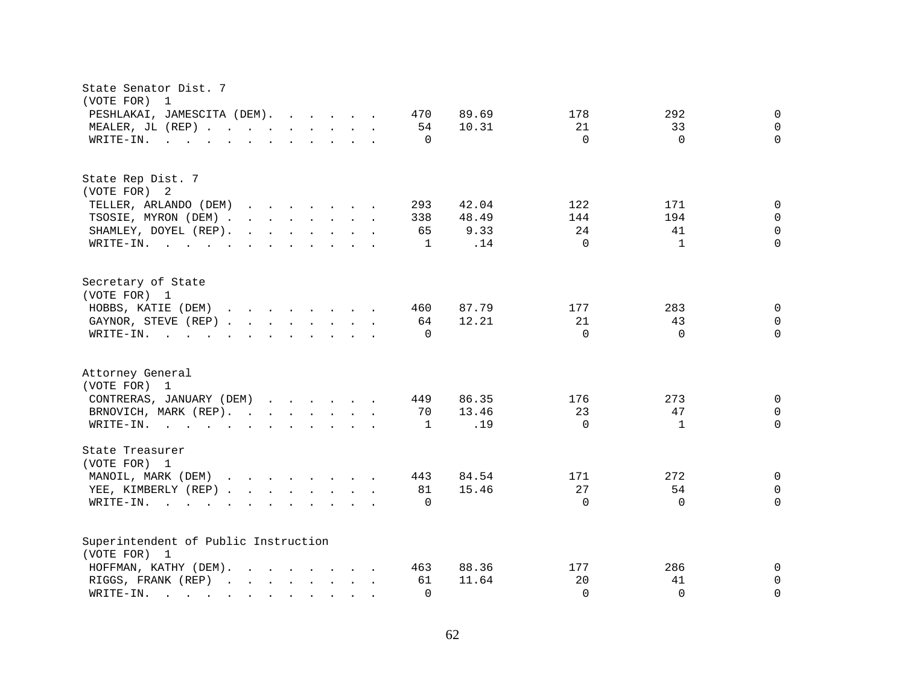State Senator Dist. 7
(VOTE FOR) 1

| Candidate | Total | % | | | |
|---|---|---|---|---|---|
| PESHLAKAI, JAMESCITA (DEM) | 470 | 89.69 | 178 | 292 | 0 |
| MEALER, JL (REP) | 54 | 10.31 | 21 | 33 | 0 |
| WRITE-IN. | 0 | | 0 | 0 | 0 |

State Rep Dist. 7
(VOTE FOR) 2

| Candidate | Total | % | | | |
|---|---|---|---|---|---|
| TELLER, ARLANDO (DEM) | 293 | 42.04 | 122 | 171 | 0 |
| TSOSIE, MYRON (DEM) | 338 | 48.49 | 144 | 194 | 0 |
| SHAMLEY, DOYEL (REP). | 65 | 9.33 | 24 | 41 | 0 |
| WRITE-IN. | 1 | .14 | 0 | 1 | 0 |

Secretary of State
(VOTE FOR) 1

| Candidate | Total | % | | | |
|---|---|---|---|---|---|
| HOBBS, KATIE (DEM) | 460 | 87.79 | 177 | 283 | 0 |
| GAYNOR, STEVE (REP) | 64 | 12.21 | 21 | 43 | 0 |
| WRITE-IN. | 0 | | 0 | 0 | 0 |

Attorney General
(VOTE FOR) 1

| Candidate | Total | % | | | |
|---|---|---|---|---|---|
| CONTRERAS, JANUARY (DEM) | 449 | 86.35 | 176 | 273 | 0 |
| BRNOVICH, MARK (REP). | 70 | 13.46 | 23 | 47 | 0 |
| WRITE-IN. | 1 | .19 | 0 | 1 | 0 |

State Treasurer
(VOTE FOR) 1

| Candidate | Total | % | | | |
|---|---|---|---|---|---|
| MANOIL, MARK (DEM) | 443 | 84.54 | 171 | 272 | 0 |
| YEE, KIMBERLY (REP) | 81 | 15.46 | 27 | 54 | 0 |
| WRITE-IN. | 0 | | 0 | 0 | 0 |

Superintendent of Public Instruction
(VOTE FOR) 1

| Candidate | Total | % | | | |
|---|---|---|---|---|---|
| HOFFMAN, KATHY (DEM). | 463 | 88.36 | 177 | 286 | 0 |
| RIGGS, FRANK (REP) | 61 | 11.64 | 20 | 41 | 0 |
| WRITE-IN. | 0 | | 0 | 0 | 0 |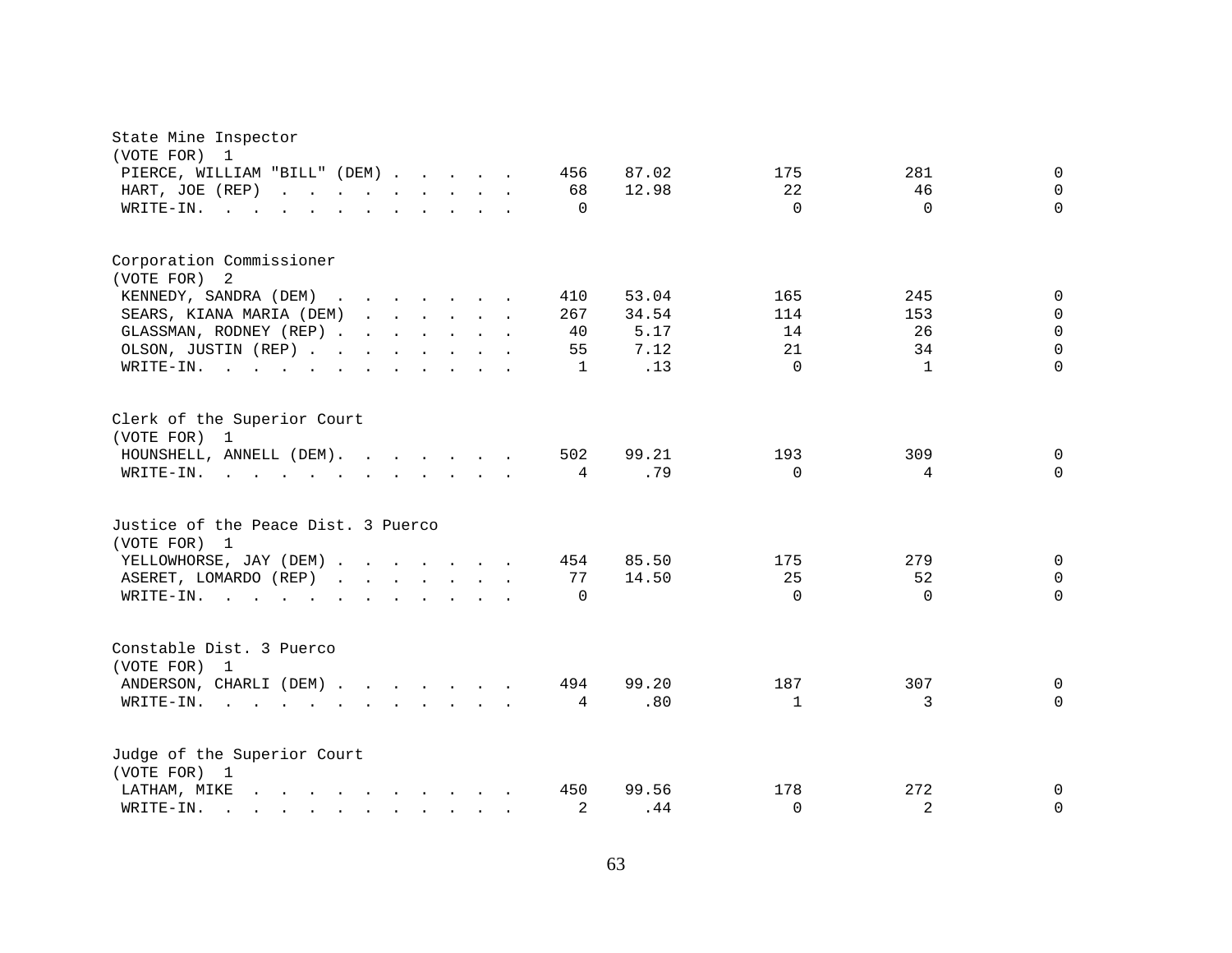## State Mine Inspector
(VOTE FOR) 1

| Candidate | Total | % | | | |
|---|---|---|---|---|---|
| PIERCE, WILLIAM "BILL" (DEM) | 456 | 87.02 | 175 | 281 | 0 |
| HART, JOE (REP) | 68 | 12.98 | 22 | 46 | 0 |
| WRITE-IN. | 0 | | 0 | 0 | 0 |

## Corporation Commissioner
(VOTE FOR) 2

| Candidate | Total | % | | | |
|---|---|---|---|---|---|
| KENNEDY, SANDRA (DEM) | 410 | 53.04 | 165 | 245 | 0 |
| SEARS, KIANA MARIA (DEM) | 267 | 34.54 | 114 | 153 | 0 |
| GLASSMAN, RODNEY (REP) | 40 | 5.17 | 14 | 26 | 0 |
| OLSON, JUSTIN (REP) | 55 | 7.12 | 21 | 34 | 0 |
| WRITE-IN. | 1 | .13 | 0 | 1 | 0 |

## Clerk of the Superior Court
(VOTE FOR) 1

| Candidate | Total | % | | | |
|---|---|---|---|---|---|
| HOUNSHELL, ANNELL (DEM) | 502 | 99.21 | 193 | 309 | 0 |
| WRITE-IN. | 4 | .79 | 0 | 4 | 0 |

## Justice of the Peace Dist. 3 Puerco
(VOTE FOR) 1

| Candidate | Total | % | | | |
|---|---|---|---|---|---|
| YELLOWHORSE, JAY (DEM) | 454 | 85.50 | 175 | 279 | 0 |
| ASERET, LOMARDO (REP) | 77 | 14.50 | 25 | 52 | 0 |
| WRITE-IN. | 0 | | 0 | 0 | 0 |

## Constable Dist. 3 Puerco
(VOTE FOR) 1

| Candidate | Total | % | | | |
|---|---|---|---|---|---|
| ANDERSON, CHARLI (DEM) | 494 | 99.20 | 187 | 307 | 0 |
| WRITE-IN. | 4 | .80 | 1 | 3 | 0 |

## Judge of the Superior Court
(VOTE FOR) 1

| Candidate | Total | % | | | |
|---|---|---|---|---|---|
| LATHAM, MIKE | 450 | 99.56 | 178 | 272 | 0 |
| WRITE-IN. | 2 | .44 | 0 | 2 | 0 |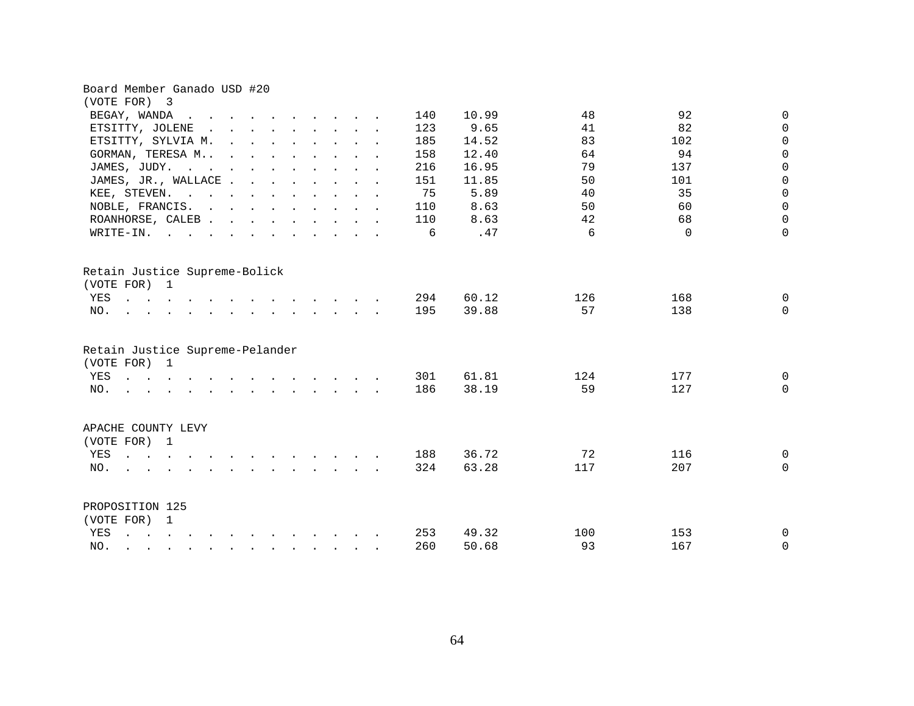Board Member Ganado USD #20
(VOTE FOR) 3

| | | | | | |
|---|---|---|---|---|---|
| BEGAY, WANDA | 140 | 10.99 | 48 | 92 | 0 |
| ETSITTY, JOLENE | 123 | 9.65 | 41 | 82 | 0 |
| ETSITTY, SYLVIA M. | 185 | 14.52 | 83 | 102 | 0 |
| GORMAN, TERESA M.. | 158 | 12.40 | 64 | 94 | 0 |
| JAMES, JUDY. | 216 | 16.95 | 79 | 137 | 0 |
| JAMES, JR., WALLACE | 151 | 11.85 | 50 | 101 | 0 |
| KEE, STEVEN. | 75 | 5.89 | 40 | 35 | 0 |
| NOBLE, FRANCIS. | 110 | 8.63 | 50 | 60 | 0 |
| ROANHORSE, CALEB | 110 | 8.63 | 42 | 68 | 0 |
| WRITE-IN. | 6 | .47 | 6 | 0 | 0 |

Retain Justice Supreme-Bolick
(VOTE FOR) 1

| | | | | | |
|---|---|---|---|---|---|
| YES | 294 | 60.12 | 126 | 168 | 0 |
| NO. | 195 | 39.88 | 57 | 138 | 0 |

Retain Justice Supreme-Pelander
(VOTE FOR) 1

| | | | | | |
|---|---|---|---|---|---|
| YES | 301 | 61.81 | 124 | 177 | 0 |
| NO. | 186 | 38.19 | 59 | 127 | 0 |

APACHE COUNTY LEVY
(VOTE FOR) 1

| | | | | | |
|---|---|---|---|---|---|
| YES | 188 | 36.72 | 72 | 116 | 0 |
| NO. | 324 | 63.28 | 117 | 207 | 0 |

PROPOSITION 125
(VOTE FOR) 1

| | | | | | |
|---|---|---|---|---|---|
| YES | 253 | 49.32 | 100 | 153 | 0 |
| NO. | 260 | 50.68 | 93 | 167 | 0 |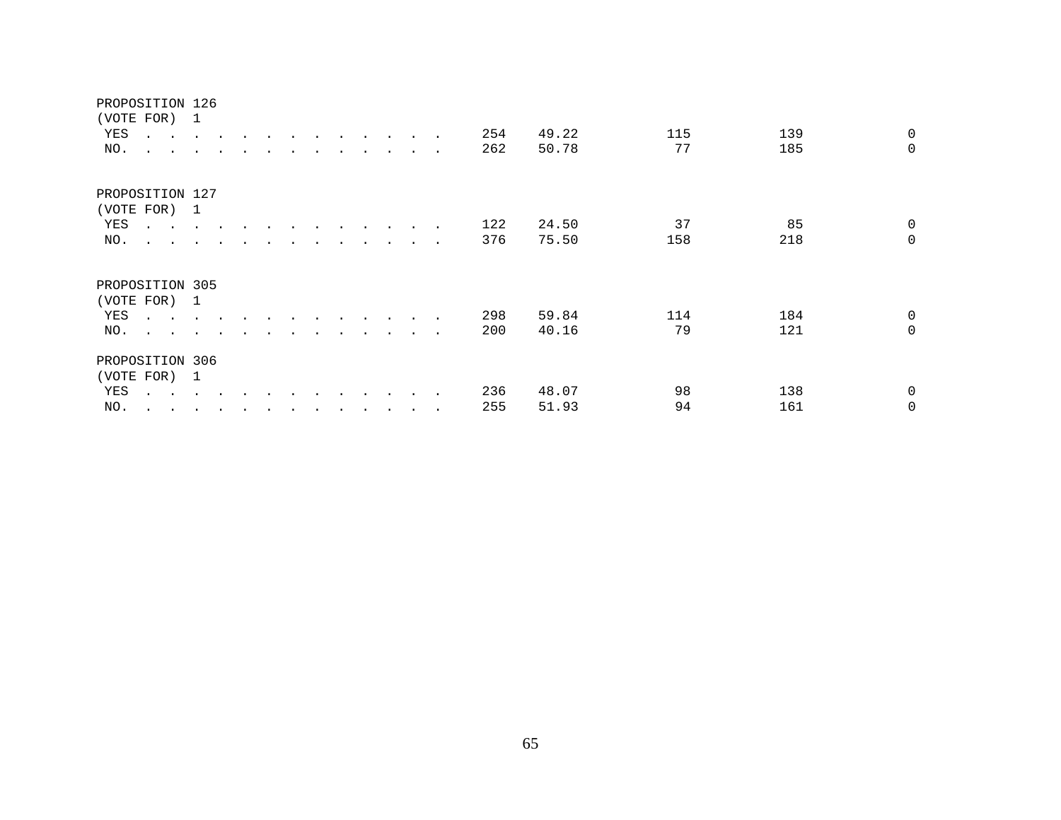PROPOSITION 126
(VOTE FOR) 1

| | | | | | |
|---|---|---|---|---|---|
| YES . . . . . . . . . . . . . . | 254 | 49.22 | 115 | 139 | 0 |
| NO. . . . . . . . . . . . . . . | 262 | 50.78 | 77 | 185 | 0 |

PROPOSITION 127
(VOTE FOR) 1

| | | | | | |
|---|---|---|---|---|---|
| YES . . . . . . . . . . . . . . | 122 | 24.50 | 37 | 85 | 0 |
| NO. . . . . . . . . . . . . . . | 376 | 75.50 | 158 | 218 | 0 |

PROPOSITION 305
(VOTE FOR) 1

| | | | | | |
|---|---|---|---|---|---|
| YES . . . . . . . . . . . . . . | 298 | 59.84 | 114 | 184 | 0 |
| NO. . . . . . . . . . . . . . . | 200 | 40.16 | 79 | 121 | 0 |

PROPOSITION 306
(VOTE FOR) 1

| | | | | | |
|---|---|---|---|---|---|
| YES . . . . . . . . . . . . . . | 236 | 48.07 | 98 | 138 | 0 |
| NO. . . . . . . . . . . . . . . | 255 | 51.93 | 94 | 161 | 0 |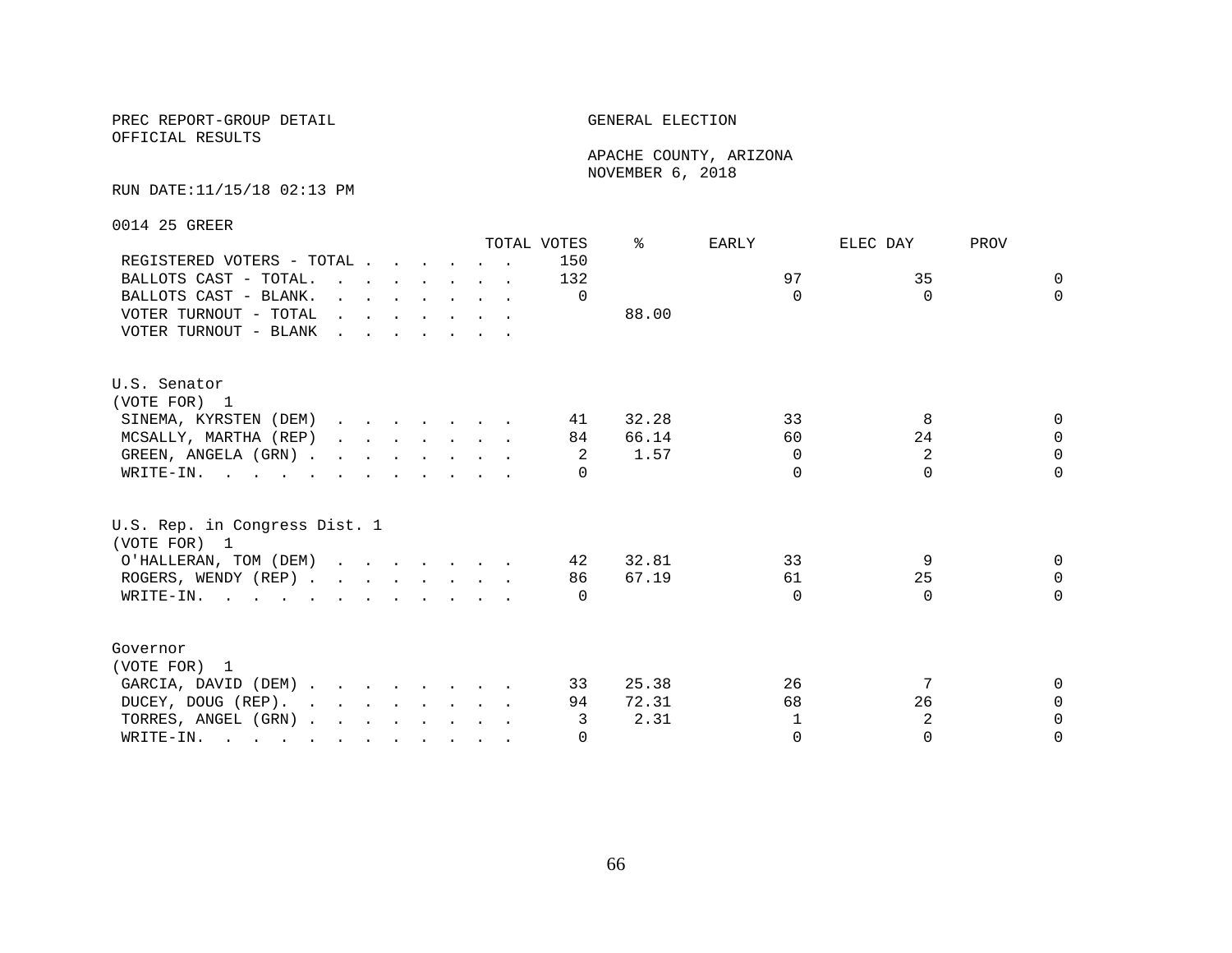PREC REPORT-GROUP DETAIL
OFFICIAL RESULTS

GENERAL ELECTION

APACHE COUNTY, ARIZONA
NOVEMBER 6, 2018

RUN DATE:11/15/18 02:13 PM

0014 25 GREER

| | TOTAL VOTES | % | EARLY | ELEC DAY | PROV |
|---|---|---|---|---|---|
| REGISTERED VOTERS - TOTAL | 150 | | | | |
| BALLOTS CAST - TOTAL. | 132 | | 97 | 35 | 0 |
| BALLOTS CAST - BLANK. | 0 | | 0 | 0 | 0 |
| VOTER TURNOUT - TOTAL | | 88.00 | | | |
| VOTER TURNOUT - BLANK | | | | | |

U.S. Senator
(VOTE FOR) 1

| | TOTAL VOTES | % | EARLY | ELEC DAY | PROV |
|---|---|---|---|---|---|
| SINEMA, KYRSTEN (DEM) | 41 | 32.28 | 33 | 8 | 0 |
| MCSALLY, MARTHA (REP) | 84 | 66.14 | 60 | 24 | 0 |
| GREEN, ANGELA (GRN) | 2 | 1.57 | 0 | 2 | 0 |
| WRITE-IN. | 0 | | 0 | 0 | 0 |

U.S. Rep. in Congress Dist. 1
(VOTE FOR) 1

| | TOTAL VOTES | % | EARLY | ELEC DAY | PROV |
|---|---|---|---|---|---|
| O'HALLERAN, TOM (DEM) | 42 | 32.81 | 33 | 9 | 0 |
| ROGERS, WENDY (REP) | 86 | 67.19 | 61 | 25 | 0 |
| WRITE-IN. | 0 | | 0 | 0 | 0 |

Governor
(VOTE FOR) 1

| | TOTAL VOTES | % | EARLY | ELEC DAY | PROV |
|---|---|---|---|---|---|
| GARCIA, DAVID (DEM) | 33 | 25.38 | 26 | 7 | 0 |
| DUCEY, DOUG (REP). | 94 | 72.31 | 68 | 26 | 0 |
| TORRES, ANGEL (GRN) | 3 | 2.31 | 1 | 2 | 0 |
| WRITE-IN. | 0 | | 0 | 0 | 0 |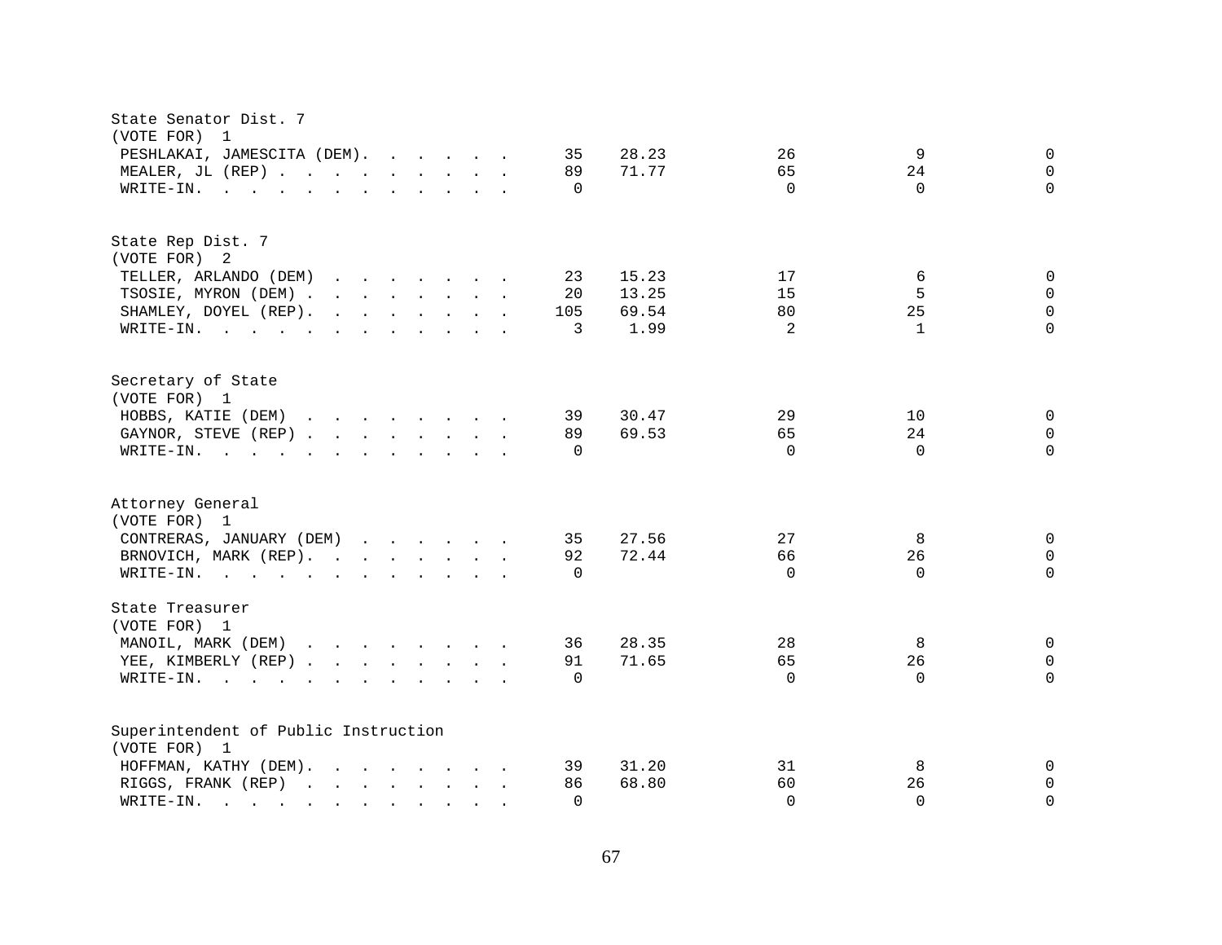State Senator Dist. 7
(VOTE FOR) 1

| Candidate | Total | % | | | |
|---|---|---|---|---|---|
| PESHLAKAI, JAMESCITA (DEM) | 35 | 28.23 | 26 | 9 | 0 |
| MEALER, JL (REP) | 89 | 71.77 | 65 | 24 | 0 |
| WRITE-IN. | 0 | | 0 | 0 | 0 |

State Rep Dist. 7
(VOTE FOR) 2

| Candidate | Total | % | | | |
|---|---|---|---|---|---|
| TELLER, ARLANDO (DEM) | 23 | 15.23 | 17 | 6 | 0 |
| TSOSIE, MYRON (DEM) | 20 | 13.25 | 15 | 5 | 0 |
| SHAMLEY, DOYEL (REP) | 105 | 69.54 | 80 | 25 | 0 |
| WRITE-IN. | 3 | 1.99 | 2 | 1 | 0 |

Secretary of State
(VOTE FOR) 1

| Candidate | Total | % | | | |
|---|---|---|---|---|---|
| HOBBS, KATIE (DEM) | 39 | 30.47 | 29 | 10 | 0 |
| GAYNOR, STEVE (REP) | 89 | 69.53 | 65 | 24 | 0 |
| WRITE-IN. | 0 | | 0 | 0 | 0 |

Attorney General
(VOTE FOR) 1

| Candidate | Total | % | | | |
|---|---|---|---|---|---|
| CONTRERAS, JANUARY (DEM) | 35 | 27.56 | 27 | 8 | 0 |
| BRNOVICH, MARK (REP) | 92 | 72.44 | 66 | 26 | 0 |
| WRITE-IN. | 0 | | 0 | 0 | 0 |

State Treasurer
(VOTE FOR) 1

| Candidate | Total | % | | | |
|---|---|---|---|---|---|
| MANOIL, MARK (DEM) | 36 | 28.35 | 28 | 8 | 0 |
| YEE, KIMBERLY (REP) | 91 | 71.65 | 65 | 26 | 0 |
| WRITE-IN. | 0 | | 0 | 0 | 0 |

Superintendent of Public Instruction
(VOTE FOR) 1

| Candidate | Total | % | | | |
|---|---|---|---|---|---|
| HOFFMAN, KATHY (DEM) | 39 | 31.20 | 31 | 8 | 0 |
| RIGGS, FRANK (REP) | 86 | 68.80 | 60 | 26 | 0 |
| WRITE-IN. | 0 | | 0 | 0 | 0 |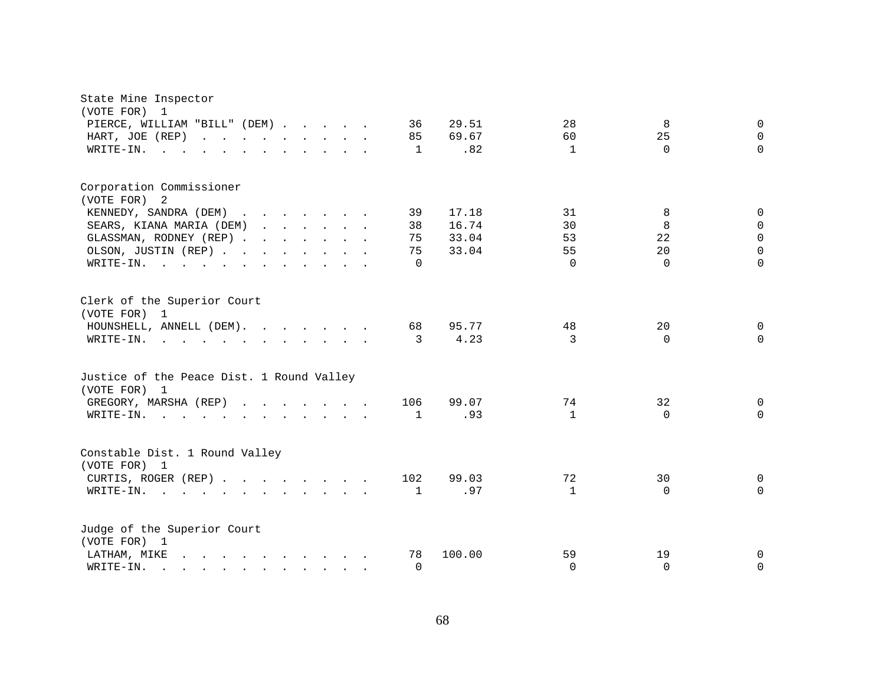State Mine Inspector
(VOTE FOR) 1

| | | | | | |
|---|---|---|---|---|---|
| PIERCE, WILLIAM "BILL" (DEM) | 36 | 29.51 | 28 | 8 | 0 |
| HART, JOE (REP) | 85 | 69.67 | 60 | 25 | 0 |
| WRITE-IN. | 1 | .82 | 1 | 0 | 0 |

Corporation Commissioner
(VOTE FOR) 2

| | | | | | |
|---|---|---|---|---|---|
| KENNEDY, SANDRA (DEM) | 39 | 17.18 | 31 | 8 | 0 |
| SEARS, KIANA MARIA (DEM) | 38 | 16.74 | 30 | 8 | 0 |
| GLASSMAN, RODNEY (REP) | 75 | 33.04 | 53 | 22 | 0 |
| OLSON, JUSTIN (REP) | 75 | 33.04 | 55 | 20 | 0 |
| WRITE-IN. | 0 | | 0 | 0 | 0 |

Clerk of the Superior Court
(VOTE FOR) 1

| | | | | | |
|---|---|---|---|---|---|
| HOUNSHELL, ANNELL (DEM). | 68 | 95.77 | 48 | 20 | 0 |
| WRITE-IN. | 3 | 4.23 | 3 | 0 | 0 |

Justice of the Peace Dist. 1 Round Valley
(VOTE FOR) 1

| | | | | | |
|---|---|---|---|---|---|
| GREGORY, MARSHA (REP) | 106 | 99.07 | 74 | 32 | 0 |
| WRITE-IN. | 1 | .93 | 1 | 0 | 0 |

Constable Dist. 1 Round Valley
(VOTE FOR) 1

| | | | | | |
|---|---|---|---|---|---|
| CURTIS, ROGER (REP) | 102 | 99.03 | 72 | 30 | 0 |
| WRITE-IN. | 1 | .97 | 1 | 0 | 0 |

Judge of the Superior Court
(VOTE FOR) 1

| | | | | | |
|---|---|---|---|---|---|
| LATHAM, MIKE | 78 | 100.00 | 59 | 19 | 0 |
| WRITE-IN. | 0 | | 0 | 0 | 0 |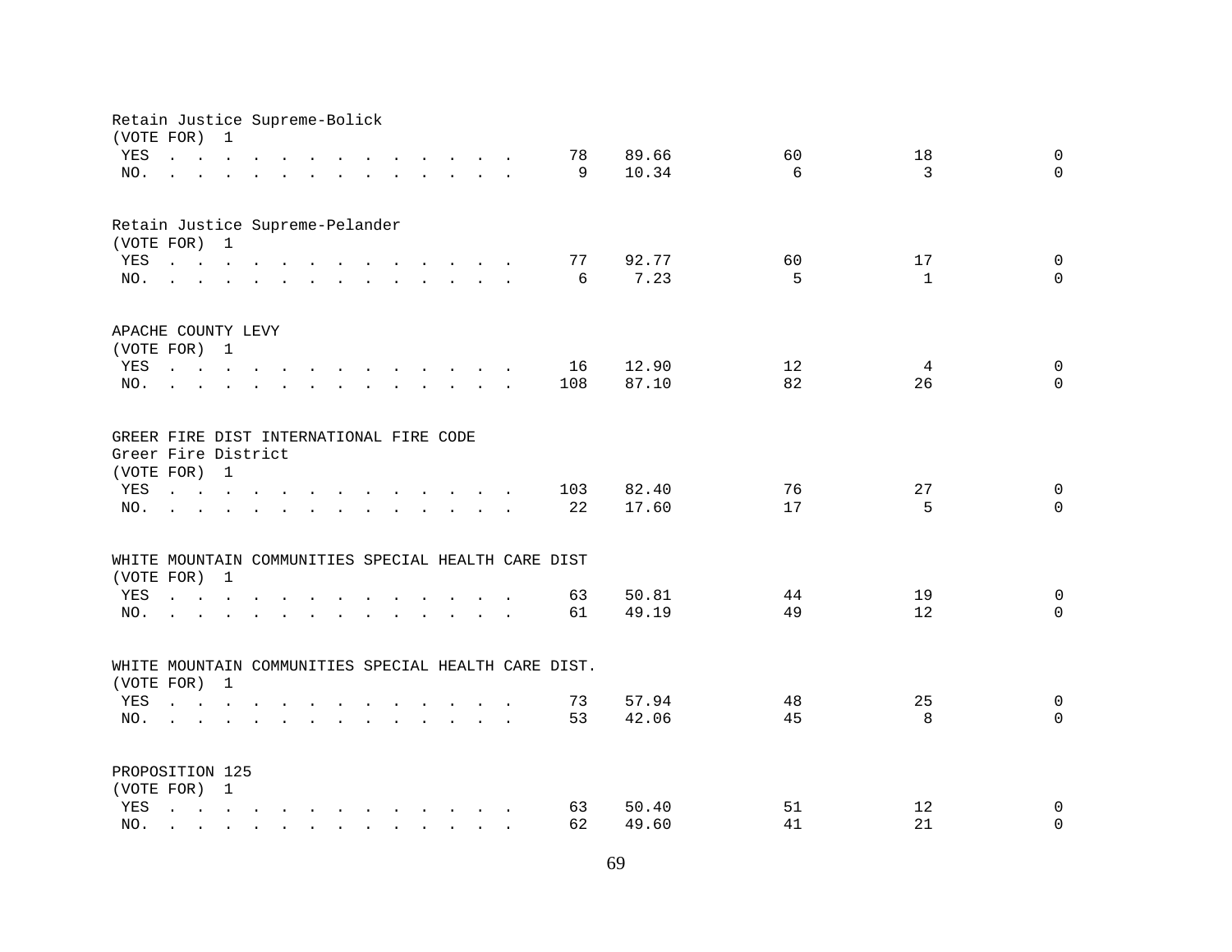Retain Justice Supreme-Bolick
(VOTE FOR) 1

| | | | | | |
|---|---|---|---|---|---|
| YES . . . . . . . . . . . . . . . | 78 | 89.66 | 60 | 18 | 0 |
| NO. . . . . . . . . . . . . . . . | 9 | 10.34 | 6 | 3 | 0 |

Retain Justice Supreme-Pelander
(VOTE FOR) 1

| | | | | | |
|---|---|---|---|---|---|
| YES . . . . . . . . . . . . . . . | 77 | 92.77 | 60 | 17 | 0 |
| NO. . . . . . . . . . . . . . . . | 6 | 7.23 | 5 | 1 | 0 |

APACHE COUNTY LEVY
(VOTE FOR) 1

| | | | | | |
|---|---|---|---|---|---|
| YES . . . . . . . . . . . . . . . | 16 | 12.90 | 12 | 4 | 0 |
| NO. . . . . . . . . . . . . . . . | 108 | 87.10 | 82 | 26 | 0 |

GREER FIRE DIST INTERNATIONAL FIRE CODE
Greer Fire District
(VOTE FOR) 1

| | | | | | |
|---|---|---|---|---|---|
| YES . . . . . . . . . . . . . . . | 103 | 82.40 | 76 | 27 | 0 |
| NO. . . . . . . . . . . . . . . . | 22 | 17.60 | 17 | 5 | 0 |

WHITE MOUNTAIN COMMUNITIES SPECIAL HEALTH CARE DIST
(VOTE FOR) 1

| | | | | | |
|---|---|---|---|---|---|
| YES . . . . . . . . . . . . . . . | 63 | 50.81 | 44 | 19 | 0 |
| NO. . . . . . . . . . . . . . . . | 61 | 49.19 | 49 | 12 | 0 |

WHITE MOUNTAIN COMMUNITIES SPECIAL HEALTH CARE DIST.
(VOTE FOR) 1

| | | | | | |
|---|---|---|---|---|---|
| YES . . . . . . . . . . . . . . . | 73 | 57.94 | 48 | 25 | 0 |
| NO. . . . . . . . . . . . . . . . | 53 | 42.06 | 45 | 8 | 0 |

PROPOSITION 125
(VOTE FOR) 1

| | | | | | |
|---|---|---|---|---|---|
| YES . . . . . . . . . . . . . . . | 63 | 50.40 | 51 | 12 | 0 |
| NO. . . . . . . . . . . . . . . . | 62 | 49.60 | 41 | 21 | 0 |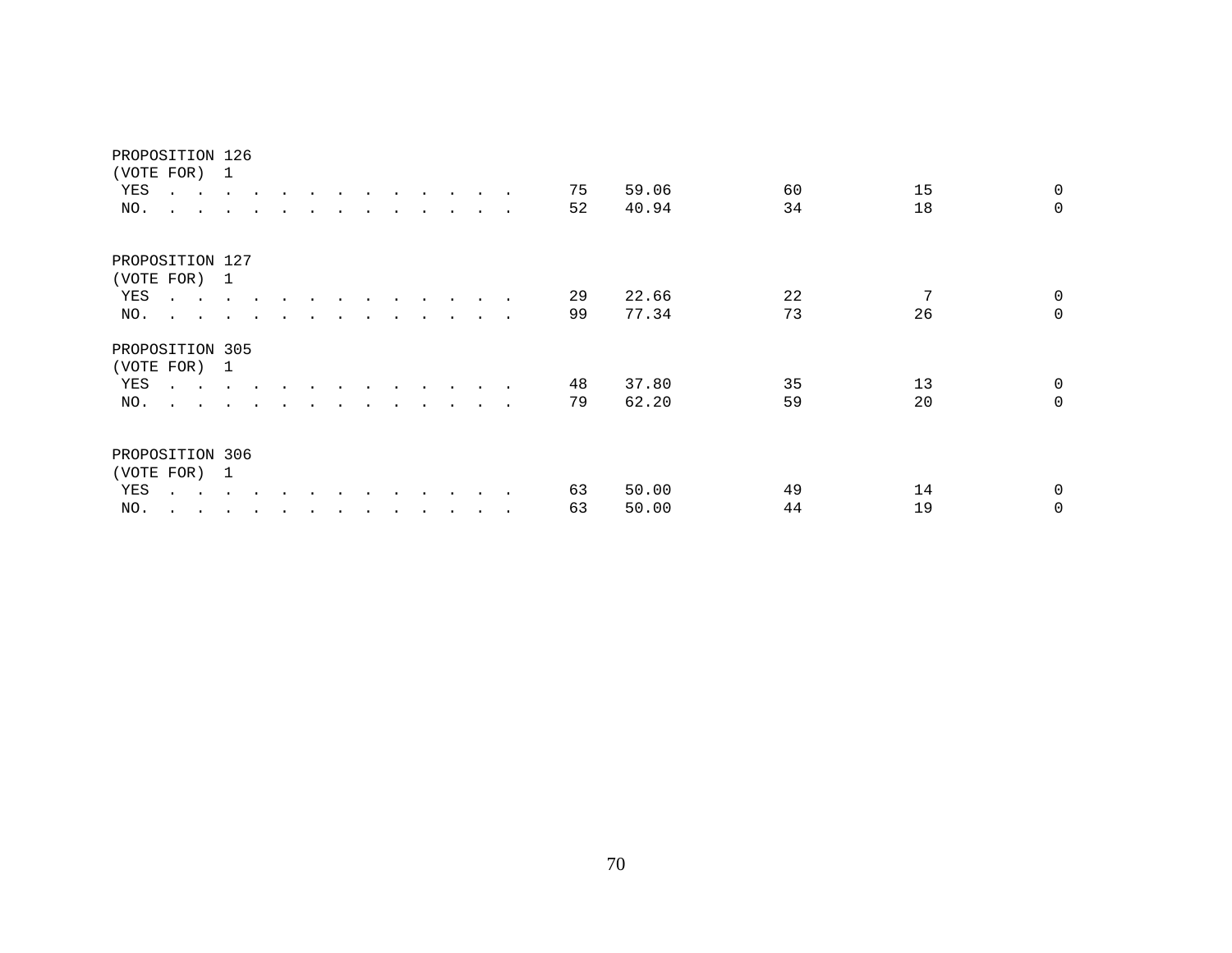PROPOSITION 126
(VOTE FOR) 1

| | | | | | |
|---|---|---|---|---|---|
| YES . . . . . . . . . . . . . . | 75 | 59.06 | 60 | 15 | 0 |
| NO. . . . . . . . . . . . . . . | 52 | 40.94 | 34 | 18 | 0 |

PROPOSITION 127
(VOTE FOR) 1

| | | | | | |
|---|---|---|---|---|---|
| YES . . . . . . . . . . . . . . | 29 | 22.66 | 22 | 7 | 0 |
| NO. . . . . . . . . . . . . . . | 99 | 77.34 | 73 | 26 | 0 |

PROPOSITION 305
(VOTE FOR) 1

| | | | | | |
|---|---|---|---|---|---|
| YES . . . . . . . . . . . . . . | 48 | 37.80 | 35 | 13 | 0 |
| NO. . . . . . . . . . . . . . . | 79 | 62.20 | 59 | 20 | 0 |

PROPOSITION 306
(VOTE FOR) 1

| | | | | | |
|---|---|---|---|---|---|
| YES . . . . . . . . . . . . . . | 63 | 50.00 | 49 | 14 | 0 |
| NO. . . . . . . . . . . . . . . | 63 | 50.00 | 44 | 19 | 0 |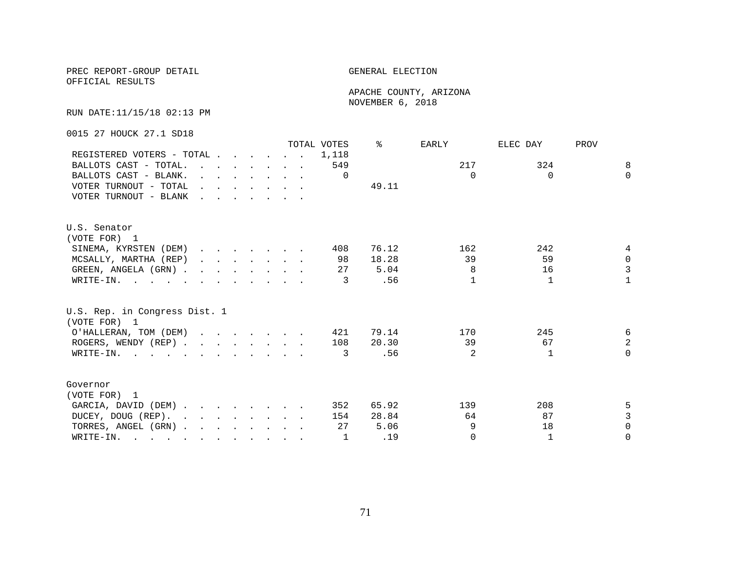PREC REPORT-GROUP DETAIL

OFFICIAL RESULTS

GENERAL ELECTION

APACHE COUNTY, ARIZONA

NOVEMBER 6, 2018

RUN DATE:11/15/18 02:13 PM

0015 27 HOUCK 27.1 SD18

| | TOTAL VOTES | % | EARLY | ELEC DAY | PROV |
|---|---|---|---|---|---|
| REGISTERED VOTERS - TOTAL | 1,118 | | | | |
| BALLOTS CAST - TOTAL. | 549 | | 217 | 324 | 8 |
| BALLOTS CAST - BLANK. | 0 | | 0 | 0 | 0 |
| VOTER TURNOUT - TOTAL | | 49.11 | | | |
| VOTER TURNOUT - BLANK | | | | | |

U.S. Senator
(VOTE FOR) 1

| | TOTAL VOTES | % | EARLY | ELEC DAY | PROV |
|---|---|---|---|---|---|
| SINEMA, KYRSTEN (DEM) | 408 | 76.12 | 162 | 242 | 4 |
| MCSALLY, MARTHA (REP) | 98 | 18.28 | 39 | 59 | 0 |
| GREEN, ANGELA (GRN) | 27 | 5.04 | 8 | 16 | 3 |
| WRITE-IN. | 3 | .56 | 1 | 1 | 1 |

U.S. Rep. in Congress Dist. 1
(VOTE FOR) 1

| | TOTAL VOTES | % | EARLY | ELEC DAY | PROV |
|---|---|---|---|---|---|
| O'HALLERAN, TOM (DEM) | 421 | 79.14 | 170 | 245 | 6 |
| ROGERS, WENDY (REP) | 108 | 20.30 | 39 | 67 | 2 |
| WRITE-IN. | 3 | .56 | 2 | 1 | 0 |

Governor
(VOTE FOR) 1

| | TOTAL VOTES | % | EARLY | ELEC DAY | PROV |
|---|---|---|---|---|---|
| GARCIA, DAVID (DEM) | 352 | 65.92 | 139 | 208 | 5 |
| DUCEY, DOUG (REP). | 154 | 28.84 | 64 | 87 | 3 |
| TORRES, ANGEL (GRN) | 27 | 5.06 | 9 | 18 | 0 |
| WRITE-IN. | 1 | .19 | 0 | 1 | 0 |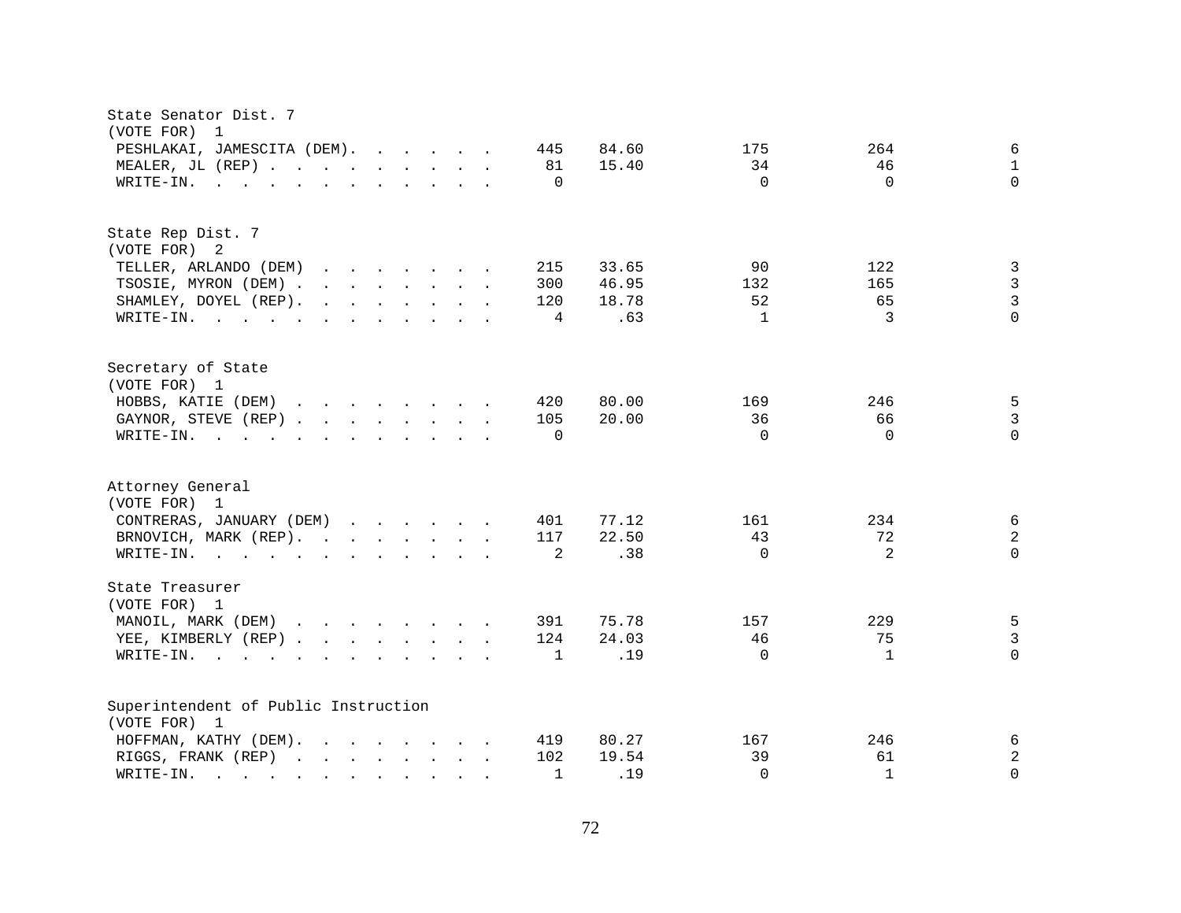State Senator Dist. 7
(VOTE FOR) 1

| | | | | | |
|---|---|---|---|---|---|
| PESHLAKAI, JAMESCITA (DEM) | 445 | 84.60 | 175 | 264 | 6 |
| MEALER, JL (REP) | 81 | 15.40 | 34 | 46 | 1 |
| WRITE-IN. | 0 | | 0 | 0 | 0 |

State Rep Dist. 7
(VOTE FOR) 2

| | | | | | |
|---|---|---|---|---|---|
| TELLER, ARLANDO (DEM) | 215 | 33.65 | 90 | 122 | 3 |
| TSOSIE, MYRON (DEM) | 300 | 46.95 | 132 | 165 | 3 |
| SHAMLEY, DOYEL (REP) | 120 | 18.78 | 52 | 65 | 3 |
| WRITE-IN. | 4 | .63 | 1 | 3 | 0 |

Secretary of State
(VOTE FOR) 1

| | | | | | |
|---|---|---|---|---|---|
| HOBBS, KATIE (DEM) | 420 | 80.00 | 169 | 246 | 5 |
| GAYNOR, STEVE (REP) | 105 | 20.00 | 36 | 66 | 3 |
| WRITE-IN. | 0 | | 0 | 0 | 0 |

Attorney General
(VOTE FOR) 1

| | | | | | |
|---|---|---|---|---|---|
| CONTRERAS, JANUARY (DEM) | 401 | 77.12 | 161 | 234 | 6 |
| BRNOVICH, MARK (REP) | 117 | 22.50 | 43 | 72 | 2 |
| WRITE-IN. | 2 | .38 | 0 | 2 | 0 |

State Treasurer
(VOTE FOR) 1

| | | | | | |
|---|---|---|---|---|---|
| MANOIL, MARK (DEM) | 391 | 75.78 | 157 | 229 | 5 |
| YEE, KIMBERLY (REP) | 124 | 24.03 | 46 | 75 | 3 |
| WRITE-IN. | 1 | .19 | 0 | 1 | 0 |

Superintendent of Public Instruction
(VOTE FOR) 1

| | | | | | |
|---|---|---|---|---|---|
| HOFFMAN, KATHY (DEM) | 419 | 80.27 | 167 | 246 | 6 |
| RIGGS, FRANK (REP) | 102 | 19.54 | 39 | 61 | 2 |
| WRITE-IN. | 1 | .19 | 0 | 1 | 0 |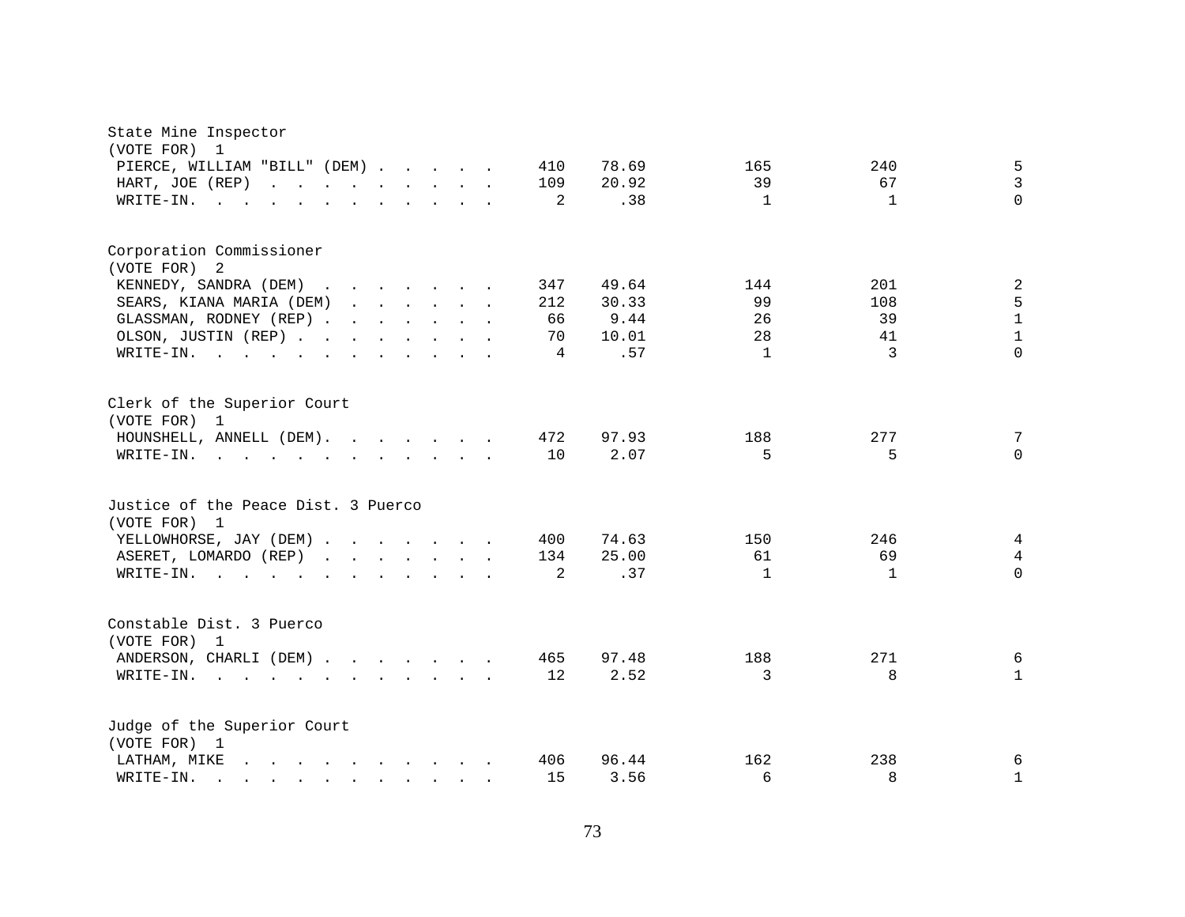State Mine Inspector
(VOTE FOR) 1

| Candidate | Votes | Percent | | | |
|---|---|---|---|---|---|
| PIERCE, WILLIAM "BILL" (DEM) | 410 | 78.69 | 165 | 240 | 5 |
| HART, JOE (REP) | 109 | 20.92 | 39 | 67 | 3 |
| WRITE-IN. | 2 | .38 | 1 | 1 | 0 |

Corporation Commissioner
(VOTE FOR) 2

| Candidate | Votes | Percent | | | |
|---|---|---|---|---|---|
| KENNEDY, SANDRA (DEM) | 347 | 49.64 | 144 | 201 | 2 |
| SEARS, KIANA MARIA (DEM) | 212 | 30.33 | 99 | 108 | 5 |
| GLASSMAN, RODNEY (REP) | 66 | 9.44 | 26 | 39 | 1 |
| OLSON, JUSTIN (REP) | 70 | 10.01 | 28 | 41 | 1 |
| WRITE-IN. | 4 | .57 | 1 | 3 | 0 |

Clerk of the Superior Court
(VOTE FOR) 1

| Candidate | Votes | Percent | | | |
|---|---|---|---|---|---|
| HOUNSHELL, ANNELL (DEM). | 472 | 97.93 | 188 | 277 | 7 |
| WRITE-IN. | 10 | 2.07 | 5 | 5 | 0 |

Justice of the Peace Dist. 3 Puerco
(VOTE FOR) 1

| Candidate | Votes | Percent | | | |
|---|---|---|---|---|---|
| YELLOWHORSE, JAY (DEM) | 400 | 74.63 | 150 | 246 | 4 |
| ASERET, LOMARDO (REP) | 134 | 25.00 | 61 | 69 | 4 |
| WRITE-IN. | 2 | .37 | 1 | 1 | 0 |

Constable Dist. 3 Puerco
(VOTE FOR) 1

| Candidate | Votes | Percent | | | |
|---|---|---|---|---|---|
| ANDERSON, CHARLI (DEM) | 465 | 97.48 | 188 | 271 | 6 |
| WRITE-IN. | 12 | 2.52 | 3 | 8 | 1 |

Judge of the Superior Court
(VOTE FOR) 1

| Candidate | Votes | Percent | | | |
|---|---|---|---|---|---|
| LATHAM, MIKE | 406 | 96.44 | 162 | 238 | 6 |
| WRITE-IN. | 15 | 3.56 | 6 | 8 | 1 |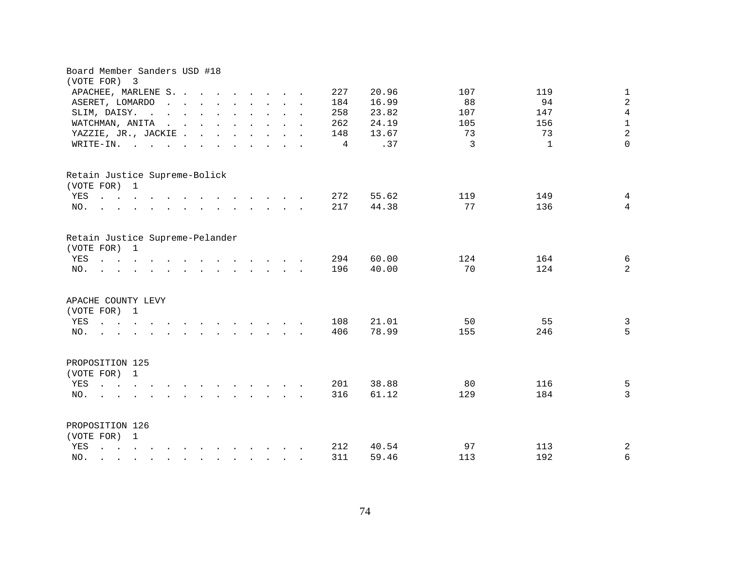Board Member Sanders USD #18
(VOTE FOR) 3

| | | | | | |
|---|---|---|---|---|---|
| APACHEE, MARLENE S. | 227 | 20.96 | 107 | 119 | 1 |
| ASERET, LOMARDO | 184 | 16.99 | 88 | 94 | 2 |
| SLIM, DAISY. | 258 | 23.82 | 107 | 147 | 4 |
| WATCHMAN, ANITA | 262 | 24.19 | 105 | 156 | 1 |
| YAZZIE, JR., JACKIE | 148 | 13.67 | 73 | 73 | 2 |
| WRITE-IN. | 4 | .37 | 3 | 1 | 0 |

Retain Justice Supreme-Bolick
(VOTE FOR) 1

| | | | | | |
|---|---|---|---|---|---|
| YES | 272 | 55.62 | 119 | 149 | 4 |
| NO. | 217 | 44.38 | 77 | 136 | 4 |

Retain Justice Supreme-Pelander
(VOTE FOR) 1

| | | | | | |
|---|---|---|---|---|---|
| YES | 294 | 60.00 | 124 | 164 | 6 |
| NO. | 196 | 40.00 | 70 | 124 | 2 |

APACHE COUNTY LEVY
(VOTE FOR) 1

| | | | | | |
|---|---|---|---|---|---|
| YES | 108 | 21.01 | 50 | 55 | 3 |
| NO. | 406 | 78.99 | 155 | 246 | 5 |

PROPOSITION 125
(VOTE FOR) 1

| | | | | | |
|---|---|---|---|---|---|
| YES | 201 | 38.88 | 80 | 116 | 5 |
| NO. | 316 | 61.12 | 129 | 184 | 3 |

PROPOSITION 126
(VOTE FOR) 1

| | | | | | |
|---|---|---|---|---|---|
| YES | 212 | 40.54 | 97 | 113 | 2 |
| NO. | 311 | 59.46 | 113 | 192 | 6 |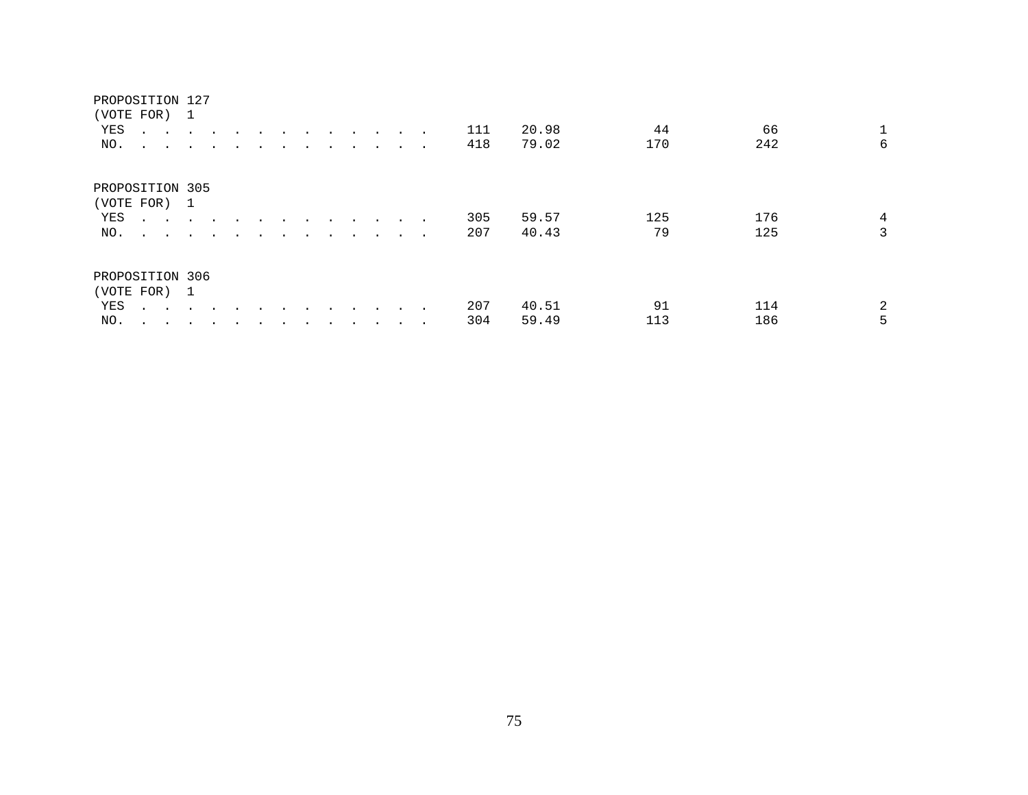PROPOSITION 127
(VOTE FOR) 1

| | | | | | |
|---|---|---|---|---|---|
| YES . . . . . . . . . . . . . . | 111 | 20.98 | 44 | 66 | 1 |
| NO. . . . . . . . . . . . . . . | 418 | 79.02 | 170 | 242 | 6 |

PROPOSITION 305
(VOTE FOR) 1

| | | | | | |
|---|---|---|---|---|---|
| YES . . . . . . . . . . . . . . | 305 | 59.57 | 125 | 176 | 4 |
| NO. . . . . . . . . . . . . . . | 207 | 40.43 | 79 | 125 | 3 |

PROPOSITION 306
(VOTE FOR) 1

| | | | | | |
|---|---|---|---|---|---|
| YES . . . . . . . . . . . . . . | 207 | 40.51 | 91 | 114 | 2 |
| NO. . . . . . . . . . . . . . . | 304 | 59.49 | 113 | 186 | 5 |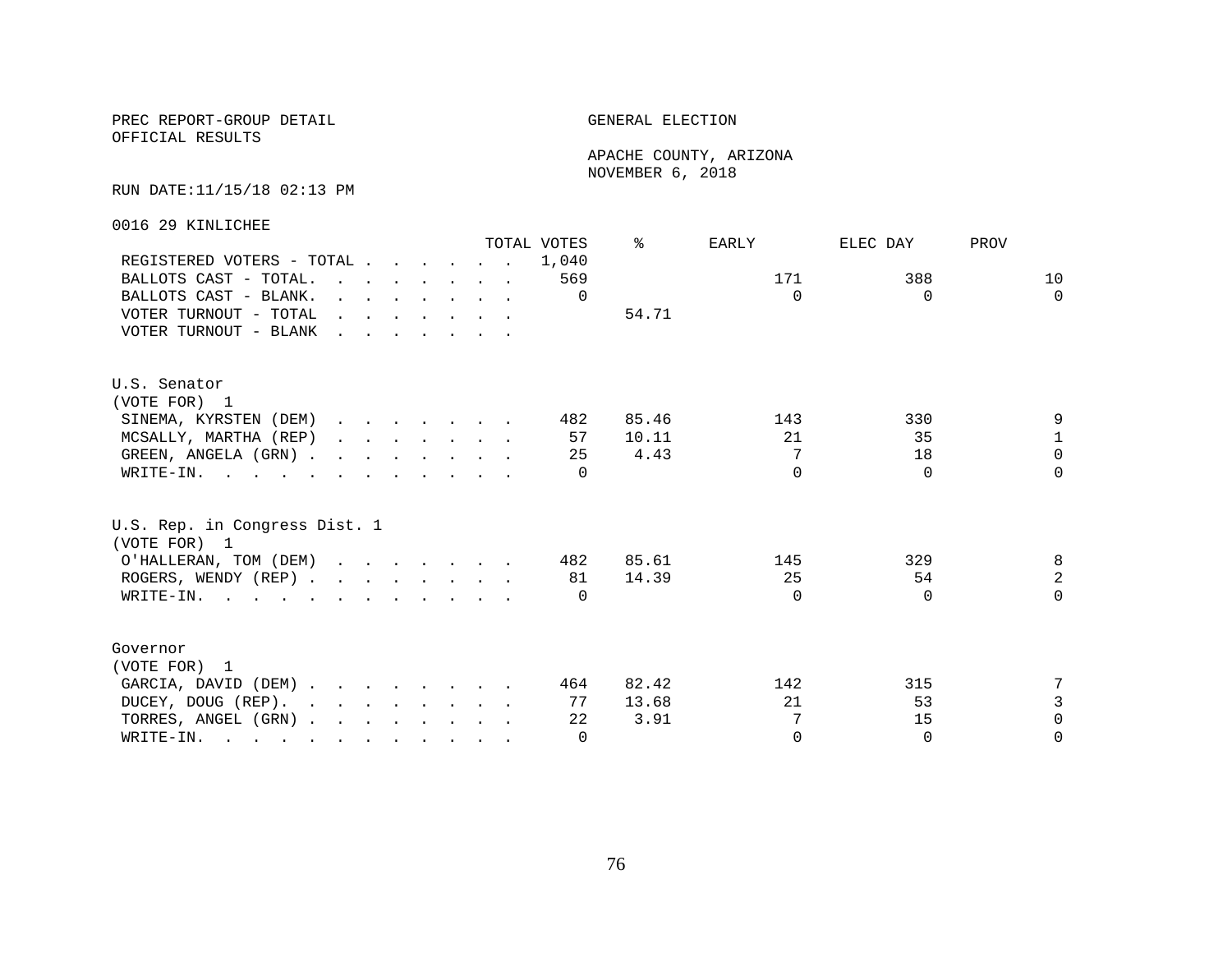PREC REPORT-GROUP DETAIL

OFFICIAL RESULTS

GENERAL ELECTION

APACHE COUNTY, ARIZONA

NOVEMBER 6, 2018

RUN DATE:11/15/18 02:13 PM

0016 29 KINLICHEE

| | TOTAL VOTES | % | EARLY | ELEC DAY | PROV |
|---|---|---|---|---|---|
| REGISTERED VOTERS - TOTAL | 1,040 | | | | |
| BALLOTS CAST - TOTAL. | 569 | | 171 | 388 | 10 |
| BALLOTS CAST - BLANK. | 0 | | 0 | 0 | 0 |
| VOTER TURNOUT - TOTAL | | 54.71 | | | |
| VOTER TURNOUT - BLANK | | | | | |

U.S. Senator
(VOTE FOR) 1

| | TOTAL VOTES | % | EARLY | ELEC DAY | PROV |
|---|---|---|---|---|---|
| SINEMA, KYRSTEN (DEM) | 482 | 85.46 | 143 | 330 | 9 |
| MCSALLY, MARTHA (REP) | 57 | 10.11 | 21 | 35 | 1 |
| GREEN, ANGELA (GRN) | 25 | 4.43 | 7 | 18 | 0 |
| WRITE-IN. | 0 | | 0 | 0 | 0 |

U.S. Rep. in Congress Dist. 1
(VOTE FOR) 1

| | TOTAL VOTES | % | EARLY | ELEC DAY | PROV |
|---|---|---|---|---|---|
| O'HALLERAN, TOM (DEM) | 482 | 85.61 | 145 | 329 | 8 |
| ROGERS, WENDY (REP) | 81 | 14.39 | 25 | 54 | 2 |
| WRITE-IN. | 0 | | 0 | 0 | 0 |

Governor
(VOTE FOR) 1

| | TOTAL VOTES | % | EARLY | ELEC DAY | PROV |
|---|---|---|---|---|---|
| GARCIA, DAVID (DEM) | 464 | 82.42 | 142 | 315 | 7 |
| DUCEY, DOUG (REP). | 77 | 13.68 | 21 | 53 | 3 |
| TORRES, ANGEL (GRN) | 22 | 3.91 | 7 | 15 | 0 |
| WRITE-IN. | 0 | | 0 | 0 | 0 |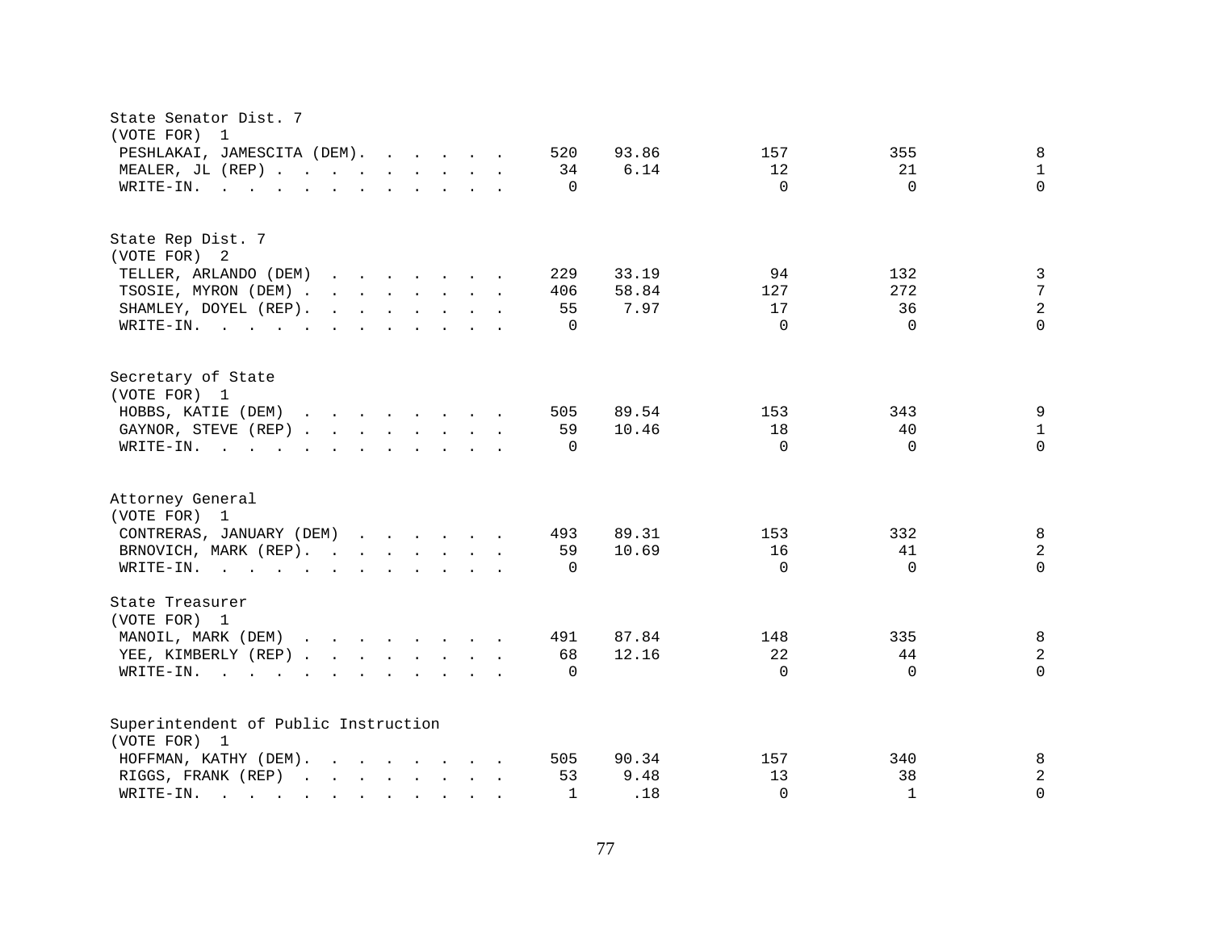State Senator Dist. 7
(VOTE FOR) 1

| Candidate | Total | Percent | | | |
|---|---|---|---|---|---|
| PESHLAKAI, JAMESCITA (DEM) | 520 | 93.86 | 157 | 355 | 8 |
| MEALER, JL (REP) | 34 | 6.14 | 12 | 21 | 1 |
| WRITE-IN. | 0 | | 0 | 0 | 0 |

State Rep Dist. 7
(VOTE FOR) 2

| Candidate | Total | Percent | | | |
|---|---|---|---|---|---|
| TELLER, ARLANDO (DEM) | 229 | 33.19 | 94 | 132 | 3 |
| TSOSIE, MYRON (DEM) | 406 | 58.84 | 127 | 272 | 7 |
| SHAMLEY, DOYEL (REP) | 55 | 7.97 | 17 | 36 | 2 |
| WRITE-IN. | 0 | | 0 | 0 | 0 |

Secretary of State
(VOTE FOR) 1

| Candidate | Total | Percent | | | |
|---|---|---|---|---|---|
| HOBBS, KATIE (DEM) | 505 | 89.54 | 153 | 343 | 9 |
| GAYNOR, STEVE (REP) | 59 | 10.46 | 18 | 40 | 1 |
| WRITE-IN. | 0 | | 0 | 0 | 0 |

Attorney General
(VOTE FOR) 1

| Candidate | Total | Percent | | | |
|---|---|---|---|---|---|
| CONTRERAS, JANUARY (DEM) | 493 | 89.31 | 153 | 332 | 8 |
| BRNOVICH, MARK (REP) | 59 | 10.69 | 16 | 41 | 2 |
| WRITE-IN. | 0 | | 0 | 0 | 0 |

State Treasurer
(VOTE FOR) 1

| Candidate | Total | Percent | | | |
|---|---|---|---|---|---|
| MANOIL, MARK (DEM) | 491 | 87.84 | 148 | 335 | 8 |
| YEE, KIMBERLY (REP) | 68 | 12.16 | 22 | 44 | 2 |
| WRITE-IN. | 0 | | 0 | 0 | 0 |

Superintendent of Public Instruction
(VOTE FOR) 1

| Candidate | Total | Percent | | | |
|---|---|---|---|---|---|
| HOFFMAN, KATHY (DEM) | 505 | 90.34 | 157 | 340 | 8 |
| RIGGS, FRANK (REP) | 53 | 9.48 | 13 | 38 | 2 |
| WRITE-IN. | 1 | .18 | 0 | 1 | 0 |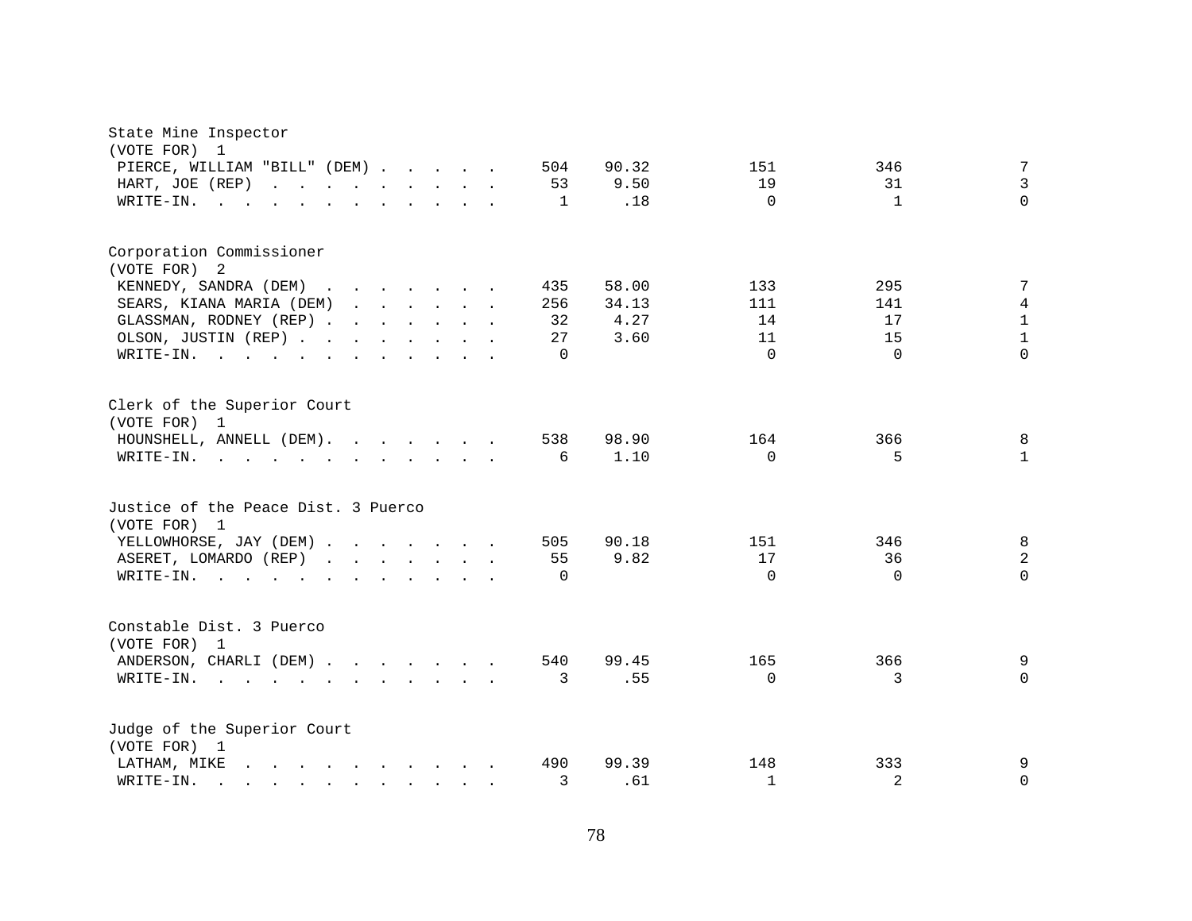State Mine Inspector
(VOTE FOR) 1

| Candidate | Votes | Pct | | | |
|---|---|---|---|---|---|
| PIERCE, WILLIAM "BILL" (DEM) | 504 | 90.32 | 151 | 346 | 7 |
| HART, JOE (REP) | 53 | 9.50 | 19 | 31 | 3 |
| WRITE-IN. | 1 | .18 | 0 | 1 | 0 |

Corporation Commissioner
(VOTE FOR) 2

| Candidate | Votes | Pct | | | |
|---|---|---|---|---|---|
| KENNEDY, SANDRA (DEM) | 435 | 58.00 | 133 | 295 | 7 |
| SEARS, KIANA MARIA (DEM) | 256 | 34.13 | 111 | 141 | 4 |
| GLASSMAN, RODNEY (REP) | 32 | 4.27 | 14 | 17 | 1 |
| OLSON, JUSTIN (REP) | 27 | 3.60 | 11 | 15 | 1 |
| WRITE-IN. | 0 | | 0 | 0 | 0 |

Clerk of the Superior Court
(VOTE FOR) 1

| Candidate | Votes | Pct | | | |
|---|---|---|---|---|---|
| HOUNSHELL, ANNELL (DEM) | 538 | 98.90 | 164 | 366 | 8 |
| WRITE-IN. | 6 | 1.10 | 0 | 5 | 1 |

Justice of the Peace Dist. 3 Puerco
(VOTE FOR) 1

| Candidate | Votes | Pct | | | |
|---|---|---|---|---|---|
| YELLOWHORSE, JAY (DEM) | 505 | 90.18 | 151 | 346 | 8 |
| ASERET, LOMARDO (REP) | 55 | 9.82 | 17 | 36 | 2 |
| WRITE-IN. | 0 | | 0 | 0 | 0 |

Constable Dist. 3 Puerco
(VOTE FOR) 1

| Candidate | Votes | Pct | | | |
|---|---|---|---|---|---|
| ANDERSON, CHARLI (DEM) | 540 | 99.45 | 165 | 366 | 9 |
| WRITE-IN. | 3 | .55 | 0 | 3 | 0 |

Judge of the Superior Court
(VOTE FOR) 1

| Candidate | Votes | Pct | | | |
|---|---|---|---|---|---|
| LATHAM, MIKE | 490 | 99.39 | 148 | 333 | 9 |
| WRITE-IN. | 3 | .61 | 1 | 2 | 0 |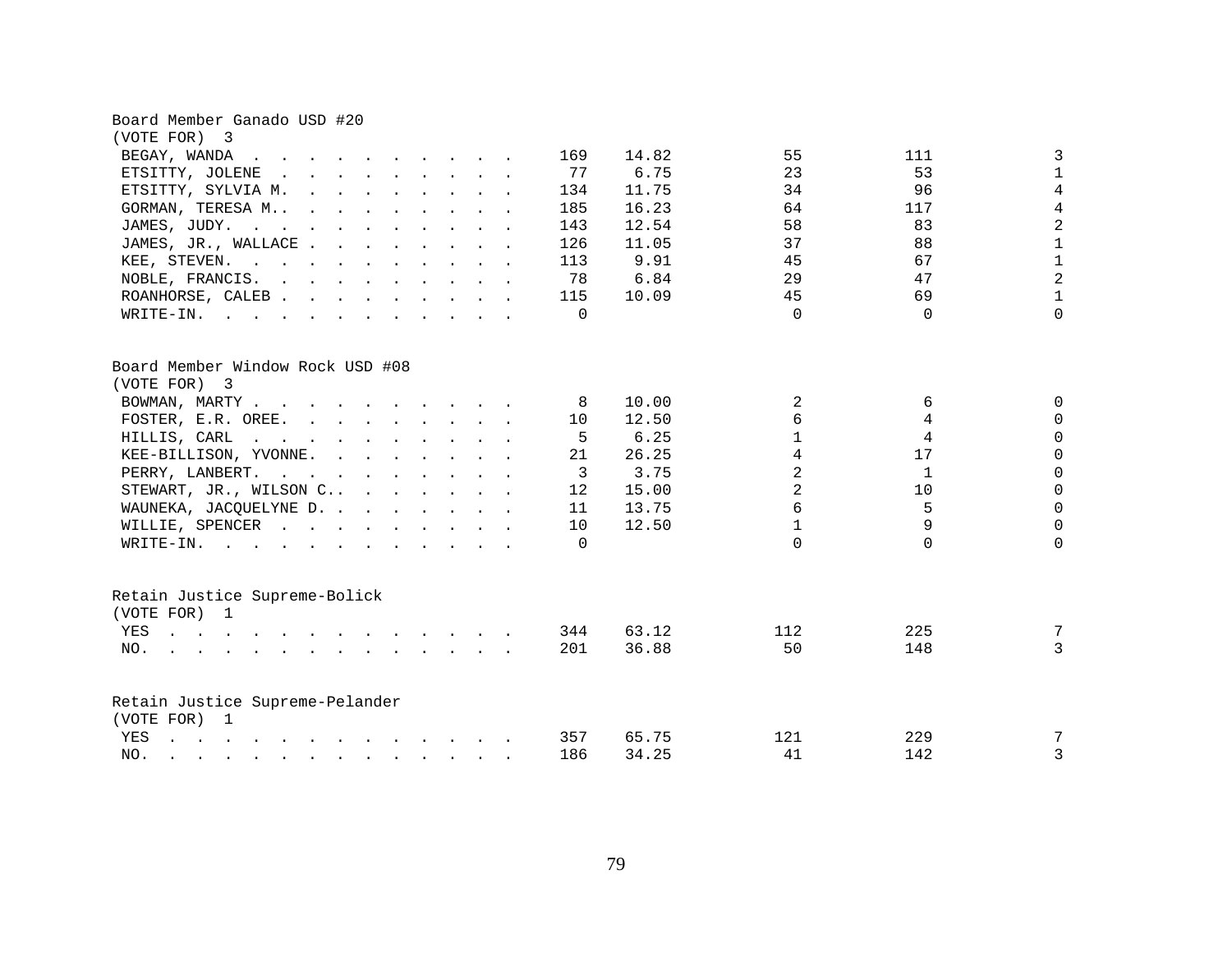## Board Member Ganado USD #20

(VOTE FOR) 3

| Candidate | Total | % | | | |
|---|---|---|---|---|---|
| BEGAY, WANDA | 169 | 14.82 | 55 | 111 | 3 |
| ETSITTY, JOLENE | 77 | 6.75 | 23 | 53 | 1 |
| ETSITTY, SYLVIA M. | 134 | 11.75 | 34 | 96 | 4 |
| GORMAN, TERESA M.. | 185 | 16.23 | 64 | 117 | 4 |
| JAMES, JUDY. | 143 | 12.54 | 58 | 83 | 2 |
| JAMES, JR., WALLACE | 126 | 11.05 | 37 | 88 | 1 |
| KEE, STEVEN. | 113 | 9.91 | 45 | 67 | 1 |
| NOBLE, FRANCIS. | 78 | 6.84 | 29 | 47 | 2 |
| ROANHORSE, CALEB | 115 | 10.09 | 45 | 69 | 1 |
| WRITE-IN. | 0 | | 0 | 0 | 0 |

## Board Member Window Rock USD #08

(VOTE FOR) 3

| Candidate | Total | % | | | |
|---|---|---|---|---|---|
| BOWMAN, MARTY | 8 | 10.00 | 2 | 6 | 0 |
| FOSTER, E.R. OREE. | 10 | 12.50 | 6 | 4 | 0 |
| HILLIS, CARL | 5 | 6.25 | 1 | 4 | 0 |
| KEE-BILLISON, YVONNE. | 21 | 26.25 | 4 | 17 | 0 |
| PERRY, LANBERT. | 3 | 3.75 | 2 | 1 | 0 |
| STEWART, JR., WILSON C.. | 12 | 15.00 | 2 | 10 | 0 |
| WAUNEKA, JACQUELYNE D. | 11 | 13.75 | 6 | 5 | 0 |
| WILLIE, SPENCER | 10 | 12.50 | 1 | 9 | 0 |
| WRITE-IN. | 0 | | 0 | 0 | 0 |

## Retain Justice Supreme-Bolick

(VOTE FOR) 1

| Choice | Total | % | | | |
|---|---|---|---|---|---|
| YES | 344 | 63.12 | 112 | 225 | 7 |
| NO. | 201 | 36.88 | 50 | 148 | 3 |

## Retain Justice Supreme-Pelander

(VOTE FOR) 1

| Choice | Total | % | | | |
|---|---|---|---|---|---|
| YES | 357 | 65.75 | 121 | 229 | 7 |
| NO. | 186 | 34.25 | 41 | 142 | 3 |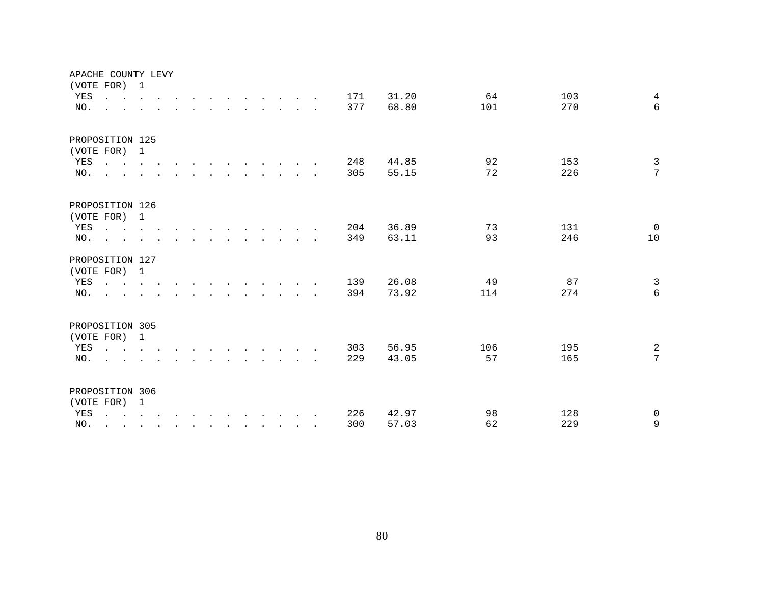APACHE COUNTY LEVY
(VOTE FOR) 1

| | | | | | |
|---|---|---|---|---|---|
| YES | 171 | 31.20 | 64 | 103 | 4 |
| NO. | 377 | 68.80 | 101 | 270 | 6 |

PROPOSITION 125
(VOTE FOR) 1

| | | | | | |
|---|---|---|---|---|---|
| YES | 248 | 44.85 | 92 | 153 | 3 |
| NO. | 305 | 55.15 | 72 | 226 | 7 |

PROPOSITION 126
(VOTE FOR) 1

| | | | | | |
|---|---|---|---|---|---|
| YES | 204 | 36.89 | 73 | 131 | 0 |
| NO. | 349 | 63.11 | 93 | 246 | 10 |

PROPOSITION 127
(VOTE FOR) 1

| | | | | | |
|---|---|---|---|---|---|
| YES | 139 | 26.08 | 49 | 87 | 3 |
| NO. | 394 | 73.92 | 114 | 274 | 6 |

PROPOSITION 305
(VOTE FOR) 1

| | | | | | |
|---|---|---|---|---|---|
| YES | 303 | 56.95 | 106 | 195 | 2 |
| NO. | 229 | 43.05 | 57 | 165 | 7 |

PROPOSITION 306
(VOTE FOR) 1

| | | | | | |
|---|---|---|---|---|---|
| YES | 226 | 42.97 | 98 | 128 | 0 |
| NO. | 300 | 57.03 | 62 | 229 | 9 |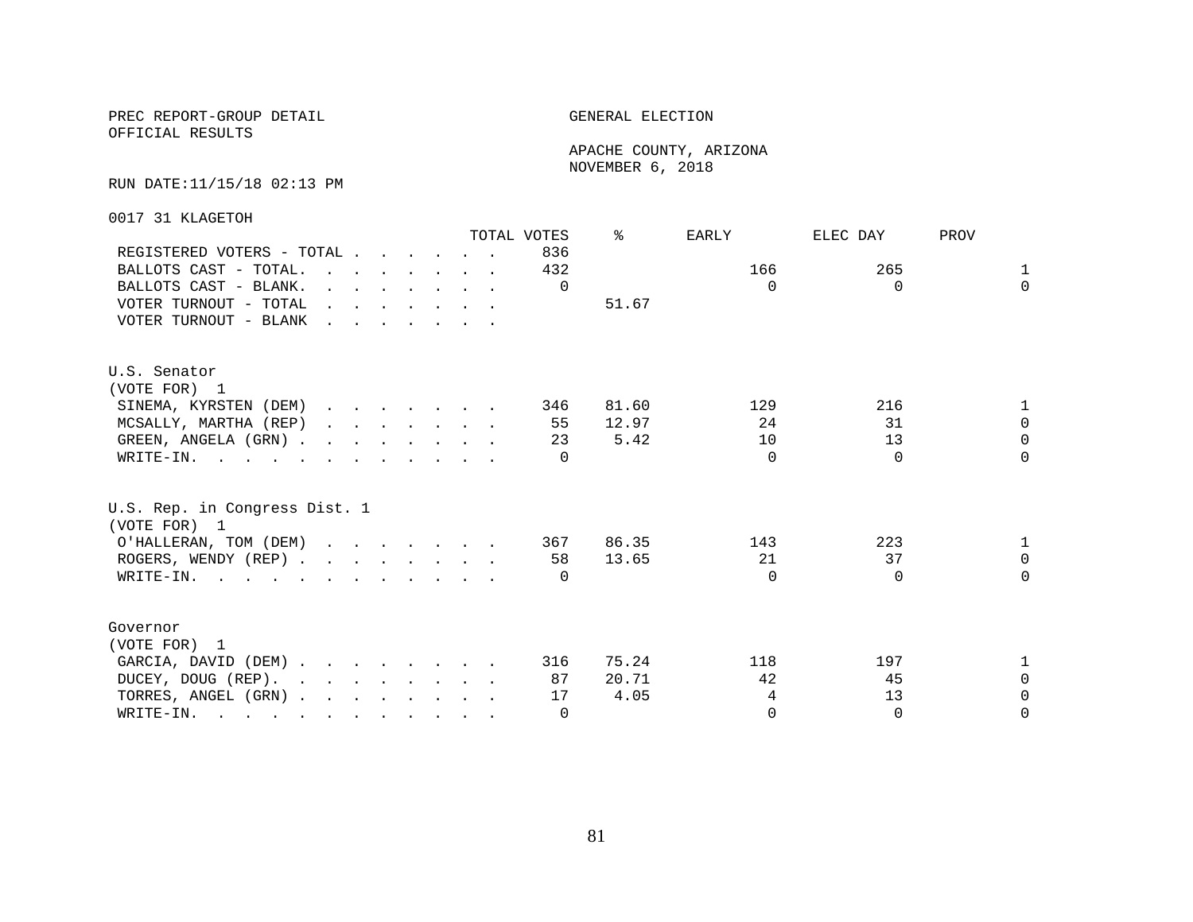PREC REPORT-GROUP DETAIL
OFFICIAL RESULTS

GENERAL ELECTION

APACHE COUNTY, ARIZONA
NOVEMBER 6, 2018

RUN DATE:11/15/18 02:13 PM

0017 31 KLAGETOH

| | TOTAL VOTES | % | EARLY | ELEC DAY | PROV |
|---|---|---|---|---|---|
| REGISTERED VOTERS - TOTAL | 836 | | | | |
| BALLOTS CAST - TOTAL. | 432 | | 166 | 265 | 1 |
| BALLOTS CAST - BLANK. | 0 | | 0 | 0 | 0 |
| VOTER TURNOUT - TOTAL | | 51.67 | | | |
| VOTER TURNOUT - BLANK | | | | | |

U.S. Senator
(VOTE FOR) 1

| | TOTAL VOTES | % | EARLY | ELEC DAY | PROV |
|---|---|---|---|---|---|
| SINEMA, KYRSTEN (DEM) | 346 | 81.60 | 129 | 216 | 1 |
| MCSALLY, MARTHA (REP) | 55 | 12.97 | 24 | 31 | 0 |
| GREEN, ANGELA (GRN) | 23 | 5.42 | 10 | 13 | 0 |
| WRITE-IN. | 0 | | 0 | 0 | 0 |

U.S. Rep. in Congress Dist. 1
(VOTE FOR) 1

| | TOTAL VOTES | % | EARLY | ELEC DAY | PROV |
|---|---|---|---|---|---|
| O'HALLERAN, TOM (DEM) | 367 | 86.35 | 143 | 223 | 1 |
| ROGERS, WENDY (REP) | 58 | 13.65 | 21 | 37 | 0 |
| WRITE-IN. | 0 | | 0 | 0 | 0 |

Governor
(VOTE FOR) 1

| | TOTAL VOTES | % | EARLY | ELEC DAY | PROV |
|---|---|---|---|---|---|
| GARCIA, DAVID (DEM) | 316 | 75.24 | 118 | 197 | 1 |
| DUCEY, DOUG (REP). | 87 | 20.71 | 42 | 45 | 0 |
| TORRES, ANGEL (GRN) | 17 | 4.05 | 4 | 13 | 0 |
| WRITE-IN. | 0 | | 0 | 0 | 0 |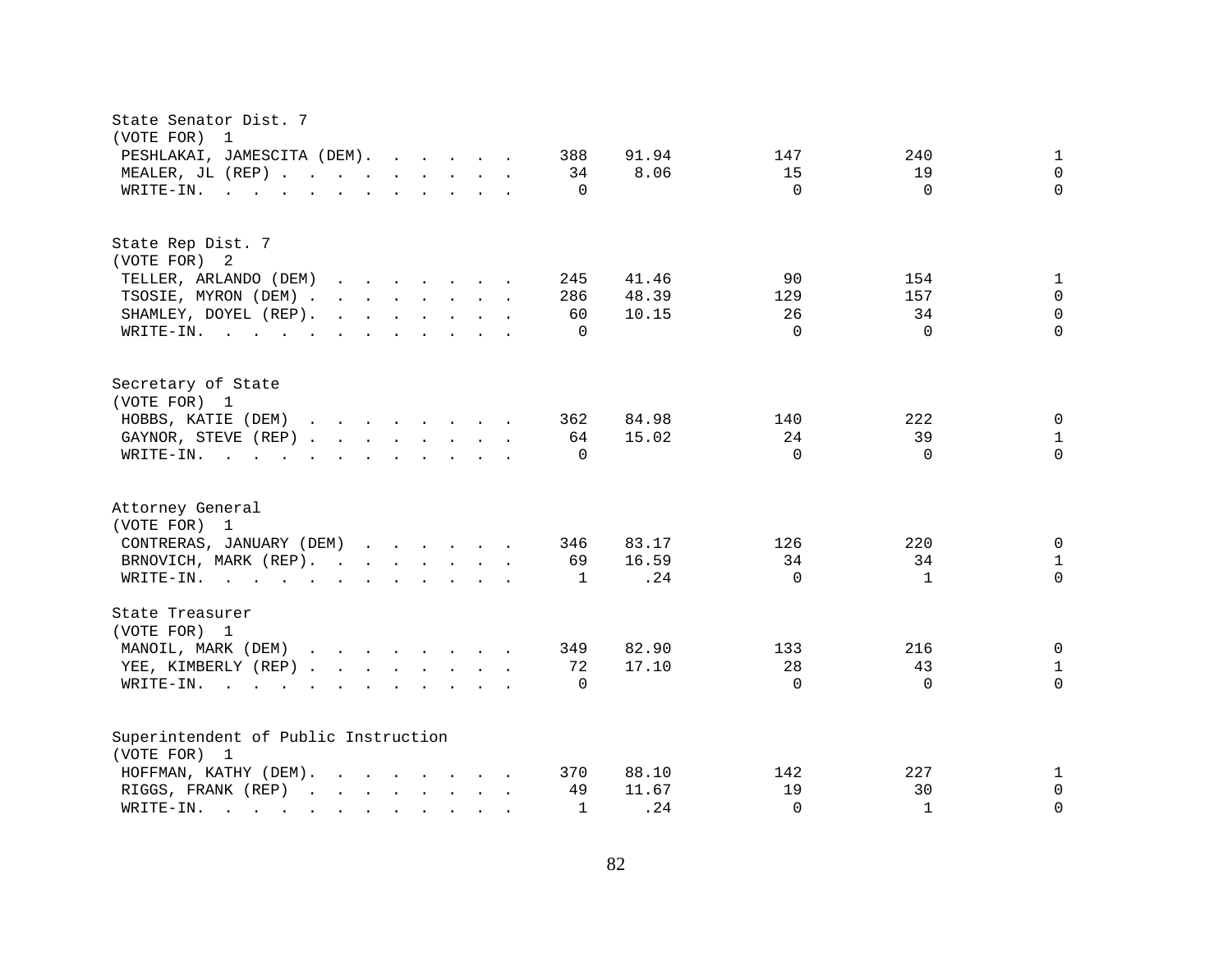State Senator Dist. 7
(VOTE FOR) 1

| Candidate | Total | Percent | | | |
|---|---|---|---|---|---|
| PESHLAKAI, JAMESCITA (DEM) | 388 | 91.94 | 147 | 240 | 1 |
| MEALER, JL (REP) | 34 | 8.06 | 15 | 19 | 0 |
| WRITE-IN. | 0 | | 0 | 0 | 0 |

State Rep Dist. 7
(VOTE FOR) 2

| Candidate | Total | Percent | | | |
|---|---|---|---|---|---|
| TELLER, ARLANDO (DEM) | 245 | 41.46 | 90 | 154 | 1 |
| TSOSIE, MYRON (DEM) | 286 | 48.39 | 129 | 157 | 0 |
| SHAMLEY, DOYEL (REP) | 60 | 10.15 | 26 | 34 | 0 |
| WRITE-IN. | 0 | | 0 | 0 | 0 |

Secretary of State
(VOTE FOR) 1

| Candidate | Total | Percent | | | |
|---|---|---|---|---|---|
| HOBBS, KATIE (DEM) | 362 | 84.98 | 140 | 222 | 0 |
| GAYNOR, STEVE (REP) | 64 | 15.02 | 24 | 39 | 1 |
| WRITE-IN. | 0 | | 0 | 0 | 0 |

Attorney General
(VOTE FOR) 1

| Candidate | Total | Percent | | | |
|---|---|---|---|---|---|
| CONTRERAS, JANUARY (DEM) | 346 | 83.17 | 126 | 220 | 0 |
| BRNOVICH, MARK (REP) | 69 | 16.59 | 34 | 34 | 1 |
| WRITE-IN. | 1 | .24 | 0 | 1 | 0 |

State Treasurer
(VOTE FOR) 1

| Candidate | Total | Percent | | | |
|---|---|---|---|---|---|
| MANOIL, MARK (DEM) | 349 | 82.90 | 133 | 216 | 0 |
| YEE, KIMBERLY (REP) | 72 | 17.10 | 28 | 43 | 1 |
| WRITE-IN. | 0 | | 0 | 0 | 0 |

Superintendent of Public Instruction
(VOTE FOR) 1

| Candidate | Total | Percent | | | |
|---|---|---|---|---|---|
| HOFFMAN, KATHY (DEM) | 370 | 88.10 | 142 | 227 | 1 |
| RIGGS, FRANK (REP) | 49 | 11.67 | 19 | 30 | 0 |
| WRITE-IN. | 1 | .24 | 0 | 1 | 0 |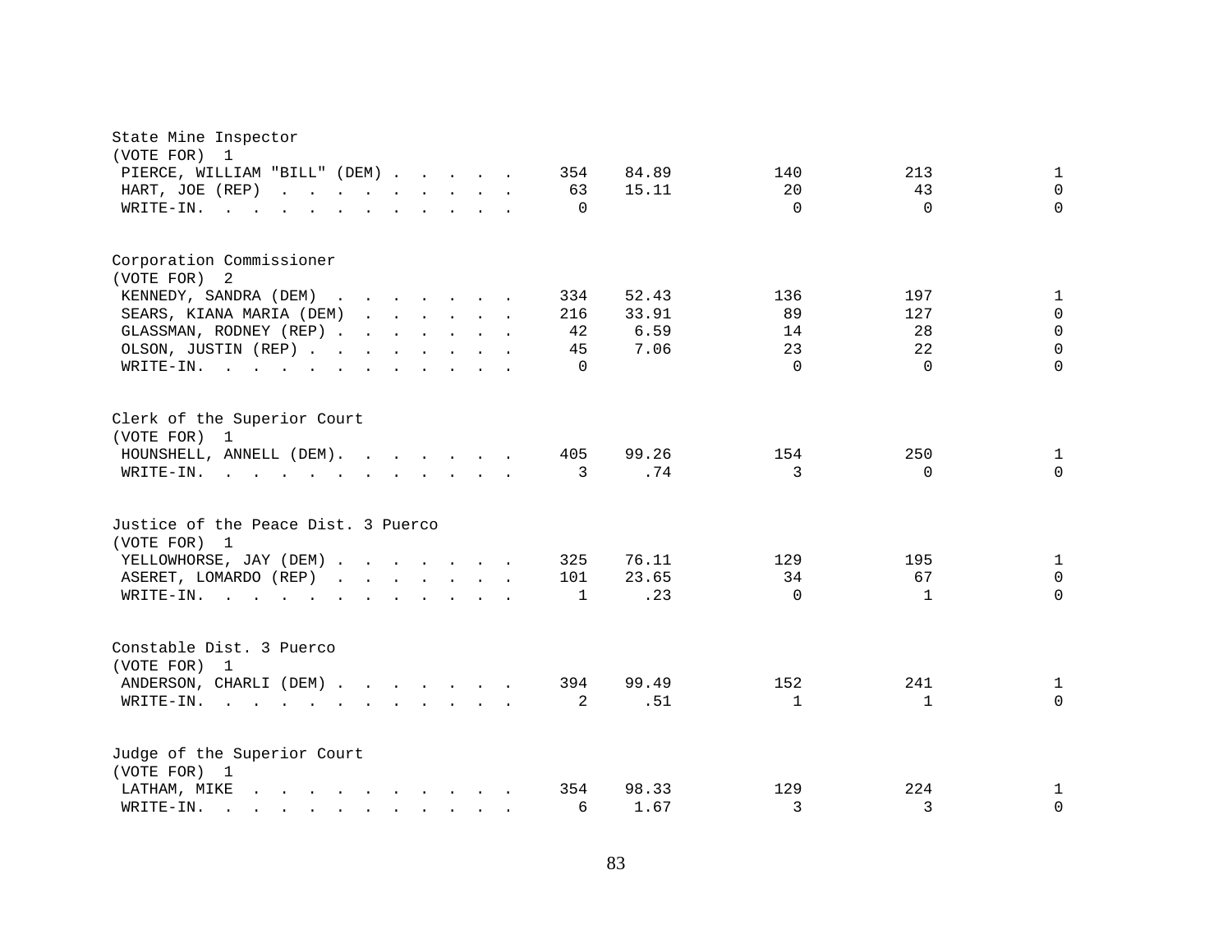State Mine Inspector
(VOTE FOR) 1

| Candidate | Total | Percent | | | |
|---|---|---|---|---|---|
| PIERCE, WILLIAM "BILL" (DEM) | 354 | 84.89 | 140 | 213 | 1 |
| HART, JOE (REP) | 63 | 15.11 | 20 | 43 | 0 |
| WRITE-IN. | 0 | | 0 | 0 | 0 |

Corporation Commissioner
(VOTE FOR) 2

| Candidate | Total | Percent | | | |
|---|---|---|---|---|---|
| KENNEDY, SANDRA (DEM) | 334 | 52.43 | 136 | 197 | 1 |
| SEARS, KIANA MARIA (DEM) | 216 | 33.91 | 89 | 127 | 0 |
| GLASSMAN, RODNEY (REP) | 42 | 6.59 | 14 | 28 | 0 |
| OLSON, JUSTIN (REP) | 45 | 7.06 | 23 | 22 | 0 |
| WRITE-IN. | 0 | | 0 | 0 | 0 |

Clerk of the Superior Court
(VOTE FOR) 1

| Candidate | Total | Percent | | | |
|---|---|---|---|---|---|
| HOUNSHELL, ANNELL (DEM) | 405 | 99.26 | 154 | 250 | 1 |
| WRITE-IN. | 3 | .74 | 3 | 0 | 0 |

Justice of the Peace Dist. 3 Puerco
(VOTE FOR) 1

| Candidate | Total | Percent | | | |
|---|---|---|---|---|---|
| YELLOWHORSE, JAY (DEM) | 325 | 76.11 | 129 | 195 | 1 |
| ASERET, LOMARDO (REP) | 101 | 23.65 | 34 | 67 | 0 |
| WRITE-IN. | 1 | .23 | 0 | 1 | 0 |

Constable Dist. 3 Puerco
(VOTE FOR) 1

| Candidate | Total | Percent | | | |
|---|---|---|---|---|---|
| ANDERSON, CHARLI (DEM) | 394 | 99.49 | 152 | 241 | 1 |
| WRITE-IN. | 2 | .51 | 1 | 1 | 0 |

Judge of the Superior Court
(VOTE FOR) 1

| Candidate | Total | Percent | | | |
|---|---|---|---|---|---|
| LATHAM, MIKE | 354 | 98.33 | 129 | 224 | 1 |
| WRITE-IN. | 6 | 1.67 | 3 | 3 | 0 |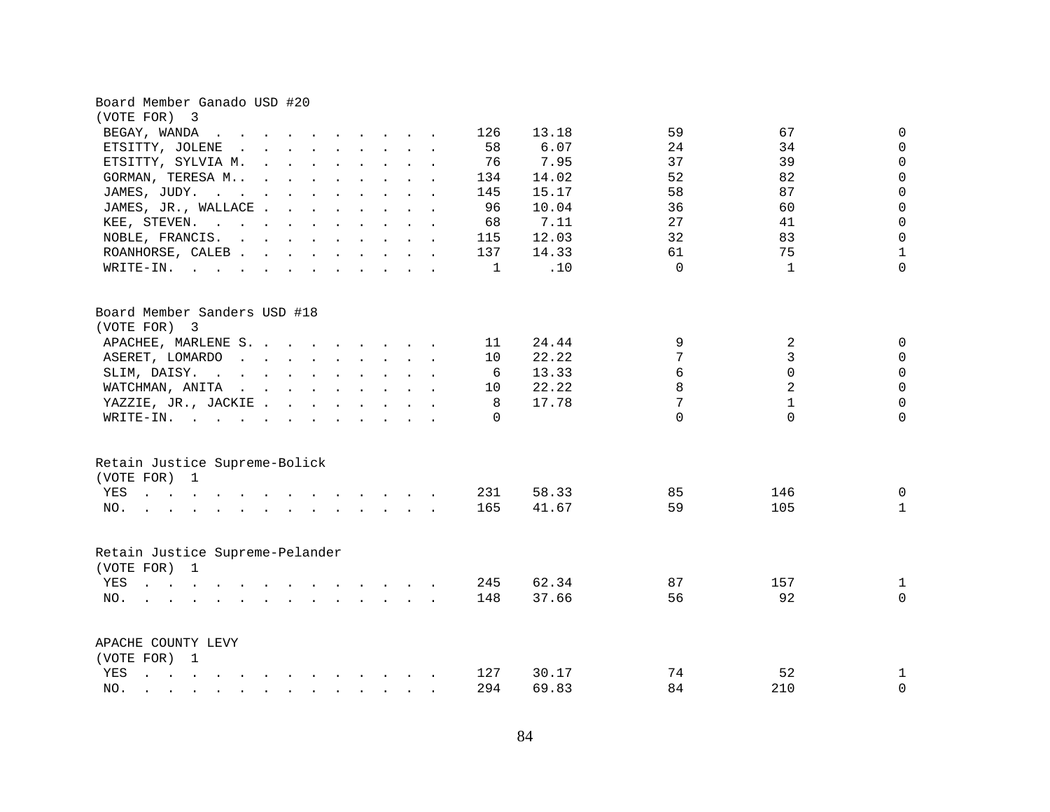## Board Member Ganado USD #20
(VOTE FOR) 3

| Candidate | Votes | Percent | | | |
|---|---|---|---|---|---|
| BEGAY, WANDA | 126 | 13.18 | 59 | 67 | 0 |
| ETSITTY, JOLENE | 58 | 6.07 | 24 | 34 | 0 |
| ETSITTY, SYLVIA M. | 76 | 7.95 | 37 | 39 | 0 |
| GORMAN, TERESA M.. | 134 | 14.02 | 52 | 82 | 0 |
| JAMES, JUDY. | 145 | 15.17 | 58 | 87 | 0 |
| JAMES, JR., WALLACE | 96 | 10.04 | 36 | 60 | 0 |
| KEE, STEVEN. | 68 | 7.11 | 27 | 41 | 0 |
| NOBLE, FRANCIS. | 115 | 12.03 | 32 | 83 | 0 |
| ROANHORSE, CALEB | 137 | 14.33 | 61 | 75 | 1 |
| WRITE-IN. | 1 | .10 | 0 | 1 | 0 |

## Board Member Sanders USD #18
(VOTE FOR) 3

| Candidate | Votes | Percent | | | |
|---|---|---|---|---|---|
| APACHEE, MARLENE S. | 11 | 24.44 | 9 | 2 | 0 |
| ASERET, LOMARDO | 10 | 22.22 | 7 | 3 | 0 |
| SLIM, DAISY. | 6 | 13.33 | 6 | 0 | 0 |
| WATCHMAN, ANITA | 10 | 22.22 | 8 | 2 | 0 |
| YAZZIE, JR., JACKIE | 8 | 17.78 | 7 | 1 | 0 |
| WRITE-IN. | 0 | | 0 | 0 | 0 |

## Retain Justice Supreme-Bolick
(VOTE FOR) 1

| Choice | Votes | Percent | | | |
|---|---|---|---|---|---|
| YES | 231 | 58.33 | 85 | 146 | 0 |
| NO. | 165 | 41.67 | 59 | 105 | 1 |

## Retain Justice Supreme-Pelander
(VOTE FOR) 1

| Choice | Votes | Percent | | | |
|---|---|---|---|---|---|
| YES | 245 | 62.34 | 87 | 157 | 1 |
| NO. | 148 | 37.66 | 56 | 92 | 0 |

## APACHE COUNTY LEVY
(VOTE FOR) 1

| Choice | Votes | Percent | | | |
|---|---|---|---|---|---|
| YES | 127 | 30.17 | 74 | 52 | 1 |
| NO. | 294 | 69.83 | 84 | 210 | 0 |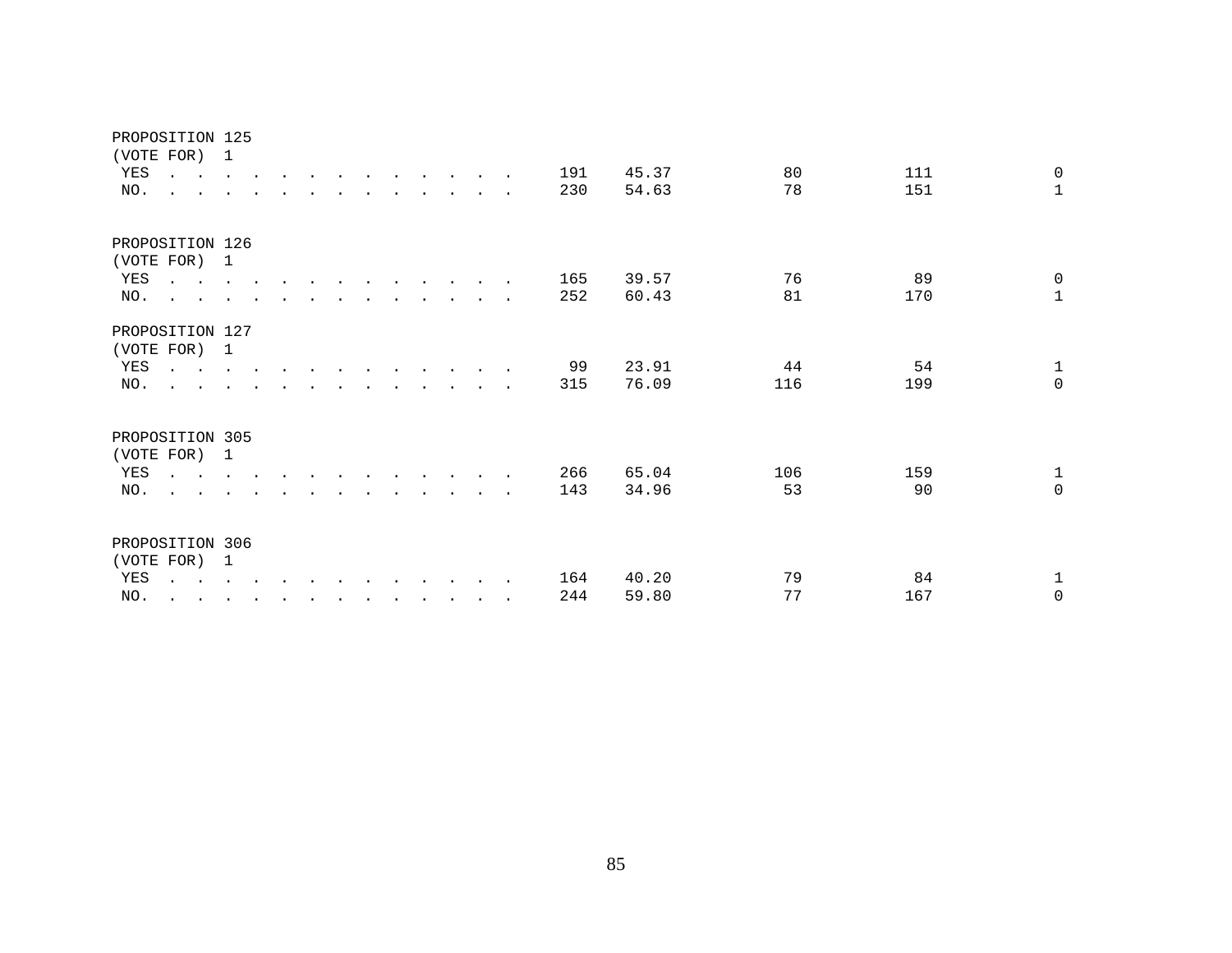```
PROPOSITION 125
(VOTE FOR)  1
 YES  . . . . . . . . . . . . . .     191    45.37          80          111           0
 NO.  . . . . . . . . . . . . . .     230    54.63          78          151           1


PROPOSITION 126
(VOTE FOR)  1
 YES  . . . . . . . . . . . . . .     165    39.57          76           89           0
 NO.  . . . . . . . . . . . . . .     252    60.43          81          170           1

PROPOSITION 127
(VOTE FOR)  1
 YES  . . . . . . . . . . . . . .      99    23.91          44           54           1
 NO.  . . . . . . . . . . . . . .     315    76.09         116          199           0


PROPOSITION 305
(VOTE FOR)  1
 YES  . . . . . . . . . . . . . .     266    65.04         106          159           1
 NO.  . . . . . . . . . . . . . .     143    34.96          53           90           0


PROPOSITION 306
(VOTE FOR)  1
 YES  . . . . . . . . . . . . . .     164    40.20          79           84           1
 NO.  . . . . . . . . . . . . . .     244    59.80          77          167           0
```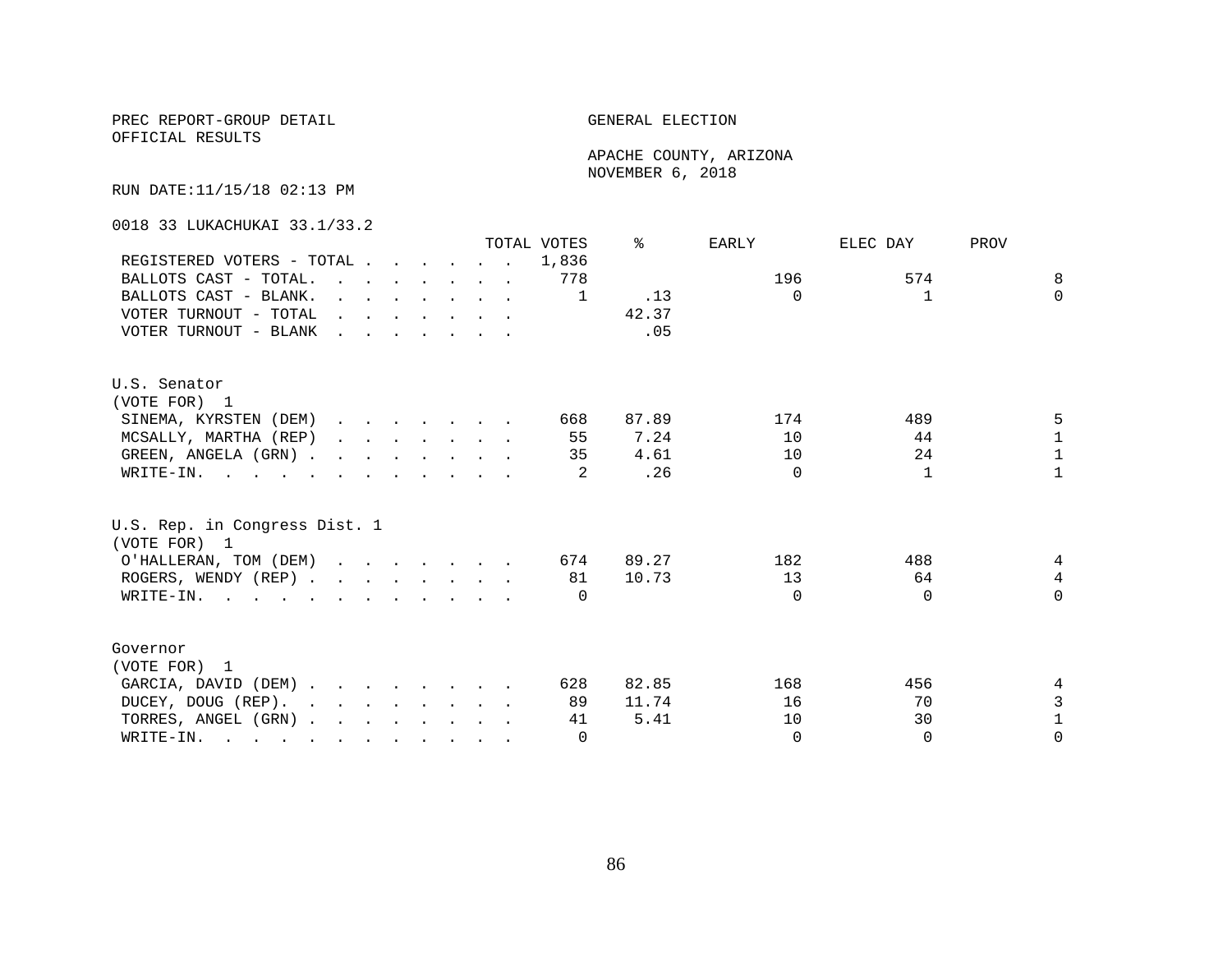PREC REPORT-GROUP DETAIL

OFFICIAL RESULTS

GENERAL ELECTION

APACHE COUNTY, ARIZONA
NOVEMBER 6, 2018

RUN DATE:11/15/18 02:13 PM

0018 33 LUKACHUKAI 33.1/33.2

| | TOTAL VOTES | % | EARLY | ELEC DAY | PROV |
|---|---|---|---|---|---|
| REGISTERED VOTERS - TOTAL | 1,836 | | | | |
| BALLOTS CAST - TOTAL. | 778 | | 196 | 574 | 8 |
| BALLOTS CAST - BLANK. | 1 | .13 | 0 | 1 | 0 |
| VOTER TURNOUT - TOTAL | | 42.37 | | | |
| VOTER TURNOUT - BLANK | | .05 | | | |

U.S. Senator
(VOTE FOR) 1

| | TOTAL VOTES | % | EARLY | ELEC DAY | PROV |
|---|---|---|---|---|---|
| SINEMA, KYRSTEN (DEM) | 668 | 87.89 | 174 | 489 | 5 |
| MCSALLY, MARTHA (REP) | 55 | 7.24 | 10 | 44 | 1 |
| GREEN, ANGELA (GRN) | 35 | 4.61 | 10 | 24 | 1 |
| WRITE-IN. | 2 | .26 | 0 | 1 | 1 |

U.S. Rep. in Congress Dist. 1
(VOTE FOR) 1

| | TOTAL VOTES | % | EARLY | ELEC DAY | PROV |
|---|---|---|---|---|---|
| O'HALLERAN, TOM (DEM) | 674 | 89.27 | 182 | 488 | 4 |
| ROGERS, WENDY (REP) | 81 | 10.73 | 13 | 64 | 4 |
| WRITE-IN. | 0 | | 0 | 0 | 0 |

Governor
(VOTE FOR) 1

| | TOTAL VOTES | % | EARLY | ELEC DAY | PROV |
|---|---|---|---|---|---|
| GARCIA, DAVID (DEM) | 628 | 82.85 | 168 | 456 | 4 |
| DUCEY, DOUG (REP). | 89 | 11.74 | 16 | 70 | 3 |
| TORRES, ANGEL (GRN) | 41 | 5.41 | 10 | 30 | 1 |
| WRITE-IN. | 0 | | 0 | 0 | 0 |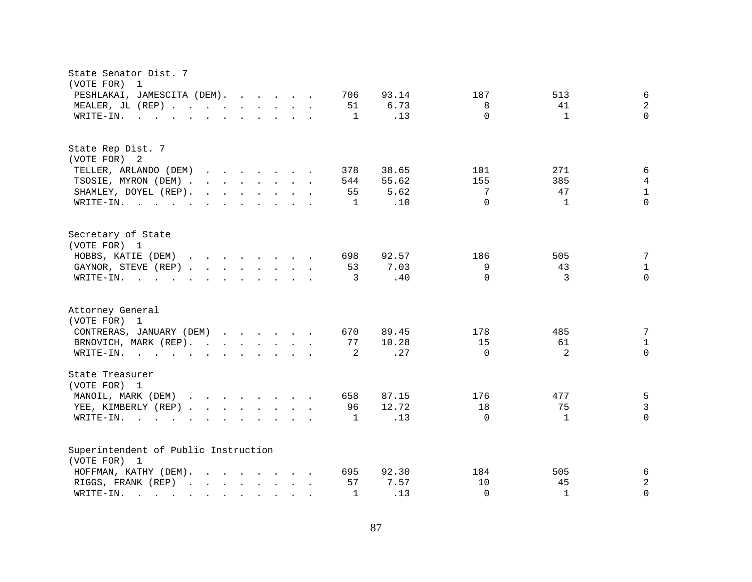State Senator Dist. 7
(VOTE FOR) 1

| Candidate | Total | Percent | | | |
|---|---|---|---|---|---|
| PESHLAKAI, JAMESCITA (DEM) | 706 | 93.14 | 187 | 513 | 6 |
| MEALER, JL (REP) | 51 | 6.73 | 8 | 41 | 2 |
| WRITE-IN. | 1 | .13 | 0 | 1 | 0 |

State Rep Dist. 7
(VOTE FOR) 2

| Candidate | Total | Percent | | | |
|---|---|---|---|---|---|
| TELLER, ARLANDO (DEM) | 378 | 38.65 | 101 | 271 | 6 |
| TSOSIE, MYRON (DEM) | 544 | 55.62 | 155 | 385 | 4 |
| SHAMLEY, DOYEL (REP) | 55 | 5.62 | 7 | 47 | 1 |
| WRITE-IN. | 1 | .10 | 0 | 1 | 0 |

Secretary of State
(VOTE FOR) 1

| Candidate | Total | Percent | | | |
|---|---|---|---|---|---|
| HOBBS, KATIE (DEM) | 698 | 92.57 | 186 | 505 | 7 |
| GAYNOR, STEVE (REP) | 53 | 7.03 | 9 | 43 | 1 |
| WRITE-IN. | 3 | .40 | 0 | 3 | 0 |

Attorney General
(VOTE FOR) 1

| Candidate | Total | Percent | | | |
|---|---|---|---|---|---|
| CONTRERAS, JANUARY (DEM) | 670 | 89.45 | 178 | 485 | 7 |
| BRNOVICH, MARK (REP) | 77 | 10.28 | 15 | 61 | 1 |
| WRITE-IN. | 2 | .27 | 0 | 2 | 0 |

State Treasurer
(VOTE FOR) 1

| Candidate | Total | Percent | | | |
|---|---|---|---|---|---|
| MANOIL, MARK (DEM) | 658 | 87.15 | 176 | 477 | 5 |
| YEE, KIMBERLY (REP) | 96 | 12.72 | 18 | 75 | 3 |
| WRITE-IN. | 1 | .13 | 0 | 1 | 0 |

Superintendent of Public Instruction
(VOTE FOR) 1

| Candidate | Total | Percent | | | |
|---|---|---|---|---|---|
| HOFFMAN, KATHY (DEM) | 695 | 92.30 | 184 | 505 | 6 |
| RIGGS, FRANK (REP) | 57 | 7.57 | 10 | 45 | 2 |
| WRITE-IN. | 1 | .13 | 0 | 1 | 0 |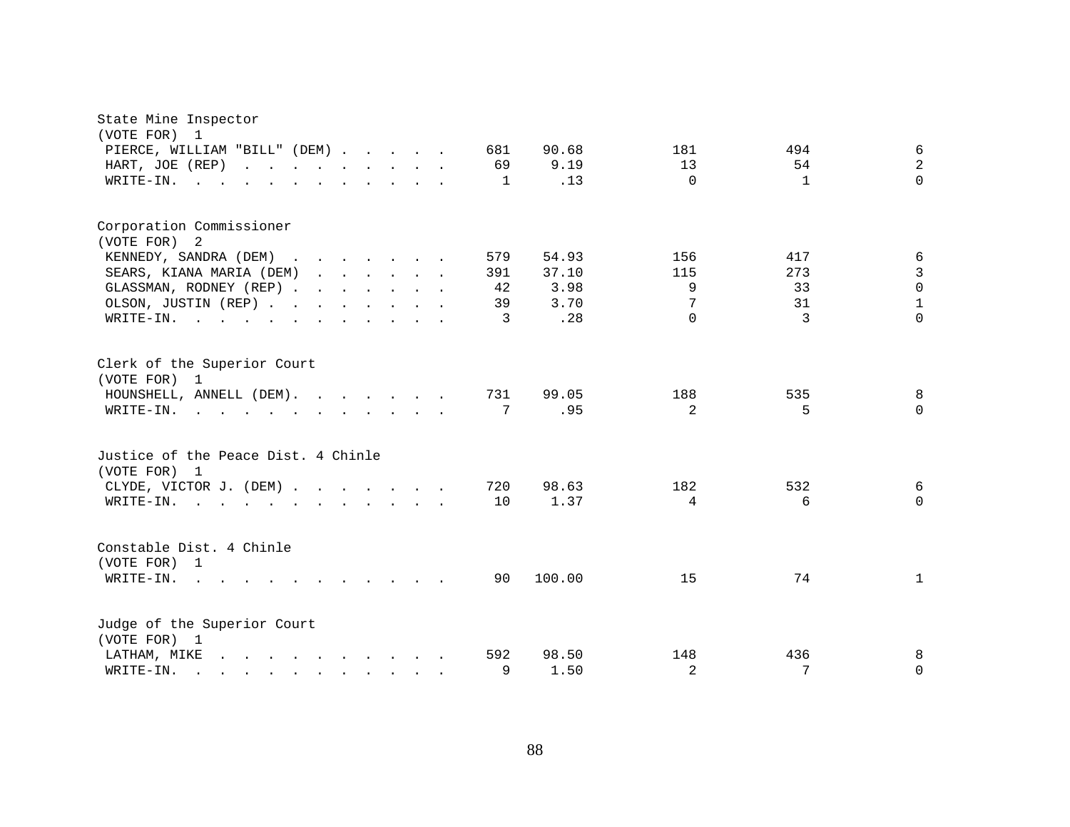State Mine Inspector
(VOTE FOR) 1

| | | | | | |
|---|---|---|---|---|---|
| PIERCE, WILLIAM "BILL" (DEM) | 681 | 90.68 | 181 | 494 | 6 |
| HART, JOE (REP) | 69 | 9.19 | 13 | 54 | 2 |
| WRITE-IN. | 1 | .13 | 0 | 1 | 0 |

Corporation Commissioner
(VOTE FOR) 2

| | | | | | |
|---|---|---|---|---|---|
| KENNEDY, SANDRA (DEM) | 579 | 54.93 | 156 | 417 | 6 |
| SEARS, KIANA MARIA (DEM) | 391 | 37.10 | 115 | 273 | 3 |
| GLASSMAN, RODNEY (REP) | 42 | 3.98 | 9 | 33 | 0 |
| OLSON, JUSTIN (REP) | 39 | 3.70 | 7 | 31 | 1 |
| WRITE-IN. | 3 | .28 | 0 | 3 | 0 |

Clerk of the Superior Court
(VOTE FOR) 1

| | | | | | |
|---|---|---|---|---|---|
| HOUNSHELL, ANNELL (DEM). | 731 | 99.05 | 188 | 535 | 8 |
| WRITE-IN. | 7 | .95 | 2 | 5 | 0 |

Justice of the Peace Dist. 4 Chinle
(VOTE FOR) 1

| | | | | | |
|---|---|---|---|---|---|
| CLYDE, VICTOR J. (DEM) | 720 | 98.63 | 182 | 532 | 6 |
| WRITE-IN. | 10 | 1.37 | 4 | 6 | 0 |

Constable Dist. 4 Chinle
(VOTE FOR) 1

| | | | | | |
|---|---|---|---|---|---|
| WRITE-IN. | 90 | 100.00 | 15 | 74 | 1 |

Judge of the Superior Court
(VOTE FOR) 1

| | | | | | |
|---|---|---|---|---|---|
| LATHAM, MIKE | 592 | 98.50 | 148 | 436 | 8 |
| WRITE-IN. | 9 | 1.50 | 2 | 7 | 0 |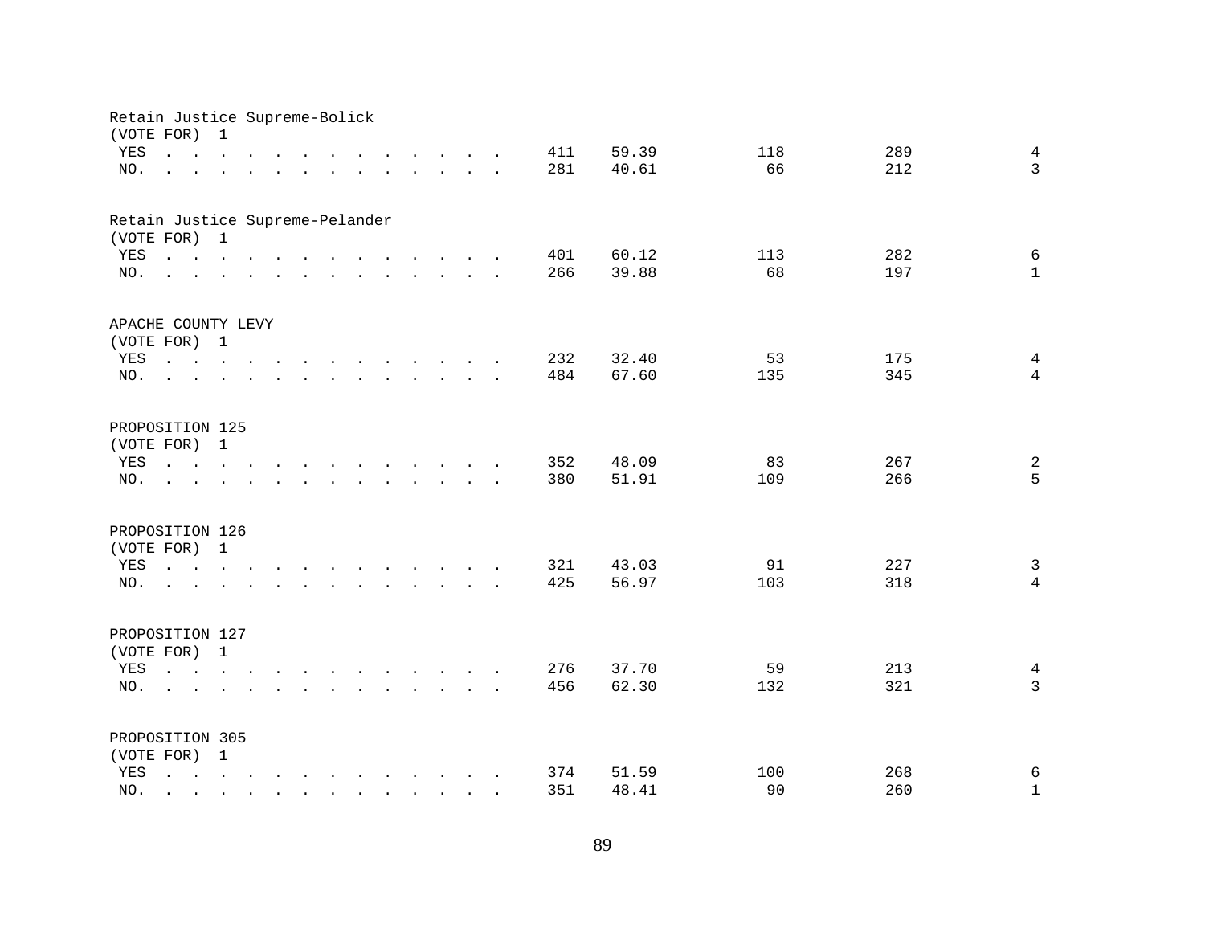Retain Justice Supreme-Bolick
(VOTE FOR) 1

| | | | | | |
|---|---|---|---|---|---|
| YES . . . . . . . . . . . . . . | 411 | 59.39 | 118 | 289 | 4 |
| NO. . . . . . . . . . . . . . . | 281 | 40.61 | 66 | 212 | 3 |

Retain Justice Supreme-Pelander
(VOTE FOR) 1

| | | | | | |
|---|---|---|---|---|---|
| YES . . . . . . . . . . . . . . | 401 | 60.12 | 113 | 282 | 6 |
| NO. . . . . . . . . . . . . . . | 266 | 39.88 | 68 | 197 | 1 |

APACHE COUNTY LEVY
(VOTE FOR) 1

| | | | | | |
|---|---|---|---|---|---|
| YES . . . . . . . . . . . . . . | 232 | 32.40 | 53 | 175 | 4 |
| NO. . . . . . . . . . . . . . . | 484 | 67.60 | 135 | 345 | 4 |

PROPOSITION 125
(VOTE FOR) 1

| | | | | | |
|---|---|---|---|---|---|
| YES . . . . . . . . . . . . . . | 352 | 48.09 | 83 | 267 | 2 |
| NO. . . . . . . . . . . . . . . | 380 | 51.91 | 109 | 266 | 5 |

PROPOSITION 126
(VOTE FOR) 1

| | | | | | |
|---|---|---|---|---|---|
| YES . . . . . . . . . . . . . . | 321 | 43.03 | 91 | 227 | 3 |
| NO. . . . . . . . . . . . . . . | 425 | 56.97 | 103 | 318 | 4 |

PROPOSITION 127
(VOTE FOR) 1

| | | | | | |
|---|---|---|---|---|---|
| YES . . . . . . . . . . . . . . | 276 | 37.70 | 59 | 213 | 4 |
| NO. . . . . . . . . . . . . . . | 456 | 62.30 | 132 | 321 | 3 |

PROPOSITION 305
(VOTE FOR) 1

| | | | | | |
|---|---|---|---|---|---|
| YES . . . . . . . . . . . . . . | 374 | 51.59 | 100 | 268 | 6 |
| NO. . . . . . . . . . . . . . . | 351 | 48.41 | 90 | 260 | 1 |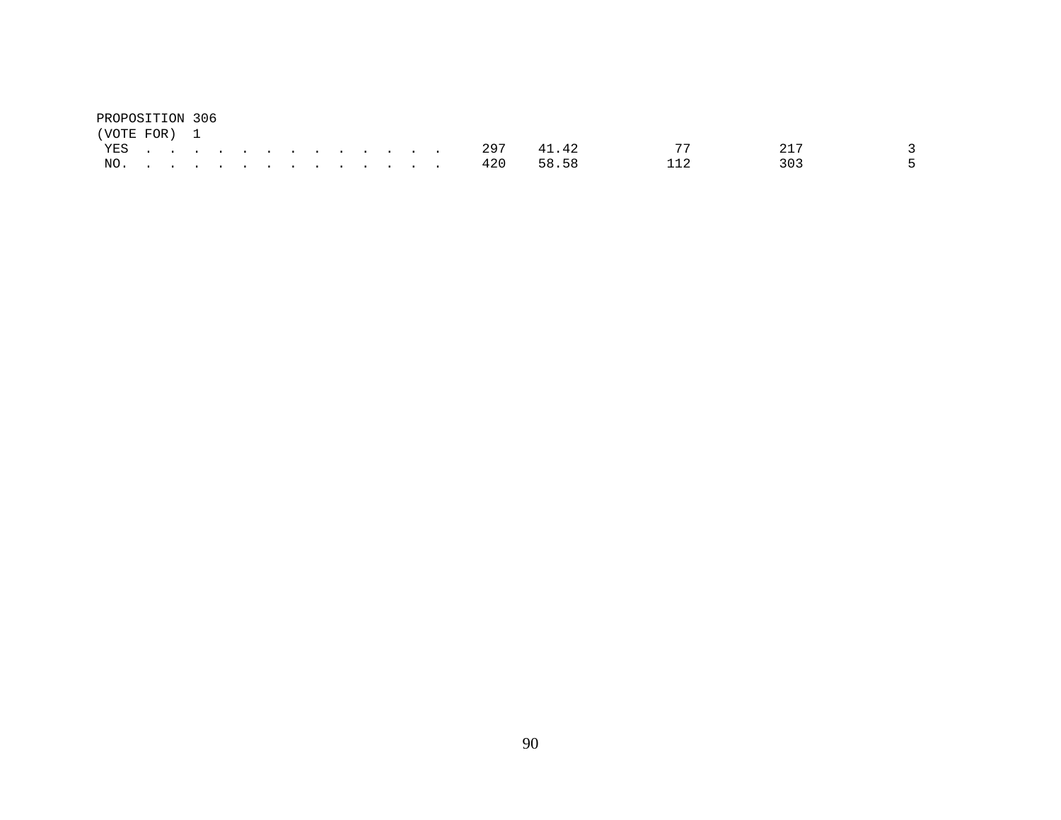PROPOSITION 306
(VOTE FOR) 1

| | | | | | |
|---|---|---|---|---|---|
| YES . . . . . . . . . . . . . . | 297 | 41.42 | 77 | 217 | 3 |
| NO. . . . . . . . . . . . . . . | 420 | 58.58 | 112 | 303 | 5 |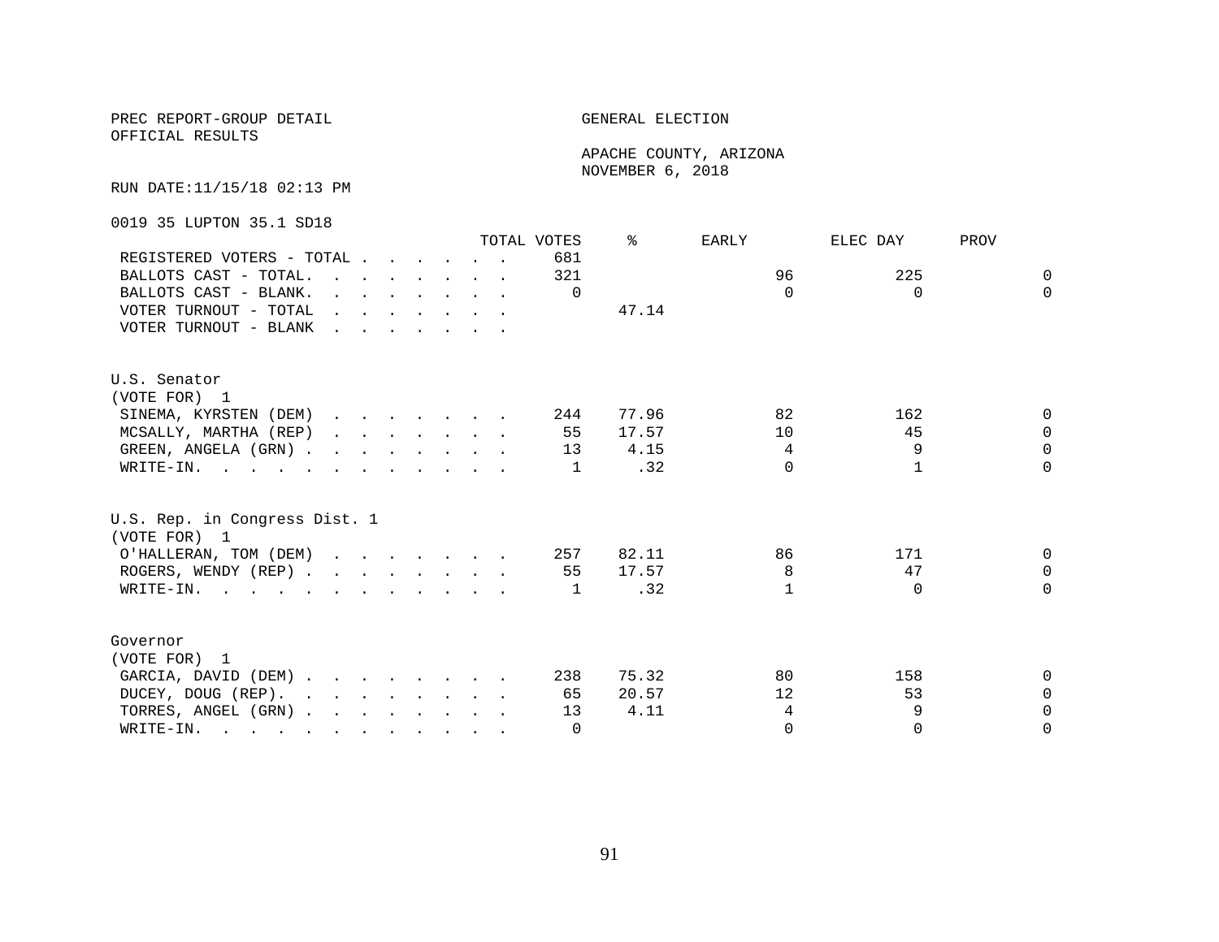PREC REPORT-GROUP DETAIL
OFFICIAL RESULTS

GENERAL ELECTION

APACHE COUNTY, ARIZONA
NOVEMBER 6, 2018

RUN DATE:11/15/18 02:13 PM

0019 35 LUPTON 35.1 SD18

| | TOTAL VOTES | % | EARLY | ELEC DAY | PROV |
|---|---|---|---|---|---|
| REGISTERED VOTERS - TOTAL | 681 | | | | |
| BALLOTS CAST - TOTAL. | 321 | | 96 | 225 | 0 |
| BALLOTS CAST - BLANK. | 0 | | 0 | 0 | 0 |
| VOTER TURNOUT - TOTAL | | 47.14 | | | |
| VOTER TURNOUT - BLANK | | | | | |

U.S. Senator
(VOTE FOR) 1

| | TOTAL VOTES | % | EARLY | ELEC DAY | PROV |
|---|---|---|---|---|---|
| SINEMA, KYRSTEN (DEM) | 244 | 77.96 | 82 | 162 | 0 |
| MCSALLY, MARTHA (REP) | 55 | 17.57 | 10 | 45 | 0 |
| GREEN, ANGELA (GRN) | 13 | 4.15 | 4 | 9 | 0 |
| WRITE-IN. | 1 | .32 | 0 | 1 | 0 |

U.S. Rep. in Congress Dist. 1
(VOTE FOR) 1

| | TOTAL VOTES | % | EARLY | ELEC DAY | PROV |
|---|---|---|---|---|---|
| O'HALLERAN, TOM (DEM) | 257 | 82.11 | 86 | 171 | 0 |
| ROGERS, WENDY (REP) | 55 | 17.57 | 8 | 47 | 0 |
| WRITE-IN. | 1 | .32 | 1 | 0 | 0 |

Governor
(VOTE FOR) 1

| | TOTAL VOTES | % | EARLY | ELEC DAY | PROV |
|---|---|---|---|---|---|
| GARCIA, DAVID (DEM) | 238 | 75.32 | 80 | 158 | 0 |
| DUCEY, DOUG (REP). | 65 | 20.57 | 12 | 53 | 0 |
| TORRES, ANGEL (GRN) | 13 | 4.11 | 4 | 9 | 0 |
| WRITE-IN. | 0 | | 0 | 0 | 0 |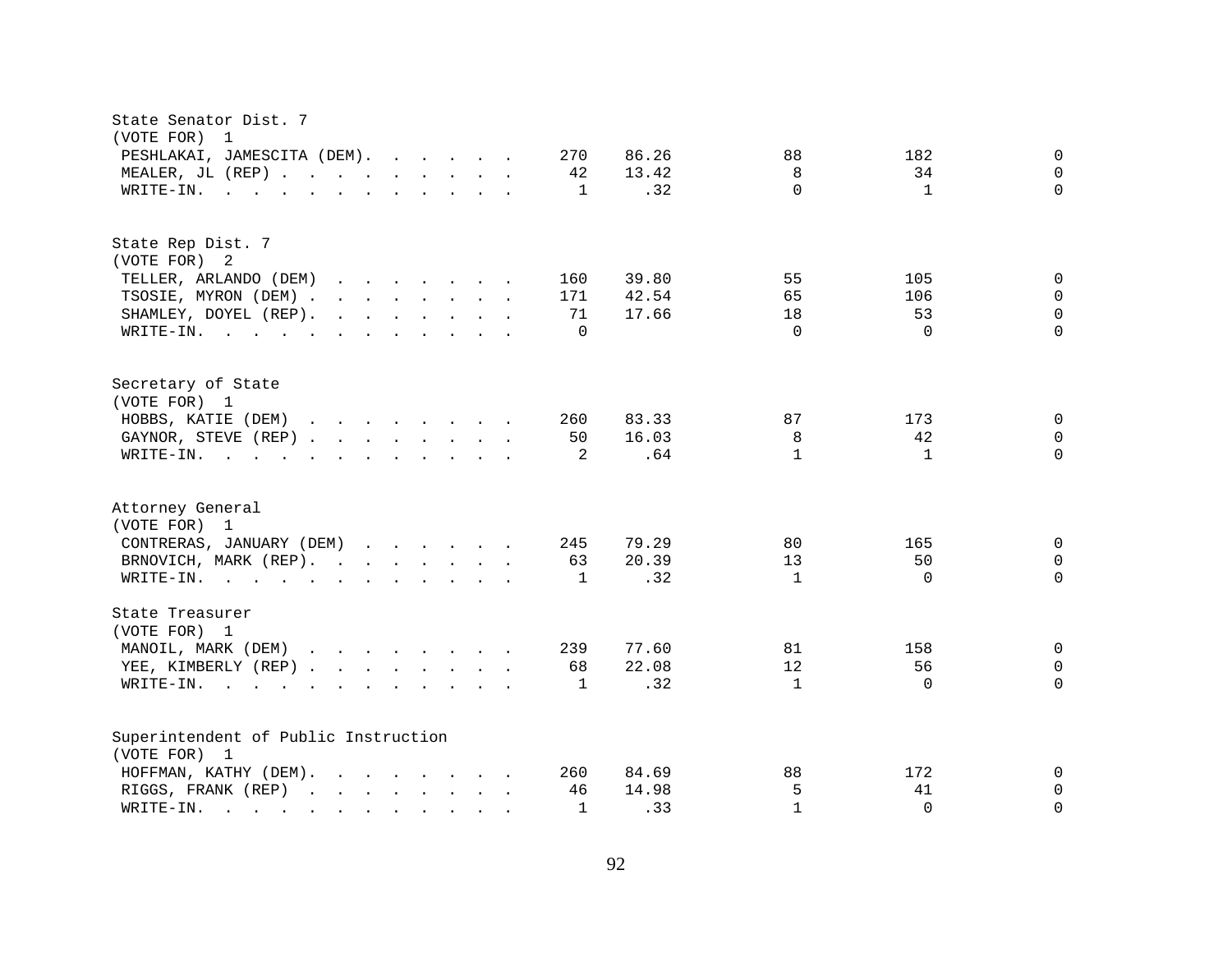State Senator Dist. 7
(VOTE FOR) 1

| Candidate | Total | % | | | |
|---|---|---|---|---|---|
| PESHLAKAI, JAMESCITA (DEM) | 270 | 86.26 | 88 | 182 | 0 |
| MEALER, JL (REP) | 42 | 13.42 | 8 | 34 | 0 |
| WRITE-IN. | 1 | .32 | 0 | 1 | 0 |

State Rep Dist. 7
(VOTE FOR) 2

| Candidate | Total | % | | | |
|---|---|---|---|---|---|
| TELLER, ARLANDO (DEM) | 160 | 39.80 | 55 | 105 | 0 |
| TSOSIE, MYRON (DEM) | 171 | 42.54 | 65 | 106 | 0 |
| SHAMLEY, DOYEL (REP) | 71 | 17.66 | 18 | 53 | 0 |
| WRITE-IN. | 0 | | 0 | 0 | 0 |

Secretary of State
(VOTE FOR) 1

| Candidate | Total | % | | | |
|---|---|---|---|---|---|
| HOBBS, KATIE (DEM) | 260 | 83.33 | 87 | 173 | 0 |
| GAYNOR, STEVE (REP) | 50 | 16.03 | 8 | 42 | 0 |
| WRITE-IN. | 2 | .64 | 1 | 1 | 0 |

Attorney General
(VOTE FOR) 1

| Candidate | Total | % | | | |
|---|---|---|---|---|---|
| CONTRERAS, JANUARY (DEM) | 245 | 79.29 | 80 | 165 | 0 |
| BRNOVICH, MARK (REP) | 63 | 20.39 | 13 | 50 | 0 |
| WRITE-IN. | 1 | .32 | 1 | 0 | 0 |

State Treasurer
(VOTE FOR) 1

| Candidate | Total | % | | | |
|---|---|---|---|---|---|
| MANOIL, MARK (DEM) | 239 | 77.60 | 81 | 158 | 0 |
| YEE, KIMBERLY (REP) | 68 | 22.08 | 12 | 56 | 0 |
| WRITE-IN. | 1 | .32 | 1 | 0 | 0 |

Superintendent of Public Instruction
(VOTE FOR) 1

| Candidate | Total | % | | | |
|---|---|---|---|---|---|
| HOFFMAN, KATHY (DEM) | 260 | 84.69 | 88 | 172 | 0 |
| RIGGS, FRANK (REP) | 46 | 14.98 | 5 | 41 | 0 |
| WRITE-IN. | 1 | .33 | 1 | 0 | 0 |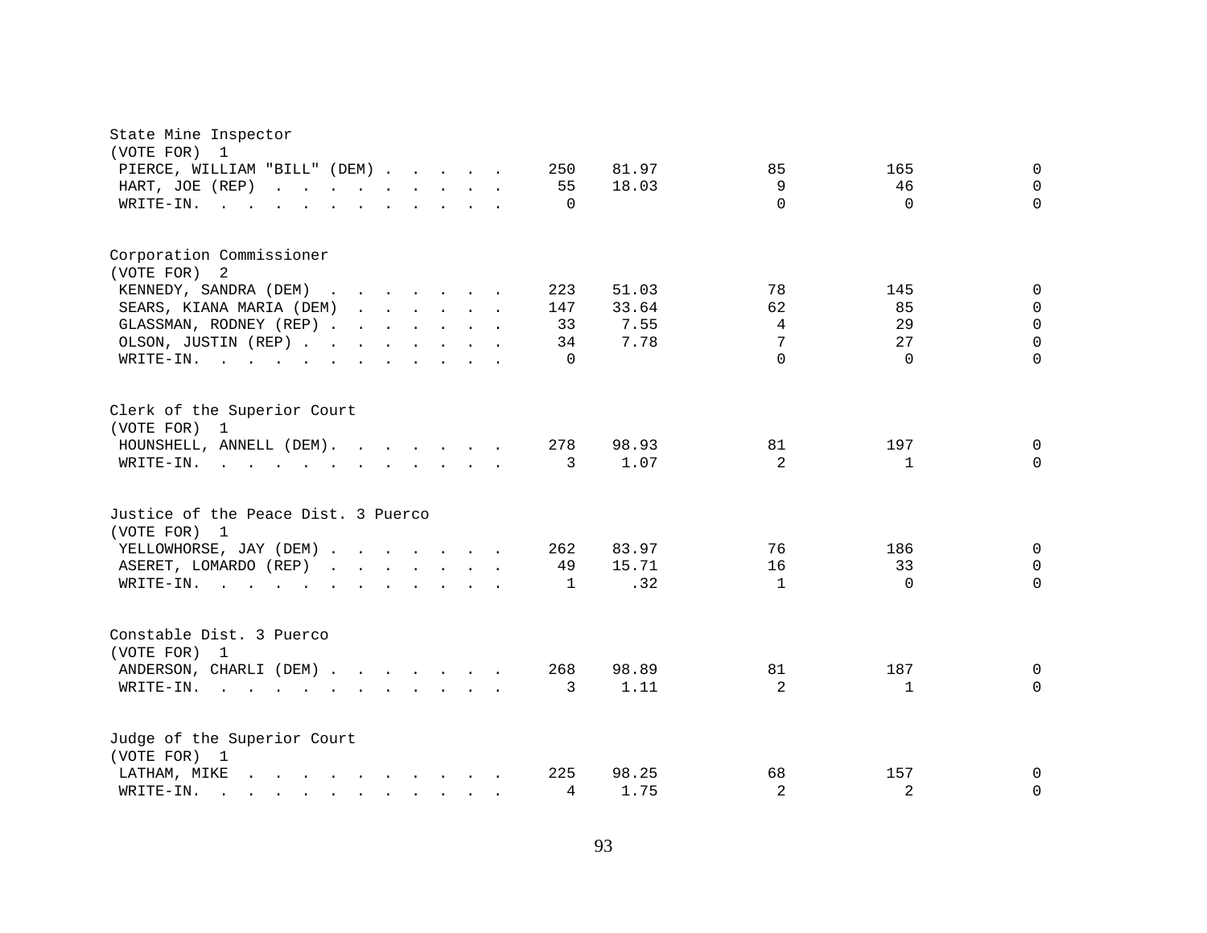State Mine Inspector
(VOTE FOR) 1

| Candidate | Total | Percent | | | |
|---|---|---|---|---|---|
| PIERCE, WILLIAM "BILL" (DEM) | 250 | 81.97 | 85 | 165 | 0 |
| HART, JOE (REP) | 55 | 18.03 | 9 | 46 | 0 |
| WRITE-IN. | 0 | | 0 | 0 | 0 |

Corporation Commissioner
(VOTE FOR) 2

| Candidate | Total | Percent | | | |
|---|---|---|---|---|---|
| KENNEDY, SANDRA (DEM) | 223 | 51.03 | 78 | 145 | 0 |
| SEARS, KIANA MARIA (DEM) | 147 | 33.64 | 62 | 85 | 0 |
| GLASSMAN, RODNEY (REP) | 33 | 7.55 | 4 | 29 | 0 |
| OLSON, JUSTIN (REP) | 34 | 7.78 | 7 | 27 | 0 |
| WRITE-IN. | 0 | | 0 | 0 | 0 |

Clerk of the Superior Court
(VOTE FOR) 1

| Candidate | Total | Percent | | | |
|---|---|---|---|---|---|
| HOUNSHELL, ANNELL (DEM) | 278 | 98.93 | 81 | 197 | 0 |
| WRITE-IN. | 3 | 1.07 | 2 | 1 | 0 |

Justice of the Peace Dist. 3 Puerco
(VOTE FOR) 1

| Candidate | Total | Percent | | | |
|---|---|---|---|---|---|
| YELLOWHORSE, JAY (DEM) | 262 | 83.97 | 76 | 186 | 0 |
| ASERET, LOMARDO (REP) | 49 | 15.71 | 16 | 33 | 0 |
| WRITE-IN. | 1 | .32 | 1 | 0 | 0 |

Constable Dist. 3 Puerco
(VOTE FOR) 1

| Candidate | Total | Percent | | | |
|---|---|---|---|---|---|
| ANDERSON, CHARLI (DEM) | 268 | 98.89 | 81 | 187 | 0 |
| WRITE-IN. | 3 | 1.11 | 2 | 1 | 0 |

Judge of the Superior Court
(VOTE FOR) 1

| Candidate | Total | Percent | | | |
|---|---|---|---|---|---|
| LATHAM, MIKE | 225 | 98.25 | 68 | 157 | 0 |
| WRITE-IN. | 4 | 1.75 | 2 | 2 | 0 |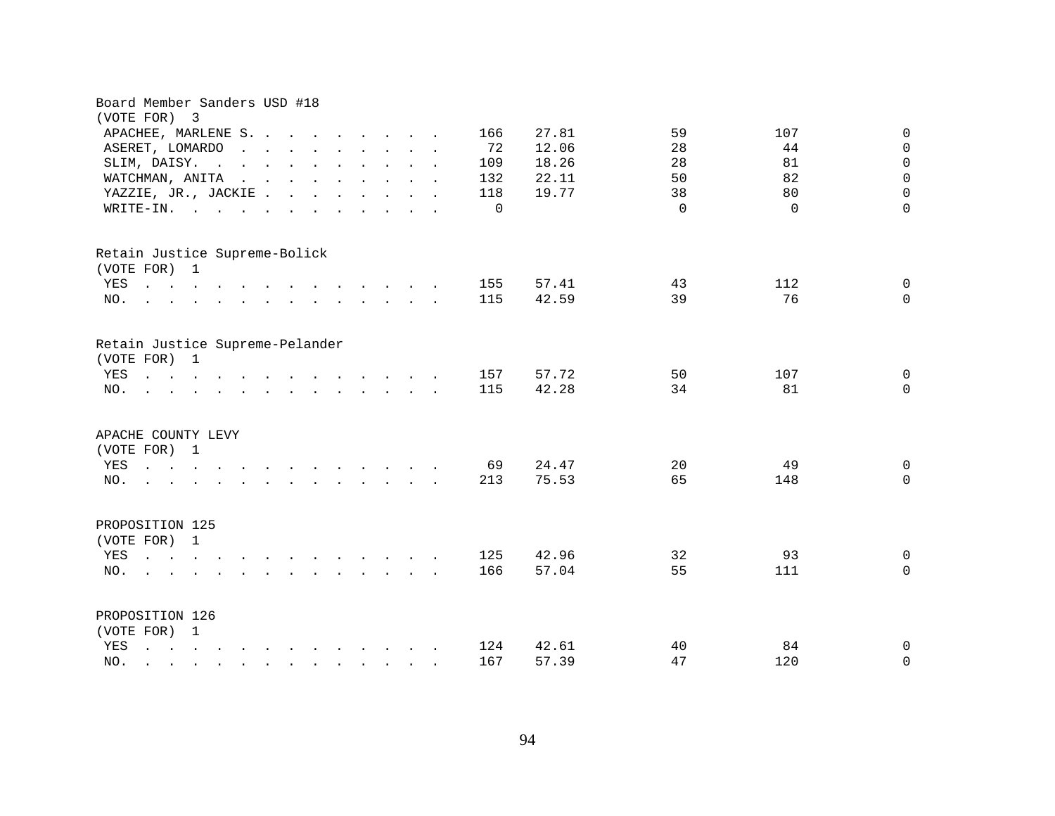Board Member Sanders USD #18
(VOTE FOR) 3

| Candidate | Total | Percent | | | |
|---|---|---|---|---|---|
| APACHEE, MARLENE S. | 166 | 27.81 | 59 | 107 | 0 |
| ASERET, LOMARDO | 72 | 12.06 | 28 | 44 | 0 |
| SLIM, DAISY. | 109 | 18.26 | 28 | 81 | 0 |
| WATCHMAN, ANITA | 132 | 22.11 | 50 | 82 | 0 |
| YAZZIE, JR., JACKIE | 118 | 19.77 | 38 | 80 | 0 |
| WRITE-IN. | 0 | | 0 | 0 | 0 |

Retain Justice Supreme-Bolick
(VOTE FOR) 1

| Choice | Total | Percent | | | |
|---|---|---|---|---|---|
| YES | 155 | 57.41 | 43 | 112 | 0 |
| NO. | 115 | 42.59 | 39 | 76 | 0 |

Retain Justice Supreme-Pelander
(VOTE FOR) 1

| Choice | Total | Percent | | | |
|---|---|---|---|---|---|
| YES | 157 | 57.72 | 50 | 107 | 0 |
| NO. | 115 | 42.28 | 34 | 81 | 0 |

APACHE COUNTY LEVY
(VOTE FOR) 1

| Choice | Total | Percent | | | |
|---|---|---|---|---|---|
| YES | 69 | 24.47 | 20 | 49 | 0 |
| NO. | 213 | 75.53 | 65 | 148 | 0 |

PROPOSITION 125
(VOTE FOR) 1

| Choice | Total | Percent | | | |
|---|---|---|---|---|---|
| YES | 125 | 42.96 | 32 | 93 | 0 |
| NO. | 166 | 57.04 | 55 | 111 | 0 |

PROPOSITION 126
(VOTE FOR) 1

| Choice | Total | Percent | | | |
|---|---|---|---|---|---|
| YES | 124 | 42.61 | 40 | 84 | 0 |
| NO. | 167 | 57.39 | 47 | 120 | 0 |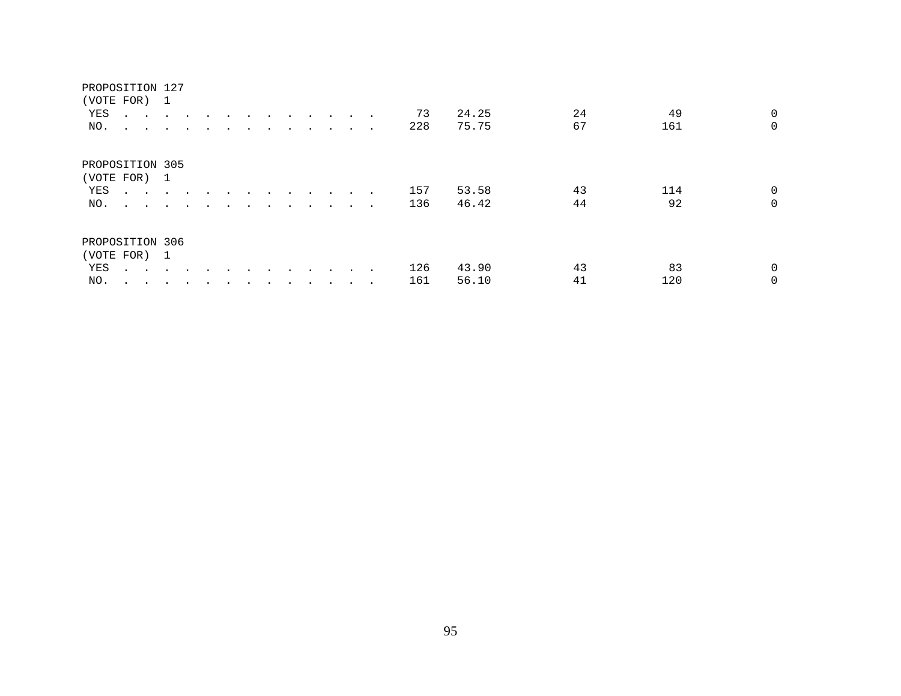PROPOSITION 127
(VOTE FOR) 1

| | | | | | |
|---|---|---|---|---|---|
| YES . . . . . . . . . . . . . . | 73 | 24.25 | 24 | 49 | 0 |
| NO. . . . . . . . . . . . . . . | 228 | 75.75 | 67 | 161 | 0 |

PROPOSITION 305
(VOTE FOR) 1

| | | | | | |
|---|---|---|---|---|---|
| YES . . . . . . . . . . . . . . | 157 | 53.58 | 43 | 114 | 0 |
| NO. . . . . . . . . . . . . . . | 136 | 46.42 | 44 | 92 | 0 |

PROPOSITION 306
(VOTE FOR) 1

| | | | | | |
|---|---|---|---|---|---|
| YES . . . . . . . . . . . . . . | 126 | 43.90 | 43 | 83 | 0 |
| NO. . . . . . . . . . . . . . . | 161 | 56.10 | 41 | 120 | 0 |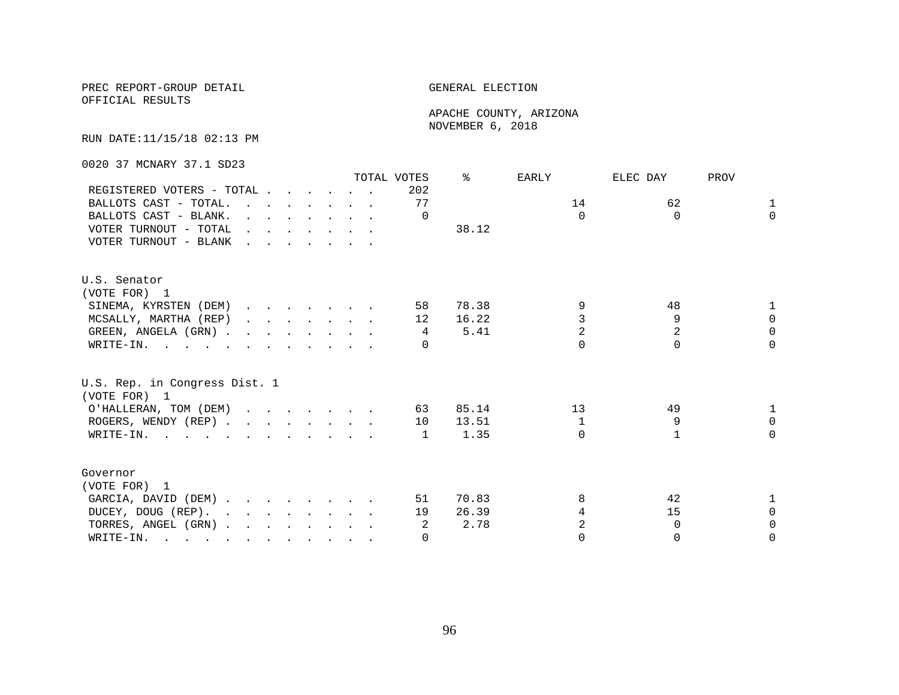PREC REPORT-GROUP DETAIL
OFFICIAL RESULTS

GENERAL ELECTION

APACHE COUNTY, ARIZONA
NOVEMBER 6, 2018

RUN DATE:11/15/18 02:13 PM

0020 37 MCNARY 37.1 SD23

| | TOTAL VOTES | % | EARLY | ELEC DAY | PROV |
|---|---|---|---|---|---|
| REGISTERED VOTERS - TOTAL | 202 | | | | |
| BALLOTS CAST - TOTAL. | 77 | | 14 | 62 | 1 |
| BALLOTS CAST - BLANK. | 0 | | 0 | 0 | 0 |
| VOTER TURNOUT - TOTAL | | 38.12 | | | |
| VOTER TURNOUT - BLANK | | | | | |

U.S. Senator
(VOTE FOR) 1

| | TOTAL VOTES | % | EARLY | ELEC DAY | PROV |
|---|---|---|---|---|---|
| SINEMA, KYRSTEN (DEM) | 58 | 78.38 | 9 | 48 | 1 |
| MCSALLY, MARTHA (REP) | 12 | 16.22 | 3 | 9 | 0 |
| GREEN, ANGELA (GRN) | 4 | 5.41 | 2 | 2 | 0 |
| WRITE-IN. | 0 | | 0 | 0 | 0 |

U.S. Rep. in Congress Dist. 1
(VOTE FOR) 1

| | TOTAL VOTES | % | EARLY | ELEC DAY | PROV |
|---|---|---|---|---|---|
| O'HALLERAN, TOM (DEM) | 63 | 85.14 | 13 | 49 | 1 |
| ROGERS, WENDY (REP) | 10 | 13.51 | 1 | 9 | 0 |
| WRITE-IN. | 1 | 1.35 | 0 | 1 | 0 |

Governor
(VOTE FOR) 1

| | TOTAL VOTES | % | EARLY | ELEC DAY | PROV |
|---|---|---|---|---|---|
| GARCIA, DAVID (DEM) | 51 | 70.83 | 8 | 42 | 1 |
| DUCEY, DOUG (REP). | 19 | 26.39 | 4 | 15 | 0 |
| TORRES, ANGEL (GRN) | 2 | 2.78 | 2 | 0 | 0 |
| WRITE-IN. | 0 | | 0 | 0 | 0 |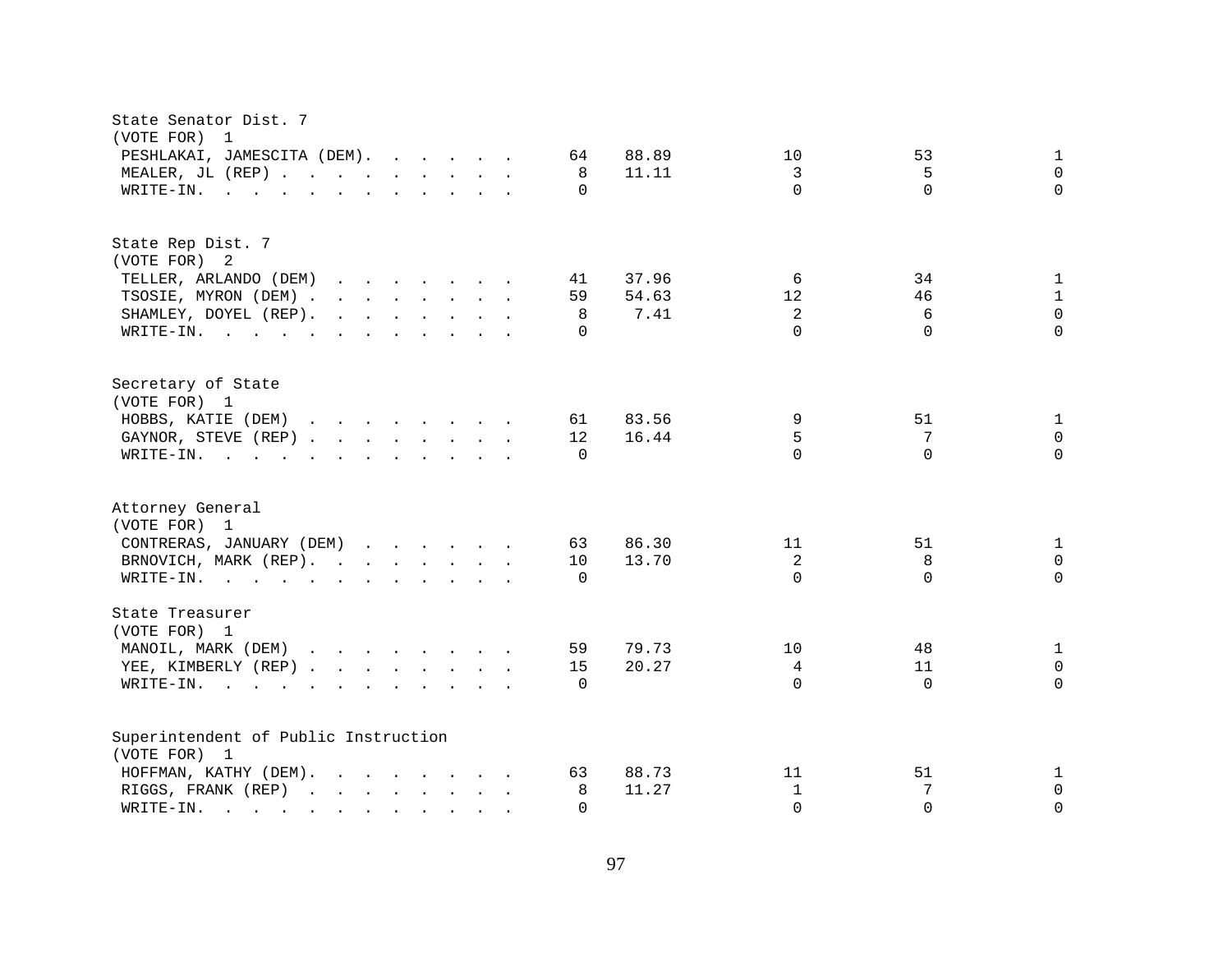State Senator Dist. 7
(VOTE FOR) 1

| Candidate | Votes | Percent | | | |
|---|---|---|---|---|---|
| PESHLAKAI, JAMESCITA (DEM) | 64 | 88.89 | 10 | 53 | 1 |
| MEALER, JL (REP) | 8 | 11.11 | 3 | 5 | 0 |
| WRITE-IN. | 0 | | 0 | 0 | 0 |

State Rep Dist. 7
(VOTE FOR) 2

| Candidate | Votes | Percent | | | |
|---|---|---|---|---|---|
| TELLER, ARLANDO (DEM) | 41 | 37.96 | 6 | 34 | 1 |
| TSOSIE, MYRON (DEM) | 59 | 54.63 | 12 | 46 | 1 |
| SHAMLEY, DOYEL (REP) | 8 | 7.41 | 2 | 6 | 0 |
| WRITE-IN. | 0 | | 0 | 0 | 0 |

Secretary of State
(VOTE FOR) 1

| Candidate | Votes | Percent | | | |
|---|---|---|---|---|---|
| HOBBS, KATIE (DEM) | 61 | 83.56 | 9 | 51 | 1 |
| GAYNOR, STEVE (REP) | 12 | 16.44 | 5 | 7 | 0 |
| WRITE-IN. | 0 | | 0 | 0 | 0 |

Attorney General
(VOTE FOR) 1

| Candidate | Votes | Percent | | | |
|---|---|---|---|---|---|
| CONTRERAS, JANUARY (DEM) | 63 | 86.30 | 11 | 51 | 1 |
| BRNOVICH, MARK (REP) | 10 | 13.70 | 2 | 8 | 0 |
| WRITE-IN. | 0 | | 0 | 0 | 0 |

State Treasurer
(VOTE FOR) 1

| Candidate | Votes | Percent | | | |
|---|---|---|---|---|---|
| MANOIL, MARK (DEM) | 59 | 79.73 | 10 | 48 | 1 |
| YEE, KIMBERLY (REP) | 15 | 20.27 | 4 | 11 | 0 |
| WRITE-IN. | 0 | | 0 | 0 | 0 |

Superintendent of Public Instruction
(VOTE FOR) 1

| Candidate | Votes | Percent | | | |
|---|---|---|---|---|---|
| HOFFMAN, KATHY (DEM) | 63 | 88.73 | 11 | 51 | 1 |
| RIGGS, FRANK (REP) | 8 | 11.27 | 1 | 7 | 0 |
| WRITE-IN. | 0 | | 0 | 0 | 0 |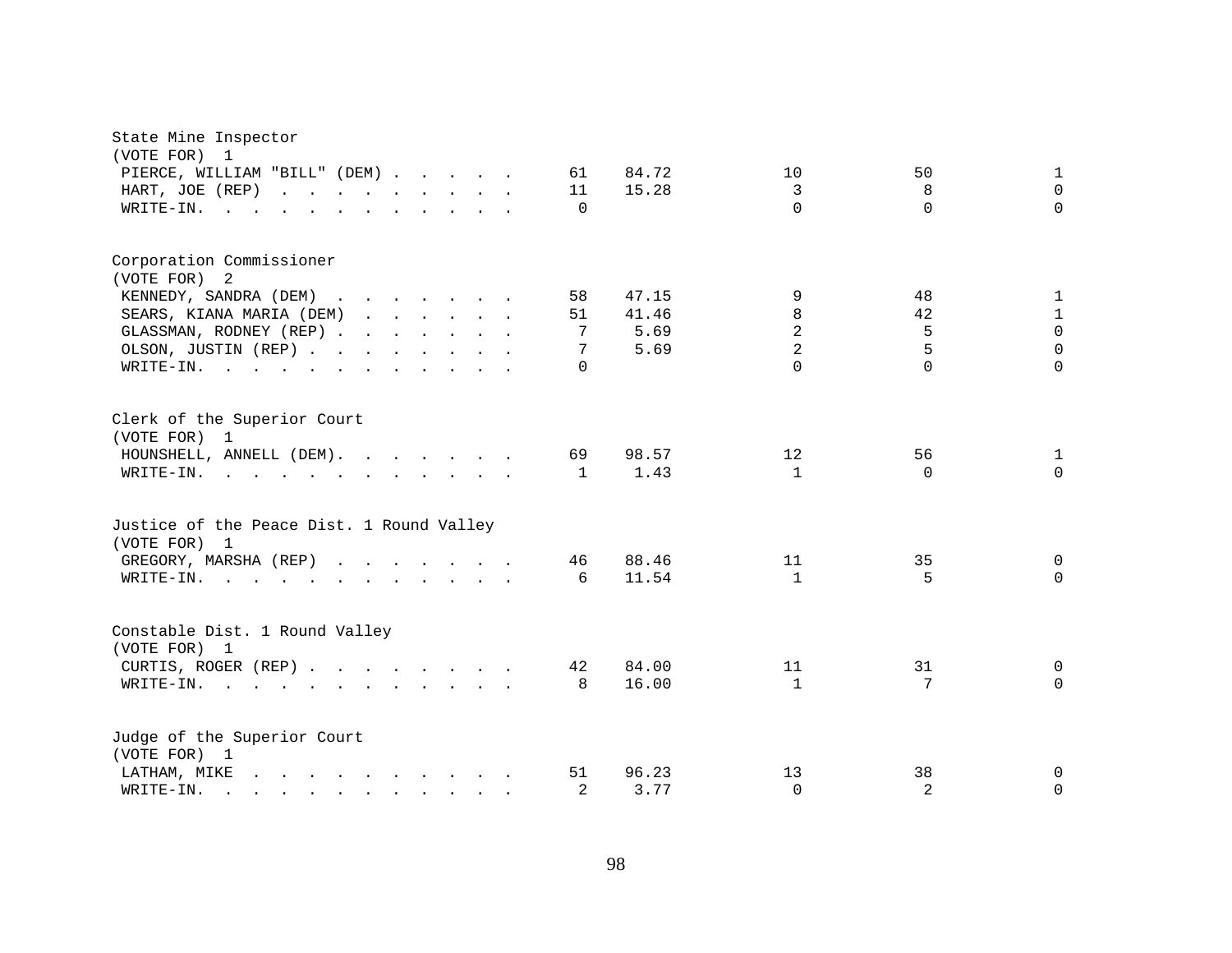## State Mine Inspector
(VOTE FOR) 1

| Candidate | Total | Percent | | | |
|---|---|---|---|---|---|
| PIERCE, WILLIAM "BILL" (DEM) | 61 | 84.72 | 10 | 50 | 1 |
| HART, JOE (REP) | 11 | 15.28 | 3 | 8 | 0 |
| WRITE-IN. | 0 | | 0 | 0 | 0 |

## Corporation Commissioner
(VOTE FOR) 2

| Candidate | Total | Percent | | | |
|---|---|---|---|---|---|
| KENNEDY, SANDRA (DEM) | 58 | 47.15 | 9 | 48 | 1 |
| SEARS, KIANA MARIA (DEM) | 51 | 41.46 | 8 | 42 | 1 |
| GLASSMAN, RODNEY (REP) | 7 | 5.69 | 2 | 5 | 0 |
| OLSON, JUSTIN (REP) | 7 | 5.69 | 2 | 5 | 0 |
| WRITE-IN. | 0 | | 0 | 0 | 0 |

## Clerk of the Superior Court
(VOTE FOR) 1

| Candidate | Total | Percent | | | |
|---|---|---|---|---|---|
| HOUNSHELL, ANNELL (DEM) | 69 | 98.57 | 12 | 56 | 1 |
| WRITE-IN. | 1 | 1.43 | 1 | 0 | 0 |

## Justice of the Peace Dist. 1 Round Valley
(VOTE FOR) 1

| Candidate | Total | Percent | | | |
|---|---|---|---|---|---|
| GREGORY, MARSHA (REP) | 46 | 88.46 | 11 | 35 | 0 |
| WRITE-IN. | 6 | 11.54 | 1 | 5 | 0 |

## Constable Dist. 1 Round Valley
(VOTE FOR) 1

| Candidate | Total | Percent | | | |
|---|---|---|---|---|---|
| CURTIS, ROGER (REP) | 42 | 84.00 | 11 | 31 | 0 |
| WRITE-IN. | 8 | 16.00 | 1 | 7 | 0 |

## Judge of the Superior Court
(VOTE FOR) 1

| Candidate | Total | Percent | | | |
|---|---|---|---|---|---|
| LATHAM, MIKE | 51 | 96.23 | 13 | 38 | 0 |
| WRITE-IN. | 2 | 3.77 | 0 | 2 | 0 |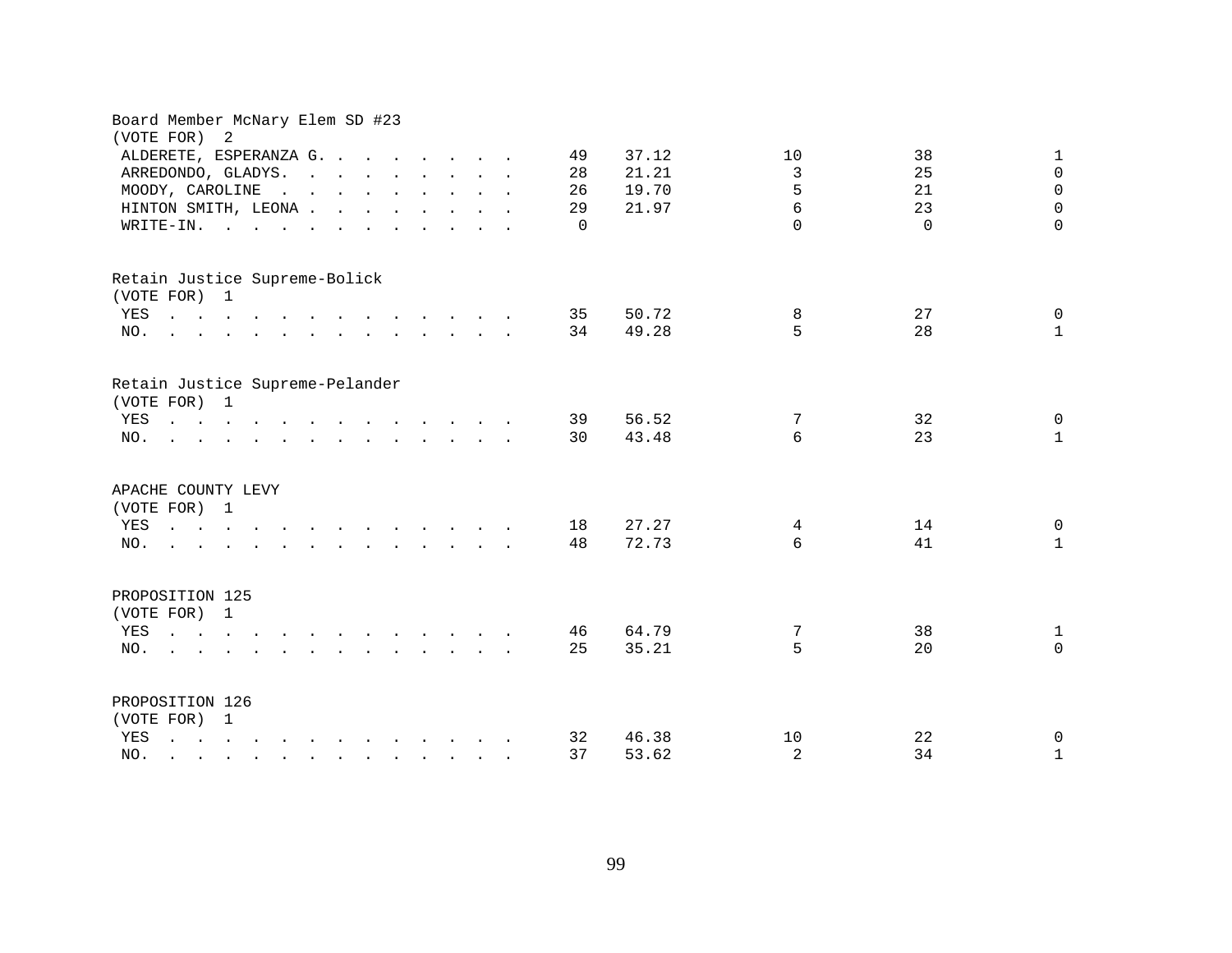Board Member McNary Elem SD #23
(VOTE FOR) 2

| | | | | | |
|---|---|---|---|---|---|
| ALDERETE, ESPERANZA G. | 49 | 37.12 | 10 | 38 | 1 |
| ARREDONDO, GLADYS. | 28 | 21.21 | 3 | 25 | 0 |
| MOODY, CAROLINE | 26 | 19.70 | 5 | 21 | 0 |
| HINTON SMITH, LEONA | 29 | 21.97 | 6 | 23 | 0 |
| WRITE-IN. | 0 | | 0 | 0 | 0 |

Retain Justice Supreme-Bolick
(VOTE FOR) 1

| | | | | | |
|---|---|---|---|---|---|
| YES | 35 | 50.72 | 8 | 27 | 0 |
| NO. | 34 | 49.28 | 5 | 28 | 1 |

Retain Justice Supreme-Pelander
(VOTE FOR) 1

| | | | | | |
|---|---|---|---|---|---|
| YES | 39 | 56.52 | 7 | 32 | 0 |
| NO. | 30 | 43.48 | 6 | 23 | 1 |

APACHE COUNTY LEVY
(VOTE FOR) 1

| | | | | | |
|---|---|---|---|---|---|
| YES | 18 | 27.27 | 4 | 14 | 0 |
| NO. | 48 | 72.73 | 6 | 41 | 1 |

PROPOSITION 125
(VOTE FOR) 1

| | | | | | |
|---|---|---|---|---|---|
| YES | 46 | 64.79 | 7 | 38 | 1 |
| NO. | 25 | 35.21 | 5 | 20 | 0 |

PROPOSITION 126
(VOTE FOR) 1

| | | | | | |
|---|---|---|---|---|---|
| YES | 32 | 46.38 | 10 | 22 | 0 |
| NO. | 37 | 53.62 | 2 | 34 | 1 |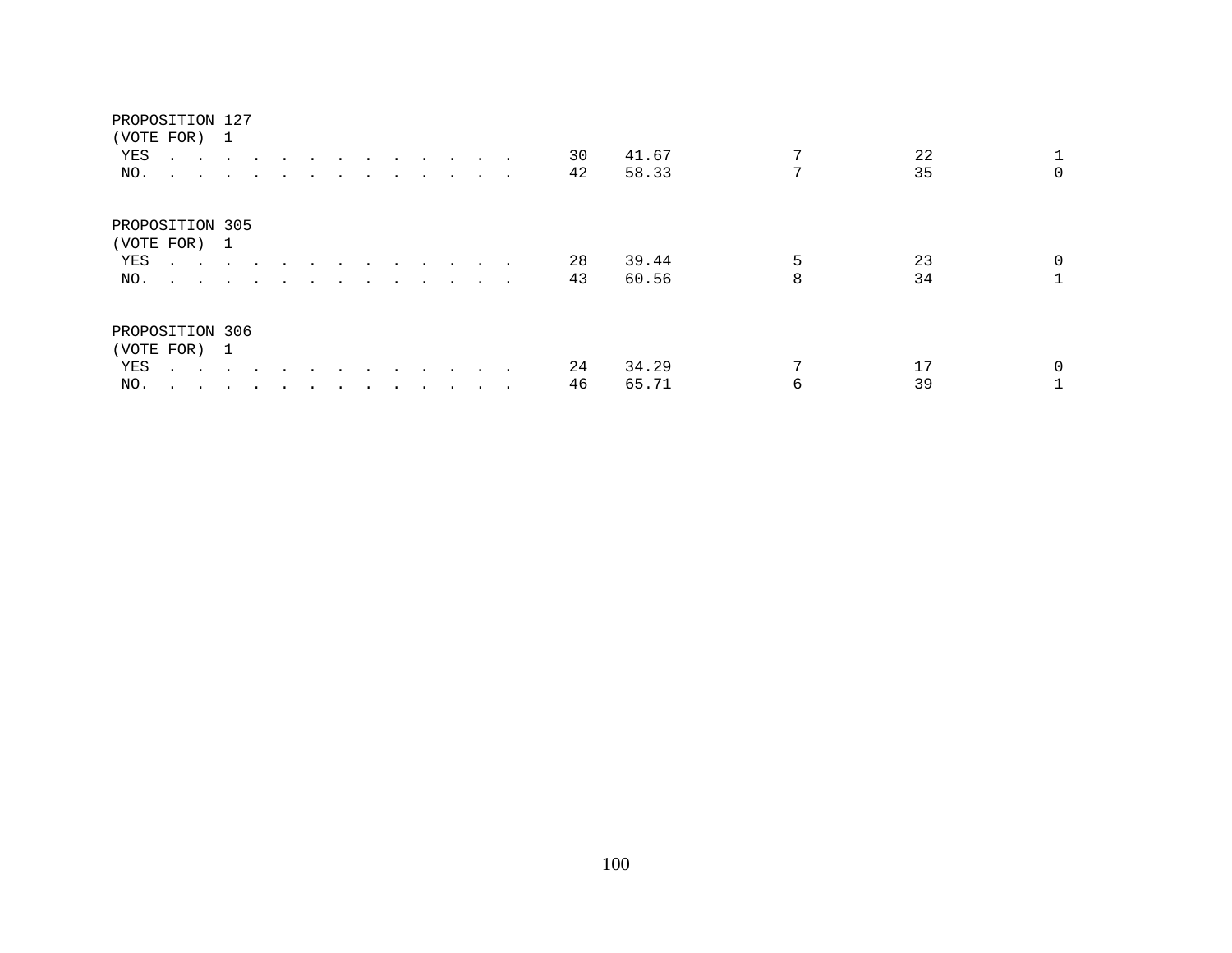PROPOSITION 127
(VOTE FOR) 1

| | | | | | |
|---|---|---|---|---|---|
| YES . . . . . . . . . . . . . . | 30 | 41.67 | 7 | 22 | 1 |
| NO. . . . . . . . . . . . . . . | 42 | 58.33 | 7 | 35 | 0 |

PROPOSITION 305
(VOTE FOR) 1

| | | | | | |
|---|---|---|---|---|---|
| YES . . . . . . . . . . . . . . | 28 | 39.44 | 5 | 23 | 0 |
| NO. . . . . . . . . . . . . . . | 43 | 60.56 | 8 | 34 | 1 |

PROPOSITION 306
(VOTE FOR) 1

| | | | | | |
|---|---|---|---|---|---|
| YES . . . . . . . . . . . . . . | 24 | 34.29 | 7 | 17 | 0 |
| NO. . . . . . . . . . . . . . . | 46 | 65.71 | 6 | 39 | 1 |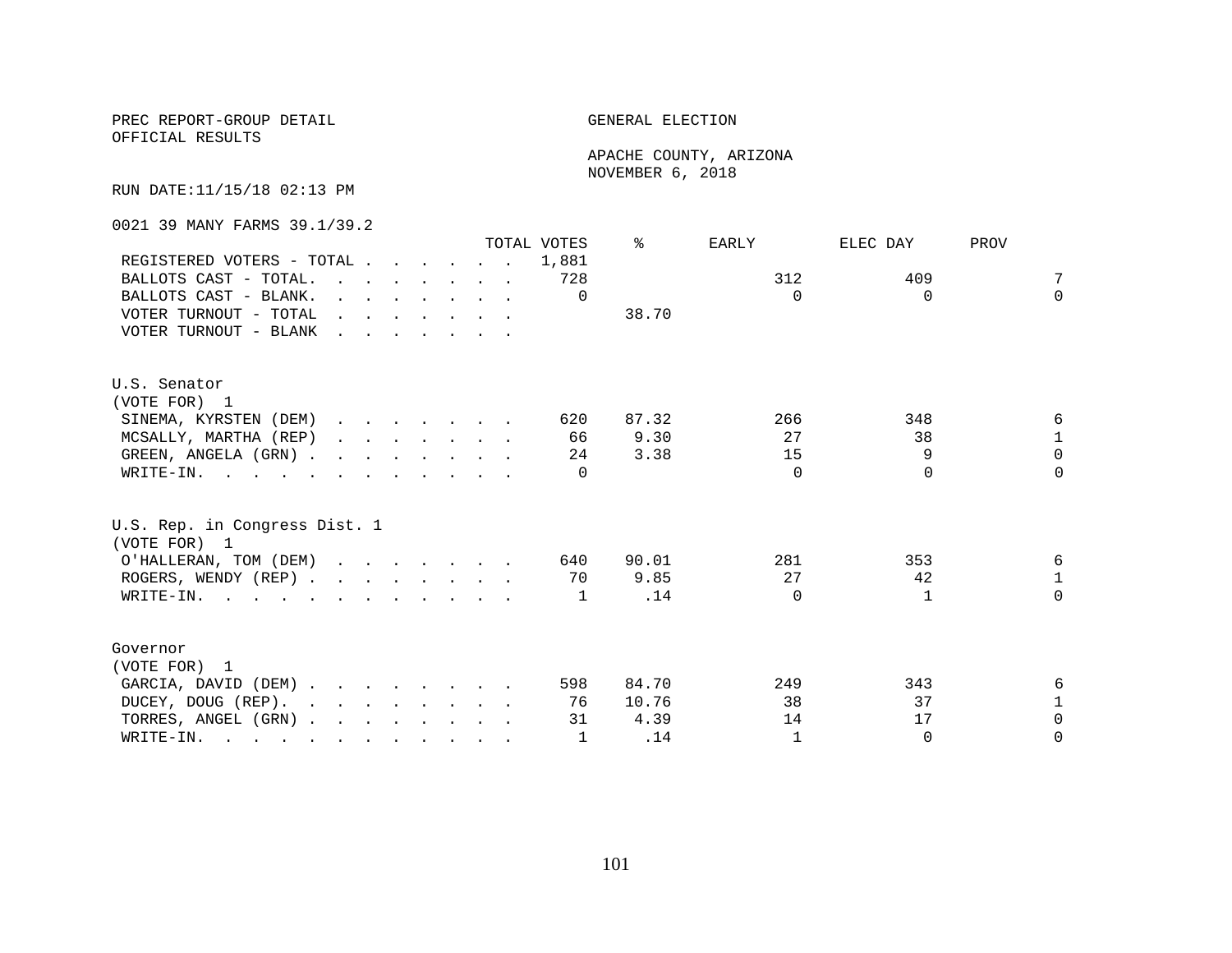PREC REPORT-GROUP DETAIL

OFFICIAL RESULTS

GENERAL ELECTION

APACHE COUNTY, ARIZONA

NOVEMBER 6, 2018

RUN DATE:11/15/18 02:13 PM

0021 39 MANY FARMS 39.1/39.2

| | TOTAL VOTES | % | EARLY | ELEC DAY | PROV |
|---|---|---|---|---|---|
| REGISTERED VOTERS - TOTAL | 1,881 | | | | |
| BALLOTS CAST - TOTAL. | 728 | | 312 | 409 | 7 |
| BALLOTS CAST - BLANK. | 0 | | 0 | 0 | 0 |
| VOTER TURNOUT - TOTAL | | 38.70 | | | |
| VOTER TURNOUT - BLANK | | | | | |

U.S. Senator
(VOTE FOR) 1

| | TOTAL VOTES | % | EARLY | ELEC DAY | PROV |
|---|---|---|---|---|---|
| SINEMA, KYRSTEN (DEM) | 620 | 87.32 | 266 | 348 | 6 |
| MCSALLY, MARTHA (REP) | 66 | 9.30 | 27 | 38 | 1 |
| GREEN, ANGELA (GRN) | 24 | 3.38 | 15 | 9 | 0 |
| WRITE-IN. | 0 | | 0 | 0 | 0 |

U.S. Rep. in Congress Dist. 1
(VOTE FOR) 1

| | TOTAL VOTES | % | EARLY | ELEC DAY | PROV |
|---|---|---|---|---|---|
| O'HALLERAN, TOM (DEM) | 640 | 90.01 | 281 | 353 | 6 |
| ROGERS, WENDY (REP) | 70 | 9.85 | 27 | 42 | 1 |
| WRITE-IN. | 1 | .14 | 0 | 1 | 0 |

Governor
(VOTE FOR) 1

| | TOTAL VOTES | % | EARLY | ELEC DAY | PROV |
|---|---|---|---|---|---|
| GARCIA, DAVID (DEM) | 598 | 84.70 | 249 | 343 | 6 |
| DUCEY, DOUG (REP). | 76 | 10.76 | 38 | 37 | 1 |
| TORRES, ANGEL (GRN) | 31 | 4.39 | 14 | 17 | 0 |
| WRITE-IN. | 1 | .14 | 1 | 0 | 0 |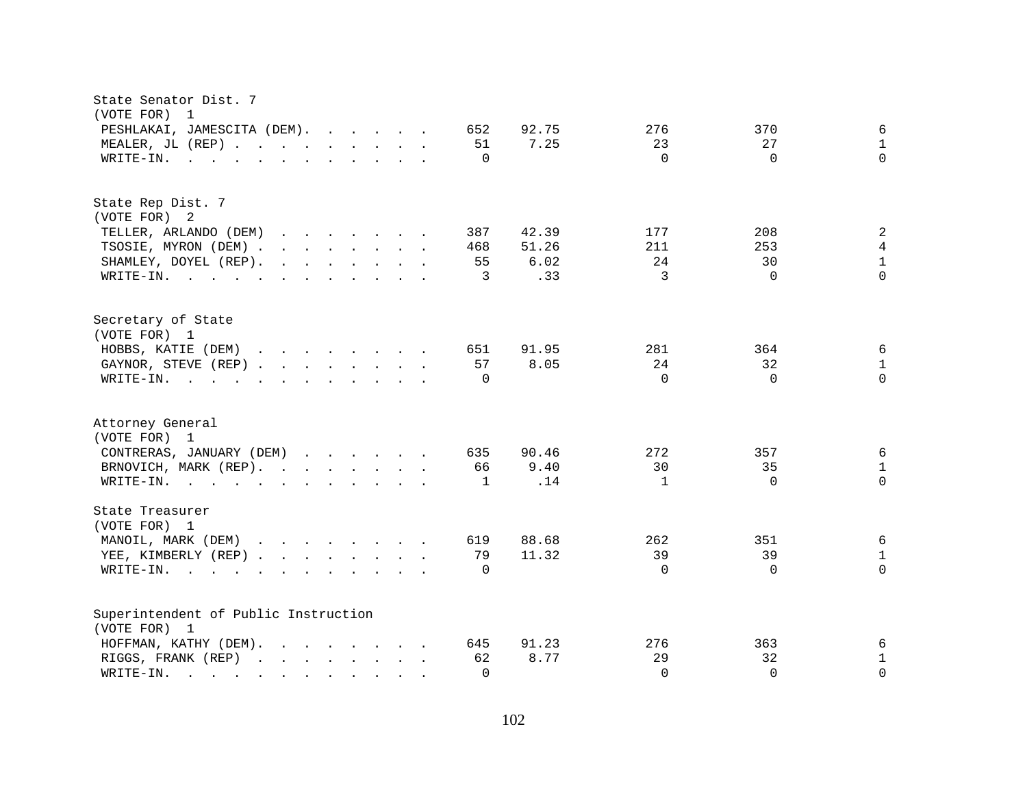## State Senator Dist. 7

(VOTE FOR) 1

| Candidate | Total | % | | | |
|---|---|---|---|---|---|
| PESHLAKAI, JAMESCITA (DEM) | 652 | 92.75 | 276 | 370 | 6 |
| MEALER, JL (REP) | 51 | 7.25 | 23 | 27 | 1 |
| WRITE-IN. | 0 | | 0 | 0 | 0 |

## State Rep Dist. 7

(VOTE FOR) 2

| Candidate | Total | % | | | |
|---|---|---|---|---|---|
| TELLER, ARLANDO (DEM) | 387 | 42.39 | 177 | 208 | 2 |
| TSOSIE, MYRON (DEM) | 468 | 51.26 | 211 | 253 | 4 |
| SHAMLEY, DOYEL (REP) | 55 | 6.02 | 24 | 30 | 1 |
| WRITE-IN. | 3 | .33 | 3 | 0 | 0 |

## Secretary of State

(VOTE FOR) 1

| Candidate | Total | % | | | |
|---|---|---|---|---|---|
| HOBBS, KATIE (DEM) | 651 | 91.95 | 281 | 364 | 6 |
| GAYNOR, STEVE (REP) | 57 | 8.05 | 24 | 32 | 1 |
| WRITE-IN. | 0 | | 0 | 0 | 0 |

## Attorney General

(VOTE FOR) 1

| Candidate | Total | % | | | |
|---|---|---|---|---|---|
| CONTRERAS, JANUARY (DEM) | 635 | 90.46 | 272 | 357 | 6 |
| BRNOVICH, MARK (REP) | 66 | 9.40 | 30 | 35 | 1 |
| WRITE-IN. | 1 | .14 | 1 | 0 | 0 |

## State Treasurer

(VOTE FOR) 1

| Candidate | Total | % | | | |
|---|---|---|---|---|---|
| MANOIL, MARK (DEM) | 619 | 88.68 | 262 | 351 | 6 |
| YEE, KIMBERLY (REP) | 79 | 11.32 | 39 | 39 | 1 |
| WRITE-IN. | 0 | | 0 | 0 | 0 |

## Superintendent of Public Instruction

(VOTE FOR) 1

| Candidate | Total | % | | | |
|---|---|---|---|---|---|
| HOFFMAN, KATHY (DEM) | 645 | 91.23 | 276 | 363 | 6 |
| RIGGS, FRANK (REP) | 62 | 8.77 | 29 | 32 | 1 |
| WRITE-IN. | 0 | | 0 | 0 | 0 |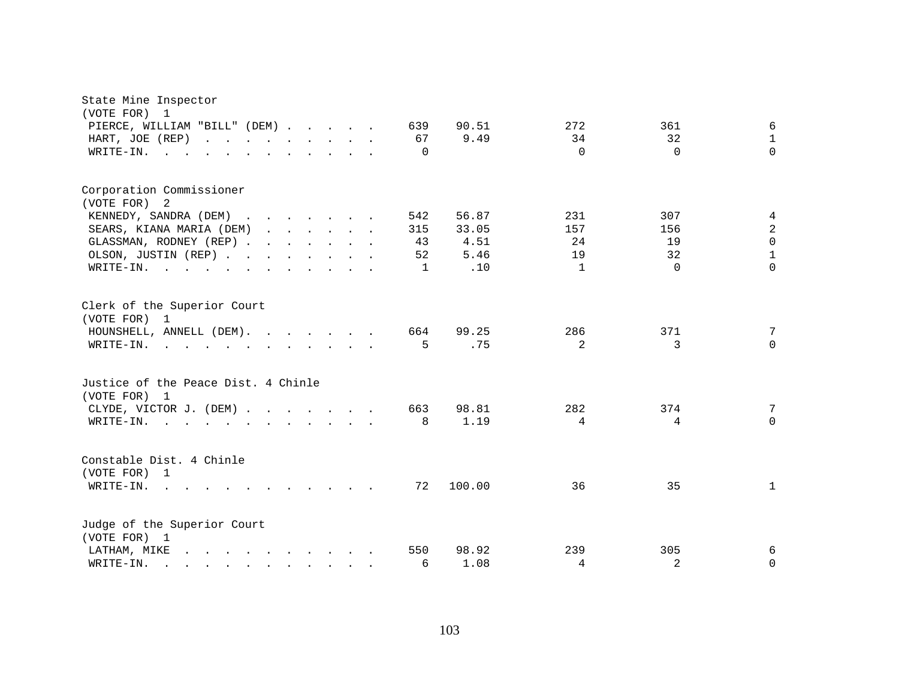State Mine Inspector
(VOTE FOR) 1

| | | | | | |
|---|---|---|---|---|---|
| PIERCE, WILLIAM "BILL" (DEM) | 639 | 90.51 | 272 | 361 | 6 |
| HART, JOE (REP) | 67 | 9.49 | 34 | 32 | 1 |
| WRITE-IN. | 0 | | 0 | 0 | 0 |

Corporation Commissioner
(VOTE FOR) 2

| | | | | | |
|---|---|---|---|---|---|
| KENNEDY, SANDRA (DEM) | 542 | 56.87 | 231 | 307 | 4 |
| SEARS, KIANA MARIA (DEM) | 315 | 33.05 | 157 | 156 | 2 |
| GLASSMAN, RODNEY (REP) | 43 | 4.51 | 24 | 19 | 0 |
| OLSON, JUSTIN (REP) | 52 | 5.46 | 19 | 32 | 1 |
| WRITE-IN. | 1 | .10 | 1 | 0 | 0 |

Clerk of the Superior Court
(VOTE FOR) 1

| | | | | | |
|---|---|---|---|---|---|
| HOUNSHELL, ANNELL (DEM) | 664 | 99.25 | 286 | 371 | 7 |
| WRITE-IN. | 5 | .75 | 2 | 3 | 0 |

Justice of the Peace Dist. 4 Chinle
(VOTE FOR) 1

| | | | | | |
|---|---|---|---|---|---|
| CLYDE, VICTOR J. (DEM) | 663 | 98.81 | 282 | 374 | 7 |
| WRITE-IN. | 8 | 1.19 | 4 | 4 | 0 |

Constable Dist. 4 Chinle
(VOTE FOR) 1

| | | | | | |
|---|---|---|---|---|---|
| WRITE-IN. | 72 | 100.00 | 36 | 35 | 1 |

Judge of the Superior Court
(VOTE FOR) 1

| | | | | | |
|---|---|---|---|---|---|
| LATHAM, MIKE | 550 | 98.92 | 239 | 305 | 6 |
| WRITE-IN. | 6 | 1.08 | 4 | 2 | 0 |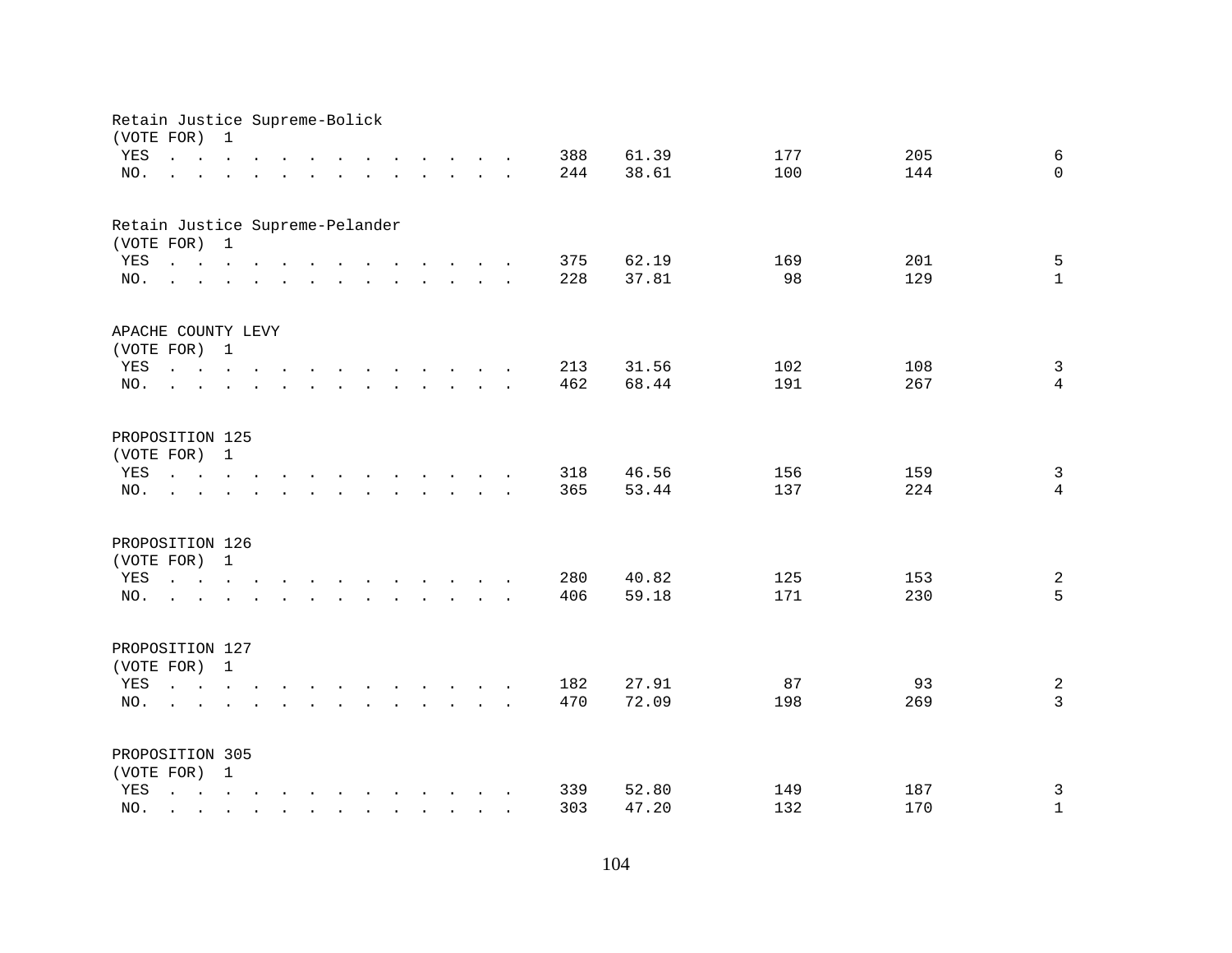Retain Justice Supreme-Bolick
(VOTE FOR) 1

| | | | | | |
|---|---|---|---|---|---|
| YES . . . . . . . . . . . . . . | 388 | 61.39 | 177 | 205 | 6 |
| NO. . . . . . . . . . . . . . . | 244 | 38.61 | 100 | 144 | 0 |

Retain Justice Supreme-Pelander
(VOTE FOR) 1

| | | | | | |
|---|---|---|---|---|---|
| YES . . . . . . . . . . . . . . | 375 | 62.19 | 169 | 201 | 5 |
| NO. . . . . . . . . . . . . . . | 228 | 37.81 | 98 | 129 | 1 |

APACHE COUNTY LEVY
(VOTE FOR) 1

| | | | | | |
|---|---|---|---|---|---|
| YES . . . . . . . . . . . . . . | 213 | 31.56 | 102 | 108 | 3 |
| NO. . . . . . . . . . . . . . . | 462 | 68.44 | 191 | 267 | 4 |

PROPOSITION 125
(VOTE FOR) 1

| | | | | | |
|---|---|---|---|---|---|
| YES . . . . . . . . . . . . . . | 318 | 46.56 | 156 | 159 | 3 |
| NO. . . . . . . . . . . . . . . | 365 | 53.44 | 137 | 224 | 4 |

PROPOSITION 126
(VOTE FOR) 1

| | | | | | |
|---|---|---|---|---|---|
| YES . . . . . . . . . . . . . . | 280 | 40.82 | 125 | 153 | 2 |
| NO. . . . . . . . . . . . . . . | 406 | 59.18 | 171 | 230 | 5 |

PROPOSITION 127
(VOTE FOR) 1

| | | | | | |
|---|---|---|---|---|---|
| YES . . . . . . . . . . . . . . | 182 | 27.91 | 87 | 93 | 2 |
| NO. . . . . . . . . . . . . . . | 470 | 72.09 | 198 | 269 | 3 |

PROPOSITION 305
(VOTE FOR) 1

| | | | | | |
|---|---|---|---|---|---|
| YES . . . . . . . . . . . . . . | 339 | 52.80 | 149 | 187 | 3 |
| NO. . . . . . . . . . . . . . . | 303 | 47.20 | 132 | 170 | 1 |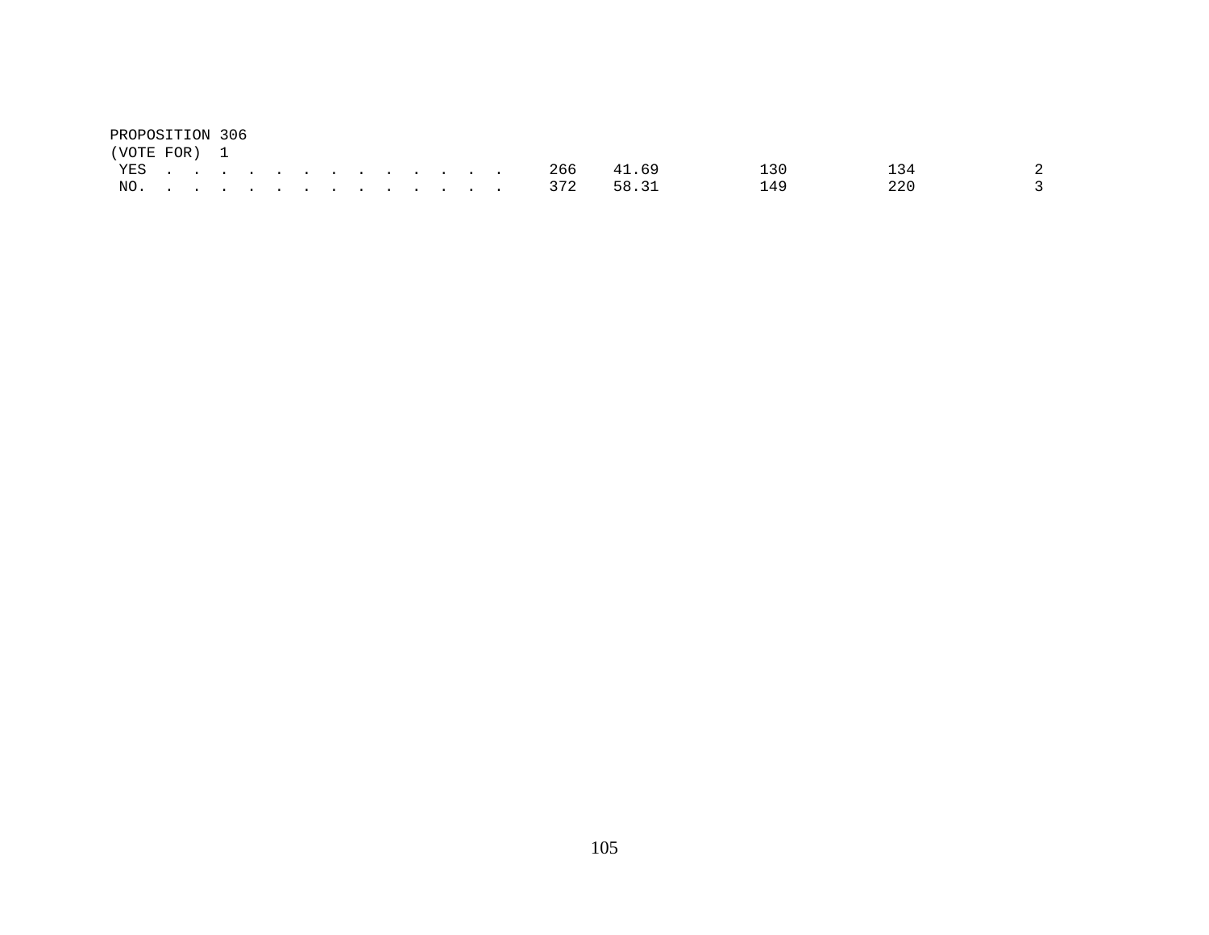PROPOSITION 306
(VOTE FOR) 1

| | | | | | |
|---|---|---|---|---|---|
| YES . . . . . . . . . . . . . . | 266 | 41.69 | 130 | 134 | 2 |
| NO. . . . . . . . . . . . . . . | 372 | 58.31 | 149 | 220 | 3 |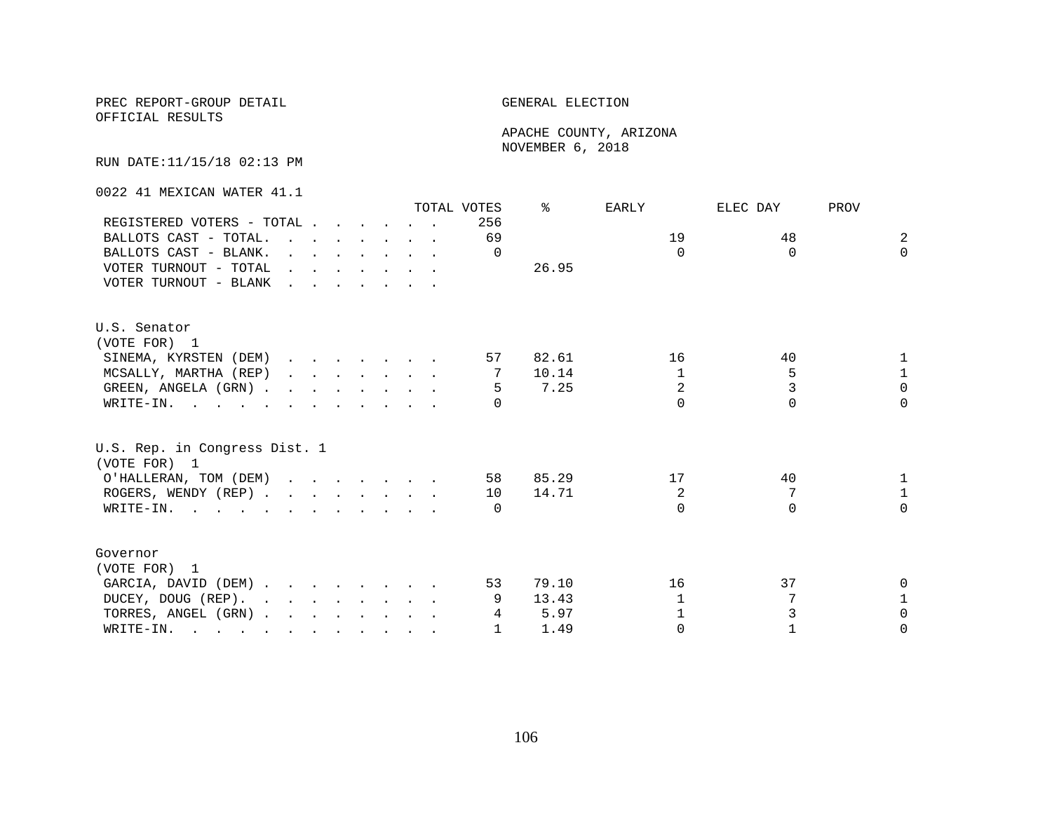PREC REPORT-GROUP DETAIL

OFFICIAL RESULTS

GENERAL ELECTION

APACHE COUNTY, ARIZONA

NOVEMBER 6, 2018

RUN DATE:11/15/18 02:13 PM

0022 41 MEXICAN WATER 41.1

| | TOTAL VOTES | % | EARLY | ELEC DAY | PROV |
|---|---|---|---|---|---|
| REGISTERED VOTERS - TOTAL | 256 | | | | |
| BALLOTS CAST - TOTAL. | 69 | | 19 | 48 | 2 |
| BALLOTS CAST - BLANK. | 0 | | 0 | 0 | 0 |
| VOTER TURNOUT - TOTAL | | 26.95 | | | |
| VOTER TURNOUT - BLANK | | | | | |

U.S. Senator
(VOTE FOR) 1

| | TOTAL VOTES | % | EARLY | ELEC DAY | PROV |
|---|---|---|---|---|---|
| SINEMA, KYRSTEN (DEM) | 57 | 82.61 | 16 | 40 | 1 |
| MCSALLY, MARTHA (REP) | 7 | 10.14 | 1 | 5 | 1 |
| GREEN, ANGELA (GRN) | 5 | 7.25 | 2 | 3 | 0 |
| WRITE-IN. | 0 | | 0 | 0 | 0 |

U.S. Rep. in Congress Dist. 1
(VOTE FOR) 1

| | TOTAL VOTES | % | EARLY | ELEC DAY | PROV |
|---|---|---|---|---|---|
| O'HALLERAN, TOM (DEM) | 58 | 85.29 | 17 | 40 | 1 |
| ROGERS, WENDY (REP) | 10 | 14.71 | 2 | 7 | 1 |
| WRITE-IN. | 0 | | 0 | 0 | 0 |

Governor
(VOTE FOR) 1

| | TOTAL VOTES | % | EARLY | ELEC DAY | PROV |
|---|---|---|---|---|---|
| GARCIA, DAVID (DEM) | 53 | 79.10 | 16 | 37 | 0 |
| DUCEY, DOUG (REP). | 9 | 13.43 | 1 | 7 | 1 |
| TORRES, ANGEL (GRN) | 4 | 5.97 | 1 | 3 | 0 |
| WRITE-IN. | 1 | 1.49 | 0 | 1 | 0 |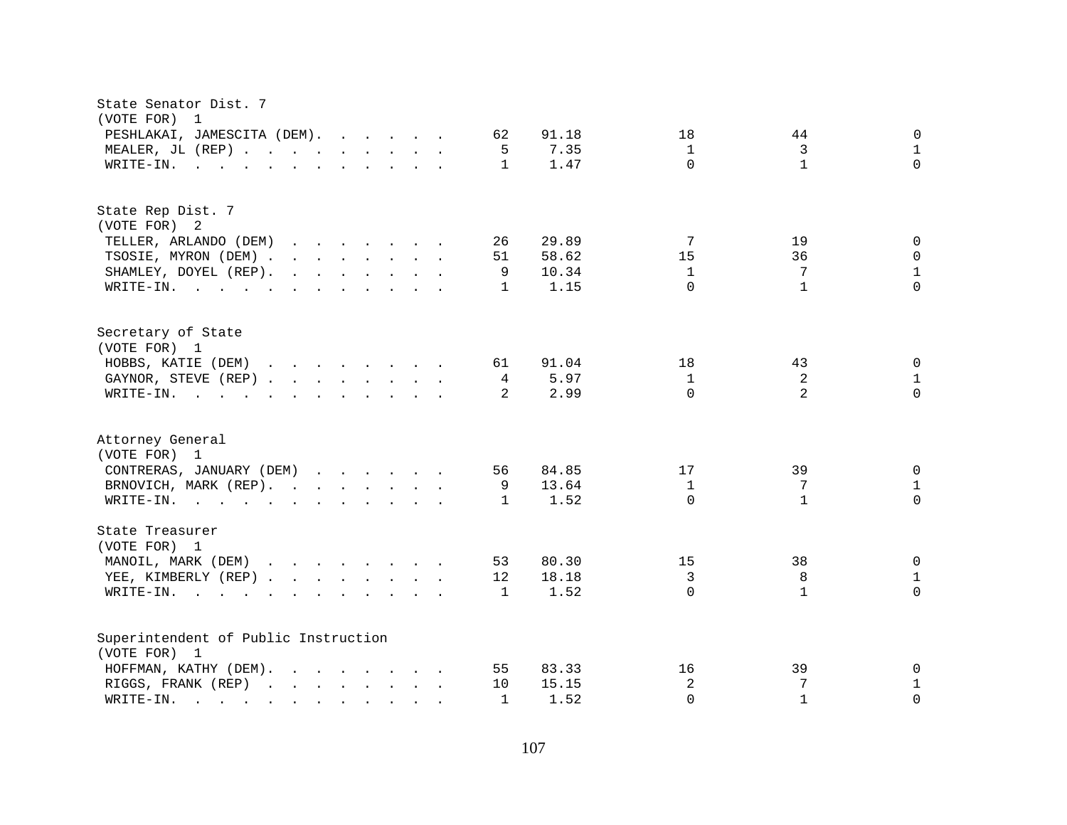State Senator Dist. 7
(VOTE FOR) 1

| Candidate | Total | Percent | | | |
|---|---|---|---|---|---|
| PESHLAKAI, JAMESCITA (DEM) | 62 | 91.18 | 18 | 44 | 0 |
| MEALER, JL (REP) | 5 | 7.35 | 1 | 3 | 1 |
| WRITE-IN. | 1 | 1.47 | 0 | 1 | 0 |

State Rep Dist. 7
(VOTE FOR) 2

| Candidate | Total | Percent | | | |
|---|---|---|---|---|---|
| TELLER, ARLANDO (DEM) | 26 | 29.89 | 7 | 19 | 0 |
| TSOSIE, MYRON (DEM) | 51 | 58.62 | 15 | 36 | 0 |
| SHAMLEY, DOYEL (REP) | 9 | 10.34 | 1 | 7 | 1 |
| WRITE-IN. | 1 | 1.15 | 0 | 1 | 0 |

Secretary of State
(VOTE FOR) 1

| Candidate | Total | Percent | | | |
|---|---|---|---|---|---|
| HOBBS, KATIE (DEM) | 61 | 91.04 | 18 | 43 | 0 |
| GAYNOR, STEVE (REP) | 4 | 5.97 | 1 | 2 | 1 |
| WRITE-IN. | 2 | 2.99 | 0 | 2 | 0 |

Attorney General
(VOTE FOR) 1

| Candidate | Total | Percent | | | |
|---|---|---|---|---|---|
| CONTRERAS, JANUARY (DEM) | 56 | 84.85 | 17 | 39 | 0 |
| BRNOVICH, MARK (REP) | 9 | 13.64 | 1 | 7 | 1 |
| WRITE-IN. | 1 | 1.52 | 0 | 1 | 0 |

State Treasurer
(VOTE FOR) 1

| Candidate | Total | Percent | | | |
|---|---|---|---|---|---|
| MANOIL, MARK (DEM) | 53 | 80.30 | 15 | 38 | 0 |
| YEE, KIMBERLY (REP) | 12 | 18.18 | 3 | 8 | 1 |
| WRITE-IN. | 1 | 1.52 | 0 | 1 | 0 |

Superintendent of Public Instruction
(VOTE FOR) 1

| Candidate | Total | Percent | | | |
|---|---|---|---|---|---|
| HOFFMAN, KATHY (DEM) | 55 | 83.33 | 16 | 39 | 0 |
| RIGGS, FRANK (REP) | 10 | 15.15 | 2 | 7 | 1 |
| WRITE-IN. | 1 | 1.52 | 0 | 1 | 0 |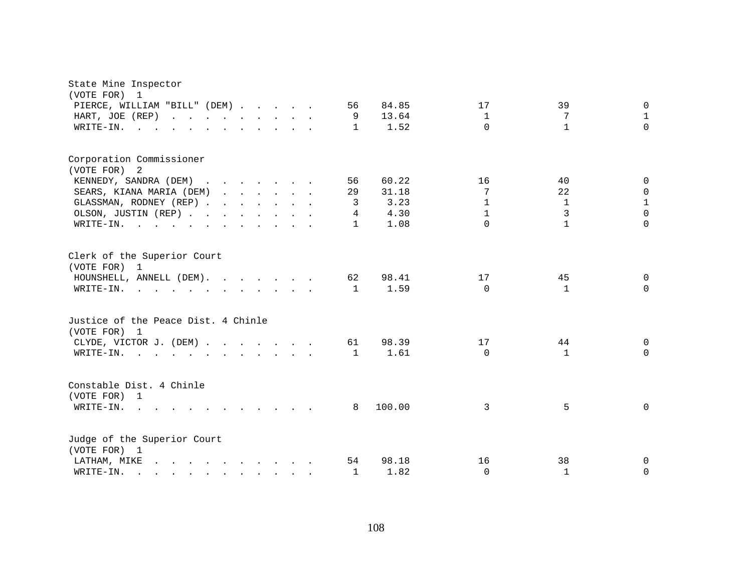State Mine Inspector
(VOTE FOR) 1

| Candidate | Votes | Percent | | | |
|---|---|---|---|---|---|
| PIERCE, WILLIAM "BILL" (DEM) | 56 | 84.85 | 17 | 39 | 0 |
| HART, JOE (REP) | 9 | 13.64 | 1 | 7 | 1 |
| WRITE-IN. | 1 | 1.52 | 0 | 1 | 0 |

Corporation Commissioner
(VOTE FOR) 2

| Candidate | Votes | Percent | | | |
|---|---|---|---|---|---|
| KENNEDY, SANDRA (DEM) | 56 | 60.22 | 16 | 40 | 0 |
| SEARS, KIANA MARIA (DEM) | 29 | 31.18 | 7 | 22 | 0 |
| GLASSMAN, RODNEY (REP) | 3 | 3.23 | 1 | 1 | 1 |
| OLSON, JUSTIN (REP) | 4 | 4.30 | 1 | 3 | 0 |
| WRITE-IN. | 1 | 1.08 | 0 | 1 | 0 |

Clerk of the Superior Court
(VOTE FOR) 1

| Candidate | Votes | Percent | | | |
|---|---|---|---|---|---|
| HOUNSHELL, ANNELL (DEM) | 62 | 98.41 | 17 | 45 | 0 |
| WRITE-IN. | 1 | 1.59 | 0 | 1 | 0 |

Justice of the Peace Dist. 4 Chinle
(VOTE FOR) 1

| Candidate | Votes | Percent | | | |
|---|---|---|---|---|---|
| CLYDE, VICTOR J. (DEM) | 61 | 98.39 | 17 | 44 | 0 |
| WRITE-IN. | 1 | 1.61 | 0 | 1 | 0 |

Constable Dist. 4 Chinle
(VOTE FOR) 1

| Candidate | Votes | Percent | | | |
|---|---|---|---|---|---|
| WRITE-IN. | 8 | 100.00 | 3 | 5 | 0 |

Judge of the Superior Court
(VOTE FOR) 1

| Candidate | Votes | Percent | | | |
|---|---|---|---|---|---|
| LATHAM, MIKE | 54 | 98.18 | 16 | 38 | 0 |
| WRITE-IN. | 1 | 1.82 | 0 | 1 | 0 |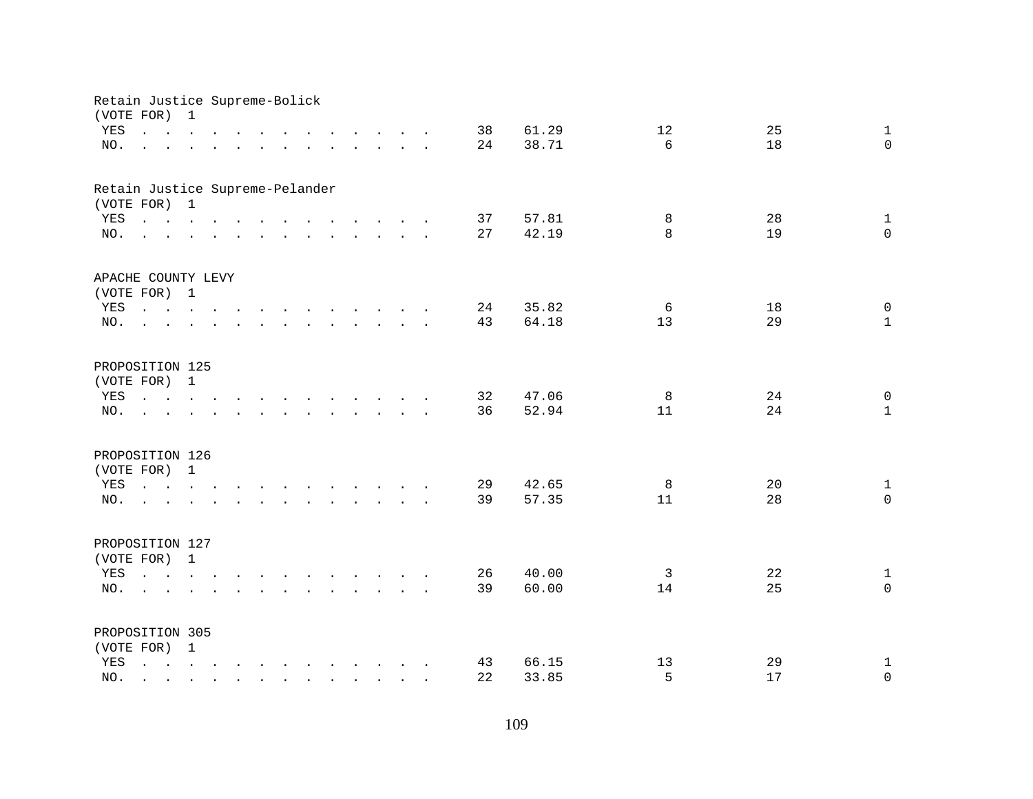Retain Justice Supreme-Bolick
(VOTE FOR) 1

| | | | | | |
|---|---|---|---|---|---|
| YES | 38 | 61.29 | 12 | 25 | 1 |
| NO. | 24 | 38.71 | 6 | 18 | 0 |

Retain Justice Supreme-Pelander
(VOTE FOR) 1

| | | | | | |
|---|---|---|---|---|---|
| YES | 37 | 57.81 | 8 | 28 | 1 |
| NO. | 27 | 42.19 | 8 | 19 | 0 |

APACHE COUNTY LEVY
(VOTE FOR) 1

| | | | | | |
|---|---|---|---|---|---|
| YES | 24 | 35.82 | 6 | 18 | 0 |
| NO. | 43 | 64.18 | 13 | 29 | 1 |

PROPOSITION 125
(VOTE FOR) 1

| | | | | | |
|---|---|---|---|---|---|
| YES | 32 | 47.06 | 8 | 24 | 0 |
| NO. | 36 | 52.94 | 11 | 24 | 1 |

PROPOSITION 126
(VOTE FOR) 1

| | | | | | |
|---|---|---|---|---|---|
| YES | 29 | 42.65 | 8 | 20 | 1 |
| NO. | 39 | 57.35 | 11 | 28 | 0 |

PROPOSITION 127
(VOTE FOR) 1

| | | | | | |
|---|---|---|---|---|---|
| YES | 26 | 40.00 | 3 | 22 | 1 |
| NO. | 39 | 60.00 | 14 | 25 | 0 |

PROPOSITION 305
(VOTE FOR) 1

| | | | | | |
|---|---|---|---|---|---|
| YES | 43 | 66.15 | 13 | 29 | 1 |
| NO. | 22 | 33.85 | 5 | 17 | 0 |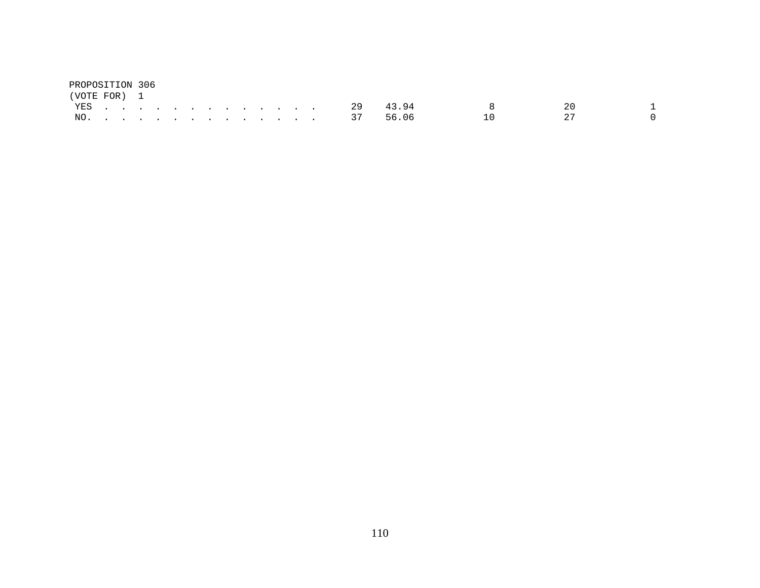PROPOSITION 306
(VOTE FOR) 1

| | | | | | |
|---|---|---|---|---|---|
| YES . . . . . . . . . . . . . . | 29 | 43.94 | 8 | 20 | 1 |
| NO. . . . . . . . . . . . . . . | 37 | 56.06 | 10 | 27 | 0 |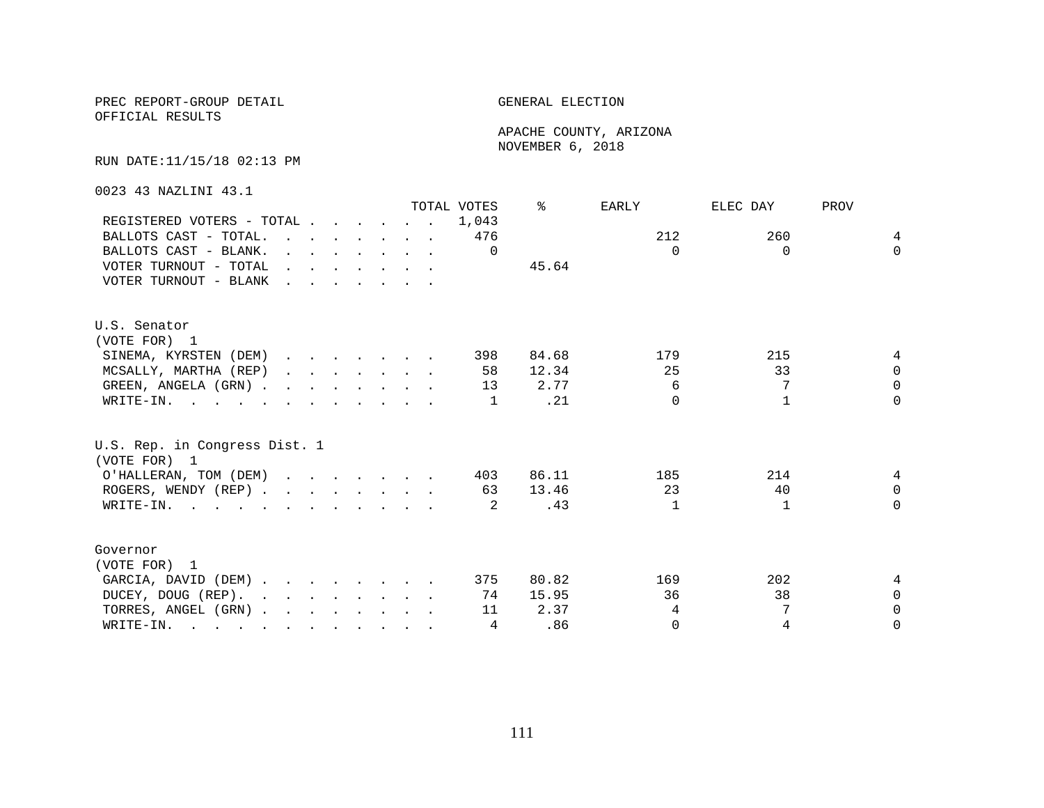PREC REPORT-GROUP DETAIL
OFFICIAL RESULTS

GENERAL ELECTION

APACHE COUNTY, ARIZONA
NOVEMBER 6, 2018

RUN DATE:11/15/18 02:13 PM

0023 43 NAZLINI 43.1

| | TOTAL VOTES | % | EARLY | ELEC DAY | PROV |
|---|---|---|---|---|---|
| REGISTERED VOTERS - TOTAL | 1,043 | | | | |
| BALLOTS CAST - TOTAL. | 476 | | 212 | 260 | 4 |
| BALLOTS CAST - BLANK. | 0 | | 0 | 0 | 0 |
| VOTER TURNOUT - TOTAL | | 45.64 | | | |
| VOTER TURNOUT - BLANK | | | | | |

U.S. Senator
(VOTE FOR) 1

| | TOTAL VOTES | % | EARLY | ELEC DAY | PROV |
|---|---|---|---|---|---|
| SINEMA, KYRSTEN (DEM) | 398 | 84.68 | 179 | 215 | 4 |
| MCSALLY, MARTHA (REP) | 58 | 12.34 | 25 | 33 | 0 |
| GREEN, ANGELA (GRN) | 13 | 2.77 | 6 | 7 | 0 |
| WRITE-IN. | 1 | .21 | 0 | 1 | 0 |

U.S. Rep. in Congress Dist. 1
(VOTE FOR) 1

| | TOTAL VOTES | % | EARLY | ELEC DAY | PROV |
|---|---|---|---|---|---|
| O'HALLERAN, TOM (DEM) | 403 | 86.11 | 185 | 214 | 4 |
| ROGERS, WENDY (REP) | 63 | 13.46 | 23 | 40 | 0 |
| WRITE-IN. | 2 | .43 | 1 | 1 | 0 |

Governor
(VOTE FOR) 1

| | TOTAL VOTES | % | EARLY | ELEC DAY | PROV |
|---|---|---|---|---|---|
| GARCIA, DAVID (DEM) | 375 | 80.82 | 169 | 202 | 4 |
| DUCEY, DOUG (REP). | 74 | 15.95 | 36 | 38 | 0 |
| TORRES, ANGEL (GRN) | 11 | 2.37 | 4 | 7 | 0 |
| WRITE-IN. | 4 | .86 | 0 | 4 | 0 |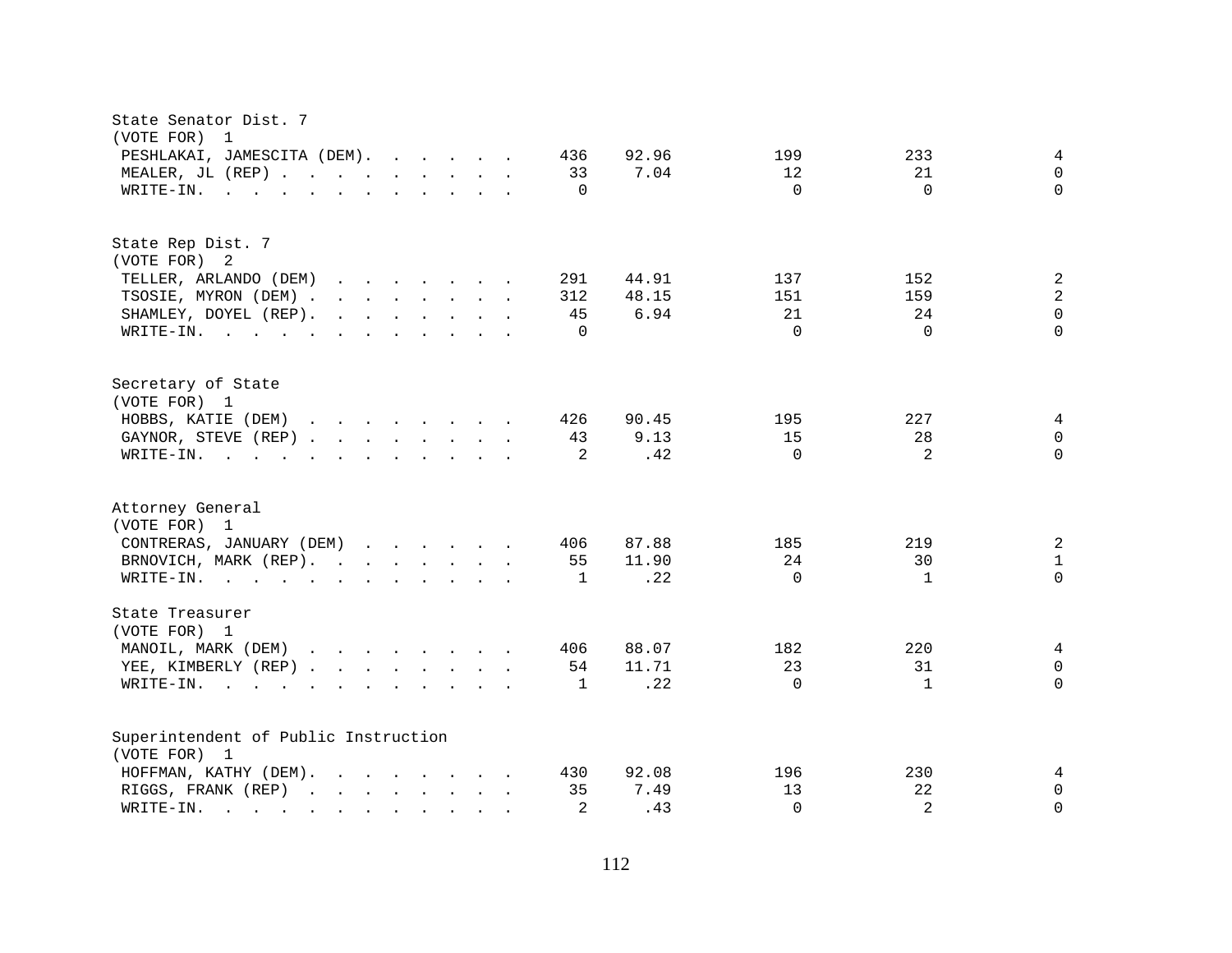State Senator Dist. 7
(VOTE FOR) 1

| Candidate | Votes | Percent | | | |
|---|---|---|---|---|---|
| PESHLAKAI, JAMESCITA (DEM) | 436 | 92.96 | 199 | 233 | 4 |
| MEALER, JL (REP) | 33 | 7.04 | 12 | 21 | 0 |
| WRITE-IN. | 0 | | 0 | 0 | 0 |

State Rep Dist. 7
(VOTE FOR) 2

| Candidate | Votes | Percent | | | |
|---|---|---|---|---|---|
| TELLER, ARLANDO (DEM) | 291 | 44.91 | 137 | 152 | 2 |
| TSOSIE, MYRON (DEM) | 312 | 48.15 | 151 | 159 | 2 |
| SHAMLEY, DOYEL (REP) | 45 | 6.94 | 21 | 24 | 0 |
| WRITE-IN. | 0 | | 0 | 0 | 0 |

Secretary of State
(VOTE FOR) 1

| Candidate | Votes | Percent | | | |
|---|---|---|---|---|---|
| HOBBS, KATIE (DEM) | 426 | 90.45 | 195 | 227 | 4 |
| GAYNOR, STEVE (REP) | 43 | 9.13 | 15 | 28 | 0 |
| WRITE-IN. | 2 | .42 | 0 | 2 | 0 |

Attorney General
(VOTE FOR) 1

| Candidate | Votes | Percent | | | |
|---|---|---|---|---|---|
| CONTRERAS, JANUARY (DEM) | 406 | 87.88 | 185 | 219 | 2 |
| BRNOVICH, MARK (REP) | 55 | 11.90 | 24 | 30 | 1 |
| WRITE-IN. | 1 | .22 | 0 | 1 | 0 |

State Treasurer
(VOTE FOR) 1

| Candidate | Votes | Percent | | | |
|---|---|---|---|---|---|
| MANOIL, MARK (DEM) | 406 | 88.07 | 182 | 220 | 4 |
| YEE, KIMBERLY (REP) | 54 | 11.71 | 23 | 31 | 0 |
| WRITE-IN. | 1 | .22 | 0 | 1 | 0 |

Superintendent of Public Instruction
(VOTE FOR) 1

| Candidate | Votes | Percent | | | |
|---|---|---|---|---|---|
| HOFFMAN, KATHY (DEM) | 430 | 92.08 | 196 | 230 | 4 |
| RIGGS, FRANK (REP) | 35 | 7.49 | 13 | 22 | 0 |
| WRITE-IN. | 2 | .43 | 0 | 2 | 0 |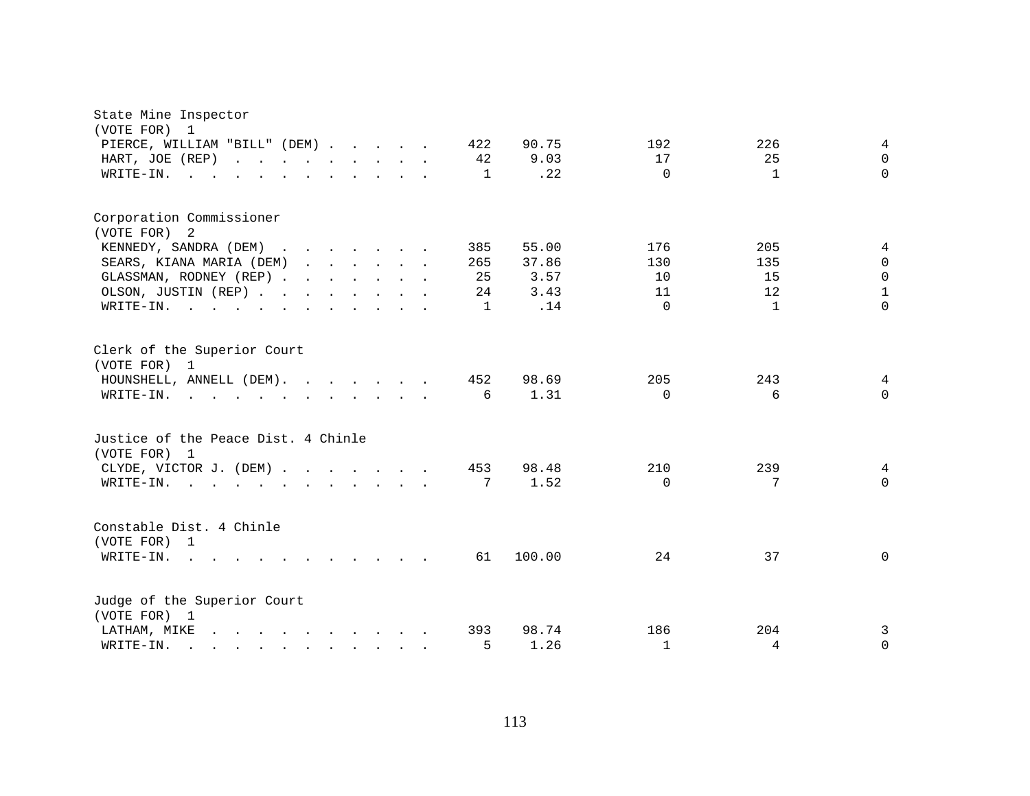State Mine Inspector
(VOTE FOR) 1

| Candidate | Total | Percent | | | |
|---|---|---|---|---|---|
| PIERCE, WILLIAM "BILL" (DEM) | 422 | 90.75 | 192 | 226 | 4 |
| HART, JOE (REP) | 42 | 9.03 | 17 | 25 | 0 |
| WRITE-IN. | 1 | .22 | 0 | 1 | 0 |

Corporation Commissioner
(VOTE FOR) 2

| Candidate | Total | Percent | | | |
|---|---|---|---|---|---|
| KENNEDY, SANDRA (DEM) | 385 | 55.00 | 176 | 205 | 4 |
| SEARS, KIANA MARIA (DEM) | 265 | 37.86 | 130 | 135 | 0 |
| GLASSMAN, RODNEY (REP) | 25 | 3.57 | 10 | 15 | 0 |
| OLSON, JUSTIN (REP) | 24 | 3.43 | 11 | 12 | 1 |
| WRITE-IN. | 1 | .14 | 0 | 1 | 0 |

Clerk of the Superior Court
(VOTE FOR) 1

| Candidate | Total | Percent | | | |
|---|---|---|---|---|---|
| HOUNSHELL, ANNELL (DEM). | 452 | 98.69 | 205 | 243 | 4 |
| WRITE-IN. | 6 | 1.31 | 0 | 6 | 0 |

Justice of the Peace Dist. 4 Chinle
(VOTE FOR) 1

| Candidate | Total | Percent | | | |
|---|---|---|---|---|---|
| CLYDE, VICTOR J. (DEM) | 453 | 98.48 | 210 | 239 | 4 |
| WRITE-IN. | 7 | 1.52 | 0 | 7 | 0 |

Constable Dist. 4 Chinle
(VOTE FOR) 1

| Candidate | Total | Percent | | | |
|---|---|---|---|---|---|
| WRITE-IN. | 61 | 100.00 | 24 | 37 | 0 |

Judge of the Superior Court
(VOTE FOR) 1

| Candidate | Total | Percent | | | |
|---|---|---|---|---|---|
| LATHAM, MIKE | 393 | 98.74 | 186 | 204 | 3 |
| WRITE-IN. | 5 | 1.26 | 1 | 4 | 0 |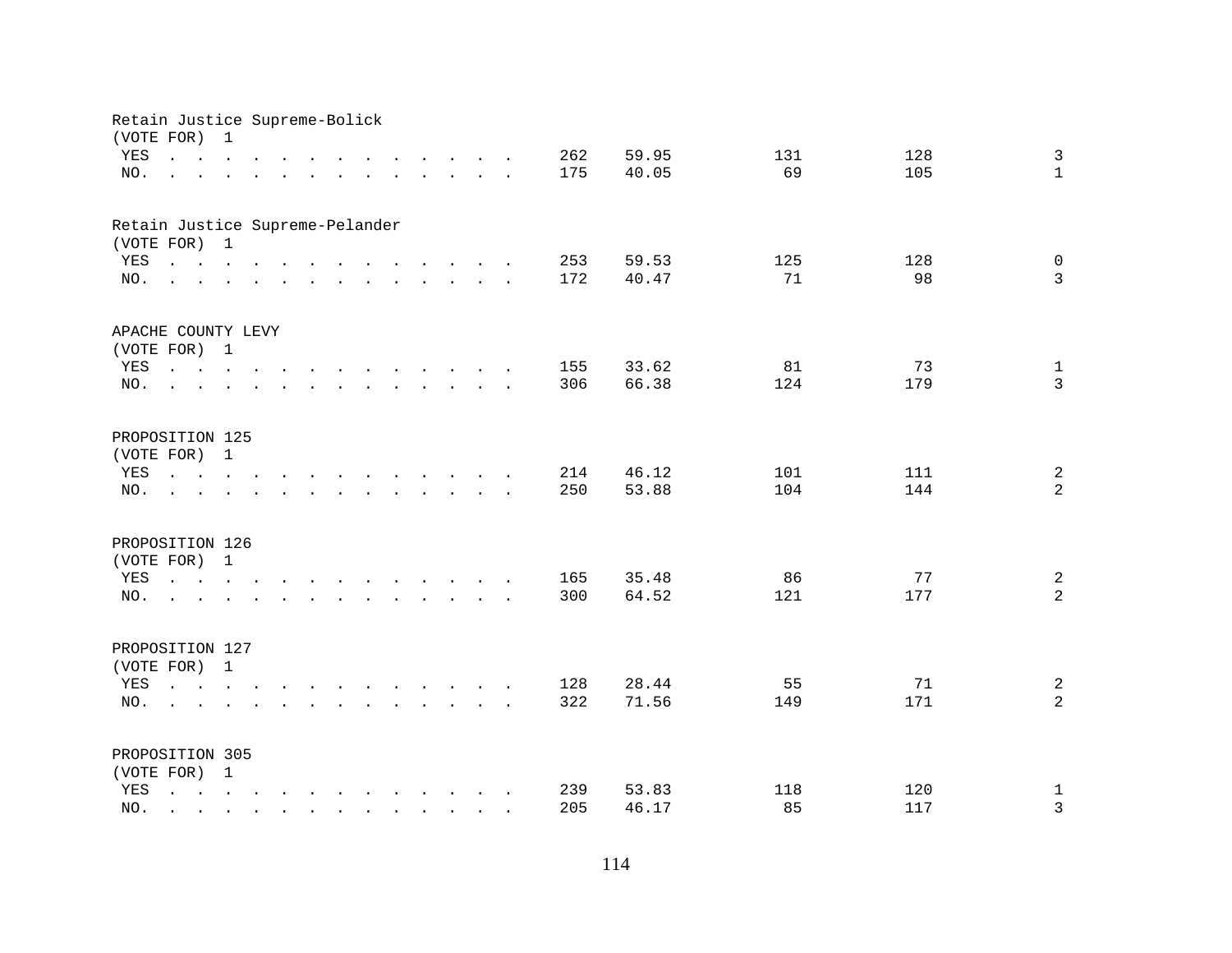Retain Justice Supreme-Bolick
(VOTE FOR) 1

| | | | | | |
|---|---|---|---|---|---|
| YES | 262 | 59.95 | 131 | 128 | 3 |
| NO. | 175 | 40.05 | 69 | 105 | 1 |

Retain Justice Supreme-Pelander
(VOTE FOR) 1

| | | | | | |
|---|---|---|---|---|---|
| YES | 253 | 59.53 | 125 | 128 | 0 |
| NO. | 172 | 40.47 | 71 | 98 | 3 |

APACHE COUNTY LEVY
(VOTE FOR) 1

| | | | | | |
|---|---|---|---|---|---|
| YES | 155 | 33.62 | 81 | 73 | 1 |
| NO. | 306 | 66.38 | 124 | 179 | 3 |

PROPOSITION 125
(VOTE FOR) 1

| | | | | | |
|---|---|---|---|---|---|
| YES | 214 | 46.12 | 101 | 111 | 2 |
| NO. | 250 | 53.88 | 104 | 144 | 2 |

PROPOSITION 126
(VOTE FOR) 1

| | | | | | |
|---|---|---|---|---|---|
| YES | 165 | 35.48 | 86 | 77 | 2 |
| NO. | 300 | 64.52 | 121 | 177 | 2 |

PROPOSITION 127
(VOTE FOR) 1

| | | | | | |
|---|---|---|---|---|---|
| YES | 128 | 28.44 | 55 | 71 | 2 |
| NO. | 322 | 71.56 | 149 | 171 | 2 |

PROPOSITION 305
(VOTE FOR) 1

| | | | | | |
|---|---|---|---|---|---|
| YES | 239 | 53.83 | 118 | 120 | 1 |
| NO. | 205 | 46.17 | 85 | 117 | 3 |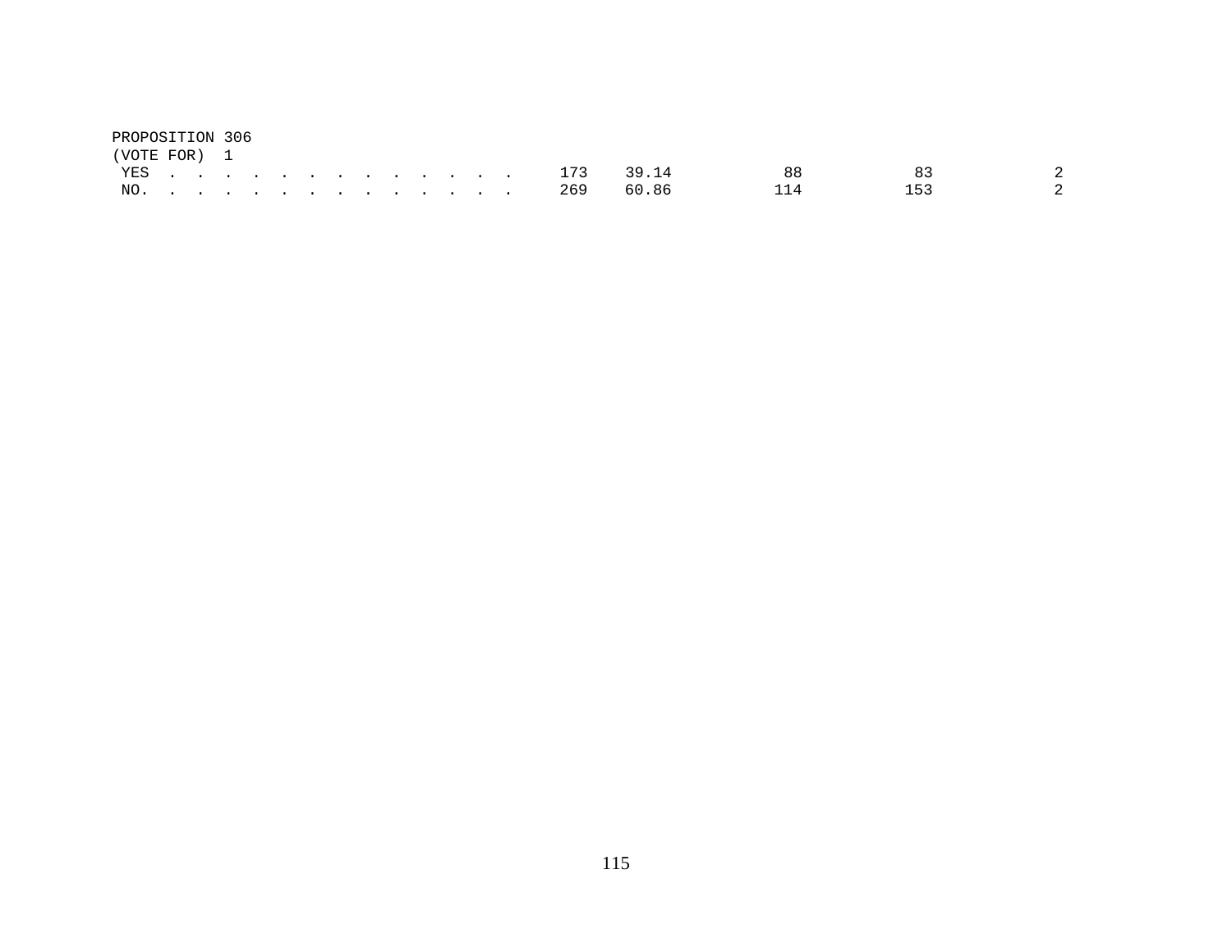PROPOSITION 306
(VOTE FOR) 1

| | | | | | |
|---|---|---|---|---|---|
| YES . . . . . . . . . . . . . . | 173 | 39.14 | 88 | 83 | 2 |
| NO. . . . . . . . . . . . . . . | 269 | 60.86 | 114 | 153 | 2 |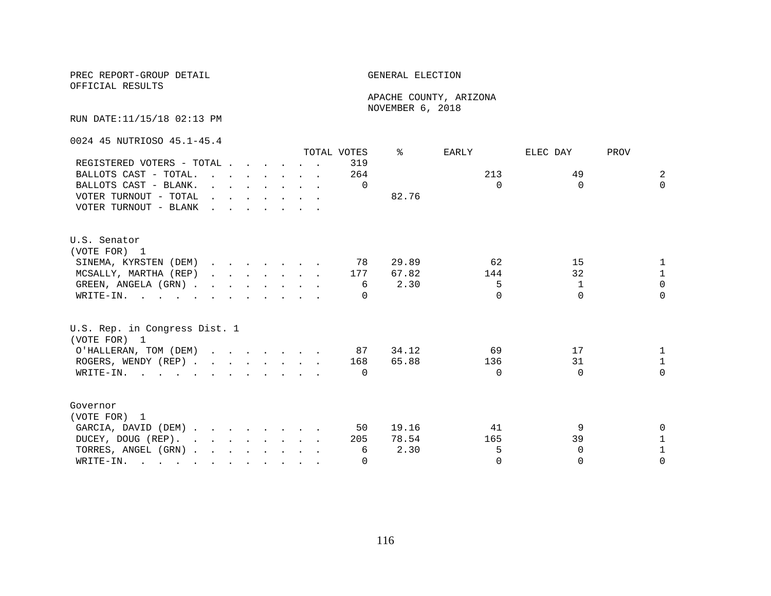PREC REPORT-GROUP DETAIL
OFFICIAL RESULTS

GENERAL ELECTION

APACHE COUNTY, ARIZONA
NOVEMBER 6, 2018

RUN DATE:11/15/18 02:13 PM

0024 45 NUTRIOSO 45.1-45.4

| | TOTAL VOTES | % | EARLY | ELEC DAY | PROV |
|---|---|---|---|---|---|
| REGISTERED VOTERS - TOTAL | 319 | | | | |
| BALLOTS CAST - TOTAL. | 264 | | 213 | 49 | 2 |
| BALLOTS CAST - BLANK. | 0 | | 0 | 0 | 0 |
| VOTER TURNOUT - TOTAL | | 82.76 | | | |
| VOTER TURNOUT - BLANK | | | | | |

U.S. Senator
(VOTE FOR) 1

| | TOTAL VOTES | % | EARLY | ELEC DAY | PROV |
|---|---|---|---|---|---|
| SINEMA, KYRSTEN (DEM) | 78 | 29.89 | 62 | 15 | 1 |
| MCSALLY, MARTHA (REP) | 177 | 67.82 | 144 | 32 | 1 |
| GREEN, ANGELA (GRN) | 6 | 2.30 | 5 | 1 | 0 |
| WRITE-IN. | 0 | | 0 | 0 | 0 |

U.S. Rep. in Congress Dist. 1
(VOTE FOR) 1

| | TOTAL VOTES | % | EARLY | ELEC DAY | PROV |
|---|---|---|---|---|---|
| O'HALLERAN, TOM (DEM) | 87 | 34.12 | 69 | 17 | 1 |
| ROGERS, WENDY (REP) | 168 | 65.88 | 136 | 31 | 1 |
| WRITE-IN. | 0 | | 0 | 0 | 0 |

Governor
(VOTE FOR) 1

| | TOTAL VOTES | % | EARLY | ELEC DAY | PROV |
|---|---|---|---|---|---|
| GARCIA, DAVID (DEM) | 50 | 19.16 | 41 | 9 | 0 |
| DUCEY, DOUG (REP). | 205 | 78.54 | 165 | 39 | 1 |
| TORRES, ANGEL (GRN) | 6 | 2.30 | 5 | 0 | 1 |
| WRITE-IN. | 0 | | 0 | 0 | 0 |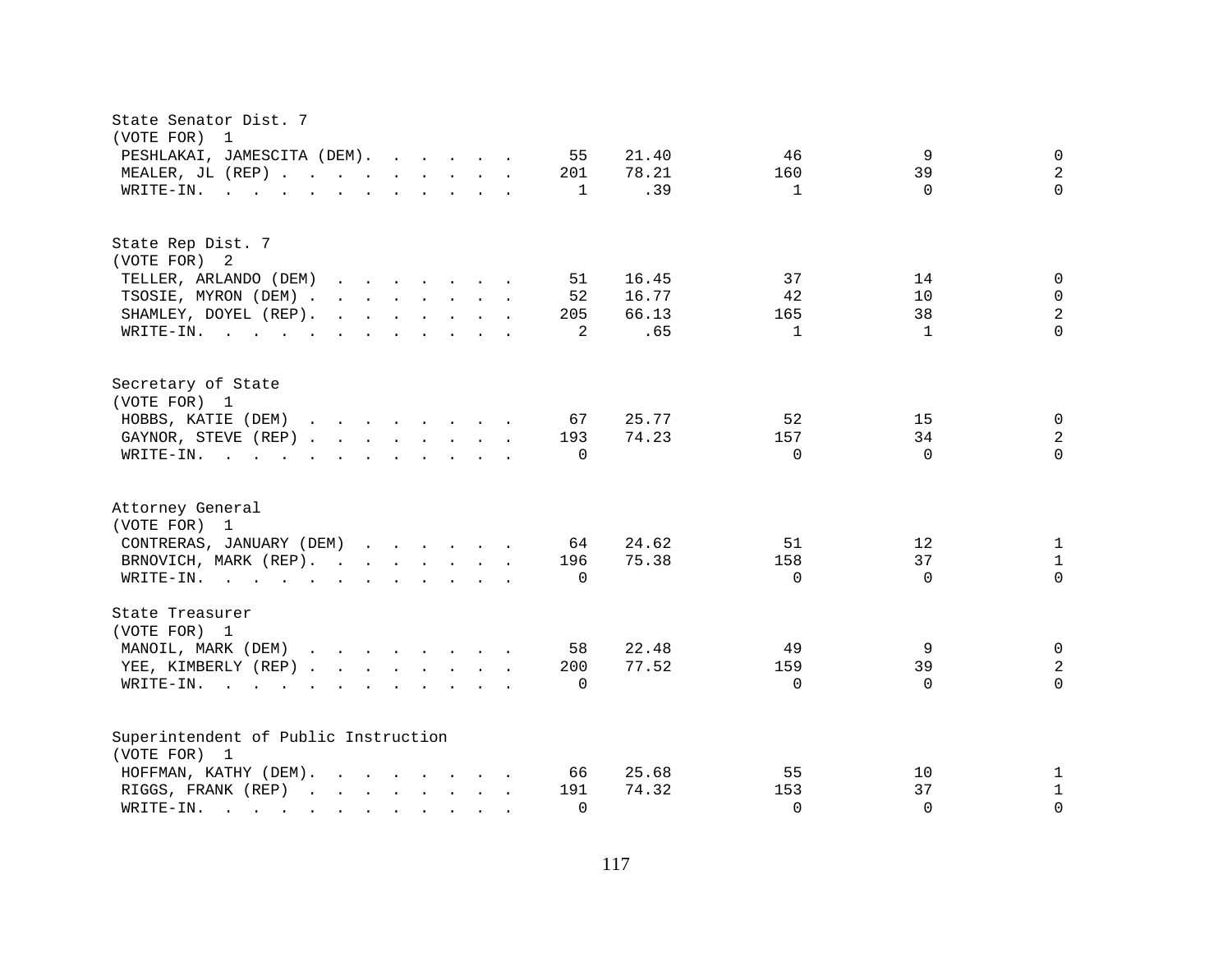State Senator Dist. 7
(VOTE FOR) 1

| Candidate | Total | % | | | |
|---|---|---|---|---|---|
| PESHLAKAI, JAMESCITA (DEM) | 55 | 21.40 | 46 | 9 | 0 |
| MEALER, JL (REP) | 201 | 78.21 | 160 | 39 | 2 |
| WRITE-IN. | 1 | .39 | 1 | 0 | 0 |

State Rep Dist. 7
(VOTE FOR) 2

| Candidate | Total | % | | | |
|---|---|---|---|---|---|
| TELLER, ARLANDO (DEM) | 51 | 16.45 | 37 | 14 | 0 |
| TSOSIE, MYRON (DEM) | 52 | 16.77 | 42 | 10 | 0 |
| SHAMLEY, DOYEL (REP) | 205 | 66.13 | 165 | 38 | 2 |
| WRITE-IN. | 2 | .65 | 1 | 1 | 0 |

Secretary of State
(VOTE FOR) 1

| Candidate | Total | % | | | |
|---|---|---|---|---|---|
| HOBBS, KATIE (DEM) | 67 | 25.77 | 52 | 15 | 0 |
| GAYNOR, STEVE (REP) | 193 | 74.23 | 157 | 34 | 2 |
| WRITE-IN. | 0 | | 0 | 0 | 0 |

Attorney General
(VOTE FOR) 1

| Candidate | Total | % | | | |
|---|---|---|---|---|---|
| CONTRERAS, JANUARY (DEM) | 64 | 24.62 | 51 | 12 | 1 |
| BRNOVICH, MARK (REP) | 196 | 75.38 | 158 | 37 | 1 |
| WRITE-IN. | 0 | | 0 | 0 | 0 |

State Treasurer
(VOTE FOR) 1

| Candidate | Total | % | | | |
|---|---|---|---|---|---|
| MANOIL, MARK (DEM) | 58 | 22.48 | 49 | 9 | 0 |
| YEE, KIMBERLY (REP) | 200 | 77.52 | 159 | 39 | 2 |
| WRITE-IN. | 0 | | 0 | 0 | 0 |

Superintendent of Public Instruction
(VOTE FOR) 1

| Candidate | Total | % | | | |
|---|---|---|---|---|---|
| HOFFMAN, KATHY (DEM) | 66 | 25.68 | 55 | 10 | 1 |
| RIGGS, FRANK (REP) | 191 | 74.32 | 153 | 37 | 1 |
| WRITE-IN. | 0 | | 0 | 0 | 0 |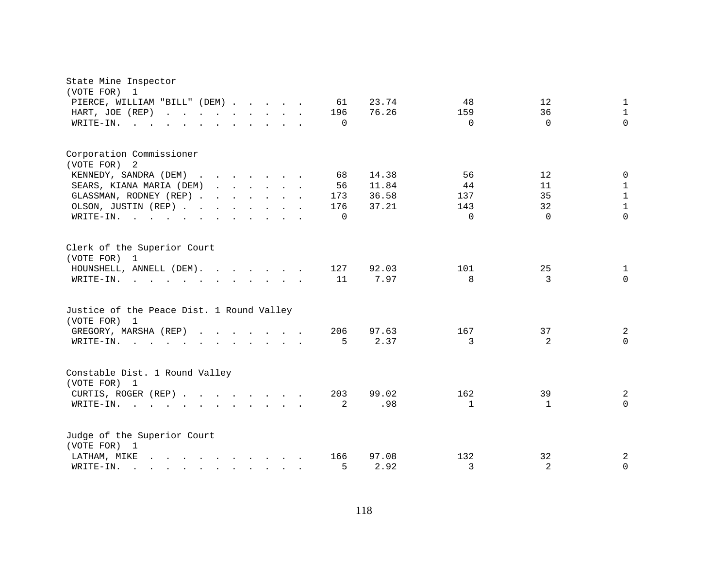State Mine Inspector
(VOTE FOR) 1

| Candidate | Total | Percent | | | |
|---|---|---|---|---|---|
| PIERCE, WILLIAM "BILL" (DEM) | 61 | 23.74 | 48 | 12 | 1 |
| HART, JOE (REP) | 196 | 76.26 | 159 | 36 | 1 |
| WRITE-IN. | 0 | | 0 | 0 | 0 |

Corporation Commissioner
(VOTE FOR) 2

| Candidate | Total | Percent | | | |
|---|---|---|---|---|---|
| KENNEDY, SANDRA (DEM) | 68 | 14.38 | 56 | 12 | 0 |
| SEARS, KIANA MARIA (DEM) | 56 | 11.84 | 44 | 11 | 1 |
| GLASSMAN, RODNEY (REP) | 173 | 36.58 | 137 | 35 | 1 |
| OLSON, JUSTIN (REP) | 176 | 37.21 | 143 | 32 | 1 |
| WRITE-IN. | 0 | | 0 | 0 | 0 |

Clerk of the Superior Court
(VOTE FOR) 1

| Candidate | Total | Percent | | | |
|---|---|---|---|---|---|
| HOUNSHELL, ANNELL (DEM). | 127 | 92.03 | 101 | 25 | 1 |
| WRITE-IN. | 11 | 7.97 | 8 | 3 | 0 |

Justice of the Peace Dist. 1 Round Valley
(VOTE FOR) 1

| Candidate | Total | Percent | | | |
|---|---|---|---|---|---|
| GREGORY, MARSHA (REP) | 206 | 97.63 | 167 | 37 | 2 |
| WRITE-IN. | 5 | 2.37 | 3 | 2 | 0 |

Constable Dist. 1 Round Valley
(VOTE FOR) 1

| Candidate | Total | Percent | | | |
|---|---|---|---|---|---|
| CURTIS, ROGER (REP) | 203 | 99.02 | 162 | 39 | 2 |
| WRITE-IN. | 2 | .98 | 1 | 1 | 0 |

Judge of the Superior Court
(VOTE FOR) 1

| Candidate | Total | Percent | | | |
|---|---|---|---|---|---|
| LATHAM, MIKE | 166 | 97.08 | 132 | 32 | 2 |
| WRITE-IN. | 5 | 2.92 | 3 | 2 | 0 |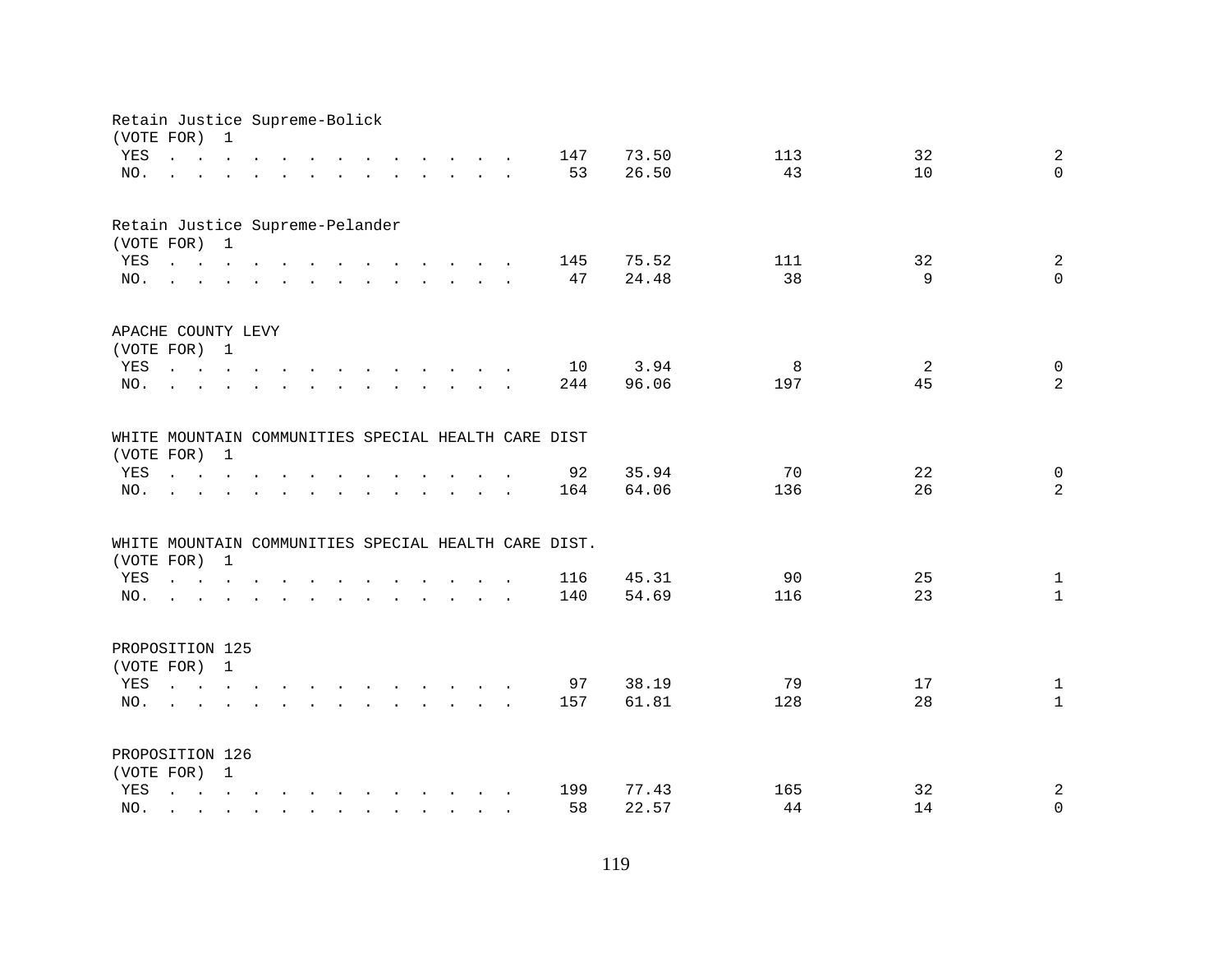Retain Justice Supreme-Bolick
(VOTE FOR) 1

| | | | | | |
|---|---|---|---|---|---|
| YES | 147 | 73.50 | 113 | 32 | 2 |
| NO. | 53 | 26.50 | 43 | 10 | 0 |

Retain Justice Supreme-Pelander
(VOTE FOR) 1

| | | | | | |
|---|---|---|---|---|---|
| YES | 145 | 75.52 | 111 | 32 | 2 |
| NO. | 47 | 24.48 | 38 | 9 | 0 |

APACHE COUNTY LEVY
(VOTE FOR) 1

| | | | | | |
|---|---|---|---|---|---|
| YES | 10 | 3.94 | 8 | 2 | 0 |
| NO. | 244 | 96.06 | 197 | 45 | 2 |

WHITE MOUNTAIN COMMUNITIES SPECIAL HEALTH CARE DIST
(VOTE FOR) 1

| | | | | | |
|---|---|---|---|---|---|
| YES | 92 | 35.94 | 70 | 22 | 0 |
| NO. | 164 | 64.06 | 136 | 26 | 2 |

WHITE MOUNTAIN COMMUNITIES SPECIAL HEALTH CARE DIST.
(VOTE FOR) 1

| | | | | | |
|---|---|---|---|---|---|
| YES | 116 | 45.31 | 90 | 25 | 1 |
| NO. | 140 | 54.69 | 116 | 23 | 1 |

PROPOSITION 125
(VOTE FOR) 1

| | | | | | |
|---|---|---|---|---|---|
| YES | 97 | 38.19 | 79 | 17 | 1 |
| NO. | 157 | 61.81 | 128 | 28 | 1 |

PROPOSITION 126
(VOTE FOR) 1

| | | | | | |
|---|---|---|---|---|---|
| YES | 199 | 77.43 | 165 | 32 | 2 |
| NO. | 58 | 22.57 | 44 | 14 | 0 |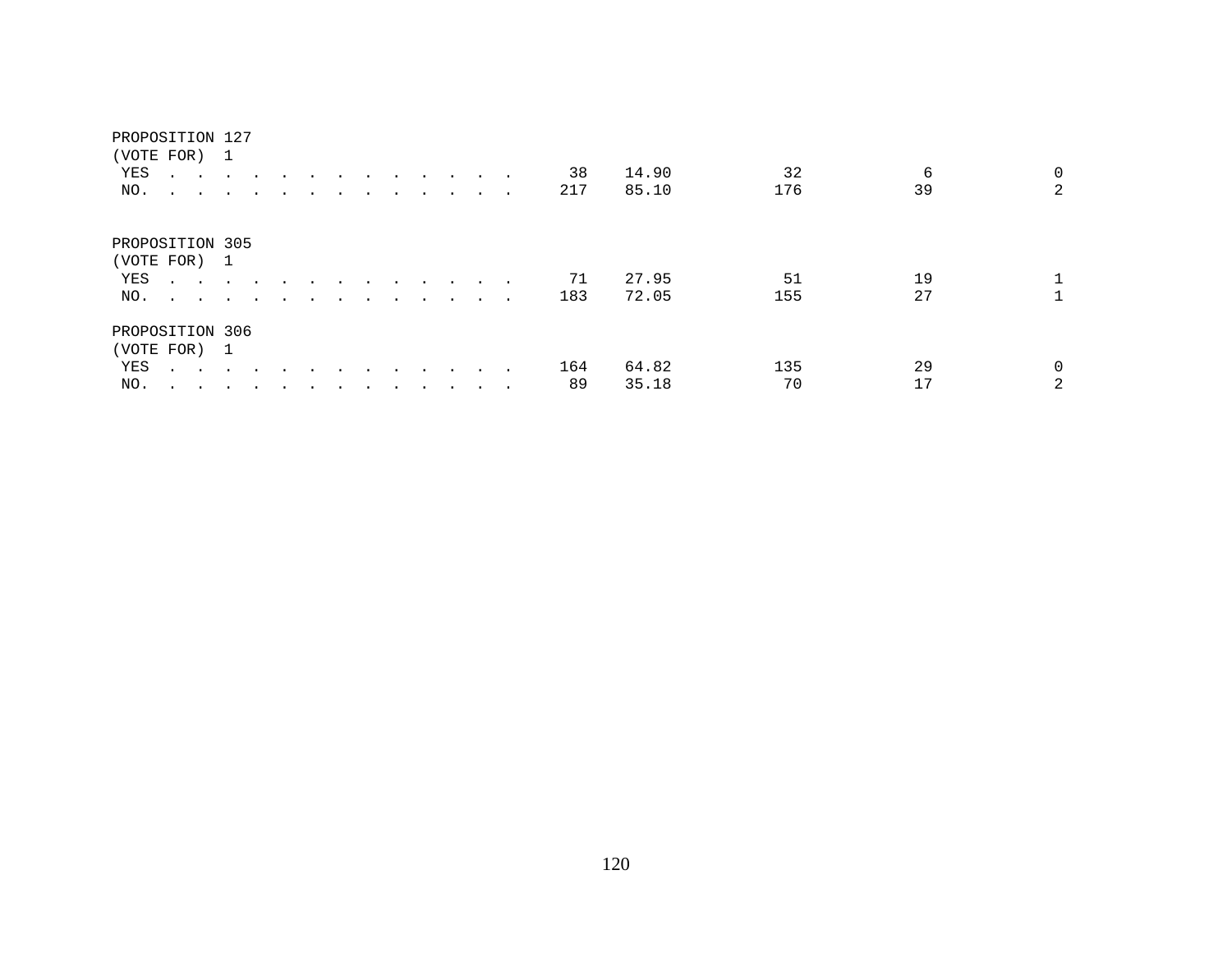PROPOSITION 127
(VOTE FOR) 1

| | | | | | |
|---|---|---|---|---|---|
| YES | 38 | 14.90 | 32 | 6 | 0 |
| NO. | 217 | 85.10 | 176 | 39 | 2 |

PROPOSITION 305
(VOTE FOR) 1

| | | | | | |
|---|---|---|---|---|---|
| YES | 71 | 27.95 | 51 | 19 | 1 |
| NO. | 183 | 72.05 | 155 | 27 | 1 |

PROPOSITION 306
(VOTE FOR) 1

| | | | | | |
|---|---|---|---|---|---|
| YES | 164 | 64.82 | 135 | 29 | 0 |
| NO. | 89 | 35.18 | 70 | 17 | 2 |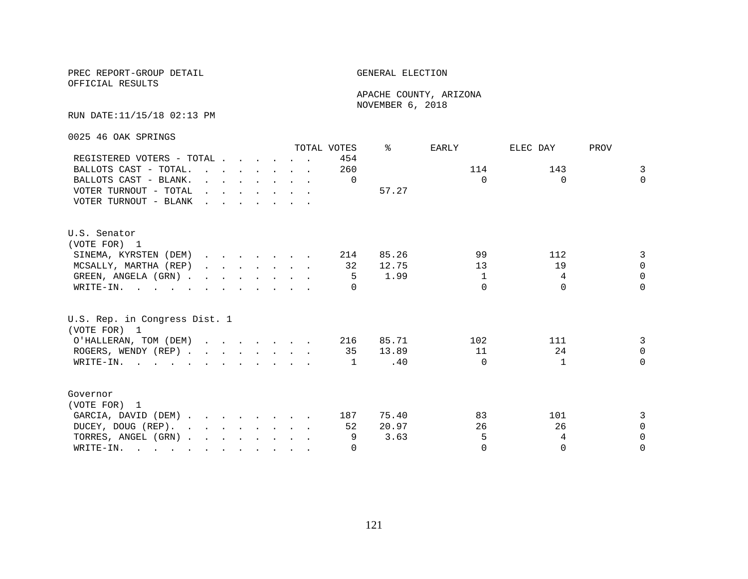PREC REPORT-GROUP DETAIL

OFFICIAL RESULTS

GENERAL ELECTION

APACHE COUNTY, ARIZONA
NOVEMBER 6, 2018

RUN DATE:11/15/18 02:13 PM

0025 46 OAK SPRINGS

| | TOTAL VOTES | % | EARLY | ELEC DAY | PROV |
|---|---|---|---|---|---|
| REGISTERED VOTERS - TOTAL | 454 | | | | |
| BALLOTS CAST - TOTAL. | 260 | | 114 | 143 | 3 |
| BALLOTS CAST - BLANK. | 0 | | 0 | 0 | 0 |
| VOTER TURNOUT - TOTAL | | 57.27 | | | |
| VOTER TURNOUT - BLANK | | | | | |

U.S. Senator
(VOTE FOR) 1

| | TOTAL VOTES | % | EARLY | ELEC DAY | PROV |
|---|---|---|---|---|---|
| SINEMA, KYRSTEN (DEM) | 214 | 85.26 | 99 | 112 | 3 |
| MCSALLY, MARTHA (REP) | 32 | 12.75 | 13 | 19 | 0 |
| GREEN, ANGELA (GRN) | 5 | 1.99 | 1 | 4 | 0 |
| WRITE-IN. | 0 | | 0 | 0 | 0 |

U.S. Rep. in Congress Dist. 1
(VOTE FOR) 1

| | TOTAL VOTES | % | EARLY | ELEC DAY | PROV |
|---|---|---|---|---|---|
| O'HALLERAN, TOM (DEM) | 216 | 85.71 | 102 | 111 | 3 |
| ROGERS, WENDY (REP) | 35 | 13.89 | 11 | 24 | 0 |
| WRITE-IN. | 1 | .40 | 0 | 1 | 0 |

Governor
(VOTE FOR) 1

| | TOTAL VOTES | % | EARLY | ELEC DAY | PROV |
|---|---|---|---|---|---|
| GARCIA, DAVID (DEM) | 187 | 75.40 | 83 | 101 | 3 |
| DUCEY, DOUG (REP). | 52 | 20.97 | 26 | 26 | 0 |
| TORRES, ANGEL (GRN) | 9 | 3.63 | 5 | 4 | 0 |
| WRITE-IN. | 0 | | 0 | 0 | 0 |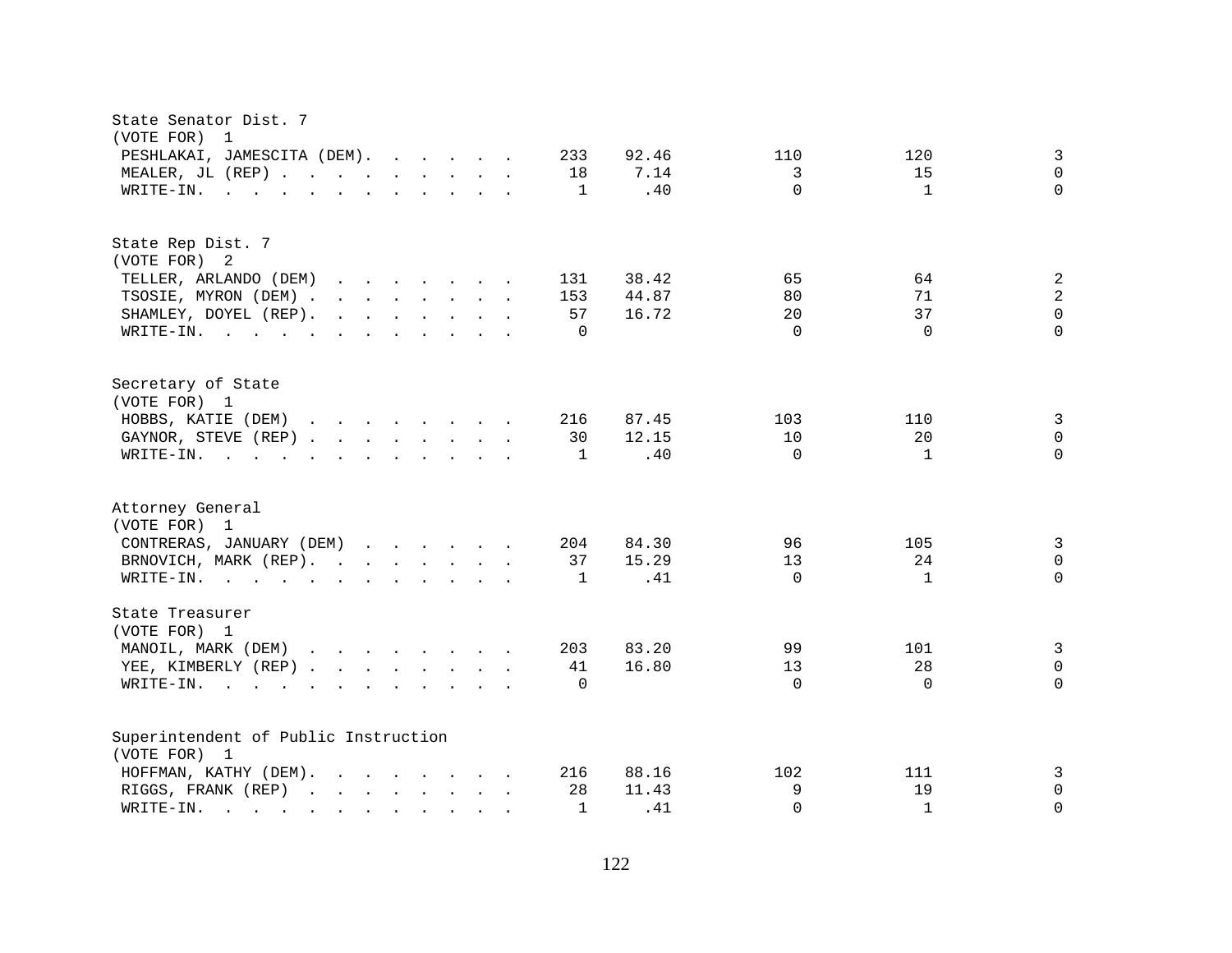State Senator Dist. 7
(VOTE FOR) 1

| Candidate | Votes | Percent | | | |
|---|---|---|---|---|---|
| PESHLAKAI, JAMESCITA (DEM) | 233 | 92.46 | 110 | 120 | 3 |
| MEALER, JL (REP) | 18 | 7.14 | 3 | 15 | 0 |
| WRITE-IN. | 1 | .40 | 0 | 1 | 0 |

State Rep Dist. 7
(VOTE FOR) 2

| Candidate | Votes | Percent | | | |
|---|---|---|---|---|---|
| TELLER, ARLANDO (DEM) | 131 | 38.42 | 65 | 64 | 2 |
| TSOSIE, MYRON (DEM) | 153 | 44.87 | 80 | 71 | 2 |
| SHAMLEY, DOYEL (REP) | 57 | 16.72 | 20 | 37 | 0 |
| WRITE-IN. | 0 | | 0 | 0 | 0 |

Secretary of State
(VOTE FOR) 1

| Candidate | Votes | Percent | | | |
|---|---|---|---|---|---|
| HOBBS, KATIE (DEM) | 216 | 87.45 | 103 | 110 | 3 |
| GAYNOR, STEVE (REP) | 30 | 12.15 | 10 | 20 | 0 |
| WRITE-IN. | 1 | .40 | 0 | 1 | 0 |

Attorney General
(VOTE FOR) 1

| Candidate | Votes | Percent | | | |
|---|---|---|---|---|---|
| CONTRERAS, JANUARY (DEM) | 204 | 84.30 | 96 | 105 | 3 |
| BRNOVICH, MARK (REP) | 37 | 15.29 | 13 | 24 | 0 |
| WRITE-IN. | 1 | .41 | 0 | 1 | 0 |

State Treasurer
(VOTE FOR) 1

| Candidate | Votes | Percent | | | |
|---|---|---|---|---|---|
| MANOIL, MARK (DEM) | 203 | 83.20 | 99 | 101 | 3 |
| YEE, KIMBERLY (REP) | 41 | 16.80 | 13 | 28 | 0 |
| WRITE-IN. | 0 | | 0 | 0 | 0 |

Superintendent of Public Instruction
(VOTE FOR) 1

| Candidate | Votes | Percent | | | |
|---|---|---|---|---|---|
| HOFFMAN, KATHY (DEM) | 216 | 88.16 | 102 | 111 | 3 |
| RIGGS, FRANK (REP) | 28 | 11.43 | 9 | 19 | 0 |
| WRITE-IN. | 1 | .41 | 0 | 1 | 0 |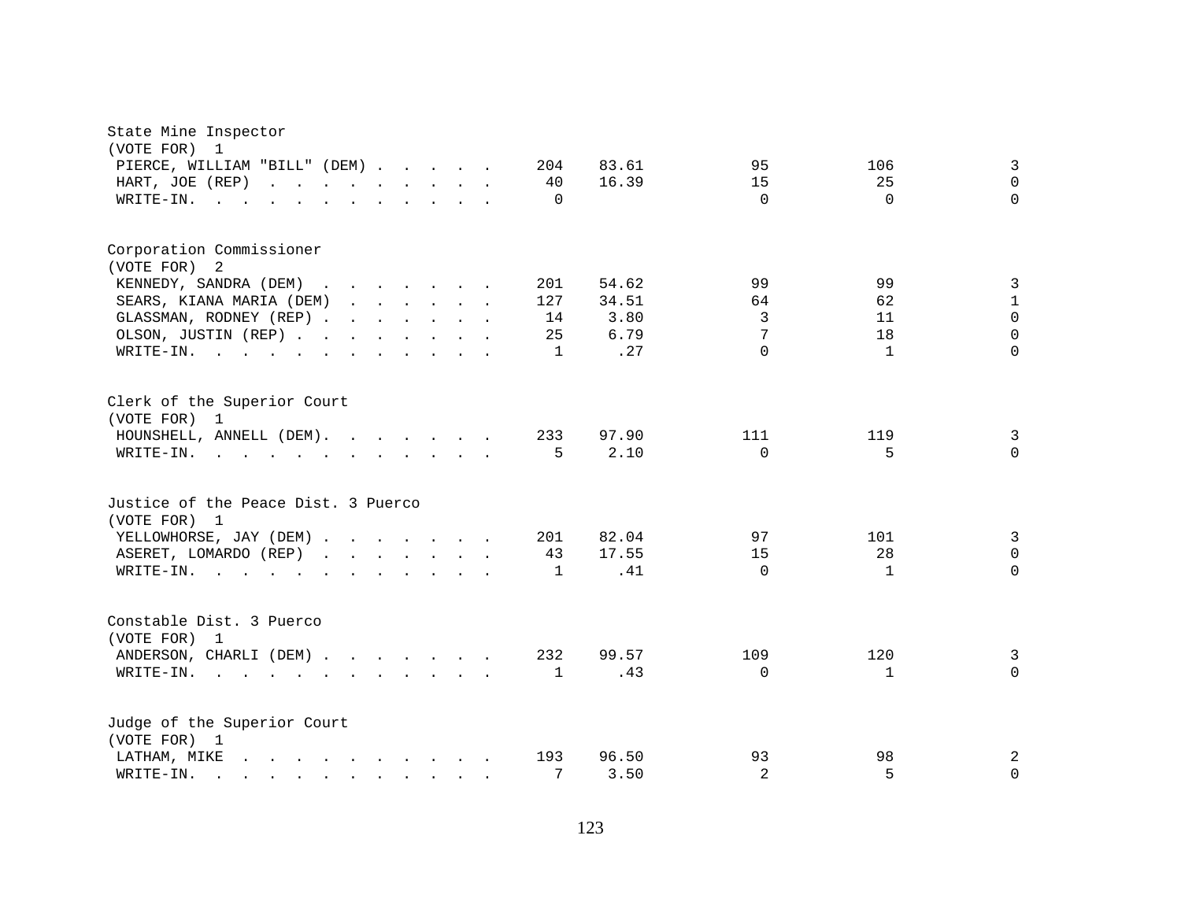State Mine Inspector
(VOTE FOR) 1

| Candidate | Total | Percent | | | |
|---|---|---|---|---|---|
| PIERCE, WILLIAM "BILL" (DEM) | 204 | 83.61 | 95 | 106 | 3 |
| HART, JOE (REP) | 40 | 16.39 | 15 | 25 | 0 |
| WRITE-IN. | 0 | | 0 | 0 | 0 |

Corporation Commissioner
(VOTE FOR) 2

| Candidate | Total | Percent | | | |
|---|---|---|---|---|---|
| KENNEDY, SANDRA (DEM) | 201 | 54.62 | 99 | 99 | 3 |
| SEARS, KIANA MARIA (DEM) | 127 | 34.51 | 64 | 62 | 1 |
| GLASSMAN, RODNEY (REP) | 14 | 3.80 | 3 | 11 | 0 |
| OLSON, JUSTIN (REP) | 25 | 6.79 | 7 | 18 | 0 |
| WRITE-IN. | 1 | .27 | 0 | 1 | 0 |

Clerk of the Superior Court
(VOTE FOR) 1

| Candidate | Total | Percent | | | |
|---|---|---|---|---|---|
| HOUNSHELL, ANNELL (DEM) | 233 | 97.90 | 111 | 119 | 3 |
| WRITE-IN. | 5 | 2.10 | 0 | 5 | 0 |

Justice of the Peace Dist. 3 Puerco
(VOTE FOR) 1

| Candidate | Total | Percent | | | |
|---|---|---|---|---|---|
| YELLOWHORSE, JAY (DEM) | 201 | 82.04 | 97 | 101 | 3 |
| ASERET, LOMARDO (REP) | 43 | 17.55 | 15 | 28 | 0 |
| WRITE-IN. | 1 | .41 | 0 | 1 | 0 |

Constable Dist. 3 Puerco
(VOTE FOR) 1

| Candidate | Total | Percent | | | |
|---|---|---|---|---|---|
| ANDERSON, CHARLI (DEM) | 232 | 99.57 | 109 | 120 | 3 |
| WRITE-IN. | 1 | .43 | 0 | 1 | 0 |

Judge of the Superior Court
(VOTE FOR) 1

| Candidate | Total | Percent | | | |
|---|---|---|---|---|---|
| LATHAM, MIKE | 193 | 96.50 | 93 | 98 | 2 |
| WRITE-IN. | 7 | 3.50 | 2 | 5 | 0 |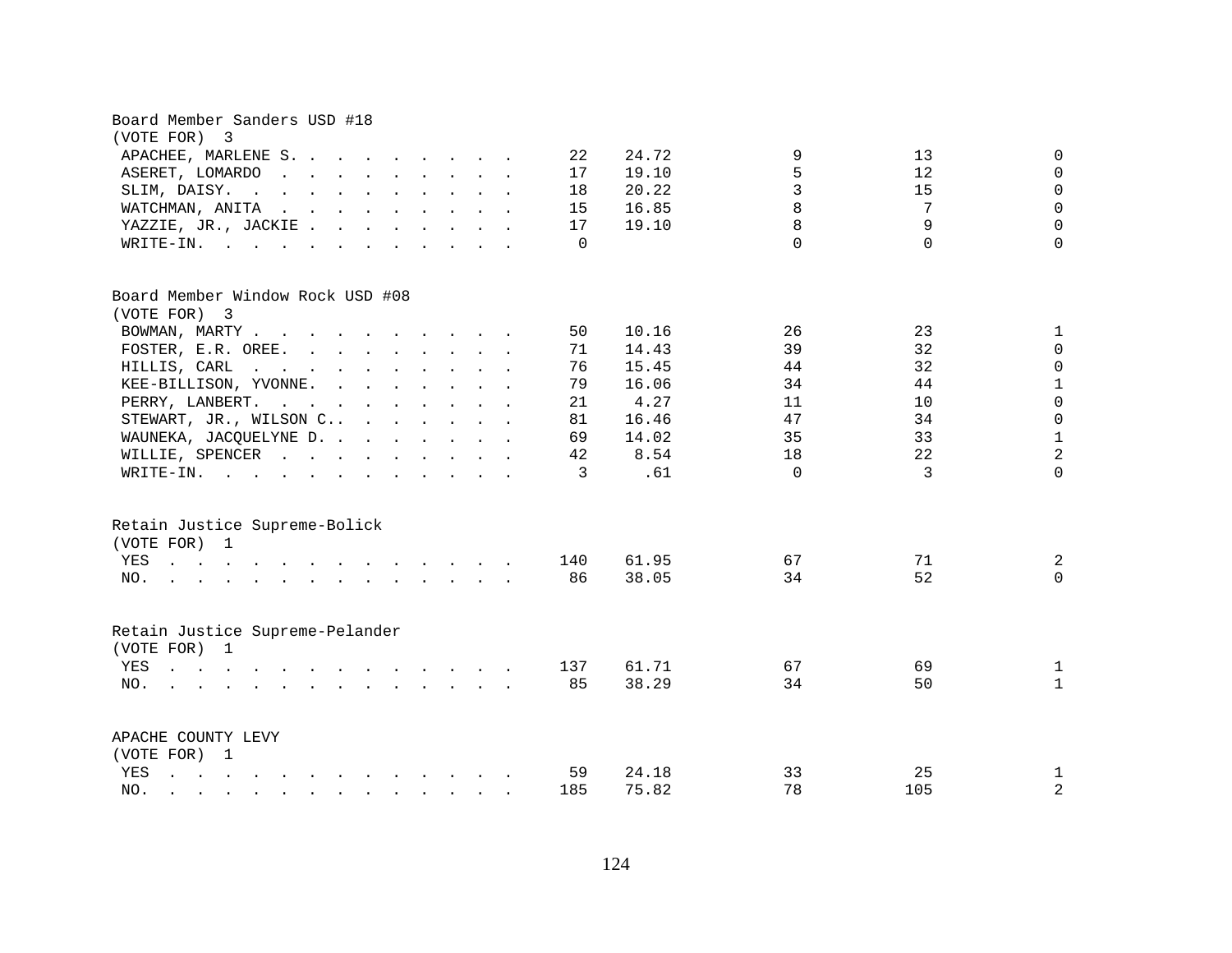Board Member Sanders USD #18
(VOTE FOR) 3

| | | | | | |
|---|---|---|---|---|---|
| APACHEE, MARLENE S. | 22 | 24.72 | 9 | 13 | 0 |
| ASERET, LOMARDO | 17 | 19.10 | 5 | 12 | 0 |
| SLIM, DAISY. | 18 | 20.22 | 3 | 15 | 0 |
| WATCHMAN, ANITA | 15 | 16.85 | 8 | 7 | 0 |
| YAZZIE, JR., JACKIE | 17 | 19.10 | 8 | 9 | 0 |
| WRITE-IN. | 0 | | 0 | 0 | 0 |

Board Member Window Rock USD #08
(VOTE FOR) 3

| | | | | | |
|---|---|---|---|---|---|
| BOWMAN, MARTY | 50 | 10.16 | 26 | 23 | 1 |
| FOSTER, E.R. OREE. | 71 | 14.43 | 39 | 32 | 0 |
| HILLIS, CARL | 76 | 15.45 | 44 | 32 | 0 |
| KEE-BILLISON, YVONNE. | 79 | 16.06 | 34 | 44 | 1 |
| PERRY, LANBERT. | 21 | 4.27 | 11 | 10 | 0 |
| STEWART, JR., WILSON C.. | 81 | 16.46 | 47 | 34 | 0 |
| WAUNEKA, JACQUELYNE D. | 69 | 14.02 | 35 | 33 | 1 |
| WILLIE, SPENCER | 42 | 8.54 | 18 | 22 | 2 |
| WRITE-IN. | 3 | .61 | 0 | 3 | 0 |

Retain Justice Supreme-Bolick
(VOTE FOR) 1

| | | | | | |
|---|---|---|---|---|---|
| YES | 140 | 61.95 | 67 | 71 | 2 |
| NO. | 86 | 38.05 | 34 | 52 | 0 |

Retain Justice Supreme-Pelander
(VOTE FOR) 1

| | | | | | |
|---|---|---|---|---|---|
| YES | 137 | 61.71 | 67 | 69 | 1 |
| NO. | 85 | 38.29 | 34 | 50 | 1 |

APACHE COUNTY LEVY
(VOTE FOR) 1

| | | | | | |
|---|---|---|---|---|---|
| YES | 59 | 24.18 | 33 | 25 | 1 |
| NO. | 185 | 75.82 | 78 | 105 | 2 |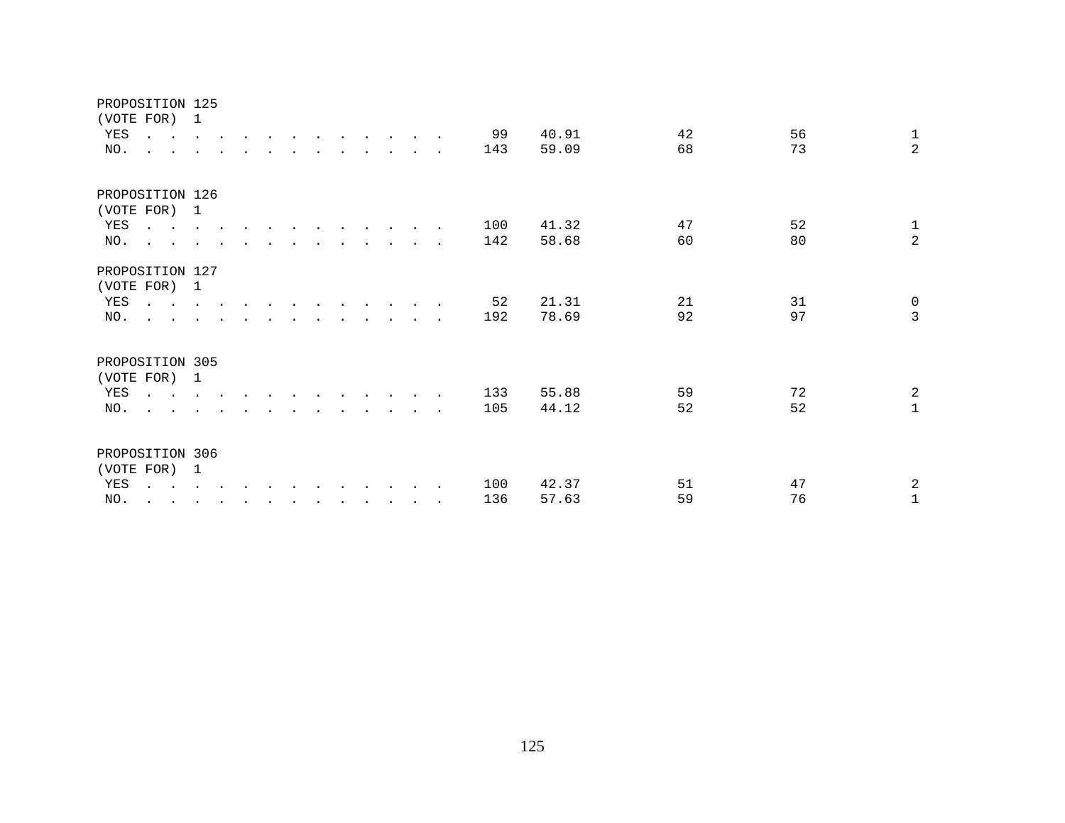PROPOSITION 125
(VOTE FOR) 1

| | | | | | |
|---|---|---|---|---|---|
| YES | 99 | 40.91 | 42 | 56 | 1 |
| NO. | 143 | 59.09 | 68 | 73 | 2 |

PROPOSITION 126
(VOTE FOR) 1

| | | | | | |
|---|---|---|---|---|---|
| YES | 100 | 41.32 | 47 | 52 | 1 |
| NO. | 142 | 58.68 | 60 | 80 | 2 |

PROPOSITION 127
(VOTE FOR) 1

| | | | | | |
|---|---|---|---|---|---|
| YES | 52 | 21.31 | 21 | 31 | 0 |
| NO. | 192 | 78.69 | 92 | 97 | 3 |

PROPOSITION 305
(VOTE FOR) 1

| | | | | | |
|---|---|---|---|---|---|
| YES | 133 | 55.88 | 59 | 72 | 2 |
| NO. | 105 | 44.12 | 52 | 52 | 1 |

PROPOSITION 306
(VOTE FOR) 1

| | | | | | |
|---|---|---|---|---|---|
| YES | 100 | 42.37 | 51 | 47 | 2 |
| NO. | 136 | 57.63 | 59 | 76 | 1 |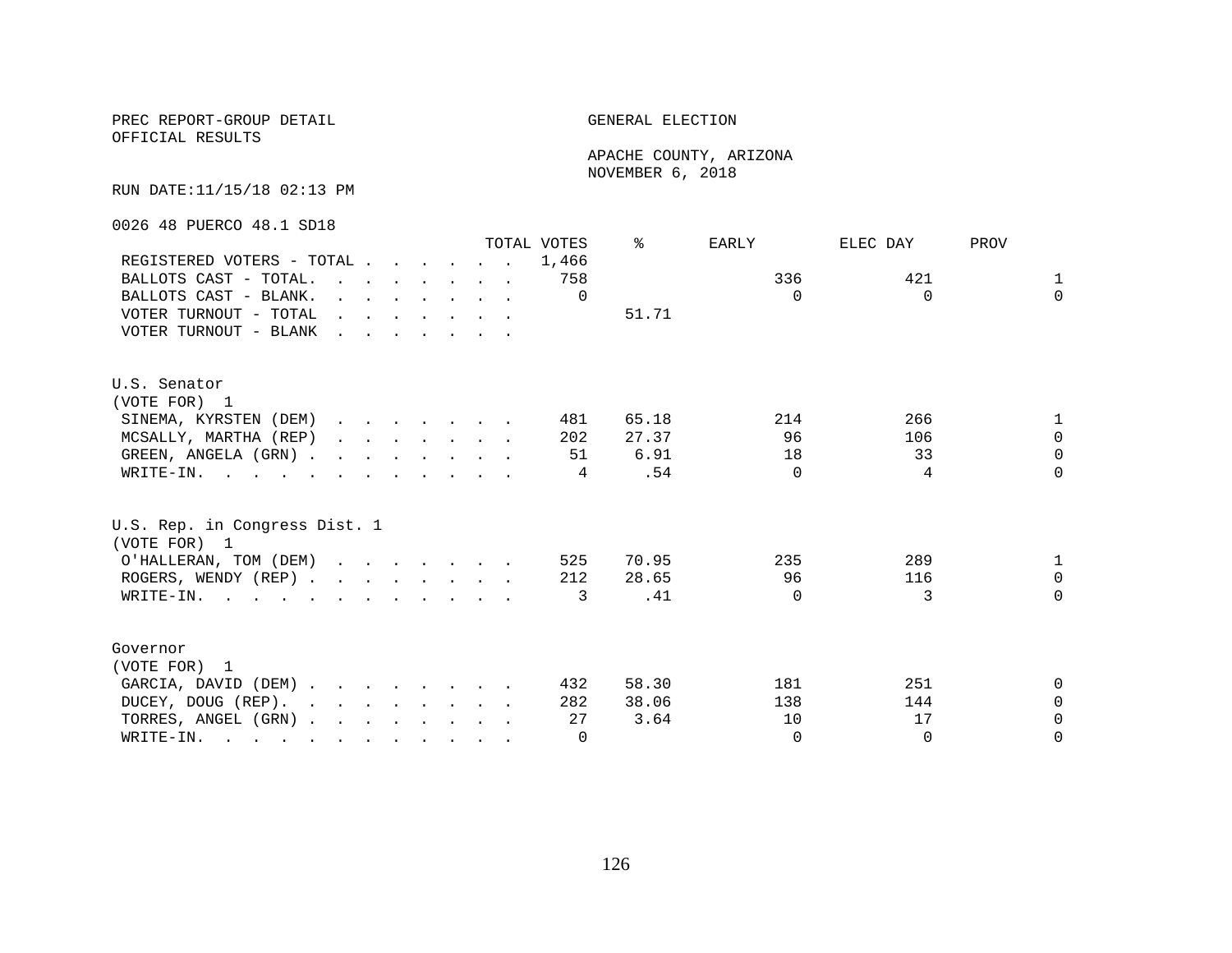PREC REPORT-GROUP DETAIL
OFFICIAL RESULTS

GENERAL ELECTION

APACHE COUNTY, ARIZONA
NOVEMBER 6, 2018

RUN DATE:11/15/18 02:13 PM

0026 48 PUERCO 48.1 SD18

| | TOTAL VOTES | % | EARLY | ELEC DAY | PROV |
|---|---|---|---|---|---|
| REGISTERED VOTERS - TOTAL | 1,466 | | | | |
| BALLOTS CAST - TOTAL. | 758 | | 336 | 421 | 1 |
| BALLOTS CAST - BLANK. | 0 | | 0 | 0 | 0 |
| VOTER TURNOUT - TOTAL | | 51.71 | | | |
| VOTER TURNOUT - BLANK | | | | | |

U.S. Senator
(VOTE FOR) 1

| | TOTAL VOTES | % | EARLY | ELEC DAY | PROV |
|---|---|---|---|---|---|
| SINEMA, KYRSTEN (DEM) | 481 | 65.18 | 214 | 266 | 1 |
| MCSALLY, MARTHA (REP) | 202 | 27.37 | 96 | 106 | 0 |
| GREEN, ANGELA (GRN) | 51 | 6.91 | 18 | 33 | 0 |
| WRITE-IN. | 4 | .54 | 0 | 4 | 0 |

U.S. Rep. in Congress Dist. 1
(VOTE FOR) 1

| | TOTAL VOTES | % | EARLY | ELEC DAY | PROV |
|---|---|---|---|---|---|
| O'HALLERAN, TOM (DEM) | 525 | 70.95 | 235 | 289 | 1 |
| ROGERS, WENDY (REP) | 212 | 28.65 | 96 | 116 | 0 |
| WRITE-IN. | 3 | .41 | 0 | 3 | 0 |

Governor
(VOTE FOR) 1

| | TOTAL VOTES | % | EARLY | ELEC DAY | PROV |
|---|---|---|---|---|---|
| GARCIA, DAVID (DEM) | 432 | 58.30 | 181 | 251 | 0 |
| DUCEY, DOUG (REP). | 282 | 38.06 | 138 | 144 | 0 |
| TORRES, ANGEL (GRN) | 27 | 3.64 | 10 | 17 | 0 |
| WRITE-IN. | 0 | | 0 | 0 | 0 |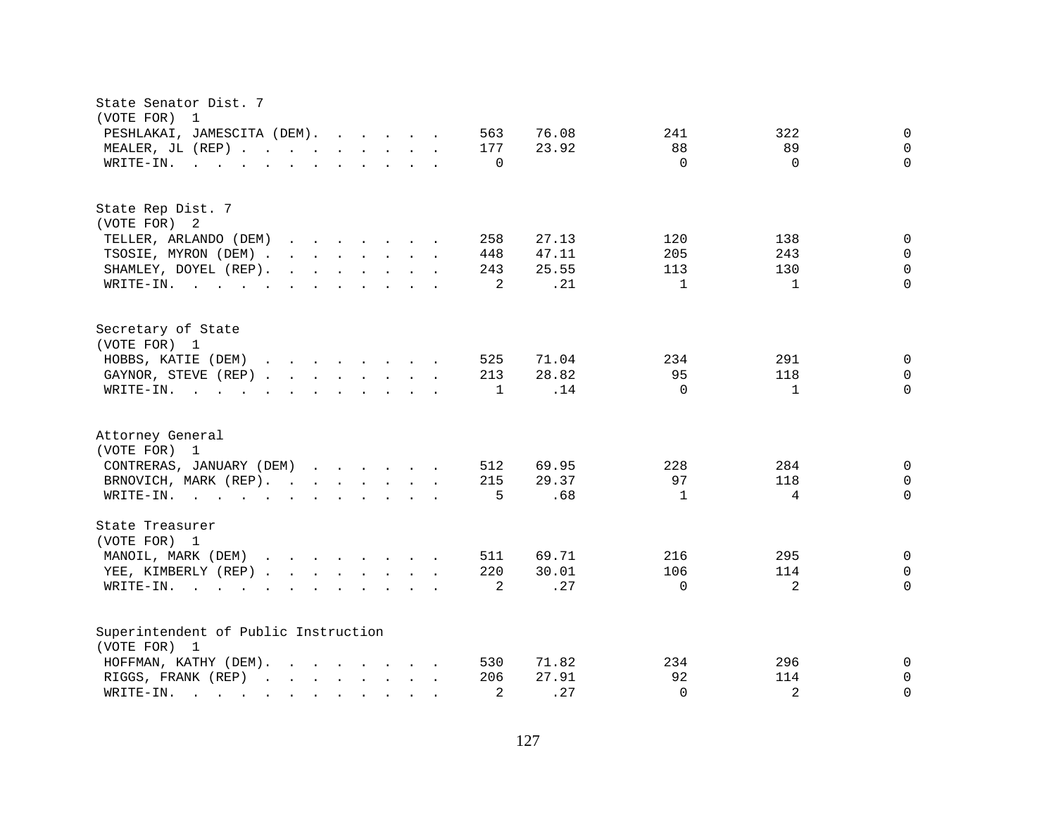## State Senator Dist. 7
(VOTE FOR) 1

| Candidate | Total | Percent | | | |
|---|---|---|---|---|---|
| PESHLAKAI, JAMESCITA (DEM) | 563 | 76.08 | 241 | 322 | 0 |
| MEALER, JL (REP) | 177 | 23.92 | 88 | 89 | 0 |
| WRITE-IN. | 0 | | 0 | 0 | 0 |

## State Rep Dist. 7
(VOTE FOR) 2

| Candidate | Total | Percent | | | |
|---|---|---|---|---|---|
| TELLER, ARLANDO (DEM) | 258 | 27.13 | 120 | 138 | 0 |
| TSOSIE, MYRON (DEM) | 448 | 47.11 | 205 | 243 | 0 |
| SHAMLEY, DOYEL (REP) | 243 | 25.55 | 113 | 130 | 0 |
| WRITE-IN. | 2 | .21 | 1 | 1 | 0 |

## Secretary of State
(VOTE FOR) 1

| Candidate | Total | Percent | | | |
|---|---|---|---|---|---|
| HOBBS, KATIE (DEM) | 525 | 71.04 | 234 | 291 | 0 |
| GAYNOR, STEVE (REP) | 213 | 28.82 | 95 | 118 | 0 |
| WRITE-IN. | 1 | .14 | 0 | 1 | 0 |

## Attorney General
(VOTE FOR) 1

| Candidate | Total | Percent | | | |
|---|---|---|---|---|---|
| CONTRERAS, JANUARY (DEM) | 512 | 69.95 | 228 | 284 | 0 |
| BRNOVICH, MARK (REP) | 215 | 29.37 | 97 | 118 | 0 |
| WRITE-IN. | 5 | .68 | 1 | 4 | 0 |

## State Treasurer
(VOTE FOR) 1

| Candidate | Total | Percent | | | |
|---|---|---|---|---|---|
| MANOIL, MARK (DEM) | 511 | 69.71 | 216 | 295 | 0 |
| YEE, KIMBERLY (REP) | 220 | 30.01 | 106 | 114 | 0 |
| WRITE-IN. | 2 | .27 | 0 | 2 | 0 |

## Superintendent of Public Instruction
(VOTE FOR) 1

| Candidate | Total | Percent | | | |
|---|---|---|---|---|---|
| HOFFMAN, KATHY (DEM) | 530 | 71.82 | 234 | 296 | 0 |
| RIGGS, FRANK (REP) | 206 | 27.91 | 92 | 114 | 0 |
| WRITE-IN. | 2 | .27 | 0 | 2 | 0 |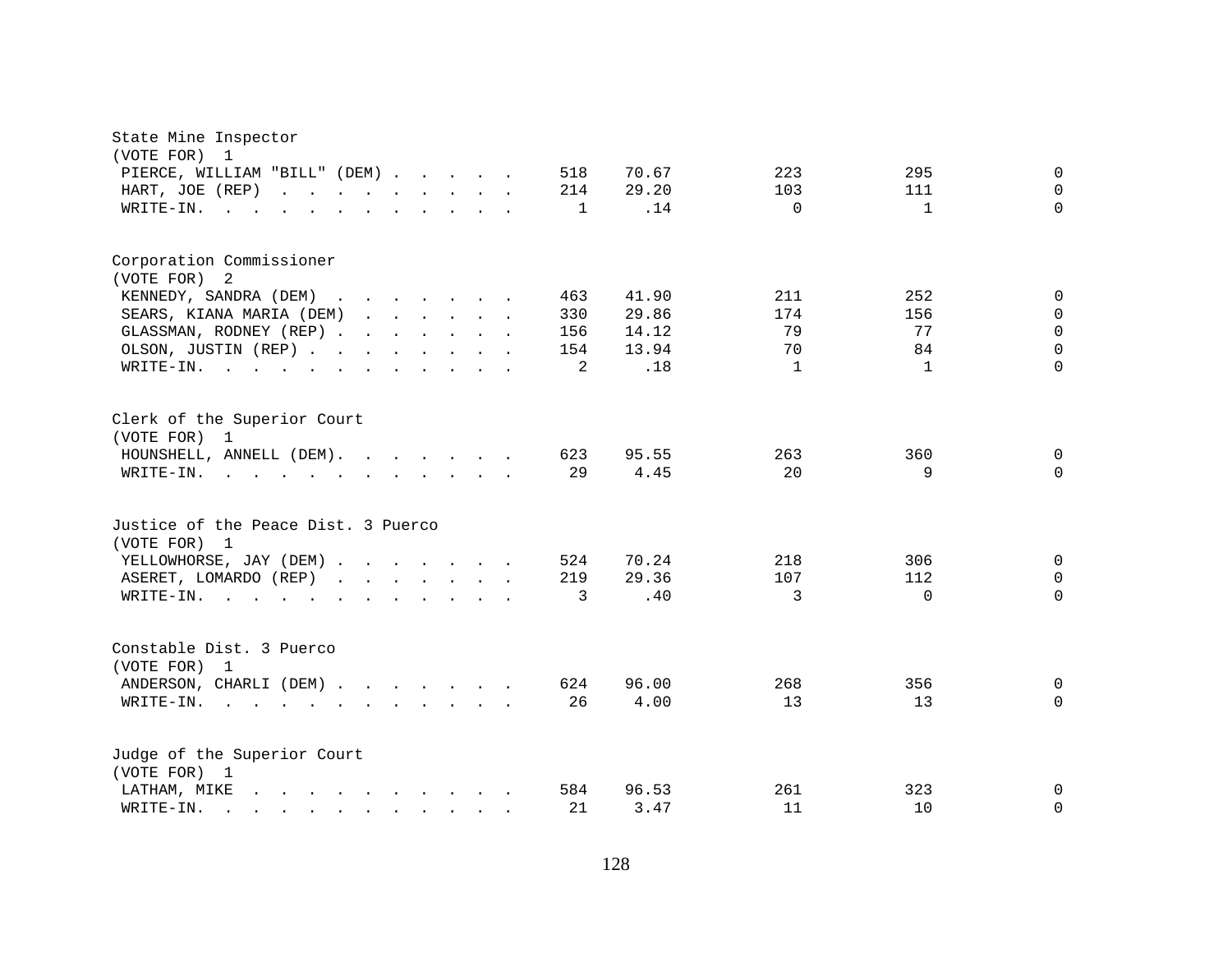State Mine Inspector
(VOTE FOR) 1

| Candidate | Total | Percent | | | |
|---|---|---|---|---|---|
| PIERCE, WILLIAM "BILL" (DEM) | 518 | 70.67 | 223 | 295 | 0 |
| HART, JOE (REP) | 214 | 29.20 | 103 | 111 | 0 |
| WRITE-IN. | 1 | .14 | 0 | 1 | 0 |

Corporation Commissioner
(VOTE FOR) 2

| Candidate | Total | Percent | | | |
|---|---|---|---|---|---|
| KENNEDY, SANDRA (DEM) | 463 | 41.90 | 211 | 252 | 0 |
| SEARS, KIANA MARIA (DEM) | 330 | 29.86 | 174 | 156 | 0 |
| GLASSMAN, RODNEY (REP) | 156 | 14.12 | 79 | 77 | 0 |
| OLSON, JUSTIN (REP) | 154 | 13.94 | 70 | 84 | 0 |
| WRITE-IN. | 2 | .18 | 1 | 1 | 0 |

Clerk of the Superior Court
(VOTE FOR) 1

| Candidate | Total | Percent | | | |
|---|---|---|---|---|---|
| HOUNSHELL, ANNELL (DEM). | 623 | 95.55 | 263 | 360 | 0 |
| WRITE-IN. | 29 | 4.45 | 20 | 9 | 0 |

Justice of the Peace Dist. 3 Puerco
(VOTE FOR) 1

| Candidate | Total | Percent | | | |
|---|---|---|---|---|---|
| YELLOWHORSE, JAY (DEM) | 524 | 70.24 | 218 | 306 | 0 |
| ASERET, LOMARDO (REP) | 219 | 29.36 | 107 | 112 | 0 |
| WRITE-IN. | 3 | .40 | 3 | 0 | 0 |

Constable Dist. 3 Puerco
(VOTE FOR) 1

| Candidate | Total | Percent | | | |
|---|---|---|---|---|---|
| ANDERSON, CHARLI (DEM) | 624 | 96.00 | 268 | 356 | 0 |
| WRITE-IN. | 26 | 4.00 | 13 | 13 | 0 |

Judge of the Superior Court
(VOTE FOR) 1

| Candidate | Total | Percent | | | |
|---|---|---|---|---|---|
| LATHAM, MIKE | 584 | 96.53 | 261 | 323 | 0 |
| WRITE-IN. | 21 | 3.47 | 11 | 10 | 0 |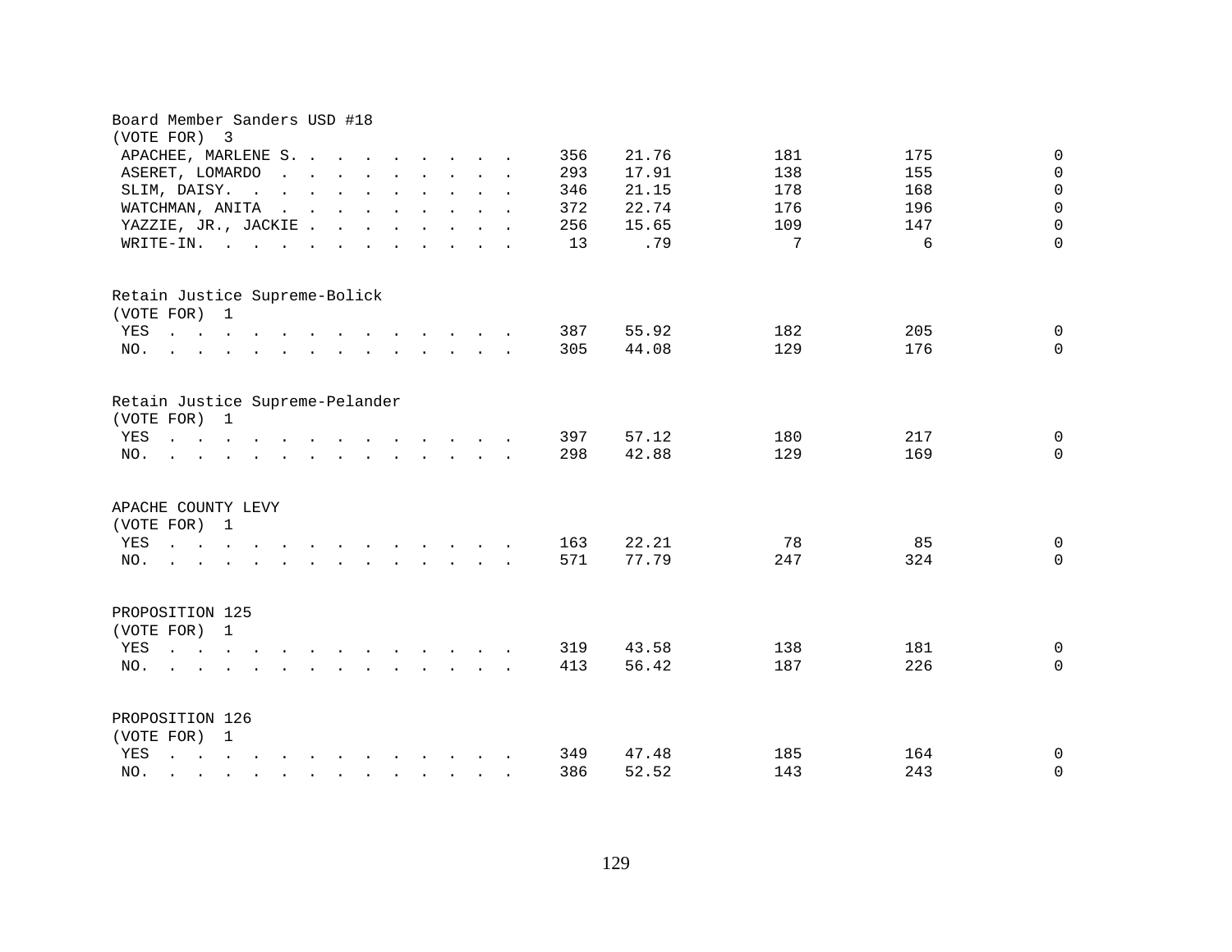Board Member Sanders USD #18
(VOTE FOR) 3

| | | | | | |
|---|---|---|---|---|---|
| APACHEE, MARLENE S. | 356 | 21.76 | 181 | 175 | 0 |
| ASERET, LOMARDO | 293 | 17.91 | 138 | 155 | 0 |
| SLIM, DAISY. | 346 | 21.15 | 178 | 168 | 0 |
| WATCHMAN, ANITA | 372 | 22.74 | 176 | 196 | 0 |
| YAZZIE, JR., JACKIE | 256 | 15.65 | 109 | 147 | 0 |
| WRITE-IN. | 13 | .79 | 7 | 6 | 0 |

Retain Justice Supreme-Bolick
(VOTE FOR) 1

| | | | | | |
|---|---|---|---|---|---|
| YES | 387 | 55.92 | 182 | 205 | 0 |
| NO. | 305 | 44.08 | 129 | 176 | 0 |

Retain Justice Supreme-Pelander
(VOTE FOR) 1

| | | | | | |
|---|---|---|---|---|---|
| YES | 397 | 57.12 | 180 | 217 | 0 |
| NO. | 298 | 42.88 | 129 | 169 | 0 |

APACHE COUNTY LEVY
(VOTE FOR) 1

| | | | | | |
|---|---|---|---|---|---|
| YES | 163 | 22.21 | 78 | 85 | 0 |
| NO. | 571 | 77.79 | 247 | 324 | 0 |

PROPOSITION 125
(VOTE FOR) 1

| | | | | | |
|---|---|---|---|---|---|
| YES | 319 | 43.58 | 138 | 181 | 0 |
| NO. | 413 | 56.42 | 187 | 226 | 0 |

PROPOSITION 126
(VOTE FOR) 1

| | | | | | |
|---|---|---|---|---|---|
| YES | 349 | 47.48 | 185 | 164 | 0 |
| NO. | 386 | 52.52 | 143 | 243 | 0 |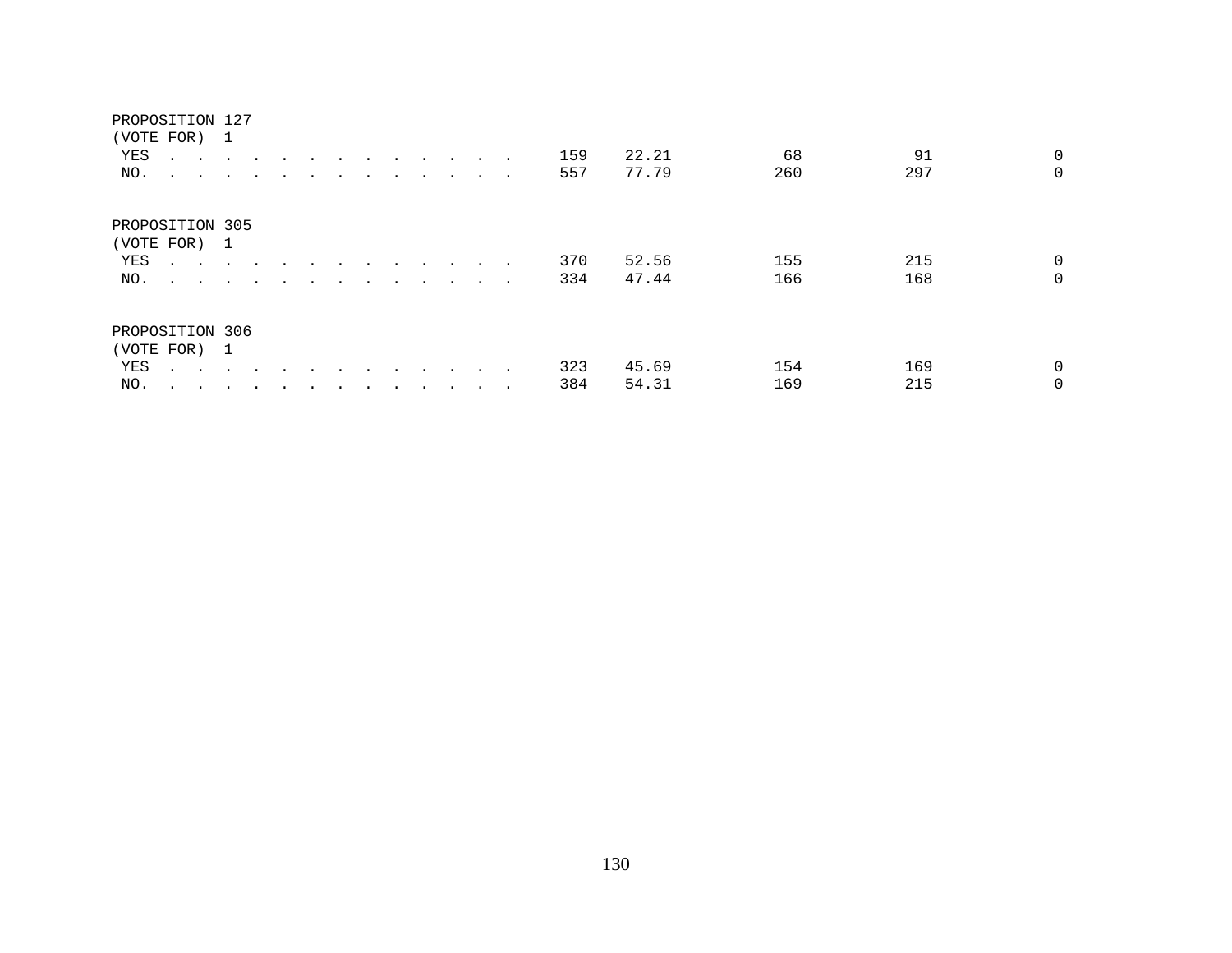| PROPOSITION 127 | | | | | |
|---|---|---|---|---|---|
| (VOTE FOR) 1 | | | | | |
| YES . . . . . . . . . . . . . . | 159 | 22.21 | 68 | 91 | 0 |
| NO. . . . . . . . . . . . . . . | 557 | 77.79 | 260 | 297 | 0 |

| PROPOSITION 305 | | | | | |
|---|---|---|---|---|---|
| (VOTE FOR) 1 | | | | | |
| YES . . . . . . . . . . . . . . | 370 | 52.56 | 155 | 215 | 0 |
| NO. . . . . . . . . . . . . . . | 334 | 47.44 | 166 | 168 | 0 |

| PROPOSITION 306 | | | | | |
|---|---|---|---|---|---|
| (VOTE FOR) 1 | | | | | |
| YES . . . . . . . . . . . . . . | 323 | 45.69 | 154 | 169 | 0 |
| NO. . . . . . . . . . . . . . . | 384 | 54.31 | 169 | 215 | 0 |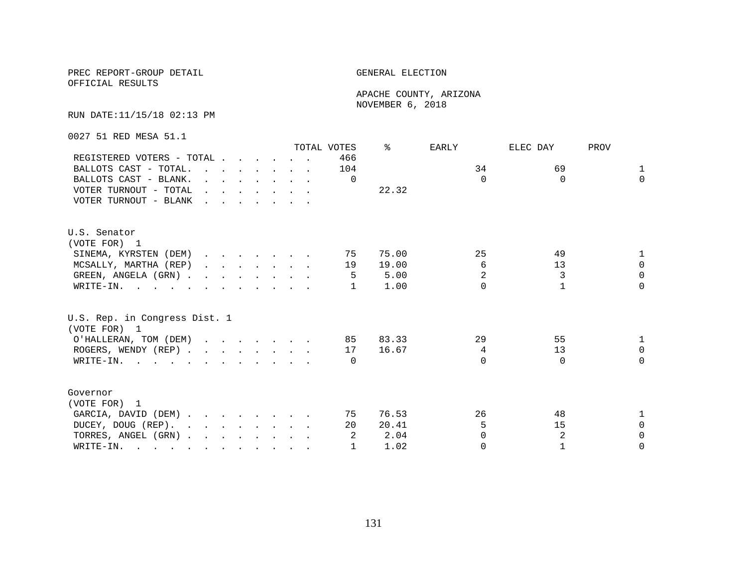PREC REPORT-GROUP DETAIL
OFFICIAL RESULTS

GENERAL ELECTION

APACHE COUNTY, ARIZONA
NOVEMBER 6, 2018

RUN DATE:11/15/18 02:13 PM

0027 51 RED MESA 51.1

| | TOTAL VOTES | % | EARLY | ELEC DAY | PROV |
|---|---|---|---|---|---|
| REGISTERED VOTERS - TOTAL | 466 | | | | |
| BALLOTS CAST - TOTAL. | 104 | | 34 | 69 | 1 |
| BALLOTS CAST - BLANK. | 0 | | 0 | 0 | 0 |
| VOTER TURNOUT - TOTAL | | 22.32 | | | |
| VOTER TURNOUT - BLANK | | | | | |

U.S. Senator
(VOTE FOR) 1

| | TOTAL VOTES | % | EARLY | ELEC DAY | PROV |
|---|---|---|---|---|---|
| SINEMA, KYRSTEN (DEM) | 75 | 75.00 | 25 | 49 | 1 |
| MCSALLY, MARTHA (REP) | 19 | 19.00 | 6 | 13 | 0 |
| GREEN, ANGELA (GRN) | 5 | 5.00 | 2 | 3 | 0 |
| WRITE-IN. | 1 | 1.00 | 0 | 1 | 0 |

U.S. Rep. in Congress Dist. 1
(VOTE FOR) 1

| | TOTAL VOTES | % | EARLY | ELEC DAY | PROV |
|---|---|---|---|---|---|
| O'HALLERAN, TOM (DEM) | 85 | 83.33 | 29 | 55 | 1 |
| ROGERS, WENDY (REP) | 17 | 16.67 | 4 | 13 | 0 |
| WRITE-IN. | 0 | | 0 | 0 | 0 |

Governor
(VOTE FOR) 1

| | TOTAL VOTES | % | EARLY | ELEC DAY | PROV |
|---|---|---|---|---|---|
| GARCIA, DAVID (DEM) | 75 | 76.53 | 26 | 48 | 1 |
| DUCEY, DOUG (REP). | 20 | 20.41 | 5 | 15 | 0 |
| TORRES, ANGEL (GRN) | 2 | 2.04 | 0 | 2 | 0 |
| WRITE-IN. | 1 | 1.02 | 0 | 1 | 0 |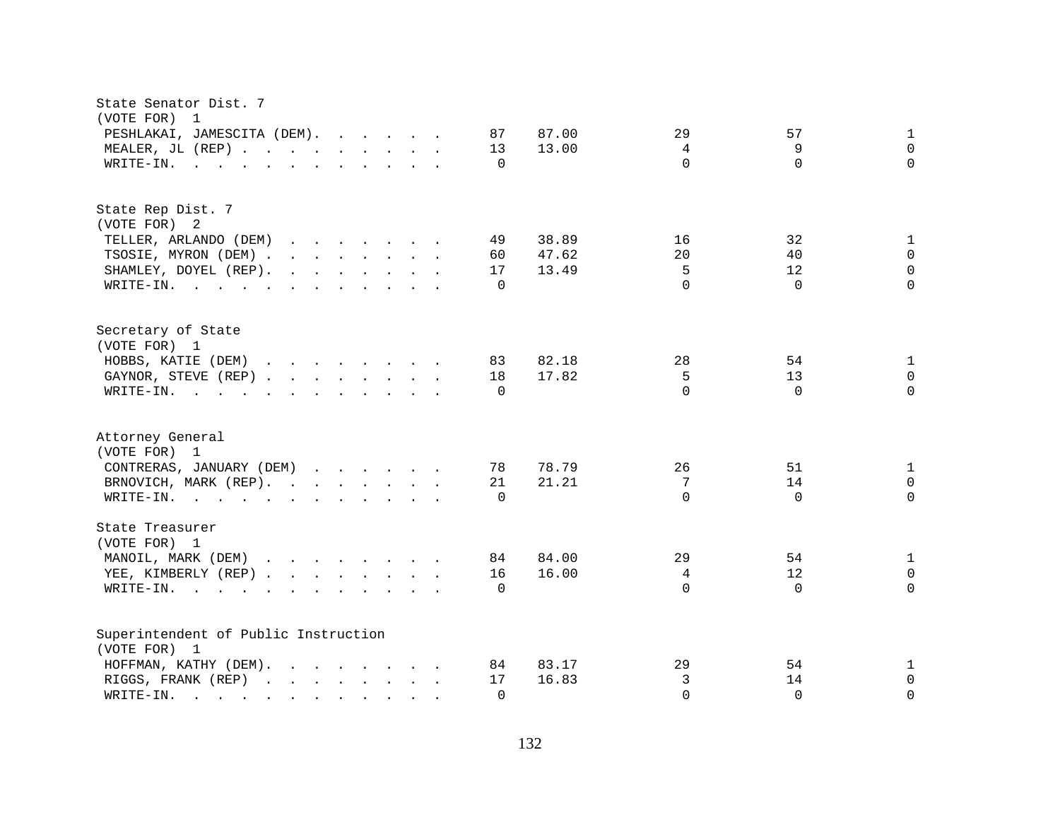State Senator Dist. 7
(VOTE FOR) 1

| Candidate | Votes | Percent | | | |
|---|---|---|---|---|---|
| PESHLAKAI, JAMESCITA (DEM) | 87 | 87.00 | 29 | 57 | 1 |
| MEALER, JL (REP) | 13 | 13.00 | 4 | 9 | 0 |
| WRITE-IN. | 0 | | 0 | 0 | 0 |

State Rep Dist. 7
(VOTE FOR) 2

| Candidate | Votes | Percent | | | |
|---|---|---|---|---|---|
| TELLER, ARLANDO (DEM) | 49 | 38.89 | 16 | 32 | 1 |
| TSOSIE, MYRON (DEM) | 60 | 47.62 | 20 | 40 | 0 |
| SHAMLEY, DOYEL (REP) | 17 | 13.49 | 5 | 12 | 0 |
| WRITE-IN. | 0 | | 0 | 0 | 0 |

Secretary of State
(VOTE FOR) 1

| Candidate | Votes | Percent | | | |
|---|---|---|---|---|---|
| HOBBS, KATIE (DEM) | 83 | 82.18 | 28 | 54 | 1 |
| GAYNOR, STEVE (REP) | 18 | 17.82 | 5 | 13 | 0 |
| WRITE-IN. | 0 | | 0 | 0 | 0 |

Attorney General
(VOTE FOR) 1

| Candidate | Votes | Percent | | | |
|---|---|---|---|---|---|
| CONTRERAS, JANUARY (DEM) | 78 | 78.79 | 26 | 51 | 1 |
| BRNOVICH, MARK (REP) | 21 | 21.21 | 7 | 14 | 0 |
| WRITE-IN. | 0 | | 0 | 0 | 0 |

State Treasurer
(VOTE FOR) 1

| Candidate | Votes | Percent | | | |
|---|---|---|---|---|---|
| MANOIL, MARK (DEM) | 84 | 84.00 | 29 | 54 | 1 |
| YEE, KIMBERLY (REP) | 16 | 16.00 | 4 | 12 | 0 |
| WRITE-IN. | 0 | | 0 | 0 | 0 |

Superintendent of Public Instruction
(VOTE FOR) 1

| Candidate | Votes | Percent | | | |
|---|---|---|---|---|---|
| HOFFMAN, KATHY (DEM) | 84 | 83.17 | 29 | 54 | 1 |
| RIGGS, FRANK (REP) | 17 | 16.83 | 3 | 14 | 0 |
| WRITE-IN. | 0 | | 0 | 0 | 0 |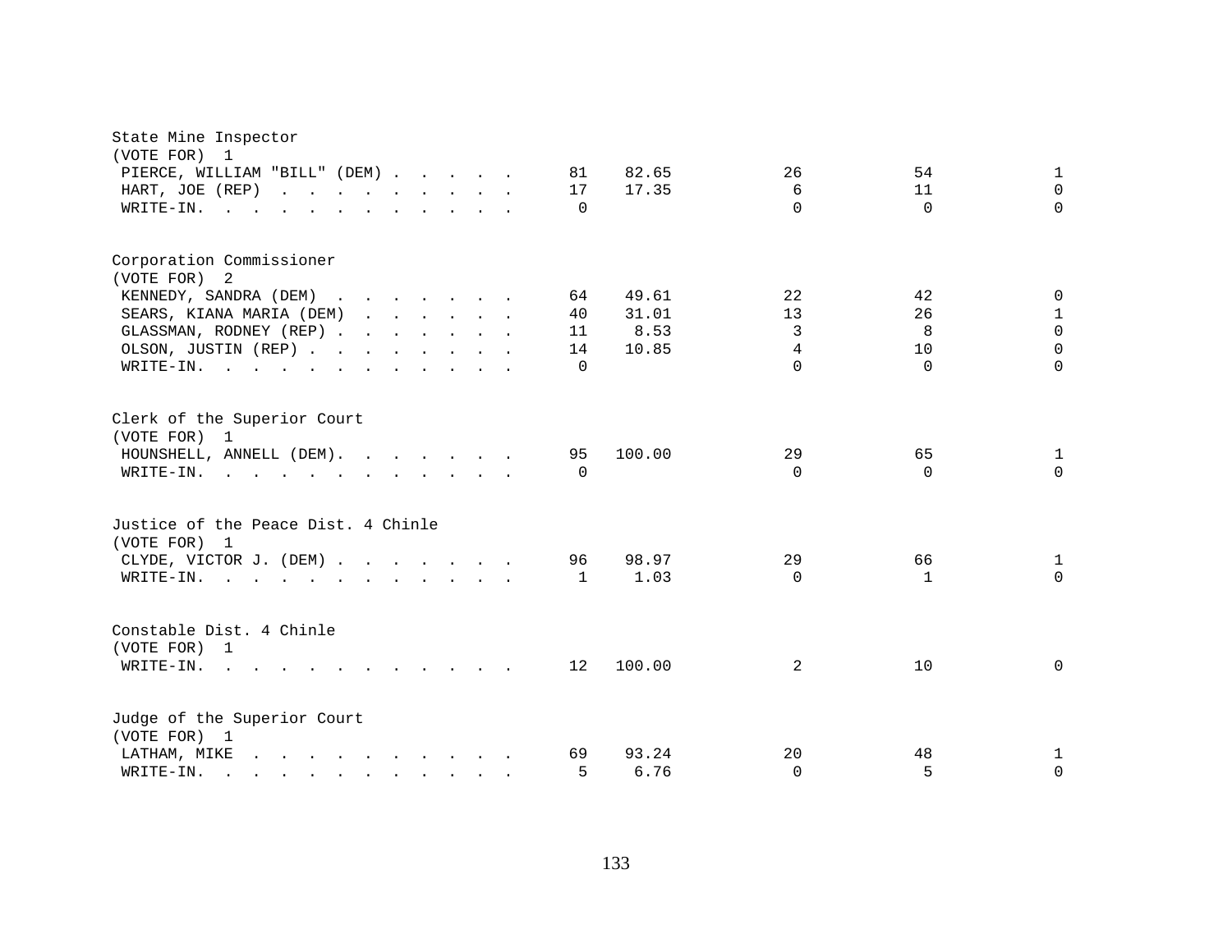State Mine Inspector
(VOTE FOR) 1

| | Total | Percent | | | |
|---|---|---|---|---|---|
| PIERCE, WILLIAM "BILL" (DEM) | 81 | 82.65 | 26 | 54 | 1 |
| HART, JOE (REP) | 17 | 17.35 | 6 | 11 | 0 |
| WRITE-IN. | 0 | | 0 | 0 | 0 |

Corporation Commissioner
(VOTE FOR) 2

| | Total | Percent | | | |
|---|---|---|---|---|---|
| KENNEDY, SANDRA (DEM) | 64 | 49.61 | 22 | 42 | 0 |
| SEARS, KIANA MARIA (DEM) | 40 | 31.01 | 13 | 26 | 1 |
| GLASSMAN, RODNEY (REP) | 11 | 8.53 | 3 | 8 | 0 |
| OLSON, JUSTIN (REP) | 14 | 10.85 | 4 | 10 | 0 |
| WRITE-IN. | 0 | | 0 | 0 | 0 |

Clerk of the Superior Court
(VOTE FOR) 1

| | Total | Percent | | | |
|---|---|---|---|---|---|
| HOUNSHELL, ANNELL (DEM). | 95 | 100.00 | 29 | 65 | 1 |
| WRITE-IN. | 0 | | 0 | 0 | 0 |

Justice of the Peace Dist. 4 Chinle
(VOTE FOR) 1

| | Total | Percent | | | |
|---|---|---|---|---|---|
| CLYDE, VICTOR J. (DEM) | 96 | 98.97 | 29 | 66 | 1 |
| WRITE-IN. | 1 | 1.03 | 0 | 1 | 0 |

Constable Dist. 4 Chinle
(VOTE FOR) 1

| | Total | Percent | | | |
|---|---|---|---|---|---|
| WRITE-IN. | 12 | 100.00 | 2 | 10 | 0 |

Judge of the Superior Court
(VOTE FOR) 1

| | Total | Percent | | | |
|---|---|---|---|---|---|
| LATHAM, MIKE | 69 | 93.24 | 20 | 48 | 1 |
| WRITE-IN. | 5 | 6.76 | 0 | 5 | 0 |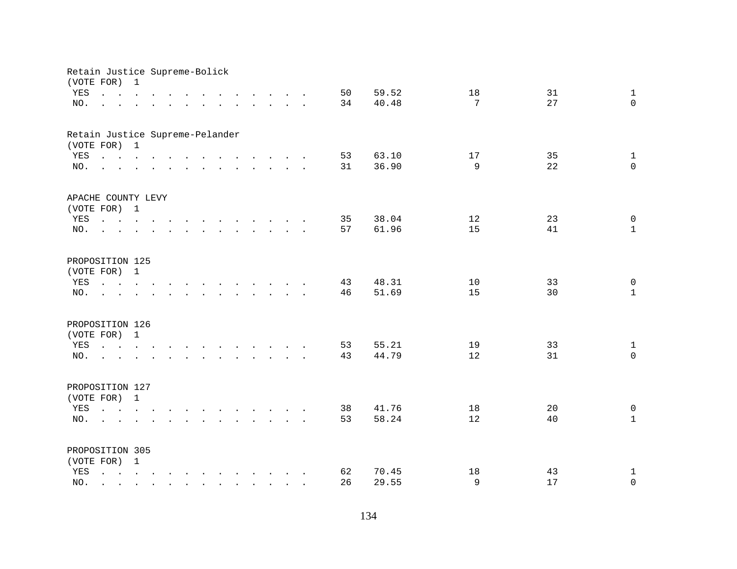Retain Justice Supreme-Bolick
(VOTE FOR) 1

| | | | | | |
|---|---|---|---|---|---|
| YES . . . . . . . . . . . . . . . | 50 | 59.52 | 18 | 31 | 1 |
| NO. . . . . . . . . . . . . . . . | 34 | 40.48 | 7 | 27 | 0 |

Retain Justice Supreme-Pelander
(VOTE FOR) 1

| | | | | | |
|---|---|---|---|---|---|
| YES . . . . . . . . . . . . . . . | 53 | 63.10 | 17 | 35 | 1 |
| NO. . . . . . . . . . . . . . . . | 31 | 36.90 | 9 | 22 | 0 |

APACHE COUNTY LEVY
(VOTE FOR) 1

| | | | | | |
|---|---|---|---|---|---|
| YES . . . . . . . . . . . . . . . | 35 | 38.04 | 12 | 23 | 0 |
| NO. . . . . . . . . . . . . . . . | 57 | 61.96 | 15 | 41 | 1 |

PROPOSITION 125
(VOTE FOR) 1

| | | | | | |
|---|---|---|---|---|---|
| YES . . . . . . . . . . . . . . . | 43 | 48.31 | 10 | 33 | 0 |
| NO. . . . . . . . . . . . . . . . | 46 | 51.69 | 15 | 30 | 1 |

PROPOSITION 126
(VOTE FOR) 1

| | | | | | |
|---|---|---|---|---|---|
| YES . . . . . . . . . . . . . . . | 53 | 55.21 | 19 | 33 | 1 |
| NO. . . . . . . . . . . . . . . . | 43 | 44.79 | 12 | 31 | 0 |

PROPOSITION 127
(VOTE FOR) 1

| | | | | | |
|---|---|---|---|---|---|
| YES . . . . . . . . . . . . . . . | 38 | 41.76 | 18 | 20 | 0 |
| NO. . . . . . . . . . . . . . . . | 53 | 58.24 | 12 | 40 | 1 |

PROPOSITION 305
(VOTE FOR) 1

| | | | | | |
|---|---|---|---|---|---|
| YES . . . . . . . . . . . . . . . | 62 | 70.45 | 18 | 43 | 1 |
| NO. . . . . . . . . . . . . . . . | 26 | 29.55 | 9 | 17 | 0 |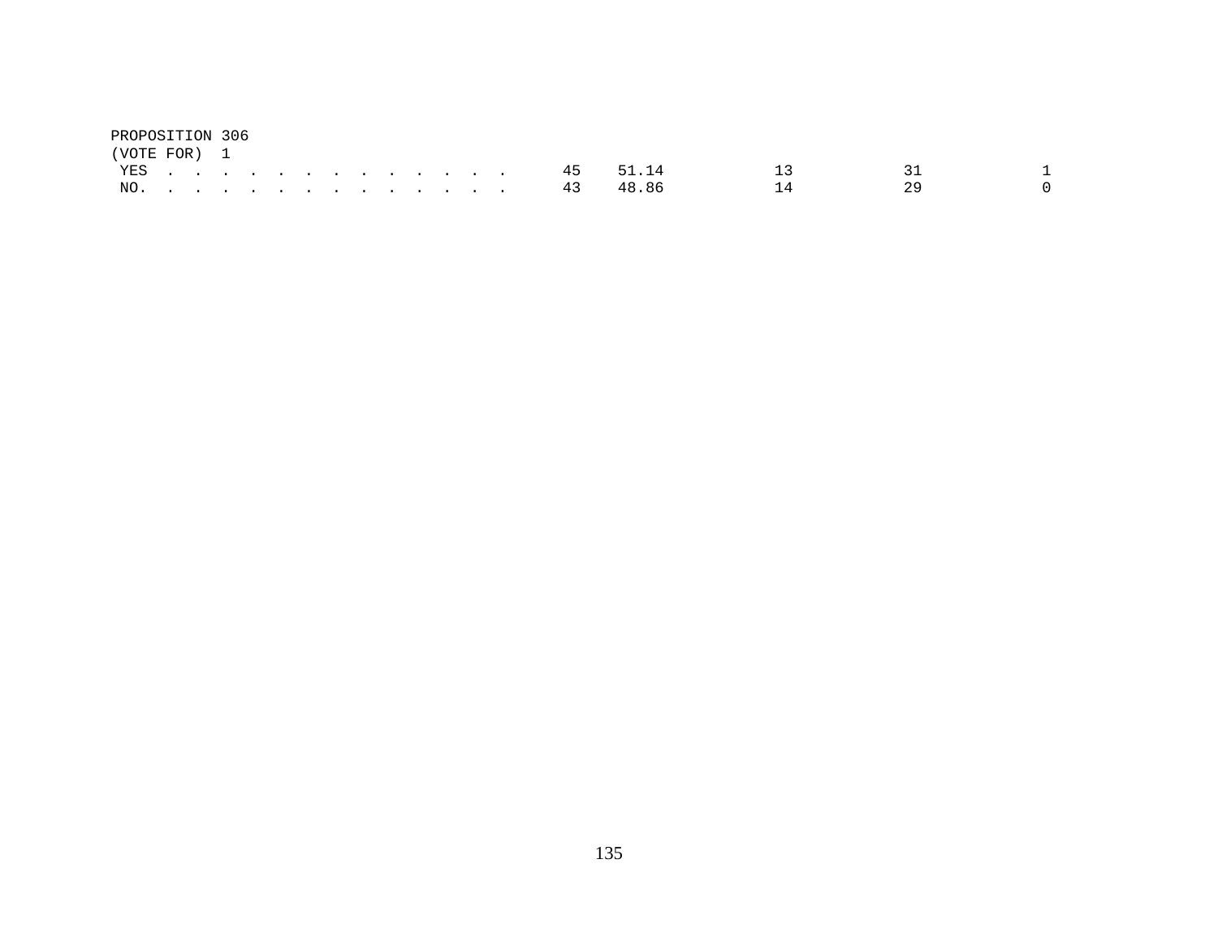PROPOSITION 306
(VOTE FOR) 1

| | | | | | |
|---|---|---|---|---|---|
| YES | 45 | 51.14 | 13 | 31 | 1 |
| NO. | 43 | 48.86 | 14 | 29 | 0 |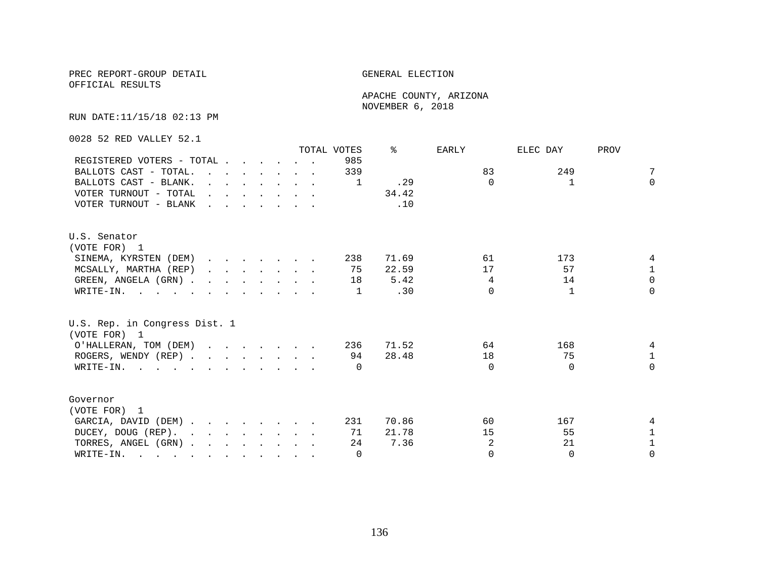PREC REPORT-GROUP DETAIL

OFFICIAL RESULTS

GENERAL ELECTION

APACHE COUNTY, ARIZONA

NOVEMBER 6, 2018

RUN DATE:11/15/18 02:13 PM

0028 52 RED VALLEY 52.1

| | TOTAL VOTES | % | EARLY | ELEC DAY | PROV |
|---|---|---|---|---|---|
| REGISTERED VOTERS - TOTAL | 985 | | | | |
| BALLOTS CAST - TOTAL. | 339 | | 83 | 249 | 7 |
| BALLOTS CAST - BLANK. | 1 | .29 | 0 | 1 | 0 |
| VOTER TURNOUT - TOTAL | | 34.42 | | | |
| VOTER TURNOUT - BLANK | | .10 | | | |

U.S. Senator
(VOTE FOR) 1

| | TOTAL VOTES | % | EARLY | ELEC DAY | PROV |
|---|---|---|---|---|---|
| SINEMA, KYRSTEN (DEM) | 238 | 71.69 | 61 | 173 | 4 |
| MCSALLY, MARTHA (REP) | 75 | 22.59 | 17 | 57 | 1 |
| GREEN, ANGELA (GRN) | 18 | 5.42 | 4 | 14 | 0 |
| WRITE-IN. | 1 | .30 | 0 | 1 | 0 |

U.S. Rep. in Congress Dist. 1
(VOTE FOR) 1

| | TOTAL VOTES | % | EARLY | ELEC DAY | PROV |
|---|---|---|---|---|---|
| O'HALLERAN, TOM (DEM) | 236 | 71.52 | 64 | 168 | 4 |
| ROGERS, WENDY (REP) | 94 | 28.48 | 18 | 75 | 1 |
| WRITE-IN. | 0 | | 0 | 0 | 0 |

Governor
(VOTE FOR) 1

| | TOTAL VOTES | % | EARLY | ELEC DAY | PROV |
|---|---|---|---|---|---|
| GARCIA, DAVID (DEM) | 231 | 70.86 | 60 | 167 | 4 |
| DUCEY, DOUG (REP). | 71 | 21.78 | 15 | 55 | 1 |
| TORRES, ANGEL (GRN) | 24 | 7.36 | 2 | 21 | 1 |
| WRITE-IN. | 0 | | 0 | 0 | 0 |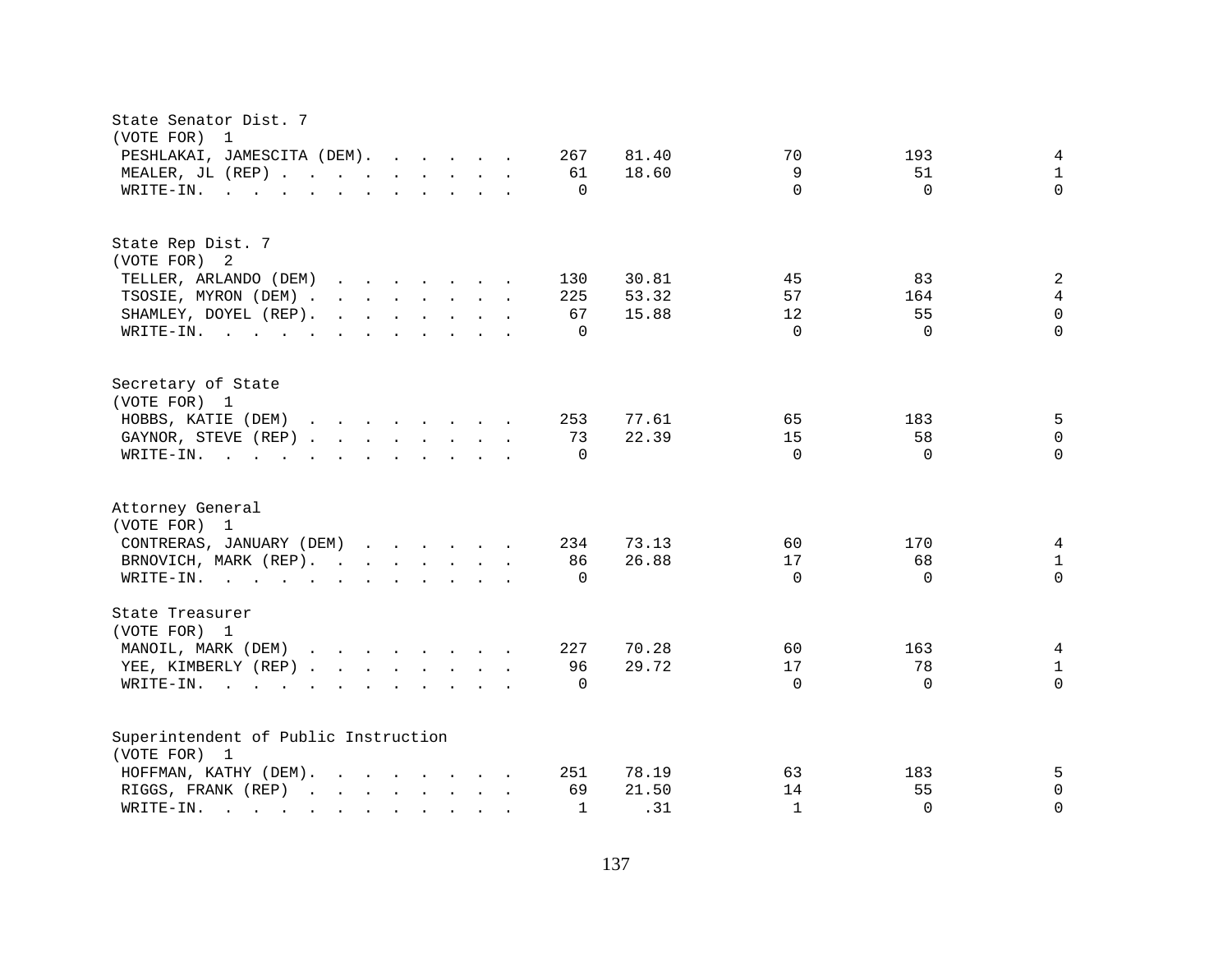State Senator Dist. 7
(VOTE FOR) 1

| Candidate | Total | % | | | |
|---|---|---|---|---|---|
| PESHLAKAI, JAMESCITA (DEM) | 267 | 81.40 | 70 | 193 | 4 |
| MEALER, JL (REP) | 61 | 18.60 | 9 | 51 | 1 |
| WRITE-IN. | 0 | | 0 | 0 | 0 |

State Rep Dist. 7
(VOTE FOR) 2

| Candidate | Total | % | | | |
|---|---|---|---|---|---|
| TELLER, ARLANDO (DEM) | 130 | 30.81 | 45 | 83 | 2 |
| TSOSIE, MYRON (DEM) | 225 | 53.32 | 57 | 164 | 4 |
| SHAMLEY, DOYEL (REP) | 67 | 15.88 | 12 | 55 | 0 |
| WRITE-IN. | 0 | | 0 | 0 | 0 |

Secretary of State
(VOTE FOR) 1

| Candidate | Total | % | | | |
|---|---|---|---|---|---|
| HOBBS, KATIE (DEM) | 253 | 77.61 | 65 | 183 | 5 |
| GAYNOR, STEVE (REP) | 73 | 22.39 | 15 | 58 | 0 |
| WRITE-IN. | 0 | | 0 | 0 | 0 |

Attorney General
(VOTE FOR) 1

| Candidate | Total | % | | | |
|---|---|---|---|---|---|
| CONTRERAS, JANUARY (DEM) | 234 | 73.13 | 60 | 170 | 4 |
| BRNOVICH, MARK (REP) | 86 | 26.88 | 17 | 68 | 1 |
| WRITE-IN. | 0 | | 0 | 0 | 0 |

State Treasurer
(VOTE FOR) 1

| Candidate | Total | % | | | |
|---|---|---|---|---|---|
| MANOIL, MARK (DEM) | 227 | 70.28 | 60 | 163 | 4 |
| YEE, KIMBERLY (REP) | 96 | 29.72 | 17 | 78 | 1 |
| WRITE-IN. | 0 | | 0 | 0 | 0 |

Superintendent of Public Instruction
(VOTE FOR) 1

| Candidate | Total | % | | | |
|---|---|---|---|---|---|
| HOFFMAN, KATHY (DEM) | 251 | 78.19 | 63 | 183 | 5 |
| RIGGS, FRANK (REP) | 69 | 21.50 | 14 | 55 | 0 |
| WRITE-IN. | 1 | .31 | 1 | 0 | 0 |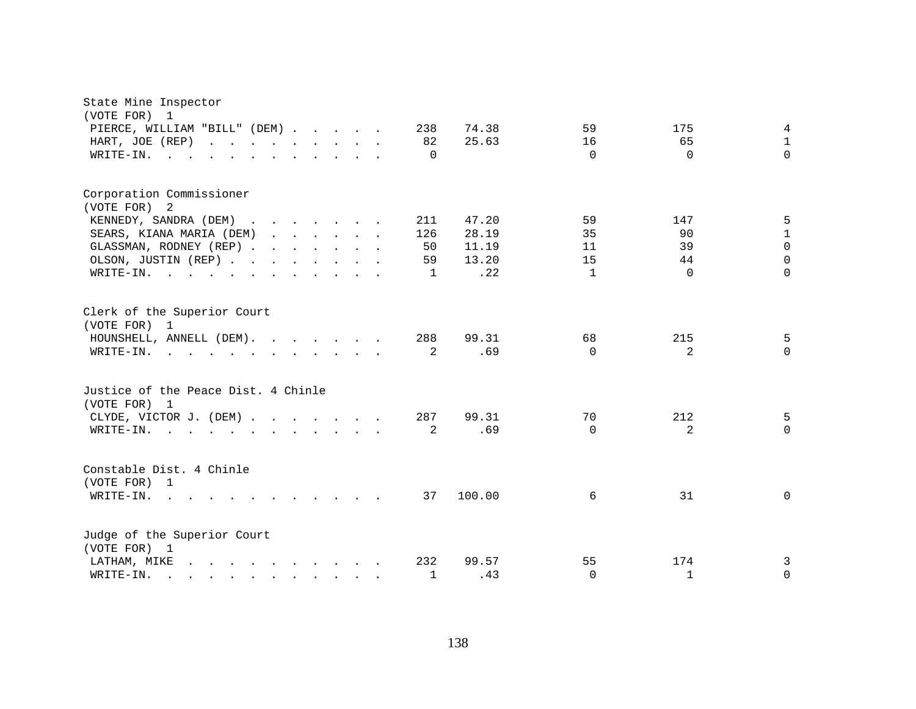State Mine Inspector
(VOTE FOR) 1

| Candidate | Total | Percent | | | |
|---|---|---|---|---|---|
| PIERCE, WILLIAM "BILL" (DEM) | 238 | 74.38 | 59 | 175 | 4 |
| HART, JOE (REP) | 82 | 25.63 | 16 | 65 | 1 |
| WRITE-IN. | 0 | | 0 | 0 | 0 |

Corporation Commissioner
(VOTE FOR) 2

| Candidate | Total | Percent | | | |
|---|---|---|---|---|---|
| KENNEDY, SANDRA (DEM) | 211 | 47.20 | 59 | 147 | 5 |
| SEARS, KIANA MARIA (DEM) | 126 | 28.19 | 35 | 90 | 1 |
| GLASSMAN, RODNEY (REP) | 50 | 11.19 | 11 | 39 | 0 |
| OLSON, JUSTIN (REP) | 59 | 13.20 | 15 | 44 | 0 |
| WRITE-IN. | 1 | .22 | 1 | 0 | 0 |

Clerk of the Superior Court
(VOTE FOR) 1

| Candidate | Total | Percent | | | |
|---|---|---|---|---|---|
| HOUNSHELL, ANNELL (DEM) | 288 | 99.31 | 68 | 215 | 5 |
| WRITE-IN. | 2 | .69 | 0 | 2 | 0 |

Justice of the Peace Dist. 4 Chinle
(VOTE FOR) 1

| Candidate | Total | Percent | | | |
|---|---|---|---|---|---|
| CLYDE, VICTOR J. (DEM) | 287 | 99.31 | 70 | 212 | 5 |
| WRITE-IN. | 2 | .69 | 0 | 2 | 0 |

Constable Dist. 4 Chinle
(VOTE FOR) 1

| Candidate | Total | Percent | | | |
|---|---|---|---|---|---|
| WRITE-IN. | 37 | 100.00 | 6 | 31 | 0 |

Judge of the Superior Court
(VOTE FOR) 1

| Candidate | Total | Percent | | | |
|---|---|---|---|---|---|
| LATHAM, MIKE | 232 | 99.57 | 55 | 174 | 3 |
| WRITE-IN. | 1 | .43 | 0 | 1 | 0 |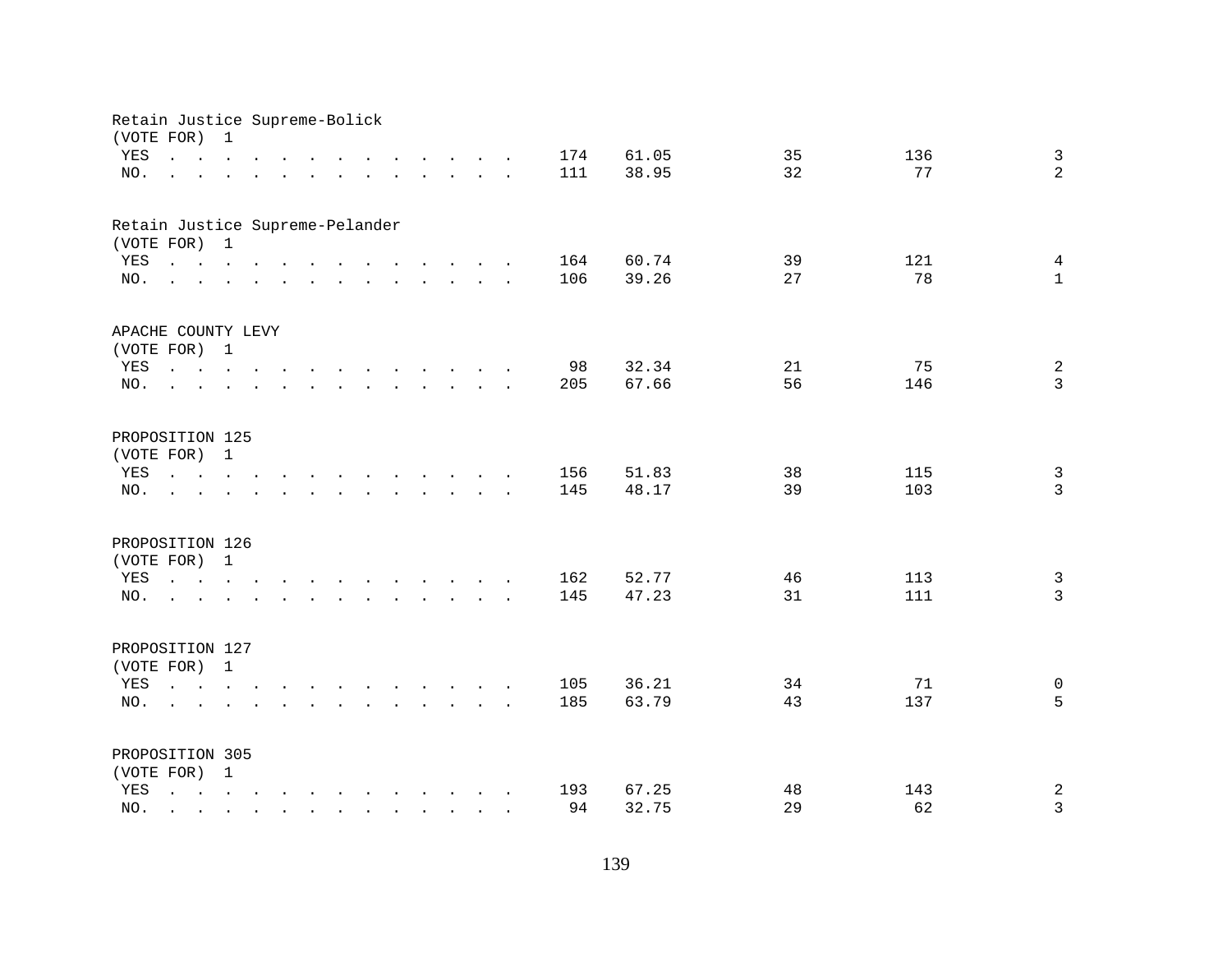Retain Justice Supreme-Bolick
(VOTE FOR) 1

| | | | | | |
|---|---|---|---|---|---|
| YES | 174 | 61.05 | 35 | 136 | 3 |
| NO. | 111 | 38.95 | 32 | 77 | 2 |

Retain Justice Supreme-Pelander
(VOTE FOR) 1

| | | | | | |
|---|---|---|---|---|---|
| YES | 164 | 60.74 | 39 | 121 | 4 |
| NO. | 106 | 39.26 | 27 | 78 | 1 |

APACHE COUNTY LEVY
(VOTE FOR) 1

| | | | | | |
|---|---|---|---|---|---|
| YES | 98 | 32.34 | 21 | 75 | 2 |
| NO. | 205 | 67.66 | 56 | 146 | 3 |

PROPOSITION 125
(VOTE FOR) 1

| | | | | | |
|---|---|---|---|---|---|
| YES | 156 | 51.83 | 38 | 115 | 3 |
| NO. | 145 | 48.17 | 39 | 103 | 3 |

PROPOSITION 126
(VOTE FOR) 1

| | | | | | |
|---|---|---|---|---|---|
| YES | 162 | 52.77 | 46 | 113 | 3 |
| NO. | 145 | 47.23 | 31 | 111 | 3 |

PROPOSITION 127
(VOTE FOR) 1

| | | | | | |
|---|---|---|---|---|---|
| YES | 105 | 36.21 | 34 | 71 | 0 |
| NO. | 185 | 63.79 | 43 | 137 | 5 |

PROPOSITION 305
(VOTE FOR) 1

| | | | | | |
|---|---|---|---|---|---|
| YES | 193 | 67.25 | 48 | 143 | 2 |
| NO. | 94 | 32.75 | 29 | 62 | 3 |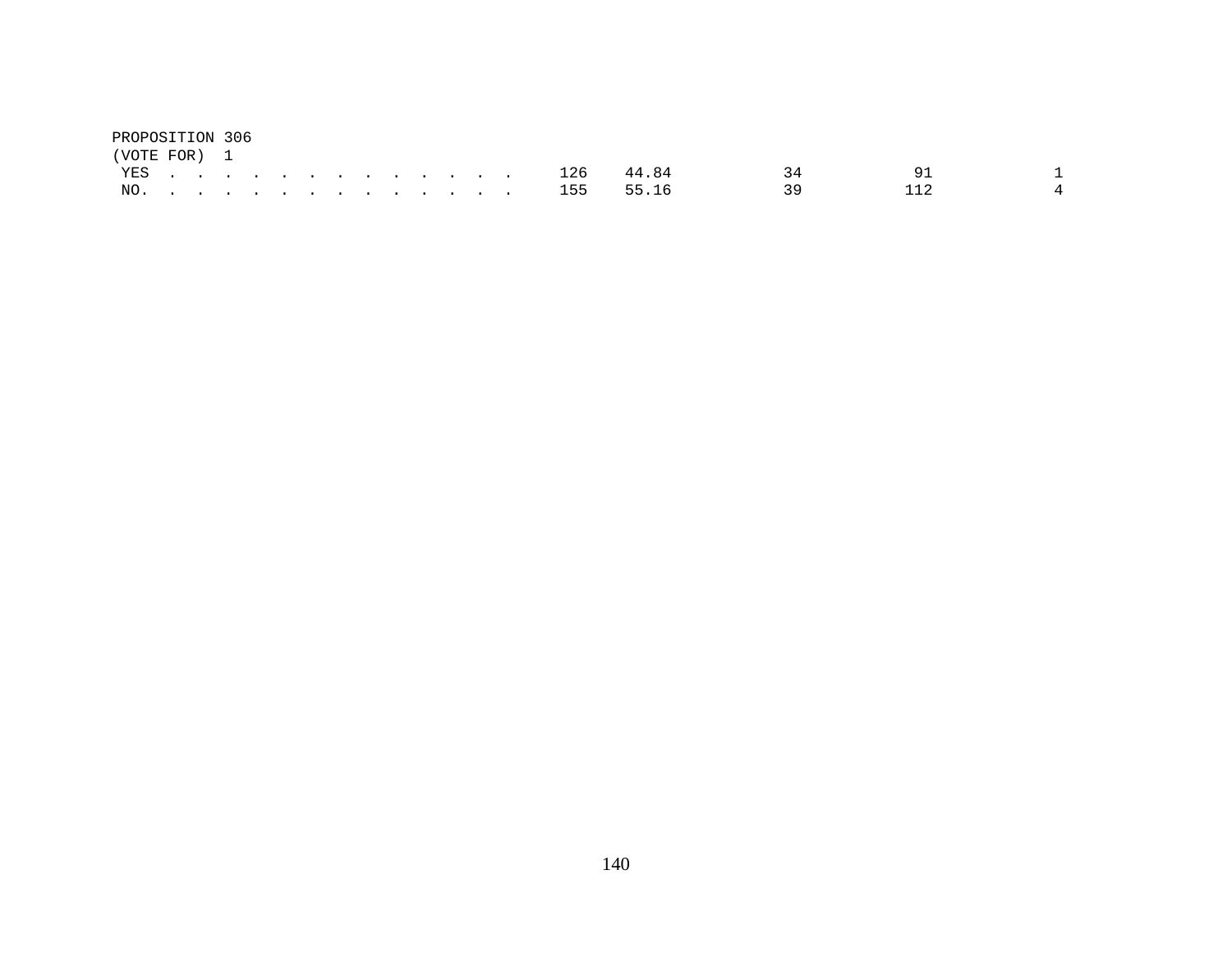PROPOSITION 306
(VOTE FOR) 1

| | | | | | |
|---|---|---|---|---|---|
| YES . . . . . . . . . . . . . . | 126 | 44.84 | 34 | 91 | 1 |
| NO. . . . . . . . . . . . . . . | 155 | 55.16 | 39 | 112 | 4 |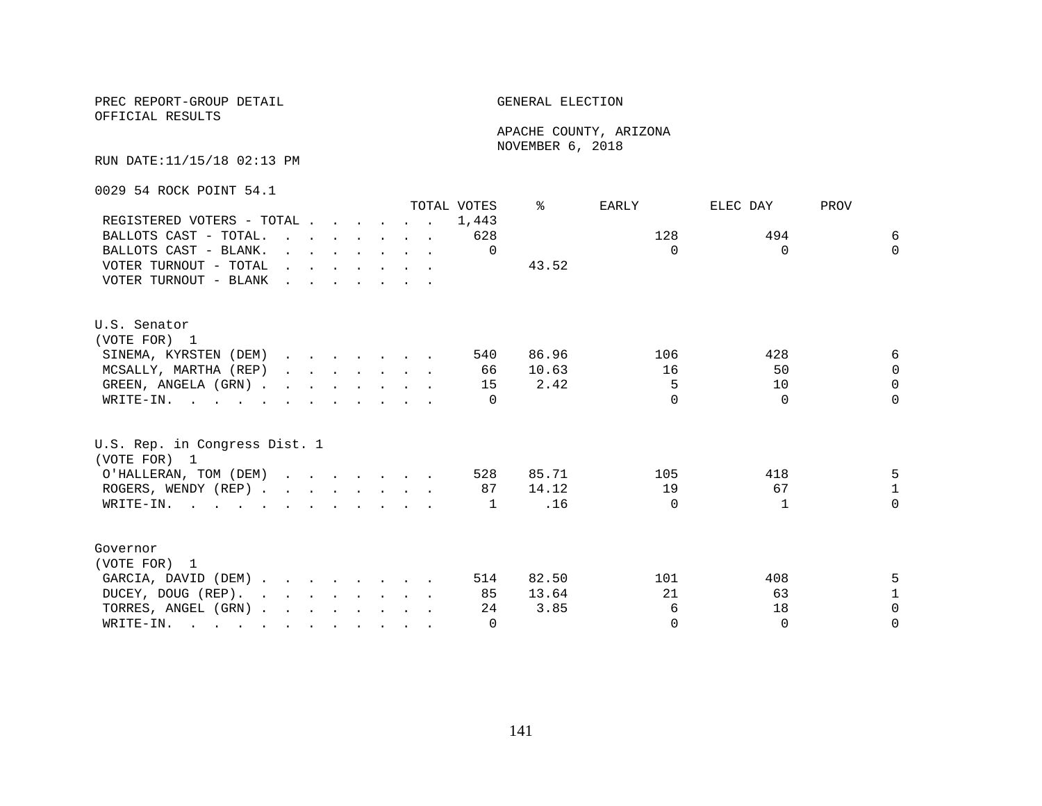PREC REPORT-GROUP DETAIL
OFFICIAL RESULTS

GENERAL ELECTION

APACHE COUNTY, ARIZONA
NOVEMBER 6, 2018

RUN DATE:11/15/18 02:13 PM

0029 54 ROCK POINT 54.1

| | TOTAL VOTES | % | EARLY | ELEC DAY | PROV |
|---|---|---|---|---|---|
| REGISTERED VOTERS - TOTAL | 1,443 | | | | |
| BALLOTS CAST - TOTAL. | 628 | | 128 | 494 | 6 |
| BALLOTS CAST - BLANK. | 0 | | 0 | 0 | 0 |
| VOTER TURNOUT - TOTAL | | 43.52 | | | |
| VOTER TURNOUT - BLANK | | | | | |

U.S. Senator
(VOTE FOR) 1

| | TOTAL VOTES | % | EARLY | ELEC DAY | PROV |
|---|---|---|---|---|---|
| SINEMA, KYRSTEN (DEM) | 540 | 86.96 | 106 | 428 | 6 |
| MCSALLY, MARTHA (REP) | 66 | 10.63 | 16 | 50 | 0 |
| GREEN, ANGELA (GRN) | 15 | 2.42 | 5 | 10 | 0 |
| WRITE-IN. | 0 | | 0 | 0 | 0 |

U.S. Rep. in Congress Dist. 1
(VOTE FOR) 1

| | TOTAL VOTES | % | EARLY | ELEC DAY | PROV |
|---|---|---|---|---|---|
| O'HALLERAN, TOM (DEM) | 528 | 85.71 | 105 | 418 | 5 |
| ROGERS, WENDY (REP) | 87 | 14.12 | 19 | 67 | 1 |
| WRITE-IN. | 1 | .16 | 0 | 1 | 0 |

Governor
(VOTE FOR) 1

| | TOTAL VOTES | % | EARLY | ELEC DAY | PROV |
|---|---|---|---|---|---|
| GARCIA, DAVID (DEM) | 514 | 82.50 | 101 | 408 | 5 |
| DUCEY, DOUG (REP). | 85 | 13.64 | 21 | 63 | 1 |
| TORRES, ANGEL (GRN) | 24 | 3.85 | 6 | 18 | 0 |
| WRITE-IN. | 0 | | 0 | 0 | 0 |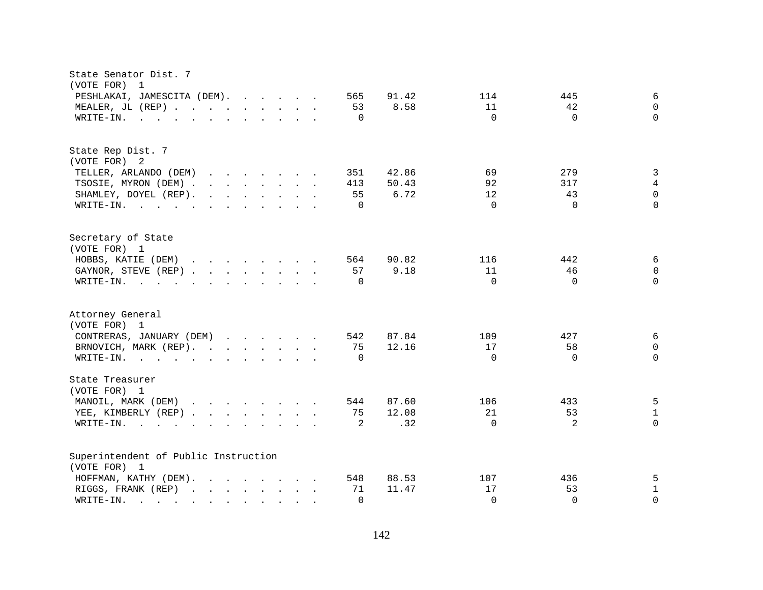State Senator Dist. 7
(VOTE FOR) 1

| Candidate | Votes | Percent | | | |
|---|---|---|---|---|---|
| PESHLAKAI, JAMESCITA (DEM) | 565 | 91.42 | 114 | 445 | 6 |
| MEALER, JL (REP) | 53 | 8.58 | 11 | 42 | 0 |
| WRITE-IN. | 0 | | 0 | 0 | 0 |

State Rep Dist. 7
(VOTE FOR) 2

| Candidate | Votes | Percent | | | |
|---|---|---|---|---|---|
| TELLER, ARLANDO (DEM) | 351 | 42.86 | 69 | 279 | 3 |
| TSOSIE, MYRON (DEM) | 413 | 50.43 | 92 | 317 | 4 |
| SHAMLEY, DOYEL (REP) | 55 | 6.72 | 12 | 43 | 0 |
| WRITE-IN. | 0 | | 0 | 0 | 0 |

Secretary of State
(VOTE FOR) 1

| Candidate | Votes | Percent | | | |
|---|---|---|---|---|---|
| HOBBS, KATIE (DEM) | 564 | 90.82 | 116 | 442 | 6 |
| GAYNOR, STEVE (REP) | 57 | 9.18 | 11 | 46 | 0 |
| WRITE-IN. | 0 | | 0 | 0 | 0 |

Attorney General
(VOTE FOR) 1

| Candidate | Votes | Percent | | | |
|---|---|---|---|---|---|
| CONTRERAS, JANUARY (DEM) | 542 | 87.84 | 109 | 427 | 6 |
| BRNOVICH, MARK (REP) | 75 | 12.16 | 17 | 58 | 0 |
| WRITE-IN. | 0 | | 0 | 0 | 0 |

State Treasurer
(VOTE FOR) 1

| Candidate | Votes | Percent | | | |
|---|---|---|---|---|---|
| MANOIL, MARK (DEM) | 544 | 87.60 | 106 | 433 | 5 |
| YEE, KIMBERLY (REP) | 75 | 12.08 | 21 | 53 | 1 |
| WRITE-IN. | 2 | .32 | 0 | 2 | 0 |

Superintendent of Public Instruction
(VOTE FOR) 1

| Candidate | Votes | Percent | | | |
|---|---|---|---|---|---|
| HOFFMAN, KATHY (DEM) | 548 | 88.53 | 107 | 436 | 5 |
| RIGGS, FRANK (REP) | 71 | 11.47 | 17 | 53 | 1 |
| WRITE-IN. | 0 | | 0 | 0 | 0 |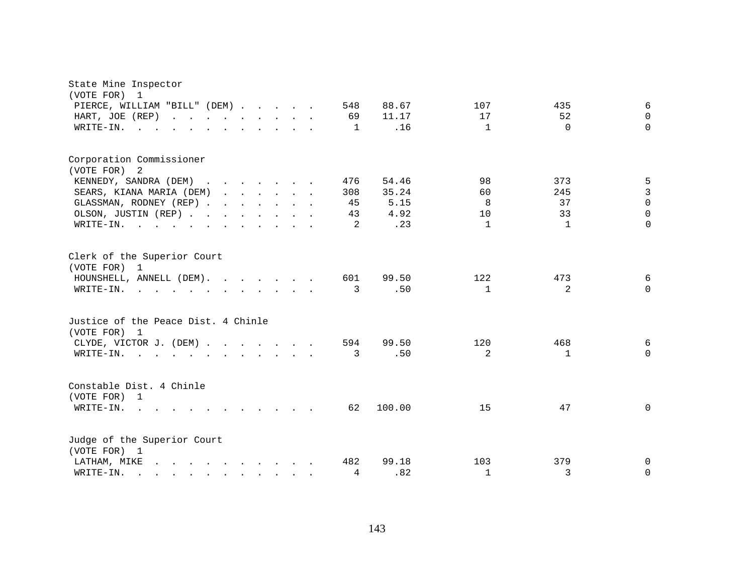State Mine Inspector
(VOTE FOR) 1

| Candidate | Votes | Percent | | | |
|---|---|---|---|---|---|
| PIERCE, WILLIAM "BILL" (DEM) | 548 | 88.67 | 107 | 435 | 6 |
| HART, JOE (REP) | 69 | 11.17 | 17 | 52 | 0 |
| WRITE-IN. | 1 | .16 | 1 | 0 | 0 |

Corporation Commissioner
(VOTE FOR) 2

| Candidate | Votes | Percent | | | |
|---|---|---|---|---|---|
| KENNEDY, SANDRA (DEM) | 476 | 54.46 | 98 | 373 | 5 |
| SEARS, KIANA MARIA (DEM) | 308 | 35.24 | 60 | 245 | 3 |
| GLASSMAN, RODNEY (REP) | 45 | 5.15 | 8 | 37 | 0 |
| OLSON, JUSTIN (REP) | 43 | 4.92 | 10 | 33 | 0 |
| WRITE-IN. | 2 | .23 | 1 | 1 | 0 |

Clerk of the Superior Court
(VOTE FOR) 1

| Candidate | Votes | Percent | | | |
|---|---|---|---|---|---|
| HOUNSHELL, ANNELL (DEM) | 601 | 99.50 | 122 | 473 | 6 |
| WRITE-IN. | 3 | .50 | 1 | 2 | 0 |

Justice of the Peace Dist. 4 Chinle
(VOTE FOR) 1

| Candidate | Votes | Percent | | | |
|---|---|---|---|---|---|
| CLYDE, VICTOR J. (DEM) | 594 | 99.50 | 120 | 468 | 6 |
| WRITE-IN. | 3 | .50 | 2 | 1 | 0 |

Constable Dist. 4 Chinle
(VOTE FOR) 1

| Candidate | Votes | Percent | | | |
|---|---|---|---|---|---|
| WRITE-IN. | 62 | 100.00 | 15 | 47 | 0 |

Judge of the Superior Court
(VOTE FOR) 1

| Candidate | Votes | Percent | | | |
|---|---|---|---|---|---|
| LATHAM, MIKE | 482 | 99.18 | 103 | 379 | 0 |
| WRITE-IN. | 4 | .82 | 1 | 3 | 0 |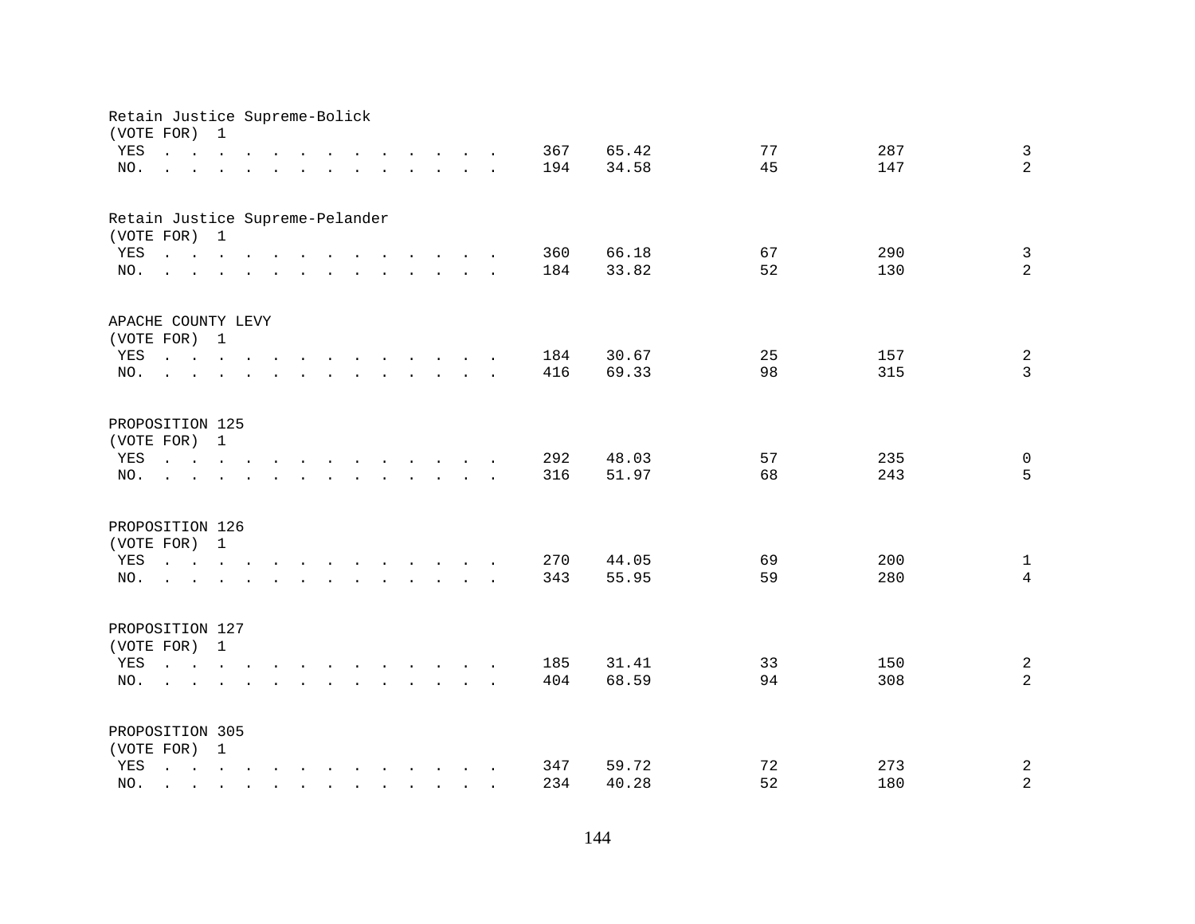Retain Justice Supreme-Bolick
(VOTE FOR) 1

| | | | | | |
|---|---|---|---|---|---|
| YES | 367 | 65.42 | 77 | 287 | 3 |
| NO. | 194 | 34.58 | 45 | 147 | 2 |

Retain Justice Supreme-Pelander
(VOTE FOR) 1

| | | | | | |
|---|---|---|---|---|---|
| YES | 360 | 66.18 | 67 | 290 | 3 |
| NO. | 184 | 33.82 | 52 | 130 | 2 |

APACHE COUNTY LEVY
(VOTE FOR) 1

| | | | | | |
|---|---|---|---|---|---|
| YES | 184 | 30.67 | 25 | 157 | 2 |
| NO. | 416 | 69.33 | 98 | 315 | 3 |

PROPOSITION 125
(VOTE FOR) 1

| | | | | | |
|---|---|---|---|---|---|
| YES | 292 | 48.03 | 57 | 235 | 0 |
| NO. | 316 | 51.97 | 68 | 243 | 5 |

PROPOSITION 126
(VOTE FOR) 1

| | | | | | |
|---|---|---|---|---|---|
| YES | 270 | 44.05 | 69 | 200 | 1 |
| NO. | 343 | 55.95 | 59 | 280 | 4 |

PROPOSITION 127
(VOTE FOR) 1

| | | | | | |
|---|---|---|---|---|---|
| YES | 185 | 31.41 | 33 | 150 | 2 |
| NO. | 404 | 68.59 | 94 | 308 | 2 |

PROPOSITION 305
(VOTE FOR) 1

| | | | | | |
|---|---|---|---|---|---|
| YES | 347 | 59.72 | 72 | 273 | 2 |
| NO. | 234 | 40.28 | 52 | 180 | 2 |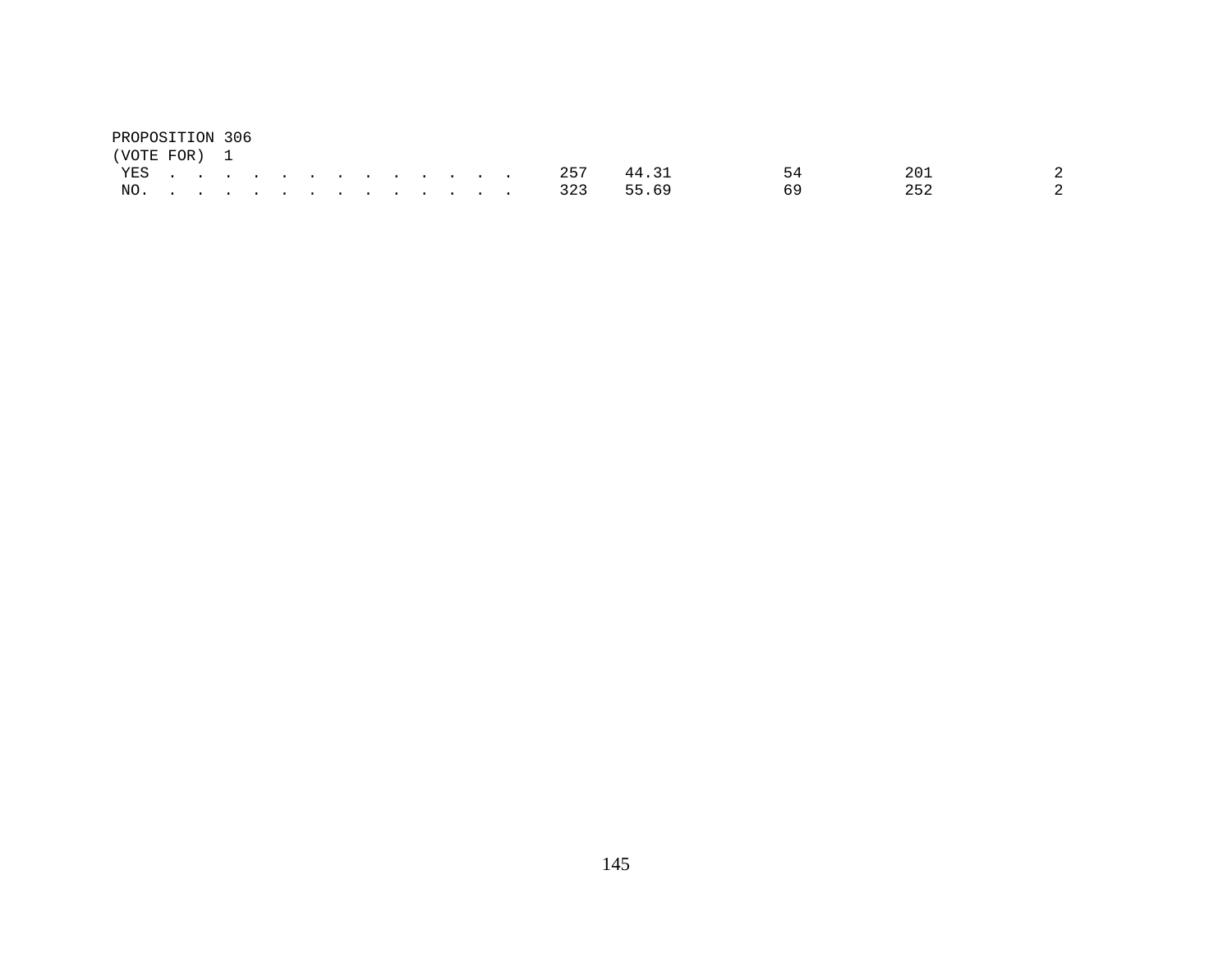PROPOSITION 306
(VOTE FOR) 1

| | | | | | |
|---|---|---|---|---|---|
| YES . . . . . . . . . . . . . . | 257 | 44.31 | 54 | 201 | 2 |
| NO. . . . . . . . . . . . . . . | 323 | 55.69 | 69 | 252 | 2 |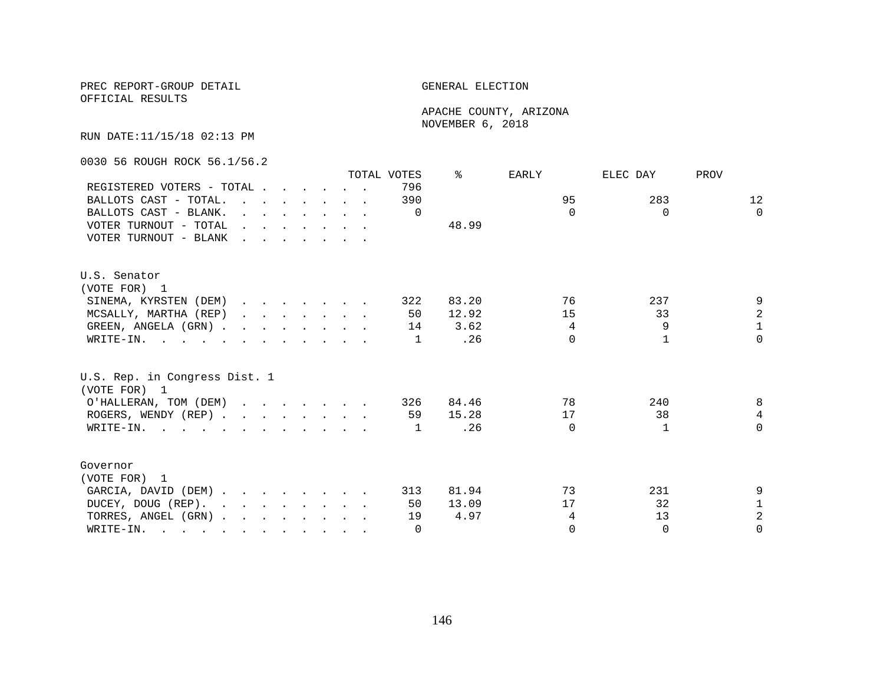PREC REPORT-GROUP DETAIL

OFFICIAL RESULTS

GENERAL ELECTION

APACHE COUNTY, ARIZONA

NOVEMBER 6, 2018

RUN DATE:11/15/18 02:13 PM

0030 56 ROUGH ROCK 56.1/56.2

| | TOTAL VOTES | % | EARLY | ELEC DAY | PROV |
|---|---|---|---|---|---|
| REGISTERED VOTERS - TOTAL | 796 | | | | |
| BALLOTS CAST - TOTAL. | 390 | | 95 | 283 | 12 |
| BALLOTS CAST - BLANK. | 0 | | 0 | 0 | 0 |
| VOTER TURNOUT - TOTAL | | 48.99 | | | |
| VOTER TURNOUT - BLANK | | | | | |

U.S. Senator
(VOTE FOR) 1

| | TOTAL VOTES | % | EARLY | ELEC DAY | PROV |
|---|---|---|---|---|---|
| SINEMA, KYRSTEN (DEM) | 322 | 83.20 | 76 | 237 | 9 |
| MCSALLY, MARTHA (REP) | 50 | 12.92 | 15 | 33 | 2 |
| GREEN, ANGELA (GRN) | 14 | 3.62 | 4 | 9 | 1 |
| WRITE-IN. | 1 | .26 | 0 | 1 | 0 |

U.S. Rep. in Congress Dist. 1
(VOTE FOR) 1

| | TOTAL VOTES | % | EARLY | ELEC DAY | PROV |
|---|---|---|---|---|---|
| O'HALLERAN, TOM (DEM) | 326 | 84.46 | 78 | 240 | 8 |
| ROGERS, WENDY (REP) | 59 | 15.28 | 17 | 38 | 4 |
| WRITE-IN. | 1 | .26 | 0 | 1 | 0 |

Governor
(VOTE FOR) 1

| | TOTAL VOTES | % | EARLY | ELEC DAY | PROV |
|---|---|---|---|---|---|
| GARCIA, DAVID (DEM) | 313 | 81.94 | 73 | 231 | 9 |
| DUCEY, DOUG (REP). | 50 | 13.09 | 17 | 32 | 1 |
| TORRES, ANGEL (GRN) | 19 | 4.97 | 4 | 13 | 2 |
| WRITE-IN. | 0 | | 0 | 0 | 0 |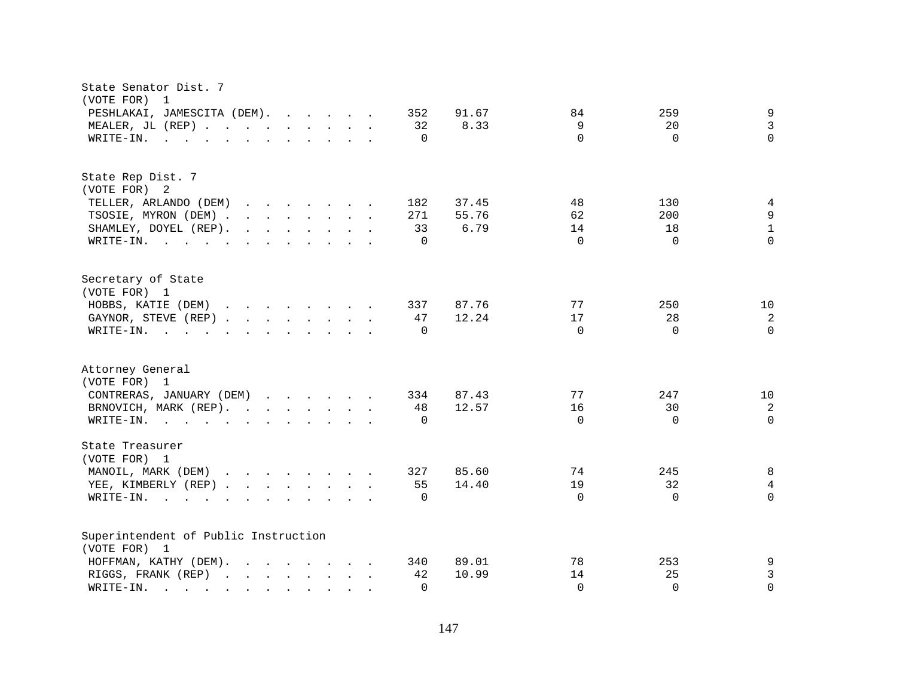State Senator Dist. 7
(VOTE FOR) 1

| | | | | | |
|---|---|---|---|---|---|
| PESHLAKAI, JAMESCITA (DEM) | 352 | 91.67 | 84 | 259 | 9 |
| MEALER, JL (REP) | 32 | 8.33 | 9 | 20 | 3 |
| WRITE-IN. | 0 | | 0 | 0 | 0 |

State Rep Dist. 7
(VOTE FOR) 2

| | | | | | |
|---|---|---|---|---|---|
| TELLER, ARLANDO (DEM) | 182 | 37.45 | 48 | 130 | 4 |
| TSOSIE, MYRON (DEM) | 271 | 55.76 | 62 | 200 | 9 |
| SHAMLEY, DOYEL (REP) | 33 | 6.79 | 14 | 18 | 1 |
| WRITE-IN. | 0 | | 0 | 0 | 0 |

Secretary of State
(VOTE FOR) 1

| | | | | | |
|---|---|---|---|---|---|
| HOBBS, KATIE (DEM) | 337 | 87.76 | 77 | 250 | 10 |
| GAYNOR, STEVE (REP) | 47 | 12.24 | 17 | 28 | 2 |
| WRITE-IN. | 0 | | 0 | 0 | 0 |

Attorney General
(VOTE FOR) 1

| | | | | | |
|---|---|---|---|---|---|
| CONTRERAS, JANUARY (DEM) | 334 | 87.43 | 77 | 247 | 10 |
| BRNOVICH, MARK (REP) | 48 | 12.57 | 16 | 30 | 2 |
| WRITE-IN. | 0 | | 0 | 0 | 0 |

State Treasurer
(VOTE FOR) 1

| | | | | | |
|---|---|---|---|---|---|
| MANOIL, MARK (DEM) | 327 | 85.60 | 74 | 245 | 8 |
| YEE, KIMBERLY (REP) | 55 | 14.40 | 19 | 32 | 4 |
| WRITE-IN. | 0 | | 0 | 0 | 0 |

Superintendent of Public Instruction
(VOTE FOR) 1

| | | | | | |
|---|---|---|---|---|---|
| HOFFMAN, KATHY (DEM) | 340 | 89.01 | 78 | 253 | 9 |
| RIGGS, FRANK (REP) | 42 | 10.99 | 14 | 25 | 3 |
| WRITE-IN. | 0 | | 0 | 0 | 0 |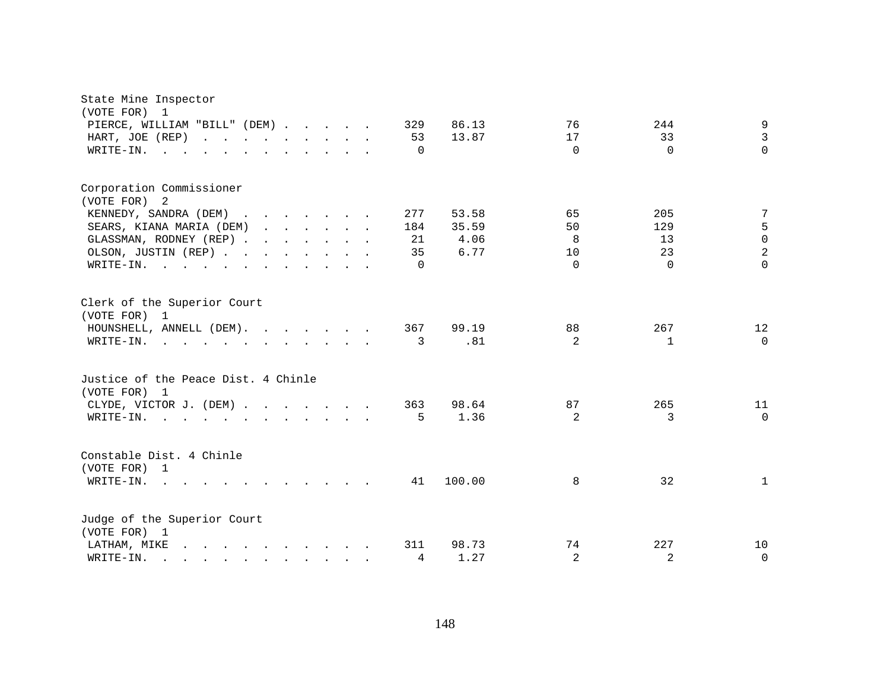State Mine Inspector
(VOTE FOR) 1

| Candidate | Total | Percent | | | |
|---|---|---|---|---|---|
| PIERCE, WILLIAM "BILL" (DEM) | 329 | 86.13 | 76 | 244 | 9 |
| HART, JOE (REP) | 53 | 13.87 | 17 | 33 | 3 |
| WRITE-IN. | 0 | | 0 | 0 | 0 |

Corporation Commissioner
(VOTE FOR) 2

| Candidate | Total | Percent | | | |
|---|---|---|---|---|---|
| KENNEDY, SANDRA (DEM) | 277 | 53.58 | 65 | 205 | 7 |
| SEARS, KIANA MARIA (DEM) | 184 | 35.59 | 50 | 129 | 5 |
| GLASSMAN, RODNEY (REP) | 21 | 4.06 | 8 | 13 | 0 |
| OLSON, JUSTIN (REP) | 35 | 6.77 | 10 | 23 | 2 |
| WRITE-IN. | 0 | | 0 | 0 | 0 |

Clerk of the Superior Court
(VOTE FOR) 1

| Candidate | Total | Percent | | | |
|---|---|---|---|---|---|
| HOUNSHELL, ANNELL (DEM). | 367 | 99.19 | 88 | 267 | 12 |
| WRITE-IN. | 3 | .81 | 2 | 1 | 0 |

Justice of the Peace Dist. 4 Chinle
(VOTE FOR) 1

| Candidate | Total | Percent | | | |
|---|---|---|---|---|---|
| CLYDE, VICTOR J. (DEM) | 363 | 98.64 | 87 | 265 | 11 |
| WRITE-IN. | 5 | 1.36 | 2 | 3 | 0 |

Constable Dist. 4 Chinle
(VOTE FOR) 1

| Candidate | Total | Percent | | | |
|---|---|---|---|---|---|
| WRITE-IN. | 41 | 100.00 | 8 | 32 | 1 |

Judge of the Superior Court
(VOTE FOR) 1

| Candidate | Total | Percent | | | |
|---|---|---|---|---|---|
| LATHAM, MIKE | 311 | 98.73 | 74 | 227 | 10 |
| WRITE-IN. | 4 | 1.27 | 2 | 2 | 0 |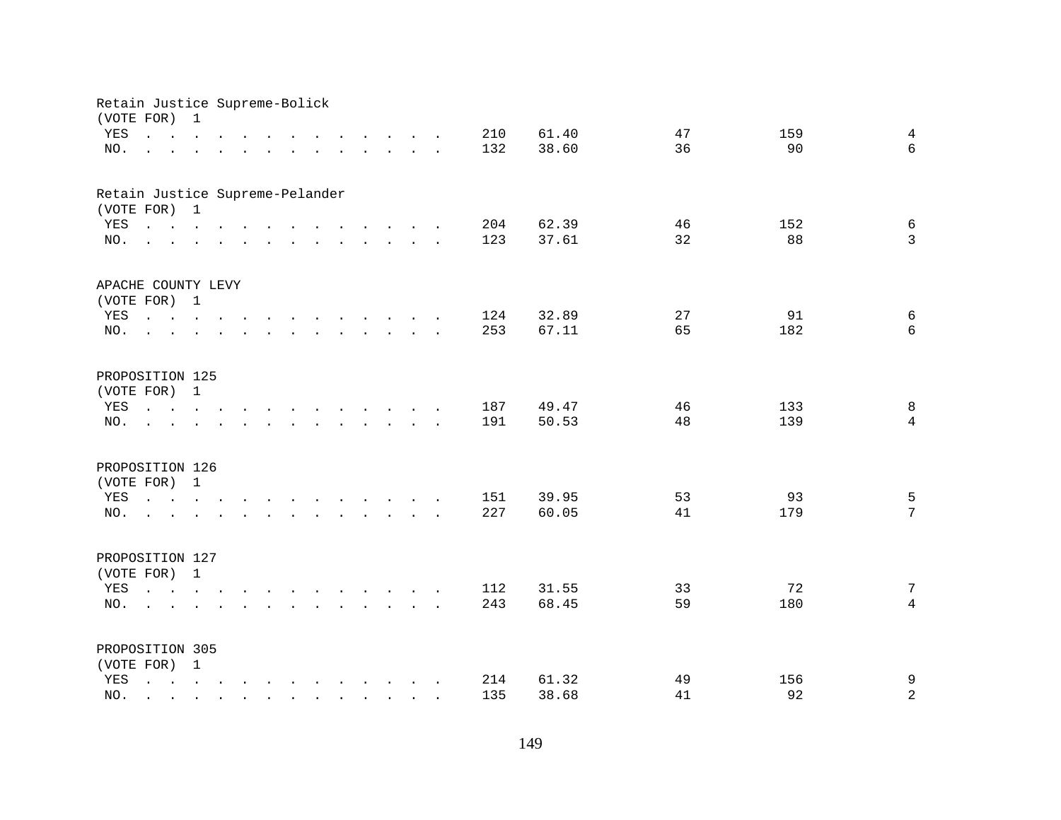Retain Justice Supreme-Bolick
(VOTE FOR) 1

| | | | | | |
|---|---|---|---|---|---|
| YES | 210 | 61.40 | 47 | 159 | 4 |
| NO. | 132 | 38.60 | 36 | 90 | 6 |

Retain Justice Supreme-Pelander
(VOTE FOR) 1

| | | | | | |
|---|---|---|---|---|---|
| YES | 204 | 62.39 | 46 | 152 | 6 |
| NO. | 123 | 37.61 | 32 | 88 | 3 |

APACHE COUNTY LEVY
(VOTE FOR) 1

| | | | | | |
|---|---|---|---|---|---|
| YES | 124 | 32.89 | 27 | 91 | 6 |
| NO. | 253 | 67.11 | 65 | 182 | 6 |

PROPOSITION 125
(VOTE FOR) 1

| | | | | | |
|---|---|---|---|---|---|
| YES | 187 | 49.47 | 46 | 133 | 8 |
| NO. | 191 | 50.53 | 48 | 139 | 4 |

PROPOSITION 126
(VOTE FOR) 1

| | | | | | |
|---|---|---|---|---|---|
| YES | 151 | 39.95 | 53 | 93 | 5 |
| NO. | 227 | 60.05 | 41 | 179 | 7 |

PROPOSITION 127
(VOTE FOR) 1

| | | | | | |
|---|---|---|---|---|---|
| YES | 112 | 31.55 | 33 | 72 | 7 |
| NO. | 243 | 68.45 | 59 | 180 | 4 |

PROPOSITION 305
(VOTE FOR) 1

| | | | | | |
|---|---|---|---|---|---|
| YES | 214 | 61.32 | 49 | 156 | 9 |
| NO. | 135 | 38.68 | 41 | 92 | 2 |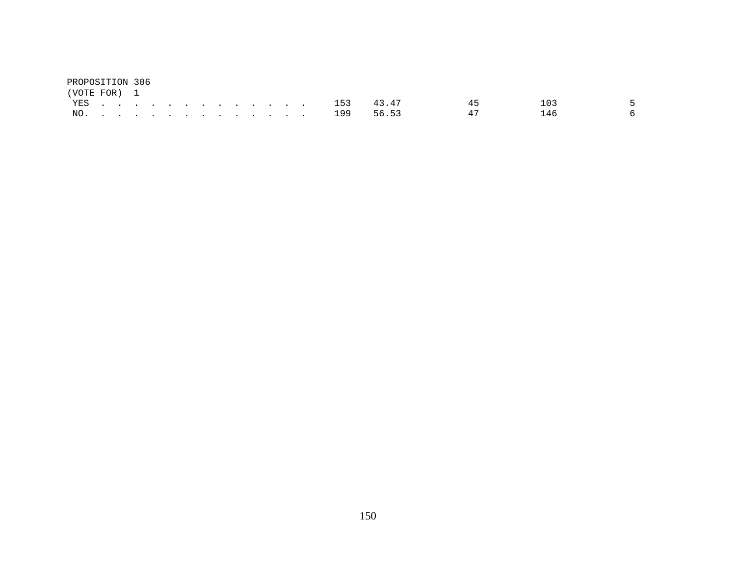PROPOSITION 306
(VOTE FOR) 1

| | | | | | |
|---|---|---|---|---|---|
| YES . . . . . . . . . . . . . . | 153 | 43.47 | 45 | 103 | 5 |
| NO. . . . . . . . . . . . . . . | 199 | 56.53 | 47 | 146 | 6 |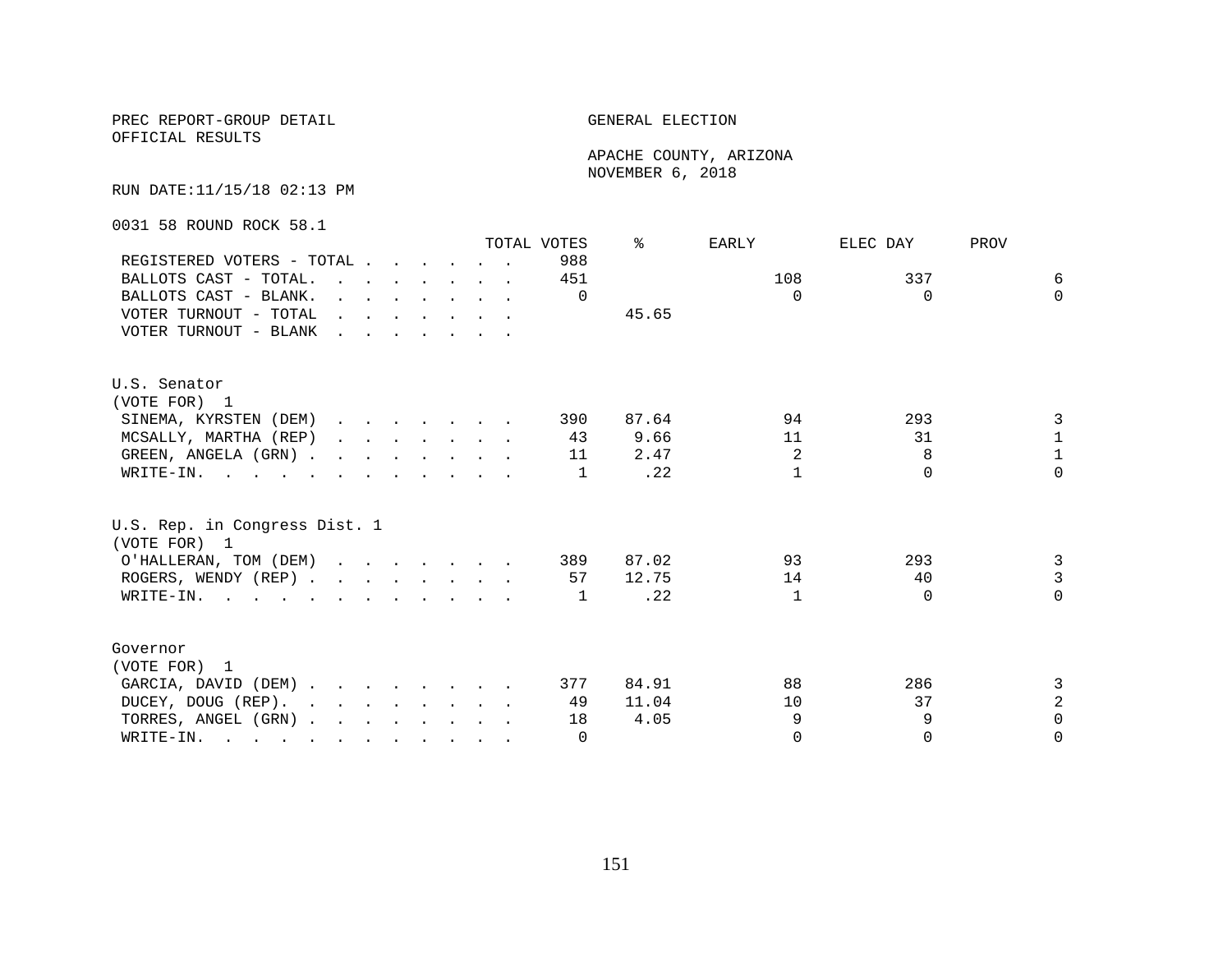PREC REPORT-GROUP DETAIL

OFFICIAL RESULTS

GENERAL ELECTION

APACHE COUNTY, ARIZONA

NOVEMBER 6, 2018

RUN DATE:11/15/18 02:13 PM

0031 58 ROUND ROCK 58.1

| | TOTAL VOTES | % | EARLY | ELEC DAY | PROV |
|---|---|---|---|---|---|
| REGISTERED VOTERS - TOTAL | 988 | | | | |
| BALLOTS CAST - TOTAL. | 451 | | 108 | 337 | 6 |
| BALLOTS CAST - BLANK. | 0 | | 0 | 0 | 0 |
| VOTER TURNOUT - TOTAL | | 45.65 | | | |
| VOTER TURNOUT - BLANK | | | | | |

U.S. Senator
(VOTE FOR) 1

| | TOTAL VOTES | % | EARLY | ELEC DAY | PROV |
|---|---|---|---|---|---|
| SINEMA, KYRSTEN (DEM) | 390 | 87.64 | 94 | 293 | 3 |
| MCSALLY, MARTHA (REP) | 43 | 9.66 | 11 | 31 | 1 |
| GREEN, ANGELA (GRN) | 11 | 2.47 | 2 | 8 | 1 |
| WRITE-IN. | 1 | .22 | 1 | 0 | 0 |

U.S. Rep. in Congress Dist. 1
(VOTE FOR) 1

| | TOTAL VOTES | % | EARLY | ELEC DAY | PROV |
|---|---|---|---|---|---|
| O'HALLERAN, TOM (DEM) | 389 | 87.02 | 93 | 293 | 3 |
| ROGERS, WENDY (REP) | 57 | 12.75 | 14 | 40 | 3 |
| WRITE-IN. | 1 | .22 | 1 | 0 | 0 |

Governor
(VOTE FOR) 1

| | TOTAL VOTES | % | EARLY | ELEC DAY | PROV |
|---|---|---|---|---|---|
| GARCIA, DAVID (DEM) | 377 | 84.91 | 88 | 286 | 3 |
| DUCEY, DOUG (REP). | 49 | 11.04 | 10 | 37 | 2 |
| TORRES, ANGEL (GRN) | 18 | 4.05 | 9 | 9 | 0 |
| WRITE-IN. | 0 | | 0 | 0 | 0 |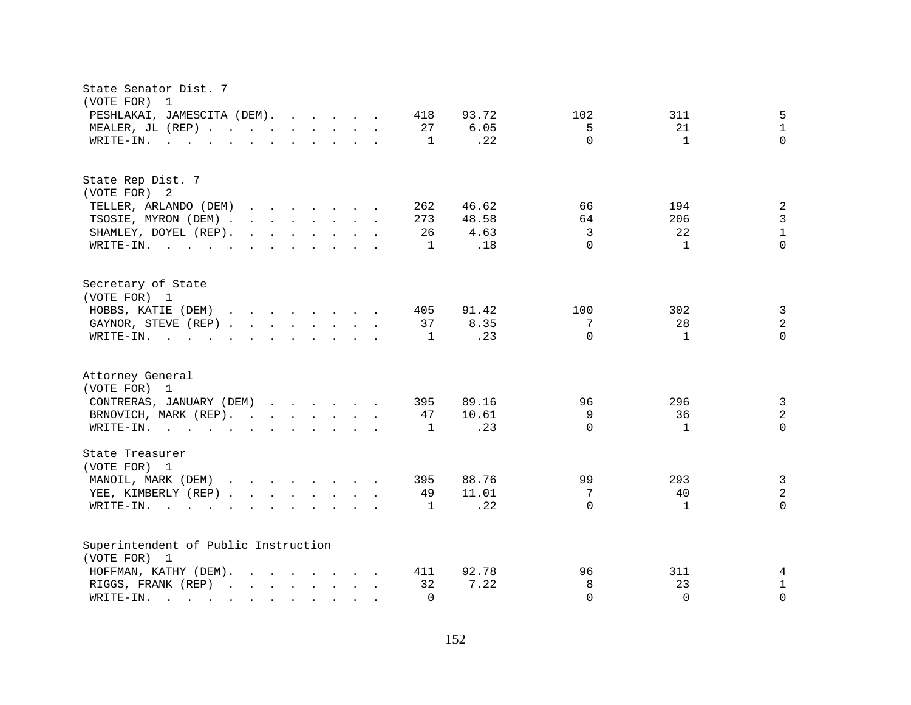State Senator Dist. 7
(VOTE FOR) 1

| Candidate | Total | Percent | | | |
|---|---|---|---|---|---|
| PESHLAKAI, JAMESCITA (DEM) | 418 | 93.72 | 102 | 311 | 5 |
| MEALER, JL (REP) | 27 | 6.05 | 5 | 21 | 1 |
| WRITE-IN. | 1 | .22 | 0 | 1 | 0 |

State Rep Dist. 7
(VOTE FOR) 2

| Candidate | Total | Percent | | | |
|---|---|---|---|---|---|
| TELLER, ARLANDO (DEM) | 262 | 46.62 | 66 | 194 | 2 |
| TSOSIE, MYRON (DEM) | 273 | 48.58 | 64 | 206 | 3 |
| SHAMLEY, DOYEL (REP) | 26 | 4.63 | 3 | 22 | 1 |
| WRITE-IN. | 1 | .18 | 0 | 1 | 0 |

Secretary of State
(VOTE FOR) 1

| Candidate | Total | Percent | | | |
|---|---|---|---|---|---|
| HOBBS, KATIE (DEM) | 405 | 91.42 | 100 | 302 | 3 |
| GAYNOR, STEVE (REP) | 37 | 8.35 | 7 | 28 | 2 |
| WRITE-IN. | 1 | .23 | 0 | 1 | 0 |

Attorney General
(VOTE FOR) 1

| Candidate | Total | Percent | | | |
|---|---|---|---|---|---|
| CONTRERAS, JANUARY (DEM) | 395 | 89.16 | 96 | 296 | 3 |
| BRNOVICH, MARK (REP) | 47 | 10.61 | 9 | 36 | 2 |
| WRITE-IN. | 1 | .23 | 0 | 1 | 0 |

State Treasurer
(VOTE FOR) 1

| Candidate | Total | Percent | | | |
|---|---|---|---|---|---|
| MANOIL, MARK (DEM) | 395 | 88.76 | 99 | 293 | 3 |
| YEE, KIMBERLY (REP) | 49 | 11.01 | 7 | 40 | 2 |
| WRITE-IN. | 1 | .22 | 0 | 1 | 0 |

Superintendent of Public Instruction
(VOTE FOR) 1

| Candidate | Total | Percent | | | |
|---|---|---|---|---|---|
| HOFFMAN, KATHY (DEM) | 411 | 92.78 | 96 | 311 | 4 |
| RIGGS, FRANK (REP) | 32 | 7.22 | 8 | 23 | 1 |
| WRITE-IN. | 0 | | 0 | 0 | 0 |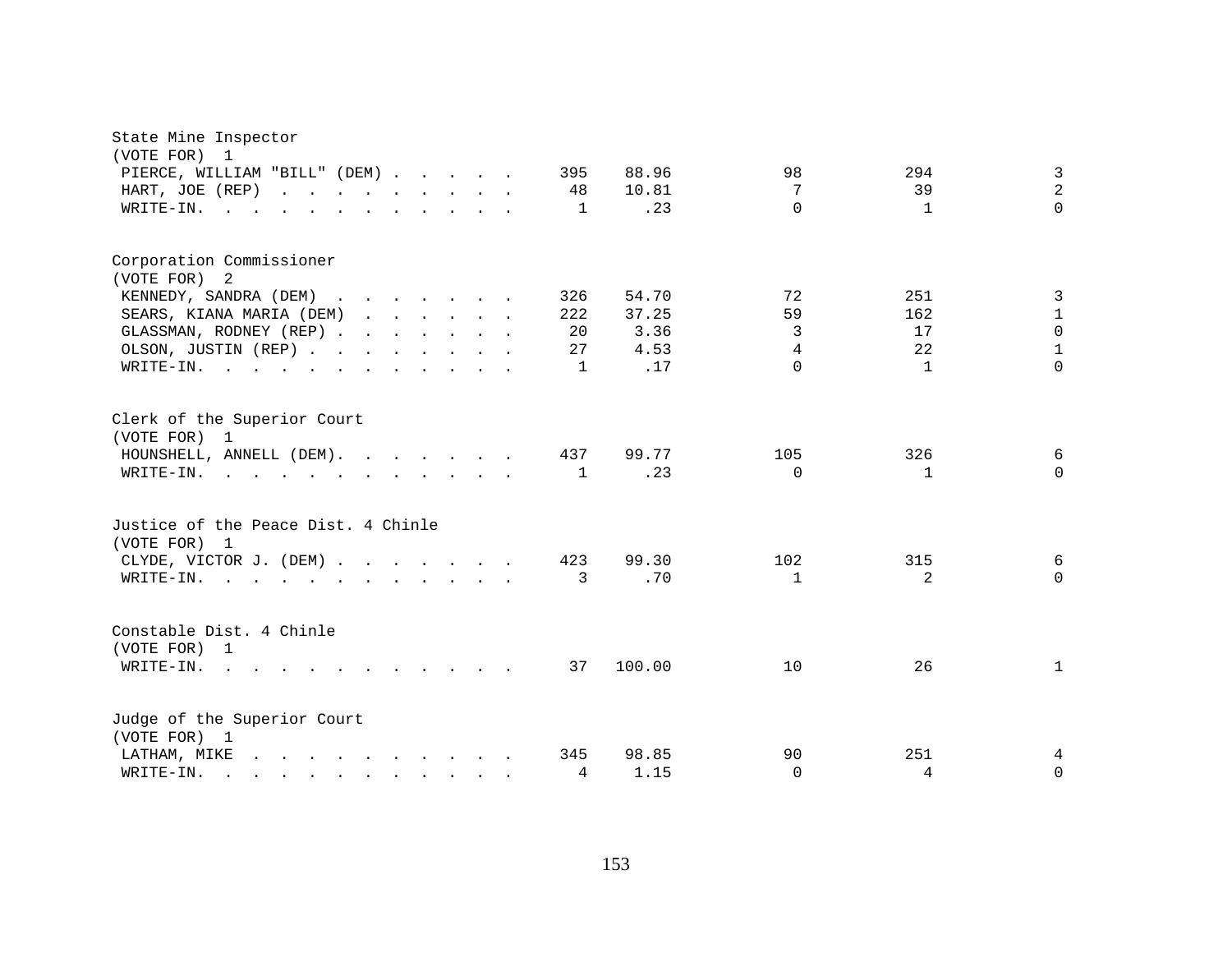State Mine Inspector
(VOTE FOR) 1

| Candidate | Votes | Percent | | | |
|---|---|---|---|---|---|
| PIERCE, WILLIAM "BILL" (DEM) | 395 | 88.96 | 98 | 294 | 3 |
| HART, JOE (REP) | 48 | 10.81 | 7 | 39 | 2 |
| WRITE-IN. | 1 | .23 | 0 | 1 | 0 |

Corporation Commissioner
(VOTE FOR) 2

| Candidate | Votes | Percent | | | |
|---|---|---|---|---|---|
| KENNEDY, SANDRA (DEM) | 326 | 54.70 | 72 | 251 | 3 |
| SEARS, KIANA MARIA (DEM) | 222 | 37.25 | 59 | 162 | 1 |
| GLASSMAN, RODNEY (REP) | 20 | 3.36 | 3 | 17 | 0 |
| OLSON, JUSTIN (REP) | 27 | 4.53 | 4 | 22 | 1 |
| WRITE-IN. | 1 | .17 | 0 | 1 | 0 |

Clerk of the Superior Court
(VOTE FOR) 1

| Candidate | Votes | Percent | | | |
|---|---|---|---|---|---|
| HOUNSHELL, ANNELL (DEM). | 437 | 99.77 | 105 | 326 | 6 |
| WRITE-IN. | 1 | .23 | 0 | 1 | 0 |

Justice of the Peace Dist. 4 Chinle
(VOTE FOR) 1

| Candidate | Votes | Percent | | | |
|---|---|---|---|---|---|
| CLYDE, VICTOR J. (DEM) | 423 | 99.30 | 102 | 315 | 6 |
| WRITE-IN. | 3 | .70 | 1 | 2 | 0 |

Constable Dist. 4 Chinle
(VOTE FOR) 1

| Candidate | Votes | Percent | | | |
|---|---|---|---|---|---|
| WRITE-IN. | 37 | 100.00 | 10 | 26 | 1 |

Judge of the Superior Court
(VOTE FOR) 1

| Candidate | Votes | Percent | | | |
|---|---|---|---|---|---|
| LATHAM, MIKE | 345 | 98.85 | 90 | 251 | 4 |
| WRITE-IN. | 4 | 1.15 | 0 | 4 | 0 |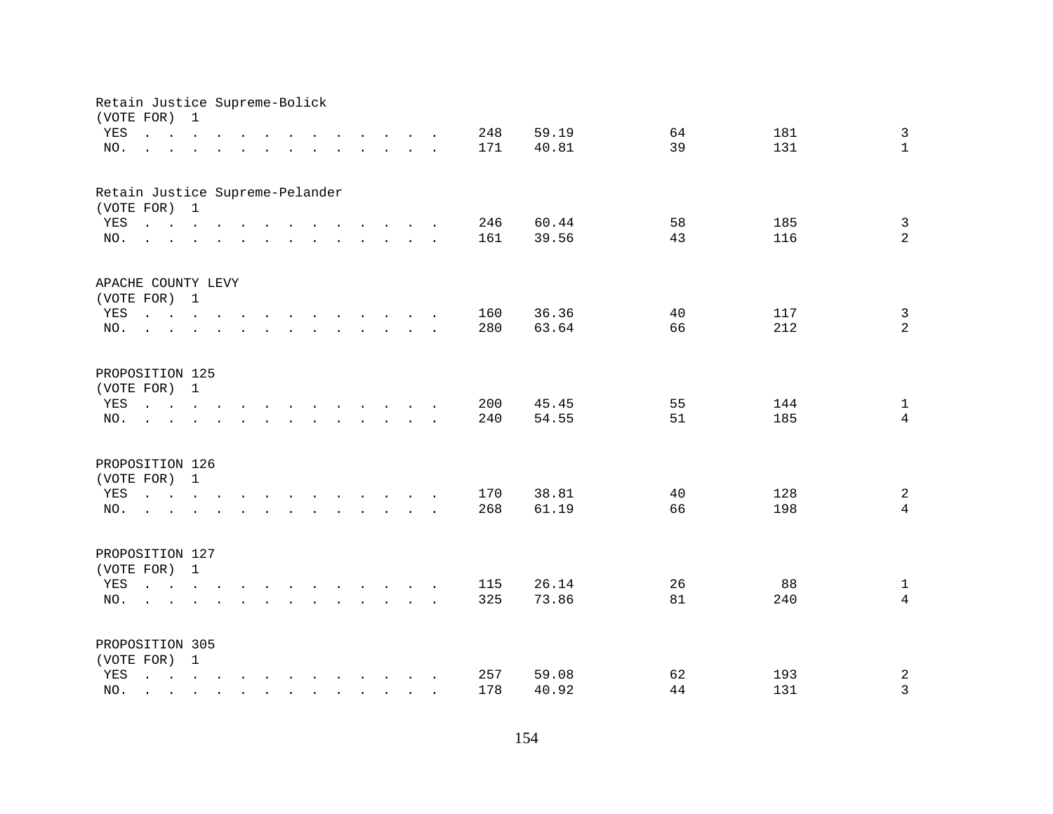Retain Justice Supreme-Bolick
(VOTE FOR) 1

| | | | | | |
|---|---|---|---|---|---|
| YES | 248 | 59.19 | 64 | 181 | 3 |
| NO. | 171 | 40.81 | 39 | 131 | 1 |

Retain Justice Supreme-Pelander
(VOTE FOR) 1

| | | | | | |
|---|---|---|---|---|---|
| YES | 246 | 60.44 | 58 | 185 | 3 |
| NO. | 161 | 39.56 | 43 | 116 | 2 |

APACHE COUNTY LEVY
(VOTE FOR) 1

| | | | | | |
|---|---|---|---|---|---|
| YES | 160 | 36.36 | 40 | 117 | 3 |
| NO. | 280 | 63.64 | 66 | 212 | 2 |

PROPOSITION 125
(VOTE FOR) 1

| | | | | | |
|---|---|---|---|---|---|
| YES | 200 | 45.45 | 55 | 144 | 1 |
| NO. | 240 | 54.55 | 51 | 185 | 4 |

PROPOSITION 126
(VOTE FOR) 1

| | | | | | |
|---|---|---|---|---|---|
| YES | 170 | 38.81 | 40 | 128 | 2 |
| NO. | 268 | 61.19 | 66 | 198 | 4 |

PROPOSITION 127
(VOTE FOR) 1

| | | | | | |
|---|---|---|---|---|---|
| YES | 115 | 26.14 | 26 | 88 | 1 |
| NO. | 325 | 73.86 | 81 | 240 | 4 |

PROPOSITION 305
(VOTE FOR) 1

| | | | | | |
|---|---|---|---|---|---|
| YES | 257 | 59.08 | 62 | 193 | 2 |
| NO. | 178 | 40.92 | 44 | 131 | 3 |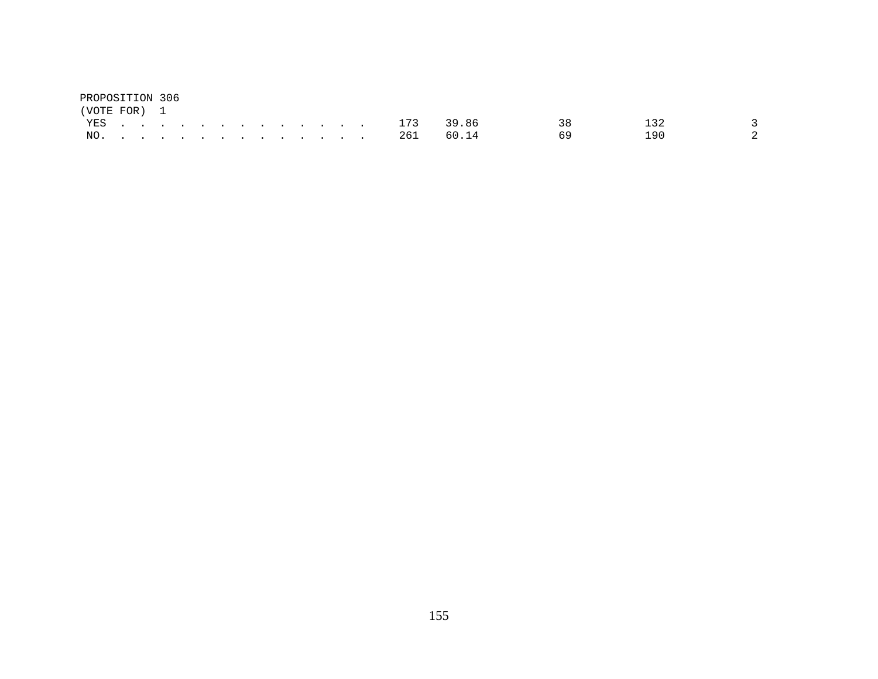PROPOSITION 306
(VOTE FOR) 1

| | | | | | |
|---|---|---|---|---|---|
| YES . . . . . . . . . . . . . . | 173 | 39.86 | 38 | 132 | 3 |
| NO. . . . . . . . . . . . . . . | 261 | 60.14 | 69 | 190 | 2 |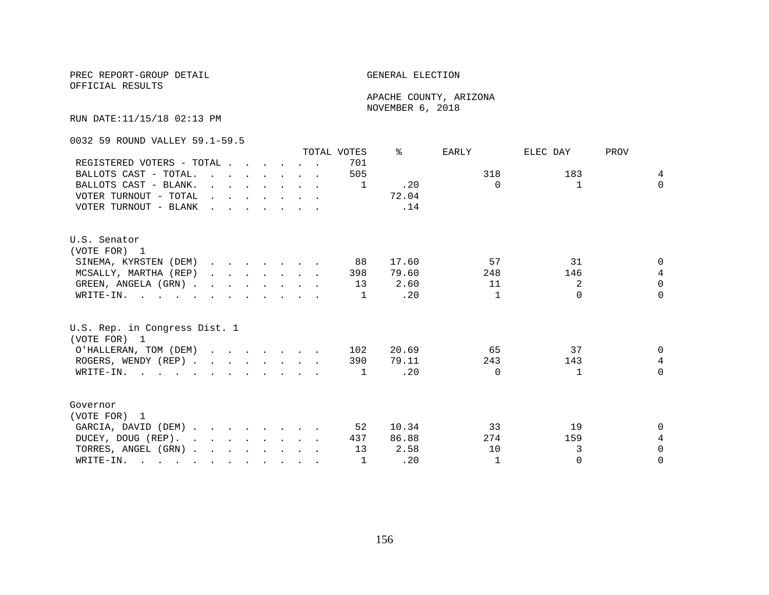PREC REPORT-GROUP DETAIL

OFFICIAL RESULTS

GENERAL ELECTION

APACHE COUNTY, ARIZONA

NOVEMBER 6, 2018

RUN DATE:11/15/18 02:13 PM

0032 59 ROUND VALLEY 59.1-59.5

| | TOTAL VOTES | % | EARLY | ELEC DAY | PROV |
|---|---|---|---|---|---|
| REGISTERED VOTERS - TOTAL | 701 | | | | |
| BALLOTS CAST - TOTAL. | 505 | | 318 | 183 | 4 |
| BALLOTS CAST - BLANK. | 1 | .20 | 0 | 1 | 0 |
| VOTER TURNOUT - TOTAL | | 72.04 | | | |
| VOTER TURNOUT - BLANK | | .14 | | | |

U.S. Senator
(VOTE FOR) 1

| | TOTAL VOTES | % | EARLY | ELEC DAY | PROV |
|---|---|---|---|---|---|
| SINEMA, KYRSTEN (DEM) | 88 | 17.60 | 57 | 31 | 0 |
| MCSALLY, MARTHA (REP) | 398 | 79.60 | 248 | 146 | 4 |
| GREEN, ANGELA (GRN) | 13 | 2.60 | 11 | 2 | 0 |
| WRITE-IN. | 1 | .20 | 1 | 0 | 0 |

U.S. Rep. in Congress Dist. 1
(VOTE FOR) 1

| | TOTAL VOTES | % | EARLY | ELEC DAY | PROV |
|---|---|---|---|---|---|
| O'HALLERAN, TOM (DEM) | 102 | 20.69 | 65 | 37 | 0 |
| ROGERS, WENDY (REP) | 390 | 79.11 | 243 | 143 | 4 |
| WRITE-IN. | 1 | .20 | 0 | 1 | 0 |

Governor
(VOTE FOR) 1

| | TOTAL VOTES | % | EARLY | ELEC DAY | PROV |
|---|---|---|---|---|---|
| GARCIA, DAVID (DEM) | 52 | 10.34 | 33 | 19 | 0 |
| DUCEY, DOUG (REP). | 437 | 86.88 | 274 | 159 | 4 |
| TORRES, ANGEL (GRN) | 13 | 2.58 | 10 | 3 | 0 |
| WRITE-IN. | 1 | .20 | 1 | 0 | 0 |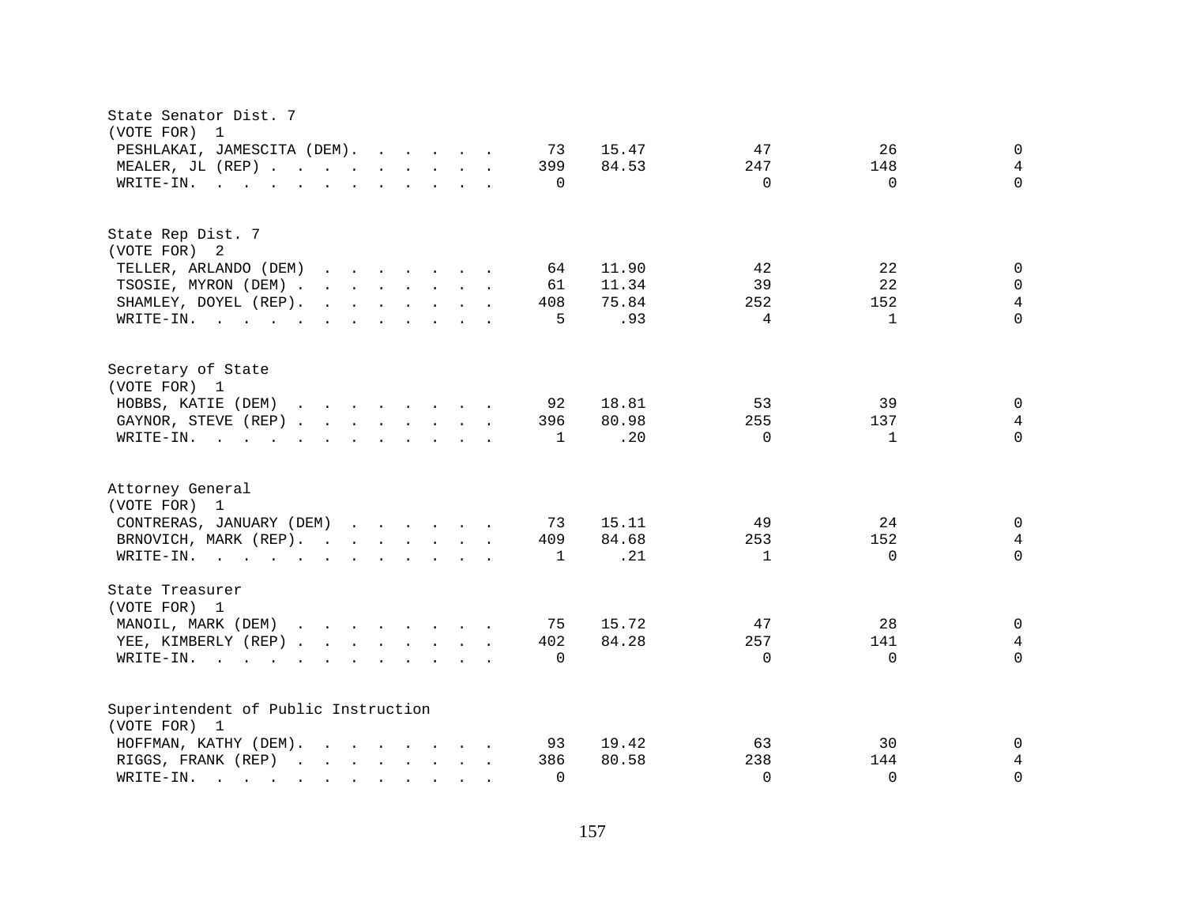State Senator Dist. 7
(VOTE FOR) 1

| Candidate | Total | Percent | | | |
|---|---|---|---|---|---|
| PESHLAKAI, JAMESCITA (DEM) | 73 | 15.47 | 47 | 26 | 0 |
| MEALER, JL (REP) | 399 | 84.53 | 247 | 148 | 4 |
| WRITE-IN. | 0 | | 0 | 0 | 0 |

State Rep Dist. 7
(VOTE FOR) 2

| Candidate | Total | Percent | | | |
|---|---|---|---|---|---|
| TELLER, ARLANDO (DEM) | 64 | 11.90 | 42 | 22 | 0 |
| TSOSIE, MYRON (DEM) | 61 | 11.34 | 39 | 22 | 0 |
| SHAMLEY, DOYEL (REP) | 408 | 75.84 | 252 | 152 | 4 |
| WRITE-IN. | 5 | .93 | 4 | 1 | 0 |

Secretary of State
(VOTE FOR) 1

| Candidate | Total | Percent | | | |
|---|---|---|---|---|---|
| HOBBS, KATIE (DEM) | 92 | 18.81 | 53 | 39 | 0 |
| GAYNOR, STEVE (REP) | 396 | 80.98 | 255 | 137 | 4 |
| WRITE-IN. | 1 | .20 | 0 | 1 | 0 |

Attorney General
(VOTE FOR) 1

| Candidate | Total | Percent | | | |
|---|---|---|---|---|---|
| CONTRERAS, JANUARY (DEM) | 73 | 15.11 | 49 | 24 | 0 |
| BRNOVICH, MARK (REP) | 409 | 84.68 | 253 | 152 | 4 |
| WRITE-IN. | 1 | .21 | 1 | 0 | 0 |

State Treasurer
(VOTE FOR) 1

| Candidate | Total | Percent | | | |
|---|---|---|---|---|---|
| MANOIL, MARK (DEM) | 75 | 15.72 | 47 | 28 | 0 |
| YEE, KIMBERLY (REP) | 402 | 84.28 | 257 | 141 | 4 |
| WRITE-IN. | 0 | | 0 | 0 | 0 |

Superintendent of Public Instruction
(VOTE FOR) 1

| Candidate | Total | Percent | | | |
|---|---|---|---|---|---|
| HOFFMAN, KATHY (DEM) | 93 | 19.42 | 63 | 30 | 0 |
| RIGGS, FRANK (REP) | 386 | 80.58 | 238 | 144 | 4 |
| WRITE-IN. | 0 | | 0 | 0 | 0 |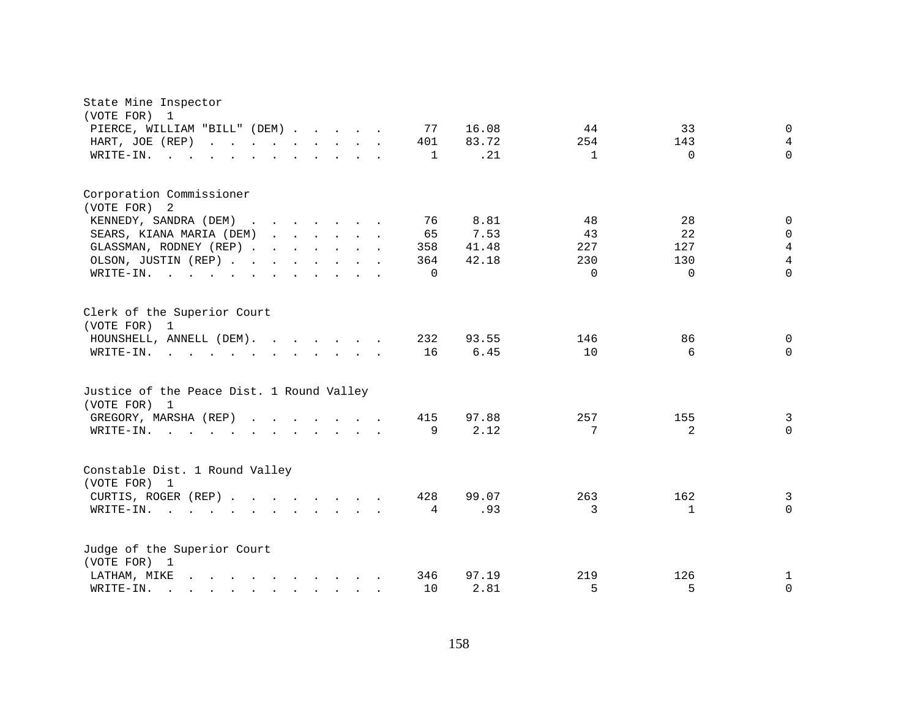State Mine Inspector
(VOTE FOR) 1

| Candidate | Total | Percent | | | |
|---|---|---|---|---|---|
| PIERCE, WILLIAM "BILL" (DEM) | 77 | 16.08 | 44 | 33 | 0 |
| HART, JOE (REP) | 401 | 83.72 | 254 | 143 | 4 |
| WRITE-IN. | 1 | .21 | 1 | 0 | 0 |

Corporation Commissioner
(VOTE FOR) 2

| Candidate | Total | Percent | | | |
|---|---|---|---|---|---|
| KENNEDY, SANDRA (DEM) | 76 | 8.81 | 48 | 28 | 0 |
| SEARS, KIANA MARIA (DEM) | 65 | 7.53 | 43 | 22 | 0 |
| GLASSMAN, RODNEY (REP) | 358 | 41.48 | 227 | 127 | 4 |
| OLSON, JUSTIN (REP) | 364 | 42.18 | 230 | 130 | 4 |
| WRITE-IN. | 0 | | 0 | 0 | 0 |

Clerk of the Superior Court
(VOTE FOR) 1

| Candidate | Total | Percent | | | |
|---|---|---|---|---|---|
| HOUNSHELL, ANNELL (DEM). | 232 | 93.55 | 146 | 86 | 0 |
| WRITE-IN. | 16 | 6.45 | 10 | 6 | 0 |

Justice of the Peace Dist. 1 Round Valley
(VOTE FOR) 1

| Candidate | Total | Percent | | | |
|---|---|---|---|---|---|
| GREGORY, MARSHA (REP) | 415 | 97.88 | 257 | 155 | 3 |
| WRITE-IN. | 9 | 2.12 | 7 | 2 | 0 |

Constable Dist. 1 Round Valley
(VOTE FOR) 1

| Candidate | Total | Percent | | | |
|---|---|---|---|---|---|
| CURTIS, ROGER (REP) | 428 | 99.07 | 263 | 162 | 3 |
| WRITE-IN. | 4 | .93 | 3 | 1 | 0 |

Judge of the Superior Court
(VOTE FOR) 1

| Candidate | Total | Percent | | | |
|---|---|---|---|---|---|
| LATHAM, MIKE | 346 | 97.19 | 219 | 126 | 1 |
| WRITE-IN. | 10 | 2.81 | 5 | 5 | 0 |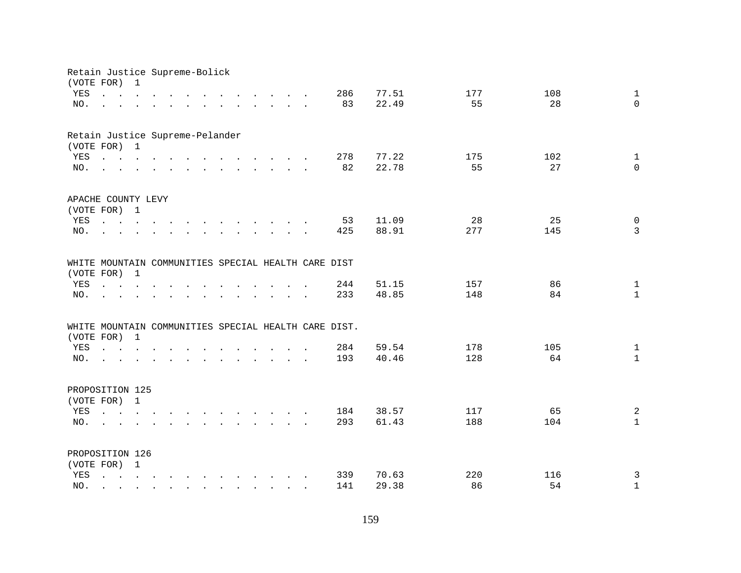Retain Justice Supreme-Bolick
(VOTE FOR) 1

| | | | | | |
|---|---|---|---|---|---|
| YES | 286 | 77.51 | 177 | 108 | 1 |
| NO. | 83 | 22.49 | 55 | 28 | 0 |

Retain Justice Supreme-Pelander
(VOTE FOR) 1

| | | | | | |
|---|---|---|---|---|---|
| YES | 278 | 77.22 | 175 | 102 | 1 |
| NO. | 82 | 22.78 | 55 | 27 | 0 |

APACHE COUNTY LEVY
(VOTE FOR) 1

| | | | | | |
|---|---|---|---|---|---|
| YES | 53 | 11.09 | 28 | 25 | 0 |
| NO. | 425 | 88.91 | 277 | 145 | 3 |

WHITE MOUNTAIN COMMUNITIES SPECIAL HEALTH CARE DIST
(VOTE FOR) 1

| | | | | | |
|---|---|---|---|---|---|
| YES | 244 | 51.15 | 157 | 86 | 1 |
| NO. | 233 | 48.85 | 148 | 84 | 1 |

WHITE MOUNTAIN COMMUNITIES SPECIAL HEALTH CARE DIST.
(VOTE FOR) 1

| | | | | | |
|---|---|---|---|---|---|
| YES | 284 | 59.54 | 178 | 105 | 1 |
| NO. | 193 | 40.46 | 128 | 64 | 1 |

PROPOSITION 125
(VOTE FOR) 1

| | | | | | |
|---|---|---|---|---|---|
| YES | 184 | 38.57 | 117 | 65 | 2 |
| NO. | 293 | 61.43 | 188 | 104 | 1 |

PROPOSITION 126
(VOTE FOR) 1

| | | | | | |
|---|---|---|---|---|---|
| YES | 339 | 70.63 | 220 | 116 | 3 |
| NO. | 141 | 29.38 | 86 | 54 | 1 |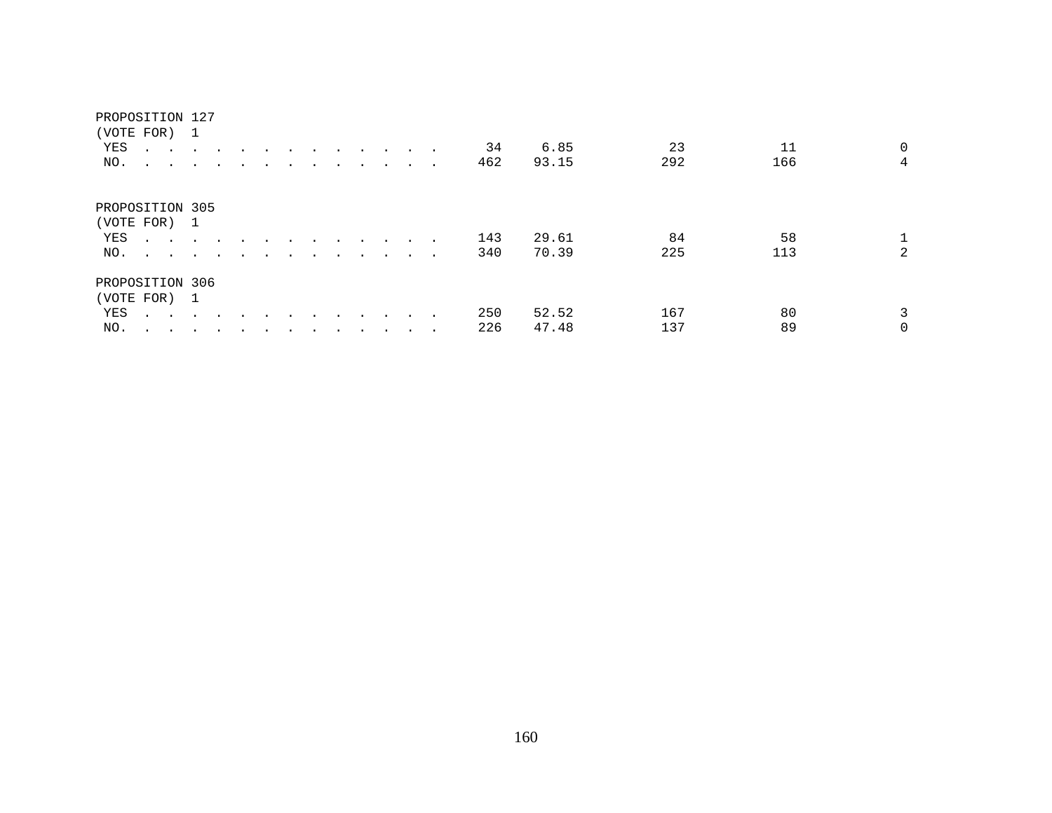PROPOSITION 127
(VOTE FOR) 1

| | | | | | |
|---|---|---|---|---|---|
| YES . . . . . . . . . . . . . . | 34 | 6.85 | 23 | 11 | 0 |
| NO. . . . . . . . . . . . . . . | 462 | 93.15 | 292 | 166 | 4 |

PROPOSITION 305
(VOTE FOR) 1

| | | | | | |
|---|---|---|---|---|---|
| YES . . . . . . . . . . . . . . | 143 | 29.61 | 84 | 58 | 1 |
| NO. . . . . . . . . . . . . . . | 340 | 70.39 | 225 | 113 | 2 |

PROPOSITION 306
(VOTE FOR) 1

| | | | | | |
|---|---|---|---|---|---|
| YES . . . . . . . . . . . . . . | 250 | 52.52 | 167 | 80 | 3 |
| NO. . . . . . . . . . . . . . . | 226 | 47.48 | 137 | 89 | 0 |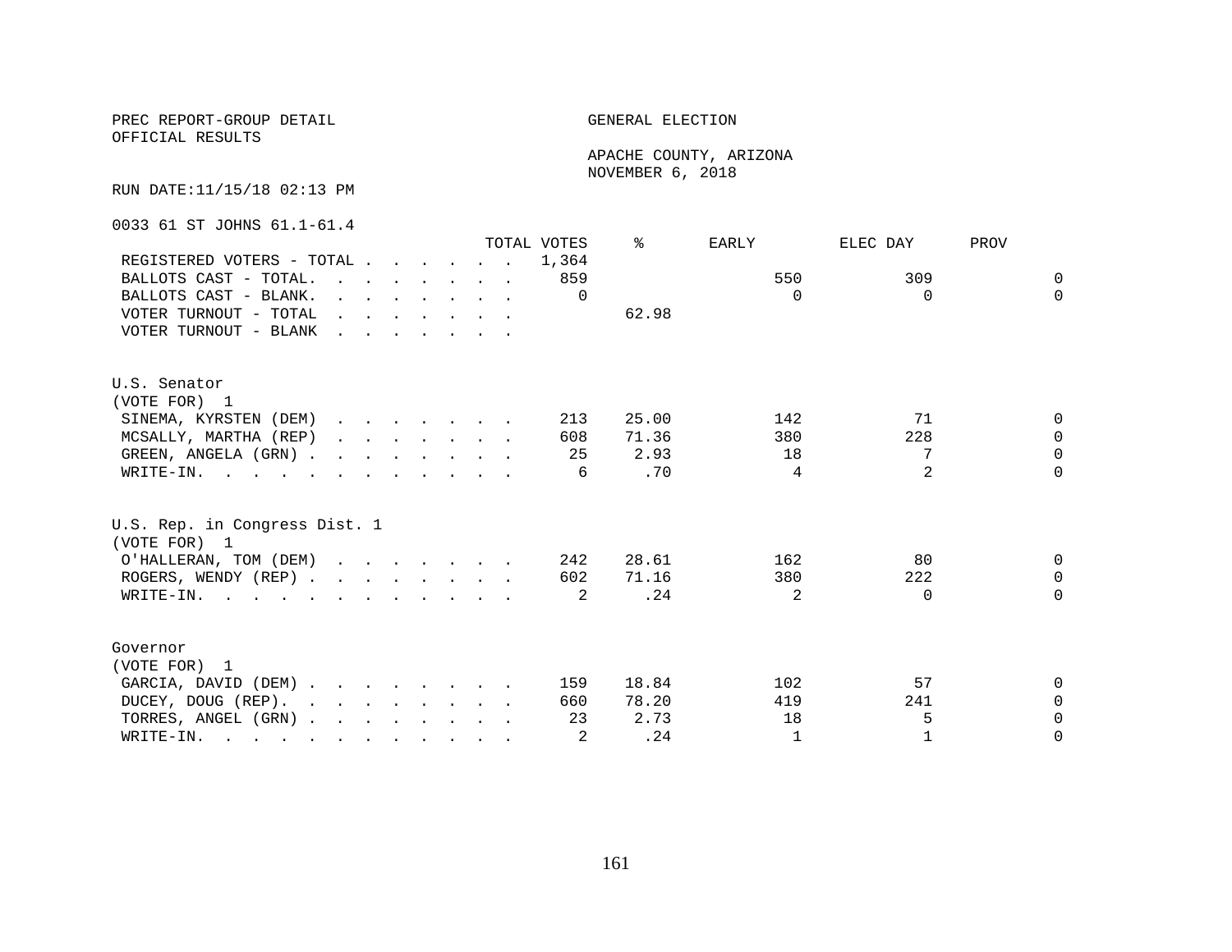PREC REPORT-GROUP DETAIL

OFFICIAL RESULTS

GENERAL ELECTION

APACHE COUNTY, ARIZONA

NOVEMBER 6, 2018

RUN DATE:11/15/18 02:13 PM

0033 61 ST JOHNS 61.1-61.4

| | TOTAL VOTES | % | EARLY | ELEC DAY | PROV |
|---|---|---|---|---|---|
| REGISTERED VOTERS - TOTAL | 1,364 | | | | |
| BALLOTS CAST - TOTAL. | 859 | | 550 | 309 | 0 |
| BALLOTS CAST - BLANK. | 0 | | 0 | 0 | 0 |
| VOTER TURNOUT - TOTAL | | 62.98 | | | |
| VOTER TURNOUT - BLANK | | | | | |

U.S. Senator
(VOTE FOR) 1

| | TOTAL VOTES | % | EARLY | ELEC DAY | PROV |
|---|---|---|---|---|---|
| SINEMA, KYRSTEN (DEM) | 213 | 25.00 | 142 | 71 | 0 |
| MCSALLY, MARTHA (REP) | 608 | 71.36 | 380 | 228 | 0 |
| GREEN, ANGELA (GRN) | 25 | 2.93 | 18 | 7 | 0 |
| WRITE-IN. | 6 | .70 | 4 | 2 | 0 |

U.S. Rep. in Congress Dist. 1
(VOTE FOR) 1

| | TOTAL VOTES | % | EARLY | ELEC DAY | PROV |
|---|---|---|---|---|---|
| O'HALLERAN, TOM (DEM) | 242 | 28.61 | 162 | 80 | 0 |
| ROGERS, WENDY (REP) | 602 | 71.16 | 380 | 222 | 0 |
| WRITE-IN. | 2 | .24 | 2 | 0 | 0 |

Governor
(VOTE FOR) 1

| | TOTAL VOTES | % | EARLY | ELEC DAY | PROV |
|---|---|---|---|---|---|
| GARCIA, DAVID (DEM) | 159 | 18.84 | 102 | 57 | 0 |
| DUCEY, DOUG (REP). | 660 | 78.20 | 419 | 241 | 0 |
| TORRES, ANGEL (GRN) | 23 | 2.73 | 18 | 5 | 0 |
| WRITE-IN. | 2 | .24 | 1 | 1 | 0 |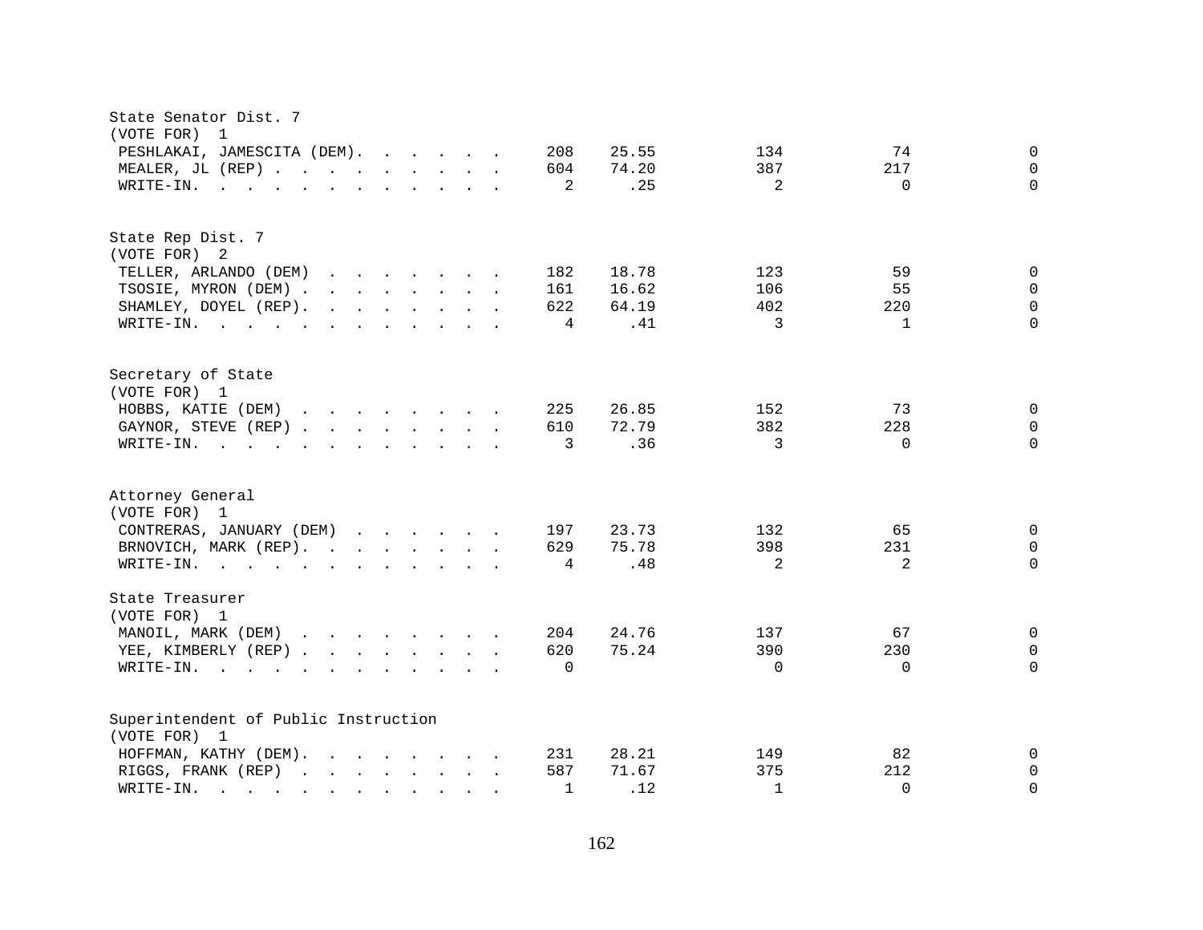State Senator Dist. 7
(VOTE FOR) 1

| Candidate | Votes | % | | | |
|---|---|---|---|---|---|
| PESHLAKAI, JAMESCITA (DEM) | 208 | 25.55 | 134 | 74 | 0 |
| MEALER, JL (REP) | 604 | 74.20 | 387 | 217 | 0 |
| WRITE-IN. | 2 | .25 | 2 | 0 | 0 |

State Rep Dist. 7
(VOTE FOR) 2

| Candidate | Votes | % | | | |
|---|---|---|---|---|---|
| TELLER, ARLANDO (DEM) | 182 | 18.78 | 123 | 59 | 0 |
| TSOSIE, MYRON (DEM) | 161 | 16.62 | 106 | 55 | 0 |
| SHAMLEY, DOYEL (REP) | 622 | 64.19 | 402 | 220 | 0 |
| WRITE-IN. | 4 | .41 | 3 | 1 | 0 |

Secretary of State
(VOTE FOR) 1

| Candidate | Votes | % | | | |
|---|---|---|---|---|---|
| HOBBS, KATIE (DEM) | 225 | 26.85 | 152 | 73 | 0 |
| GAYNOR, STEVE (REP) | 610 | 72.79 | 382 | 228 | 0 |
| WRITE-IN. | 3 | .36 | 3 | 0 | 0 |

Attorney General
(VOTE FOR) 1

| Candidate | Votes | % | | | |
|---|---|---|---|---|---|
| CONTRERAS, JANUARY (DEM) | 197 | 23.73 | 132 | 65 | 0 |
| BRNOVICH, MARK (REP) | 629 | 75.78 | 398 | 231 | 0 |
| WRITE-IN. | 4 | .48 | 2 | 2 | 0 |

State Treasurer
(VOTE FOR) 1

| Candidate | Votes | % | | | |
|---|---|---|---|---|---|
| MANOIL, MARK (DEM) | 204 | 24.76 | 137 | 67 | 0 |
| YEE, KIMBERLY (REP) | 620 | 75.24 | 390 | 230 | 0 |
| WRITE-IN. | 0 | | 0 | 0 | 0 |

Superintendent of Public Instruction
(VOTE FOR) 1

| Candidate | Votes | % | | | |
|---|---|---|---|---|---|
| HOFFMAN, KATHY (DEM) | 231 | 28.21 | 149 | 82 | 0 |
| RIGGS, FRANK (REP) | 587 | 71.67 | 375 | 212 | 0 |
| WRITE-IN. | 1 | .12 | 1 | 0 | 0 |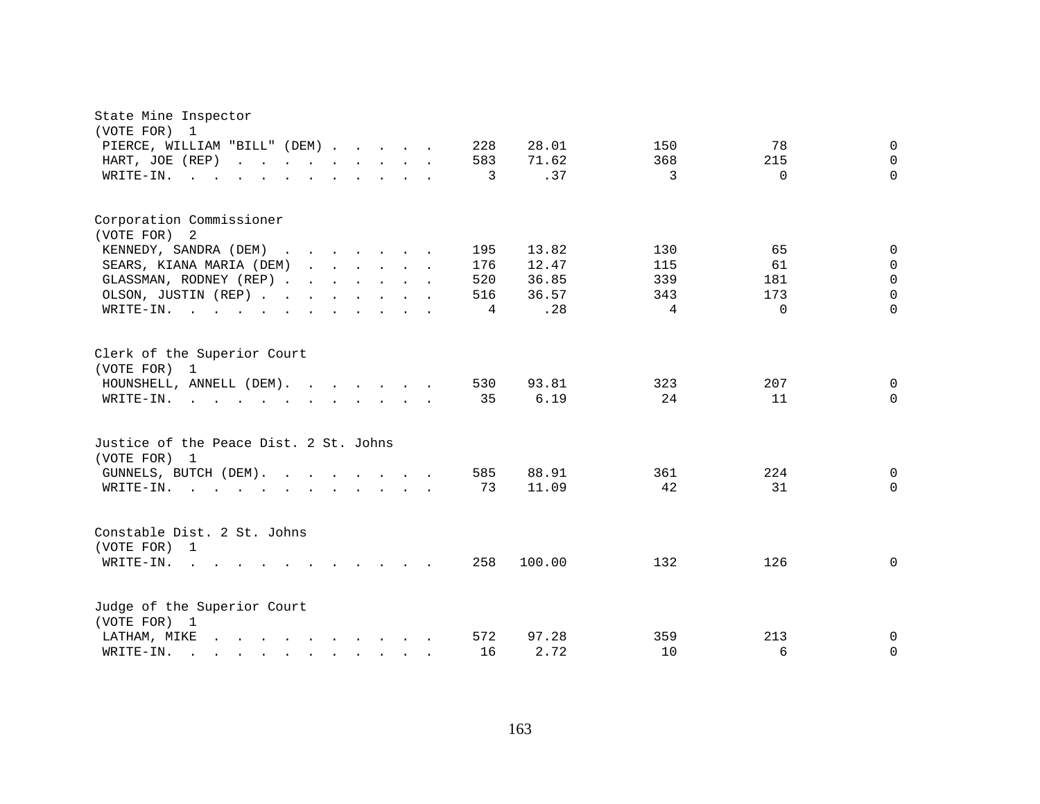State Mine Inspector
(VOTE FOR) 1

| Candidate | Total | Percent | | | |
|---|---|---|---|---|---|
| PIERCE, WILLIAM "BILL" (DEM) | 228 | 28.01 | 150 | 78 | 0 |
| HART, JOE (REP) | 583 | 71.62 | 368 | 215 | 0 |
| WRITE-IN. | 3 | .37 | 3 | 0 | 0 |

Corporation Commissioner
(VOTE FOR) 2

| Candidate | Total | Percent | | | |
|---|---|---|---|---|---|
| KENNEDY, SANDRA (DEM) | 195 | 13.82 | 130 | 65 | 0 |
| SEARS, KIANA MARIA (DEM) | 176 | 12.47 | 115 | 61 | 0 |
| GLASSMAN, RODNEY (REP) | 520 | 36.85 | 339 | 181 | 0 |
| OLSON, JUSTIN (REP) | 516 | 36.57 | 343 | 173 | 0 |
| WRITE-IN. | 4 | .28 | 4 | 0 | 0 |

Clerk of the Superior Court
(VOTE FOR) 1

| Candidate | Total | Percent | | | |
|---|---|---|---|---|---|
| HOUNSHELL, ANNELL (DEM). | 530 | 93.81 | 323 | 207 | 0 |
| WRITE-IN. | 35 | 6.19 | 24 | 11 | 0 |

Justice of the Peace Dist. 2 St. Johns
(VOTE FOR) 1

| Candidate | Total | Percent | | | |
|---|---|---|---|---|---|
| GUNNELS, BUTCH (DEM). | 585 | 88.91 | 361 | 224 | 0 |
| WRITE-IN. | 73 | 11.09 | 42 | 31 | 0 |

Constable Dist. 2 St. Johns
(VOTE FOR) 1

| Candidate | Total | Percent | | | |
|---|---|---|---|---|---|
| WRITE-IN. | 258 | 100.00 | 132 | 126 | 0 |

Judge of the Superior Court
(VOTE FOR) 1

| Candidate | Total | Percent | | | |
|---|---|---|---|---|---|
| LATHAM, MIKE | 572 | 97.28 | 359 | 213 | 0 |
| WRITE-IN. | 16 | 2.72 | 10 | 6 | 0 |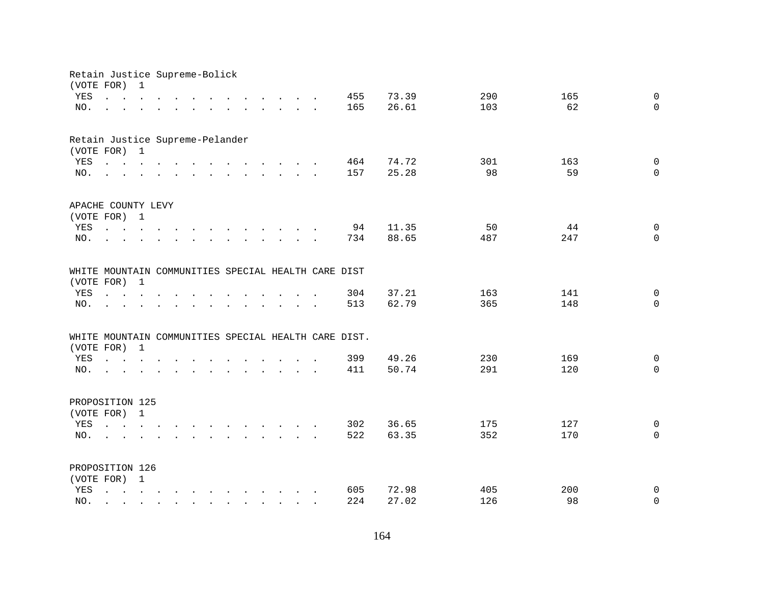Retain Justice Supreme-Bolick
(VOTE FOR) 1

| | | | | | |
|---|---|---|---|---|---|
| YES | 455 | 73.39 | 290 | 165 | 0 |
| NO. | 165 | 26.61 | 103 | 62 | 0 |

Retain Justice Supreme-Pelander
(VOTE FOR) 1

| | | | | | |
|---|---|---|---|---|---|
| YES | 464 | 74.72 | 301 | 163 | 0 |
| NO. | 157 | 25.28 | 98 | 59 | 0 |

APACHE COUNTY LEVY
(VOTE FOR) 1

| | | | | | |
|---|---|---|---|---|---|
| YES | 94 | 11.35 | 50 | 44 | 0 |
| NO. | 734 | 88.65 | 487 | 247 | 0 |

WHITE MOUNTAIN COMMUNITIES SPECIAL HEALTH CARE DIST
(VOTE FOR) 1

| | | | | | |
|---|---|---|---|---|---|
| YES | 304 | 37.21 | 163 | 141 | 0 |
| NO. | 513 | 62.79 | 365 | 148 | 0 |

WHITE MOUNTAIN COMMUNITIES SPECIAL HEALTH CARE DIST.
(VOTE FOR) 1

| | | | | | |
|---|---|---|---|---|---|
| YES | 399 | 49.26 | 230 | 169 | 0 |
| NO. | 411 | 50.74 | 291 | 120 | 0 |

PROPOSITION 125
(VOTE FOR) 1

| | | | | | |
|---|---|---|---|---|---|
| YES | 302 | 36.65 | 175 | 127 | 0 |
| NO. | 522 | 63.35 | 352 | 170 | 0 |

PROPOSITION 126
(VOTE FOR) 1

| | | | | | |
|---|---|---|---|---|---|
| YES | 605 | 72.98 | 405 | 200 | 0 |
| NO. | 224 | 27.02 | 126 | 98 | 0 |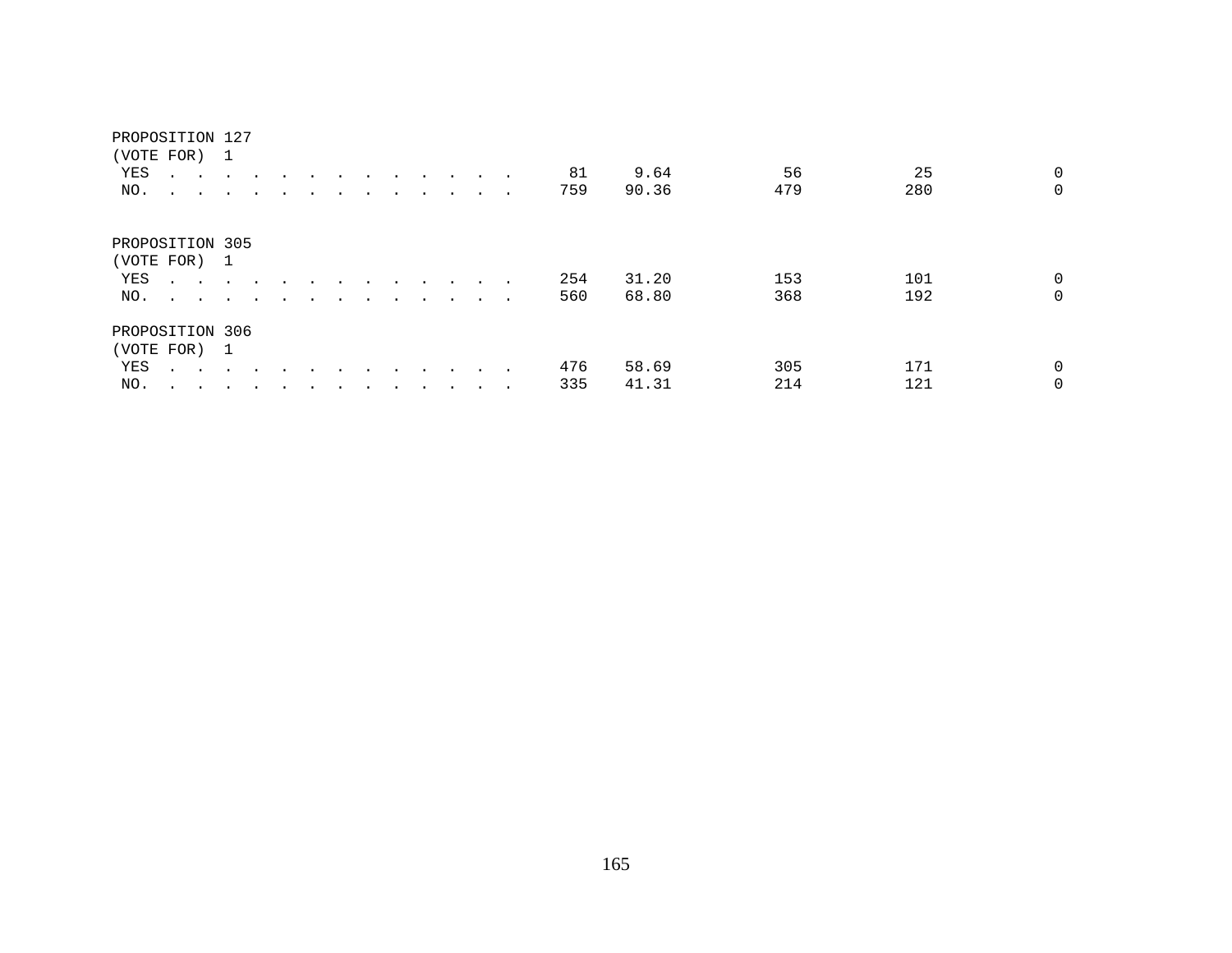PROPOSITION 127
(VOTE FOR) 1

| | | | | | |
|---|---|---|---|---|---|
| YES | 81 | 9.64 | 56 | 25 | 0 |
| NO. | 759 | 90.36 | 479 | 280 | 0 |

PROPOSITION 305
(VOTE FOR) 1

| | | | | | |
|---|---|---|---|---|---|
| YES | 254 | 31.20 | 153 | 101 | 0 |
| NO. | 560 | 68.80 | 368 | 192 | 0 |

PROPOSITION 306
(VOTE FOR) 1

| | | | | | |
|---|---|---|---|---|---|
| YES | 476 | 58.69 | 305 | 171 | 0 |
| NO. | 335 | 41.31 | 214 | 121 | 0 |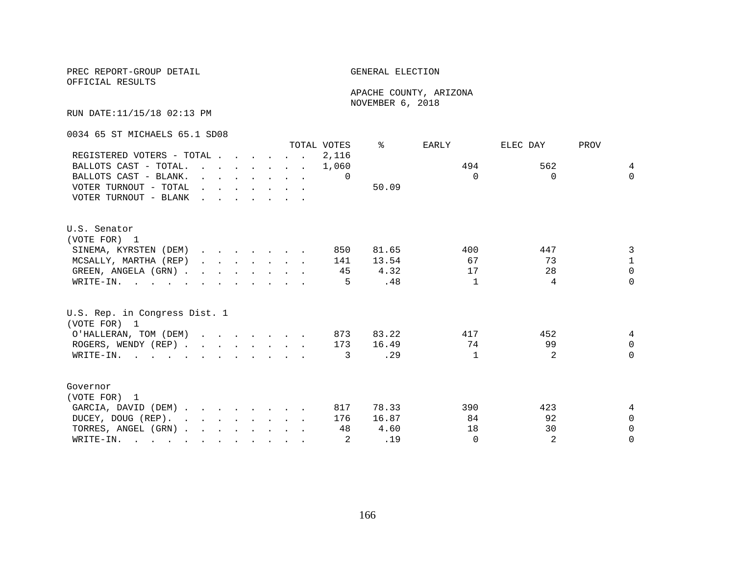PREC REPORT-GROUP DETAIL
OFFICIAL RESULTS

GENERAL ELECTION

APACHE COUNTY, ARIZONA
NOVEMBER 6, 2018

RUN DATE:11/15/18 02:13 PM

0034 65 ST MICHAELS 65.1 SD08

| | TOTAL VOTES | % | EARLY | ELEC DAY | PROV |
|---|---|---|---|---|---|
| REGISTERED VOTERS - TOTAL | 2,116 | | | | |
| BALLOTS CAST - TOTAL. | 1,060 | | 494 | 562 | 4 |
| BALLOTS CAST - BLANK. | 0 | | 0 | 0 | 0 |
| VOTER TURNOUT - TOTAL | | 50.09 | | | |
| VOTER TURNOUT - BLANK | | | | | |

U.S. Senator
(VOTE FOR) 1

| | TOTAL VOTES | % | EARLY | ELEC DAY | PROV |
|---|---|---|---|---|---|
| SINEMA, KYRSTEN (DEM) | 850 | 81.65 | 400 | 447 | 3 |
| MCSALLY, MARTHA (REP) | 141 | 13.54 | 67 | 73 | 1 |
| GREEN, ANGELA (GRN) | 45 | 4.32 | 17 | 28 | 0 |
| WRITE-IN. | 5 | .48 | 1 | 4 | 0 |

U.S. Rep. in Congress Dist. 1
(VOTE FOR) 1

| | TOTAL VOTES | % | EARLY | ELEC DAY | PROV |
|---|---|---|---|---|---|
| O'HALLERAN, TOM (DEM) | 873 | 83.22 | 417 | 452 | 4 |
| ROGERS, WENDY (REP) | 173 | 16.49 | 74 | 99 | 0 |
| WRITE-IN. | 3 | .29 | 1 | 2 | 0 |

Governor
(VOTE FOR) 1

| | TOTAL VOTES | % | EARLY | ELEC DAY | PROV |
|---|---|---|---|---|---|
| GARCIA, DAVID (DEM) | 817 | 78.33 | 390 | 423 | 4 |
| DUCEY, DOUG (REP). | 176 | 16.87 | 84 | 92 | 0 |
| TORRES, ANGEL (GRN) | 48 | 4.60 | 18 | 30 | 0 |
| WRITE-IN. | 2 | .19 | 0 | 2 | 0 |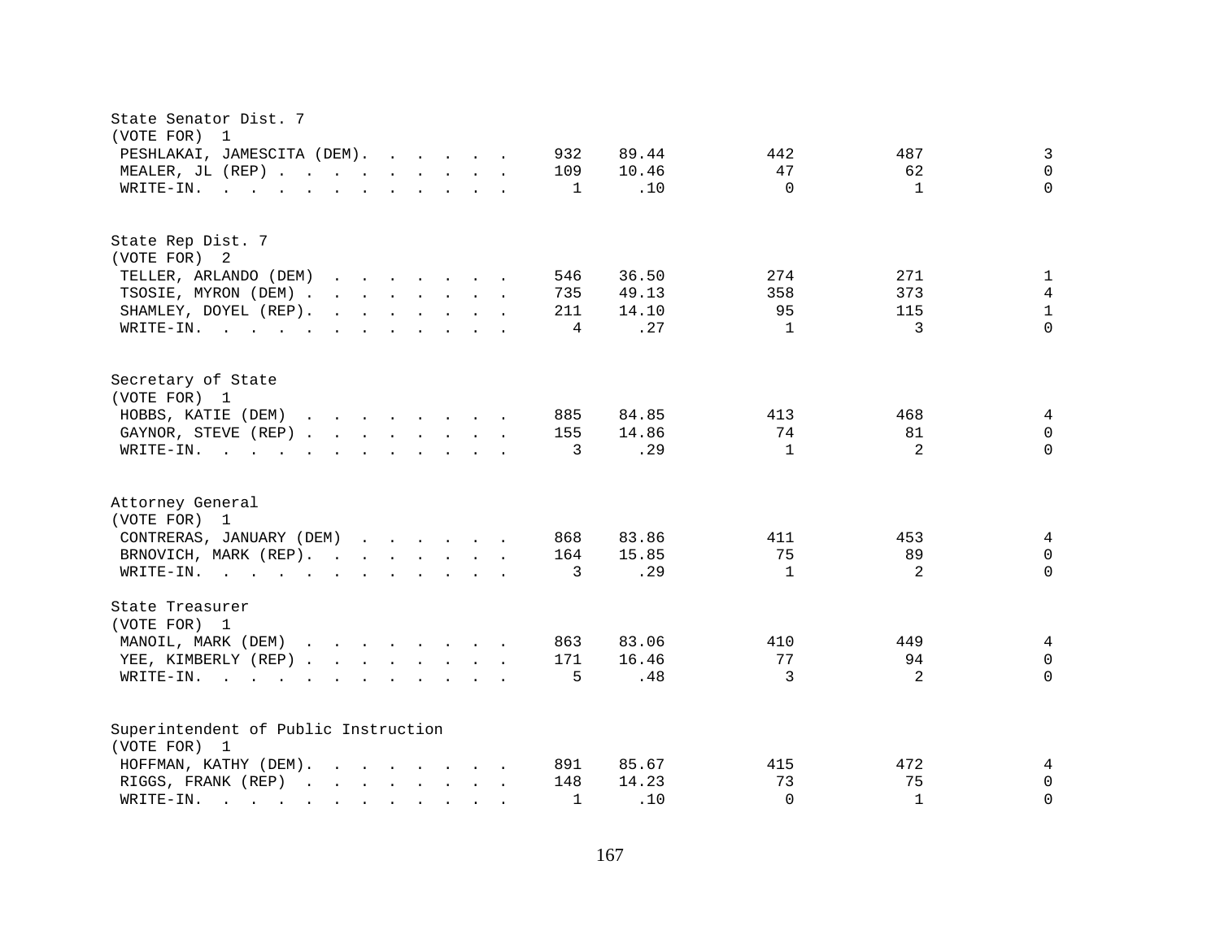State Senator Dist. 7
(VOTE FOR) 1

| Candidate | Total | % | | | |
|---|---|---|---|---|---|
| PESHLAKAI, JAMESCITA (DEM) | 932 | 89.44 | 442 | 487 | 3 |
| MEALER, JL (REP) | 109 | 10.46 | 47 | 62 | 0 |
| WRITE-IN. | 1 | .10 | 0 | 1 | 0 |

State Rep Dist. 7
(VOTE FOR) 2

| Candidate | Total | % | | | |
|---|---|---|---|---|---|
| TELLER, ARLANDO (DEM) | 546 | 36.50 | 274 | 271 | 1 |
| TSOSIE, MYRON (DEM) | 735 | 49.13 | 358 | 373 | 4 |
| SHAMLEY, DOYEL (REP) | 211 | 14.10 | 95 | 115 | 1 |
| WRITE-IN. | 4 | .27 | 1 | 3 | 0 |

Secretary of State
(VOTE FOR) 1

| Candidate | Total | % | | | |
|---|---|---|---|---|---|
| HOBBS, KATIE (DEM) | 885 | 84.85 | 413 | 468 | 4 |
| GAYNOR, STEVE (REP) | 155 | 14.86 | 74 | 81 | 0 |
| WRITE-IN. | 3 | .29 | 1 | 2 | 0 |

Attorney General
(VOTE FOR) 1

| Candidate | Total | % | | | |
|---|---|---|---|---|---|
| CONTRERAS, JANUARY (DEM) | 868 | 83.86 | 411 | 453 | 4 |
| BRNOVICH, MARK (REP) | 164 | 15.85 | 75 | 89 | 0 |
| WRITE-IN. | 3 | .29 | 1 | 2 | 0 |

State Treasurer
(VOTE FOR) 1

| Candidate | Total | % | | | |
|---|---|---|---|---|---|
| MANOIL, MARK (DEM) | 863 | 83.06 | 410 | 449 | 4 |
| YEE, KIMBERLY (REP) | 171 | 16.46 | 77 | 94 | 0 |
| WRITE-IN. | 5 | .48 | 3 | 2 | 0 |

Superintendent of Public Instruction
(VOTE FOR) 1

| Candidate | Total | % | | | |
|---|---|---|---|---|---|
| HOFFMAN, KATHY (DEM) | 891 | 85.67 | 415 | 472 | 4 |
| RIGGS, FRANK (REP) | 148 | 14.23 | 73 | 75 | 0 |
| WRITE-IN. | 1 | .10 | 0 | 1 | 0 |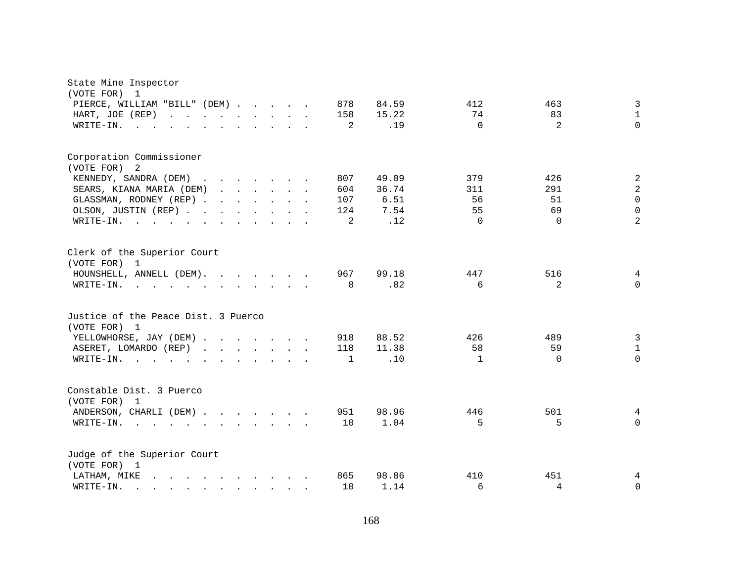State Mine Inspector
(VOTE FOR) 1

| Candidate | Total | % | | | |
|---|---|---|---|---|---|
| PIERCE, WILLIAM "BILL" (DEM) | 878 | 84.59 | 412 | 463 | 3 |
| HART, JOE (REP) | 158 | 15.22 | 74 | 83 | 1 |
| WRITE-IN. | 2 | .19 | 0 | 2 | 0 |

Corporation Commissioner
(VOTE FOR) 2

| Candidate | Total | % | | | |
|---|---|---|---|---|---|
| KENNEDY, SANDRA (DEM) | 807 | 49.09 | 379 | 426 | 2 |
| SEARS, KIANA MARIA (DEM) | 604 | 36.74 | 311 | 291 | 2 |
| GLASSMAN, RODNEY (REP) | 107 | 6.51 | 56 | 51 | 0 |
| OLSON, JUSTIN (REP) | 124 | 7.54 | 55 | 69 | 0 |
| WRITE-IN. | 2 | .12 | 0 | 0 | 2 |

Clerk of the Superior Court
(VOTE FOR) 1

| Candidate | Total | % | | | |
|---|---|---|---|---|---|
| HOUNSHELL, ANNELL (DEM) | 967 | 99.18 | 447 | 516 | 4 |
| WRITE-IN. | 8 | .82 | 6 | 2 | 0 |

Justice of the Peace Dist. 3 Puerco
(VOTE FOR) 1

| Candidate | Total | % | | | |
|---|---|---|---|---|---|
| YELLOWHORSE, JAY (DEM) | 918 | 88.52 | 426 | 489 | 3 |
| ASERET, LOMARDO (REP) | 118 | 11.38 | 58 | 59 | 1 |
| WRITE-IN. | 1 | .10 | 1 | 0 | 0 |

Constable Dist. 3 Puerco
(VOTE FOR) 1

| Candidate | Total | % | | | |
|---|---|---|---|---|---|
| ANDERSON, CHARLI (DEM) | 951 | 98.96 | 446 | 501 | 4 |
| WRITE-IN. | 10 | 1.04 | 5 | 5 | 0 |

Judge of the Superior Court
(VOTE FOR) 1

| Candidate | Total | % | | | |
|---|---|---|---|---|---|
| LATHAM, MIKE | 865 | 98.86 | 410 | 451 | 4 |
| WRITE-IN. | 10 | 1.14 | 6 | 4 | 0 |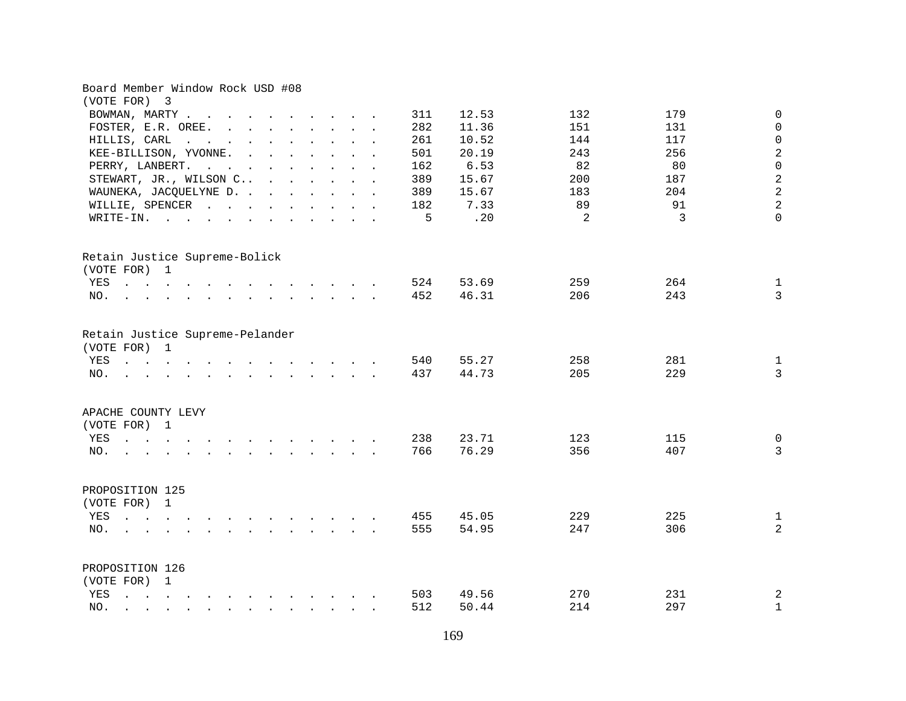Board Member Window Rock USD #08
(VOTE FOR) 3

| | | | | | |
|---|---|---|---|---|---|
| BOWMAN, MARTY | 311 | 12.53 | 132 | 179 | 0 |
| FOSTER, E.R. OREE. | 282 | 11.36 | 151 | 131 | 0 |
| HILLIS, CARL | 261 | 10.52 | 144 | 117 | 0 |
| KEE-BILLISON, YVONNE. | 501 | 20.19 | 243 | 256 | 2 |
| PERRY, LANBERT. | 162 | 6.53 | 82 | 80 | 0 |
| STEWART, JR., WILSON C.. | 389 | 15.67 | 200 | 187 | 2 |
| WAUNEKA, JACQUELYNE D. | 389 | 15.67 | 183 | 204 | 2 |
| WILLIE, SPENCER | 182 | 7.33 | 89 | 91 | 2 |
| WRITE-IN. | 5 | .20 | 2 | 3 | 0 |

Retain Justice Supreme-Bolick
(VOTE FOR) 1

| | | | | | |
|---|---|---|---|---|---|
| YES | 524 | 53.69 | 259 | 264 | 1 |
| NO. | 452 | 46.31 | 206 | 243 | 3 |

Retain Justice Supreme-Pelander
(VOTE FOR) 1

| | | | | | |
|---|---|---|---|---|---|
| YES | 540 | 55.27 | 258 | 281 | 1 |
| NO. | 437 | 44.73 | 205 | 229 | 3 |

APACHE COUNTY LEVY
(VOTE FOR) 1

| | | | | | |
|---|---|---|---|---|---|
| YES | 238 | 23.71 | 123 | 115 | 0 |
| NO. | 766 | 76.29 | 356 | 407 | 3 |

PROPOSITION 125
(VOTE FOR) 1

| | | | | | |
|---|---|---|---|---|---|
| YES | 455 | 45.05 | 229 | 225 | 1 |
| NO. | 555 | 54.95 | 247 | 306 | 2 |

PROPOSITION 126
(VOTE FOR) 1

| | | | | | |
|---|---|---|---|---|---|
| YES | 503 | 49.56 | 270 | 231 | 2 |
| NO. | 512 | 50.44 | 214 | 297 | 1 |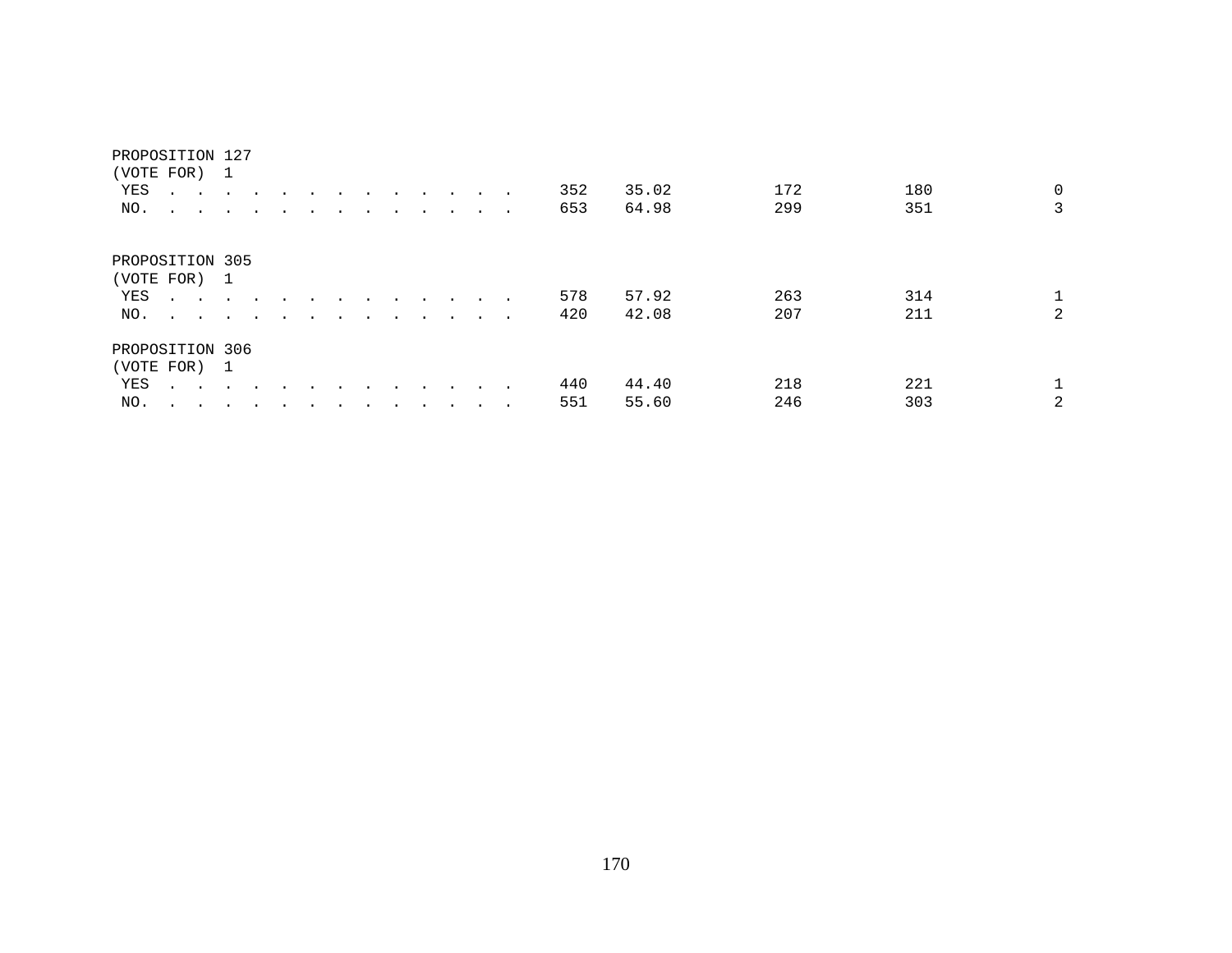PROPOSITION 127
(VOTE FOR) 1

| | | | | | |
|---|---|---|---|---|---|
| YES . . . . . . . . . . . . . . | 352 | 35.02 | 172 | 180 | 0 |
| NO. . . . . . . . . . . . . . . | 653 | 64.98 | 299 | 351 | 3 |

PROPOSITION 305
(VOTE FOR) 1

| | | | | | |
|---|---|---|---|---|---|
| YES . . . . . . . . . . . . . . | 578 | 57.92 | 263 | 314 | 1 |
| NO. . . . . . . . . . . . . . . | 420 | 42.08 | 207 | 211 | 2 |

PROPOSITION 306
(VOTE FOR) 1

| | | | | | |
|---|---|---|---|---|---|
| YES . . . . . . . . . . . . . . | 440 | 44.40 | 218 | 221 | 1 |
| NO. . . . . . . . . . . . . . . | 551 | 55.60 | 246 | 303 | 2 |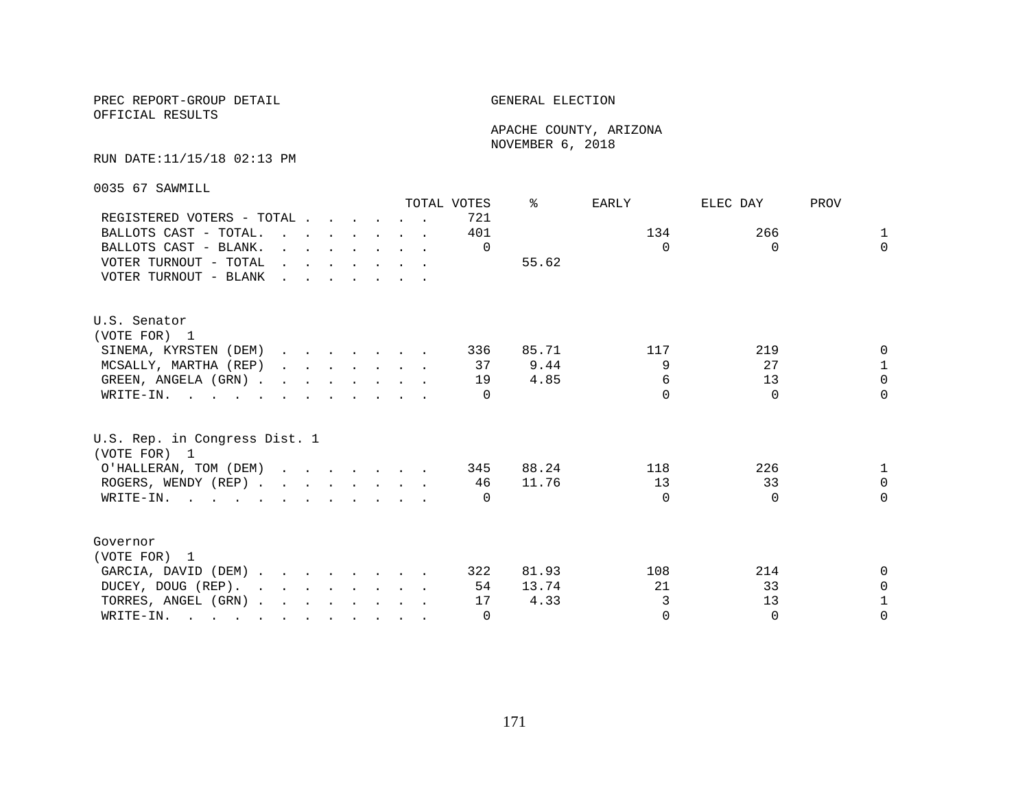PREC REPORT-GROUP DETAIL

OFFICIAL RESULTS

GENERAL ELECTION

APACHE COUNTY, ARIZONA
NOVEMBER 6, 2018

RUN DATE:11/15/18 02:13 PM

0035 67 SAWMILL

| | TOTAL VOTES | % | EARLY | ELEC DAY | PROV |
|---|---|---|---|---|---|
| REGISTERED VOTERS - TOTAL | 721 | | | | |
| BALLOTS CAST - TOTAL. | 401 | | 134 | 266 | 1 |
| BALLOTS CAST - BLANK. | 0 | | 0 | 0 | 0 |
| VOTER TURNOUT - TOTAL | | 55.62 | | | |
| VOTER TURNOUT - BLANK | | | | | |

U.S. Senator
(VOTE FOR) 1

| | TOTAL VOTES | % | EARLY | ELEC DAY | PROV |
|---|---|---|---|---|---|
| SINEMA, KYRSTEN (DEM) | 336 | 85.71 | 117 | 219 | 0 |
| MCSALLY, MARTHA (REP) | 37 | 9.44 | 9 | 27 | 1 |
| GREEN, ANGELA (GRN) | 19 | 4.85 | 6 | 13 | 0 |
| WRITE-IN. | 0 | | 0 | 0 | 0 |

U.S. Rep. in Congress Dist. 1
(VOTE FOR) 1

| | TOTAL VOTES | % | EARLY | ELEC DAY | PROV |
|---|---|---|---|---|---|
| O'HALLERAN, TOM (DEM) | 345 | 88.24 | 118 | 226 | 1 |
| ROGERS, WENDY (REP) | 46 | 11.76 | 13 | 33 | 0 |
| WRITE-IN. | 0 | | 0 | 0 | 0 |

Governor
(VOTE FOR) 1

| | TOTAL VOTES | % | EARLY | ELEC DAY | PROV |
|---|---|---|---|---|---|
| GARCIA, DAVID (DEM) | 322 | 81.93 | 108 | 214 | 0 |
| DUCEY, DOUG (REP). | 54 | 13.74 | 21 | 33 | 0 |
| TORRES, ANGEL (GRN) | 17 | 4.33 | 3 | 13 | 1 |
| WRITE-IN. | 0 | | 0 | 0 | 0 |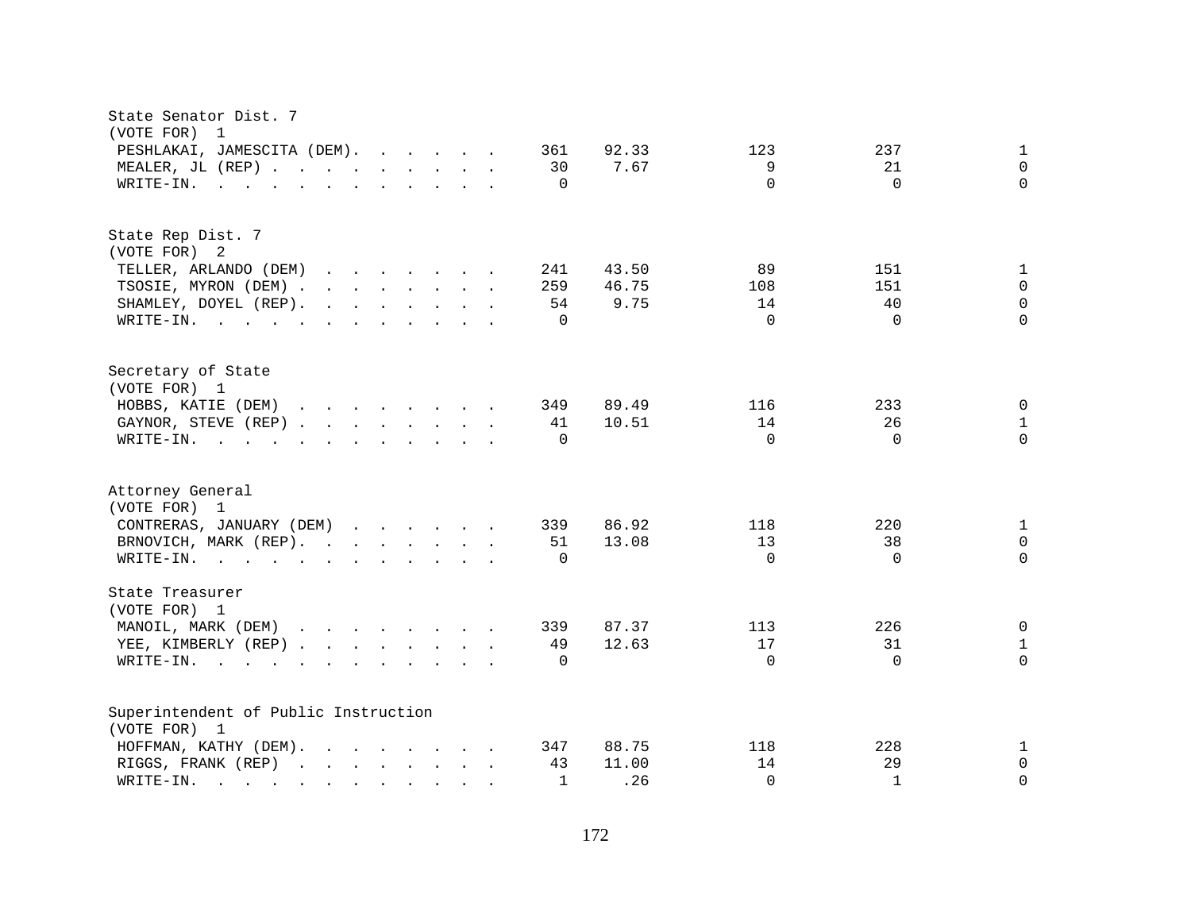State Senator Dist. 7
(VOTE FOR) 1

| Candidate | Total | Percent | | | |
|---|---|---|---|---|---|
| PESHLAKAI, JAMESCITA (DEM) | 361 | 92.33 | 123 | 237 | 1 |
| MEALER, JL (REP) | 30 | 7.67 | 9 | 21 | 0 |
| WRITE-IN. | 0 | | 0 | 0 | 0 |

State Rep Dist. 7
(VOTE FOR) 2

| Candidate | Total | Percent | | | |
|---|---|---|---|---|---|
| TELLER, ARLANDO (DEM) | 241 | 43.50 | 89 | 151 | 1 |
| TSOSIE, MYRON (DEM) | 259 | 46.75 | 108 | 151 | 0 |
| SHAMLEY, DOYEL (REP) | 54 | 9.75 | 14 | 40 | 0 |
| WRITE-IN. | 0 | | 0 | 0 | 0 |

Secretary of State
(VOTE FOR) 1

| Candidate | Total | Percent | | | |
|---|---|---|---|---|---|
| HOBBS, KATIE (DEM) | 349 | 89.49 | 116 | 233 | 0 |
| GAYNOR, STEVE (REP) | 41 | 10.51 | 14 | 26 | 1 |
| WRITE-IN. | 0 | | 0 | 0 | 0 |

Attorney General
(VOTE FOR) 1

| Candidate | Total | Percent | | | |
|---|---|---|---|---|---|
| CONTRERAS, JANUARY (DEM) | 339 | 86.92 | 118 | 220 | 1 |
| BRNOVICH, MARK (REP) | 51 | 13.08 | 13 | 38 | 0 |
| WRITE-IN. | 0 | | 0 | 0 | 0 |

State Treasurer
(VOTE FOR) 1

| Candidate | Total | Percent | | | |
|---|---|---|---|---|---|
| MANOIL, MARK (DEM) | 339 | 87.37 | 113 | 226 | 0 |
| YEE, KIMBERLY (REP) | 49 | 12.63 | 17 | 31 | 1 |
| WRITE-IN. | 0 | | 0 | 0 | 0 |

Superintendent of Public Instruction
(VOTE FOR) 1

| Candidate | Total | Percent | | | |
|---|---|---|---|---|---|
| HOFFMAN, KATHY (DEM) | 347 | 88.75 | 118 | 228 | 1 |
| RIGGS, FRANK (REP) | 43 | 11.00 | 14 | 29 | 0 |
| WRITE-IN. | 1 | .26 | 0 | 1 | 0 |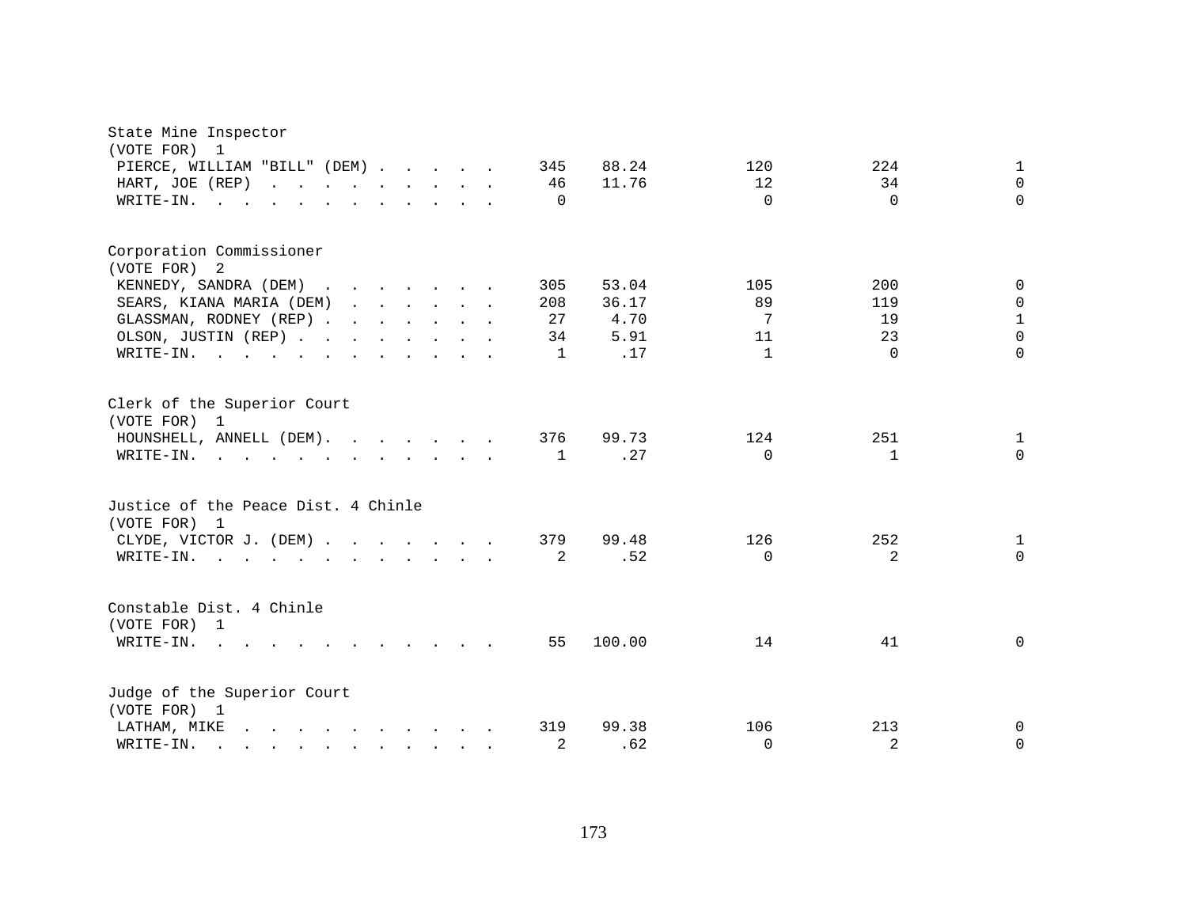State Mine Inspector
(VOTE FOR) 1

| Candidate | Votes | Percent | | | |
|---|---|---|---|---|---|
| PIERCE, WILLIAM "BILL" (DEM) | 345 | 88.24 | 120 | 224 | 1 |
| HART, JOE (REP) | 46 | 11.76 | 12 | 34 | 0 |
| WRITE-IN. | 0 | | 0 | 0 | 0 |

Corporation Commissioner
(VOTE FOR) 2

| Candidate | Votes | Percent | | | |
|---|---|---|---|---|---|
| KENNEDY, SANDRA (DEM) | 305 | 53.04 | 105 | 200 | 0 |
| SEARS, KIANA MARIA (DEM) | 208 | 36.17 | 89 | 119 | 0 |
| GLASSMAN, RODNEY (REP) | 27 | 4.70 | 7 | 19 | 1 |
| OLSON, JUSTIN (REP) | 34 | 5.91 | 11 | 23 | 0 |
| WRITE-IN. | 1 | .17 | 1 | 0 | 0 |

Clerk of the Superior Court
(VOTE FOR) 1

| Candidate | Votes | Percent | | | |
|---|---|---|---|---|---|
| HOUNSHELL, ANNELL (DEM). | 376 | 99.73 | 124 | 251 | 1 |
| WRITE-IN. | 1 | .27 | 0 | 1 | 0 |

Justice of the Peace Dist. 4 Chinle
(VOTE FOR) 1

| Candidate | Votes | Percent | | | |
|---|---|---|---|---|---|
| CLYDE, VICTOR J. (DEM) | 379 | 99.48 | 126 | 252 | 1 |
| WRITE-IN. | 2 | .52 | 0 | 2 | 0 |

Constable Dist. 4 Chinle
(VOTE FOR) 1

| Candidate | Votes | Percent | | | |
|---|---|---|---|---|---|
| WRITE-IN. | 55 | 100.00 | 14 | 41 | 0 |

Judge of the Superior Court
(VOTE FOR) 1

| Candidate | Votes | Percent | | | |
|---|---|---|---|---|---|
| LATHAM, MIKE | 319 | 99.38 | 106 | 213 | 0 |
| WRITE-IN. | 2 | .62 | 0 | 2 | 0 |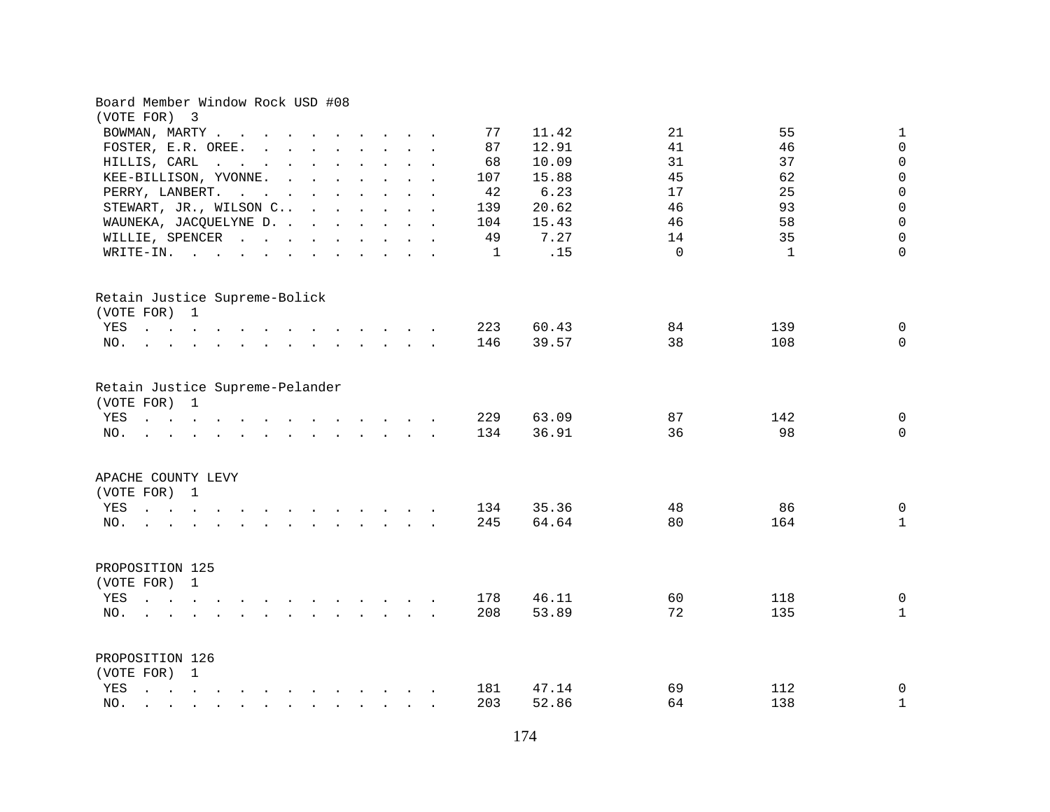Board Member Window Rock USD #08
(VOTE FOR) 3

| | | | | | |
|---|---|---|---|---|---|
| BOWMAN, MARTY | 77 | 11.42 | 21 | 55 | 1 |
| FOSTER, E.R. OREE | 87 | 12.91 | 41 | 46 | 0 |
| HILLIS, CARL | 68 | 10.09 | 31 | 37 | 0 |
| KEE-BILLISON, YVONNE | 107 | 15.88 | 45 | 62 | 0 |
| PERRY, LANBERT | 42 | 6.23 | 17 | 25 | 0 |
| STEWART, JR., WILSON C. | 139 | 20.62 | 46 | 93 | 0 |
| WAUNEKA, JACQUELYNE D. | 104 | 15.43 | 46 | 58 | 0 |
| WILLIE, SPENCER | 49 | 7.27 | 14 | 35 | 0 |
| WRITE-IN | 1 | .15 | 0 | 1 | 0 |

Retain Justice Supreme-Bolick
(VOTE FOR) 1

| | | | | | |
|---|---|---|---|---|---|
| YES | 223 | 60.43 | 84 | 139 | 0 |
| NO | 146 | 39.57 | 38 | 108 | 0 |

Retain Justice Supreme-Pelander
(VOTE FOR) 1

| | | | | | |
|---|---|---|---|---|---|
| YES | 229 | 63.09 | 87 | 142 | 0 |
| NO | 134 | 36.91 | 36 | 98 | 0 |

APACHE COUNTY LEVY
(VOTE FOR) 1

| | | | | | |
|---|---|---|---|---|---|
| YES | 134 | 35.36 | 48 | 86 | 0 |
| NO | 245 | 64.64 | 80 | 164 | 1 |

PROPOSITION 125
(VOTE FOR) 1

| | | | | | |
|---|---|---|---|---|---|
| YES | 178 | 46.11 | 60 | 118 | 0 |
| NO | 208 | 53.89 | 72 | 135 | 1 |

PROPOSITION 126
(VOTE FOR) 1

| | | | | | |
|---|---|---|---|---|---|
| YES | 181 | 47.14 | 69 | 112 | 0 |
| NO | 203 | 52.86 | 64 | 138 | 1 |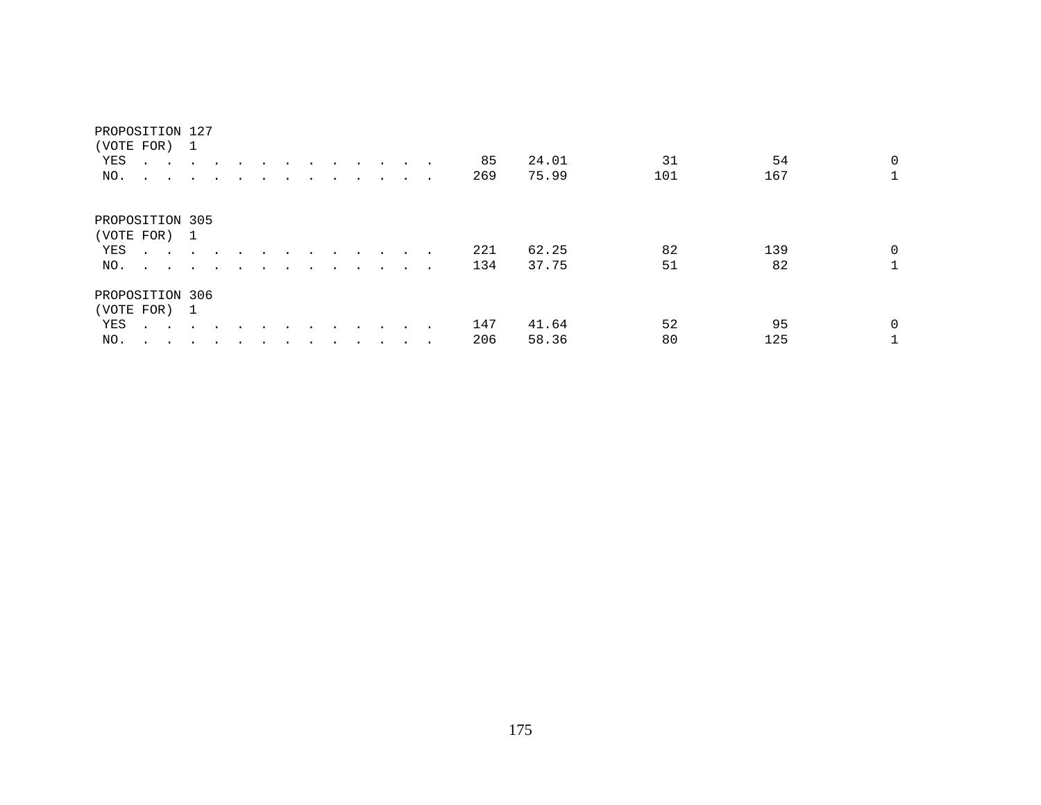PROPOSITION 127
(VOTE FOR) 1

| | | | | | |
|---|---|---|---|---|---|
| YES . . . . . . . . . . . . . . | 85 | 24.01 | 31 | 54 | 0 |
| NO. . . . . . . . . . . . . . . | 269 | 75.99 | 101 | 167 | 1 |

PROPOSITION 305
(VOTE FOR) 1

| | | | | | |
|---|---|---|---|---|---|
| YES . . . . . . . . . . . . . . | 221 | 62.25 | 82 | 139 | 0 |
| NO. . . . . . . . . . . . . . . | 134 | 37.75 | 51 | 82 | 1 |

PROPOSITION 306
(VOTE FOR) 1

| | | | | | |
|---|---|---|---|---|---|
| YES . . . . . . . . . . . . . . | 147 | 41.64 | 52 | 95 | 0 |
| NO. . . . . . . . . . . . . . . | 206 | 58.36 | 80 | 125 | 1 |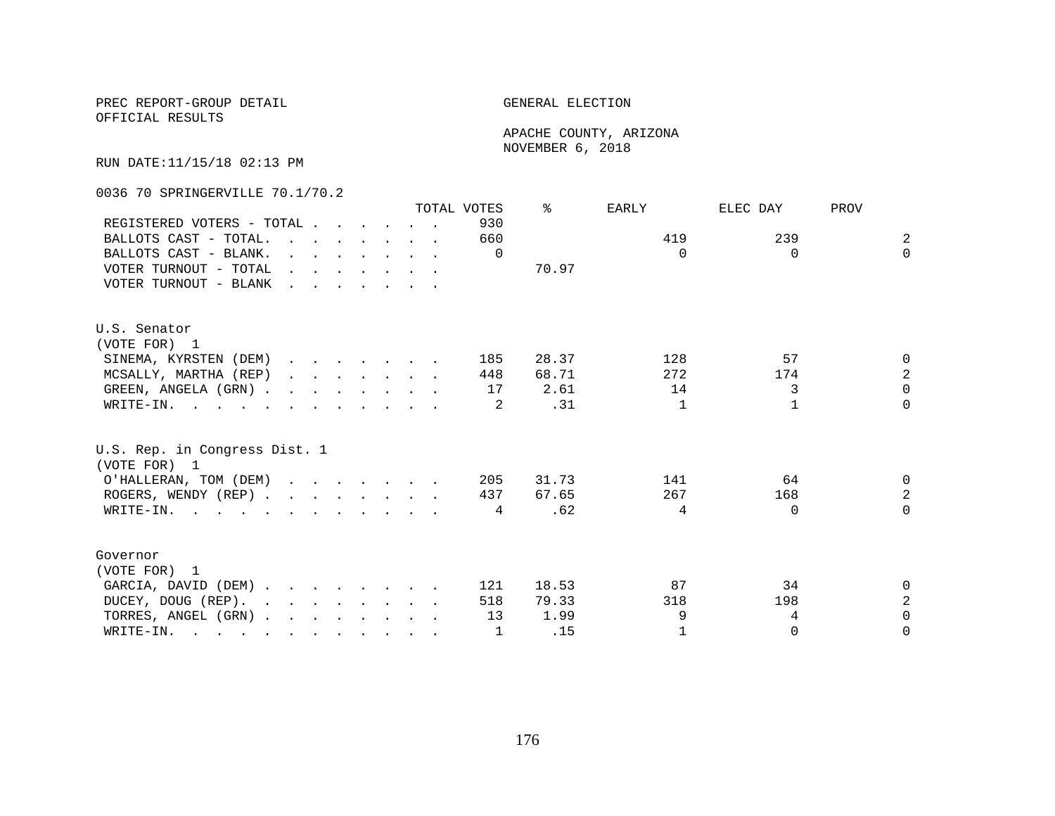PREC REPORT-GROUP DETAIL
OFFICIAL RESULTS

GENERAL ELECTION

APACHE COUNTY, ARIZONA
NOVEMBER 6, 2018

RUN DATE:11/15/18 02:13 PM

0036 70 SPRINGERVILLE 70.1/70.2

| | TOTAL VOTES | % | EARLY | ELEC DAY | PROV |
|---|---|---|---|---|---|
| REGISTERED VOTERS - TOTAL | 930 | | | | |
| BALLOTS CAST - TOTAL. | 660 | | 419 | 239 | 2 |
| BALLOTS CAST - BLANK. | 0 | | 0 | 0 | 0 |
| VOTER TURNOUT - TOTAL | | 70.97 | | | |
| VOTER TURNOUT - BLANK | | | | | |

U.S. Senator
(VOTE FOR) 1

| | TOTAL VOTES | % | EARLY | ELEC DAY | PROV |
|---|---|---|---|---|---|
| SINEMA, KYRSTEN (DEM) | 185 | 28.37 | 128 | 57 | 0 |
| MCSALLY, MARTHA (REP) | 448 | 68.71 | 272 | 174 | 2 |
| GREEN, ANGELA (GRN) | 17 | 2.61 | 14 | 3 | 0 |
| WRITE-IN. | 2 | .31 | 1 | 1 | 0 |

U.S. Rep. in Congress Dist. 1
(VOTE FOR) 1

| | TOTAL VOTES | % | EARLY | ELEC DAY | PROV |
|---|---|---|---|---|---|
| O'HALLERAN, TOM (DEM) | 205 | 31.73 | 141 | 64 | 0 |
| ROGERS, WENDY (REP) | 437 | 67.65 | 267 | 168 | 2 |
| WRITE-IN. | 4 | .62 | 4 | 0 | 0 |

Governor
(VOTE FOR) 1

| | TOTAL VOTES | % | EARLY | ELEC DAY | PROV |
|---|---|---|---|---|---|
| GARCIA, DAVID (DEM) | 121 | 18.53 | 87 | 34 | 0 |
| DUCEY, DOUG (REP). | 518 | 79.33 | 318 | 198 | 2 |
| TORRES, ANGEL (GRN) | 13 | 1.99 | 9 | 4 | 0 |
| WRITE-IN. | 1 | .15 | 1 | 0 | 0 |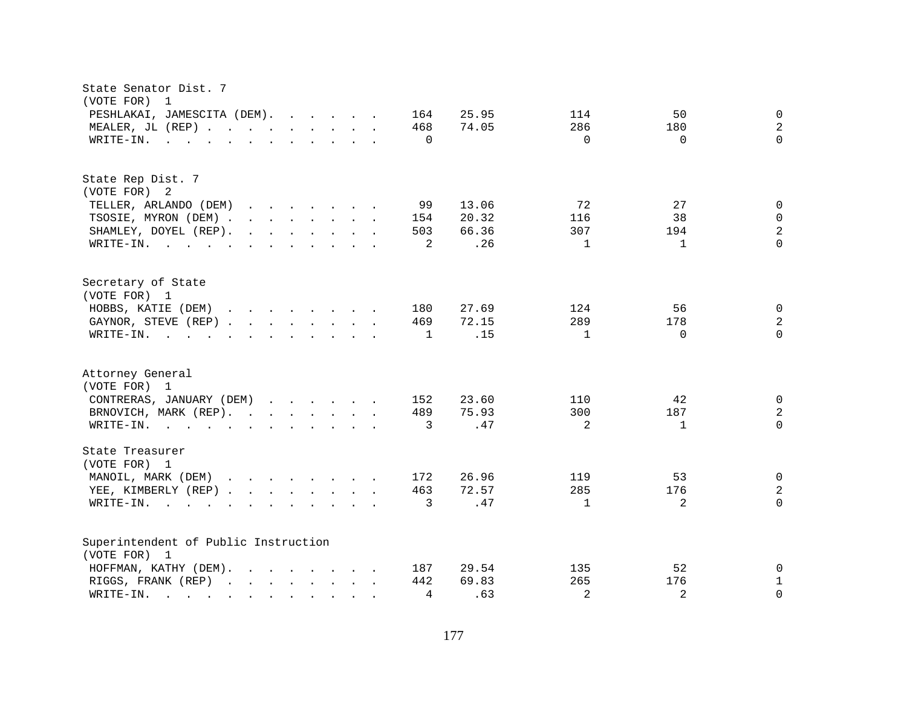State Senator Dist. 7
(VOTE FOR) 1

| Candidate | Votes | Percent | | | |
|---|---|---|---|---|---|
| PESHLAKAI, JAMESCITA (DEM) | 164 | 25.95 | 114 | 50 | 0 |
| MEALER, JL (REP) | 468 | 74.05 | 286 | 180 | 2 |
| WRITE-IN. | 0 | | 0 | 0 | 0 |

State Rep Dist. 7
(VOTE FOR) 2

| Candidate | Votes | Percent | | | |
|---|---|---|---|---|---|
| TELLER, ARLANDO (DEM) | 99 | 13.06 | 72 | 27 | 0 |
| TSOSIE, MYRON (DEM) | 154 | 20.32 | 116 | 38 | 0 |
| SHAMLEY, DOYEL (REP) | 503 | 66.36 | 307 | 194 | 2 |
| WRITE-IN. | 2 | .26 | 1 | 1 | 0 |

Secretary of State
(VOTE FOR) 1

| Candidate | Votes | Percent | | | |
|---|---|---|---|---|---|
| HOBBS, KATIE (DEM) | 180 | 27.69 | 124 | 56 | 0 |
| GAYNOR, STEVE (REP) | 469 | 72.15 | 289 | 178 | 2 |
| WRITE-IN. | 1 | .15 | 1 | 0 | 0 |

Attorney General
(VOTE FOR) 1

| Candidate | Votes | Percent | | | |
|---|---|---|---|---|---|
| CONTRERAS, JANUARY (DEM) | 152 | 23.60 | 110 | 42 | 0 |
| BRNOVICH, MARK (REP) | 489 | 75.93 | 300 | 187 | 2 |
| WRITE-IN. | 3 | .47 | 2 | 1 | 0 |

State Treasurer
(VOTE FOR) 1

| Candidate | Votes | Percent | | | |
|---|---|---|---|---|---|
| MANOIL, MARK (DEM) | 172 | 26.96 | 119 | 53 | 0 |
| YEE, KIMBERLY (REP) | 463 | 72.57 | 285 | 176 | 2 |
| WRITE-IN. | 3 | .47 | 1 | 2 | 0 |

Superintendent of Public Instruction
(VOTE FOR) 1

| Candidate | Votes | Percent | | | |
|---|---|---|---|---|---|
| HOFFMAN, KATHY (DEM) | 187 | 29.54 | 135 | 52 | 0 |
| RIGGS, FRANK (REP) | 442 | 69.83 | 265 | 176 | 1 |
| WRITE-IN. | 4 | .63 | 2 | 2 | 0 |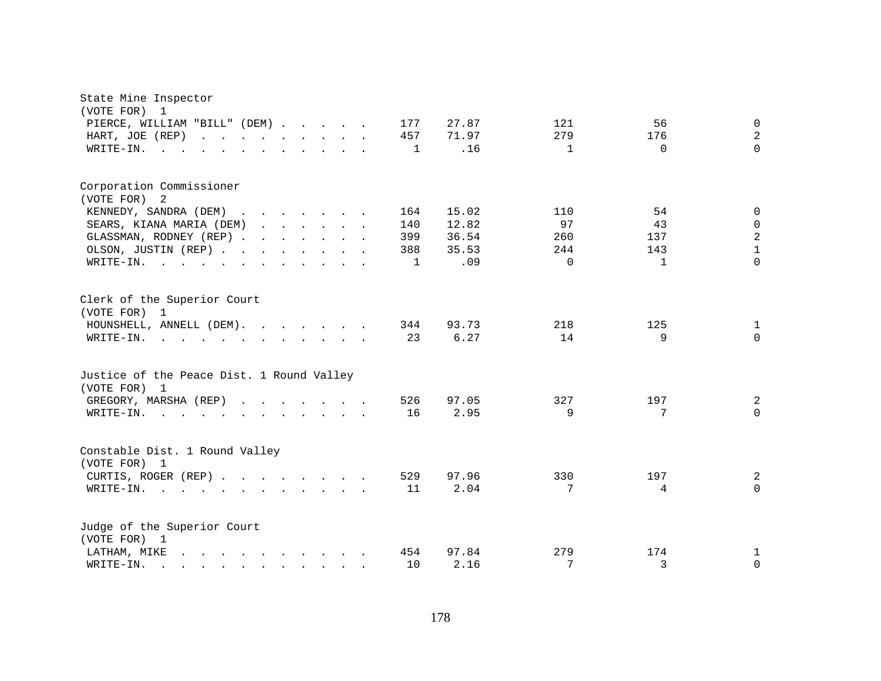State Mine Inspector
(VOTE FOR) 1

| Candidate | Total | Percent | | | |
|---|---|---|---|---|---|
| PIERCE, WILLIAM "BILL" (DEM) | 177 | 27.87 | 121 | 56 | 0 |
| HART, JOE (REP) | 457 | 71.97 | 279 | 176 | 2 |
| WRITE-IN. | 1 | .16 | 1 | 0 | 0 |

Corporation Commissioner
(VOTE FOR) 2

| Candidate | Total | Percent | | | |
|---|---|---|---|---|---|
| KENNEDY, SANDRA (DEM) | 164 | 15.02 | 110 | 54 | 0 |
| SEARS, KIANA MARIA (DEM) | 140 | 12.82 | 97 | 43 | 0 |
| GLASSMAN, RODNEY (REP) | 399 | 36.54 | 260 | 137 | 2 |
| OLSON, JUSTIN (REP) | 388 | 35.53 | 244 | 143 | 1 |
| WRITE-IN. | 1 | .09 | 0 | 1 | 0 |

Clerk of the Superior Court
(VOTE FOR) 1

| Candidate | Total | Percent | | | |
|---|---|---|---|---|---|
| HOUNSHELL, ANNELL (DEM). | 344 | 93.73 | 218 | 125 | 1 |
| WRITE-IN. | 23 | 6.27 | 14 | 9 | 0 |

Justice of the Peace Dist. 1 Round Valley
(VOTE FOR) 1

| Candidate | Total | Percent | | | |
|---|---|---|---|---|---|
| GREGORY, MARSHA (REP) | 526 | 97.05 | 327 | 197 | 2 |
| WRITE-IN. | 16 | 2.95 | 9 | 7 | 0 |

Constable Dist. 1 Round Valley
(VOTE FOR) 1

| Candidate | Total | Percent | | | |
|---|---|---|---|---|---|
| CURTIS, ROGER (REP) | 529 | 97.96 | 330 | 197 | 2 |
| WRITE-IN. | 11 | 2.04 | 7 | 4 | 0 |

Judge of the Superior Court
(VOTE FOR) 1

| Candidate | Total | Percent | | | |
|---|---|---|---|---|---|
| LATHAM, MIKE | 454 | 97.84 | 279 | 174 | 1 |
| WRITE-IN. | 10 | 2.16 | 7 | 3 | 0 |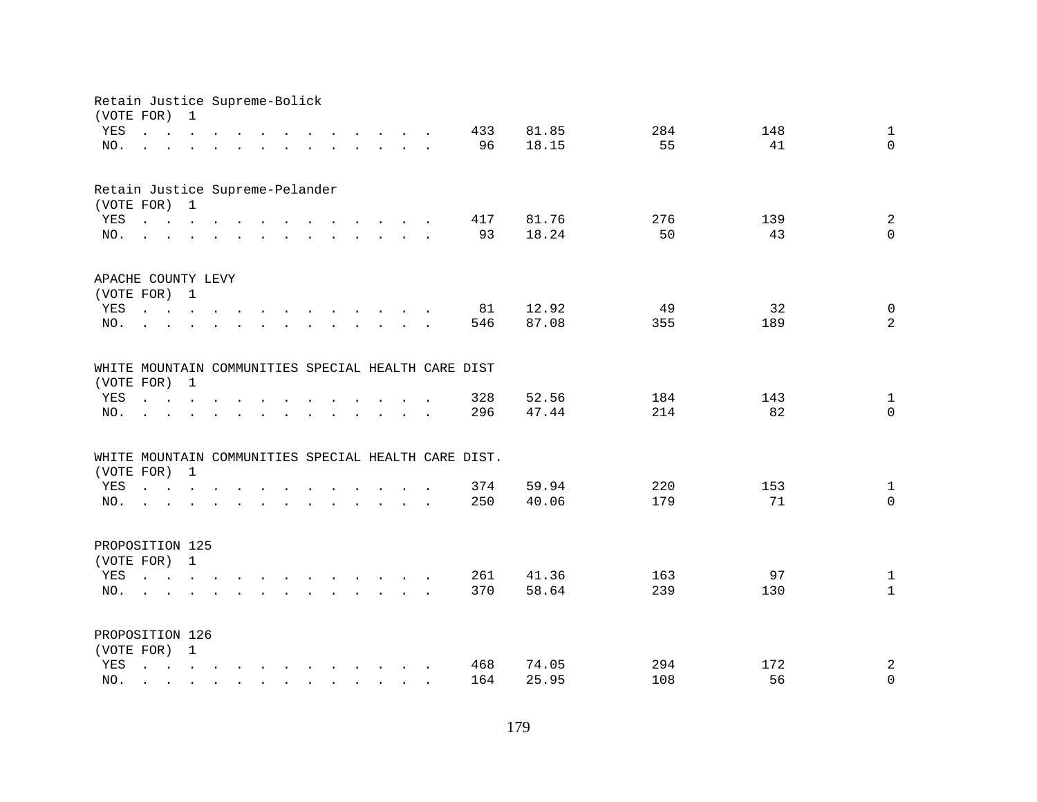Retain Justice Supreme-Bolick
(VOTE FOR) 1

| | | | | | |
|---|---|---|---|---|---|
| YES | 433 | 81.85 | 284 | 148 | 1 |
| NO. | 96 | 18.15 | 55 | 41 | 0 |

Retain Justice Supreme-Pelander
(VOTE FOR) 1

| | | | | | |
|---|---|---|---|---|---|
| YES | 417 | 81.76 | 276 | 139 | 2 |
| NO. | 93 | 18.24 | 50 | 43 | 0 |

APACHE COUNTY LEVY
(VOTE FOR) 1

| | | | | | |
|---|---|---|---|---|---|
| YES | 81 | 12.92 | 49 | 32 | 0 |
| NO. | 546 | 87.08 | 355 | 189 | 2 |

WHITE MOUNTAIN COMMUNITIES SPECIAL HEALTH CARE DIST
(VOTE FOR) 1

| | | | | | |
|---|---|---|---|---|---|
| YES | 328 | 52.56 | 184 | 143 | 1 |
| NO. | 296 | 47.44 | 214 | 82 | 0 |

WHITE MOUNTAIN COMMUNITIES SPECIAL HEALTH CARE DIST.
(VOTE FOR) 1

| | | | | | |
|---|---|---|---|---|---|
| YES | 374 | 59.94 | 220 | 153 | 1 |
| NO. | 250 | 40.06 | 179 | 71 | 0 |

PROPOSITION 125
(VOTE FOR) 1

| | | | | | |
|---|---|---|---|---|---|
| YES | 261 | 41.36 | 163 | 97 | 1 |
| NO. | 370 | 58.64 | 239 | 130 | 1 |

PROPOSITION 126
(VOTE FOR) 1

| | | | | | |
|---|---|---|---|---|---|
| YES | 468 | 74.05 | 294 | 172 | 2 |
| NO. | 164 | 25.95 | 108 | 56 | 0 |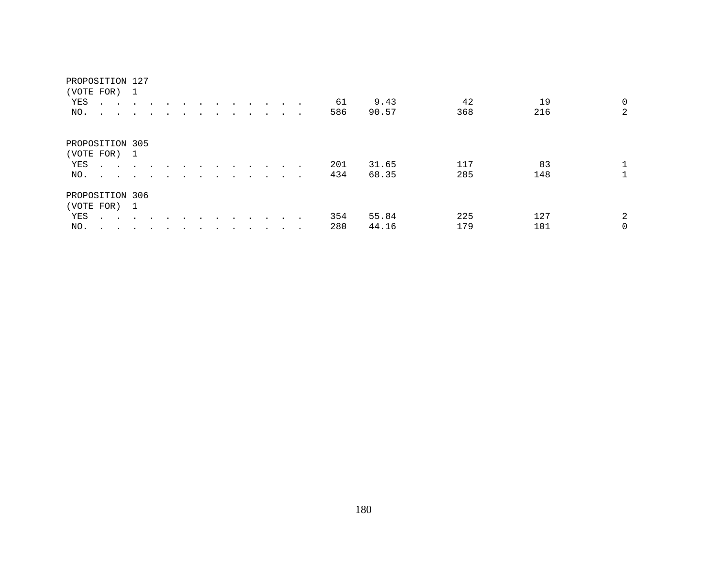PROPOSITION 127
(VOTE FOR) 1

| | | | | | |
|---|---|---|---|---|---|
| YES | 61 | 9.43 | 42 | 19 | 0 |
| NO. | 586 | 90.57 | 368 | 216 | 2 |

PROPOSITION 305
(VOTE FOR) 1

| | | | | | |
|---|---|---|---|---|---|
| YES | 201 | 31.65 | 117 | 83 | 1 |
| NO. | 434 | 68.35 | 285 | 148 | 1 |

PROPOSITION 306
(VOTE FOR) 1

| | | | | | |
|---|---|---|---|---|---|
| YES | 354 | 55.84 | 225 | 127 | 2 |
| NO. | 280 | 44.16 | 179 | 101 | 0 |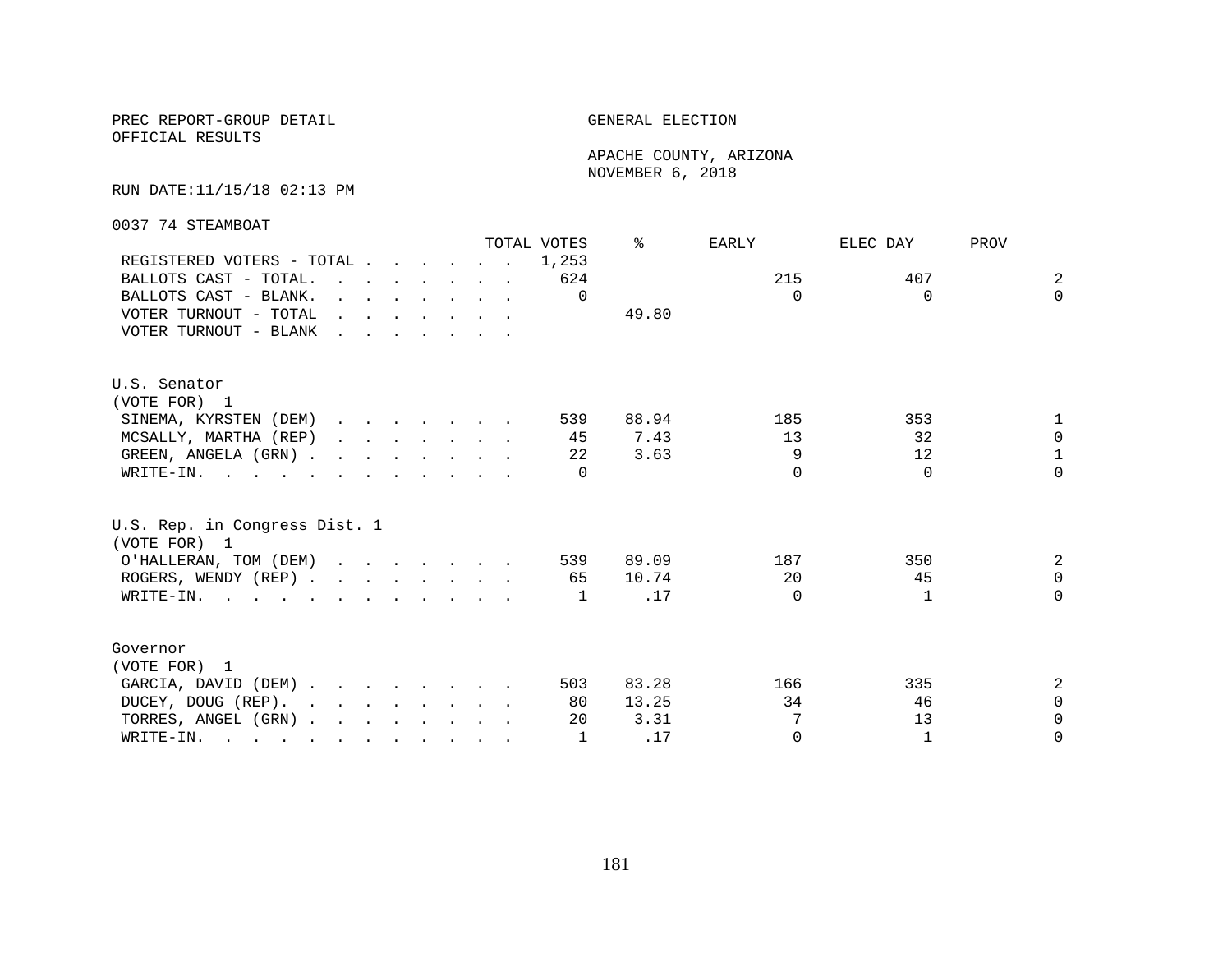PREC REPORT-GROUP DETAIL

OFFICIAL RESULTS

GENERAL ELECTION

APACHE COUNTY, ARIZONA

NOVEMBER 6, 2018

RUN DATE:11/15/18 02:13 PM

0037 74 STEAMBOAT

| | TOTAL VOTES | % | EARLY | ELEC DAY | PROV |
|---|---|---|---|---|---|
| REGISTERED VOTERS - TOTAL | 1,253 | | | | |
| BALLOTS CAST - TOTAL. | 624 | | 215 | 407 | 2 |
| BALLOTS CAST - BLANK. | 0 | | 0 | 0 | 0 |
| VOTER TURNOUT - TOTAL | | 49.80 | | | |
| VOTER TURNOUT - BLANK | | | | | |

U.S. Senator
(VOTE FOR) 1

| | TOTAL VOTES | % | EARLY | ELEC DAY | PROV |
|---|---|---|---|---|---|
| SINEMA, KYRSTEN (DEM) | 539 | 88.94 | 185 | 353 | 1 |
| MCSALLY, MARTHA (REP) | 45 | 7.43 | 13 | 32 | 0 |
| GREEN, ANGELA (GRN) | 22 | 3.63 | 9 | 12 | 1 |
| WRITE-IN. | 0 | | 0 | 0 | 0 |

U.S. Rep. in Congress Dist. 1
(VOTE FOR) 1

| | TOTAL VOTES | % | EARLY | ELEC DAY | PROV |
|---|---|---|---|---|---|
| O'HALLERAN, TOM (DEM) | 539 | 89.09 | 187 | 350 | 2 |
| ROGERS, WENDY (REP) | 65 | 10.74 | 20 | 45 | 0 |
| WRITE-IN. | 1 | .17 | 0 | 1 | 0 |

Governor
(VOTE FOR) 1

| | TOTAL VOTES | % | EARLY | ELEC DAY | PROV |
|---|---|---|---|---|---|
| GARCIA, DAVID (DEM) | 503 | 83.28 | 166 | 335 | 2 |
| DUCEY, DOUG (REP). | 80 | 13.25 | 34 | 46 | 0 |
| TORRES, ANGEL (GRN) | 20 | 3.31 | 7 | 13 | 0 |
| WRITE-IN. | 1 | .17 | 0 | 1 | 0 |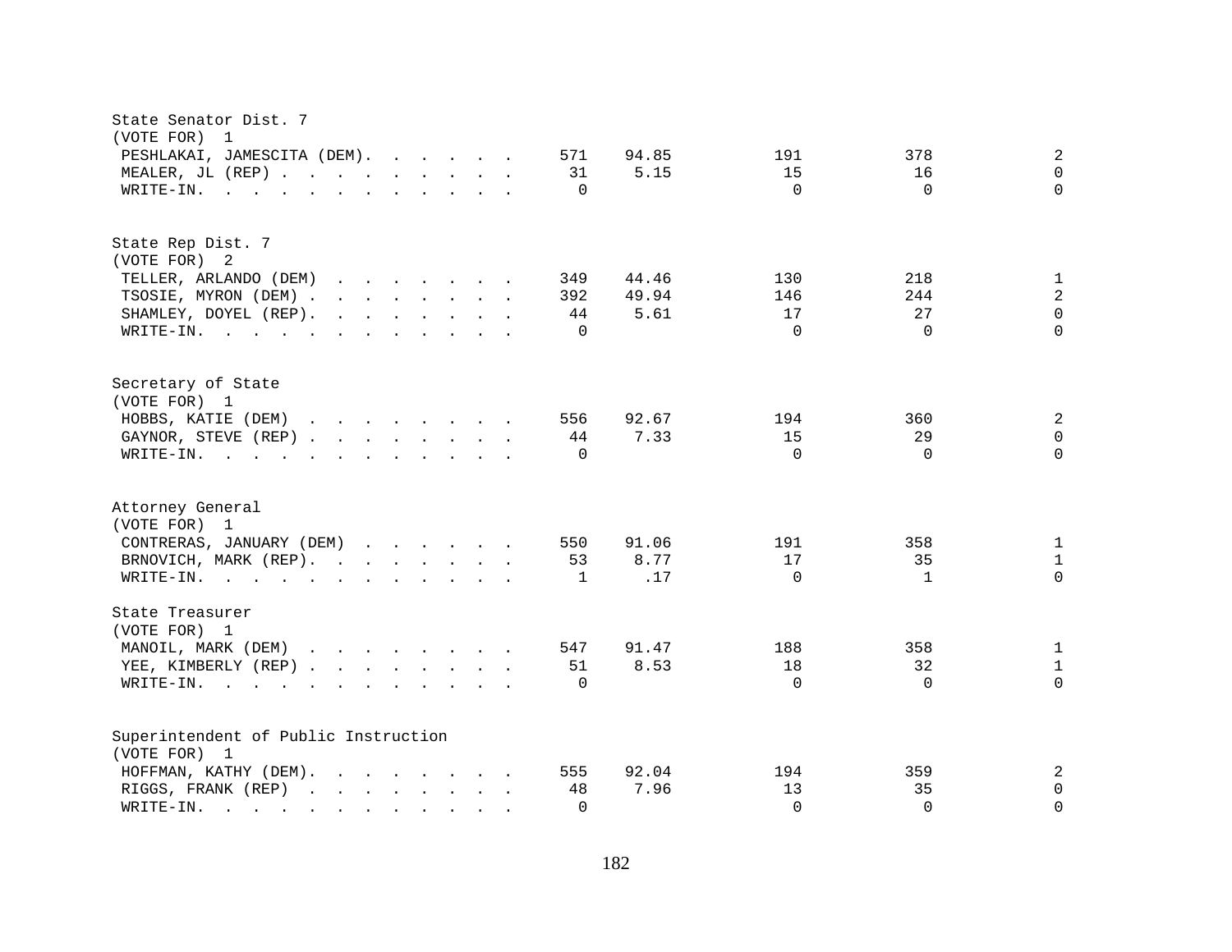State Senator Dist. 7
(VOTE FOR) 1

| Candidate | Total | Percent | | | |
|---|---|---|---|---|---|
| PESHLAKAI, JAMESCITA (DEM) | 571 | 94.85 | 191 | 378 | 2 |
| MEALER, JL (REP) | 31 | 5.15 | 15 | 16 | 0 |
| WRITE-IN. | 0 | | 0 | 0 | 0 |

State Rep Dist. 7
(VOTE FOR) 2

| Candidate | Total | Percent | | | |
|---|---|---|---|---|---|
| TELLER, ARLANDO (DEM) | 349 | 44.46 | 130 | 218 | 1 |
| TSOSIE, MYRON (DEM) | 392 | 49.94 | 146 | 244 | 2 |
| SHAMLEY, DOYEL (REP) | 44 | 5.61 | 17 | 27 | 0 |
| WRITE-IN. | 0 | | 0 | 0 | 0 |

Secretary of State
(VOTE FOR) 1

| Candidate | Total | Percent | | | |
|---|---|---|---|---|---|
| HOBBS, KATIE (DEM) | 556 | 92.67 | 194 | 360 | 2 |
| GAYNOR, STEVE (REP) | 44 | 7.33 | 15 | 29 | 0 |
| WRITE-IN. | 0 | | 0 | 0 | 0 |

Attorney General
(VOTE FOR) 1

| Candidate | Total | Percent | | | |
|---|---|---|---|---|---|
| CONTRERAS, JANUARY (DEM) | 550 | 91.06 | 191 | 358 | 1 |
| BRNOVICH, MARK (REP) | 53 | 8.77 | 17 | 35 | 1 |
| WRITE-IN. | 1 | .17 | 0 | 1 | 0 |

State Treasurer
(VOTE FOR) 1

| Candidate | Total | Percent | | | |
|---|---|---|---|---|---|
| MANOIL, MARK (DEM) | 547 | 91.47 | 188 | 358 | 1 |
| YEE, KIMBERLY (REP) | 51 | 8.53 | 18 | 32 | 1 |
| WRITE-IN. | 0 | | 0 | 0 | 0 |

Superintendent of Public Instruction
(VOTE FOR) 1

| Candidate | Total | Percent | | | |
|---|---|---|---|---|---|
| HOFFMAN, KATHY (DEM) | 555 | 92.04 | 194 | 359 | 2 |
| RIGGS, FRANK (REP) | 48 | 7.96 | 13 | 35 | 0 |
| WRITE-IN. | 0 | | 0 | 0 | 0 |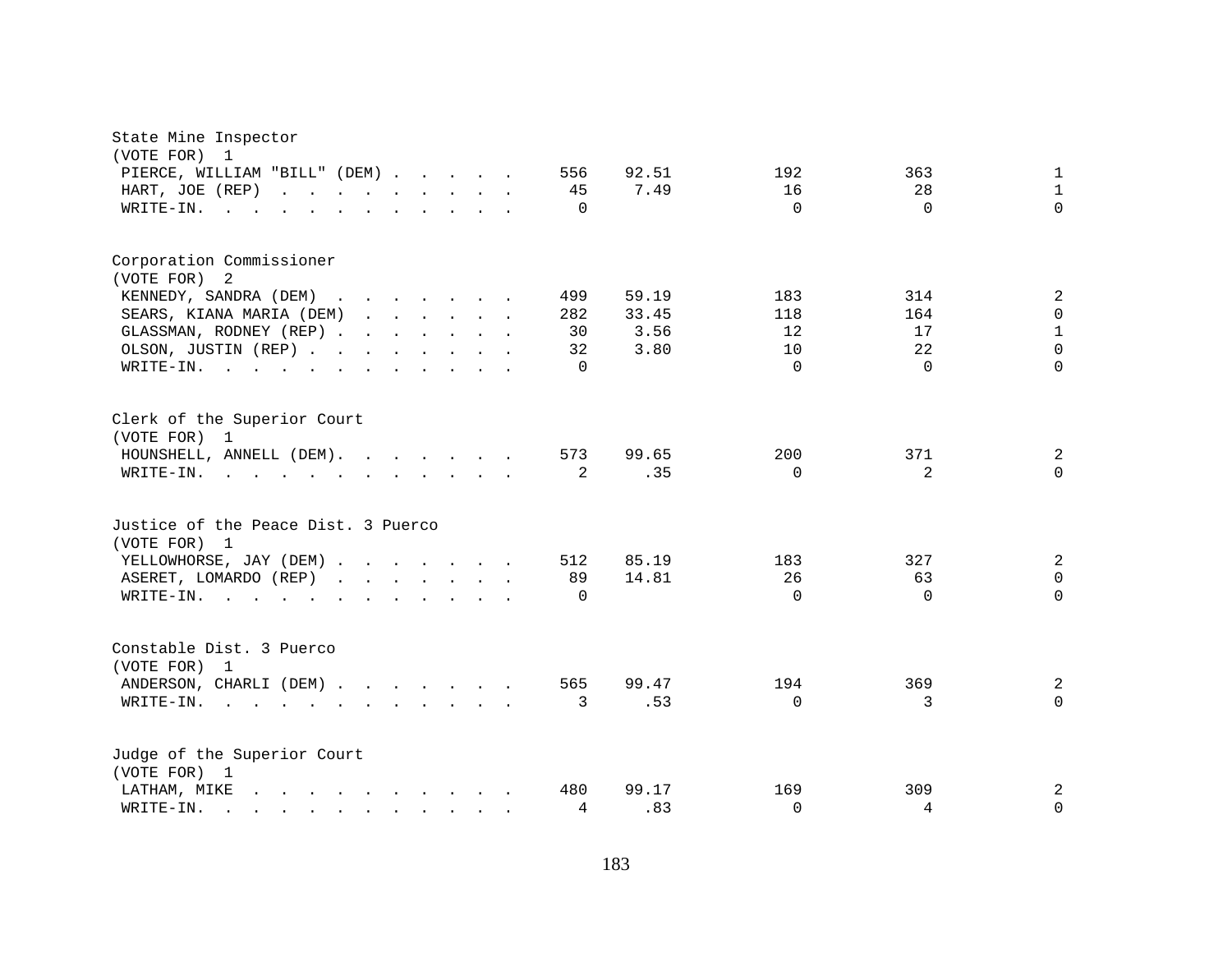State Mine Inspector
(VOTE FOR) 1

| Candidate | Total | Percent | | | |
|---|---|---|---|---|---|
| PIERCE, WILLIAM "BILL" (DEM) | 556 | 92.51 | 192 | 363 | 1 |
| HART, JOE (REP) | 45 | 7.49 | 16 | 28 | 1 |
| WRITE-IN. | 0 | | 0 | 0 | 0 |

Corporation Commissioner
(VOTE FOR) 2

| Candidate | Total | Percent | | | |
|---|---|---|---|---|---|
| KENNEDY, SANDRA (DEM) | 499 | 59.19 | 183 | 314 | 2 |
| SEARS, KIANA MARIA (DEM) | 282 | 33.45 | 118 | 164 | 0 |
| GLASSMAN, RODNEY (REP) | 30 | 3.56 | 12 | 17 | 1 |
| OLSON, JUSTIN (REP) | 32 | 3.80 | 10 | 22 | 0 |
| WRITE-IN. | 0 | | 0 | 0 | 0 |

Clerk of the Superior Court
(VOTE FOR) 1

| Candidate | Total | Percent | | | |
|---|---|---|---|---|---|
| HOUNSHELL, ANNELL (DEM). | 573 | 99.65 | 200 | 371 | 2 |
| WRITE-IN. | 2 | .35 | 0 | 2 | 0 |

Justice of the Peace Dist. 3 Puerco
(VOTE FOR) 1

| Candidate | Total | Percent | | | |
|---|---|---|---|---|---|
| YELLOWHORSE, JAY (DEM) | 512 | 85.19 | 183 | 327 | 2 |
| ASERET, LOMARDO (REP) | 89 | 14.81 | 26 | 63 | 0 |
| WRITE-IN. | 0 | | 0 | 0 | 0 |

Constable Dist. 3 Puerco
(VOTE FOR) 1

| Candidate | Total | Percent | | | |
|---|---|---|---|---|---|
| ANDERSON, CHARLI (DEM) | 565 | 99.47 | 194 | 369 | 2 |
| WRITE-IN. | 3 | .53 | 0 | 3 | 0 |

Judge of the Superior Court
(VOTE FOR) 1

| Candidate | Total | Percent | | | |
|---|---|---|---|---|---|
| LATHAM, MIKE | 480 | 99.17 | 169 | 309 | 2 |
| WRITE-IN. | 4 | .83 | 0 | 4 | 0 |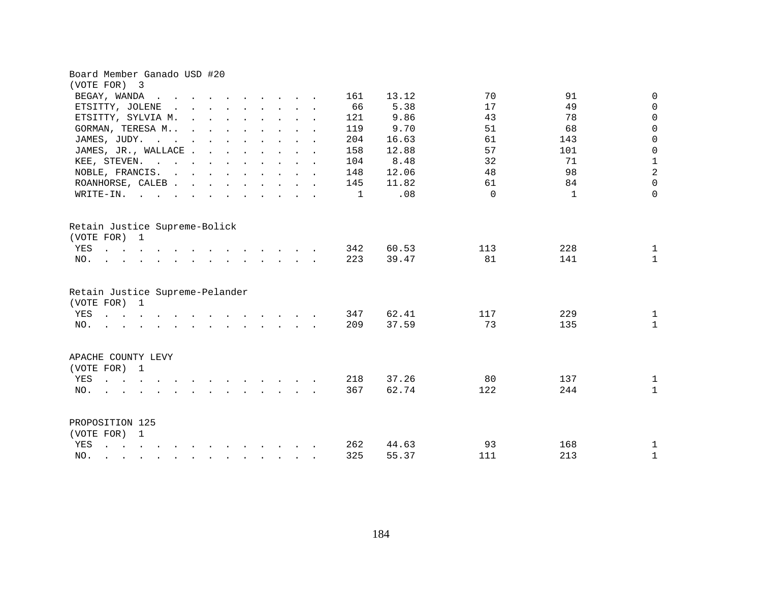Board Member Ganado USD #20
(VOTE FOR) 3

| Candidate | Total | % | | | |
|---|---|---|---|---|---|
| BEGAY, WANDA | 161 | 13.12 | 70 | 91 | 0 |
| ETSITTY, JOLENE | 66 | 5.38 | 17 | 49 | 0 |
| ETSITTY, SYLVIA M. | 121 | 9.86 | 43 | 78 | 0 |
| GORMAN, TERESA M.. | 119 | 9.70 | 51 | 68 | 0 |
| JAMES, JUDY. | 204 | 16.63 | 61 | 143 | 0 |
| JAMES, JR., WALLACE | 158 | 12.88 | 57 | 101 | 0 |
| KEE, STEVEN. | 104 | 8.48 | 32 | 71 | 1 |
| NOBLE, FRANCIS. | 148 | 12.06 | 48 | 98 | 2 |
| ROANHORSE, CALEB | 145 | 11.82 | 61 | 84 | 0 |
| WRITE-IN. | 1 | .08 | 0 | 1 | 0 |

Retain Justice Supreme-Bolick
(VOTE FOR) 1

| Choice | Total | % | | | |
|---|---|---|---|---|---|
| YES | 342 | 60.53 | 113 | 228 | 1 |
| NO. | 223 | 39.47 | 81 | 141 | 1 |

Retain Justice Supreme-Pelander
(VOTE FOR) 1

| Choice | Total | % | | | |
|---|---|---|---|---|---|
| YES | 347 | 62.41 | 117 | 229 | 1 |
| NO. | 209 | 37.59 | 73 | 135 | 1 |

APACHE COUNTY LEVY
(VOTE FOR) 1

| Choice | Total | % | | | |
|---|---|---|---|---|---|
| YES | 218 | 37.26 | 80 | 137 | 1 |
| NO. | 367 | 62.74 | 122 | 244 | 1 |

PROPOSITION 125
(VOTE FOR) 1

| Choice | Total | % | | | |
|---|---|---|---|---|---|
| YES | 262 | 44.63 | 93 | 168 | 1 |
| NO. | 325 | 55.37 | 111 | 213 | 1 |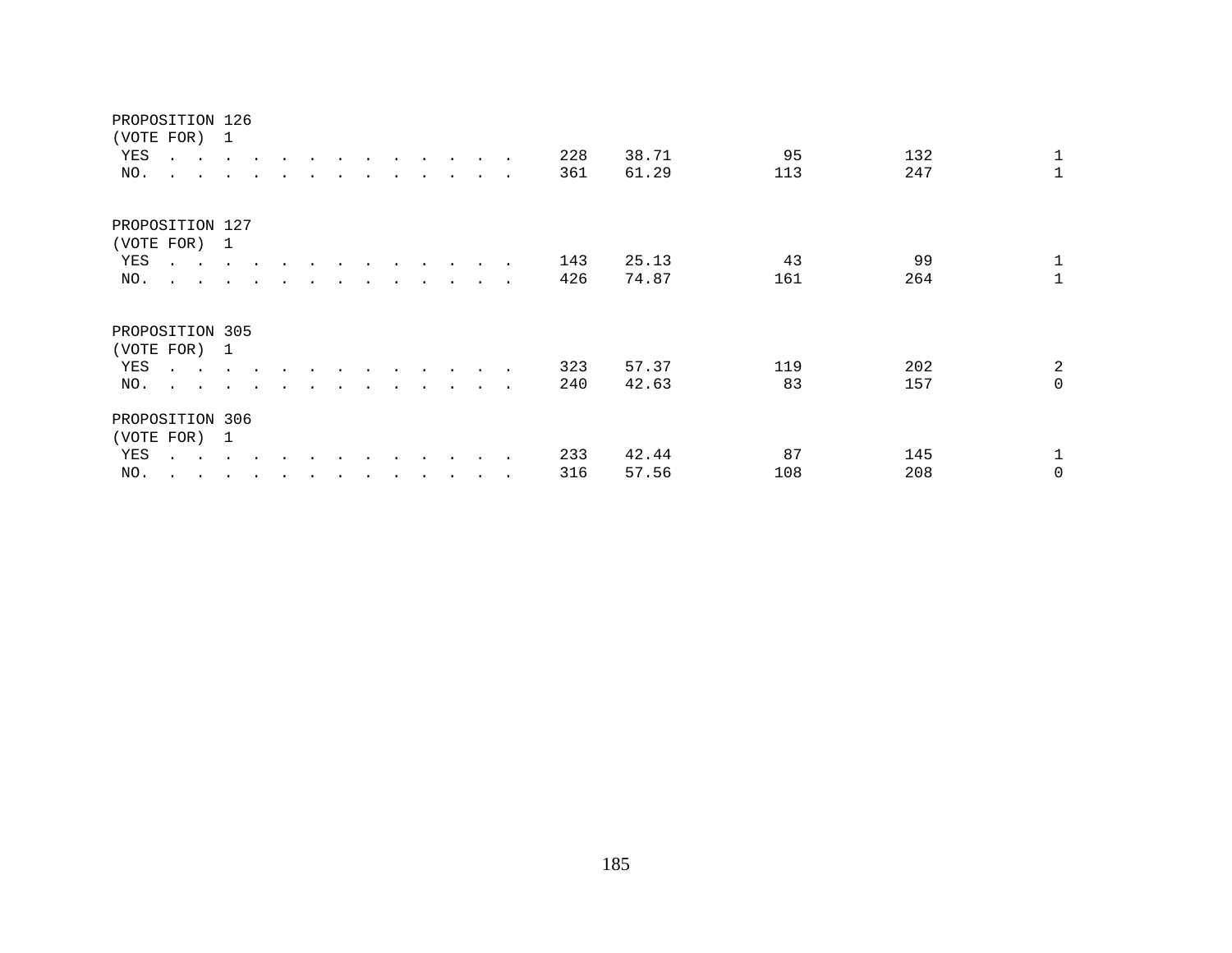PROPOSITION 126
(VOTE FOR) 1

| | | | | | |
|---|---|---|---|---|---|
| YES . . . . . . . . . . . . . . | 228 | 38.71 | 95 | 132 | 1 |
| NO. . . . . . . . . . . . . . . | 361 | 61.29 | 113 | 247 | 1 |

PROPOSITION 127
(VOTE FOR) 1

| | | | | | |
|---|---|---|---|---|---|
| YES . . . . . . . . . . . . . . | 143 | 25.13 | 43 | 99 | 1 |
| NO. . . . . . . . . . . . . . . | 426 | 74.87 | 161 | 264 | 1 |

PROPOSITION 305
(VOTE FOR) 1

| | | | | | |
|---|---|---|---|---|---|
| YES . . . . . . . . . . . . . . | 323 | 57.37 | 119 | 202 | 2 |
| NO. . . . . . . . . . . . . . . | 240 | 42.63 | 83 | 157 | 0 |

PROPOSITION 306
(VOTE FOR) 1

| | | | | | |
|---|---|---|---|---|---|
| YES . . . . . . . . . . . . . . | 233 | 42.44 | 87 | 145 | 1 |
| NO. . . . . . . . . . . . . . . | 316 | 57.56 | 108 | 208 | 0 |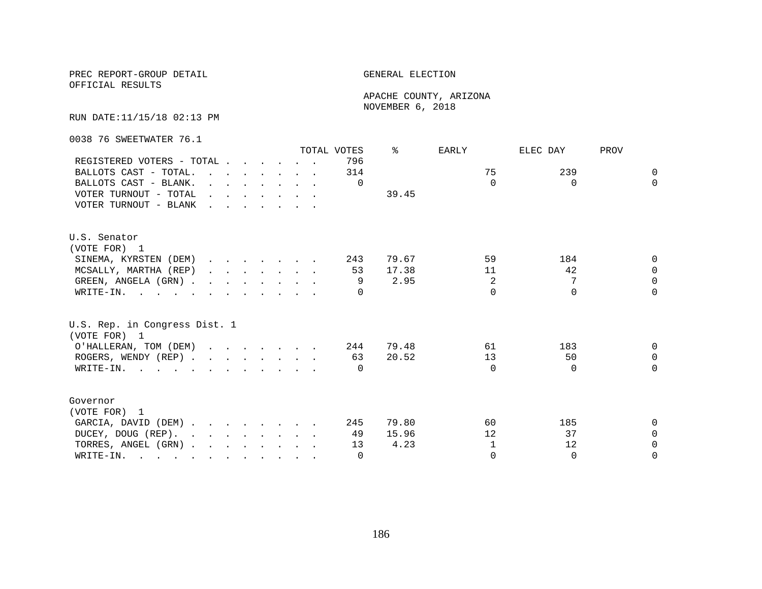PREC REPORT-GROUP DETAIL

OFFICIAL RESULTS

GENERAL ELECTION

APACHE COUNTY, ARIZONA

NOVEMBER 6, 2018

RUN DATE:11/15/18 02:13 PM

0038 76 SWEETWATER 76.1

| | TOTAL VOTES | % | EARLY | ELEC DAY | PROV |
|---|---|---|---|---|---|
| REGISTERED VOTERS - TOTAL | 796 | | | | |
| BALLOTS CAST - TOTAL. | 314 | | 75 | 239 | 0 |
| BALLOTS CAST - BLANK. | 0 | | 0 | 0 | 0 |
| VOTER TURNOUT - TOTAL | | 39.45 | | | |
| VOTER TURNOUT - BLANK | | | | | |

U.S. Senator
(VOTE FOR) 1

| | TOTAL VOTES | % | EARLY | ELEC DAY | PROV |
|---|---|---|---|---|---|
| SINEMA, KYRSTEN (DEM) | 243 | 79.67 | 59 | 184 | 0 |
| MCSALLY, MARTHA (REP) | 53 | 17.38 | 11 | 42 | 0 |
| GREEN, ANGELA (GRN) | 9 | 2.95 | 2 | 7 | 0 |
| WRITE-IN. | 0 | | 0 | 0 | 0 |

U.S. Rep. in Congress Dist. 1
(VOTE FOR) 1

| | TOTAL VOTES | % | EARLY | ELEC DAY | PROV |
|---|---|---|---|---|---|
| O'HALLERAN, TOM (DEM) | 244 | 79.48 | 61 | 183 | 0 |
| ROGERS, WENDY (REP) | 63 | 20.52 | 13 | 50 | 0 |
| WRITE-IN. | 0 | | 0 | 0 | 0 |

Governor
(VOTE FOR) 1

| | TOTAL VOTES | % | EARLY | ELEC DAY | PROV |
|---|---|---|---|---|---|
| GARCIA, DAVID (DEM) | 245 | 79.80 | 60 | 185 | 0 |
| DUCEY, DOUG (REP). | 49 | 15.96 | 12 | 37 | 0 |
| TORRES, ANGEL (GRN) | 13 | 4.23 | 1 | 12 | 0 |
| WRITE-IN. | 0 | | 0 | 0 | 0 |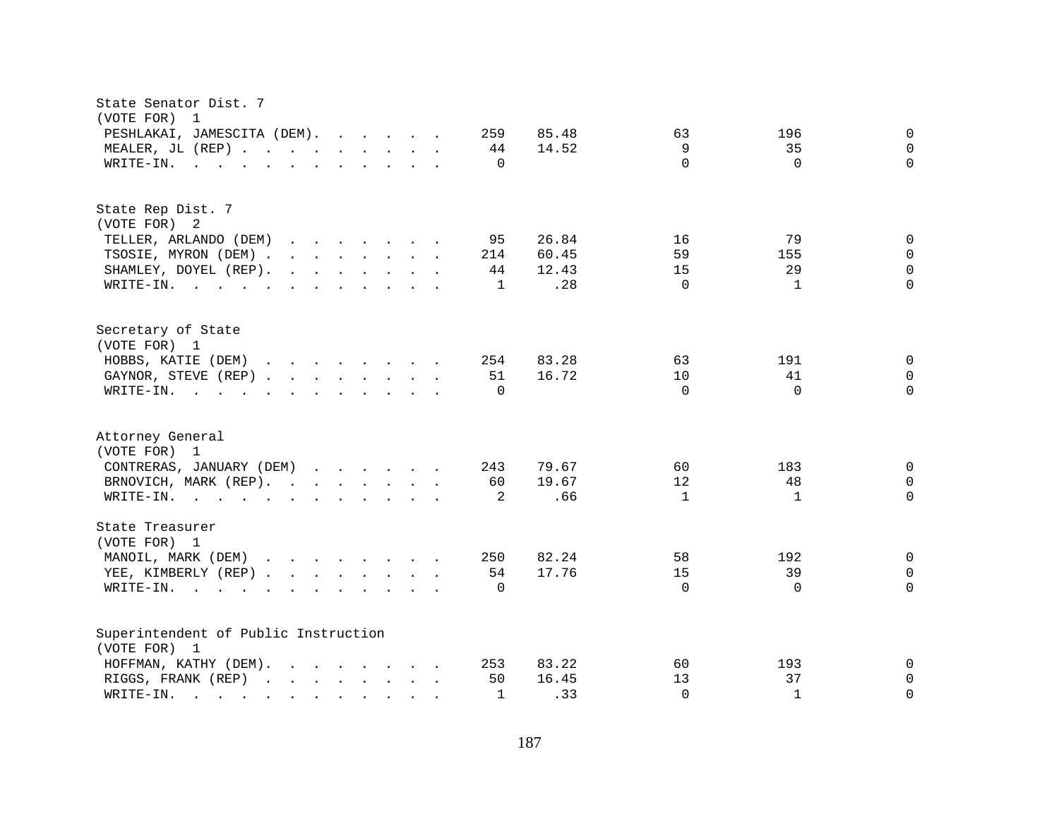State Senator Dist. 7
(VOTE FOR) 1

| | | | | | |
|---|---|---|---|---|---|
| PESHLAKAI, JAMESCITA (DEM) | 259 | 85.48 | 63 | 196 | 0 |
| MEALER, JL (REP) | 44 | 14.52 | 9 | 35 | 0 |
| WRITE-IN. | 0 | | 0 | 0 | 0 |

State Rep Dist. 7
(VOTE FOR) 2

| | | | | | |
|---|---|---|---|---|---|
| TELLER, ARLANDO (DEM) | 95 | 26.84 | 16 | 79 | 0 |
| TSOSIE, MYRON (DEM) | 214 | 60.45 | 59 | 155 | 0 |
| SHAMLEY, DOYEL (REP) | 44 | 12.43 | 15 | 29 | 0 |
| WRITE-IN. | 1 | .28 | 0 | 1 | 0 |

Secretary of State
(VOTE FOR) 1

| | | | | | |
|---|---|---|---|---|---|
| HOBBS, KATIE (DEM) | 254 | 83.28 | 63 | 191 | 0 |
| GAYNOR, STEVE (REP) | 51 | 16.72 | 10 | 41 | 0 |
| WRITE-IN. | 0 | | 0 | 0 | 0 |

Attorney General
(VOTE FOR) 1

| | | | | | |
|---|---|---|---|---|---|
| CONTRERAS, JANUARY (DEM) | 243 | 79.67 | 60 | 183 | 0 |
| BRNOVICH, MARK (REP) | 60 | 19.67 | 12 | 48 | 0 |
| WRITE-IN. | 2 | .66 | 1 | 1 | 0 |

State Treasurer
(VOTE FOR) 1

| | | | | | |
|---|---|---|---|---|---|
| MANOIL, MARK (DEM) | 250 | 82.24 | 58 | 192 | 0 |
| YEE, KIMBERLY (REP) | 54 | 17.76 | 15 | 39 | 0 |
| WRITE-IN. | 0 | | 0 | 0 | 0 |

Superintendent of Public Instruction
(VOTE FOR) 1

| | | | | | |
|---|---|---|---|---|---|
| HOFFMAN, KATHY (DEM) | 253 | 83.22 | 60 | 193 | 0 |
| RIGGS, FRANK (REP) | 50 | 16.45 | 13 | 37 | 0 |
| WRITE-IN. | 1 | .33 | 0 | 1 | 0 |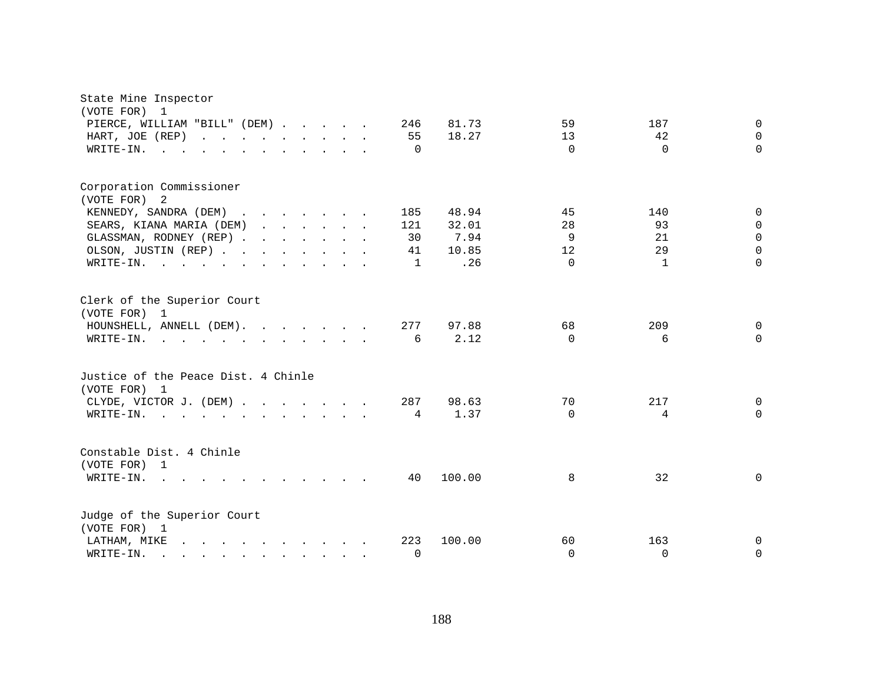State Mine Inspector
(VOTE FOR) 1

| Candidate | Votes | Percent | | | |
|---|---|---|---|---|---|
| PIERCE, WILLIAM "BILL" (DEM) | 246 | 81.73 | 59 | 187 | 0 |
| HART, JOE (REP) | 55 | 18.27 | 13 | 42 | 0 |
| WRITE-IN. | 0 | | 0 | 0 | 0 |

Corporation Commissioner
(VOTE FOR) 2

| Candidate | Votes | Percent | | | |
|---|---|---|---|---|---|
| KENNEDY, SANDRA (DEM) | 185 | 48.94 | 45 | 140 | 0 |
| SEARS, KIANA MARIA (DEM) | 121 | 32.01 | 28 | 93 | 0 |
| GLASSMAN, RODNEY (REP) | 30 | 7.94 | 9 | 21 | 0 |
| OLSON, JUSTIN (REP) | 41 | 10.85 | 12 | 29 | 0 |
| WRITE-IN. | 1 | .26 | 0 | 1 | 0 |

Clerk of the Superior Court
(VOTE FOR) 1

| Candidate | Votes | Percent | | | |
|---|---|---|---|---|---|
| HOUNSHELL, ANNELL (DEM). | 277 | 97.88 | 68 | 209 | 0 |
| WRITE-IN. | 6 | 2.12 | 0 | 6 | 0 |

Justice of the Peace Dist. 4 Chinle
(VOTE FOR) 1

| Candidate | Votes | Percent | | | |
|---|---|---|---|---|---|
| CLYDE, VICTOR J. (DEM) | 287 | 98.63 | 70 | 217 | 0 |
| WRITE-IN. | 4 | 1.37 | 0 | 4 | 0 |

Constable Dist. 4 Chinle
(VOTE FOR) 1

| Candidate | Votes | Percent | | | |
|---|---|---|---|---|---|
| WRITE-IN. | 40 | 100.00 | 8 | 32 | 0 |

Judge of the Superior Court
(VOTE FOR) 1

| Candidate | Votes | Percent | | | |
|---|---|---|---|---|---|
| LATHAM, MIKE | 223 | 100.00 | 60 | 163 | 0 |
| WRITE-IN. | 0 | | 0 | 0 | 0 |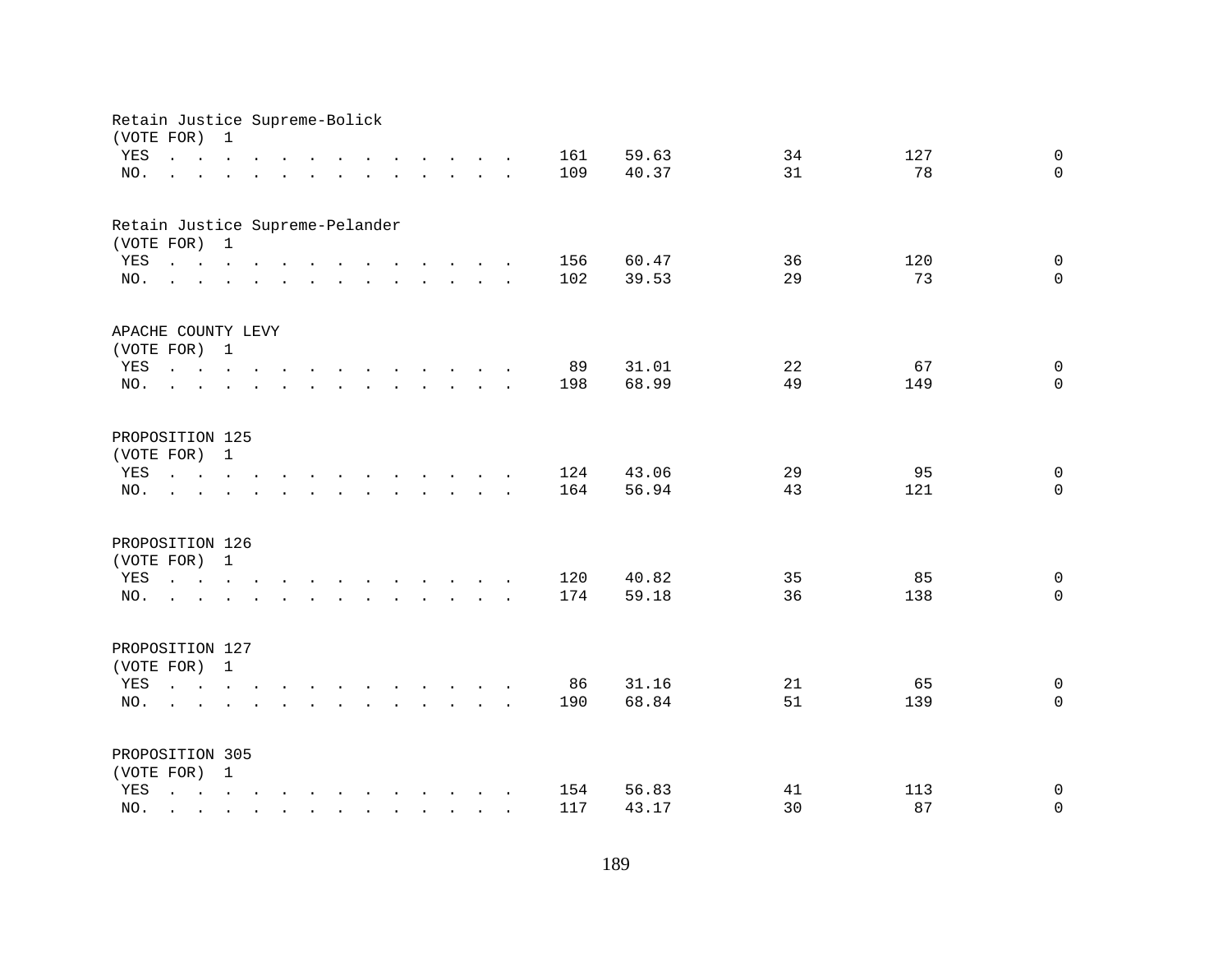Retain Justice Supreme-Bolick
(VOTE FOR) 1

| | | | | | |
|---|---|---|---|---|---|
| YES | 161 | 59.63 | 34 | 127 | 0 |
| NO. | 109 | 40.37 | 31 | 78 | 0 |

Retain Justice Supreme-Pelander
(VOTE FOR) 1

| | | | | | |
|---|---|---|---|---|---|
| YES | 156 | 60.47 | 36 | 120 | 0 |
| NO. | 102 | 39.53 | 29 | 73 | 0 |

APACHE COUNTY LEVY
(VOTE FOR) 1

| | | | | | |
|---|---|---|---|---|---|
| YES | 89 | 31.01 | 22 | 67 | 0 |
| NO. | 198 | 68.99 | 49 | 149 | 0 |

PROPOSITION 125
(VOTE FOR) 1

| | | | | | |
|---|---|---|---|---|---|
| YES | 124 | 43.06 | 29 | 95 | 0 |
| NO. | 164 | 56.94 | 43 | 121 | 0 |

PROPOSITION 126
(VOTE FOR) 1

| | | | | | |
|---|---|---|---|---|---|
| YES | 120 | 40.82 | 35 | 85 | 0 |
| NO. | 174 | 59.18 | 36 | 138 | 0 |

PROPOSITION 127
(VOTE FOR) 1

| | | | | | |
|---|---|---|---|---|---|
| YES | 86 | 31.16 | 21 | 65 | 0 |
| NO. | 190 | 68.84 | 51 | 139 | 0 |

PROPOSITION 305
(VOTE FOR) 1

| | | | | | |
|---|---|---|---|---|---|
| YES | 154 | 56.83 | 41 | 113 | 0 |
| NO. | 117 | 43.17 | 30 | 87 | 0 |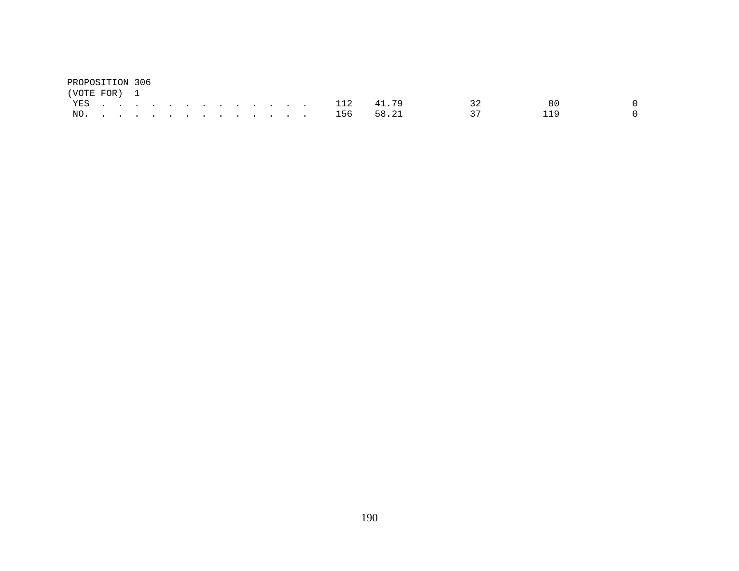PROPOSITION 306
(VOTE FOR) 1

| | | | | | |
|---|---|---|---|---|---|
| YES . . . . . . . . . . . . . . | 112 | 41.79 | 32 | 80 | 0 |
| NO. . . . . . . . . . . . . . . | 156 | 58.21 | 37 | 119 | 0 |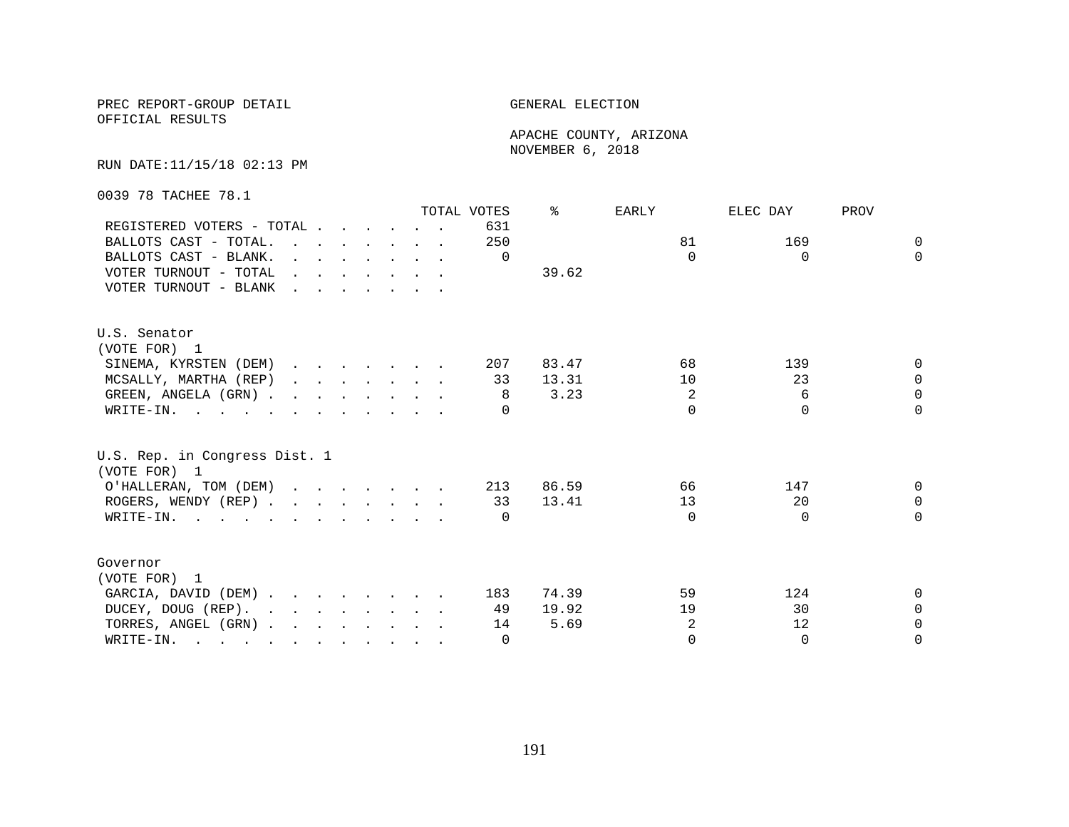PREC REPORT-GROUP DETAIL
OFFICIAL RESULTS

GENERAL ELECTION

APACHE COUNTY, ARIZONA
NOVEMBER 6, 2018

RUN DATE:11/15/18 02:13 PM

0039 78 TACHEE 78.1

| | TOTAL VOTES | % | EARLY | ELEC DAY | PROV |
|---|---|---|---|---|---|
| REGISTERED VOTERS - TOTAL | 631 | | | | |
| BALLOTS CAST - TOTAL. | 250 | | 81 | 169 | 0 |
| BALLOTS CAST - BLANK. | 0 | | 0 | 0 | 0 |
| VOTER TURNOUT - TOTAL | | 39.62 | | | |
| VOTER TURNOUT - BLANK | | | | | |

U.S. Senator
(VOTE FOR) 1

| | TOTAL VOTES | % | EARLY | ELEC DAY | PROV |
|---|---|---|---|---|---|
| SINEMA, KYRSTEN (DEM) | 207 | 83.47 | 68 | 139 | 0 |
| MCSALLY, MARTHA (REP) | 33 | 13.31 | 10 | 23 | 0 |
| GREEN, ANGELA (GRN) | 8 | 3.23 | 2 | 6 | 0 |
| WRITE-IN. | 0 | | 0 | 0 | 0 |

U.S. Rep. in Congress Dist. 1
(VOTE FOR) 1

| | TOTAL VOTES | % | EARLY | ELEC DAY | PROV |
|---|---|---|---|---|---|
| O'HALLERAN, TOM (DEM) | 213 | 86.59 | 66 | 147 | 0 |
| ROGERS, WENDY (REP) | 33 | 13.41 | 13 | 20 | 0 |
| WRITE-IN. | 0 | | 0 | 0 | 0 |

Governor
(VOTE FOR) 1

| | TOTAL VOTES | % | EARLY | ELEC DAY | PROV |
|---|---|---|---|---|---|
| GARCIA, DAVID (DEM) | 183 | 74.39 | 59 | 124 | 0 |
| DUCEY, DOUG (REP). | 49 | 19.92 | 19 | 30 | 0 |
| TORRES, ANGEL (GRN) | 14 | 5.69 | 2 | 12 | 0 |
| WRITE-IN. | 0 | | 0 | 0 | 0 |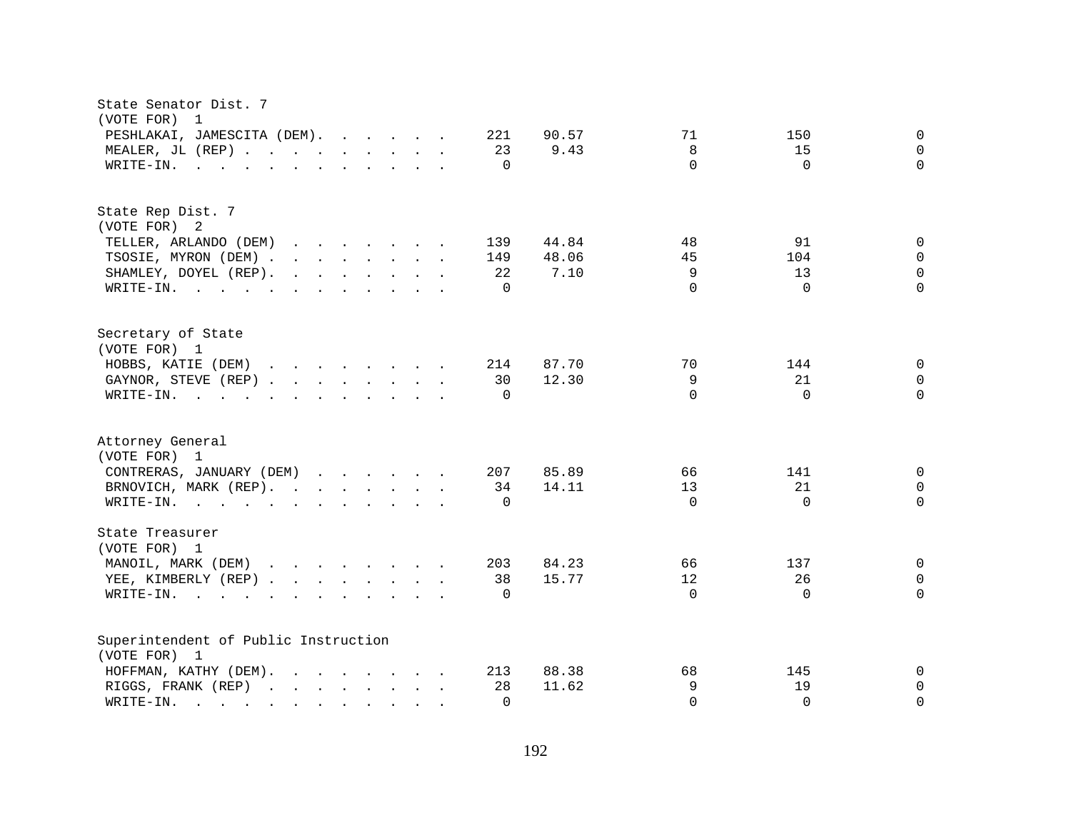State Senator Dist. 7
(VOTE FOR) 1

| Candidate | Total | % | | | |
|---|---|---|---|---|---|
| PESHLAKAI, JAMESCITA (DEM) | 221 | 90.57 | 71 | 150 | 0 |
| MEALER, JL (REP) | 23 | 9.43 | 8 | 15 | 0 |
| WRITE-IN. | 0 | | 0 | 0 | 0 |

State Rep Dist. 7
(VOTE FOR) 2

| Candidate | Total | % | | | |
|---|---|---|---|---|---|
| TELLER, ARLANDO (DEM) | 139 | 44.84 | 48 | 91 | 0 |
| TSOSIE, MYRON (DEM) | 149 | 48.06 | 45 | 104 | 0 |
| SHAMLEY, DOYEL (REP) | 22 | 7.10 | 9 | 13 | 0 |
| WRITE-IN. | 0 | | 0 | 0 | 0 |

Secretary of State
(VOTE FOR) 1

| Candidate | Total | % | | | |
|---|---|---|---|---|---|
| HOBBS, KATIE (DEM) | 214 | 87.70 | 70 | 144 | 0 |
| GAYNOR, STEVE (REP) | 30 | 12.30 | 9 | 21 | 0 |
| WRITE-IN. | 0 | | 0 | 0 | 0 |

Attorney General
(VOTE FOR) 1

| Candidate | Total | % | | | |
|---|---|---|---|---|---|
| CONTRERAS, JANUARY (DEM) | 207 | 85.89 | 66 | 141 | 0 |
| BRNOVICH, MARK (REP) | 34 | 14.11 | 13 | 21 | 0 |
| WRITE-IN. | 0 | | 0 | 0 | 0 |

State Treasurer
(VOTE FOR) 1

| Candidate | Total | % | | | |
|---|---|---|---|---|---|
| MANOIL, MARK (DEM) | 203 | 84.23 | 66 | 137 | 0 |
| YEE, KIMBERLY (REP) | 38 | 15.77 | 12 | 26 | 0 |
| WRITE-IN. | 0 | | 0 | 0 | 0 |

Superintendent of Public Instruction
(VOTE FOR) 1

| Candidate | Total | % | | | |
|---|---|---|---|---|---|
| HOFFMAN, KATHY (DEM) | 213 | 88.38 | 68 | 145 | 0 |
| RIGGS, FRANK (REP) | 28 | 11.62 | 9 | 19 | 0 |
| WRITE-IN. | 0 | | 0 | 0 | 0 |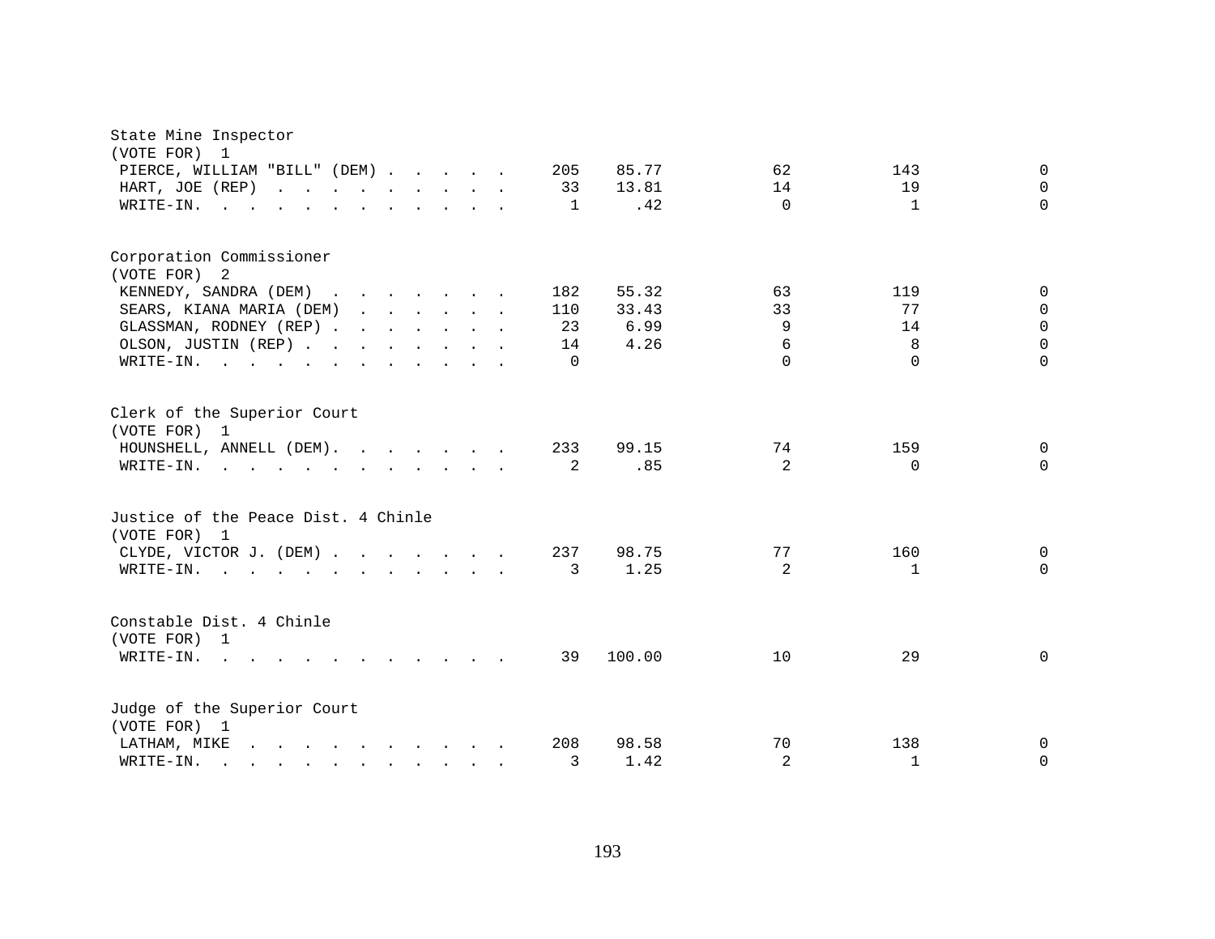State Mine Inspector
(VOTE FOR) 1

| Candidate | Votes | Percent | | | |
|---|---|---|---|---|---|
| PIERCE, WILLIAM "BILL" (DEM) | 205 | 85.77 | 62 | 143 | 0 |
| HART, JOE (REP) | 33 | 13.81 | 14 | 19 | 0 |
| WRITE-IN. | 1 | .42 | 0 | 1 | 0 |

Corporation Commissioner
(VOTE FOR) 2

| Candidate | Votes | Percent | | | |
|---|---|---|---|---|---|
| KENNEDY, SANDRA (DEM) | 182 | 55.32 | 63 | 119 | 0 |
| SEARS, KIANA MARIA (DEM) | 110 | 33.43 | 33 | 77 | 0 |
| GLASSMAN, RODNEY (REP) | 23 | 6.99 | 9 | 14 | 0 |
| OLSON, JUSTIN (REP) | 14 | 4.26 | 6 | 8 | 0 |
| WRITE-IN. | 0 | | 0 | 0 | 0 |

Clerk of the Superior Court
(VOTE FOR) 1

| Candidate | Votes | Percent | | | |
|---|---|---|---|---|---|
| HOUNSHELL, ANNELL (DEM) | 233 | 99.15 | 74 | 159 | 0 |
| WRITE-IN. | 2 | .85 | 2 | 0 | 0 |

Justice of the Peace Dist. 4 Chinle
(VOTE FOR) 1

| Candidate | Votes | Percent | | | |
|---|---|---|---|---|---|
| CLYDE, VICTOR J. (DEM) | 237 | 98.75 | 77 | 160 | 0 |
| WRITE-IN. | 3 | 1.25 | 2 | 1 | 0 |

Constable Dist. 4 Chinle
(VOTE FOR) 1

| Candidate | Votes | Percent | | | |
|---|---|---|---|---|---|
| WRITE-IN. | 39 | 100.00 | 10 | 29 | 0 |

Judge of the Superior Court
(VOTE FOR) 1

| Candidate | Votes | Percent | | | |
|---|---|---|---|---|---|
| LATHAM, MIKE | 208 | 98.58 | 70 | 138 | 0 |
| WRITE-IN. | 3 | 1.42 | 2 | 1 | 0 |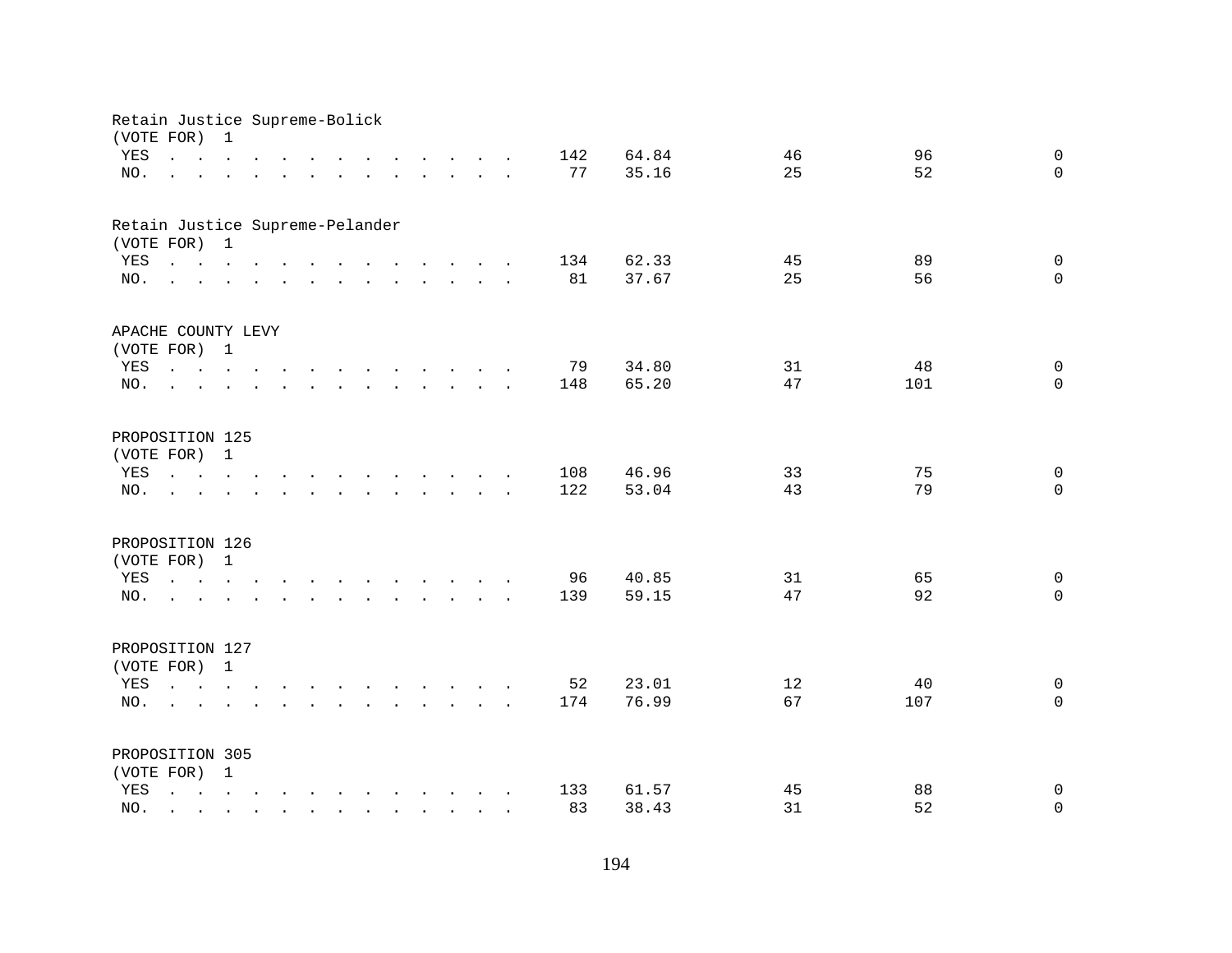Retain Justice Supreme-Bolick
(VOTE FOR) 1

| | | | | | |
|---|---|---|---|---|---|
| YES | 142 | 64.84 | 46 | 96 | 0 |
| NO. | 77 | 35.16 | 25 | 52 | 0 |

Retain Justice Supreme-Pelander
(VOTE FOR) 1

| | | | | | |
|---|---|---|---|---|---|
| YES | 134 | 62.33 | 45 | 89 | 0 |
| NO. | 81 | 37.67 | 25 | 56 | 0 |

APACHE COUNTY LEVY
(VOTE FOR) 1

| | | | | | |
|---|---|---|---|---|---|
| YES | 79 | 34.80 | 31 | 48 | 0 |
| NO. | 148 | 65.20 | 47 | 101 | 0 |

PROPOSITION 125
(VOTE FOR) 1

| | | | | | |
|---|---|---|---|---|---|
| YES | 108 | 46.96 | 33 | 75 | 0 |
| NO. | 122 | 53.04 | 43 | 79 | 0 |

PROPOSITION 126
(VOTE FOR) 1

| | | | | | |
|---|---|---|---|---|---|
| YES | 96 | 40.85 | 31 | 65 | 0 |
| NO. | 139 | 59.15 | 47 | 92 | 0 |

PROPOSITION 127
(VOTE FOR) 1

| | | | | | |
|---|---|---|---|---|---|
| YES | 52 | 23.01 | 12 | 40 | 0 |
| NO. | 174 | 76.99 | 67 | 107 | 0 |

PROPOSITION 305
(VOTE FOR) 1

| | | | | | |
|---|---|---|---|---|---|
| YES | 133 | 61.57 | 45 | 88 | 0 |
| NO. | 83 | 38.43 | 31 | 52 | 0 |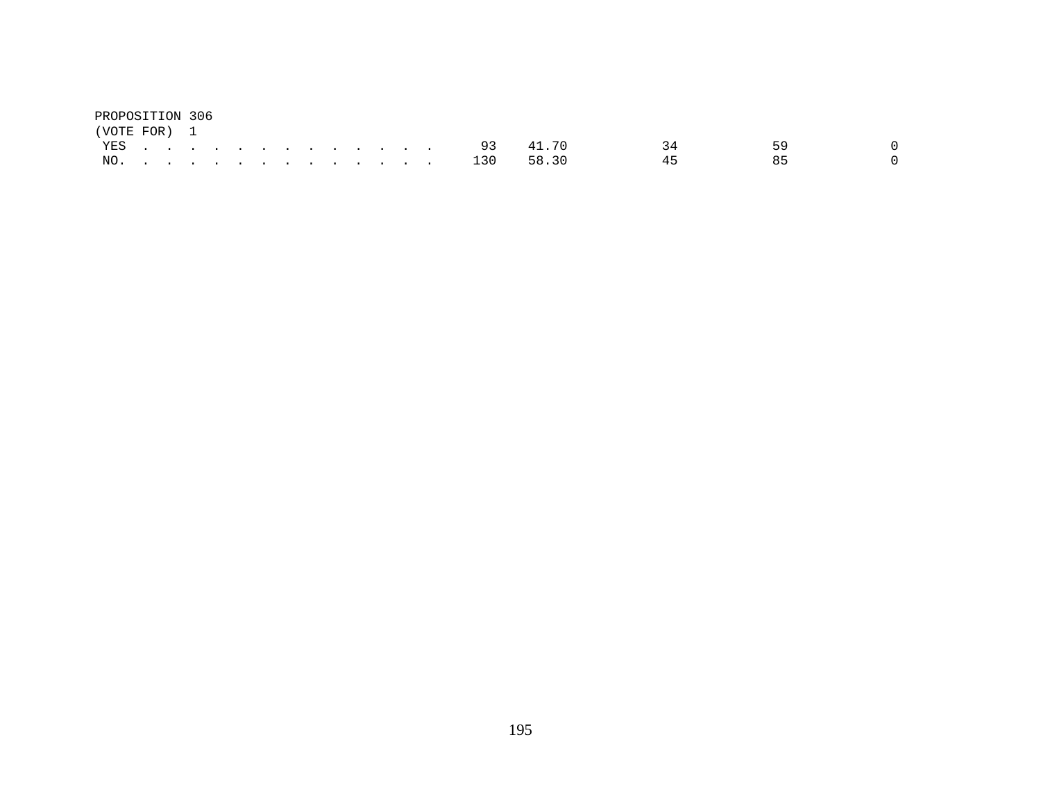PROPOSITION 306
(VOTE FOR) 1

| | | | | | |
|---|---|---|---|---|---|
| YES . . . . . . . . . . . . . . | 93 | 41.70 | 34 | 59 | 0 |
| NO. . . . . . . . . . . . . . . | 130 | 58.30 | 45 | 85 | 0 |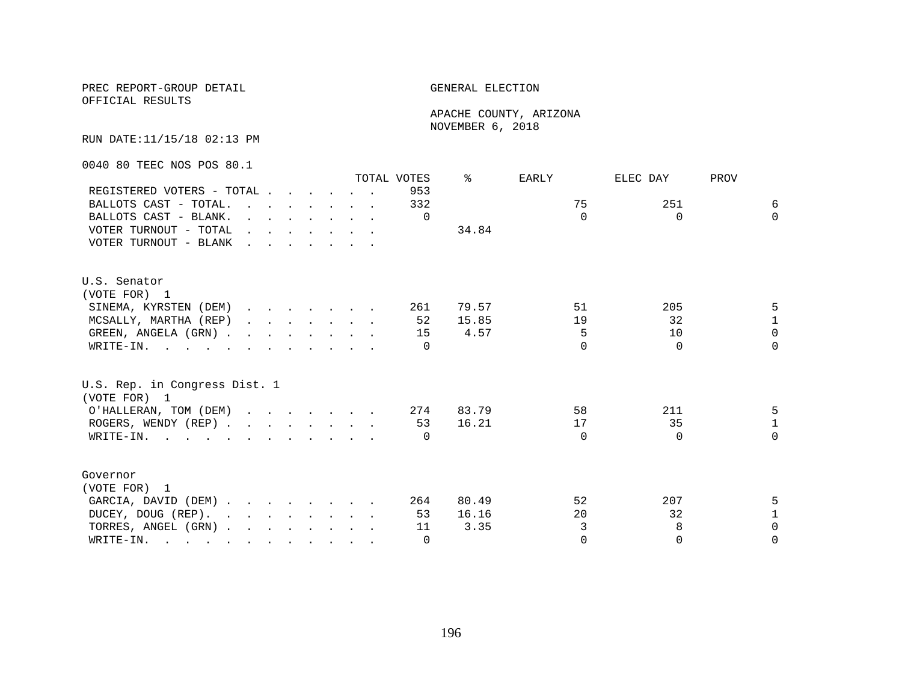PREC REPORT-GROUP DETAIL

OFFICIAL RESULTS

GENERAL ELECTION

APACHE COUNTY, ARIZONA
NOVEMBER 6, 2018

RUN DATE:11/15/18 02:13 PM

0040 80 TEEC NOS POS 80.1

| | TOTAL VOTES | % | EARLY | ELEC DAY | PROV |
|---|---|---|---|---|---|
| REGISTERED VOTERS - TOTAL | 953 | | | | |
| BALLOTS CAST - TOTAL. | 332 | | 75 | 251 | 6 |
| BALLOTS CAST - BLANK. | 0 | | 0 | 0 | 0 |
| VOTER TURNOUT - TOTAL | | 34.84 | | | |
| VOTER TURNOUT - BLANK | | | | | |

U.S. Senator
(VOTE FOR) 1

| | TOTAL VOTES | % | EARLY | ELEC DAY | PROV |
|---|---|---|---|---|---|
| SINEMA, KYRSTEN (DEM) | 261 | 79.57 | 51 | 205 | 5 |
| MCSALLY, MARTHA (REP) | 52 | 15.85 | 19 | 32 | 1 |
| GREEN, ANGELA (GRN) | 15 | 4.57 | 5 | 10 | 0 |
| WRITE-IN. | 0 | | 0 | 0 | 0 |

U.S. Rep. in Congress Dist. 1
(VOTE FOR) 1

| | TOTAL VOTES | % | EARLY | ELEC DAY | PROV |
|---|---|---|---|---|---|
| O'HALLERAN, TOM (DEM) | 274 | 83.79 | 58 | 211 | 5 |
| ROGERS, WENDY (REP) | 53 | 16.21 | 17 | 35 | 1 |
| WRITE-IN. | 0 | | 0 | 0 | 0 |

Governor
(VOTE FOR) 1

| | TOTAL VOTES | % | EARLY | ELEC DAY | PROV |
|---|---|---|---|---|---|
| GARCIA, DAVID (DEM) | 264 | 80.49 | 52 | 207 | 5 |
| DUCEY, DOUG (REP). | 53 | 16.16 | 20 | 32 | 1 |
| TORRES, ANGEL (GRN) | 11 | 3.35 | 3 | 8 | 0 |
| WRITE-IN. | 0 | | 0 | 0 | 0 |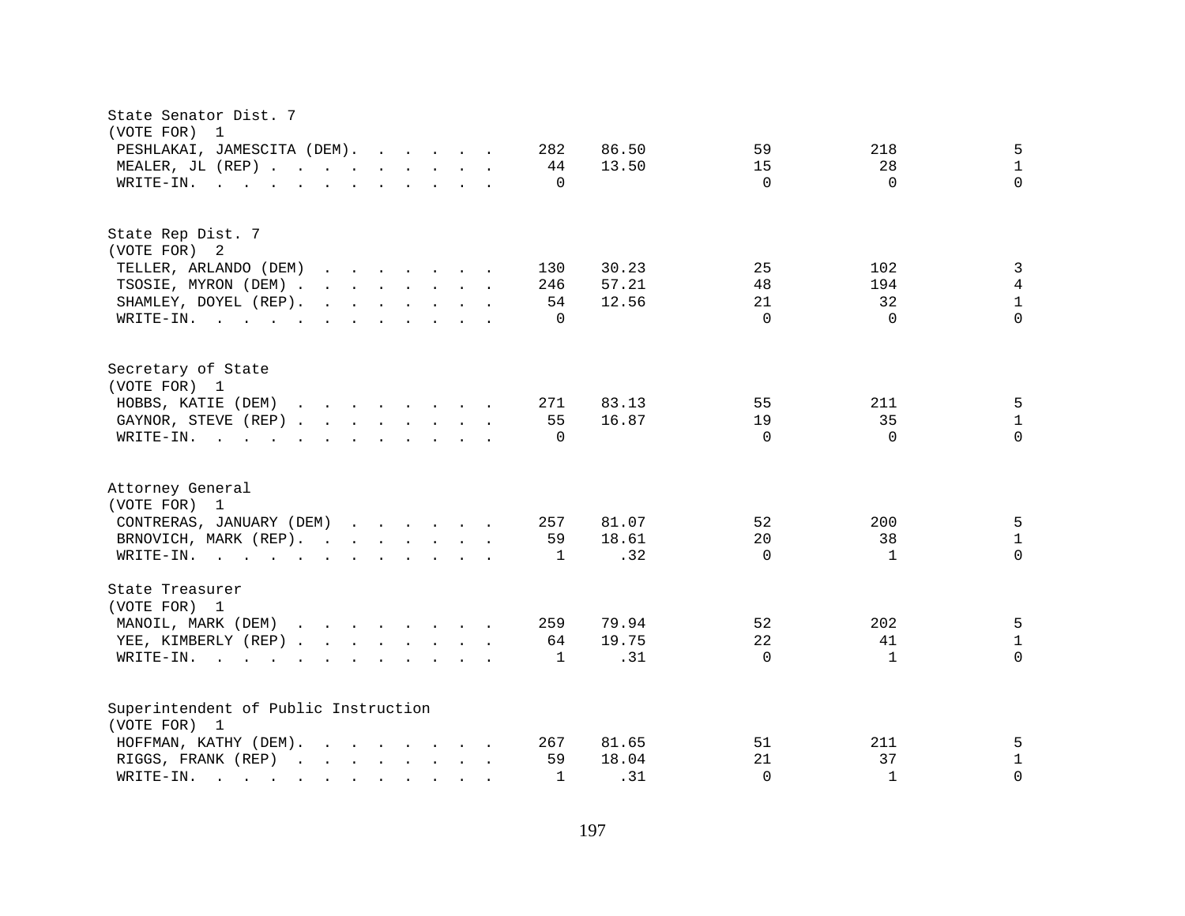State Senator Dist. 7
(VOTE FOR) 1

| Candidate | Total | Percent | | | |
|---|---|---|---|---|---|
| PESHLAKAI, JAMESCITA (DEM) | 282 | 86.50 | 59 | 218 | 5 |
| MEALER, JL (REP) | 44 | 13.50 | 15 | 28 | 1 |
| WRITE-IN. | 0 | | 0 | 0 | 0 |

State Rep Dist. 7
(VOTE FOR) 2

| Candidate | Total | Percent | | | |
|---|---|---|---|---|---|
| TELLER, ARLANDO (DEM) | 130 | 30.23 | 25 | 102 | 3 |
| TSOSIE, MYRON (DEM) | 246 | 57.21 | 48 | 194 | 4 |
| SHAMLEY, DOYEL (REP) | 54 | 12.56 | 21 | 32 | 1 |
| WRITE-IN. | 0 | | 0 | 0 | 0 |

Secretary of State
(VOTE FOR) 1

| Candidate | Total | Percent | | | |
|---|---|---|---|---|---|
| HOBBS, KATIE (DEM) | 271 | 83.13 | 55 | 211 | 5 |
| GAYNOR, STEVE (REP) | 55 | 16.87 | 19 | 35 | 1 |
| WRITE-IN. | 0 | | 0 | 0 | 0 |

Attorney General
(VOTE FOR) 1

| Candidate | Total | Percent | | | |
|---|---|---|---|---|---|
| CONTRERAS, JANUARY (DEM) | 257 | 81.07 | 52 | 200 | 5 |
| BRNOVICH, MARK (REP) | 59 | 18.61 | 20 | 38 | 1 |
| WRITE-IN. | 1 | .32 | 0 | 1 | 0 |

State Treasurer
(VOTE FOR) 1

| Candidate | Total | Percent | | | |
|---|---|---|---|---|---|
| MANOIL, MARK (DEM) | 259 | 79.94 | 52 | 202 | 5 |
| YEE, KIMBERLY (REP) | 64 | 19.75 | 22 | 41 | 1 |
| WRITE-IN. | 1 | .31 | 0 | 1 | 0 |

Superintendent of Public Instruction
(VOTE FOR) 1

| Candidate | Total | Percent | | | |
|---|---|---|---|---|---|
| HOFFMAN, KATHY (DEM) | 267 | 81.65 | 51 | 211 | 5 |
| RIGGS, FRANK (REP) | 59 | 18.04 | 21 | 37 | 1 |
| WRITE-IN. | 1 | .31 | 0 | 1 | 0 |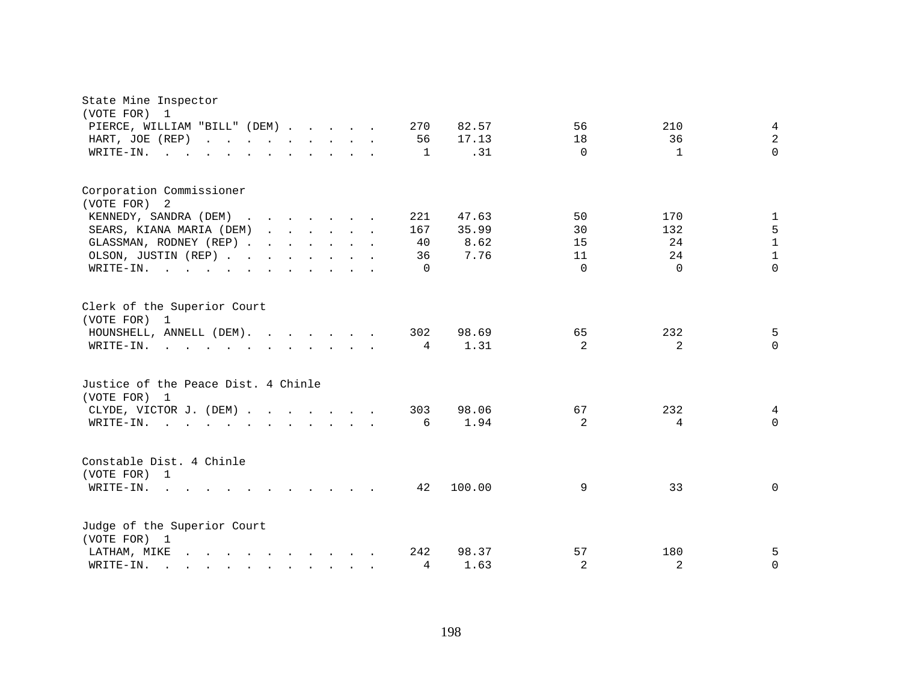State Mine Inspector
(VOTE FOR) 1

| Candidate | Total | % | | | |
|---|---|---|---|---|---|
| PIERCE, WILLIAM "BILL" (DEM) | 270 | 82.57 | 56 | 210 | 4 |
| HART, JOE (REP) | 56 | 17.13 | 18 | 36 | 2 |
| WRITE-IN. | 1 | .31 | 0 | 1 | 0 |

Corporation Commissioner
(VOTE FOR) 2

| Candidate | Total | % | | | |
|---|---|---|---|---|---|
| KENNEDY, SANDRA (DEM) | 221 | 47.63 | 50 | 170 | 1 |
| SEARS, KIANA MARIA (DEM) | 167 | 35.99 | 30 | 132 | 5 |
| GLASSMAN, RODNEY (REP) | 40 | 8.62 | 15 | 24 | 1 |
| OLSON, JUSTIN (REP) | 36 | 7.76 | 11 | 24 | 1 |
| WRITE-IN. | 0 | | 0 | 0 | 0 |

Clerk of the Superior Court
(VOTE FOR) 1

| Candidate | Total | % | | | |
|---|---|---|---|---|---|
| HOUNSHELL, ANNELL (DEM). | 302 | 98.69 | 65 | 232 | 5 |
| WRITE-IN. | 4 | 1.31 | 2 | 2 | 0 |

Justice of the Peace Dist. 4 Chinle
(VOTE FOR) 1

| Candidate | Total | % | | | |
|---|---|---|---|---|---|
| CLYDE, VICTOR J. (DEM) | 303 | 98.06 | 67 | 232 | 4 |
| WRITE-IN. | 6 | 1.94 | 2 | 4 | 0 |

Constable Dist. 4 Chinle
(VOTE FOR) 1

| Candidate | Total | % | | | |
|---|---|---|---|---|---|
| WRITE-IN. | 42 | 100.00 | 9 | 33 | 0 |

Judge of the Superior Court
(VOTE FOR) 1

| Candidate | Total | % | | | |
|---|---|---|---|---|---|
| LATHAM, MIKE | 242 | 98.37 | 57 | 180 | 5 |
| WRITE-IN. | 4 | 1.63 | 2 | 2 | 0 |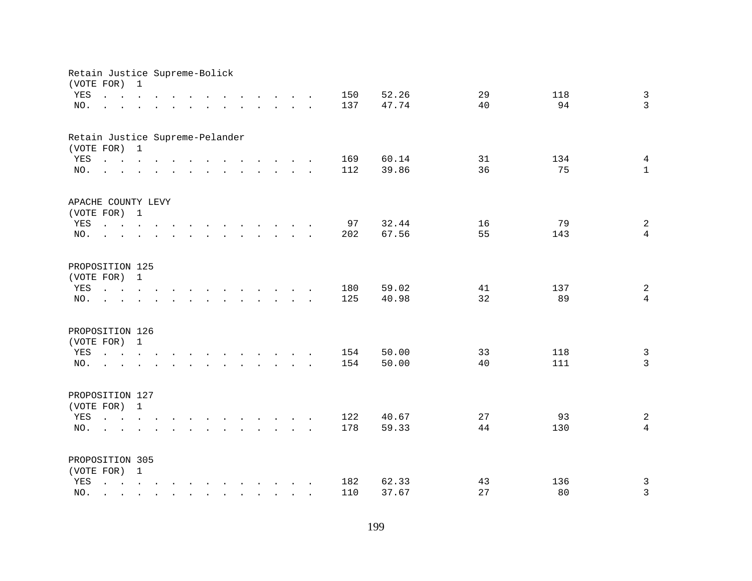Retain Justice Supreme-Bolick
(VOTE FOR) 1

| | | | | | |
|---|---|---|---|---|---|
| YES | 150 | 52.26 | 29 | 118 | 3 |
| NO. | 137 | 47.74 | 40 | 94 | 3 |

Retain Justice Supreme-Pelander
(VOTE FOR) 1

| | | | | | |
|---|---|---|---|---|---|
| YES | 169 | 60.14 | 31 | 134 | 4 |
| NO. | 112 | 39.86 | 36 | 75 | 1 |

APACHE COUNTY LEVY
(VOTE FOR) 1

| | | | | | |
|---|---|---|---|---|---|
| YES | 97 | 32.44 | 16 | 79 | 2 |
| NO. | 202 | 67.56 | 55 | 143 | 4 |

PROPOSITION 125
(VOTE FOR) 1

| | | | | | |
|---|---|---|---|---|---|
| YES | 180 | 59.02 | 41 | 137 | 2 |
| NO. | 125 | 40.98 | 32 | 89 | 4 |

PROPOSITION 126
(VOTE FOR) 1

| | | | | | |
|---|---|---|---|---|---|
| YES | 154 | 50.00 | 33 | 118 | 3 |
| NO. | 154 | 50.00 | 40 | 111 | 3 |

PROPOSITION 127
(VOTE FOR) 1

| | | | | | |
|---|---|---|---|---|---|
| YES | 122 | 40.67 | 27 | 93 | 2 |
| NO. | 178 | 59.33 | 44 | 130 | 4 |

PROPOSITION 305
(VOTE FOR) 1

| | | | | | |
|---|---|---|---|---|---|
| YES | 182 | 62.33 | 43 | 136 | 3 |
| NO. | 110 | 37.67 | 27 | 80 | 3 |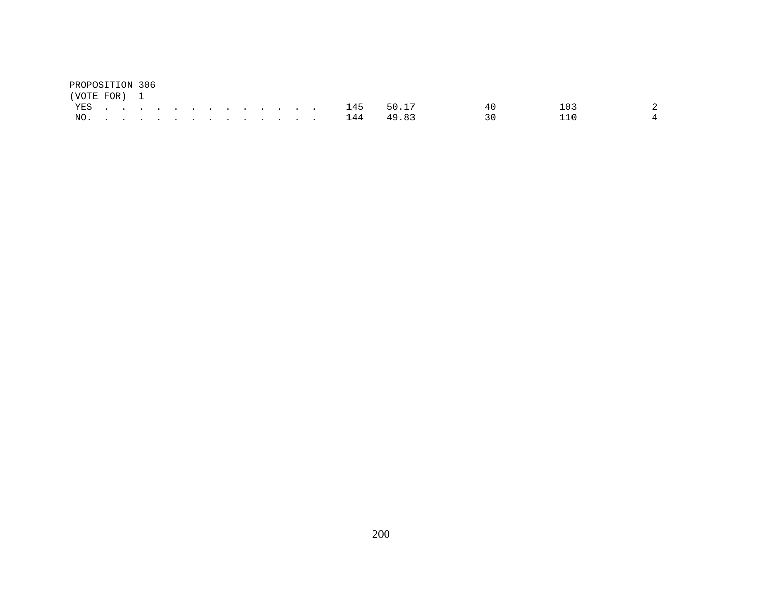PROPOSITION 306
(VOTE FOR) 1

| | | | | | |
|---|---|---|---|---|---|
| YES . . . . . . . . . . . . . . | 145 | 50.17 | 40 | 103 | 2 |
| NO. . . . . . . . . . . . . . . | 144 | 49.83 | 30 | 110 | 4 |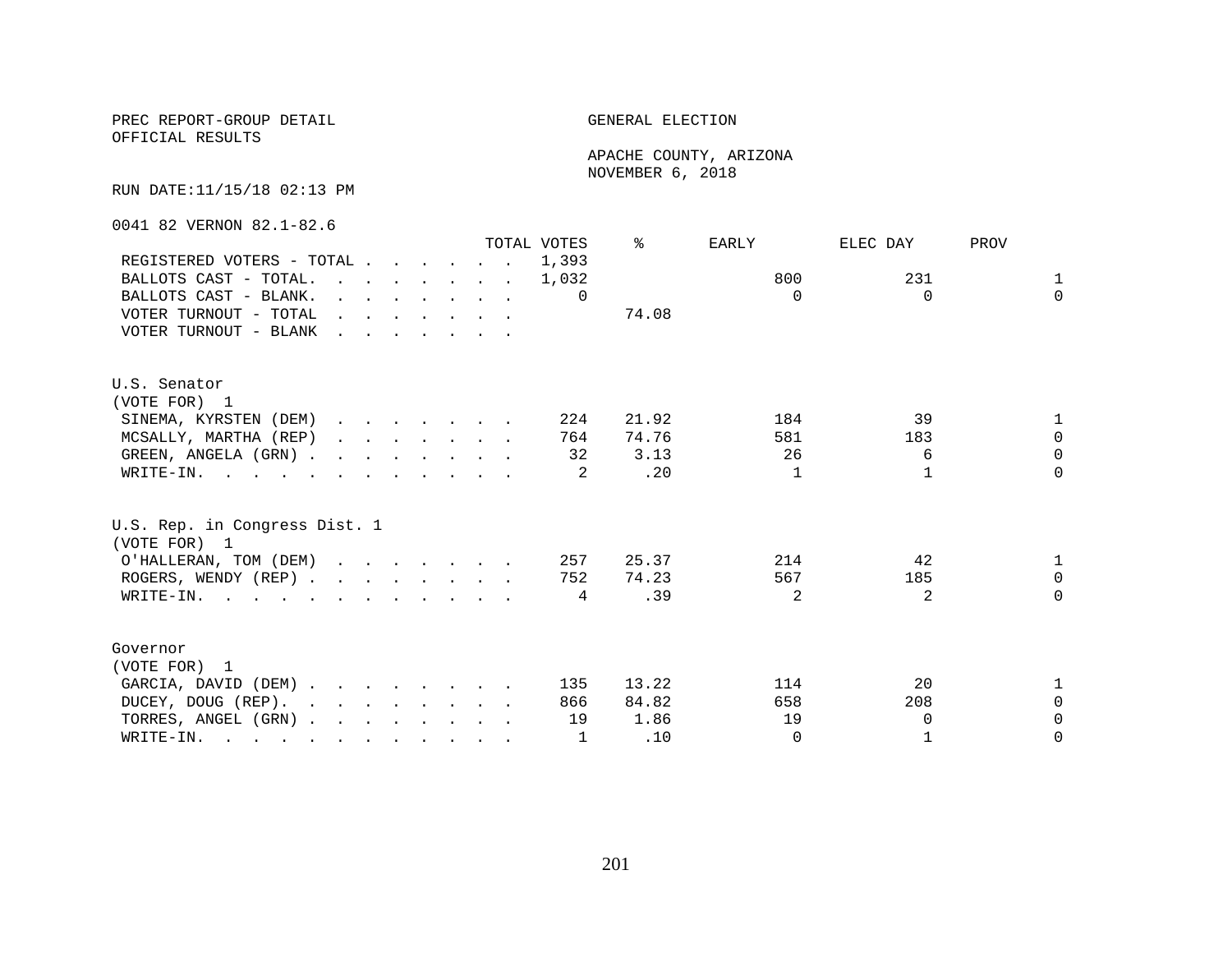PREC REPORT-GROUP DETAIL
OFFICIAL RESULTS

GENERAL ELECTION

APACHE COUNTY, ARIZONA
NOVEMBER 6, 2018

RUN DATE:11/15/18 02:13 PM

0041 82 VERNON 82.1-82.6

| | TOTAL VOTES | % | EARLY | ELEC DAY | PROV |
|---|---|---|---|---|---|
| REGISTERED VOTERS - TOTAL | 1,393 | | | | |
| BALLOTS CAST - TOTAL. | 1,032 | | 800 | 231 | 1 |
| BALLOTS CAST - BLANK. | 0 | | 0 | 0 | 0 |
| VOTER TURNOUT - TOTAL | | 74.08 | | | |
| VOTER TURNOUT - BLANK | | | | | |

U.S. Senator
(VOTE FOR) 1

| | TOTAL VOTES | % | EARLY | ELEC DAY | PROV |
|---|---|---|---|---|---|
| SINEMA, KYRSTEN (DEM) | 224 | 21.92 | 184 | 39 | 1 |
| MCSALLY, MARTHA (REP) | 764 | 74.76 | 581 | 183 | 0 |
| GREEN, ANGELA (GRN) | 32 | 3.13 | 26 | 6 | 0 |
| WRITE-IN. | 2 | .20 | 1 | 1 | 0 |

U.S. Rep. in Congress Dist. 1
(VOTE FOR) 1

| | TOTAL VOTES | % | EARLY | ELEC DAY | PROV |
|---|---|---|---|---|---|
| O'HALLERAN, TOM (DEM) | 257 | 25.37 | 214 | 42 | 1 |
| ROGERS, WENDY (REP) | 752 | 74.23 | 567 | 185 | 0 |
| WRITE-IN. | 4 | .39 | 2 | 2 | 0 |

Governor
(VOTE FOR) 1

| | TOTAL VOTES | % | EARLY | ELEC DAY | PROV |
|---|---|---|---|---|---|
| GARCIA, DAVID (DEM) | 135 | 13.22 | 114 | 20 | 1 |
| DUCEY, DOUG (REP). | 866 | 84.82 | 658 | 208 | 0 |
| TORRES, ANGEL (GRN) | 19 | 1.86 | 19 | 0 | 0 |
| WRITE-IN. | 1 | .10 | 0 | 1 | 0 |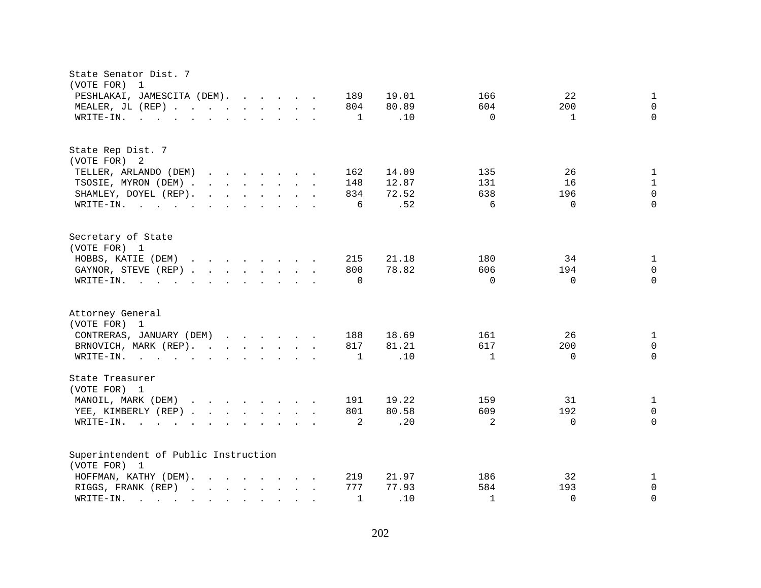State Senator Dist. 7
(VOTE FOR) 1

| | | | | | |
|---|---|---|---|---|---|
| PESHLAKAI, JAMESCITA (DEM) | 189 | 19.01 | 166 | 22 | 1 |
| MEALER, JL (REP) | 804 | 80.89 | 604 | 200 | 0 |
| WRITE-IN. | 1 | .10 | 0 | 1 | 0 |

State Rep Dist. 7
(VOTE FOR) 2

| | | | | | |
|---|---|---|---|---|---|
| TELLER, ARLANDO (DEM) | 162 | 14.09 | 135 | 26 | 1 |
| TSOSIE, MYRON (DEM) | 148 | 12.87 | 131 | 16 | 1 |
| SHAMLEY, DOYEL (REP) | 834 | 72.52 | 638 | 196 | 0 |
| WRITE-IN. | 6 | .52 | 6 | 0 | 0 |

Secretary of State
(VOTE FOR) 1

| | | | | | |
|---|---|---|---|---|---|
| HOBBS, KATIE (DEM) | 215 | 21.18 | 180 | 34 | 1 |
| GAYNOR, STEVE (REP) | 800 | 78.82 | 606 | 194 | 0 |
| WRITE-IN. | 0 | | 0 | 0 | 0 |

Attorney General
(VOTE FOR) 1

| | | | | | |
|---|---|---|---|---|---|
| CONTRERAS, JANUARY (DEM) | 188 | 18.69 | 161 | 26 | 1 |
| BRNOVICH, MARK (REP) | 817 | 81.21 | 617 | 200 | 0 |
| WRITE-IN. | 1 | .10 | 1 | 0 | 0 |

State Treasurer
(VOTE FOR) 1

| | | | | | |
|---|---|---|---|---|---|
| MANOIL, MARK (DEM) | 191 | 19.22 | 159 | 31 | 1 |
| YEE, KIMBERLY (REP) | 801 | 80.58 | 609 | 192 | 0 |
| WRITE-IN. | 2 | .20 | 2 | 0 | 0 |

Superintendent of Public Instruction
(VOTE FOR) 1

| | | | | | |
|---|---|---|---|---|---|
| HOFFMAN, KATHY (DEM) | 219 | 21.97 | 186 | 32 | 1 |
| RIGGS, FRANK (REP) | 777 | 77.93 | 584 | 193 | 0 |
| WRITE-IN. | 1 | .10 | 1 | 0 | 0 |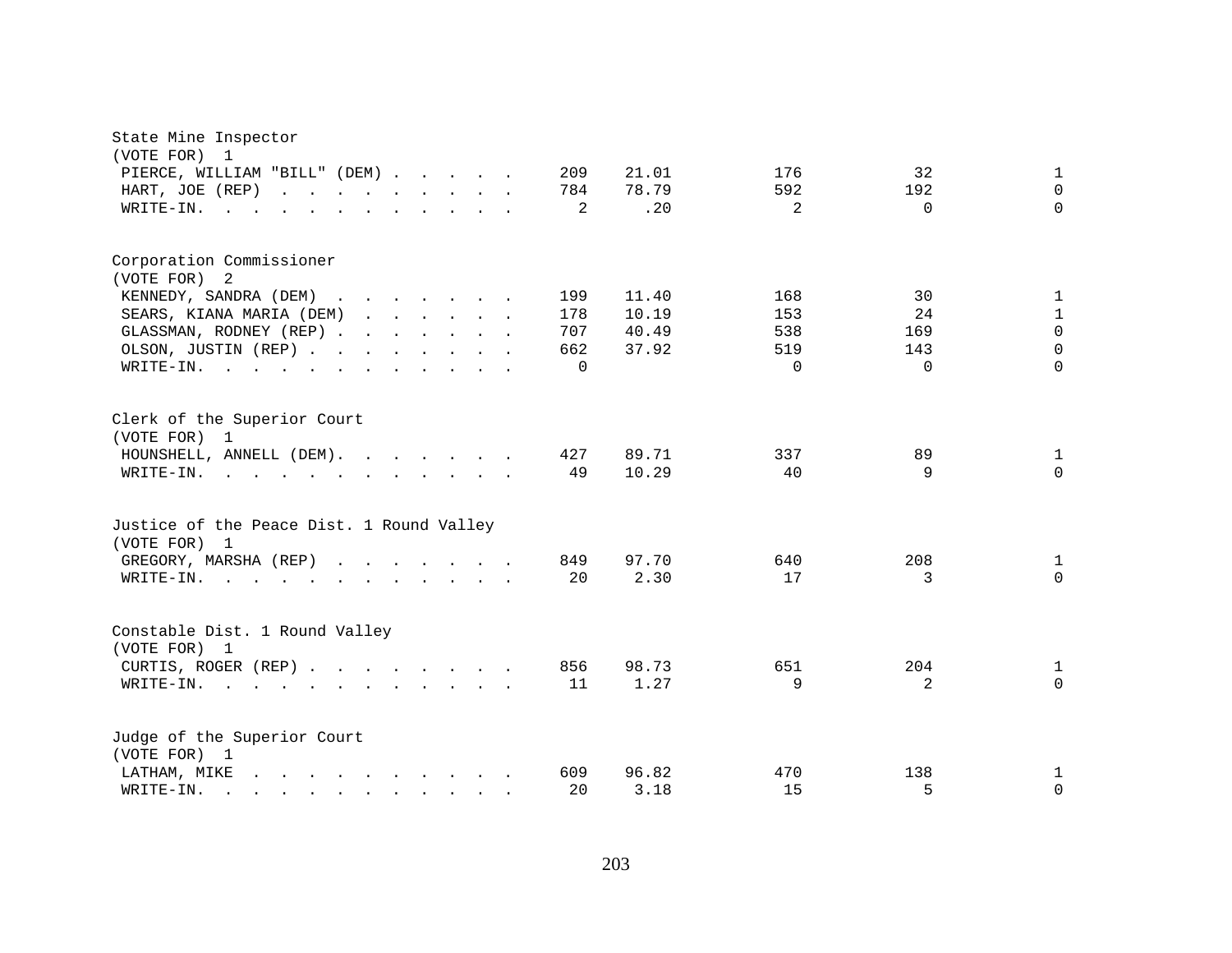State Mine Inspector
(VOTE FOR) 1

| Candidate | Total | Percent | | | |
|---|---|---|---|---|---|
| PIERCE, WILLIAM "BILL" (DEM) | 209 | 21.01 | 176 | 32 | 1 |
| HART, JOE (REP) | 784 | 78.79 | 592 | 192 | 0 |
| WRITE-IN. | 2 | .20 | 2 | 0 | 0 |

Corporation Commissioner
(VOTE FOR) 2

| Candidate | Total | Percent | | | |
|---|---|---|---|---|---|
| KENNEDY, SANDRA (DEM) | 199 | 11.40 | 168 | 30 | 1 |
| SEARS, KIANA MARIA (DEM) | 178 | 10.19 | 153 | 24 | 1 |
| GLASSMAN, RODNEY (REP) | 707 | 40.49 | 538 | 169 | 0 |
| OLSON, JUSTIN (REP) | 662 | 37.92 | 519 | 143 | 0 |
| WRITE-IN. | 0 | | 0 | 0 | 0 |

Clerk of the Superior Court
(VOTE FOR) 1

| Candidate | Total | Percent | | | |
|---|---|---|---|---|---|
| HOUNSHELL, ANNELL (DEM) | 427 | 89.71 | 337 | 89 | 1 |
| WRITE-IN. | 49 | 10.29 | 40 | 9 | 0 |

Justice of the Peace Dist. 1 Round Valley
(VOTE FOR) 1

| Candidate | Total | Percent | | | |
|---|---|---|---|---|---|
| GREGORY, MARSHA (REP) | 849 | 97.70 | 640 | 208 | 1 |
| WRITE-IN. | 20 | 2.30 | 17 | 3 | 0 |

Constable Dist. 1 Round Valley
(VOTE FOR) 1

| Candidate | Total | Percent | | | |
|---|---|---|---|---|---|
| CURTIS, ROGER (REP) | 856 | 98.73 | 651 | 204 | 1 |
| WRITE-IN. | 11 | 1.27 | 9 | 2 | 0 |

Judge of the Superior Court
(VOTE FOR) 1

| Candidate | Total | Percent | | | |
|---|---|---|---|---|---|
| LATHAM, MIKE | 609 | 96.82 | 470 | 138 | 1 |
| WRITE-IN. | 20 | 3.18 | 15 | 5 | 0 |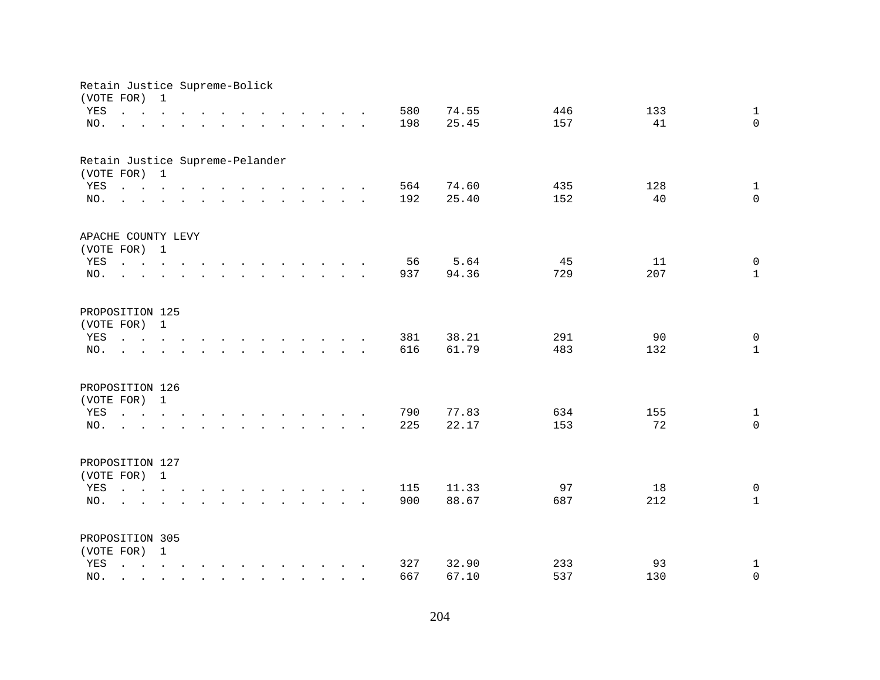Retain Justice Supreme-Bolick
(VOTE FOR) 1

| | | | | | |
|---|---|---|---|---|---|
| YES | 580 | 74.55 | 446 | 133 | 1 |
| NO. | 198 | 25.45 | 157 | 41 | 0 |

Retain Justice Supreme-Pelander
(VOTE FOR) 1

| | | | | | |
|---|---|---|---|---|---|
| YES | 564 | 74.60 | 435 | 128 | 1 |
| NO. | 192 | 25.40 | 152 | 40 | 0 |

APACHE COUNTY LEVY
(VOTE FOR) 1

| | | | | | |
|---|---|---|---|---|---|
| YES | 56 | 5.64 | 45 | 11 | 0 |
| NO. | 937 | 94.36 | 729 | 207 | 1 |

PROPOSITION 125
(VOTE FOR) 1

| | | | | | |
|---|---|---|---|---|---|
| YES | 381 | 38.21 | 291 | 90 | 0 |
| NO. | 616 | 61.79 | 483 | 132 | 1 |

PROPOSITION 126
(VOTE FOR) 1

| | | | | | |
|---|---|---|---|---|---|
| YES | 790 | 77.83 | 634 | 155 | 1 |
| NO. | 225 | 22.17 | 153 | 72 | 0 |

PROPOSITION 127
(VOTE FOR) 1

| | | | | | |
|---|---|---|---|---|---|
| YES | 115 | 11.33 | 97 | 18 | 0 |
| NO. | 900 | 88.67 | 687 | 212 | 1 |

PROPOSITION 305
(VOTE FOR) 1

| | | | | | |
|---|---|---|---|---|---|
| YES | 327 | 32.90 | 233 | 93 | 1 |
| NO. | 667 | 67.10 | 537 | 130 | 0 |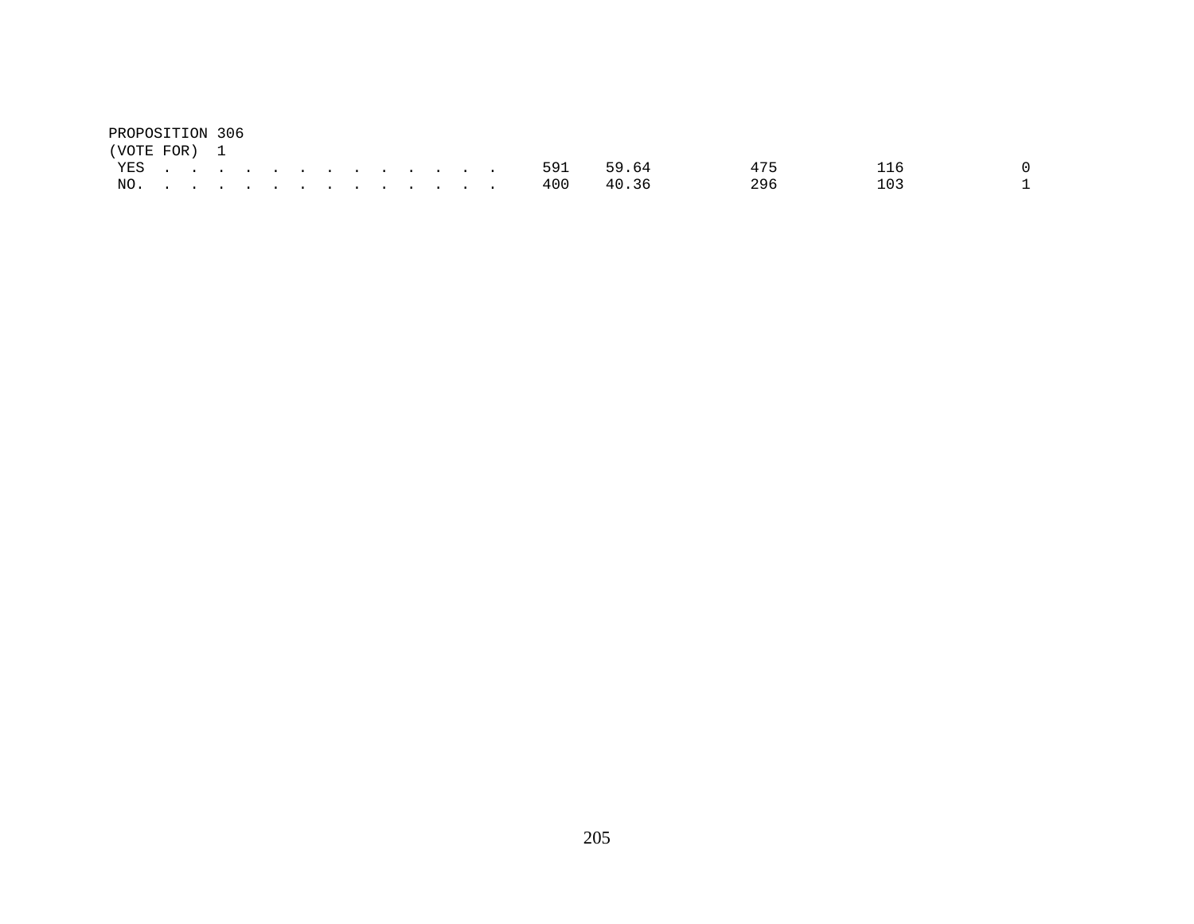PROPOSITION 306
(VOTE FOR) 1

| | | | | | |
|---|---|---|---|---|---|
| YES . . . . . . . . . . . . . . | 591 | 59.64 | 475 | 116 | 0 |
| NO. . . . . . . . . . . . . . . | 400 | 40.36 | 296 | 103 | 1 |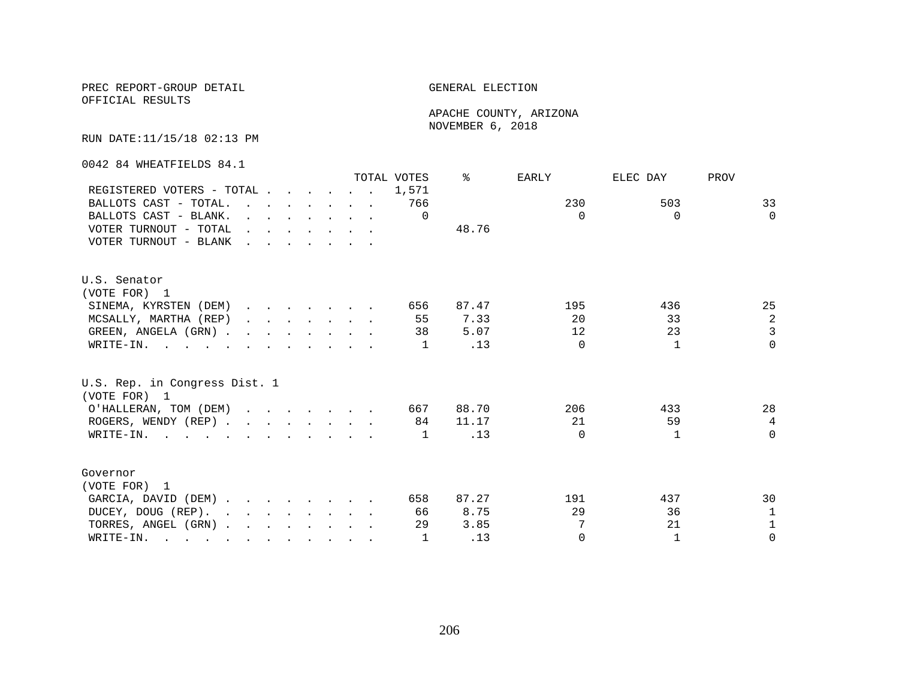PREC REPORT-GROUP DETAIL
OFFICIAL RESULTS

GENERAL ELECTION

APACHE COUNTY, ARIZONA
NOVEMBER 6, 2018

RUN DATE:11/15/18 02:13 PM

0042 84 WHEATFIELDS 84.1

| | TOTAL VOTES | % | EARLY | ELEC DAY | PROV |
|---|---|---|---|---|---|
| REGISTERED VOTERS - TOTAL | 1,571 | | | | |
| BALLOTS CAST - TOTAL. | 766 | | 230 | 503 | 33 |
| BALLOTS CAST - BLANK. | 0 | | 0 | 0 | 0 |
| VOTER TURNOUT - TOTAL | | 48.76 | | | |
| VOTER TURNOUT - BLANK | | | | | |

U.S. Senator
(VOTE FOR) 1

| | TOTAL VOTES | % | EARLY | ELEC DAY | PROV |
|---|---|---|---|---|---|
| SINEMA, KYRSTEN (DEM) | 656 | 87.47 | 195 | 436 | 25 |
| MCSALLY, MARTHA (REP) | 55 | 7.33 | 20 | 33 | 2 |
| GREEN, ANGELA (GRN) | 38 | 5.07 | 12 | 23 | 3 |
| WRITE-IN. | 1 | .13 | 0 | 1 | 0 |

U.S. Rep. in Congress Dist. 1
(VOTE FOR) 1

| | TOTAL VOTES | % | EARLY | ELEC DAY | PROV |
|---|---|---|---|---|---|
| O'HALLERAN, TOM (DEM) | 667 | 88.70 | 206 | 433 | 28 |
| ROGERS, WENDY (REP) | 84 | 11.17 | 21 | 59 | 4 |
| WRITE-IN. | 1 | .13 | 0 | 1 | 0 |

Governor
(VOTE FOR) 1

| | TOTAL VOTES | % | EARLY | ELEC DAY | PROV |
|---|---|---|---|---|---|
| GARCIA, DAVID (DEM) | 658 | 87.27 | 191 | 437 | 30 |
| DUCEY, DOUG (REP). | 66 | 8.75 | 29 | 36 | 1 |
| TORRES, ANGEL (GRN) | 29 | 3.85 | 7 | 21 | 1 |
| WRITE-IN. | 1 | .13 | 0 | 1 | 0 |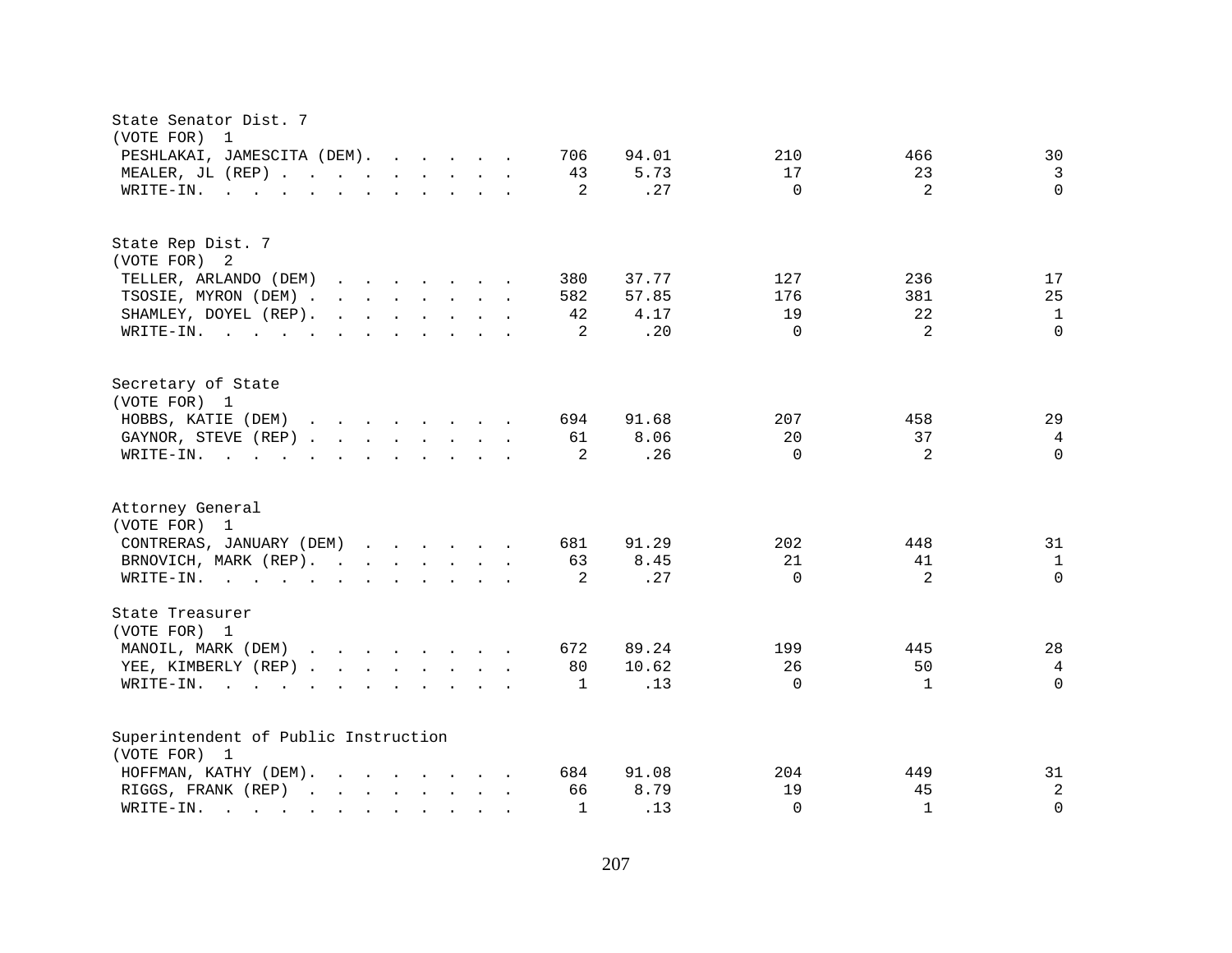## State Senator Dist. 7
(VOTE FOR) 1

| Candidate | Votes | Percent | | | |
|---|---|---|---|---|---|
| PESHLAKAI, JAMESCITA (DEM) | 706 | 94.01 | 210 | 466 | 30 |
| MEALER, JL (REP) | 43 | 5.73 | 17 | 23 | 3 |
| WRITE-IN. | 2 | .27 | 0 | 2 | 0 |

## State Rep Dist. 7
(VOTE FOR) 2

| Candidate | Votes | Percent | | | |
|---|---|---|---|---|---|
| TELLER, ARLANDO (DEM) | 380 | 37.77 | 127 | 236 | 17 |
| TSOSIE, MYRON (DEM) | 582 | 57.85 | 176 | 381 | 25 |
| SHAMLEY, DOYEL (REP) | 42 | 4.17 | 19 | 22 | 1 |
| WRITE-IN. | 2 | .20 | 0 | 2 | 0 |

## Secretary of State
(VOTE FOR) 1

| Candidate | Votes | Percent | | | |
|---|---|---|---|---|---|
| HOBBS, KATIE (DEM) | 694 | 91.68 | 207 | 458 | 29 |
| GAYNOR, STEVE (REP) | 61 | 8.06 | 20 | 37 | 4 |
| WRITE-IN. | 2 | .26 | 0 | 2 | 0 |

## Attorney General
(VOTE FOR) 1

| Candidate | Votes | Percent | | | |
|---|---|---|---|---|---|
| CONTRERAS, JANUARY (DEM) | 681 | 91.29 | 202 | 448 | 31 |
| BRNOVICH, MARK (REP) | 63 | 8.45 | 21 | 41 | 1 |
| WRITE-IN. | 2 | .27 | 0 | 2 | 0 |

## State Treasurer
(VOTE FOR) 1

| Candidate | Votes | Percent | | | |
|---|---|---|---|---|---|
| MANOIL, MARK (DEM) | 672 | 89.24 | 199 | 445 | 28 |
| YEE, KIMBERLY (REP) | 80 | 10.62 | 26 | 50 | 4 |
| WRITE-IN. | 1 | .13 | 0 | 1 | 0 |

## Superintendent of Public Instruction
(VOTE FOR) 1

| Candidate | Votes | Percent | | | |
|---|---|---|---|---|---|
| HOFFMAN, KATHY (DEM) | 684 | 91.08 | 204 | 449 | 31 |
| RIGGS, FRANK (REP) | 66 | 8.79 | 19 | 45 | 2 |
| WRITE-IN. | 1 | .13 | 0 | 1 | 0 |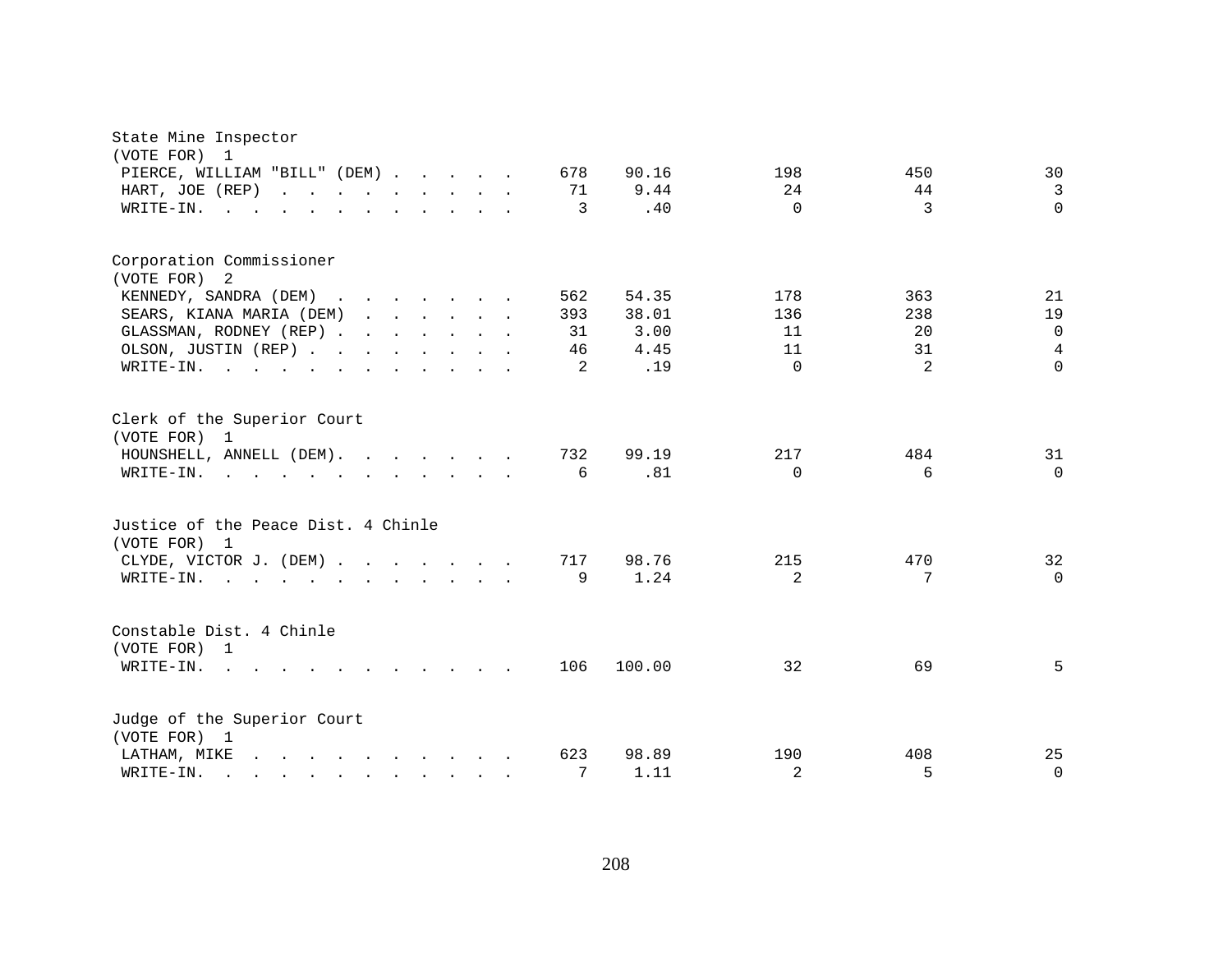State Mine Inspector
(VOTE FOR) 1

| | | | | | |
|---|---|---|---|---|---|
| PIERCE, WILLIAM "BILL" (DEM) | 678 | 90.16 | 198 | 450 | 30 |
| HART, JOE (REP) | 71 | 9.44 | 24 | 44 | 3 |
| WRITE-IN. | 3 | .40 | 0 | 3 | 0 |

Corporation Commissioner
(VOTE FOR) 2

| | | | | | |
|---|---|---|---|---|---|
| KENNEDY, SANDRA (DEM) | 562 | 54.35 | 178 | 363 | 21 |
| SEARS, KIANA MARIA (DEM) | 393 | 38.01 | 136 | 238 | 19 |
| GLASSMAN, RODNEY (REP) | 31 | 3.00 | 11 | 20 | 0 |
| OLSON, JUSTIN (REP) | 46 | 4.45 | 11 | 31 | 4 |
| WRITE-IN. | 2 | .19 | 0 | 2 | 0 |

Clerk of the Superior Court
(VOTE FOR) 1

| | | | | | |
|---|---|---|---|---|---|
| HOUNSHELL, ANNELL (DEM). | 732 | 99.19 | 217 | 484 | 31 |
| WRITE-IN. | 6 | .81 | 0 | 6 | 0 |

Justice of the Peace Dist. 4 Chinle
(VOTE FOR) 1

| | | | | | |
|---|---|---|---|---|---|
| CLYDE, VICTOR J. (DEM) | 717 | 98.76 | 215 | 470 | 32 |
| WRITE-IN. | 9 | 1.24 | 2 | 7 | 0 |

Constable Dist. 4 Chinle
(VOTE FOR) 1

| | | | | | |
|---|---|---|---|---|---|
| WRITE-IN. | 106 | 100.00 | 32 | 69 | 5 |

Judge of the Superior Court
(VOTE FOR) 1

| | | | | | |
|---|---|---|---|---|---|
| LATHAM, MIKE | 623 | 98.89 | 190 | 408 | 25 |
| WRITE-IN. | 7 | 1.11 | 2 | 5 | 0 |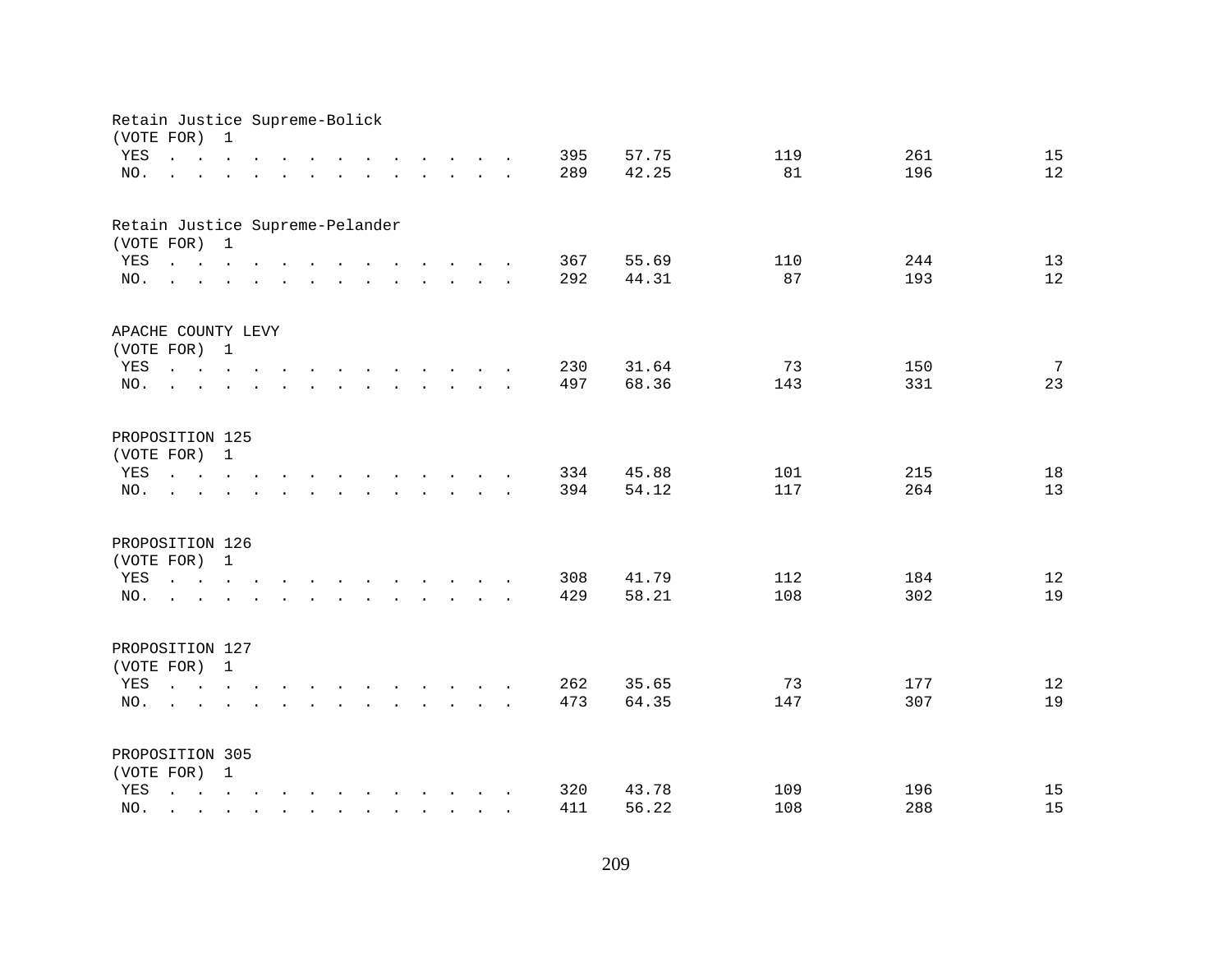Retain Justice Supreme-Bolick
(VOTE FOR) 1

| | | | | | |
|---|---|---|---|---|---|
| YES | 395 | 57.75 | 119 | 261 | 15 |
| NO. | 289 | 42.25 | 81 | 196 | 12 |

Retain Justice Supreme-Pelander
(VOTE FOR) 1

| | | | | | |
|---|---|---|---|---|---|
| YES | 367 | 55.69 | 110 | 244 | 13 |
| NO. | 292 | 44.31 | 87 | 193 | 12 |

APACHE COUNTY LEVY
(VOTE FOR) 1

| | | | | | |
|---|---|---|---|---|---|
| YES | 230 | 31.64 | 73 | 150 | 7 |
| NO. | 497 | 68.36 | 143 | 331 | 23 |

PROPOSITION 125
(VOTE FOR) 1

| | | | | | |
|---|---|---|---|---|---|
| YES | 334 | 45.88 | 101 | 215 | 18 |
| NO. | 394 | 54.12 | 117 | 264 | 13 |

PROPOSITION 126
(VOTE FOR) 1

| | | | | | |
|---|---|---|---|---|---|
| YES | 308 | 41.79 | 112 | 184 | 12 |
| NO. | 429 | 58.21 | 108 | 302 | 19 |

PROPOSITION 127
(VOTE FOR) 1

| | | | | | |
|---|---|---|---|---|---|
| YES | 262 | 35.65 | 73 | 177 | 12 |
| NO. | 473 | 64.35 | 147 | 307 | 19 |

PROPOSITION 305
(VOTE FOR) 1

| | | | | | |
|---|---|---|---|---|---|
| YES | 320 | 43.78 | 109 | 196 | 15 |
| NO. | 411 | 56.22 | 108 | 288 | 15 |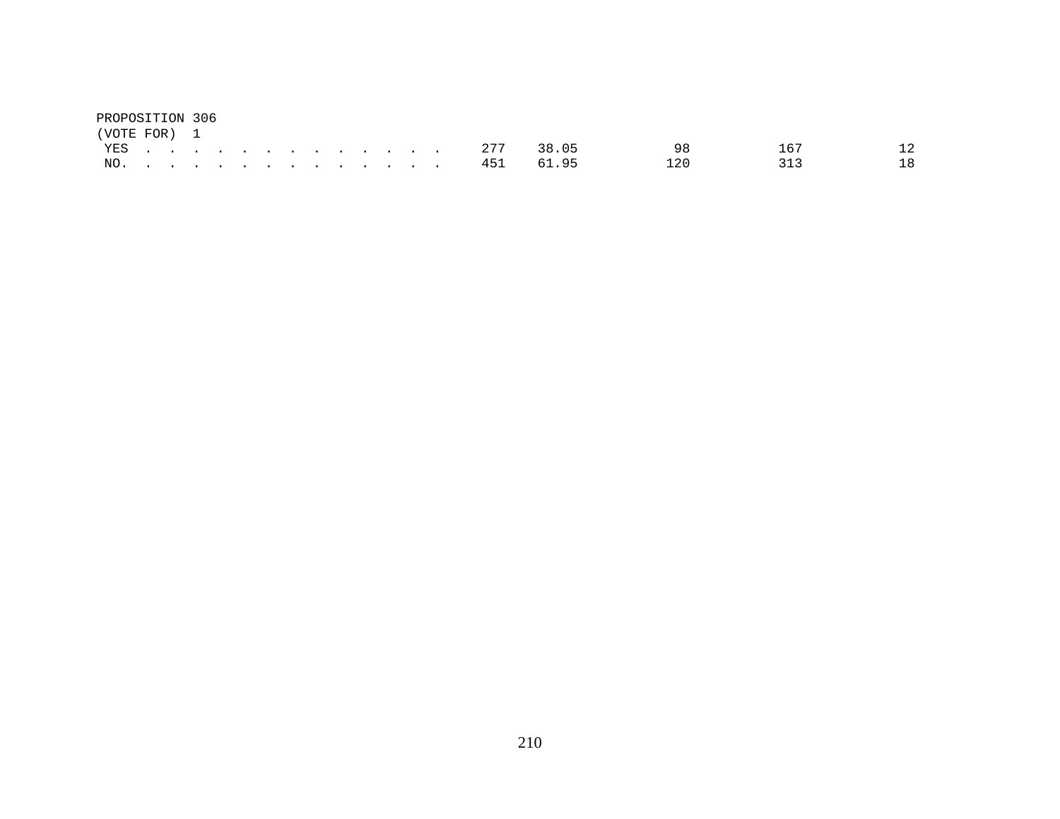PROPOSITION 306
(VOTE FOR) 1

| | | | | | |
|---|---|---|---|---|---|
| YES | 277 | 38.05 | 98 | 167 | 12 |
| NO. | 451 | 61.95 | 120 | 313 | 18 |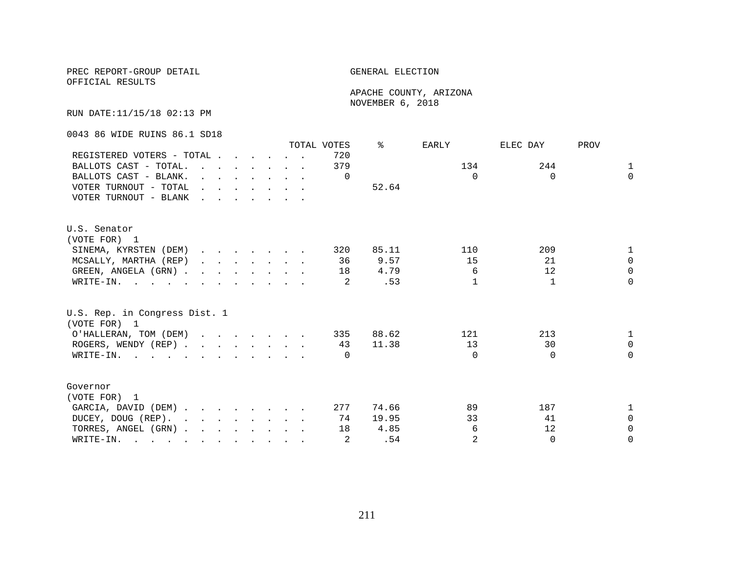PREC REPORT-GROUP DETAIL

OFFICIAL RESULTS

GENERAL ELECTION

APACHE COUNTY, ARIZONA

NOVEMBER 6, 2018

RUN DATE:11/15/18 02:13 PM

0043 86 WIDE RUINS 86.1 SD18

| | TOTAL VOTES | % | EARLY | ELEC DAY | PROV |
|---|---|---|---|---|---|
| REGISTERED VOTERS - TOTAL | 720 | | | | |
| BALLOTS CAST - TOTAL. | 379 | | 134 | 244 | 1 |
| BALLOTS CAST - BLANK. | 0 | | 0 | 0 | 0 |
| VOTER TURNOUT - TOTAL | | 52.64 | | | |
| VOTER TURNOUT - BLANK | | | | | |

U.S. Senator

(VOTE FOR) 1

| | TOTAL VOTES | % | EARLY | ELEC DAY | PROV |
|---|---|---|---|---|---|
| SINEMA, KYRSTEN (DEM) | 320 | 85.11 | 110 | 209 | 1 |
| MCSALLY, MARTHA (REP) | 36 | 9.57 | 15 | 21 | 0 |
| GREEN, ANGELA (GRN) | 18 | 4.79 | 6 | 12 | 0 |
| WRITE-IN. | 2 | .53 | 1 | 1 | 0 |

U.S. Rep. in Congress Dist. 1

(VOTE FOR) 1

| | TOTAL VOTES | % | EARLY | ELEC DAY | PROV |
|---|---|---|---|---|---|
| O'HALLERAN, TOM (DEM) | 335 | 88.62 | 121 | 213 | 1 |
| ROGERS, WENDY (REP) | 43 | 11.38 | 13 | 30 | 0 |
| WRITE-IN. | 0 | | 0 | 0 | 0 |

Governor

(VOTE FOR) 1

| | TOTAL VOTES | % | EARLY | ELEC DAY | PROV |
|---|---|---|---|---|---|
| GARCIA, DAVID (DEM) | 277 | 74.66 | 89 | 187 | 1 |
| DUCEY, DOUG (REP). | 74 | 19.95 | 33 | 41 | 0 |
| TORRES, ANGEL (GRN) | 18 | 4.85 | 6 | 12 | 0 |
| WRITE-IN. | 2 | .54 | 2 | 0 | 0 |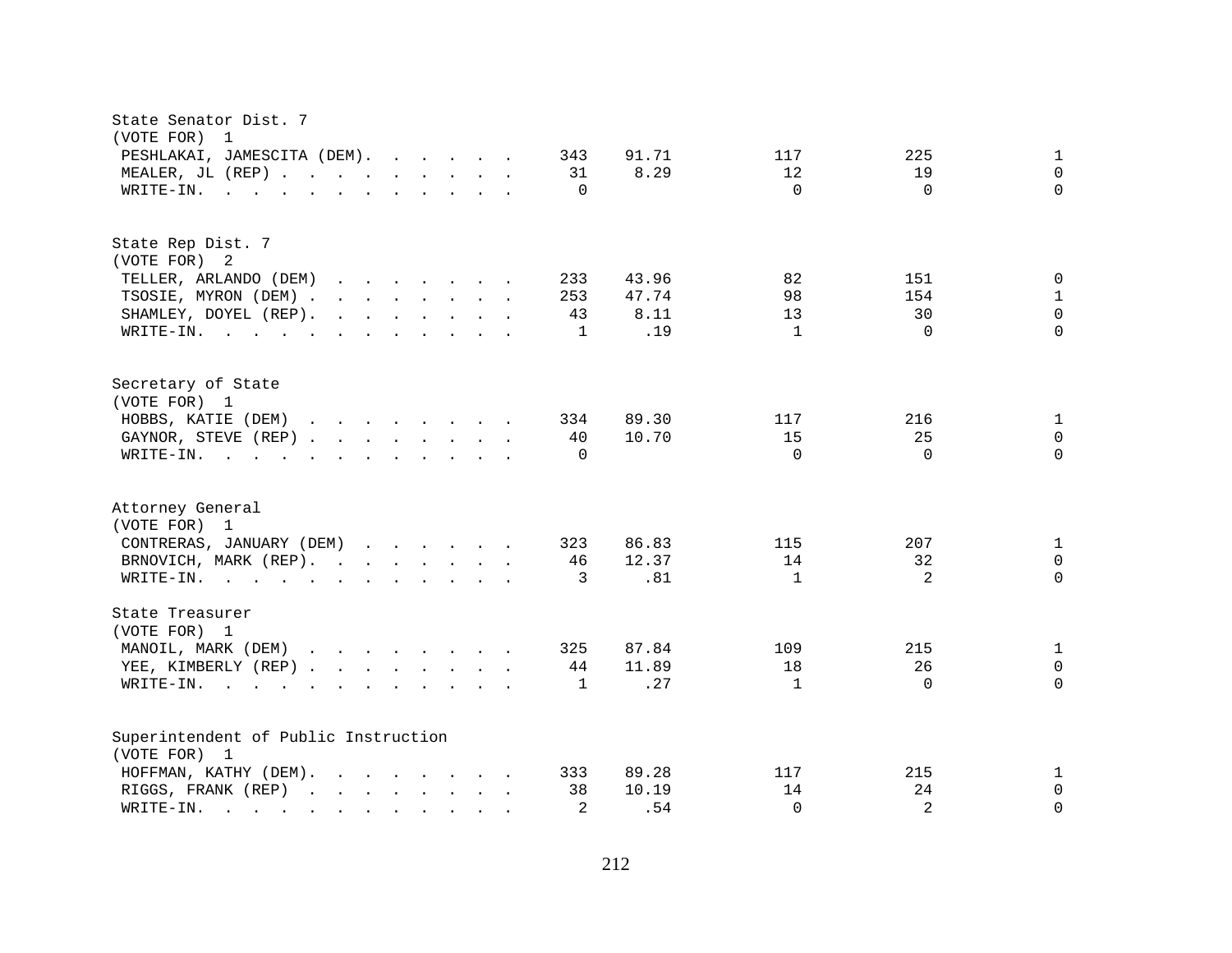State Senator Dist. 7
(VOTE FOR) 1

| | | | | | |
|---|---|---|---|---|---|
| PESHLAKAI, JAMESCITA (DEM) | 343 | 91.71 | 117 | 225 | 1 |
| MEALER, JL (REP) | 31 | 8.29 | 12 | 19 | 0 |
| WRITE-IN. | 0 | | 0 | 0 | 0 |

State Rep Dist. 7
(VOTE FOR) 2

| | | | | | |
|---|---|---|---|---|---|
| TELLER, ARLANDO (DEM) | 233 | 43.96 | 82 | 151 | 0 |
| TSOSIE, MYRON (DEM) | 253 | 47.74 | 98 | 154 | 1 |
| SHAMLEY, DOYEL (REP) | 43 | 8.11 | 13 | 30 | 0 |
| WRITE-IN. | 1 | .19 | 1 | 0 | 0 |

Secretary of State
(VOTE FOR) 1

| | | | | | |
|---|---|---|---|---|---|
| HOBBS, KATIE (DEM) | 334 | 89.30 | 117 | 216 | 1 |
| GAYNOR, STEVE (REP) | 40 | 10.70 | 15 | 25 | 0 |
| WRITE-IN. | 0 | | 0 | 0 | 0 |

Attorney General
(VOTE FOR) 1

| | | | | | |
|---|---|---|---|---|---|
| CONTRERAS, JANUARY (DEM) | 323 | 86.83 | 115 | 207 | 1 |
| BRNOVICH, MARK (REP) | 46 | 12.37 | 14 | 32 | 0 |
| WRITE-IN. | 3 | .81 | 1 | 2 | 0 |

State Treasurer
(VOTE FOR) 1

| | | | | | |
|---|---|---|---|---|---|
| MANOIL, MARK (DEM) | 325 | 87.84 | 109 | 215 | 1 |
| YEE, KIMBERLY (REP) | 44 | 11.89 | 18 | 26 | 0 |
| WRITE-IN. | 1 | .27 | 1 | 0 | 0 |

Superintendent of Public Instruction
(VOTE FOR) 1

| | | | | | |
|---|---|---|---|---|---|
| HOFFMAN, KATHY (DEM) | 333 | 89.28 | 117 | 215 | 1 |
| RIGGS, FRANK (REP) | 38 | 10.19 | 14 | 24 | 0 |
| WRITE-IN. | 2 | .54 | 0 | 2 | 0 |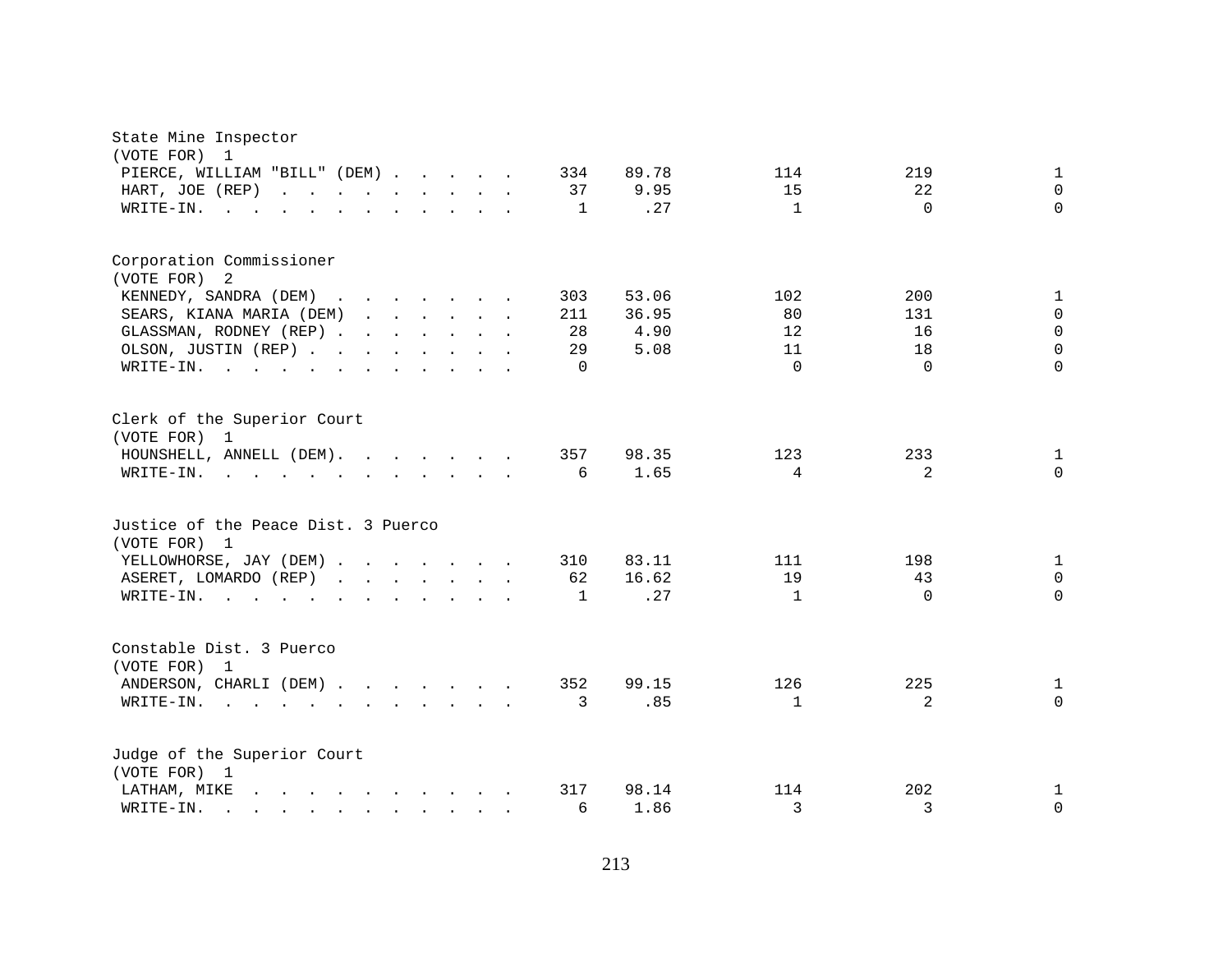State Mine Inspector
(VOTE FOR) 1

| Candidate | Votes | Percent | | | |
|---|---|---|---|---|---|
| PIERCE, WILLIAM "BILL" (DEM) | 334 | 89.78 | 114 | 219 | 1 |
| HART, JOE (REP) | 37 | 9.95 | 15 | 22 | 0 |
| WRITE-IN. | 1 | .27 | 1 | 0 | 0 |

Corporation Commissioner
(VOTE FOR) 2

| Candidate | Votes | Percent | | | |
|---|---|---|---|---|---|
| KENNEDY, SANDRA (DEM) | 303 | 53.06 | 102 | 200 | 1 |
| SEARS, KIANA MARIA (DEM) | 211 | 36.95 | 80 | 131 | 0 |
| GLASSMAN, RODNEY (REP) | 28 | 4.90 | 12 | 16 | 0 |
| OLSON, JUSTIN (REP) | 29 | 5.08 | 11 | 18 | 0 |
| WRITE-IN. | 0 | | 0 | 0 | 0 |

Clerk of the Superior Court
(VOTE FOR) 1

| Candidate | Votes | Percent | | | |
|---|---|---|---|---|---|
| HOUNSHELL, ANNELL (DEM). | 357 | 98.35 | 123 | 233 | 1 |
| WRITE-IN. | 6 | 1.65 | 4 | 2 | 0 |

Justice of the Peace Dist. 3 Puerco
(VOTE FOR) 1

| Candidate | Votes | Percent | | | |
|---|---|---|---|---|---|
| YELLOWHORSE, JAY (DEM) | 310 | 83.11 | 111 | 198 | 1 |
| ASERET, LOMARDO (REP) | 62 | 16.62 | 19 | 43 | 0 |
| WRITE-IN. | 1 | .27 | 1 | 0 | 0 |

Constable Dist. 3 Puerco
(VOTE FOR) 1

| Candidate | Votes | Percent | | | |
|---|---|---|---|---|---|
| ANDERSON, CHARLI (DEM) | 352 | 99.15 | 126 | 225 | 1 |
| WRITE-IN. | 3 | .85 | 1 | 2 | 0 |

Judge of the Superior Court
(VOTE FOR) 1

| Candidate | Votes | Percent | | | |
|---|---|---|---|---|---|
| LATHAM, MIKE | 317 | 98.14 | 114 | 202 | 1 |
| WRITE-IN. | 6 | 1.86 | 3 | 3 | 0 |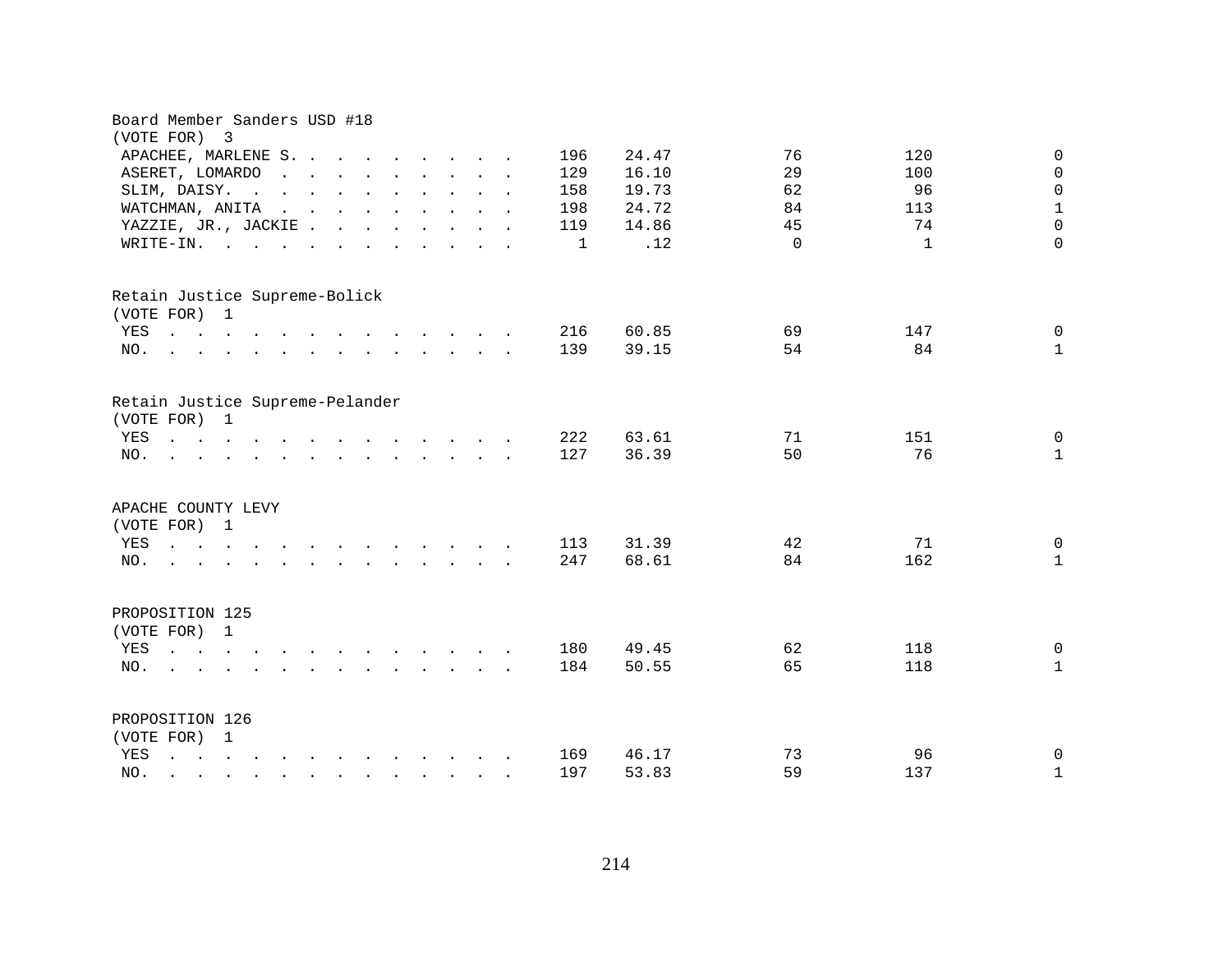Board Member Sanders USD #18
(VOTE FOR) 3

| | | | | | |
|---|---|---|---|---|---|
| APACHEE, MARLENE S. | 196 | 24.47 | 76 | 120 | 0 |
| ASERET, LOMARDO | 129 | 16.10 | 29 | 100 | 0 |
| SLIM, DAISY. | 158 | 19.73 | 62 | 96 | 0 |
| WATCHMAN, ANITA | 198 | 24.72 | 84 | 113 | 1 |
| YAZZIE, JR., JACKIE | 119 | 14.86 | 45 | 74 | 0 |
| WRITE-IN. | 1 | .12 | 0 | 1 | 0 |

Retain Justice Supreme-Bolick
(VOTE FOR) 1

| | | | | | |
|---|---|---|---|---|---|
| YES | 216 | 60.85 | 69 | 147 | 0 |
| NO. | 139 | 39.15 | 54 | 84 | 1 |

Retain Justice Supreme-Pelander
(VOTE FOR) 1

| | | | | | |
|---|---|---|---|---|---|
| YES | 222 | 63.61 | 71 | 151 | 0 |
| NO. | 127 | 36.39 | 50 | 76 | 1 |

APACHE COUNTY LEVY
(VOTE FOR) 1

| | | | | | |
|---|---|---|---|---|---|
| YES | 113 | 31.39 | 42 | 71 | 0 |
| NO. | 247 | 68.61 | 84 | 162 | 1 |

PROPOSITION 125
(VOTE FOR) 1

| | | | | | |
|---|---|---|---|---|---|
| YES | 180 | 49.45 | 62 | 118 | 0 |
| NO. | 184 | 50.55 | 65 | 118 | 1 |

PROPOSITION 126
(VOTE FOR) 1

| | | | | | |
|---|---|---|---|---|---|
| YES | 169 | 46.17 | 73 | 96 | 0 |
| NO. | 197 | 53.83 | 59 | 137 | 1 |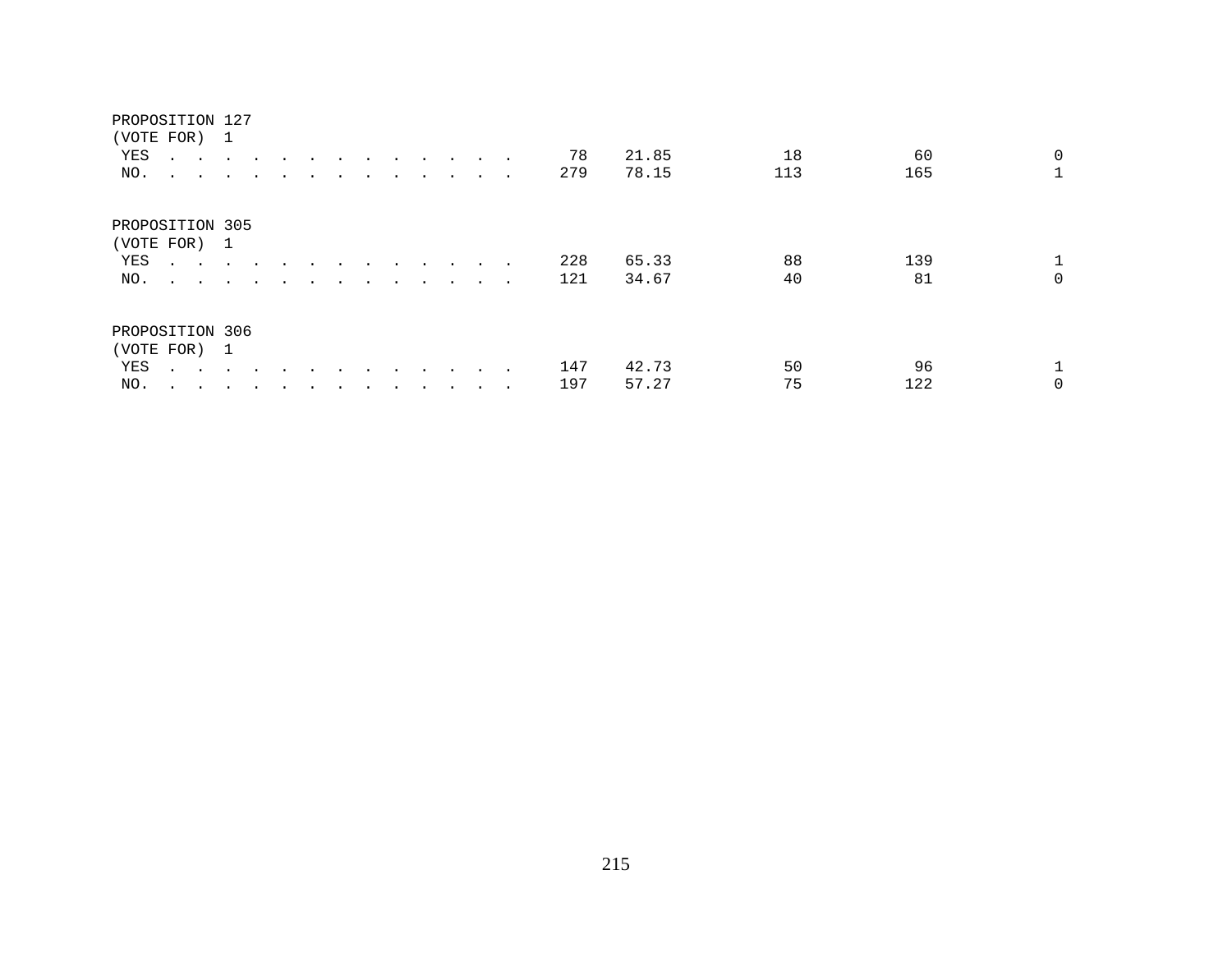PROPOSITION 127
(VOTE FOR) 1

| | | | | | |
|---|---|---|---|---|---|
| YES . . . . . . . . . . . . . | 78 | 21.85 | 18 | 60 | 0 |
| NO. . . . . . . . . . . . . . | 279 | 78.15 | 113 | 165 | 1 |

PROPOSITION 305
(VOTE FOR) 1

| | | | | | |
|---|---|---|---|---|---|
| YES . . . . . . . . . . . . . | 228 | 65.33 | 88 | 139 | 1 |
| NO. . . . . . . . . . . . . . | 121 | 34.67 | 40 | 81 | 0 |

PROPOSITION 306
(VOTE FOR) 1

| | | | | | |
|---|---|---|---|---|---|
| YES . . . . . . . . . . . . . | 147 | 42.73 | 50 | 96 | 1 |
| NO. . . . . . . . . . . . . . | 197 | 57.27 | 75 | 122 | 0 |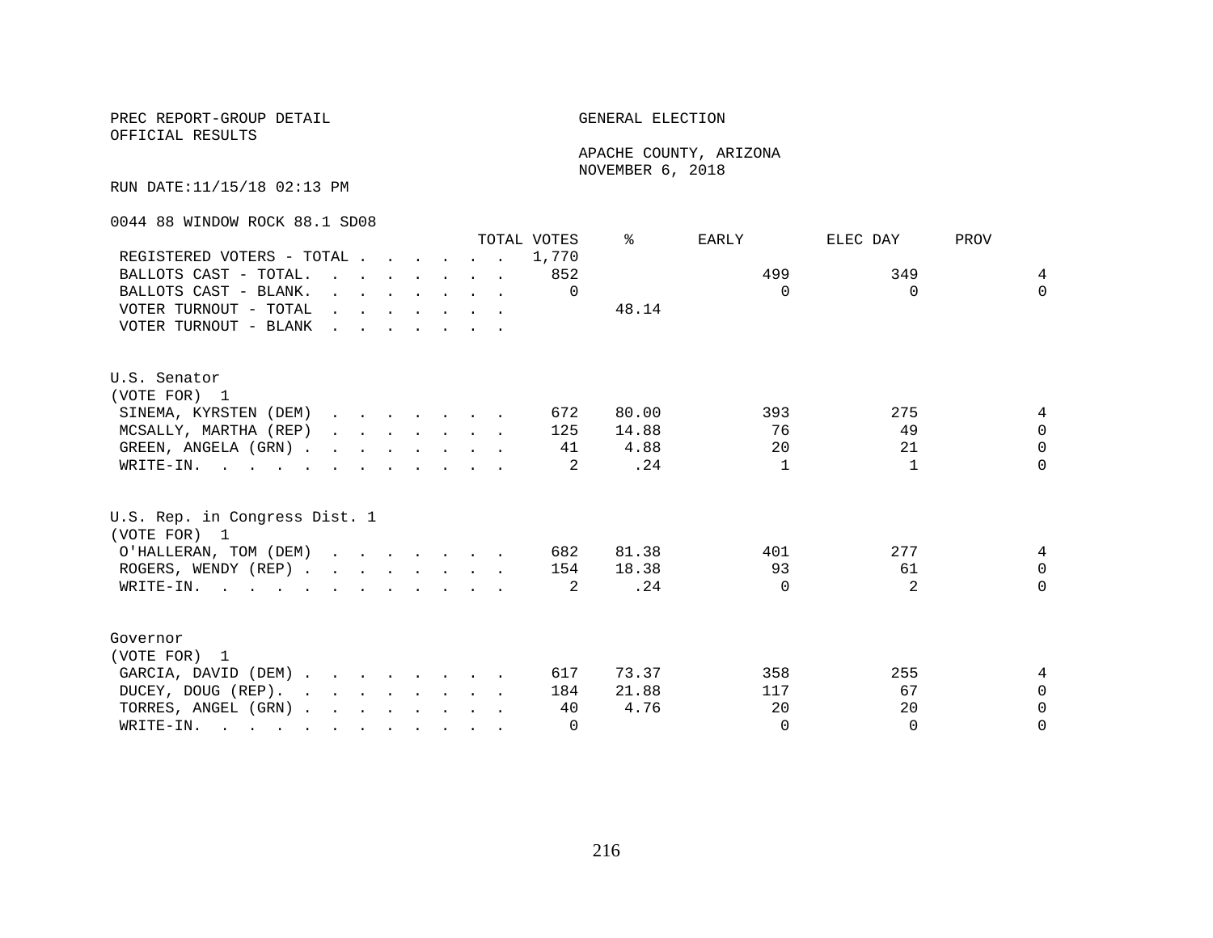PREC REPORT-GROUP DETAIL
OFFICIAL RESULTS

GENERAL ELECTION

APACHE COUNTY, ARIZONA
NOVEMBER 6, 2018

RUN DATE:11/15/18 02:13 PM

0044 88 WINDOW ROCK 88.1 SD08

| | TOTAL VOTES | % | EARLY | ELEC DAY | PROV |
|---|---|---|---|---|---|
| REGISTERED VOTERS - TOTAL | 1,770 | | | | |
| BALLOTS CAST - TOTAL. | 852 | | 499 | 349 | 4 |
| BALLOTS CAST - BLANK. | 0 | | 0 | 0 | 0 |
| VOTER TURNOUT - TOTAL | | 48.14 | | | |
| VOTER TURNOUT - BLANK | | | | | |

U.S. Senator
(VOTE FOR) 1

| | TOTAL VOTES | % | EARLY | ELEC DAY | PROV |
|---|---|---|---|---|---|
| SINEMA, KYRSTEN (DEM) | 672 | 80.00 | 393 | 275 | 4 |
| MCSALLY, MARTHA (REP) | 125 | 14.88 | 76 | 49 | 0 |
| GREEN, ANGELA (GRN) | 41 | 4.88 | 20 | 21 | 0 |
| WRITE-IN. | 2 | .24 | 1 | 1 | 0 |

U.S. Rep. in Congress Dist. 1
(VOTE FOR) 1

| | TOTAL VOTES | % | EARLY | ELEC DAY | PROV |
|---|---|---|---|---|---|
| O'HALLERAN, TOM (DEM) | 682 | 81.38 | 401 | 277 | 4 |
| ROGERS, WENDY (REP) | 154 | 18.38 | 93 | 61 | 0 |
| WRITE-IN. | 2 | .24 | 0 | 2 | 0 |

Governor
(VOTE FOR) 1

| | TOTAL VOTES | % | EARLY | ELEC DAY | PROV |
|---|---|---|---|---|---|
| GARCIA, DAVID (DEM) | 617 | 73.37 | 358 | 255 | 4 |
| DUCEY, DOUG (REP). | 184 | 21.88 | 117 | 67 | 0 |
| TORRES, ANGEL (GRN) | 40 | 4.76 | 20 | 20 | 0 |
| WRITE-IN. | 0 | | 0 | 0 | 0 |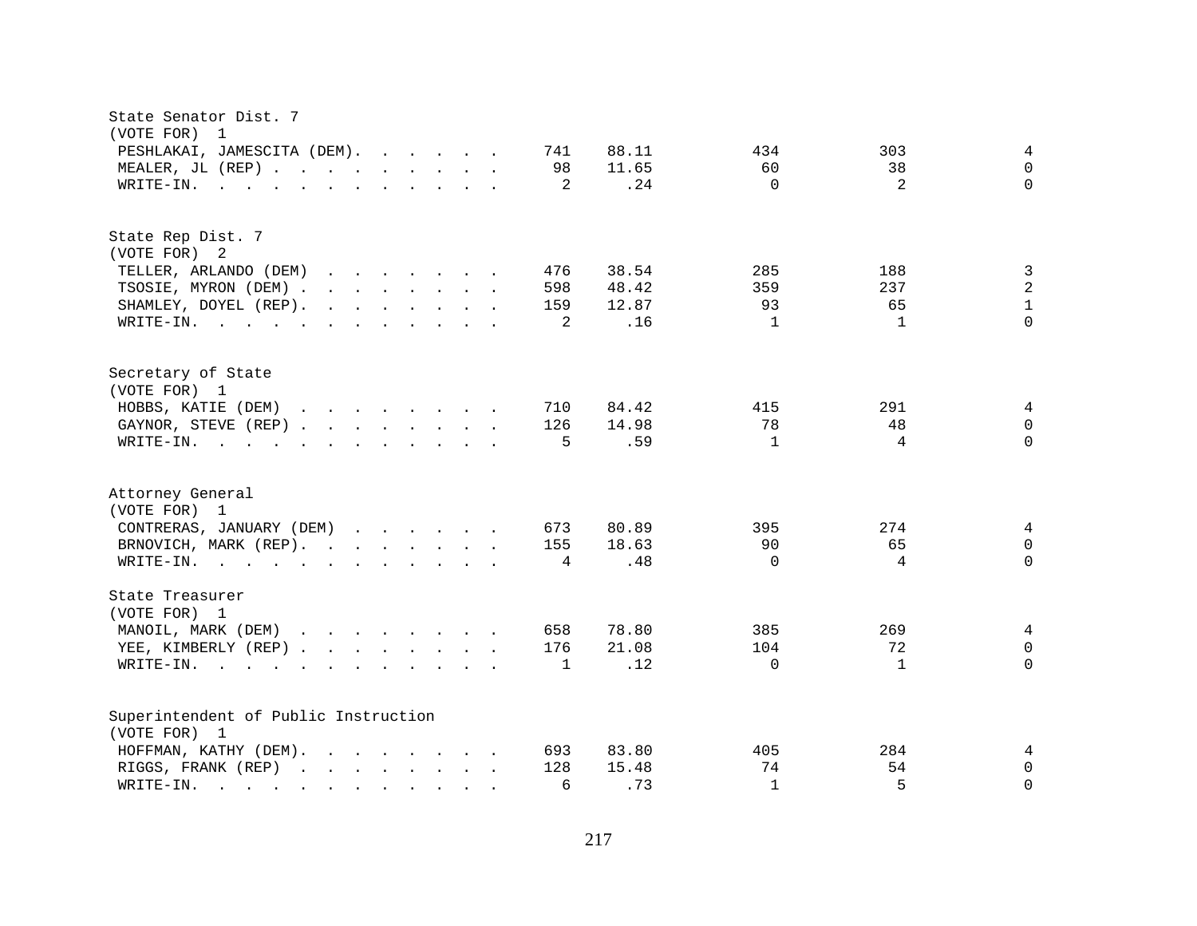State Senator Dist. 7
(VOTE FOR) 1

| Candidate | Total | % | | | |
|---|---|---|---|---|---|
| PESHLAKAI, JAMESCITA (DEM) | 741 | 88.11 | 434 | 303 | 4 |
| MEALER, JL (REP) | 98 | 11.65 | 60 | 38 | 0 |
| WRITE-IN. | 2 | .24 | 0 | 2 | 0 |

State Rep Dist. 7
(VOTE FOR) 2

| Candidate | Total | % | | | |
|---|---|---|---|---|---|
| TELLER, ARLANDO (DEM) | 476 | 38.54 | 285 | 188 | 3 |
| TSOSIE, MYRON (DEM) | 598 | 48.42 | 359 | 237 | 2 |
| SHAMLEY, DOYEL (REP) | 159 | 12.87 | 93 | 65 | 1 |
| WRITE-IN. | 2 | .16 | 1 | 1 | 0 |

Secretary of State
(VOTE FOR) 1

| Candidate | Total | % | | | |
|---|---|---|---|---|---|
| HOBBS, KATIE (DEM) | 710 | 84.42 | 415 | 291 | 4 |
| GAYNOR, STEVE (REP) | 126 | 14.98 | 78 | 48 | 0 |
| WRITE-IN. | 5 | .59 | 1 | 4 | 0 |

Attorney General
(VOTE FOR) 1

| Candidate | Total | % | | | |
|---|---|---|---|---|---|
| CONTRERAS, JANUARY (DEM) | 673 | 80.89 | 395 | 274 | 4 |
| BRNOVICH, MARK (REP) | 155 | 18.63 | 90 | 65 | 0 |
| WRITE-IN. | 4 | .48 | 0 | 4 | 0 |

State Treasurer
(VOTE FOR) 1

| Candidate | Total | % | | | |
|---|---|---|---|---|---|
| MANOIL, MARK (DEM) | 658 | 78.80 | 385 | 269 | 4 |
| YEE, KIMBERLY (REP) | 176 | 21.08 | 104 | 72 | 0 |
| WRITE-IN. | 1 | .12 | 0 | 1 | 0 |

Superintendent of Public Instruction
(VOTE FOR) 1

| Candidate | Total | % | | | |
|---|---|---|---|---|---|
| HOFFMAN, KATHY (DEM) | 693 | 83.80 | 405 | 284 | 4 |
| RIGGS, FRANK (REP) | 128 | 15.48 | 74 | 54 | 0 |
| WRITE-IN. | 6 | .73 | 1 | 5 | 0 |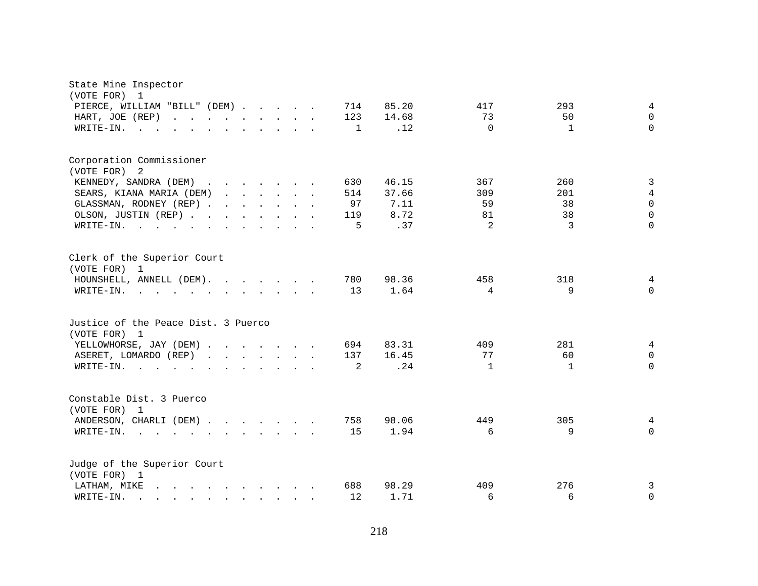State Mine Inspector
(VOTE FOR) 1

| Candidate | Total | Percent | | | |
|---|---|---|---|---|---|
| PIERCE, WILLIAM "BILL" (DEM) | 714 | 85.20 | 417 | 293 | 4 |
| HART, JOE (REP) | 123 | 14.68 | 73 | 50 | 0 |
| WRITE-IN. | 1 | .12 | 0 | 1 | 0 |

Corporation Commissioner
(VOTE FOR) 2

| Candidate | Total | Percent | | | |
|---|---|---|---|---|---|
| KENNEDY, SANDRA (DEM) | 630 | 46.15 | 367 | 260 | 3 |
| SEARS, KIANA MARIA (DEM) | 514 | 37.66 | 309 | 201 | 4 |
| GLASSMAN, RODNEY (REP) | 97 | 7.11 | 59 | 38 | 0 |
| OLSON, JUSTIN (REP) | 119 | 8.72 | 81 | 38 | 0 |
| WRITE-IN. | 5 | .37 | 2 | 3 | 0 |

Clerk of the Superior Court
(VOTE FOR) 1

| Candidate | Total | Percent | | | |
|---|---|---|---|---|---|
| HOUNSHELL, ANNELL (DEM). | 780 | 98.36 | 458 | 318 | 4 |
| WRITE-IN. | 13 | 1.64 | 4 | 9 | 0 |

Justice of the Peace Dist. 3 Puerco
(VOTE FOR) 1

| Candidate | Total | Percent | | | |
|---|---|---|---|---|---|
| YELLOWHORSE, JAY (DEM) | 694 | 83.31 | 409 | 281 | 4 |
| ASERET, LOMARDO (REP) | 137 | 16.45 | 77 | 60 | 0 |
| WRITE-IN. | 2 | .24 | 1 | 1 | 0 |

Constable Dist. 3 Puerco
(VOTE FOR) 1

| Candidate | Total | Percent | | | |
|---|---|---|---|---|---|
| ANDERSON, CHARLI (DEM) | 758 | 98.06 | 449 | 305 | 4 |
| WRITE-IN. | 15 | 1.94 | 6 | 9 | 0 |

Judge of the Superior Court
(VOTE FOR) 1

| Candidate | Total | Percent | | | |
|---|---|---|---|---|---|
| LATHAM, MIKE | 688 | 98.29 | 409 | 276 | 3 |
| WRITE-IN. | 12 | 1.71 | 6 | 6 | 0 |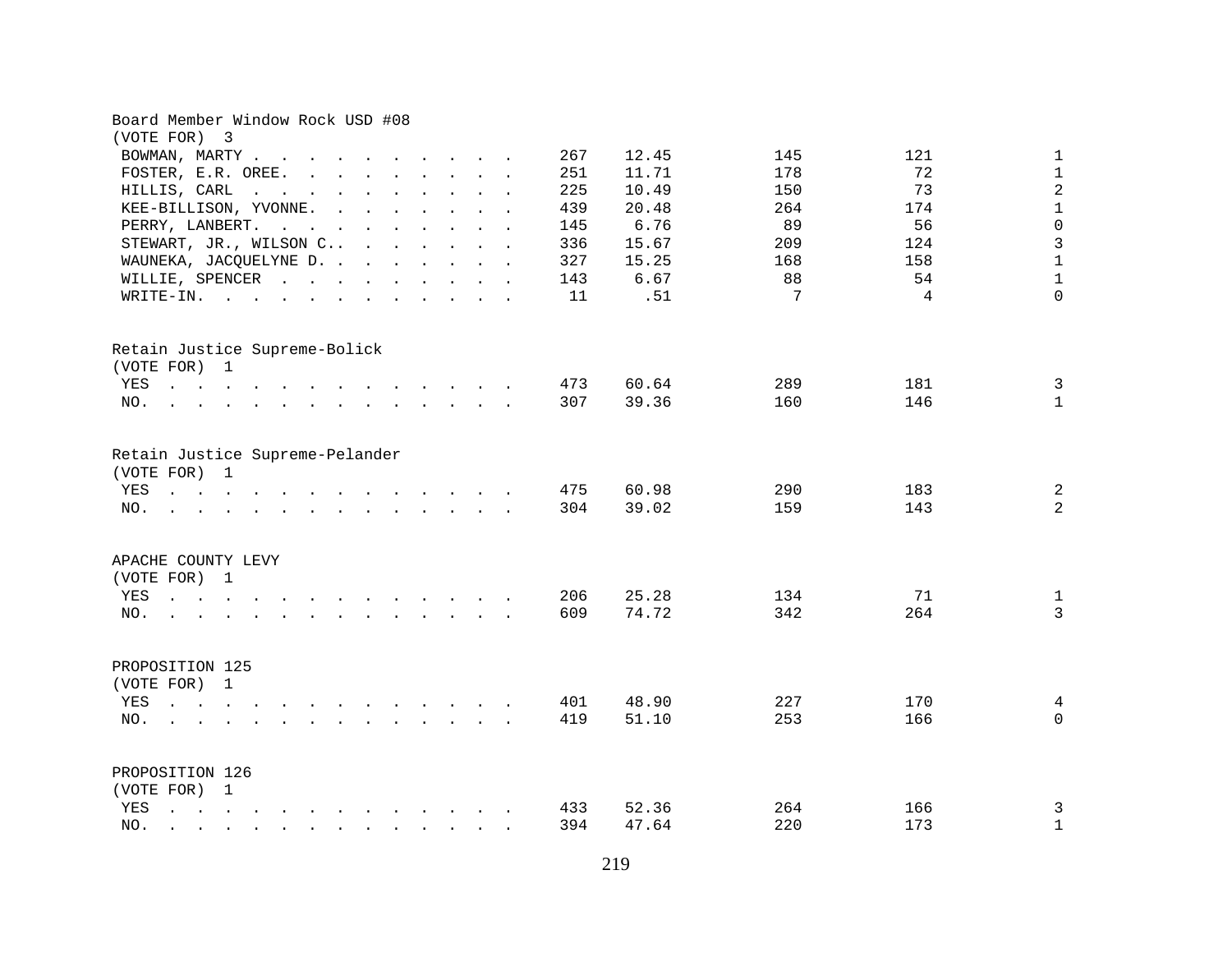Board Member Window Rock USD #08
(VOTE FOR) 3

| | | | | | |
|---|---|---|---|---|---|
| BOWMAN, MARTY | 267 | 12.45 | 145 | 121 | 1 |
| FOSTER, E.R. OREE. | 251 | 11.71 | 178 | 72 | 1 |
| HILLIS, CARL | 225 | 10.49 | 150 | 73 | 2 |
| KEE-BILLISON, YVONNE. | 439 | 20.48 | 264 | 174 | 1 |
| PERRY, LANBERT. | 145 | 6.76 | 89 | 56 | 0 |
| STEWART, JR., WILSON C.. | 336 | 15.67 | 209 | 124 | 3 |
| WAUNEKA, JACQUELYNE D. | 327 | 15.25 | 168 | 158 | 1 |
| WILLIE, SPENCER | 143 | 6.67 | 88 | 54 | 1 |
| WRITE-IN. | 11 | .51 | 7 | 4 | 0 |

Retain Justice Supreme-Bolick
(VOTE FOR) 1

| | | | | | |
|---|---|---|---|---|---|
| YES | 473 | 60.64 | 289 | 181 | 3 |
| NO. | 307 | 39.36 | 160 | 146 | 1 |

Retain Justice Supreme-Pelander
(VOTE FOR) 1

| | | | | | |
|---|---|---|---|---|---|
| YES | 475 | 60.98 | 290 | 183 | 2 |
| NO. | 304 | 39.02 | 159 | 143 | 2 |

APACHE COUNTY LEVY
(VOTE FOR) 1

| | | | | | |
|---|---|---|---|---|---|
| YES | 206 | 25.28 | 134 | 71 | 1 |
| NO. | 609 | 74.72 | 342 | 264 | 3 |

PROPOSITION 125
(VOTE FOR) 1

| | | | | | |
|---|---|---|---|---|---|
| YES | 401 | 48.90 | 227 | 170 | 4 |
| NO. | 419 | 51.10 | 253 | 166 | 0 |

PROPOSITION 126
(VOTE FOR) 1

| | | | | | |
|---|---|---|---|---|---|
| YES | 433 | 52.36 | 264 | 166 | 3 |
| NO. | 394 | 47.64 | 220 | 173 | 1 |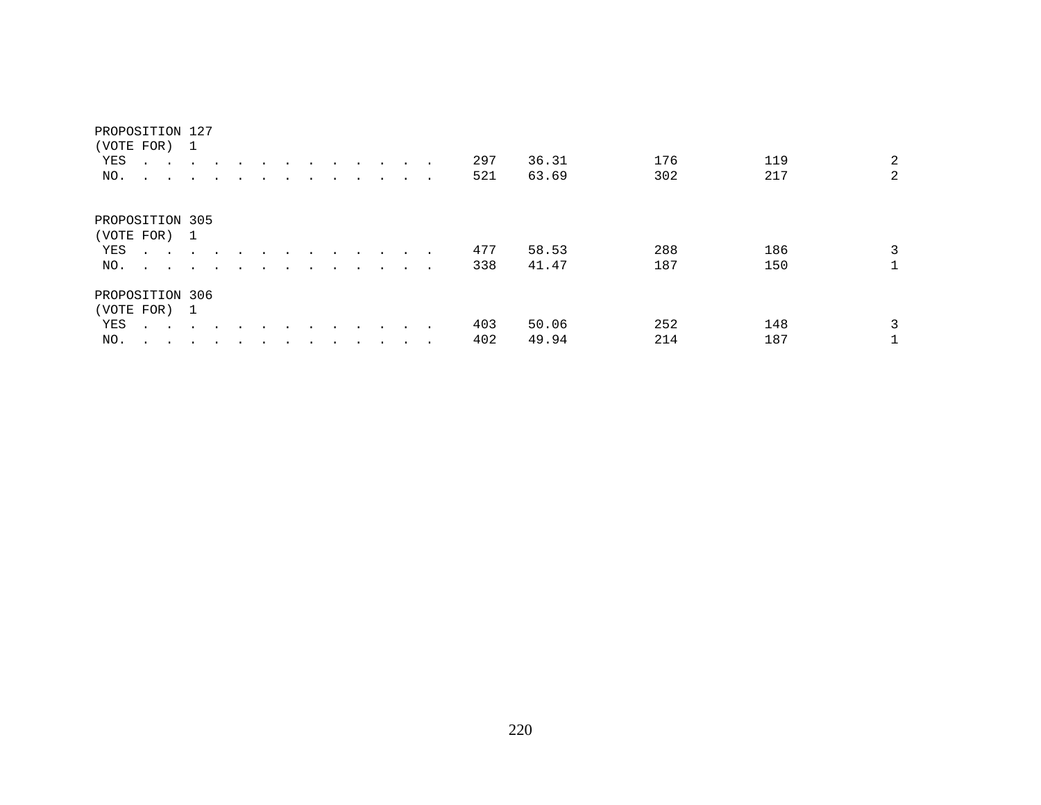PROPOSITION 127
(VOTE FOR) 1

| | | | | | |
|---|---|---|---|---|---|
| YES . . . . . . . . . . . . . . | 297 | 36.31 | 176 | 119 | 2 |
| NO. . . . . . . . . . . . . . . | 521 | 63.69 | 302 | 217 | 2 |

PROPOSITION 305
(VOTE FOR) 1

| | | | | | |
|---|---|---|---|---|---|
| YES . . . . . . . . . . . . . . | 477 | 58.53 | 288 | 186 | 3 |
| NO. . . . . . . . . . . . . . . | 338 | 41.47 | 187 | 150 | 1 |

PROPOSITION 306
(VOTE FOR) 1

| | | | | | |
|---|---|---|---|---|---|
| YES . . . . . . . . . . . . . . | 403 | 50.06 | 252 | 148 | 3 |
| NO. . . . . . . . . . . . . . . | 402 | 49.94 | 214 | 187 | 1 |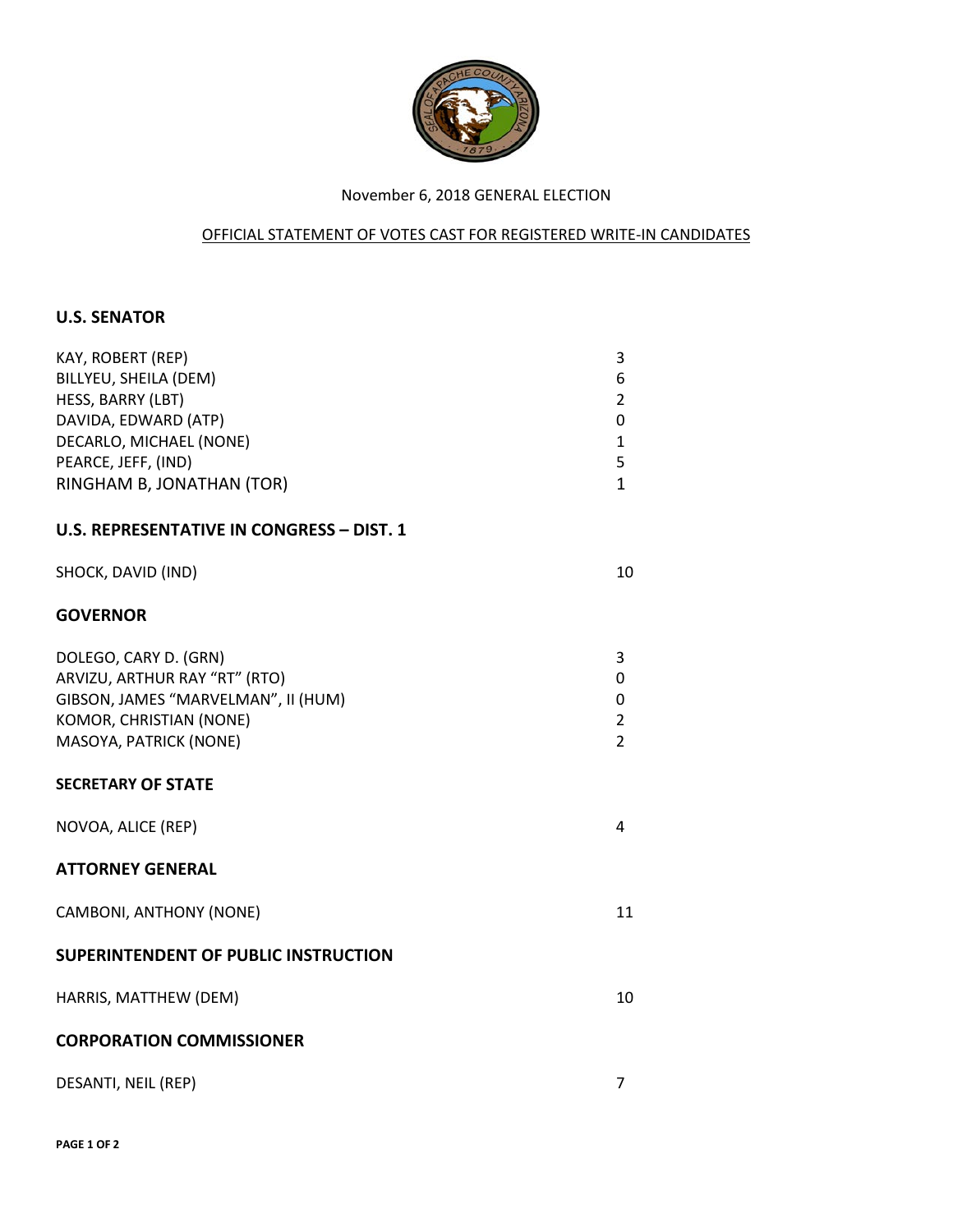November 6, 2018 GENERAL ELECTION

OFFICIAL STATEMENT OF VOTES CAST FOR REGISTERED WRITE-IN CANDIDATES

## U.S. SENATOR

| Candidate | Votes |
|---|---|
| KAY, ROBERT (REP) | 3 |
| BILLYEU, SHEILA (DEM) | 6 |
| HESS, BARRY (LBT) | 2 |
| DAVIDA, EDWARD (ATP) | 0 |
| DECARLO, MICHAEL (NONE) | 1 |
| PEARCE, JEFF, (IND) | 5 |
| RINGHAM B, JONATHAN (TOR) | 1 |

## U.S. REPRESENTATIVE IN CONGRESS – DIST. 1

| Candidate | Votes |
|---|---|
| SHOCK, DAVID (IND) | 10 |

## GOVERNOR

| Candidate | Votes |
|---|---|
| DOLEGO, CARY D. (GRN) | 3 |
| ARVIZU, ARTHUR RAY "RT" (RTO) | 0 |
| GIBSON, JAMES "MARVELMAN", II (HUM) | 0 |
| KOMOR, CHRISTIAN (NONE) | 2 |
| MASOYA, PATRICK (NONE) | 2 |

## SECRETARY OF STATE

| Candidate | Votes |
|---|---|
| NOVOA, ALICE (REP) | 4 |

## ATTORNEY GENERAL

| Candidate | Votes |
|---|---|
| CAMBONI, ANTHONY (NONE) | 11 |

## SUPERINTENDENT OF PUBLIC INSTRUCTION

| Candidate | Votes |
|---|---|
| HARRIS, MATTHEW (DEM) | 10 |

## CORPORATION COMMISSIONER

| Candidate | Votes |
|---|---|
| DESANTI, NEIL (REP) | 7 |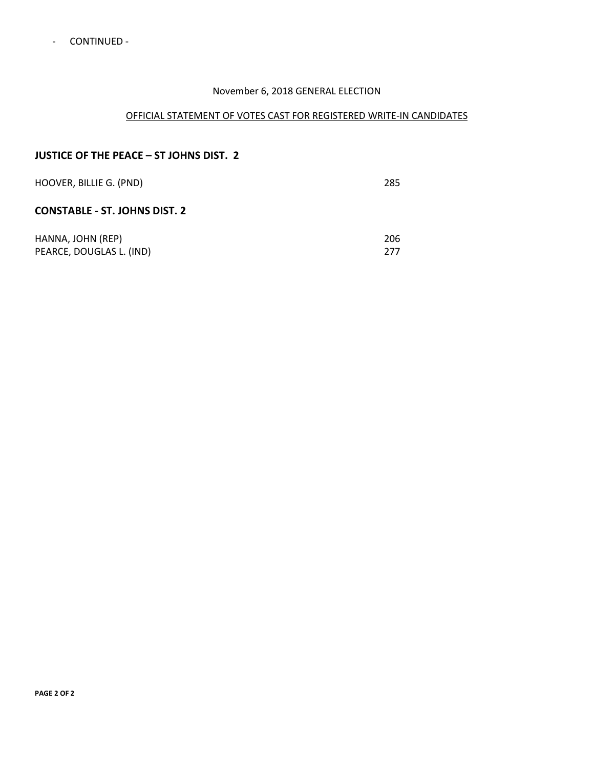- CONTINUED -

November 6, 2018 GENERAL ELECTION

OFFICIAL STATEMENT OF VOTES CAST FOR REGISTERED WRITE-IN CANDIDATES

## JUSTICE OF THE PEACE – ST JOHNS DIST. 2

| | |
|---|---|
| HOOVER, BILLIE G. (PND) | 285 |

## CONSTABLE - ST. JOHNS DIST. 2

| | |
|---|---|
| HANNA, JOHN (REP) | 206 |
| PEARCE, DOUGLAS L. (IND) | 277 |